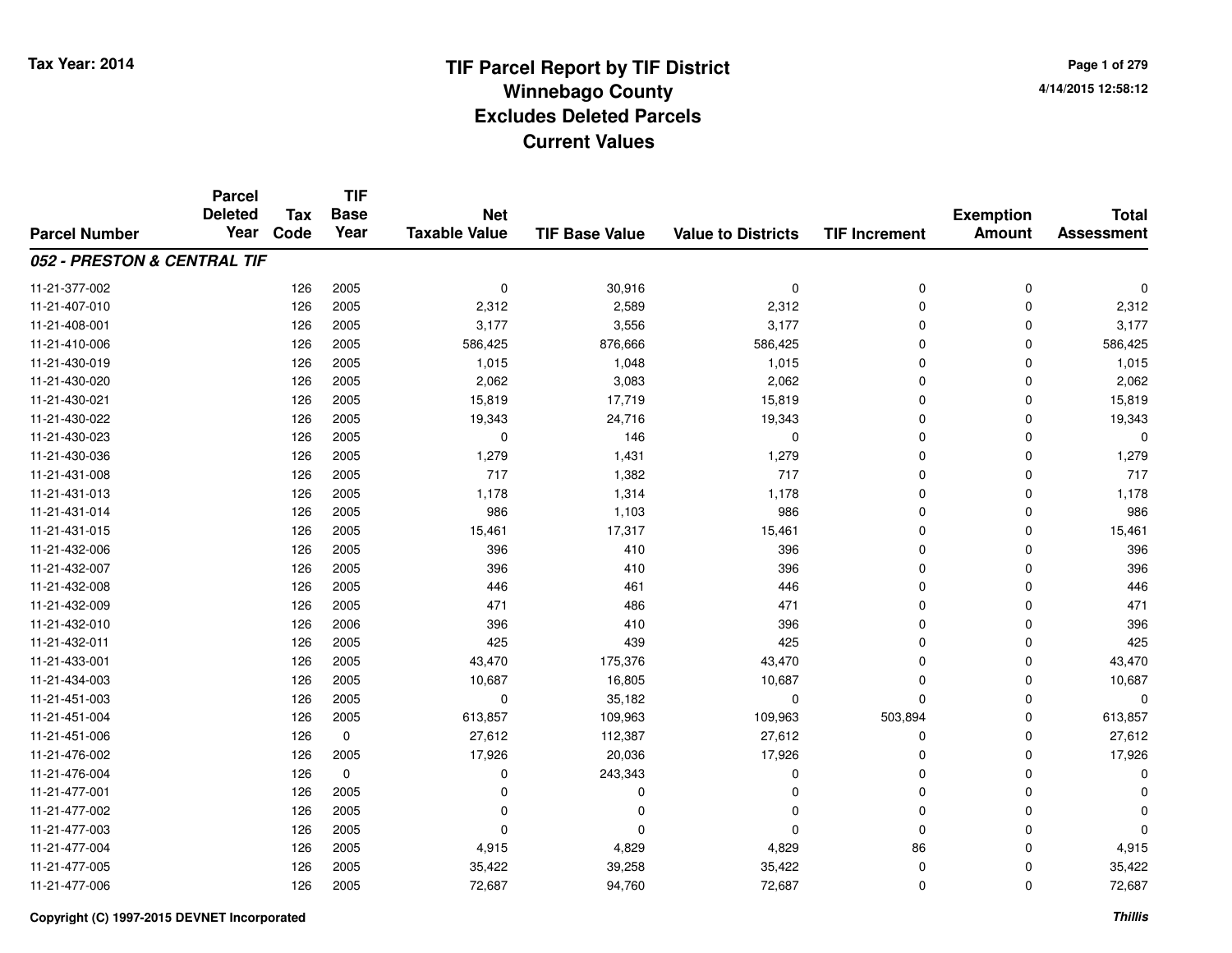# TIF Parcel Report by TIF District
## Winnebago County
## Excludes Deleted Parcels
## Current Values

Tax Year: 2014

4/14/2015 12:58:12

| Parcel Number | Parcel Deleted Year | Tax Code | TIF Base Year | Net Taxable Value | TIF Base Value | Value to Districts | TIF Increment | Exemption Amount | Total Assessment |
|---|---|---|---|---|---|---|---|---|---|
| ***052 - PRESTON & CENTRAL TIF*** | | | | | | | | | |
| 11-21-377-002 | | 126 | 2005 | 0 | 30,916 | 0 | 0 | 0 | 0 |
| 11-21-407-010 | | 126 | 2005 | 2,312 | 2,589 | 2,312 | 0 | 0 | 2,312 |
| 11-21-408-001 | | 126 | 2005 | 3,177 | 3,556 | 3,177 | 0 | 0 | 3,177 |
| 11-21-410-006 | | 126 | 2005 | 586,425 | 876,666 | 586,425 | 0 | 0 | 586,425 |
| 11-21-430-019 | | 126 | 2005 | 1,015 | 1,048 | 1,015 | 0 | 0 | 1,015 |
| 11-21-430-020 | | 126 | 2005 | 2,062 | 3,083 | 2,062 | 0 | 0 | 2,062 |
| 11-21-430-021 | | 126 | 2005 | 15,819 | 17,719 | 15,819 | 0 | 0 | 15,819 |
| 11-21-430-022 | | 126 | 2005 | 19,343 | 24,716 | 19,343 | 0 | 0 | 19,343 |
| 11-21-430-023 | | 126 | 2005 | 0 | 146 | 0 | 0 | 0 | 0 |
| 11-21-430-036 | | 126 | 2005 | 1,279 | 1,431 | 1,279 | 0 | 0 | 1,279 |
| 11-21-431-008 | | 126 | 2005 | 717 | 1,382 | 717 | 0 | 0 | 717 |
| 11-21-431-013 | | 126 | 2005 | 1,178 | 1,314 | 1,178 | 0 | 0 | 1,178 |
| 11-21-431-014 | | 126 | 2005 | 986 | 1,103 | 986 | 0 | 0 | 986 |
| 11-21-431-015 | | 126 | 2005 | 15,461 | 17,317 | 15,461 | 0 | 0 | 15,461 |
| 11-21-432-006 | | 126 | 2005 | 396 | 410 | 396 | 0 | 0 | 396 |
| 11-21-432-007 | | 126 | 2005 | 396 | 410 | 396 | 0 | 0 | 396 |
| 11-21-432-008 | | 126 | 2005 | 446 | 461 | 446 | 0 | 0 | 446 |
| 11-21-432-009 | | 126 | 2005 | 471 | 486 | 471 | 0 | 0 | 471 |
| 11-21-432-010 | | 126 | 2006 | 396 | 410 | 396 | 0 | 0 | 396 |
| 11-21-432-011 | | 126 | 2005 | 425 | 439 | 425 | 0 | 0 | 425 |
| 11-21-433-001 | | 126 | 2005 | 43,470 | 175,376 | 43,470 | 0 | 0 | 43,470 |
| 11-21-434-003 | | 126 | 2005 | 10,687 | 16,805 | 10,687 | 0 | 0 | 10,687 |
| 11-21-451-003 | | 126 | 2005 | 0 | 35,182 | 0 | 0 | 0 | 0 |
| 11-21-451-004 | | 126 | 2005 | 613,857 | 109,963 | 109,963 | 503,894 | 0 | 613,857 |
| 11-21-451-006 | | 126 | 0 | 27,612 | 112,387 | 27,612 | 0 | 0 | 27,612 |
| 11-21-476-002 | | 126 | 2005 | 17,926 | 20,036 | 17,926 | 0 | 0 | 17,926 |
| 11-21-476-004 | | 126 | 0 | 0 | 243,343 | 0 | 0 | 0 | 0 |
| 11-21-477-001 | | 126 | 2005 | 0 | 0 | 0 | 0 | 0 | 0 |
| 11-21-477-002 | | 126 | 2005 | 0 | 0 | 0 | 0 | 0 | 0 |
| 11-21-477-003 | | 126 | 2005 | 0 | 0 | 0 | 0 | 0 | 0 |
| 11-21-477-004 | | 126 | 2005 | 4,915 | 4,829 | 4,829 | 86 | 0 | 4,915 |
| 11-21-477-005 | | 126 | 2005 | 35,422 | 39,258 | 35,422 | 0 | 0 | 35,422 |
| 11-21-477-006 | | 126 | 2005 | 72,687 | 94,760 | 72,687 | 0 | 0 | 72,687 |

Copyright (C) 1997-2015 DEVNET Incorporated

*Thillis*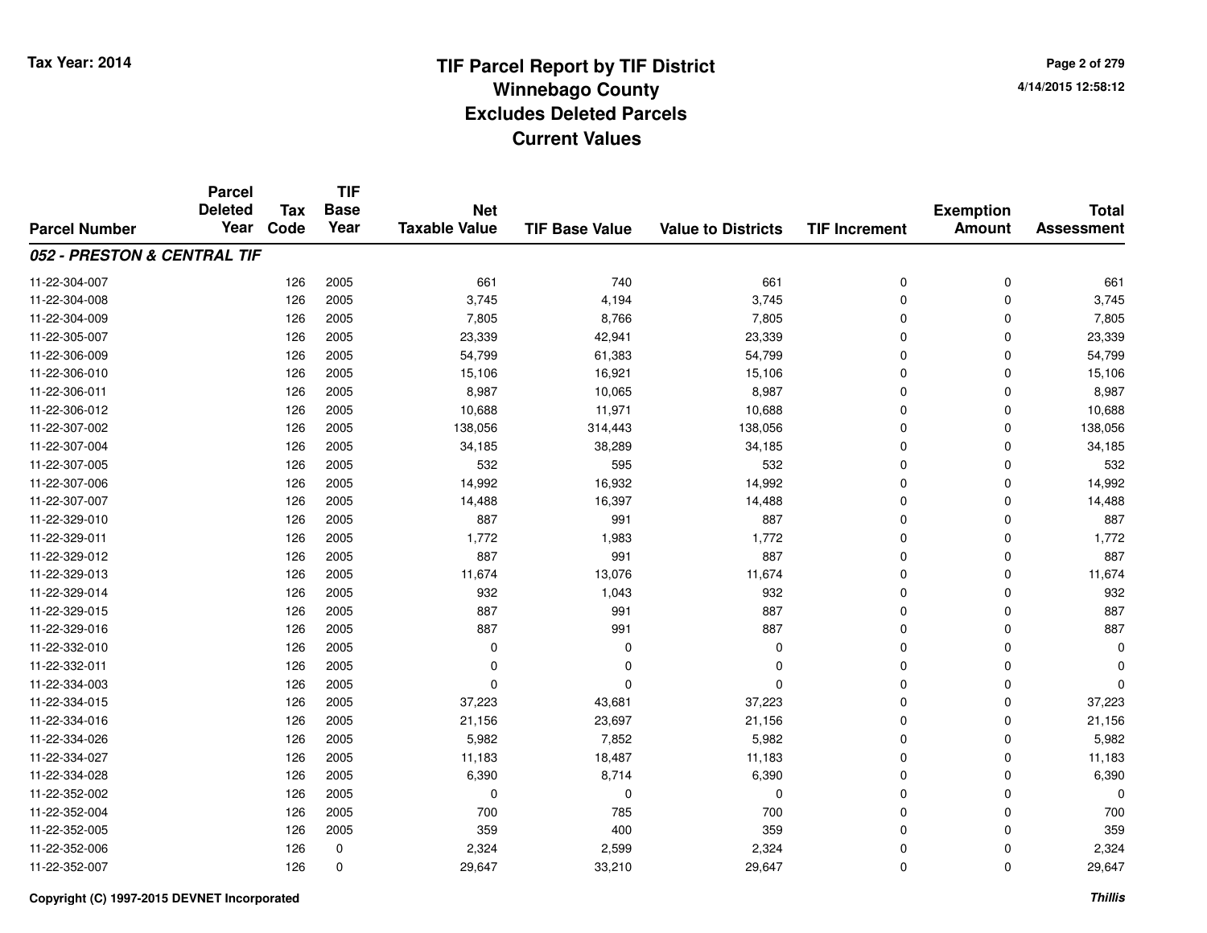Tax Year: 2014

# TIF Parcel Report by TIF District
# Winnebago County
# Excludes Deleted Parcels
# Current Values

4/14/2015 12:58:12

| Parcel Number | Parcel Deleted Year | Tax Code | TIF Base Year | Net Taxable Value | TIF Base Value | Value to Districts | TIF Increment | Exemption Amount | Total Assessment |
|---|---|---|---|---|---|---|---|---|---|
| ***052 - PRESTON & CENTRAL TIF*** | | | | | | | | | |
| 11-22-304-007 | | 126 | 2005 | 661 | 740 | 661 | 0 | 0 | 661 |
| 11-22-304-008 | | 126 | 2005 | 3,745 | 4,194 | 3,745 | 0 | 0 | 3,745 |
| 11-22-304-009 | | 126 | 2005 | 7,805 | 8,766 | 7,805 | 0 | 0 | 7,805 |
| 11-22-305-007 | | 126 | 2005 | 23,339 | 42,941 | 23,339 | 0 | 0 | 23,339 |
| 11-22-306-009 | | 126 | 2005 | 54,799 | 61,383 | 54,799 | 0 | 0 | 54,799 |
| 11-22-306-010 | | 126 | 2005 | 15,106 | 16,921 | 15,106 | 0 | 0 | 15,106 |
| 11-22-306-011 | | 126 | 2005 | 8,987 | 10,065 | 8,987 | 0 | 0 | 8,987 |
| 11-22-306-012 | | 126 | 2005 | 10,688 | 11,971 | 10,688 | 0 | 0 | 10,688 |
| 11-22-307-002 | | 126 | 2005 | 138,056 | 314,443 | 138,056 | 0 | 0 | 138,056 |
| 11-22-307-004 | | 126 | 2005 | 34,185 | 38,289 | 34,185 | 0 | 0 | 34,185 |
| 11-22-307-005 | | 126 | 2005 | 532 | 595 | 532 | 0 | 0 | 532 |
| 11-22-307-006 | | 126 | 2005 | 14,992 | 16,932 | 14,992 | 0 | 0 | 14,992 |
| 11-22-307-007 | | 126 | 2005 | 14,488 | 16,397 | 14,488 | 0 | 0 | 14,488 |
| 11-22-329-010 | | 126 | 2005 | 887 | 991 | 887 | 0 | 0 | 887 |
| 11-22-329-011 | | 126 | 2005 | 1,772 | 1,983 | 1,772 | 0 | 0 | 1,772 |
| 11-22-329-012 | | 126 | 2005 | 887 | 991 | 887 | 0 | 0 | 887 |
| 11-22-329-013 | | 126 | 2005 | 11,674 | 13,076 | 11,674 | 0 | 0 | 11,674 |
| 11-22-329-014 | | 126 | 2005 | 932 | 1,043 | 932 | 0 | 0 | 932 |
| 11-22-329-015 | | 126 | 2005 | 887 | 991 | 887 | 0 | 0 | 887 |
| 11-22-329-016 | | 126 | 2005 | 887 | 991 | 887 | 0 | 0 | 887 |
| 11-22-332-010 | | 126 | 2005 | 0 | 0 | 0 | 0 | 0 | 0 |
| 11-22-332-011 | | 126 | 2005 | 0 | 0 | 0 | 0 | 0 | 0 |
| 11-22-334-003 | | 126 | 2005 | 0 | 0 | 0 | 0 | 0 | 0 |
| 11-22-334-015 | | 126 | 2005 | 37,223 | 43,681 | 37,223 | 0 | 0 | 37,223 |
| 11-22-334-016 | | 126 | 2005 | 21,156 | 23,697 | 21,156 | 0 | 0 | 21,156 |
| 11-22-334-026 | | 126 | 2005 | 5,982 | 7,852 | 5,982 | 0 | 0 | 5,982 |
| 11-22-334-027 | | 126 | 2005 | 11,183 | 18,487 | 11,183 | 0 | 0 | 11,183 |
| 11-22-334-028 | | 126 | 2005 | 6,390 | 8,714 | 6,390 | 0 | 0 | 6,390 |
| 11-22-352-002 | | 126 | 2005 | 0 | 0 | 0 | 0 | 0 | 0 |
| 11-22-352-004 | | 126 | 2005 | 700 | 785 | 700 | 0 | 0 | 700 |
| 11-22-352-005 | | 126 | 2005 | 359 | 400 | 359 | 0 | 0 | 359 |
| 11-22-352-006 | | 126 | 0 | 2,324 | 2,599 | 2,324 | 0 | 0 | 2,324 |
| 11-22-352-007 | | 126 | 0 | 29,647 | 33,210 | 29,647 | 0 | 0 | 29,647 |

Copyright (C) 1997-2015 DEVNET Incorporated

*Thillis*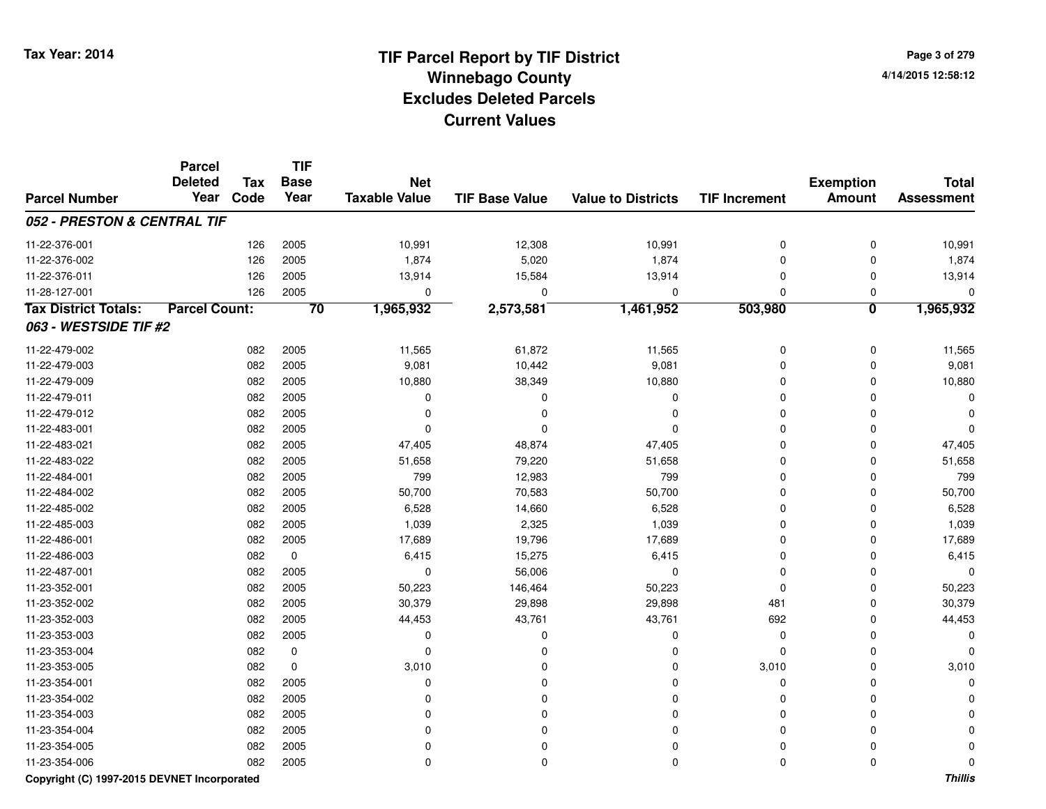# TIF Parcel Report by TIF District
## Winnebago County
## Excludes Deleted Parcels
## Current Values

Tax Year: 2014

| Parcel Number | Parcel Deleted Year | Tax Code | TIF Base Year | Net Taxable Value | TIF Base Value | Value to Districts | TIF Increment | Exemption Amount | Total Assessment |
|---|---|---|---|---|---|---|---|---|---|
| ***052 - PRESTON & CENTRAL TIF*** | | | | | | | | | |
| 11-22-376-001 | | 126 | 2005 | 10,991 | 12,308 | 10,991 | 0 | 0 | 10,991 |
| 11-22-376-002 | | 126 | 2005 | 1,874 | 5,020 | 1,874 | 0 | 0 | 1,874 |
| 11-22-376-011 | | 126 | 2005 | 13,914 | 15,584 | 13,914 | 0 | 0 | 13,914 |
| 11-28-127-001 | | 126 | 2005 | 0 | 0 | 0 | 0 | 0 | 0 |
| **Tax District Totals:** | **Parcel Count:** | | **70** | **1,965,932** | **2,573,581** | **1,461,952** | **503,980** | **0** | **1,965,932** |
| ***063 - WESTSIDE TIF #2*** | | | | | | | | | |
| 11-22-479-002 | | 082 | 2005 | 11,565 | 61,872 | 11,565 | 0 | 0 | 11,565 |
| 11-22-479-003 | | 082 | 2005 | 9,081 | 10,442 | 9,081 | 0 | 0 | 9,081 |
| 11-22-479-009 | | 082 | 2005 | 10,880 | 38,349 | 10,880 | 0 | 0 | 10,880 |
| 11-22-479-011 | | 082 | 2005 | 0 | 0 | 0 | 0 | 0 | 0 |
| 11-22-479-012 | | 082 | 2005 | 0 | 0 | 0 | 0 | 0 | 0 |
| 11-22-483-001 | | 082 | 2005 | 0 | 0 | 0 | 0 | 0 | 0 |
| 11-22-483-021 | | 082 | 2005 | 47,405 | 48,874 | 47,405 | 0 | 0 | 47,405 |
| 11-22-483-022 | | 082 | 2005 | 51,658 | 79,220 | 51,658 | 0 | 0 | 51,658 |
| 11-22-484-001 | | 082 | 2005 | 799 | 12,983 | 799 | 0 | 0 | 799 |
| 11-22-484-002 | | 082 | 2005 | 50,700 | 70,583 | 50,700 | 0 | 0 | 50,700 |
| 11-22-485-002 | | 082 | 2005 | 6,528 | 14,660 | 6,528 | 0 | 0 | 6,528 |
| 11-22-485-003 | | 082 | 2005 | 1,039 | 2,325 | 1,039 | 0 | 0 | 1,039 |
| 11-22-486-001 | | 082 | 2005 | 17,689 | 19,796 | 17,689 | 0 | 0 | 17,689 |
| 11-22-486-003 | | 082 | 0 | 6,415 | 15,275 | 6,415 | 0 | 0 | 6,415 |
| 11-22-487-001 | | 082 | 2005 | 0 | 56,006 | 0 | 0 | 0 | 0 |
| 11-23-352-001 | | 082 | 2005 | 50,223 | 146,464 | 50,223 | 0 | 0 | 50,223 |
| 11-23-352-002 | | 082 | 2005 | 30,379 | 29,898 | 29,898 | 481 | 0 | 30,379 |
| 11-23-352-003 | | 082 | 2005 | 44,453 | 43,761 | 43,761 | 692 | 0 | 44,453 |
| 11-23-353-003 | | 082 | 2005 | 0 | 0 | 0 | 0 | 0 | 0 |
| 11-23-353-004 | | 082 | 0 | 0 | 0 | 0 | 0 | 0 | 0 |
| 11-23-353-005 | | 082 | 0 | 3,010 | 0 | 0 | 3,010 | 0 | 3,010 |
| 11-23-354-001 | | 082 | 2005 | 0 | 0 | 0 | 0 | 0 | 0 |
| 11-23-354-002 | | 082 | 2005 | 0 | 0 | 0 | 0 | 0 | 0 |
| 11-23-354-003 | | 082 | 2005 | 0 | 0 | 0 | 0 | 0 | 0 |
| 11-23-354-004 | | 082 | 2005 | 0 | 0 | 0 | 0 | 0 | 0 |
| 11-23-354-005 | | 082 | 2005 | 0 | 0 | 0 | 0 | 0 | 0 |
| 11-23-354-006 | | 082 | 2005 | 0 | 0 | 0 | 0 | 0 | 0 |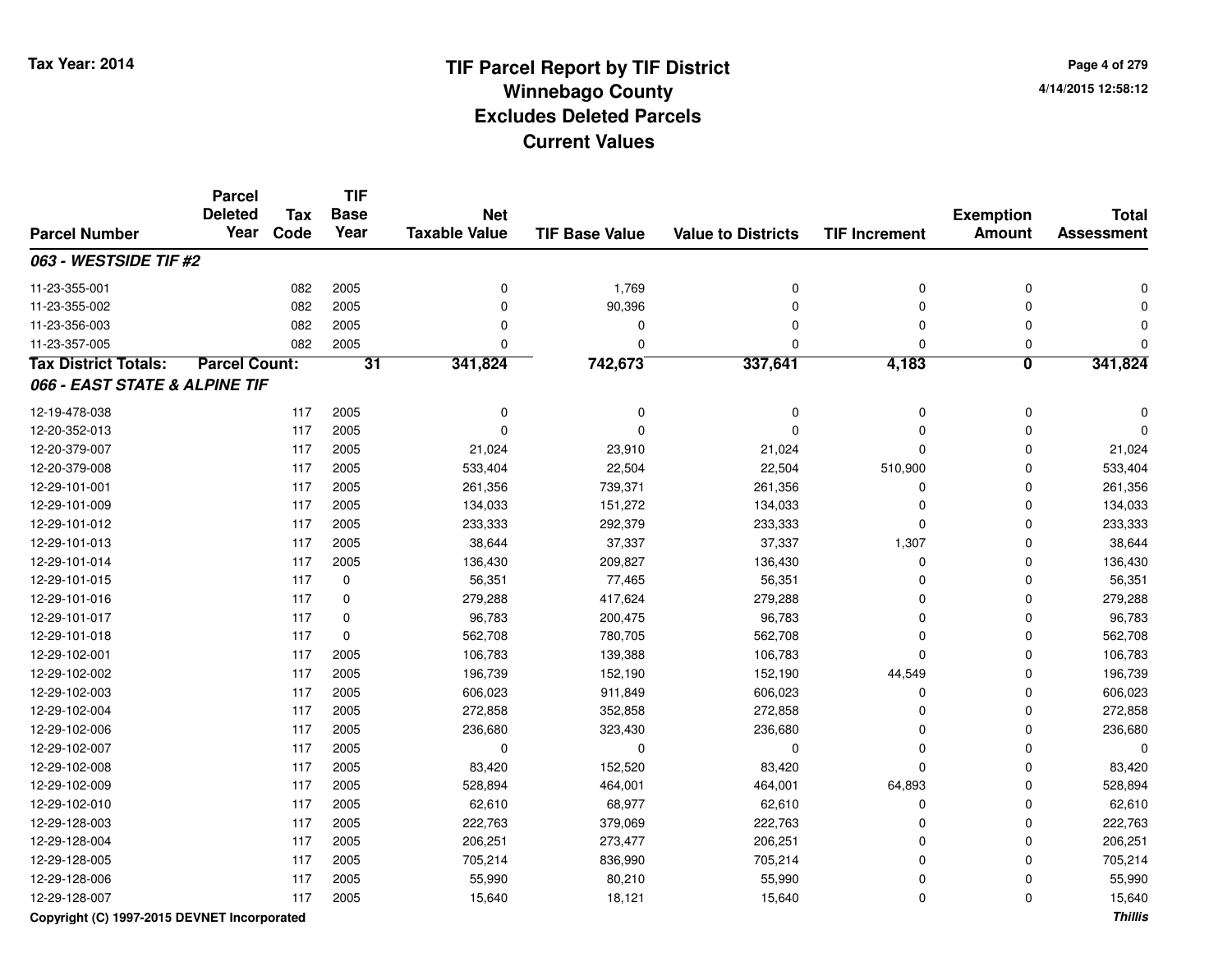# TIF Parcel Report by TIF District
## Winnebago County
## Excludes Deleted Parcels
## Current Values

Tax Year: 2014

4/14/2015 12:58:12

| Parcel Number | Parcel Deleted Year | Tax Code | TIF Base Year | Net Taxable Value | TIF Base Value | Value to Districts | TIF Increment | Exemption Amount | Total Assessment |
|---|---|---|---|---|---|---|---|---|---|
| ***063 - WESTSIDE TIF #2*** | | | | | | | | | |
| 11-23-355-001 | | 082 | 2005 | 0 | 1,769 | 0 | 0 | 0 | 0 |
| 11-23-355-002 | | 082 | 2005 | 0 | 90,396 | 0 | 0 | 0 | 0 |
| 11-23-356-003 | | 082 | 2005 | 0 | 0 | 0 | 0 | 0 | 0 |
| 11-23-357-005 | | 082 | 2005 | 0 | 0 | 0 | 0 | 0 | 0 |
| **Tax District Totals:** | **Parcel Count:** | | **31** | **341,824** | **742,673** | **337,641** | **4,183** | **0** | **341,824** |
| ***066 - EAST STATE & ALPINE TIF*** | | | | | | | | | |
| 12-19-478-038 | | 117 | 2005 | 0 | 0 | 0 | 0 | 0 | 0 |
| 12-20-352-013 | | 117 | 2005 | 0 | 0 | 0 | 0 | 0 | 0 |
| 12-20-379-007 | | 117 | 2005 | 21,024 | 23,910 | 21,024 | 0 | 0 | 21,024 |
| 12-20-379-008 | | 117 | 2005 | 533,404 | 22,504 | 22,504 | 510,900 | 0 | 533,404 |
| 12-29-101-001 | | 117 | 2005 | 261,356 | 739,371 | 261,356 | 0 | 0 | 261,356 |
| 12-29-101-009 | | 117 | 2005 | 134,033 | 151,272 | 134,033 | 0 | 0 | 134,033 |
| 12-29-101-012 | | 117 | 2005 | 233,333 | 292,379 | 233,333 | 0 | 0 | 233,333 |
| 12-29-101-013 | | 117 | 2005 | 38,644 | 37,337 | 37,337 | 1,307 | 0 | 38,644 |
| 12-29-101-014 | | 117 | 2005 | 136,430 | 209,827 | 136,430 | 0 | 0 | 136,430 |
| 12-29-101-015 | | 117 | 0 | 56,351 | 77,465 | 56,351 | 0 | 0 | 56,351 |
| 12-29-101-016 | | 117 | 0 | 279,288 | 417,624 | 279,288 | 0 | 0 | 279,288 |
| 12-29-101-017 | | 117 | 0 | 96,783 | 200,475 | 96,783 | 0 | 0 | 96,783 |
| 12-29-101-018 | | 117 | 0 | 562,708 | 780,705 | 562,708 | 0 | 0 | 562,708 |
| 12-29-102-001 | | 117 | 2005 | 106,783 | 139,388 | 106,783 | 0 | 0 | 106,783 |
| 12-29-102-002 | | 117 | 2005 | 196,739 | 152,190 | 152,190 | 44,549 | 0 | 196,739 |
| 12-29-102-003 | | 117 | 2005 | 606,023 | 911,849 | 606,023 | 0 | 0 | 606,023 |
| 12-29-102-004 | | 117 | 2005 | 272,858 | 352,858 | 272,858 | 0 | 0 | 272,858 |
| 12-29-102-006 | | 117 | 2005 | 236,680 | 323,430 | 236,680 | 0 | 0 | 236,680 |
| 12-29-102-007 | | 117 | 2005 | 0 | 0 | 0 | 0 | 0 | 0 |
| 12-29-102-008 | | 117 | 2005 | 83,420 | 152,520 | 83,420 | 0 | 0 | 83,420 |
| 12-29-102-009 | | 117 | 2005 | 528,894 | 464,001 | 464,001 | 64,893 | 0 | 528,894 |
| 12-29-102-010 | | 117 | 2005 | 62,610 | 68,977 | 62,610 | 0 | 0 | 62,610 |
| 12-29-128-003 | | 117 | 2005 | 222,763 | 379,069 | 222,763 | 0 | 0 | 222,763 |
| 12-29-128-004 | | 117 | 2005 | 206,251 | 273,477 | 206,251 | 0 | 0 | 206,251 |
| 12-29-128-005 | | 117 | 2005 | 705,214 | 836,990 | 705,214 | 0 | 0 | 705,214 |
| 12-29-128-006 | | 117 | 2005 | 55,990 | 80,210 | 55,990 | 0 | 0 | 55,990 |
| 12-29-128-007 | | 117 | 2005 | 15,640 | 18,121 | 15,640 | 0 | 0 | 15,640 |

Copyright (C) 1997-2015 DEVNET Incorporated

*Thillis*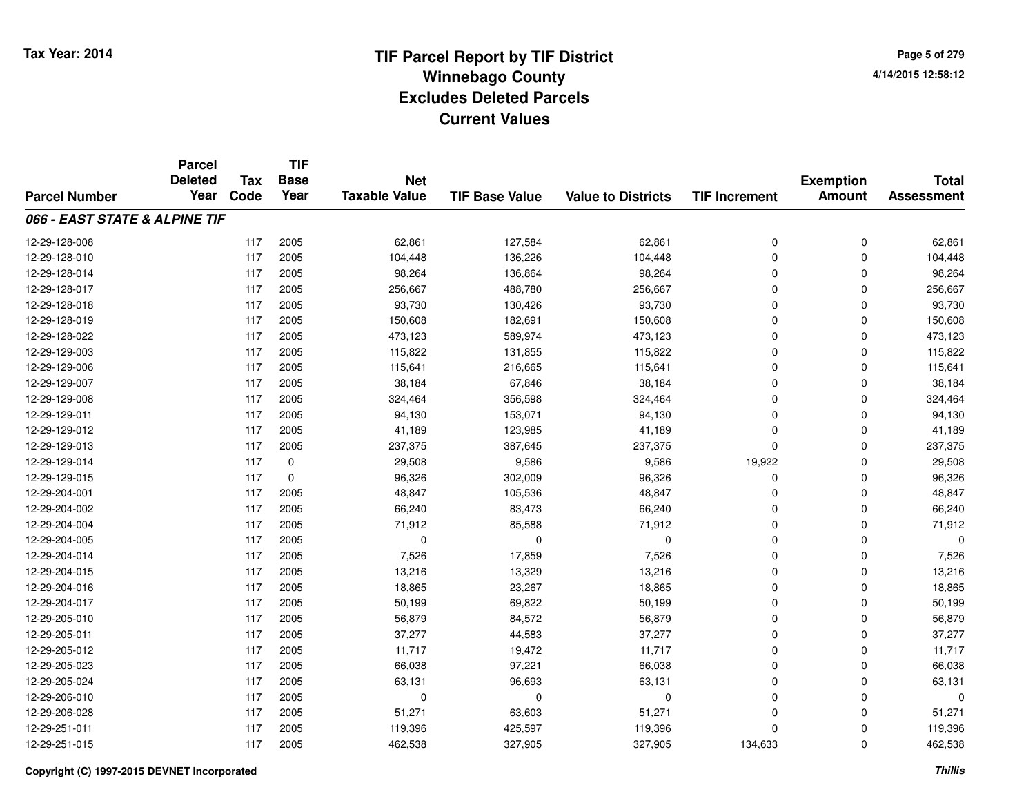# TIF Parcel Report by TIF District
## Winnebago County
## Excludes Deleted Parcels
## Current Values

Tax Year: 2014

4/14/2015 12:58:12

| Parcel Number | Parcel Deleted Year | Tax Code | TIF Base Year | Net Taxable Value | TIF Base Value | Value to Districts | TIF Increment | Exemption Amount | Total Assessment |
|---|---|---|---|---|---|---|---|---|---|
| ***066 - EAST STATE & ALPINE TIF*** | | | | | | | | | |
| 12-29-128-008 | | 117 | 2005 | 62,861 | 127,584 | 62,861 | 0 | 0 | 62,861 |
| 12-29-128-010 | | 117 | 2005 | 104,448 | 136,226 | 104,448 | 0 | 0 | 104,448 |
| 12-29-128-014 | | 117 | 2005 | 98,264 | 136,864 | 98,264 | 0 | 0 | 98,264 |
| 12-29-128-017 | | 117 | 2005 | 256,667 | 488,780 | 256,667 | 0 | 0 | 256,667 |
| 12-29-128-018 | | 117 | 2005 | 93,730 | 130,426 | 93,730 | 0 | 0 | 93,730 |
| 12-29-128-019 | | 117 | 2005 | 150,608 | 182,691 | 150,608 | 0 | 0 | 150,608 |
| 12-29-128-022 | | 117 | 2005 | 473,123 | 589,974 | 473,123 | 0 | 0 | 473,123 |
| 12-29-129-003 | | 117 | 2005 | 115,822 | 131,855 | 115,822 | 0 | 0 | 115,822 |
| 12-29-129-006 | | 117 | 2005 | 115,641 | 216,665 | 115,641 | 0 | 0 | 115,641 |
| 12-29-129-007 | | 117 | 2005 | 38,184 | 67,846 | 38,184 | 0 | 0 | 38,184 |
| 12-29-129-008 | | 117 | 2005 | 324,464 | 356,598 | 324,464 | 0 | 0 | 324,464 |
| 12-29-129-011 | | 117 | 2005 | 94,130 | 153,071 | 94,130 | 0 | 0 | 94,130 |
| 12-29-129-012 | | 117 | 2005 | 41,189 | 123,985 | 41,189 | 0 | 0 | 41,189 |
| 12-29-129-013 | | 117 | 2005 | 237,375 | 387,645 | 237,375 | 0 | 0 | 237,375 |
| 12-29-129-014 | | 117 | 0 | 29,508 | 9,586 | 9,586 | 19,922 | 0 | 29,508 |
| 12-29-129-015 | | 117 | 0 | 96,326 | 302,009 | 96,326 | 0 | 0 | 96,326 |
| 12-29-204-001 | | 117 | 2005 | 48,847 | 105,536 | 48,847 | 0 | 0 | 48,847 |
| 12-29-204-002 | | 117 | 2005 | 66,240 | 83,473 | 66,240 | 0 | 0 | 66,240 |
| 12-29-204-004 | | 117 | 2005 | 71,912 | 85,588 | 71,912 | 0 | 0 | 71,912 |
| 12-29-204-005 | | 117 | 2005 | 0 | 0 | 0 | 0 | 0 | 0 |
| 12-29-204-014 | | 117 | 2005 | 7,526 | 17,859 | 7,526 | 0 | 0 | 7,526 |
| 12-29-204-015 | | 117 | 2005 | 13,216 | 13,329 | 13,216 | 0 | 0 | 13,216 |
| 12-29-204-016 | | 117 | 2005 | 18,865 | 23,267 | 18,865 | 0 | 0 | 18,865 |
| 12-29-204-017 | | 117 | 2005 | 50,199 | 69,822 | 50,199 | 0 | 0 | 50,199 |
| 12-29-205-010 | | 117 | 2005 | 56,879 | 84,572 | 56,879 | 0 | 0 | 56,879 |
| 12-29-205-011 | | 117 | 2005 | 37,277 | 44,583 | 37,277 | 0 | 0 | 37,277 |
| 12-29-205-012 | | 117 | 2005 | 11,717 | 19,472 | 11,717 | 0 | 0 | 11,717 |
| 12-29-205-023 | | 117 | 2005 | 66,038 | 97,221 | 66,038 | 0 | 0 | 66,038 |
| 12-29-205-024 | | 117 | 2005 | 63,131 | 96,693 | 63,131 | 0 | 0 | 63,131 |
| 12-29-206-010 | | 117 | 2005 | 0 | 0 | 0 | 0 | 0 | 0 |
| 12-29-206-028 | | 117 | 2005 | 51,271 | 63,603 | 51,271 | 0 | 0 | 51,271 |
| 12-29-251-011 | | 117 | 2005 | 119,396 | 425,597 | 119,396 | 0 | 0 | 119,396 |
| 12-29-251-015 | | 117 | 2005 | 462,538 | 327,905 | 327,905 | 134,633 | 0 | 462,538 |

Copyright (C) 1997-2015 DEVNET Incorporated

*Thillis*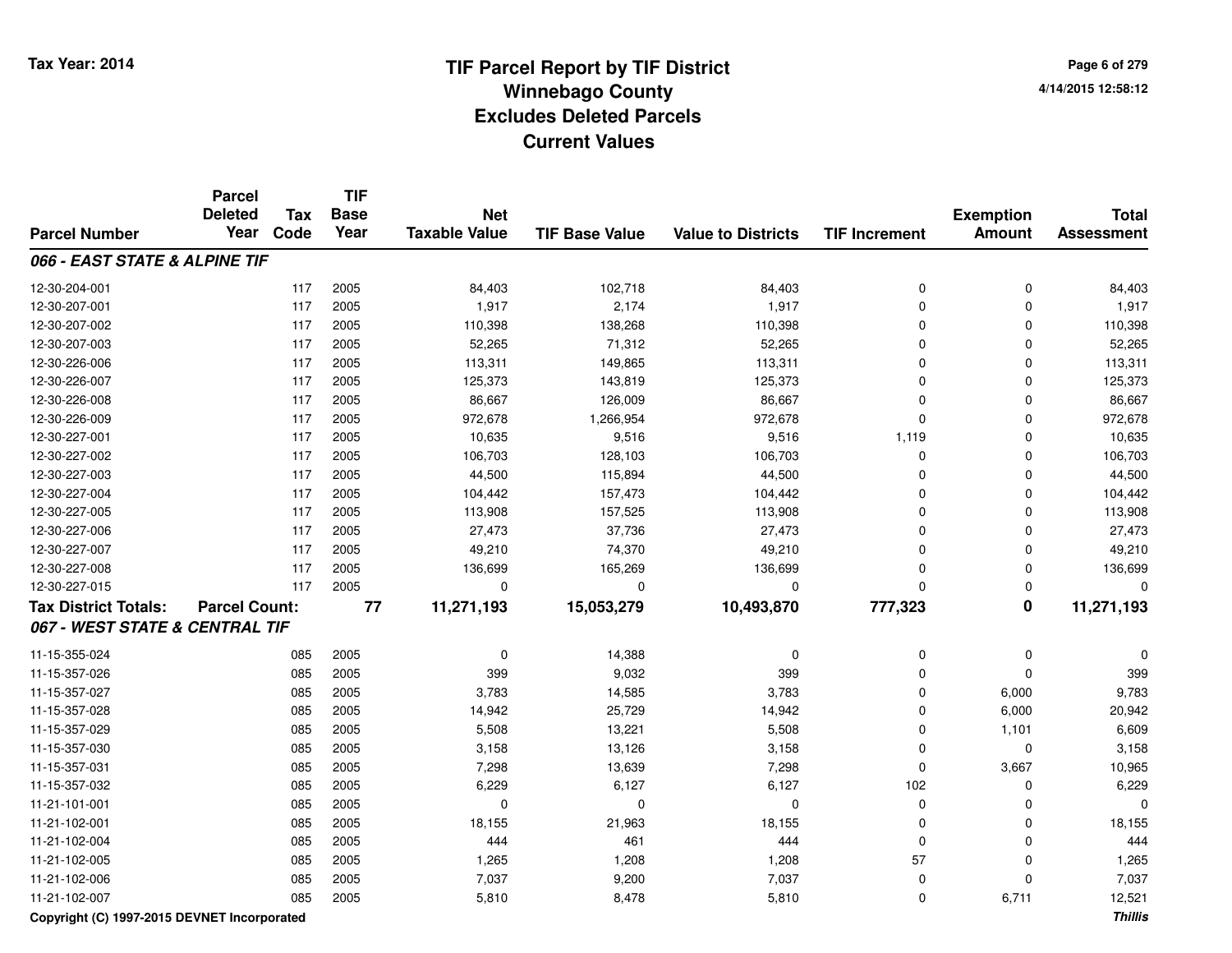# TIF Parcel Report by TIF District
# Winnebago County
# Excludes Deleted Parcels
# Current Values

Tax Year: 2014

4/14/2015 12:58:12

| Parcel Number | Parcel Deleted Year | Tax Code | TIF Base Year | Net Taxable Value | TIF Base Value | Value to Districts | TIF Increment | Exemption Amount | Total Assessment |
|---|---|---|---|---|---|---|---|---|---|
| ***066 - EAST STATE & ALPINE TIF*** | | | | | | | | | |
| 12-30-204-001 | | 117 | 2005 | 84,403 | 102,718 | 84,403 | 0 | 0 | 84,403 |
| 12-30-207-001 | | 117 | 2005 | 1,917 | 2,174 | 1,917 | 0 | 0 | 1,917 |
| 12-30-207-002 | | 117 | 2005 | 110,398 | 138,268 | 110,398 | 0 | 0 | 110,398 |
| 12-30-207-003 | | 117 | 2005 | 52,265 | 71,312 | 52,265 | 0 | 0 | 52,265 |
| 12-30-226-006 | | 117 | 2005 | 113,311 | 149,865 | 113,311 | 0 | 0 | 113,311 |
| 12-30-226-007 | | 117 | 2005 | 125,373 | 143,819 | 125,373 | 0 | 0 | 125,373 |
| 12-30-226-008 | | 117 | 2005 | 86,667 | 126,009 | 86,667 | 0 | 0 | 86,667 |
| 12-30-226-009 | | 117 | 2005 | 972,678 | 1,266,954 | 972,678 | 0 | 0 | 972,678 |
| 12-30-227-001 | | 117 | 2005 | 10,635 | 9,516 | 9,516 | 1,119 | 0 | 10,635 |
| 12-30-227-002 | | 117 | 2005 | 106,703 | 128,103 | 106,703 | 0 | 0 | 106,703 |
| 12-30-227-003 | | 117 | 2005 | 44,500 | 115,894 | 44,500 | 0 | 0 | 44,500 |
| 12-30-227-004 | | 117 | 2005 | 104,442 | 157,473 | 104,442 | 0 | 0 | 104,442 |
| 12-30-227-005 | | 117 | 2005 | 113,908 | 157,525 | 113,908 | 0 | 0 | 113,908 |
| 12-30-227-006 | | 117 | 2005 | 27,473 | 37,736 | 27,473 | 0 | 0 | 27,473 |
| 12-30-227-007 | | 117 | 2005 | 49,210 | 74,370 | 49,210 | 0 | 0 | 49,210 |
| 12-30-227-008 | | 117 | 2005 | 136,699 | 165,269 | 136,699 | 0 | 0 | 136,699 |
| 12-30-227-015 | | 117 | 2005 | 0 | 0 | 0 | 0 | 0 | 0 |
| **Tax District Totals:** | **Parcel Count:** | | **77** | **11,271,193** | **15,053,279** | **10,493,870** | **777,323** | **0** | **11,271,193** |
| ***067 - WEST STATE & CENTRAL TIF*** | | | | | | | | | |
| 11-15-355-024 | | 085 | 2005 | 0 | 14,388 | 0 | 0 | 0 | 0 |
| 11-15-357-026 | | 085 | 2005 | 399 | 9,032 | 399 | 0 | 0 | 399 |
| 11-15-357-027 | | 085 | 2005 | 3,783 | 14,585 | 3,783 | 0 | 6,000 | 9,783 |
| 11-15-357-028 | | 085 | 2005 | 14,942 | 25,729 | 14,942 | 0 | 6,000 | 20,942 |
| 11-15-357-029 | | 085 | 2005 | 5,508 | 13,221 | 5,508 | 0 | 1,101 | 6,609 |
| 11-15-357-030 | | 085 | 2005 | 3,158 | 13,126 | 3,158 | 0 | 0 | 3,158 |
| 11-15-357-031 | | 085 | 2005 | 7,298 | 13,639 | 7,298 | 0 | 3,667 | 10,965 |
| 11-15-357-032 | | 085 | 2005 | 6,229 | 6,127 | 6,127 | 102 | 0 | 6,229 |
| 11-21-101-001 | | 085 | 2005 | 0 | 0 | 0 | 0 | 0 | 0 |
| 11-21-102-001 | | 085 | 2005 | 18,155 | 21,963 | 18,155 | 0 | 0 | 18,155 |
| 11-21-102-004 | | 085 | 2005 | 444 | 461 | 444 | 0 | 0 | 444 |
| 11-21-102-005 | | 085 | 2005 | 1,265 | 1,208 | 1,208 | 57 | 0 | 1,265 |
| 11-21-102-006 | | 085 | 2005 | 7,037 | 9,200 | 7,037 | 0 | 0 | 7,037 |
| 11-21-102-007 | | 085 | 2005 | 5,810 | 8,478 | 5,810 | 0 | 6,711 | 12,521 |

Copyright (C) 1997-2015 DEVNET Incorporated

*Thillis*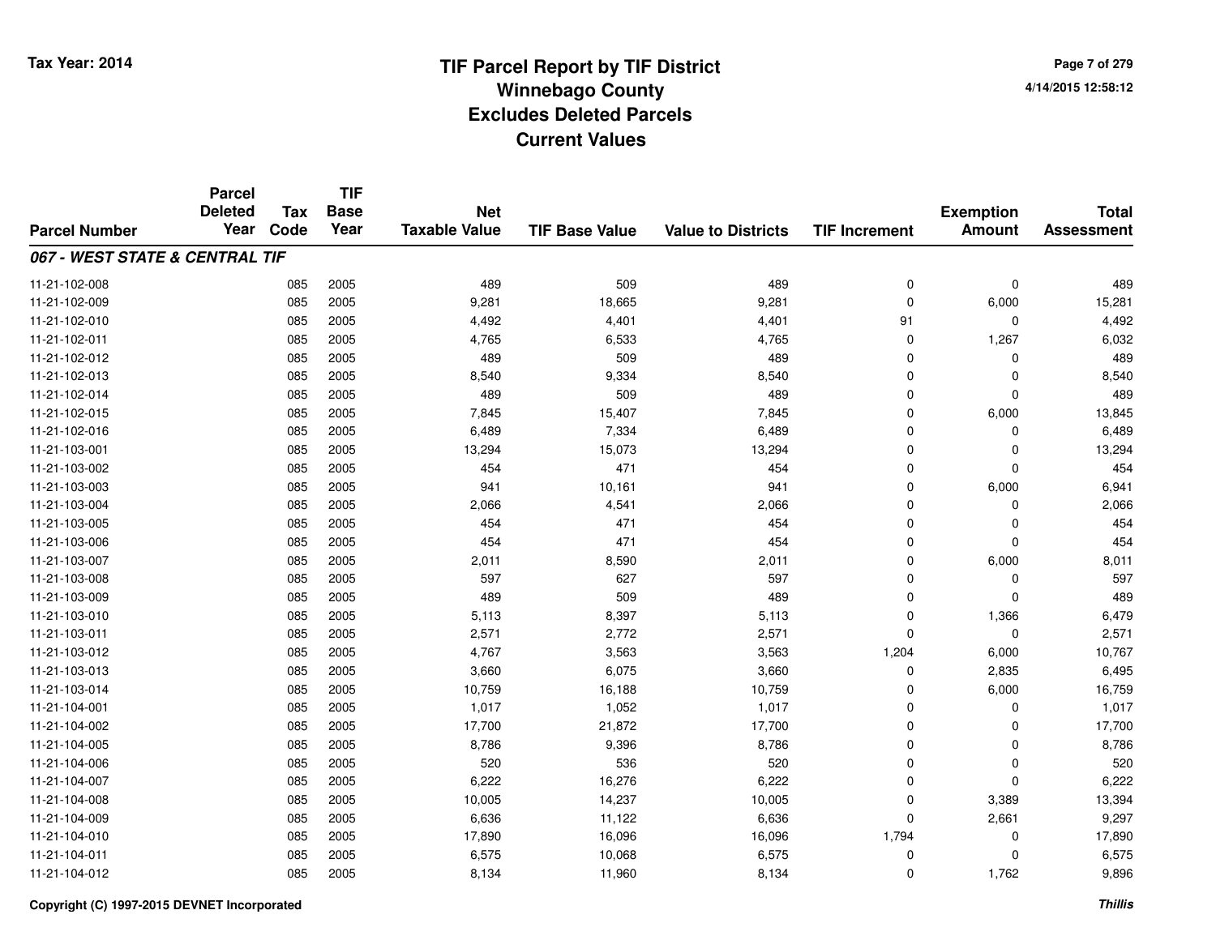# TIF Parcel Report by TIF District
## Winnebago County
## Excludes Deleted Parcels
## Current Values

Tax Year: 2014

4/14/2015 12:58:12

| Parcel Number | Parcel Deleted Year | Tax Code | TIF Base Year | Net Taxable Value | TIF Base Value | Value to Districts | TIF Increment | Exemption Amount | Total Assessment |
|---|---|---|---|---|---|---|---|---|---|
| ***067 - WEST STATE & CENTRAL TIF*** | | | | | | | | | |
| 11-21-102-008 | | 085 | 2005 | 489 | 509 | 489 | 0 | 0 | 489 |
| 11-21-102-009 | | 085 | 2005 | 9,281 | 18,665 | 9,281 | 0 | 6,000 | 15,281 |
| 11-21-102-010 | | 085 | 2005 | 4,492 | 4,401 | 4,401 | 91 | 0 | 4,492 |
| 11-21-102-011 | | 085 | 2005 | 4,765 | 6,533 | 4,765 | 0 | 1,267 | 6,032 |
| 11-21-102-012 | | 085 | 2005 | 489 | 509 | 489 | 0 | 0 | 489 |
| 11-21-102-013 | | 085 | 2005 | 8,540 | 9,334 | 8,540 | 0 | 0 | 8,540 |
| 11-21-102-014 | | 085 | 2005 | 489 | 509 | 489 | 0 | 0 | 489 |
| 11-21-102-015 | | 085 | 2005 | 7,845 | 15,407 | 7,845 | 0 | 6,000 | 13,845 |
| 11-21-102-016 | | 085 | 2005 | 6,489 | 7,334 | 6,489 | 0 | 0 | 6,489 |
| 11-21-103-001 | | 085 | 2005 | 13,294 | 15,073 | 13,294 | 0 | 0 | 13,294 |
| 11-21-103-002 | | 085 | 2005 | 454 | 471 | 454 | 0 | 0 | 454 |
| 11-21-103-003 | | 085 | 2005 | 941 | 10,161 | 941 | 0 | 6,000 | 6,941 |
| 11-21-103-004 | | 085 | 2005 | 2,066 | 4,541 | 2,066 | 0 | 0 | 2,066 |
| 11-21-103-005 | | 085 | 2005 | 454 | 471 | 454 | 0 | 0 | 454 |
| 11-21-103-006 | | 085 | 2005 | 454 | 471 | 454 | 0 | 0 | 454 |
| 11-21-103-007 | | 085 | 2005 | 2,011 | 8,590 | 2,011 | 0 | 6,000 | 8,011 |
| 11-21-103-008 | | 085 | 2005 | 597 | 627 | 597 | 0 | 0 | 597 |
| 11-21-103-009 | | 085 | 2005 | 489 | 509 | 489 | 0 | 0 | 489 |
| 11-21-103-010 | | 085 | 2005 | 5,113 | 8,397 | 5,113 | 0 | 1,366 | 6,479 |
| 11-21-103-011 | | 085 | 2005 | 2,571 | 2,772 | 2,571 | 0 | 0 | 2,571 |
| 11-21-103-012 | | 085 | 2005 | 4,767 | 3,563 | 3,563 | 1,204 | 6,000 | 10,767 |
| 11-21-103-013 | | 085 | 2005 | 3,660 | 6,075 | 3,660 | 0 | 2,835 | 6,495 |
| 11-21-103-014 | | 085 | 2005 | 10,759 | 16,188 | 10,759 | 0 | 6,000 | 16,759 |
| 11-21-104-001 | | 085 | 2005 | 1,017 | 1,052 | 1,017 | 0 | 0 | 1,017 |
| 11-21-104-002 | | 085 | 2005 | 17,700 | 21,872 | 17,700 | 0 | 0 | 17,700 |
| 11-21-104-005 | | 085 | 2005 | 8,786 | 9,396 | 8,786 | 0 | 0 | 8,786 |
| 11-21-104-006 | | 085 | 2005 | 520 | 536 | 520 | 0 | 0 | 520 |
| 11-21-104-007 | | 085 | 2005 | 6,222 | 16,276 | 6,222 | 0 | 0 | 6,222 |
| 11-21-104-008 | | 085 | 2005 | 10,005 | 14,237 | 10,005 | 0 | 3,389 | 13,394 |
| 11-21-104-009 | | 085 | 2005 | 6,636 | 11,122 | 6,636 | 0 | 2,661 | 9,297 |
| 11-21-104-010 | | 085 | 2005 | 17,890 | 16,096 | 16,096 | 1,794 | 0 | 17,890 |
| 11-21-104-011 | | 085 | 2005 | 6,575 | 10,068 | 6,575 | 0 | 0 | 6,575 |
| 11-21-104-012 | | 085 | 2005 | 8,134 | 11,960 | 8,134 | 0 | 1,762 | 9,896 |

Copyright (C) 1997-2015 DEVNET Incorporated

*Thillis*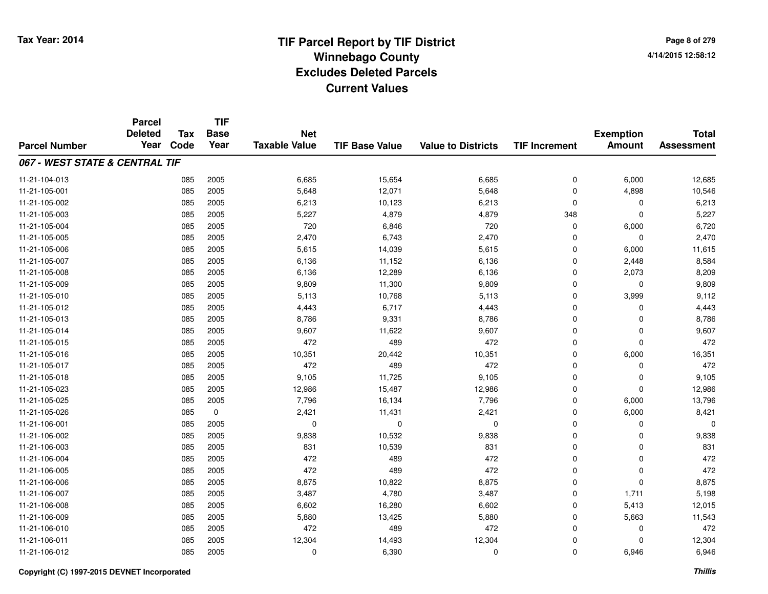# TIF Parcel Report by TIF District
## Winnebago County
## Excludes Deleted Parcels
## Current Values

Tax Year: 2014

4/14/2015 12:58:12

| Parcel Number | Parcel Deleted Year | Tax Code | TIF Base Year | Net Taxable Value | TIF Base Value | Value to Districts | TIF Increment | Exemption Amount | Total Assessment |
|---|---|---|---|---|---|---|---|---|---|
| ***067 - WEST STATE & CENTRAL TIF*** | | | | | | | | | |
| 11-21-104-013 | | 085 | 2005 | 6,685 | 15,654 | 6,685 | 0 | 6,000 | 12,685 |
| 11-21-105-001 | | 085 | 2005 | 5,648 | 12,071 | 5,648 | 0 | 4,898 | 10,546 |
| 11-21-105-002 | | 085 | 2005 | 6,213 | 10,123 | 6,213 | 0 | 0 | 6,213 |
| 11-21-105-003 | | 085 | 2005 | 5,227 | 4,879 | 4,879 | 348 | 0 | 5,227 |
| 11-21-105-004 | | 085 | 2005 | 720 | 6,846 | 720 | 0 | 6,000 | 6,720 |
| 11-21-105-005 | | 085 | 2005 | 2,470 | 6,743 | 2,470 | 0 | 0 | 2,470 |
| 11-21-105-006 | | 085 | 2005 | 5,615 | 14,039 | 5,615 | 0 | 6,000 | 11,615 |
| 11-21-105-007 | | 085 | 2005 | 6,136 | 11,152 | 6,136 | 0 | 2,448 | 8,584 |
| 11-21-105-008 | | 085 | 2005 | 6,136 | 12,289 | 6,136 | 0 | 2,073 | 8,209 |
| 11-21-105-009 | | 085 | 2005 | 9,809 | 11,300 | 9,809 | 0 | 0 | 9,809 |
| 11-21-105-010 | | 085 | 2005 | 5,113 | 10,768 | 5,113 | 0 | 3,999 | 9,112 |
| 11-21-105-012 | | 085 | 2005 | 4,443 | 6,717 | 4,443 | 0 | 0 | 4,443 |
| 11-21-105-013 | | 085 | 2005 | 8,786 | 9,331 | 8,786 | 0 | 0 | 8,786 |
| 11-21-105-014 | | 085 | 2005 | 9,607 | 11,622 | 9,607 | 0 | 0 | 9,607 |
| 11-21-105-015 | | 085 | 2005 | 472 | 489 | 472 | 0 | 0 | 472 |
| 11-21-105-016 | | 085 | 2005 | 10,351 | 20,442 | 10,351 | 0 | 6,000 | 16,351 |
| 11-21-105-017 | | 085 | 2005 | 472 | 489 | 472 | 0 | 0 | 472 |
| 11-21-105-018 | | 085 | 2005 | 9,105 | 11,725 | 9,105 | 0 | 0 | 9,105 |
| 11-21-105-023 | | 085 | 2005 | 12,986 | 15,487 | 12,986 | 0 | 0 | 12,986 |
| 11-21-105-025 | | 085 | 2005 | 7,796 | 16,134 | 7,796 | 0 | 6,000 | 13,796 |
| 11-21-105-026 | | 085 | 0 | 2,421 | 11,431 | 2,421 | 0 | 6,000 | 8,421 |
| 11-21-106-001 | | 085 | 2005 | 0 | 0 | 0 | 0 | 0 | 0 |
| 11-21-106-002 | | 085 | 2005 | 9,838 | 10,532 | 9,838 | 0 | 0 | 9,838 |
| 11-21-106-003 | | 085 | 2005 | 831 | 10,539 | 831 | 0 | 0 | 831 |
| 11-21-106-004 | | 085 | 2005 | 472 | 489 | 472 | 0 | 0 | 472 |
| 11-21-106-005 | | 085 | 2005 | 472 | 489 | 472 | 0 | 0 | 472 |
| 11-21-106-006 | | 085 | 2005 | 8,875 | 10,822 | 8,875 | 0 | 0 | 8,875 |
| 11-21-106-007 | | 085 | 2005 | 3,487 | 4,780 | 3,487 | 0 | 1,711 | 5,198 |
| 11-21-106-008 | | 085 | 2005 | 6,602 | 16,280 | 6,602 | 0 | 5,413 | 12,015 |
| 11-21-106-009 | | 085 | 2005 | 5,880 | 13,425 | 5,880 | 0 | 5,663 | 11,543 |
| 11-21-106-010 | | 085 | 2005 | 472 | 489 | 472 | 0 | 0 | 472 |
| 11-21-106-011 | | 085 | 2005 | 12,304 | 14,493 | 12,304 | 0 | 0 | 12,304 |
| 11-21-106-012 | | 085 | 2005 | 0 | 6,390 | 0 | 0 | 6,946 | 6,946 |

Copyright (C) 1997-2015 DEVNET Incorporated

*Thillis*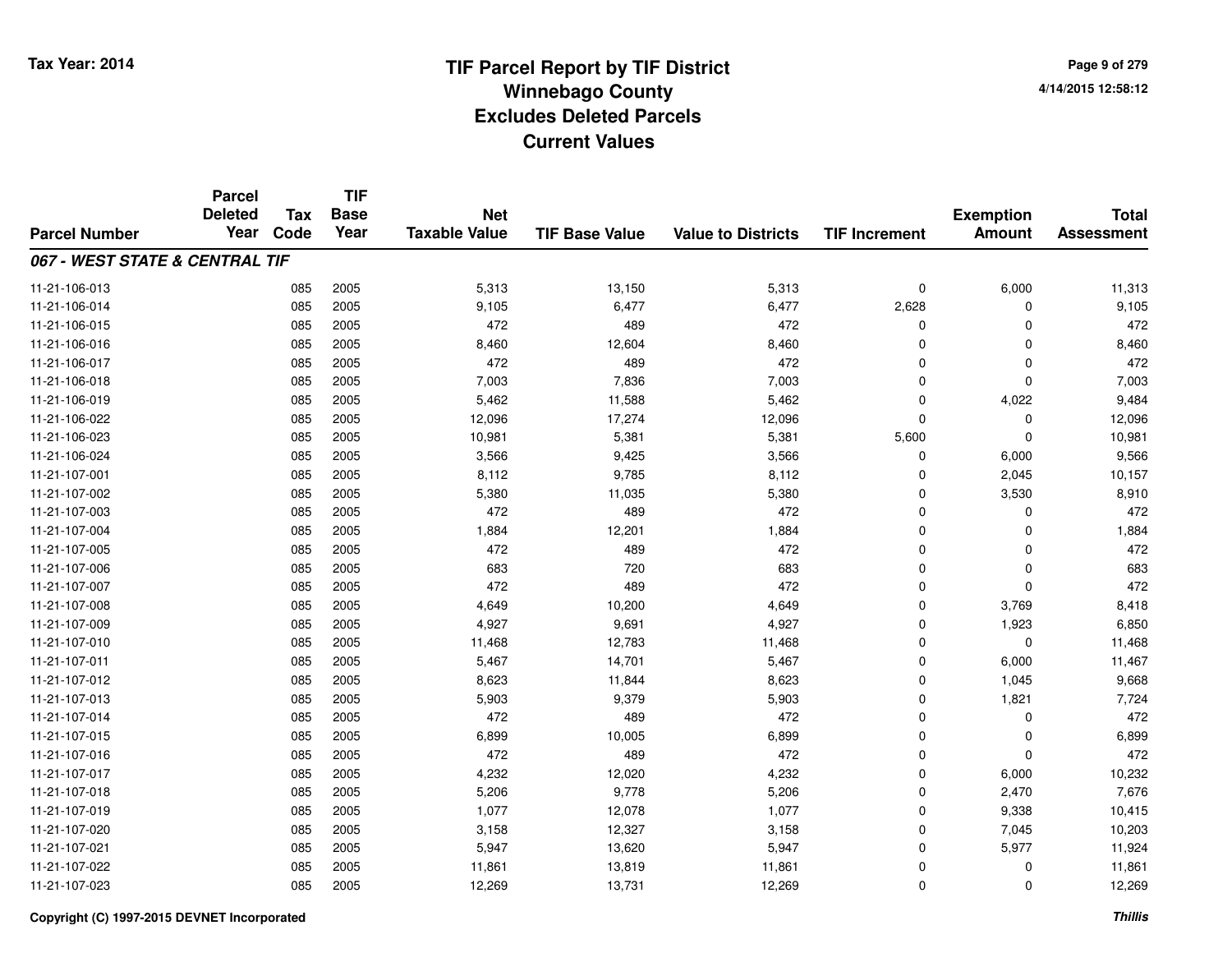# TIF Parcel Report by TIF District
# Winnebago County
# Excludes Deleted Parcels
# Current Values

Tax Year: 2014

| Parcel Number | Parcel Deleted Year | Tax Code | TIF Base Year | Net Taxable Value | TIF Base Value | Value to Districts | TIF Increment | Exemption Amount | Total Assessment |
|---|---|---|---|---|---|---|---|---|---|
| ***067 - WEST STATE & CENTRAL TIF*** | | | | | | | | | |
| 11-21-106-013 | | 085 | 2005 | 5,313 | 13,150 | 5,313 | 0 | 6,000 | 11,313 |
| 11-21-106-014 | | 085 | 2005 | 9,105 | 6,477 | 6,477 | 2,628 | 0 | 9,105 |
| 11-21-106-015 | | 085 | 2005 | 472 | 489 | 472 | 0 | 0 | 472 |
| 11-21-106-016 | | 085 | 2005 | 8,460 | 12,604 | 8,460 | 0 | 0 | 8,460 |
| 11-21-106-017 | | 085 | 2005 | 472 | 489 | 472 | 0 | 0 | 472 |
| 11-21-106-018 | | 085 | 2005 | 7,003 | 7,836 | 7,003 | 0 | 0 | 7,003 |
| 11-21-106-019 | | 085 | 2005 | 5,462 | 11,588 | 5,462 | 0 | 4,022 | 9,484 |
| 11-21-106-022 | | 085 | 2005 | 12,096 | 17,274 | 12,096 | 0 | 0 | 12,096 |
| 11-21-106-023 | | 085 | 2005 | 10,981 | 5,381 | 5,381 | 5,600 | 0 | 10,981 |
| 11-21-106-024 | | 085 | 2005 | 3,566 | 9,425 | 3,566 | 0 | 6,000 | 9,566 |
| 11-21-107-001 | | 085 | 2005 | 8,112 | 9,785 | 8,112 | 0 | 2,045 | 10,157 |
| 11-21-107-002 | | 085 | 2005 | 5,380 | 11,035 | 5,380 | 0 | 3,530 | 8,910 |
| 11-21-107-003 | | 085 | 2005 | 472 | 489 | 472 | 0 | 0 | 472 |
| 11-21-107-004 | | 085 | 2005 | 1,884 | 12,201 | 1,884 | 0 | 0 | 1,884 |
| 11-21-107-005 | | 085 | 2005 | 472 | 489 | 472 | 0 | 0 | 472 |
| 11-21-107-006 | | 085 | 2005 | 683 | 720 | 683 | 0 | 0 | 683 |
| 11-21-107-007 | | 085 | 2005 | 472 | 489 | 472 | 0 | 0 | 472 |
| 11-21-107-008 | | 085 | 2005 | 4,649 | 10,200 | 4,649 | 0 | 3,769 | 8,418 |
| 11-21-107-009 | | 085 | 2005 | 4,927 | 9,691 | 4,927 | 0 | 1,923 | 6,850 |
| 11-21-107-010 | | 085 | 2005 | 11,468 | 12,783 | 11,468 | 0 | 0 | 11,468 |
| 11-21-107-011 | | 085 | 2005 | 5,467 | 14,701 | 5,467 | 0 | 6,000 | 11,467 |
| 11-21-107-012 | | 085 | 2005 | 8,623 | 11,844 | 8,623 | 0 | 1,045 | 9,668 |
| 11-21-107-013 | | 085 | 2005 | 5,903 | 9,379 | 5,903 | 0 | 1,821 | 7,724 |
| 11-21-107-014 | | 085 | 2005 | 472 | 489 | 472 | 0 | 0 | 472 |
| 11-21-107-015 | | 085 | 2005 | 6,899 | 10,005 | 6,899 | 0 | 0 | 6,899 |
| 11-21-107-016 | | 085 | 2005 | 472 | 489 | 472 | 0 | 0 | 472 |
| 11-21-107-017 | | 085 | 2005 | 4,232 | 12,020 | 4,232 | 0 | 6,000 | 10,232 |
| 11-21-107-018 | | 085 | 2005 | 5,206 | 9,778 | 5,206 | 0 | 2,470 | 7,676 |
| 11-21-107-019 | | 085 | 2005 | 1,077 | 12,078 | 1,077 | 0 | 9,338 | 10,415 |
| 11-21-107-020 | | 085 | 2005 | 3,158 | 12,327 | 3,158 | 0 | 7,045 | 10,203 |
| 11-21-107-021 | | 085 | 2005 | 5,947 | 13,620 | 5,947 | 0 | 5,977 | 11,924 |
| 11-21-107-022 | | 085 | 2005 | 11,861 | 13,819 | 11,861 | 0 | 0 | 11,861 |
| 11-21-107-023 | | 085 | 2005 | 12,269 | 13,731 | 12,269 | 0 | 0 | 12,269 |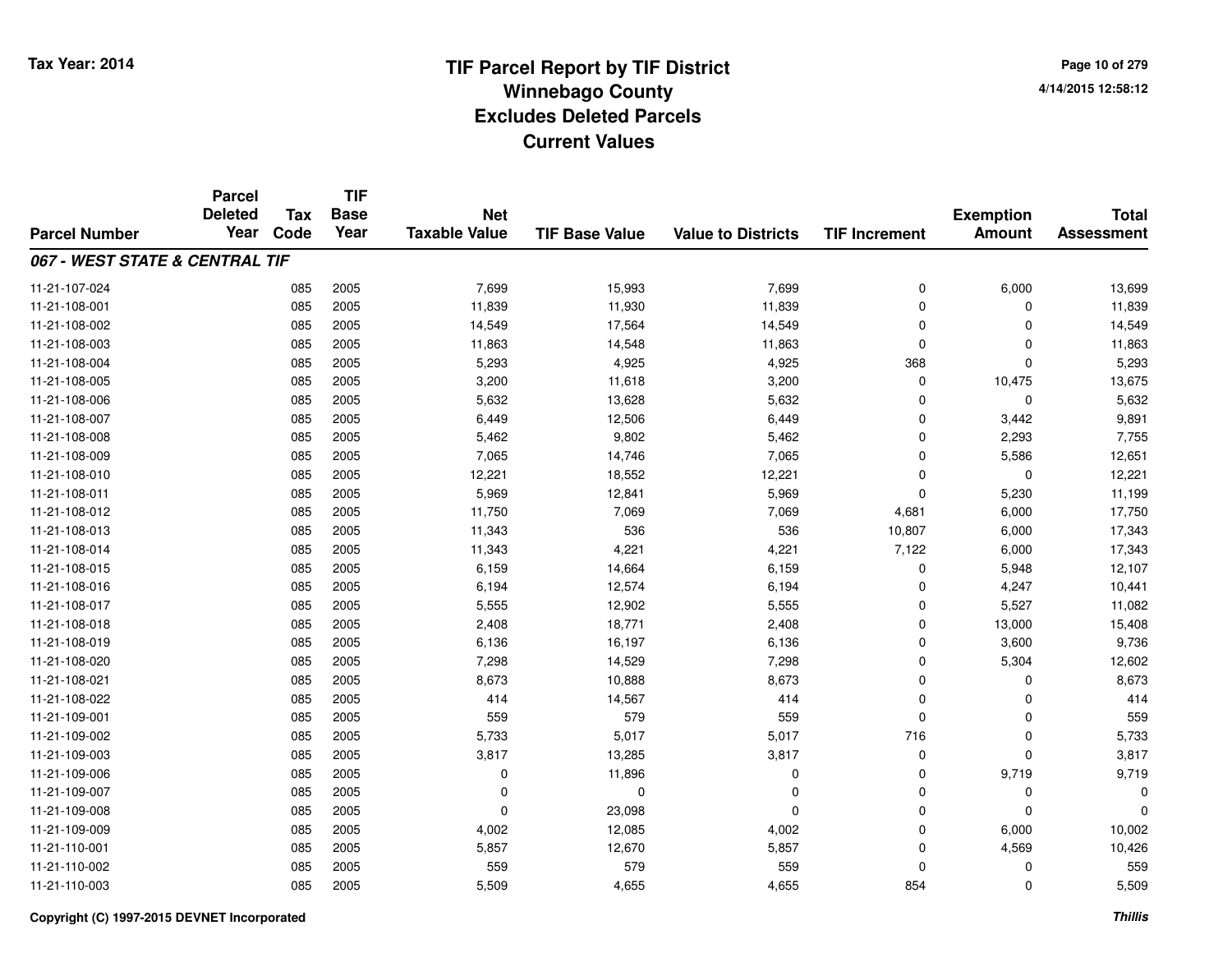# TIF Parcel Report by TIF District
## Winnebago County
## Excludes Deleted Parcels
## Current Values

Tax Year: 2014

4/14/2015 12:58:12

| Parcel Number | Parcel Deleted Year | Tax Code | TIF Base Year | Net Taxable Value | TIF Base Value | Value to Districts | TIF Increment | Exemption Amount | Total Assessment |
|---|---|---|---|---|---|---|---|---|---|
| ***067 - WEST STATE & CENTRAL TIF*** | | | | | | | | | |
| 11-21-107-024 | | 085 | 2005 | 7,699 | 15,993 | 7,699 | 0 | 6,000 | 13,699 |
| 11-21-108-001 | | 085 | 2005 | 11,839 | 11,930 | 11,839 | 0 | 0 | 11,839 |
| 11-21-108-002 | | 085 | 2005 | 14,549 | 17,564 | 14,549 | 0 | 0 | 14,549 |
| 11-21-108-003 | | 085 | 2005 | 11,863 | 14,548 | 11,863 | 0 | 0 | 11,863 |
| 11-21-108-004 | | 085 | 2005 | 5,293 | 4,925 | 4,925 | 368 | 0 | 5,293 |
| 11-21-108-005 | | 085 | 2005 | 3,200 | 11,618 | 3,200 | 0 | 10,475 | 13,675 |
| 11-21-108-006 | | 085 | 2005 | 5,632 | 13,628 | 5,632 | 0 | 0 | 5,632 |
| 11-21-108-007 | | 085 | 2005 | 6,449 | 12,506 | 6,449 | 0 | 3,442 | 9,891 |
| 11-21-108-008 | | 085 | 2005 | 5,462 | 9,802 | 5,462 | 0 | 2,293 | 7,755 |
| 11-21-108-009 | | 085 | 2005 | 7,065 | 14,746 | 7,065 | 0 | 5,586 | 12,651 |
| 11-21-108-010 | | 085 | 2005 | 12,221 | 18,552 | 12,221 | 0 | 0 | 12,221 |
| 11-21-108-011 | | 085 | 2005 | 5,969 | 12,841 | 5,969 | 0 | 5,230 | 11,199 |
| 11-21-108-012 | | 085 | 2005 | 11,750 | 7,069 | 7,069 | 4,681 | 6,000 | 17,750 |
| 11-21-108-013 | | 085 | 2005 | 11,343 | 536 | 536 | 10,807 | 6,000 | 17,343 |
| 11-21-108-014 | | 085 | 2005 | 11,343 | 4,221 | 4,221 | 7,122 | 6,000 | 17,343 |
| 11-21-108-015 | | 085 | 2005 | 6,159 | 14,664 | 6,159 | 0 | 5,948 | 12,107 |
| 11-21-108-016 | | 085 | 2005 | 6,194 | 12,574 | 6,194 | 0 | 4,247 | 10,441 |
| 11-21-108-017 | | 085 | 2005 | 5,555 | 12,902 | 5,555 | 0 | 5,527 | 11,082 |
| 11-21-108-018 | | 085 | 2005 | 2,408 | 18,771 | 2,408 | 0 | 13,000 | 15,408 |
| 11-21-108-019 | | 085 | 2005 | 6,136 | 16,197 | 6,136 | 0 | 3,600 | 9,736 |
| 11-21-108-020 | | 085 | 2005 | 7,298 | 14,529 | 7,298 | 0 | 5,304 | 12,602 |
| 11-21-108-021 | | 085 | 2005 | 8,673 | 10,888 | 8,673 | 0 | 0 | 8,673 |
| 11-21-108-022 | | 085 | 2005 | 414 | 14,567 | 414 | 0 | 0 | 414 |
| 11-21-109-001 | | 085 | 2005 | 559 | 579 | 559 | 0 | 0 | 559 |
| 11-21-109-002 | | 085 | 2005 | 5,733 | 5,017 | 5,017 | 716 | 0 | 5,733 |
| 11-21-109-003 | | 085 | 2005 | 3,817 | 13,285 | 3,817 | 0 | 0 | 3,817 |
| 11-21-109-006 | | 085 | 2005 | 0 | 11,896 | 0 | 0 | 9,719 | 9,719 |
| 11-21-109-007 | | 085 | 2005 | 0 | 0 | 0 | 0 | 0 | 0 |
| 11-21-109-008 | | 085 | 2005 | 0 | 23,098 | 0 | 0 | 0 | 0 |
| 11-21-109-009 | | 085 | 2005 | 4,002 | 12,085 | 4,002 | 0 | 6,000 | 10,002 |
| 11-21-110-001 | | 085 | 2005 | 5,857 | 12,670 | 5,857 | 0 | 4,569 | 10,426 |
| 11-21-110-002 | | 085 | 2005 | 559 | 579 | 559 | 0 | 0 | 559 |
| 11-21-110-003 | | 085 | 2005 | 5,509 | 4,655 | 4,655 | 854 | 0 | 5,509 |

Copyright (C) 1997-2015 DEVNET Incorporated

*Thillis*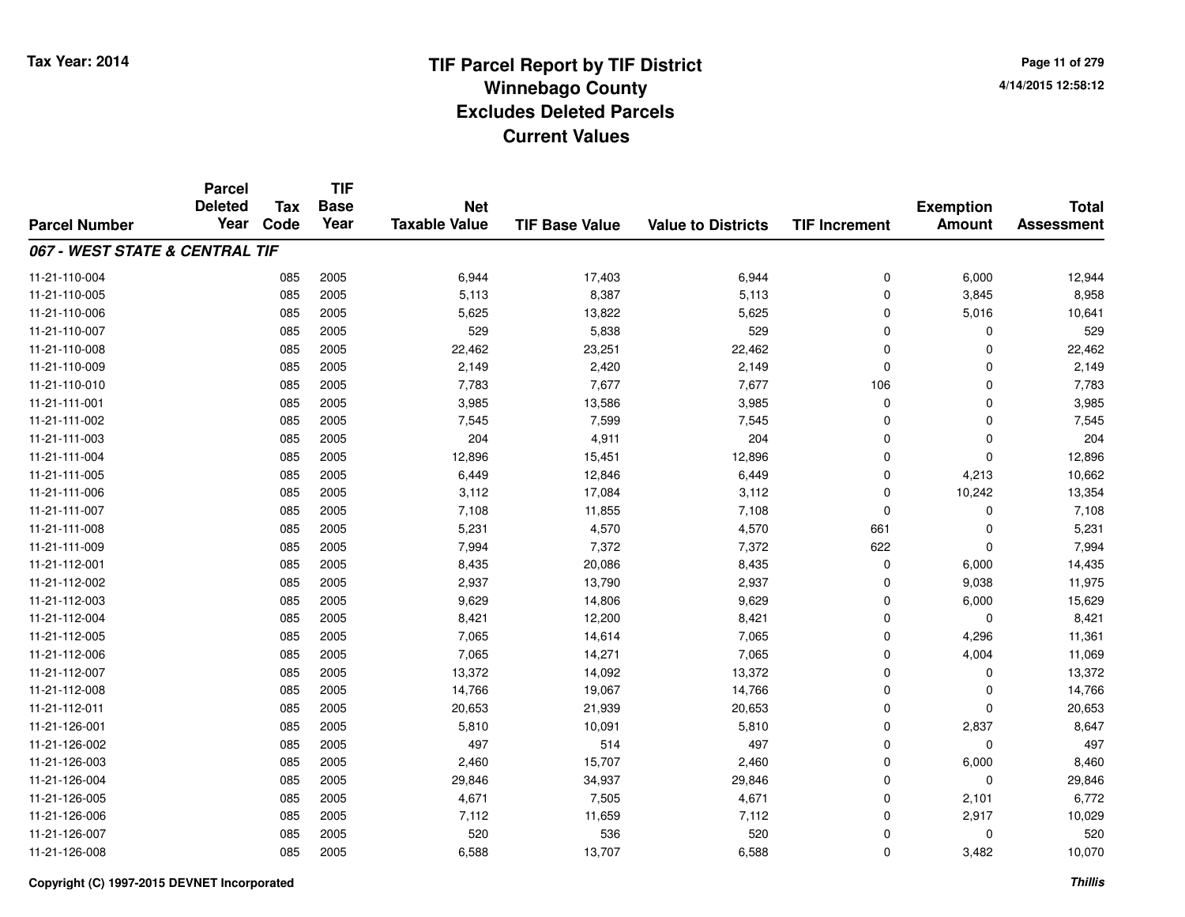# TIF Parcel Report by TIF District
## Winnebago County
## Excludes Deleted Parcels
## Current Values

Tax Year: 2014

4/14/2015 12:58:12

| Parcel Number | Parcel Deleted Year | Tax Code | TIF Base Year | Net Taxable Value | TIF Base Value | Value to Districts | TIF Increment | Exemption Amount | Total Assessment |
|---|---|---|---|---|---|---|---|---|---|
| ***067 - WEST STATE & CENTRAL TIF*** | | | | | | | | | |
| 11-21-110-004 | | 085 | 2005 | 6,944 | 17,403 | 6,944 | 0 | 6,000 | 12,944 |
| 11-21-110-005 | | 085 | 2005 | 5,113 | 8,387 | 5,113 | 0 | 3,845 | 8,958 |
| 11-21-110-006 | | 085 | 2005 | 5,625 | 13,822 | 5,625 | 0 | 5,016 | 10,641 |
| 11-21-110-007 | | 085 | 2005 | 529 | 5,838 | 529 | 0 | 0 | 529 |
| 11-21-110-008 | | 085 | 2005 | 22,462 | 23,251 | 22,462 | 0 | 0 | 22,462 |
| 11-21-110-009 | | 085 | 2005 | 2,149 | 2,420 | 2,149 | 0 | 0 | 2,149 |
| 11-21-110-010 | | 085 | 2005 | 7,783 | 7,677 | 7,677 | 106 | 0 | 7,783 |
| 11-21-111-001 | | 085 | 2005 | 3,985 | 13,586 | 3,985 | 0 | 0 | 3,985 |
| 11-21-111-002 | | 085 | 2005 | 7,545 | 7,599 | 7,545 | 0 | 0 | 7,545 |
| 11-21-111-003 | | 085 | 2005 | 204 | 4,911 | 204 | 0 | 0 | 204 |
| 11-21-111-004 | | 085 | 2005 | 12,896 | 15,451 | 12,896 | 0 | 0 | 12,896 |
| 11-21-111-005 | | 085 | 2005 | 6,449 | 12,846 | 6,449 | 0 | 4,213 | 10,662 |
| 11-21-111-006 | | 085 | 2005 | 3,112 | 17,084 | 3,112 | 0 | 10,242 | 13,354 |
| 11-21-111-007 | | 085 | 2005 | 7,108 | 11,855 | 7,108 | 0 | 0 | 7,108 |
| 11-21-111-008 | | 085 | 2005 | 5,231 | 4,570 | 4,570 | 661 | 0 | 5,231 |
| 11-21-111-009 | | 085 | 2005 | 7,994 | 7,372 | 7,372 | 622 | 0 | 7,994 |
| 11-21-112-001 | | 085 | 2005 | 8,435 | 20,086 | 8,435 | 0 | 6,000 | 14,435 |
| 11-21-112-002 | | 085 | 2005 | 2,937 | 13,790 | 2,937 | 0 | 9,038 | 11,975 |
| 11-21-112-003 | | 085 | 2005 | 9,629 | 14,806 | 9,629 | 0 | 6,000 | 15,629 |
| 11-21-112-004 | | 085 | 2005 | 8,421 | 12,200 | 8,421 | 0 | 0 | 8,421 |
| 11-21-112-005 | | 085 | 2005 | 7,065 | 14,614 | 7,065 | 0 | 4,296 | 11,361 |
| 11-21-112-006 | | 085 | 2005 | 7,065 | 14,271 | 7,065 | 0 | 4,004 | 11,069 |
| 11-21-112-007 | | 085 | 2005 | 13,372 | 14,092 | 13,372 | 0 | 0 | 13,372 |
| 11-21-112-008 | | 085 | 2005 | 14,766 | 19,067 | 14,766 | 0 | 0 | 14,766 |
| 11-21-112-011 | | 085 | 2005 | 20,653 | 21,939 | 20,653 | 0 | 0 | 20,653 |
| 11-21-126-001 | | 085 | 2005 | 5,810 | 10,091 | 5,810 | 0 | 2,837 | 8,647 |
| 11-21-126-002 | | 085 | 2005 | 497 | 514 | 497 | 0 | 0 | 497 |
| 11-21-126-003 | | 085 | 2005 | 2,460 | 15,707 | 2,460 | 0 | 6,000 | 8,460 |
| 11-21-126-004 | | 085 | 2005 | 29,846 | 34,937 | 29,846 | 0 | 0 | 29,846 |
| 11-21-126-005 | | 085 | 2005 | 4,671 | 7,505 | 4,671 | 0 | 2,101 | 6,772 |
| 11-21-126-006 | | 085 | 2005 | 7,112 | 11,659 | 7,112 | 0 | 2,917 | 10,029 |
| 11-21-126-007 | | 085 | 2005 | 520 | 536 | 520 | 0 | 0 | 520 |
| 11-21-126-008 | | 085 | 2005 | 6,588 | 13,707 | 6,588 | 0 | 3,482 | 10,070 |

Copyright (C) 1997-2015 DEVNET Incorporated

*Thillis*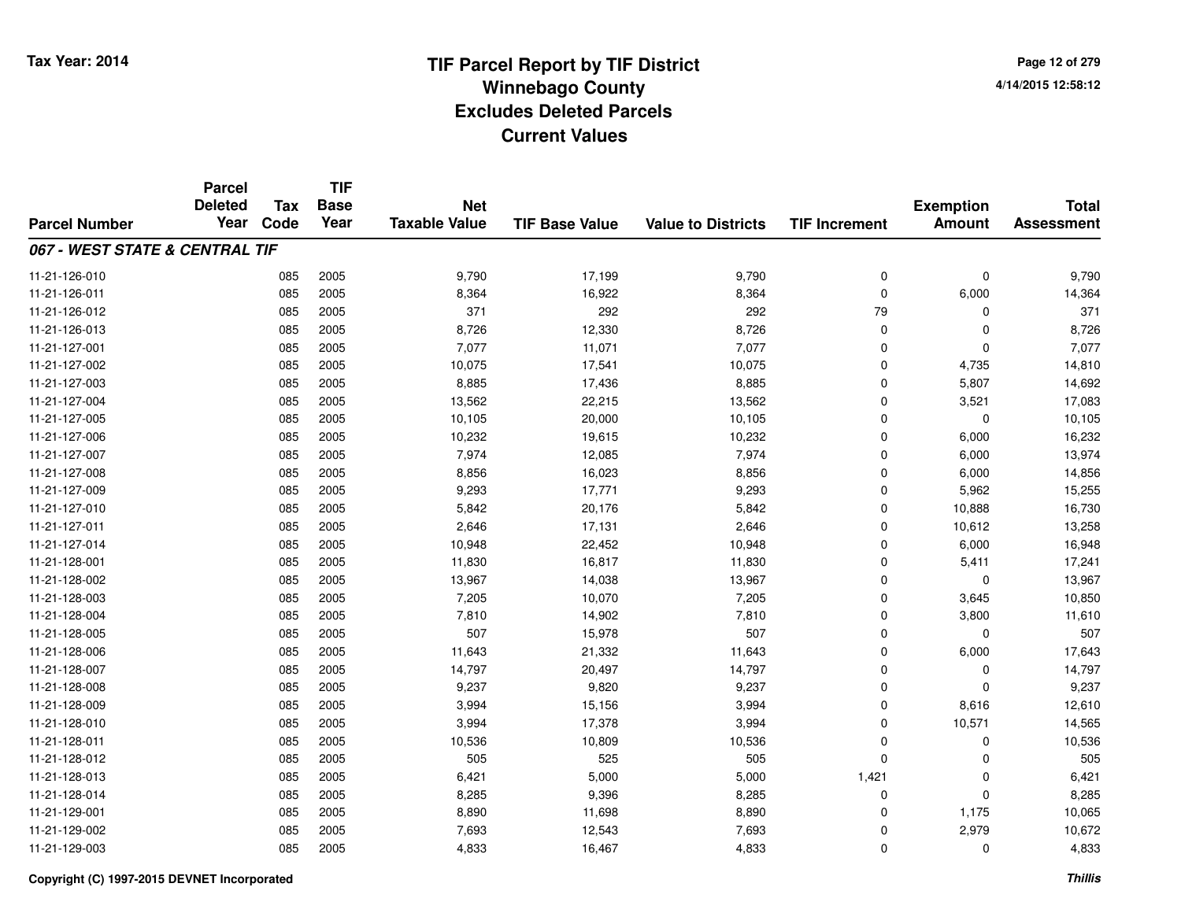# TIF Parcel Report by TIF District
## Winnebago County
## Excludes Deleted Parcels
## Current Values

Tax Year: 2014

4/14/2015 12:58:12

| Parcel Number | Parcel Deleted Year | Tax Code | TIF Base Year | Net Taxable Value | TIF Base Value | Value to Districts | TIF Increment | Exemption Amount | Total Assessment |
|---|---|---|---|---|---|---|---|---|---|
| ***067 - WEST STATE & CENTRAL TIF*** | | | | | | | | | |
| 11-21-126-010 | | 085 | 2005 | 9,790 | 17,199 | 9,790 | 0 | 0 | 9,790 |
| 11-21-126-011 | | 085 | 2005 | 8,364 | 16,922 | 8,364 | 0 | 6,000 | 14,364 |
| 11-21-126-012 | | 085 | 2005 | 371 | 292 | 292 | 79 | 0 | 371 |
| 11-21-126-013 | | 085 | 2005 | 8,726 | 12,330 | 8,726 | 0 | 0 | 8,726 |
| 11-21-127-001 | | 085 | 2005 | 7,077 | 11,071 | 7,077 | 0 | 0 | 7,077 |
| 11-21-127-002 | | 085 | 2005 | 10,075 | 17,541 | 10,075 | 0 | 4,735 | 14,810 |
| 11-21-127-003 | | 085 | 2005 | 8,885 | 17,436 | 8,885 | 0 | 5,807 | 14,692 |
| 11-21-127-004 | | 085 | 2005 | 13,562 | 22,215 | 13,562 | 0 | 3,521 | 17,083 |
| 11-21-127-005 | | 085 | 2005 | 10,105 | 20,000 | 10,105 | 0 | 0 | 10,105 |
| 11-21-127-006 | | 085 | 2005 | 10,232 | 19,615 | 10,232 | 0 | 6,000 | 16,232 |
| 11-21-127-007 | | 085 | 2005 | 7,974 | 12,085 | 7,974 | 0 | 6,000 | 13,974 |
| 11-21-127-008 | | 085 | 2005 | 8,856 | 16,023 | 8,856 | 0 | 6,000 | 14,856 |
| 11-21-127-009 | | 085 | 2005 | 9,293 | 17,771 | 9,293 | 0 | 5,962 | 15,255 |
| 11-21-127-010 | | 085 | 2005 | 5,842 | 20,176 | 5,842 | 0 | 10,888 | 16,730 |
| 11-21-127-011 | | 085 | 2005 | 2,646 | 17,131 | 2,646 | 0 | 10,612 | 13,258 |
| 11-21-127-014 | | 085 | 2005 | 10,948 | 22,452 | 10,948 | 0 | 6,000 | 16,948 |
| 11-21-128-001 | | 085 | 2005 | 11,830 | 16,817 | 11,830 | 0 | 5,411 | 17,241 |
| 11-21-128-002 | | 085 | 2005 | 13,967 | 14,038 | 13,967 | 0 | 0 | 13,967 |
| 11-21-128-003 | | 085 | 2005 | 7,205 | 10,070 | 7,205 | 0 | 3,645 | 10,850 |
| 11-21-128-004 | | 085 | 2005 | 7,810 | 14,902 | 7,810 | 0 | 3,800 | 11,610 |
| 11-21-128-005 | | 085 | 2005 | 507 | 15,978 | 507 | 0 | 0 | 507 |
| 11-21-128-006 | | 085 | 2005 | 11,643 | 21,332 | 11,643 | 0 | 6,000 | 17,643 |
| 11-21-128-007 | | 085 | 2005 | 14,797 | 20,497 | 14,797 | 0 | 0 | 14,797 |
| 11-21-128-008 | | 085 | 2005 | 9,237 | 9,820 | 9,237 | 0 | 0 | 9,237 |
| 11-21-128-009 | | 085 | 2005 | 3,994 | 15,156 | 3,994 | 0 | 8,616 | 12,610 |
| 11-21-128-010 | | 085 | 2005 | 3,994 | 17,378 | 3,994 | 0 | 10,571 | 14,565 |
| 11-21-128-011 | | 085 | 2005 | 10,536 | 10,809 | 10,536 | 0 | 0 | 10,536 |
| 11-21-128-012 | | 085 | 2005 | 505 | 525 | 505 | 0 | 0 | 505 |
| 11-21-128-013 | | 085 | 2005 | 6,421 | 5,000 | 5,000 | 1,421 | 0 | 6,421 |
| 11-21-128-014 | | 085 | 2005 | 8,285 | 9,396 | 8,285 | 0 | 0 | 8,285 |
| 11-21-129-001 | | 085 | 2005 | 8,890 | 11,698 | 8,890 | 0 | 1,175 | 10,065 |
| 11-21-129-002 | | 085 | 2005 | 7,693 | 12,543 | 7,693 | 0 | 2,979 | 10,672 |
| 11-21-129-003 | | 085 | 2005 | 4,833 | 16,467 | 4,833 | 0 | 0 | 4,833 |

Copyright (C) 1997-2015 DEVNET Incorporated

*Thillis*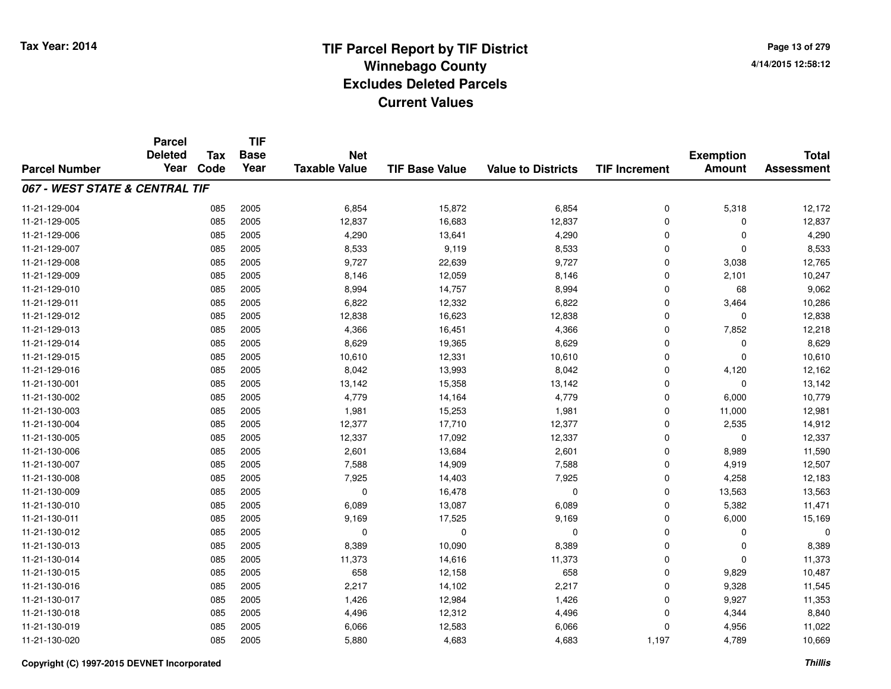# TIF Parcel Report by TIF District
## Winnebago County
## Excludes Deleted Parcels
## Current Values

Tax Year: 2014

4/14/2015 12:58:12

| Parcel Number | Parcel Deleted Year | Tax Code | TIF Base Year | Net Taxable Value | TIF Base Value | Value to Districts | TIF Increment | Exemption Amount | Total Assessment |
|---|---|---|---|---|---|---|---|---|---|
| ***067 - WEST STATE & CENTRAL TIF*** | | | | | | | | | |
| 11-21-129-004 | | 085 | 2005 | 6,854 | 15,872 | 6,854 | 0 | 5,318 | 12,172 |
| 11-21-129-005 | | 085 | 2005 | 12,837 | 16,683 | 12,837 | 0 | 0 | 12,837 |
| 11-21-129-006 | | 085 | 2005 | 4,290 | 13,641 | 4,290 | 0 | 0 | 4,290 |
| 11-21-129-007 | | 085 | 2005 | 8,533 | 9,119 | 8,533 | 0 | 0 | 8,533 |
| 11-21-129-008 | | 085 | 2005 | 9,727 | 22,639 | 9,727 | 0 | 3,038 | 12,765 |
| 11-21-129-009 | | 085 | 2005 | 8,146 | 12,059 | 8,146 | 0 | 2,101 | 10,247 |
| 11-21-129-010 | | 085 | 2005 | 8,994 | 14,757 | 8,994 | 0 | 68 | 9,062 |
| 11-21-129-011 | | 085 | 2005 | 6,822 | 12,332 | 6,822 | 0 | 3,464 | 10,286 |
| 11-21-129-012 | | 085 | 2005 | 12,838 | 16,623 | 12,838 | 0 | 0 | 12,838 |
| 11-21-129-013 | | 085 | 2005 | 4,366 | 16,451 | 4,366 | 0 | 7,852 | 12,218 |
| 11-21-129-014 | | 085 | 2005 | 8,629 | 19,365 | 8,629 | 0 | 0 | 8,629 |
| 11-21-129-015 | | 085 | 2005 | 10,610 | 12,331 | 10,610 | 0 | 0 | 10,610 |
| 11-21-129-016 | | 085 | 2005 | 8,042 | 13,993 | 8,042 | 0 | 4,120 | 12,162 |
| 11-21-130-001 | | 085 | 2005 | 13,142 | 15,358 | 13,142 | 0 | 0 | 13,142 |
| 11-21-130-002 | | 085 | 2005 | 4,779 | 14,164 | 4,779 | 0 | 6,000 | 10,779 |
| 11-21-130-003 | | 085 | 2005 | 1,981 | 15,253 | 1,981 | 0 | 11,000 | 12,981 |
| 11-21-130-004 | | 085 | 2005 | 12,377 | 17,710 | 12,377 | 0 | 2,535 | 14,912 |
| 11-21-130-005 | | 085 | 2005 | 12,337 | 17,092 | 12,337 | 0 | 0 | 12,337 |
| 11-21-130-006 | | 085 | 2005 | 2,601 | 13,684 | 2,601 | 0 | 8,989 | 11,590 |
| 11-21-130-007 | | 085 | 2005 | 7,588 | 14,909 | 7,588 | 0 | 4,919 | 12,507 |
| 11-21-130-008 | | 085 | 2005 | 7,925 | 14,403 | 7,925 | 0 | 4,258 | 12,183 |
| 11-21-130-009 | | 085 | 2005 | 0 | 16,478 | 0 | 0 | 13,563 | 13,563 |
| 11-21-130-010 | | 085 | 2005 | 6,089 | 13,087 | 6,089 | 0 | 5,382 | 11,471 |
| 11-21-130-011 | | 085 | 2005 | 9,169 | 17,525 | 9,169 | 0 | 6,000 | 15,169 |
| 11-21-130-012 | | 085 | 2005 | 0 | 0 | 0 | 0 | 0 | 0 |
| 11-21-130-013 | | 085 | 2005 | 8,389 | 10,090 | 8,389 | 0 | 0 | 8,389 |
| 11-21-130-014 | | 085 | 2005 | 11,373 | 14,616 | 11,373 | 0 | 0 | 11,373 |
| 11-21-130-015 | | 085 | 2005 | 658 | 12,158 | 658 | 0 | 9,829 | 10,487 |
| 11-21-130-016 | | 085 | 2005 | 2,217 | 14,102 | 2,217 | 0 | 9,328 | 11,545 |
| 11-21-130-017 | | 085 | 2005 | 1,426 | 12,984 | 1,426 | 0 | 9,927 | 11,353 |
| 11-21-130-018 | | 085 | 2005 | 4,496 | 12,312 | 4,496 | 0 | 4,344 | 8,840 |
| 11-21-130-019 | | 085 | 2005 | 6,066 | 12,583 | 6,066 | 0 | 4,956 | 11,022 |
| 11-21-130-020 | | 085 | 2005 | 5,880 | 4,683 | 4,683 | 1,197 | 4,789 | 10,669 |

Copyright (C) 1997-2015 DEVNET Incorporated

*Thillis*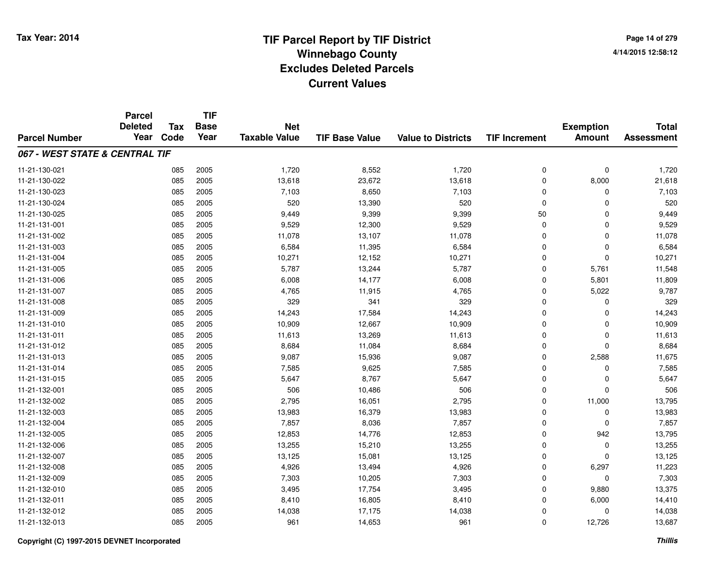# TIF Parcel Report by TIF District
## Winnebago County
## Excludes Deleted Parcels
## Current Values

Tax Year: 2014

4/14/2015 12:58:12

| Parcel Number | Parcel Deleted Year | Tax Code | TIF Base Year | Net Taxable Value | TIF Base Value | Value to Districts | TIF Increment | Exemption Amount | Total Assessment |
|---|---|---|---|---|---|---|---|---|---|
| ***067 - WEST STATE & CENTRAL TIF*** | | | | | | | | | |
| 11-21-130-021 | | 085 | 2005 | 1,720 | 8,552 | 1,720 | 0 | 0 | 1,720 |
| 11-21-130-022 | | 085 | 2005 | 13,618 | 23,672 | 13,618 | 0 | 8,000 | 21,618 |
| 11-21-130-023 | | 085 | 2005 | 7,103 | 8,650 | 7,103 | 0 | 0 | 7,103 |
| 11-21-130-024 | | 085 | 2005 | 520 | 13,390 | 520 | 0 | 0 | 520 |
| 11-21-130-025 | | 085 | 2005 | 9,449 | 9,399 | 9,399 | 50 | 0 | 9,449 |
| 11-21-131-001 | | 085 | 2005 | 9,529 | 12,300 | 9,529 | 0 | 0 | 9,529 |
| 11-21-131-002 | | 085 | 2005 | 11,078 | 13,107 | 11,078 | 0 | 0 | 11,078 |
| 11-21-131-003 | | 085 | 2005 | 6,584 | 11,395 | 6,584 | 0 | 0 | 6,584 |
| 11-21-131-004 | | 085 | 2005 | 10,271 | 12,152 | 10,271 | 0 | 0 | 10,271 |
| 11-21-131-005 | | 085 | 2005 | 5,787 | 13,244 | 5,787 | 0 | 5,761 | 11,548 |
| 11-21-131-006 | | 085 | 2005 | 6,008 | 14,177 | 6,008 | 0 | 5,801 | 11,809 |
| 11-21-131-007 | | 085 | 2005 | 4,765 | 11,915 | 4,765 | 0 | 5,022 | 9,787 |
| 11-21-131-008 | | 085 | 2005 | 329 | 341 | 329 | 0 | 0 | 329 |
| 11-21-131-009 | | 085 | 2005 | 14,243 | 17,584 | 14,243 | 0 | 0 | 14,243 |
| 11-21-131-010 | | 085 | 2005 | 10,909 | 12,667 | 10,909 | 0 | 0 | 10,909 |
| 11-21-131-011 | | 085 | 2005 | 11,613 | 13,269 | 11,613 | 0 | 0 | 11,613 |
| 11-21-131-012 | | 085 | 2005 | 8,684 | 11,084 | 8,684 | 0 | 0 | 8,684 |
| 11-21-131-013 | | 085 | 2005 | 9,087 | 15,936 | 9,087 | 0 | 2,588 | 11,675 |
| 11-21-131-014 | | 085 | 2005 | 7,585 | 9,625 | 7,585 | 0 | 0 | 7,585 |
| 11-21-131-015 | | 085 | 2005 | 5,647 | 8,767 | 5,647 | 0 | 0 | 5,647 |
| 11-21-132-001 | | 085 | 2005 | 506 | 10,486 | 506 | 0 | 0 | 506 |
| 11-21-132-002 | | 085 | 2005 | 2,795 | 16,051 | 2,795 | 0 | 11,000 | 13,795 |
| 11-21-132-003 | | 085 | 2005 | 13,983 | 16,379 | 13,983 | 0 | 0 | 13,983 |
| 11-21-132-004 | | 085 | 2005 | 7,857 | 8,036 | 7,857 | 0 | 0 | 7,857 |
| 11-21-132-005 | | 085 | 2005 | 12,853 | 14,776 | 12,853 | 0 | 942 | 13,795 |
| 11-21-132-006 | | 085 | 2005 | 13,255 | 15,210 | 13,255 | 0 | 0 | 13,255 |
| 11-21-132-007 | | 085 | 2005 | 13,125 | 15,081 | 13,125 | 0 | 0 | 13,125 |
| 11-21-132-008 | | 085 | 2005 | 4,926 | 13,494 | 4,926 | 0 | 6,297 | 11,223 |
| 11-21-132-009 | | 085 | 2005 | 7,303 | 10,205 | 7,303 | 0 | 0 | 7,303 |
| 11-21-132-010 | | 085 | 2005 | 3,495 | 17,754 | 3,495 | 0 | 9,880 | 13,375 |
| 11-21-132-011 | | 085 | 2005 | 8,410 | 16,805 | 8,410 | 0 | 6,000 | 14,410 |
| 11-21-132-012 | | 085 | 2005 | 14,038 | 17,175 | 14,038 | 0 | 0 | 14,038 |
| 11-21-132-013 | | 085 | 2005 | 961 | 14,653 | 961 | 0 | 12,726 | 13,687 |

Copyright (C) 1997-2015 DEVNET Incorporated

*Thillis*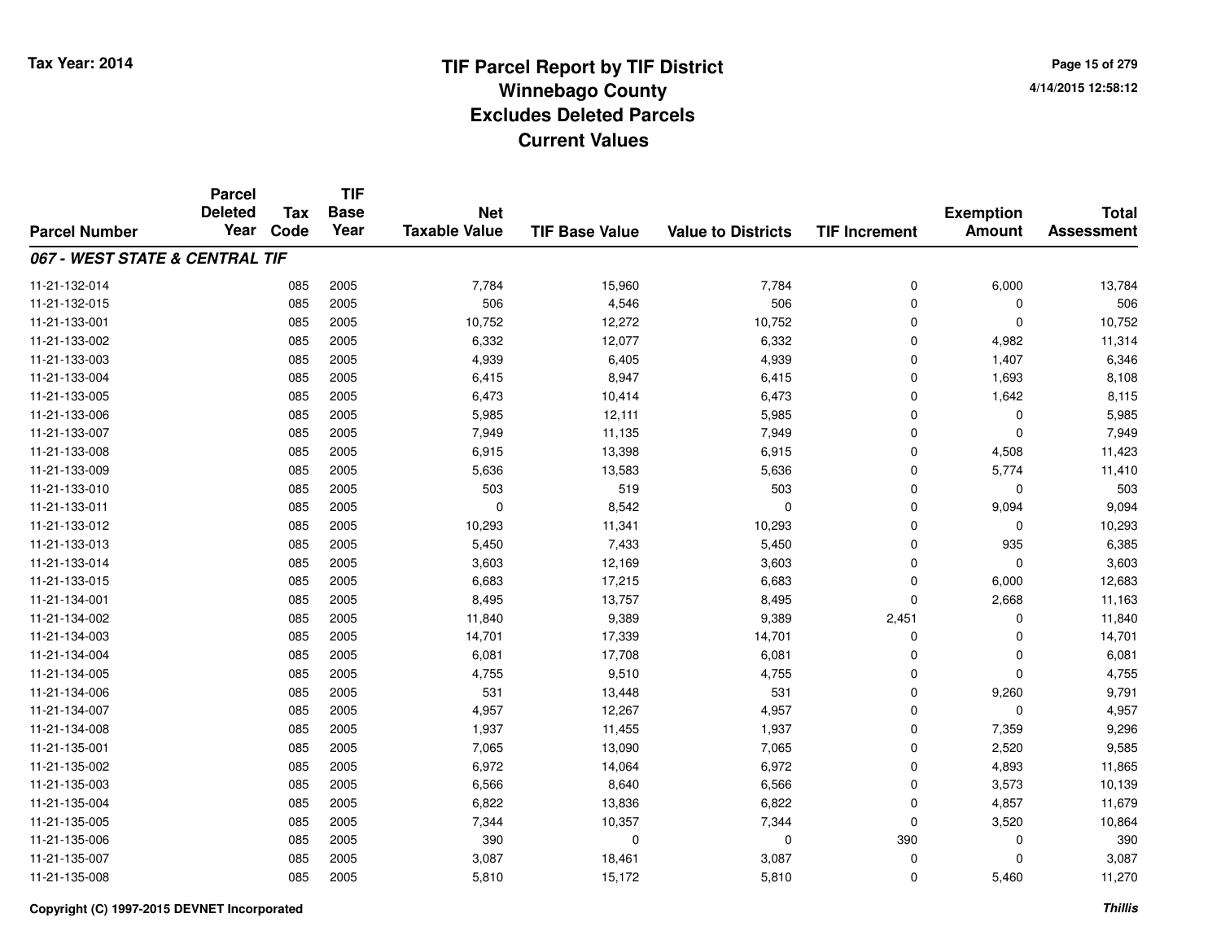# TIF Parcel Report by TIF District
## Winnebago County
## Excludes Deleted Parcels
## Current Values

Tax Year: 2014

4/14/2015 12:58:12

| Parcel Number | Parcel Deleted Year | Tax Code | TIF Base Year | Net Taxable Value | TIF Base Value | Value to Districts | TIF Increment | Exemption Amount | Total Assessment |
|---|---|---|---|---|---|---|---|---|---|
| ***067 - WEST STATE & CENTRAL TIF*** | | | | | | | | | |
| 11-21-132-014 | | 085 | 2005 | 7,784 | 15,960 | 7,784 | 0 | 6,000 | 13,784 |
| 11-21-132-015 | | 085 | 2005 | 506 | 4,546 | 506 | 0 | 0 | 506 |
| 11-21-133-001 | | 085 | 2005 | 10,752 | 12,272 | 10,752 | 0 | 0 | 10,752 |
| 11-21-133-002 | | 085 | 2005 | 6,332 | 12,077 | 6,332 | 0 | 4,982 | 11,314 |
| 11-21-133-003 | | 085 | 2005 | 4,939 | 6,405 | 4,939 | 0 | 1,407 | 6,346 |
| 11-21-133-004 | | 085 | 2005 | 6,415 | 8,947 | 6,415 | 0 | 1,693 | 8,108 |
| 11-21-133-005 | | 085 | 2005 | 6,473 | 10,414 | 6,473 | 0 | 1,642 | 8,115 |
| 11-21-133-006 | | 085 | 2005 | 5,985 | 12,111 | 5,985 | 0 | 0 | 5,985 |
| 11-21-133-007 | | 085 | 2005 | 7,949 | 11,135 | 7,949 | 0 | 0 | 7,949 |
| 11-21-133-008 | | 085 | 2005 | 6,915 | 13,398 | 6,915 | 0 | 4,508 | 11,423 |
| 11-21-133-009 | | 085 | 2005 | 5,636 | 13,583 | 5,636 | 0 | 5,774 | 11,410 |
| 11-21-133-010 | | 085 | 2005 | 503 | 519 | 503 | 0 | 0 | 503 |
| 11-21-133-011 | | 085 | 2005 | 0 | 8,542 | 0 | 0 | 9,094 | 9,094 |
| 11-21-133-012 | | 085 | 2005 | 10,293 | 11,341 | 10,293 | 0 | 0 | 10,293 |
| 11-21-133-013 | | 085 | 2005 | 5,450 | 7,433 | 5,450 | 0 | 935 | 6,385 |
| 11-21-133-014 | | 085 | 2005 | 3,603 | 12,169 | 3,603 | 0 | 0 | 3,603 |
| 11-21-133-015 | | 085 | 2005 | 6,683 | 17,215 | 6,683 | 0 | 6,000 | 12,683 |
| 11-21-134-001 | | 085 | 2005 | 8,495 | 13,757 | 8,495 | 0 | 2,668 | 11,163 |
| 11-21-134-002 | | 085 | 2005 | 11,840 | 9,389 | 9,389 | 2,451 | 0 | 11,840 |
| 11-21-134-003 | | 085 | 2005 | 14,701 | 17,339 | 14,701 | 0 | 0 | 14,701 |
| 11-21-134-004 | | 085 | 2005 | 6,081 | 17,708 | 6,081 | 0 | 0 | 6,081 |
| 11-21-134-005 | | 085 | 2005 | 4,755 | 9,510 | 4,755 | 0 | 0 | 4,755 |
| 11-21-134-006 | | 085 | 2005 | 531 | 13,448 | 531 | 0 | 9,260 | 9,791 |
| 11-21-134-007 | | 085 | 2005 | 4,957 | 12,267 | 4,957 | 0 | 0 | 4,957 |
| 11-21-134-008 | | 085 | 2005 | 1,937 | 11,455 | 1,937 | 0 | 7,359 | 9,296 |
| 11-21-135-001 | | 085 | 2005 | 7,065 | 13,090 | 7,065 | 0 | 2,520 | 9,585 |
| 11-21-135-002 | | 085 | 2005 | 6,972 | 14,064 | 6,972 | 0 | 4,893 | 11,865 |
| 11-21-135-003 | | 085 | 2005 | 6,566 | 8,640 | 6,566 | 0 | 3,573 | 10,139 |
| 11-21-135-004 | | 085 | 2005 | 6,822 | 13,836 | 6,822 | 0 | 4,857 | 11,679 |
| 11-21-135-005 | | 085 | 2005 | 7,344 | 10,357 | 7,344 | 0 | 3,520 | 10,864 |
| 11-21-135-006 | | 085 | 2005 | 390 | 0 | 0 | 390 | 0 | 390 |
| 11-21-135-007 | | 085 | 2005 | 3,087 | 18,461 | 3,087 | 0 | 0 | 3,087 |
| 11-21-135-008 | | 085 | 2005 | 5,810 | 15,172 | 5,810 | 0 | 5,460 | 11,270 |

Copyright (C) 1997-2015 DEVNET Incorporated

*Thillis*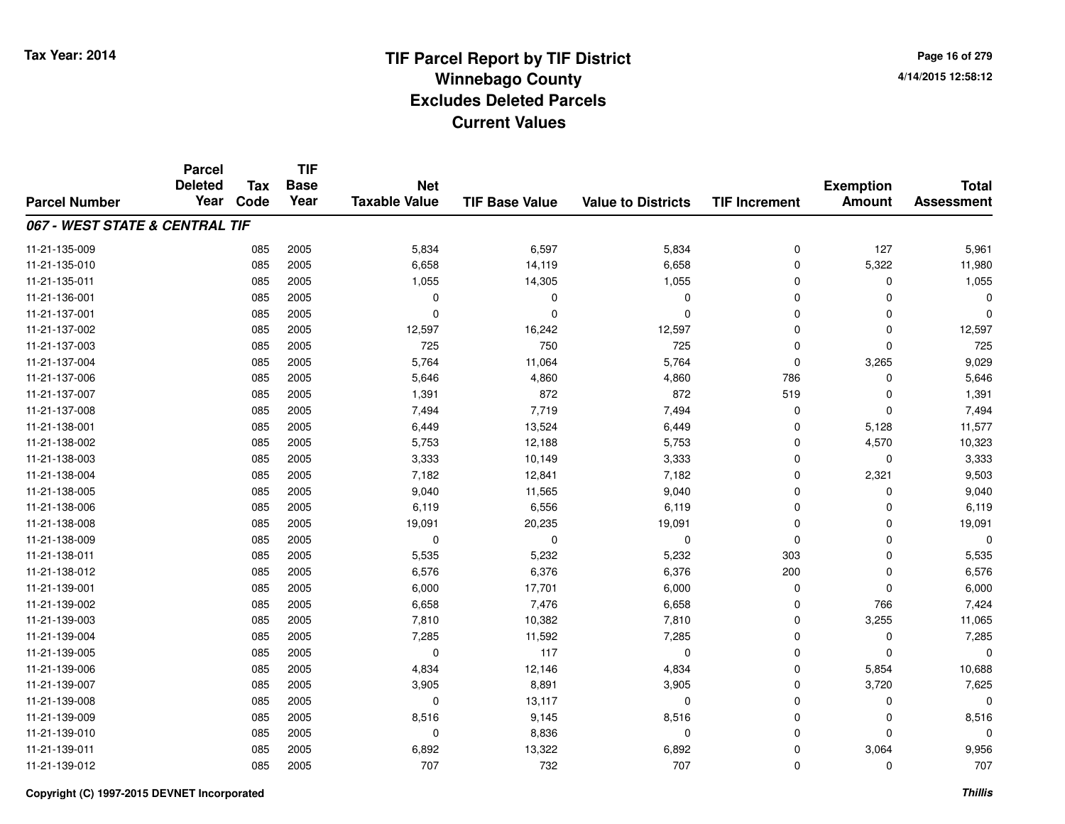# TIF Parcel Report by TIF District
# Winnebago County
# Excludes Deleted Parcels
# Current Values

Tax Year: 2014

4/14/2015 12:58:12

| Parcel Number | Parcel Deleted Year | Tax Code | TIF Base Year | Net Taxable Value | TIF Base Value | Value to Districts | TIF Increment | Exemption Amount | Total Assessment |
|---|---|---|---|---|---|---|---|---|---|
| ***067 - WEST STATE & CENTRAL TIF*** | | | | | | | | | |
| 11-21-135-009 | | 085 | 2005 | 5,834 | 6,597 | 5,834 | 0 | 127 | 5,961 |
| 11-21-135-010 | | 085 | 2005 | 6,658 | 14,119 | 6,658 | 0 | 5,322 | 11,980 |
| 11-21-135-011 | | 085 | 2005 | 1,055 | 14,305 | 1,055 | 0 | 0 | 1,055 |
| 11-21-136-001 | | 085 | 2005 | 0 | 0 | 0 | 0 | 0 | 0 |
| 11-21-137-001 | | 085 | 2005 | 0 | 0 | 0 | 0 | 0 | 0 |
| 11-21-137-002 | | 085 | 2005 | 12,597 | 16,242 | 12,597 | 0 | 0 | 12,597 |
| 11-21-137-003 | | 085 | 2005 | 725 | 750 | 725 | 0 | 0 | 725 |
| 11-21-137-004 | | 085 | 2005 | 5,764 | 11,064 | 5,764 | 0 | 3,265 | 9,029 |
| 11-21-137-006 | | 085 | 2005 | 5,646 | 4,860 | 4,860 | 786 | 0 | 5,646 |
| 11-21-137-007 | | 085 | 2005 | 1,391 | 872 | 872 | 519 | 0 | 1,391 |
| 11-21-137-008 | | 085 | 2005 | 7,494 | 7,719 | 7,494 | 0 | 0 | 7,494 |
| 11-21-138-001 | | 085 | 2005 | 6,449 | 13,524 | 6,449 | 0 | 5,128 | 11,577 |
| 11-21-138-002 | | 085 | 2005 | 5,753 | 12,188 | 5,753 | 0 | 4,570 | 10,323 |
| 11-21-138-003 | | 085 | 2005 | 3,333 | 10,149 | 3,333 | 0 | 0 | 3,333 |
| 11-21-138-004 | | 085 | 2005 | 7,182 | 12,841 | 7,182 | 0 | 2,321 | 9,503 |
| 11-21-138-005 | | 085 | 2005 | 9,040 | 11,565 | 9,040 | 0 | 0 | 9,040 |
| 11-21-138-006 | | 085 | 2005 | 6,119 | 6,556 | 6,119 | 0 | 0 | 6,119 |
| 11-21-138-008 | | 085 | 2005 | 19,091 | 20,235 | 19,091 | 0 | 0 | 19,091 |
| 11-21-138-009 | | 085 | 2005 | 0 | 0 | 0 | 0 | 0 | 0 |
| 11-21-138-011 | | 085 | 2005 | 5,535 | 5,232 | 5,232 | 303 | 0 | 5,535 |
| 11-21-138-012 | | 085 | 2005 | 6,576 | 6,376 | 6,376 | 200 | 0 | 6,576 |
| 11-21-139-001 | | 085 | 2005 | 6,000 | 17,701 | 6,000 | 0 | 0 | 6,000 |
| 11-21-139-002 | | 085 | 2005 | 6,658 | 7,476 | 6,658 | 0 | 766 | 7,424 |
| 11-21-139-003 | | 085 | 2005 | 7,810 | 10,382 | 7,810 | 0 | 3,255 | 11,065 |
| 11-21-139-004 | | 085 | 2005 | 7,285 | 11,592 | 7,285 | 0 | 0 | 7,285 |
| 11-21-139-005 | | 085 | 2005 | 0 | 117 | 0 | 0 | 0 | 0 |
| 11-21-139-006 | | 085 | 2005 | 4,834 | 12,146 | 4,834 | 0 | 5,854 | 10,688 |
| 11-21-139-007 | | 085 | 2005 | 3,905 | 8,891 | 3,905 | 0 | 3,720 | 7,625 |
| 11-21-139-008 | | 085 | 2005 | 0 | 13,117 | 0 | 0 | 0 | 0 |
| 11-21-139-009 | | 085 | 2005 | 8,516 | 9,145 | 8,516 | 0 | 0 | 8,516 |
| 11-21-139-010 | | 085 | 2005 | 0 | 8,836 | 0 | 0 | 0 | 0 |
| 11-21-139-011 | | 085 | 2005 | 6,892 | 13,322 | 6,892 | 0 | 3,064 | 9,956 |
| 11-21-139-012 | | 085 | 2005 | 707 | 732 | 707 | 0 | 0 | 707 |

Copyright (C) 1997-2015 DEVNET Incorporated

*Thillis*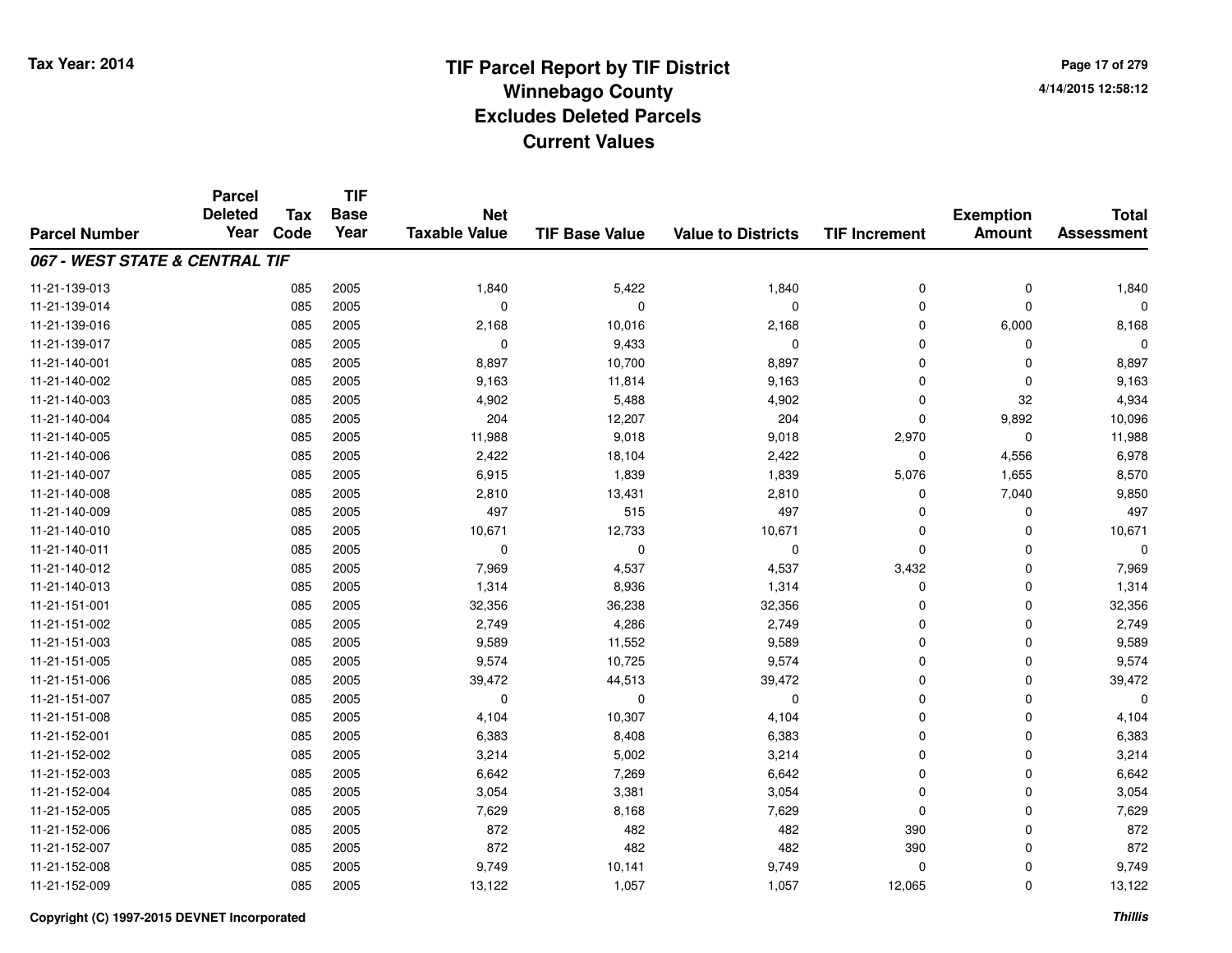# TIF Parcel Report by TIF District
# Winnebago County
# Excludes Deleted Parcels
# Current Values

Tax Year: 2014

4/14/2015 12:58:12

| Parcel Number | Parcel Deleted Year | Tax Code | TIF Base Year | Net Taxable Value | TIF Base Value | Value to Districts | TIF Increment | Exemption Amount | Total Assessment |
|---|---|---|---|---|---|---|---|---|---|
| ***067 - WEST STATE & CENTRAL TIF*** | | | | | | | | | |
| 11-21-139-013 | | 085 | 2005 | 1,840 | 5,422 | 1,840 | 0 | 0 | 1,840 |
| 11-21-139-014 | | 085 | 2005 | 0 | 0 | 0 | 0 | 0 | 0 |
| 11-21-139-016 | | 085 | 2005 | 2,168 | 10,016 | 2,168 | 0 | 6,000 | 8,168 |
| 11-21-139-017 | | 085 | 2005 | 0 | 9,433 | 0 | 0 | 0 | 0 |
| 11-21-140-001 | | 085 | 2005 | 8,897 | 10,700 | 8,897 | 0 | 0 | 8,897 |
| 11-21-140-002 | | 085 | 2005 | 9,163 | 11,814 | 9,163 | 0 | 0 | 9,163 |
| 11-21-140-003 | | 085 | 2005 | 4,902 | 5,488 | 4,902 | 0 | 32 | 4,934 |
| 11-21-140-004 | | 085 | 2005 | 204 | 12,207 | 204 | 0 | 9,892 | 10,096 |
| 11-21-140-005 | | 085 | 2005 | 11,988 | 9,018 | 9,018 | 2,970 | 0 | 11,988 |
| 11-21-140-006 | | 085 | 2005 | 2,422 | 18,104 | 2,422 | 0 | 4,556 | 6,978 |
| 11-21-140-007 | | 085 | 2005 | 6,915 | 1,839 | 1,839 | 5,076 | 1,655 | 8,570 |
| 11-21-140-008 | | 085 | 2005 | 2,810 | 13,431 | 2,810 | 0 | 7,040 | 9,850 |
| 11-21-140-009 | | 085 | 2005 | 497 | 515 | 497 | 0 | 0 | 497 |
| 11-21-140-010 | | 085 | 2005 | 10,671 | 12,733 | 10,671 | 0 | 0 | 10,671 |
| 11-21-140-011 | | 085 | 2005 | 0 | 0 | 0 | 0 | 0 | 0 |
| 11-21-140-012 | | 085 | 2005 | 7,969 | 4,537 | 4,537 | 3,432 | 0 | 7,969 |
| 11-21-140-013 | | 085 | 2005 | 1,314 | 8,936 | 1,314 | 0 | 0 | 1,314 |
| 11-21-151-001 | | 085 | 2005 | 32,356 | 36,238 | 32,356 | 0 | 0 | 32,356 |
| 11-21-151-002 | | 085 | 2005 | 2,749 | 4,286 | 2,749 | 0 | 0 | 2,749 |
| 11-21-151-003 | | 085 | 2005 | 9,589 | 11,552 | 9,589 | 0 | 0 | 9,589 |
| 11-21-151-005 | | 085 | 2005 | 9,574 | 10,725 | 9,574 | 0 | 0 | 9,574 |
| 11-21-151-006 | | 085 | 2005 | 39,472 | 44,513 | 39,472 | 0 | 0 | 39,472 |
| 11-21-151-007 | | 085 | 2005 | 0 | 0 | 0 | 0 | 0 | 0 |
| 11-21-151-008 | | 085 | 2005 | 4,104 | 10,307 | 4,104 | 0 | 0 | 4,104 |
| 11-21-152-001 | | 085 | 2005 | 6,383 | 8,408 | 6,383 | 0 | 0 | 6,383 |
| 11-21-152-002 | | 085 | 2005 | 3,214 | 5,002 | 3,214 | 0 | 0 | 3,214 |
| 11-21-152-003 | | 085 | 2005 | 6,642 | 7,269 | 6,642 | 0 | 0 | 6,642 |
| 11-21-152-004 | | 085 | 2005 | 3,054 | 3,381 | 3,054 | 0 | 0 | 3,054 |
| 11-21-152-005 | | 085 | 2005 | 7,629 | 8,168 | 7,629 | 0 | 0 | 7,629 |
| 11-21-152-006 | | 085 | 2005 | 872 | 482 | 482 | 390 | 0 | 872 |
| 11-21-152-007 | | 085 | 2005 | 872 | 482 | 482 | 390 | 0 | 872 |
| 11-21-152-008 | | 085 | 2005 | 9,749 | 10,141 | 9,749 | 0 | 0 | 9,749 |
| 11-21-152-009 | | 085 | 2005 | 13,122 | 1,057 | 1,057 | 12,065 | 0 | 13,122 |

Copyright (C) 1997-2015 DEVNET Incorporated

*Thillis*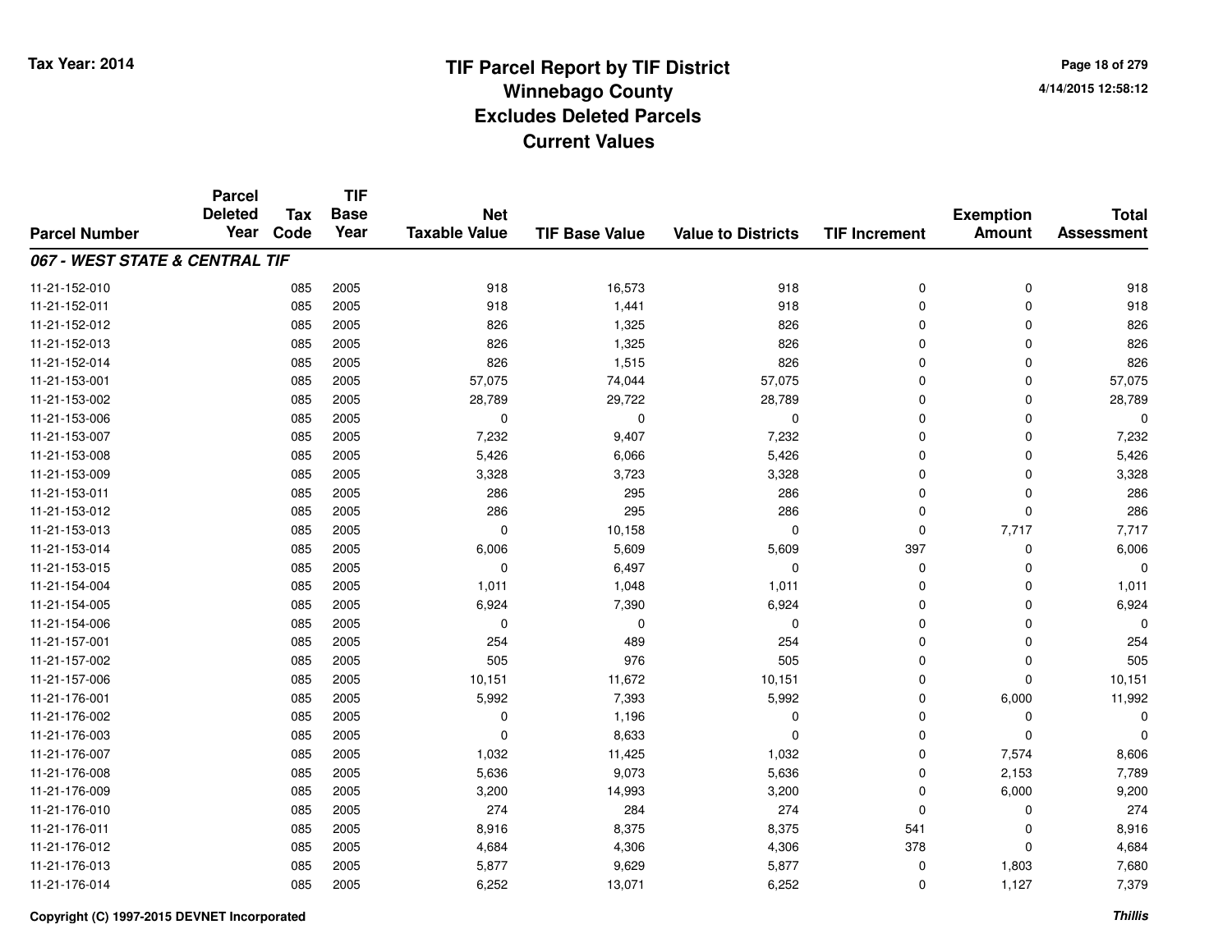# TIF Parcel Report by TIF District
## Winnebago County
## Excludes Deleted Parcels
## Current Values

Tax Year: 2014

4/14/2015 12:58:12

| Parcel Number | Parcel Deleted Year | Tax Code | TIF Base Year | Net Taxable Value | TIF Base Value | Value to Districts | TIF Increment | Exemption Amount | Total Assessment |
|---|---|---|---|---|---|---|---|---|---|
| ***067 - WEST STATE & CENTRAL TIF*** | | | | | | | | | |
| 11-21-152-010 | | 085 | 2005 | 918 | 16,573 | 918 | 0 | 0 | 918 |
| 11-21-152-011 | | 085 | 2005 | 918 | 1,441 | 918 | 0 | 0 | 918 |
| 11-21-152-012 | | 085 | 2005 | 826 | 1,325 | 826 | 0 | 0 | 826 |
| 11-21-152-013 | | 085 | 2005 | 826 | 1,325 | 826 | 0 | 0 | 826 |
| 11-21-152-014 | | 085 | 2005 | 826 | 1,515 | 826 | 0 | 0 | 826 |
| 11-21-153-001 | | 085 | 2005 | 57,075 | 74,044 | 57,075 | 0 | 0 | 57,075 |
| 11-21-153-002 | | 085 | 2005 | 28,789 | 29,722 | 28,789 | 0 | 0 | 28,789 |
| 11-21-153-006 | | 085 | 2005 | 0 | 0 | 0 | 0 | 0 | 0 |
| 11-21-153-007 | | 085 | 2005 | 7,232 | 9,407 | 7,232 | 0 | 0 | 7,232 |
| 11-21-153-008 | | 085 | 2005 | 5,426 | 6,066 | 5,426 | 0 | 0 | 5,426 |
| 11-21-153-009 | | 085 | 2005 | 3,328 | 3,723 | 3,328 | 0 | 0 | 3,328 |
| 11-21-153-011 | | 085 | 2005 | 286 | 295 | 286 | 0 | 0 | 286 |
| 11-21-153-012 | | 085 | 2005 | 286 | 295 | 286 | 0 | 0 | 286 |
| 11-21-153-013 | | 085 | 2005 | 0 | 10,158 | 0 | 0 | 7,717 | 7,717 |
| 11-21-153-014 | | 085 | 2005 | 6,006 | 5,609 | 5,609 | 397 | 0 | 6,006 |
| 11-21-153-015 | | 085 | 2005 | 0 | 6,497 | 0 | 0 | 0 | 0 |
| 11-21-154-004 | | 085 | 2005 | 1,011 | 1,048 | 1,011 | 0 | 0 | 1,011 |
| 11-21-154-005 | | 085 | 2005 | 6,924 | 7,390 | 6,924 | 0 | 0 | 6,924 |
| 11-21-154-006 | | 085 | 2005 | 0 | 0 | 0 | 0 | 0 | 0 |
| 11-21-157-001 | | 085 | 2005 | 254 | 489 | 254 | 0 | 0 | 254 |
| 11-21-157-002 | | 085 | 2005 | 505 | 976 | 505 | 0 | 0 | 505 |
| 11-21-157-006 | | 085 | 2005 | 10,151 | 11,672 | 10,151 | 0 | 0 | 10,151 |
| 11-21-176-001 | | 085 | 2005 | 5,992 | 7,393 | 5,992 | 0 | 6,000 | 11,992 |
| 11-21-176-002 | | 085 | 2005 | 0 | 1,196 | 0 | 0 | 0 | 0 |
| 11-21-176-003 | | 085 | 2005 | 0 | 8,633 | 0 | 0 | 0 | 0 |
| 11-21-176-007 | | 085 | 2005 | 1,032 | 11,425 | 1,032 | 0 | 7,574 | 8,606 |
| 11-21-176-008 | | 085 | 2005 | 5,636 | 9,073 | 5,636 | 0 | 2,153 | 7,789 |
| 11-21-176-009 | | 085 | 2005 | 3,200 | 14,993 | 3,200 | 0 | 6,000 | 9,200 |
| 11-21-176-010 | | 085 | 2005 | 274 | 284 | 274 | 0 | 0 | 274 |
| 11-21-176-011 | | 085 | 2005 | 8,916 | 8,375 | 8,375 | 541 | 0 | 8,916 |
| 11-21-176-012 | | 085 | 2005 | 4,684 | 4,306 | 4,306 | 378 | 0 | 4,684 |
| 11-21-176-013 | | 085 | 2005 | 5,877 | 9,629 | 5,877 | 0 | 1,803 | 7,680 |
| 11-21-176-014 | | 085 | 2005 | 6,252 | 13,071 | 6,252 | 0 | 1,127 | 7,379 |

Copyright (C) 1997-2015 DEVNET Incorporated

*Thillis*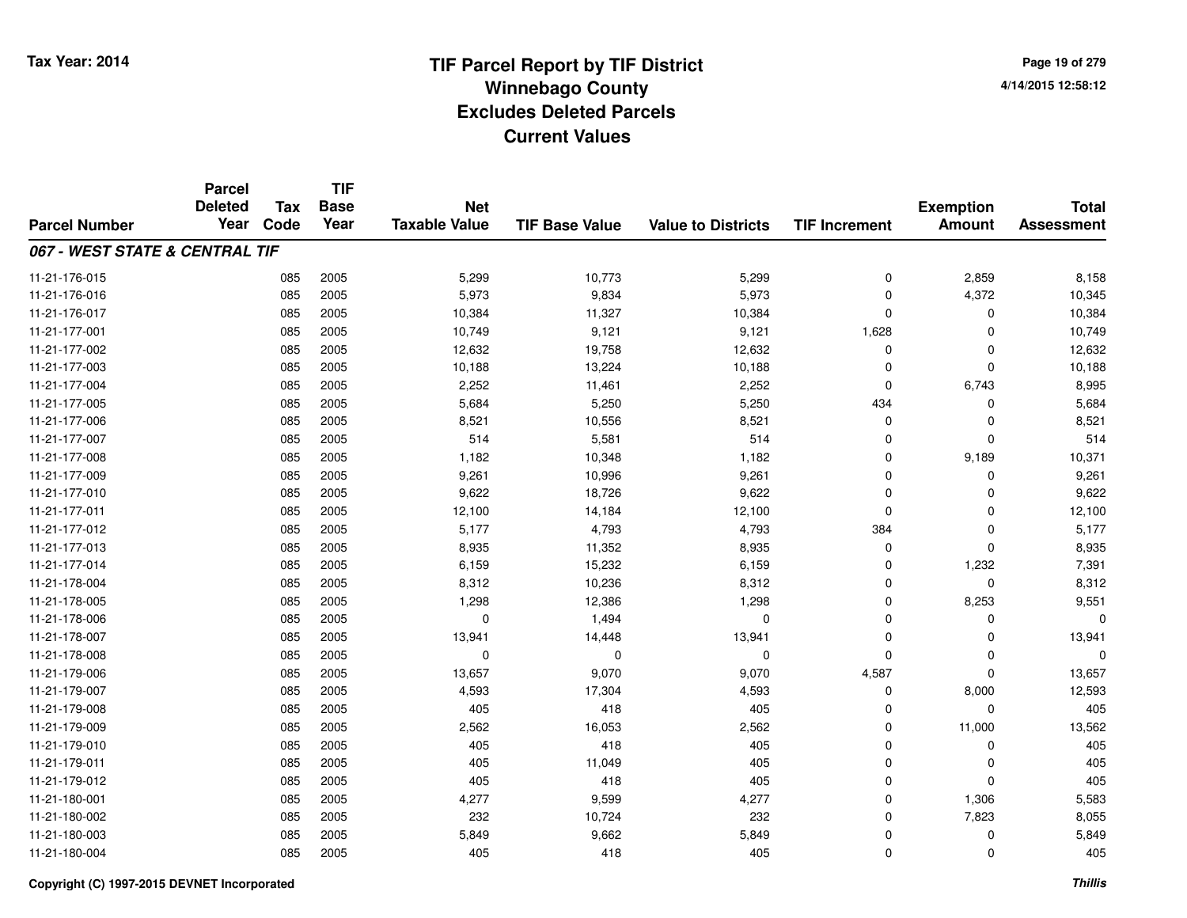# TIF Parcel Report by TIF District
## Winnebago County
## Excludes Deleted Parcels
## Current Values

Tax Year: 2014

4/14/2015 12:58:12

| Parcel Number | Parcel Deleted Year | Tax Code | TIF Base Year | Net Taxable Value | TIF Base Value | Value to Districts | TIF Increment | Exemption Amount | Total Assessment |
|---|---|---|---|---|---|---|---|---|---|
| ***067 - WEST STATE & CENTRAL TIF*** | | | | | | | | | |
| 11-21-176-015 | | 085 | 2005 | 5,299 | 10,773 | 5,299 | 0 | 2,859 | 8,158 |
| 11-21-176-016 | | 085 | 2005 | 5,973 | 9,834 | 5,973 | 0 | 4,372 | 10,345 |
| 11-21-176-017 | | 085 | 2005 | 10,384 | 11,327 | 10,384 | 0 | 0 | 10,384 |
| 11-21-177-001 | | 085 | 2005 | 10,749 | 9,121 | 9,121 | 1,628 | 0 | 10,749 |
| 11-21-177-002 | | 085 | 2005 | 12,632 | 19,758 | 12,632 | 0 | 0 | 12,632 |
| 11-21-177-003 | | 085 | 2005 | 10,188 | 13,224 | 10,188 | 0 | 0 | 10,188 |
| 11-21-177-004 | | 085 | 2005 | 2,252 | 11,461 | 2,252 | 0 | 6,743 | 8,995 |
| 11-21-177-005 | | 085 | 2005 | 5,684 | 5,250 | 5,250 | 434 | 0 | 5,684 |
| 11-21-177-006 | | 085 | 2005 | 8,521 | 10,556 | 8,521 | 0 | 0 | 8,521 |
| 11-21-177-007 | | 085 | 2005 | 514 | 5,581 | 514 | 0 | 0 | 514 |
| 11-21-177-008 | | 085 | 2005 | 1,182 | 10,348 | 1,182 | 0 | 9,189 | 10,371 |
| 11-21-177-009 | | 085 | 2005 | 9,261 | 10,996 | 9,261 | 0 | 0 | 9,261 |
| 11-21-177-010 | | 085 | 2005 | 9,622 | 18,726 | 9,622 | 0 | 0 | 9,622 |
| 11-21-177-011 | | 085 | 2005 | 12,100 | 14,184 | 12,100 | 0 | 0 | 12,100 |
| 11-21-177-012 | | 085 | 2005 | 5,177 | 4,793 | 4,793 | 384 | 0 | 5,177 |
| 11-21-177-013 | | 085 | 2005 | 8,935 | 11,352 | 8,935 | 0 | 0 | 8,935 |
| 11-21-177-014 | | 085 | 2005 | 6,159 | 15,232 | 6,159 | 0 | 1,232 | 7,391 |
| 11-21-178-004 | | 085 | 2005 | 8,312 | 10,236 | 8,312 | 0 | 0 | 8,312 |
| 11-21-178-005 | | 085 | 2005 | 1,298 | 12,386 | 1,298 | 0 | 8,253 | 9,551 |
| 11-21-178-006 | | 085 | 2005 | 0 | 1,494 | 0 | 0 | 0 | 0 |
| 11-21-178-007 | | 085 | 2005 | 13,941 | 14,448 | 13,941 | 0 | 0 | 13,941 |
| 11-21-178-008 | | 085 | 2005 | 0 | 0 | 0 | 0 | 0 | 0 |
| 11-21-179-006 | | 085 | 2005 | 13,657 | 9,070 | 9,070 | 4,587 | 0 | 13,657 |
| 11-21-179-007 | | 085 | 2005 | 4,593 | 17,304 | 4,593 | 0 | 8,000 | 12,593 |
| 11-21-179-008 | | 085 | 2005 | 405 | 418 | 405 | 0 | 0 | 405 |
| 11-21-179-009 | | 085 | 2005 | 2,562 | 16,053 | 2,562 | 0 | 11,000 | 13,562 |
| 11-21-179-010 | | 085 | 2005 | 405 | 418 | 405 | 0 | 0 | 405 |
| 11-21-179-011 | | 085 | 2005 | 405 | 11,049 | 405 | 0 | 0 | 405 |
| 11-21-179-012 | | 085 | 2005 | 405 | 418 | 405 | 0 | 0 | 405 |
| 11-21-180-001 | | 085 | 2005 | 4,277 | 9,599 | 4,277 | 0 | 1,306 | 5,583 |
| 11-21-180-002 | | 085 | 2005 | 232 | 10,724 | 232 | 0 | 7,823 | 8,055 |
| 11-21-180-003 | | 085 | 2005 | 5,849 | 9,662 | 5,849 | 0 | 0 | 5,849 |
| 11-21-180-004 | | 085 | 2005 | 405 | 418 | 405 | 0 | 0 | 405 |

Copyright (C) 1997-2015 DEVNET Incorporated

*Thillis*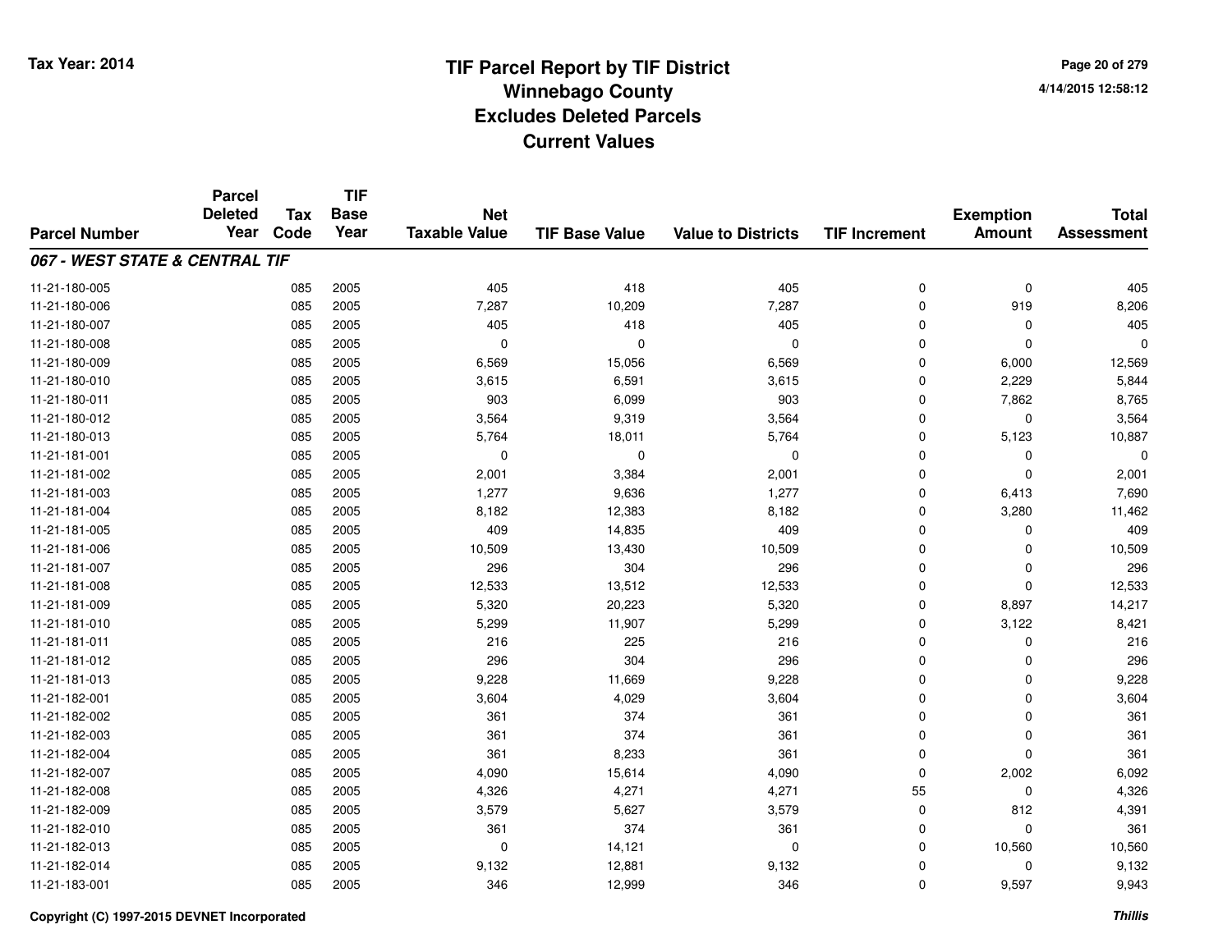# TIF Parcel Report by TIF District
## Winnebago County
## Excludes Deleted Parcels
## Current Values

Tax Year: 2014

4/14/2015 12:58:12

| Parcel Number | Parcel Deleted Year | Tax Code | TIF Base Year | Net Taxable Value | TIF Base Value | Value to Districts | TIF Increment | Exemption Amount | Total Assessment |
|---|---|---|---|---|---|---|---|---|---|
| ***067 - WEST STATE & CENTRAL TIF*** | | | | | | | | | |
| 11-21-180-005 | | 085 | 2005 | 405 | 418 | 405 | 0 | 0 | 405 |
| 11-21-180-006 | | 085 | 2005 | 7,287 | 10,209 | 7,287 | 0 | 919 | 8,206 |
| 11-21-180-007 | | 085 | 2005 | 405 | 418 | 405 | 0 | 0 | 405 |
| 11-21-180-008 | | 085 | 2005 | 0 | 0 | 0 | 0 | 0 | 0 |
| 11-21-180-009 | | 085 | 2005 | 6,569 | 15,056 | 6,569 | 0 | 6,000 | 12,569 |
| 11-21-180-010 | | 085 | 2005 | 3,615 | 6,591 | 3,615 | 0 | 2,229 | 5,844 |
| 11-21-180-011 | | 085 | 2005 | 903 | 6,099 | 903 | 0 | 7,862 | 8,765 |
| 11-21-180-012 | | 085 | 2005 | 3,564 | 9,319 | 3,564 | 0 | 0 | 3,564 |
| 11-21-180-013 | | 085 | 2005 | 5,764 | 18,011 | 5,764 | 0 | 5,123 | 10,887 |
| 11-21-181-001 | | 085 | 2005 | 0 | 0 | 0 | 0 | 0 | 0 |
| 11-21-181-002 | | 085 | 2005 | 2,001 | 3,384 | 2,001 | 0 | 0 | 2,001 |
| 11-21-181-003 | | 085 | 2005 | 1,277 | 9,636 | 1,277 | 0 | 6,413 | 7,690 |
| 11-21-181-004 | | 085 | 2005 | 8,182 | 12,383 | 8,182 | 0 | 3,280 | 11,462 |
| 11-21-181-005 | | 085 | 2005 | 409 | 14,835 | 409 | 0 | 0 | 409 |
| 11-21-181-006 | | 085 | 2005 | 10,509 | 13,430 | 10,509 | 0 | 0 | 10,509 |
| 11-21-181-007 | | 085 | 2005 | 296 | 304 | 296 | 0 | 0 | 296 |
| 11-21-181-008 | | 085 | 2005 | 12,533 | 13,512 | 12,533 | 0 | 0 | 12,533 |
| 11-21-181-009 | | 085 | 2005 | 5,320 | 20,223 | 5,320 | 0 | 8,897 | 14,217 |
| 11-21-181-010 | | 085 | 2005 | 5,299 | 11,907 | 5,299 | 0 | 3,122 | 8,421 |
| 11-21-181-011 | | 085 | 2005 | 216 | 225 | 216 | 0 | 0 | 216 |
| 11-21-181-012 | | 085 | 2005 | 296 | 304 | 296 | 0 | 0 | 296 |
| 11-21-181-013 | | 085 | 2005 | 9,228 | 11,669 | 9,228 | 0 | 0 | 9,228 |
| 11-21-182-001 | | 085 | 2005 | 3,604 | 4,029 | 3,604 | 0 | 0 | 3,604 |
| 11-21-182-002 | | 085 | 2005 | 361 | 374 | 361 | 0 | 0 | 361 |
| 11-21-182-003 | | 085 | 2005 | 361 | 374 | 361 | 0 | 0 | 361 |
| 11-21-182-004 | | 085 | 2005 | 361 | 8,233 | 361 | 0 | 0 | 361 |
| 11-21-182-007 | | 085 | 2005 | 4,090 | 15,614 | 4,090 | 0 | 2,002 | 6,092 |
| 11-21-182-008 | | 085 | 2005 | 4,326 | 4,271 | 4,271 | 55 | 0 | 4,326 |
| 11-21-182-009 | | 085 | 2005 | 3,579 | 5,627 | 3,579 | 0 | 812 | 4,391 |
| 11-21-182-010 | | 085 | 2005 | 361 | 374 | 361 | 0 | 0 | 361 |
| 11-21-182-013 | | 085 | 2005 | 0 | 14,121 | 0 | 0 | 10,560 | 10,560 |
| 11-21-182-014 | | 085 | 2005 | 9,132 | 12,881 | 9,132 | 0 | 0 | 9,132 |
| 11-21-183-001 | | 085 | 2005 | 346 | 12,999 | 346 | 0 | 9,597 | 9,943 |

Copyright (C) 1997-2015 DEVNET Incorporated

*Thillis*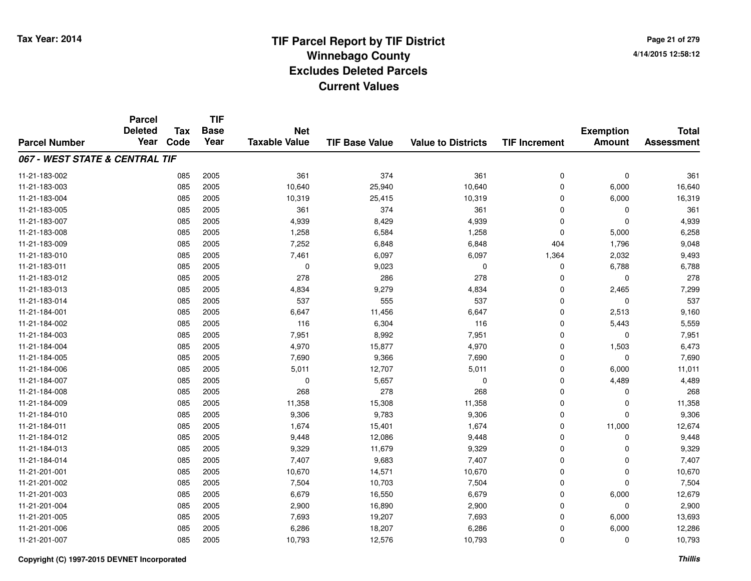# TIF Parcel Report by TIF District
## Winnebago County
## Excludes Deleted Parcels
## Current Values

Tax Year: 2014

4/14/2015 12:58:12

| Parcel Number | Parcel Deleted Year | Tax Code | TIF Base Year | Net Taxable Value | TIF Base Value | Value to Districts | TIF Increment | Exemption Amount | Total Assessment |
|---|---|---|---|---|---|---|---|---|---|
| ***067 - WEST STATE & CENTRAL TIF*** | | | | | | | | | |
| 11-21-183-002 | | 085 | 2005 | 361 | 374 | 361 | 0 | 0 | 361 |
| 11-21-183-003 | | 085 | 2005 | 10,640 | 25,940 | 10,640 | 0 | 6,000 | 16,640 |
| 11-21-183-004 | | 085 | 2005 | 10,319 | 25,415 | 10,319 | 0 | 6,000 | 16,319 |
| 11-21-183-005 | | 085 | 2005 | 361 | 374 | 361 | 0 | 0 | 361 |
| 11-21-183-007 | | 085 | 2005 | 4,939 | 8,429 | 4,939 | 0 | 0 | 4,939 |
| 11-21-183-008 | | 085 | 2005 | 1,258 | 6,584 | 1,258 | 0 | 5,000 | 6,258 |
| 11-21-183-009 | | 085 | 2005 | 7,252 | 6,848 | 6,848 | 404 | 1,796 | 9,048 |
| 11-21-183-010 | | 085 | 2005 | 7,461 | 6,097 | 6,097 | 1,364 | 2,032 | 9,493 |
| 11-21-183-011 | | 085 | 2005 | 0 | 9,023 | 0 | 0 | 6,788 | 6,788 |
| 11-21-183-012 | | 085 | 2005 | 278 | 286 | 278 | 0 | 0 | 278 |
| 11-21-183-013 | | 085 | 2005 | 4,834 | 9,279 | 4,834 | 0 | 2,465 | 7,299 |
| 11-21-183-014 | | 085 | 2005 | 537 | 555 | 537 | 0 | 0 | 537 |
| 11-21-184-001 | | 085 | 2005 | 6,647 | 11,456 | 6,647 | 0 | 2,513 | 9,160 |
| 11-21-184-002 | | 085 | 2005 | 116 | 6,304 | 116 | 0 | 5,443 | 5,559 |
| 11-21-184-003 | | 085 | 2005 | 7,951 | 8,992 | 7,951 | 0 | 0 | 7,951 |
| 11-21-184-004 | | 085 | 2005 | 4,970 | 15,877 | 4,970 | 0 | 1,503 | 6,473 |
| 11-21-184-005 | | 085 | 2005 | 7,690 | 9,366 | 7,690 | 0 | 0 | 7,690 |
| 11-21-184-006 | | 085 | 2005 | 5,011 | 12,707 | 5,011 | 0 | 6,000 | 11,011 |
| 11-21-184-007 | | 085 | 2005 | 0 | 5,657 | 0 | 0 | 4,489 | 4,489 |
| 11-21-184-008 | | 085 | 2005 | 268 | 278 | 268 | 0 | 0 | 268 |
| 11-21-184-009 | | 085 | 2005 | 11,358 | 15,308 | 11,358 | 0 | 0 | 11,358 |
| 11-21-184-010 | | 085 | 2005 | 9,306 | 9,783 | 9,306 | 0 | 0 | 9,306 |
| 11-21-184-011 | | 085 | 2005 | 1,674 | 15,401 | 1,674 | 0 | 11,000 | 12,674 |
| 11-21-184-012 | | 085 | 2005 | 9,448 | 12,086 | 9,448 | 0 | 0 | 9,448 |
| 11-21-184-013 | | 085 | 2005 | 9,329 | 11,679 | 9,329 | 0 | 0 | 9,329 |
| 11-21-184-014 | | 085 | 2005 | 7,407 | 9,683 | 7,407 | 0 | 0 | 7,407 |
| 11-21-201-001 | | 085 | 2005 | 10,670 | 14,571 | 10,670 | 0 | 0 | 10,670 |
| 11-21-201-002 | | 085 | 2005 | 7,504 | 10,703 | 7,504 | 0 | 0 | 7,504 |
| 11-21-201-003 | | 085 | 2005 | 6,679 | 16,550 | 6,679 | 0 | 6,000 | 12,679 |
| 11-21-201-004 | | 085 | 2005 | 2,900 | 16,890 | 2,900 | 0 | 0 | 2,900 |
| 11-21-201-005 | | 085 | 2005 | 7,693 | 19,207 | 7,693 | 0 | 6,000 | 13,693 |
| 11-21-201-006 | | 085 | 2005 | 6,286 | 18,207 | 6,286 | 0 | 6,000 | 12,286 |
| 11-21-201-007 | | 085 | 2005 | 10,793 | 12,576 | 10,793 | 0 | 0 | 10,793 |

Copyright (C) 1997-2015 DEVNET Incorporated

*Thillis*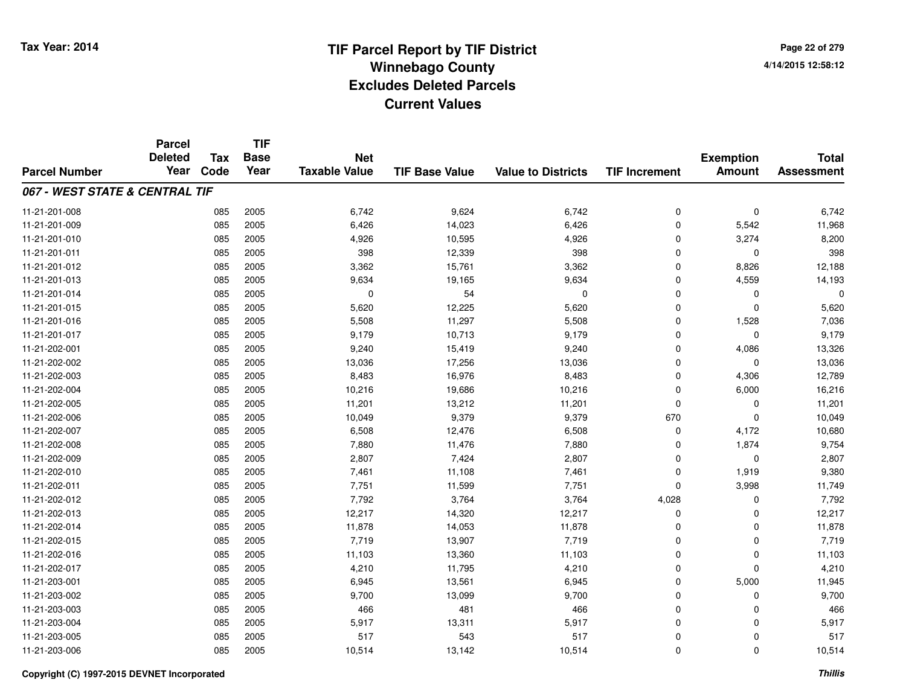# TIF Parcel Report by TIF District
## Winnebago County
## Excludes Deleted Parcels
## Current Values

Tax Year: 2014

4/14/2015 12:58:12

| Parcel Number | Parcel Deleted Year | Tax Code | TIF Base Year | Net Taxable Value | TIF Base Value | Value to Districts | TIF Increment | Exemption Amount | Total Assessment |
|---|---|---|---|---|---|---|---|---|---|
| ***067 - WEST STATE & CENTRAL TIF*** | | | | | | | | | |
| 11-21-201-008 | | 085 | 2005 | 6,742 | 9,624 | 6,742 | 0 | 0 | 6,742 |
| 11-21-201-009 | | 085 | 2005 | 6,426 | 14,023 | 6,426 | 0 | 5,542 | 11,968 |
| 11-21-201-010 | | 085 | 2005 | 4,926 | 10,595 | 4,926 | 0 | 3,274 | 8,200 |
| 11-21-201-011 | | 085 | 2005 | 398 | 12,339 | 398 | 0 | 0 | 398 |
| 11-21-201-012 | | 085 | 2005 | 3,362 | 15,761 | 3,362 | 0 | 8,826 | 12,188 |
| 11-21-201-013 | | 085 | 2005 | 9,634 | 19,165 | 9,634 | 0 | 4,559 | 14,193 |
| 11-21-201-014 | | 085 | 2005 | 0 | 54 | 0 | 0 | 0 | 0 |
| 11-21-201-015 | | 085 | 2005 | 5,620 | 12,225 | 5,620 | 0 | 0 | 5,620 |
| 11-21-201-016 | | 085 | 2005 | 5,508 | 11,297 | 5,508 | 0 | 1,528 | 7,036 |
| 11-21-201-017 | | 085 | 2005 | 9,179 | 10,713 | 9,179 | 0 | 0 | 9,179 |
| 11-21-202-001 | | 085 | 2005 | 9,240 | 15,419 | 9,240 | 0 | 4,086 | 13,326 |
| 11-21-202-002 | | 085 | 2005 | 13,036 | 17,256 | 13,036 | 0 | 0 | 13,036 |
| 11-21-202-003 | | 085 | 2005 | 8,483 | 16,976 | 8,483 | 0 | 4,306 | 12,789 |
| 11-21-202-004 | | 085 | 2005 | 10,216 | 19,686 | 10,216 | 0 | 6,000 | 16,216 |
| 11-21-202-005 | | 085 | 2005 | 11,201 | 13,212 | 11,201 | 0 | 0 | 11,201 |
| 11-21-202-006 | | 085 | 2005 | 10,049 | 9,379 | 9,379 | 670 | 0 | 10,049 |
| 11-21-202-007 | | 085 | 2005 | 6,508 | 12,476 | 6,508 | 0 | 4,172 | 10,680 |
| 11-21-202-008 | | 085 | 2005 | 7,880 | 11,476 | 7,880 | 0 | 1,874 | 9,754 |
| 11-21-202-009 | | 085 | 2005 | 2,807 | 7,424 | 2,807 | 0 | 0 | 2,807 |
| 11-21-202-010 | | 085 | 2005 | 7,461 | 11,108 | 7,461 | 0 | 1,919 | 9,380 |
| 11-21-202-011 | | 085 | 2005 | 7,751 | 11,599 | 7,751 | 0 | 3,998 | 11,749 |
| 11-21-202-012 | | 085 | 2005 | 7,792 | 3,764 | 3,764 | 4,028 | 0 | 7,792 |
| 11-21-202-013 | | 085 | 2005 | 12,217 | 14,320 | 12,217 | 0 | 0 | 12,217 |
| 11-21-202-014 | | 085 | 2005 | 11,878 | 14,053 | 11,878 | 0 | 0 | 11,878 |
| 11-21-202-015 | | 085 | 2005 | 7,719 | 13,907 | 7,719 | 0 | 0 | 7,719 |
| 11-21-202-016 | | 085 | 2005 | 11,103 | 13,360 | 11,103 | 0 | 0 | 11,103 |
| 11-21-202-017 | | 085 | 2005 | 4,210 | 11,795 | 4,210 | 0 | 0 | 4,210 |
| 11-21-203-001 | | 085 | 2005 | 6,945 | 13,561 | 6,945 | 0 | 5,000 | 11,945 |
| 11-21-203-002 | | 085 | 2005 | 9,700 | 13,099 | 9,700 | 0 | 0 | 9,700 |
| 11-21-203-003 | | 085 | 2005 | 466 | 481 | 466 | 0 | 0 | 466 |
| 11-21-203-004 | | 085 | 2005 | 5,917 | 13,311 | 5,917 | 0 | 0 | 5,917 |
| 11-21-203-005 | | 085 | 2005 | 517 | 543 | 517 | 0 | 0 | 517 |
| 11-21-203-006 | | 085 | 2005 | 10,514 | 13,142 | 10,514 | 0 | 0 | 10,514 |

Copyright (C) 1997-2015 DEVNET Incorporated

*Thillis*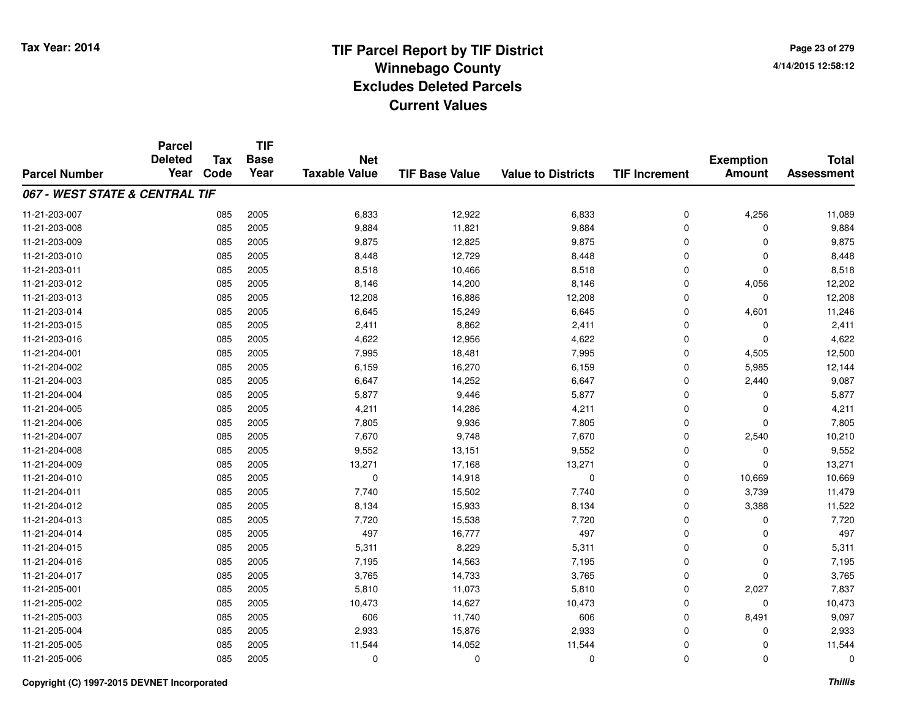# TIF Parcel Report by TIF District
## Winnebago County
## Excludes Deleted Parcels
## Current Values

Tax Year: 2014

4/14/2015 12:58:12

| Parcel Number | Parcel Deleted Year | Tax Code | TIF Base Year | Net Taxable Value | TIF Base Value | Value to Districts | TIF Increment | Exemption Amount | Total Assessment |
|---|---|---|---|---|---|---|---|---|---|
| ***067 - WEST STATE & CENTRAL TIF*** | | | | | | | | | |
| 11-21-203-007 | | 085 | 2005 | 6,833 | 12,922 | 6,833 | 0 | 4,256 | 11,089 |
| 11-21-203-008 | | 085 | 2005 | 9,884 | 11,821 | 9,884 | 0 | 0 | 9,884 |
| 11-21-203-009 | | 085 | 2005 | 9,875 | 12,825 | 9,875 | 0 | 0 | 9,875 |
| 11-21-203-010 | | 085 | 2005 | 8,448 | 12,729 | 8,448 | 0 | 0 | 8,448 |
| 11-21-203-011 | | 085 | 2005 | 8,518 | 10,466 | 8,518 | 0 | 0 | 8,518 |
| 11-21-203-012 | | 085 | 2005 | 8,146 | 14,200 | 8,146 | 0 | 4,056 | 12,202 |
| 11-21-203-013 | | 085 | 2005 | 12,208 | 16,886 | 12,208 | 0 | 0 | 12,208 |
| 11-21-203-014 | | 085 | 2005 | 6,645 | 15,249 | 6,645 | 0 | 4,601 | 11,246 |
| 11-21-203-015 | | 085 | 2005 | 2,411 | 8,862 | 2,411 | 0 | 0 | 2,411 |
| 11-21-203-016 | | 085 | 2005 | 4,622 | 12,956 | 4,622 | 0 | 0 | 4,622 |
| 11-21-204-001 | | 085 | 2005 | 7,995 | 18,481 | 7,995 | 0 | 4,505 | 12,500 |
| 11-21-204-002 | | 085 | 2005 | 6,159 | 16,270 | 6,159 | 0 | 5,985 | 12,144 |
| 11-21-204-003 | | 085 | 2005 | 6,647 | 14,252 | 6,647 | 0 | 2,440 | 9,087 |
| 11-21-204-004 | | 085 | 2005 | 5,877 | 9,446 | 5,877 | 0 | 0 | 5,877 |
| 11-21-204-005 | | 085 | 2005 | 4,211 | 14,286 | 4,211 | 0 | 0 | 4,211 |
| 11-21-204-006 | | 085 | 2005 | 7,805 | 9,936 | 7,805 | 0 | 0 | 7,805 |
| 11-21-204-007 | | 085 | 2005 | 7,670 | 9,748 | 7,670 | 0 | 2,540 | 10,210 |
| 11-21-204-008 | | 085 | 2005 | 9,552 | 13,151 | 9,552 | 0 | 0 | 9,552 |
| 11-21-204-009 | | 085 | 2005 | 13,271 | 17,168 | 13,271 | 0 | 0 | 13,271 |
| 11-21-204-010 | | 085 | 2005 | 0 | 14,918 | 0 | 0 | 10,669 | 10,669 |
| 11-21-204-011 | | 085 | 2005 | 7,740 | 15,502 | 7,740 | 0 | 3,739 | 11,479 |
| 11-21-204-012 | | 085 | 2005 | 8,134 | 15,933 | 8,134 | 0 | 3,388 | 11,522 |
| 11-21-204-013 | | 085 | 2005 | 7,720 | 15,538 | 7,720 | 0 | 0 | 7,720 |
| 11-21-204-014 | | 085 | 2005 | 497 | 16,777 | 497 | 0 | 0 | 497 |
| 11-21-204-015 | | 085 | 2005 | 5,311 | 8,229 | 5,311 | 0 | 0 | 5,311 |
| 11-21-204-016 | | 085 | 2005 | 7,195 | 14,563 | 7,195 | 0 | 0 | 7,195 |
| 11-21-204-017 | | 085 | 2005 | 3,765 | 14,733 | 3,765 | 0 | 0 | 3,765 |
| 11-21-205-001 | | 085 | 2005 | 5,810 | 11,073 | 5,810 | 0 | 2,027 | 7,837 |
| 11-21-205-002 | | 085 | 2005 | 10,473 | 14,627 | 10,473 | 0 | 0 | 10,473 |
| 11-21-205-003 | | 085 | 2005 | 606 | 11,740 | 606 | 0 | 8,491 | 9,097 |
| 11-21-205-004 | | 085 | 2005 | 2,933 | 15,876 | 2,933 | 0 | 0 | 2,933 |
| 11-21-205-005 | | 085 | 2005 | 11,544 | 14,052 | 11,544 | 0 | 0 | 11,544 |
| 11-21-205-006 | | 085 | 2005 | 0 | 0 | 0 | 0 | 0 | 0 |

Copyright (C) 1997-2015 DEVNET Incorporated

*Thillis*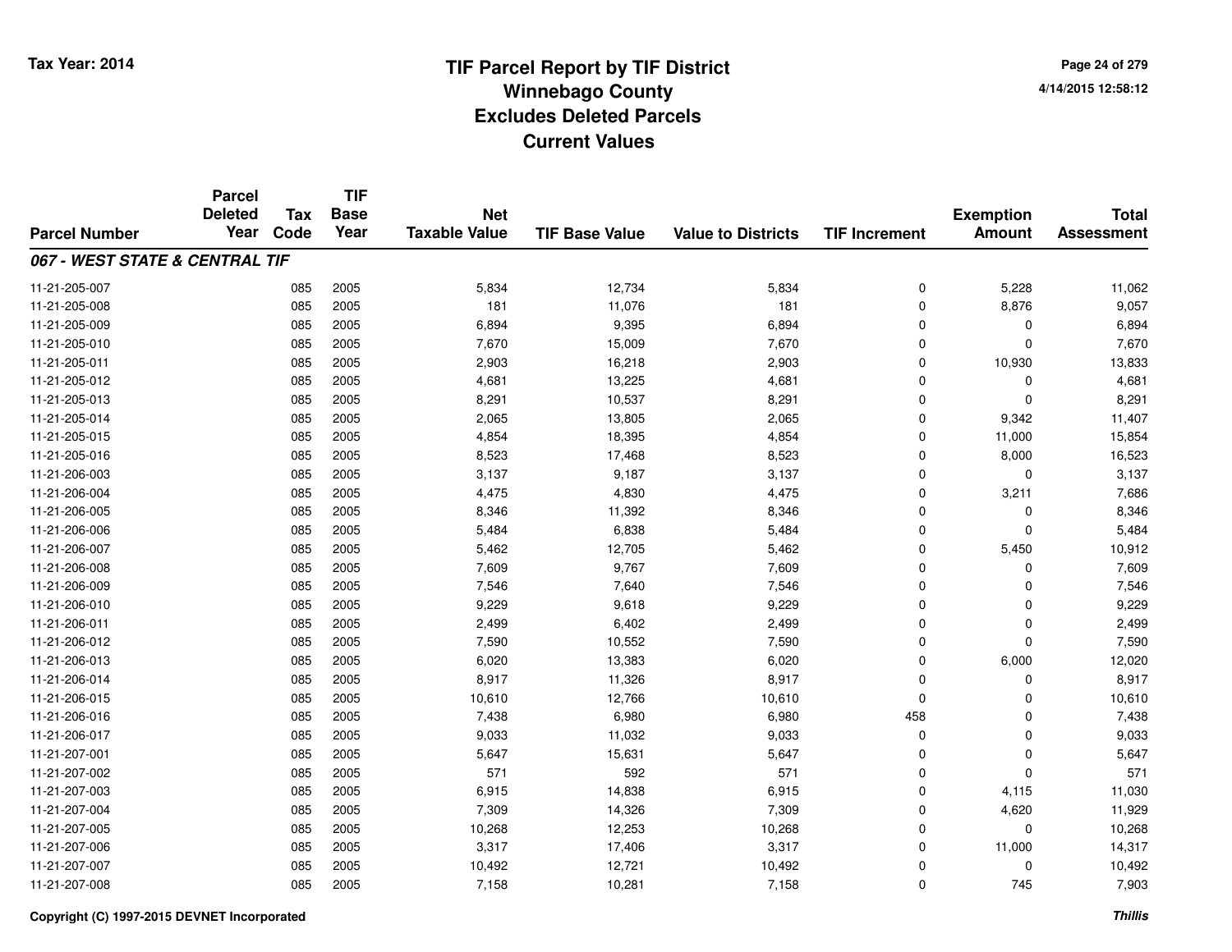# TIF Parcel Report by TIF District
## Winnebago County
## Excludes Deleted Parcels
## Current Values

Tax Year: 2014

4/14/2015 12:58:12

| Parcel Number | Parcel Deleted Year | Tax Code | TIF Base Year | Net Taxable Value | TIF Base Value | Value to Districts | TIF Increment | Exemption Amount | Total Assessment |
|---|---|---|---|---|---|---|---|---|---|
| ***067 - WEST STATE & CENTRAL TIF*** | | | | | | | | | |
| 11-21-205-007 | | 085 | 2005 | 5,834 | 12,734 | 5,834 | 0 | 5,228 | 11,062 |
| 11-21-205-008 | | 085 | 2005 | 181 | 11,076 | 181 | 0 | 8,876 | 9,057 |
| 11-21-205-009 | | 085 | 2005 | 6,894 | 9,395 | 6,894 | 0 | 0 | 6,894 |
| 11-21-205-010 | | 085 | 2005 | 7,670 | 15,009 | 7,670 | 0 | 0 | 7,670 |
| 11-21-205-011 | | 085 | 2005 | 2,903 | 16,218 | 2,903 | 0 | 10,930 | 13,833 |
| 11-21-205-012 | | 085 | 2005 | 4,681 | 13,225 | 4,681 | 0 | 0 | 4,681 |
| 11-21-205-013 | | 085 | 2005 | 8,291 | 10,537 | 8,291 | 0 | 0 | 8,291 |
| 11-21-205-014 | | 085 | 2005 | 2,065 | 13,805 | 2,065 | 0 | 9,342 | 11,407 |
| 11-21-205-015 | | 085 | 2005 | 4,854 | 18,395 | 4,854 | 0 | 11,000 | 15,854 |
| 11-21-205-016 | | 085 | 2005 | 8,523 | 17,468 | 8,523 | 0 | 8,000 | 16,523 |
| 11-21-206-003 | | 085 | 2005 | 3,137 | 9,187 | 3,137 | 0 | 0 | 3,137 |
| 11-21-206-004 | | 085 | 2005 | 4,475 | 4,830 | 4,475 | 0 | 3,211 | 7,686 |
| 11-21-206-005 | | 085 | 2005 | 8,346 | 11,392 | 8,346 | 0 | 0 | 8,346 |
| 11-21-206-006 | | 085 | 2005 | 5,484 | 6,838 | 5,484 | 0 | 0 | 5,484 |
| 11-21-206-007 | | 085 | 2005 | 5,462 | 12,705 | 5,462 | 0 | 5,450 | 10,912 |
| 11-21-206-008 | | 085 | 2005 | 7,609 | 9,767 | 7,609 | 0 | 0 | 7,609 |
| 11-21-206-009 | | 085 | 2005 | 7,546 | 7,640 | 7,546 | 0 | 0 | 7,546 |
| 11-21-206-010 | | 085 | 2005 | 9,229 | 9,618 | 9,229 | 0 | 0 | 9,229 |
| 11-21-206-011 | | 085 | 2005 | 2,499 | 6,402 | 2,499 | 0 | 0 | 2,499 |
| 11-21-206-012 | | 085 | 2005 | 7,590 | 10,552 | 7,590 | 0 | 0 | 7,590 |
| 11-21-206-013 | | 085 | 2005 | 6,020 | 13,383 | 6,020 | 0 | 6,000 | 12,020 |
| 11-21-206-014 | | 085 | 2005 | 8,917 | 11,326 | 8,917 | 0 | 0 | 8,917 |
| 11-21-206-015 | | 085 | 2005 | 10,610 | 12,766 | 10,610 | 0 | 0 | 10,610 |
| 11-21-206-016 | | 085 | 2005 | 7,438 | 6,980 | 6,980 | 458 | 0 | 7,438 |
| 11-21-206-017 | | 085 | 2005 | 9,033 | 11,032 | 9,033 | 0 | 0 | 9,033 |
| 11-21-207-001 | | 085 | 2005 | 5,647 | 15,631 | 5,647 | 0 | 0 | 5,647 |
| 11-21-207-002 | | 085 | 2005 | 571 | 592 | 571 | 0 | 0 | 571 |
| 11-21-207-003 | | 085 | 2005 | 6,915 | 14,838 | 6,915 | 0 | 4,115 | 11,030 |
| 11-21-207-004 | | 085 | 2005 | 7,309 | 14,326 | 7,309 | 0 | 4,620 | 11,929 |
| 11-21-207-005 | | 085 | 2005 | 10,268 | 12,253 | 10,268 | 0 | 0 | 10,268 |
| 11-21-207-006 | | 085 | 2005 | 3,317 | 17,406 | 3,317 | 0 | 11,000 | 14,317 |
| 11-21-207-007 | | 085 | 2005 | 10,492 | 12,721 | 10,492 | 0 | 0 | 10,492 |
| 11-21-207-008 | | 085 | 2005 | 7,158 | 10,281 | 7,158 | 0 | 745 | 7,903 |

Copyright (C) 1997-2015 DEVNET Incorporated

*Thillis*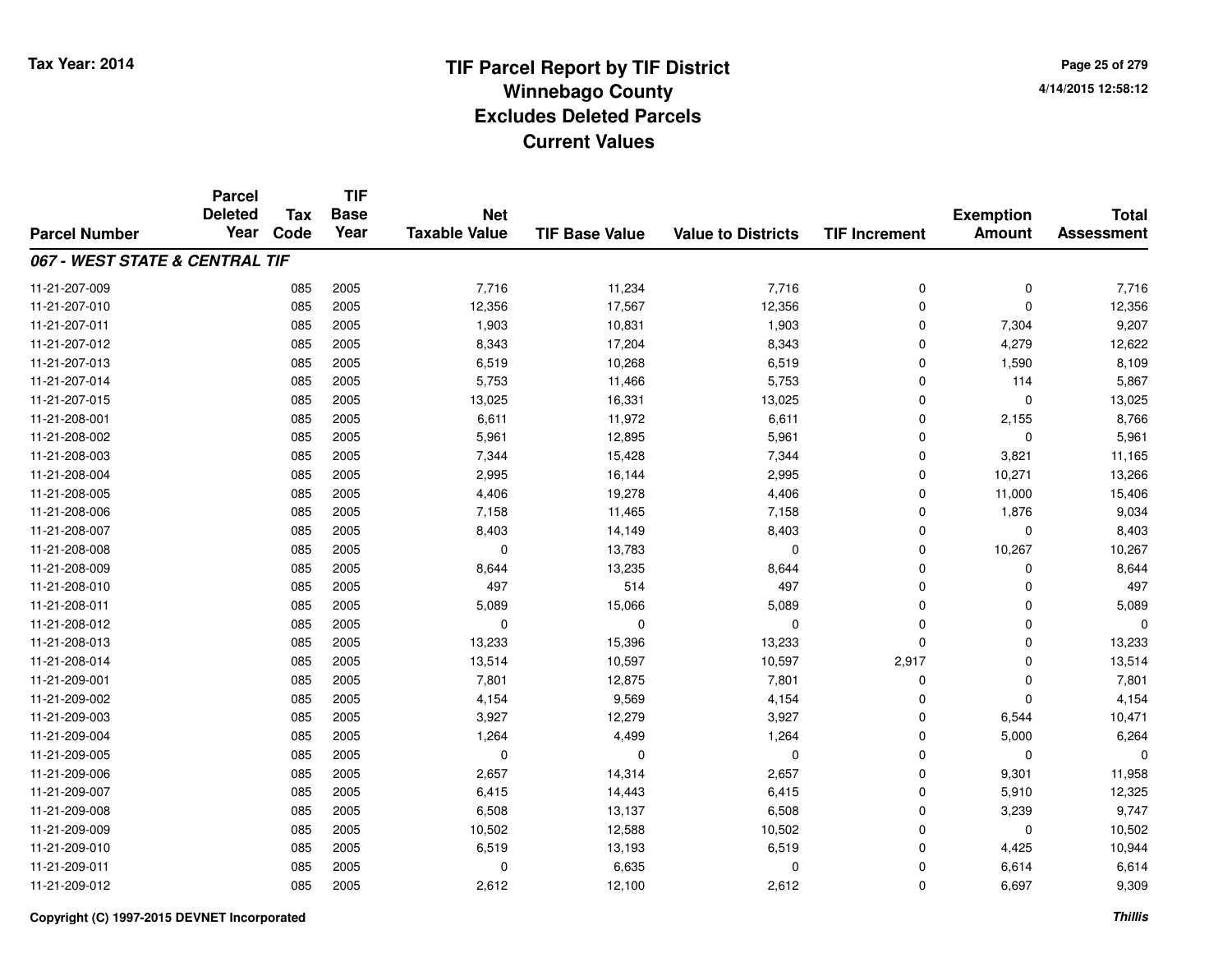# TIF Parcel Report by TIF District
## Winnebago County
## Excludes Deleted Parcels
## Current Values

Tax Year: 2014

4/14/2015 12:58:12

| Parcel Number | Parcel Deleted Year | Tax Code | TIF Base Year | Net Taxable Value | TIF Base Value | Value to Districts | TIF Increment | Exemption Amount | Total Assessment |
|---|---|---|---|---|---|---|---|---|---|
| ***067 - WEST STATE & CENTRAL TIF*** | | | | | | | | | |
| 11-21-207-009 | | 085 | 2005 | 7,716 | 11,234 | 7,716 | 0 | 0 | 7,716 |
| 11-21-207-010 | | 085 | 2005 | 12,356 | 17,567 | 12,356 | 0 | 0 | 12,356 |
| 11-21-207-011 | | 085 | 2005 | 1,903 | 10,831 | 1,903 | 0 | 7,304 | 9,207 |
| 11-21-207-012 | | 085 | 2005 | 8,343 | 17,204 | 8,343 | 0 | 4,279 | 12,622 |
| 11-21-207-013 | | 085 | 2005 | 6,519 | 10,268 | 6,519 | 0 | 1,590 | 8,109 |
| 11-21-207-014 | | 085 | 2005 | 5,753 | 11,466 | 5,753 | 0 | 114 | 5,867 |
| 11-21-207-015 | | 085 | 2005 | 13,025 | 16,331 | 13,025 | 0 | 0 | 13,025 |
| 11-21-208-001 | | 085 | 2005 | 6,611 | 11,972 | 6,611 | 0 | 2,155 | 8,766 |
| 11-21-208-002 | | 085 | 2005 | 5,961 | 12,895 | 5,961 | 0 | 0 | 5,961 |
| 11-21-208-003 | | 085 | 2005 | 7,344 | 15,428 | 7,344 | 0 | 3,821 | 11,165 |
| 11-21-208-004 | | 085 | 2005 | 2,995 | 16,144 | 2,995 | 0 | 10,271 | 13,266 |
| 11-21-208-005 | | 085 | 2005 | 4,406 | 19,278 | 4,406 | 0 | 11,000 | 15,406 |
| 11-21-208-006 | | 085 | 2005 | 7,158 | 11,465 | 7,158 | 0 | 1,876 | 9,034 |
| 11-21-208-007 | | 085 | 2005 | 8,403 | 14,149 | 8,403 | 0 | 0 | 8,403 |
| 11-21-208-008 | | 085 | 2005 | 0 | 13,783 | 0 | 0 | 10,267 | 10,267 |
| 11-21-208-009 | | 085 | 2005 | 8,644 | 13,235 | 8,644 | 0 | 0 | 8,644 |
| 11-21-208-010 | | 085 | 2005 | 497 | 514 | 497 | 0 | 0 | 497 |
| 11-21-208-011 | | 085 | 2005 | 5,089 | 15,066 | 5,089 | 0 | 0 | 5,089 |
| 11-21-208-012 | | 085 | 2005 | 0 | 0 | 0 | 0 | 0 | 0 |
| 11-21-208-013 | | 085 | 2005 | 13,233 | 15,396 | 13,233 | 0 | 0 | 13,233 |
| 11-21-208-014 | | 085 | 2005 | 13,514 | 10,597 | 10,597 | 2,917 | 0 | 13,514 |
| 11-21-209-001 | | 085 | 2005 | 7,801 | 12,875 | 7,801 | 0 | 0 | 7,801 |
| 11-21-209-002 | | 085 | 2005 | 4,154 | 9,569 | 4,154 | 0 | 0 | 4,154 |
| 11-21-209-003 | | 085 | 2005 | 3,927 | 12,279 | 3,927 | 0 | 6,544 | 10,471 |
| 11-21-209-004 | | 085 | 2005 | 1,264 | 4,499 | 1,264 | 0 | 5,000 | 6,264 |
| 11-21-209-005 | | 085 | 2005 | 0 | 0 | 0 | 0 | 0 | 0 |
| 11-21-209-006 | | 085 | 2005 | 2,657 | 14,314 | 2,657 | 0 | 9,301 | 11,958 |
| 11-21-209-007 | | 085 | 2005 | 6,415 | 14,443 | 6,415 | 0 | 5,910 | 12,325 |
| 11-21-209-008 | | 085 | 2005 | 6,508 | 13,137 | 6,508 | 0 | 3,239 | 9,747 |
| 11-21-209-009 | | 085 | 2005 | 10,502 | 12,588 | 10,502 | 0 | 0 | 10,502 |
| 11-21-209-010 | | 085 | 2005 | 6,519 | 13,193 | 6,519 | 0 | 4,425 | 10,944 |
| 11-21-209-011 | | 085 | 2005 | 0 | 6,635 | 0 | 0 | 6,614 | 6,614 |
| 11-21-209-012 | | 085 | 2005 | 2,612 | 12,100 | 2,612 | 0 | 6,697 | 9,309 |

Copyright (C) 1997-2015 DEVNET Incorporated

*Thillis*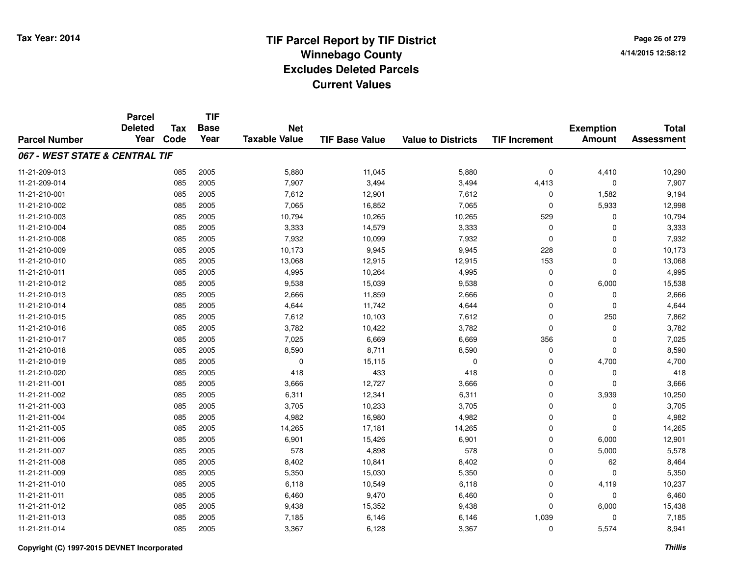# TIF Parcel Report by TIF District
## Winnebago County
## Excludes Deleted Parcels
## Current Values

Tax Year: 2014

4/14/2015 12:58:12

| Parcel Number | Parcel Deleted Year | Tax Code | TIF Base Year | Net Taxable Value | TIF Base Value | Value to Districts | TIF Increment | Exemption Amount | Total Assessment |
|---|---|---|---|---|---|---|---|---|---|
| ***067 - WEST STATE & CENTRAL TIF*** | | | | | | | | | |
| 11-21-209-013 | | 085 | 2005 | 5,880 | 11,045 | 5,880 | 0 | 4,410 | 10,290 |
| 11-21-209-014 | | 085 | 2005 | 7,907 | 3,494 | 3,494 | 4,413 | 0 | 7,907 |
| 11-21-210-001 | | 085 | 2005 | 7,612 | 12,901 | 7,612 | 0 | 1,582 | 9,194 |
| 11-21-210-002 | | 085 | 2005 | 7,065 | 16,852 | 7,065 | 0 | 5,933 | 12,998 |
| 11-21-210-003 | | 085 | 2005 | 10,794 | 10,265 | 10,265 | 529 | 0 | 10,794 |
| 11-21-210-004 | | 085 | 2005 | 3,333 | 14,579 | 3,333 | 0 | 0 | 3,333 |
| 11-21-210-008 | | 085 | 2005 | 7,932 | 10,099 | 7,932 | 0 | 0 | 7,932 |
| 11-21-210-009 | | 085 | 2005 | 10,173 | 9,945 | 9,945 | 228 | 0 | 10,173 |
| 11-21-210-010 | | 085 | 2005 | 13,068 | 12,915 | 12,915 | 153 | 0 | 13,068 |
| 11-21-210-011 | | 085 | 2005 | 4,995 | 10,264 | 4,995 | 0 | 0 | 4,995 |
| 11-21-210-012 | | 085 | 2005 | 9,538 | 15,039 | 9,538 | 0 | 6,000 | 15,538 |
| 11-21-210-013 | | 085 | 2005 | 2,666 | 11,859 | 2,666 | 0 | 0 | 2,666 |
| 11-21-210-014 | | 085 | 2005 | 4,644 | 11,742 | 4,644 | 0 | 0 | 4,644 |
| 11-21-210-015 | | 085 | 2005 | 7,612 | 10,103 | 7,612 | 0 | 250 | 7,862 |
| 11-21-210-016 | | 085 | 2005 | 3,782 | 10,422 | 3,782 | 0 | 0 | 3,782 |
| 11-21-210-017 | | 085 | 2005 | 7,025 | 6,669 | 6,669 | 356 | 0 | 7,025 |
| 11-21-210-018 | | 085 | 2005 | 8,590 | 8,711 | 8,590 | 0 | 0 | 8,590 |
| 11-21-210-019 | | 085 | 2005 | 0 | 15,115 | 0 | 0 | 4,700 | 4,700 |
| 11-21-210-020 | | 085 | 2005 | 418 | 433 | 418 | 0 | 0 | 418 |
| 11-21-211-001 | | 085 | 2005 | 3,666 | 12,727 | 3,666 | 0 | 0 | 3,666 |
| 11-21-211-002 | | 085 | 2005 | 6,311 | 12,341 | 6,311 | 0 | 3,939 | 10,250 |
| 11-21-211-003 | | 085 | 2005 | 3,705 | 10,233 | 3,705 | 0 | 0 | 3,705 |
| 11-21-211-004 | | 085 | 2005 | 4,982 | 16,980 | 4,982 | 0 | 0 | 4,982 |
| 11-21-211-005 | | 085 | 2005 | 14,265 | 17,181 | 14,265 | 0 | 0 | 14,265 |
| 11-21-211-006 | | 085 | 2005 | 6,901 | 15,426 | 6,901 | 0 | 6,000 | 12,901 |
| 11-21-211-007 | | 085 | 2005 | 578 | 4,898 | 578 | 0 | 5,000 | 5,578 |
| 11-21-211-008 | | 085 | 2005 | 8,402 | 10,841 | 8,402 | 0 | 62 | 8,464 |
| 11-21-211-009 | | 085 | 2005 | 5,350 | 15,030 | 5,350 | 0 | 0 | 5,350 |
| 11-21-211-010 | | 085 | 2005 | 6,118 | 10,549 | 6,118 | 0 | 4,119 | 10,237 |
| 11-21-211-011 | | 085 | 2005 | 6,460 | 9,470 | 6,460 | 0 | 0 | 6,460 |
| 11-21-211-012 | | 085 | 2005 | 9,438 | 15,352 | 9,438 | 0 | 6,000 | 15,438 |
| 11-21-211-013 | | 085 | 2005 | 7,185 | 6,146 | 6,146 | 1,039 | 0 | 7,185 |
| 11-21-211-014 | | 085 | 2005 | 3,367 | 6,128 | 3,367 | 0 | 5,574 | 8,941 |

Copyright (C) 1997-2015 DEVNET Incorporated

*Thillis*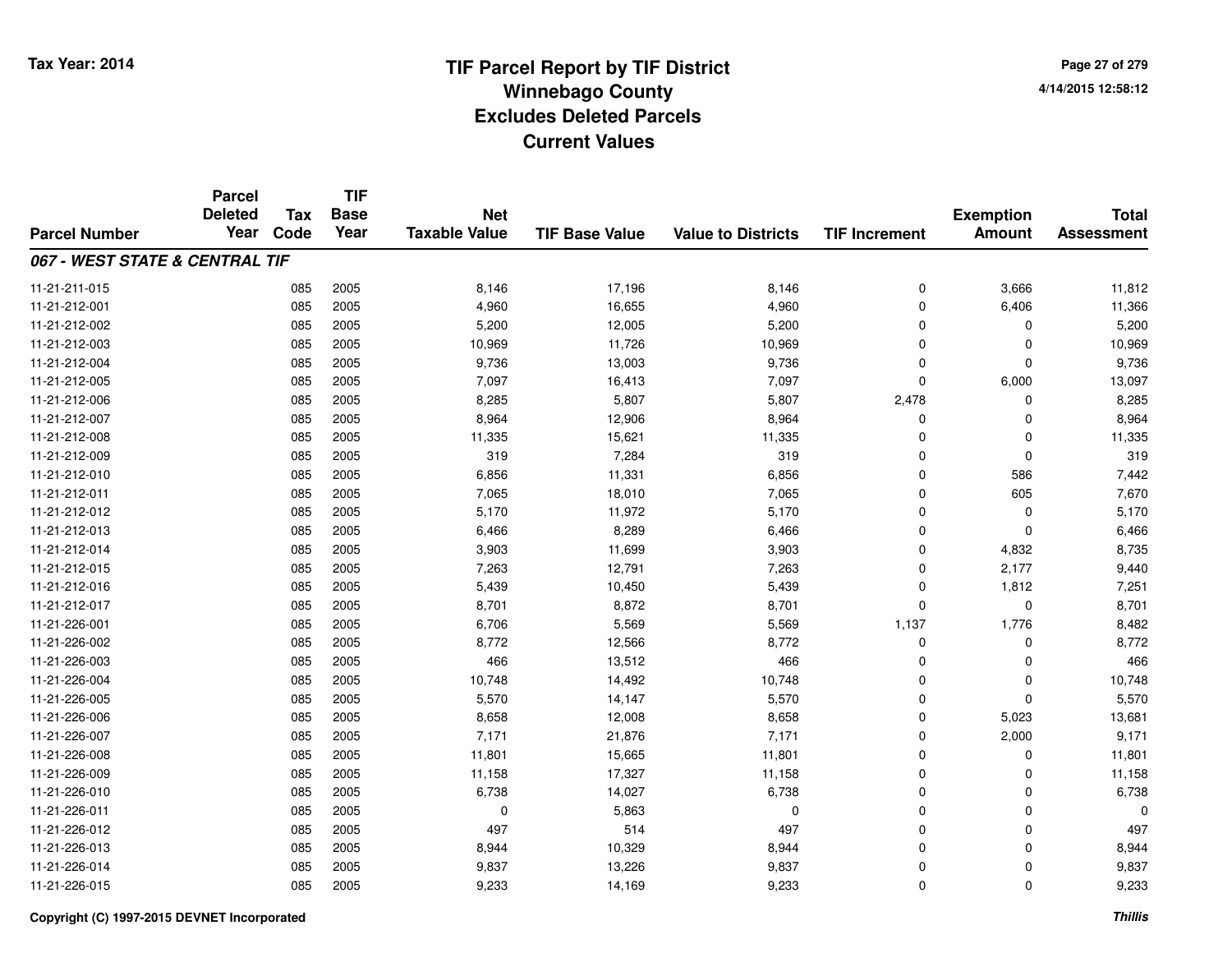# TIF Parcel Report by TIF District
## Winnebago County
## Excludes Deleted Parcels
## Current Values

Tax Year: 2014

4/14/2015 12:58:12

| Parcel Number | Parcel Deleted Year | Tax Code | TIF Base Year | Net Taxable Value | TIF Base Value | Value to Districts | TIF Increment | Exemption Amount | Total Assessment |
|---|---|---|---|---|---|---|---|---|---|
| ***067 - WEST STATE & CENTRAL TIF*** | | | | | | | | | |
| 11-21-211-015 | | 085 | 2005 | 8,146 | 17,196 | 8,146 | 0 | 3,666 | 11,812 |
| 11-21-212-001 | | 085 | 2005 | 4,960 | 16,655 | 4,960 | 0 | 6,406 | 11,366 |
| 11-21-212-002 | | 085 | 2005 | 5,200 | 12,005 | 5,200 | 0 | 0 | 5,200 |
| 11-21-212-003 | | 085 | 2005 | 10,969 | 11,726 | 10,969 | 0 | 0 | 10,969 |
| 11-21-212-004 | | 085 | 2005 | 9,736 | 13,003 | 9,736 | 0 | 0 | 9,736 |
| 11-21-212-005 | | 085 | 2005 | 7,097 | 16,413 | 7,097 | 0 | 6,000 | 13,097 |
| 11-21-212-006 | | 085 | 2005 | 8,285 | 5,807 | 5,807 | 2,478 | 0 | 8,285 |
| 11-21-212-007 | | 085 | 2005 | 8,964 | 12,906 | 8,964 | 0 | 0 | 8,964 |
| 11-21-212-008 | | 085 | 2005 | 11,335 | 15,621 | 11,335 | 0 | 0 | 11,335 |
| 11-21-212-009 | | 085 | 2005 | 319 | 7,284 | 319 | 0 | 0 | 319 |
| 11-21-212-010 | | 085 | 2005 | 6,856 | 11,331 | 6,856 | 0 | 586 | 7,442 |
| 11-21-212-011 | | 085 | 2005 | 7,065 | 18,010 | 7,065 | 0 | 605 | 7,670 |
| 11-21-212-012 | | 085 | 2005 | 5,170 | 11,972 | 5,170 | 0 | 0 | 5,170 |
| 11-21-212-013 | | 085 | 2005 | 6,466 | 8,289 | 6,466 | 0 | 0 | 6,466 |
| 11-21-212-014 | | 085 | 2005 | 3,903 | 11,699 | 3,903 | 0 | 4,832 | 8,735 |
| 11-21-212-015 | | 085 | 2005 | 7,263 | 12,791 | 7,263 | 0 | 2,177 | 9,440 |
| 11-21-212-016 | | 085 | 2005 | 5,439 | 10,450 | 5,439 | 0 | 1,812 | 7,251 |
| 11-21-212-017 | | 085 | 2005 | 8,701 | 8,872 | 8,701 | 0 | 0 | 8,701 |
| 11-21-226-001 | | 085 | 2005 | 6,706 | 5,569 | 5,569 | 1,137 | 1,776 | 8,482 |
| 11-21-226-002 | | 085 | 2005 | 8,772 | 12,566 | 8,772 | 0 | 0 | 8,772 |
| 11-21-226-003 | | 085 | 2005 | 466 | 13,512 | 466 | 0 | 0 | 466 |
| 11-21-226-004 | | 085 | 2005 | 10,748 | 14,492 | 10,748 | 0 | 0 | 10,748 |
| 11-21-226-005 | | 085 | 2005 | 5,570 | 14,147 | 5,570 | 0 | 0 | 5,570 |
| 11-21-226-006 | | 085 | 2005 | 8,658 | 12,008 | 8,658 | 0 | 5,023 | 13,681 |
| 11-21-226-007 | | 085 | 2005 | 7,171 | 21,876 | 7,171 | 0 | 2,000 | 9,171 |
| 11-21-226-008 | | 085 | 2005 | 11,801 | 15,665 | 11,801 | 0 | 0 | 11,801 |
| 11-21-226-009 | | 085 | 2005 | 11,158 | 17,327 | 11,158 | 0 | 0 | 11,158 |
| 11-21-226-010 | | 085 | 2005 | 6,738 | 14,027 | 6,738 | 0 | 0 | 6,738 |
| 11-21-226-011 | | 085 | 2005 | 0 | 5,863 | 0 | 0 | 0 | 0 |
| 11-21-226-012 | | 085 | 2005 | 497 | 514 | 497 | 0 | 0 | 497 |
| 11-21-226-013 | | 085 | 2005 | 8,944 | 10,329 | 8,944 | 0 | 0 | 8,944 |
| 11-21-226-014 | | 085 | 2005 | 9,837 | 13,226 | 9,837 | 0 | 0 | 9,837 |
| 11-21-226-015 | | 085 | 2005 | 9,233 | 14,169 | 9,233 | 0 | 0 | 9,233 |

Copyright (C) 1997-2015 DEVNET Incorporated

*Thillis*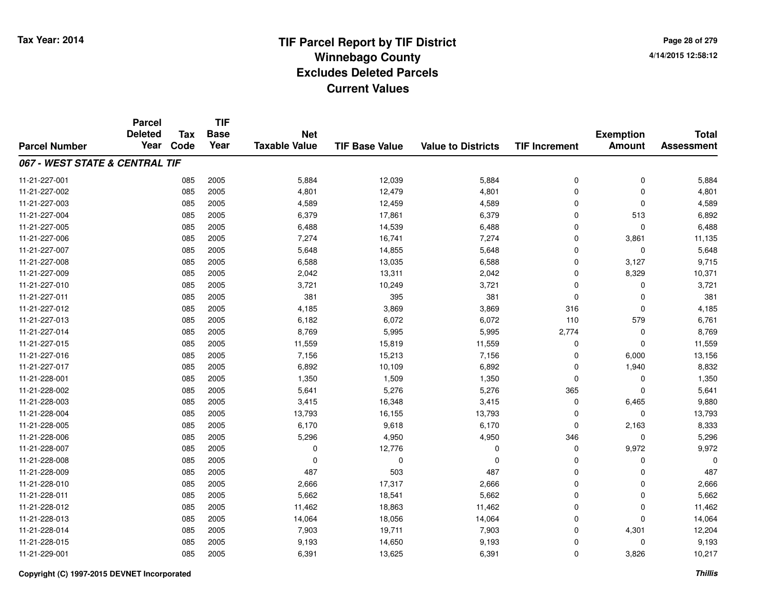# TIF Parcel Report by TIF District
## Winnebago County
## Excludes Deleted Parcels
## Current Values

Tax Year: 2014

4/14/2015 12:58:12

| Parcel Number | Parcel Deleted Year | Tax Code | TIF Base Year | Net Taxable Value | TIF Base Value | Value to Districts | TIF Increment | Exemption Amount | Total Assessment |
|---|---|---|---|---|---|---|---|---|---|
| ***067 - WEST STATE & CENTRAL TIF*** | | | | | | | | | |
| 11-21-227-001 | | 085 | 2005 | 5,884 | 12,039 | 5,884 | 0 | 0 | 5,884 |
| 11-21-227-002 | | 085 | 2005 | 4,801 | 12,479 | 4,801 | 0 | 0 | 4,801 |
| 11-21-227-003 | | 085 | 2005 | 4,589 | 12,459 | 4,589 | 0 | 0 | 4,589 |
| 11-21-227-004 | | 085 | 2005 | 6,379 | 17,861 | 6,379 | 0 | 513 | 6,892 |
| 11-21-227-005 | | 085 | 2005 | 6,488 | 14,539 | 6,488 | 0 | 0 | 6,488 |
| 11-21-227-006 | | 085 | 2005 | 7,274 | 16,741 | 7,274 | 0 | 3,861 | 11,135 |
| 11-21-227-007 | | 085 | 2005 | 5,648 | 14,855 | 5,648 | 0 | 0 | 5,648 |
| 11-21-227-008 | | 085 | 2005 | 6,588 | 13,035 | 6,588 | 0 | 3,127 | 9,715 |
| 11-21-227-009 | | 085 | 2005 | 2,042 | 13,311 | 2,042 | 0 | 8,329 | 10,371 |
| 11-21-227-010 | | 085 | 2005 | 3,721 | 10,249 | 3,721 | 0 | 0 | 3,721 |
| 11-21-227-011 | | 085 | 2005 | 381 | 395 | 381 | 0 | 0 | 381 |
| 11-21-227-012 | | 085 | 2005 | 4,185 | 3,869 | 3,869 | 316 | 0 | 4,185 |
| 11-21-227-013 | | 085 | 2005 | 6,182 | 6,072 | 6,072 | 110 | 579 | 6,761 |
| 11-21-227-014 | | 085 | 2005 | 8,769 | 5,995 | 5,995 | 2,774 | 0 | 8,769 |
| 11-21-227-015 | | 085 | 2005 | 11,559 | 15,819 | 11,559 | 0 | 0 | 11,559 |
| 11-21-227-016 | | 085 | 2005 | 7,156 | 15,213 | 7,156 | 0 | 6,000 | 13,156 |
| 11-21-227-017 | | 085 | 2005 | 6,892 | 10,109 | 6,892 | 0 | 1,940 | 8,832 |
| 11-21-228-001 | | 085 | 2005 | 1,350 | 1,509 | 1,350 | 0 | 0 | 1,350 |
| 11-21-228-002 | | 085 | 2005 | 5,641 | 5,276 | 5,276 | 365 | 0 | 5,641 |
| 11-21-228-003 | | 085 | 2005 | 3,415 | 16,348 | 3,415 | 0 | 6,465 | 9,880 |
| 11-21-228-004 | | 085 | 2005 | 13,793 | 16,155 | 13,793 | 0 | 0 | 13,793 |
| 11-21-228-005 | | 085 | 2005 | 6,170 | 9,618 | 6,170 | 0 | 2,163 | 8,333 |
| 11-21-228-006 | | 085 | 2005 | 5,296 | 4,950 | 4,950 | 346 | 0 | 5,296 |
| 11-21-228-007 | | 085 | 2005 | 0 | 12,776 | 0 | 0 | 9,972 | 9,972 |
| 11-21-228-008 | | 085 | 2005 | 0 | 0 | 0 | 0 | 0 | 0 |
| 11-21-228-009 | | 085 | 2005 | 487 | 503 | 487 | 0 | 0 | 487 |
| 11-21-228-010 | | 085 | 2005 | 2,666 | 17,317 | 2,666 | 0 | 0 | 2,666 |
| 11-21-228-011 | | 085 | 2005 | 5,662 | 18,541 | 5,662 | 0 | 0 | 5,662 |
| 11-21-228-012 | | 085 | 2005 | 11,462 | 18,863 | 11,462 | 0 | 0 | 11,462 |
| 11-21-228-013 | | 085 | 2005 | 14,064 | 18,056 | 14,064 | 0 | 0 | 14,064 |
| 11-21-228-014 | | 085 | 2005 | 7,903 | 19,711 | 7,903 | 0 | 4,301 | 12,204 |
| 11-21-228-015 | | 085 | 2005 | 9,193 | 14,650 | 9,193 | 0 | 0 | 9,193 |
| 11-21-229-001 | | 085 | 2005 | 6,391 | 13,625 | 6,391 | 0 | 3,826 | 10,217 |

Copyright (C) 1997-2015 DEVNET Incorporated

***Thillis***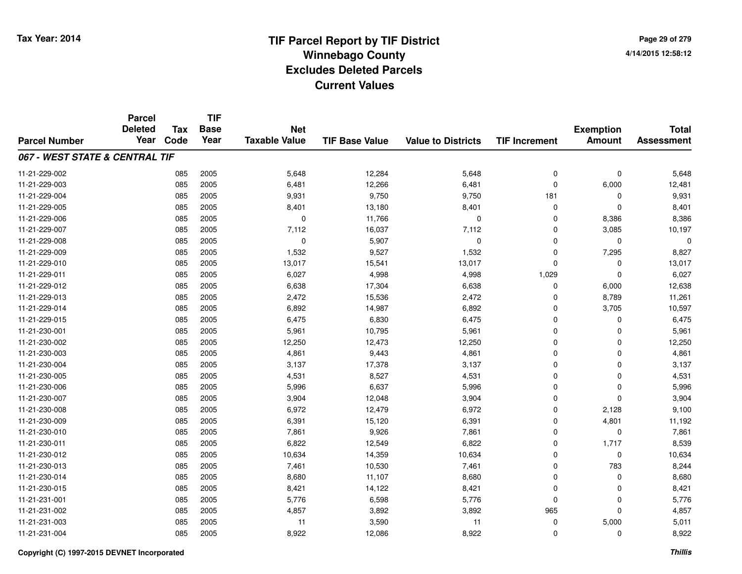# TIF Parcel Report by TIF District
## Winnebago County
## Excludes Deleted Parcels
## Current Values

Tax Year: 2014

| Parcel Number | Parcel Deleted Year | Tax Code | TIF Base Year | Net Taxable Value | TIF Base Value | Value to Districts | TIF Increment | Exemption Amount | Total Assessment |
|---|---|---|---|---|---|---|---|---|---|
| ***067 - WEST STATE & CENTRAL TIF*** | | | | | | | | | |
| 11-21-229-002 | | 085 | 2005 | 5,648 | 12,284 | 5,648 | 0 | 0 | 5,648 |
| 11-21-229-003 | | 085 | 2005 | 6,481 | 12,266 | 6,481 | 0 | 6,000 | 12,481 |
| 11-21-229-004 | | 085 | 2005 | 9,931 | 9,750 | 9,750 | 181 | 0 | 9,931 |
| 11-21-229-005 | | 085 | 2005 | 8,401 | 13,180 | 8,401 | 0 | 0 | 8,401 |
| 11-21-229-006 | | 085 | 2005 | 0 | 11,766 | 0 | 0 | 8,386 | 8,386 |
| 11-21-229-007 | | 085 | 2005 | 7,112 | 16,037 | 7,112 | 0 | 3,085 | 10,197 |
| 11-21-229-008 | | 085 | 2005 | 0 | 5,907 | 0 | 0 | 0 | 0 |
| 11-21-229-009 | | 085 | 2005 | 1,532 | 9,527 | 1,532 | 0 | 7,295 | 8,827 |
| 11-21-229-010 | | 085 | 2005 | 13,017 | 15,541 | 13,017 | 0 | 0 | 13,017 |
| 11-21-229-011 | | 085 | 2005 | 6,027 | 4,998 | 4,998 | 1,029 | 0 | 6,027 |
| 11-21-229-012 | | 085 | 2005 | 6,638 | 17,304 | 6,638 | 0 | 6,000 | 12,638 |
| 11-21-229-013 | | 085 | 2005 | 2,472 | 15,536 | 2,472 | 0 | 8,789 | 11,261 |
| 11-21-229-014 | | 085 | 2005 | 6,892 | 14,987 | 6,892 | 0 | 3,705 | 10,597 |
| 11-21-229-015 | | 085 | 2005 | 6,475 | 6,830 | 6,475 | 0 | 0 | 6,475 |
| 11-21-230-001 | | 085 | 2005 | 5,961 | 10,795 | 5,961 | 0 | 0 | 5,961 |
| 11-21-230-002 | | 085 | 2005 | 12,250 | 12,473 | 12,250 | 0 | 0 | 12,250 |
| 11-21-230-003 | | 085 | 2005 | 4,861 | 9,443 | 4,861 | 0 | 0 | 4,861 |
| 11-21-230-004 | | 085 | 2005 | 3,137 | 17,378 | 3,137 | 0 | 0 | 3,137 |
| 11-21-230-005 | | 085 | 2005 | 4,531 | 8,527 | 4,531 | 0 | 0 | 4,531 |
| 11-21-230-006 | | 085 | 2005 | 5,996 | 6,637 | 5,996 | 0 | 0 | 5,996 |
| 11-21-230-007 | | 085 | 2005 | 3,904 | 12,048 | 3,904 | 0 | 0 | 3,904 |
| 11-21-230-008 | | 085 | 2005 | 6,972 | 12,479 | 6,972 | 0 | 2,128 | 9,100 |
| 11-21-230-009 | | 085 | 2005 | 6,391 | 15,120 | 6,391 | 0 | 4,801 | 11,192 |
| 11-21-230-010 | | 085 | 2005 | 7,861 | 9,926 | 7,861 | 0 | 0 | 7,861 |
| 11-21-230-011 | | 085 | 2005 | 6,822 | 12,549 | 6,822 | 0 | 1,717 | 8,539 |
| 11-21-230-012 | | 085 | 2005 | 10,634 | 14,359 | 10,634 | 0 | 0 | 10,634 |
| 11-21-230-013 | | 085 | 2005 | 7,461 | 10,530 | 7,461 | 0 | 783 | 8,244 |
| 11-21-230-014 | | 085 | 2005 | 8,680 | 11,107 | 8,680 | 0 | 0 | 8,680 |
| 11-21-230-015 | | 085 | 2005 | 8,421 | 14,122 | 8,421 | 0 | 0 | 8,421 |
| 11-21-231-001 | | 085 | 2005 | 5,776 | 6,598 | 5,776 | 0 | 0 | 5,776 |
| 11-21-231-002 | | 085 | 2005 | 4,857 | 3,892 | 3,892 | 965 | 0 | 4,857 |
| 11-21-231-003 | | 085 | 2005 | 11 | 3,590 | 11 | 0 | 5,000 | 5,011 |
| 11-21-231-004 | | 085 | 2005 | 8,922 | 12,086 | 8,922 | 0 | 0 | 8,922 |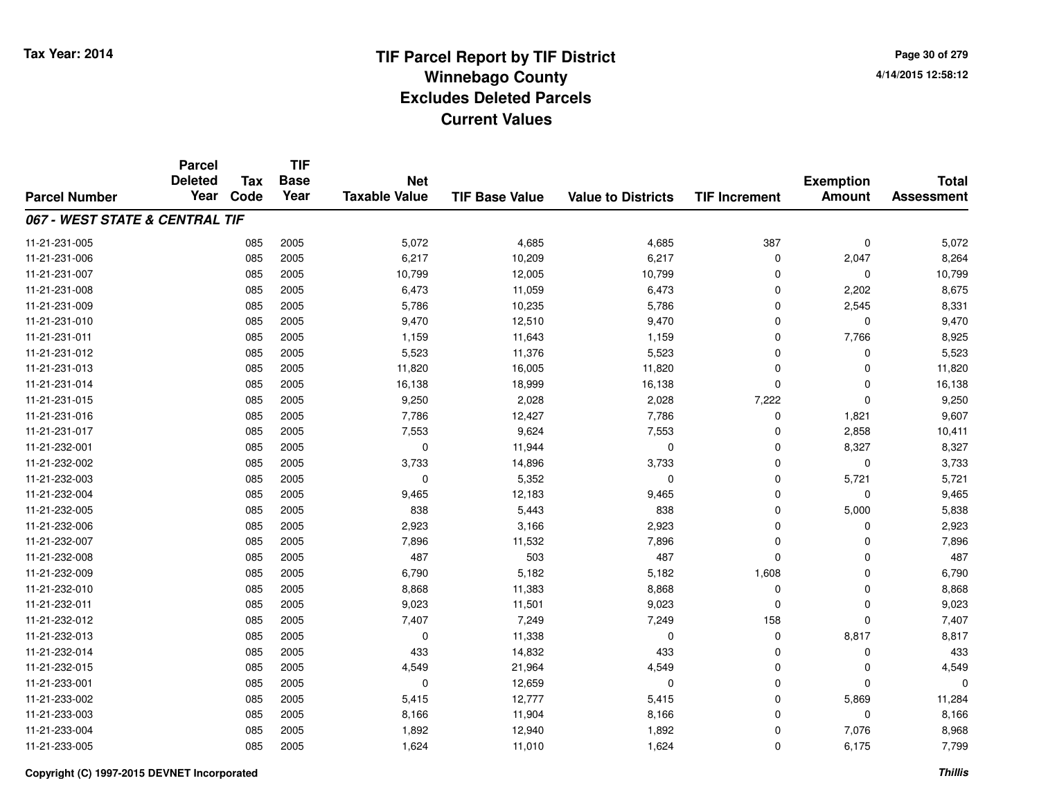# TIF Parcel Report by TIF District
## Winnebago County
## Excludes Deleted Parcels
## Current Values

Tax Year: 2014

4/14/2015 12:58:12

| Parcel Number | Parcel Deleted Year | Tax Code | TIF Base Year | Net Taxable Value | TIF Base Value | Value to Districts | TIF Increment | Exemption Amount | Total Assessment |
|---|---|---|---|---|---|---|---|---|---|
| ***067 - WEST STATE & CENTRAL TIF*** | | | | | | | | | |
| 11-21-231-005 | | 085 | 2005 | 5,072 | 4,685 | 4,685 | 387 | 0 | 5,072 |
| 11-21-231-006 | | 085 | 2005 | 6,217 | 10,209 | 6,217 | 0 | 2,047 | 8,264 |
| 11-21-231-007 | | 085 | 2005 | 10,799 | 12,005 | 10,799 | 0 | 0 | 10,799 |
| 11-21-231-008 | | 085 | 2005 | 6,473 | 11,059 | 6,473 | 0 | 2,202 | 8,675 |
| 11-21-231-009 | | 085 | 2005 | 5,786 | 10,235 | 5,786 | 0 | 2,545 | 8,331 |
| 11-21-231-010 | | 085 | 2005 | 9,470 | 12,510 | 9,470 | 0 | 0 | 9,470 |
| 11-21-231-011 | | 085 | 2005 | 1,159 | 11,643 | 1,159 | 0 | 7,766 | 8,925 |
| 11-21-231-012 | | 085 | 2005 | 5,523 | 11,376 | 5,523 | 0 | 0 | 5,523 |
| 11-21-231-013 | | 085 | 2005 | 11,820 | 16,005 | 11,820 | 0 | 0 | 11,820 |
| 11-21-231-014 | | 085 | 2005 | 16,138 | 18,999 | 16,138 | 0 | 0 | 16,138 |
| 11-21-231-015 | | 085 | 2005 | 9,250 | 2,028 | 2,028 | 7,222 | 0 | 9,250 |
| 11-21-231-016 | | 085 | 2005 | 7,786 | 12,427 | 7,786 | 0 | 1,821 | 9,607 |
| 11-21-231-017 | | 085 | 2005 | 7,553 | 9,624 | 7,553 | 0 | 2,858 | 10,411 |
| 11-21-232-001 | | 085 | 2005 | 0 | 11,944 | 0 | 0 | 8,327 | 8,327 |
| 11-21-232-002 | | 085 | 2005 | 3,733 | 14,896 | 3,733 | 0 | 0 | 3,733 |
| 11-21-232-003 | | 085 | 2005 | 0 | 5,352 | 0 | 0 | 5,721 | 5,721 |
| 11-21-232-004 | | 085 | 2005 | 9,465 | 12,183 | 9,465 | 0 | 0 | 9,465 |
| 11-21-232-005 | | 085 | 2005 | 838 | 5,443 | 838 | 0 | 5,000 | 5,838 |
| 11-21-232-006 | | 085 | 2005 | 2,923 | 3,166 | 2,923 | 0 | 0 | 2,923 |
| 11-21-232-007 | | 085 | 2005 | 7,896 | 11,532 | 7,896 | 0 | 0 | 7,896 |
| 11-21-232-008 | | 085 | 2005 | 487 | 503 | 487 | 0 | 0 | 487 |
| 11-21-232-009 | | 085 | 2005 | 6,790 | 5,182 | 5,182 | 1,608 | 0 | 6,790 |
| 11-21-232-010 | | 085 | 2005 | 8,868 | 11,383 | 8,868 | 0 | 0 | 8,868 |
| 11-21-232-011 | | 085 | 2005 | 9,023 | 11,501 | 9,023 | 0 | 0 | 9,023 |
| 11-21-232-012 | | 085 | 2005 | 7,407 | 7,249 | 7,249 | 158 | 0 | 7,407 |
| 11-21-232-013 | | 085 | 2005 | 0 | 11,338 | 0 | 0 | 8,817 | 8,817 |
| 11-21-232-014 | | 085 | 2005 | 433 | 14,832 | 433 | 0 | 0 | 433 |
| 11-21-232-015 | | 085 | 2005 | 4,549 | 21,964 | 4,549 | 0 | 0 | 4,549 |
| 11-21-233-001 | | 085 | 2005 | 0 | 12,659 | 0 | 0 | 0 | 0 |
| 11-21-233-002 | | 085 | 2005 | 5,415 | 12,777 | 5,415 | 0 | 5,869 | 11,284 |
| 11-21-233-003 | | 085 | 2005 | 8,166 | 11,904 | 8,166 | 0 | 0 | 8,166 |
| 11-21-233-004 | | 085 | 2005 | 1,892 | 12,940 | 1,892 | 0 | 7,076 | 8,968 |
| 11-21-233-005 | | 085 | 2005 | 1,624 | 11,010 | 1,624 | 0 | 6,175 | 7,799 |

Copyright (C) 1997-2015 DEVNET Incorporated

*Thillis*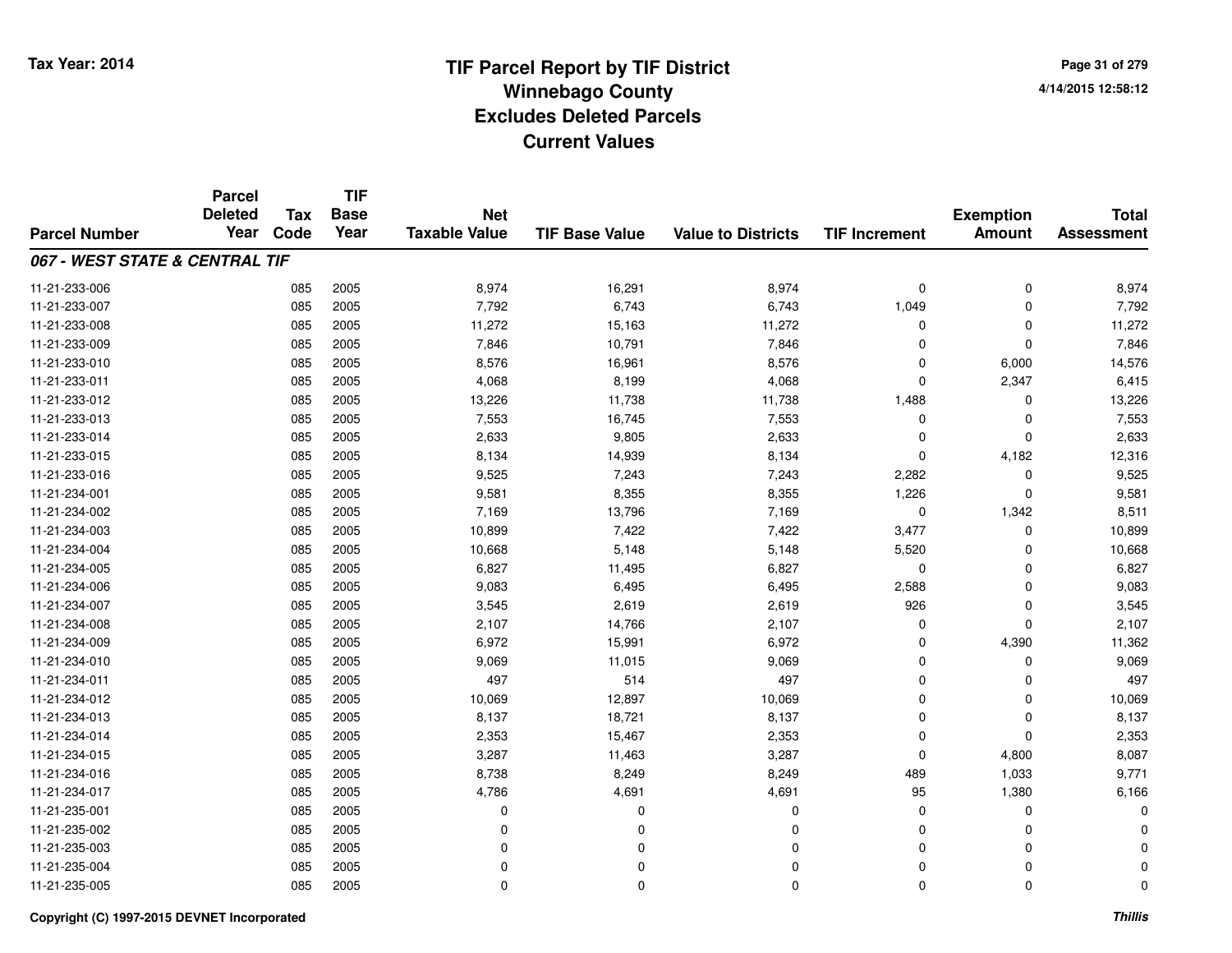# TIF Parcel Report by TIF District
## Winnebago County
## Excludes Deleted Parcels
## Current Values

Tax Year: 2014

4/14/2015 12:58:12

| Parcel Number | Parcel Deleted Year | Tax Code | TIF Base Year | Net Taxable Value | TIF Base Value | Value to Districts | TIF Increment | Exemption Amount | Total Assessment |
|---|---|---|---|---|---|---|---|---|---|
| ***067 - WEST STATE & CENTRAL TIF*** | | | | | | | | | |
| 11-21-233-006 | | 085 | 2005 | 8,974 | 16,291 | 8,974 | 0 | 0 | 8,974 |
| 11-21-233-007 | | 085 | 2005 | 7,792 | 6,743 | 6,743 | 1,049 | 0 | 7,792 |
| 11-21-233-008 | | 085 | 2005 | 11,272 | 15,163 | 11,272 | 0 | 0 | 11,272 |
| 11-21-233-009 | | 085 | 2005 | 7,846 | 10,791 | 7,846 | 0 | 0 | 7,846 |
| 11-21-233-010 | | 085 | 2005 | 8,576 | 16,961 | 8,576 | 0 | 6,000 | 14,576 |
| 11-21-233-011 | | 085 | 2005 | 4,068 | 8,199 | 4,068 | 0 | 2,347 | 6,415 |
| 11-21-233-012 | | 085 | 2005 | 13,226 | 11,738 | 11,738 | 1,488 | 0 | 13,226 |
| 11-21-233-013 | | 085 | 2005 | 7,553 | 16,745 | 7,553 | 0 | 0 | 7,553 |
| 11-21-233-014 | | 085 | 2005 | 2,633 | 9,805 | 2,633 | 0 | 0 | 2,633 |
| 11-21-233-015 | | 085 | 2005 | 8,134 | 14,939 | 8,134 | 0 | 4,182 | 12,316 |
| 11-21-233-016 | | 085 | 2005 | 9,525 | 7,243 | 7,243 | 2,282 | 0 | 9,525 |
| 11-21-234-001 | | 085 | 2005 | 9,581 | 8,355 | 8,355 | 1,226 | 0 | 9,581 |
| 11-21-234-002 | | 085 | 2005 | 7,169 | 13,796 | 7,169 | 0 | 1,342 | 8,511 |
| 11-21-234-003 | | 085 | 2005 | 10,899 | 7,422 | 7,422 | 3,477 | 0 | 10,899 |
| 11-21-234-004 | | 085 | 2005 | 10,668 | 5,148 | 5,148 | 5,520 | 0 | 10,668 |
| 11-21-234-005 | | 085 | 2005 | 6,827 | 11,495 | 6,827 | 0 | 0 | 6,827 |
| 11-21-234-006 | | 085 | 2005 | 9,083 | 6,495 | 6,495 | 2,588 | 0 | 9,083 |
| 11-21-234-007 | | 085 | 2005 | 3,545 | 2,619 | 2,619 | 926 | 0 | 3,545 |
| 11-21-234-008 | | 085 | 2005 | 2,107 | 14,766 | 2,107 | 0 | 0 | 2,107 |
| 11-21-234-009 | | 085 | 2005 | 6,972 | 15,991 | 6,972 | 0 | 4,390 | 11,362 |
| 11-21-234-010 | | 085 | 2005 | 9,069 | 11,015 | 9,069 | 0 | 0 | 9,069 |
| 11-21-234-011 | | 085 | 2005 | 497 | 514 | 497 | 0 | 0 | 497 |
| 11-21-234-012 | | 085 | 2005 | 10,069 | 12,897 | 10,069 | 0 | 0 | 10,069 |
| 11-21-234-013 | | 085 | 2005 | 8,137 | 18,721 | 8,137 | 0 | 0 | 8,137 |
| 11-21-234-014 | | 085 | 2005 | 2,353 | 15,467 | 2,353 | 0 | 0 | 2,353 |
| 11-21-234-015 | | 085 | 2005 | 3,287 | 11,463 | 3,287 | 0 | 4,800 | 8,087 |
| 11-21-234-016 | | 085 | 2005 | 8,738 | 8,249 | 8,249 | 489 | 1,033 | 9,771 |
| 11-21-234-017 | | 085 | 2005 | 4,786 | 4,691 | 4,691 | 95 | 1,380 | 6,166 |
| 11-21-235-001 | | 085 | 2005 | 0 | 0 | 0 | 0 | 0 | 0 |
| 11-21-235-002 | | 085 | 2005 | 0 | 0 | 0 | 0 | 0 | 0 |
| 11-21-235-003 | | 085 | 2005 | 0 | 0 | 0 | 0 | 0 | 0 |
| 11-21-235-004 | | 085 | 2005 | 0 | 0 | 0 | 0 | 0 | 0 |
| 11-21-235-005 | | 085 | 2005 | 0 | 0 | 0 | 0 | 0 | 0 |

Copyright (C) 1997-2015 DEVNET Incorporated

*Thillis*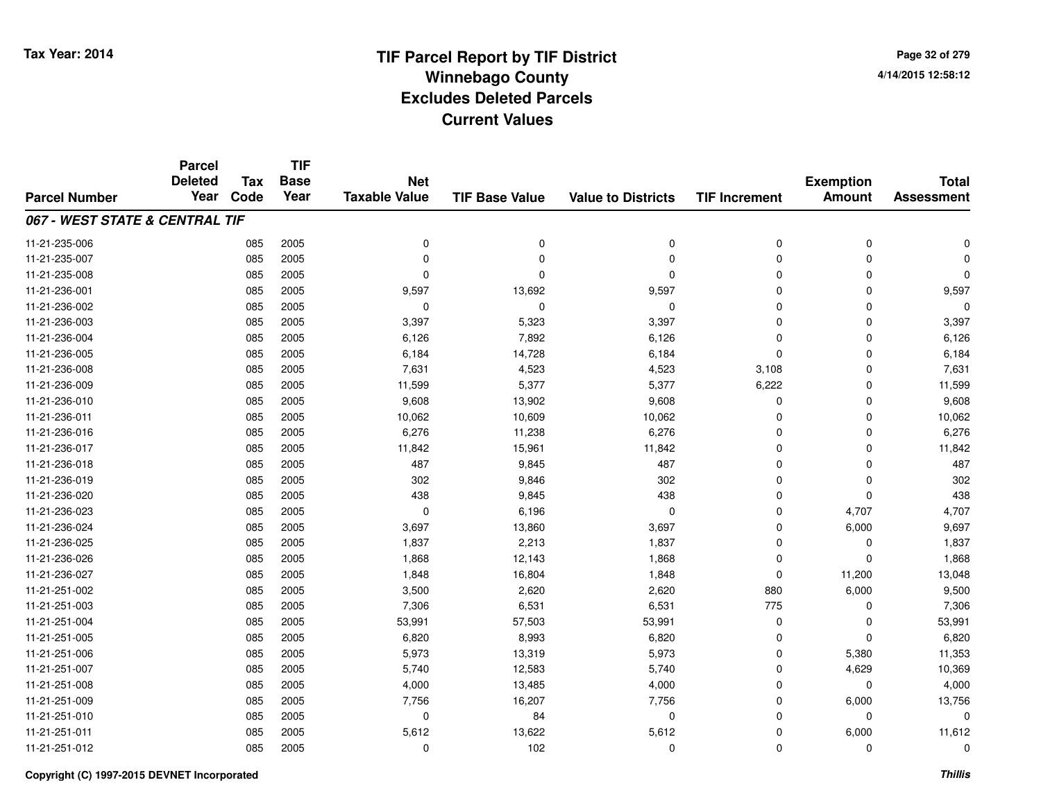# TIF Parcel Report by TIF District
## Winnebago County
## Excludes Deleted Parcels
## Current Values

Tax Year: 2014

| Parcel Number | Parcel Deleted Year | Tax Code | TIF Base Year | Net Taxable Value | TIF Base Value | Value to Districts | TIF Increment | Exemption Amount | Total Assessment |
|---|---|---|---|---|---|---|---|---|---|
| ***067 - WEST STATE & CENTRAL TIF*** | | | | | | | | | |
| 11-21-235-006 | | 085 | 2005 | 0 | 0 | 0 | 0 | 0 | 0 |
| 11-21-235-007 | | 085 | 2005 | 0 | 0 | 0 | 0 | 0 | 0 |
| 11-21-235-008 | | 085 | 2005 | 0 | 0 | 0 | 0 | 0 | 0 |
| 11-21-236-001 | | 085 | 2005 | 9,597 | 13,692 | 9,597 | 0 | 0 | 9,597 |
| 11-21-236-002 | | 085 | 2005 | 0 | 0 | 0 | 0 | 0 | 0 |
| 11-21-236-003 | | 085 | 2005 | 3,397 | 5,323 | 3,397 | 0 | 0 | 3,397 |
| 11-21-236-004 | | 085 | 2005 | 6,126 | 7,892 | 6,126 | 0 | 0 | 6,126 |
| 11-21-236-005 | | 085 | 2005 | 6,184 | 14,728 | 6,184 | 0 | 0 | 6,184 |
| 11-21-236-008 | | 085 | 2005 | 7,631 | 4,523 | 4,523 | 3,108 | 0 | 7,631 |
| 11-21-236-009 | | 085 | 2005 | 11,599 | 5,377 | 5,377 | 6,222 | 0 | 11,599 |
| 11-21-236-010 | | 085 | 2005 | 9,608 | 13,902 | 9,608 | 0 | 0 | 9,608 |
| 11-21-236-011 | | 085 | 2005 | 10,062 | 10,609 | 10,062 | 0 | 0 | 10,062 |
| 11-21-236-016 | | 085 | 2005 | 6,276 | 11,238 | 6,276 | 0 | 0 | 6,276 |
| 11-21-236-017 | | 085 | 2005 | 11,842 | 15,961 | 11,842 | 0 | 0 | 11,842 |
| 11-21-236-018 | | 085 | 2005 | 487 | 9,845 | 487 | 0 | 0 | 487 |
| 11-21-236-019 | | 085 | 2005 | 302 | 9,846 | 302 | 0 | 0 | 302 |
| 11-21-236-020 | | 085 | 2005 | 438 | 9,845 | 438 | 0 | 0 | 438 |
| 11-21-236-023 | | 085 | 2005 | 0 | 6,196 | 0 | 0 | 4,707 | 4,707 |
| 11-21-236-024 | | 085 | 2005 | 3,697 | 13,860 | 3,697 | 0 | 6,000 | 9,697 |
| 11-21-236-025 | | 085 | 2005 | 1,837 | 2,213 | 1,837 | 0 | 0 | 1,837 |
| 11-21-236-026 | | 085 | 2005 | 1,868 | 12,143 | 1,868 | 0 | 0 | 1,868 |
| 11-21-236-027 | | 085 | 2005 | 1,848 | 16,804 | 1,848 | 0 | 11,200 | 13,048 |
| 11-21-251-002 | | 085 | 2005 | 3,500 | 2,620 | 2,620 | 880 | 6,000 | 9,500 |
| 11-21-251-003 | | 085 | 2005 | 7,306 | 6,531 | 6,531 | 775 | 0 | 7,306 |
| 11-21-251-004 | | 085 | 2005 | 53,991 | 57,503 | 53,991 | 0 | 0 | 53,991 |
| 11-21-251-005 | | 085 | 2005 | 6,820 | 8,993 | 6,820 | 0 | 0 | 6,820 |
| 11-21-251-006 | | 085 | 2005 | 5,973 | 13,319 | 5,973 | 0 | 5,380 | 11,353 |
| 11-21-251-007 | | 085 | 2005 | 5,740 | 12,583 | 5,740 | 0 | 4,629 | 10,369 |
| 11-21-251-008 | | 085 | 2005 | 4,000 | 13,485 | 4,000 | 0 | 0 | 4,000 |
| 11-21-251-009 | | 085 | 2005 | 7,756 | 16,207 | 7,756 | 0 | 6,000 | 13,756 |
| 11-21-251-010 | | 085 | 2005 | 0 | 84 | 0 | 0 | 0 | 0 |
| 11-21-251-011 | | 085 | 2005 | 5,612 | 13,622 | 5,612 | 0 | 6,000 | 11,612 |
| 11-21-251-012 | | 085 | 2005 | 0 | 102 | 0 | 0 | 0 | 0 |

Copyright (C) 1997-2015 DEVNET Incorporated

*Thillis*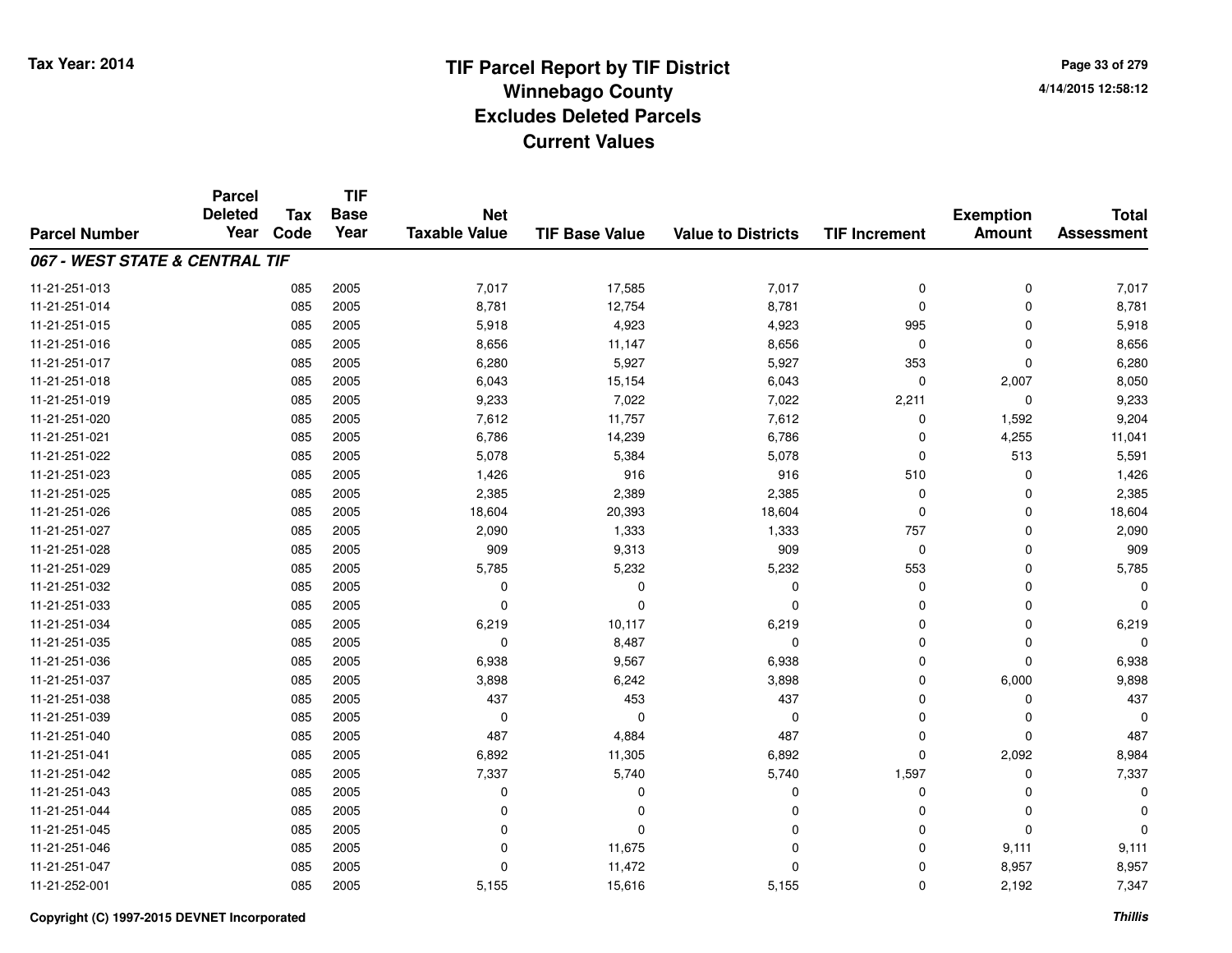Tax Year: 2014

# TIF Parcel Report by TIF District
## Winnebago County
## Excludes Deleted Parcels
## Current Values

4/14/2015 12:58:12

| Parcel Number | Parcel Deleted Year | Tax Code | TIF Base Year | Net Taxable Value | TIF Base Value | Value to Districts | TIF Increment | Exemption Amount | Total Assessment |
|---|---|---|---|---|---|---|---|---|---|
| ***067 - WEST STATE & CENTRAL TIF*** | | | | | | | | | |
| 11-21-251-013 | | 085 | 2005 | 7,017 | 17,585 | 7,017 | 0 | 0 | 7,017 |
| 11-21-251-014 | | 085 | 2005 | 8,781 | 12,754 | 8,781 | 0 | 0 | 8,781 |
| 11-21-251-015 | | 085 | 2005 | 5,918 | 4,923 | 4,923 | 995 | 0 | 5,918 |
| 11-21-251-016 | | 085 | 2005 | 8,656 | 11,147 | 8,656 | 0 | 0 | 8,656 |
| 11-21-251-017 | | 085 | 2005 | 6,280 | 5,927 | 5,927 | 353 | 0 | 6,280 |
| 11-21-251-018 | | 085 | 2005 | 6,043 | 15,154 | 6,043 | 0 | 2,007 | 8,050 |
| 11-21-251-019 | | 085 | 2005 | 9,233 | 7,022 | 7,022 | 2,211 | 0 | 9,233 |
| 11-21-251-020 | | 085 | 2005 | 7,612 | 11,757 | 7,612 | 0 | 1,592 | 9,204 |
| 11-21-251-021 | | 085 | 2005 | 6,786 | 14,239 | 6,786 | 0 | 4,255 | 11,041 |
| 11-21-251-022 | | 085 | 2005 | 5,078 | 5,384 | 5,078 | 0 | 513 | 5,591 |
| 11-21-251-023 | | 085 | 2005 | 1,426 | 916 | 916 | 510 | 0 | 1,426 |
| 11-21-251-025 | | 085 | 2005 | 2,385 | 2,389 | 2,385 | 0 | 0 | 2,385 |
| 11-21-251-026 | | 085 | 2005 | 18,604 | 20,393 | 18,604 | 0 | 0 | 18,604 |
| 11-21-251-027 | | 085 | 2005 | 2,090 | 1,333 | 1,333 | 757 | 0 | 2,090 |
| 11-21-251-028 | | 085 | 2005 | 909 | 9,313 | 909 | 0 | 0 | 909 |
| 11-21-251-029 | | 085 | 2005 | 5,785 | 5,232 | 5,232 | 553 | 0 | 5,785 |
| 11-21-251-032 | | 085 | 2005 | 0 | 0 | 0 | 0 | 0 | 0 |
| 11-21-251-033 | | 085 | 2005 | 0 | 0 | 0 | 0 | 0 | 0 |
| 11-21-251-034 | | 085 | 2005 | 6,219 | 10,117 | 6,219 | 0 | 0 | 6,219 |
| 11-21-251-035 | | 085 | 2005 | 0 | 8,487 | 0 | 0 | 0 | 0 |
| 11-21-251-036 | | 085 | 2005 | 6,938 | 9,567 | 6,938 | 0 | 0 | 6,938 |
| 11-21-251-037 | | 085 | 2005 | 3,898 | 6,242 | 3,898 | 0 | 6,000 | 9,898 |
| 11-21-251-038 | | 085 | 2005 | 437 | 453 | 437 | 0 | 0 | 437 |
| 11-21-251-039 | | 085 | 2005 | 0 | 0 | 0 | 0 | 0 | 0 |
| 11-21-251-040 | | 085 | 2005 | 487 | 4,884 | 487 | 0 | 0 | 487 |
| 11-21-251-041 | | 085 | 2005 | 6,892 | 11,305 | 6,892 | 0 | 2,092 | 8,984 |
| 11-21-251-042 | | 085 | 2005 | 7,337 | 5,740 | 5,740 | 1,597 | 0 | 7,337 |
| 11-21-251-043 | | 085 | 2005 | 0 | 0 | 0 | 0 | 0 | 0 |
| 11-21-251-044 | | 085 | 2005 | 0 | 0 | 0 | 0 | 0 | 0 |
| 11-21-251-045 | | 085 | 2005 | 0 | 0 | 0 | 0 | 0 | 0 |
| 11-21-251-046 | | 085 | 2005 | 0 | 11,675 | 0 | 0 | 9,111 | 9,111 |
| 11-21-251-047 | | 085 | 2005 | 0 | 11,472 | 0 | 0 | 8,957 | 8,957 |
| 11-21-252-001 | | 085 | 2005 | 5,155 | 15,616 | 5,155 | 0 | 2,192 | 7,347 |

Copyright (C) 1997-2015 DEVNET Incorporated

*Thillis*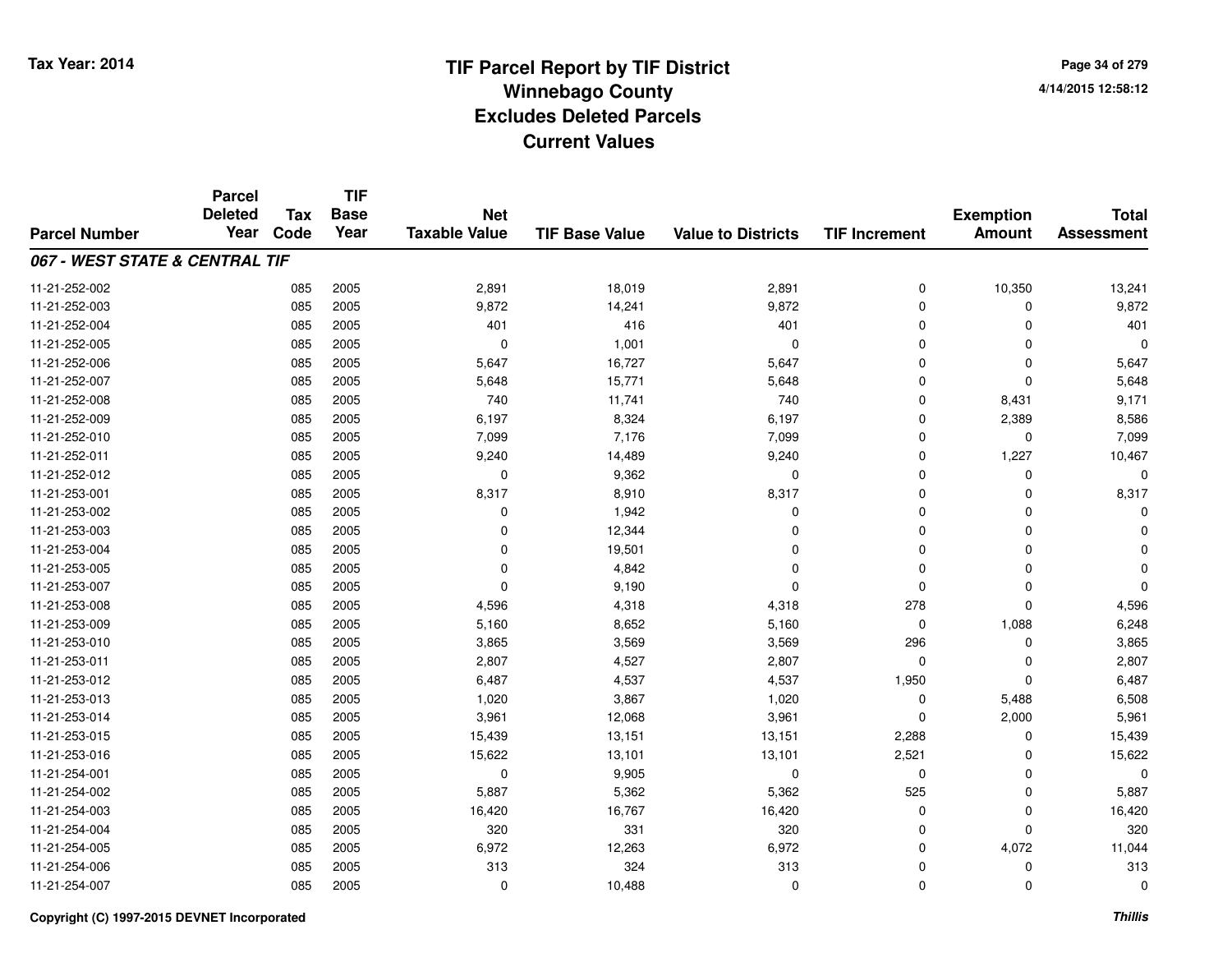# TIF Parcel Report by TIF District
## Winnebago County
## Excludes Deleted Parcels
## Current Values

Tax Year: 2014

4/14/2015 12:58:12

| Parcel Number | Parcel Deleted Year | Tax Code | TIF Base Year | Net Taxable Value | TIF Base Value | Value to Districts | TIF Increment | Exemption Amount | Total Assessment |
|---|---|---|---|---|---|---|---|---|---|
| ***067 - WEST STATE & CENTRAL TIF*** | | | | | | | | | |
| 11-21-252-002 | | 085 | 2005 | 2,891 | 18,019 | 2,891 | 0 | 10,350 | 13,241 |
| 11-21-252-003 | | 085 | 2005 | 9,872 | 14,241 | 9,872 | 0 | 0 | 9,872 |
| 11-21-252-004 | | 085 | 2005 | 401 | 416 | 401 | 0 | 0 | 401 |
| 11-21-252-005 | | 085 | 2005 | 0 | 1,001 | 0 | 0 | 0 | 0 |
| 11-21-252-006 | | 085 | 2005 | 5,647 | 16,727 | 5,647 | 0 | 0 | 5,647 |
| 11-21-252-007 | | 085 | 2005 | 5,648 | 15,771 | 5,648 | 0 | 0 | 5,648 |
| 11-21-252-008 | | 085 | 2005 | 740 | 11,741 | 740 | 0 | 8,431 | 9,171 |
| 11-21-252-009 | | 085 | 2005 | 6,197 | 8,324 | 6,197 | 0 | 2,389 | 8,586 |
| 11-21-252-010 | | 085 | 2005 | 7,099 | 7,176 | 7,099 | 0 | 0 | 7,099 |
| 11-21-252-011 | | 085 | 2005 | 9,240 | 14,489 | 9,240 | 0 | 1,227 | 10,467 |
| 11-21-252-012 | | 085 | 2005 | 0 | 9,362 | 0 | 0 | 0 | 0 |
| 11-21-253-001 | | 085 | 2005 | 8,317 | 8,910 | 8,317 | 0 | 0 | 8,317 |
| 11-21-253-002 | | 085 | 2005 | 0 | 1,942 | 0 | 0 | 0 | 0 |
| 11-21-253-003 | | 085 | 2005 | 0 | 12,344 | 0 | 0 | 0 | 0 |
| 11-21-253-004 | | 085 | 2005 | 0 | 19,501 | 0 | 0 | 0 | 0 |
| 11-21-253-005 | | 085 | 2005 | 0 | 4,842 | 0 | 0 | 0 | 0 |
| 11-21-253-007 | | 085 | 2005 | 0 | 9,190 | 0 | 0 | 0 | 0 |
| 11-21-253-008 | | 085 | 2005 | 4,596 | 4,318 | 4,318 | 278 | 0 | 4,596 |
| 11-21-253-009 | | 085 | 2005 | 5,160 | 8,652 | 5,160 | 0 | 1,088 | 6,248 |
| 11-21-253-010 | | 085 | 2005 | 3,865 | 3,569 | 3,569 | 296 | 0 | 3,865 |
| 11-21-253-011 | | 085 | 2005 | 2,807 | 4,527 | 2,807 | 0 | 0 | 2,807 |
| 11-21-253-012 | | 085 | 2005 | 6,487 | 4,537 | 4,537 | 1,950 | 0 | 6,487 |
| 11-21-253-013 | | 085 | 2005 | 1,020 | 3,867 | 1,020 | 0 | 5,488 | 6,508 |
| 11-21-253-014 | | 085 | 2005 | 3,961 | 12,068 | 3,961 | 0 | 2,000 | 5,961 |
| 11-21-253-015 | | 085 | 2005 | 15,439 | 13,151 | 13,151 | 2,288 | 0 | 15,439 |
| 11-21-253-016 | | 085 | 2005 | 15,622 | 13,101 | 13,101 | 2,521 | 0 | 15,622 |
| 11-21-254-001 | | 085 | 2005 | 0 | 9,905 | 0 | 0 | 0 | 0 |
| 11-21-254-002 | | 085 | 2005 | 5,887 | 5,362 | 5,362 | 525 | 0 | 5,887 |
| 11-21-254-003 | | 085 | 2005 | 16,420 | 16,767 | 16,420 | 0 | 0 | 16,420 |
| 11-21-254-004 | | 085 | 2005 | 320 | 331 | 320 | 0 | 0 | 320 |
| 11-21-254-005 | | 085 | 2005 | 6,972 | 12,263 | 6,972 | 0 | 4,072 | 11,044 |
| 11-21-254-006 | | 085 | 2005 | 313 | 324 | 313 | 0 | 0 | 313 |
| 11-21-254-007 | | 085 | 2005 | 0 | 10,488 | 0 | 0 | 0 | 0 |

Copyright (C) 1997-2015 DEVNET Incorporated

*Thillis*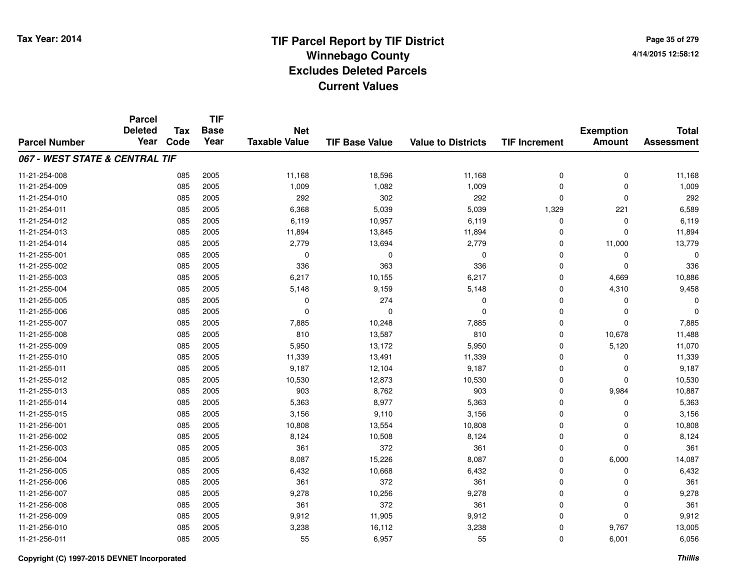# TIF Parcel Report by TIF District
## Winnebago County
## Excludes Deleted Parcels
## Current Values

Tax Year: 2014

4/14/2015 12:58:12

| Parcel Number | Parcel Deleted Year | Tax Code | TIF Base Year | Net Taxable Value | TIF Base Value | Value to Districts | TIF Increment | Exemption Amount | Total Assessment |
|---|---|---|---|---|---|---|---|---|---|
| ***067 - WEST STATE & CENTRAL TIF*** | | | | | | | | | |
| 11-21-254-008 | | 085 | 2005 | 11,168 | 18,596 | 11,168 | 0 | 0 | 11,168 |
| 11-21-254-009 | | 085 | 2005 | 1,009 | 1,082 | 1,009 | 0 | 0 | 1,009 |
| 11-21-254-010 | | 085 | 2005 | 292 | 302 | 292 | 0 | 0 | 292 |
| 11-21-254-011 | | 085 | 2005 | 6,368 | 5,039 | 5,039 | 1,329 | 221 | 6,589 |
| 11-21-254-012 | | 085 | 2005 | 6,119 | 10,957 | 6,119 | 0 | 0 | 6,119 |
| 11-21-254-013 | | 085 | 2005 | 11,894 | 13,845 | 11,894 | 0 | 0 | 11,894 |
| 11-21-254-014 | | 085 | 2005 | 2,779 | 13,694 | 2,779 | 0 | 11,000 | 13,779 |
| 11-21-255-001 | | 085 | 2005 | 0 | 0 | 0 | 0 | 0 | 0 |
| 11-21-255-002 | | 085 | 2005 | 336 | 363 | 336 | 0 | 0 | 336 |
| 11-21-255-003 | | 085 | 2005 | 6,217 | 10,155 | 6,217 | 0 | 4,669 | 10,886 |
| 11-21-255-004 | | 085 | 2005 | 5,148 | 9,159 | 5,148 | 0 | 4,310 | 9,458 |
| 11-21-255-005 | | 085 | 2005 | 0 | 274 | 0 | 0 | 0 | 0 |
| 11-21-255-006 | | 085 | 2005 | 0 | 0 | 0 | 0 | 0 | 0 |
| 11-21-255-007 | | 085 | 2005 | 7,885 | 10,248 | 7,885 | 0 | 0 | 7,885 |
| 11-21-255-008 | | 085 | 2005 | 810 | 13,587 | 810 | 0 | 10,678 | 11,488 |
| 11-21-255-009 | | 085 | 2005 | 5,950 | 13,172 | 5,950 | 0 | 5,120 | 11,070 |
| 11-21-255-010 | | 085 | 2005 | 11,339 | 13,491 | 11,339 | 0 | 0 | 11,339 |
| 11-21-255-011 | | 085 | 2005 | 9,187 | 12,104 | 9,187 | 0 | 0 | 9,187 |
| 11-21-255-012 | | 085 | 2005 | 10,530 | 12,873 | 10,530 | 0 | 0 | 10,530 |
| 11-21-255-013 | | 085 | 2005 | 903 | 8,762 | 903 | 0 | 9,984 | 10,887 |
| 11-21-255-014 | | 085 | 2005 | 5,363 | 8,977 | 5,363 | 0 | 0 | 5,363 |
| 11-21-255-015 | | 085 | 2005 | 3,156 | 9,110 | 3,156 | 0 | 0 | 3,156 |
| 11-21-256-001 | | 085 | 2005 | 10,808 | 13,554 | 10,808 | 0 | 0 | 10,808 |
| 11-21-256-002 | | 085 | 2005 | 8,124 | 10,508 | 8,124 | 0 | 0 | 8,124 |
| 11-21-256-003 | | 085 | 2005 | 361 | 372 | 361 | 0 | 0 | 361 |
| 11-21-256-004 | | 085 | 2005 | 8,087 | 15,226 | 8,087 | 0 | 6,000 | 14,087 |
| 11-21-256-005 | | 085 | 2005 | 6,432 | 10,668 | 6,432 | 0 | 0 | 6,432 |
| 11-21-256-006 | | 085 | 2005 | 361 | 372 | 361 | 0 | 0 | 361 |
| 11-21-256-007 | | 085 | 2005 | 9,278 | 10,256 | 9,278 | 0 | 0 | 9,278 |
| 11-21-256-008 | | 085 | 2005 | 361 | 372 | 361 | 0 | 0 | 361 |
| 11-21-256-009 | | 085 | 2005 | 9,912 | 11,905 | 9,912 | 0 | 0 | 9,912 |
| 11-21-256-010 | | 085 | 2005 | 3,238 | 16,112 | 3,238 | 0 | 9,767 | 13,005 |
| 11-21-256-011 | | 085 | 2005 | 55 | 6,957 | 55 | 0 | 6,001 | 6,056 |

Copyright (C) 1997-2015 DEVNET Incorporated

*Thillis*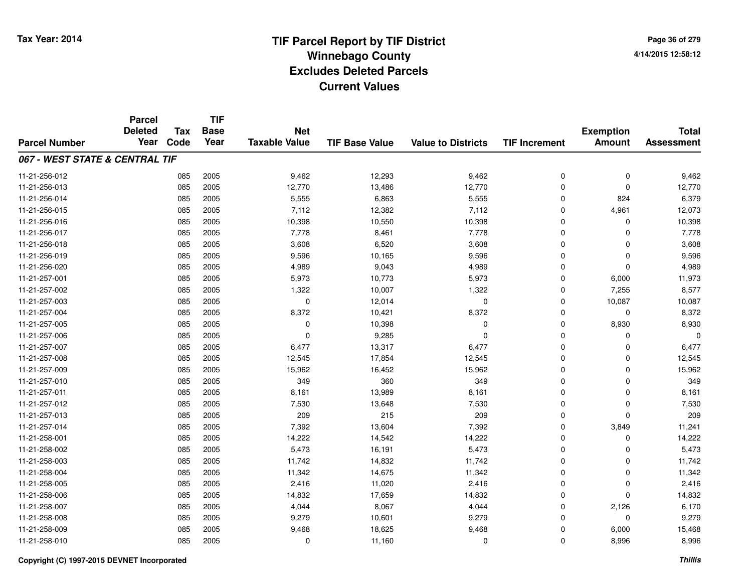# TIF Parcel Report by TIF District
## Winnebago County
## Excludes Deleted Parcels
## Current Values

Tax Year: 2014

4/14/2015 12:58:12

| Parcel Number | Parcel Deleted Year | Tax Code | TIF Base Year | Net Taxable Value | TIF Base Value | Value to Districts | TIF Increment | Exemption Amount | Total Assessment |
|---|---|---|---|---|---|---|---|---|---|
| ***067 - WEST STATE & CENTRAL TIF*** | | | | | | | | | |
| 11-21-256-012 | | 085 | 2005 | 9,462 | 12,293 | 9,462 | 0 | 0 | 9,462 |
| 11-21-256-013 | | 085 | 2005 | 12,770 | 13,486 | 12,770 | 0 | 0 | 12,770 |
| 11-21-256-014 | | 085 | 2005 | 5,555 | 6,863 | 5,555 | 0 | 824 | 6,379 |
| 11-21-256-015 | | 085 | 2005 | 7,112 | 12,382 | 7,112 | 0 | 4,961 | 12,073 |
| 11-21-256-016 | | 085 | 2005 | 10,398 | 10,550 | 10,398 | 0 | 0 | 10,398 |
| 11-21-256-017 | | 085 | 2005 | 7,778 | 8,461 | 7,778 | 0 | 0 | 7,778 |
| 11-21-256-018 | | 085 | 2005 | 3,608 | 6,520 | 3,608 | 0 | 0 | 3,608 |
| 11-21-256-019 | | 085 | 2005 | 9,596 | 10,165 | 9,596 | 0 | 0 | 9,596 |
| 11-21-256-020 | | 085 | 2005 | 4,989 | 9,043 | 4,989 | 0 | 0 | 4,989 |
| 11-21-257-001 | | 085 | 2005 | 5,973 | 10,773 | 5,973 | 0 | 6,000 | 11,973 |
| 11-21-257-002 | | 085 | 2005 | 1,322 | 10,007 | 1,322 | 0 | 7,255 | 8,577 |
| 11-21-257-003 | | 085 | 2005 | 0 | 12,014 | 0 | 0 | 10,087 | 10,087 |
| 11-21-257-004 | | 085 | 2005 | 8,372 | 10,421 | 8,372 | 0 | 0 | 8,372 |
| 11-21-257-005 | | 085 | 2005 | 0 | 10,398 | 0 | 0 | 8,930 | 8,930 |
| 11-21-257-006 | | 085 | 2005 | 0 | 9,285 | 0 | 0 | 0 | 0 |
| 11-21-257-007 | | 085 | 2005 | 6,477 | 13,317 | 6,477 | 0 | 0 | 6,477 |
| 11-21-257-008 | | 085 | 2005 | 12,545 | 17,854 | 12,545 | 0 | 0 | 12,545 |
| 11-21-257-009 | | 085 | 2005 | 15,962 | 16,452 | 15,962 | 0 | 0 | 15,962 |
| 11-21-257-010 | | 085 | 2005 | 349 | 360 | 349 | 0 | 0 | 349 |
| 11-21-257-011 | | 085 | 2005 | 8,161 | 13,989 | 8,161 | 0 | 0 | 8,161 |
| 11-21-257-012 | | 085 | 2005 | 7,530 | 13,648 | 7,530 | 0 | 0 | 7,530 |
| 11-21-257-013 | | 085 | 2005 | 209 | 215 | 209 | 0 | 0 | 209 |
| 11-21-257-014 | | 085 | 2005 | 7,392 | 13,604 | 7,392 | 0 | 3,849 | 11,241 |
| 11-21-258-001 | | 085 | 2005 | 14,222 | 14,542 | 14,222 | 0 | 0 | 14,222 |
| 11-21-258-002 | | 085 | 2005 | 5,473 | 16,191 | 5,473 | 0 | 0 | 5,473 |
| 11-21-258-003 | | 085 | 2005 | 11,742 | 14,832 | 11,742 | 0 | 0 | 11,742 |
| 11-21-258-004 | | 085 | 2005 | 11,342 | 14,675 | 11,342 | 0 | 0 | 11,342 |
| 11-21-258-005 | | 085 | 2005 | 2,416 | 11,020 | 2,416 | 0 | 0 | 2,416 |
| 11-21-258-006 | | 085 | 2005 | 14,832 | 17,659 | 14,832 | 0 | 0 | 14,832 |
| 11-21-258-007 | | 085 | 2005 | 4,044 | 8,067 | 4,044 | 0 | 2,126 | 6,170 |
| 11-21-258-008 | | 085 | 2005 | 9,279 | 10,601 | 9,279 | 0 | 0 | 9,279 |
| 11-21-258-009 | | 085 | 2005 | 9,468 | 18,625 | 9,468 | 0 | 6,000 | 15,468 |
| 11-21-258-010 | | 085 | 2005 | 0 | 11,160 | 0 | 0 | 8,996 | 8,996 |

**Copyright (C) 1997-2015 DEVNET Incorporated** ***Thillis***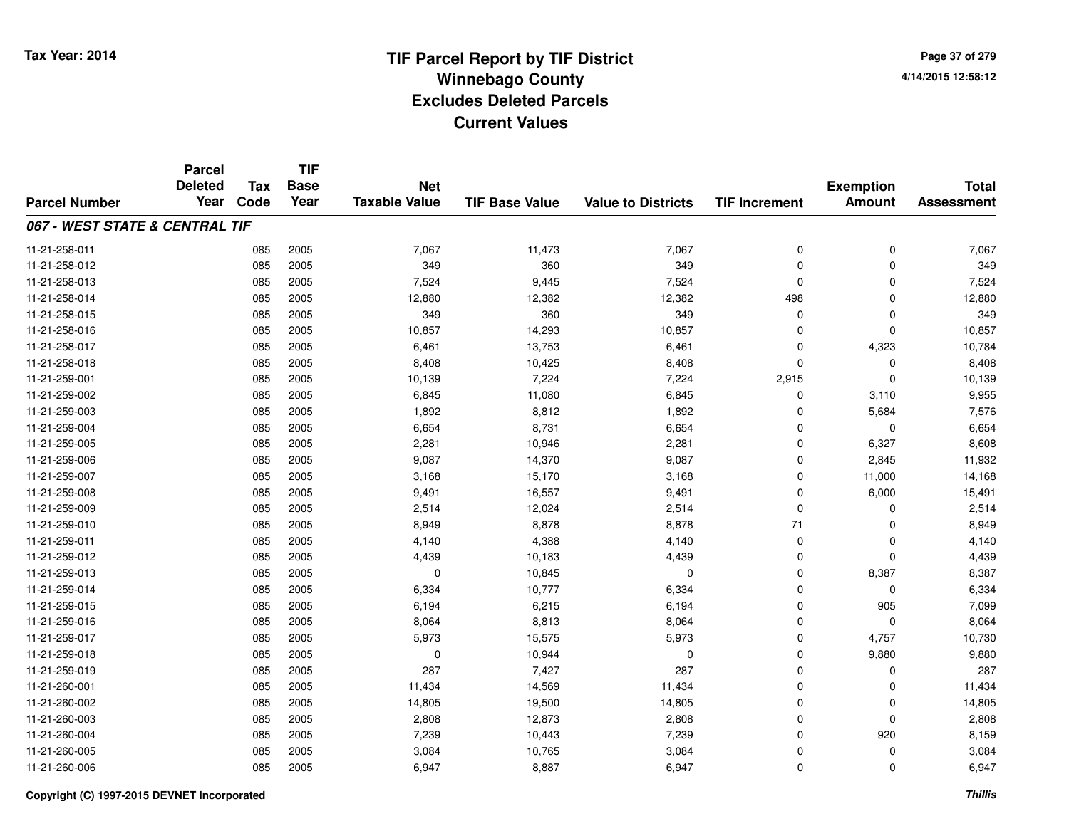# TIF Parcel Report by TIF District
# Winnebago County
# Excludes Deleted Parcels
# Current Values

Tax Year: 2014

4/14/2015 12:58:12

| Parcel Number | Parcel Deleted Year | Tax Code | TIF Base Year | Net Taxable Value | TIF Base Value | Value to Districts | TIF Increment | Exemption Amount | Total Assessment |
|---|---|---|---|---|---|---|---|---|---|
| ***067 - WEST STATE & CENTRAL TIF*** | | | | | | | | | |
| 11-21-258-011 | | 085 | 2005 | 7,067 | 11,473 | 7,067 | 0 | 0 | 7,067 |
| 11-21-258-012 | | 085 | 2005 | 349 | 360 | 349 | 0 | 0 | 349 |
| 11-21-258-013 | | 085 | 2005 | 7,524 | 9,445 | 7,524 | 0 | 0 | 7,524 |
| 11-21-258-014 | | 085 | 2005 | 12,880 | 12,382 | 12,382 | 498 | 0 | 12,880 |
| 11-21-258-015 | | 085 | 2005 | 349 | 360 | 349 | 0 | 0 | 349 |
| 11-21-258-016 | | 085 | 2005 | 10,857 | 14,293 | 10,857 | 0 | 0 | 10,857 |
| 11-21-258-017 | | 085 | 2005 | 6,461 | 13,753 | 6,461 | 0 | 4,323 | 10,784 |
| 11-21-258-018 | | 085 | 2005 | 8,408 | 10,425 | 8,408 | 0 | 0 | 8,408 |
| 11-21-259-001 | | 085 | 2005 | 10,139 | 7,224 | 7,224 | 2,915 | 0 | 10,139 |
| 11-21-259-002 | | 085 | 2005 | 6,845 | 11,080 | 6,845 | 0 | 3,110 | 9,955 |
| 11-21-259-003 | | 085 | 2005 | 1,892 | 8,812 | 1,892 | 0 | 5,684 | 7,576 |
| 11-21-259-004 | | 085 | 2005 | 6,654 | 8,731 | 6,654 | 0 | 0 | 6,654 |
| 11-21-259-005 | | 085 | 2005 | 2,281 | 10,946 | 2,281 | 0 | 6,327 | 8,608 |
| 11-21-259-006 | | 085 | 2005 | 9,087 | 14,370 | 9,087 | 0 | 2,845 | 11,932 |
| 11-21-259-007 | | 085 | 2005 | 3,168 | 15,170 | 3,168 | 0 | 11,000 | 14,168 |
| 11-21-259-008 | | 085 | 2005 | 9,491 | 16,557 | 9,491 | 0 | 6,000 | 15,491 |
| 11-21-259-009 | | 085 | 2005 | 2,514 | 12,024 | 2,514 | 0 | 0 | 2,514 |
| 11-21-259-010 | | 085 | 2005 | 8,949 | 8,878 | 8,878 | 71 | 0 | 8,949 |
| 11-21-259-011 | | 085 | 2005 | 4,140 | 4,388 | 4,140 | 0 | 0 | 4,140 |
| 11-21-259-012 | | 085 | 2005 | 4,439 | 10,183 | 4,439 | 0 | 0 | 4,439 |
| 11-21-259-013 | | 085 | 2005 | 0 | 10,845 | 0 | 0 | 8,387 | 8,387 |
| 11-21-259-014 | | 085 | 2005 | 6,334 | 10,777 | 6,334 | 0 | 0 | 6,334 |
| 11-21-259-015 | | 085 | 2005 | 6,194 | 6,215 | 6,194 | 0 | 905 | 7,099 |
| 11-21-259-016 | | 085 | 2005 | 8,064 | 8,813 | 8,064 | 0 | 0 | 8,064 |
| 11-21-259-017 | | 085 | 2005 | 5,973 | 15,575 | 5,973 | 0 | 4,757 | 10,730 |
| 11-21-259-018 | | 085 | 2005 | 0 | 10,944 | 0 | 0 | 9,880 | 9,880 |
| 11-21-259-019 | | 085 | 2005 | 287 | 7,427 | 287 | 0 | 0 | 287 |
| 11-21-260-001 | | 085 | 2005 | 11,434 | 14,569 | 11,434 | 0 | 0 | 11,434 |
| 11-21-260-002 | | 085 | 2005 | 14,805 | 19,500 | 14,805 | 0 | 0 | 14,805 |
| 11-21-260-003 | | 085 | 2005 | 2,808 | 12,873 | 2,808 | 0 | 0 | 2,808 |
| 11-21-260-004 | | 085 | 2005 | 7,239 | 10,443 | 7,239 | 0 | 920 | 8,159 |
| 11-21-260-005 | | 085 | 2005 | 3,084 | 10,765 | 3,084 | 0 | 0 | 3,084 |
| 11-21-260-006 | | 085 | 2005 | 6,947 | 8,887 | 6,947 | 0 | 0 | 6,947 |

Copyright (C) 1997-2015 DEVNET Incorporated

*Thillis*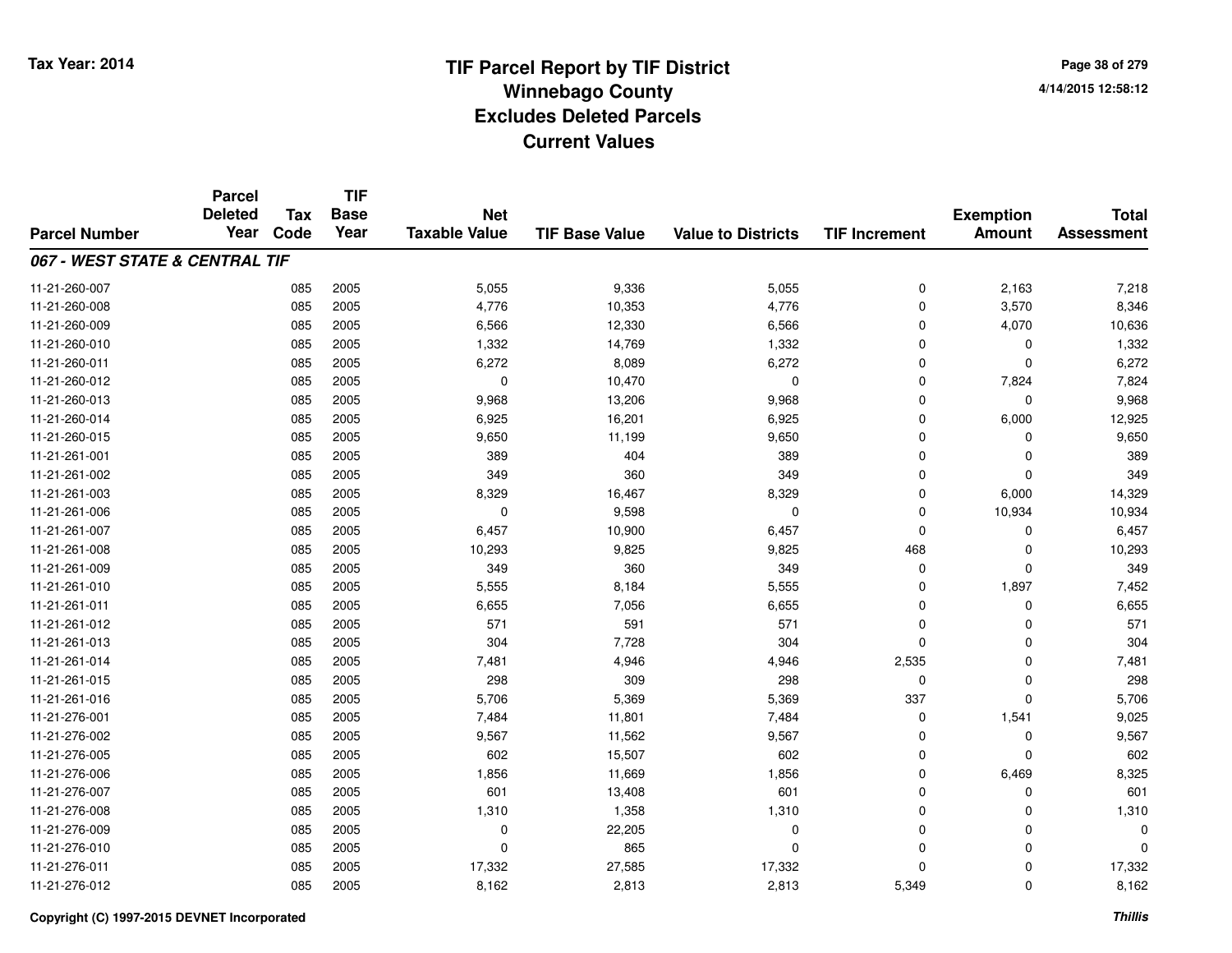# TIF Parcel Report by TIF District
## Winnebago County
## Excludes Deleted Parcels
## Current Values

Tax Year: 2014

4/14/2015 12:58:12

| Parcel Number | Parcel Deleted Year | Tax Code | TIF Base Year | Net Taxable Value | TIF Base Value | Value to Districts | TIF Increment | Exemption Amount | Total Assessment |
|---|---|---|---|---|---|---|---|---|---|
| ***067 - WEST STATE & CENTRAL TIF*** | | | | | | | | | |
| 11-21-260-007 | | 085 | 2005 | 5,055 | 9,336 | 5,055 | 0 | 2,163 | 7,218 |
| 11-21-260-008 | | 085 | 2005 | 4,776 | 10,353 | 4,776 | 0 | 3,570 | 8,346 |
| 11-21-260-009 | | 085 | 2005 | 6,566 | 12,330 | 6,566 | 0 | 4,070 | 10,636 |
| 11-21-260-010 | | 085 | 2005 | 1,332 | 14,769 | 1,332 | 0 | 0 | 1,332 |
| 11-21-260-011 | | 085 | 2005 | 6,272 | 8,089 | 6,272 | 0 | 0 | 6,272 |
| 11-21-260-012 | | 085 | 2005 | 0 | 10,470 | 0 | 0 | 7,824 | 7,824 |
| 11-21-260-013 | | 085 | 2005 | 9,968 | 13,206 | 9,968 | 0 | 0 | 9,968 |
| 11-21-260-014 | | 085 | 2005 | 6,925 | 16,201 | 6,925 | 0 | 6,000 | 12,925 |
| 11-21-260-015 | | 085 | 2005 | 9,650 | 11,199 | 9,650 | 0 | 0 | 9,650 |
| 11-21-261-001 | | 085 | 2005 | 389 | 404 | 389 | 0 | 0 | 389 |
| 11-21-261-002 | | 085 | 2005 | 349 | 360 | 349 | 0 | 0 | 349 |
| 11-21-261-003 | | 085 | 2005 | 8,329 | 16,467 | 8,329 | 0 | 6,000 | 14,329 |
| 11-21-261-006 | | 085 | 2005 | 0 | 9,598 | 0 | 0 | 10,934 | 10,934 |
| 11-21-261-007 | | 085 | 2005 | 6,457 | 10,900 | 6,457 | 0 | 0 | 6,457 |
| 11-21-261-008 | | 085 | 2005 | 10,293 | 9,825 | 9,825 | 468 | 0 | 10,293 |
| 11-21-261-009 | | 085 | 2005 | 349 | 360 | 349 | 0 | 0 | 349 |
| 11-21-261-010 | | 085 | 2005 | 5,555 | 8,184 | 5,555 | 0 | 1,897 | 7,452 |
| 11-21-261-011 | | 085 | 2005 | 6,655 | 7,056 | 6,655 | 0 | 0 | 6,655 |
| 11-21-261-012 | | 085 | 2005 | 571 | 591 | 571 | 0 | 0 | 571 |
| 11-21-261-013 | | 085 | 2005 | 304 | 7,728 | 304 | 0 | 0 | 304 |
| 11-21-261-014 | | 085 | 2005 | 7,481 | 4,946 | 4,946 | 2,535 | 0 | 7,481 |
| 11-21-261-015 | | 085 | 2005 | 298 | 309 | 298 | 0 | 0 | 298 |
| 11-21-261-016 | | 085 | 2005 | 5,706 | 5,369 | 5,369 | 337 | 0 | 5,706 |
| 11-21-276-001 | | 085 | 2005 | 7,484 | 11,801 | 7,484 | 0 | 1,541 | 9,025 |
| 11-21-276-002 | | 085 | 2005 | 9,567 | 11,562 | 9,567 | 0 | 0 | 9,567 |
| 11-21-276-005 | | 085 | 2005 | 602 | 15,507 | 602 | 0 | 0 | 602 |
| 11-21-276-006 | | 085 | 2005 | 1,856 | 11,669 | 1,856 | 0 | 6,469 | 8,325 |
| 11-21-276-007 | | 085 | 2005 | 601 | 13,408 | 601 | 0 | 0 | 601 |
| 11-21-276-008 | | 085 | 2005 | 1,310 | 1,358 | 1,310 | 0 | 0 | 1,310 |
| 11-21-276-009 | | 085 | 2005 | 0 | 22,205 | 0 | 0 | 0 | 0 |
| 11-21-276-010 | | 085 | 2005 | 0 | 865 | 0 | 0 | 0 | 0 |
| 11-21-276-011 | | 085 | 2005 | 17,332 | 27,585 | 17,332 | 0 | 0 | 17,332 |
| 11-21-276-012 | | 085 | 2005 | 8,162 | 2,813 | 2,813 | 5,349 | 0 | 8,162 |

Copyright (C) 1997-2015 DEVNET Incorporated

*Thillis*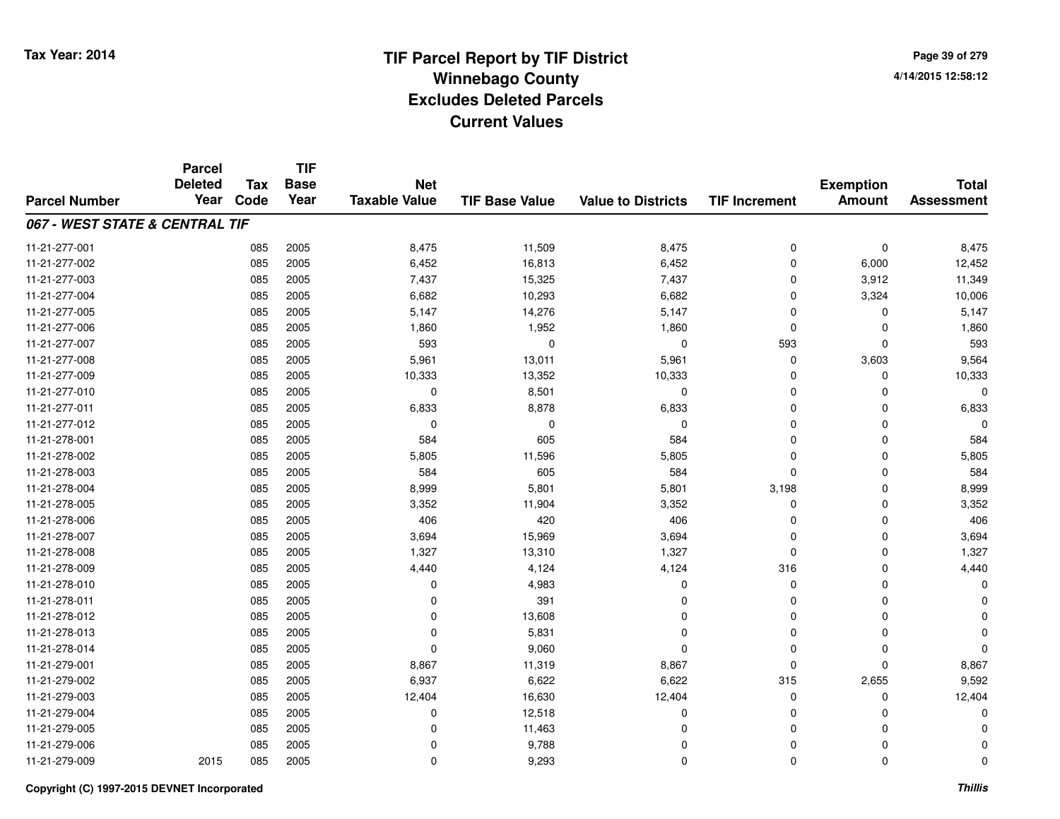# TIF Parcel Report by TIF District
## Winnebago County
## Excludes Deleted Parcels
## Current Values

Tax Year: 2014

4/14/2015 12:58:12

| Parcel Number | Parcel Deleted Year | Tax Code | TIF Base Year | Net Taxable Value | TIF Base Value | Value to Districts | TIF Increment | Exemption Amount | Total Assessment |
|---|---|---|---|---|---|---|---|---|---|
| ***067 - WEST STATE & CENTRAL TIF*** | | | | | | | | | |
| 11-21-277-001 | | 085 | 2005 | 8,475 | 11,509 | 8,475 | 0 | 0 | 8,475 |
| 11-21-277-002 | | 085 | 2005 | 6,452 | 16,813 | 6,452 | 0 | 6,000 | 12,452 |
| 11-21-277-003 | | 085 | 2005 | 7,437 | 15,325 | 7,437 | 0 | 3,912 | 11,349 |
| 11-21-277-004 | | 085 | 2005 | 6,682 | 10,293 | 6,682 | 0 | 3,324 | 10,006 |
| 11-21-277-005 | | 085 | 2005 | 5,147 | 14,276 | 5,147 | 0 | 0 | 5,147 |
| 11-21-277-006 | | 085 | 2005 | 1,860 | 1,952 | 1,860 | 0 | 0 | 1,860 |
| 11-21-277-007 | | 085 | 2005 | 593 | 0 | 0 | 593 | 0 | 593 |
| 11-21-277-008 | | 085 | 2005 | 5,961 | 13,011 | 5,961 | 0 | 3,603 | 9,564 |
| 11-21-277-009 | | 085 | 2005 | 10,333 | 13,352 | 10,333 | 0 | 0 | 10,333 |
| 11-21-277-010 | | 085 | 2005 | 0 | 8,501 | 0 | 0 | 0 | 0 |
| 11-21-277-011 | | 085 | 2005 | 6,833 | 8,878 | 6,833 | 0 | 0 | 6,833 |
| 11-21-277-012 | | 085 | 2005 | 0 | 0 | 0 | 0 | 0 | 0 |
| 11-21-278-001 | | 085 | 2005 | 584 | 605 | 584 | 0 | 0 | 584 |
| 11-21-278-002 | | 085 | 2005 | 5,805 | 11,596 | 5,805 | 0 | 0 | 5,805 |
| 11-21-278-003 | | 085 | 2005 | 584 | 605 | 584 | 0 | 0 | 584 |
| 11-21-278-004 | | 085 | 2005 | 8,999 | 5,801 | 5,801 | 3,198 | 0 | 8,999 |
| 11-21-278-005 | | 085 | 2005 | 3,352 | 11,904 | 3,352 | 0 | 0 | 3,352 |
| 11-21-278-006 | | 085 | 2005 | 406 | 420 | 406 | 0 | 0 | 406 |
| 11-21-278-007 | | 085 | 2005 | 3,694 | 15,969 | 3,694 | 0 | 0 | 3,694 |
| 11-21-278-008 | | 085 | 2005 | 1,327 | 13,310 | 1,327 | 0 | 0 | 1,327 |
| 11-21-278-009 | | 085 | 2005 | 4,440 | 4,124 | 4,124 | 316 | 0 | 4,440 |
| 11-21-278-010 | | 085 | 2005 | 0 | 4,983 | 0 | 0 | 0 | 0 |
| 11-21-278-011 | | 085 | 2005 | 0 | 391 | 0 | 0 | 0 | 0 |
| 11-21-278-012 | | 085 | 2005 | 0 | 13,608 | 0 | 0 | 0 | 0 |
| 11-21-278-013 | | 085 | 2005 | 0 | 5,831 | 0 | 0 | 0 | 0 |
| 11-21-278-014 | | 085 | 2005 | 0 | 9,060 | 0 | 0 | 0 | 0 |
| 11-21-279-001 | | 085 | 2005 | 8,867 | 11,319 | 8,867 | 0 | 0 | 8,867 |
| 11-21-279-002 | | 085 | 2005 | 6,937 | 6,622 | 6,622 | 315 | 2,655 | 9,592 |
| 11-21-279-003 | | 085 | 2005 | 12,404 | 16,630 | 12,404 | 0 | 0 | 12,404 |
| 11-21-279-004 | | 085 | 2005 | 0 | 12,518 | 0 | 0 | 0 | 0 |
| 11-21-279-005 | | 085 | 2005 | 0 | 11,463 | 0 | 0 | 0 | 0 |
| 11-21-279-006 | | 085 | 2005 | 0 | 9,788 | 0 | 0 | 0 | 0 |
| 11-21-279-009 | 2015 | 085 | 2005 | 0 | 9,293 | 0 | 0 | 0 | 0 |

Copyright (C) 1997-2015 DEVNET Incorporated — *Thillis*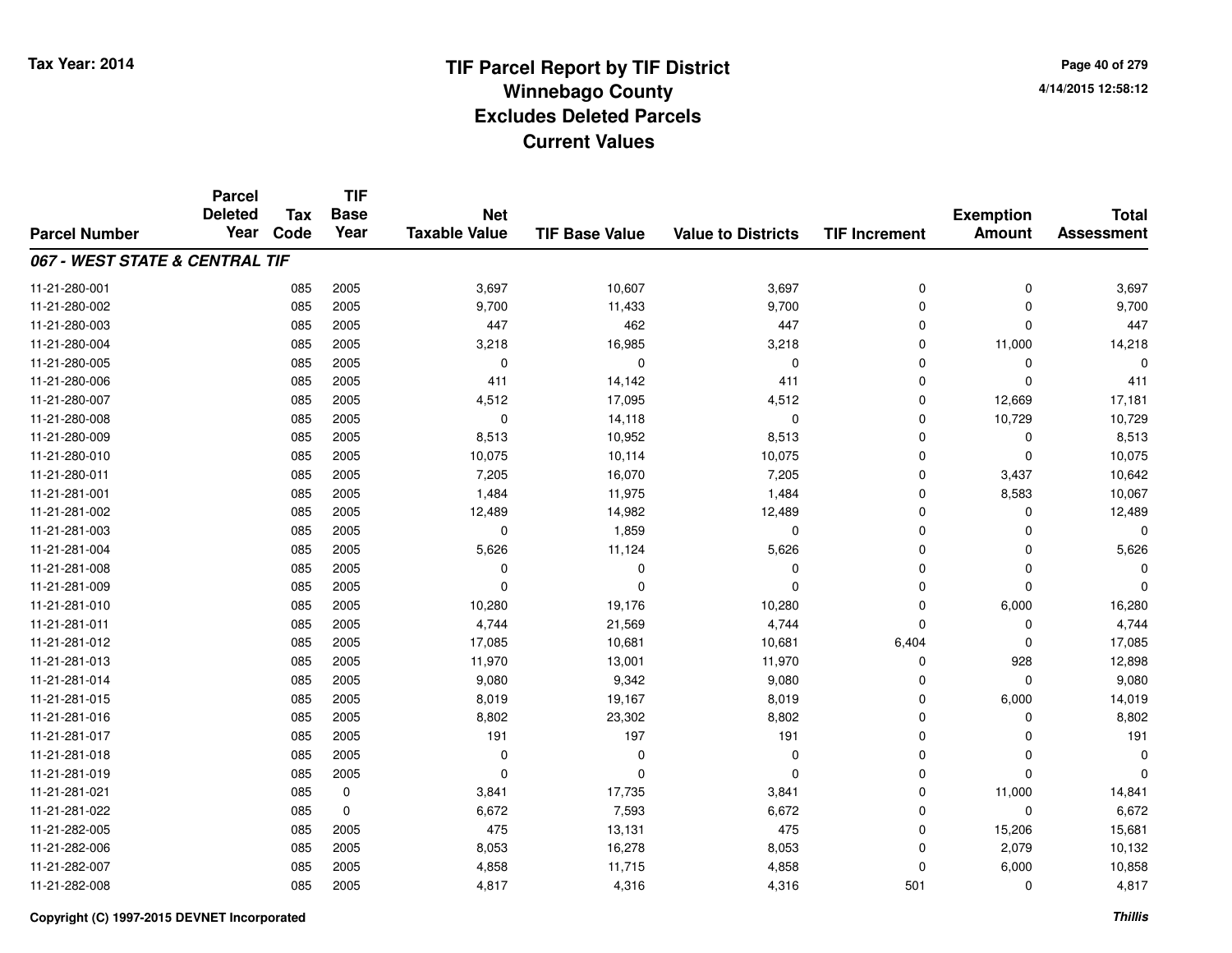# TIF Parcel Report by TIF District
## Winnebago County
## Excludes Deleted Parcels
## Current Values

Tax Year: 2014

4/14/2015 12:58:12

| Parcel Number | Parcel Deleted Year | Tax Code | TIF Base Year | Net Taxable Value | TIF Base Value | Value to Districts | TIF Increment | Exemption Amount | Total Assessment |
|---|---|---|---|---|---|---|---|---|---|
| ***067 - WEST STATE & CENTRAL TIF*** | | | | | | | | | |
| 11-21-280-001 | | 085 | 2005 | 3,697 | 10,607 | 3,697 | 0 | 0 | 3,697 |
| 11-21-280-002 | | 085 | 2005 | 9,700 | 11,433 | 9,700 | 0 | 0 | 9,700 |
| 11-21-280-003 | | 085 | 2005 | 447 | 462 | 447 | 0 | 0 | 447 |
| 11-21-280-004 | | 085 | 2005 | 3,218 | 16,985 | 3,218 | 0 | 11,000 | 14,218 |
| 11-21-280-005 | | 085 | 2005 | 0 | 0 | 0 | 0 | 0 | 0 |
| 11-21-280-006 | | 085 | 2005 | 411 | 14,142 | 411 | 0 | 0 | 411 |
| 11-21-280-007 | | 085 | 2005 | 4,512 | 17,095 | 4,512 | 0 | 12,669 | 17,181 |
| 11-21-280-008 | | 085 | 2005 | 0 | 14,118 | 0 | 0 | 10,729 | 10,729 |
| 11-21-280-009 | | 085 | 2005 | 8,513 | 10,952 | 8,513 | 0 | 0 | 8,513 |
| 11-21-280-010 | | 085 | 2005 | 10,075 | 10,114 | 10,075 | 0 | 0 | 10,075 |
| 11-21-280-011 | | 085 | 2005 | 7,205 | 16,070 | 7,205 | 0 | 3,437 | 10,642 |
| 11-21-281-001 | | 085 | 2005 | 1,484 | 11,975 | 1,484 | 0 | 8,583 | 10,067 |
| 11-21-281-002 | | 085 | 2005 | 12,489 | 14,982 | 12,489 | 0 | 0 | 12,489 |
| 11-21-281-003 | | 085 | 2005 | 0 | 1,859 | 0 | 0 | 0 | 0 |
| 11-21-281-004 | | 085 | 2005 | 5,626 | 11,124 | 5,626 | 0 | 0 | 5,626 |
| 11-21-281-008 | | 085 | 2005 | 0 | 0 | 0 | 0 | 0 | 0 |
| 11-21-281-009 | | 085 | 2005 | 0 | 0 | 0 | 0 | 0 | 0 |
| 11-21-281-010 | | 085 | 2005 | 10,280 | 19,176 | 10,280 | 0 | 6,000 | 16,280 |
| 11-21-281-011 | | 085 | 2005 | 4,744 | 21,569 | 4,744 | 0 | 0 | 4,744 |
| 11-21-281-012 | | 085 | 2005 | 17,085 | 10,681 | 10,681 | 6,404 | 0 | 17,085 |
| 11-21-281-013 | | 085 | 2005 | 11,970 | 13,001 | 11,970 | 0 | 928 | 12,898 |
| 11-21-281-014 | | 085 | 2005 | 9,080 | 9,342 | 9,080 | 0 | 0 | 9,080 |
| 11-21-281-015 | | 085 | 2005 | 8,019 | 19,167 | 8,019 | 0 | 6,000 | 14,019 |
| 11-21-281-016 | | 085 | 2005 | 8,802 | 23,302 | 8,802 | 0 | 0 | 8,802 |
| 11-21-281-017 | | 085 | 2005 | 191 | 197 | 191 | 0 | 0 | 191 |
| 11-21-281-018 | | 085 | 2005 | 0 | 0 | 0 | 0 | 0 | 0 |
| 11-21-281-019 | | 085 | 2005 | 0 | 0 | 0 | 0 | 0 | 0 |
| 11-21-281-021 | | 085 | 0 | 3,841 | 17,735 | 3,841 | 0 | 11,000 | 14,841 |
| 11-21-281-022 | | 085 | 0 | 6,672 | 7,593 | 6,672 | 0 | 0 | 6,672 |
| 11-21-282-005 | | 085 | 2005 | 475 | 13,131 | 475 | 0 | 15,206 | 15,681 |
| 11-21-282-006 | | 085 | 2005 | 8,053 | 16,278 | 8,053 | 0 | 2,079 | 10,132 |
| 11-21-282-007 | | 085 | 2005 | 4,858 | 11,715 | 4,858 | 0 | 6,000 | 10,858 |
| 11-21-282-008 | | 085 | 2005 | 4,817 | 4,316 | 4,316 | 501 | 0 | 4,817 |

Copyright (C) 1997-2015 DEVNET Incorporated

*Thillis*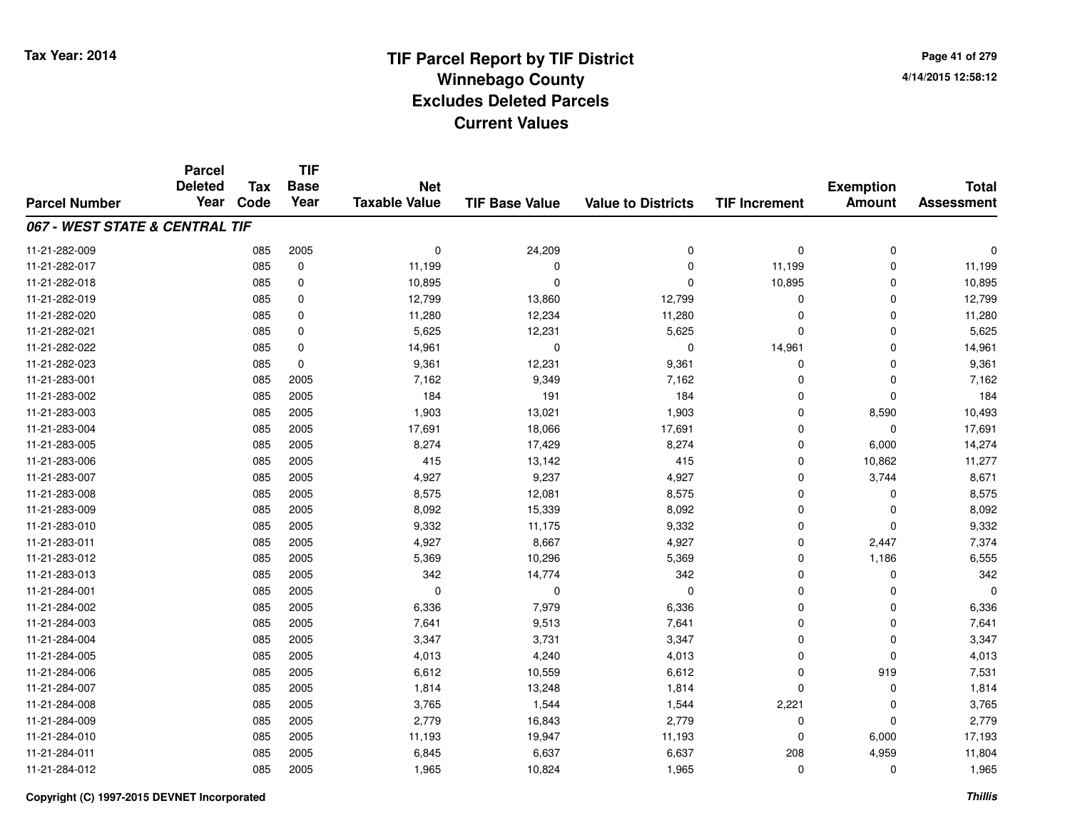# TIF Parcel Report by TIF District
## Winnebago County
## Excludes Deleted Parcels
## Current Values

Tax Year: 2014

4/14/2015 12:58:12

| Parcel Number | Parcel Deleted Year | Tax Code | TIF Base Year | Net Taxable Value | TIF Base Value | Value to Districts | TIF Increment | Exemption Amount | Total Assessment |
|---|---|---|---|---|---|---|---|---|---|
| ***067 - WEST STATE & CENTRAL TIF*** | | | | | | | | | |
| 11-21-282-009 | | 085 | 2005 | 0 | 24,209 | 0 | 0 | 0 | 0 |
| 11-21-282-017 | | 085 | 0 | 11,199 | 0 | 0 | 11,199 | 0 | 11,199 |
| 11-21-282-018 | | 085 | 0 | 10,895 | 0 | 0 | 10,895 | 0 | 10,895 |
| 11-21-282-019 | | 085 | 0 | 12,799 | 13,860 | 12,799 | 0 | 0 | 12,799 |
| 11-21-282-020 | | 085 | 0 | 11,280 | 12,234 | 11,280 | 0 | 0 | 11,280 |
| 11-21-282-021 | | 085 | 0 | 5,625 | 12,231 | 5,625 | 0 | 0 | 5,625 |
| 11-21-282-022 | | 085 | 0 | 14,961 | 0 | 0 | 14,961 | 0 | 14,961 |
| 11-21-282-023 | | 085 | 0 | 9,361 | 12,231 | 9,361 | 0 | 0 | 9,361 |
| 11-21-283-001 | | 085 | 2005 | 7,162 | 9,349 | 7,162 | 0 | 0 | 7,162 |
| 11-21-283-002 | | 085 | 2005 | 184 | 191 | 184 | 0 | 0 | 184 |
| 11-21-283-003 | | 085 | 2005 | 1,903 | 13,021 | 1,903 | 0 | 8,590 | 10,493 |
| 11-21-283-004 | | 085 | 2005 | 17,691 | 18,066 | 17,691 | 0 | 0 | 17,691 |
| 11-21-283-005 | | 085 | 2005 | 8,274 | 17,429 | 8,274 | 0 | 6,000 | 14,274 |
| 11-21-283-006 | | 085 | 2005 | 415 | 13,142 | 415 | 0 | 10,862 | 11,277 |
| 11-21-283-007 | | 085 | 2005 | 4,927 | 9,237 | 4,927 | 0 | 3,744 | 8,671 |
| 11-21-283-008 | | 085 | 2005 | 8,575 | 12,081 | 8,575 | 0 | 0 | 8,575 |
| 11-21-283-009 | | 085 | 2005 | 8,092 | 15,339 | 8,092 | 0 | 0 | 8,092 |
| 11-21-283-010 | | 085 | 2005 | 9,332 | 11,175 | 9,332 | 0 | 0 | 9,332 |
| 11-21-283-011 | | 085 | 2005 | 4,927 | 8,667 | 4,927 | 0 | 2,447 | 7,374 |
| 11-21-283-012 | | 085 | 2005 | 5,369 | 10,296 | 5,369 | 0 | 1,186 | 6,555 |
| 11-21-283-013 | | 085 | 2005 | 342 | 14,774 | 342 | 0 | 0 | 342 |
| 11-21-284-001 | | 085 | 2005 | 0 | 0 | 0 | 0 | 0 | 0 |
| 11-21-284-002 | | 085 | 2005 | 6,336 | 7,979 | 6,336 | 0 | 0 | 6,336 |
| 11-21-284-003 | | 085 | 2005 | 7,641 | 9,513 | 7,641 | 0 | 0 | 7,641 |
| 11-21-284-004 | | 085 | 2005 | 3,347 | 3,731 | 3,347 | 0 | 0 | 3,347 |
| 11-21-284-005 | | 085 | 2005 | 4,013 | 4,240 | 4,013 | 0 | 0 | 4,013 |
| 11-21-284-006 | | 085 | 2005 | 6,612 | 10,559 | 6,612 | 0 | 919 | 7,531 |
| 11-21-284-007 | | 085 | 2005 | 1,814 | 13,248 | 1,814 | 0 | 0 | 1,814 |
| 11-21-284-008 | | 085 | 2005 | 3,765 | 1,544 | 1,544 | 2,221 | 0 | 3,765 |
| 11-21-284-009 | | 085 | 2005 | 2,779 | 16,843 | 2,779 | 0 | 0 | 2,779 |
| 11-21-284-010 | | 085 | 2005 | 11,193 | 19,947 | 11,193 | 0 | 6,000 | 17,193 |
| 11-21-284-011 | | 085 | 2005 | 6,845 | 6,637 | 6,637 | 208 | 4,959 | 11,804 |
| 11-21-284-012 | | 085 | 2005 | 1,965 | 10,824 | 1,965 | 0 | 0 | 1,965 |

Copyright (C) 1997-2015 DEVNET Incorporated

Thillis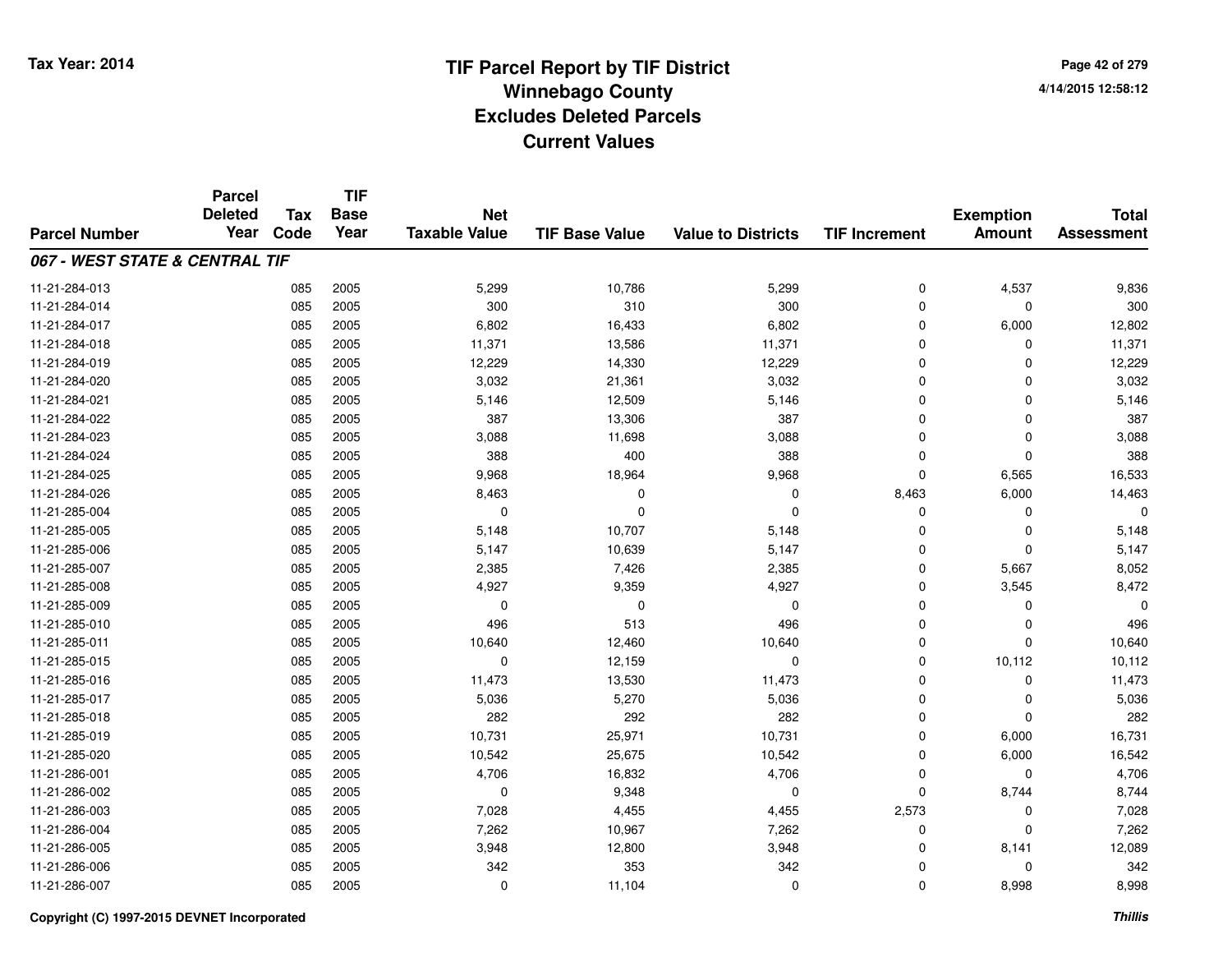# TIF Parcel Report by TIF District
## Winnebago County
## Excludes Deleted Parcels
## Current Values

Tax Year: 2014

4/14/2015 12:58:12

| Parcel Number | Parcel Deleted Year | Tax Code | TIF Base Year | Net Taxable Value | TIF Base Value | Value to Districts | TIF Increment | Exemption Amount | Total Assessment |
|---|---|---|---|---|---|---|---|---|---|
| ***067 - WEST STATE & CENTRAL TIF*** | | | | | | | | | |
| 11-21-284-013 | | 085 | 2005 | 5,299 | 10,786 | 5,299 | 0 | 4,537 | 9,836 |
| 11-21-284-014 | | 085 | 2005 | 300 | 310 | 300 | 0 | 0 | 300 |
| 11-21-284-017 | | 085 | 2005 | 6,802 | 16,433 | 6,802 | 0 | 6,000 | 12,802 |
| 11-21-284-018 | | 085 | 2005 | 11,371 | 13,586 | 11,371 | 0 | 0 | 11,371 |
| 11-21-284-019 | | 085 | 2005 | 12,229 | 14,330 | 12,229 | 0 | 0 | 12,229 |
| 11-21-284-020 | | 085 | 2005 | 3,032 | 21,361 | 3,032 | 0 | 0 | 3,032 |
| 11-21-284-021 | | 085 | 2005 | 5,146 | 12,509 | 5,146 | 0 | 0 | 5,146 |
| 11-21-284-022 | | 085 | 2005 | 387 | 13,306 | 387 | 0 | 0 | 387 |
| 11-21-284-023 | | 085 | 2005 | 3,088 | 11,698 | 3,088 | 0 | 0 | 3,088 |
| 11-21-284-024 | | 085 | 2005 | 388 | 400 | 388 | 0 | 0 | 388 |
| 11-21-284-025 | | 085 | 2005 | 9,968 | 18,964 | 9,968 | 0 | 6,565 | 16,533 |
| 11-21-284-026 | | 085 | 2005 | 8,463 | 0 | 0 | 8,463 | 6,000 | 14,463 |
| 11-21-285-004 | | 085 | 2005 | 0 | 0 | 0 | 0 | 0 | 0 |
| 11-21-285-005 | | 085 | 2005 | 5,148 | 10,707 | 5,148 | 0 | 0 | 5,148 |
| 11-21-285-006 | | 085 | 2005 | 5,147 | 10,639 | 5,147 | 0 | 0 | 5,147 |
| 11-21-285-007 | | 085 | 2005 | 2,385 | 7,426 | 2,385 | 0 | 5,667 | 8,052 |
| 11-21-285-008 | | 085 | 2005 | 4,927 | 9,359 | 4,927 | 0 | 3,545 | 8,472 |
| 11-21-285-009 | | 085 | 2005 | 0 | 0 | 0 | 0 | 0 | 0 |
| 11-21-285-010 | | 085 | 2005 | 496 | 513 | 496 | 0 | 0 | 496 |
| 11-21-285-011 | | 085 | 2005 | 10,640 | 12,460 | 10,640 | 0 | 0 | 10,640 |
| 11-21-285-015 | | 085 | 2005 | 0 | 12,159 | 0 | 0 | 10,112 | 10,112 |
| 11-21-285-016 | | 085 | 2005 | 11,473 | 13,530 | 11,473 | 0 | 0 | 11,473 |
| 11-21-285-017 | | 085 | 2005 | 5,036 | 5,270 | 5,036 | 0 | 0 | 5,036 |
| 11-21-285-018 | | 085 | 2005 | 282 | 292 | 282 | 0 | 0 | 282 |
| 11-21-285-019 | | 085 | 2005 | 10,731 | 25,971 | 10,731 | 0 | 6,000 | 16,731 |
| 11-21-285-020 | | 085 | 2005 | 10,542 | 25,675 | 10,542 | 0 | 6,000 | 16,542 |
| 11-21-286-001 | | 085 | 2005 | 4,706 | 16,832 | 4,706 | 0 | 0 | 4,706 |
| 11-21-286-002 | | 085 | 2005 | 0 | 9,348 | 0 | 0 | 8,744 | 8,744 |
| 11-21-286-003 | | 085 | 2005 | 7,028 | 4,455 | 4,455 | 2,573 | 0 | 7,028 |
| 11-21-286-004 | | 085 | 2005 | 7,262 | 10,967 | 7,262 | 0 | 0 | 7,262 |
| 11-21-286-005 | | 085 | 2005 | 3,948 | 12,800 | 3,948 | 0 | 8,141 | 12,089 |
| 11-21-286-006 | | 085 | 2005 | 342 | 353 | 342 | 0 | 0 | 342 |
| 11-21-286-007 | | 085 | 2005 | 0 | 11,104 | 0 | 0 | 8,998 | 8,998 |

Copyright (C) 1997-2015 DEVNET Incorporated

*Thillis*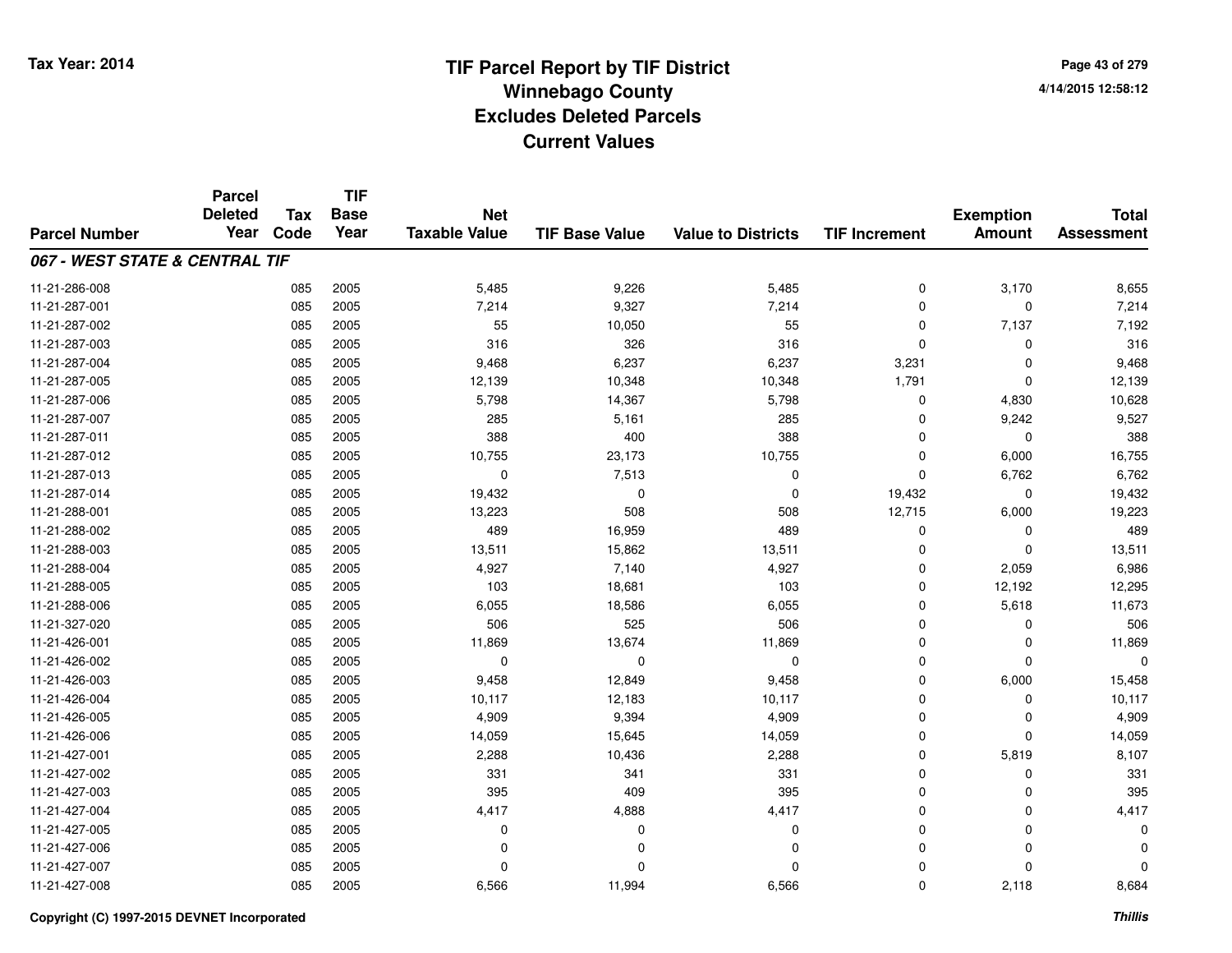# TIF Parcel Report by TIF District
## Winnebago County
## Excludes Deleted Parcels
## Current Values

Tax Year: 2014

4/14/2015 12:58:12

| Parcel Number | Parcel Deleted Year | Tax Code | TIF Base Year | Net Taxable Value | TIF Base Value | Value to Districts | TIF Increment | Exemption Amount | Total Assessment |
|---|---|---|---|---|---|---|---|---|---|
| ***067 - WEST STATE & CENTRAL TIF*** | | | | | | | | | |
| 11-21-286-008 | | 085 | 2005 | 5,485 | 9,226 | 5,485 | 0 | 3,170 | 8,655 |
| 11-21-287-001 | | 085 | 2005 | 7,214 | 9,327 | 7,214 | 0 | 0 | 7,214 |
| 11-21-287-002 | | 085 | 2005 | 55 | 10,050 | 55 | 0 | 7,137 | 7,192 |
| 11-21-287-003 | | 085 | 2005 | 316 | 326 | 316 | 0 | 0 | 316 |
| 11-21-287-004 | | 085 | 2005 | 9,468 | 6,237 | 6,237 | 3,231 | 0 | 9,468 |
| 11-21-287-005 | | 085 | 2005 | 12,139 | 10,348 | 10,348 | 1,791 | 0 | 12,139 |
| 11-21-287-006 | | 085 | 2005 | 5,798 | 14,367 | 5,798 | 0 | 4,830 | 10,628 |
| 11-21-287-007 | | 085 | 2005 | 285 | 5,161 | 285 | 0 | 9,242 | 9,527 |
| 11-21-287-011 | | 085 | 2005 | 388 | 400 | 388 | 0 | 0 | 388 |
| 11-21-287-012 | | 085 | 2005 | 10,755 | 23,173 | 10,755 | 0 | 6,000 | 16,755 |
| 11-21-287-013 | | 085 | 2005 | 0 | 7,513 | 0 | 0 | 6,762 | 6,762 |
| 11-21-287-014 | | 085 | 2005 | 19,432 | 0 | 0 | 19,432 | 0 | 19,432 |
| 11-21-288-001 | | 085 | 2005 | 13,223 | 508 | 508 | 12,715 | 6,000 | 19,223 |
| 11-21-288-002 | | 085 | 2005 | 489 | 16,959 | 489 | 0 | 0 | 489 |
| 11-21-288-003 | | 085 | 2005 | 13,511 | 15,862 | 13,511 | 0 | 0 | 13,511 |
| 11-21-288-004 | | 085 | 2005 | 4,927 | 7,140 | 4,927 | 0 | 2,059 | 6,986 |
| 11-21-288-005 | | 085 | 2005 | 103 | 18,681 | 103 | 0 | 12,192 | 12,295 |
| 11-21-288-006 | | 085 | 2005 | 6,055 | 18,586 | 6,055 | 0 | 5,618 | 11,673 |
| 11-21-327-020 | | 085 | 2005 | 506 | 525 | 506 | 0 | 0 | 506 |
| 11-21-426-001 | | 085 | 2005 | 11,869 | 13,674 | 11,869 | 0 | 0 | 11,869 |
| 11-21-426-002 | | 085 | 2005 | 0 | 0 | 0 | 0 | 0 | 0 |
| 11-21-426-003 | | 085 | 2005 | 9,458 | 12,849 | 9,458 | 0 | 6,000 | 15,458 |
| 11-21-426-004 | | 085 | 2005 | 10,117 | 12,183 | 10,117 | 0 | 0 | 10,117 |
| 11-21-426-005 | | 085 | 2005 | 4,909 | 9,394 | 4,909 | 0 | 0 | 4,909 |
| 11-21-426-006 | | 085 | 2005 | 14,059 | 15,645 | 14,059 | 0 | 0 | 14,059 |
| 11-21-427-001 | | 085 | 2005 | 2,288 | 10,436 | 2,288 | 0 | 5,819 | 8,107 |
| 11-21-427-002 | | 085 | 2005 | 331 | 341 | 331 | 0 | 0 | 331 |
| 11-21-427-003 | | 085 | 2005 | 395 | 409 | 395 | 0 | 0 | 395 |
| 11-21-427-004 | | 085 | 2005 | 4,417 | 4,888 | 4,417 | 0 | 0 | 4,417 |
| 11-21-427-005 | | 085 | 2005 | 0 | 0 | 0 | 0 | 0 | 0 |
| 11-21-427-006 | | 085 | 2005 | 0 | 0 | 0 | 0 | 0 | 0 |
| 11-21-427-007 | | 085 | 2005 | 0 | 0 | 0 | 0 | 0 | 0 |
| 11-21-427-008 | | 085 | 2005 | 6,566 | 11,994 | 6,566 | 0 | 2,118 | 8,684 |

Copyright (C) 1997-2015 DEVNET Incorporated

*Thillis*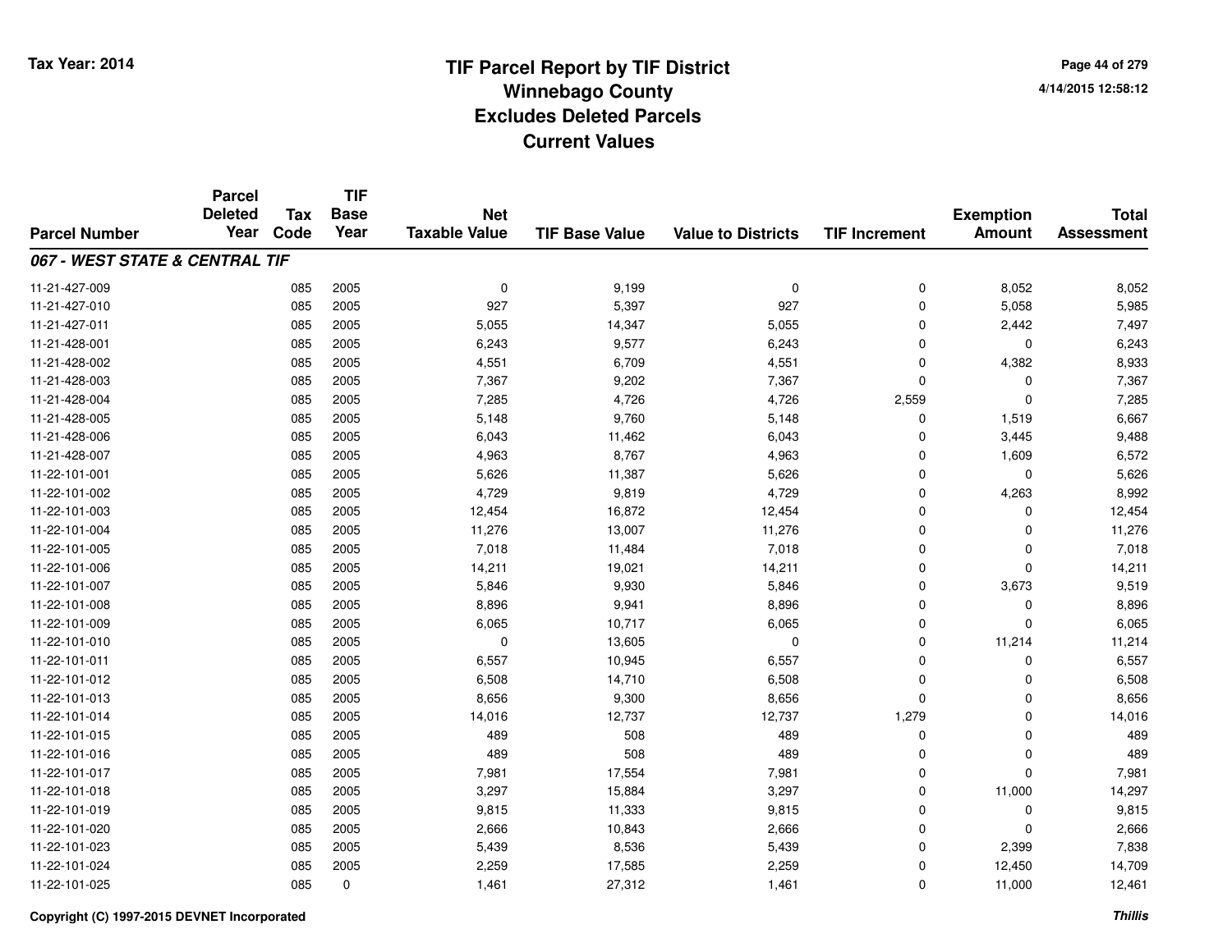# TIF Parcel Report by TIF District
## Winnebago County
## Excludes Deleted Parcels
## Current Values

Tax Year: 2014

4/14/2015 12:58:12

| Parcel Number | Parcel Deleted Year | Tax Code | TIF Base Year | Net Taxable Value | TIF Base Value | Value to Districts | TIF Increment | Exemption Amount | Total Assessment |
|---|---|---|---|---|---|---|---|---|---|
| ***067 - WEST STATE & CENTRAL TIF*** | | | | | | | | | |
| 11-21-427-009 | | 085 | 2005 | 0 | 9,199 | 0 | 0 | 8,052 | 8,052 |
| 11-21-427-010 | | 085 | 2005 | 927 | 5,397 | 927 | 0 | 5,058 | 5,985 |
| 11-21-427-011 | | 085 | 2005 | 5,055 | 14,347 | 5,055 | 0 | 2,442 | 7,497 |
| 11-21-428-001 | | 085 | 2005 | 6,243 | 9,577 | 6,243 | 0 | 0 | 6,243 |
| 11-21-428-002 | | 085 | 2005 | 4,551 | 6,709 | 4,551 | 0 | 4,382 | 8,933 |
| 11-21-428-003 | | 085 | 2005 | 7,367 | 9,202 | 7,367 | 0 | 0 | 7,367 |
| 11-21-428-004 | | 085 | 2005 | 7,285 | 4,726 | 4,726 | 2,559 | 0 | 7,285 |
| 11-21-428-005 | | 085 | 2005 | 5,148 | 9,760 | 5,148 | 0 | 1,519 | 6,667 |
| 11-21-428-006 | | 085 | 2005 | 6,043 | 11,462 | 6,043 | 0 | 3,445 | 9,488 |
| 11-21-428-007 | | 085 | 2005 | 4,963 | 8,767 | 4,963 | 0 | 1,609 | 6,572 |
| 11-22-101-001 | | 085 | 2005 | 5,626 | 11,387 | 5,626 | 0 | 0 | 5,626 |
| 11-22-101-002 | | 085 | 2005 | 4,729 | 9,819 | 4,729 | 0 | 4,263 | 8,992 |
| 11-22-101-003 | | 085 | 2005 | 12,454 | 16,872 | 12,454 | 0 | 0 | 12,454 |
| 11-22-101-004 | | 085 | 2005 | 11,276 | 13,007 | 11,276 | 0 | 0 | 11,276 |
| 11-22-101-005 | | 085 | 2005 | 7,018 | 11,484 | 7,018 | 0 | 0 | 7,018 |
| 11-22-101-006 | | 085 | 2005 | 14,211 | 19,021 | 14,211 | 0 | 0 | 14,211 |
| 11-22-101-007 | | 085 | 2005 | 5,846 | 9,930 | 5,846 | 0 | 3,673 | 9,519 |
| 11-22-101-008 | | 085 | 2005 | 8,896 | 9,941 | 8,896 | 0 | 0 | 8,896 |
| 11-22-101-009 | | 085 | 2005 | 6,065 | 10,717 | 6,065 | 0 | 0 | 6,065 |
| 11-22-101-010 | | 085 | 2005 | 0 | 13,605 | 0 | 0 | 11,214 | 11,214 |
| 11-22-101-011 | | 085 | 2005 | 6,557 | 10,945 | 6,557 | 0 | 0 | 6,557 |
| 11-22-101-012 | | 085 | 2005 | 6,508 | 14,710 | 6,508 | 0 | 0 | 6,508 |
| 11-22-101-013 | | 085 | 2005 | 8,656 | 9,300 | 8,656 | 0 | 0 | 8,656 |
| 11-22-101-014 | | 085 | 2005 | 14,016 | 12,737 | 12,737 | 1,279 | 0 | 14,016 |
| 11-22-101-015 | | 085 | 2005 | 489 | 508 | 489 | 0 | 0 | 489 |
| 11-22-101-016 | | 085 | 2005 | 489 | 508 | 489 | 0 | 0 | 489 |
| 11-22-101-017 | | 085 | 2005 | 7,981 | 17,554 | 7,981 | 0 | 0 | 7,981 |
| 11-22-101-018 | | 085 | 2005 | 3,297 | 15,884 | 3,297 | 0 | 11,000 | 14,297 |
| 11-22-101-019 | | 085 | 2005 | 9,815 | 11,333 | 9,815 | 0 | 0 | 9,815 |
| 11-22-101-020 | | 085 | 2005 | 2,666 | 10,843 | 2,666 | 0 | 0 | 2,666 |
| 11-22-101-023 | | 085 | 2005 | 5,439 | 8,536 | 5,439 | 0 | 2,399 | 7,838 |
| 11-22-101-024 | | 085 | 2005 | 2,259 | 17,585 | 2,259 | 0 | 12,450 | 14,709 |
| 11-22-101-025 | | 085 | 0 | 1,461 | 27,312 | 1,461 | 0 | 11,000 | 12,461 |

Copyright (C) 1997-2015 DEVNET Incorporated

*Thillis*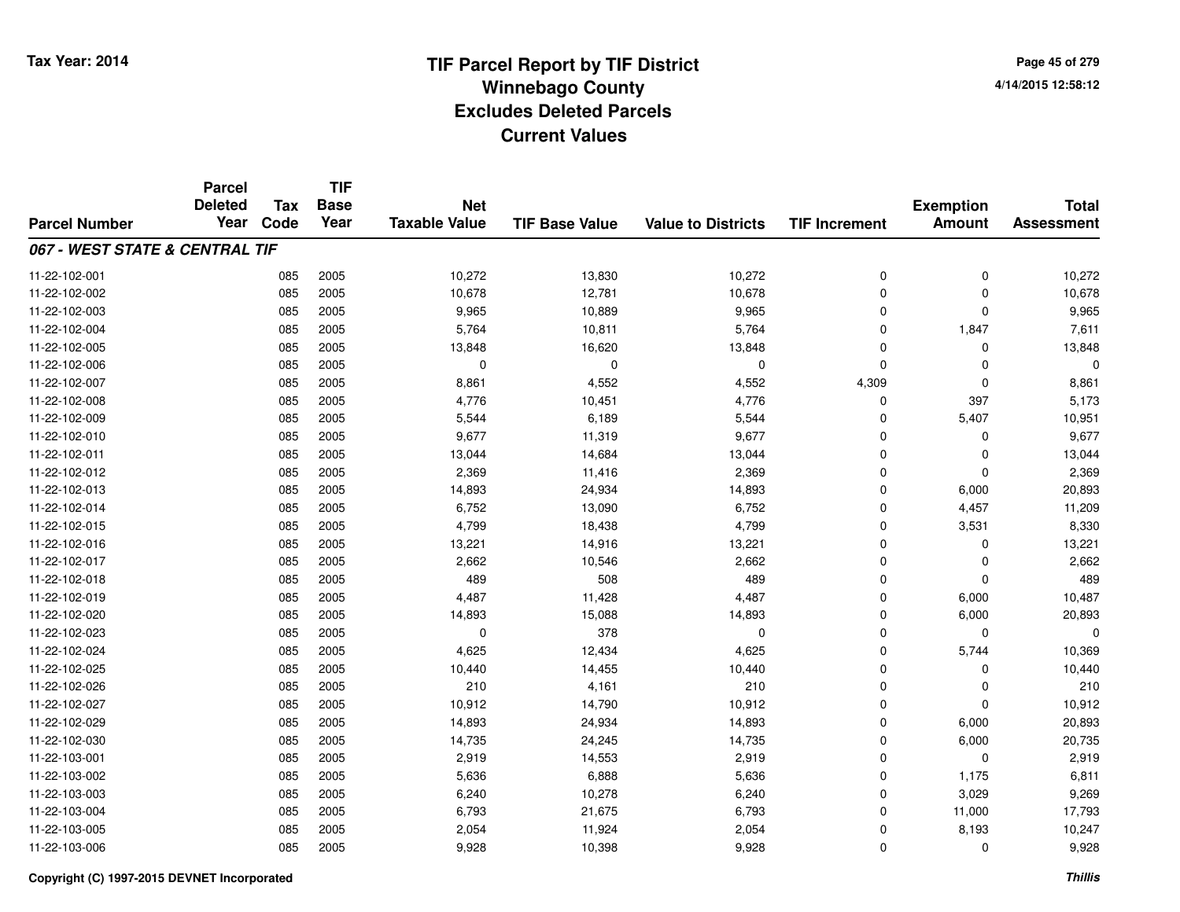# TIF Parcel Report by TIF District
## Winnebago County
## Excludes Deleted Parcels
## Current Values

Tax Year: 2014

4/14/2015 12:58:12

| Parcel Number | Parcel Deleted Year | Tax Code | TIF Base Year | Net Taxable Value | TIF Base Value | Value to Districts | TIF Increment | Exemption Amount | Total Assessment |
|---|---|---|---|---|---|---|---|---|---|
| ***067 - WEST STATE & CENTRAL TIF*** | | | | | | | | | |
| 11-22-102-001 | | 085 | 2005 | 10,272 | 13,830 | 10,272 | 0 | 0 | 10,272 |
| 11-22-102-002 | | 085 | 2005 | 10,678 | 12,781 | 10,678 | 0 | 0 | 10,678 |
| 11-22-102-003 | | 085 | 2005 | 9,965 | 10,889 | 9,965 | 0 | 0 | 9,965 |
| 11-22-102-004 | | 085 | 2005 | 5,764 | 10,811 | 5,764 | 0 | 1,847 | 7,611 |
| 11-22-102-005 | | 085 | 2005 | 13,848 | 16,620 | 13,848 | 0 | 0 | 13,848 |
| 11-22-102-006 | | 085 | 2005 | 0 | 0 | 0 | 0 | 0 | 0 |
| 11-22-102-007 | | 085 | 2005 | 8,861 | 4,552 | 4,552 | 4,309 | 0 | 8,861 |
| 11-22-102-008 | | 085 | 2005 | 4,776 | 10,451 | 4,776 | 0 | 397 | 5,173 |
| 11-22-102-009 | | 085 | 2005 | 5,544 | 6,189 | 5,544 | 0 | 5,407 | 10,951 |
| 11-22-102-010 | | 085 | 2005 | 9,677 | 11,319 | 9,677 | 0 | 0 | 9,677 |
| 11-22-102-011 | | 085 | 2005 | 13,044 | 14,684 | 13,044 | 0 | 0 | 13,044 |
| 11-22-102-012 | | 085 | 2005 | 2,369 | 11,416 | 2,369 | 0 | 0 | 2,369 |
| 11-22-102-013 | | 085 | 2005 | 14,893 | 24,934 | 14,893 | 0 | 6,000 | 20,893 |
| 11-22-102-014 | | 085 | 2005 | 6,752 | 13,090 | 6,752 | 0 | 4,457 | 11,209 |
| 11-22-102-015 | | 085 | 2005 | 4,799 | 18,438 | 4,799 | 0 | 3,531 | 8,330 |
| 11-22-102-016 | | 085 | 2005 | 13,221 | 14,916 | 13,221 | 0 | 0 | 13,221 |
| 11-22-102-017 | | 085 | 2005 | 2,662 | 10,546 | 2,662 | 0 | 0 | 2,662 |
| 11-22-102-018 | | 085 | 2005 | 489 | 508 | 489 | 0 | 0 | 489 |
| 11-22-102-019 | | 085 | 2005 | 4,487 | 11,428 | 4,487 | 0 | 6,000 | 10,487 |
| 11-22-102-020 | | 085 | 2005 | 14,893 | 15,088 | 14,893 | 0 | 6,000 | 20,893 |
| 11-22-102-023 | | 085 | 2005 | 0 | 378 | 0 | 0 | 0 | 0 |
| 11-22-102-024 | | 085 | 2005 | 4,625 | 12,434 | 4,625 | 0 | 5,744 | 10,369 |
| 11-22-102-025 | | 085 | 2005 | 10,440 | 14,455 | 10,440 | 0 | 0 | 10,440 |
| 11-22-102-026 | | 085 | 2005 | 210 | 4,161 | 210 | 0 | 0 | 210 |
| 11-22-102-027 | | 085 | 2005 | 10,912 | 14,790 | 10,912 | 0 | 0 | 10,912 |
| 11-22-102-029 | | 085 | 2005 | 14,893 | 24,934 | 14,893 | 0 | 6,000 | 20,893 |
| 11-22-102-030 | | 085 | 2005 | 14,735 | 24,245 | 14,735 | 0 | 6,000 | 20,735 |
| 11-22-103-001 | | 085 | 2005 | 2,919 | 14,553 | 2,919 | 0 | 0 | 2,919 |
| 11-22-103-002 | | 085 | 2005 | 5,636 | 6,888 | 5,636 | 0 | 1,175 | 6,811 |
| 11-22-103-003 | | 085 | 2005 | 6,240 | 10,278 | 6,240 | 0 | 3,029 | 9,269 |
| 11-22-103-004 | | 085 | 2005 | 6,793 | 21,675 | 6,793 | 0 | 11,000 | 17,793 |
| 11-22-103-005 | | 085 | 2005 | 2,054 | 11,924 | 2,054 | 0 | 8,193 | 10,247 |
| 11-22-103-006 | | 085 | 2005 | 9,928 | 10,398 | 9,928 | 0 | 0 | 9,928 |

Copyright (C) 1997-2015 DEVNET Incorporated

*Thillis*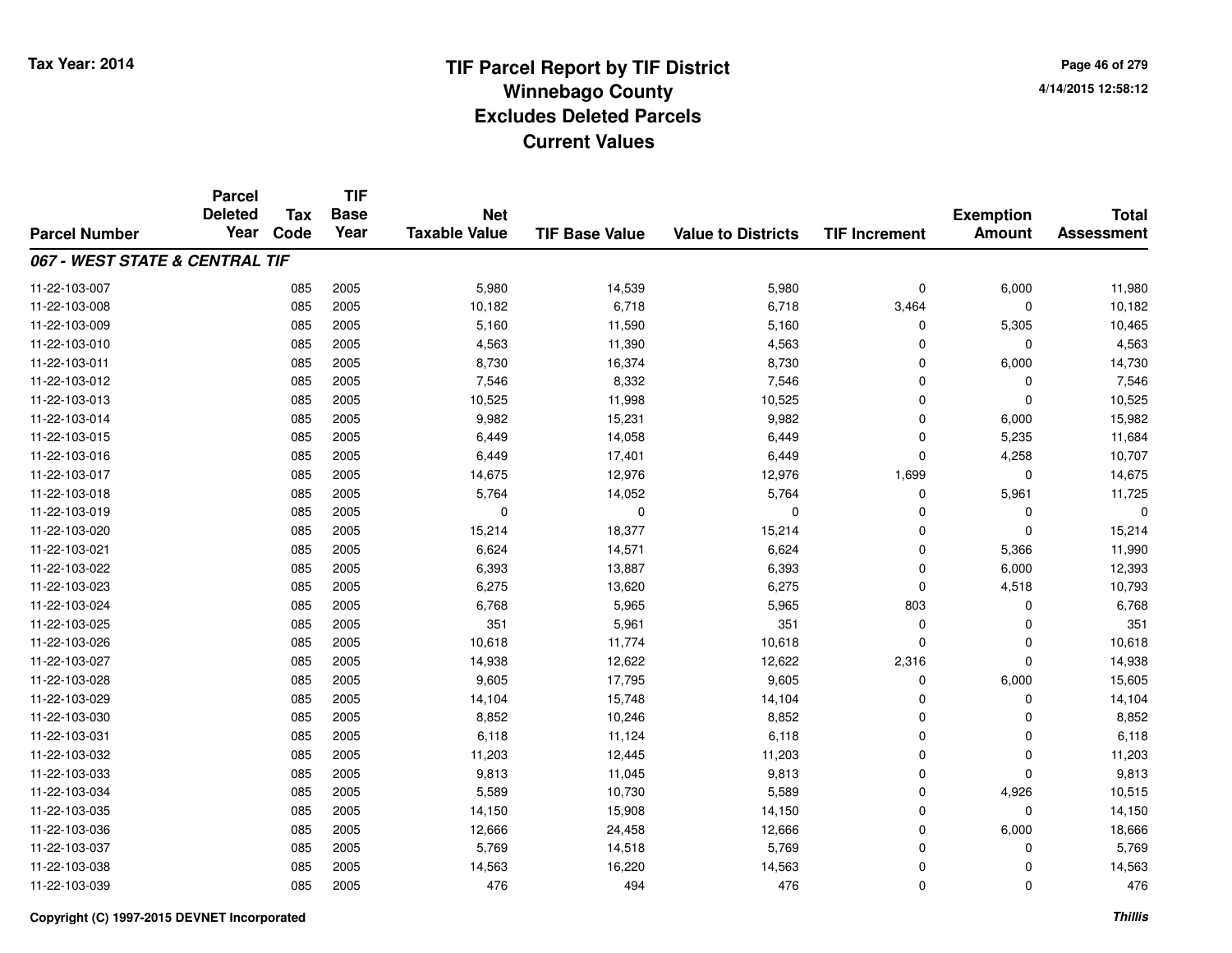# TIF Parcel Report by TIF District
## Winnebago County
## Excludes Deleted Parcels
## Current Values

Tax Year: 2014

4/14/2015 12:58:12

| Parcel Number | Parcel Deleted Year | Tax Code | TIF Base Year | Net Taxable Value | TIF Base Value | Value to Districts | TIF Increment | Exemption Amount | Total Assessment |
|---|---|---|---|---|---|---|---|---|---|
| ***067 - WEST STATE & CENTRAL TIF*** | | | | | | | | | |
| 11-22-103-007 | | 085 | 2005 | 5,980 | 14,539 | 5,980 | 0 | 6,000 | 11,980 |
| 11-22-103-008 | | 085 | 2005 | 10,182 | 6,718 | 6,718 | 3,464 | 0 | 10,182 |
| 11-22-103-009 | | 085 | 2005 | 5,160 | 11,590 | 5,160 | 0 | 5,305 | 10,465 |
| 11-22-103-010 | | 085 | 2005 | 4,563 | 11,390 | 4,563 | 0 | 0 | 4,563 |
| 11-22-103-011 | | 085 | 2005 | 8,730 | 16,374 | 8,730 | 0 | 6,000 | 14,730 |
| 11-22-103-012 | | 085 | 2005 | 7,546 | 8,332 | 7,546 | 0 | 0 | 7,546 |
| 11-22-103-013 | | 085 | 2005 | 10,525 | 11,998 | 10,525 | 0 | 0 | 10,525 |
| 11-22-103-014 | | 085 | 2005 | 9,982 | 15,231 | 9,982 | 0 | 6,000 | 15,982 |
| 11-22-103-015 | | 085 | 2005 | 6,449 | 14,058 | 6,449 | 0 | 5,235 | 11,684 |
| 11-22-103-016 | | 085 | 2005 | 6,449 | 17,401 | 6,449 | 0 | 4,258 | 10,707 |
| 11-22-103-017 | | 085 | 2005 | 14,675 | 12,976 | 12,976 | 1,699 | 0 | 14,675 |
| 11-22-103-018 | | 085 | 2005 | 5,764 | 14,052 | 5,764 | 0 | 5,961 | 11,725 |
| 11-22-103-019 | | 085 | 2005 | 0 | 0 | 0 | 0 | 0 | 0 |
| 11-22-103-020 | | 085 | 2005 | 15,214 | 18,377 | 15,214 | 0 | 0 | 15,214 |
| 11-22-103-021 | | 085 | 2005 | 6,624 | 14,571 | 6,624 | 0 | 5,366 | 11,990 |
| 11-22-103-022 | | 085 | 2005 | 6,393 | 13,887 | 6,393 | 0 | 6,000 | 12,393 |
| 11-22-103-023 | | 085 | 2005 | 6,275 | 13,620 | 6,275 | 0 | 4,518 | 10,793 |
| 11-22-103-024 | | 085 | 2005 | 6,768 | 5,965 | 5,965 | 803 | 0 | 6,768 |
| 11-22-103-025 | | 085 | 2005 | 351 | 5,961 | 351 | 0 | 0 | 351 |
| 11-22-103-026 | | 085 | 2005 | 10,618 | 11,774 | 10,618 | 0 | 0 | 10,618 |
| 11-22-103-027 | | 085 | 2005 | 14,938 | 12,622 | 12,622 | 2,316 | 0 | 14,938 |
| 11-22-103-028 | | 085 | 2005 | 9,605 | 17,795 | 9,605 | 0 | 6,000 | 15,605 |
| 11-22-103-029 | | 085 | 2005 | 14,104 | 15,748 | 14,104 | 0 | 0 | 14,104 |
| 11-22-103-030 | | 085 | 2005 | 8,852 | 10,246 | 8,852 | 0 | 0 | 8,852 |
| 11-22-103-031 | | 085 | 2005 | 6,118 | 11,124 | 6,118 | 0 | 0 | 6,118 |
| 11-22-103-032 | | 085 | 2005 | 11,203 | 12,445 | 11,203 | 0 | 0 | 11,203 |
| 11-22-103-033 | | 085 | 2005 | 9,813 | 11,045 | 9,813 | 0 | 0 | 9,813 |
| 11-22-103-034 | | 085 | 2005 | 5,589 | 10,730 | 5,589 | 0 | 4,926 | 10,515 |
| 11-22-103-035 | | 085 | 2005 | 14,150 | 15,908 | 14,150 | 0 | 0 | 14,150 |
| 11-22-103-036 | | 085 | 2005 | 12,666 | 24,458 | 12,666 | 0 | 6,000 | 18,666 |
| 11-22-103-037 | | 085 | 2005 | 5,769 | 14,518 | 5,769 | 0 | 0 | 5,769 |
| 11-22-103-038 | | 085 | 2005 | 14,563 | 16,220 | 14,563 | 0 | 0 | 14,563 |
| 11-22-103-039 | | 085 | 2005 | 476 | 494 | 476 | 0 | 0 | 476 |

Copyright (C) 1997-2015 DEVNET Incorporated

*Thillis*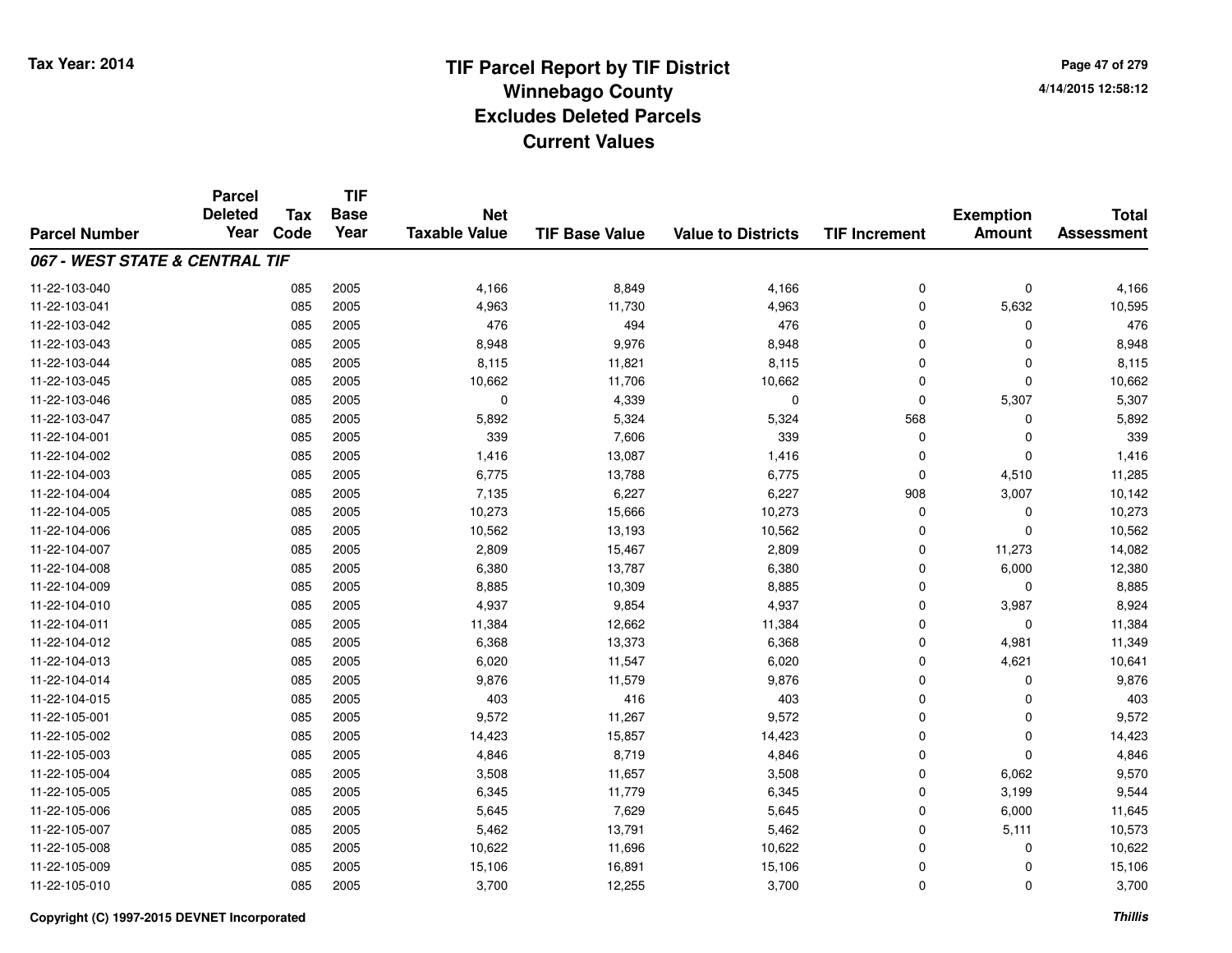# TIF Parcel Report by TIF District
## Winnebago County
## Excludes Deleted Parcels
## Current Values

Tax Year: 2014

4/14/2015 12:58:12

| Parcel Number | Parcel Deleted Year | Tax Code | TIF Base Year | Net Taxable Value | TIF Base Value | Value to Districts | TIF Increment | Exemption Amount | Total Assessment |
|---|---|---|---|---|---|---|---|---|---|
| ***067 - WEST STATE & CENTRAL TIF*** | | | | | | | | | |
| 11-22-103-040 | | 085 | 2005 | 4,166 | 8,849 | 4,166 | 0 | 0 | 4,166 |
| 11-22-103-041 | | 085 | 2005 | 4,963 | 11,730 | 4,963 | 0 | 5,632 | 10,595 |
| 11-22-103-042 | | 085 | 2005 | 476 | 494 | 476 | 0 | 0 | 476 |
| 11-22-103-043 | | 085 | 2005 | 8,948 | 9,976 | 8,948 | 0 | 0 | 8,948 |
| 11-22-103-044 | | 085 | 2005 | 8,115 | 11,821 | 8,115 | 0 | 0 | 8,115 |
| 11-22-103-045 | | 085 | 2005 | 10,662 | 11,706 | 10,662 | 0 | 0 | 10,662 |
| 11-22-103-046 | | 085 | 2005 | 0 | 4,339 | 0 | 0 | 5,307 | 5,307 |
| 11-22-103-047 | | 085 | 2005 | 5,892 | 5,324 | 5,324 | 568 | 0 | 5,892 |
| 11-22-104-001 | | 085 | 2005 | 339 | 7,606 | 339 | 0 | 0 | 339 |
| 11-22-104-002 | | 085 | 2005 | 1,416 | 13,087 | 1,416 | 0 | 0 | 1,416 |
| 11-22-104-003 | | 085 | 2005 | 6,775 | 13,788 | 6,775 | 0 | 4,510 | 11,285 |
| 11-22-104-004 | | 085 | 2005 | 7,135 | 6,227 | 6,227 | 908 | 3,007 | 10,142 |
| 11-22-104-005 | | 085 | 2005 | 10,273 | 15,666 | 10,273 | 0 | 0 | 10,273 |
| 11-22-104-006 | | 085 | 2005 | 10,562 | 13,193 | 10,562 | 0 | 0 | 10,562 |
| 11-22-104-007 | | 085 | 2005 | 2,809 | 15,467 | 2,809 | 0 | 11,273 | 14,082 |
| 11-22-104-008 | | 085 | 2005 | 6,380 | 13,787 | 6,380 | 0 | 6,000 | 12,380 |
| 11-22-104-009 | | 085 | 2005 | 8,885 | 10,309 | 8,885 | 0 | 0 | 8,885 |
| 11-22-104-010 | | 085 | 2005 | 4,937 | 9,854 | 4,937 | 0 | 3,987 | 8,924 |
| 11-22-104-011 | | 085 | 2005 | 11,384 | 12,662 | 11,384 | 0 | 0 | 11,384 |
| 11-22-104-012 | | 085 | 2005 | 6,368 | 13,373 | 6,368 | 0 | 4,981 | 11,349 |
| 11-22-104-013 | | 085 | 2005 | 6,020 | 11,547 | 6,020 | 0 | 4,621 | 10,641 |
| 11-22-104-014 | | 085 | 2005 | 9,876 | 11,579 | 9,876 | 0 | 0 | 9,876 |
| 11-22-104-015 | | 085 | 2005 | 403 | 416 | 403 | 0 | 0 | 403 |
| 11-22-105-001 | | 085 | 2005 | 9,572 | 11,267 | 9,572 | 0 | 0 | 9,572 |
| 11-22-105-002 | | 085 | 2005 | 14,423 | 15,857 | 14,423 | 0 | 0 | 14,423 |
| 11-22-105-003 | | 085 | 2005 | 4,846 | 8,719 | 4,846 | 0 | 0 | 4,846 |
| 11-22-105-004 | | 085 | 2005 | 3,508 | 11,657 | 3,508 | 0 | 6,062 | 9,570 |
| 11-22-105-005 | | 085 | 2005 | 6,345 | 11,779 | 6,345 | 0 | 3,199 | 9,544 |
| 11-22-105-006 | | 085 | 2005 | 5,645 | 7,629 | 5,645 | 0 | 6,000 | 11,645 |
| 11-22-105-007 | | 085 | 2005 | 5,462 | 13,791 | 5,462 | 0 | 5,111 | 10,573 |
| 11-22-105-008 | | 085 | 2005 | 10,622 | 11,696 | 10,622 | 0 | 0 | 10,622 |
| 11-22-105-009 | | 085 | 2005 | 15,106 | 16,891 | 15,106 | 0 | 0 | 15,106 |
| 11-22-105-010 | | 085 | 2005 | 3,700 | 12,255 | 3,700 | 0 | 0 | 3,700 |

Copyright (C) 1997-2015 DEVNET Incorporated

*Thillis*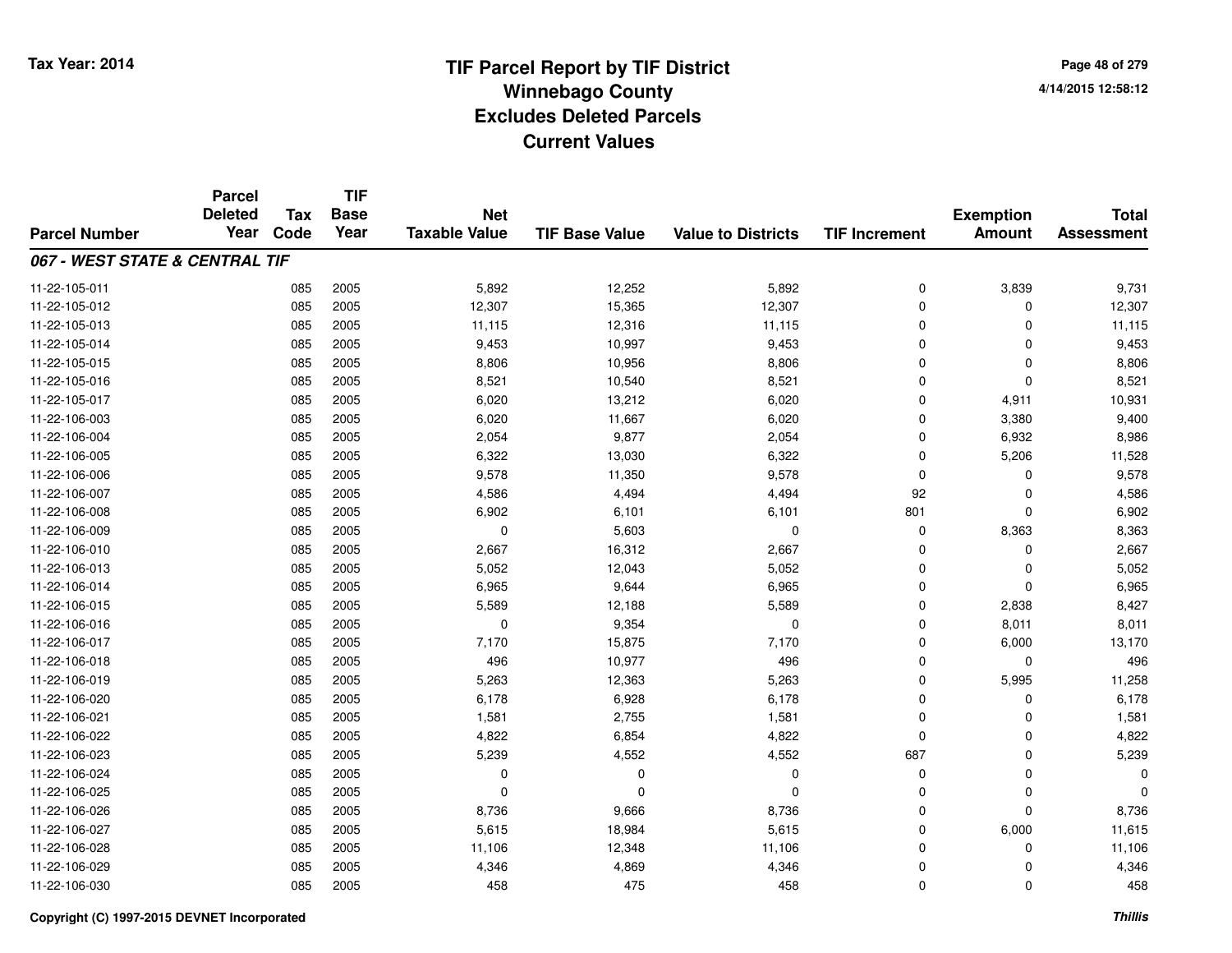# TIF Parcel Report by TIF District
## Winnebago County
## Excludes Deleted Parcels
## Current Values

Tax Year: 2014

4/14/2015 12:58:12

| Parcel Number | Parcel Deleted Year | Tax Code | TIF Base Year | Net Taxable Value | TIF Base Value | Value to Districts | TIF Increment | Exemption Amount | Total Assessment |
|---|---|---|---|---|---|---|---|---|---|
| ***067 - WEST STATE & CENTRAL TIF*** | | | | | | | | | |
| 11-22-105-011 | | 085 | 2005 | 5,892 | 12,252 | 5,892 | 0 | 3,839 | 9,731 |
| 11-22-105-012 | | 085 | 2005 | 12,307 | 15,365 | 12,307 | 0 | 0 | 12,307 |
| 11-22-105-013 | | 085 | 2005 | 11,115 | 12,316 | 11,115 | 0 | 0 | 11,115 |
| 11-22-105-014 | | 085 | 2005 | 9,453 | 10,997 | 9,453 | 0 | 0 | 9,453 |
| 11-22-105-015 | | 085 | 2005 | 8,806 | 10,956 | 8,806 | 0 | 0 | 8,806 |
| 11-22-105-016 | | 085 | 2005 | 8,521 | 10,540 | 8,521 | 0 | 0 | 8,521 |
| 11-22-105-017 | | 085 | 2005 | 6,020 | 13,212 | 6,020 | 0 | 4,911 | 10,931 |
| 11-22-106-003 | | 085 | 2005 | 6,020 | 11,667 | 6,020 | 0 | 3,380 | 9,400 |
| 11-22-106-004 | | 085 | 2005 | 2,054 | 9,877 | 2,054 | 0 | 6,932 | 8,986 |
| 11-22-106-005 | | 085 | 2005 | 6,322 | 13,030 | 6,322 | 0 | 5,206 | 11,528 |
| 11-22-106-006 | | 085 | 2005 | 9,578 | 11,350 | 9,578 | 0 | 0 | 9,578 |
| 11-22-106-007 | | 085 | 2005 | 4,586 | 4,494 | 4,494 | 92 | 0 | 4,586 |
| 11-22-106-008 | | 085 | 2005 | 6,902 | 6,101 | 6,101 | 801 | 0 | 6,902 |
| 11-22-106-009 | | 085 | 2005 | 0 | 5,603 | 0 | 0 | 8,363 | 8,363 |
| 11-22-106-010 | | 085 | 2005 | 2,667 | 16,312 | 2,667 | 0 | 0 | 2,667 |
| 11-22-106-013 | | 085 | 2005 | 5,052 | 12,043 | 5,052 | 0 | 0 | 5,052 |
| 11-22-106-014 | | 085 | 2005 | 6,965 | 9,644 | 6,965 | 0 | 0 | 6,965 |
| 11-22-106-015 | | 085 | 2005 | 5,589 | 12,188 | 5,589 | 0 | 2,838 | 8,427 |
| 11-22-106-016 | | 085 | 2005 | 0 | 9,354 | 0 | 0 | 8,011 | 8,011 |
| 11-22-106-017 | | 085 | 2005 | 7,170 | 15,875 | 7,170 | 0 | 6,000 | 13,170 |
| 11-22-106-018 | | 085 | 2005 | 496 | 10,977 | 496 | 0 | 0 | 496 |
| 11-22-106-019 | | 085 | 2005 | 5,263 | 12,363 | 5,263 | 0 | 5,995 | 11,258 |
| 11-22-106-020 | | 085 | 2005 | 6,178 | 6,928 | 6,178 | 0 | 0 | 6,178 |
| 11-22-106-021 | | 085 | 2005 | 1,581 | 2,755 | 1,581 | 0 | 0 | 1,581 |
| 11-22-106-022 | | 085 | 2005 | 4,822 | 6,854 | 4,822 | 0 | 0 | 4,822 |
| 11-22-106-023 | | 085 | 2005 | 5,239 | 4,552 | 4,552 | 687 | 0 | 5,239 |
| 11-22-106-024 | | 085 | 2005 | 0 | 0 | 0 | 0 | 0 | 0 |
| 11-22-106-025 | | 085 | 2005 | 0 | 0 | 0 | 0 | 0 | 0 |
| 11-22-106-026 | | 085 | 2005 | 8,736 | 9,666 | 8,736 | 0 | 0 | 8,736 |
| 11-22-106-027 | | 085 | 2005 | 5,615 | 18,984 | 5,615 | 0 | 6,000 | 11,615 |
| 11-22-106-028 | | 085 | 2005 | 11,106 | 12,348 | 11,106 | 0 | 0 | 11,106 |
| 11-22-106-029 | | 085 | 2005 | 4,346 | 4,869 | 4,346 | 0 | 0 | 4,346 |
| 11-22-106-030 | | 085 | 2005 | 458 | 475 | 458 | 0 | 0 | 458 |

Copyright (C) 1997-2015 DEVNET Incorporated

*Thillis*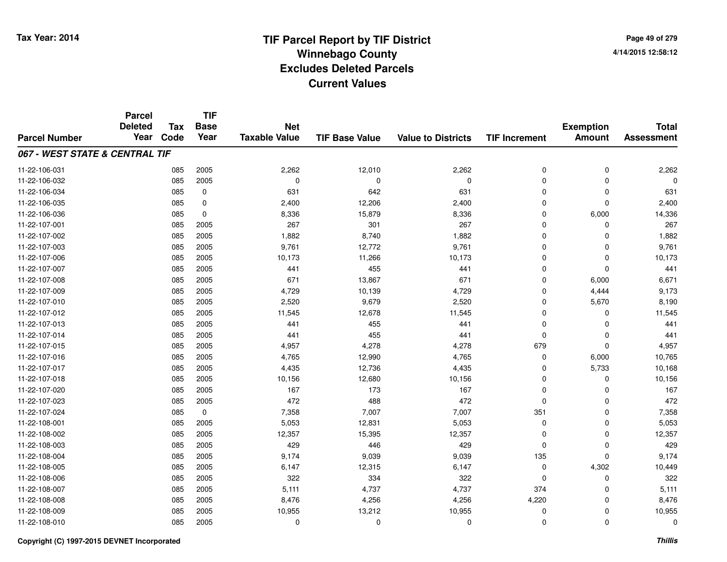# TIF Parcel Report by TIF District
## Winnebago County
## Excludes Deleted Parcels
## Current Values

Tax Year: 2014

4/14/2015 12:58:12

| Parcel Number | Parcel Deleted Year | Tax Code | TIF Base Year | Net Taxable Value | TIF Base Value | Value to Districts | TIF Increment | Exemption Amount | Total Assessment |
|---|---|---|---|---|---|---|---|---|---|
| ***067 - WEST STATE & CENTRAL TIF*** | | | | | | | | | |
| 11-22-106-031 | | 085 | 2005 | 2,262 | 12,010 | 2,262 | 0 | 0 | 2,262 |
| 11-22-106-032 | | 085 | 2005 | 0 | 0 | 0 | 0 | 0 | 0 |
| 11-22-106-034 | | 085 | 0 | 631 | 642 | 631 | 0 | 0 | 631 |
| 11-22-106-035 | | 085 | 0 | 2,400 | 12,206 | 2,400 | 0 | 0 | 2,400 |
| 11-22-106-036 | | 085 | 0 | 8,336 | 15,879 | 8,336 | 0 | 6,000 | 14,336 |
| 11-22-107-001 | | 085 | 2005 | 267 | 301 | 267 | 0 | 0 | 267 |
| 11-22-107-002 | | 085 | 2005 | 1,882 | 8,740 | 1,882 | 0 | 0 | 1,882 |
| 11-22-107-003 | | 085 | 2005 | 9,761 | 12,772 | 9,761 | 0 | 0 | 9,761 |
| 11-22-107-006 | | 085 | 2005 | 10,173 | 11,266 | 10,173 | 0 | 0 | 10,173 |
| 11-22-107-007 | | 085 | 2005 | 441 | 455 | 441 | 0 | 0 | 441 |
| 11-22-107-008 | | 085 | 2005 | 671 | 13,867 | 671 | 0 | 6,000 | 6,671 |
| 11-22-107-009 | | 085 | 2005 | 4,729 | 10,139 | 4,729 | 0 | 4,444 | 9,173 |
| 11-22-107-010 | | 085 | 2005 | 2,520 | 9,679 | 2,520 | 0 | 5,670 | 8,190 |
| 11-22-107-012 | | 085 | 2005 | 11,545 | 12,678 | 11,545 | 0 | 0 | 11,545 |
| 11-22-107-013 | | 085 | 2005 | 441 | 455 | 441 | 0 | 0 | 441 |
| 11-22-107-014 | | 085 | 2005 | 441 | 455 | 441 | 0 | 0 | 441 |
| 11-22-107-015 | | 085 | 2005 | 4,957 | 4,278 | 4,278 | 679 | 0 | 4,957 |
| 11-22-107-016 | | 085 | 2005 | 4,765 | 12,990 | 4,765 | 0 | 6,000 | 10,765 |
| 11-22-107-017 | | 085 | 2005 | 4,435 | 12,736 | 4,435 | 0 | 5,733 | 10,168 |
| 11-22-107-018 | | 085 | 2005 | 10,156 | 12,680 | 10,156 | 0 | 0 | 10,156 |
| 11-22-107-020 | | 085 | 2005 | 167 | 173 | 167 | 0 | 0 | 167 |
| 11-22-107-023 | | 085 | 2005 | 472 | 488 | 472 | 0 | 0 | 472 |
| 11-22-107-024 | | 085 | 0 | 7,358 | 7,007 | 7,007 | 351 | 0 | 7,358 |
| 11-22-108-001 | | 085 | 2005 | 5,053 | 12,831 | 5,053 | 0 | 0 | 5,053 |
| 11-22-108-002 | | 085 | 2005 | 12,357 | 15,395 | 12,357 | 0 | 0 | 12,357 |
| 11-22-108-003 | | 085 | 2005 | 429 | 446 | 429 | 0 | 0 | 429 |
| 11-22-108-004 | | 085 | 2005 | 9,174 | 9,039 | 9,039 | 135 | 0 | 9,174 |
| 11-22-108-005 | | 085 | 2005 | 6,147 | 12,315 | 6,147 | 0 | 4,302 | 10,449 |
| 11-22-108-006 | | 085 | 2005 | 322 | 334 | 322 | 0 | 0 | 322 |
| 11-22-108-007 | | 085 | 2005 | 5,111 | 4,737 | 4,737 | 374 | 0 | 5,111 |
| 11-22-108-008 | | 085 | 2005 | 8,476 | 4,256 | 4,256 | 4,220 | 0 | 8,476 |
| 11-22-108-009 | | 085 | 2005 | 10,955 | 13,212 | 10,955 | 0 | 0 | 10,955 |
| 11-22-108-010 | | 085 | 2005 | 0 | 0 | 0 | 0 | 0 | 0 |

Copyright (C) 1997-2015 DEVNET Incorporated

*Thillis*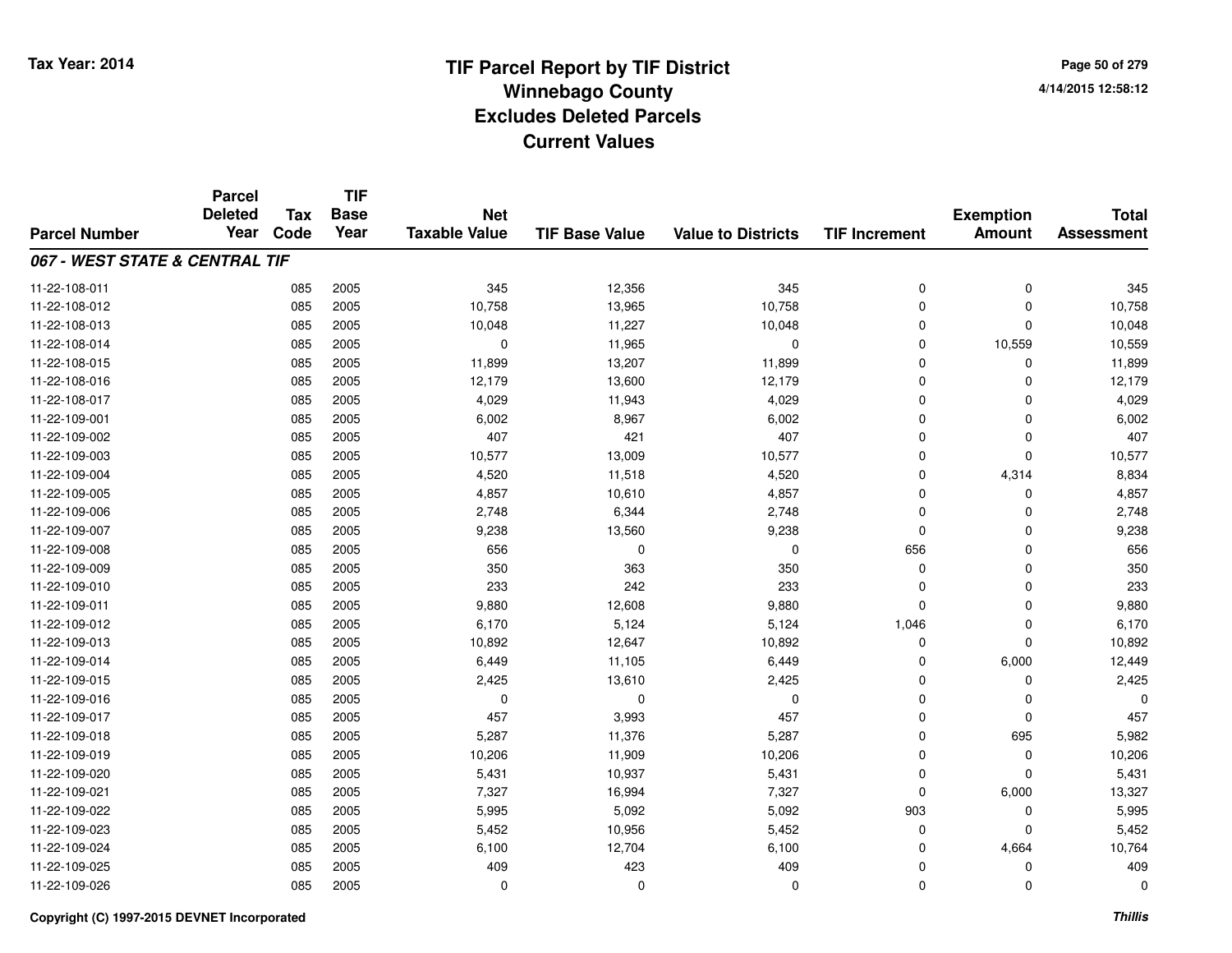# TIF Parcel Report by TIF District
## Winnebago County
## Excludes Deleted Parcels
## Current Values

Tax Year: 2014

4/14/2015 12:58:12

| Parcel Number | Parcel Deleted Year | Tax Code | TIF Base Year | Net Taxable Value | TIF Base Value | Value to Districts | TIF Increment | Exemption Amount | Total Assessment |
|---|---|---|---|---|---|---|---|---|---|
| ***067 - WEST STATE & CENTRAL TIF*** | | | | | | | | | |
| 11-22-108-011 | | 085 | 2005 | 345 | 12,356 | 345 | 0 | 0 | 345 |
| 11-22-108-012 | | 085 | 2005 | 10,758 | 13,965 | 10,758 | 0 | 0 | 10,758 |
| 11-22-108-013 | | 085 | 2005 | 10,048 | 11,227 | 10,048 | 0 | 0 | 10,048 |
| 11-22-108-014 | | 085 | 2005 | 0 | 11,965 | 0 | 0 | 10,559 | 10,559 |
| 11-22-108-015 | | 085 | 2005 | 11,899 | 13,207 | 11,899 | 0 | 0 | 11,899 |
| 11-22-108-016 | | 085 | 2005 | 12,179 | 13,600 | 12,179 | 0 | 0 | 12,179 |
| 11-22-108-017 | | 085 | 2005 | 4,029 | 11,943 | 4,029 | 0 | 0 | 4,029 |
| 11-22-109-001 | | 085 | 2005 | 6,002 | 8,967 | 6,002 | 0 | 0 | 6,002 |
| 11-22-109-002 | | 085 | 2005 | 407 | 421 | 407 | 0 | 0 | 407 |
| 11-22-109-003 | | 085 | 2005 | 10,577 | 13,009 | 10,577 | 0 | 0 | 10,577 |
| 11-22-109-004 | | 085 | 2005 | 4,520 | 11,518 | 4,520 | 0 | 4,314 | 8,834 |
| 11-22-109-005 | | 085 | 2005 | 4,857 | 10,610 | 4,857 | 0 | 0 | 4,857 |
| 11-22-109-006 | | 085 | 2005 | 2,748 | 6,344 | 2,748 | 0 | 0 | 2,748 |
| 11-22-109-007 | | 085 | 2005 | 9,238 | 13,560 | 9,238 | 0 | 0 | 9,238 |
| 11-22-109-008 | | 085 | 2005 | 656 | 0 | 0 | 656 | 0 | 656 |
| 11-22-109-009 | | 085 | 2005 | 350 | 363 | 350 | 0 | 0 | 350 |
| 11-22-109-010 | | 085 | 2005 | 233 | 242 | 233 | 0 | 0 | 233 |
| 11-22-109-011 | | 085 | 2005 | 9,880 | 12,608 | 9,880 | 0 | 0 | 9,880 |
| 11-22-109-012 | | 085 | 2005 | 6,170 | 5,124 | 5,124 | 1,046 | 0 | 6,170 |
| 11-22-109-013 | | 085 | 2005 | 10,892 | 12,647 | 10,892 | 0 | 0 | 10,892 |
| 11-22-109-014 | | 085 | 2005 | 6,449 | 11,105 | 6,449 | 0 | 6,000 | 12,449 |
| 11-22-109-015 | | 085 | 2005 | 2,425 | 13,610 | 2,425 | 0 | 0 | 2,425 |
| 11-22-109-016 | | 085 | 2005 | 0 | 0 | 0 | 0 | 0 | 0 |
| 11-22-109-017 | | 085 | 2005 | 457 | 3,993 | 457 | 0 | 0 | 457 |
| 11-22-109-018 | | 085 | 2005 | 5,287 | 11,376 | 5,287 | 0 | 695 | 5,982 |
| 11-22-109-019 | | 085 | 2005 | 10,206 | 11,909 | 10,206 | 0 | 0 | 10,206 |
| 11-22-109-020 | | 085 | 2005 | 5,431 | 10,937 | 5,431 | 0 | 0 | 5,431 |
| 11-22-109-021 | | 085 | 2005 | 7,327 | 16,994 | 7,327 | 0 | 6,000 | 13,327 |
| 11-22-109-022 | | 085 | 2005 | 5,995 | 5,092 | 5,092 | 903 | 0 | 5,995 |
| 11-22-109-023 | | 085 | 2005 | 5,452 | 10,956 | 5,452 | 0 | 0 | 5,452 |
| 11-22-109-024 | | 085 | 2005 | 6,100 | 12,704 | 6,100 | 0 | 4,664 | 10,764 |
| 11-22-109-025 | | 085 | 2005 | 409 | 423 | 409 | 0 | 0 | 409 |
| 11-22-109-026 | | 085 | 2005 | 0 | 0 | 0 | 0 | 0 | 0 |

Copyright (C) 1997-2015 DEVNET Incorporated

*Thillis*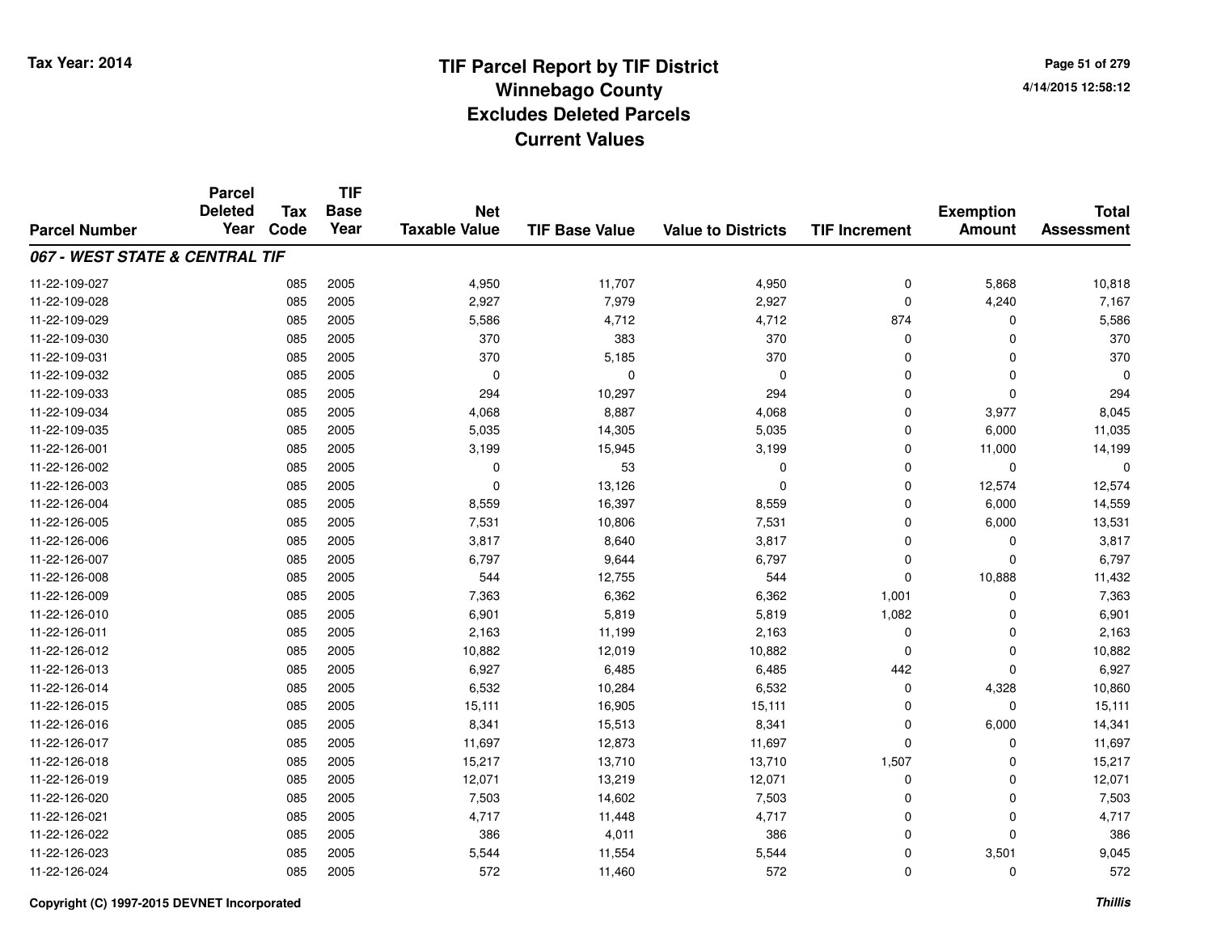# TIF Parcel Report by TIF District
## Winnebago County
## Excludes Deleted Parcels
## Current Values

Tax Year: 2014

4/14/2015 12:58:12

| Parcel Number | Parcel Deleted Year | Tax Code | TIF Base Year | Net Taxable Value | TIF Base Value | Value to Districts | TIF Increment | Exemption Amount | Total Assessment |
|---|---|---|---|---|---|---|---|---|---|
| ***067 - WEST STATE & CENTRAL TIF*** | | | | | | | | | |
| 11-22-109-027 | | 085 | 2005 | 4,950 | 11,707 | 4,950 | 0 | 5,868 | 10,818 |
| 11-22-109-028 | | 085 | 2005 | 2,927 | 7,979 | 2,927 | 0 | 4,240 | 7,167 |
| 11-22-109-029 | | 085 | 2005 | 5,586 | 4,712 | 4,712 | 874 | 0 | 5,586 |
| 11-22-109-030 | | 085 | 2005 | 370 | 383 | 370 | 0 | 0 | 370 |
| 11-22-109-031 | | 085 | 2005 | 370 | 5,185 | 370 | 0 | 0 | 370 |
| 11-22-109-032 | | 085 | 2005 | 0 | 0 | 0 | 0 | 0 | 0 |
| 11-22-109-033 | | 085 | 2005 | 294 | 10,297 | 294 | 0 | 0 | 294 |
| 11-22-109-034 | | 085 | 2005 | 4,068 | 8,887 | 4,068 | 0 | 3,977 | 8,045 |
| 11-22-109-035 | | 085 | 2005 | 5,035 | 14,305 | 5,035 | 0 | 6,000 | 11,035 |
| 11-22-126-001 | | 085 | 2005 | 3,199 | 15,945 | 3,199 | 0 | 11,000 | 14,199 |
| 11-22-126-002 | | 085 | 2005 | 0 | 53 | 0 | 0 | 0 | 0 |
| 11-22-126-003 | | 085 | 2005 | 0 | 13,126 | 0 | 0 | 12,574 | 12,574 |
| 11-22-126-004 | | 085 | 2005 | 8,559 | 16,397 | 8,559 | 0 | 6,000 | 14,559 |
| 11-22-126-005 | | 085 | 2005 | 7,531 | 10,806 | 7,531 | 0 | 6,000 | 13,531 |
| 11-22-126-006 | | 085 | 2005 | 3,817 | 8,640 | 3,817 | 0 | 0 | 3,817 |
| 11-22-126-007 | | 085 | 2005 | 6,797 | 9,644 | 6,797 | 0 | 0 | 6,797 |
| 11-22-126-008 | | 085 | 2005 | 544 | 12,755 | 544 | 0 | 10,888 | 11,432 |
| 11-22-126-009 | | 085 | 2005 | 7,363 | 6,362 | 6,362 | 1,001 | 0 | 7,363 |
| 11-22-126-010 | | 085 | 2005 | 6,901 | 5,819 | 5,819 | 1,082 | 0 | 6,901 |
| 11-22-126-011 | | 085 | 2005 | 2,163 | 11,199 | 2,163 | 0 | 0 | 2,163 |
| 11-22-126-012 | | 085 | 2005 | 10,882 | 12,019 | 10,882 | 0 | 0 | 10,882 |
| 11-22-126-013 | | 085 | 2005 | 6,927 | 6,485 | 6,485 | 442 | 0 | 6,927 |
| 11-22-126-014 | | 085 | 2005 | 6,532 | 10,284 | 6,532 | 0 | 4,328 | 10,860 |
| 11-22-126-015 | | 085 | 2005 | 15,111 | 16,905 | 15,111 | 0 | 0 | 15,111 |
| 11-22-126-016 | | 085 | 2005 | 8,341 | 15,513 | 8,341 | 0 | 6,000 | 14,341 |
| 11-22-126-017 | | 085 | 2005 | 11,697 | 12,873 | 11,697 | 0 | 0 | 11,697 |
| 11-22-126-018 | | 085 | 2005 | 15,217 | 13,710 | 13,710 | 1,507 | 0 | 15,217 |
| 11-22-126-019 | | 085 | 2005 | 12,071 | 13,219 | 12,071 | 0 | 0 | 12,071 |
| 11-22-126-020 | | 085 | 2005 | 7,503 | 14,602 | 7,503 | 0 | 0 | 7,503 |
| 11-22-126-021 | | 085 | 2005 | 4,717 | 11,448 | 4,717 | 0 | 0 | 4,717 |
| 11-22-126-022 | | 085 | 2005 | 386 | 4,011 | 386 | 0 | 0 | 386 |
| 11-22-126-023 | | 085 | 2005 | 5,544 | 11,554 | 5,544 | 0 | 3,501 | 9,045 |
| 11-22-126-024 | | 085 | 2005 | 572 | 11,460 | 572 | 0 | 0 | 572 |

Copyright (C) 1997-2015 DEVNET Incorporated

*Thillis*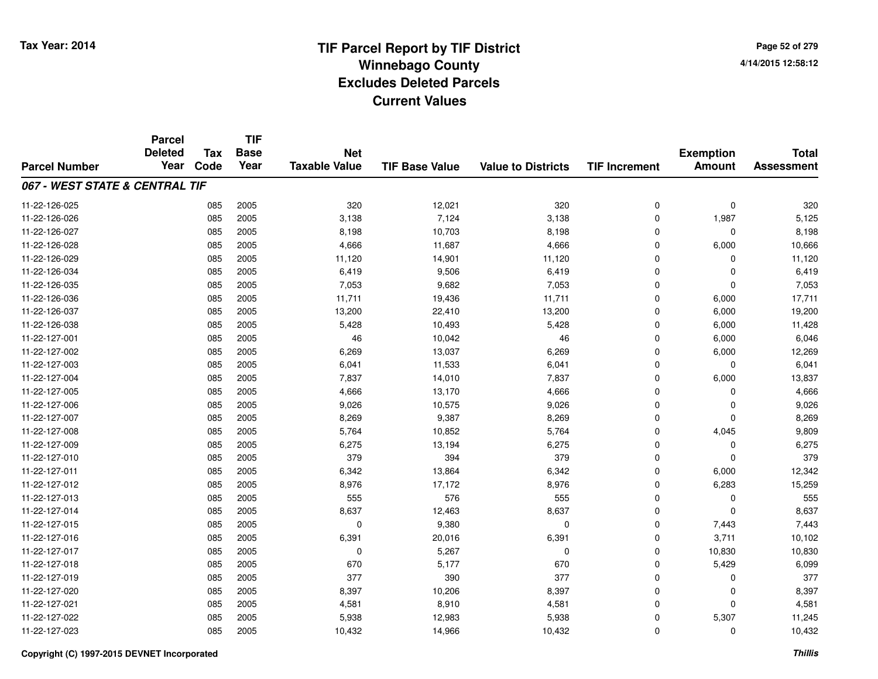**Tax Year: 2014**

# TIF Parcel Report by TIF District
## Winnebago County
## Excludes Deleted Parcels
## Current Values

4/14/2015 12:58:12

| Parcel Number | Parcel Deleted Year | Tax Code | TIF Base Year | Net Taxable Value | TIF Base Value | Value to Districts | TIF Increment | Exemption Amount | Total Assessment |
|---|---|---|---|---|---|---|---|---|---|
| ***067 - WEST STATE & CENTRAL TIF*** | | | | | | | | | |
| 11-22-126-025 | | 085 | 2005 | 320 | 12,021 | 320 | 0 | 0 | 320 |
| 11-22-126-026 | | 085 | 2005 | 3,138 | 7,124 | 3,138 | 0 | 1,987 | 5,125 |
| 11-22-126-027 | | 085 | 2005 | 8,198 | 10,703 | 8,198 | 0 | 0 | 8,198 |
| 11-22-126-028 | | 085 | 2005 | 4,666 | 11,687 | 4,666 | 0 | 6,000 | 10,666 |
| 11-22-126-029 | | 085 | 2005 | 11,120 | 14,901 | 11,120 | 0 | 0 | 11,120 |
| 11-22-126-034 | | 085 | 2005 | 6,419 | 9,506 | 6,419 | 0 | 0 | 6,419 |
| 11-22-126-035 | | 085 | 2005 | 7,053 | 9,682 | 7,053 | 0 | 0 | 7,053 |
| 11-22-126-036 | | 085 | 2005 | 11,711 | 19,436 | 11,711 | 0 | 6,000 | 17,711 |
| 11-22-126-037 | | 085 | 2005 | 13,200 | 22,410 | 13,200 | 0 | 6,000 | 19,200 |
| 11-22-126-038 | | 085 | 2005 | 5,428 | 10,493 | 5,428 | 0 | 6,000 | 11,428 |
| 11-22-127-001 | | 085 | 2005 | 46 | 10,042 | 46 | 0 | 6,000 | 6,046 |
| 11-22-127-002 | | 085 | 2005 | 6,269 | 13,037 | 6,269 | 0 | 6,000 | 12,269 |
| 11-22-127-003 | | 085 | 2005 | 6,041 | 11,533 | 6,041 | 0 | 0 | 6,041 |
| 11-22-127-004 | | 085 | 2005 | 7,837 | 14,010 | 7,837 | 0 | 6,000 | 13,837 |
| 11-22-127-005 | | 085 | 2005 | 4,666 | 13,170 | 4,666 | 0 | 0 | 4,666 |
| 11-22-127-006 | | 085 | 2005 | 9,026 | 10,575 | 9,026 | 0 | 0 | 9,026 |
| 11-22-127-007 | | 085 | 2005 | 8,269 | 9,387 | 8,269 | 0 | 0 | 8,269 |
| 11-22-127-008 | | 085 | 2005 | 5,764 | 10,852 | 5,764 | 0 | 4,045 | 9,809 |
| 11-22-127-009 | | 085 | 2005 | 6,275 | 13,194 | 6,275 | 0 | 0 | 6,275 |
| 11-22-127-010 | | 085 | 2005 | 379 | 394 | 379 | 0 | 0 | 379 |
| 11-22-127-011 | | 085 | 2005 | 6,342 | 13,864 | 6,342 | 0 | 6,000 | 12,342 |
| 11-22-127-012 | | 085 | 2005 | 8,976 | 17,172 | 8,976 | 0 | 6,283 | 15,259 |
| 11-22-127-013 | | 085 | 2005 | 555 | 576 | 555 | 0 | 0 | 555 |
| 11-22-127-014 | | 085 | 2005 | 8,637 | 12,463 | 8,637 | 0 | 0 | 8,637 |
| 11-22-127-015 | | 085 | 2005 | 0 | 9,380 | 0 | 0 | 7,443 | 7,443 |
| 11-22-127-016 | | 085 | 2005 | 6,391 | 20,016 | 6,391 | 0 | 3,711 | 10,102 |
| 11-22-127-017 | | 085 | 2005 | 0 | 5,267 | 0 | 0 | 10,830 | 10,830 |
| 11-22-127-018 | | 085 | 2005 | 670 | 5,177 | 670 | 0 | 5,429 | 6,099 |
| 11-22-127-019 | | 085 | 2005 | 377 | 390 | 377 | 0 | 0 | 377 |
| 11-22-127-020 | | 085 | 2005 | 8,397 | 10,206 | 8,397 | 0 | 0 | 8,397 |
| 11-22-127-021 | | 085 | 2005 | 4,581 | 8,910 | 4,581 | 0 | 0 | 4,581 |
| 11-22-127-022 | | 085 | 2005 | 5,938 | 12,983 | 5,938 | 0 | 5,307 | 11,245 |
| 11-22-127-023 | | 085 | 2005 | 10,432 | 14,966 | 10,432 | 0 | 0 | 10,432 |

Copyright (C) 1997-2015 DEVNET Incorporated

*Thillis*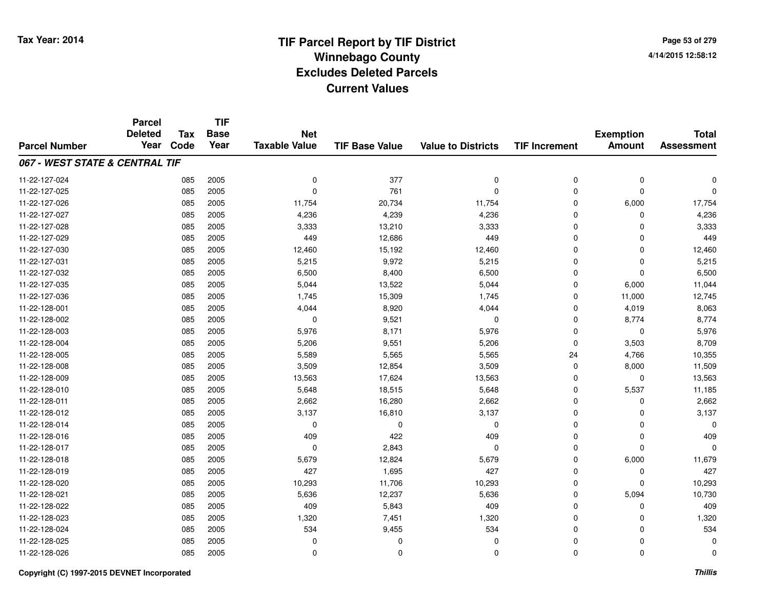# TIF Parcel Report by TIF District
## Winnebago County
## Excludes Deleted Parcels
## Current Values

Tax Year: 2014

4/14/2015 12:58:12

| Parcel Number | Parcel Deleted Year | Tax Code | TIF Base Year | Net Taxable Value | TIF Base Value | Value to Districts | TIF Increment | Exemption Amount | Total Assessment |
|---|---|---|---|---|---|---|---|---|---|
| ***067 - WEST STATE & CENTRAL TIF*** | | | | | | | | | |
| 11-22-127-024 | | 085 | 2005 | 0 | 377 | 0 | 0 | 0 | 0 |
| 11-22-127-025 | | 085 | 2005 | 0 | 761 | 0 | 0 | 0 | 0 |
| 11-22-127-026 | | 085 | 2005 | 11,754 | 20,734 | 11,754 | 0 | 6,000 | 17,754 |
| 11-22-127-027 | | 085 | 2005 | 4,236 | 4,239 | 4,236 | 0 | 0 | 4,236 |
| 11-22-127-028 | | 085 | 2005 | 3,333 | 13,210 | 3,333 | 0 | 0 | 3,333 |
| 11-22-127-029 | | 085 | 2005 | 449 | 12,686 | 449 | 0 | 0 | 449 |
| 11-22-127-030 | | 085 | 2005 | 12,460 | 15,192 | 12,460 | 0 | 0 | 12,460 |
| 11-22-127-031 | | 085 | 2005 | 5,215 | 9,972 | 5,215 | 0 | 0 | 5,215 |
| 11-22-127-032 | | 085 | 2005 | 6,500 | 8,400 | 6,500 | 0 | 0 | 6,500 |
| 11-22-127-035 | | 085 | 2005 | 5,044 | 13,522 | 5,044 | 0 | 6,000 | 11,044 |
| 11-22-127-036 | | 085 | 2005 | 1,745 | 15,309 | 1,745 | 0 | 11,000 | 12,745 |
| 11-22-128-001 | | 085 | 2005 | 4,044 | 8,920 | 4,044 | 0 | 4,019 | 8,063 |
| 11-22-128-002 | | 085 | 2005 | 0 | 9,521 | 0 | 0 | 8,774 | 8,774 |
| 11-22-128-003 | | 085 | 2005 | 5,976 | 8,171 | 5,976 | 0 | 0 | 5,976 |
| 11-22-128-004 | | 085 | 2005 | 5,206 | 9,551 | 5,206 | 0 | 3,503 | 8,709 |
| 11-22-128-005 | | 085 | 2005 | 5,589 | 5,565 | 5,565 | 24 | 4,766 | 10,355 |
| 11-22-128-008 | | 085 | 2005 | 3,509 | 12,854 | 3,509 | 0 | 8,000 | 11,509 |
| 11-22-128-009 | | 085 | 2005 | 13,563 | 17,624 | 13,563 | 0 | 0 | 13,563 |
| 11-22-128-010 | | 085 | 2005 | 5,648 | 18,515 | 5,648 | 0 | 5,537 | 11,185 |
| 11-22-128-011 | | 085 | 2005 | 2,662 | 16,280 | 2,662 | 0 | 0 | 2,662 |
| 11-22-128-012 | | 085 | 2005 | 3,137 | 16,810 | 3,137 | 0 | 0 | 3,137 |
| 11-22-128-014 | | 085 | 2005 | 0 | 0 | 0 | 0 | 0 | 0 |
| 11-22-128-016 | | 085 | 2005 | 409 | 422 | 409 | 0 | 0 | 409 |
| 11-22-128-017 | | 085 | 2005 | 0 | 2,843 | 0 | 0 | 0 | 0 |
| 11-22-128-018 | | 085 | 2005 | 5,679 | 12,824 | 5,679 | 0 | 6,000 | 11,679 |
| 11-22-128-019 | | 085 | 2005 | 427 | 1,695 | 427 | 0 | 0 | 427 |
| 11-22-128-020 | | 085 | 2005 | 10,293 | 11,706 | 10,293 | 0 | 0 | 10,293 |
| 11-22-128-021 | | 085 | 2005 | 5,636 | 12,237 | 5,636 | 0 | 5,094 | 10,730 |
| 11-22-128-022 | | 085 | 2005 | 409 | 5,843 | 409 | 0 | 0 | 409 |
| 11-22-128-023 | | 085 | 2005 | 1,320 | 7,451 | 1,320 | 0 | 0 | 1,320 |
| 11-22-128-024 | | 085 | 2005 | 534 | 9,455 | 534 | 0 | 0 | 534 |
| 11-22-128-025 | | 085 | 2005 | 0 | 0 | 0 | 0 | 0 | 0 |
| 11-22-128-026 | | 085 | 2005 | 0 | 0 | 0 | 0 | 0 | 0 |

Copyright (C) 1997-2015 DEVNET Incorporated

*Thillis*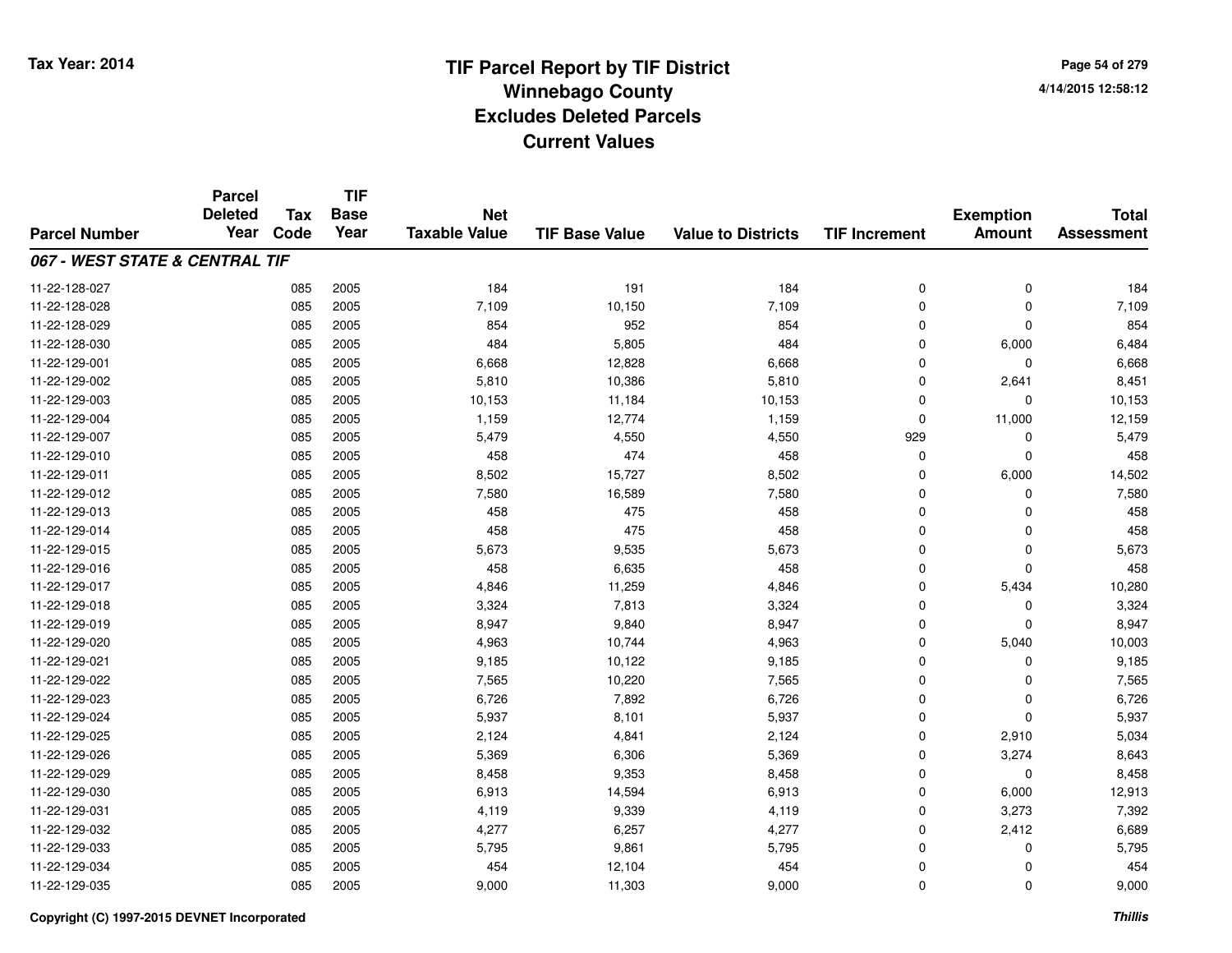# TIF Parcel Report by TIF District
## Winnebago County
## Excludes Deleted Parcels
## Current Values

Tax Year: 2014

4/14/2015 12:58:12

| Parcel Number | Parcel Deleted Year | Tax Code | TIF Base Year | Net Taxable Value | TIF Base Value | Value to Districts | TIF Increment | Exemption Amount | Total Assessment |
|---|---|---|---|---|---|---|---|---|---|
| ***067 - WEST STATE & CENTRAL TIF*** | | | | | | | | | |
| 11-22-128-027 | | 085 | 2005 | 184 | 191 | 184 | 0 | 0 | 184 |
| 11-22-128-028 | | 085 | 2005 | 7,109 | 10,150 | 7,109 | 0 | 0 | 7,109 |
| 11-22-128-029 | | 085 | 2005 | 854 | 952 | 854 | 0 | 0 | 854 |
| 11-22-128-030 | | 085 | 2005 | 484 | 5,805 | 484 | 0 | 6,000 | 6,484 |
| 11-22-129-001 | | 085 | 2005 | 6,668 | 12,828 | 6,668 | 0 | 0 | 6,668 |
| 11-22-129-002 | | 085 | 2005 | 5,810 | 10,386 | 5,810 | 0 | 2,641 | 8,451 |
| 11-22-129-003 | | 085 | 2005 | 10,153 | 11,184 | 10,153 | 0 | 0 | 10,153 |
| 11-22-129-004 | | 085 | 2005 | 1,159 | 12,774 | 1,159 | 0 | 11,000 | 12,159 |
| 11-22-129-007 | | 085 | 2005 | 5,479 | 4,550 | 4,550 | 929 | 0 | 5,479 |
| 11-22-129-010 | | 085 | 2005 | 458 | 474 | 458 | 0 | 0 | 458 |
| 11-22-129-011 | | 085 | 2005 | 8,502 | 15,727 | 8,502 | 0 | 6,000 | 14,502 |
| 11-22-129-012 | | 085 | 2005 | 7,580 | 16,589 | 7,580 | 0 | 0 | 7,580 |
| 11-22-129-013 | | 085 | 2005 | 458 | 475 | 458 | 0 | 0 | 458 |
| 11-22-129-014 | | 085 | 2005 | 458 | 475 | 458 | 0 | 0 | 458 |
| 11-22-129-015 | | 085 | 2005 | 5,673 | 9,535 | 5,673 | 0 | 0 | 5,673 |
| 11-22-129-016 | | 085 | 2005 | 458 | 6,635 | 458 | 0 | 0 | 458 |
| 11-22-129-017 | | 085 | 2005 | 4,846 | 11,259 | 4,846 | 0 | 5,434 | 10,280 |
| 11-22-129-018 | | 085 | 2005 | 3,324 | 7,813 | 3,324 | 0 | 0 | 3,324 |
| 11-22-129-019 | | 085 | 2005 | 8,947 | 9,840 | 8,947 | 0 | 0 | 8,947 |
| 11-22-129-020 | | 085 | 2005 | 4,963 | 10,744 | 4,963 | 0 | 5,040 | 10,003 |
| 11-22-129-021 | | 085 | 2005 | 9,185 | 10,122 | 9,185 | 0 | 0 | 9,185 |
| 11-22-129-022 | | 085 | 2005 | 7,565 | 10,220 | 7,565 | 0 | 0 | 7,565 |
| 11-22-129-023 | | 085 | 2005 | 6,726 | 7,892 | 6,726 | 0 | 0 | 6,726 |
| 11-22-129-024 | | 085 | 2005 | 5,937 | 8,101 | 5,937 | 0 | 0 | 5,937 |
| 11-22-129-025 | | 085 | 2005 | 2,124 | 4,841 | 2,124 | 0 | 2,910 | 5,034 |
| 11-22-129-026 | | 085 | 2005 | 5,369 | 6,306 | 5,369 | 0 | 3,274 | 8,643 |
| 11-22-129-029 | | 085 | 2005 | 8,458 | 9,353 | 8,458 | 0 | 0 | 8,458 |
| 11-22-129-030 | | 085 | 2005 | 6,913 | 14,594 | 6,913 | 0 | 6,000 | 12,913 |
| 11-22-129-031 | | 085 | 2005 | 4,119 | 9,339 | 4,119 | 0 | 3,273 | 7,392 |
| 11-22-129-032 | | 085 | 2005 | 4,277 | 6,257 | 4,277 | 0 | 2,412 | 6,689 |
| 11-22-129-033 | | 085 | 2005 | 5,795 | 9,861 | 5,795 | 0 | 0 | 5,795 |
| 11-22-129-034 | | 085 | 2005 | 454 | 12,104 | 454 | 0 | 0 | 454 |
| 11-22-129-035 | | 085 | 2005 | 9,000 | 11,303 | 9,000 | 0 | 0 | 9,000 |

Copyright (C) 1997-2015 DEVNET Incorporated

*Thillis*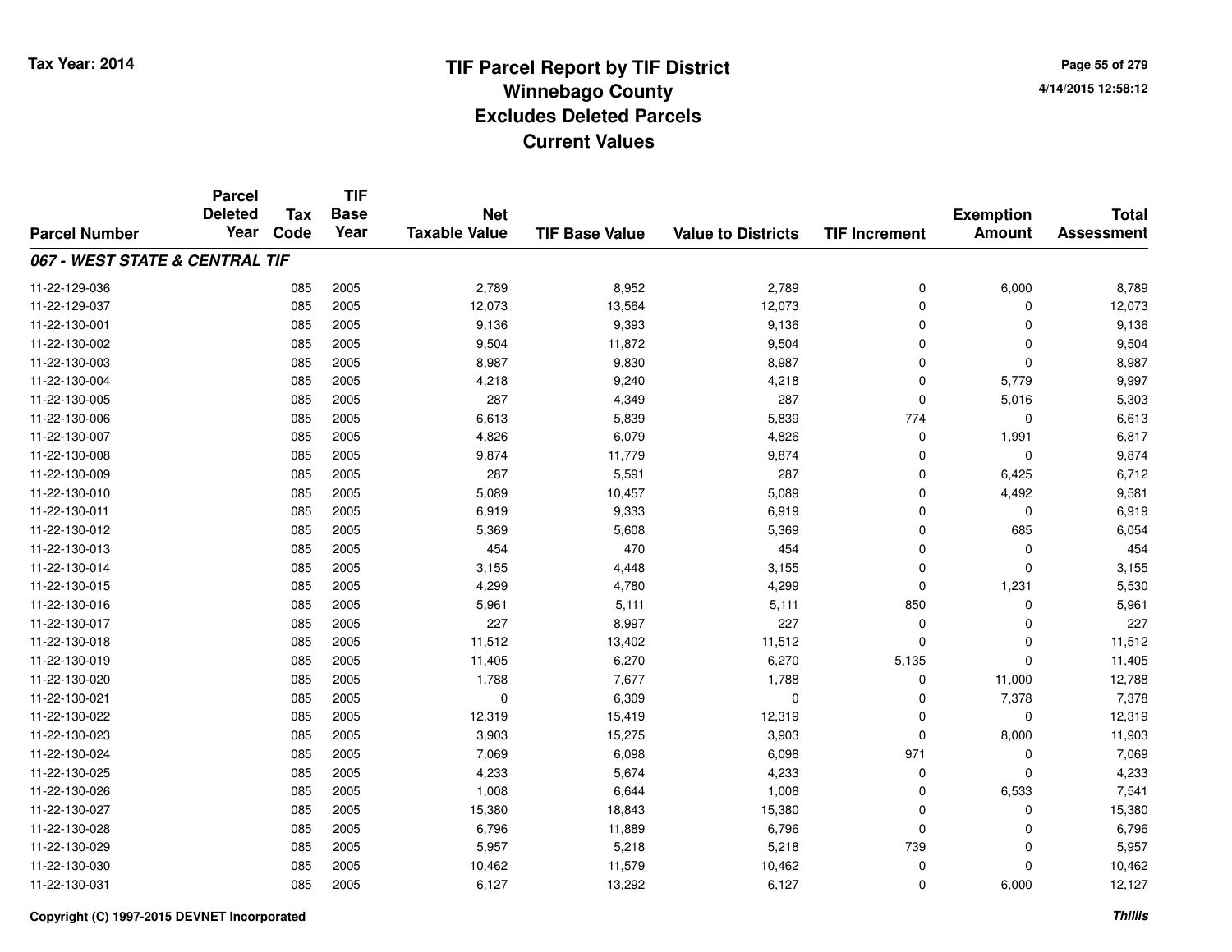# TIF Parcel Report by TIF District
## Winnebago County
## Excludes Deleted Parcels
## Current Values

Tax Year: 2014

4/14/2015 12:58:12

| Parcel Number | Parcel Deleted Year | Tax Code | TIF Base Year | Net Taxable Value | TIF Base Value | Value to Districts | TIF Increment | Exemption Amount | Total Assessment |
|---|---|---|---|---|---|---|---|---|---|
| ***067 - WEST STATE & CENTRAL TIF*** | | | | | | | | | |
| 11-22-129-036 | | 085 | 2005 | 2,789 | 8,952 | 2,789 | 0 | 6,000 | 8,789 |
| 11-22-129-037 | | 085 | 2005 | 12,073 | 13,564 | 12,073 | 0 | 0 | 12,073 |
| 11-22-130-001 | | 085 | 2005 | 9,136 | 9,393 | 9,136 | 0 | 0 | 9,136 |
| 11-22-130-002 | | 085 | 2005 | 9,504 | 11,872 | 9,504 | 0 | 0 | 9,504 |
| 11-22-130-003 | | 085 | 2005 | 8,987 | 9,830 | 8,987 | 0 | 0 | 8,987 |
| 11-22-130-004 | | 085 | 2005 | 4,218 | 9,240 | 4,218 | 0 | 5,779 | 9,997 |
| 11-22-130-005 | | 085 | 2005 | 287 | 4,349 | 287 | 0 | 5,016 | 5,303 |
| 11-22-130-006 | | 085 | 2005 | 6,613 | 5,839 | 5,839 | 774 | 0 | 6,613 |
| 11-22-130-007 | | 085 | 2005 | 4,826 | 6,079 | 4,826 | 0 | 1,991 | 6,817 |
| 11-22-130-008 | | 085 | 2005 | 9,874 | 11,779 | 9,874 | 0 | 0 | 9,874 |
| 11-22-130-009 | | 085 | 2005 | 287 | 5,591 | 287 | 0 | 6,425 | 6,712 |
| 11-22-130-010 | | 085 | 2005 | 5,089 | 10,457 | 5,089 | 0 | 4,492 | 9,581 |
| 11-22-130-011 | | 085 | 2005 | 6,919 | 9,333 | 6,919 | 0 | 0 | 6,919 |
| 11-22-130-012 | | 085 | 2005 | 5,369 | 5,608 | 5,369 | 0 | 685 | 6,054 |
| 11-22-130-013 | | 085 | 2005 | 454 | 470 | 454 | 0 | 0 | 454 |
| 11-22-130-014 | | 085 | 2005 | 3,155 | 4,448 | 3,155 | 0 | 0 | 3,155 |
| 11-22-130-015 | | 085 | 2005 | 4,299 | 4,780 | 4,299 | 0 | 1,231 | 5,530 |
| 11-22-130-016 | | 085 | 2005 | 5,961 | 5,111 | 5,111 | 850 | 0 | 5,961 |
| 11-22-130-017 | | 085 | 2005 | 227 | 8,997 | 227 | 0 | 0 | 227 |
| 11-22-130-018 | | 085 | 2005 | 11,512 | 13,402 | 11,512 | 0 | 0 | 11,512 |
| 11-22-130-019 | | 085 | 2005 | 11,405 | 6,270 | 6,270 | 5,135 | 0 | 11,405 |
| 11-22-130-020 | | 085 | 2005 | 1,788 | 7,677 | 1,788 | 0 | 11,000 | 12,788 |
| 11-22-130-021 | | 085 | 2005 | 0 | 6,309 | 0 | 0 | 7,378 | 7,378 |
| 11-22-130-022 | | 085 | 2005 | 12,319 | 15,419 | 12,319 | 0 | 0 | 12,319 |
| 11-22-130-023 | | 085 | 2005 | 3,903 | 15,275 | 3,903 | 0 | 8,000 | 11,903 |
| 11-22-130-024 | | 085 | 2005 | 7,069 | 6,098 | 6,098 | 971 | 0 | 7,069 |
| 11-22-130-025 | | 085 | 2005 | 4,233 | 5,674 | 4,233 | 0 | 0 | 4,233 |
| 11-22-130-026 | | 085 | 2005 | 1,008 | 6,644 | 1,008 | 0 | 6,533 | 7,541 |
| 11-22-130-027 | | 085 | 2005 | 15,380 | 18,843 | 15,380 | 0 | 0 | 15,380 |
| 11-22-130-028 | | 085 | 2005 | 6,796 | 11,889 | 6,796 | 0 | 0 | 6,796 |
| 11-22-130-029 | | 085 | 2005 | 5,957 | 5,218 | 5,218 | 739 | 0 | 5,957 |
| 11-22-130-030 | | 085 | 2005 | 10,462 | 11,579 | 10,462 | 0 | 0 | 10,462 |
| 11-22-130-031 | | 085 | 2005 | 6,127 | 13,292 | 6,127 | 0 | 6,000 | 12,127 |

Copyright (C) 1997-2015 DEVNET Incorporated

*Thillis*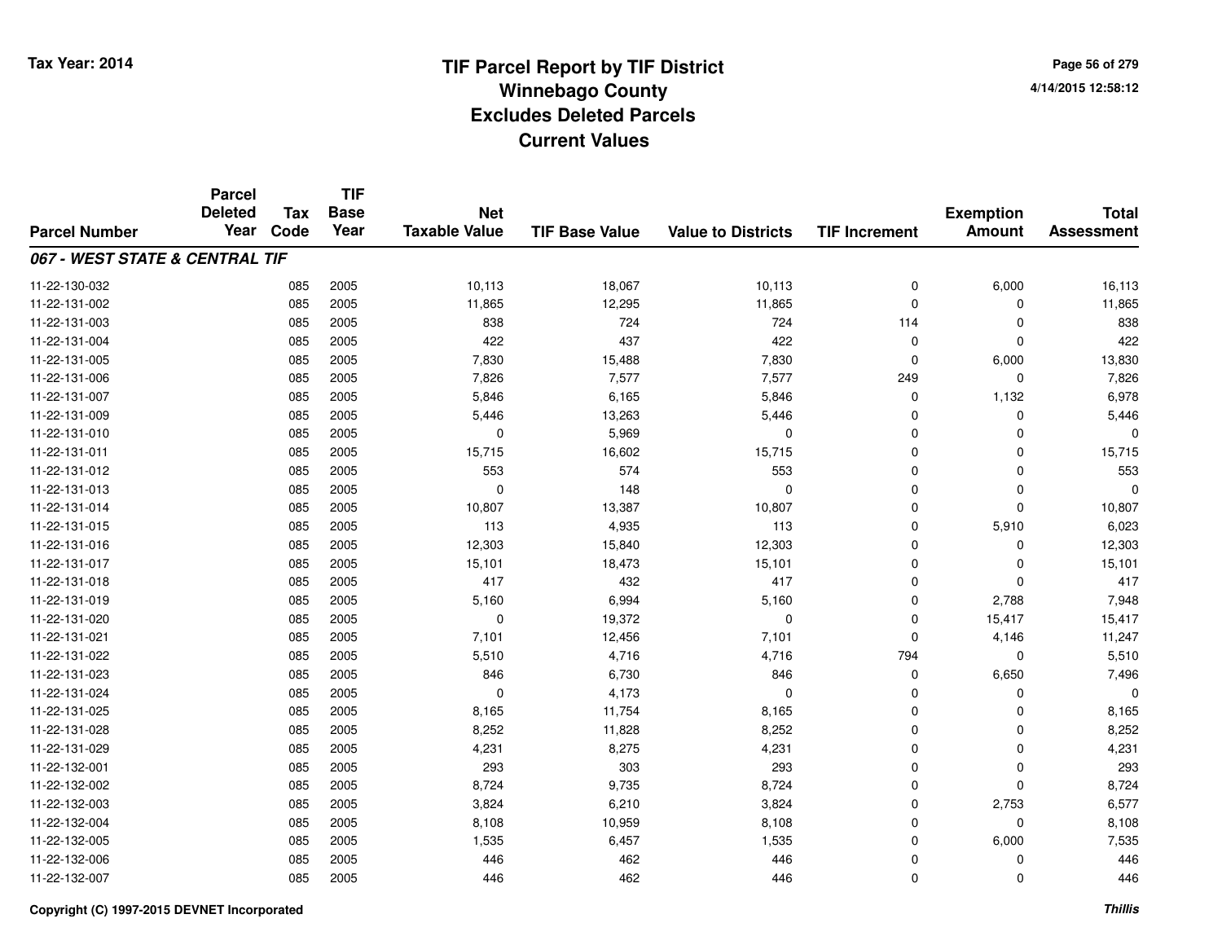# TIF Parcel Report by TIF District
## Winnebago County
## Excludes Deleted Parcels
## Current Values

Tax Year: 2014

4/14/2015 12:58:12

| Parcel Number | Parcel Deleted Year | Tax Code | TIF Base Year | Net Taxable Value | TIF Base Value | Value to Districts | TIF Increment | Exemption Amount | Total Assessment |
|---|---|---|---|---|---|---|---|---|---|
| ***067 - WEST STATE & CENTRAL TIF*** | | | | | | | | | |
| 11-22-130-032 | | 085 | 2005 | 10,113 | 18,067 | 10,113 | 0 | 6,000 | 16,113 |
| 11-22-131-002 | | 085 | 2005 | 11,865 | 12,295 | 11,865 | 0 | 0 | 11,865 |
| 11-22-131-003 | | 085 | 2005 | 838 | 724 | 724 | 114 | 0 | 838 |
| 11-22-131-004 | | 085 | 2005 | 422 | 437 | 422 | 0 | 0 | 422 |
| 11-22-131-005 | | 085 | 2005 | 7,830 | 15,488 | 7,830 | 0 | 6,000 | 13,830 |
| 11-22-131-006 | | 085 | 2005 | 7,826 | 7,577 | 7,577 | 249 | 0 | 7,826 |
| 11-22-131-007 | | 085 | 2005 | 5,846 | 6,165 | 5,846 | 0 | 1,132 | 6,978 |
| 11-22-131-009 | | 085 | 2005 | 5,446 | 13,263 | 5,446 | 0 | 0 | 5,446 |
| 11-22-131-010 | | 085 | 2005 | 0 | 5,969 | 0 | 0 | 0 | 0 |
| 11-22-131-011 | | 085 | 2005 | 15,715 | 16,602 | 15,715 | 0 | 0 | 15,715 |
| 11-22-131-012 | | 085 | 2005 | 553 | 574 | 553 | 0 | 0 | 553 |
| 11-22-131-013 | | 085 | 2005 | 0 | 148 | 0 | 0 | 0 | 0 |
| 11-22-131-014 | | 085 | 2005 | 10,807 | 13,387 | 10,807 | 0 | 0 | 10,807 |
| 11-22-131-015 | | 085 | 2005 | 113 | 4,935 | 113 | 0 | 5,910 | 6,023 |
| 11-22-131-016 | | 085 | 2005 | 12,303 | 15,840 | 12,303 | 0 | 0 | 12,303 |
| 11-22-131-017 | | 085 | 2005 | 15,101 | 18,473 | 15,101 | 0 | 0 | 15,101 |
| 11-22-131-018 | | 085 | 2005 | 417 | 432 | 417 | 0 | 0 | 417 |
| 11-22-131-019 | | 085 | 2005 | 5,160 | 6,994 | 5,160 | 0 | 2,788 | 7,948 |
| 11-22-131-020 | | 085 | 2005 | 0 | 19,372 | 0 | 0 | 15,417 | 15,417 |
| 11-22-131-021 | | 085 | 2005 | 7,101 | 12,456 | 7,101 | 0 | 4,146 | 11,247 |
| 11-22-131-022 | | 085 | 2005 | 5,510 | 4,716 | 4,716 | 794 | 0 | 5,510 |
| 11-22-131-023 | | 085 | 2005 | 846 | 6,730 | 846 | 0 | 6,650 | 7,496 |
| 11-22-131-024 | | 085 | 2005 | 0 | 4,173 | 0 | 0 | 0 | 0 |
| 11-22-131-025 | | 085 | 2005 | 8,165 | 11,754 | 8,165 | 0 | 0 | 8,165 |
| 11-22-131-028 | | 085 | 2005 | 8,252 | 11,828 | 8,252 | 0 | 0 | 8,252 |
| 11-22-131-029 | | 085 | 2005 | 4,231 | 8,275 | 4,231 | 0 | 0 | 4,231 |
| 11-22-132-001 | | 085 | 2005 | 293 | 303 | 293 | 0 | 0 | 293 |
| 11-22-132-002 | | 085 | 2005 | 8,724 | 9,735 | 8,724 | 0 | 0 | 8,724 |
| 11-22-132-003 | | 085 | 2005 | 3,824 | 6,210 | 3,824 | 0 | 2,753 | 6,577 |
| 11-22-132-004 | | 085 | 2005 | 8,108 | 10,959 | 8,108 | 0 | 0 | 8,108 |
| 11-22-132-005 | | 085 | 2005 | 1,535 | 6,457 | 1,535 | 0 | 6,000 | 7,535 |
| 11-22-132-006 | | 085 | 2005 | 446 | 462 | 446 | 0 | 0 | 446 |
| 11-22-132-007 | | 085 | 2005 | 446 | 462 | 446 | 0 | 0 | 446 |

Copyright (C) 1997-2015 DEVNET Incorporated

*Thillis*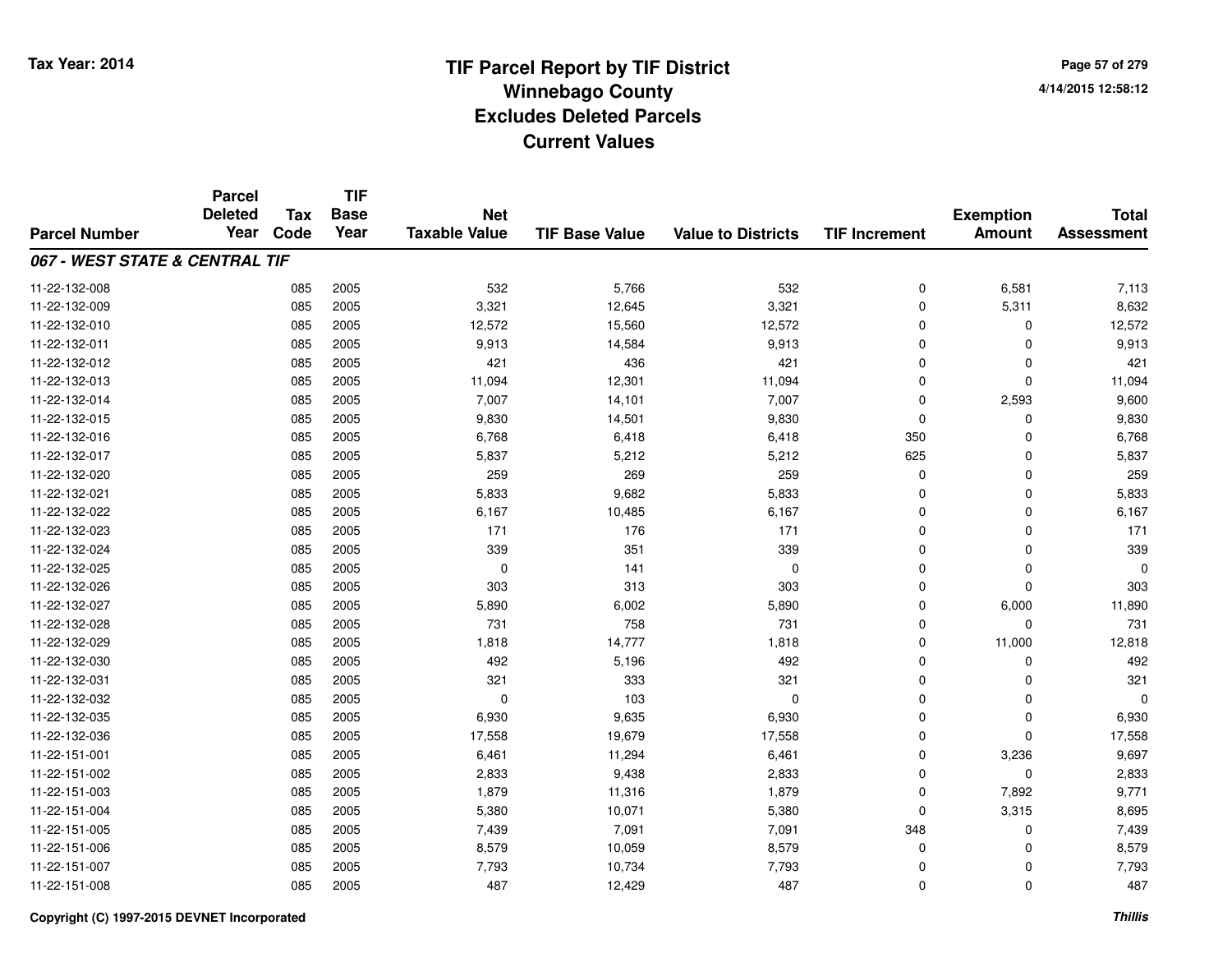# TIF Parcel Report by TIF District
## Winnebago County
## Excludes Deleted Parcels
## Current Values

Tax Year: 2014

4/14/2015 12:58:12

| Parcel Number | Parcel Deleted Year | Tax Code | TIF Base Year | Net Taxable Value | TIF Base Value | Value to Districts | TIF Increment | Exemption Amount | Total Assessment |
|---|---|---|---|---|---|---|---|---|---|
| ***067 - WEST STATE & CENTRAL TIF*** | | | | | | | | | |
| 11-22-132-008 | | 085 | 2005 | 532 | 5,766 | 532 | 0 | 6,581 | 7,113 |
| 11-22-132-009 | | 085 | 2005 | 3,321 | 12,645 | 3,321 | 0 | 5,311 | 8,632 |
| 11-22-132-010 | | 085 | 2005 | 12,572 | 15,560 | 12,572 | 0 | 0 | 12,572 |
| 11-22-132-011 | | 085 | 2005 | 9,913 | 14,584 | 9,913 | 0 | 0 | 9,913 |
| 11-22-132-012 | | 085 | 2005 | 421 | 436 | 421 | 0 | 0 | 421 |
| 11-22-132-013 | | 085 | 2005 | 11,094 | 12,301 | 11,094 | 0 | 0 | 11,094 |
| 11-22-132-014 | | 085 | 2005 | 7,007 | 14,101 | 7,007 | 0 | 2,593 | 9,600 |
| 11-22-132-015 | | 085 | 2005 | 9,830 | 14,501 | 9,830 | 0 | 0 | 9,830 |
| 11-22-132-016 | | 085 | 2005 | 6,768 | 6,418 | 6,418 | 350 | 0 | 6,768 |
| 11-22-132-017 | | 085 | 2005 | 5,837 | 5,212 | 5,212 | 625 | 0 | 5,837 |
| 11-22-132-020 | | 085 | 2005 | 259 | 269 | 259 | 0 | 0 | 259 |
| 11-22-132-021 | | 085 | 2005 | 5,833 | 9,682 | 5,833 | 0 | 0 | 5,833 |
| 11-22-132-022 | | 085 | 2005 | 6,167 | 10,485 | 6,167 | 0 | 0 | 6,167 |
| 11-22-132-023 | | 085 | 2005 | 171 | 176 | 171 | 0 | 0 | 171 |
| 11-22-132-024 | | 085 | 2005 | 339 | 351 | 339 | 0 | 0 | 339 |
| 11-22-132-025 | | 085 | 2005 | 0 | 141 | 0 | 0 | 0 | 0 |
| 11-22-132-026 | | 085 | 2005 | 303 | 313 | 303 | 0 | 0 | 303 |
| 11-22-132-027 | | 085 | 2005 | 5,890 | 6,002 | 5,890 | 0 | 6,000 | 11,890 |
| 11-22-132-028 | | 085 | 2005 | 731 | 758 | 731 | 0 | 0 | 731 |
| 11-22-132-029 | | 085 | 2005 | 1,818 | 14,777 | 1,818 | 0 | 11,000 | 12,818 |
| 11-22-132-030 | | 085 | 2005 | 492 | 5,196 | 492 | 0 | 0 | 492 |
| 11-22-132-031 | | 085 | 2005 | 321 | 333 | 321 | 0 | 0 | 321 |
| 11-22-132-032 | | 085 | 2005 | 0 | 103 | 0 | 0 | 0 | 0 |
| 11-22-132-035 | | 085 | 2005 | 6,930 | 9,635 | 6,930 | 0 | 0 | 6,930 |
| 11-22-132-036 | | 085 | 2005 | 17,558 | 19,679 | 17,558 | 0 | 0 | 17,558 |
| 11-22-151-001 | | 085 | 2005 | 6,461 | 11,294 | 6,461 | 0 | 3,236 | 9,697 |
| 11-22-151-002 | | 085 | 2005 | 2,833 | 9,438 | 2,833 | 0 | 0 | 2,833 |
| 11-22-151-003 | | 085 | 2005 | 1,879 | 11,316 | 1,879 | 0 | 7,892 | 9,771 |
| 11-22-151-004 | | 085 | 2005 | 5,380 | 10,071 | 5,380 | 0 | 3,315 | 8,695 |
| 11-22-151-005 | | 085 | 2005 | 7,439 | 7,091 | 7,091 | 348 | 0 | 7,439 |
| 11-22-151-006 | | 085 | 2005 | 8,579 | 10,059 | 8,579 | 0 | 0 | 8,579 |
| 11-22-151-007 | | 085 | 2005 | 7,793 | 10,734 | 7,793 | 0 | 0 | 7,793 |
| 11-22-151-008 | | 085 | 2005 | 487 | 12,429 | 487 | 0 | 0 | 487 |

Copyright (C) 1997-2015 DEVNET Incorporated

*Thillis*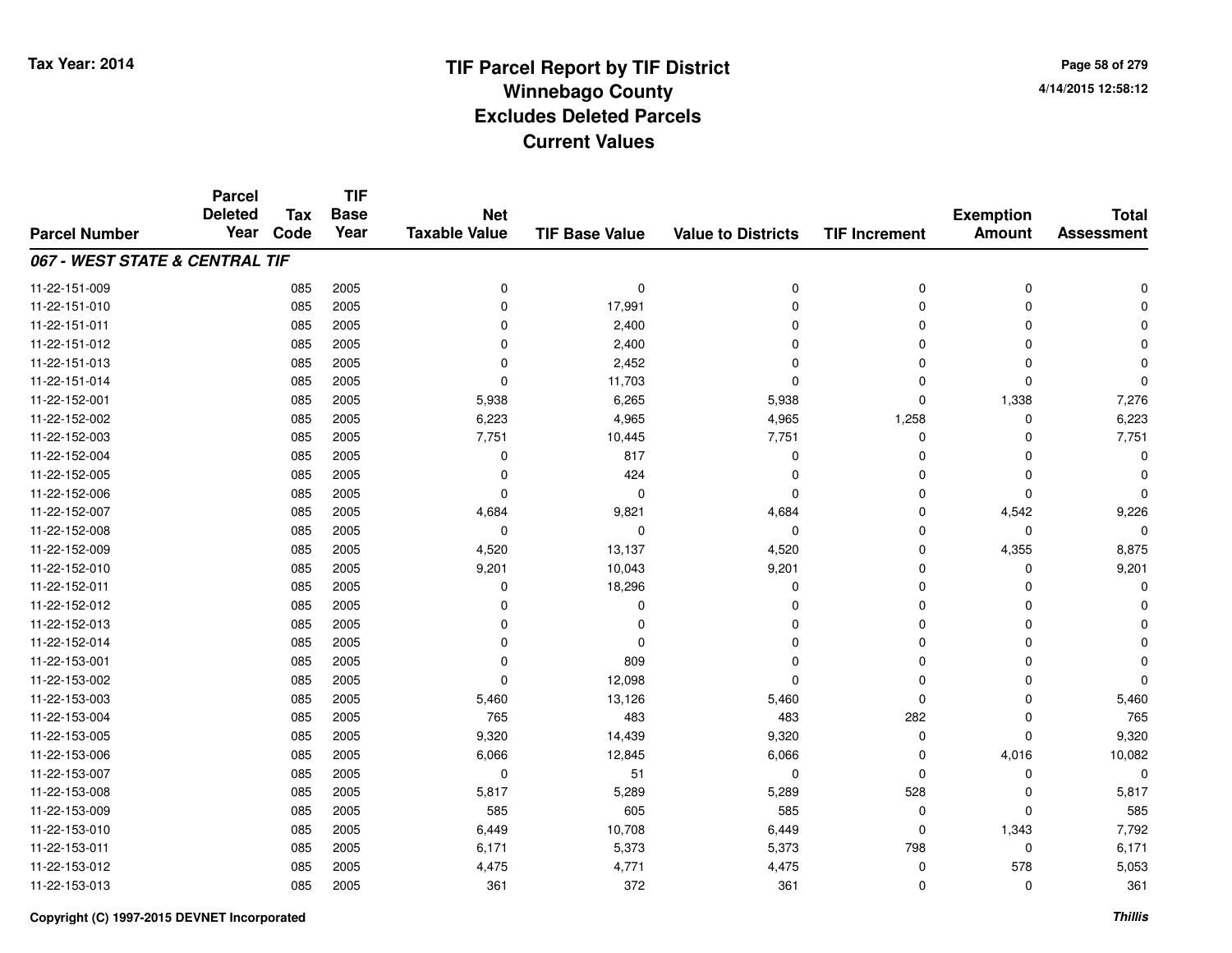# TIF Parcel Report by TIF District
## Winnebago County
## Excludes Deleted Parcels
## Current Values

Tax Year: 2014

4/14/2015 12:58:12

| Parcel Number | Parcel Deleted Year | Tax Code | TIF Base Year | Net Taxable Value | TIF Base Value | Value to Districts | TIF Increment | Exemption Amount | Total Assessment |
|---|---|---|---|---|---|---|---|---|---|
| ***067 - WEST STATE & CENTRAL TIF*** | | | | | | | | | |
| 11-22-151-009 | | 085 | 2005 | 0 | 0 | 0 | 0 | 0 | 0 |
| 11-22-151-010 | | 085 | 2005 | 0 | 17,991 | 0 | 0 | 0 | 0 |
| 11-22-151-011 | | 085 | 2005 | 0 | 2,400 | 0 | 0 | 0 | 0 |
| 11-22-151-012 | | 085 | 2005 | 0 | 2,400 | 0 | 0 | 0 | 0 |
| 11-22-151-013 | | 085 | 2005 | 0 | 2,452 | 0 | 0 | 0 | 0 |
| 11-22-151-014 | | 085 | 2005 | 0 | 11,703 | 0 | 0 | 0 | 0 |
| 11-22-152-001 | | 085 | 2005 | 5,938 | 6,265 | 5,938 | 0 | 1,338 | 7,276 |
| 11-22-152-002 | | 085 | 2005 | 6,223 | 4,965 | 4,965 | 1,258 | 0 | 6,223 |
| 11-22-152-003 | | 085 | 2005 | 7,751 | 10,445 | 7,751 | 0 | 0 | 7,751 |
| 11-22-152-004 | | 085 | 2005 | 0 | 817 | 0 | 0 | 0 | 0 |
| 11-22-152-005 | | 085 | 2005 | 0 | 424 | 0 | 0 | 0 | 0 |
| 11-22-152-006 | | 085 | 2005 | 0 | 0 | 0 | 0 | 0 | 0 |
| 11-22-152-007 | | 085 | 2005 | 4,684 | 9,821 | 4,684 | 0 | 4,542 | 9,226 |
| 11-22-152-008 | | 085 | 2005 | 0 | 0 | 0 | 0 | 0 | 0 |
| 11-22-152-009 | | 085 | 2005 | 4,520 | 13,137 | 4,520 | 0 | 4,355 | 8,875 |
| 11-22-152-010 | | 085 | 2005 | 9,201 | 10,043 | 9,201 | 0 | 0 | 9,201 |
| 11-22-152-011 | | 085 | 2005 | 0 | 18,296 | 0 | 0 | 0 | 0 |
| 11-22-152-012 | | 085 | 2005 | 0 | 0 | 0 | 0 | 0 | 0 |
| 11-22-152-013 | | 085 | 2005 | 0 | 0 | 0 | 0 | 0 | 0 |
| 11-22-152-014 | | 085 | 2005 | 0 | 0 | 0 | 0 | 0 | 0 |
| 11-22-153-001 | | 085 | 2005 | 0 | 809 | 0 | 0 | 0 | 0 |
| 11-22-153-002 | | 085 | 2005 | 0 | 12,098 | 0 | 0 | 0 | 0 |
| 11-22-153-003 | | 085 | 2005 | 5,460 | 13,126 | 5,460 | 0 | 0 | 5,460 |
| 11-22-153-004 | | 085 | 2005 | 765 | 483 | 483 | 282 | 0 | 765 |
| 11-22-153-005 | | 085 | 2005 | 9,320 | 14,439 | 9,320 | 0 | 0 | 9,320 |
| 11-22-153-006 | | 085 | 2005 | 6,066 | 12,845 | 6,066 | 0 | 4,016 | 10,082 |
| 11-22-153-007 | | 085 | 2005 | 0 | 51 | 0 | 0 | 0 | 0 |
| 11-22-153-008 | | 085 | 2005 | 5,817 | 5,289 | 5,289 | 528 | 0 | 5,817 |
| 11-22-153-009 | | 085 | 2005 | 585 | 605 | 585 | 0 | 0 | 585 |
| 11-22-153-010 | | 085 | 2005 | 6,449 | 10,708 | 6,449 | 0 | 1,343 | 7,792 |
| 11-22-153-011 | | 085 | 2005 | 6,171 | 5,373 | 5,373 | 798 | 0 | 6,171 |
| 11-22-153-012 | | 085 | 2005 | 4,475 | 4,771 | 4,475 | 0 | 578 | 5,053 |
| 11-22-153-013 | | 085 | 2005 | 361 | 372 | 361 | 0 | 0 | 361 |

Copyright (C) 1997-2015 DEVNET Incorporated

*Thillis*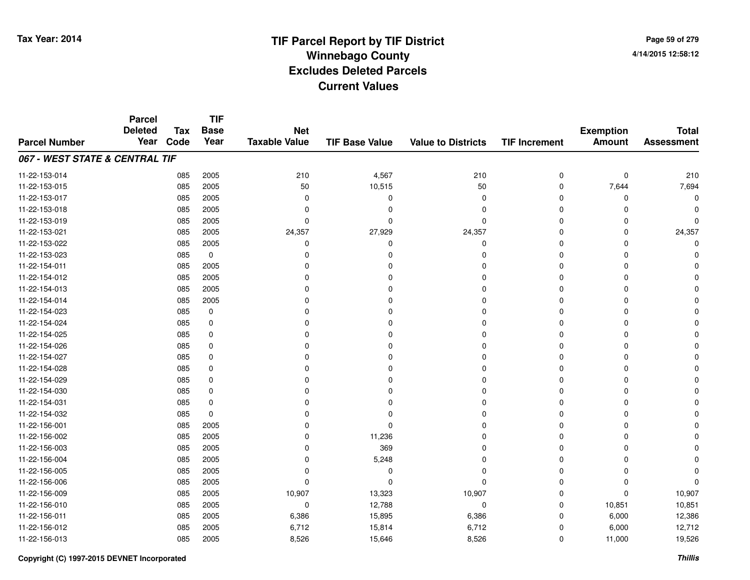# TIF Parcel Report by TIF District
## Winnebago County
## Excludes Deleted Parcels
## Current Values

Tax Year: 2014

4/14/2015 12:58:12

| Parcel Number | Parcel Deleted Year | Tax Code | TIF Base Year | Net Taxable Value | TIF Base Value | Value to Districts | TIF Increment | Exemption Amount | Total Assessment |
|---|---|---|---|---|---|---|---|---|---|
| ***067 - WEST STATE & CENTRAL TIF*** | | | | | | | | | |
| 11-22-153-014 | | 085 | 2005 | 210 | 4,567 | 210 | 0 | 0 | 210 |
| 11-22-153-015 | | 085 | 2005 | 50 | 10,515 | 50 | 0 | 7,644 | 7,694 |
| 11-22-153-017 | | 085 | 2005 | 0 | 0 | 0 | 0 | 0 | 0 |
| 11-22-153-018 | | 085 | 2005 | 0 | 0 | 0 | 0 | 0 | 0 |
| 11-22-153-019 | | 085 | 2005 | 0 | 0 | 0 | 0 | 0 | 0 |
| 11-22-153-021 | | 085 | 2005 | 24,357 | 27,929 | 24,357 | 0 | 0 | 24,357 |
| 11-22-153-022 | | 085 | 2005 | 0 | 0 | 0 | 0 | 0 | 0 |
| 11-22-153-023 | | 085 | 0 | 0 | 0 | 0 | 0 | 0 | 0 |
| 11-22-154-011 | | 085 | 2005 | 0 | 0 | 0 | 0 | 0 | 0 |
| 11-22-154-012 | | 085 | 2005 | 0 | 0 | 0 | 0 | 0 | 0 |
| 11-22-154-013 | | 085 | 2005 | 0 | 0 | 0 | 0 | 0 | 0 |
| 11-22-154-014 | | 085 | 2005 | 0 | 0 | 0 | 0 | 0 | 0 |
| 11-22-154-023 | | 085 | 0 | 0 | 0 | 0 | 0 | 0 | 0 |
| 11-22-154-024 | | 085 | 0 | 0 | 0 | 0 | 0 | 0 | 0 |
| 11-22-154-025 | | 085 | 0 | 0 | 0 | 0 | 0 | 0 | 0 |
| 11-22-154-026 | | 085 | 0 | 0 | 0 | 0 | 0 | 0 | 0 |
| 11-22-154-027 | | 085 | 0 | 0 | 0 | 0 | 0 | 0 | 0 |
| 11-22-154-028 | | 085 | 0 | 0 | 0 | 0 | 0 | 0 | 0 |
| 11-22-154-029 | | 085 | 0 | 0 | 0 | 0 | 0 | 0 | 0 |
| 11-22-154-030 | | 085 | 0 | 0 | 0 | 0 | 0 | 0 | 0 |
| 11-22-154-031 | | 085 | 0 | 0 | 0 | 0 | 0 | 0 | 0 |
| 11-22-154-032 | | 085 | 0 | 0 | 0 | 0 | 0 | 0 | 0 |
| 11-22-156-001 | | 085 | 2005 | 0 | 0 | 0 | 0 | 0 | 0 |
| 11-22-156-002 | | 085 | 2005 | 0 | 11,236 | 0 | 0 | 0 | 0 |
| 11-22-156-003 | | 085 | 2005 | 0 | 369 | 0 | 0 | 0 | 0 |
| 11-22-156-004 | | 085 | 2005 | 0 | 5,248 | 0 | 0 | 0 | 0 |
| 11-22-156-005 | | 085 | 2005 | 0 | 0 | 0 | 0 | 0 | 0 |
| 11-22-156-006 | | 085 | 2005 | 0 | 0 | 0 | 0 | 0 | 0 |
| 11-22-156-009 | | 085 | 2005 | 10,907 | 13,323 | 10,907 | 0 | 0 | 10,907 |
| 11-22-156-010 | | 085 | 2005 | 0 | 12,788 | 0 | 0 | 10,851 | 10,851 |
| 11-22-156-011 | | 085 | 2005 | 6,386 | 15,895 | 6,386 | 0 | 6,000 | 12,386 |
| 11-22-156-012 | | 085 | 2005 | 6,712 | 15,814 | 6,712 | 0 | 6,000 | 12,712 |
| 11-22-156-013 | | 085 | 2005 | 8,526 | 15,646 | 8,526 | 0 | 11,000 | 19,526 |

Copyright (C) 1997-2015 DEVNET Incorporated

*Thillis*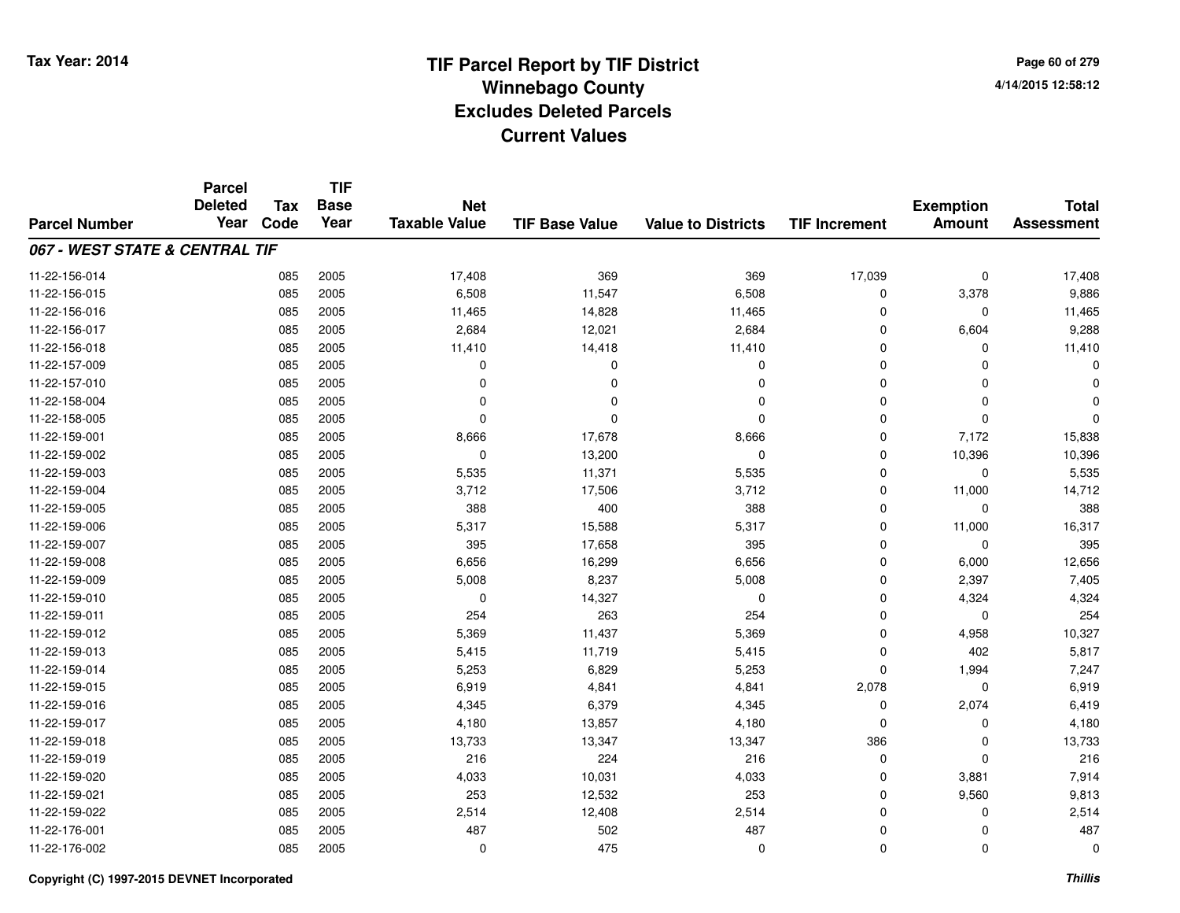# TIF Parcel Report by TIF District
## Winnebago County
## Excludes Deleted Parcels
## Current Values

Tax Year: 2014

4/14/2015 12:58:12

| Parcel Number | Parcel Deleted Year | Tax Code | TIF Base Year | Net Taxable Value | TIF Base Value | Value to Districts | TIF Increment | Exemption Amount | Total Assessment |
|---|---|---|---|---|---|---|---|---|---|
| ***067 - WEST STATE & CENTRAL TIF*** | | | | | | | | | |
| 11-22-156-014 | | 085 | 2005 | 17,408 | 369 | 369 | 17,039 | 0 | 17,408 |
| 11-22-156-015 | | 085 | 2005 | 6,508 | 11,547 | 6,508 | 0 | 3,378 | 9,886 |
| 11-22-156-016 | | 085 | 2005 | 11,465 | 14,828 | 11,465 | 0 | 0 | 11,465 |
| 11-22-156-017 | | 085 | 2005 | 2,684 | 12,021 | 2,684 | 0 | 6,604 | 9,288 |
| 11-22-156-018 | | 085 | 2005 | 11,410 | 14,418 | 11,410 | 0 | 0 | 11,410 |
| 11-22-157-009 | | 085 | 2005 | 0 | 0 | 0 | 0 | 0 | 0 |
| 11-22-157-010 | | 085 | 2005 | 0 | 0 | 0 | 0 | 0 | 0 |
| 11-22-158-004 | | 085 | 2005 | 0 | 0 | 0 | 0 | 0 | 0 |
| 11-22-158-005 | | 085 | 2005 | 0 | 0 | 0 | 0 | 0 | 0 |
| 11-22-159-001 | | 085 | 2005 | 8,666 | 17,678 | 8,666 | 0 | 7,172 | 15,838 |
| 11-22-159-002 | | 085 | 2005 | 0 | 13,200 | 0 | 0 | 10,396 | 10,396 |
| 11-22-159-003 | | 085 | 2005 | 5,535 | 11,371 | 5,535 | 0 | 0 | 5,535 |
| 11-22-159-004 | | 085 | 2005 | 3,712 | 17,506 | 3,712 | 0 | 11,000 | 14,712 |
| 11-22-159-005 | | 085 | 2005 | 388 | 400 | 388 | 0 | 0 | 388 |
| 11-22-159-006 | | 085 | 2005 | 5,317 | 15,588 | 5,317 | 0 | 11,000 | 16,317 |
| 11-22-159-007 | | 085 | 2005 | 395 | 17,658 | 395 | 0 | 0 | 395 |
| 11-22-159-008 | | 085 | 2005 | 6,656 | 16,299 | 6,656 | 0 | 6,000 | 12,656 |
| 11-22-159-009 | | 085 | 2005 | 5,008 | 8,237 | 5,008 | 0 | 2,397 | 7,405 |
| 11-22-159-010 | | 085 | 2005 | 0 | 14,327 | 0 | 0 | 4,324 | 4,324 |
| 11-22-159-011 | | 085 | 2005 | 254 | 263 | 254 | 0 | 0 | 254 |
| 11-22-159-012 | | 085 | 2005 | 5,369 | 11,437 | 5,369 | 0 | 4,958 | 10,327 |
| 11-22-159-013 | | 085 | 2005 | 5,415 | 11,719 | 5,415 | 0 | 402 | 5,817 |
| 11-22-159-014 | | 085 | 2005 | 5,253 | 6,829 | 5,253 | 0 | 1,994 | 7,247 |
| 11-22-159-015 | | 085 | 2005 | 6,919 | 4,841 | 4,841 | 2,078 | 0 | 6,919 |
| 11-22-159-016 | | 085 | 2005 | 4,345 | 6,379 | 4,345 | 0 | 2,074 | 6,419 |
| 11-22-159-017 | | 085 | 2005 | 4,180 | 13,857 | 4,180 | 0 | 0 | 4,180 |
| 11-22-159-018 | | 085 | 2005 | 13,733 | 13,347 | 13,347 | 386 | 0 | 13,733 |
| 11-22-159-019 | | 085 | 2005 | 216 | 224 | 216 | 0 | 0 | 216 |
| 11-22-159-020 | | 085 | 2005 | 4,033 | 10,031 | 4,033 | 0 | 3,881 | 7,914 |
| 11-22-159-021 | | 085 | 2005 | 253 | 12,532 | 253 | 0 | 9,560 | 9,813 |
| 11-22-159-022 | | 085 | 2005 | 2,514 | 12,408 | 2,514 | 0 | 0 | 2,514 |
| 11-22-176-001 | | 085 | 2005 | 487 | 502 | 487 | 0 | 0 | 487 |
| 11-22-176-002 | | 085 | 2005 | 0 | 475 | 0 | 0 | 0 | 0 |

Copyright (C) 1997-2015 DEVNET Incorporated

*Thillis*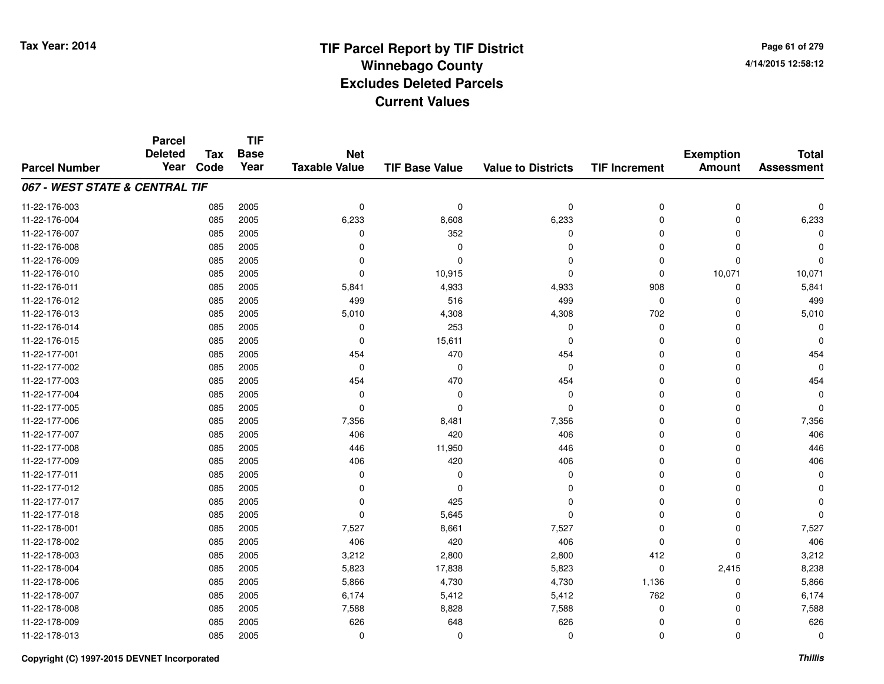# TIF Parcel Report by TIF District
## Winnebago County
## Excludes Deleted Parcels
## Current Values

Tax Year: 2014

4/14/2015 12:58:12

| Parcel Number | Parcel Deleted Year | Tax Code | TIF Base Year | Net Taxable Value | TIF Base Value | Value to Districts | TIF Increment | Exemption Amount | Total Assessment |
|---|---|---|---|---|---|---|---|---|---|
| ***067 - WEST STATE & CENTRAL TIF*** | | | | | | | | | |
| 11-22-176-003 | | 085 | 2005 | 0 | 0 | 0 | 0 | 0 | 0 |
| 11-22-176-004 | | 085 | 2005 | 6,233 | 8,608 | 6,233 | 0 | 0 | 6,233 |
| 11-22-176-007 | | 085 | 2005 | 0 | 352 | 0 | 0 | 0 | 0 |
| 11-22-176-008 | | 085 | 2005 | 0 | 0 | 0 | 0 | 0 | 0 |
| 11-22-176-009 | | 085 | 2005 | 0 | 0 | 0 | 0 | 0 | 0 |
| 11-22-176-010 | | 085 | 2005 | 0 | 10,915 | 0 | 0 | 10,071 | 10,071 |
| 11-22-176-011 | | 085 | 2005 | 5,841 | 4,933 | 4,933 | 908 | 0 | 5,841 |
| 11-22-176-012 | | 085 | 2005 | 499 | 516 | 499 | 0 | 0 | 499 |
| 11-22-176-013 | | 085 | 2005 | 5,010 | 4,308 | 4,308 | 702 | 0 | 5,010 |
| 11-22-176-014 | | 085 | 2005 | 0 | 253 | 0 | 0 | 0 | 0 |
| 11-22-176-015 | | 085 | 2005 | 0 | 15,611 | 0 | 0 | 0 | 0 |
| 11-22-177-001 | | 085 | 2005 | 454 | 470 | 454 | 0 | 0 | 454 |
| 11-22-177-002 | | 085 | 2005 | 0 | 0 | 0 | 0 | 0 | 0 |
| 11-22-177-003 | | 085 | 2005 | 454 | 470 | 454 | 0 | 0 | 454 |
| 11-22-177-004 | | 085 | 2005 | 0 | 0 | 0 | 0 | 0 | 0 |
| 11-22-177-005 | | 085 | 2005 | 0 | 0 | 0 | 0 | 0 | 0 |
| 11-22-177-006 | | 085 | 2005 | 7,356 | 8,481 | 7,356 | 0 | 0 | 7,356 |
| 11-22-177-007 | | 085 | 2005 | 406 | 420 | 406 | 0 | 0 | 406 |
| 11-22-177-008 | | 085 | 2005 | 446 | 11,950 | 446 | 0 | 0 | 446 |
| 11-22-177-009 | | 085 | 2005 | 406 | 420 | 406 | 0 | 0 | 406 |
| 11-22-177-011 | | 085 | 2005 | 0 | 0 | 0 | 0 | 0 | 0 |
| 11-22-177-012 | | 085 | 2005 | 0 | 0 | 0 | 0 | 0 | 0 |
| 11-22-177-017 | | 085 | 2005 | 0 | 425 | 0 | 0 | 0 | 0 |
| 11-22-177-018 | | 085 | 2005 | 0 | 5,645 | 0 | 0 | 0 | 0 |
| 11-22-178-001 | | 085 | 2005 | 7,527 | 8,661 | 7,527 | 0 | 0 | 7,527 |
| 11-22-178-002 | | 085 | 2005 | 406 | 420 | 406 | 0 | 0 | 406 |
| 11-22-178-003 | | 085 | 2005 | 3,212 | 2,800 | 2,800 | 412 | 0 | 3,212 |
| 11-22-178-004 | | 085 | 2005 | 5,823 | 17,838 | 5,823 | 0 | 2,415 | 8,238 |
| 11-22-178-006 | | 085 | 2005 | 5,866 | 4,730 | 4,730 | 1,136 | 0 | 5,866 |
| 11-22-178-007 | | 085 | 2005 | 6,174 | 5,412 | 5,412 | 762 | 0 | 6,174 |
| 11-22-178-008 | | 085 | 2005 | 7,588 | 8,828 | 7,588 | 0 | 0 | 7,588 |
| 11-22-178-009 | | 085 | 2005 | 626 | 648 | 626 | 0 | 0 | 626 |
| 11-22-178-013 | | 085 | 2005 | 0 | 0 | 0 | 0 | 0 | 0 |

Copyright (C) 1997-2015 DEVNET Incorporated

*Thillis*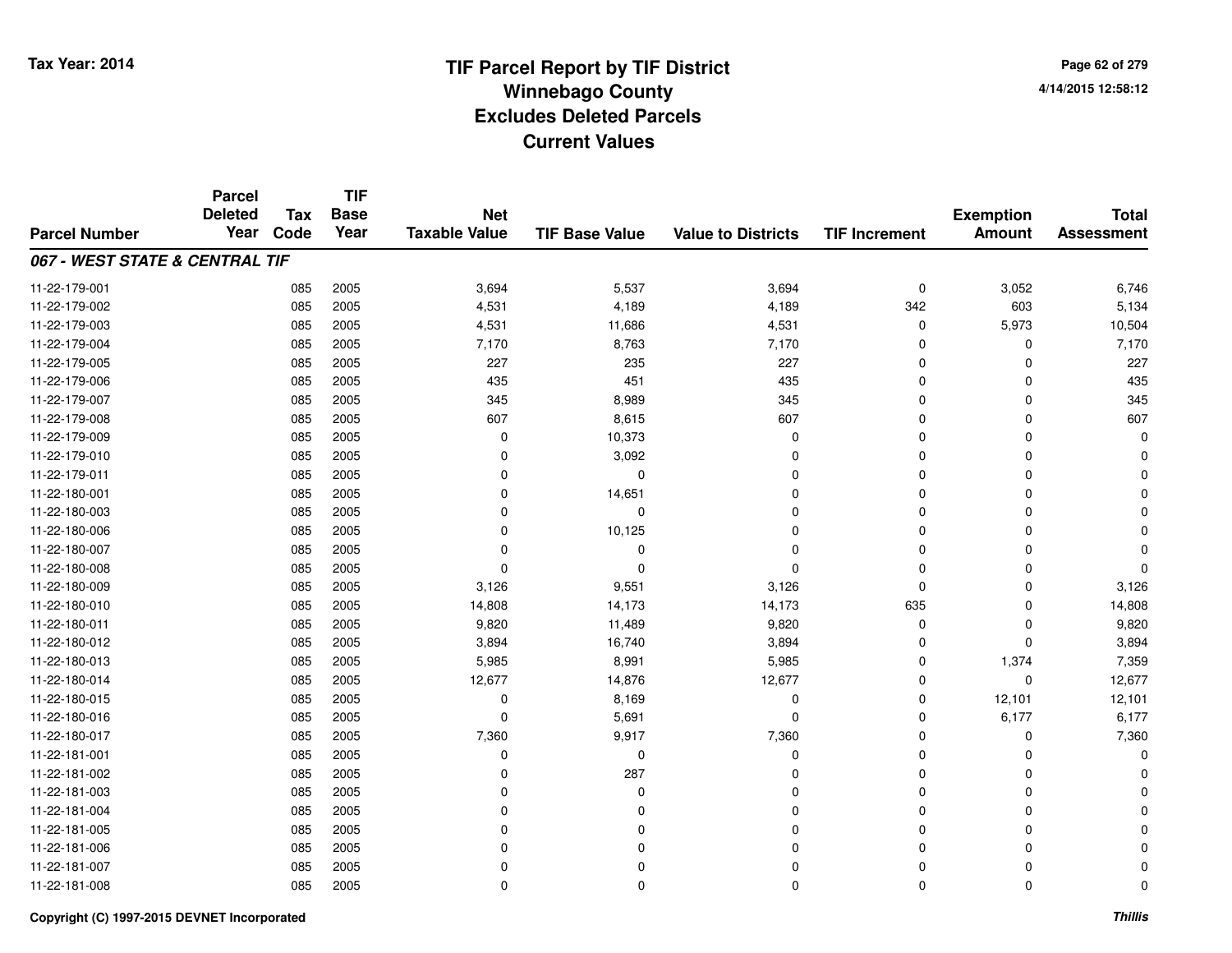# TIF Parcel Report by TIF District
## Winnebago County
## Excludes Deleted Parcels
## Current Values

Tax Year: 2014

4/14/2015 12:58:12

| Parcel Number | Parcel Deleted Year | Tax Code | TIF Base Year | Net Taxable Value | TIF Base Value | Value to Districts | TIF Increment | Exemption Amount | Total Assessment |
|---|---|---|---|---|---|---|---|---|---|
| ***067 - WEST STATE & CENTRAL TIF*** | | | | | | | | | |
| 11-22-179-001 | | 085 | 2005 | 3,694 | 5,537 | 3,694 | 0 | 3,052 | 6,746 |
| 11-22-179-002 | | 085 | 2005 | 4,531 | 4,189 | 4,189 | 342 | 603 | 5,134 |
| 11-22-179-003 | | 085 | 2005 | 4,531 | 11,686 | 4,531 | 0 | 5,973 | 10,504 |
| 11-22-179-004 | | 085 | 2005 | 7,170 | 8,763 | 7,170 | 0 | 0 | 7,170 |
| 11-22-179-005 | | 085 | 2005 | 227 | 235 | 227 | 0 | 0 | 227 |
| 11-22-179-006 | | 085 | 2005 | 435 | 451 | 435 | 0 | 0 | 435 |
| 11-22-179-007 | | 085 | 2005 | 345 | 8,989 | 345 | 0 | 0 | 345 |
| 11-22-179-008 | | 085 | 2005 | 607 | 8,615 | 607 | 0 | 0 | 607 |
| 11-22-179-009 | | 085 | 2005 | 0 | 10,373 | 0 | 0 | 0 | 0 |
| 11-22-179-010 | | 085 | 2005 | 0 | 3,092 | 0 | 0 | 0 | 0 |
| 11-22-179-011 | | 085 | 2005 | 0 | 0 | 0 | 0 | 0 | 0 |
| 11-22-180-001 | | 085 | 2005 | 0 | 14,651 | 0 | 0 | 0 | 0 |
| 11-22-180-003 | | 085 | 2005 | 0 | 0 | 0 | 0 | 0 | 0 |
| 11-22-180-006 | | 085 | 2005 | 0 | 10,125 | 0 | 0 | 0 | 0 |
| 11-22-180-007 | | 085 | 2005 | 0 | 0 | 0 | 0 | 0 | 0 |
| 11-22-180-008 | | 085 | 2005 | 0 | 0 | 0 | 0 | 0 | 0 |
| 11-22-180-009 | | 085 | 2005 | 3,126 | 9,551 | 3,126 | 0 | 0 | 3,126 |
| 11-22-180-010 | | 085 | 2005 | 14,808 | 14,173 | 14,173 | 635 | 0 | 14,808 |
| 11-22-180-011 | | 085 | 2005 | 9,820 | 11,489 | 9,820 | 0 | 0 | 9,820 |
| 11-22-180-012 | | 085 | 2005 | 3,894 | 16,740 | 3,894 | 0 | 0 | 3,894 |
| 11-22-180-013 | | 085 | 2005 | 5,985 | 8,991 | 5,985 | 0 | 1,374 | 7,359 |
| 11-22-180-014 | | 085 | 2005 | 12,677 | 14,876 | 12,677 | 0 | 0 | 12,677 |
| 11-22-180-015 | | 085 | 2005 | 0 | 8,169 | 0 | 0 | 12,101 | 12,101 |
| 11-22-180-016 | | 085 | 2005 | 0 | 5,691 | 0 | 0 | 6,177 | 6,177 |
| 11-22-180-017 | | 085 | 2005 | 7,360 | 9,917 | 7,360 | 0 | 0 | 7,360 |
| 11-22-181-001 | | 085 | 2005 | 0 | 0 | 0 | 0 | 0 | 0 |
| 11-22-181-002 | | 085 | 2005 | 0 | 287 | 0 | 0 | 0 | 0 |
| 11-22-181-003 | | 085 | 2005 | 0 | 0 | 0 | 0 | 0 | 0 |
| 11-22-181-004 | | 085 | 2005 | 0 | 0 | 0 | 0 | 0 | 0 |
| 11-22-181-005 | | 085 | 2005 | 0 | 0 | 0 | 0 | 0 | 0 |
| 11-22-181-006 | | 085 | 2005 | 0 | 0 | 0 | 0 | 0 | 0 |
| 11-22-181-007 | | 085 | 2005 | 0 | 0 | 0 | 0 | 0 | 0 |
| 11-22-181-008 | | 085 | 2005 | 0 | 0 | 0 | 0 | 0 | 0 |

Copyright (C) 1997-2015 DEVNET Incorporated

*Thillis*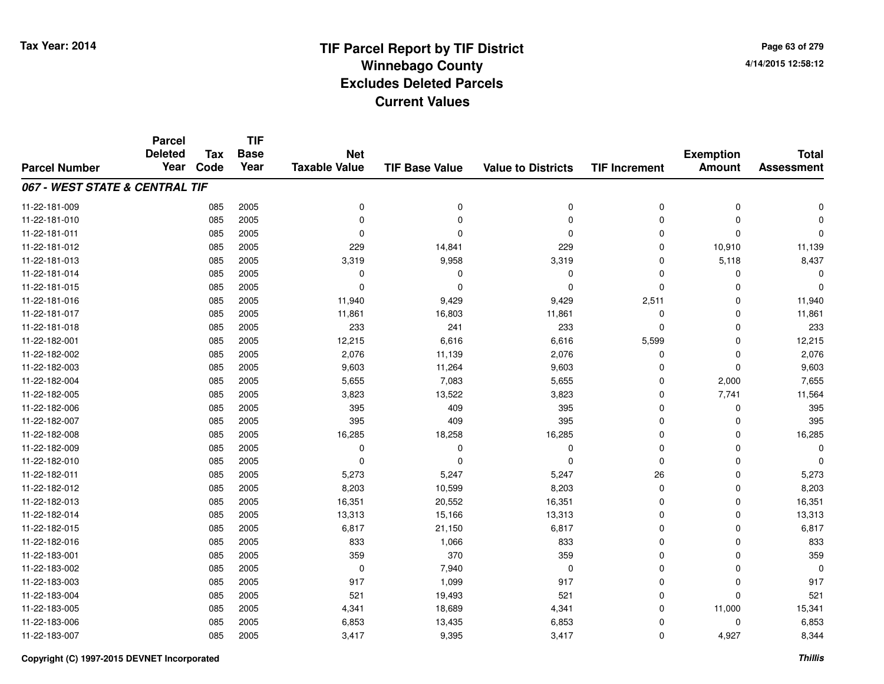# TIF Parcel Report by TIF District
## Winnebago County
## Excludes Deleted Parcels
## Current Values

Tax Year: 2014

4/14/2015 12:58:12

| Parcel Number | Parcel Deleted Year | Tax Code | TIF Base Year | Net Taxable Value | TIF Base Value | Value to Districts | TIF Increment | Exemption Amount | Total Assessment |
|---|---|---|---|---|---|---|---|---|---|
| ***067 - WEST STATE & CENTRAL TIF*** | | | | | | | | | |
| 11-22-181-009 | | 085 | 2005 | 0 | 0 | 0 | 0 | 0 | 0 |
| 11-22-181-010 | | 085 | 2005 | 0 | 0 | 0 | 0 | 0 | 0 |
| 11-22-181-011 | | 085 | 2005 | 0 | 0 | 0 | 0 | 0 | 0 |
| 11-22-181-012 | | 085 | 2005 | 229 | 14,841 | 229 | 0 | 10,910 | 11,139 |
| 11-22-181-013 | | 085 | 2005 | 3,319 | 9,958 | 3,319 | 0 | 5,118 | 8,437 |
| 11-22-181-014 | | 085 | 2005 | 0 | 0 | 0 | 0 | 0 | 0 |
| 11-22-181-015 | | 085 | 2005 | 0 | 0 | 0 | 0 | 0 | 0 |
| 11-22-181-016 | | 085 | 2005 | 11,940 | 9,429 | 9,429 | 2,511 | 0 | 11,940 |
| 11-22-181-017 | | 085 | 2005 | 11,861 | 16,803 | 11,861 | 0 | 0 | 11,861 |
| 11-22-181-018 | | 085 | 2005 | 233 | 241 | 233 | 0 | 0 | 233 |
| 11-22-182-001 | | 085 | 2005 | 12,215 | 6,616 | 6,616 | 5,599 | 0 | 12,215 |
| 11-22-182-002 | | 085 | 2005 | 2,076 | 11,139 | 2,076 | 0 | 0 | 2,076 |
| 11-22-182-003 | | 085 | 2005 | 9,603 | 11,264 | 9,603 | 0 | 0 | 9,603 |
| 11-22-182-004 | | 085 | 2005 | 5,655 | 7,083 | 5,655 | 0 | 2,000 | 7,655 |
| 11-22-182-005 | | 085 | 2005 | 3,823 | 13,522 | 3,823 | 0 | 7,741 | 11,564 |
| 11-22-182-006 | | 085 | 2005 | 395 | 409 | 395 | 0 | 0 | 395 |
| 11-22-182-007 | | 085 | 2005 | 395 | 409 | 395 | 0 | 0 | 395 |
| 11-22-182-008 | | 085 | 2005 | 16,285 | 18,258 | 16,285 | 0 | 0 | 16,285 |
| 11-22-182-009 | | 085 | 2005 | 0 | 0 | 0 | 0 | 0 | 0 |
| 11-22-182-010 | | 085 | 2005 | 0 | 0 | 0 | 0 | 0 | 0 |
| 11-22-182-011 | | 085 | 2005 | 5,273 | 5,247 | 5,247 | 26 | 0 | 5,273 |
| 11-22-182-012 | | 085 | 2005 | 8,203 | 10,599 | 8,203 | 0 | 0 | 8,203 |
| 11-22-182-013 | | 085 | 2005 | 16,351 | 20,552 | 16,351 | 0 | 0 | 16,351 |
| 11-22-182-014 | | 085 | 2005 | 13,313 | 15,166 | 13,313 | 0 | 0 | 13,313 |
| 11-22-182-015 | | 085 | 2005 | 6,817 | 21,150 | 6,817 | 0 | 0 | 6,817 |
| 11-22-182-016 | | 085 | 2005 | 833 | 1,066 | 833 | 0 | 0 | 833 |
| 11-22-183-001 | | 085 | 2005 | 359 | 370 | 359 | 0 | 0 | 359 |
| 11-22-183-002 | | 085 | 2005 | 0 | 7,940 | 0 | 0 | 0 | 0 |
| 11-22-183-003 | | 085 | 2005 | 917 | 1,099 | 917 | 0 | 0 | 917 |
| 11-22-183-004 | | 085 | 2005 | 521 | 19,493 | 521 | 0 | 0 | 521 |
| 11-22-183-005 | | 085 | 2005 | 4,341 | 18,689 | 4,341 | 0 | 11,000 | 15,341 |
| 11-22-183-006 | | 085 | 2005 | 6,853 | 13,435 | 6,853 | 0 | 0 | 6,853 |
| 11-22-183-007 | | 085 | 2005 | 3,417 | 9,395 | 3,417 | 0 | 4,927 | 8,344 |

Copyright (C) 1997-2015 DEVNET Incorporated

*Thillis*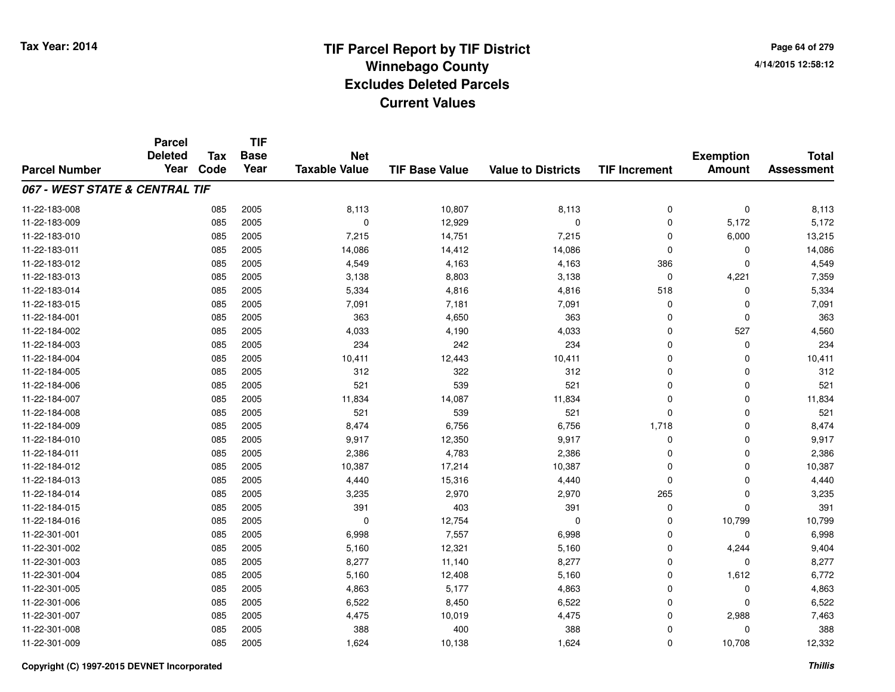# TIF Parcel Report by TIF District
## Winnebago County
## Excludes Deleted Parcels
## Current Values

Tax Year: 2014

4/14/2015 12:58:12

| Parcel Number | Parcel Deleted Year | Tax Code | TIF Base Year | Net Taxable Value | TIF Base Value | Value to Districts | TIF Increment | Exemption Amount | Total Assessment |
|---|---|---|---|---|---|---|---|---|---|
| ***067 - WEST STATE & CENTRAL TIF*** | | | | | | | | | |
| 11-22-183-008 | | 085 | 2005 | 8,113 | 10,807 | 8,113 | 0 | 0 | 8,113 |
| 11-22-183-009 | | 085 | 2005 | 0 | 12,929 | 0 | 0 | 5,172 | 5,172 |
| 11-22-183-010 | | 085 | 2005 | 7,215 | 14,751 | 7,215 | 0 | 6,000 | 13,215 |
| 11-22-183-011 | | 085 | 2005 | 14,086 | 14,412 | 14,086 | 0 | 0 | 14,086 |
| 11-22-183-012 | | 085 | 2005 | 4,549 | 4,163 | 4,163 | 386 | 0 | 4,549 |
| 11-22-183-013 | | 085 | 2005 | 3,138 | 8,803 | 3,138 | 0 | 4,221 | 7,359 |
| 11-22-183-014 | | 085 | 2005 | 5,334 | 4,816 | 4,816 | 518 | 0 | 5,334 |
| 11-22-183-015 | | 085 | 2005 | 7,091 | 7,181 | 7,091 | 0 | 0 | 7,091 |
| 11-22-184-001 | | 085 | 2005 | 363 | 4,650 | 363 | 0 | 0 | 363 |
| 11-22-184-002 | | 085 | 2005 | 4,033 | 4,190 | 4,033 | 0 | 527 | 4,560 |
| 11-22-184-003 | | 085 | 2005 | 234 | 242 | 234 | 0 | 0 | 234 |
| 11-22-184-004 | | 085 | 2005 | 10,411 | 12,443 | 10,411 | 0 | 0 | 10,411 |
| 11-22-184-005 | | 085 | 2005 | 312 | 322 | 312 | 0 | 0 | 312 |
| 11-22-184-006 | | 085 | 2005 | 521 | 539 | 521 | 0 | 0 | 521 |
| 11-22-184-007 | | 085 | 2005 | 11,834 | 14,087 | 11,834 | 0 | 0 | 11,834 |
| 11-22-184-008 | | 085 | 2005 | 521 | 539 | 521 | 0 | 0 | 521 |
| 11-22-184-009 | | 085 | 2005 | 8,474 | 6,756 | 6,756 | 1,718 | 0 | 8,474 |
| 11-22-184-010 | | 085 | 2005 | 9,917 | 12,350 | 9,917 | 0 | 0 | 9,917 |
| 11-22-184-011 | | 085 | 2005 | 2,386 | 4,783 | 2,386 | 0 | 0 | 2,386 |
| 11-22-184-012 | | 085 | 2005 | 10,387 | 17,214 | 10,387 | 0 | 0 | 10,387 |
| 11-22-184-013 | | 085 | 2005 | 4,440 | 15,316 | 4,440 | 0 | 0 | 4,440 |
| 11-22-184-014 | | 085 | 2005 | 3,235 | 2,970 | 2,970 | 265 | 0 | 3,235 |
| 11-22-184-015 | | 085 | 2005 | 391 | 403 | 391 | 0 | 0 | 391 |
| 11-22-184-016 | | 085 | 2005 | 0 | 12,754 | 0 | 0 | 10,799 | 10,799 |
| 11-22-301-001 | | 085 | 2005 | 6,998 | 7,557 | 6,998 | 0 | 0 | 6,998 |
| 11-22-301-002 | | 085 | 2005 | 5,160 | 12,321 | 5,160 | 0 | 4,244 | 9,404 |
| 11-22-301-003 | | 085 | 2005 | 8,277 | 11,140 | 8,277 | 0 | 0 | 8,277 |
| 11-22-301-004 | | 085 | 2005 | 5,160 | 12,408 | 5,160 | 0 | 1,612 | 6,772 |
| 11-22-301-005 | | 085 | 2005 | 4,863 | 5,177 | 4,863 | 0 | 0 | 4,863 |
| 11-22-301-006 | | 085 | 2005 | 6,522 | 8,450 | 6,522 | 0 | 0 | 6,522 |
| 11-22-301-007 | | 085 | 2005 | 4,475 | 10,019 | 4,475 | 0 | 2,988 | 7,463 |
| 11-22-301-008 | | 085 | 2005 | 388 | 400 | 388 | 0 | 0 | 388 |
| 11-22-301-009 | | 085 | 2005 | 1,624 | 10,138 | 1,624 | 0 | 10,708 | 12,332 |

Copyright (C) 1997-2015 DEVNET Incorporated

*Thillis*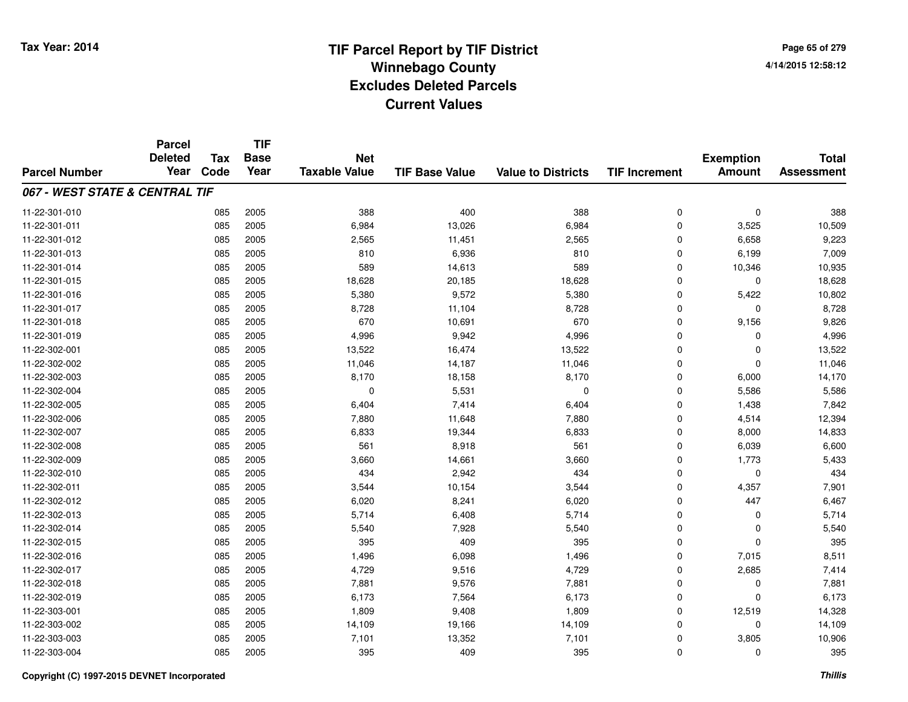# TIF Parcel Report by TIF District
## Winnebago County
## Excludes Deleted Parcels
## Current Values

Tax Year: 2014

4/14/2015 12:58:12

| Parcel Number | Parcel Deleted Year | Tax Code | TIF Base Year | Net Taxable Value | TIF Base Value | Value to Districts | TIF Increment | Exemption Amount | Total Assessment |
|---|---|---|---|---|---|---|---|---|---|
| ***067 - WEST STATE & CENTRAL TIF*** | | | | | | | | | |
| 11-22-301-010 | | 085 | 2005 | 388 | 400 | 388 | 0 | 0 | 388 |
| 11-22-301-011 | | 085 | 2005 | 6,984 | 13,026 | 6,984 | 0 | 3,525 | 10,509 |
| 11-22-301-012 | | 085 | 2005 | 2,565 | 11,451 | 2,565 | 0 | 6,658 | 9,223 |
| 11-22-301-013 | | 085 | 2005 | 810 | 6,936 | 810 | 0 | 6,199 | 7,009 |
| 11-22-301-014 | | 085 | 2005 | 589 | 14,613 | 589 | 0 | 10,346 | 10,935 |
| 11-22-301-015 | | 085 | 2005 | 18,628 | 20,185 | 18,628 | 0 | 0 | 18,628 |
| 11-22-301-016 | | 085 | 2005 | 5,380 | 9,572 | 5,380 | 0 | 5,422 | 10,802 |
| 11-22-301-017 | | 085 | 2005 | 8,728 | 11,104 | 8,728 | 0 | 0 | 8,728 |
| 11-22-301-018 | | 085 | 2005 | 670 | 10,691 | 670 | 0 | 9,156 | 9,826 |
| 11-22-301-019 | | 085 | 2005 | 4,996 | 9,942 | 4,996 | 0 | 0 | 4,996 |
| 11-22-302-001 | | 085 | 2005 | 13,522 | 16,474 | 13,522 | 0 | 0 | 13,522 |
| 11-22-302-002 | | 085 | 2005 | 11,046 | 14,187 | 11,046 | 0 | 0 | 11,046 |
| 11-22-302-003 | | 085 | 2005 | 8,170 | 18,158 | 8,170 | 0 | 6,000 | 14,170 |
| 11-22-302-004 | | 085 | 2005 | 0 | 5,531 | 0 | 0 | 5,586 | 5,586 |
| 11-22-302-005 | | 085 | 2005 | 6,404 | 7,414 | 6,404 | 0 | 1,438 | 7,842 |
| 11-22-302-006 | | 085 | 2005 | 7,880 | 11,648 | 7,880 | 0 | 4,514 | 12,394 |
| 11-22-302-007 | | 085 | 2005 | 6,833 | 19,344 | 6,833 | 0 | 8,000 | 14,833 |
| 11-22-302-008 | | 085 | 2005 | 561 | 8,918 | 561 | 0 | 6,039 | 6,600 |
| 11-22-302-009 | | 085 | 2005 | 3,660 | 14,661 | 3,660 | 0 | 1,773 | 5,433 |
| 11-22-302-010 | | 085 | 2005 | 434 | 2,942 | 434 | 0 | 0 | 434 |
| 11-22-302-011 | | 085 | 2005 | 3,544 | 10,154 | 3,544 | 0 | 4,357 | 7,901 |
| 11-22-302-012 | | 085 | 2005 | 6,020 | 8,241 | 6,020 | 0 | 447 | 6,467 |
| 11-22-302-013 | | 085 | 2005 | 5,714 | 6,408 | 5,714 | 0 | 0 | 5,714 |
| 11-22-302-014 | | 085 | 2005 | 5,540 | 7,928 | 5,540 | 0 | 0 | 5,540 |
| 11-22-302-015 | | 085 | 2005 | 395 | 409 | 395 | 0 | 0 | 395 |
| 11-22-302-016 | | 085 | 2005 | 1,496 | 6,098 | 1,496 | 0 | 7,015 | 8,511 |
| 11-22-302-017 | | 085 | 2005 | 4,729 | 9,516 | 4,729 | 0 | 2,685 | 7,414 |
| 11-22-302-018 | | 085 | 2005 | 7,881 | 9,576 | 7,881 | 0 | 0 | 7,881 |
| 11-22-302-019 | | 085 | 2005 | 6,173 | 7,564 | 6,173 | 0 | 0 | 6,173 |
| 11-22-303-001 | | 085 | 2005 | 1,809 | 9,408 | 1,809 | 0 | 12,519 | 14,328 |
| 11-22-303-002 | | 085 | 2005 | 14,109 | 19,166 | 14,109 | 0 | 0 | 14,109 |
| 11-22-303-003 | | 085 | 2005 | 7,101 | 13,352 | 7,101 | 0 | 3,805 | 10,906 |
| 11-22-303-004 | | 085 | 2005 | 395 | 409 | 395 | 0 | 0 | 395 |

Copyright (C) 1997-2015 DEVNET Incorporated

*Thillis*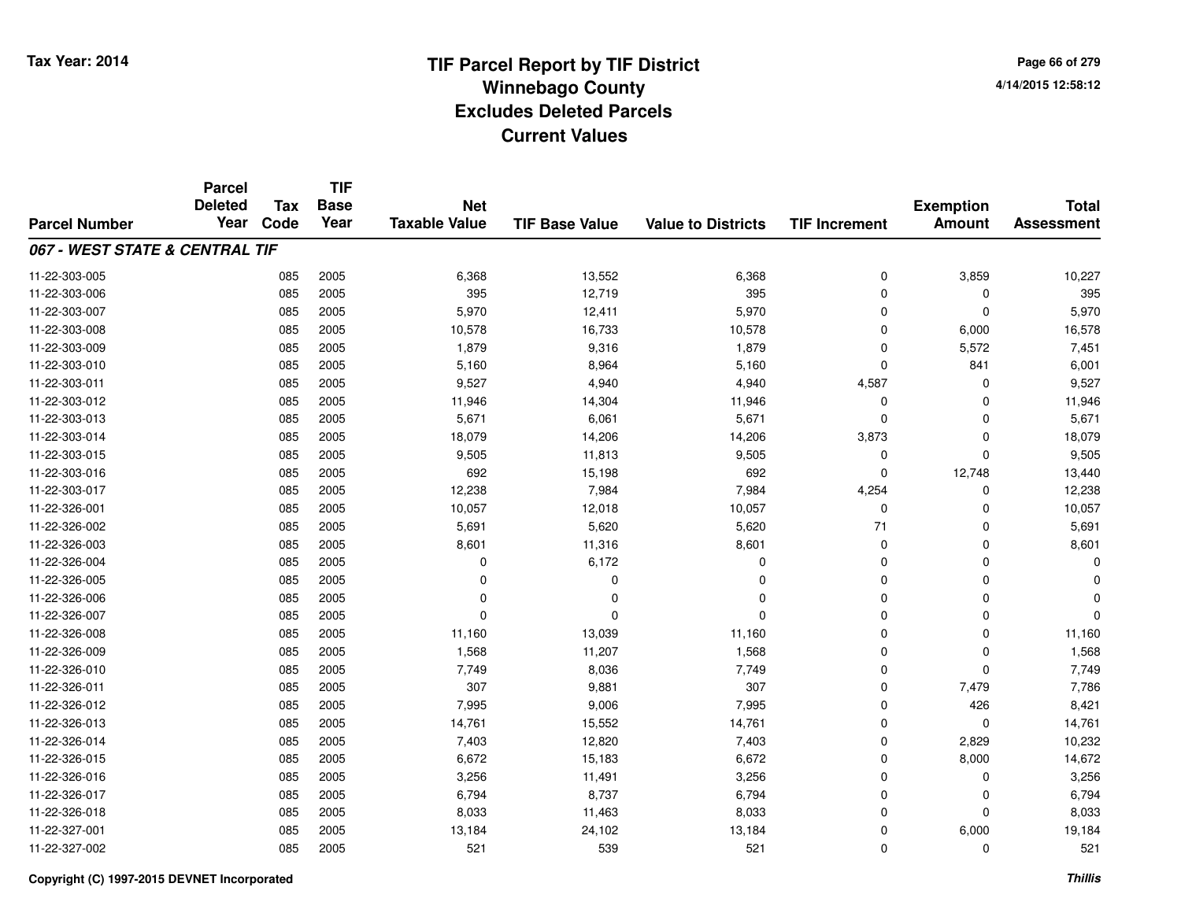# TIF Parcel Report by TIF District
## Winnebago County
## Excludes Deleted Parcels
## Current Values

Tax Year: 2014

4/14/2015 12:58:12

| Parcel Number | Parcel Deleted Year | Tax Code | TIF Base Year | Net Taxable Value | TIF Base Value | Value to Districts | TIF Increment | Exemption Amount | Total Assessment |
|---|---|---|---|---|---|---|---|---|---|
| ***067 - WEST STATE & CENTRAL TIF*** | | | | | | | | | |
| 11-22-303-005 | | 085 | 2005 | 6,368 | 13,552 | 6,368 | 0 | 3,859 | 10,227 |
| 11-22-303-006 | | 085 | 2005 | 395 | 12,719 | 395 | 0 | 0 | 395 |
| 11-22-303-007 | | 085 | 2005 | 5,970 | 12,411 | 5,970 | 0 | 0 | 5,970 |
| 11-22-303-008 | | 085 | 2005 | 10,578 | 16,733 | 10,578 | 0 | 6,000 | 16,578 |
| 11-22-303-009 | | 085 | 2005 | 1,879 | 9,316 | 1,879 | 0 | 5,572 | 7,451 |
| 11-22-303-010 | | 085 | 2005 | 5,160 | 8,964 | 5,160 | 0 | 841 | 6,001 |
| 11-22-303-011 | | 085 | 2005 | 9,527 | 4,940 | 4,940 | 4,587 | 0 | 9,527 |
| 11-22-303-012 | | 085 | 2005 | 11,946 | 14,304 | 11,946 | 0 | 0 | 11,946 |
| 11-22-303-013 | | 085 | 2005 | 5,671 | 6,061 | 5,671 | 0 | 0 | 5,671 |
| 11-22-303-014 | | 085 | 2005 | 18,079 | 14,206 | 14,206 | 3,873 | 0 | 18,079 |
| 11-22-303-015 | | 085 | 2005 | 9,505 | 11,813 | 9,505 | 0 | 0 | 9,505 |
| 11-22-303-016 | | 085 | 2005 | 692 | 15,198 | 692 | 0 | 12,748 | 13,440 |
| 11-22-303-017 | | 085 | 2005 | 12,238 | 7,984 | 7,984 | 4,254 | 0 | 12,238 |
| 11-22-326-001 | | 085 | 2005 | 10,057 | 12,018 | 10,057 | 0 | 0 | 10,057 |
| 11-22-326-002 | | 085 | 2005 | 5,691 | 5,620 | 5,620 | 71 | 0 | 5,691 |
| 11-22-326-003 | | 085 | 2005 | 8,601 | 11,316 | 8,601 | 0 | 0 | 8,601 |
| 11-22-326-004 | | 085 | 2005 | 0 | 6,172 | 0 | 0 | 0 | 0 |
| 11-22-326-005 | | 085 | 2005 | 0 | 0 | 0 | 0 | 0 | 0 |
| 11-22-326-006 | | 085 | 2005 | 0 | 0 | 0 | 0 | 0 | 0 |
| 11-22-326-007 | | 085 | 2005 | 0 | 0 | 0 | 0 | 0 | 0 |
| 11-22-326-008 | | 085 | 2005 | 11,160 | 13,039 | 11,160 | 0 | 0 | 11,160 |
| 11-22-326-009 | | 085 | 2005 | 1,568 | 11,207 | 1,568 | 0 | 0 | 1,568 |
| 11-22-326-010 | | 085 | 2005 | 7,749 | 8,036 | 7,749 | 0 | 0 | 7,749 |
| 11-22-326-011 | | 085 | 2005 | 307 | 9,881 | 307 | 0 | 7,479 | 7,786 |
| 11-22-326-012 | | 085 | 2005 | 7,995 | 9,006 | 7,995 | 0 | 426 | 8,421 |
| 11-22-326-013 | | 085 | 2005 | 14,761 | 15,552 | 14,761 | 0 | 0 | 14,761 |
| 11-22-326-014 | | 085 | 2005 | 7,403 | 12,820 | 7,403 | 0 | 2,829 | 10,232 |
| 11-22-326-015 | | 085 | 2005 | 6,672 | 15,183 | 6,672 | 0 | 8,000 | 14,672 |
| 11-22-326-016 | | 085 | 2005 | 3,256 | 11,491 | 3,256 | 0 | 0 | 3,256 |
| 11-22-326-017 | | 085 | 2005 | 6,794 | 8,737 | 6,794 | 0 | 0 | 6,794 |
| 11-22-326-018 | | 085 | 2005 | 8,033 | 11,463 | 8,033 | 0 | 0 | 8,033 |
| 11-22-327-001 | | 085 | 2005 | 13,184 | 24,102 | 13,184 | 0 | 6,000 | 19,184 |
| 11-22-327-002 | | 085 | 2005 | 521 | 539 | 521 | 0 | 0 | 521 |

Copyright (C) 1997-2015 DEVNET Incorporated

*Thillis*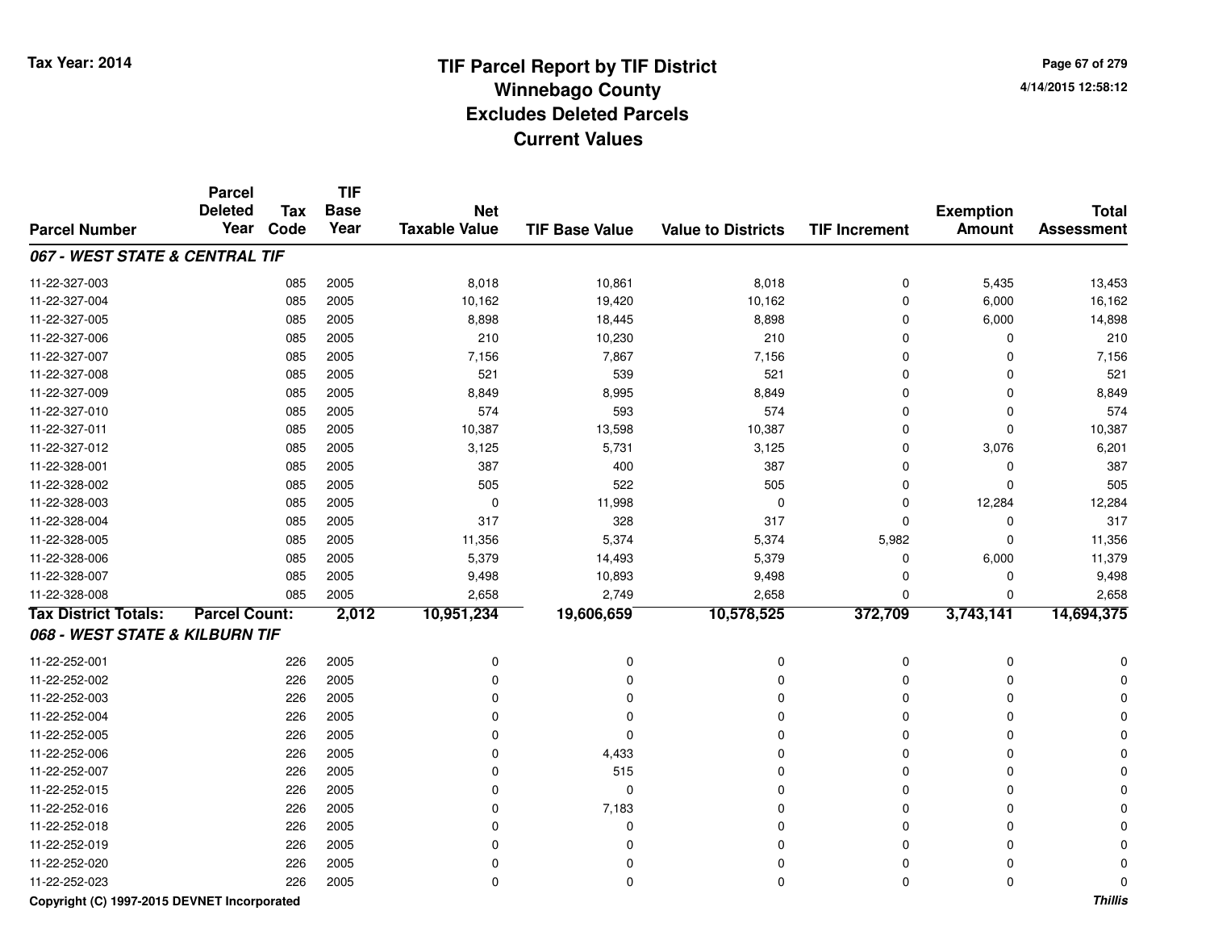# TIF Parcel Report by TIF District
## Winnebago County
## Excludes Deleted Parcels
## Current Values

Tax Year: 2014

4/14/2015 12:58:12

| Parcel Number | Parcel Deleted Year | Tax Code | TIF Base Year | Net Taxable Value | TIF Base Value | Value to Districts | TIF Increment | Exemption Amount | Total Assessment |
|---|---|---|---|---|---|---|---|---|---|
| ***067 - WEST STATE & CENTRAL TIF*** | | | | | | | | | |
| 11-22-327-003 | | 085 | 2005 | 8,018 | 10,861 | 8,018 | 0 | 5,435 | 13,453 |
| 11-22-327-004 | | 085 | 2005 | 10,162 | 19,420 | 10,162 | 0 | 6,000 | 16,162 |
| 11-22-327-005 | | 085 | 2005 | 8,898 | 18,445 | 8,898 | 0 | 6,000 | 14,898 |
| 11-22-327-006 | | 085 | 2005 | 210 | 10,230 | 210 | 0 | 0 | 210 |
| 11-22-327-007 | | 085 | 2005 | 7,156 | 7,867 | 7,156 | 0 | 0 | 7,156 |
| 11-22-327-008 | | 085 | 2005 | 521 | 539 | 521 | 0 | 0 | 521 |
| 11-22-327-009 | | 085 | 2005 | 8,849 | 8,995 | 8,849 | 0 | 0 | 8,849 |
| 11-22-327-010 | | 085 | 2005 | 574 | 593 | 574 | 0 | 0 | 574 |
| 11-22-327-011 | | 085 | 2005 | 10,387 | 13,598 | 10,387 | 0 | 0 | 10,387 |
| 11-22-327-012 | | 085 | 2005 | 3,125 | 5,731 | 3,125 | 0 | 3,076 | 6,201 |
| 11-22-328-001 | | 085 | 2005 | 387 | 400 | 387 | 0 | 0 | 387 |
| 11-22-328-002 | | 085 | 2005 | 505 | 522 | 505 | 0 | 0 | 505 |
| 11-22-328-003 | | 085 | 2005 | 0 | 11,998 | 0 | 0 | 12,284 | 12,284 |
| 11-22-328-004 | | 085 | 2005 | 317 | 328 | 317 | 0 | 0 | 317 |
| 11-22-328-005 | | 085 | 2005 | 11,356 | 5,374 | 5,374 | 5,982 | 0 | 11,356 |
| 11-22-328-006 | | 085 | 2005 | 5,379 | 14,493 | 5,379 | 0 | 6,000 | 11,379 |
| 11-22-328-007 | | 085 | 2005 | 9,498 | 10,893 | 9,498 | 0 | 0 | 9,498 |
| 11-22-328-008 | | 085 | 2005 | 2,658 | 2,749 | 2,658 | 0 | 0 | 2,658 |
| **Tax District Totals:** | **Parcel Count:** | | **2,012** | **10,951,234** | **19,606,659** | **10,578,525** | **372,709** | **3,743,141** | **14,694,375** |
| ***068 - WEST STATE & KILBURN TIF*** | | | | | | | | | |
| 11-22-252-001 | | 226 | 2005 | 0 | 0 | 0 | 0 | 0 | 0 |
| 11-22-252-002 | | 226 | 2005 | 0 | 0 | 0 | 0 | 0 | 0 |
| 11-22-252-003 | | 226 | 2005 | 0 | 0 | 0 | 0 | 0 | 0 |
| 11-22-252-004 | | 226 | 2005 | 0 | 0 | 0 | 0 | 0 | 0 |
| 11-22-252-005 | | 226 | 2005 | 0 | 0 | 0 | 0 | 0 | 0 |
| 11-22-252-006 | | 226 | 2005 | 0 | 4,433 | 0 | 0 | 0 | 0 |
| 11-22-252-007 | | 226 | 2005 | 0 | 515 | 0 | 0 | 0 | 0 |
| 11-22-252-015 | | 226 | 2005 | 0 | 0 | 0 | 0 | 0 | 0 |
| 11-22-252-016 | | 226 | 2005 | 0 | 7,183 | 0 | 0 | 0 | 0 |
| 11-22-252-018 | | 226 | 2005 | 0 | 0 | 0 | 0 | 0 | 0 |
| 11-22-252-019 | | 226 | 2005 | 0 | 0 | 0 | 0 | 0 | 0 |
| 11-22-252-020 | | 226 | 2005 | 0 | 0 | 0 | 0 | 0 | 0 |
| 11-22-252-023 | | 226 | 2005 | 0 | 0 | 0 | 0 | 0 | 0 |

Copyright (C) 1997-2015 DEVNET Incorporated

*Thillis*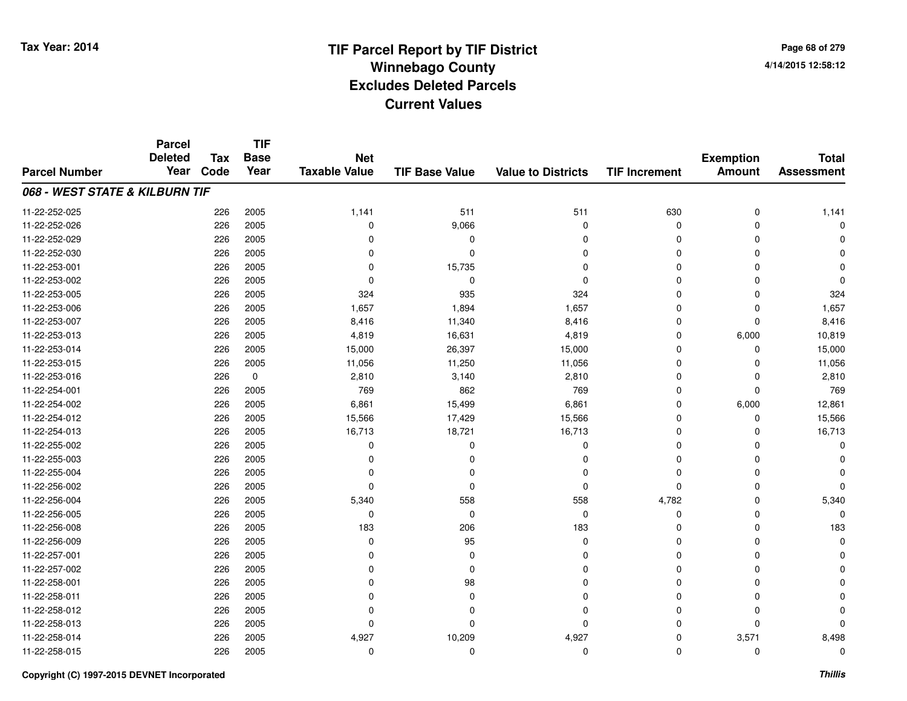# TIF Parcel Report by TIF District
# Winnebago County
# Excludes Deleted Parcels
# Current Values

Tax Year: 2014

4/14/2015 12:58:12

| Parcel Number | Parcel Deleted Year | Tax Code | TIF Base Year | Net Taxable Value | TIF Base Value | Value to Districts | TIF Increment | Exemption Amount | Total Assessment |
|---|---|---|---|---|---|---|---|---|---|
| ***068 - WEST STATE & KILBURN TIF*** | | | | | | | | | |
| 11-22-252-025 | | 226 | 2005 | 1,141 | 511 | 511 | 630 | 0 | 1,141 |
| 11-22-252-026 | | 226 | 2005 | 0 | 9,066 | 0 | 0 | 0 | 0 |
| 11-22-252-029 | | 226 | 2005 | 0 | 0 | 0 | 0 | 0 | 0 |
| 11-22-252-030 | | 226 | 2005 | 0 | 0 | 0 | 0 | 0 | 0 |
| 11-22-253-001 | | 226 | 2005 | 0 | 15,735 | 0 | 0 | 0 | 0 |
| 11-22-253-002 | | 226 | 2005 | 0 | 0 | 0 | 0 | 0 | 0 |
| 11-22-253-005 | | 226 | 2005 | 324 | 935 | 324 | 0 | 0 | 324 |
| 11-22-253-006 | | 226 | 2005 | 1,657 | 1,894 | 1,657 | 0 | 0 | 1,657 |
| 11-22-253-007 | | 226 | 2005 | 8,416 | 11,340 | 8,416 | 0 | 0 | 8,416 |
| 11-22-253-013 | | 226 | 2005 | 4,819 | 16,631 | 4,819 | 0 | 6,000 | 10,819 |
| 11-22-253-014 | | 226 | 2005 | 15,000 | 26,397 | 15,000 | 0 | 0 | 15,000 |
| 11-22-253-015 | | 226 | 2005 | 11,056 | 11,250 | 11,056 | 0 | 0 | 11,056 |
| 11-22-253-016 | | 226 | 0 | 2,810 | 3,140 | 2,810 | 0 | 0 | 2,810 |
| 11-22-254-001 | | 226 | 2005 | 769 | 862 | 769 | 0 | 0 | 769 |
| 11-22-254-002 | | 226 | 2005 | 6,861 | 15,499 | 6,861 | 0 | 6,000 | 12,861 |
| 11-22-254-012 | | 226 | 2005 | 15,566 | 17,429 | 15,566 | 0 | 0 | 15,566 |
| 11-22-254-013 | | 226 | 2005 | 16,713 | 18,721 | 16,713 | 0 | 0 | 16,713 |
| 11-22-255-002 | | 226 | 2005 | 0 | 0 | 0 | 0 | 0 | 0 |
| 11-22-255-003 | | 226 | 2005 | 0 | 0 | 0 | 0 | 0 | 0 |
| 11-22-255-004 | | 226 | 2005 | 0 | 0 | 0 | 0 | 0 | 0 |
| 11-22-256-002 | | 226 | 2005 | 0 | 0 | 0 | 0 | 0 | 0 |
| 11-22-256-004 | | 226 | 2005 | 5,340 | 558 | 558 | 4,782 | 0 | 5,340 |
| 11-22-256-005 | | 226 | 2005 | 0 | 0 | 0 | 0 | 0 | 0 |
| 11-22-256-008 | | 226 | 2005 | 183 | 206 | 183 | 0 | 0 | 183 |
| 11-22-256-009 | | 226 | 2005 | 0 | 95 | 0 | 0 | 0 | 0 |
| 11-22-257-001 | | 226 | 2005 | 0 | 0 | 0 | 0 | 0 | 0 |
| 11-22-257-002 | | 226 | 2005 | 0 | 0 | 0 | 0 | 0 | 0 |
| 11-22-258-001 | | 226 | 2005 | 0 | 98 | 0 | 0 | 0 | 0 |
| 11-22-258-011 | | 226 | 2005 | 0 | 0 | 0 | 0 | 0 | 0 |
| 11-22-258-012 | | 226 | 2005 | 0 | 0 | 0 | 0 | 0 | 0 |
| 11-22-258-013 | | 226 | 2005 | 0 | 0 | 0 | 0 | 0 | 0 |
| 11-22-258-014 | | 226 | 2005 | 4,927 | 10,209 | 4,927 | 0 | 3,571 | 8,498 |
| 11-22-258-015 | | 226 | 2005 | 0 | 0 | 0 | 0 | 0 | 0 |

Copyright (C) 1997-2015 DEVNET Incorporated

*Thillis*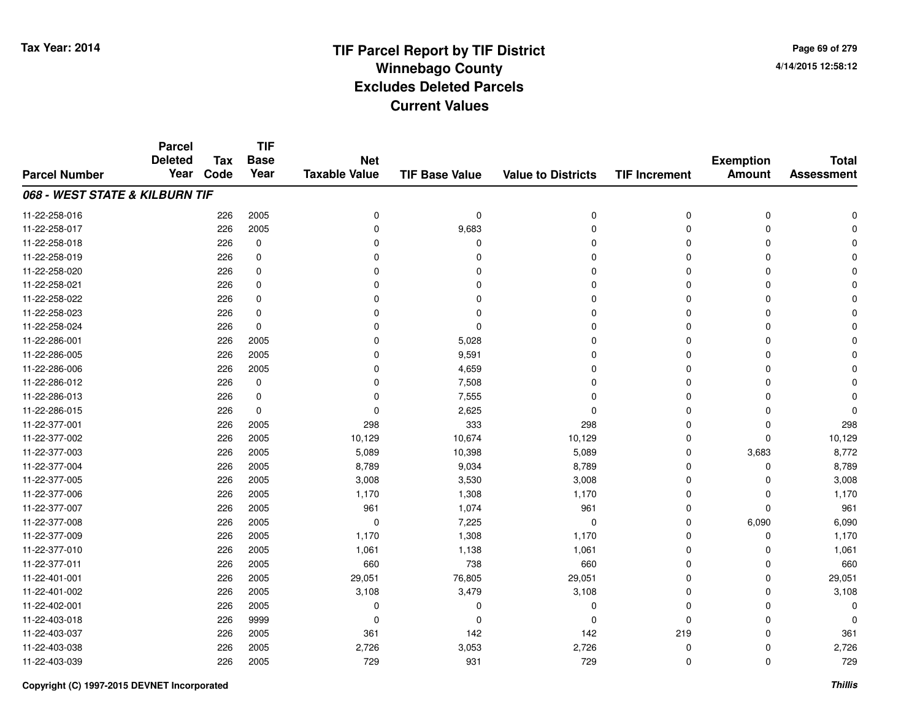# TIF Parcel Report by TIF District
# Winnebago County
# Excludes Deleted Parcels
# Current Values

Tax Year: 2014

4/14/2015 12:58:12

| Parcel Number | Parcel Deleted Year | Tax Code | TIF Base Year | Net Taxable Value | TIF Base Value | Value to Districts | TIF Increment | Exemption Amount | Total Assessment |
|---|---|---|---|---|---|---|---|---|---|
| ***068 - WEST STATE & KILBURN TIF*** | | | | | | | | | |
| 11-22-258-016 | | 226 | 2005 | 0 | 0 | 0 | 0 | 0 | 0 |
| 11-22-258-017 | | 226 | 2005 | 0 | 9,683 | 0 | 0 | 0 | 0 |
| 11-22-258-018 | | 226 | 0 | 0 | 0 | 0 | 0 | 0 | 0 |
| 11-22-258-019 | | 226 | 0 | 0 | 0 | 0 | 0 | 0 | 0 |
| 11-22-258-020 | | 226 | 0 | 0 | 0 | 0 | 0 | 0 | 0 |
| 11-22-258-021 | | 226 | 0 | 0 | 0 | 0 | 0 | 0 | 0 |
| 11-22-258-022 | | 226 | 0 | 0 | 0 | 0 | 0 | 0 | 0 |
| 11-22-258-023 | | 226 | 0 | 0 | 0 | 0 | 0 | 0 | 0 |
| 11-22-258-024 | | 226 | 0 | 0 | 0 | 0 | 0 | 0 | 0 |
| 11-22-286-001 | | 226 | 2005 | 0 | 5,028 | 0 | 0 | 0 | 0 |
| 11-22-286-005 | | 226 | 2005 | 0 | 9,591 | 0 | 0 | 0 | 0 |
| 11-22-286-006 | | 226 | 2005 | 0 | 4,659 | 0 | 0 | 0 | 0 |
| 11-22-286-012 | | 226 | 0 | 0 | 7,508 | 0 | 0 | 0 | 0 |
| 11-22-286-013 | | 226 | 0 | 0 | 7,555 | 0 | 0 | 0 | 0 |
| 11-22-286-015 | | 226 | 0 | 0 | 2,625 | 0 | 0 | 0 | 0 |
| 11-22-377-001 | | 226 | 2005 | 298 | 333 | 298 | 0 | 0 | 298 |
| 11-22-377-002 | | 226 | 2005 | 10,129 | 10,674 | 10,129 | 0 | 0 | 10,129 |
| 11-22-377-003 | | 226 | 2005 | 5,089 | 10,398 | 5,089 | 0 | 3,683 | 8,772 |
| 11-22-377-004 | | 226 | 2005 | 8,789 | 9,034 | 8,789 | 0 | 0 | 8,789 |
| 11-22-377-005 | | 226 | 2005 | 3,008 | 3,530 | 3,008 | 0 | 0 | 3,008 |
| 11-22-377-006 | | 226 | 2005 | 1,170 | 1,308 | 1,170 | 0 | 0 | 1,170 |
| 11-22-377-007 | | 226 | 2005 | 961 | 1,074 | 961 | 0 | 0 | 961 |
| 11-22-377-008 | | 226 | 2005 | 0 | 7,225 | 0 | 0 | 6,090 | 6,090 |
| 11-22-377-009 | | 226 | 2005 | 1,170 | 1,308 | 1,170 | 0 | 0 | 1,170 |
| 11-22-377-010 | | 226 | 2005 | 1,061 | 1,138 | 1,061 | 0 | 0 | 1,061 |
| 11-22-377-011 | | 226 | 2005 | 660 | 738 | 660 | 0 | 0 | 660 |
| 11-22-401-001 | | 226 | 2005 | 29,051 | 76,805 | 29,051 | 0 | 0 | 29,051 |
| 11-22-401-002 | | 226 | 2005 | 3,108 | 3,479 | 3,108 | 0 | 0 | 3,108 |
| 11-22-402-001 | | 226 | 2005 | 0 | 0 | 0 | 0 | 0 | 0 |
| 11-22-403-018 | | 226 | 9999 | 0 | 0 | 0 | 0 | 0 | 0 |
| 11-22-403-037 | | 226 | 2005 | 361 | 142 | 142 | 219 | 0 | 361 |
| 11-22-403-038 | | 226 | 2005 | 2,726 | 3,053 | 2,726 | 0 | 0 | 2,726 |
| 11-22-403-039 | | 226 | 2005 | 729 | 931 | 729 | 0 | 0 | 729 |

Copyright (C) 1997-2015 DEVNET Incorporated

*Thillis*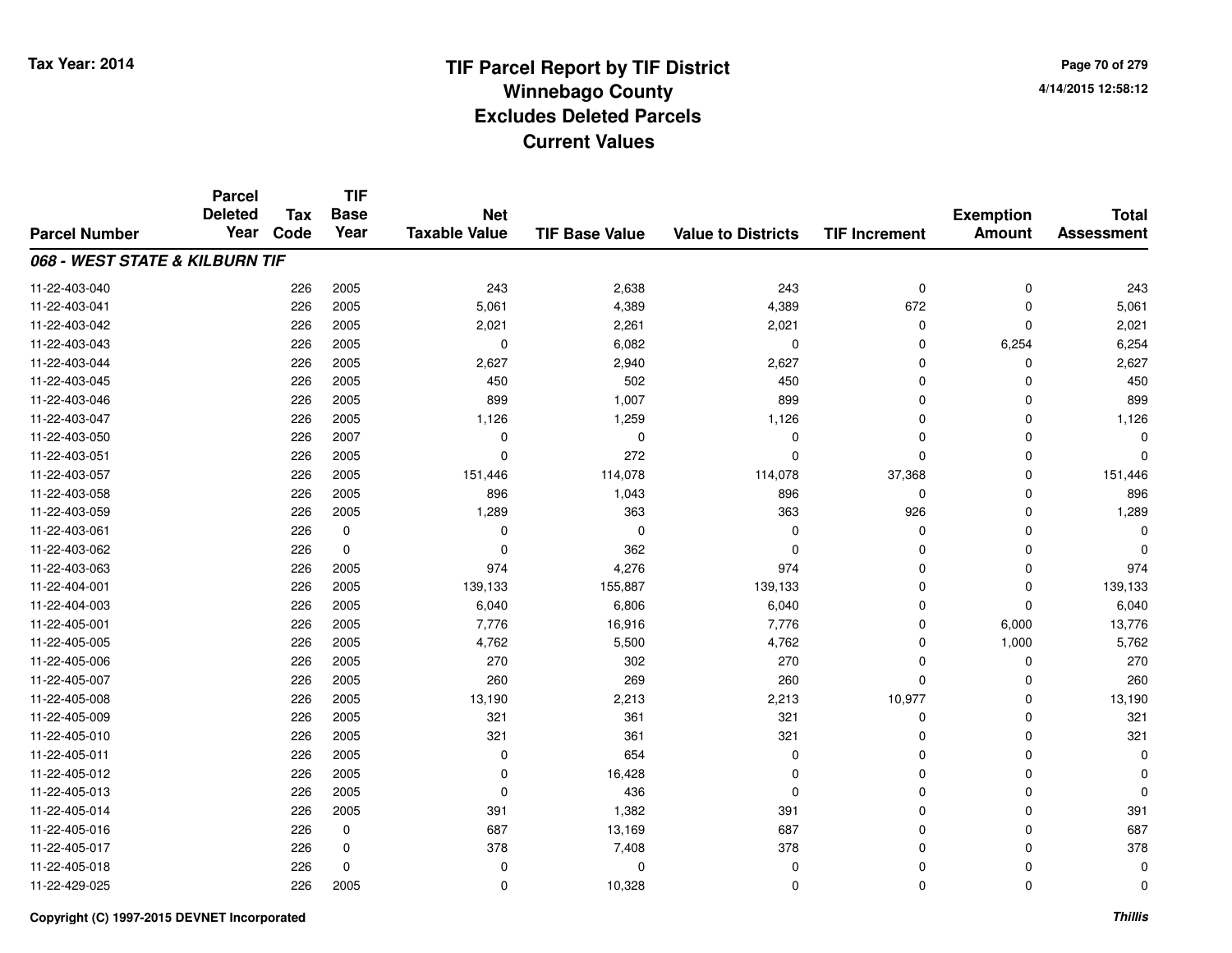# TIF Parcel Report by TIF District
## Winnebago County
## Excludes Deleted Parcels
## Current Values

Tax Year: 2014

4/14/2015 12:58:12

| Parcel Number | Parcel Deleted Year | Tax Code | TIF Base Year | Net Taxable Value | TIF Base Value | Value to Districts | TIF Increment | Exemption Amount | Total Assessment |
|---|---|---|---|---|---|---|---|---|---|
| ***068 - WEST STATE & KILBURN TIF*** | | | | | | | | | |
| 11-22-403-040 | | 226 | 2005 | 243 | 2,638 | 243 | 0 | 0 | 243 |
| 11-22-403-041 | | 226 | 2005 | 5,061 | 4,389 | 4,389 | 672 | 0 | 5,061 |
| 11-22-403-042 | | 226 | 2005 | 2,021 | 2,261 | 2,021 | 0 | 0 | 2,021 |
| 11-22-403-043 | | 226 | 2005 | 0 | 6,082 | 0 | 0 | 6,254 | 6,254 |
| 11-22-403-044 | | 226 | 2005 | 2,627 | 2,940 | 2,627 | 0 | 0 | 2,627 |
| 11-22-403-045 | | 226 | 2005 | 450 | 502 | 450 | 0 | 0 | 450 |
| 11-22-403-046 | | 226 | 2005 | 899 | 1,007 | 899 | 0 | 0 | 899 |
| 11-22-403-047 | | 226 | 2005 | 1,126 | 1,259 | 1,126 | 0 | 0 | 1,126 |
| 11-22-403-050 | | 226 | 2007 | 0 | 0 | 0 | 0 | 0 | 0 |
| 11-22-403-051 | | 226 | 2005 | 0 | 272 | 0 | 0 | 0 | 0 |
| 11-22-403-057 | | 226 | 2005 | 151,446 | 114,078 | 114,078 | 37,368 | 0 | 151,446 |
| 11-22-403-058 | | 226 | 2005 | 896 | 1,043 | 896 | 0 | 0 | 896 |
| 11-22-403-059 | | 226 | 2005 | 1,289 | 363 | 363 | 926 | 0 | 1,289 |
| 11-22-403-061 | | 226 | 0 | 0 | 0 | 0 | 0 | 0 | 0 |
| 11-22-403-062 | | 226 | 0 | 0 | 362 | 0 | 0 | 0 | 0 |
| 11-22-403-063 | | 226 | 2005 | 974 | 4,276 | 974 | 0 | 0 | 974 |
| 11-22-404-001 | | 226 | 2005 | 139,133 | 155,887 | 139,133 | 0 | 0 | 139,133 |
| 11-22-404-003 | | 226 | 2005 | 6,040 | 6,806 | 6,040 | 0 | 0 | 6,040 |
| 11-22-405-001 | | 226 | 2005 | 7,776 | 16,916 | 7,776 | 0 | 6,000 | 13,776 |
| 11-22-405-005 | | 226 | 2005 | 4,762 | 5,500 | 4,762 | 0 | 1,000 | 5,762 |
| 11-22-405-006 | | 226 | 2005 | 270 | 302 | 270 | 0 | 0 | 270 |
| 11-22-405-007 | | 226 | 2005 | 260 | 269 | 260 | 0 | 0 | 260 |
| 11-22-405-008 | | 226 | 2005 | 13,190 | 2,213 | 2,213 | 10,977 | 0 | 13,190 |
| 11-22-405-009 | | 226 | 2005 | 321 | 361 | 321 | 0 | 0 | 321 |
| 11-22-405-010 | | 226 | 2005 | 321 | 361 | 321 | 0 | 0 | 321 |
| 11-22-405-011 | | 226 | 2005 | 0 | 654 | 0 | 0 | 0 | 0 |
| 11-22-405-012 | | 226 | 2005 | 0 | 16,428 | 0 | 0 | 0 | 0 |
| 11-22-405-013 | | 226 | 2005 | 0 | 436 | 0 | 0 | 0 | 0 |
| 11-22-405-014 | | 226 | 2005 | 391 | 1,382 | 391 | 0 | 0 | 391 |
| 11-22-405-016 | | 226 | 0 | 687 | 13,169 | 687 | 0 | 0 | 687 |
| 11-22-405-017 | | 226 | 0 | 378 | 7,408 | 378 | 0 | 0 | 378 |
| 11-22-405-018 | | 226 | 0 | 0 | 0 | 0 | 0 | 0 | 0 |
| 11-22-429-025 | | 226 | 2005 | 0 | 10,328 | 0 | 0 | 0 | 0 |

Copyright (C) 1997-2015 DEVNET Incorporated

*Thillis*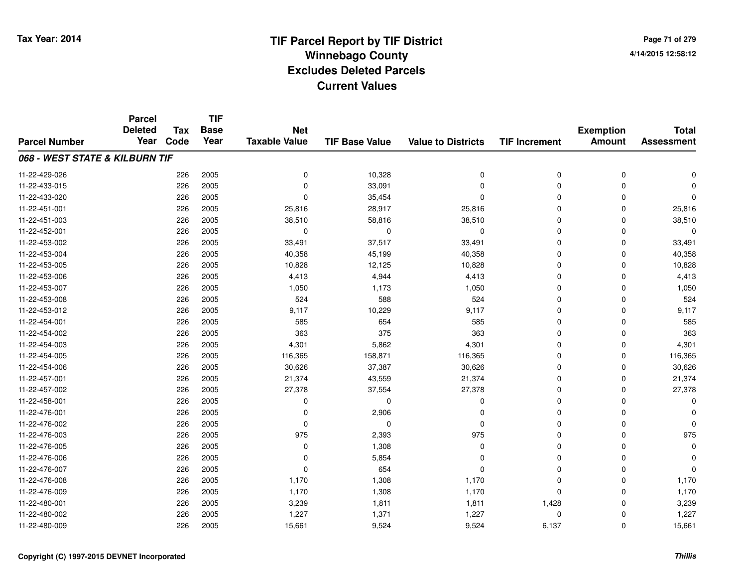# TIF Parcel Report by TIF District
## Winnebago County
## Excludes Deleted Parcels
## Current Values

Tax Year: 2014

4/14/2015 12:58:12

| Parcel Number | Parcel Deleted Year | Tax Code | TIF Base Year | Net Taxable Value | TIF Base Value | Value to Districts | TIF Increment | Exemption Amount | Total Assessment |
|---|---|---|---|---|---|---|---|---|---|
| ***068 - WEST STATE & KILBURN TIF*** | | | | | | | | | |
| 11-22-429-026 | | 226 | 2005 | 0 | 10,328 | 0 | 0 | 0 | 0 |
| 11-22-433-015 | | 226 | 2005 | 0 | 33,091 | 0 | 0 | 0 | 0 |
| 11-22-433-020 | | 226 | 2005 | 0 | 35,454 | 0 | 0 | 0 | 0 |
| 11-22-451-001 | | 226 | 2005 | 25,816 | 28,917 | 25,816 | 0 | 0 | 25,816 |
| 11-22-451-003 | | 226 | 2005 | 38,510 | 58,816 | 38,510 | 0 | 0 | 38,510 |
| 11-22-452-001 | | 226 | 2005 | 0 | 0 | 0 | 0 | 0 | 0 |
| 11-22-453-002 | | 226 | 2005 | 33,491 | 37,517 | 33,491 | 0 | 0 | 33,491 |
| 11-22-453-004 | | 226 | 2005 | 40,358 | 45,199 | 40,358 | 0 | 0 | 40,358 |
| 11-22-453-005 | | 226 | 2005 | 10,828 | 12,125 | 10,828 | 0 | 0 | 10,828 |
| 11-22-453-006 | | 226 | 2005 | 4,413 | 4,944 | 4,413 | 0 | 0 | 4,413 |
| 11-22-453-007 | | 226 | 2005 | 1,050 | 1,173 | 1,050 | 0 | 0 | 1,050 |
| 11-22-453-008 | | 226 | 2005 | 524 | 588 | 524 | 0 | 0 | 524 |
| 11-22-453-012 | | 226 | 2005 | 9,117 | 10,229 | 9,117 | 0 | 0 | 9,117 |
| 11-22-454-001 | | 226 | 2005 | 585 | 654 | 585 | 0 | 0 | 585 |
| 11-22-454-002 | | 226 | 2005 | 363 | 375 | 363 | 0 | 0 | 363 |
| 11-22-454-003 | | 226 | 2005 | 4,301 | 5,862 | 4,301 | 0 | 0 | 4,301 |
| 11-22-454-005 | | 226 | 2005 | 116,365 | 158,871 | 116,365 | 0 | 0 | 116,365 |
| 11-22-454-006 | | 226 | 2005 | 30,626 | 37,387 | 30,626 | 0 | 0 | 30,626 |
| 11-22-457-001 | | 226 | 2005 | 21,374 | 43,559 | 21,374 | 0 | 0 | 21,374 |
| 11-22-457-002 | | 226 | 2005 | 27,378 | 37,554 | 27,378 | 0 | 0 | 27,378 |
| 11-22-458-001 | | 226 | 2005 | 0 | 0 | 0 | 0 | 0 | 0 |
| 11-22-476-001 | | 226 | 2005 | 0 | 2,906 | 0 | 0 | 0 | 0 |
| 11-22-476-002 | | 226 | 2005 | 0 | 0 | 0 | 0 | 0 | 0 |
| 11-22-476-003 | | 226 | 2005 | 975 | 2,393 | 975 | 0 | 0 | 975 |
| 11-22-476-005 | | 226 | 2005 | 0 | 1,308 | 0 | 0 | 0 | 0 |
| 11-22-476-006 | | 226 | 2005 | 0 | 5,854 | 0 | 0 | 0 | 0 |
| 11-22-476-007 | | 226 | 2005 | 0 | 654 | 0 | 0 | 0 | 0 |
| 11-22-476-008 | | 226 | 2005 | 1,170 | 1,308 | 1,170 | 0 | 0 | 1,170 |
| 11-22-476-009 | | 226 | 2005 | 1,170 | 1,308 | 1,170 | 0 | 0 | 1,170 |
| 11-22-480-001 | | 226 | 2005 | 3,239 | 1,811 | 1,811 | 1,428 | 0 | 3,239 |
| 11-22-480-002 | | 226 | 2005 | 1,227 | 1,371 | 1,227 | 0 | 0 | 1,227 |
| 11-22-480-009 | | 226 | 2005 | 15,661 | 9,524 | 9,524 | 6,137 | 0 | 15,661 |

**Copyright (C) 1997-2015 DEVNET Incorporated**

***Thillis***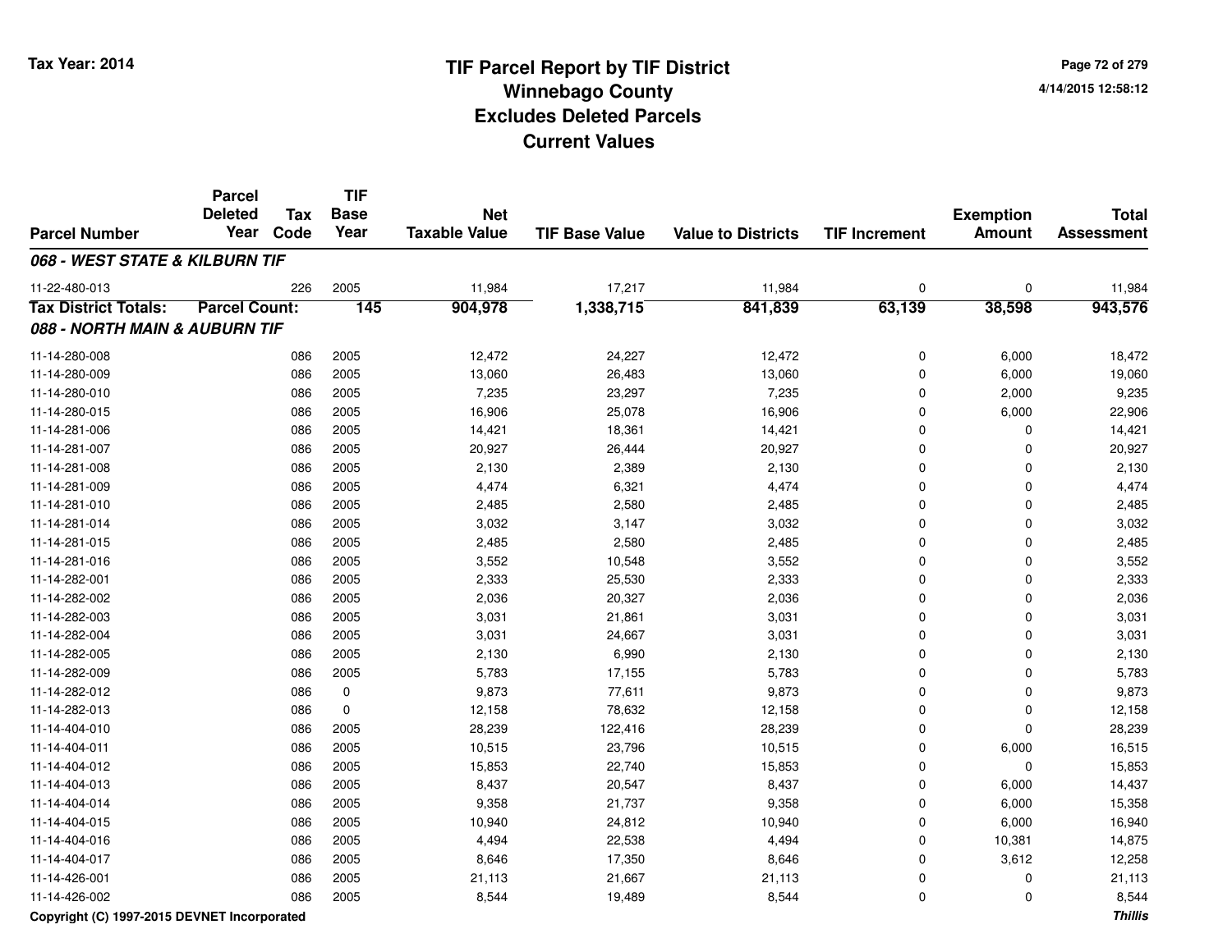# TIF Parcel Report by TIF District
## Winnebago County
## Excludes Deleted Parcels
## Current Values

Tax Year: 2014

4/14/2015 12:58:12

| Parcel Number | Parcel Deleted Year | Tax Code | TIF Base Year | Net Taxable Value | TIF Base Value | Value to Districts | TIF Increment | Exemption Amount | Total Assessment |
|---|---|---|---|---|---|---|---|---|---|
| ***068 - WEST STATE & KILBURN TIF*** | | | | | | | | | |
| 11-22-480-013 | | 226 | 2005 | 11,984 | 17,217 | 11,984 | 0 | 0 | 11,984 |
| **Tax District Totals:** | **Parcel Count:** | | **145** | **904,978** | **1,338,715** | **841,839** | **63,139** | **38,598** | **943,576** |
| ***088 - NORTH MAIN & AUBURN TIF*** | | | | | | | | | |
| 11-14-280-008 | | 086 | 2005 | 12,472 | 24,227 | 12,472 | 0 | 6,000 | 18,472 |
| 11-14-280-009 | | 086 | 2005 | 13,060 | 26,483 | 13,060 | 0 | 6,000 | 19,060 |
| 11-14-280-010 | | 086 | 2005 | 7,235 | 23,297 | 7,235 | 0 | 2,000 | 9,235 |
| 11-14-280-015 | | 086 | 2005 | 16,906 | 25,078 | 16,906 | 0 | 6,000 | 22,906 |
| 11-14-281-006 | | 086 | 2005 | 14,421 | 18,361 | 14,421 | 0 | 0 | 14,421 |
| 11-14-281-007 | | 086 | 2005 | 20,927 | 26,444 | 20,927 | 0 | 0 | 20,927 |
| 11-14-281-008 | | 086 | 2005 | 2,130 | 2,389 | 2,130 | 0 | 0 | 2,130 |
| 11-14-281-009 | | 086 | 2005 | 4,474 | 6,321 | 4,474 | 0 | 0 | 4,474 |
| 11-14-281-010 | | 086 | 2005 | 2,485 | 2,580 | 2,485 | 0 | 0 | 2,485 |
| 11-14-281-014 | | 086 | 2005 | 3,032 | 3,147 | 3,032 | 0 | 0 | 3,032 |
| 11-14-281-015 | | 086 | 2005 | 2,485 | 2,580 | 2,485 | 0 | 0 | 2,485 |
| 11-14-281-016 | | 086 | 2005 | 3,552 | 10,548 | 3,552 | 0 | 0 | 3,552 |
| 11-14-282-001 | | 086 | 2005 | 2,333 | 25,530 | 2,333 | 0 | 0 | 2,333 |
| 11-14-282-002 | | 086 | 2005 | 2,036 | 20,327 | 2,036 | 0 | 0 | 2,036 |
| 11-14-282-003 | | 086 | 2005 | 3,031 | 21,861 | 3,031 | 0 | 0 | 3,031 |
| 11-14-282-004 | | 086 | 2005 | 3,031 | 24,667 | 3,031 | 0 | 0 | 3,031 |
| 11-14-282-005 | | 086 | 2005 | 2,130 | 6,990 | 2,130 | 0 | 0 | 2,130 |
| 11-14-282-009 | | 086 | 2005 | 5,783 | 17,155 | 5,783 | 0 | 0 | 5,783 |
| 11-14-282-012 | | 086 | 0 | 9,873 | 77,611 | 9,873 | 0 | 0 | 9,873 |
| 11-14-282-013 | | 086 | 0 | 12,158 | 78,632 | 12,158 | 0 | 0 | 12,158 |
| 11-14-404-010 | | 086 | 2005 | 28,239 | 122,416 | 28,239 | 0 | 0 | 28,239 |
| 11-14-404-011 | | 086 | 2005 | 10,515 | 23,796 | 10,515 | 0 | 6,000 | 16,515 |
| 11-14-404-012 | | 086 | 2005 | 15,853 | 22,740 | 15,853 | 0 | 0 | 15,853 |
| 11-14-404-013 | | 086 | 2005 | 8,437 | 20,547 | 8,437 | 0 | 6,000 | 14,437 |
| 11-14-404-014 | | 086 | 2005 | 9,358 | 21,737 | 9,358 | 0 | 6,000 | 15,358 |
| 11-14-404-015 | | 086 | 2005 | 10,940 | 24,812 | 10,940 | 0 | 6,000 | 16,940 |
| 11-14-404-016 | | 086 | 2005 | 4,494 | 22,538 | 4,494 | 0 | 10,381 | 14,875 |
| 11-14-404-017 | | 086 | 2005 | 8,646 | 17,350 | 8,646 | 0 | 3,612 | 12,258 |
| 11-14-426-001 | | 086 | 2005 | 21,113 | 21,667 | 21,113 | 0 | 0 | 21,113 |
| 11-14-426-002 | | 086 | 2005 | 8,544 | 19,489 | 8,544 | 0 | 0 | 8,544 |

Copyright (C) 1997-2015 DEVNET Incorporated

*Thillis*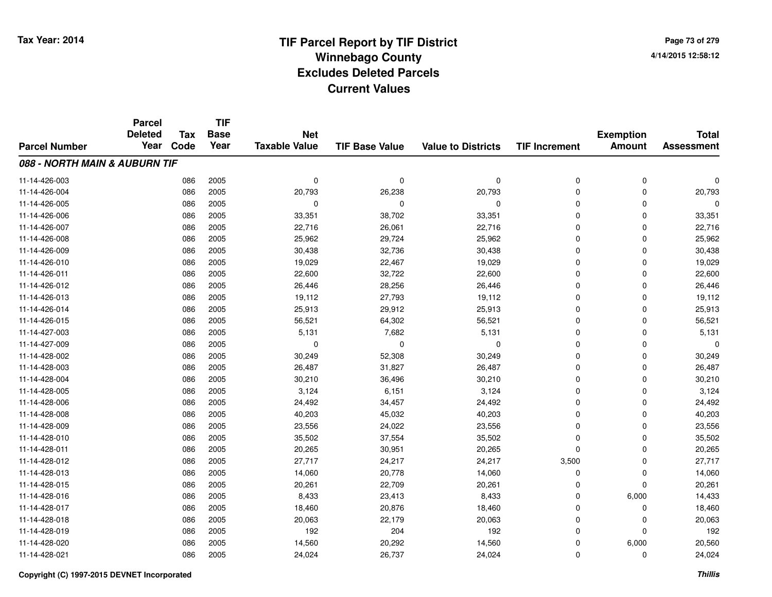# TIF Parcel Report by TIF District
## Winnebago County
## Excludes Deleted Parcels
## Current Values

Tax Year: 2014

4/14/2015 12:58:12

| Parcel Number | Parcel Deleted Year | Tax Code | TIF Base Year | Net Taxable Value | TIF Base Value | Value to Districts | TIF Increment | Exemption Amount | Total Assessment |
|---|---|---|---|---|---|---|---|---|---|
| ***088 - NORTH MAIN & AUBURN TIF*** | | | | | | | | | |
| 11-14-426-003 | | 086 | 2005 | 0 | 0 | 0 | 0 | 0 | 0 |
| 11-14-426-004 | | 086 | 2005 | 20,793 | 26,238 | 20,793 | 0 | 0 | 20,793 |
| 11-14-426-005 | | 086 | 2005 | 0 | 0 | 0 | 0 | 0 | 0 |
| 11-14-426-006 | | 086 | 2005 | 33,351 | 38,702 | 33,351 | 0 | 0 | 33,351 |
| 11-14-426-007 | | 086 | 2005 | 22,716 | 26,061 | 22,716 | 0 | 0 | 22,716 |
| 11-14-426-008 | | 086 | 2005 | 25,962 | 29,724 | 25,962 | 0 | 0 | 25,962 |
| 11-14-426-009 | | 086 | 2005 | 30,438 | 32,736 | 30,438 | 0 | 0 | 30,438 |
| 11-14-426-010 | | 086 | 2005 | 19,029 | 22,467 | 19,029 | 0 | 0 | 19,029 |
| 11-14-426-011 | | 086 | 2005 | 22,600 | 32,722 | 22,600 | 0 | 0 | 22,600 |
| 11-14-426-012 | | 086 | 2005 | 26,446 | 28,256 | 26,446 | 0 | 0 | 26,446 |
| 11-14-426-013 | | 086 | 2005 | 19,112 | 27,793 | 19,112 | 0 | 0 | 19,112 |
| 11-14-426-014 | | 086 | 2005 | 25,913 | 29,912 | 25,913 | 0 | 0 | 25,913 |
| 11-14-426-015 | | 086 | 2005 | 56,521 | 64,302 | 56,521 | 0 | 0 | 56,521 |
| 11-14-427-003 | | 086 | 2005 | 5,131 | 7,682 | 5,131 | 0 | 0 | 5,131 |
| 11-14-427-009 | | 086 | 2005 | 0 | 0 | 0 | 0 | 0 | 0 |
| 11-14-428-002 | | 086 | 2005 | 30,249 | 52,308 | 30,249 | 0 | 0 | 30,249 |
| 11-14-428-003 | | 086 | 2005 | 26,487 | 31,827 | 26,487 | 0 | 0 | 26,487 |
| 11-14-428-004 | | 086 | 2005 | 30,210 | 36,496 | 30,210 | 0 | 0 | 30,210 |
| 11-14-428-005 | | 086 | 2005 | 3,124 | 6,151 | 3,124 | 0 | 0 | 3,124 |
| 11-14-428-006 | | 086 | 2005 | 24,492 | 34,457 | 24,492 | 0 | 0 | 24,492 |
| 11-14-428-008 | | 086 | 2005 | 40,203 | 45,032 | 40,203 | 0 | 0 | 40,203 |
| 11-14-428-009 | | 086 | 2005 | 23,556 | 24,022 | 23,556 | 0 | 0 | 23,556 |
| 11-14-428-010 | | 086 | 2005 | 35,502 | 37,554 | 35,502 | 0 | 0 | 35,502 |
| 11-14-428-011 | | 086 | 2005 | 20,265 | 30,951 | 20,265 | 0 | 0 | 20,265 |
| 11-14-428-012 | | 086 | 2005 | 27,717 | 24,217 | 24,217 | 3,500 | 0 | 27,717 |
| 11-14-428-013 | | 086 | 2005 | 14,060 | 20,778 | 14,060 | 0 | 0 | 14,060 |
| 11-14-428-015 | | 086 | 2005 | 20,261 | 22,709 | 20,261 | 0 | 0 | 20,261 |
| 11-14-428-016 | | 086 | 2005 | 8,433 | 23,413 | 8,433 | 0 | 6,000 | 14,433 |
| 11-14-428-017 | | 086 | 2005 | 18,460 | 20,876 | 18,460 | 0 | 0 | 18,460 |
| 11-14-428-018 | | 086 | 2005 | 20,063 | 22,179 | 20,063 | 0 | 0 | 20,063 |
| 11-14-428-019 | | 086 | 2005 | 192 | 204 | 192 | 0 | 0 | 192 |
| 11-14-428-020 | | 086 | 2005 | 14,560 | 20,292 | 14,560 | 0 | 6,000 | 20,560 |
| 11-14-428-021 | | 086 | 2005 | 24,024 | 26,737 | 24,024 | 0 | 0 | 24,024 |

Copyright (C) 1997-2015 DEVNET Incorporated

*Thillis*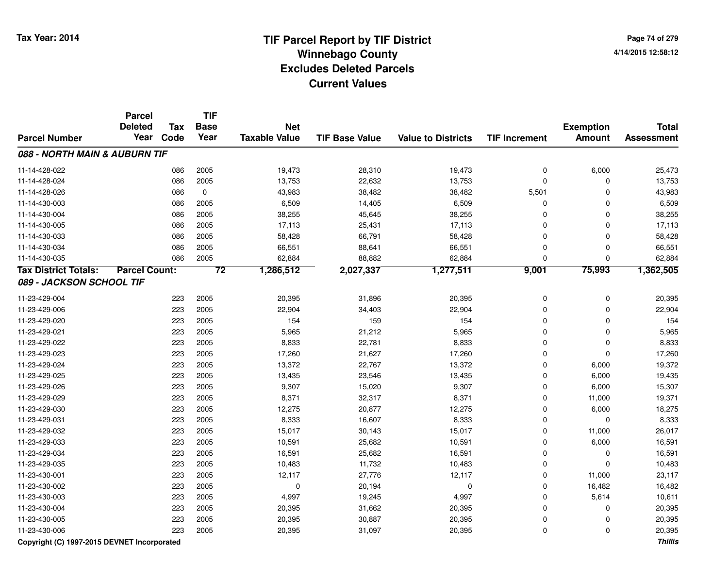# TIF Parcel Report by TIF District
## Winnebago County
## Excludes Deleted Parcels
## Current Values

Tax Year: 2014

4/14/2015 12:58:12

| Parcel Number | Parcel Deleted Year | Tax Code | TIF Base Year | Net Taxable Value | TIF Base Value | Value to Districts | TIF Increment | Exemption Amount | Total Assessment |
|---|---|---|---|---|---|---|---|---|---|
| ***088 - NORTH MAIN & AUBURN TIF*** | | | | | | | | | |
| 11-14-428-022 | | 086 | 2005 | 19,473 | 28,310 | 19,473 | 0 | 6,000 | 25,473 |
| 11-14-428-024 | | 086 | 2005 | 13,753 | 22,632 | 13,753 | 0 | 0 | 13,753 |
| 11-14-428-026 | | 086 | 0 | 43,983 | 38,482 | 38,482 | 5,501 | 0 | 43,983 |
| 11-14-430-003 | | 086 | 2005 | 6,509 | 14,405 | 6,509 | 0 | 0 | 6,509 |
| 11-14-430-004 | | 086 | 2005 | 38,255 | 45,645 | 38,255 | 0 | 0 | 38,255 |
| 11-14-430-005 | | 086 | 2005 | 17,113 | 25,431 | 17,113 | 0 | 0 | 17,113 |
| 11-14-430-033 | | 086 | 2005 | 58,428 | 66,791 | 58,428 | 0 | 0 | 58,428 |
| 11-14-430-034 | | 086 | 2005 | 66,551 | 88,641 | 66,551 | 0 | 0 | 66,551 |
| 11-14-430-035 | | 086 | 2005 | 62,884 | 88,882 | 62,884 | 0 | 0 | 62,884 |
| **Tax District Totals:** | **Parcel Count:** | | **72** | **1,286,512** | **2,027,337** | **1,277,511** | **9,001** | **75,993** | **1,362,505** |
| ***089 - JACKSON SCHOOL TIF*** | | | | | | | | | |
| 11-23-429-004 | | 223 | 2005 | 20,395 | 31,896 | 20,395 | 0 | 0 | 20,395 |
| 11-23-429-006 | | 223 | 2005 | 22,904 | 34,403 | 22,904 | 0 | 0 | 22,904 |
| 11-23-429-020 | | 223 | 2005 | 154 | 159 | 154 | 0 | 0 | 154 |
| 11-23-429-021 | | 223 | 2005 | 5,965 | 21,212 | 5,965 | 0 | 0 | 5,965 |
| 11-23-429-022 | | 223 | 2005 | 8,833 | 22,781 | 8,833 | 0 | 0 | 8,833 |
| 11-23-429-023 | | 223 | 2005 | 17,260 | 21,627 | 17,260 | 0 | 0 | 17,260 |
| 11-23-429-024 | | 223 | 2005 | 13,372 | 22,767 | 13,372 | 0 | 6,000 | 19,372 |
| 11-23-429-025 | | 223 | 2005 | 13,435 | 23,546 | 13,435 | 0 | 6,000 | 19,435 |
| 11-23-429-026 | | 223 | 2005 | 9,307 | 15,020 | 9,307 | 0 | 6,000 | 15,307 |
| 11-23-429-029 | | 223 | 2005 | 8,371 | 32,317 | 8,371 | 0 | 11,000 | 19,371 |
| 11-23-429-030 | | 223 | 2005 | 12,275 | 20,877 | 12,275 | 0 | 6,000 | 18,275 |
| 11-23-429-031 | | 223 | 2005 | 8,333 | 16,607 | 8,333 | 0 | 0 | 8,333 |
| 11-23-429-032 | | 223 | 2005 | 15,017 | 30,143 | 15,017 | 0 | 11,000 | 26,017 |
| 11-23-429-033 | | 223 | 2005 | 10,591 | 25,682 | 10,591 | 0 | 6,000 | 16,591 |
| 11-23-429-034 | | 223 | 2005 | 16,591 | 25,682 | 16,591 | 0 | 0 | 16,591 |
| 11-23-429-035 | | 223 | 2005 | 10,483 | 11,732 | 10,483 | 0 | 0 | 10,483 |
| 11-23-430-001 | | 223 | 2005 | 12,117 | 27,776 | 12,117 | 0 | 11,000 | 23,117 |
| 11-23-430-002 | | 223 | 2005 | 0 | 20,194 | 0 | 0 | 16,482 | 16,482 |
| 11-23-430-003 | | 223 | 2005 | 4,997 | 19,245 | 4,997 | 0 | 5,614 | 10,611 |
| 11-23-430-004 | | 223 | 2005 | 20,395 | 31,662 | 20,395 | 0 | 0 | 20,395 |
| 11-23-430-005 | | 223 | 2005 | 20,395 | 30,887 | 20,395 | 0 | 0 | 20,395 |
| 11-23-430-006 | | 223 | 2005 | 20,395 | 31,097 | 20,395 | 0 | 0 | 20,395 |

Copyright (C) 1997-2015 DEVNET Incorporated

*Thillis*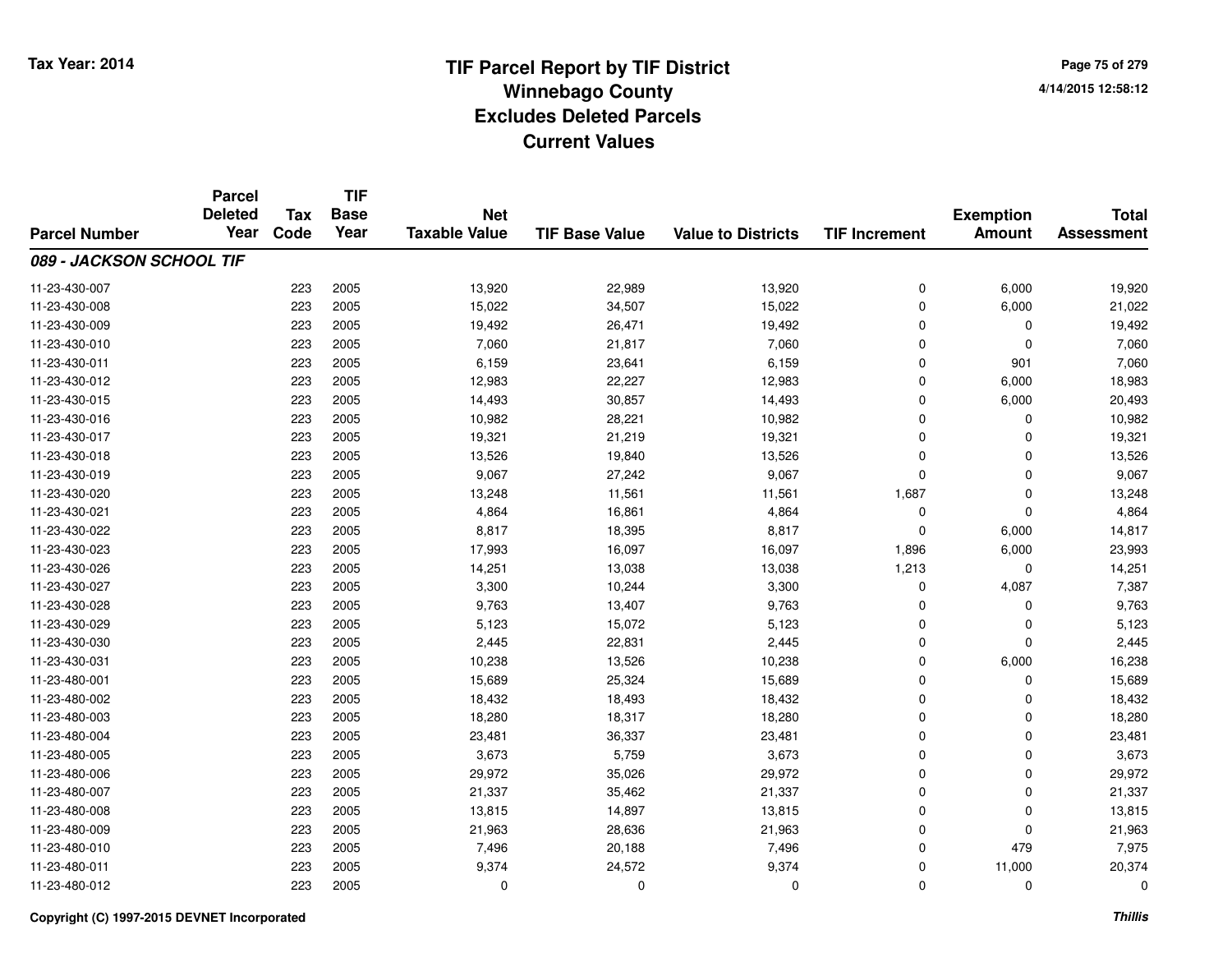# TIF Parcel Report by TIF District
## Winnebago County
## Excludes Deleted Parcels
## Current Values

Tax Year: 2014

4/14/2015 12:58:12

| Parcel Number | Parcel Deleted Year | Tax Code | TIF Base Year | Net Taxable Value | TIF Base Value | Value to Districts | TIF Increment | Exemption Amount | Total Assessment |
|---|---|---|---|---|---|---|---|---|---|
| ***089 - JACKSON SCHOOL TIF*** | | | | | | | | | |
| 11-23-430-007 | | 223 | 2005 | 13,920 | 22,989 | 13,920 | 0 | 6,000 | 19,920 |
| 11-23-430-008 | | 223 | 2005 | 15,022 | 34,507 | 15,022 | 0 | 6,000 | 21,022 |
| 11-23-430-009 | | 223 | 2005 | 19,492 | 26,471 | 19,492 | 0 | 0 | 19,492 |
| 11-23-430-010 | | 223 | 2005 | 7,060 | 21,817 | 7,060 | 0 | 0 | 7,060 |
| 11-23-430-011 | | 223 | 2005 | 6,159 | 23,641 | 6,159 | 0 | 901 | 7,060 |
| 11-23-430-012 | | 223 | 2005 | 12,983 | 22,227 | 12,983 | 0 | 6,000 | 18,983 |
| 11-23-430-015 | | 223 | 2005 | 14,493 | 30,857 | 14,493 | 0 | 6,000 | 20,493 |
| 11-23-430-016 | | 223 | 2005 | 10,982 | 28,221 | 10,982 | 0 | 0 | 10,982 |
| 11-23-430-017 | | 223 | 2005 | 19,321 | 21,219 | 19,321 | 0 | 0 | 19,321 |
| 11-23-430-018 | | 223 | 2005 | 13,526 | 19,840 | 13,526 | 0 | 0 | 13,526 |
| 11-23-430-019 | | 223 | 2005 | 9,067 | 27,242 | 9,067 | 0 | 0 | 9,067 |
| 11-23-430-020 | | 223 | 2005 | 13,248 | 11,561 | 11,561 | 1,687 | 0 | 13,248 |
| 11-23-430-021 | | 223 | 2005 | 4,864 | 16,861 | 4,864 | 0 | 0 | 4,864 |
| 11-23-430-022 | | 223 | 2005 | 8,817 | 18,395 | 8,817 | 0 | 6,000 | 14,817 |
| 11-23-430-023 | | 223 | 2005 | 17,993 | 16,097 | 16,097 | 1,896 | 6,000 | 23,993 |
| 11-23-430-026 | | 223 | 2005 | 14,251 | 13,038 | 13,038 | 1,213 | 0 | 14,251 |
| 11-23-430-027 | | 223 | 2005 | 3,300 | 10,244 | 3,300 | 0 | 4,087 | 7,387 |
| 11-23-430-028 | | 223 | 2005 | 9,763 | 13,407 | 9,763 | 0 | 0 | 9,763 |
| 11-23-430-029 | | 223 | 2005 | 5,123 | 15,072 | 5,123 | 0 | 0 | 5,123 |
| 11-23-430-030 | | 223 | 2005 | 2,445 | 22,831 | 2,445 | 0 | 0 | 2,445 |
| 11-23-430-031 | | 223 | 2005 | 10,238 | 13,526 | 10,238 | 0 | 6,000 | 16,238 |
| 11-23-480-001 | | 223 | 2005 | 15,689 | 25,324 | 15,689 | 0 | 0 | 15,689 |
| 11-23-480-002 | | 223 | 2005 | 18,432 | 18,493 | 18,432 | 0 | 0 | 18,432 |
| 11-23-480-003 | | 223 | 2005 | 18,280 | 18,317 | 18,280 | 0 | 0 | 18,280 |
| 11-23-480-004 | | 223 | 2005 | 23,481 | 36,337 | 23,481 | 0 | 0 | 23,481 |
| 11-23-480-005 | | 223 | 2005 | 3,673 | 5,759 | 3,673 | 0 | 0 | 3,673 |
| 11-23-480-006 | | 223 | 2005 | 29,972 | 35,026 | 29,972 | 0 | 0 | 29,972 |
| 11-23-480-007 | | 223 | 2005 | 21,337 | 35,462 | 21,337 | 0 | 0 | 21,337 |
| 11-23-480-008 | | 223 | 2005 | 13,815 | 14,897 | 13,815 | 0 | 0 | 13,815 |
| 11-23-480-009 | | 223 | 2005 | 21,963 | 28,636 | 21,963 | 0 | 0 | 21,963 |
| 11-23-480-010 | | 223 | 2005 | 7,496 | 20,188 | 7,496 | 0 | 479 | 7,975 |
| 11-23-480-011 | | 223 | 2005 | 9,374 | 24,572 | 9,374 | 0 | 11,000 | 20,374 |
| 11-23-480-012 | | 223 | 2005 | 0 | 0 | 0 | 0 | 0 | 0 |

Copyright (C) 1997-2015 DEVNET Incorporated

*Thillis*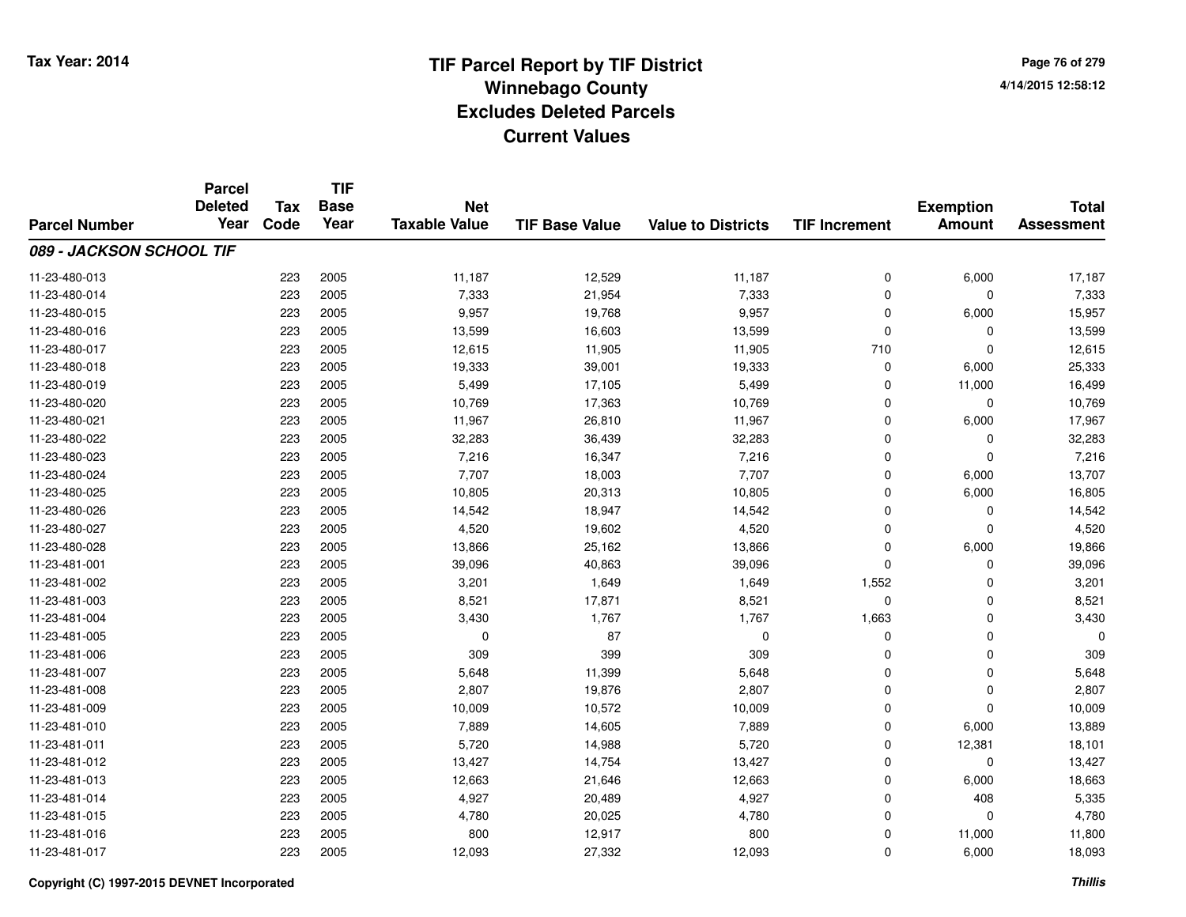# TIF Parcel Report by TIF District
## Winnebago County
## Excludes Deleted Parcels
## Current Values

Tax Year: 2014

4/14/2015 12:58:12

| Parcel Number | Parcel Deleted Year | Tax Code | TIF Base Year | Net Taxable Value | TIF Base Value | Value to Districts | TIF Increment | Exemption Amount | Total Assessment |
|---|---|---|---|---|---|---|---|---|---|
| ***089 - JACKSON SCHOOL TIF*** | | | | | | | | | |
| 11-23-480-013 | | 223 | 2005 | 11,187 | 12,529 | 11,187 | 0 | 6,000 | 17,187 |
| 11-23-480-014 | | 223 | 2005 | 7,333 | 21,954 | 7,333 | 0 | 0 | 7,333 |
| 11-23-480-015 | | 223 | 2005 | 9,957 | 19,768 | 9,957 | 0 | 6,000 | 15,957 |
| 11-23-480-016 | | 223 | 2005 | 13,599 | 16,603 | 13,599 | 0 | 0 | 13,599 |
| 11-23-480-017 | | 223 | 2005 | 12,615 | 11,905 | 11,905 | 710 | 0 | 12,615 |
| 11-23-480-018 | | 223 | 2005 | 19,333 | 39,001 | 19,333 | 0 | 6,000 | 25,333 |
| 11-23-480-019 | | 223 | 2005 | 5,499 | 17,105 | 5,499 | 0 | 11,000 | 16,499 |
| 11-23-480-020 | | 223 | 2005 | 10,769 | 17,363 | 10,769 | 0 | 0 | 10,769 |
| 11-23-480-021 | | 223 | 2005 | 11,967 | 26,810 | 11,967 | 0 | 6,000 | 17,967 |
| 11-23-480-022 | | 223 | 2005 | 32,283 | 36,439 | 32,283 | 0 | 0 | 32,283 |
| 11-23-480-023 | | 223 | 2005 | 7,216 | 16,347 | 7,216 | 0 | 0 | 7,216 |
| 11-23-480-024 | | 223 | 2005 | 7,707 | 18,003 | 7,707 | 0 | 6,000 | 13,707 |
| 11-23-480-025 | | 223 | 2005 | 10,805 | 20,313 | 10,805 | 0 | 6,000 | 16,805 |
| 11-23-480-026 | | 223 | 2005 | 14,542 | 18,947 | 14,542 | 0 | 0 | 14,542 |
| 11-23-480-027 | | 223 | 2005 | 4,520 | 19,602 | 4,520 | 0 | 0 | 4,520 |
| 11-23-480-028 | | 223 | 2005 | 13,866 | 25,162 | 13,866 | 0 | 6,000 | 19,866 |
| 11-23-481-001 | | 223 | 2005 | 39,096 | 40,863 | 39,096 | 0 | 0 | 39,096 |
| 11-23-481-002 | | 223 | 2005 | 3,201 | 1,649 | 1,649 | 1,552 | 0 | 3,201 |
| 11-23-481-003 | | 223 | 2005 | 8,521 | 17,871 | 8,521 | 0 | 0 | 8,521 |
| 11-23-481-004 | | 223 | 2005 | 3,430 | 1,767 | 1,767 | 1,663 | 0 | 3,430 |
| 11-23-481-005 | | 223 | 2005 | 0 | 87 | 0 | 0 | 0 | 0 |
| 11-23-481-006 | | 223 | 2005 | 309 | 399 | 309 | 0 | 0 | 309 |
| 11-23-481-007 | | 223 | 2005 | 5,648 | 11,399 | 5,648 | 0 | 0 | 5,648 |
| 11-23-481-008 | | 223 | 2005 | 2,807 | 19,876 | 2,807 | 0 | 0 | 2,807 |
| 11-23-481-009 | | 223 | 2005 | 10,009 | 10,572 | 10,009 | 0 | 0 | 10,009 |
| 11-23-481-010 | | 223 | 2005 | 7,889 | 14,605 | 7,889 | 0 | 6,000 | 13,889 |
| 11-23-481-011 | | 223 | 2005 | 5,720 | 14,988 | 5,720 | 0 | 12,381 | 18,101 |
| 11-23-481-012 | | 223 | 2005 | 13,427 | 14,754 | 13,427 | 0 | 0 | 13,427 |
| 11-23-481-013 | | 223 | 2005 | 12,663 | 21,646 | 12,663 | 0 | 6,000 | 18,663 |
| 11-23-481-014 | | 223 | 2005 | 4,927 | 20,489 | 4,927 | 0 | 408 | 5,335 |
| 11-23-481-015 | | 223 | 2005 | 4,780 | 20,025 | 4,780 | 0 | 0 | 4,780 |
| 11-23-481-016 | | 223 | 2005 | 800 | 12,917 | 800 | 0 | 11,000 | 11,800 |
| 11-23-481-017 | | 223 | 2005 | 12,093 | 27,332 | 12,093 | 0 | 6,000 | 18,093 |

Copyright (C) 1997-2015 DEVNET Incorporated

*Thillis*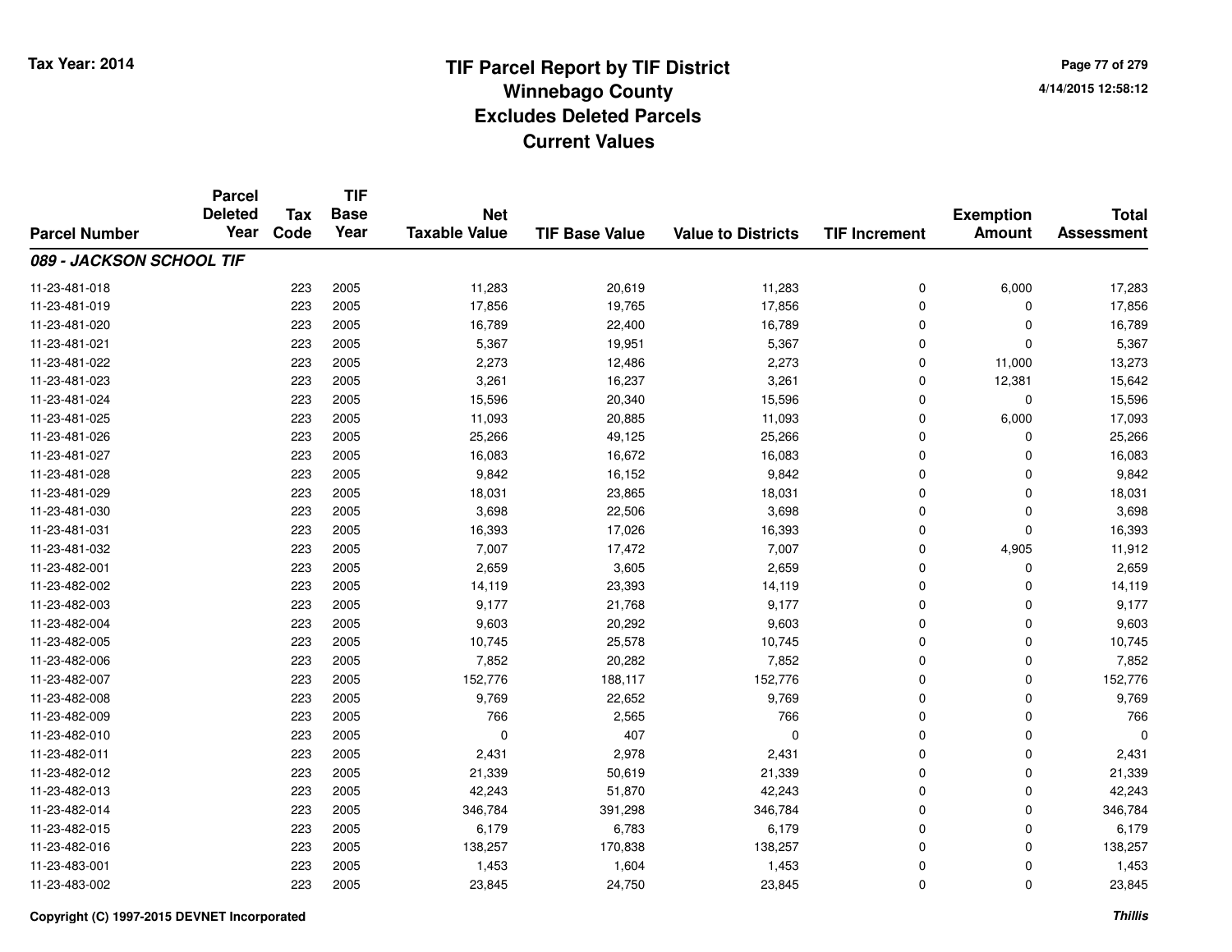# TIF Parcel Report by TIF District
## Winnebago County
## Excludes Deleted Parcels
## Current Values

Tax Year: 2014

4/14/2015 12:58:12

| Parcel Number | Parcel Deleted Year | Tax Code | TIF Base Year | Net Taxable Value | TIF Base Value | Value to Districts | TIF Increment | Exemption Amount | Total Assessment |
|---|---|---|---|---|---|---|---|---|---|
| ***089 - JACKSON SCHOOL TIF*** | | | | | | | | | |
| 11-23-481-018 | | 223 | 2005 | 11,283 | 20,619 | 11,283 | 0 | 6,000 | 17,283 |
| 11-23-481-019 | | 223 | 2005 | 17,856 | 19,765 | 17,856 | 0 | 0 | 17,856 |
| 11-23-481-020 | | 223 | 2005 | 16,789 | 22,400 | 16,789 | 0 | 0 | 16,789 |
| 11-23-481-021 | | 223 | 2005 | 5,367 | 19,951 | 5,367 | 0 | 0 | 5,367 |
| 11-23-481-022 | | 223 | 2005 | 2,273 | 12,486 | 2,273 | 0 | 11,000 | 13,273 |
| 11-23-481-023 | | 223 | 2005 | 3,261 | 16,237 | 3,261 | 0 | 12,381 | 15,642 |
| 11-23-481-024 | | 223 | 2005 | 15,596 | 20,340 | 15,596 | 0 | 0 | 15,596 |
| 11-23-481-025 | | 223 | 2005 | 11,093 | 20,885 | 11,093 | 0 | 6,000 | 17,093 |
| 11-23-481-026 | | 223 | 2005 | 25,266 | 49,125 | 25,266 | 0 | 0 | 25,266 |
| 11-23-481-027 | | 223 | 2005 | 16,083 | 16,672 | 16,083 | 0 | 0 | 16,083 |
| 11-23-481-028 | | 223 | 2005 | 9,842 | 16,152 | 9,842 | 0 | 0 | 9,842 |
| 11-23-481-029 | | 223 | 2005 | 18,031 | 23,865 | 18,031 | 0 | 0 | 18,031 |
| 11-23-481-030 | | 223 | 2005 | 3,698 | 22,506 | 3,698 | 0 | 0 | 3,698 |
| 11-23-481-031 | | 223 | 2005 | 16,393 | 17,026 | 16,393 | 0 | 0 | 16,393 |
| 11-23-481-032 | | 223 | 2005 | 7,007 | 17,472 | 7,007 | 0 | 4,905 | 11,912 |
| 11-23-482-001 | | 223 | 2005 | 2,659 | 3,605 | 2,659 | 0 | 0 | 2,659 |
| 11-23-482-002 | | 223 | 2005 | 14,119 | 23,393 | 14,119 | 0 | 0 | 14,119 |
| 11-23-482-003 | | 223 | 2005 | 9,177 | 21,768 | 9,177 | 0 | 0 | 9,177 |
| 11-23-482-004 | | 223 | 2005 | 9,603 | 20,292 | 9,603 | 0 | 0 | 9,603 |
| 11-23-482-005 | | 223 | 2005 | 10,745 | 25,578 | 10,745 | 0 | 0 | 10,745 |
| 11-23-482-006 | | 223 | 2005 | 7,852 | 20,282 | 7,852 | 0 | 0 | 7,852 |
| 11-23-482-007 | | 223 | 2005 | 152,776 | 188,117 | 152,776 | 0 | 0 | 152,776 |
| 11-23-482-008 | | 223 | 2005 | 9,769 | 22,652 | 9,769 | 0 | 0 | 9,769 |
| 11-23-482-009 | | 223 | 2005 | 766 | 2,565 | 766 | 0 | 0 | 766 |
| 11-23-482-010 | | 223 | 2005 | 0 | 407 | 0 | 0 | 0 | 0 |
| 11-23-482-011 | | 223 | 2005 | 2,431 | 2,978 | 2,431 | 0 | 0 | 2,431 |
| 11-23-482-012 | | 223 | 2005 | 21,339 | 50,619 | 21,339 | 0 | 0 | 21,339 |
| 11-23-482-013 | | 223 | 2005 | 42,243 | 51,870 | 42,243 | 0 | 0 | 42,243 |
| 11-23-482-014 | | 223 | 2005 | 346,784 | 391,298 | 346,784 | 0 | 0 | 346,784 |
| 11-23-482-015 | | 223 | 2005 | 6,179 | 6,783 | 6,179 | 0 | 0 | 6,179 |
| 11-23-482-016 | | 223 | 2005 | 138,257 | 170,838 | 138,257 | 0 | 0 | 138,257 |
| 11-23-483-001 | | 223 | 2005 | 1,453 | 1,604 | 1,453 | 0 | 0 | 1,453 |
| 11-23-483-002 | | 223 | 2005 | 23,845 | 24,750 | 23,845 | 0 | 0 | 23,845 |

Copyright (C) 1997-2015 DEVNET Incorporated

*Thillis*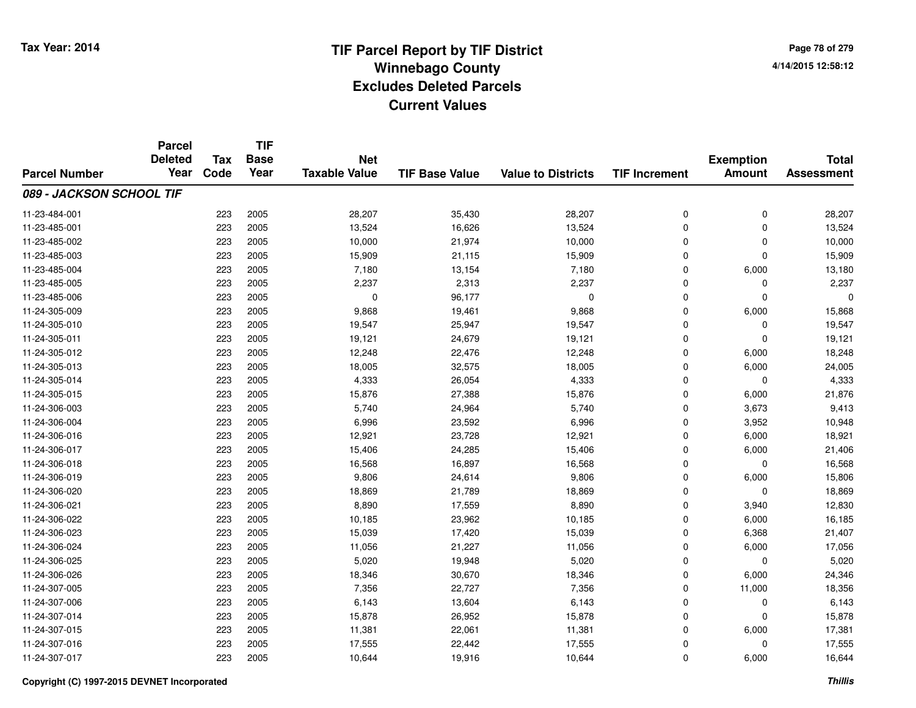# TIF Parcel Report by TIF District
# Winnebago County
# Excludes Deleted Parcels
# Current Values

Tax Year: 2014

4/14/2015 12:58:12

| Parcel Number | Parcel Deleted Year | Tax Code | TIF Base Year | Net Taxable Value | TIF Base Value | Value to Districts | TIF Increment | Exemption Amount | Total Assessment |
|---|---|---|---|---|---|---|---|---|---|
| ***089 - JACKSON SCHOOL TIF*** | | | | | | | | | |
| 11-23-484-001 | | 223 | 2005 | 28,207 | 35,430 | 28,207 | 0 | 0 | 28,207 |
| 11-23-485-001 | | 223 | 2005 | 13,524 | 16,626 | 13,524 | 0 | 0 | 13,524 |
| 11-23-485-002 | | 223 | 2005 | 10,000 | 21,974 | 10,000 | 0 | 0 | 10,000 |
| 11-23-485-003 | | 223 | 2005 | 15,909 | 21,115 | 15,909 | 0 | 0 | 15,909 |
| 11-23-485-004 | | 223 | 2005 | 7,180 | 13,154 | 7,180 | 0 | 6,000 | 13,180 |
| 11-23-485-005 | | 223 | 2005 | 2,237 | 2,313 | 2,237 | 0 | 0 | 2,237 |
| 11-23-485-006 | | 223 | 2005 | 0 | 96,177 | 0 | 0 | 0 | 0 |
| 11-24-305-009 | | 223 | 2005 | 9,868 | 19,461 | 9,868 | 0 | 6,000 | 15,868 |
| 11-24-305-010 | | 223 | 2005 | 19,547 | 25,947 | 19,547 | 0 | 0 | 19,547 |
| 11-24-305-011 | | 223 | 2005 | 19,121 | 24,679 | 19,121 | 0 | 0 | 19,121 |
| 11-24-305-012 | | 223 | 2005 | 12,248 | 22,476 | 12,248 | 0 | 6,000 | 18,248 |
| 11-24-305-013 | | 223 | 2005 | 18,005 | 32,575 | 18,005 | 0 | 6,000 | 24,005 |
| 11-24-305-014 | | 223 | 2005 | 4,333 | 26,054 | 4,333 | 0 | 0 | 4,333 |
| 11-24-305-015 | | 223 | 2005 | 15,876 | 27,388 | 15,876 | 0 | 6,000 | 21,876 |
| 11-24-306-003 | | 223 | 2005 | 5,740 | 24,964 | 5,740 | 0 | 3,673 | 9,413 |
| 11-24-306-004 | | 223 | 2005 | 6,996 | 23,592 | 6,996 | 0 | 3,952 | 10,948 |
| 11-24-306-016 | | 223 | 2005 | 12,921 | 23,728 | 12,921 | 0 | 6,000 | 18,921 |
| 11-24-306-017 | | 223 | 2005 | 15,406 | 24,285 | 15,406 | 0 | 6,000 | 21,406 |
| 11-24-306-018 | | 223 | 2005 | 16,568 | 16,897 | 16,568 | 0 | 0 | 16,568 |
| 11-24-306-019 | | 223 | 2005 | 9,806 | 24,614 | 9,806 | 0 | 6,000 | 15,806 |
| 11-24-306-020 | | 223 | 2005 | 18,869 | 21,789 | 18,869 | 0 | 0 | 18,869 |
| 11-24-306-021 | | 223 | 2005 | 8,890 | 17,559 | 8,890 | 0 | 3,940 | 12,830 |
| 11-24-306-022 | | 223 | 2005 | 10,185 | 23,962 | 10,185 | 0 | 6,000 | 16,185 |
| 11-24-306-023 | | 223 | 2005 | 15,039 | 17,420 | 15,039 | 0 | 6,368 | 21,407 |
| 11-24-306-024 | | 223 | 2005 | 11,056 | 21,227 | 11,056 | 0 | 6,000 | 17,056 |
| 11-24-306-025 | | 223 | 2005 | 5,020 | 19,948 | 5,020 | 0 | 0 | 5,020 |
| 11-24-306-026 | | 223 | 2005 | 18,346 | 30,670 | 18,346 | 0 | 6,000 | 24,346 |
| 11-24-307-005 | | 223 | 2005 | 7,356 | 22,727 | 7,356 | 0 | 11,000 | 18,356 |
| 11-24-307-006 | | 223 | 2005 | 6,143 | 13,604 | 6,143 | 0 | 0 | 6,143 |
| 11-24-307-014 | | 223 | 2005 | 15,878 | 26,952 | 15,878 | 0 | 0 | 15,878 |
| 11-24-307-015 | | 223 | 2005 | 11,381 | 22,061 | 11,381 | 0 | 6,000 | 17,381 |
| 11-24-307-016 | | 223 | 2005 | 17,555 | 22,442 | 17,555 | 0 | 0 | 17,555 |
| 11-24-307-017 | | 223 | 2005 | 10,644 | 19,916 | 10,644 | 0 | 6,000 | 16,644 |

Copyright (C) 1997-2015 DEVNET Incorporated

*Thillis*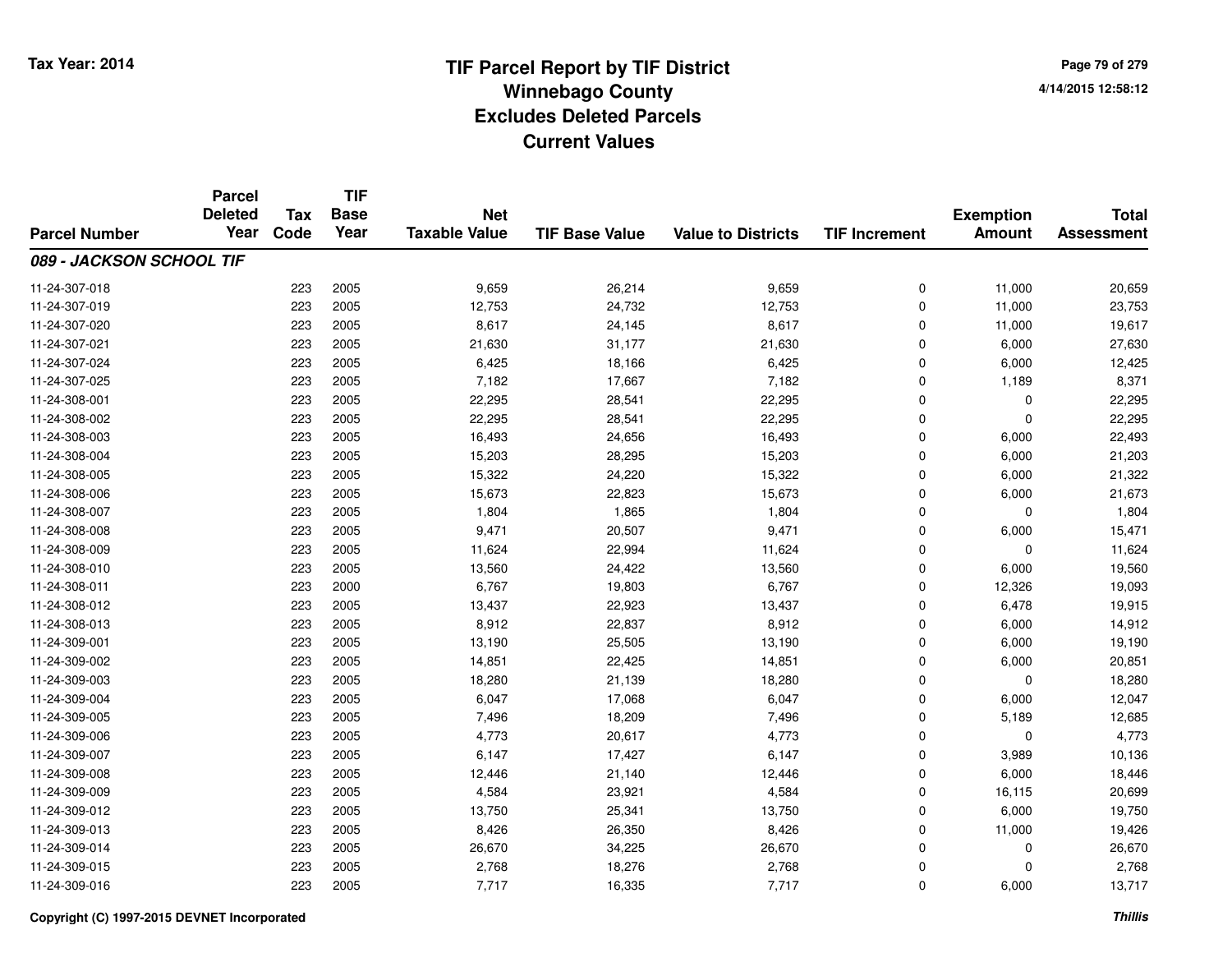# TIF Parcel Report by TIF District
## Winnebago County
## Excludes Deleted Parcels
## Current Values

Tax Year: 2014

4/14/2015 12:58:12

| Parcel Number | Parcel Deleted Year | Tax Code | TIF Base Year | Net Taxable Value | TIF Base Value | Value to Districts | TIF Increment | Exemption Amount | Total Assessment |
|---|---|---|---|---|---|---|---|---|---|
| ***089 - JACKSON SCHOOL TIF*** | | | | | | | | | |
| 11-24-307-018 | | 223 | 2005 | 9,659 | 26,214 | 9,659 | 0 | 11,000 | 20,659 |
| 11-24-307-019 | | 223 | 2005 | 12,753 | 24,732 | 12,753 | 0 | 11,000 | 23,753 |
| 11-24-307-020 | | 223 | 2005 | 8,617 | 24,145 | 8,617 | 0 | 11,000 | 19,617 |
| 11-24-307-021 | | 223 | 2005 | 21,630 | 31,177 | 21,630 | 0 | 6,000 | 27,630 |
| 11-24-307-024 | | 223 | 2005 | 6,425 | 18,166 | 6,425 | 0 | 6,000 | 12,425 |
| 11-24-307-025 | | 223 | 2005 | 7,182 | 17,667 | 7,182 | 0 | 1,189 | 8,371 |
| 11-24-308-001 | | 223 | 2005 | 22,295 | 28,541 | 22,295 | 0 | 0 | 22,295 |
| 11-24-308-002 | | 223 | 2005 | 22,295 | 28,541 | 22,295 | 0 | 0 | 22,295 |
| 11-24-308-003 | | 223 | 2005 | 16,493 | 24,656 | 16,493 | 0 | 6,000 | 22,493 |
| 11-24-308-004 | | 223 | 2005 | 15,203 | 28,295 | 15,203 | 0 | 6,000 | 21,203 |
| 11-24-308-005 | | 223 | 2005 | 15,322 | 24,220 | 15,322 | 0 | 6,000 | 21,322 |
| 11-24-308-006 | | 223 | 2005 | 15,673 | 22,823 | 15,673 | 0 | 6,000 | 21,673 |
| 11-24-308-007 | | 223 | 2005 | 1,804 | 1,865 | 1,804 | 0 | 0 | 1,804 |
| 11-24-308-008 | | 223 | 2005 | 9,471 | 20,507 | 9,471 | 0 | 6,000 | 15,471 |
| 11-24-308-009 | | 223 | 2005 | 11,624 | 22,994 | 11,624 | 0 | 0 | 11,624 |
| 11-24-308-010 | | 223 | 2005 | 13,560 | 24,422 | 13,560 | 0 | 6,000 | 19,560 |
| 11-24-308-011 | | 223 | 2000 | 6,767 | 19,803 | 6,767 | 0 | 12,326 | 19,093 |
| 11-24-308-012 | | 223 | 2005 | 13,437 | 22,923 | 13,437 | 0 | 6,478 | 19,915 |
| 11-24-308-013 | | 223 | 2005 | 8,912 | 22,837 | 8,912 | 0 | 6,000 | 14,912 |
| 11-24-309-001 | | 223 | 2005 | 13,190 | 25,505 | 13,190 | 0 | 6,000 | 19,190 |
| 11-24-309-002 | | 223 | 2005 | 14,851 | 22,425 | 14,851 | 0 | 6,000 | 20,851 |
| 11-24-309-003 | | 223 | 2005 | 18,280 | 21,139 | 18,280 | 0 | 0 | 18,280 |
| 11-24-309-004 | | 223 | 2005 | 6,047 | 17,068 | 6,047 | 0 | 6,000 | 12,047 |
| 11-24-309-005 | | 223 | 2005 | 7,496 | 18,209 | 7,496 | 0 | 5,189 | 12,685 |
| 11-24-309-006 | | 223 | 2005 | 4,773 | 20,617 | 4,773 | 0 | 0 | 4,773 |
| 11-24-309-007 | | 223 | 2005 | 6,147 | 17,427 | 6,147 | 0 | 3,989 | 10,136 |
| 11-24-309-008 | | 223 | 2005 | 12,446 | 21,140 | 12,446 | 0 | 6,000 | 18,446 |
| 11-24-309-009 | | 223 | 2005 | 4,584 | 23,921 | 4,584 | 0 | 16,115 | 20,699 |
| 11-24-309-012 | | 223 | 2005 | 13,750 | 25,341 | 13,750 | 0 | 6,000 | 19,750 |
| 11-24-309-013 | | 223 | 2005 | 8,426 | 26,350 | 8,426 | 0 | 11,000 | 19,426 |
| 11-24-309-014 | | 223 | 2005 | 26,670 | 34,225 | 26,670 | 0 | 0 | 26,670 |
| 11-24-309-015 | | 223 | 2005 | 2,768 | 18,276 | 2,768 | 0 | 0 | 2,768 |
| 11-24-309-016 | | 223 | 2005 | 7,717 | 16,335 | 7,717 | 0 | 6,000 | 13,717 |

Copyright (C) 1997-2015 DEVNET Incorporated

*Thillis*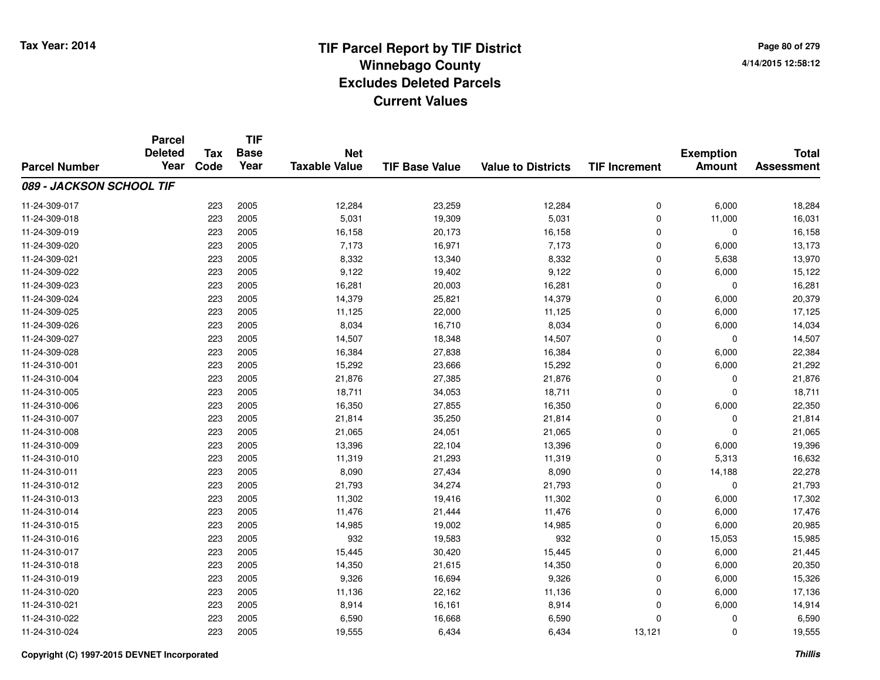# TIF Parcel Report by TIF District
## Winnebago County
## Excludes Deleted Parcels
## Current Values

Tax Year: 2014

4/14/2015 12:58:12

| Parcel Number | Parcel Deleted Year | Tax Code | TIF Base Year | Net Taxable Value | TIF Base Value | Value to Districts | TIF Increment | Exemption Amount | Total Assessment |
|---|---|---|---|---|---|---|---|---|---|
| ***089 - JACKSON SCHOOL TIF*** | | | | | | | | | |
| 11-24-309-017 | | 223 | 2005 | 12,284 | 23,259 | 12,284 | 0 | 6,000 | 18,284 |
| 11-24-309-018 | | 223 | 2005 | 5,031 | 19,309 | 5,031 | 0 | 11,000 | 16,031 |
| 11-24-309-019 | | 223 | 2005 | 16,158 | 20,173 | 16,158 | 0 | 0 | 16,158 |
| 11-24-309-020 | | 223 | 2005 | 7,173 | 16,971 | 7,173 | 0 | 6,000 | 13,173 |
| 11-24-309-021 | | 223 | 2005 | 8,332 | 13,340 | 8,332 | 0 | 5,638 | 13,970 |
| 11-24-309-022 | | 223 | 2005 | 9,122 | 19,402 | 9,122 | 0 | 6,000 | 15,122 |
| 11-24-309-023 | | 223 | 2005 | 16,281 | 20,003 | 16,281 | 0 | 0 | 16,281 |
| 11-24-309-024 | | 223 | 2005 | 14,379 | 25,821 | 14,379 | 0 | 6,000 | 20,379 |
| 11-24-309-025 | | 223 | 2005 | 11,125 | 22,000 | 11,125 | 0 | 6,000 | 17,125 |
| 11-24-309-026 | | 223 | 2005 | 8,034 | 16,710 | 8,034 | 0 | 6,000 | 14,034 |
| 11-24-309-027 | | 223 | 2005 | 14,507 | 18,348 | 14,507 | 0 | 0 | 14,507 |
| 11-24-309-028 | | 223 | 2005 | 16,384 | 27,838 | 16,384 | 0 | 6,000 | 22,384 |
| 11-24-310-001 | | 223 | 2005 | 15,292 | 23,666 | 15,292 | 0 | 6,000 | 21,292 |
| 11-24-310-004 | | 223 | 2005 | 21,876 | 27,385 | 21,876 | 0 | 0 | 21,876 |
| 11-24-310-005 | | 223 | 2005 | 18,711 | 34,053 | 18,711 | 0 | 0 | 18,711 |
| 11-24-310-006 | | 223 | 2005 | 16,350 | 27,855 | 16,350 | 0 | 6,000 | 22,350 |
| 11-24-310-007 | | 223 | 2005 | 21,814 | 35,250 | 21,814 | 0 | 0 | 21,814 |
| 11-24-310-008 | | 223 | 2005 | 21,065 | 24,051 | 21,065 | 0 | 0 | 21,065 |
| 11-24-310-009 | | 223 | 2005 | 13,396 | 22,104 | 13,396 | 0 | 6,000 | 19,396 |
| 11-24-310-010 | | 223 | 2005 | 11,319 | 21,293 | 11,319 | 0 | 5,313 | 16,632 |
| 11-24-310-011 | | 223 | 2005 | 8,090 | 27,434 | 8,090 | 0 | 14,188 | 22,278 |
| 11-24-310-012 | | 223 | 2005 | 21,793 | 34,274 | 21,793 | 0 | 0 | 21,793 |
| 11-24-310-013 | | 223 | 2005 | 11,302 | 19,416 | 11,302 | 0 | 6,000 | 17,302 |
| 11-24-310-014 | | 223 | 2005 | 11,476 | 21,444 | 11,476 | 0 | 6,000 | 17,476 |
| 11-24-310-015 | | 223 | 2005 | 14,985 | 19,002 | 14,985 | 0 | 6,000 | 20,985 |
| 11-24-310-016 | | 223 | 2005 | 932 | 19,583 | 932 | 0 | 15,053 | 15,985 |
| 11-24-310-017 | | 223 | 2005 | 15,445 | 30,420 | 15,445 | 0 | 6,000 | 21,445 |
| 11-24-310-018 | | 223 | 2005 | 14,350 | 21,615 | 14,350 | 0 | 6,000 | 20,350 |
| 11-24-310-019 | | 223 | 2005 | 9,326 | 16,694 | 9,326 | 0 | 6,000 | 15,326 |
| 11-24-310-020 | | 223 | 2005 | 11,136 | 22,162 | 11,136 | 0 | 6,000 | 17,136 |
| 11-24-310-021 | | 223 | 2005 | 8,914 | 16,161 | 8,914 | 0 | 6,000 | 14,914 |
| 11-24-310-022 | | 223 | 2005 | 6,590 | 16,668 | 6,590 | 0 | 0 | 6,590 |
| 11-24-310-024 | | 223 | 2005 | 19,555 | 6,434 | 6,434 | 13,121 | 0 | 19,555 |

Copyright (C) 1997-2015 DEVNET Incorporated

*Thillis*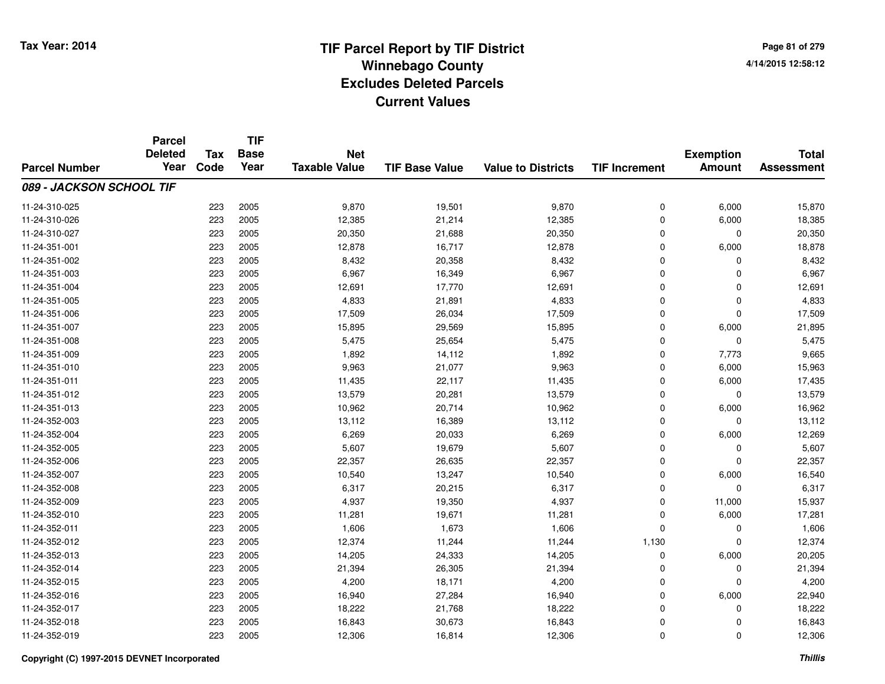# TIF Parcel Report by TIF District
## Winnebago County
## Excludes Deleted Parcels
## Current Values

Tax Year: 2014

| Parcel Number | Parcel Deleted Year | Tax Code | TIF Base Year | Net Taxable Value | TIF Base Value | Value to Districts | TIF Increment | Exemption Amount | Total Assessment |
|---|---|---|---|---|---|---|---|---|---|
| ***089 - JACKSON SCHOOL TIF*** | | | | | | | | | |
| 11-24-310-025 | | 223 | 2005 | 9,870 | 19,501 | 9,870 | 0 | 6,000 | 15,870 |
| 11-24-310-026 | | 223 | 2005 | 12,385 | 21,214 | 12,385 | 0 | 6,000 | 18,385 |
| 11-24-310-027 | | 223 | 2005 | 20,350 | 21,688 | 20,350 | 0 | 0 | 20,350 |
| 11-24-351-001 | | 223 | 2005 | 12,878 | 16,717 | 12,878 | 0 | 6,000 | 18,878 |
| 11-24-351-002 | | 223 | 2005 | 8,432 | 20,358 | 8,432 | 0 | 0 | 8,432 |
| 11-24-351-003 | | 223 | 2005 | 6,967 | 16,349 | 6,967 | 0 | 0 | 6,967 |
| 11-24-351-004 | | 223 | 2005 | 12,691 | 17,770 | 12,691 | 0 | 0 | 12,691 |
| 11-24-351-005 | | 223 | 2005 | 4,833 | 21,891 | 4,833 | 0 | 0 | 4,833 |
| 11-24-351-006 | | 223 | 2005 | 17,509 | 26,034 | 17,509 | 0 | 0 | 17,509 |
| 11-24-351-007 | | 223 | 2005 | 15,895 | 29,569 | 15,895 | 0 | 6,000 | 21,895 |
| 11-24-351-008 | | 223 | 2005 | 5,475 | 25,654 | 5,475 | 0 | 0 | 5,475 |
| 11-24-351-009 | | 223 | 2005 | 1,892 | 14,112 | 1,892 | 0 | 7,773 | 9,665 |
| 11-24-351-010 | | 223 | 2005 | 9,963 | 21,077 | 9,963 | 0 | 6,000 | 15,963 |
| 11-24-351-011 | | 223 | 2005 | 11,435 | 22,117 | 11,435 | 0 | 6,000 | 17,435 |
| 11-24-351-012 | | 223 | 2005 | 13,579 | 20,281 | 13,579 | 0 | 0 | 13,579 |
| 11-24-351-013 | | 223 | 2005 | 10,962 | 20,714 | 10,962 | 0 | 6,000 | 16,962 |
| 11-24-352-003 | | 223 | 2005 | 13,112 | 16,389 | 13,112 | 0 | 0 | 13,112 |
| 11-24-352-004 | | 223 | 2005 | 6,269 | 20,033 | 6,269 | 0 | 6,000 | 12,269 |
| 11-24-352-005 | | 223 | 2005 | 5,607 | 19,679 | 5,607 | 0 | 0 | 5,607 |
| 11-24-352-006 | | 223 | 2005 | 22,357 | 26,635 | 22,357 | 0 | 0 | 22,357 |
| 11-24-352-007 | | 223 | 2005 | 10,540 | 13,247 | 10,540 | 0 | 6,000 | 16,540 |
| 11-24-352-008 | | 223 | 2005 | 6,317 | 20,215 | 6,317 | 0 | 0 | 6,317 |
| 11-24-352-009 | | 223 | 2005 | 4,937 | 19,350 | 4,937 | 0 | 11,000 | 15,937 |
| 11-24-352-010 | | 223 | 2005 | 11,281 | 19,671 | 11,281 | 0 | 6,000 | 17,281 |
| 11-24-352-011 | | 223 | 2005 | 1,606 | 1,673 | 1,606 | 0 | 0 | 1,606 |
| 11-24-352-012 | | 223 | 2005 | 12,374 | 11,244 | 11,244 | 1,130 | 0 | 12,374 |
| 11-24-352-013 | | 223 | 2005 | 14,205 | 24,333 | 14,205 | 0 | 6,000 | 20,205 |
| 11-24-352-014 | | 223 | 2005 | 21,394 | 26,305 | 21,394 | 0 | 0 | 21,394 |
| 11-24-352-015 | | 223 | 2005 | 4,200 | 18,171 | 4,200 | 0 | 0 | 4,200 |
| 11-24-352-016 | | 223 | 2005 | 16,940 | 27,284 | 16,940 | 0 | 6,000 | 22,940 |
| 11-24-352-017 | | 223 | 2005 | 18,222 | 21,768 | 18,222 | 0 | 0 | 18,222 |
| 11-24-352-018 | | 223 | 2005 | 16,843 | 30,673 | 16,843 | 0 | 0 | 16,843 |
| 11-24-352-019 | | 223 | 2005 | 12,306 | 16,814 | 12,306 | 0 | 0 | 12,306 |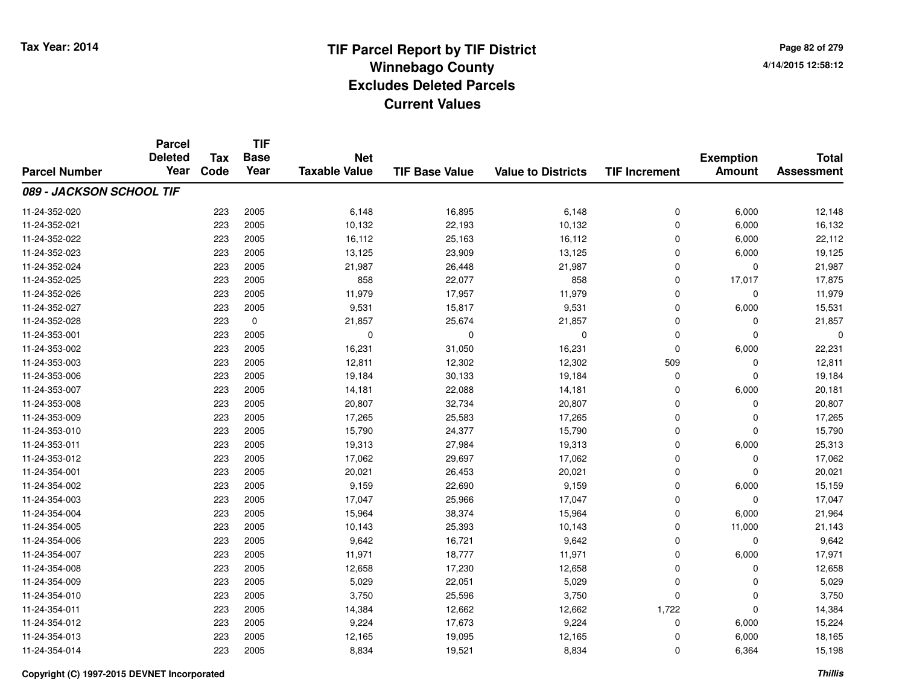# TIF Parcel Report by TIF District
## Winnebago County
## Excludes Deleted Parcels
## Current Values

Tax Year: 2014

4/14/2015 12:58:12

| Parcel Number | Parcel Deleted Year | Tax Code | TIF Base Year | Net Taxable Value | TIF Base Value | Value to Districts | TIF Increment | Exemption Amount | Total Assessment |
|---|---|---|---|---|---|---|---|---|---|
| ***089 - JACKSON SCHOOL TIF*** | | | | | | | | | |
| 11-24-352-020 | | 223 | 2005 | 6,148 | 16,895 | 6,148 | 0 | 6,000 | 12,148 |
| 11-24-352-021 | | 223 | 2005 | 10,132 | 22,193 | 10,132 | 0 | 6,000 | 16,132 |
| 11-24-352-022 | | 223 | 2005 | 16,112 | 25,163 | 16,112 | 0 | 6,000 | 22,112 |
| 11-24-352-023 | | 223 | 2005 | 13,125 | 23,909 | 13,125 | 0 | 6,000 | 19,125 |
| 11-24-352-024 | | 223 | 2005 | 21,987 | 26,448 | 21,987 | 0 | 0 | 21,987 |
| 11-24-352-025 | | 223 | 2005 | 858 | 22,077 | 858 | 0 | 17,017 | 17,875 |
| 11-24-352-026 | | 223 | 2005 | 11,979 | 17,957 | 11,979 | 0 | 0 | 11,979 |
| 11-24-352-027 | | 223 | 2005 | 9,531 | 15,817 | 9,531 | 0 | 6,000 | 15,531 |
| 11-24-352-028 | | 223 | 0 | 21,857 | 25,674 | 21,857 | 0 | 0 | 21,857 |
| 11-24-353-001 | | 223 | 2005 | 0 | 0 | 0 | 0 | 0 | 0 |
| 11-24-353-002 | | 223 | 2005 | 16,231 | 31,050 | 16,231 | 0 | 6,000 | 22,231 |
| 11-24-353-003 | | 223 | 2005 | 12,811 | 12,302 | 12,302 | 509 | 0 | 12,811 |
| 11-24-353-006 | | 223 | 2005 | 19,184 | 30,133 | 19,184 | 0 | 0 | 19,184 |
| 11-24-353-007 | | 223 | 2005 | 14,181 | 22,088 | 14,181 | 0 | 6,000 | 20,181 |
| 11-24-353-008 | | 223 | 2005 | 20,807 | 32,734 | 20,807 | 0 | 0 | 20,807 |
| 11-24-353-009 | | 223 | 2005 | 17,265 | 25,583 | 17,265 | 0 | 0 | 17,265 |
| 11-24-353-010 | | 223 | 2005 | 15,790 | 24,377 | 15,790 | 0 | 0 | 15,790 |
| 11-24-353-011 | | 223 | 2005 | 19,313 | 27,984 | 19,313 | 0 | 6,000 | 25,313 |
| 11-24-353-012 | | 223 | 2005 | 17,062 | 29,697 | 17,062 | 0 | 0 | 17,062 |
| 11-24-354-001 | | 223 | 2005 | 20,021 | 26,453 | 20,021 | 0 | 0 | 20,021 |
| 11-24-354-002 | | 223 | 2005 | 9,159 | 22,690 | 9,159 | 0 | 6,000 | 15,159 |
| 11-24-354-003 | | 223 | 2005 | 17,047 | 25,966 | 17,047 | 0 | 0 | 17,047 |
| 11-24-354-004 | | 223 | 2005 | 15,964 | 38,374 | 15,964 | 0 | 6,000 | 21,964 |
| 11-24-354-005 | | 223 | 2005 | 10,143 | 25,393 | 10,143 | 0 | 11,000 | 21,143 |
| 11-24-354-006 | | 223 | 2005 | 9,642 | 16,721 | 9,642 | 0 | 0 | 9,642 |
| 11-24-354-007 | | 223 | 2005 | 11,971 | 18,777 | 11,971 | 0 | 6,000 | 17,971 |
| 11-24-354-008 | | 223 | 2005 | 12,658 | 17,230 | 12,658 | 0 | 0 | 12,658 |
| 11-24-354-009 | | 223 | 2005 | 5,029 | 22,051 | 5,029 | 0 | 0 | 5,029 |
| 11-24-354-010 | | 223 | 2005 | 3,750 | 25,596 | 3,750 | 0 | 0 | 3,750 |
| 11-24-354-011 | | 223 | 2005 | 14,384 | 12,662 | 12,662 | 1,722 | 0 | 14,384 |
| 11-24-354-012 | | 223 | 2005 | 9,224 | 17,673 | 9,224 | 0 | 6,000 | 15,224 |
| 11-24-354-013 | | 223 | 2005 | 12,165 | 19,095 | 12,165 | 0 | 6,000 | 18,165 |
| 11-24-354-014 | | 223 | 2005 | 8,834 | 19,521 | 8,834 | 0 | 6,364 | 15,198 |

Copyright (C) 1997-2015 DEVNET Incorporated

*Thillis*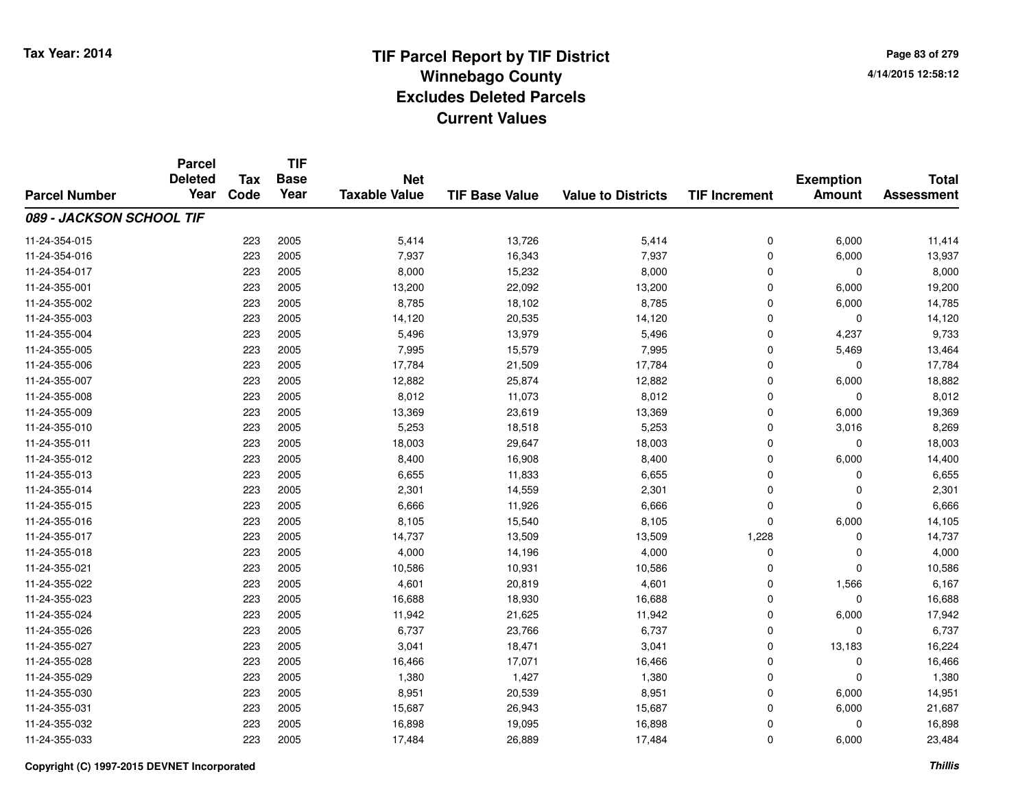# TIF Parcel Report by TIF District
# Winnebago County
# Excludes Deleted Parcels
# Current Values

Tax Year: 2014

| Parcel Number | Parcel Deleted Year | Tax Code | TIF Base Year | Net Taxable Value | TIF Base Value | Value to Districts | TIF Increment | Exemption Amount | Total Assessment |
|---|---|---|---|---|---|---|---|---|---|
| ***089 - JACKSON SCHOOL TIF*** | | | | | | | | | |
| 11-24-354-015 | | 223 | 2005 | 5,414 | 13,726 | 5,414 | 0 | 6,000 | 11,414 |
| 11-24-354-016 | | 223 | 2005 | 7,937 | 16,343 | 7,937 | 0 | 6,000 | 13,937 |
| 11-24-354-017 | | 223 | 2005 | 8,000 | 15,232 | 8,000 | 0 | 0 | 8,000 |
| 11-24-355-001 | | 223 | 2005 | 13,200 | 22,092 | 13,200 | 0 | 6,000 | 19,200 |
| 11-24-355-002 | | 223 | 2005 | 8,785 | 18,102 | 8,785 | 0 | 6,000 | 14,785 |
| 11-24-355-003 | | 223 | 2005 | 14,120 | 20,535 | 14,120 | 0 | 0 | 14,120 |
| 11-24-355-004 | | 223 | 2005 | 5,496 | 13,979 | 5,496 | 0 | 4,237 | 9,733 |
| 11-24-355-005 | | 223 | 2005 | 7,995 | 15,579 | 7,995 | 0 | 5,469 | 13,464 |
| 11-24-355-006 | | 223 | 2005 | 17,784 | 21,509 | 17,784 | 0 | 0 | 17,784 |
| 11-24-355-007 | | 223 | 2005 | 12,882 | 25,874 | 12,882 | 0 | 6,000 | 18,882 |
| 11-24-355-008 | | 223 | 2005 | 8,012 | 11,073 | 8,012 | 0 | 0 | 8,012 |
| 11-24-355-009 | | 223 | 2005 | 13,369 | 23,619 | 13,369 | 0 | 6,000 | 19,369 |
| 11-24-355-010 | | 223 | 2005 | 5,253 | 18,518 | 5,253 | 0 | 3,016 | 8,269 |
| 11-24-355-011 | | 223 | 2005 | 18,003 | 29,647 | 18,003 | 0 | 0 | 18,003 |
| 11-24-355-012 | | 223 | 2005 | 8,400 | 16,908 | 8,400 | 0 | 6,000 | 14,400 |
| 11-24-355-013 | | 223 | 2005 | 6,655 | 11,833 | 6,655 | 0 | 0 | 6,655 |
| 11-24-355-014 | | 223 | 2005 | 2,301 | 14,559 | 2,301 | 0 | 0 | 2,301 |
| 11-24-355-015 | | 223 | 2005 | 6,666 | 11,926 | 6,666 | 0 | 0 | 6,666 |
| 11-24-355-016 | | 223 | 2005 | 8,105 | 15,540 | 8,105 | 0 | 6,000 | 14,105 |
| 11-24-355-017 | | 223 | 2005 | 14,737 | 13,509 | 13,509 | 1,228 | 0 | 14,737 |
| 11-24-355-018 | | 223 | 2005 | 4,000 | 14,196 | 4,000 | 0 | 0 | 4,000 |
| 11-24-355-021 | | 223 | 2005 | 10,586 | 10,931 | 10,586 | 0 | 0 | 10,586 |
| 11-24-355-022 | | 223 | 2005 | 4,601 | 20,819 | 4,601 | 0 | 1,566 | 6,167 |
| 11-24-355-023 | | 223 | 2005 | 16,688 | 18,930 | 16,688 | 0 | 0 | 16,688 |
| 11-24-355-024 | | 223 | 2005 | 11,942 | 21,625 | 11,942 | 0 | 6,000 | 17,942 |
| 11-24-355-026 | | 223 | 2005 | 6,737 | 23,766 | 6,737 | 0 | 0 | 6,737 |
| 11-24-355-027 | | 223 | 2005 | 3,041 | 18,471 | 3,041 | 0 | 13,183 | 16,224 |
| 11-24-355-028 | | 223 | 2005 | 16,466 | 17,071 | 16,466 | 0 | 0 | 16,466 |
| 11-24-355-029 | | 223 | 2005 | 1,380 | 1,427 | 1,380 | 0 | 0 | 1,380 |
| 11-24-355-030 | | 223 | 2005 | 8,951 | 20,539 | 8,951 | 0 | 6,000 | 14,951 |
| 11-24-355-031 | | 223 | 2005 | 15,687 | 26,943 | 15,687 | 0 | 6,000 | 21,687 |
| 11-24-355-032 | | 223 | 2005 | 16,898 | 19,095 | 16,898 | 0 | 0 | 16,898 |
| 11-24-355-033 | | 223 | 2005 | 17,484 | 26,889 | 17,484 | 0 | 6,000 | 23,484 |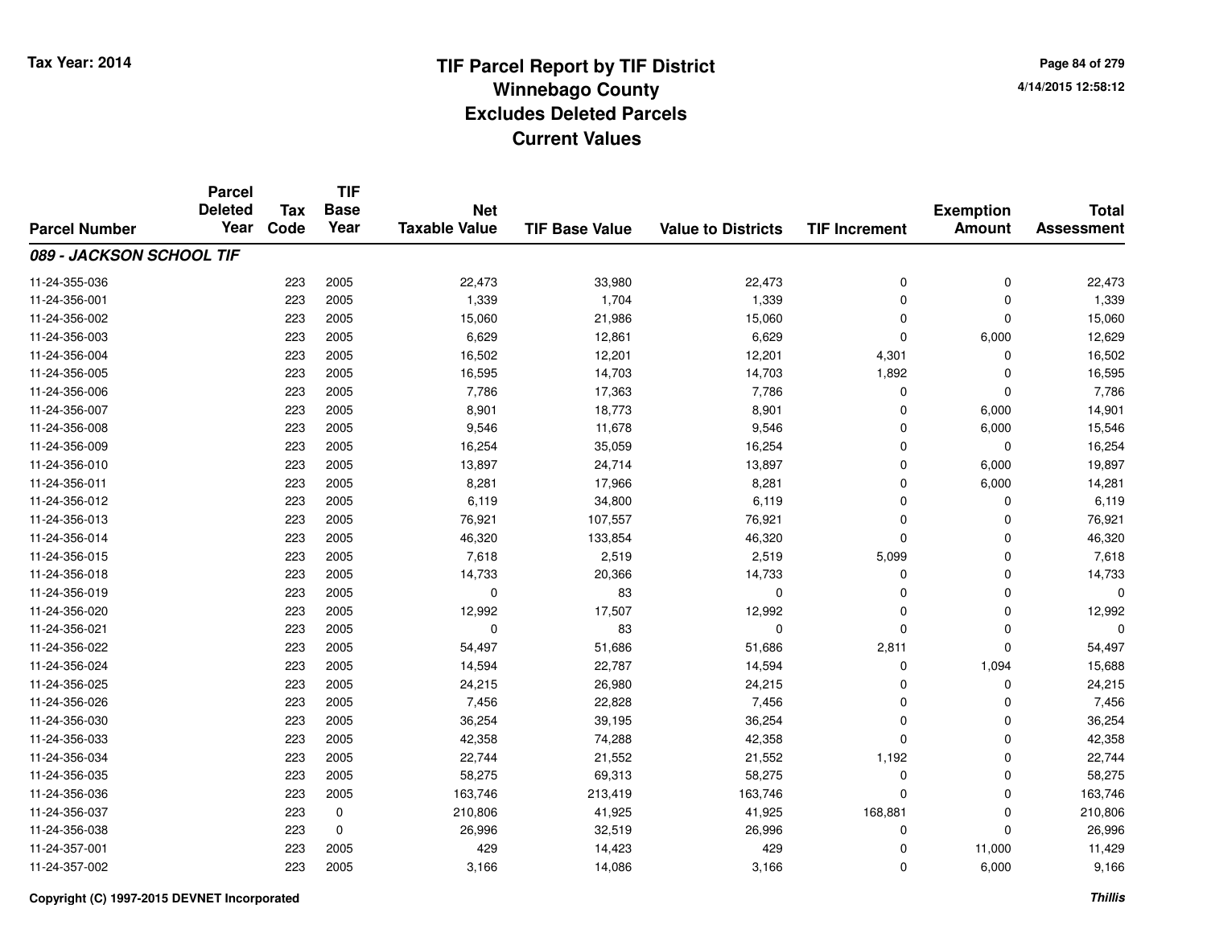# TIF Parcel Report by TIF District
## Winnebago County
## Excludes Deleted Parcels
## Current Values

Tax Year: 2014

4/14/2015 12:58:12

| Parcel Number | Parcel Deleted Year | Tax Code | TIF Base Year | Net Taxable Value | TIF Base Value | Value to Districts | TIF Increment | Exemption Amount | Total Assessment |
|---|---|---|---|---|---|---|---|---|---|
| ***089 - JACKSON SCHOOL TIF*** | | | | | | | | | |
| 11-24-355-036 | | 223 | 2005 | 22,473 | 33,980 | 22,473 | 0 | 0 | 22,473 |
| 11-24-356-001 | | 223 | 2005 | 1,339 | 1,704 | 1,339 | 0 | 0 | 1,339 |
| 11-24-356-002 | | 223 | 2005 | 15,060 | 21,986 | 15,060 | 0 | 0 | 15,060 |
| 11-24-356-003 | | 223 | 2005 | 6,629 | 12,861 | 6,629 | 0 | 6,000 | 12,629 |
| 11-24-356-004 | | 223 | 2005 | 16,502 | 12,201 | 12,201 | 4,301 | 0 | 16,502 |
| 11-24-356-005 | | 223 | 2005 | 16,595 | 14,703 | 14,703 | 1,892 | 0 | 16,595 |
| 11-24-356-006 | | 223 | 2005 | 7,786 | 17,363 | 7,786 | 0 | 0 | 7,786 |
| 11-24-356-007 | | 223 | 2005 | 8,901 | 18,773 | 8,901 | 0 | 6,000 | 14,901 |
| 11-24-356-008 | | 223 | 2005 | 9,546 | 11,678 | 9,546 | 0 | 6,000 | 15,546 |
| 11-24-356-009 | | 223 | 2005 | 16,254 | 35,059 | 16,254 | 0 | 0 | 16,254 |
| 11-24-356-010 | | 223 | 2005 | 13,897 | 24,714 | 13,897 | 0 | 6,000 | 19,897 |
| 11-24-356-011 | | 223 | 2005 | 8,281 | 17,966 | 8,281 | 0 | 6,000 | 14,281 |
| 11-24-356-012 | | 223 | 2005 | 6,119 | 34,800 | 6,119 | 0 | 0 | 6,119 |
| 11-24-356-013 | | 223 | 2005 | 76,921 | 107,557 | 76,921 | 0 | 0 | 76,921 |
| 11-24-356-014 | | 223 | 2005 | 46,320 | 133,854 | 46,320 | 0 | 0 | 46,320 |
| 11-24-356-015 | | 223 | 2005 | 7,618 | 2,519 | 2,519 | 5,099 | 0 | 7,618 |
| 11-24-356-018 | | 223 | 2005 | 14,733 | 20,366 | 14,733 | 0 | 0 | 14,733 |
| 11-24-356-019 | | 223 | 2005 | 0 | 83 | 0 | 0 | 0 | 0 |
| 11-24-356-020 | | 223 | 2005 | 12,992 | 17,507 | 12,992 | 0 | 0 | 12,992 |
| 11-24-356-021 | | 223 | 2005 | 0 | 83 | 0 | 0 | 0 | 0 |
| 11-24-356-022 | | 223 | 2005 | 54,497 | 51,686 | 51,686 | 2,811 | 0 | 54,497 |
| 11-24-356-024 | | 223 | 2005 | 14,594 | 22,787 | 14,594 | 0 | 1,094 | 15,688 |
| 11-24-356-025 | | 223 | 2005 | 24,215 | 26,980 | 24,215 | 0 | 0 | 24,215 |
| 11-24-356-026 | | 223 | 2005 | 7,456 | 22,828 | 7,456 | 0 | 0 | 7,456 |
| 11-24-356-030 | | 223 | 2005 | 36,254 | 39,195 | 36,254 | 0 | 0 | 36,254 |
| 11-24-356-033 | | 223 | 2005 | 42,358 | 74,288 | 42,358 | 0 | 0 | 42,358 |
| 11-24-356-034 | | 223 | 2005 | 22,744 | 21,552 | 21,552 | 1,192 | 0 | 22,744 |
| 11-24-356-035 | | 223 | 2005 | 58,275 | 69,313 | 58,275 | 0 | 0 | 58,275 |
| 11-24-356-036 | | 223 | 2005 | 163,746 | 213,419 | 163,746 | 0 | 0 | 163,746 |
| 11-24-356-037 | | 223 | 0 | 210,806 | 41,925 | 41,925 | 168,881 | 0 | 210,806 |
| 11-24-356-038 | | 223 | 0 | 26,996 | 32,519 | 26,996 | 0 | 0 | 26,996 |
| 11-24-357-001 | | 223 | 2005 | 429 | 14,423 | 429 | 0 | 11,000 | 11,429 |
| 11-24-357-002 | | 223 | 2005 | 3,166 | 14,086 | 3,166 | 0 | 6,000 | 9,166 |

Copyright (C) 1997-2015 DEVNET Incorporated

*Thillis*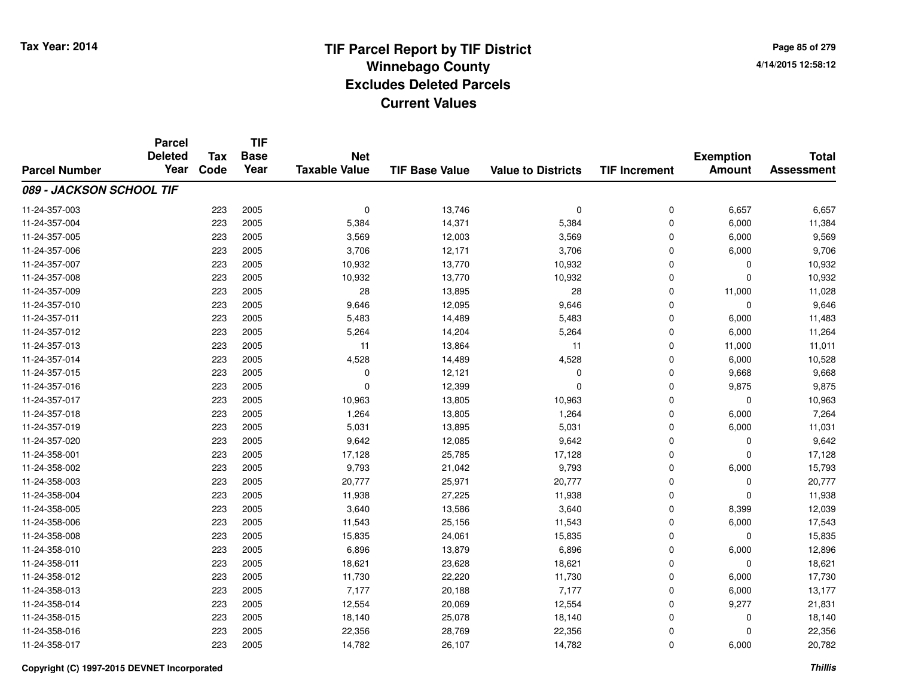# TIF Parcel Report by TIF District
## Winnebago County
## Excludes Deleted Parcels
## Current Values

Tax Year: 2014

4/14/2015 12:58:12

| Parcel Number | Parcel Deleted Year | Tax Code | TIF Base Year | Net Taxable Value | TIF Base Value | Value to Districts | TIF Increment | Exemption Amount | Total Assessment |
|---|---|---|---|---|---|---|---|---|---|
| ***089 - JACKSON SCHOOL TIF*** | | | | | | | | | |
| 11-24-357-003 | | 223 | 2005 | 0 | 13,746 | 0 | 0 | 6,657 | 6,657 |
| 11-24-357-004 | | 223 | 2005 | 5,384 | 14,371 | 5,384 | 0 | 6,000 | 11,384 |
| 11-24-357-005 | | 223 | 2005 | 3,569 | 12,003 | 3,569 | 0 | 6,000 | 9,569 |
| 11-24-357-006 | | 223 | 2005 | 3,706 | 12,171 | 3,706 | 0 | 6,000 | 9,706 |
| 11-24-357-007 | | 223 | 2005 | 10,932 | 13,770 | 10,932 | 0 | 0 | 10,932 |
| 11-24-357-008 | | 223 | 2005 | 10,932 | 13,770 | 10,932 | 0 | 0 | 10,932 |
| 11-24-357-009 | | 223 | 2005 | 28 | 13,895 | 28 | 0 | 11,000 | 11,028 |
| 11-24-357-010 | | 223 | 2005 | 9,646 | 12,095 | 9,646 | 0 | 0 | 9,646 |
| 11-24-357-011 | | 223 | 2005 | 5,483 | 14,489 | 5,483 | 0 | 6,000 | 11,483 |
| 11-24-357-012 | | 223 | 2005 | 5,264 | 14,204 | 5,264 | 0 | 6,000 | 11,264 |
| 11-24-357-013 | | 223 | 2005 | 11 | 13,864 | 11 | 0 | 11,000 | 11,011 |
| 11-24-357-014 | | 223 | 2005 | 4,528 | 14,489 | 4,528 | 0 | 6,000 | 10,528 |
| 11-24-357-015 | | 223 | 2005 | 0 | 12,121 | 0 | 0 | 9,668 | 9,668 |
| 11-24-357-016 | | 223 | 2005 | 0 | 12,399 | 0 | 0 | 9,875 | 9,875 |
| 11-24-357-017 | | 223 | 2005 | 10,963 | 13,805 | 10,963 | 0 | 0 | 10,963 |
| 11-24-357-018 | | 223 | 2005 | 1,264 | 13,805 | 1,264 | 0 | 6,000 | 7,264 |
| 11-24-357-019 | | 223 | 2005 | 5,031 | 13,895 | 5,031 | 0 | 6,000 | 11,031 |
| 11-24-357-020 | | 223 | 2005 | 9,642 | 12,085 | 9,642 | 0 | 0 | 9,642 |
| 11-24-358-001 | | 223 | 2005 | 17,128 | 25,785 | 17,128 | 0 | 0 | 17,128 |
| 11-24-358-002 | | 223 | 2005 | 9,793 | 21,042 | 9,793 | 0 | 6,000 | 15,793 |
| 11-24-358-003 | | 223 | 2005 | 20,777 | 25,971 | 20,777 | 0 | 0 | 20,777 |
| 11-24-358-004 | | 223 | 2005 | 11,938 | 27,225 | 11,938 | 0 | 0 | 11,938 |
| 11-24-358-005 | | 223 | 2005 | 3,640 | 13,586 | 3,640 | 0 | 8,399 | 12,039 |
| 11-24-358-006 | | 223 | 2005 | 11,543 | 25,156 | 11,543 | 0 | 6,000 | 17,543 |
| 11-24-358-008 | | 223 | 2005 | 15,835 | 24,061 | 15,835 | 0 | 0 | 15,835 |
| 11-24-358-010 | | 223 | 2005 | 6,896 | 13,879 | 6,896 | 0 | 6,000 | 12,896 |
| 11-24-358-011 | | 223 | 2005 | 18,621 | 23,628 | 18,621 | 0 | 0 | 18,621 |
| 11-24-358-012 | | 223 | 2005 | 11,730 | 22,220 | 11,730 | 0 | 6,000 | 17,730 |
| 11-24-358-013 | | 223 | 2005 | 7,177 | 20,188 | 7,177 | 0 | 6,000 | 13,177 |
| 11-24-358-014 | | 223 | 2005 | 12,554 | 20,069 | 12,554 | 0 | 9,277 | 21,831 |
| 11-24-358-015 | | 223 | 2005 | 18,140 | 25,078 | 18,140 | 0 | 0 | 18,140 |
| 11-24-358-016 | | 223 | 2005 | 22,356 | 28,769 | 22,356 | 0 | 0 | 22,356 |
| 11-24-358-017 | | 223 | 2005 | 14,782 | 26,107 | 14,782 | 0 | 6,000 | 20,782 |

Copyright (C) 1997-2015 DEVNET Incorporated

*Thillis*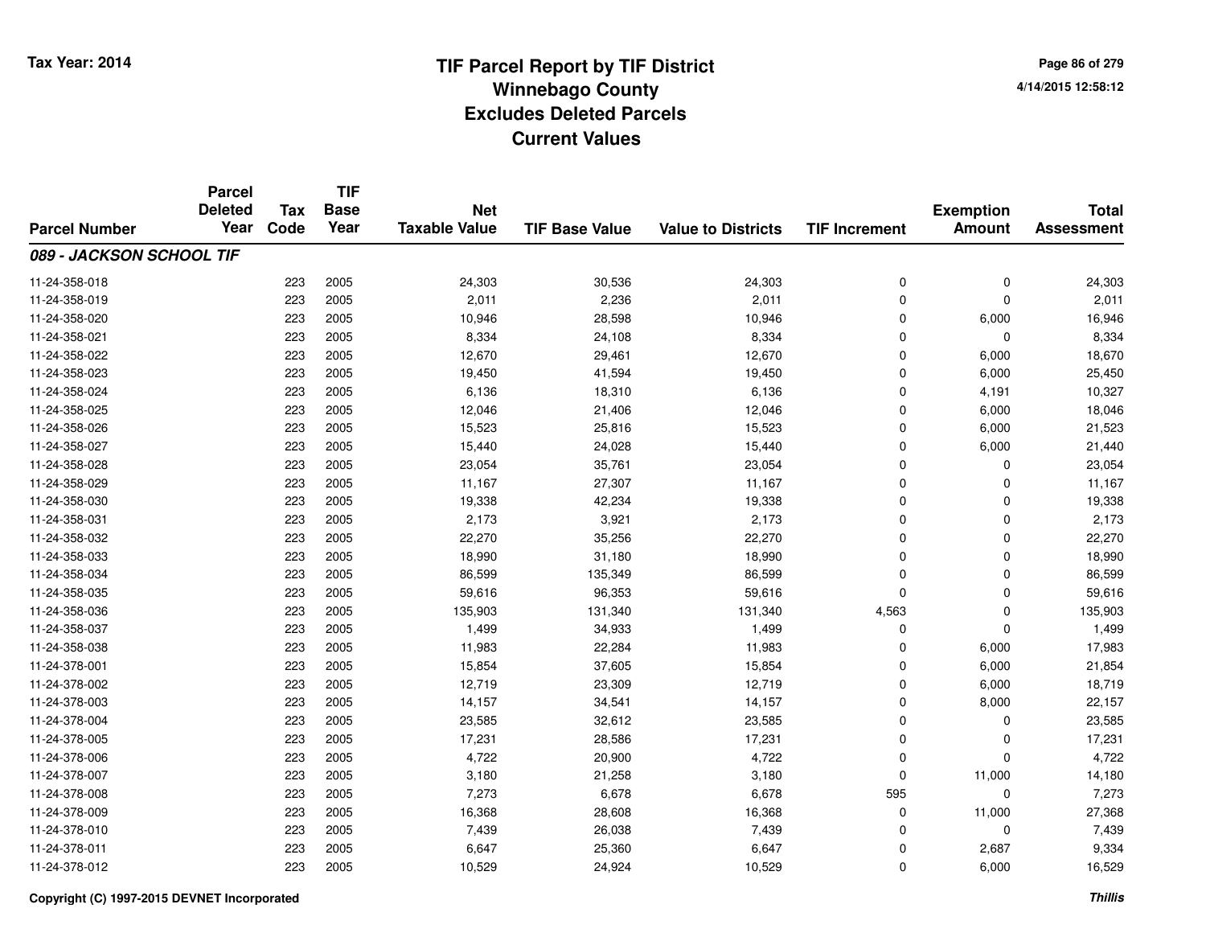# TIF Parcel Report by TIF District
## Winnebago County
## Excludes Deleted Parcels
## Current Values

Tax Year: 2014

4/14/2015 12:58:12

| Parcel Number | Parcel Deleted Year | Tax Code | TIF Base Year | Net Taxable Value | TIF Base Value | Value to Districts | TIF Increment | Exemption Amount | Total Assessment |
|---|---|---|---|---|---|---|---|---|---|
| ***089 - JACKSON SCHOOL TIF*** | | | | | | | | | |
| 11-24-358-018 | | 223 | 2005 | 24,303 | 30,536 | 24,303 | 0 | 0 | 24,303 |
| 11-24-358-019 | | 223 | 2005 | 2,011 | 2,236 | 2,011 | 0 | 0 | 2,011 |
| 11-24-358-020 | | 223 | 2005 | 10,946 | 28,598 | 10,946 | 0 | 6,000 | 16,946 |
| 11-24-358-021 | | 223 | 2005 | 8,334 | 24,108 | 8,334 | 0 | 0 | 8,334 |
| 11-24-358-022 | | 223 | 2005 | 12,670 | 29,461 | 12,670 | 0 | 6,000 | 18,670 |
| 11-24-358-023 | | 223 | 2005 | 19,450 | 41,594 | 19,450 | 0 | 6,000 | 25,450 |
| 11-24-358-024 | | 223 | 2005 | 6,136 | 18,310 | 6,136 | 0 | 4,191 | 10,327 |
| 11-24-358-025 | | 223 | 2005 | 12,046 | 21,406 | 12,046 | 0 | 6,000 | 18,046 |
| 11-24-358-026 | | 223 | 2005 | 15,523 | 25,816 | 15,523 | 0 | 6,000 | 21,523 |
| 11-24-358-027 | | 223 | 2005 | 15,440 | 24,028 | 15,440 | 0 | 6,000 | 21,440 |
| 11-24-358-028 | | 223 | 2005 | 23,054 | 35,761 | 23,054 | 0 | 0 | 23,054 |
| 11-24-358-029 | | 223 | 2005 | 11,167 | 27,307 | 11,167 | 0 | 0 | 11,167 |
| 11-24-358-030 | | 223 | 2005 | 19,338 | 42,234 | 19,338 | 0 | 0 | 19,338 |
| 11-24-358-031 | | 223 | 2005 | 2,173 | 3,921 | 2,173 | 0 | 0 | 2,173 |
| 11-24-358-032 | | 223 | 2005 | 22,270 | 35,256 | 22,270 | 0 | 0 | 22,270 |
| 11-24-358-033 | | 223 | 2005 | 18,990 | 31,180 | 18,990 | 0 | 0 | 18,990 |
| 11-24-358-034 | | 223 | 2005 | 86,599 | 135,349 | 86,599 | 0 | 0 | 86,599 |
| 11-24-358-035 | | 223 | 2005 | 59,616 | 96,353 | 59,616 | 0 | 0 | 59,616 |
| 11-24-358-036 | | 223 | 2005 | 135,903 | 131,340 | 131,340 | 4,563 | 0 | 135,903 |
| 11-24-358-037 | | 223 | 2005 | 1,499 | 34,933 | 1,499 | 0 | 0 | 1,499 |
| 11-24-358-038 | | 223 | 2005 | 11,983 | 22,284 | 11,983 | 0 | 6,000 | 17,983 |
| 11-24-378-001 | | 223 | 2005 | 15,854 | 37,605 | 15,854 | 0 | 6,000 | 21,854 |
| 11-24-378-002 | | 223 | 2005 | 12,719 | 23,309 | 12,719 | 0 | 6,000 | 18,719 |
| 11-24-378-003 | | 223 | 2005 | 14,157 | 34,541 | 14,157 | 0 | 8,000 | 22,157 |
| 11-24-378-004 | | 223 | 2005 | 23,585 | 32,612 | 23,585 | 0 | 0 | 23,585 |
| 11-24-378-005 | | 223 | 2005 | 17,231 | 28,586 | 17,231 | 0 | 0 | 17,231 |
| 11-24-378-006 | | 223 | 2005 | 4,722 | 20,900 | 4,722 | 0 | 0 | 4,722 |
| 11-24-378-007 | | 223 | 2005 | 3,180 | 21,258 | 3,180 | 0 | 11,000 | 14,180 |
| 11-24-378-008 | | 223 | 2005 | 7,273 | 6,678 | 6,678 | 595 | 0 | 7,273 |
| 11-24-378-009 | | 223 | 2005 | 16,368 | 28,608 | 16,368 | 0 | 11,000 | 27,368 |
| 11-24-378-010 | | 223 | 2005 | 7,439 | 26,038 | 7,439 | 0 | 0 | 7,439 |
| 11-24-378-011 | | 223 | 2005 | 6,647 | 25,360 | 6,647 | 0 | 2,687 | 9,334 |
| 11-24-378-012 | | 223 | 2005 | 10,529 | 24,924 | 10,529 | 0 | 6,000 | 16,529 |

Copyright (C) 1997-2015 DEVNET Incorporated

*Thillis*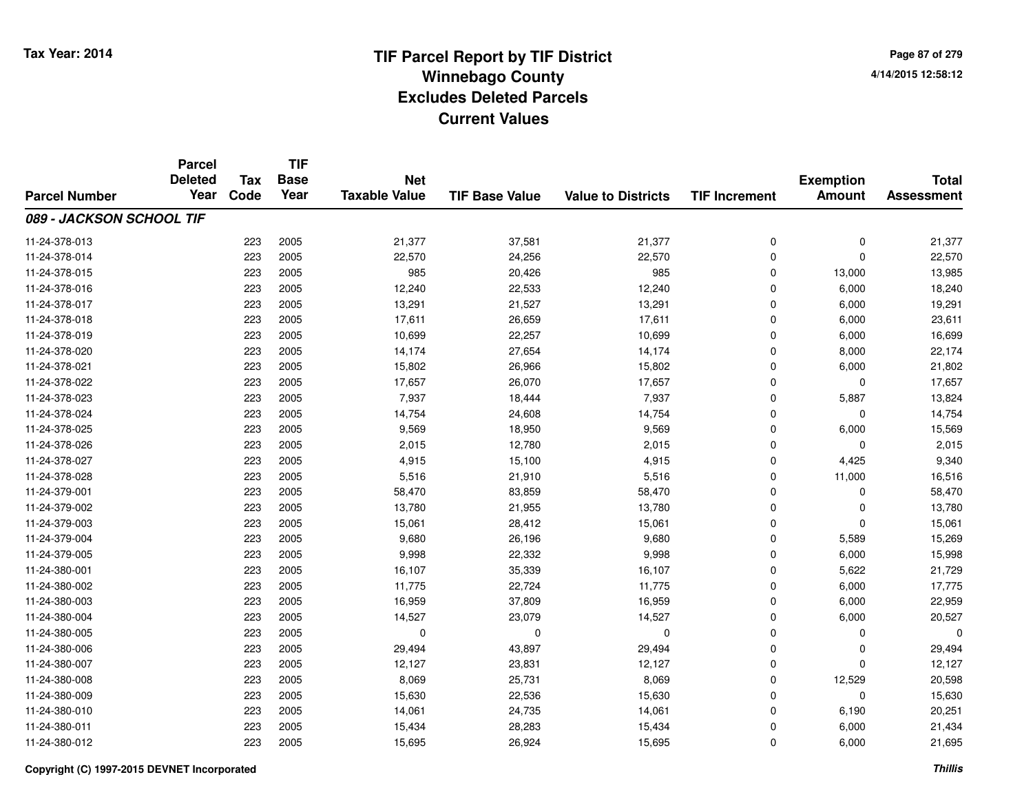# TIF Parcel Report by TIF District
## Winnebago County
## Excludes Deleted Parcels
## Current Values

Tax Year: 2014

4/14/2015 12:58:12

| Parcel Number | Parcel Deleted Year | Tax Code | TIF Base Year | Net Taxable Value | TIF Base Value | Value to Districts | TIF Increment | Exemption Amount | Total Assessment |
|---|---|---|---|---|---|---|---|---|---|
| ***089 - JACKSON SCHOOL TIF*** | | | | | | | | | |
| 11-24-378-013 | | 223 | 2005 | 21,377 | 37,581 | 21,377 | 0 | 0 | 21,377 |
| 11-24-378-014 | | 223 | 2005 | 22,570 | 24,256 | 22,570 | 0 | 0 | 22,570 |
| 11-24-378-015 | | 223 | 2005 | 985 | 20,426 | 985 | 0 | 13,000 | 13,985 |
| 11-24-378-016 | | 223 | 2005 | 12,240 | 22,533 | 12,240 | 0 | 6,000 | 18,240 |
| 11-24-378-017 | | 223 | 2005 | 13,291 | 21,527 | 13,291 | 0 | 6,000 | 19,291 |
| 11-24-378-018 | | 223 | 2005 | 17,611 | 26,659 | 17,611 | 0 | 6,000 | 23,611 |
| 11-24-378-019 | | 223 | 2005 | 10,699 | 22,257 | 10,699 | 0 | 6,000 | 16,699 |
| 11-24-378-020 | | 223 | 2005 | 14,174 | 27,654 | 14,174 | 0 | 8,000 | 22,174 |
| 11-24-378-021 | | 223 | 2005 | 15,802 | 26,966 | 15,802 | 0 | 6,000 | 21,802 |
| 11-24-378-022 | | 223 | 2005 | 17,657 | 26,070 | 17,657 | 0 | 0 | 17,657 |
| 11-24-378-023 | | 223 | 2005 | 7,937 | 18,444 | 7,937 | 0 | 5,887 | 13,824 |
| 11-24-378-024 | | 223 | 2005 | 14,754 | 24,608 | 14,754 | 0 | 0 | 14,754 |
| 11-24-378-025 | | 223 | 2005 | 9,569 | 18,950 | 9,569 | 0 | 6,000 | 15,569 |
| 11-24-378-026 | | 223 | 2005 | 2,015 | 12,780 | 2,015 | 0 | 0 | 2,015 |
| 11-24-378-027 | | 223 | 2005 | 4,915 | 15,100 | 4,915 | 0 | 4,425 | 9,340 |
| 11-24-378-028 | | 223 | 2005 | 5,516 | 21,910 | 5,516 | 0 | 11,000 | 16,516 |
| 11-24-379-001 | | 223 | 2005 | 58,470 | 83,859 | 58,470 | 0 | 0 | 58,470 |
| 11-24-379-002 | | 223 | 2005 | 13,780 | 21,955 | 13,780 | 0 | 0 | 13,780 |
| 11-24-379-003 | | 223 | 2005 | 15,061 | 28,412 | 15,061 | 0 | 0 | 15,061 |
| 11-24-379-004 | | 223 | 2005 | 9,680 | 26,196 | 9,680 | 0 | 5,589 | 15,269 |
| 11-24-379-005 | | 223 | 2005 | 9,998 | 22,332 | 9,998 | 0 | 6,000 | 15,998 |
| 11-24-380-001 | | 223 | 2005 | 16,107 | 35,339 | 16,107 | 0 | 5,622 | 21,729 |
| 11-24-380-002 | | 223 | 2005 | 11,775 | 22,724 | 11,775 | 0 | 6,000 | 17,775 |
| 11-24-380-003 | | 223 | 2005 | 16,959 | 37,809 | 16,959 | 0 | 6,000 | 22,959 |
| 11-24-380-004 | | 223 | 2005 | 14,527 | 23,079 | 14,527 | 0 | 6,000 | 20,527 |
| 11-24-380-005 | | 223 | 2005 | 0 | 0 | 0 | 0 | 0 | 0 |
| 11-24-380-006 | | 223 | 2005 | 29,494 | 43,897 | 29,494 | 0 | 0 | 29,494 |
| 11-24-380-007 | | 223 | 2005 | 12,127 | 23,831 | 12,127 | 0 | 0 | 12,127 |
| 11-24-380-008 | | 223 | 2005 | 8,069 | 25,731 | 8,069 | 0 | 12,529 | 20,598 |
| 11-24-380-009 | | 223 | 2005 | 15,630 | 22,536 | 15,630 | 0 | 0 | 15,630 |
| 11-24-380-010 | | 223 | 2005 | 14,061 | 24,735 | 14,061 | 0 | 6,190 | 20,251 |
| 11-24-380-011 | | 223 | 2005 | 15,434 | 28,283 | 15,434 | 0 | 6,000 | 21,434 |
| 11-24-380-012 | | 223 | 2005 | 15,695 | 26,924 | 15,695 | 0 | 6,000 | 21,695 |

Copyright (C) 1997-2015 DEVNET Incorporated

*Thillis*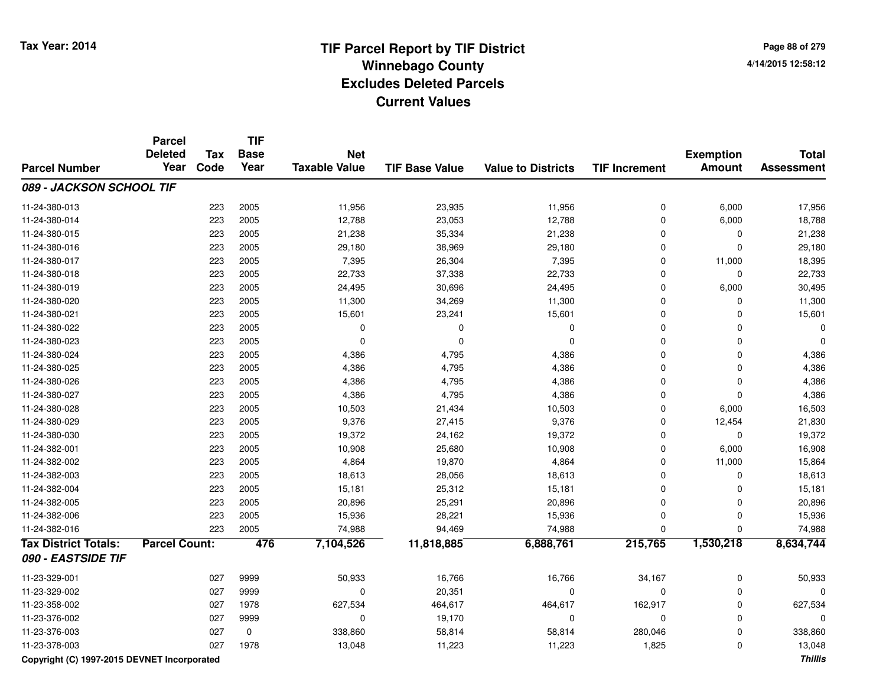# TIF Parcel Report by TIF District
## Winnebago County
## Excludes Deleted Parcels
## Current Values

Tax Year: 2014

4/14/2015 12:58:12

| Parcel Number | Parcel Deleted Year | Tax Code | TIF Base Year | Net Taxable Value | TIF Base Value | Value to Districts | TIF Increment | Exemption Amount | Total Assessment |
|---|---|---|---|---|---|---|---|---|---|
| ***089 - JACKSON SCHOOL TIF*** | | | | | | | | | |
| 11-24-380-013 | | 223 | 2005 | 11,956 | 23,935 | 11,956 | 0 | 6,000 | 17,956 |
| 11-24-380-014 | | 223 | 2005 | 12,788 | 23,053 | 12,788 | 0 | 6,000 | 18,788 |
| 11-24-380-015 | | 223 | 2005 | 21,238 | 35,334 | 21,238 | 0 | 0 | 21,238 |
| 11-24-380-016 | | 223 | 2005 | 29,180 | 38,969 | 29,180 | 0 | 0 | 29,180 |
| 11-24-380-017 | | 223 | 2005 | 7,395 | 26,304 | 7,395 | 0 | 11,000 | 18,395 |
| 11-24-380-018 | | 223 | 2005 | 22,733 | 37,338 | 22,733 | 0 | 0 | 22,733 |
| 11-24-380-019 | | 223 | 2005 | 24,495 | 30,696 | 24,495 | 0 | 6,000 | 30,495 |
| 11-24-380-020 | | 223 | 2005 | 11,300 | 34,269 | 11,300 | 0 | 0 | 11,300 |
| 11-24-380-021 | | 223 | 2005 | 15,601 | 23,241 | 15,601 | 0 | 0 | 15,601 |
| 11-24-380-022 | | 223 | 2005 | 0 | 0 | 0 | 0 | 0 | 0 |
| 11-24-380-023 | | 223 | 2005 | 0 | 0 | 0 | 0 | 0 | 0 |
| 11-24-380-024 | | 223 | 2005 | 4,386 | 4,795 | 4,386 | 0 | 0 | 4,386 |
| 11-24-380-025 | | 223 | 2005 | 4,386 | 4,795 | 4,386 | 0 | 0 | 4,386 |
| 11-24-380-026 | | 223 | 2005 | 4,386 | 4,795 | 4,386 | 0 | 0 | 4,386 |
| 11-24-380-027 | | 223 | 2005 | 4,386 | 4,795 | 4,386 | 0 | 0 | 4,386 |
| 11-24-380-028 | | 223 | 2005 | 10,503 | 21,434 | 10,503 | 0 | 6,000 | 16,503 |
| 11-24-380-029 | | 223 | 2005 | 9,376 | 27,415 | 9,376 | 0 | 12,454 | 21,830 |
| 11-24-380-030 | | 223 | 2005 | 19,372 | 24,162 | 19,372 | 0 | 0 | 19,372 |
| 11-24-382-001 | | 223 | 2005 | 10,908 | 25,680 | 10,908 | 0 | 6,000 | 16,908 |
| 11-24-382-002 | | 223 | 2005 | 4,864 | 19,870 | 4,864 | 0 | 11,000 | 15,864 |
| 11-24-382-003 | | 223 | 2005 | 18,613 | 28,056 | 18,613 | 0 | 0 | 18,613 |
| 11-24-382-004 | | 223 | 2005 | 15,181 | 25,312 | 15,181 | 0 | 0 | 15,181 |
| 11-24-382-005 | | 223 | 2005 | 20,896 | 25,291 | 20,896 | 0 | 0 | 20,896 |
| 11-24-382-006 | | 223 | 2005 | 15,936 | 28,221 | 15,936 | 0 | 0 | 15,936 |
| 11-24-382-016 | | 223 | 2005 | 74,988 | 94,469 | 74,988 | 0 | 0 | 74,988 |
| **Tax District Totals:** | **Parcel Count:** | | **476** | **7,104,526** | **11,818,885** | **6,888,761** | **215,765** | **1,530,218** | **8,634,744** |
| ***090 - EASTSIDE TIF*** | | | | | | | | | |
| 11-23-329-001 | | 027 | 9999 | 50,933 | 16,766 | 16,766 | 34,167 | 0 | 50,933 |
| 11-23-329-002 | | 027 | 9999 | 0 | 20,351 | 0 | 0 | 0 | 0 |
| 11-23-358-002 | | 027 | 1978 | 627,534 | 464,617 | 464,617 | 162,917 | 0 | 627,534 |
| 11-23-376-002 | | 027 | 9999 | 0 | 19,170 | 0 | 0 | 0 | 0 |
| 11-23-376-003 | | 027 | 0 | 338,860 | 58,814 | 58,814 | 280,046 | 0 | 338,860 |
| 11-23-378-003 | | 027 | 1978 | 13,048 | 11,223 | 11,223 | 1,825 | 0 | 13,048 |

Copyright (C) 1997-2015 DEVNET Incorporated

*Thillis*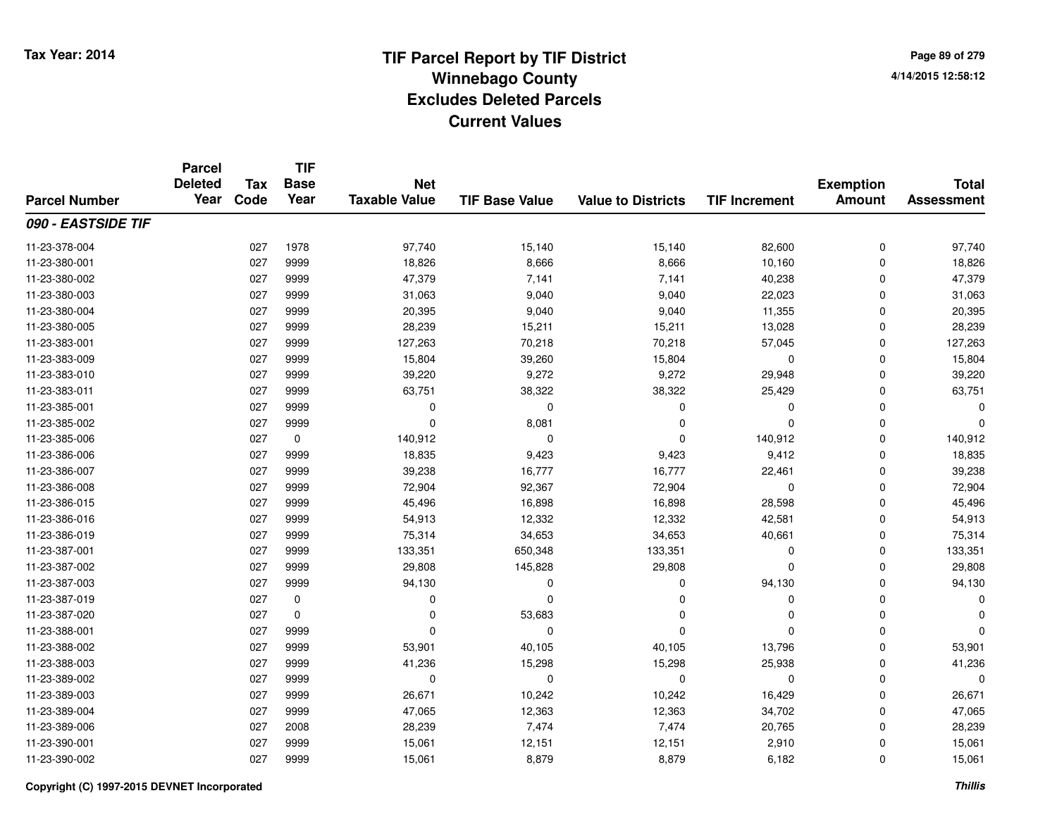# TIF Parcel Report by TIF District
## Winnebago County
## Excludes Deleted Parcels
## Current Values

Tax Year: 2014

4/14/2015 12:58:12

| Parcel Number | Parcel Deleted Year | Tax Code | TIF Base Year | Net Taxable Value | TIF Base Value | Value to Districts | TIF Increment | Exemption Amount | Total Assessment |
|---|---|---|---|---|---|---|---|---|---|
| ***090 - EASTSIDE TIF*** | | | | | | | | | |
| 11-23-378-004 | | 027 | 1978 | 97,740 | 15,140 | 15,140 | 82,600 | 0 | 97,740 |
| 11-23-380-001 | | 027 | 9999 | 18,826 | 8,666 | 8,666 | 10,160 | 0 | 18,826 |
| 11-23-380-002 | | 027 | 9999 | 47,379 | 7,141 | 7,141 | 40,238 | 0 | 47,379 |
| 11-23-380-003 | | 027 | 9999 | 31,063 | 9,040 | 9,040 | 22,023 | 0 | 31,063 |
| 11-23-380-004 | | 027 | 9999 | 20,395 | 9,040 | 9,040 | 11,355 | 0 | 20,395 |
| 11-23-380-005 | | 027 | 9999 | 28,239 | 15,211 | 15,211 | 13,028 | 0 | 28,239 |
| 11-23-383-001 | | 027 | 9999 | 127,263 | 70,218 | 70,218 | 57,045 | 0 | 127,263 |
| 11-23-383-009 | | 027 | 9999 | 15,804 | 39,260 | 15,804 | 0 | 0 | 15,804 |
| 11-23-383-010 | | 027 | 9999 | 39,220 | 9,272 | 9,272 | 29,948 | 0 | 39,220 |
| 11-23-383-011 | | 027 | 9999 | 63,751 | 38,322 | 38,322 | 25,429 | 0 | 63,751 |
| 11-23-385-001 | | 027 | 9999 | 0 | 0 | 0 | 0 | 0 | 0 |
| 11-23-385-002 | | 027 | 9999 | 0 | 8,081 | 0 | 0 | 0 | 0 |
| 11-23-385-006 | | 027 | 0 | 140,912 | 0 | 0 | 140,912 | 0 | 140,912 |
| 11-23-386-006 | | 027 | 9999 | 18,835 | 9,423 | 9,423 | 9,412 | 0 | 18,835 |
| 11-23-386-007 | | 027 | 9999 | 39,238 | 16,777 | 16,777 | 22,461 | 0 | 39,238 |
| 11-23-386-008 | | 027 | 9999 | 72,904 | 92,367 | 72,904 | 0 | 0 | 72,904 |
| 11-23-386-015 | | 027 | 9999 | 45,496 | 16,898 | 16,898 | 28,598 | 0 | 45,496 |
| 11-23-386-016 | | 027 | 9999 | 54,913 | 12,332 | 12,332 | 42,581 | 0 | 54,913 |
| 11-23-386-019 | | 027 | 9999 | 75,314 | 34,653 | 34,653 | 40,661 | 0 | 75,314 |
| 11-23-387-001 | | 027 | 9999 | 133,351 | 650,348 | 133,351 | 0 | 0 | 133,351 |
| 11-23-387-002 | | 027 | 9999 | 29,808 | 145,828 | 29,808 | 0 | 0 | 29,808 |
| 11-23-387-003 | | 027 | 9999 | 94,130 | 0 | 0 | 94,130 | 0 | 94,130 |
| 11-23-387-019 | | 027 | 0 | 0 | 0 | 0 | 0 | 0 | 0 |
| 11-23-387-020 | | 027 | 0 | 0 | 53,683 | 0 | 0 | 0 | 0 |
| 11-23-388-001 | | 027 | 9999 | 0 | 0 | 0 | 0 | 0 | 0 |
| 11-23-388-002 | | 027 | 9999 | 53,901 | 40,105 | 40,105 | 13,796 | 0 | 53,901 |
| 11-23-388-003 | | 027 | 9999 | 41,236 | 15,298 | 15,298 | 25,938 | 0 | 41,236 |
| 11-23-389-002 | | 027 | 9999 | 0 | 0 | 0 | 0 | 0 | 0 |
| 11-23-389-003 | | 027 | 9999 | 26,671 | 10,242 | 10,242 | 16,429 | 0 | 26,671 |
| 11-23-389-004 | | 027 | 9999 | 47,065 | 12,363 | 12,363 | 34,702 | 0 | 47,065 |
| 11-23-389-006 | | 027 | 2008 | 28,239 | 7,474 | 7,474 | 20,765 | 0 | 28,239 |
| 11-23-390-001 | | 027 | 9999 | 15,061 | 12,151 | 12,151 | 2,910 | 0 | 15,061 |
| 11-23-390-002 | | 027 | 9999 | 15,061 | 8,879 | 8,879 | 6,182 | 0 | 15,061 |

Copyright (C) 1997-2015 DEVNET Incorporated

*Thillis*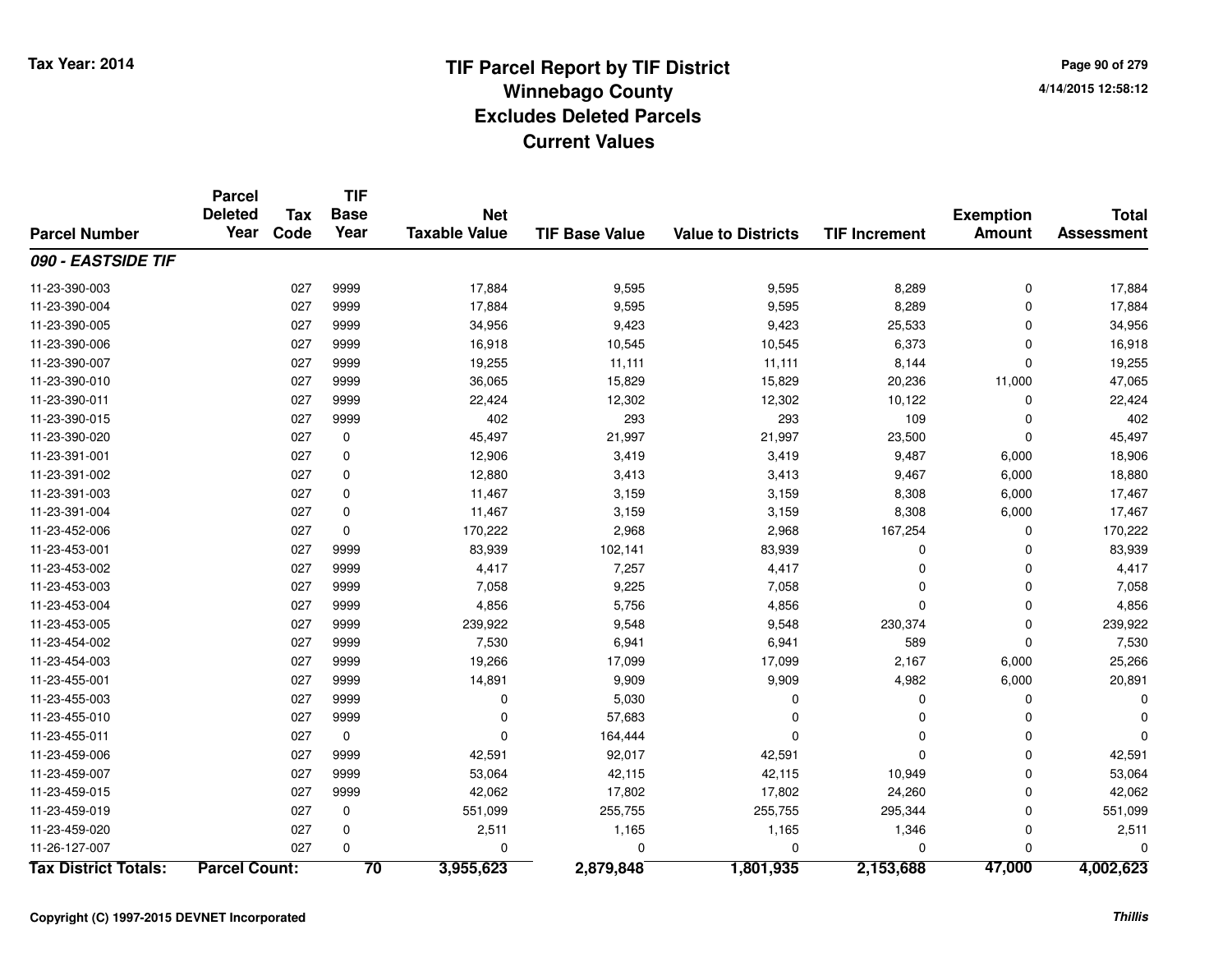Tax Year: 2014

# TIF Parcel Report by TIF District
## Winnebago County
## Excludes Deleted Parcels
## Current Values

4/14/2015 12:58:12

| Parcel Number | Parcel Deleted Year | Tax Code | TIF Base Year | Net Taxable Value | TIF Base Value | Value to Districts | TIF Increment | Exemption Amount | Total Assessment |
|---|---|---|---|---|---|---|---|---|---|
| ***090 - EASTSIDE TIF*** | | | | | | | | | |
| 11-23-390-003 | | 027 | 9999 | 17,884 | 9,595 | 9,595 | 8,289 | 0 | 17,884 |
| 11-23-390-004 | | 027 | 9999 | 17,884 | 9,595 | 9,595 | 8,289 | 0 | 17,884 |
| 11-23-390-005 | | 027 | 9999 | 34,956 | 9,423 | 9,423 | 25,533 | 0 | 34,956 |
| 11-23-390-006 | | 027 | 9999 | 16,918 | 10,545 | 10,545 | 6,373 | 0 | 16,918 |
| 11-23-390-007 | | 027 | 9999 | 19,255 | 11,111 | 11,111 | 8,144 | 0 | 19,255 |
| 11-23-390-010 | | 027 | 9999 | 36,065 | 15,829 | 15,829 | 20,236 | 11,000 | 47,065 |
| 11-23-390-011 | | 027 | 9999 | 22,424 | 12,302 | 12,302 | 10,122 | 0 | 22,424 |
| 11-23-390-015 | | 027 | 9999 | 402 | 293 | 293 | 109 | 0 | 402 |
| 11-23-390-020 | | 027 | 0 | 45,497 | 21,997 | 21,997 | 23,500 | 0 | 45,497 |
| 11-23-391-001 | | 027 | 0 | 12,906 | 3,419 | 3,419 | 9,487 | 6,000 | 18,906 |
| 11-23-391-002 | | 027 | 0 | 12,880 | 3,413 | 3,413 | 9,467 | 6,000 | 18,880 |
| 11-23-391-003 | | 027 | 0 | 11,467 | 3,159 | 3,159 | 8,308 | 6,000 | 17,467 |
| 11-23-391-004 | | 027 | 0 | 11,467 | 3,159 | 3,159 | 8,308 | 6,000 | 17,467 |
| 11-23-452-006 | | 027 | 0 | 170,222 | 2,968 | 2,968 | 167,254 | 0 | 170,222 |
| 11-23-453-001 | | 027 | 9999 | 83,939 | 102,141 | 83,939 | 0 | 0 | 83,939 |
| 11-23-453-002 | | 027 | 9999 | 4,417 | 7,257 | 4,417 | 0 | 0 | 4,417 |
| 11-23-453-003 | | 027 | 9999 | 7,058 | 9,225 | 7,058 | 0 | 0 | 7,058 |
| 11-23-453-004 | | 027 | 9999 | 4,856 | 5,756 | 4,856 | 0 | 0 | 4,856 |
| 11-23-453-005 | | 027 | 9999 | 239,922 | 9,548 | 9,548 | 230,374 | 0 | 239,922 |
| 11-23-454-002 | | 027 | 9999 | 7,530 | 6,941 | 6,941 | 589 | 0 | 7,530 |
| 11-23-454-003 | | 027 | 9999 | 19,266 | 17,099 | 17,099 | 2,167 | 6,000 | 25,266 |
| 11-23-455-001 | | 027 | 9999 | 14,891 | 9,909 | 9,909 | 4,982 | 6,000 | 20,891 |
| 11-23-455-003 | | 027 | 9999 | 0 | 5,030 | 0 | 0 | 0 | 0 |
| 11-23-455-010 | | 027 | 9999 | 0 | 57,683 | 0 | 0 | 0 | 0 |
| 11-23-455-011 | | 027 | 0 | 0 | 164,444 | 0 | 0 | 0 | 0 |
| 11-23-459-006 | | 027 | 9999 | 42,591 | 92,017 | 42,591 | 0 | 0 | 42,591 |
| 11-23-459-007 | | 027 | 9999 | 53,064 | 42,115 | 42,115 | 10,949 | 0 | 53,064 |
| 11-23-459-015 | | 027 | 9999 | 42,062 | 17,802 | 17,802 | 24,260 | 0 | 42,062 |
| 11-23-459-019 | | 027 | 0 | 551,099 | 255,755 | 255,755 | 295,344 | 0 | 551,099 |
| 11-23-459-020 | | 027 | 0 | 2,511 | 1,165 | 1,165 | 1,346 | 0 | 2,511 |
| 11-26-127-007 | | 027 | 0 | 0 | 0 | 0 | 0 | 0 | 0 |
| **Tax District Totals:** | **Parcel Count:** | | **70** | **3,955,623** | **2,879,848** | **1,801,935** | **2,153,688** | **47,000** | **4,002,623** |

Copyright (C) 1997-2015 DEVNET Incorporated

*Thillis*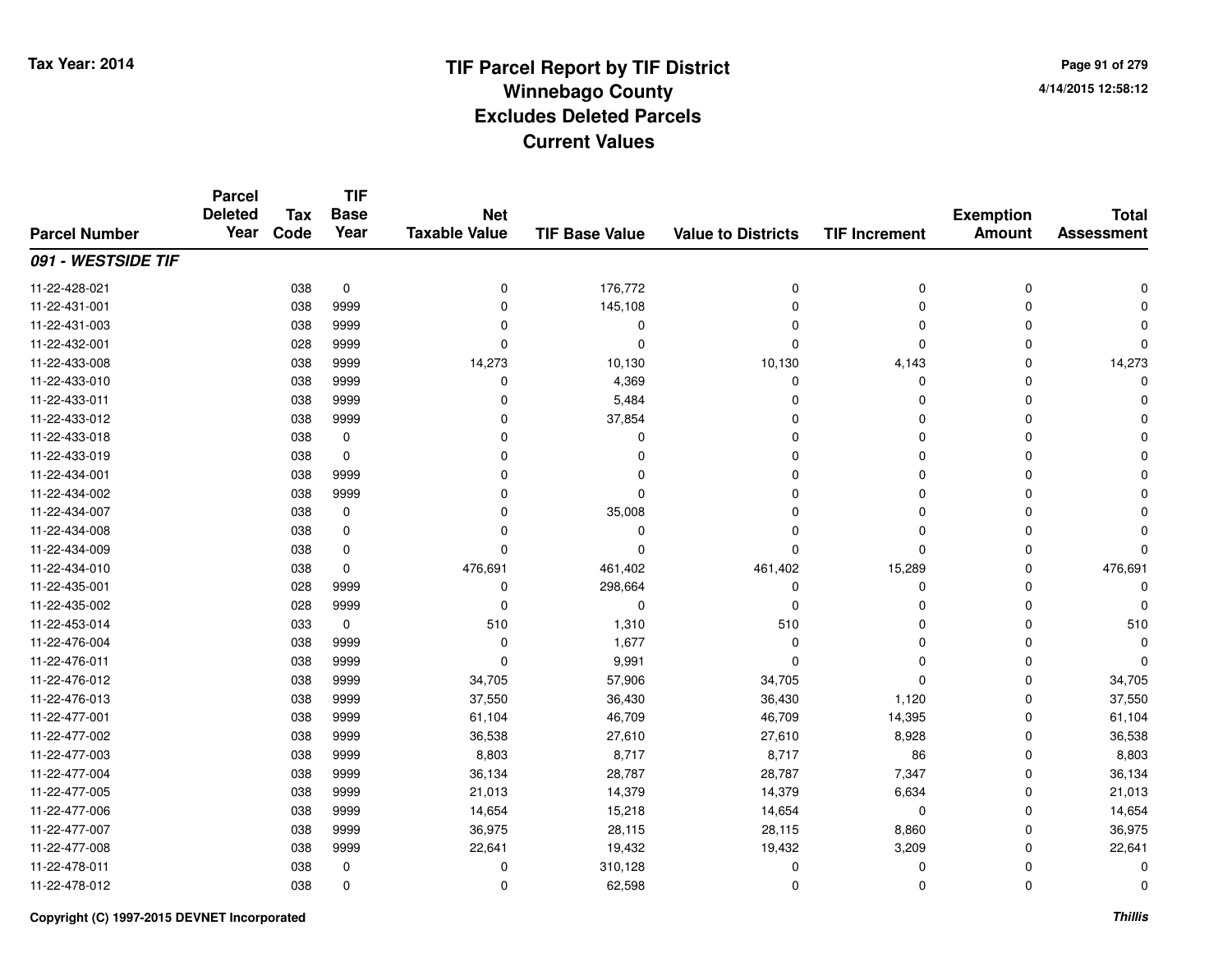# TIF Parcel Report by TIF District
# Winnebago County
# Excludes Deleted Parcels
# Current Values

Tax Year: 2014

4/14/2015 12:58:12

| Parcel Number | Parcel Deleted Year | Tax Code | TIF Base Year | Net Taxable Value | TIF Base Value | Value to Districts | TIF Increment | Exemption Amount | Total Assessment |
|---|---|---|---|---|---|---|---|---|---|
| ***091 - WESTSIDE TIF*** | | | | | | | | | |
| 11-22-428-021 | | 038 | 0 | 0 | 176,772 | 0 | 0 | 0 | 0 |
| 11-22-431-001 | | 038 | 9999 | 0 | 145,108 | 0 | 0 | 0 | 0 |
| 11-22-431-003 | | 038 | 9999 | 0 | 0 | 0 | 0 | 0 | 0 |
| 11-22-432-001 | | 028 | 9999 | 0 | 0 | 0 | 0 | 0 | 0 |
| 11-22-433-008 | | 038 | 9999 | 14,273 | 10,130 | 10,130 | 4,143 | 0 | 14,273 |
| 11-22-433-010 | | 038 | 9999 | 0 | 4,369 | 0 | 0 | 0 | 0 |
| 11-22-433-011 | | 038 | 9999 | 0 | 5,484 | 0 | 0 | 0 | 0 |
| 11-22-433-012 | | 038 | 9999 | 0 | 37,854 | 0 | 0 | 0 | 0 |
| 11-22-433-018 | | 038 | 0 | 0 | 0 | 0 | 0 | 0 | 0 |
| 11-22-433-019 | | 038 | 0 | 0 | 0 | 0 | 0 | 0 | 0 |
| 11-22-434-001 | | 038 | 9999 | 0 | 0 | 0 | 0 | 0 | 0 |
| 11-22-434-002 | | 038 | 9999 | 0 | 0 | 0 | 0 | 0 | 0 |
| 11-22-434-007 | | 038 | 0 | 0 | 35,008 | 0 | 0 | 0 | 0 |
| 11-22-434-008 | | 038 | 0 | 0 | 0 | 0 | 0 | 0 | 0 |
| 11-22-434-009 | | 038 | 0 | 0 | 0 | 0 | 0 | 0 | 0 |
| 11-22-434-010 | | 038 | 0 | 476,691 | 461,402 | 461,402 | 15,289 | 0 | 476,691 |
| 11-22-435-001 | | 028 | 9999 | 0 | 298,664 | 0 | 0 | 0 | 0 |
| 11-22-435-002 | | 028 | 9999 | 0 | 0 | 0 | 0 | 0 | 0 |
| 11-22-453-014 | | 033 | 0 | 510 | 1,310 | 510 | 0 | 0 | 510 |
| 11-22-476-004 | | 038 | 9999 | 0 | 1,677 | 0 | 0 | 0 | 0 |
| 11-22-476-011 | | 038 | 9999 | 0 | 9,991 | 0 | 0 | 0 | 0 |
| 11-22-476-012 | | 038 | 9999 | 34,705 | 57,906 | 34,705 | 0 | 0 | 34,705 |
| 11-22-476-013 | | 038 | 9999 | 37,550 | 36,430 | 36,430 | 1,120 | 0 | 37,550 |
| 11-22-477-001 | | 038 | 9999 | 61,104 | 46,709 | 46,709 | 14,395 | 0 | 61,104 |
| 11-22-477-002 | | 038 | 9999 | 36,538 | 27,610 | 27,610 | 8,928 | 0 | 36,538 |
| 11-22-477-003 | | 038 | 9999 | 8,803 | 8,717 | 8,717 | 86 | 0 | 8,803 |
| 11-22-477-004 | | 038 | 9999 | 36,134 | 28,787 | 28,787 | 7,347 | 0 | 36,134 |
| 11-22-477-005 | | 038 | 9999 | 21,013 | 14,379 | 14,379 | 6,634 | 0 | 21,013 |
| 11-22-477-006 | | 038 | 9999 | 14,654 | 15,218 | 14,654 | 0 | 0 | 14,654 |
| 11-22-477-007 | | 038 | 9999 | 36,975 | 28,115 | 28,115 | 8,860 | 0 | 36,975 |
| 11-22-477-008 | | 038 | 9999 | 22,641 | 19,432 | 19,432 | 3,209 | 0 | 22,641 |
| 11-22-478-011 | | 038 | 0 | 0 | 310,128 | 0 | 0 | 0 | 0 |
| 11-22-478-012 | | 038 | 0 | 0 | 62,598 | 0 | 0 | 0 | 0 |

Copyright (C) 1997-2015 DEVNET Incorporated

*Thillis*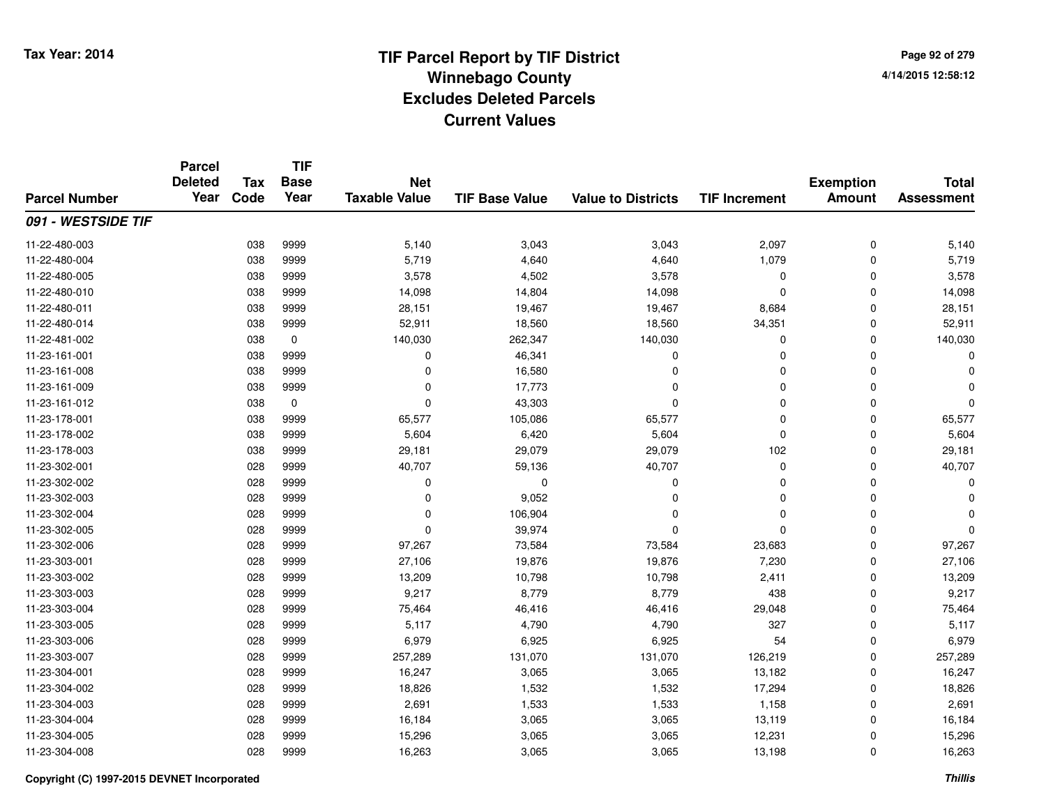# TIF Parcel Report by TIF District
## Winnebago County
## Excludes Deleted Parcels
## Current Values

Tax Year: 2014

| Parcel Number | Parcel Deleted Year | Tax Code | TIF Base Year | Net Taxable Value | TIF Base Value | Value to Districts | TIF Increment | Exemption Amount | Total Assessment |
|---|---|---|---|---|---|---|---|---|---|
| ***091 - WESTSIDE TIF*** | | | | | | | | | |
| 11-22-480-003 | | 038 | 9999 | 5,140 | 3,043 | 3,043 | 2,097 | 0 | 5,140 |
| 11-22-480-004 | | 038 | 9999 | 5,719 | 4,640 | 4,640 | 1,079 | 0 | 5,719 |
| 11-22-480-005 | | 038 | 9999 | 3,578 | 4,502 | 3,578 | 0 | 0 | 3,578 |
| 11-22-480-010 | | 038 | 9999 | 14,098 | 14,804 | 14,098 | 0 | 0 | 14,098 |
| 11-22-480-011 | | 038 | 9999 | 28,151 | 19,467 | 19,467 | 8,684 | 0 | 28,151 |
| 11-22-480-014 | | 038 | 9999 | 52,911 | 18,560 | 18,560 | 34,351 | 0 | 52,911 |
| 11-22-481-002 | | 038 | 0 | 140,030 | 262,347 | 140,030 | 0 | 0 | 140,030 |
| 11-23-161-001 | | 038 | 9999 | 0 | 46,341 | 0 | 0 | 0 | 0 |
| 11-23-161-008 | | 038 | 9999 | 0 | 16,580 | 0 | 0 | 0 | 0 |
| 11-23-161-009 | | 038 | 9999 | 0 | 17,773 | 0 | 0 | 0 | 0 |
| 11-23-161-012 | | 038 | 0 | 0 | 43,303 | 0 | 0 | 0 | 0 |
| 11-23-178-001 | | 038 | 9999 | 65,577 | 105,086 | 65,577 | 0 | 0 | 65,577 |
| 11-23-178-002 | | 038 | 9999 | 5,604 | 6,420 | 5,604 | 0 | 0 | 5,604 |
| 11-23-178-003 | | 038 | 9999 | 29,181 | 29,079 | 29,079 | 102 | 0 | 29,181 |
| 11-23-302-001 | | 028 | 9999 | 40,707 | 59,136 | 40,707 | 0 | 0 | 40,707 |
| 11-23-302-002 | | 028 | 9999 | 0 | 0 | 0 | 0 | 0 | 0 |
| 11-23-302-003 | | 028 | 9999 | 0 | 9,052 | 0 | 0 | 0 | 0 |
| 11-23-302-004 | | 028 | 9999 | 0 | 106,904 | 0 | 0 | 0 | 0 |
| 11-23-302-005 | | 028 | 9999 | 0 | 39,974 | 0 | 0 | 0 | 0 |
| 11-23-302-006 | | 028 | 9999 | 97,267 | 73,584 | 73,584 | 23,683 | 0 | 97,267 |
| 11-23-303-001 | | 028 | 9999 | 27,106 | 19,876 | 19,876 | 7,230 | 0 | 27,106 |
| 11-23-303-002 | | 028 | 9999 | 13,209 | 10,798 | 10,798 | 2,411 | 0 | 13,209 |
| 11-23-303-003 | | 028 | 9999 | 9,217 | 8,779 | 8,779 | 438 | 0 | 9,217 |
| 11-23-303-004 | | 028 | 9999 | 75,464 | 46,416 | 46,416 | 29,048 | 0 | 75,464 |
| 11-23-303-005 | | 028 | 9999 | 5,117 | 4,790 | 4,790 | 327 | 0 | 5,117 |
| 11-23-303-006 | | 028 | 9999 | 6,979 | 6,925 | 6,925 | 54 | 0 | 6,979 |
| 11-23-303-007 | | 028 | 9999 | 257,289 | 131,070 | 131,070 | 126,219 | 0 | 257,289 |
| 11-23-304-001 | | 028 | 9999 | 16,247 | 3,065 | 3,065 | 13,182 | 0 | 16,247 |
| 11-23-304-002 | | 028 | 9999 | 18,826 | 1,532 | 1,532 | 17,294 | 0 | 18,826 |
| 11-23-304-003 | | 028 | 9999 | 2,691 | 1,533 | 1,533 | 1,158 | 0 | 2,691 |
| 11-23-304-004 | | 028 | 9999 | 16,184 | 3,065 | 3,065 | 13,119 | 0 | 16,184 |
| 11-23-304-005 | | 028 | 9999 | 15,296 | 3,065 | 3,065 | 12,231 | 0 | 15,296 |
| 11-23-304-008 | | 028 | 9999 | 16,263 | 3,065 | 3,065 | 13,198 | 0 | 16,263 |

Copyright (C) 1997-2015 DEVNET Incorporated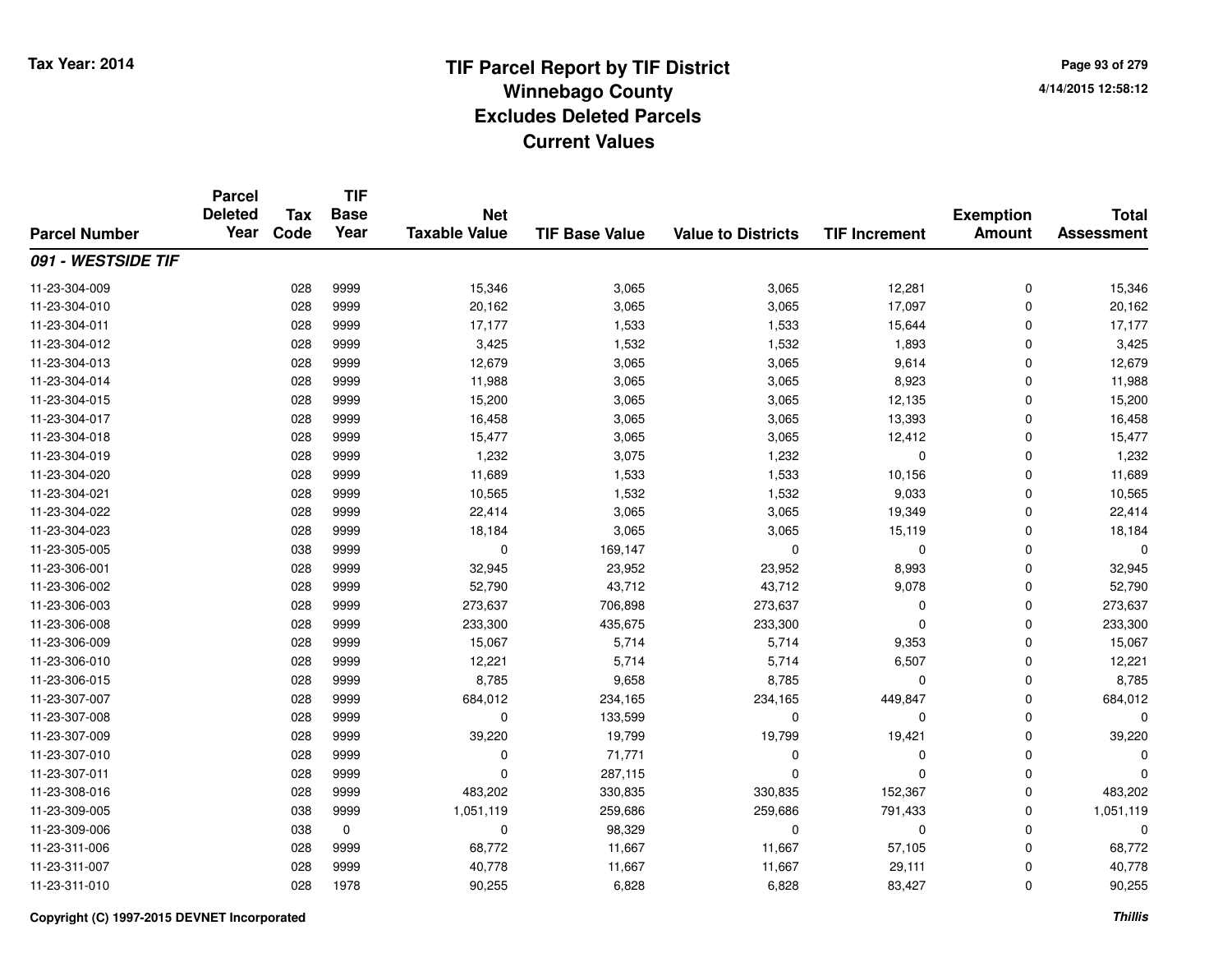# TIF Parcel Report by TIF District
## Winnebago County
## Excludes Deleted Parcels
## Current Values

Tax Year: 2014

4/14/2015 12:58:12

| Parcel Number | Parcel Deleted Year | Tax Code | TIF Base Year | Net Taxable Value | TIF Base Value | Value to Districts | TIF Increment | Exemption Amount | Total Assessment |
|---|---|---|---|---|---|---|---|---|---|
| ***091 - WESTSIDE TIF*** | | | | | | | | | |
| 11-23-304-009 | | 028 | 9999 | 15,346 | 3,065 | 3,065 | 12,281 | 0 | 15,346 |
| 11-23-304-010 | | 028 | 9999 | 20,162 | 3,065 | 3,065 | 17,097 | 0 | 20,162 |
| 11-23-304-011 | | 028 | 9999 | 17,177 | 1,533 | 1,533 | 15,644 | 0 | 17,177 |
| 11-23-304-012 | | 028 | 9999 | 3,425 | 1,532 | 1,532 | 1,893 | 0 | 3,425 |
| 11-23-304-013 | | 028 | 9999 | 12,679 | 3,065 | 3,065 | 9,614 | 0 | 12,679 |
| 11-23-304-014 | | 028 | 9999 | 11,988 | 3,065 | 3,065 | 8,923 | 0 | 11,988 |
| 11-23-304-015 | | 028 | 9999 | 15,200 | 3,065 | 3,065 | 12,135 | 0 | 15,200 |
| 11-23-304-017 | | 028 | 9999 | 16,458 | 3,065 | 3,065 | 13,393 | 0 | 16,458 |
| 11-23-304-018 | | 028 | 9999 | 15,477 | 3,065 | 3,065 | 12,412 | 0 | 15,477 |
| 11-23-304-019 | | 028 | 9999 | 1,232 | 3,075 | 1,232 | 0 | 0 | 1,232 |
| 11-23-304-020 | | 028 | 9999 | 11,689 | 1,533 | 1,533 | 10,156 | 0 | 11,689 |
| 11-23-304-021 | | 028 | 9999 | 10,565 | 1,532 | 1,532 | 9,033 | 0 | 10,565 |
| 11-23-304-022 | | 028 | 9999 | 22,414 | 3,065 | 3,065 | 19,349 | 0 | 22,414 |
| 11-23-304-023 | | 028 | 9999 | 18,184 | 3,065 | 3,065 | 15,119 | 0 | 18,184 |
| 11-23-305-005 | | 038 | 9999 | 0 | 169,147 | 0 | 0 | 0 | 0 |
| 11-23-306-001 | | 028 | 9999 | 32,945 | 23,952 | 23,952 | 8,993 | 0 | 32,945 |
| 11-23-306-002 | | 028 | 9999 | 52,790 | 43,712 | 43,712 | 9,078 | 0 | 52,790 |
| 11-23-306-003 | | 028 | 9999 | 273,637 | 706,898 | 273,637 | 0 | 0 | 273,637 |
| 11-23-306-008 | | 028 | 9999 | 233,300 | 435,675 | 233,300 | 0 | 0 | 233,300 |
| 11-23-306-009 | | 028 | 9999 | 15,067 | 5,714 | 5,714 | 9,353 | 0 | 15,067 |
| 11-23-306-010 | | 028 | 9999 | 12,221 | 5,714 | 5,714 | 6,507 | 0 | 12,221 |
| 11-23-306-015 | | 028 | 9999 | 8,785 | 9,658 | 8,785 | 0 | 0 | 8,785 |
| 11-23-307-007 | | 028 | 9999 | 684,012 | 234,165 | 234,165 | 449,847 | 0 | 684,012 |
| 11-23-307-008 | | 028 | 9999 | 0 | 133,599 | 0 | 0 | 0 | 0 |
| 11-23-307-009 | | 028 | 9999 | 39,220 | 19,799 | 19,799 | 19,421 | 0 | 39,220 |
| 11-23-307-010 | | 028 | 9999 | 0 | 71,771 | 0 | 0 | 0 | 0 |
| 11-23-307-011 | | 028 | 9999 | 0 | 287,115 | 0 | 0 | 0 | 0 |
| 11-23-308-016 | | 028 | 9999 | 483,202 | 330,835 | 330,835 | 152,367 | 0 | 483,202 |
| 11-23-309-005 | | 038 | 9999 | 1,051,119 | 259,686 | 259,686 | 791,433 | 0 | 1,051,119 |
| 11-23-309-006 | | 038 | 0 | 0 | 98,329 | 0 | 0 | 0 | 0 |
| 11-23-311-006 | | 028 | 9999 | 68,772 | 11,667 | 11,667 | 57,105 | 0 | 68,772 |
| 11-23-311-007 | | 028 | 9999 | 40,778 | 11,667 | 11,667 | 29,111 | 0 | 40,778 |
| 11-23-311-010 | | 028 | 1978 | 90,255 | 6,828 | 6,828 | 83,427 | 0 | 90,255 |

Copyright (C) 1997-2015 DEVNET Incorporated

*Thillis*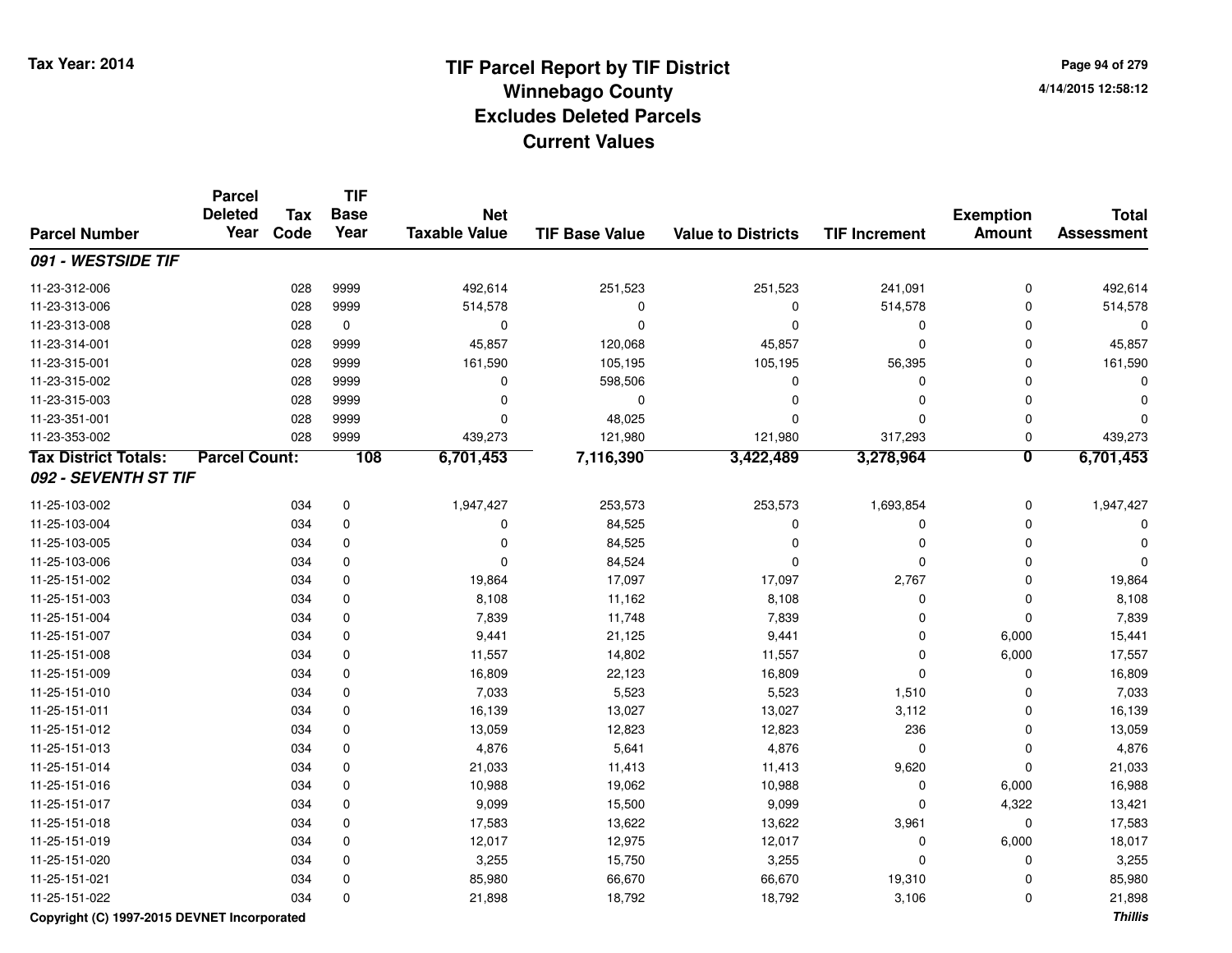# TIF Parcel Report by TIF District
## Winnebago County
## Excludes Deleted Parcels
## Current Values

Tax Year: 2014

4/14/2015 12:58:12

| Parcel Number | Parcel Deleted Year | Tax Code | TIF Base Year | Net Taxable Value | TIF Base Value | Value to Districts | TIF Increment | Exemption Amount | Total Assessment |
|---|---|---|---|---|---|---|---|---|---|
| ***091 - WESTSIDE TIF*** | | | | | | | | | |
| 11-23-312-006 | | 028 | 9999 | 492,614 | 251,523 | 251,523 | 241,091 | 0 | 492,614 |
| 11-23-313-006 | | 028 | 9999 | 514,578 | 0 | 0 | 514,578 | 0 | 514,578 |
| 11-23-313-008 | | 028 | 0 | 0 | 0 | 0 | 0 | 0 | 0 |
| 11-23-314-001 | | 028 | 9999 | 45,857 | 120,068 | 45,857 | 0 | 0 | 45,857 |
| 11-23-315-001 | | 028 | 9999 | 161,590 | 105,195 | 105,195 | 56,395 | 0 | 161,590 |
| 11-23-315-002 | | 028 | 9999 | 0 | 598,506 | 0 | 0 | 0 | 0 |
| 11-23-315-003 | | 028 | 9999 | 0 | 0 | 0 | 0 | 0 | 0 |
| 11-23-351-001 | | 028 | 9999 | 0 | 48,025 | 0 | 0 | 0 | 0 |
| 11-23-353-002 | | 028 | 9999 | 439,273 | 121,980 | 121,980 | 317,293 | 0 | 439,273 |
| **Tax District Totals:** | **Parcel Count:** | | **108** | **6,701,453** | **7,116,390** | **3,422,489** | **3,278,964** | **0** | **6,701,453** |
| ***092 - SEVENTH ST TIF*** | | | | | | | | | |
| 11-25-103-002 | | 034 | 0 | 1,947,427 | 253,573 | 253,573 | 1,693,854 | 0 | 1,947,427 |
| 11-25-103-004 | | 034 | 0 | 0 | 84,525 | 0 | 0 | 0 | 0 |
| 11-25-103-005 | | 034 | 0 | 0 | 84,525 | 0 | 0 | 0 | 0 |
| 11-25-103-006 | | 034 | 0 | 0 | 84,524 | 0 | 0 | 0 | 0 |
| 11-25-151-002 | | 034 | 0 | 19,864 | 17,097 | 17,097 | 2,767 | 0 | 19,864 |
| 11-25-151-003 | | 034 | 0 | 8,108 | 11,162 | 8,108 | 0 | 0 | 8,108 |
| 11-25-151-004 | | 034 | 0 | 7,839 | 11,748 | 7,839 | 0 | 0 | 7,839 |
| 11-25-151-007 | | 034 | 0 | 9,441 | 21,125 | 9,441 | 0 | 6,000 | 15,441 |
| 11-25-151-008 | | 034 | 0 | 11,557 | 14,802 | 11,557 | 0 | 6,000 | 17,557 |
| 11-25-151-009 | | 034 | 0 | 16,809 | 22,123 | 16,809 | 0 | 0 | 16,809 |
| 11-25-151-010 | | 034 | 0 | 7,033 | 5,523 | 5,523 | 1,510 | 0 | 7,033 |
| 11-25-151-011 | | 034 | 0 | 16,139 | 13,027 | 13,027 | 3,112 | 0 | 16,139 |
| 11-25-151-012 | | 034 | 0 | 13,059 | 12,823 | 12,823 | 236 | 0 | 13,059 |
| 11-25-151-013 | | 034 | 0 | 4,876 | 5,641 | 4,876 | 0 | 0 | 4,876 |
| 11-25-151-014 | | 034 | 0 | 21,033 | 11,413 | 11,413 | 9,620 | 0 | 21,033 |
| 11-25-151-016 | | 034 | 0 | 10,988 | 19,062 | 10,988 | 0 | 6,000 | 16,988 |
| 11-25-151-017 | | 034 | 0 | 9,099 | 15,500 | 9,099 | 0 | 4,322 | 13,421 |
| 11-25-151-018 | | 034 | 0 | 17,583 | 13,622 | 13,622 | 3,961 | 0 | 17,583 |
| 11-25-151-019 | | 034 | 0 | 12,017 | 12,975 | 12,017 | 0 | 6,000 | 18,017 |
| 11-25-151-020 | | 034 | 0 | 3,255 | 15,750 | 3,255 | 0 | 0 | 3,255 |
| 11-25-151-021 | | 034 | 0 | 85,980 | 66,670 | 66,670 | 19,310 | 0 | 85,980 |
| 11-25-151-022 | | 034 | 0 | 21,898 | 18,792 | 18,792 | 3,106 | 0 | 21,898 |

Copyright (C) 1997-2015 DEVNET Incorporated

*Thillis*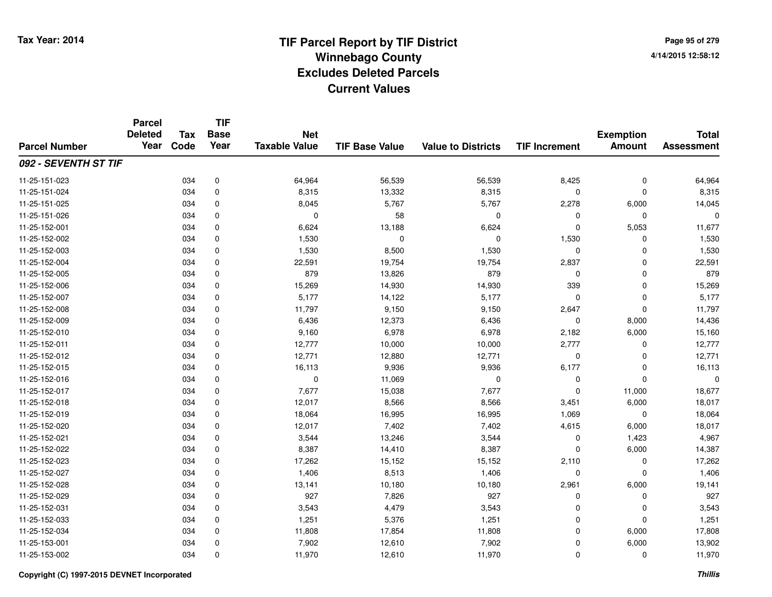# TIF Parcel Report by TIF District
## Winnebago County
## Excludes Deleted Parcels
## Current Values

Tax Year: 2014

4/14/2015 12:58:12

| Parcel Number | Parcel Deleted Year | Tax Code | TIF Base Year | Net Taxable Value | TIF Base Value | Value to Districts | TIF Increment | Exemption Amount | Total Assessment |
|---|---|---|---|---|---|---|---|---|---|
| ***092 - SEVENTH ST TIF*** | | | | | | | | | |
| 11-25-151-023 | | 034 | 0 | 64,964 | 56,539 | 56,539 | 8,425 | 0 | 64,964 |
| 11-25-151-024 | | 034 | 0 | 8,315 | 13,332 | 8,315 | 0 | 0 | 8,315 |
| 11-25-151-025 | | 034 | 0 | 8,045 | 5,767 | 5,767 | 2,278 | 6,000 | 14,045 |
| 11-25-151-026 | | 034 | 0 | 0 | 58 | 0 | 0 | 0 | 0 |
| 11-25-152-001 | | 034 | 0 | 6,624 | 13,188 | 6,624 | 0 | 5,053 | 11,677 |
| 11-25-152-002 | | 034 | 0 | 1,530 | 0 | 0 | 1,530 | 0 | 1,530 |
| 11-25-152-003 | | 034 | 0 | 1,530 | 8,500 | 1,530 | 0 | 0 | 1,530 |
| 11-25-152-004 | | 034 | 0 | 22,591 | 19,754 | 19,754 | 2,837 | 0 | 22,591 |
| 11-25-152-005 | | 034 | 0 | 879 | 13,826 | 879 | 0 | 0 | 879 |
| 11-25-152-006 | | 034 | 0 | 15,269 | 14,930 | 14,930 | 339 | 0 | 15,269 |
| 11-25-152-007 | | 034 | 0 | 5,177 | 14,122 | 5,177 | 0 | 0 | 5,177 |
| 11-25-152-008 | | 034 | 0 | 11,797 | 9,150 | 9,150 | 2,647 | 0 | 11,797 |
| 11-25-152-009 | | 034 | 0 | 6,436 | 12,373 | 6,436 | 0 | 8,000 | 14,436 |
| 11-25-152-010 | | 034 | 0 | 9,160 | 6,978 | 6,978 | 2,182 | 6,000 | 15,160 |
| 11-25-152-011 | | 034 | 0 | 12,777 | 10,000 | 10,000 | 2,777 | 0 | 12,777 |
| 11-25-152-012 | | 034 | 0 | 12,771 | 12,880 | 12,771 | 0 | 0 | 12,771 |
| 11-25-152-015 | | 034 | 0 | 16,113 | 9,936 | 9,936 | 6,177 | 0 | 16,113 |
| 11-25-152-016 | | 034 | 0 | 0 | 11,069 | 0 | 0 | 0 | 0 |
| 11-25-152-017 | | 034 | 0 | 7,677 | 15,038 | 7,677 | 0 | 11,000 | 18,677 |
| 11-25-152-018 | | 034 | 0 | 12,017 | 8,566 | 8,566 | 3,451 | 6,000 | 18,017 |
| 11-25-152-019 | | 034 | 0 | 18,064 | 16,995 | 16,995 | 1,069 | 0 | 18,064 |
| 11-25-152-020 | | 034 | 0 | 12,017 | 7,402 | 7,402 | 4,615 | 6,000 | 18,017 |
| 11-25-152-021 | | 034 | 0 | 3,544 | 13,246 | 3,544 | 0 | 1,423 | 4,967 |
| 11-25-152-022 | | 034 | 0 | 8,387 | 14,410 | 8,387 | 0 | 6,000 | 14,387 |
| 11-25-152-023 | | 034 | 0 | 17,262 | 15,152 | 15,152 | 2,110 | 0 | 17,262 |
| 11-25-152-027 | | 034 | 0 | 1,406 | 8,513 | 1,406 | 0 | 0 | 1,406 |
| 11-25-152-028 | | 034 | 0 | 13,141 | 10,180 | 10,180 | 2,961 | 6,000 | 19,141 |
| 11-25-152-029 | | 034 | 0 | 927 | 7,826 | 927 | 0 | 0 | 927 |
| 11-25-152-031 | | 034 | 0 | 3,543 | 4,479 | 3,543 | 0 | 0 | 3,543 |
| 11-25-152-033 | | 034 | 0 | 1,251 | 5,376 | 1,251 | 0 | 0 | 1,251 |
| 11-25-152-034 | | 034 | 0 | 11,808 | 17,854 | 11,808 | 0 | 6,000 | 17,808 |
| 11-25-153-001 | | 034 | 0 | 7,902 | 12,610 | 7,902 | 0 | 6,000 | 13,902 |
| 11-25-153-002 | | 034 | 0 | 11,970 | 12,610 | 11,970 | 0 | 0 | 11,970 |

Copyright (C) 1997-2015 DEVNET Incorporated

*Thillis*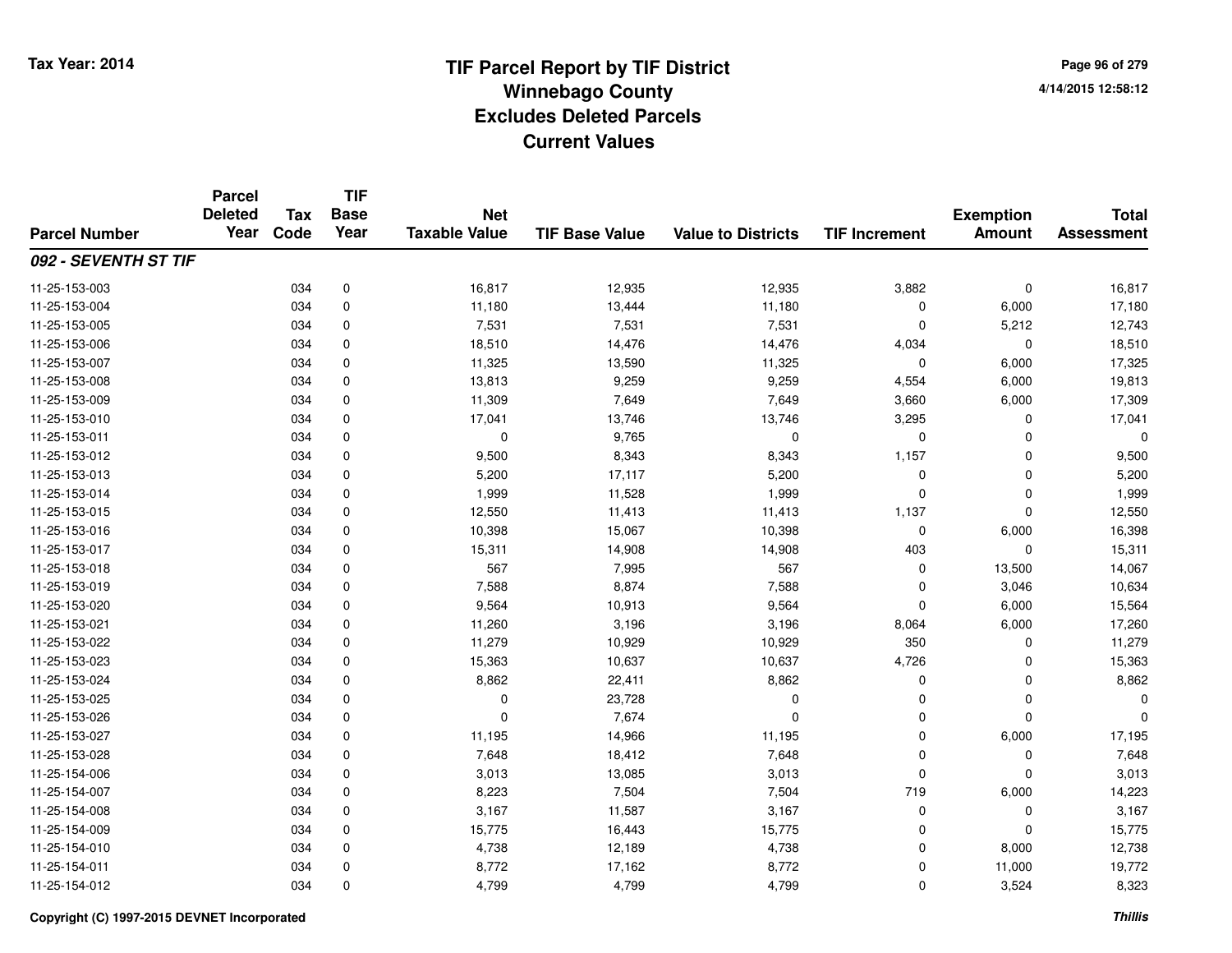# TIF Parcel Report by TIF District
## Winnebago County
## Excludes Deleted Parcels
## Current Values

Tax Year: 2014

4/14/2015 12:58:12

| Parcel Number | Parcel Deleted Year | Tax Code | TIF Base Year | Net Taxable Value | TIF Base Value | Value to Districts | TIF Increment | Exemption Amount | Total Assessment |
|---|---|---|---|---|---|---|---|---|---|
| ***092 - SEVENTH ST TIF*** | | | | | | | | | |
| 11-25-153-003 | | 034 | 0 | 16,817 | 12,935 | 12,935 | 3,882 | 0 | 16,817 |
| 11-25-153-004 | | 034 | 0 | 11,180 | 13,444 | 11,180 | 0 | 6,000 | 17,180 |
| 11-25-153-005 | | 034 | 0 | 7,531 | 7,531 | 7,531 | 0 | 5,212 | 12,743 |
| 11-25-153-006 | | 034 | 0 | 18,510 | 14,476 | 14,476 | 4,034 | 0 | 18,510 |
| 11-25-153-007 | | 034 | 0 | 11,325 | 13,590 | 11,325 | 0 | 6,000 | 17,325 |
| 11-25-153-008 | | 034 | 0 | 13,813 | 9,259 | 9,259 | 4,554 | 6,000 | 19,813 |
| 11-25-153-009 | | 034 | 0 | 11,309 | 7,649 | 7,649 | 3,660 | 6,000 | 17,309 |
| 11-25-153-010 | | 034 | 0 | 17,041 | 13,746 | 13,746 | 3,295 | 0 | 17,041 |
| 11-25-153-011 | | 034 | 0 | 0 | 9,765 | 0 | 0 | 0 | 0 |
| 11-25-153-012 | | 034 | 0 | 9,500 | 8,343 | 8,343 | 1,157 | 0 | 9,500 |
| 11-25-153-013 | | 034 | 0 | 5,200 | 17,117 | 5,200 | 0 | 0 | 5,200 |
| 11-25-153-014 | | 034 | 0 | 1,999 | 11,528 | 1,999 | 0 | 0 | 1,999 |
| 11-25-153-015 | | 034 | 0 | 12,550 | 11,413 | 11,413 | 1,137 | 0 | 12,550 |
| 11-25-153-016 | | 034 | 0 | 10,398 | 15,067 | 10,398 | 0 | 6,000 | 16,398 |
| 11-25-153-017 | | 034 | 0 | 15,311 | 14,908 | 14,908 | 403 | 0 | 15,311 |
| 11-25-153-018 | | 034 | 0 | 567 | 7,995 | 567 | 0 | 13,500 | 14,067 |
| 11-25-153-019 | | 034 | 0 | 7,588 | 8,874 | 7,588 | 0 | 3,046 | 10,634 |
| 11-25-153-020 | | 034 | 0 | 9,564 | 10,913 | 9,564 | 0 | 6,000 | 15,564 |
| 11-25-153-021 | | 034 | 0 | 11,260 | 3,196 | 3,196 | 8,064 | 6,000 | 17,260 |
| 11-25-153-022 | | 034 | 0 | 11,279 | 10,929 | 10,929 | 350 | 0 | 11,279 |
| 11-25-153-023 | | 034 | 0 | 15,363 | 10,637 | 10,637 | 4,726 | 0 | 15,363 |
| 11-25-153-024 | | 034 | 0 | 8,862 | 22,411 | 8,862 | 0 | 0 | 8,862 |
| 11-25-153-025 | | 034 | 0 | 0 | 23,728 | 0 | 0 | 0 | 0 |
| 11-25-153-026 | | 034 | 0 | 0 | 7,674 | 0 | 0 | 0 | 0 |
| 11-25-153-027 | | 034 | 0 | 11,195 | 14,966 | 11,195 | 0 | 6,000 | 17,195 |
| 11-25-153-028 | | 034 | 0 | 7,648 | 18,412 | 7,648 | 0 | 0 | 7,648 |
| 11-25-154-006 | | 034 | 0 | 3,013 | 13,085 | 3,013 | 0 | 0 | 3,013 |
| 11-25-154-007 | | 034 | 0 | 8,223 | 7,504 | 7,504 | 719 | 6,000 | 14,223 |
| 11-25-154-008 | | 034 | 0 | 3,167 | 11,587 | 3,167 | 0 | 0 | 3,167 |
| 11-25-154-009 | | 034 | 0 | 15,775 | 16,443 | 15,775 | 0 | 0 | 15,775 |
| 11-25-154-010 | | 034 | 0 | 4,738 | 12,189 | 4,738 | 0 | 8,000 | 12,738 |
| 11-25-154-011 | | 034 | 0 | 8,772 | 17,162 | 8,772 | 0 | 11,000 | 19,772 |
| 11-25-154-012 | | 034 | 0 | 4,799 | 4,799 | 4,799 | 0 | 3,524 | 8,323 |

Copyright (C) 1997-2015 DEVNET Incorporated

*Thillis*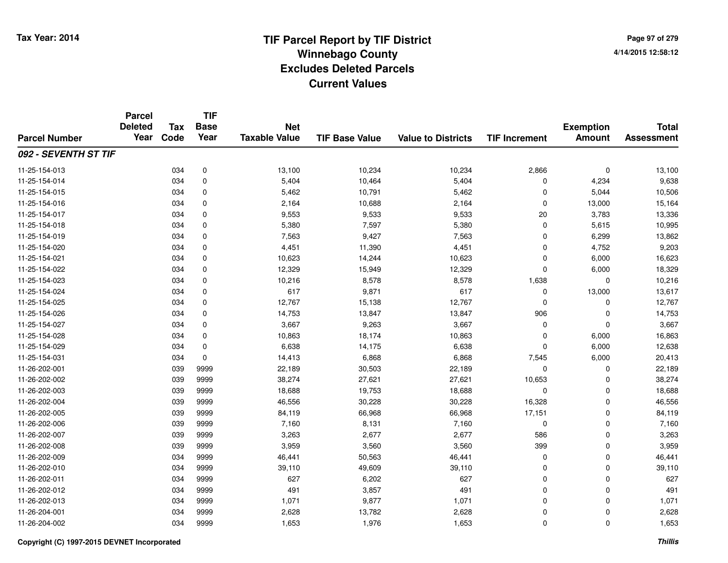# TIF Parcel Report by TIF District
## Winnebago County
## Excludes Deleted Parcels
## Current Values

Tax Year: 2014

4/14/2015 12:58:12

| Parcel Number | Parcel Deleted Year | Tax Code | TIF Base Year | Net Taxable Value | TIF Base Value | Value to Districts | TIF Increment | Exemption Amount | Total Assessment |
|---|---|---|---|---|---|---|---|---|---|
| ***092 - SEVENTH ST TIF*** | | | | | | | | | |
| 11-25-154-013 | | 034 | 0 | 13,100 | 10,234 | 10,234 | 2,866 | 0 | 13,100 |
| 11-25-154-014 | | 034 | 0 | 5,404 | 10,464 | 5,404 | 0 | 4,234 | 9,638 |
| 11-25-154-015 | | 034 | 0 | 5,462 | 10,791 | 5,462 | 0 | 5,044 | 10,506 |
| 11-25-154-016 | | 034 | 0 | 2,164 | 10,688 | 2,164 | 0 | 13,000 | 15,164 |
| 11-25-154-017 | | 034 | 0 | 9,553 | 9,533 | 9,533 | 20 | 3,783 | 13,336 |
| 11-25-154-018 | | 034 | 0 | 5,380 | 7,597 | 5,380 | 0 | 5,615 | 10,995 |
| 11-25-154-019 | | 034 | 0 | 7,563 | 9,427 | 7,563 | 0 | 6,299 | 13,862 |
| 11-25-154-020 | | 034 | 0 | 4,451 | 11,390 | 4,451 | 0 | 4,752 | 9,203 |
| 11-25-154-021 | | 034 | 0 | 10,623 | 14,244 | 10,623 | 0 | 6,000 | 16,623 |
| 11-25-154-022 | | 034 | 0 | 12,329 | 15,949 | 12,329 | 0 | 6,000 | 18,329 |
| 11-25-154-023 | | 034 | 0 | 10,216 | 8,578 | 8,578 | 1,638 | 0 | 10,216 |
| 11-25-154-024 | | 034 | 0 | 617 | 9,871 | 617 | 0 | 13,000 | 13,617 |
| 11-25-154-025 | | 034 | 0 | 12,767 | 15,138 | 12,767 | 0 | 0 | 12,767 |
| 11-25-154-026 | | 034 | 0 | 14,753 | 13,847 | 13,847 | 906 | 0 | 14,753 |
| 11-25-154-027 | | 034 | 0 | 3,667 | 9,263 | 3,667 | 0 | 0 | 3,667 |
| 11-25-154-028 | | 034 | 0 | 10,863 | 18,174 | 10,863 | 0 | 6,000 | 16,863 |
| 11-25-154-029 | | 034 | 0 | 6,638 | 14,175 | 6,638 | 0 | 6,000 | 12,638 |
| 11-25-154-031 | | 034 | 0 | 14,413 | 6,868 | 6,868 | 7,545 | 6,000 | 20,413 |
| 11-26-202-001 | | 039 | 9999 | 22,189 | 30,503 | 22,189 | 0 | 0 | 22,189 |
| 11-26-202-002 | | 039 | 9999 | 38,274 | 27,621 | 27,621 | 10,653 | 0 | 38,274 |
| 11-26-202-003 | | 039 | 9999 | 18,688 | 19,753 | 18,688 | 0 | 0 | 18,688 |
| 11-26-202-004 | | 039 | 9999 | 46,556 | 30,228 | 30,228 | 16,328 | 0 | 46,556 |
| 11-26-202-005 | | 039 | 9999 | 84,119 | 66,968 | 66,968 | 17,151 | 0 | 84,119 |
| 11-26-202-006 | | 039 | 9999 | 7,160 | 8,131 | 7,160 | 0 | 0 | 7,160 |
| 11-26-202-007 | | 039 | 9999 | 3,263 | 2,677 | 2,677 | 586 | 0 | 3,263 |
| 11-26-202-008 | | 039 | 9999 | 3,959 | 3,560 | 3,560 | 399 | 0 | 3,959 |
| 11-26-202-009 | | 034 | 9999 | 46,441 | 50,563 | 46,441 | 0 | 0 | 46,441 |
| 11-26-202-010 | | 034 | 9999 | 39,110 | 49,609 | 39,110 | 0 | 0 | 39,110 |
| 11-26-202-011 | | 034 | 9999 | 627 | 6,202 | 627 | 0 | 0 | 627 |
| 11-26-202-012 | | 034 | 9999 | 491 | 3,857 | 491 | 0 | 0 | 491 |
| 11-26-202-013 | | 034 | 9999 | 1,071 | 9,877 | 1,071 | 0 | 0 | 1,071 |
| 11-26-204-001 | | 034 | 9999 | 2,628 | 13,782 | 2,628 | 0 | 0 | 2,628 |
| 11-26-204-002 | | 034 | 9999 | 1,653 | 1,976 | 1,653 | 0 | 0 | 1,653 |

Copyright (C) 1997-2015 DEVNET Incorporated

*Thillis*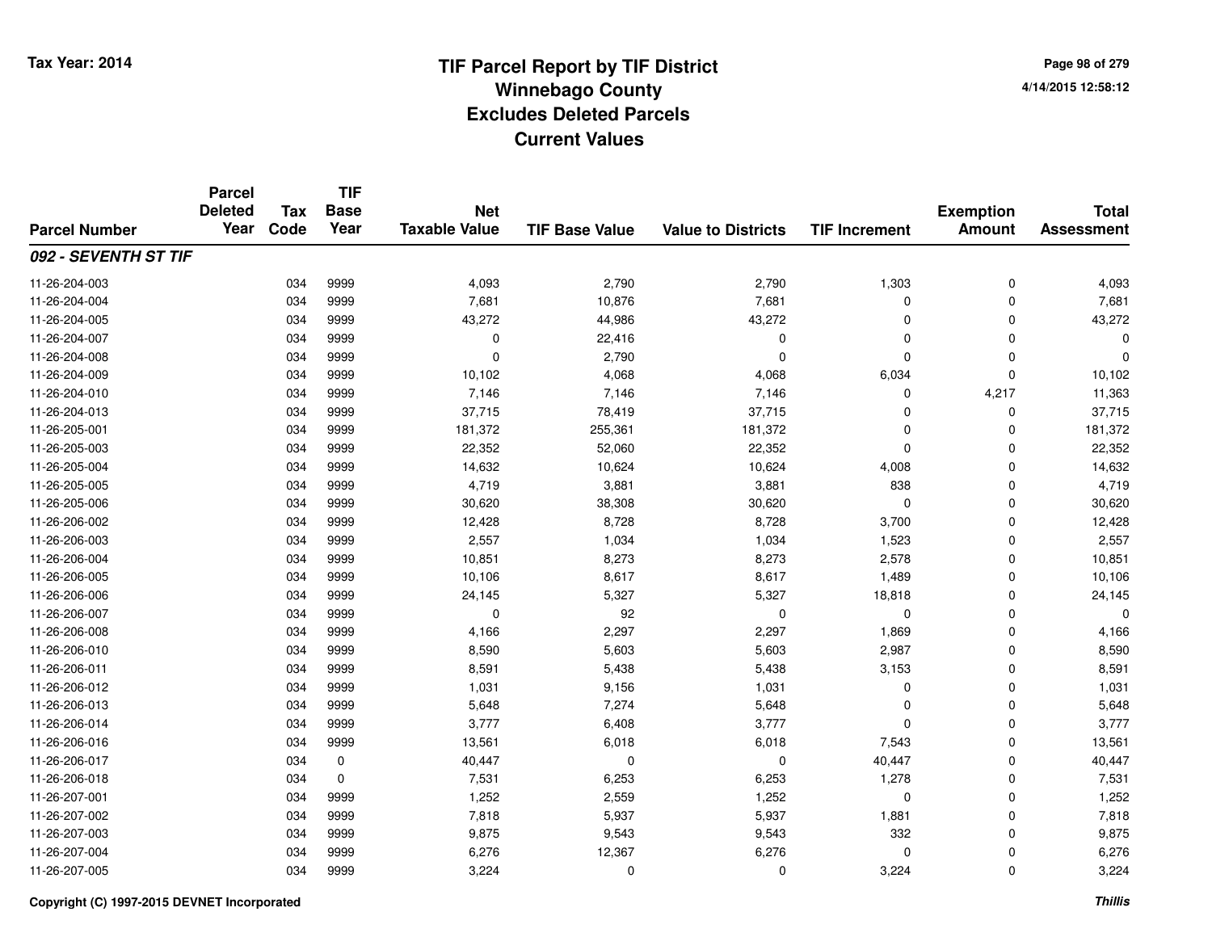# TIF Parcel Report by TIF District
## Winnebago County
## Excludes Deleted Parcels
## Current Values

Tax Year: 2014

4/14/2015 12:58:12

| Parcel Number | Parcel Deleted Year | Tax Code | TIF Base Year | Net Taxable Value | TIF Base Value | Value to Districts | TIF Increment | Exemption Amount | Total Assessment |
|---|---|---|---|---|---|---|---|---|---|
| ***092 - SEVENTH ST TIF*** | | | | | | | | | |
| 11-26-204-003 | | 034 | 9999 | 4,093 | 2,790 | 2,790 | 1,303 | 0 | 4,093 |
| 11-26-204-004 | | 034 | 9999 | 7,681 | 10,876 | 7,681 | 0 | 0 | 7,681 |
| 11-26-204-005 | | 034 | 9999 | 43,272 | 44,986 | 43,272 | 0 | 0 | 43,272 |
| 11-26-204-007 | | 034 | 9999 | 0 | 22,416 | 0 | 0 | 0 | 0 |
| 11-26-204-008 | | 034 | 9999 | 0 | 2,790 | 0 | 0 | 0 | 0 |
| 11-26-204-009 | | 034 | 9999 | 10,102 | 4,068 | 4,068 | 6,034 | 0 | 10,102 |
| 11-26-204-010 | | 034 | 9999 | 7,146 | 7,146 | 7,146 | 0 | 4,217 | 11,363 |
| 11-26-204-013 | | 034 | 9999 | 37,715 | 78,419 | 37,715 | 0 | 0 | 37,715 |
| 11-26-205-001 | | 034 | 9999 | 181,372 | 255,361 | 181,372 | 0 | 0 | 181,372 |
| 11-26-205-003 | | 034 | 9999 | 22,352 | 52,060 | 22,352 | 0 | 0 | 22,352 |
| 11-26-205-004 | | 034 | 9999 | 14,632 | 10,624 | 10,624 | 4,008 | 0 | 14,632 |
| 11-26-205-005 | | 034 | 9999 | 4,719 | 3,881 | 3,881 | 838 | 0 | 4,719 |
| 11-26-205-006 | | 034 | 9999 | 30,620 | 38,308 | 30,620 | 0 | 0 | 30,620 |
| 11-26-206-002 | | 034 | 9999 | 12,428 | 8,728 | 8,728 | 3,700 | 0 | 12,428 |
| 11-26-206-003 | | 034 | 9999 | 2,557 | 1,034 | 1,034 | 1,523 | 0 | 2,557 |
| 11-26-206-004 | | 034 | 9999 | 10,851 | 8,273 | 8,273 | 2,578 | 0 | 10,851 |
| 11-26-206-005 | | 034 | 9999 | 10,106 | 8,617 | 8,617 | 1,489 | 0 | 10,106 |
| 11-26-206-006 | | 034 | 9999 | 24,145 | 5,327 | 5,327 | 18,818 | 0 | 24,145 |
| 11-26-206-007 | | 034 | 9999 | 0 | 92 | 0 | 0 | 0 | 0 |
| 11-26-206-008 | | 034 | 9999 | 4,166 | 2,297 | 2,297 | 1,869 | 0 | 4,166 |
| 11-26-206-010 | | 034 | 9999 | 8,590 | 5,603 | 5,603 | 2,987 | 0 | 8,590 |
| 11-26-206-011 | | 034 | 9999 | 8,591 | 5,438 | 5,438 | 3,153 | 0 | 8,591 |
| 11-26-206-012 | | 034 | 9999 | 1,031 | 9,156 | 1,031 | 0 | 0 | 1,031 |
| 11-26-206-013 | | 034 | 9999 | 5,648 | 7,274 | 5,648 | 0 | 0 | 5,648 |
| 11-26-206-014 | | 034 | 9999 | 3,777 | 6,408 | 3,777 | 0 | 0 | 3,777 |
| 11-26-206-016 | | 034 | 9999 | 13,561 | 6,018 | 6,018 | 7,543 | 0 | 13,561 |
| 11-26-206-017 | | 034 | 0 | 40,447 | 0 | 0 | 40,447 | 0 | 40,447 |
| 11-26-206-018 | | 034 | 0 | 7,531 | 6,253 | 6,253 | 1,278 | 0 | 7,531 |
| 11-26-207-001 | | 034 | 9999 | 1,252 | 2,559 | 1,252 | 0 | 0 | 1,252 |
| 11-26-207-002 | | 034 | 9999 | 7,818 | 5,937 | 5,937 | 1,881 | 0 | 7,818 |
| 11-26-207-003 | | 034 | 9999 | 9,875 | 9,543 | 9,543 | 332 | 0 | 9,875 |
| 11-26-207-004 | | 034 | 9999 | 6,276 | 12,367 | 6,276 | 0 | 0 | 6,276 |
| 11-26-207-005 | | 034 | 9999 | 3,224 | 0 | 0 | 3,224 | 0 | 3,224 |

Copyright (C) 1997-2015 DEVNET Incorporated

*Thillis*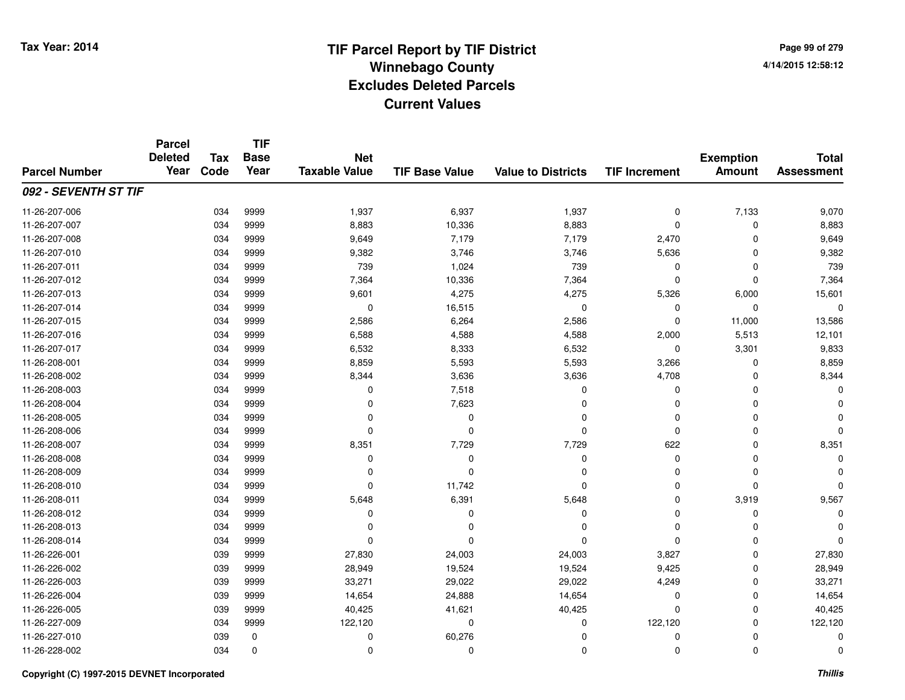# TIF Parcel Report by TIF District
## Winnebago County
## Excludes Deleted Parcels
## Current Values

Tax Year: 2014

4/14/2015 12:58:12

| Parcel Number | Parcel Deleted Year | Tax Code | TIF Base Year | Net Taxable Value | TIF Base Value | Value to Districts | TIF Increment | Exemption Amount | Total Assessment |
|---|---|---|---|---|---|---|---|---|---|
| ***092 - SEVENTH ST TIF*** | | | | | | | | | |
| 11-26-207-006 | | 034 | 9999 | 1,937 | 6,937 | 1,937 | 0 | 7,133 | 9,070 |
| 11-26-207-007 | | 034 | 9999 | 8,883 | 10,336 | 8,883 | 0 | 0 | 8,883 |
| 11-26-207-008 | | 034 | 9999 | 9,649 | 7,179 | 7,179 | 2,470 | 0 | 9,649 |
| 11-26-207-010 | | 034 | 9999 | 9,382 | 3,746 | 3,746 | 5,636 | 0 | 9,382 |
| 11-26-207-011 | | 034 | 9999 | 739 | 1,024 | 739 | 0 | 0 | 739 |
| 11-26-207-012 | | 034 | 9999 | 7,364 | 10,336 | 7,364 | 0 | 0 | 7,364 |
| 11-26-207-013 | | 034 | 9999 | 9,601 | 4,275 | 4,275 | 5,326 | 6,000 | 15,601 |
| 11-26-207-014 | | 034 | 9999 | 0 | 16,515 | 0 | 0 | 0 | 0 |
| 11-26-207-015 | | 034 | 9999 | 2,586 | 6,264 | 2,586 | 0 | 11,000 | 13,586 |
| 11-26-207-016 | | 034 | 9999 | 6,588 | 4,588 | 4,588 | 2,000 | 5,513 | 12,101 |
| 11-26-207-017 | | 034 | 9999 | 6,532 | 8,333 | 6,532 | 0 | 3,301 | 9,833 |
| 11-26-208-001 | | 034 | 9999 | 8,859 | 5,593 | 5,593 | 3,266 | 0 | 8,859 |
| 11-26-208-002 | | 034 | 9999 | 8,344 | 3,636 | 3,636 | 4,708 | 0 | 8,344 |
| 11-26-208-003 | | 034 | 9999 | 0 | 7,518 | 0 | 0 | 0 | 0 |
| 11-26-208-004 | | 034 | 9999 | 0 | 7,623 | 0 | 0 | 0 | 0 |
| 11-26-208-005 | | 034 | 9999 | 0 | 0 | 0 | 0 | 0 | 0 |
| 11-26-208-006 | | 034 | 9999 | 0 | 0 | 0 | 0 | 0 | 0 |
| 11-26-208-007 | | 034 | 9999 | 8,351 | 7,729 | 7,729 | 622 | 0 | 8,351 |
| 11-26-208-008 | | 034 | 9999 | 0 | 0 | 0 | 0 | 0 | 0 |
| 11-26-208-009 | | 034 | 9999 | 0 | 0 | 0 | 0 | 0 | 0 |
| 11-26-208-010 | | 034 | 9999 | 0 | 11,742 | 0 | 0 | 0 | 0 |
| 11-26-208-011 | | 034 | 9999 | 5,648 | 6,391 | 5,648 | 0 | 3,919 | 9,567 |
| 11-26-208-012 | | 034 | 9999 | 0 | 0 | 0 | 0 | 0 | 0 |
| 11-26-208-013 | | 034 | 9999 | 0 | 0 | 0 | 0 | 0 | 0 |
| 11-26-208-014 | | 034 | 9999 | 0 | 0 | 0 | 0 | 0 | 0 |
| 11-26-226-001 | | 039 | 9999 | 27,830 | 24,003 | 24,003 | 3,827 | 0 | 27,830 |
| 11-26-226-002 | | 039 | 9999 | 28,949 | 19,524 | 19,524 | 9,425 | 0 | 28,949 |
| 11-26-226-003 | | 039 | 9999 | 33,271 | 29,022 | 29,022 | 4,249 | 0 | 33,271 |
| 11-26-226-004 | | 039 | 9999 | 14,654 | 24,888 | 14,654 | 0 | 0 | 14,654 |
| 11-26-226-005 | | 039 | 9999 | 40,425 | 41,621 | 40,425 | 0 | 0 | 40,425 |
| 11-26-227-009 | | 034 | 9999 | 122,120 | 0 | 0 | 122,120 | 0 | 122,120 |
| 11-26-227-010 | | 039 | 0 | 0 | 60,276 | 0 | 0 | 0 | 0 |
| 11-26-228-002 | | 034 | 0 | 0 | 0 | 0 | 0 | 0 | 0 |

Copyright (C) 1997-2015 DEVNET Incorporated

*Thillis*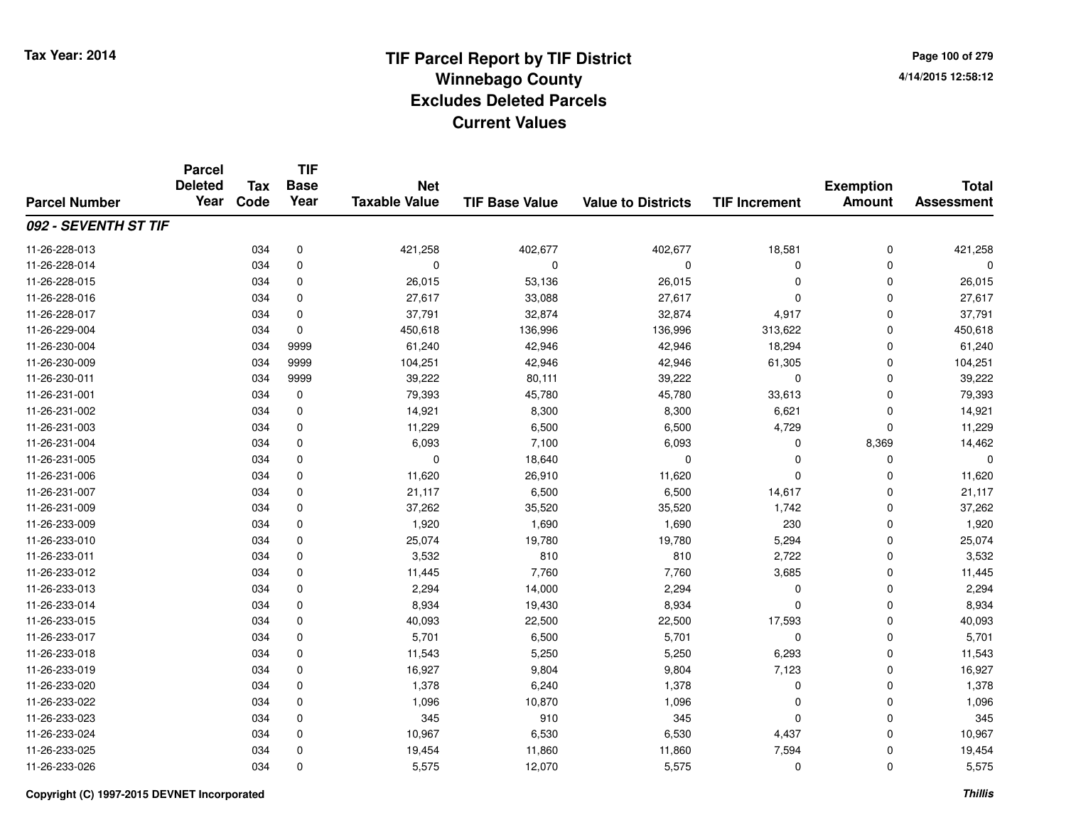# TIF Parcel Report by TIF District
## Winnebago County
## Excludes Deleted Parcels
## Current Values

Tax Year: 2014

4/14/2015 12:58:12

| Parcel Number | Parcel Deleted Year | Tax Code | TIF Base Year | Net Taxable Value | TIF Base Value | Value to Districts | TIF Increment | Exemption Amount | Total Assessment |
|---|---|---|---|---|---|---|---|---|---|
| ***092 - SEVENTH ST TIF*** | | | | | | | | | |
| 11-26-228-013 | | 034 | 0 | 421,258 | 402,677 | 402,677 | 18,581 | 0 | 421,258 |
| 11-26-228-014 | | 034 | 0 | 0 | 0 | 0 | 0 | 0 | 0 |
| 11-26-228-015 | | 034 | 0 | 26,015 | 53,136 | 26,015 | 0 | 0 | 26,015 |
| 11-26-228-016 | | 034 | 0 | 27,617 | 33,088 | 27,617 | 0 | 0 | 27,617 |
| 11-26-228-017 | | 034 | 0 | 37,791 | 32,874 | 32,874 | 4,917 | 0 | 37,791 |
| 11-26-229-004 | | 034 | 0 | 450,618 | 136,996 | 136,996 | 313,622 | 0 | 450,618 |
| 11-26-230-004 | | 034 | 9999 | 61,240 | 42,946 | 42,946 | 18,294 | 0 | 61,240 |
| 11-26-230-009 | | 034 | 9999 | 104,251 | 42,946 | 42,946 | 61,305 | 0 | 104,251 |
| 11-26-230-011 | | 034 | 9999 | 39,222 | 80,111 | 39,222 | 0 | 0 | 39,222 |
| 11-26-231-001 | | 034 | 0 | 79,393 | 45,780 | 45,780 | 33,613 | 0 | 79,393 |
| 11-26-231-002 | | 034 | 0 | 14,921 | 8,300 | 8,300 | 6,621 | 0 | 14,921 |
| 11-26-231-003 | | 034 | 0 | 11,229 | 6,500 | 6,500 | 4,729 | 0 | 11,229 |
| 11-26-231-004 | | 034 | 0 | 6,093 | 7,100 | 6,093 | 0 | 8,369 | 14,462 |
| 11-26-231-005 | | 034 | 0 | 0 | 18,640 | 0 | 0 | 0 | 0 |
| 11-26-231-006 | | 034 | 0 | 11,620 | 26,910 | 11,620 | 0 | 0 | 11,620 |
| 11-26-231-007 | | 034 | 0 | 21,117 | 6,500 | 6,500 | 14,617 | 0 | 21,117 |
| 11-26-231-009 | | 034 | 0 | 37,262 | 35,520 | 35,520 | 1,742 | 0 | 37,262 |
| 11-26-233-009 | | 034 | 0 | 1,920 | 1,690 | 1,690 | 230 | 0 | 1,920 |
| 11-26-233-010 | | 034 | 0 | 25,074 | 19,780 | 19,780 | 5,294 | 0 | 25,074 |
| 11-26-233-011 | | 034 | 0 | 3,532 | 810 | 810 | 2,722 | 0 | 3,532 |
| 11-26-233-012 | | 034 | 0 | 11,445 | 7,760 | 7,760 | 3,685 | 0 | 11,445 |
| 11-26-233-013 | | 034 | 0 | 2,294 | 14,000 | 2,294 | 0 | 0 | 2,294 |
| 11-26-233-014 | | 034 | 0 | 8,934 | 19,430 | 8,934 | 0 | 0 | 8,934 |
| 11-26-233-015 | | 034 | 0 | 40,093 | 22,500 | 22,500 | 17,593 | 0 | 40,093 |
| 11-26-233-017 | | 034 | 0 | 5,701 | 6,500 | 5,701 | 0 | 0 | 5,701 |
| 11-26-233-018 | | 034 | 0 | 11,543 | 5,250 | 5,250 | 6,293 | 0 | 11,543 |
| 11-26-233-019 | | 034 | 0 | 16,927 | 9,804 | 9,804 | 7,123 | 0 | 16,927 |
| 11-26-233-020 | | 034 | 0 | 1,378 | 6,240 | 1,378 | 0 | 0 | 1,378 |
| 11-26-233-022 | | 034 | 0 | 1,096 | 10,870 | 1,096 | 0 | 0 | 1,096 |
| 11-26-233-023 | | 034 | 0 | 345 | 910 | 345 | 0 | 0 | 345 |
| 11-26-233-024 | | 034 | 0 | 10,967 | 6,530 | 6,530 | 4,437 | 0 | 10,967 |
| 11-26-233-025 | | 034 | 0 | 19,454 | 11,860 | 11,860 | 7,594 | 0 | 19,454 |
| 11-26-233-026 | | 034 | 0 | 5,575 | 12,070 | 5,575 | 0 | 0 | 5,575 |

Copyright (C) 1997-2015 DEVNET Incorporated

*Thillis*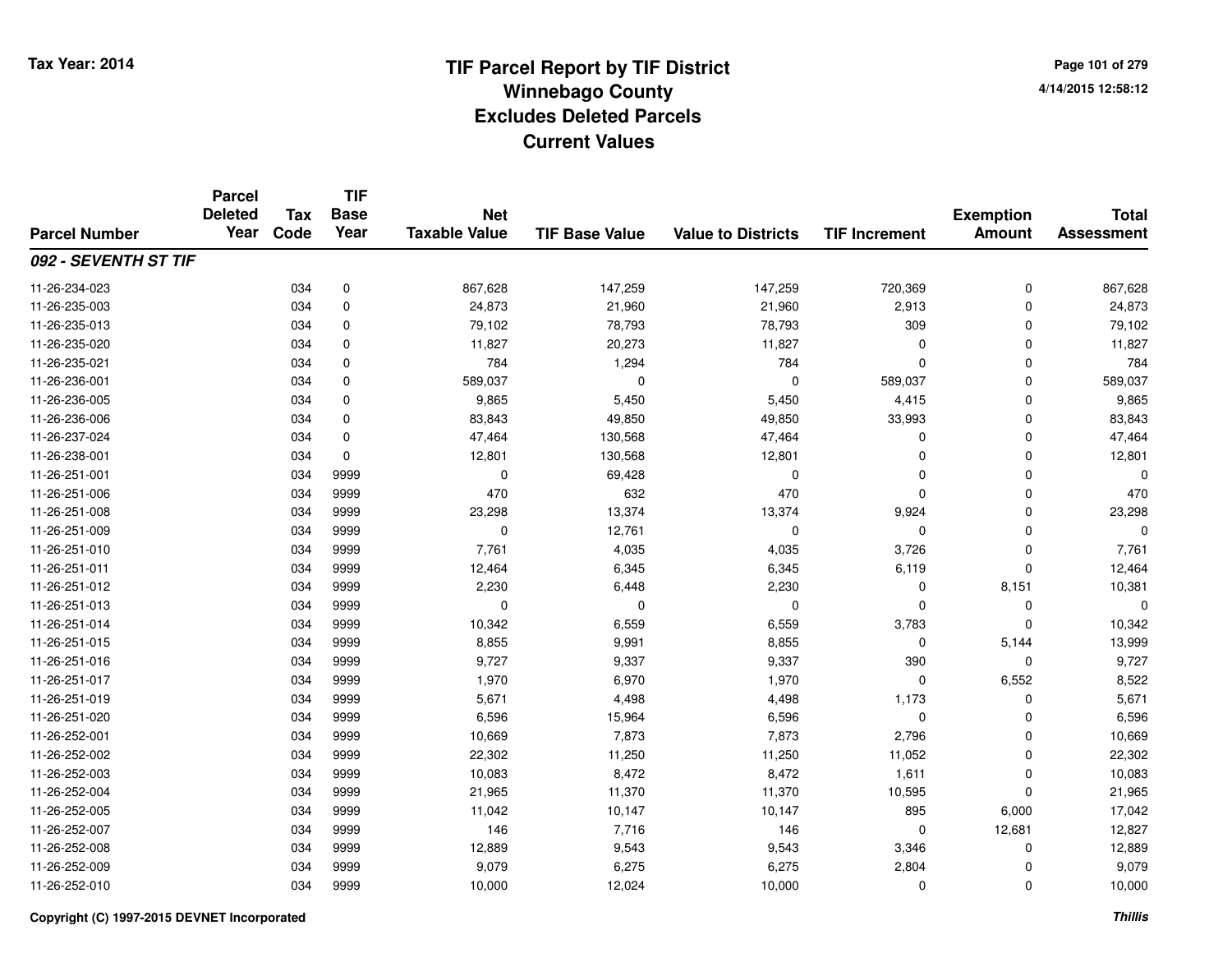# TIF Parcel Report by TIF District
# Winnebago County
# Excludes Deleted Parcels
# Current Values

Tax Year: 2014

4/14/2015 12:58:12

| Parcel Number | Parcel Deleted Year | Tax Code | TIF Base Year | Net Taxable Value | TIF Base Value | Value to Districts | TIF Increment | Exemption Amount | Total Assessment |
|---|---|---|---|---|---|---|---|---|---|
| ***092 - SEVENTH ST TIF*** | | | | | | | | | |
| 11-26-234-023 | | 034 | 0 | 867,628 | 147,259 | 147,259 | 720,369 | 0 | 867,628 |
| 11-26-235-003 | | 034 | 0 | 24,873 | 21,960 | 21,960 | 2,913 | 0 | 24,873 |
| 11-26-235-013 | | 034 | 0 | 79,102 | 78,793 | 78,793 | 309 | 0 | 79,102 |
| 11-26-235-020 | | 034 | 0 | 11,827 | 20,273 | 11,827 | 0 | 0 | 11,827 |
| 11-26-235-021 | | 034 | 0 | 784 | 1,294 | 784 | 0 | 0 | 784 |
| 11-26-236-001 | | 034 | 0 | 589,037 | 0 | 0 | 589,037 | 0 | 589,037 |
| 11-26-236-005 | | 034 | 0 | 9,865 | 5,450 | 5,450 | 4,415 | 0 | 9,865 |
| 11-26-236-006 | | 034 | 0 | 83,843 | 49,850 | 49,850 | 33,993 | 0 | 83,843 |
| 11-26-237-024 | | 034 | 0 | 47,464 | 130,568 | 47,464 | 0 | 0 | 47,464 |
| 11-26-238-001 | | 034 | 0 | 12,801 | 130,568 | 12,801 | 0 | 0 | 12,801 |
| 11-26-251-001 | | 034 | 9999 | 0 | 69,428 | 0 | 0 | 0 | 0 |
| 11-26-251-006 | | 034 | 9999 | 470 | 632 | 470 | 0 | 0 | 470 |
| 11-26-251-008 | | 034 | 9999 | 23,298 | 13,374 | 13,374 | 9,924 | 0 | 23,298 |
| 11-26-251-009 | | 034 | 9999 | 0 | 12,761 | 0 | 0 | 0 | 0 |
| 11-26-251-010 | | 034 | 9999 | 7,761 | 4,035 | 4,035 | 3,726 | 0 | 7,761 |
| 11-26-251-011 | | 034 | 9999 | 12,464 | 6,345 | 6,345 | 6,119 | 0 | 12,464 |
| 11-26-251-012 | | 034 | 9999 | 2,230 | 6,448 | 2,230 | 0 | 8,151 | 10,381 |
| 11-26-251-013 | | 034 | 9999 | 0 | 0 | 0 | 0 | 0 | 0 |
| 11-26-251-014 | | 034 | 9999 | 10,342 | 6,559 | 6,559 | 3,783 | 0 | 10,342 |
| 11-26-251-015 | | 034 | 9999 | 8,855 | 9,991 | 8,855 | 0 | 5,144 | 13,999 |
| 11-26-251-016 | | 034 | 9999 | 9,727 | 9,337 | 9,337 | 390 | 0 | 9,727 |
| 11-26-251-017 | | 034 | 9999 | 1,970 | 6,970 | 1,970 | 0 | 6,552 | 8,522 |
| 11-26-251-019 | | 034 | 9999 | 5,671 | 4,498 | 4,498 | 1,173 | 0 | 5,671 |
| 11-26-251-020 | | 034 | 9999 | 6,596 | 15,964 | 6,596 | 0 | 0 | 6,596 |
| 11-26-252-001 | | 034 | 9999 | 10,669 | 7,873 | 7,873 | 2,796 | 0 | 10,669 |
| 11-26-252-002 | | 034 | 9999 | 22,302 | 11,250 | 11,250 | 11,052 | 0 | 22,302 |
| 11-26-252-003 | | 034 | 9999 | 10,083 | 8,472 | 8,472 | 1,611 | 0 | 10,083 |
| 11-26-252-004 | | 034 | 9999 | 21,965 | 11,370 | 11,370 | 10,595 | 0 | 21,965 |
| 11-26-252-005 | | 034 | 9999 | 11,042 | 10,147 | 10,147 | 895 | 6,000 | 17,042 |
| 11-26-252-007 | | 034 | 9999 | 146 | 7,716 | 146 | 0 | 12,681 | 12,827 |
| 11-26-252-008 | | 034 | 9999 | 12,889 | 9,543 | 9,543 | 3,346 | 0 | 12,889 |
| 11-26-252-009 | | 034 | 9999 | 9,079 | 6,275 | 6,275 | 2,804 | 0 | 9,079 |
| 11-26-252-010 | | 034 | 9999 | 10,000 | 12,024 | 10,000 | 0 | 0 | 10,000 |

Copyright (C) 1997-2015 DEVNET Incorporated

*Thillis*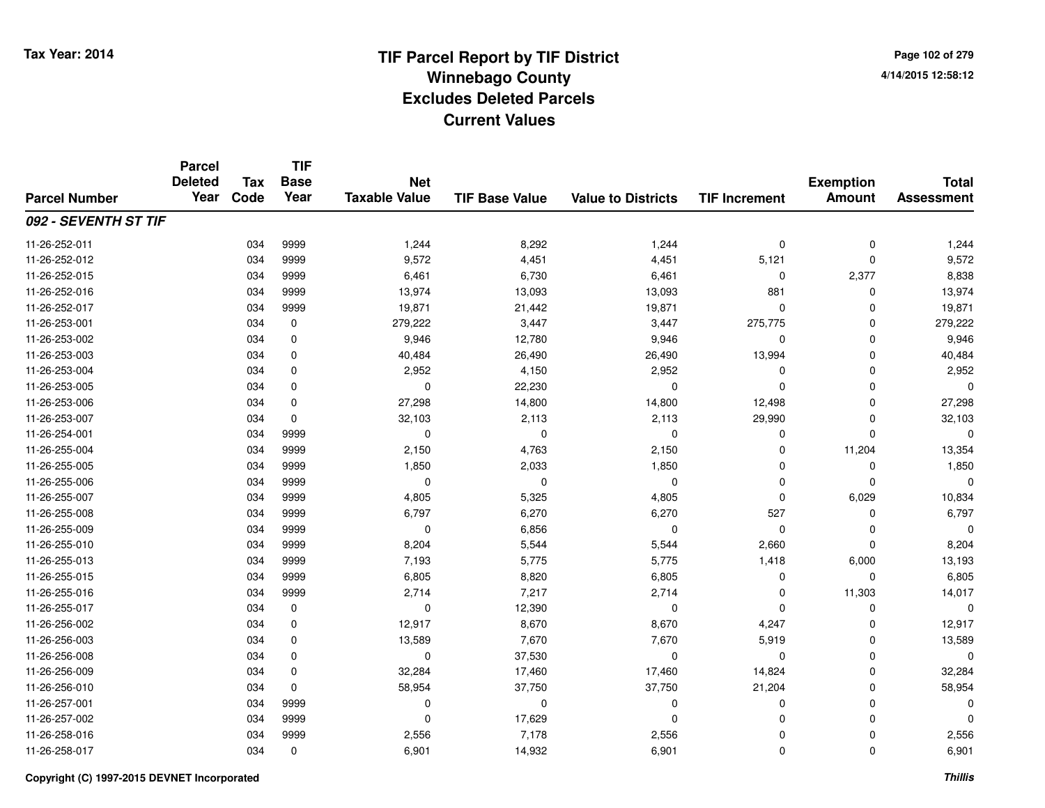# TIF Parcel Report by TIF District
## Winnebago County
## Excludes Deleted Parcels
## Current Values

Tax Year: 2014

4/14/2015 12:58:12

| Parcel Number | Parcel Deleted Year | Tax Code | TIF Base Year | Net Taxable Value | TIF Base Value | Value to Districts | TIF Increment | Exemption Amount | Total Assessment |
|---|---|---|---|---|---|---|---|---|---|
| ***092 - SEVENTH ST TIF*** | | | | | | | | | |
| 11-26-252-011 | | 034 | 9999 | 1,244 | 8,292 | 1,244 | 0 | 0 | 1,244 |
| 11-26-252-012 | | 034 | 9999 | 9,572 | 4,451 | 4,451 | 5,121 | 0 | 9,572 |
| 11-26-252-015 | | 034 | 9999 | 6,461 | 6,730 | 6,461 | 0 | 2,377 | 8,838 |
| 11-26-252-016 | | 034 | 9999 | 13,974 | 13,093 | 13,093 | 881 | 0 | 13,974 |
| 11-26-252-017 | | 034 | 9999 | 19,871 | 21,442 | 19,871 | 0 | 0 | 19,871 |
| 11-26-253-001 | | 034 | 0 | 279,222 | 3,447 | 3,447 | 275,775 | 0 | 279,222 |
| 11-26-253-002 | | 034 | 0 | 9,946 | 12,780 | 9,946 | 0 | 0 | 9,946 |
| 11-26-253-003 | | 034 | 0 | 40,484 | 26,490 | 26,490 | 13,994 | 0 | 40,484 |
| 11-26-253-004 | | 034 | 0 | 2,952 | 4,150 | 2,952 | 0 | 0 | 2,952 |
| 11-26-253-005 | | 034 | 0 | 0 | 22,230 | 0 | 0 | 0 | 0 |
| 11-26-253-006 | | 034 | 0 | 27,298 | 14,800 | 14,800 | 12,498 | 0 | 27,298 |
| 11-26-253-007 | | 034 | 0 | 32,103 | 2,113 | 2,113 | 29,990 | 0 | 32,103 |
| 11-26-254-001 | | 034 | 9999 | 0 | 0 | 0 | 0 | 0 | 0 |
| 11-26-255-004 | | 034 | 9999 | 2,150 | 4,763 | 2,150 | 0 | 11,204 | 13,354 |
| 11-26-255-005 | | 034 | 9999 | 1,850 | 2,033 | 1,850 | 0 | 0 | 1,850 |
| 11-26-255-006 | | 034 | 9999 | 0 | 0 | 0 | 0 | 0 | 0 |
| 11-26-255-007 | | 034 | 9999 | 4,805 | 5,325 | 4,805 | 0 | 6,029 | 10,834 |
| 11-26-255-008 | | 034 | 9999 | 6,797 | 6,270 | 6,270 | 527 | 0 | 6,797 |
| 11-26-255-009 | | 034 | 9999 | 0 | 6,856 | 0 | 0 | 0 | 0 |
| 11-26-255-010 | | 034 | 9999 | 8,204 | 5,544 | 5,544 | 2,660 | 0 | 8,204 |
| 11-26-255-013 | | 034 | 9999 | 7,193 | 5,775 | 5,775 | 1,418 | 6,000 | 13,193 |
| 11-26-255-015 | | 034 | 9999 | 6,805 | 8,820 | 6,805 | 0 | 0 | 6,805 |
| 11-26-255-016 | | 034 | 9999 | 2,714 | 7,217 | 2,714 | 0 | 11,303 | 14,017 |
| 11-26-255-017 | | 034 | 0 | 0 | 12,390 | 0 | 0 | 0 | 0 |
| 11-26-256-002 | | 034 | 0 | 12,917 | 8,670 | 8,670 | 4,247 | 0 | 12,917 |
| 11-26-256-003 | | 034 | 0 | 13,589 | 7,670 | 7,670 | 5,919 | 0 | 13,589 |
| 11-26-256-008 | | 034 | 0 | 0 | 37,530 | 0 | 0 | 0 | 0 |
| 11-26-256-009 | | 034 | 0 | 32,284 | 17,460 | 17,460 | 14,824 | 0 | 32,284 |
| 11-26-256-010 | | 034 | 0 | 58,954 | 37,750 | 37,750 | 21,204 | 0 | 58,954 |
| 11-26-257-001 | | 034 | 9999 | 0 | 0 | 0 | 0 | 0 | 0 |
| 11-26-257-002 | | 034 | 9999 | 0 | 17,629 | 0 | 0 | 0 | 0 |
| 11-26-258-016 | | 034 | 9999 | 2,556 | 7,178 | 2,556 | 0 | 0 | 2,556 |
| 11-26-258-017 | | 034 | 0 | 6,901 | 14,932 | 6,901 | 0 | 0 | 6,901 |

Copyright (C) 1997-2015 DEVNET Incorporated

*Thillis*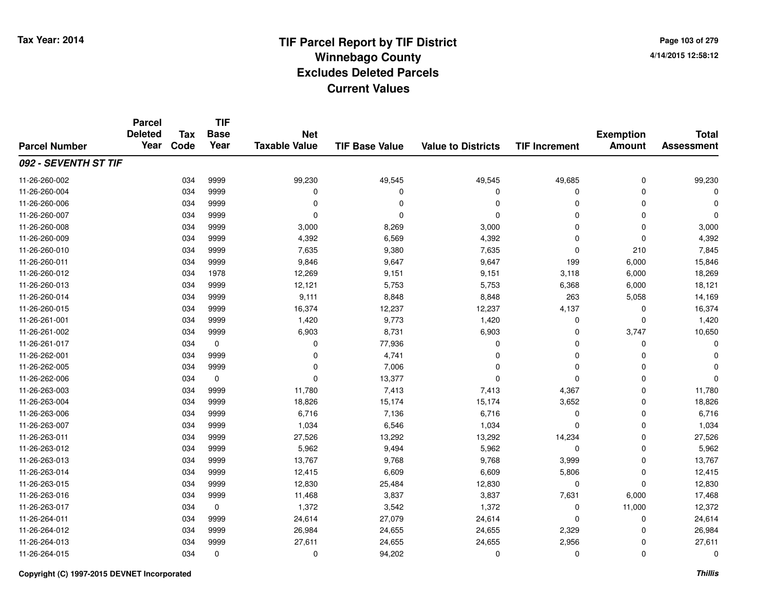# TIF Parcel Report by TIF District
## Winnebago County
## Excludes Deleted Parcels
## Current Values

Tax Year: 2014

4/14/2015 12:58:12

| Parcel Number | Parcel Deleted Year | Tax Code | TIF Base Year | Net Taxable Value | TIF Base Value | Value to Districts | TIF Increment | Exemption Amount | Total Assessment |
|---|---|---|---|---|---|---|---|---|---|
| ***092 - SEVENTH ST TIF*** | | | | | | | | | |
| 11-26-260-002 | | 034 | 9999 | 99,230 | 49,545 | 49,545 | 49,685 | 0 | 99,230 |
| 11-26-260-004 | | 034 | 9999 | 0 | 0 | 0 | 0 | 0 | 0 |
| 11-26-260-006 | | 034 | 9999 | 0 | 0 | 0 | 0 | 0 | 0 |
| 11-26-260-007 | | 034 | 9999 | 0 | 0 | 0 | 0 | 0 | 0 |
| 11-26-260-008 | | 034 | 9999 | 3,000 | 8,269 | 3,000 | 0 | 0 | 3,000 |
| 11-26-260-009 | | 034 | 9999 | 4,392 | 6,569 | 4,392 | 0 | 0 | 4,392 |
| 11-26-260-010 | | 034 | 9999 | 7,635 | 9,380 | 7,635 | 0 | 210 | 7,845 |
| 11-26-260-011 | | 034 | 9999 | 9,846 | 9,647 | 9,647 | 199 | 6,000 | 15,846 |
| 11-26-260-012 | | 034 | 1978 | 12,269 | 9,151 | 9,151 | 3,118 | 6,000 | 18,269 |
| 11-26-260-013 | | 034 | 9999 | 12,121 | 5,753 | 5,753 | 6,368 | 6,000 | 18,121 |
| 11-26-260-014 | | 034 | 9999 | 9,111 | 8,848 | 8,848 | 263 | 5,058 | 14,169 |
| 11-26-260-015 | | 034 | 9999 | 16,374 | 12,237 | 12,237 | 4,137 | 0 | 16,374 |
| 11-26-261-001 | | 034 | 9999 | 1,420 | 9,773 | 1,420 | 0 | 0 | 1,420 |
| 11-26-261-002 | | 034 | 9999 | 6,903 | 8,731 | 6,903 | 0 | 3,747 | 10,650 |
| 11-26-261-017 | | 034 | 0 | 0 | 77,936 | 0 | 0 | 0 | 0 |
| 11-26-262-001 | | 034 | 9999 | 0 | 4,741 | 0 | 0 | 0 | 0 |
| 11-26-262-005 | | 034 | 9999 | 0 | 7,006 | 0 | 0 | 0 | 0 |
| 11-26-262-006 | | 034 | 0 | 0 | 13,377 | 0 | 0 | 0 | 0 |
| 11-26-263-003 | | 034 | 9999 | 11,780 | 7,413 | 7,413 | 4,367 | 0 | 11,780 |
| 11-26-263-004 | | 034 | 9999 | 18,826 | 15,174 | 15,174 | 3,652 | 0 | 18,826 |
| 11-26-263-006 | | 034 | 9999 | 6,716 | 7,136 | 6,716 | 0 | 0 | 6,716 |
| 11-26-263-007 | | 034 | 9999 | 1,034 | 6,546 | 1,034 | 0 | 0 | 1,034 |
| 11-26-263-011 | | 034 | 9999 | 27,526 | 13,292 | 13,292 | 14,234 | 0 | 27,526 |
| 11-26-263-012 | | 034 | 9999 | 5,962 | 9,494 | 5,962 | 0 | 0 | 5,962 |
| 11-26-263-013 | | 034 | 9999 | 13,767 | 9,768 | 9,768 | 3,999 | 0 | 13,767 |
| 11-26-263-014 | | 034 | 9999 | 12,415 | 6,609 | 6,609 | 5,806 | 0 | 12,415 |
| 11-26-263-015 | | 034 | 9999 | 12,830 | 25,484 | 12,830 | 0 | 0 | 12,830 |
| 11-26-263-016 | | 034 | 9999 | 11,468 | 3,837 | 3,837 | 7,631 | 6,000 | 17,468 |
| 11-26-263-017 | | 034 | 0 | 1,372 | 3,542 | 1,372 | 0 | 11,000 | 12,372 |
| 11-26-264-011 | | 034 | 9999 | 24,614 | 27,079 | 24,614 | 0 | 0 | 24,614 |
| 11-26-264-012 | | 034 | 9999 | 26,984 | 24,655 | 24,655 | 2,329 | 0 | 26,984 |
| 11-26-264-013 | | 034 | 9999 | 27,611 | 24,655 | 24,655 | 2,956 | 0 | 27,611 |
| 11-26-264-015 | | 034 | 0 | 0 | 94,202 | 0 | 0 | 0 | 0 |

Copyright (C) 1997-2015 DEVNET Incorporated

*Thillis*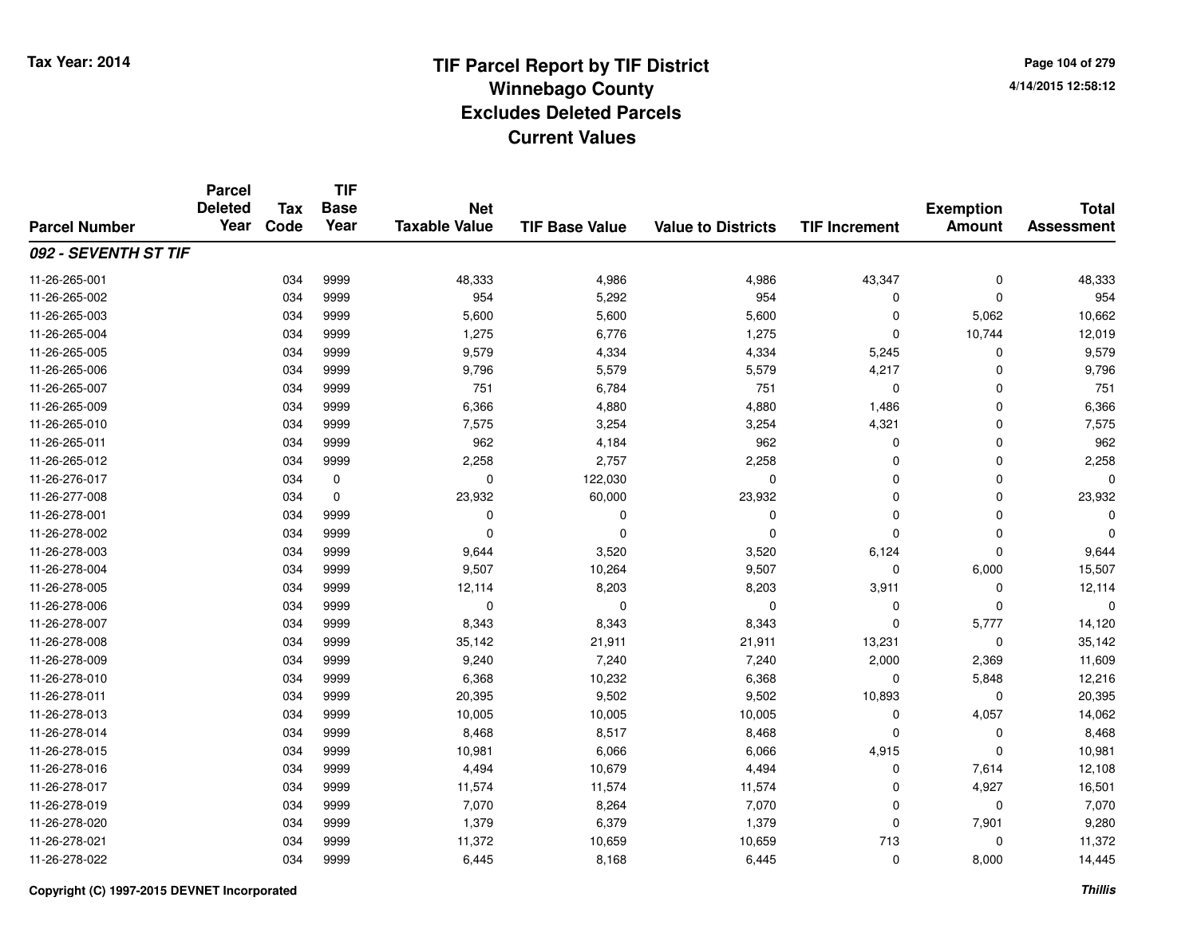# TIF Parcel Report by TIF District
## Winnebago County
## Excludes Deleted Parcels
## Current Values

Tax Year: 2014

4/14/2015 12:58:12

| Parcel Number | Parcel Deleted Year | Tax Code | TIF Base Year | Net Taxable Value | TIF Base Value | Value to Districts | TIF Increment | Exemption Amount | Total Assessment |
|---|---|---|---|---|---|---|---|---|---|
| ***092 - SEVENTH ST TIF*** | | | | | | | | | |
| 11-26-265-001 | | 034 | 9999 | 48,333 | 4,986 | 4,986 | 43,347 | 0 | 48,333 |
| 11-26-265-002 | | 034 | 9999 | 954 | 5,292 | 954 | 0 | 0 | 954 |
| 11-26-265-003 | | 034 | 9999 | 5,600 | 5,600 | 5,600 | 0 | 5,062 | 10,662 |
| 11-26-265-004 | | 034 | 9999 | 1,275 | 6,776 | 1,275 | 0 | 10,744 | 12,019 |
| 11-26-265-005 | | 034 | 9999 | 9,579 | 4,334 | 4,334 | 5,245 | 0 | 9,579 |
| 11-26-265-006 | | 034 | 9999 | 9,796 | 5,579 | 5,579 | 4,217 | 0 | 9,796 |
| 11-26-265-007 | | 034 | 9999 | 751 | 6,784 | 751 | 0 | 0 | 751 |
| 11-26-265-009 | | 034 | 9999 | 6,366 | 4,880 | 4,880 | 1,486 | 0 | 6,366 |
| 11-26-265-010 | | 034 | 9999 | 7,575 | 3,254 | 3,254 | 4,321 | 0 | 7,575 |
| 11-26-265-011 | | 034 | 9999 | 962 | 4,184 | 962 | 0 | 0 | 962 |
| 11-26-265-012 | | 034 | 9999 | 2,258 | 2,757 | 2,258 | 0 | 0 | 2,258 |
| 11-26-276-017 | | 034 | 0 | 0 | 122,030 | 0 | 0 | 0 | 0 |
| 11-26-277-008 | | 034 | 0 | 23,932 | 60,000 | 23,932 | 0 | 0 | 23,932 |
| 11-26-278-001 | | 034 | 9999 | 0 | 0 | 0 | 0 | 0 | 0 |
| 11-26-278-002 | | 034 | 9999 | 0 | 0 | 0 | 0 | 0 | 0 |
| 11-26-278-003 | | 034 | 9999 | 9,644 | 3,520 | 3,520 | 6,124 | 0 | 9,644 |
| 11-26-278-004 | | 034 | 9999 | 9,507 | 10,264 | 9,507 | 0 | 6,000 | 15,507 |
| 11-26-278-005 | | 034 | 9999 | 12,114 | 8,203 | 8,203 | 3,911 | 0 | 12,114 |
| 11-26-278-006 | | 034 | 9999 | 0 | 0 | 0 | 0 | 0 | 0 |
| 11-26-278-007 | | 034 | 9999 | 8,343 | 8,343 | 8,343 | 0 | 5,777 | 14,120 |
| 11-26-278-008 | | 034 | 9999 | 35,142 | 21,911 | 21,911 | 13,231 | 0 | 35,142 |
| 11-26-278-009 | | 034 | 9999 | 9,240 | 7,240 | 7,240 | 2,000 | 2,369 | 11,609 |
| 11-26-278-010 | | 034 | 9999 | 6,368 | 10,232 | 6,368 | 0 | 5,848 | 12,216 |
| 11-26-278-011 | | 034 | 9999 | 20,395 | 9,502 | 9,502 | 10,893 | 0 | 20,395 |
| 11-26-278-013 | | 034 | 9999 | 10,005 | 10,005 | 10,005 | 0 | 4,057 | 14,062 |
| 11-26-278-014 | | 034 | 9999 | 8,468 | 8,517 | 8,468 | 0 | 0 | 8,468 |
| 11-26-278-015 | | 034 | 9999 | 10,981 | 6,066 | 6,066 | 4,915 | 0 | 10,981 |
| 11-26-278-016 | | 034 | 9999 | 4,494 | 10,679 | 4,494 | 0 | 7,614 | 12,108 |
| 11-26-278-017 | | 034 | 9999 | 11,574 | 11,574 | 11,574 | 0 | 4,927 | 16,501 |
| 11-26-278-019 | | 034 | 9999 | 7,070 | 8,264 | 7,070 | 0 | 0 | 7,070 |
| 11-26-278-020 | | 034 | 9999 | 1,379 | 6,379 | 1,379 | 0 | 7,901 | 9,280 |
| 11-26-278-021 | | 034 | 9999 | 11,372 | 10,659 | 10,659 | 713 | 0 | 11,372 |
| 11-26-278-022 | | 034 | 9999 | 6,445 | 8,168 | 6,445 | 0 | 8,000 | 14,445 |

Copyright (C) 1997-2015 DEVNET Incorporated

*Thillis*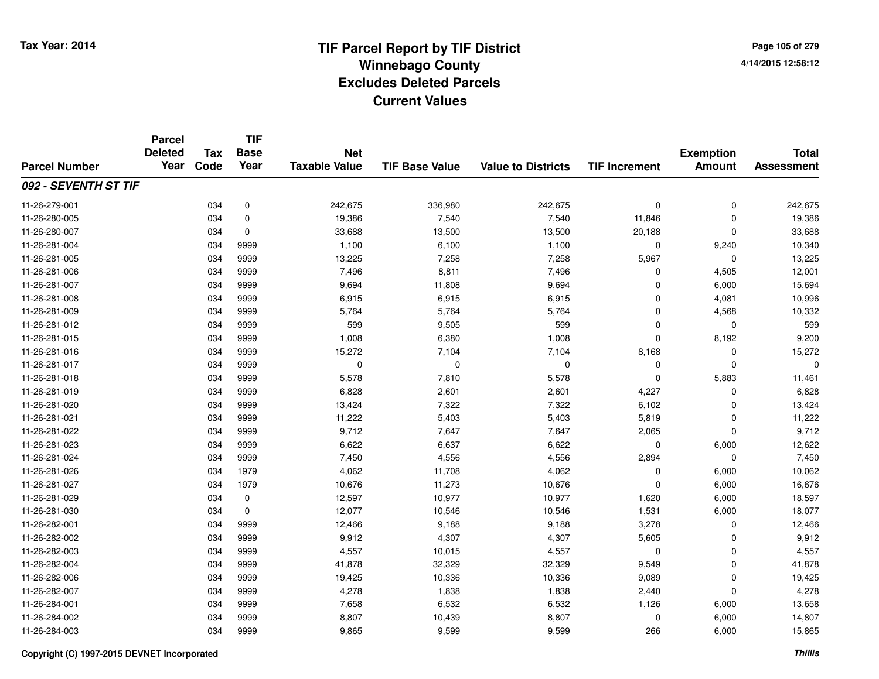# TIF Parcel Report by TIF District
## Winnebago County
## Excludes Deleted Parcels
## Current Values

Tax Year: 2014

4/14/2015 12:58:12

| Parcel Number | Parcel Deleted Year | Tax Code | TIF Base Year | Net Taxable Value | TIF Base Value | Value to Districts | TIF Increment | Exemption Amount | Total Assessment |
|---|---|---|---|---|---|---|---|---|---|
| ***092 - SEVENTH ST TIF*** | | | | | | | | | |
| 11-26-279-001 | | 034 | 0 | 242,675 | 336,980 | 242,675 | 0 | 0 | 242,675 |
| 11-26-280-005 | | 034 | 0 | 19,386 | 7,540 | 7,540 | 11,846 | 0 | 19,386 |
| 11-26-280-007 | | 034 | 0 | 33,688 | 13,500 | 13,500 | 20,188 | 0 | 33,688 |
| 11-26-281-004 | | 034 | 9999 | 1,100 | 6,100 | 1,100 | 0 | 9,240 | 10,340 |
| 11-26-281-005 | | 034 | 9999 | 13,225 | 7,258 | 7,258 | 5,967 | 0 | 13,225 |
| 11-26-281-006 | | 034 | 9999 | 7,496 | 8,811 | 7,496 | 0 | 4,505 | 12,001 |
| 11-26-281-007 | | 034 | 9999 | 9,694 | 11,808 | 9,694 | 0 | 6,000 | 15,694 |
| 11-26-281-008 | | 034 | 9999 | 6,915 | 6,915 | 6,915 | 0 | 4,081 | 10,996 |
| 11-26-281-009 | | 034 | 9999 | 5,764 | 5,764 | 5,764 | 0 | 4,568 | 10,332 |
| 11-26-281-012 | | 034 | 9999 | 599 | 9,505 | 599 | 0 | 0 | 599 |
| 11-26-281-015 | | 034 | 9999 | 1,008 | 6,380 | 1,008 | 0 | 8,192 | 9,200 |
| 11-26-281-016 | | 034 | 9999 | 15,272 | 7,104 | 7,104 | 8,168 | 0 | 15,272 |
| 11-26-281-017 | | 034 | 9999 | 0 | 0 | 0 | 0 | 0 | 0 |
| 11-26-281-018 | | 034 | 9999 | 5,578 | 7,810 | 5,578 | 0 | 5,883 | 11,461 |
| 11-26-281-019 | | 034 | 9999 | 6,828 | 2,601 | 2,601 | 4,227 | 0 | 6,828 |
| 11-26-281-020 | | 034 | 9999 | 13,424 | 7,322 | 7,322 | 6,102 | 0 | 13,424 |
| 11-26-281-021 | | 034 | 9999 | 11,222 | 5,403 | 5,403 | 5,819 | 0 | 11,222 |
| 11-26-281-022 | | 034 | 9999 | 9,712 | 7,647 | 7,647 | 2,065 | 0 | 9,712 |
| 11-26-281-023 | | 034 | 9999 | 6,622 | 6,637 | 6,622 | 0 | 6,000 | 12,622 |
| 11-26-281-024 | | 034 | 9999 | 7,450 | 4,556 | 4,556 | 2,894 | 0 | 7,450 |
| 11-26-281-026 | | 034 | 1979 | 4,062 | 11,708 | 4,062 | 0 | 6,000 | 10,062 |
| 11-26-281-027 | | 034 | 1979 | 10,676 | 11,273 | 10,676 | 0 | 6,000 | 16,676 |
| 11-26-281-029 | | 034 | 0 | 12,597 | 10,977 | 10,977 | 1,620 | 6,000 | 18,597 |
| 11-26-281-030 | | 034 | 0 | 12,077 | 10,546 | 10,546 | 1,531 | 6,000 | 18,077 |
| 11-26-282-001 | | 034 | 9999 | 12,466 | 9,188 | 9,188 | 3,278 | 0 | 12,466 |
| 11-26-282-002 | | 034 | 9999 | 9,912 | 4,307 | 4,307 | 5,605 | 0 | 9,912 |
| 11-26-282-003 | | 034 | 9999 | 4,557 | 10,015 | 4,557 | 0 | 0 | 4,557 |
| 11-26-282-004 | | 034 | 9999 | 41,878 | 32,329 | 32,329 | 9,549 | 0 | 41,878 |
| 11-26-282-006 | | 034 | 9999 | 19,425 | 10,336 | 10,336 | 9,089 | 0 | 19,425 |
| 11-26-282-007 | | 034 | 9999 | 4,278 | 1,838 | 1,838 | 2,440 | 0 | 4,278 |
| 11-26-284-001 | | 034 | 9999 | 7,658 | 6,532 | 6,532 | 1,126 | 6,000 | 13,658 |
| 11-26-284-002 | | 034 | 9999 | 8,807 | 10,439 | 8,807 | 0 | 6,000 | 14,807 |
| 11-26-284-003 | | 034 | 9999 | 9,865 | 9,599 | 9,599 | 266 | 6,000 | 15,865 |

Copyright (C) 1997-2015 DEVNET Incorporated

*Thillis*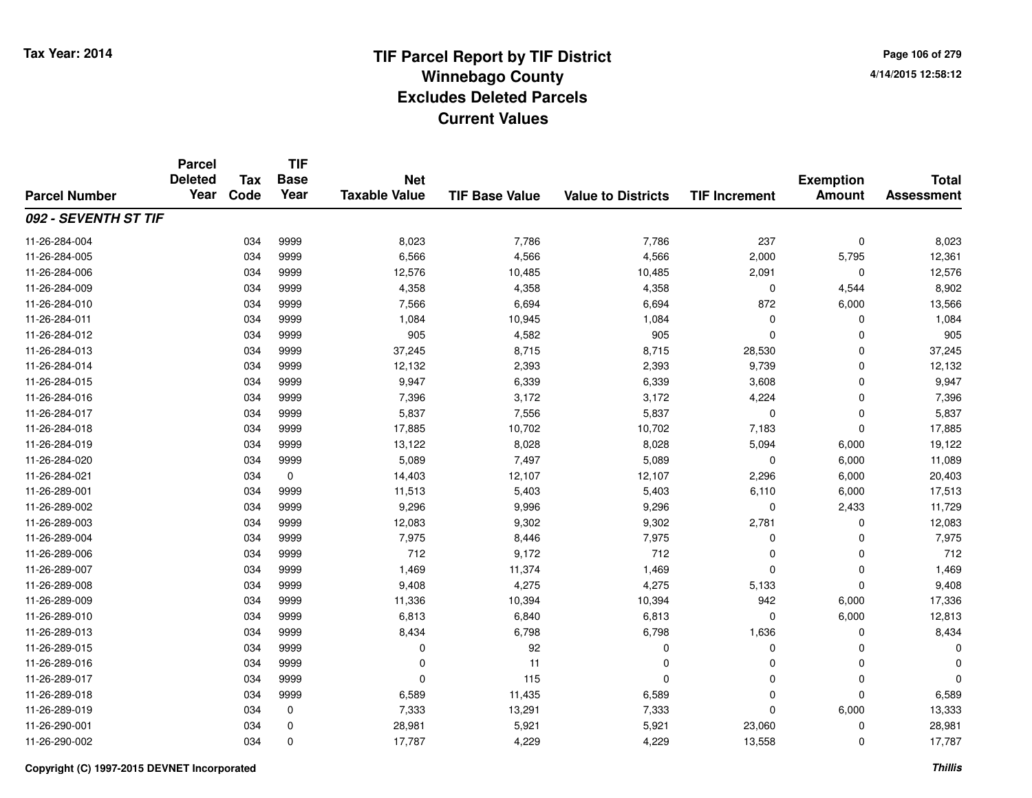# TIF Parcel Report by TIF District
## Winnebago County
## Excludes Deleted Parcels
## Current Values

Tax Year: 2014

4/14/2015 12:58:12

| Parcel Number | Parcel Deleted Year | Tax Code | TIF Base Year | Net Taxable Value | TIF Base Value | Value to Districts | TIF Increment | Exemption Amount | Total Assessment |
|---|---|---|---|---|---|---|---|---|---|
| ***092 - SEVENTH ST TIF*** | | | | | | | | | |
| 11-26-284-004 | | 034 | 9999 | 8,023 | 7,786 | 7,786 | 237 | 0 | 8,023 |
| 11-26-284-005 | | 034 | 9999 | 6,566 | 4,566 | 4,566 | 2,000 | 5,795 | 12,361 |
| 11-26-284-006 | | 034 | 9999 | 12,576 | 10,485 | 10,485 | 2,091 | 0 | 12,576 |
| 11-26-284-009 | | 034 | 9999 | 4,358 | 4,358 | 4,358 | 0 | 4,544 | 8,902 |
| 11-26-284-010 | | 034 | 9999 | 7,566 | 6,694 | 6,694 | 872 | 6,000 | 13,566 |
| 11-26-284-011 | | 034 | 9999 | 1,084 | 10,945 | 1,084 | 0 | 0 | 1,084 |
| 11-26-284-012 | | 034 | 9999 | 905 | 4,582 | 905 | 0 | 0 | 905 |
| 11-26-284-013 | | 034 | 9999 | 37,245 | 8,715 | 8,715 | 28,530 | 0 | 37,245 |
| 11-26-284-014 | | 034 | 9999 | 12,132 | 2,393 | 2,393 | 9,739 | 0 | 12,132 |
| 11-26-284-015 | | 034 | 9999 | 9,947 | 6,339 | 6,339 | 3,608 | 0 | 9,947 |
| 11-26-284-016 | | 034 | 9999 | 7,396 | 3,172 | 3,172 | 4,224 | 0 | 7,396 |
| 11-26-284-017 | | 034 | 9999 | 5,837 | 7,556 | 5,837 | 0 | 0 | 5,837 |
| 11-26-284-018 | | 034 | 9999 | 17,885 | 10,702 | 10,702 | 7,183 | 0 | 17,885 |
| 11-26-284-019 | | 034 | 9999 | 13,122 | 8,028 | 8,028 | 5,094 | 6,000 | 19,122 |
| 11-26-284-020 | | 034 | 9999 | 5,089 | 7,497 | 5,089 | 0 | 6,000 | 11,089 |
| 11-26-284-021 | | 034 | 0 | 14,403 | 12,107 | 12,107 | 2,296 | 6,000 | 20,403 |
| 11-26-289-001 | | 034 | 9999 | 11,513 | 5,403 | 5,403 | 6,110 | 6,000 | 17,513 |
| 11-26-289-002 | | 034 | 9999 | 9,296 | 9,996 | 9,296 | 0 | 2,433 | 11,729 |
| 11-26-289-003 | | 034 | 9999 | 12,083 | 9,302 | 9,302 | 2,781 | 0 | 12,083 |
| 11-26-289-004 | | 034 | 9999 | 7,975 | 8,446 | 7,975 | 0 | 0 | 7,975 |
| 11-26-289-006 | | 034 | 9999 | 712 | 9,172 | 712 | 0 | 0 | 712 |
| 11-26-289-007 | | 034 | 9999 | 1,469 | 11,374 | 1,469 | 0 | 0 | 1,469 |
| 11-26-289-008 | | 034 | 9999 | 9,408 | 4,275 | 4,275 | 5,133 | 0 | 9,408 |
| 11-26-289-009 | | 034 | 9999 | 11,336 | 10,394 | 10,394 | 942 | 6,000 | 17,336 |
| 11-26-289-010 | | 034 | 9999 | 6,813 | 6,840 | 6,813 | 0 | 6,000 | 12,813 |
| 11-26-289-013 | | 034 | 9999 | 8,434 | 6,798 | 6,798 | 1,636 | 0 | 8,434 |
| 11-26-289-015 | | 034 | 9999 | 0 | 92 | 0 | 0 | 0 | 0 |
| 11-26-289-016 | | 034 | 9999 | 0 | 11 | 0 | 0 | 0 | 0 |
| 11-26-289-017 | | 034 | 9999 | 0 | 115 | 0 | 0 | 0 | 0 |
| 11-26-289-018 | | 034 | 9999 | 6,589 | 11,435 | 6,589 | 0 | 0 | 6,589 |
| 11-26-289-019 | | 034 | 0 | 7,333 | 13,291 | 7,333 | 0 | 6,000 | 13,333 |
| 11-26-290-001 | | 034 | 0 | 28,981 | 5,921 | 5,921 | 23,060 | 0 | 28,981 |
| 11-26-290-002 | | 034 | 0 | 17,787 | 4,229 | 4,229 | 13,558 | 0 | 17,787 |

Copyright (C) 1997-2015 DEVNET Incorporated

*Thillis*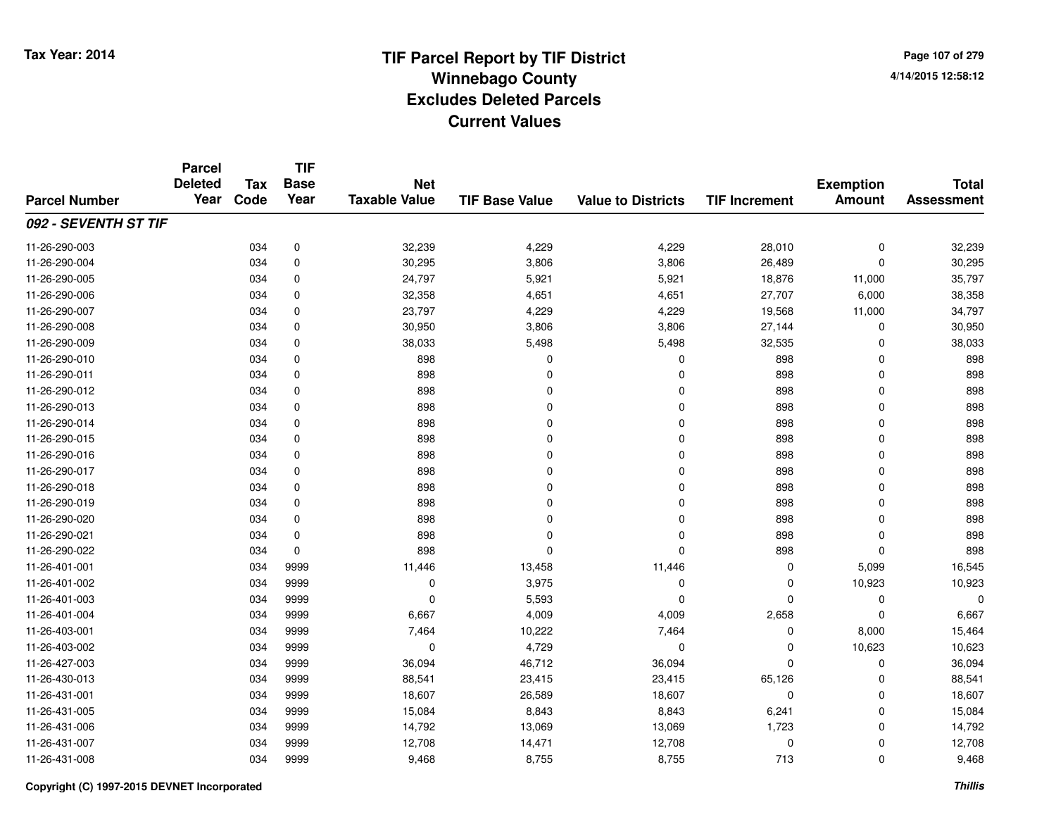# TIF Parcel Report by TIF District
## Winnebago County
## Excludes Deleted Parcels
## Current Values

Tax Year: 2014

4/14/2015 12:58:12

| Parcel Number | Parcel Deleted Year | Tax Code | TIF Base Year | Net Taxable Value | TIF Base Value | Value to Districts | TIF Increment | Exemption Amount | Total Assessment |
|---|---|---|---|---|---|---|---|---|---|
| ***092 - SEVENTH ST TIF*** | | | | | | | | | |
| 11-26-290-003 | | 034 | 0 | 32,239 | 4,229 | 4,229 | 28,010 | 0 | 32,239 |
| 11-26-290-004 | | 034 | 0 | 30,295 | 3,806 | 3,806 | 26,489 | 0 | 30,295 |
| 11-26-290-005 | | 034 | 0 | 24,797 | 5,921 | 5,921 | 18,876 | 11,000 | 35,797 |
| 11-26-290-006 | | 034 | 0 | 32,358 | 4,651 | 4,651 | 27,707 | 6,000 | 38,358 |
| 11-26-290-007 | | 034 | 0 | 23,797 | 4,229 | 4,229 | 19,568 | 11,000 | 34,797 |
| 11-26-290-008 | | 034 | 0 | 30,950 | 3,806 | 3,806 | 27,144 | 0 | 30,950 |
| 11-26-290-009 | | 034 | 0 | 38,033 | 5,498 | 5,498 | 32,535 | 0 | 38,033 |
| 11-26-290-010 | | 034 | 0 | 898 | 0 | 0 | 898 | 0 | 898 |
| 11-26-290-011 | | 034 | 0 | 898 | 0 | 0 | 898 | 0 | 898 |
| 11-26-290-012 | | 034 | 0 | 898 | 0 | 0 | 898 | 0 | 898 |
| 11-26-290-013 | | 034 | 0 | 898 | 0 | 0 | 898 | 0 | 898 |
| 11-26-290-014 | | 034 | 0 | 898 | 0 | 0 | 898 | 0 | 898 |
| 11-26-290-015 | | 034 | 0 | 898 | 0 | 0 | 898 | 0 | 898 |
| 11-26-290-016 | | 034 | 0 | 898 | 0 | 0 | 898 | 0 | 898 |
| 11-26-290-017 | | 034 | 0 | 898 | 0 | 0 | 898 | 0 | 898 |
| 11-26-290-018 | | 034 | 0 | 898 | 0 | 0 | 898 | 0 | 898 |
| 11-26-290-019 | | 034 | 0 | 898 | 0 | 0 | 898 | 0 | 898 |
| 11-26-290-020 | | 034 | 0 | 898 | 0 | 0 | 898 | 0 | 898 |
| 11-26-290-021 | | 034 | 0 | 898 | 0 | 0 | 898 | 0 | 898 |
| 11-26-290-022 | | 034 | 0 | 898 | 0 | 0 | 898 | 0 | 898 |
| 11-26-401-001 | | 034 | 9999 | 11,446 | 13,458 | 11,446 | 0 | 5,099 | 16,545 |
| 11-26-401-002 | | 034 | 9999 | 0 | 3,975 | 0 | 0 | 10,923 | 10,923 |
| 11-26-401-003 | | 034 | 9999 | 0 | 5,593 | 0 | 0 | 0 | 0 |
| 11-26-401-004 | | 034 | 9999 | 6,667 | 4,009 | 4,009 | 2,658 | 0 | 6,667 |
| 11-26-403-001 | | 034 | 9999 | 7,464 | 10,222 | 7,464 | 0 | 8,000 | 15,464 |
| 11-26-403-002 | | 034 | 9999 | 0 | 4,729 | 0 | 0 | 10,623 | 10,623 |
| 11-26-427-003 | | 034 | 9999 | 36,094 | 46,712 | 36,094 | 0 | 0 | 36,094 |
| 11-26-430-013 | | 034 | 9999 | 88,541 | 23,415 | 23,415 | 65,126 | 0 | 88,541 |
| 11-26-431-001 | | 034 | 9999 | 18,607 | 26,589 | 18,607 | 0 | 0 | 18,607 |
| 11-26-431-005 | | 034 | 9999 | 15,084 | 8,843 | 8,843 | 6,241 | 0 | 15,084 |
| 11-26-431-006 | | 034 | 9999 | 14,792 | 13,069 | 13,069 | 1,723 | 0 | 14,792 |
| 11-26-431-007 | | 034 | 9999 | 12,708 | 14,471 | 12,708 | 0 | 0 | 12,708 |
| 11-26-431-008 | | 034 | 9999 | 9,468 | 8,755 | 8,755 | 713 | 0 | 9,468 |

Copyright (C) 1997-2015 DEVNET Incorporated

*Thillis*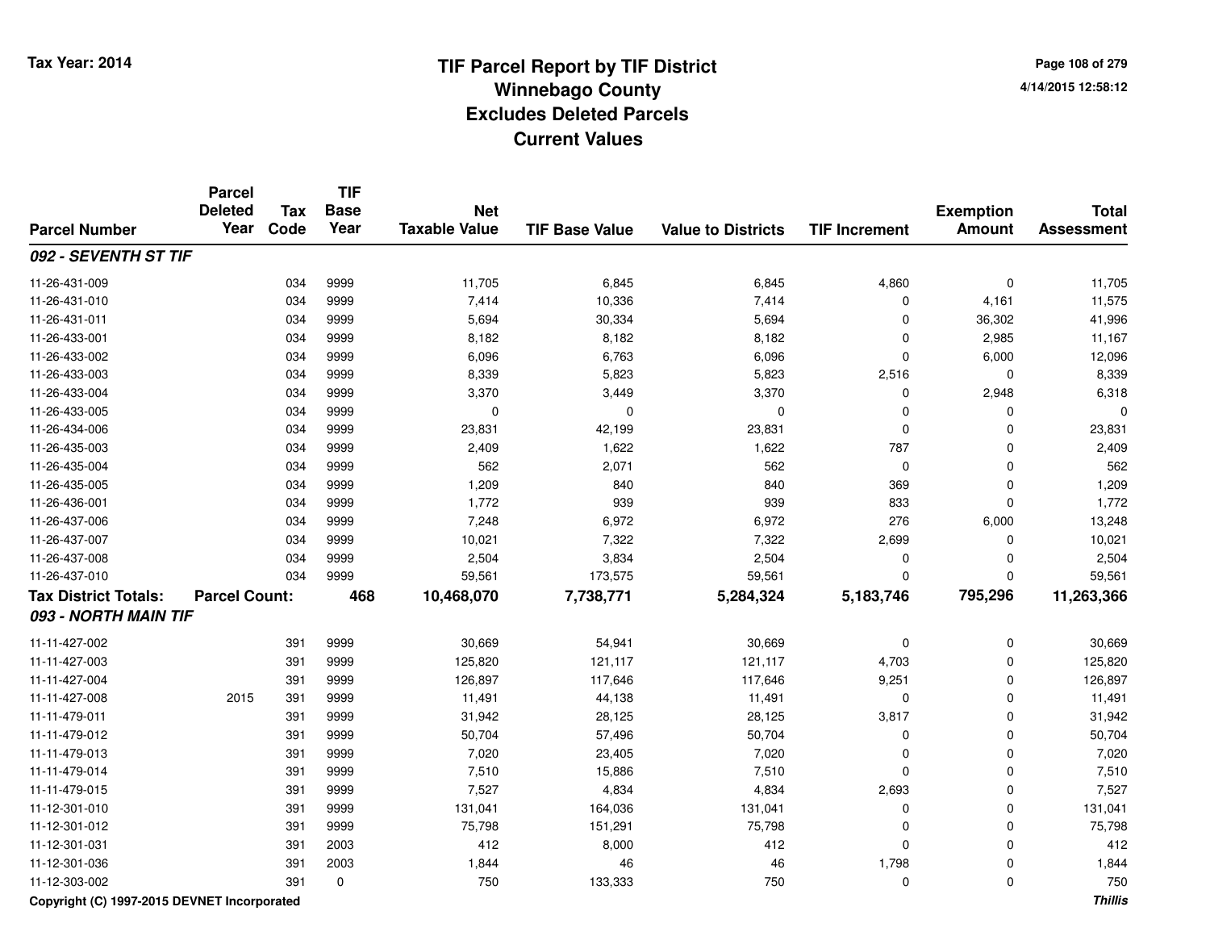# TIF Parcel Report by TIF District
## Winnebago County
## Excludes Deleted Parcels
## Current Values

Tax Year: 2014

4/14/2015 12:58:12

| Parcel Number | Parcel Deleted Year | Tax Code | TIF Base Year | Net Taxable Value | TIF Base Value | Value to Districts | TIF Increment | Exemption Amount | Total Assessment |
|---|---|---|---|---|---|---|---|---|---|
| ***092 - SEVENTH ST TIF*** | | | | | | | | | |
| 11-26-431-009 | | 034 | 9999 | 11,705 | 6,845 | 6,845 | 4,860 | 0 | 11,705 |
| 11-26-431-010 | | 034 | 9999 | 7,414 | 10,336 | 7,414 | 0 | 4,161 | 11,575 |
| 11-26-431-011 | | 034 | 9999 | 5,694 | 30,334 | 5,694 | 0 | 36,302 | 41,996 |
| 11-26-433-001 | | 034 | 9999 | 8,182 | 8,182 | 8,182 | 0 | 2,985 | 11,167 |
| 11-26-433-002 | | 034 | 9999 | 6,096 | 6,763 | 6,096 | 0 | 6,000 | 12,096 |
| 11-26-433-003 | | 034 | 9999 | 8,339 | 5,823 | 5,823 | 2,516 | 0 | 8,339 |
| 11-26-433-004 | | 034 | 9999 | 3,370 | 3,449 | 3,370 | 0 | 2,948 | 6,318 |
| 11-26-433-005 | | 034 | 9999 | 0 | 0 | 0 | 0 | 0 | 0 |
| 11-26-434-006 | | 034 | 9999 | 23,831 | 42,199 | 23,831 | 0 | 0 | 23,831 |
| 11-26-435-003 | | 034 | 9999 | 2,409 | 1,622 | 1,622 | 787 | 0 | 2,409 |
| 11-26-435-004 | | 034 | 9999 | 562 | 2,071 | 562 | 0 | 0 | 562 |
| 11-26-435-005 | | 034 | 9999 | 1,209 | 840 | 840 | 369 | 0 | 1,209 |
| 11-26-436-001 | | 034 | 9999 | 1,772 | 939 | 939 | 833 | 0 | 1,772 |
| 11-26-437-006 | | 034 | 9999 | 7,248 | 6,972 | 6,972 | 276 | 6,000 | 13,248 |
| 11-26-437-007 | | 034 | 9999 | 10,021 | 7,322 | 7,322 | 2,699 | 0 | 10,021 |
| 11-26-437-008 | | 034 | 9999 | 2,504 | 3,834 | 2,504 | 0 | 0 | 2,504 |
| 11-26-437-010 | | 034 | 9999 | 59,561 | 173,575 | 59,561 | 0 | 0 | 59,561 |
| **Tax District Totals:** | **Parcel Count:** | | **468** | **10,468,070** | **7,738,771** | **5,284,324** | **5,183,746** | **795,296** | **11,263,366** |
| ***093 - NORTH MAIN TIF*** | | | | | | | | | |
| 11-11-427-002 | | 391 | 9999 | 30,669 | 54,941 | 30,669 | 0 | 0 | 30,669 |
| 11-11-427-003 | | 391 | 9999 | 125,820 | 121,117 | 121,117 | 4,703 | 0 | 125,820 |
| 11-11-427-004 | | 391 | 9999 | 126,897 | 117,646 | 117,646 | 9,251 | 0 | 126,897 |
| 11-11-427-008 | 2015 | 391 | 9999 | 11,491 | 44,138 | 11,491 | 0 | 0 | 11,491 |
| 11-11-479-011 | | 391 | 9999 | 31,942 | 28,125 | 28,125 | 3,817 | 0 | 31,942 |
| 11-11-479-012 | | 391 | 9999 | 50,704 | 57,496 | 50,704 | 0 | 0 | 50,704 |
| 11-11-479-013 | | 391 | 9999 | 7,020 | 23,405 | 7,020 | 0 | 0 | 7,020 |
| 11-11-479-014 | | 391 | 9999 | 7,510 | 15,886 | 7,510 | 0 | 0 | 7,510 |
| 11-11-479-015 | | 391 | 9999 | 7,527 | 4,834 | 4,834 | 2,693 | 0 | 7,527 |
| 11-12-301-010 | | 391 | 9999 | 131,041 | 164,036 | 131,041 | 0 | 0 | 131,041 |
| 11-12-301-012 | | 391 | 9999 | 75,798 | 151,291 | 75,798 | 0 | 0 | 75,798 |
| 11-12-301-031 | | 391 | 2003 | 412 | 8,000 | 412 | 0 | 0 | 412 |
| 11-12-301-036 | | 391 | 2003 | 1,844 | 46 | 46 | 1,798 | 0 | 1,844 |
| 11-12-303-002 | | 391 | 0 | 750 | 133,333 | 750 | 0 | 0 | 750 |

Copyright (C) 1997-2015 DEVNET Incorporated

*Thillis*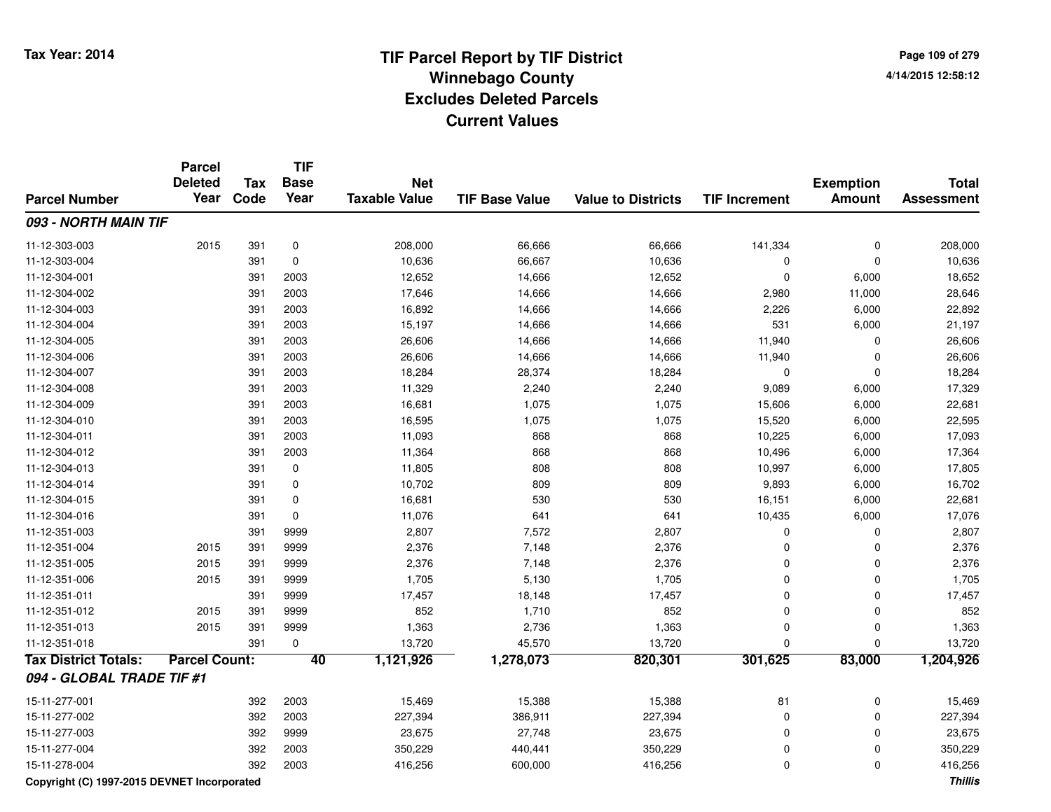# TIF Parcel Report by TIF District
## Winnebago County
## Excludes Deleted Parcels
## Current Values

Tax Year: 2014

4/14/2015 12:58:12

| Parcel Number | Parcel Deleted Year | Tax Code | TIF Base Year | Net Taxable Value | TIF Base Value | Value to Districts | TIF Increment | Exemption Amount | Total Assessment |
|---|---|---|---|---|---|---|---|---|---|
| ***093 - NORTH MAIN TIF*** | | | | | | | | | |
| 11-12-303-003 | 2015 | 391 | 0 | 208,000 | 66,666 | 66,666 | 141,334 | 0 | 208,000 |
| 11-12-303-004 | | 391 | 0 | 10,636 | 66,667 | 10,636 | 0 | 0 | 10,636 |
| 11-12-304-001 | | 391 | 2003 | 12,652 | 14,666 | 12,652 | 0 | 6,000 | 18,652 |
| 11-12-304-002 | | 391 | 2003 | 17,646 | 14,666 | 14,666 | 2,980 | 11,000 | 28,646 |
| 11-12-304-003 | | 391 | 2003 | 16,892 | 14,666 | 14,666 | 2,226 | 6,000 | 22,892 |
| 11-12-304-004 | | 391 | 2003 | 15,197 | 14,666 | 14,666 | 531 | 6,000 | 21,197 |
| 11-12-304-005 | | 391 | 2003 | 26,606 | 14,666 | 14,666 | 11,940 | 0 | 26,606 |
| 11-12-304-006 | | 391 | 2003 | 26,606 | 14,666 | 14,666 | 11,940 | 0 | 26,606 |
| 11-12-304-007 | | 391 | 2003 | 18,284 | 28,374 | 18,284 | 0 | 0 | 18,284 |
| 11-12-304-008 | | 391 | 2003 | 11,329 | 2,240 | 2,240 | 9,089 | 6,000 | 17,329 |
| 11-12-304-009 | | 391 | 2003 | 16,681 | 1,075 | 1,075 | 15,606 | 6,000 | 22,681 |
| 11-12-304-010 | | 391 | 2003 | 16,595 | 1,075 | 1,075 | 15,520 | 6,000 | 22,595 |
| 11-12-304-011 | | 391 | 2003 | 11,093 | 868 | 868 | 10,225 | 6,000 | 17,093 |
| 11-12-304-012 | | 391 | 2003 | 11,364 | 868 | 868 | 10,496 | 6,000 | 17,364 |
| 11-12-304-013 | | 391 | 0 | 11,805 | 808 | 808 | 10,997 | 6,000 | 17,805 |
| 11-12-304-014 | | 391 | 0 | 10,702 | 809 | 809 | 9,893 | 6,000 | 16,702 |
| 11-12-304-015 | | 391 | 0 | 16,681 | 530 | 530 | 16,151 | 6,000 | 22,681 |
| 11-12-304-016 | | 391 | 0 | 11,076 | 641 | 641 | 10,435 | 6,000 | 17,076 |
| 11-12-351-003 | | 391 | 9999 | 2,807 | 7,572 | 2,807 | 0 | 0 | 2,807 |
| 11-12-351-004 | 2015 | 391 | 9999 | 2,376 | 7,148 | 2,376 | 0 | 0 | 2,376 |
| 11-12-351-005 | 2015 | 391 | 9999 | 2,376 | 7,148 | 2,376 | 0 | 0 | 2,376 |
| 11-12-351-006 | 2015 | 391 | 9999 | 1,705 | 5,130 | 1,705 | 0 | 0 | 1,705 |
| 11-12-351-011 | | 391 | 9999 | 17,457 | 18,148 | 17,457 | 0 | 0 | 17,457 |
| 11-12-351-012 | 2015 | 391 | 9999 | 852 | 1,710 | 852 | 0 | 0 | 852 |
| 11-12-351-013 | 2015 | 391 | 9999 | 1,363 | 2,736 | 1,363 | 0 | 0 | 1,363 |
| 11-12-351-018 | | 391 | 0 | 13,720 | 45,570 | 13,720 | 0 | 0 | 13,720 |
| **Tax District Totals:** | **Parcel Count:** | | **40** | **1,121,926** | **1,278,073** | **820,301** | **301,625** | **83,000** | **1,204,926** |
| ***094 - GLOBAL TRADE TIF #1*** | | | | | | | | | |
| 15-11-277-001 | | 392 | 2003 | 15,469 | 15,388 | 15,388 | 81 | 0 | 15,469 |
| 15-11-277-002 | | 392 | 2003 | 227,394 | 386,911 | 227,394 | 0 | 0 | 227,394 |
| 15-11-277-003 | | 392 | 9999 | 23,675 | 27,748 | 23,675 | 0 | 0 | 23,675 |
| 15-11-277-004 | | 392 | 2003 | 350,229 | 440,441 | 350,229 | 0 | 0 | 350,229 |
| 15-11-278-004 | | 392 | 2003 | 416,256 | 600,000 | 416,256 | 0 | 0 | 416,256 |

Copyright (C) 1997-2015 DEVNET Incorporated

*Thillis*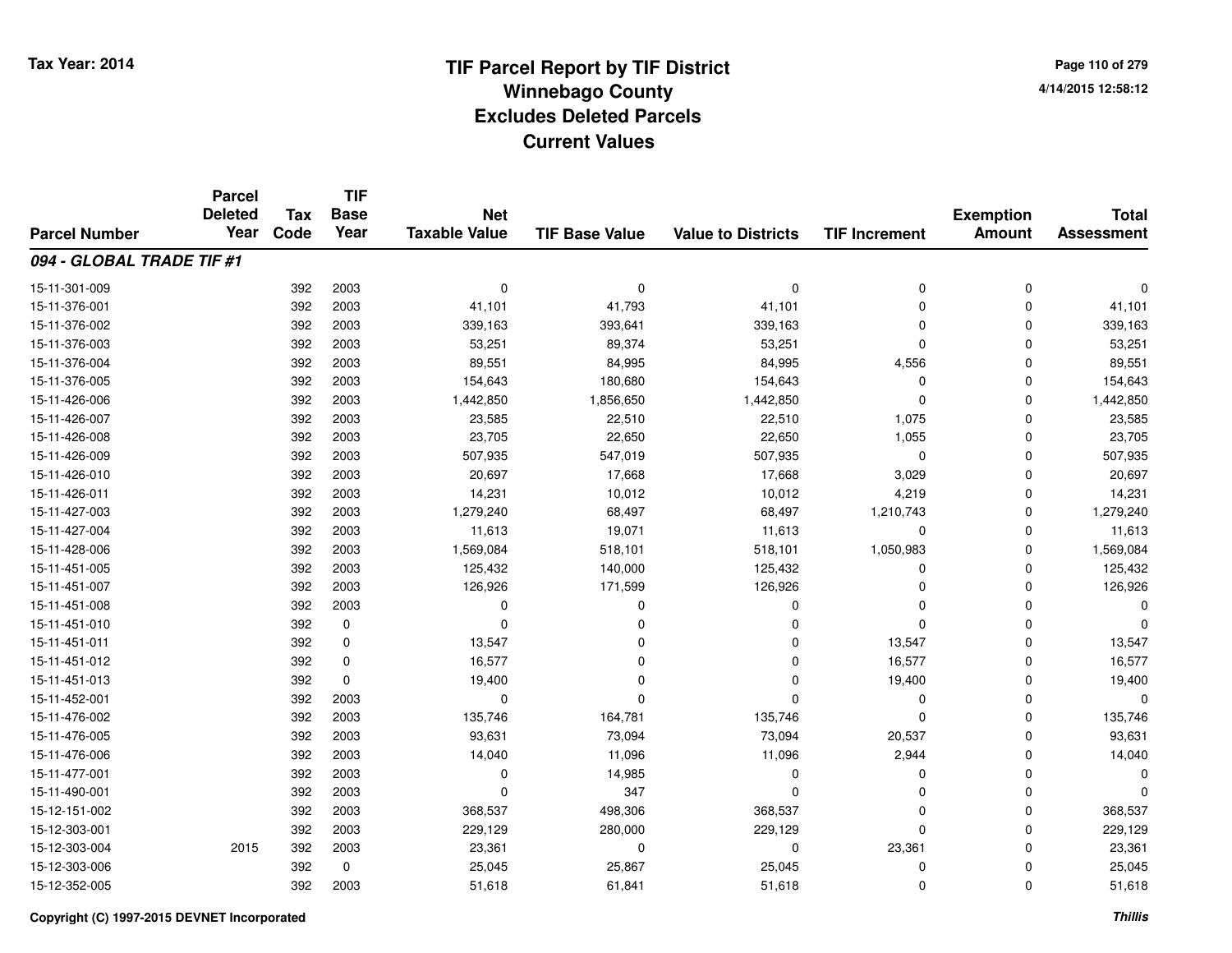Tax Year: 2014

# TIF Parcel Report by TIF District
## Winnebago County
## Excludes Deleted Parcels
## Current Values

4/14/2015 12:58:12

| Parcel Number | Parcel Deleted Year | Tax Code | TIF Base Year | Net Taxable Value | TIF Base Value | Value to Districts | TIF Increment | Exemption Amount | Total Assessment |
|---|---|---|---|---|---|---|---|---|---|
| ***094 - GLOBAL TRADE TIF #1*** | | | | | | | | | |
| 15-11-301-009 | | 392 | 2003 | 0 | 0 | 0 | 0 | 0 | 0 |
| 15-11-376-001 | | 392 | 2003 | 41,101 | 41,793 | 41,101 | 0 | 0 | 41,101 |
| 15-11-376-002 | | 392 | 2003 | 339,163 | 393,641 | 339,163 | 0 | 0 | 339,163 |
| 15-11-376-003 | | 392 | 2003 | 53,251 | 89,374 | 53,251 | 0 | 0 | 53,251 |
| 15-11-376-004 | | 392 | 2003 | 89,551 | 84,995 | 84,995 | 4,556 | 0 | 89,551 |
| 15-11-376-005 | | 392 | 2003 | 154,643 | 180,680 | 154,643 | 0 | 0 | 154,643 |
| 15-11-426-006 | | 392 | 2003 | 1,442,850 | 1,856,650 | 1,442,850 | 0 | 0 | 1,442,850 |
| 15-11-426-007 | | 392 | 2003 | 23,585 | 22,510 | 22,510 | 1,075 | 0 | 23,585 |
| 15-11-426-008 | | 392 | 2003 | 23,705 | 22,650 | 22,650 | 1,055 | 0 | 23,705 |
| 15-11-426-009 | | 392 | 2003 | 507,935 | 547,019 | 507,935 | 0 | 0 | 507,935 |
| 15-11-426-010 | | 392 | 2003 | 20,697 | 17,668 | 17,668 | 3,029 | 0 | 20,697 |
| 15-11-426-011 | | 392 | 2003 | 14,231 | 10,012 | 10,012 | 4,219 | 0 | 14,231 |
| 15-11-427-003 | | 392 | 2003 | 1,279,240 | 68,497 | 68,497 | 1,210,743 | 0 | 1,279,240 |
| 15-11-427-004 | | 392 | 2003 | 11,613 | 19,071 | 11,613 | 0 | 0 | 11,613 |
| 15-11-428-006 | | 392 | 2003 | 1,569,084 | 518,101 | 518,101 | 1,050,983 | 0 | 1,569,084 |
| 15-11-451-005 | | 392 | 2003 | 125,432 | 140,000 | 125,432 | 0 | 0 | 125,432 |
| 15-11-451-007 | | 392 | 2003 | 126,926 | 171,599 | 126,926 | 0 | 0 | 126,926 |
| 15-11-451-008 | | 392 | 2003 | 0 | 0 | 0 | 0 | 0 | 0 |
| 15-11-451-010 | | 392 | 0 | 0 | 0 | 0 | 0 | 0 | 0 |
| 15-11-451-011 | | 392 | 0 | 13,547 | 0 | 0 | 13,547 | 0 | 13,547 |
| 15-11-451-012 | | 392 | 0 | 16,577 | 0 | 0 | 16,577 | 0 | 16,577 |
| 15-11-451-013 | | 392 | 0 | 19,400 | 0 | 0 | 19,400 | 0 | 19,400 |
| 15-11-452-001 | | 392 | 2003 | 0 | 0 | 0 | 0 | 0 | 0 |
| 15-11-476-002 | | 392 | 2003 | 135,746 | 164,781 | 135,746 | 0 | 0 | 135,746 |
| 15-11-476-005 | | 392 | 2003 | 93,631 | 73,094 | 73,094 | 20,537 | 0 | 93,631 |
| 15-11-476-006 | | 392 | 2003 | 14,040 | 11,096 | 11,096 | 2,944 | 0 | 14,040 |
| 15-11-477-001 | | 392 | 2003 | 0 | 14,985 | 0 | 0 | 0 | 0 |
| 15-11-490-001 | | 392 | 2003 | 0 | 347 | 0 | 0 | 0 | 0 |
| 15-12-151-002 | | 392 | 2003 | 368,537 | 498,306 | 368,537 | 0 | 0 | 368,537 |
| 15-12-303-001 | | 392 | 2003 | 229,129 | 280,000 | 229,129 | 0 | 0 | 229,129 |
| 15-12-303-004 | 2015 | 392 | 2003 | 23,361 | 0 | 0 | 23,361 | 0 | 23,361 |
| 15-12-303-006 | | 392 | 0 | 25,045 | 25,867 | 25,045 | 0 | 0 | 25,045 |
| 15-12-352-005 | | 392 | 2003 | 51,618 | 61,841 | 51,618 | 0 | 0 | 51,618 |

Copyright (C) 1997-2015 DEVNET Incorporated — *Thillis*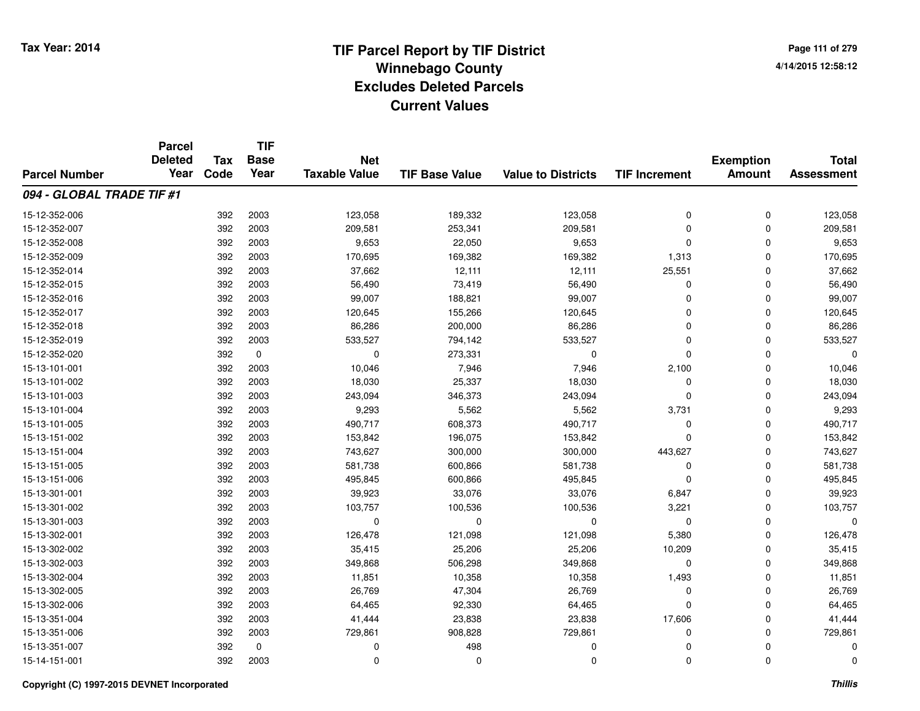# TIF Parcel Report by TIF District
## Winnebago County
## Excludes Deleted Parcels
## Current Values

Tax Year: 2014

4/14/2015 12:58:12

| Parcel Number | Parcel Deleted Year | Tax Code | TIF Base Year | Net Taxable Value | TIF Base Value | Value to Districts | TIF Increment | Exemption Amount | Total Assessment |
|---|---|---|---|---|---|---|---|---|---|
| ***094 - GLOBAL TRADE TIF #1*** | | | | | | | | | |
| 15-12-352-006 | | 392 | 2003 | 123,058 | 189,332 | 123,058 | 0 | 0 | 123,058 |
| 15-12-352-007 | | 392 | 2003 | 209,581 | 253,341 | 209,581 | 0 | 0 | 209,581 |
| 15-12-352-008 | | 392 | 2003 | 9,653 | 22,050 | 9,653 | 0 | 0 | 9,653 |
| 15-12-352-009 | | 392 | 2003 | 170,695 | 169,382 | 169,382 | 1,313 | 0 | 170,695 |
| 15-12-352-014 | | 392 | 2003 | 37,662 | 12,111 | 12,111 | 25,551 | 0 | 37,662 |
| 15-12-352-015 | | 392 | 2003 | 56,490 | 73,419 | 56,490 | 0 | 0 | 56,490 |
| 15-12-352-016 | | 392 | 2003 | 99,007 | 188,821 | 99,007 | 0 | 0 | 99,007 |
| 15-12-352-017 | | 392 | 2003 | 120,645 | 155,266 | 120,645 | 0 | 0 | 120,645 |
| 15-12-352-018 | | 392 | 2003 | 86,286 | 200,000 | 86,286 | 0 | 0 | 86,286 |
| 15-12-352-019 | | 392 | 2003 | 533,527 | 794,142 | 533,527 | 0 | 0 | 533,527 |
| 15-12-352-020 | | 392 | 0 | 0 | 273,331 | 0 | 0 | 0 | 0 |
| 15-13-101-001 | | 392 | 2003 | 10,046 | 7,946 | 7,946 | 2,100 | 0 | 10,046 |
| 15-13-101-002 | | 392 | 2003 | 18,030 | 25,337 | 18,030 | 0 | 0 | 18,030 |
| 15-13-101-003 | | 392 | 2003 | 243,094 | 346,373 | 243,094 | 0 | 0 | 243,094 |
| 15-13-101-004 | | 392 | 2003 | 9,293 | 5,562 | 5,562 | 3,731 | 0 | 9,293 |
| 15-13-101-005 | | 392 | 2003 | 490,717 | 608,373 | 490,717 | 0 | 0 | 490,717 |
| 15-13-151-002 | | 392 | 2003 | 153,842 | 196,075 | 153,842 | 0 | 0 | 153,842 |
| 15-13-151-004 | | 392 | 2003 | 743,627 | 300,000 | 300,000 | 443,627 | 0 | 743,627 |
| 15-13-151-005 | | 392 | 2003 | 581,738 | 600,866 | 581,738 | 0 | 0 | 581,738 |
| 15-13-151-006 | | 392 | 2003 | 495,845 | 600,866 | 495,845 | 0 | 0 | 495,845 |
| 15-13-301-001 | | 392 | 2003 | 39,923 | 33,076 | 33,076 | 6,847 | 0 | 39,923 |
| 15-13-301-002 | | 392 | 2003 | 103,757 | 100,536 | 100,536 | 3,221 | 0 | 103,757 |
| 15-13-301-003 | | 392 | 2003 | 0 | 0 | 0 | 0 | 0 | 0 |
| 15-13-302-001 | | 392 | 2003 | 126,478 | 121,098 | 121,098 | 5,380 | 0 | 126,478 |
| 15-13-302-002 | | 392 | 2003 | 35,415 | 25,206 | 25,206 | 10,209 | 0 | 35,415 |
| 15-13-302-003 | | 392 | 2003 | 349,868 | 506,298 | 349,868 | 0 | 0 | 349,868 |
| 15-13-302-004 | | 392 | 2003 | 11,851 | 10,358 | 10,358 | 1,493 | 0 | 11,851 |
| 15-13-302-005 | | 392 | 2003 | 26,769 | 47,304 | 26,769 | 0 | 0 | 26,769 |
| 15-13-302-006 | | 392 | 2003 | 64,465 | 92,330 | 64,465 | 0 | 0 | 64,465 |
| 15-13-351-004 | | 392 | 2003 | 41,444 | 23,838 | 23,838 | 17,606 | 0 | 41,444 |
| 15-13-351-006 | | 392 | 2003 | 729,861 | 908,828 | 729,861 | 0 | 0 | 729,861 |
| 15-13-351-007 | | 392 | 0 | 0 | 498 | 0 | 0 | 0 | 0 |
| 15-14-151-001 | | 392 | 2003 | 0 | 0 | 0 | 0 | 0 | 0 |

Copyright (C) 1997-2015 DEVNET Incorporated

*Thillis*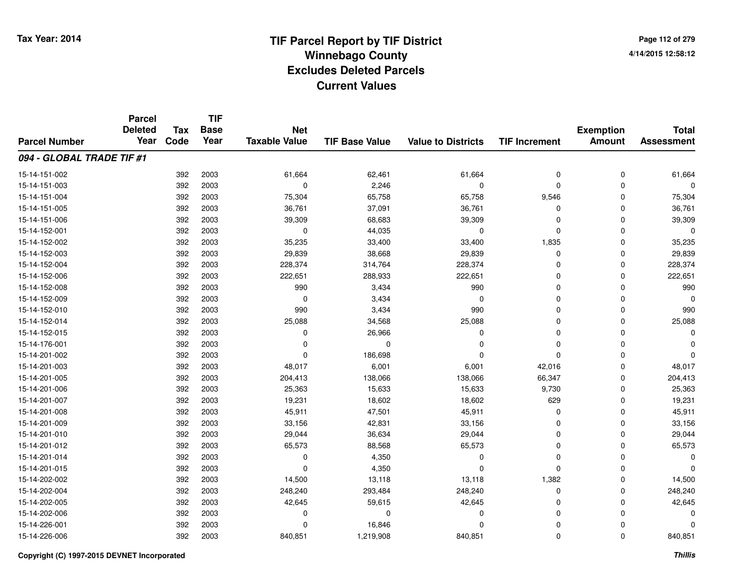# TIF Parcel Report by TIF District
## Winnebago County
## Excludes Deleted Parcels
## Current Values

Tax Year: 2014

4/14/2015 12:58:12

| Parcel Number | Parcel Deleted Year | Tax Code | TIF Base Year | Net Taxable Value | TIF Base Value | Value to Districts | TIF Increment | Exemption Amount | Total Assessment |
|---|---|---|---|---|---|---|---|---|---|
| ***094 - GLOBAL TRADE TIF #1*** | | | | | | | | | |
| 15-14-151-002 | | 392 | 2003 | 61,664 | 62,461 | 61,664 | 0 | 0 | 61,664 |
| 15-14-151-003 | | 392 | 2003 | 0 | 2,246 | 0 | 0 | 0 | 0 |
| 15-14-151-004 | | 392 | 2003 | 75,304 | 65,758 | 65,758 | 9,546 | 0 | 75,304 |
| 15-14-151-005 | | 392 | 2003 | 36,761 | 37,091 | 36,761 | 0 | 0 | 36,761 |
| 15-14-151-006 | | 392 | 2003 | 39,309 | 68,683 | 39,309 | 0 | 0 | 39,309 |
| 15-14-152-001 | | 392 | 2003 | 0 | 44,035 | 0 | 0 | 0 | 0 |
| 15-14-152-002 | | 392 | 2003 | 35,235 | 33,400 | 33,400 | 1,835 | 0 | 35,235 |
| 15-14-152-003 | | 392 | 2003 | 29,839 | 38,668 | 29,839 | 0 | 0 | 29,839 |
| 15-14-152-004 | | 392 | 2003 | 228,374 | 314,764 | 228,374 | 0 | 0 | 228,374 |
| 15-14-152-006 | | 392 | 2003 | 222,651 | 288,933 | 222,651 | 0 | 0 | 222,651 |
| 15-14-152-008 | | 392 | 2003 | 990 | 3,434 | 990 | 0 | 0 | 990 |
| 15-14-152-009 | | 392 | 2003 | 0 | 3,434 | 0 | 0 | 0 | 0 |
| 15-14-152-010 | | 392 | 2003 | 990 | 3,434 | 990 | 0 | 0 | 990 |
| 15-14-152-014 | | 392 | 2003 | 25,088 | 34,568 | 25,088 | 0 | 0 | 25,088 |
| 15-14-152-015 | | 392 | 2003 | 0 | 26,966 | 0 | 0 | 0 | 0 |
| 15-14-176-001 | | 392 | 2003 | 0 | 0 | 0 | 0 | 0 | 0 |
| 15-14-201-002 | | 392 | 2003 | 0 | 186,698 | 0 | 0 | 0 | 0 |
| 15-14-201-003 | | 392 | 2003 | 48,017 | 6,001 | 6,001 | 42,016 | 0 | 48,017 |
| 15-14-201-005 | | 392 | 2003 | 204,413 | 138,066 | 138,066 | 66,347 | 0 | 204,413 |
| 15-14-201-006 | | 392 | 2003 | 25,363 | 15,633 | 15,633 | 9,730 | 0 | 25,363 |
| 15-14-201-007 | | 392 | 2003 | 19,231 | 18,602 | 18,602 | 629 | 0 | 19,231 |
| 15-14-201-008 | | 392 | 2003 | 45,911 | 47,501 | 45,911 | 0 | 0 | 45,911 |
| 15-14-201-009 | | 392 | 2003 | 33,156 | 42,831 | 33,156 | 0 | 0 | 33,156 |
| 15-14-201-010 | | 392 | 2003 | 29,044 | 36,634 | 29,044 | 0 | 0 | 29,044 |
| 15-14-201-012 | | 392 | 2003 | 65,573 | 88,568 | 65,573 | 0 | 0 | 65,573 |
| 15-14-201-014 | | 392 | 2003 | 0 | 4,350 | 0 | 0 | 0 | 0 |
| 15-14-201-015 | | 392 | 2003 | 0 | 4,350 | 0 | 0 | 0 | 0 |
| 15-14-202-002 | | 392 | 2003 | 14,500 | 13,118 | 13,118 | 1,382 | 0 | 14,500 |
| 15-14-202-004 | | 392 | 2003 | 248,240 | 293,484 | 248,240 | 0 | 0 | 248,240 |
| 15-14-202-005 | | 392 | 2003 | 42,645 | 59,615 | 42,645 | 0 | 0 | 42,645 |
| 15-14-202-006 | | 392 | 2003 | 0 | 0 | 0 | 0 | 0 | 0 |
| 15-14-226-001 | | 392 | 2003 | 0 | 16,846 | 0 | 0 | 0 | 0 |
| 15-14-226-006 | | 392 | 2003 | 840,851 | 1,219,908 | 840,851 | 0 | 0 | 840,851 |

Copyright (C) 1997-2015 DEVNET Incorporated

*Thillis*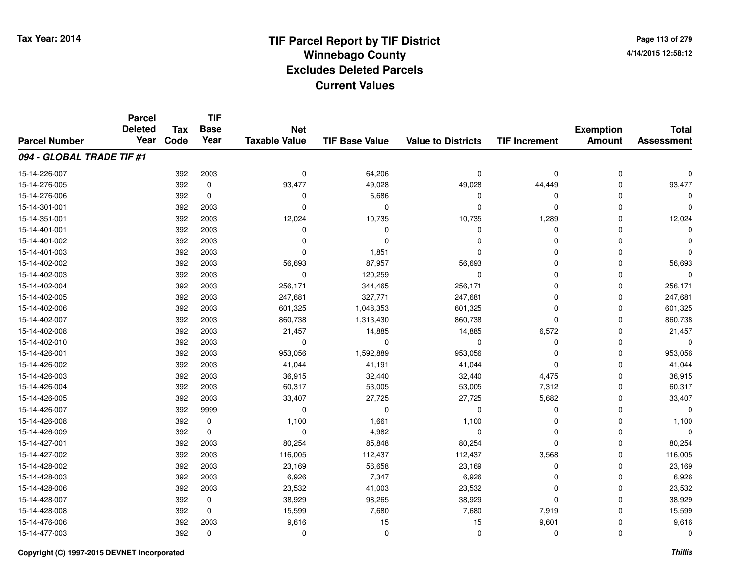# TIF Parcel Report by TIF District
## Winnebago County
## Excludes Deleted Parcels
## Current Values

Tax Year: 2014

4/14/2015 12:58:12

| Parcel Number | Parcel Deleted Year | Tax Code | TIF Base Year | Net Taxable Value | TIF Base Value | Value to Districts | TIF Increment | Exemption Amount | Total Assessment |
|---|---|---|---|---|---|---|---|---|---|
| ***094 - GLOBAL TRADE TIF #1*** | | | | | | | | | |
| 15-14-226-007 | | 392 | 2003 | 0 | 64,206 | 0 | 0 | 0 | 0 |
| 15-14-276-005 | | 392 | 0 | 93,477 | 49,028 | 49,028 | 44,449 | 0 | 93,477 |
| 15-14-276-006 | | 392 | 0 | 0 | 6,686 | 0 | 0 | 0 | 0 |
| 15-14-301-001 | | 392 | 2003 | 0 | 0 | 0 | 0 | 0 | 0 |
| 15-14-351-001 | | 392 | 2003 | 12,024 | 10,735 | 10,735 | 1,289 | 0 | 12,024 |
| 15-14-401-001 | | 392 | 2003 | 0 | 0 | 0 | 0 | 0 | 0 |
| 15-14-401-002 | | 392 | 2003 | 0 | 0 | 0 | 0 | 0 | 0 |
| 15-14-401-003 | | 392 | 2003 | 0 | 1,851 | 0 | 0 | 0 | 0 |
| 15-14-402-002 | | 392 | 2003 | 56,693 | 87,957 | 56,693 | 0 | 0 | 56,693 |
| 15-14-402-003 | | 392 | 2003 | 0 | 120,259 | 0 | 0 | 0 | 0 |
| 15-14-402-004 | | 392 | 2003 | 256,171 | 344,465 | 256,171 | 0 | 0 | 256,171 |
| 15-14-402-005 | | 392 | 2003 | 247,681 | 327,771 | 247,681 | 0 | 0 | 247,681 |
| 15-14-402-006 | | 392 | 2003 | 601,325 | 1,048,353 | 601,325 | 0 | 0 | 601,325 |
| 15-14-402-007 | | 392 | 2003 | 860,738 | 1,313,430 | 860,738 | 0 | 0 | 860,738 |
| 15-14-402-008 | | 392 | 2003 | 21,457 | 14,885 | 14,885 | 6,572 | 0 | 21,457 |
| 15-14-402-010 | | 392 | 2003 | 0 | 0 | 0 | 0 | 0 | 0 |
| 15-14-426-001 | | 392 | 2003 | 953,056 | 1,592,889 | 953,056 | 0 | 0 | 953,056 |
| 15-14-426-002 | | 392 | 2003 | 41,044 | 41,191 | 41,044 | 0 | 0 | 41,044 |
| 15-14-426-003 | | 392 | 2003 | 36,915 | 32,440 | 32,440 | 4,475 | 0 | 36,915 |
| 15-14-426-004 | | 392 | 2003 | 60,317 | 53,005 | 53,005 | 7,312 | 0 | 60,317 |
| 15-14-426-005 | | 392 | 2003 | 33,407 | 27,725 | 27,725 | 5,682 | 0 | 33,407 |
| 15-14-426-007 | | 392 | 9999 | 0 | 0 | 0 | 0 | 0 | 0 |
| 15-14-426-008 | | 392 | 0 | 1,100 | 1,661 | 1,100 | 0 | 0 | 1,100 |
| 15-14-426-009 | | 392 | 0 | 0 | 4,982 | 0 | 0 | 0 | 0 |
| 15-14-427-001 | | 392 | 2003 | 80,254 | 85,848 | 80,254 | 0 | 0 | 80,254 |
| 15-14-427-002 | | 392 | 2003 | 116,005 | 112,437 | 112,437 | 3,568 | 0 | 116,005 |
| 15-14-428-002 | | 392 | 2003 | 23,169 | 56,658 | 23,169 | 0 | 0 | 23,169 |
| 15-14-428-003 | | 392 | 2003 | 6,926 | 7,347 | 6,926 | 0 | 0 | 6,926 |
| 15-14-428-006 | | 392 | 2003 | 23,532 | 41,003 | 23,532 | 0 | 0 | 23,532 |
| 15-14-428-007 | | 392 | 0 | 38,929 | 98,265 | 38,929 | 0 | 0 | 38,929 |
| 15-14-428-008 | | 392 | 0 | 15,599 | 7,680 | 7,680 | 7,919 | 0 | 15,599 |
| 15-14-476-006 | | 392 | 2003 | 9,616 | 15 | 15 | 9,601 | 0 | 9,616 |
| 15-14-477-003 | | 392 | 0 | 0 | 0 | 0 | 0 | 0 | 0 |

Copyright (C) 1997-2015 DEVNET Incorporated

*Thillis*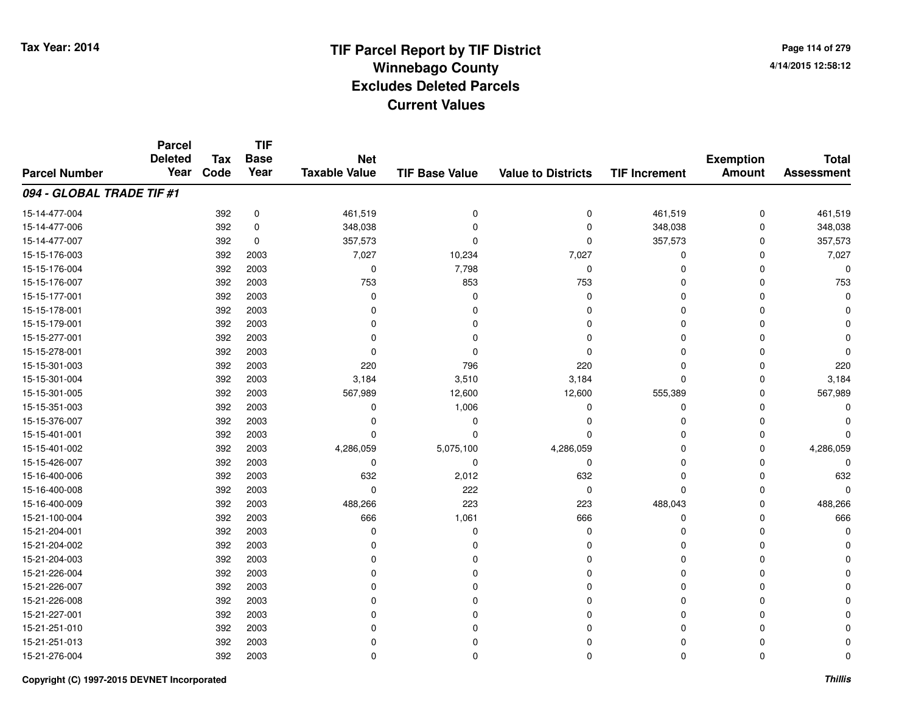# TIF Parcel Report by TIF District
# Winnebago County
# Excludes Deleted Parcels
# Current Values

Tax Year: 2014

4/14/2015 12:58:12

| Parcel Number | Parcel Deleted Year | Tax Code | TIF Base Year | Net Taxable Value | TIF Base Value | Value to Districts | TIF Increment | Exemption Amount | Total Assessment |
|---|---|---|---|---|---|---|---|---|---|
| ***094 - GLOBAL TRADE TIF #1*** | | | | | | | | | |
| 15-14-477-004 | | 392 | 0 | 461,519 | 0 | 0 | 461,519 | 0 | 461,519 |
| 15-14-477-006 | | 392 | 0 | 348,038 | 0 | 0 | 348,038 | 0 | 348,038 |
| 15-14-477-007 | | 392 | 0 | 357,573 | 0 | 0 | 357,573 | 0 | 357,573 |
| 15-15-176-003 | | 392 | 2003 | 7,027 | 10,234 | 7,027 | 0 | 0 | 7,027 |
| 15-15-176-004 | | 392 | 2003 | 0 | 7,798 | 0 | 0 | 0 | 0 |
| 15-15-176-007 | | 392 | 2003 | 753 | 853 | 753 | 0 | 0 | 753 |
| 15-15-177-001 | | 392 | 2003 | 0 | 0 | 0 | 0 | 0 | 0 |
| 15-15-178-001 | | 392 | 2003 | 0 | 0 | 0 | 0 | 0 | 0 |
| 15-15-179-001 | | 392 | 2003 | 0 | 0 | 0 | 0 | 0 | 0 |
| 15-15-277-001 | | 392 | 2003 | 0 | 0 | 0 | 0 | 0 | 0 |
| 15-15-278-001 | | 392 | 2003 | 0 | 0 | 0 | 0 | 0 | 0 |
| 15-15-301-003 | | 392 | 2003 | 220 | 796 | 220 | 0 | 0 | 220 |
| 15-15-301-004 | | 392 | 2003 | 3,184 | 3,510 | 3,184 | 0 | 0 | 3,184 |
| 15-15-301-005 | | 392 | 2003 | 567,989 | 12,600 | 12,600 | 555,389 | 0 | 567,989 |
| 15-15-351-003 | | 392 | 2003 | 0 | 1,006 | 0 | 0 | 0 | 0 |
| 15-15-376-007 | | 392 | 2003 | 0 | 0 | 0 | 0 | 0 | 0 |
| 15-15-401-001 | | 392 | 2003 | 0 | 0 | 0 | 0 | 0 | 0 |
| 15-15-401-002 | | 392 | 2003 | 4,286,059 | 5,075,100 | 4,286,059 | 0 | 0 | 4,286,059 |
| 15-15-426-007 | | 392 | 2003 | 0 | 0 | 0 | 0 | 0 | 0 |
| 15-16-400-006 | | 392 | 2003 | 632 | 2,012 | 632 | 0 | 0 | 632 |
| 15-16-400-008 | | 392 | 2003 | 0 | 222 | 0 | 0 | 0 | 0 |
| 15-16-400-009 | | 392 | 2003 | 488,266 | 223 | 223 | 488,043 | 0 | 488,266 |
| 15-21-100-004 | | 392 | 2003 | 666 | 1,061 | 666 | 0 | 0 | 666 |
| 15-21-204-001 | | 392 | 2003 | 0 | 0 | 0 | 0 | 0 | 0 |
| 15-21-204-002 | | 392 | 2003 | 0 | 0 | 0 | 0 | 0 | 0 |
| 15-21-204-003 | | 392 | 2003 | 0 | 0 | 0 | 0 | 0 | 0 |
| 15-21-226-004 | | 392 | 2003 | 0 | 0 | 0 | 0 | 0 | 0 |
| 15-21-226-007 | | 392 | 2003 | 0 | 0 | 0 | 0 | 0 | 0 |
| 15-21-226-008 | | 392 | 2003 | 0 | 0 | 0 | 0 | 0 | 0 |
| 15-21-227-001 | | 392 | 2003 | 0 | 0 | 0 | 0 | 0 | 0 |
| 15-21-251-010 | | 392 | 2003 | 0 | 0 | 0 | 0 | 0 | 0 |
| 15-21-251-013 | | 392 | 2003 | 0 | 0 | 0 | 0 | 0 | 0 |
| 15-21-276-004 | | 392 | 2003 | 0 | 0 | 0 | 0 | 0 | 0 |

Copyright (C) 1997-2015 DEVNET Incorporated

*Thillis*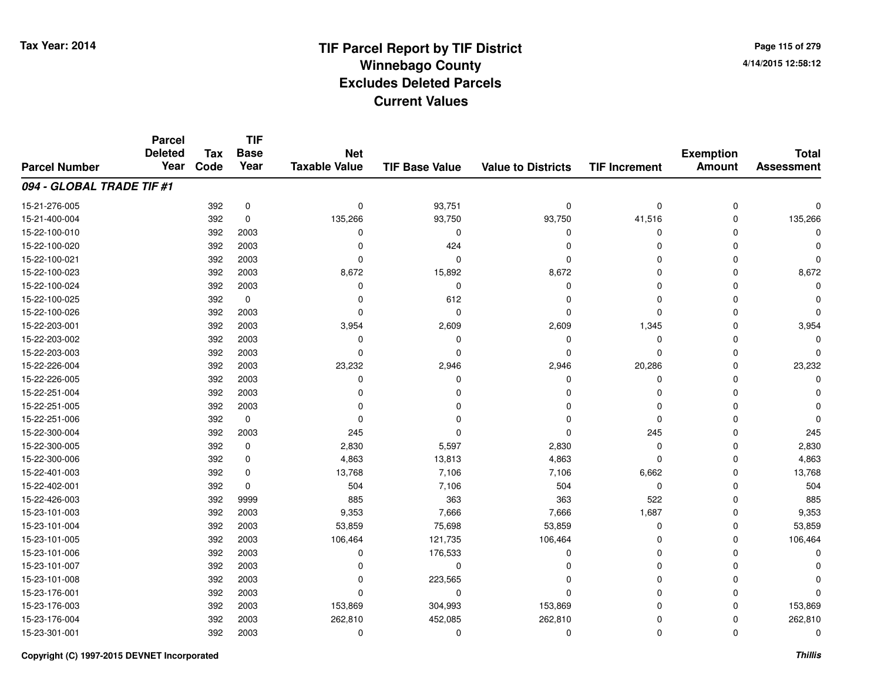# TIF Parcel Report by TIF District
# Winnebago County
# Excludes Deleted Parcels
# Current Values

Tax Year: 2014

4/14/2015 12:58:12

| Parcel Number | Parcel Deleted Year | Tax Code | TIF Base Year | Net Taxable Value | TIF Base Value | Value to Districts | TIF Increment | Exemption Amount | Total Assessment |
|---|---|---|---|---|---|---|---|---|---|
| ***094 - GLOBAL TRADE TIF #1*** | | | | | | | | | |
| 15-21-276-005 | | 392 | 0 | 0 | 93,751 | 0 | 0 | 0 | 0 |
| 15-21-400-004 | | 392 | 0 | 135,266 | 93,750 | 93,750 | 41,516 | 0 | 135,266 |
| 15-22-100-010 | | 392 | 2003 | 0 | 0 | 0 | 0 | 0 | 0 |
| 15-22-100-020 | | 392 | 2003 | 0 | 424 | 0 | 0 | 0 | 0 |
| 15-22-100-021 | | 392 | 2003 | 0 | 0 | 0 | 0 | 0 | 0 |
| 15-22-100-023 | | 392 | 2003 | 8,672 | 15,892 | 8,672 | 0 | 0 | 8,672 |
| 15-22-100-024 | | 392 | 2003 | 0 | 0 | 0 | 0 | 0 | 0 |
| 15-22-100-025 | | 392 | 0 | 0 | 612 | 0 | 0 | 0 | 0 |
| 15-22-100-026 | | 392 | 2003 | 0 | 0 | 0 | 0 | 0 | 0 |
| 15-22-203-001 | | 392 | 2003 | 3,954 | 2,609 | 2,609 | 1,345 | 0 | 3,954 |
| 15-22-203-002 | | 392 | 2003 | 0 | 0 | 0 | 0 | 0 | 0 |
| 15-22-203-003 | | 392 | 2003 | 0 | 0 | 0 | 0 | 0 | 0 |
| 15-22-226-004 | | 392 | 2003 | 23,232 | 2,946 | 2,946 | 20,286 | 0 | 23,232 |
| 15-22-226-005 | | 392 | 2003 | 0 | 0 | 0 | 0 | 0 | 0 |
| 15-22-251-004 | | 392 | 2003 | 0 | 0 | 0 | 0 | 0 | 0 |
| 15-22-251-005 | | 392 | 2003 | 0 | 0 | 0 | 0 | 0 | 0 |
| 15-22-251-006 | | 392 | 0 | 0 | 0 | 0 | 0 | 0 | 0 |
| 15-22-300-004 | | 392 | 2003 | 245 | 0 | 0 | 245 | 0 | 245 |
| 15-22-300-005 | | 392 | 0 | 2,830 | 5,597 | 2,830 | 0 | 0 | 2,830 |
| 15-22-300-006 | | 392 | 0 | 4,863 | 13,813 | 4,863 | 0 | 0 | 4,863 |
| 15-22-401-003 | | 392 | 0 | 13,768 | 7,106 | 7,106 | 6,662 | 0 | 13,768 |
| 15-22-402-001 | | 392 | 0 | 504 | 7,106 | 504 | 0 | 0 | 504 |
| 15-22-426-003 | | 392 | 9999 | 885 | 363 | 363 | 522 | 0 | 885 |
| 15-23-101-003 | | 392 | 2003 | 9,353 | 7,666 | 7,666 | 1,687 | 0 | 9,353 |
| 15-23-101-004 | | 392 | 2003 | 53,859 | 75,698 | 53,859 | 0 | 0 | 53,859 |
| 15-23-101-005 | | 392 | 2003 | 106,464 | 121,735 | 106,464 | 0 | 0 | 106,464 |
| 15-23-101-006 | | 392 | 2003 | 0 | 176,533 | 0 | 0 | 0 | 0 |
| 15-23-101-007 | | 392 | 2003 | 0 | 0 | 0 | 0 | 0 | 0 |
| 15-23-101-008 | | 392 | 2003 | 0 | 223,565 | 0 | 0 | 0 | 0 |
| 15-23-176-001 | | 392 | 2003 | 0 | 0 | 0 | 0 | 0 | 0 |
| 15-23-176-003 | | 392 | 2003 | 153,869 | 304,993 | 153,869 | 0 | 0 | 153,869 |
| 15-23-176-004 | | 392 | 2003 | 262,810 | 452,085 | 262,810 | 0 | 0 | 262,810 |
| 15-23-301-001 | | 392 | 2003 | 0 | 0 | 0 | 0 | 0 | 0 |

Copyright (C) 1997-2015 DEVNET Incorporated

*Thillis*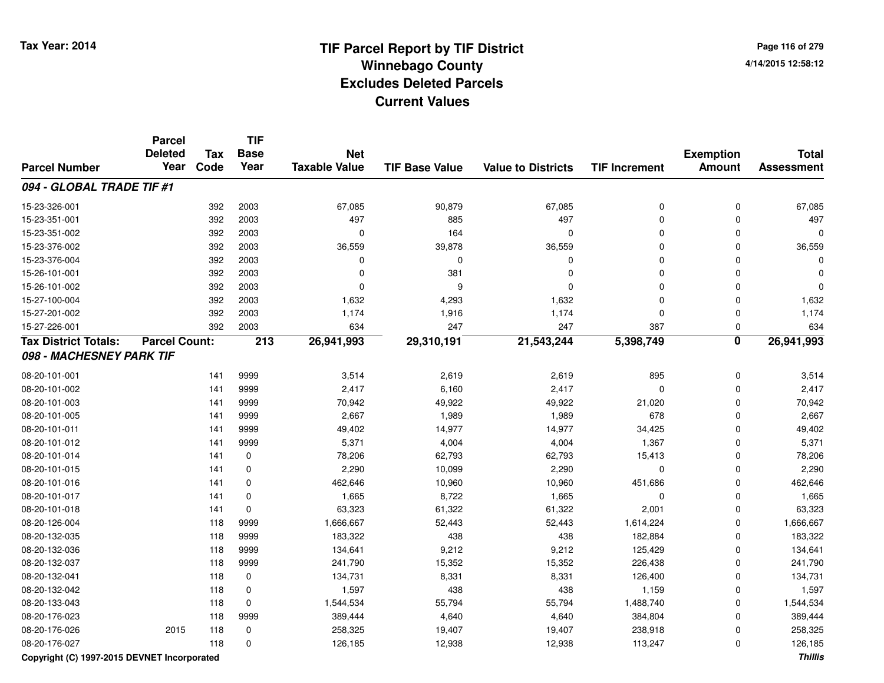# TIF Parcel Report by TIF District
## Winnebago County
## Excludes Deleted Parcels
## Current Values

Tax Year: 2014

4/14/2015 12:58:12

| Parcel Number | Parcel Deleted Year | Tax Code | TIF Base Year | Net Taxable Value | TIF Base Value | Value to Districts | TIF Increment | Exemption Amount | Total Assessment |
|---|---|---|---|---|---|---|---|---|---|
| ***094 - GLOBAL TRADE TIF #1*** | | | | | | | | | |
| 15-23-326-001 | | 392 | 2003 | 67,085 | 90,879 | 67,085 | 0 | 0 | 67,085 |
| 15-23-351-001 | | 392 | 2003 | 497 | 885 | 497 | 0 | 0 | 497 |
| 15-23-351-002 | | 392 | 2003 | 0 | 164 | 0 | 0 | 0 | 0 |
| 15-23-376-002 | | 392 | 2003 | 36,559 | 39,878 | 36,559 | 0 | 0 | 36,559 |
| 15-23-376-004 | | 392 | 2003 | 0 | 0 | 0 | 0 | 0 | 0 |
| 15-26-101-001 | | 392 | 2003 | 0 | 381 | 0 | 0 | 0 | 0 |
| 15-26-101-002 | | 392 | 2003 | 0 | 9 | 0 | 0 | 0 | 0 |
| 15-27-100-004 | | 392 | 2003 | 1,632 | 4,293 | 1,632 | 0 | 0 | 1,632 |
| 15-27-201-002 | | 392 | 2003 | 1,174 | 1,916 | 1,174 | 0 | 0 | 1,174 |
| 15-27-226-001 | | 392 | 2003 | 634 | 247 | 247 | 387 | 0 | 634 |
| **Tax District Totals:** | **Parcel Count:** | | **213** | **26,941,993** | **29,310,191** | **21,543,244** | **5,398,749** | **0** | **26,941,993** |
| ***098 - MACHESNEY PARK TIF*** | | | | | | | | | |
| 08-20-101-001 | | 141 | 9999 | 3,514 | 2,619 | 2,619 | 895 | 0 | 3,514 |
| 08-20-101-002 | | 141 | 9999 | 2,417 | 6,160 | 2,417 | 0 | 0 | 2,417 |
| 08-20-101-003 | | 141 | 9999 | 70,942 | 49,922 | 49,922 | 21,020 | 0 | 70,942 |
| 08-20-101-005 | | 141 | 9999 | 2,667 | 1,989 | 1,989 | 678 | 0 | 2,667 |
| 08-20-101-011 | | 141 | 9999 | 49,402 | 14,977 | 14,977 | 34,425 | 0 | 49,402 |
| 08-20-101-012 | | 141 | 9999 | 5,371 | 4,004 | 4,004 | 1,367 | 0 | 5,371 |
| 08-20-101-014 | | 141 | 0 | 78,206 | 62,793 | 62,793 | 15,413 | 0 | 78,206 |
| 08-20-101-015 | | 141 | 0 | 2,290 | 10,099 | 2,290 | 0 | 0 | 2,290 |
| 08-20-101-016 | | 141 | 0 | 462,646 | 10,960 | 10,960 | 451,686 | 0 | 462,646 |
| 08-20-101-017 | | 141 | 0 | 1,665 | 8,722 | 1,665 | 0 | 0 | 1,665 |
| 08-20-101-018 | | 141 | 0 | 63,323 | 61,322 | 61,322 | 2,001 | 0 | 63,323 |
| 08-20-126-004 | | 118 | 9999 | 1,666,667 | 52,443 | 52,443 | 1,614,224 | 0 | 1,666,667 |
| 08-20-132-035 | | 118 | 9999 | 183,322 | 438 | 438 | 182,884 | 0 | 183,322 |
| 08-20-132-036 | | 118 | 9999 | 134,641 | 9,212 | 9,212 | 125,429 | 0 | 134,641 |
| 08-20-132-037 | | 118 | 9999 | 241,790 | 15,352 | 15,352 | 226,438 | 0 | 241,790 |
| 08-20-132-041 | | 118 | 0 | 134,731 | 8,331 | 8,331 | 126,400 | 0 | 134,731 |
| 08-20-132-042 | | 118 | 0 | 1,597 | 438 | 438 | 1,159 | 0 | 1,597 |
| 08-20-133-043 | | 118 | 0 | 1,544,534 | 55,794 | 55,794 | 1,488,740 | 0 | 1,544,534 |
| 08-20-176-023 | | 118 | 9999 | 389,444 | 4,640 | 4,640 | 384,804 | 0 | 389,444 |
| 08-20-176-026 | 2015 | 118 | 0 | 258,325 | 19,407 | 19,407 | 238,918 | 0 | 258,325 |
| 08-20-176-027 | | 118 | 0 | 126,185 | 12,938 | 12,938 | 113,247 | 0 | 126,185 |

Copyright (C) 1997-2015 DEVNET Incorporated

*Thillis*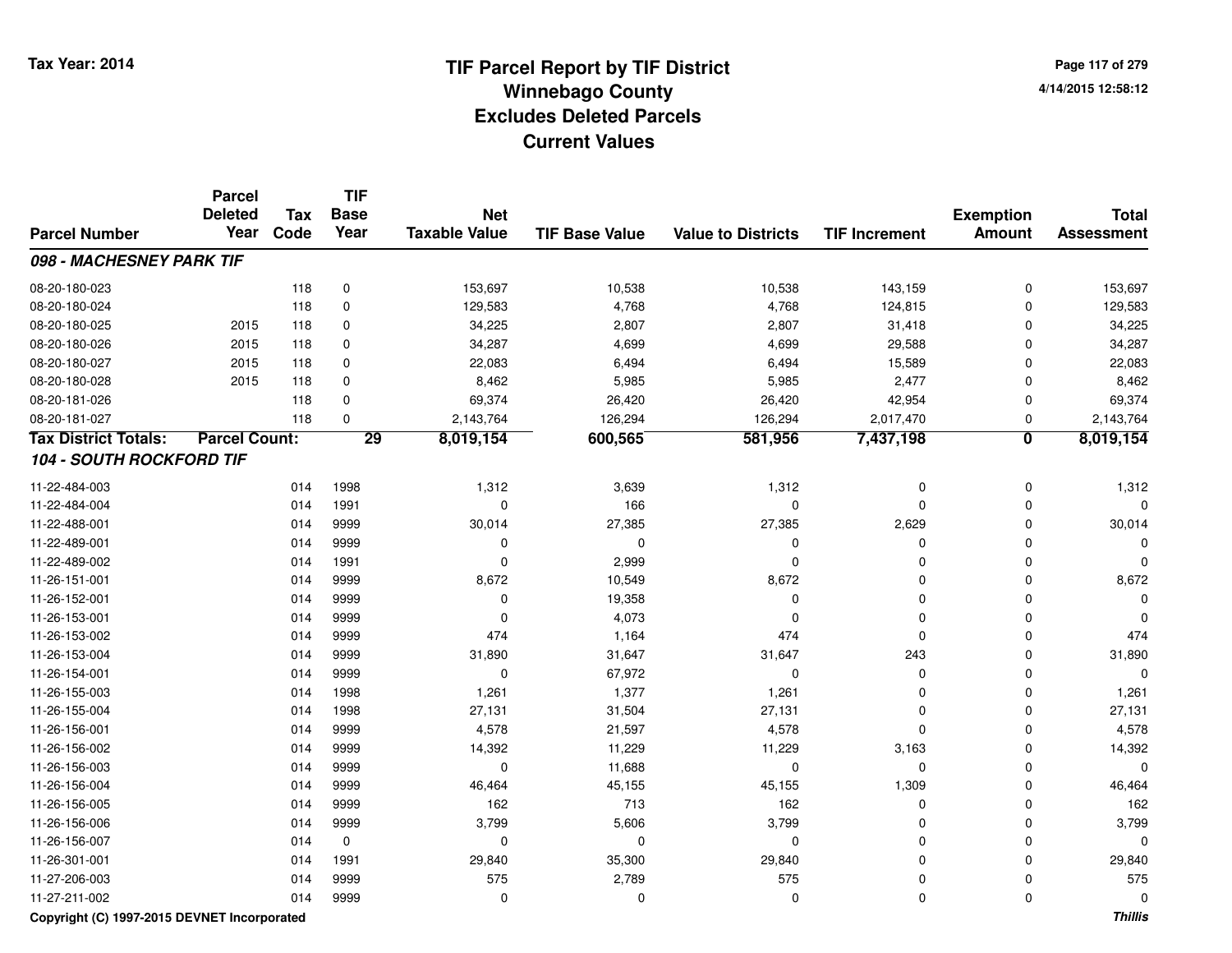# TIF Parcel Report by TIF District
## Winnebago County
## Excludes Deleted Parcels
## Current Values

Tax Year: 2014

4/14/2015 12:58:12

| Parcel Number | Parcel Deleted Year | Tax Code | TIF Base Year | Net Taxable Value | TIF Base Value | Value to Districts | TIF Increment | Exemption Amount | Total Assessment |
|---|---|---|---|---|---|---|---|---|---|
| ***098 - MACHESNEY PARK TIF*** | | | | | | | | | |
| 08-20-180-023 | | 118 | 0 | 153,697 | 10,538 | 10,538 | 143,159 | 0 | 153,697 |
| 08-20-180-024 | | 118 | 0 | 129,583 | 4,768 | 4,768 | 124,815 | 0 | 129,583 |
| 08-20-180-025 | 2015 | 118 | 0 | 34,225 | 2,807 | 2,807 | 31,418 | 0 | 34,225 |
| 08-20-180-026 | 2015 | 118 | 0 | 34,287 | 4,699 | 4,699 | 29,588 | 0 | 34,287 |
| 08-20-180-027 | 2015 | 118 | 0 | 22,083 | 6,494 | 6,494 | 15,589 | 0 | 22,083 |
| 08-20-180-028 | 2015 | 118 | 0 | 8,462 | 5,985 | 5,985 | 2,477 | 0 | 8,462 |
| 08-20-181-026 | | 118 | 0 | 69,374 | 26,420 | 26,420 | 42,954 | 0 | 69,374 |
| 08-20-181-027 | | 118 | 0 | 2,143,764 | 126,294 | 126,294 | 2,017,470 | 0 | 2,143,764 |
| **Tax District Totals:** | **Parcel Count:** | | **29** | **8,019,154** | **600,565** | **581,956** | **7,437,198** | **0** | **8,019,154** |
| ***104 - SOUTH ROCKFORD TIF*** | | | | | | | | | |
| 11-22-484-003 | | 014 | 1998 | 1,312 | 3,639 | 1,312 | 0 | 0 | 1,312 |
| 11-22-484-004 | | 014 | 1991 | 0 | 166 | 0 | 0 | 0 | 0 |
| 11-22-488-001 | | 014 | 9999 | 30,014 | 27,385 | 27,385 | 2,629 | 0 | 30,014 |
| 11-22-489-001 | | 014 | 9999 | 0 | 0 | 0 | 0 | 0 | 0 |
| 11-22-489-002 | | 014 | 1991 | 0 | 2,999 | 0 | 0 | 0 | 0 |
| 11-26-151-001 | | 014 | 9999 | 8,672 | 10,549 | 8,672 | 0 | 0 | 8,672 |
| 11-26-152-001 | | 014 | 9999 | 0 | 19,358 | 0 | 0 | 0 | 0 |
| 11-26-153-001 | | 014 | 9999 | 0 | 4,073 | 0 | 0 | 0 | 0 |
| 11-26-153-002 | | 014 | 9999 | 474 | 1,164 | 474 | 0 | 0 | 474 |
| 11-26-153-004 | | 014 | 9999 | 31,890 | 31,647 | 31,647 | 243 | 0 | 31,890 |
| 11-26-154-001 | | 014 | 9999 | 0 | 67,972 | 0 | 0 | 0 | 0 |
| 11-26-155-003 | | 014 | 1998 | 1,261 | 1,377 | 1,261 | 0 | 0 | 1,261 |
| 11-26-155-004 | | 014 | 1998 | 27,131 | 31,504 | 27,131 | 0 | 0 | 27,131 |
| 11-26-156-001 | | 014 | 9999 | 4,578 | 21,597 | 4,578 | 0 | 0 | 4,578 |
| 11-26-156-002 | | 014 | 9999 | 14,392 | 11,229 | 11,229 | 3,163 | 0 | 14,392 |
| 11-26-156-003 | | 014 | 9999 | 0 | 11,688 | 0 | 0 | 0 | 0 |
| 11-26-156-004 | | 014 | 9999 | 46,464 | 45,155 | 45,155 | 1,309 | 0 | 46,464 |
| 11-26-156-005 | | 014 | 9999 | 162 | 713 | 162 | 0 | 0 | 162 |
| 11-26-156-006 | | 014 | 9999 | 3,799 | 5,606 | 3,799 | 0 | 0 | 3,799 |
| 11-26-156-007 | | 014 | 0 | 0 | 0 | 0 | 0 | 0 | 0 |
| 11-26-301-001 | | 014 | 1991 | 29,840 | 35,300 | 29,840 | 0 | 0 | 29,840 |
| 11-27-206-003 | | 014 | 9999 | 575 | 2,789 | 575 | 0 | 0 | 575 |
| 11-27-211-002 | | 014 | 9999 | 0 | 0 | 0 | 0 | 0 | 0 |

Copyright (C) 1997-2015 DEVNET Incorporated

*Thillis*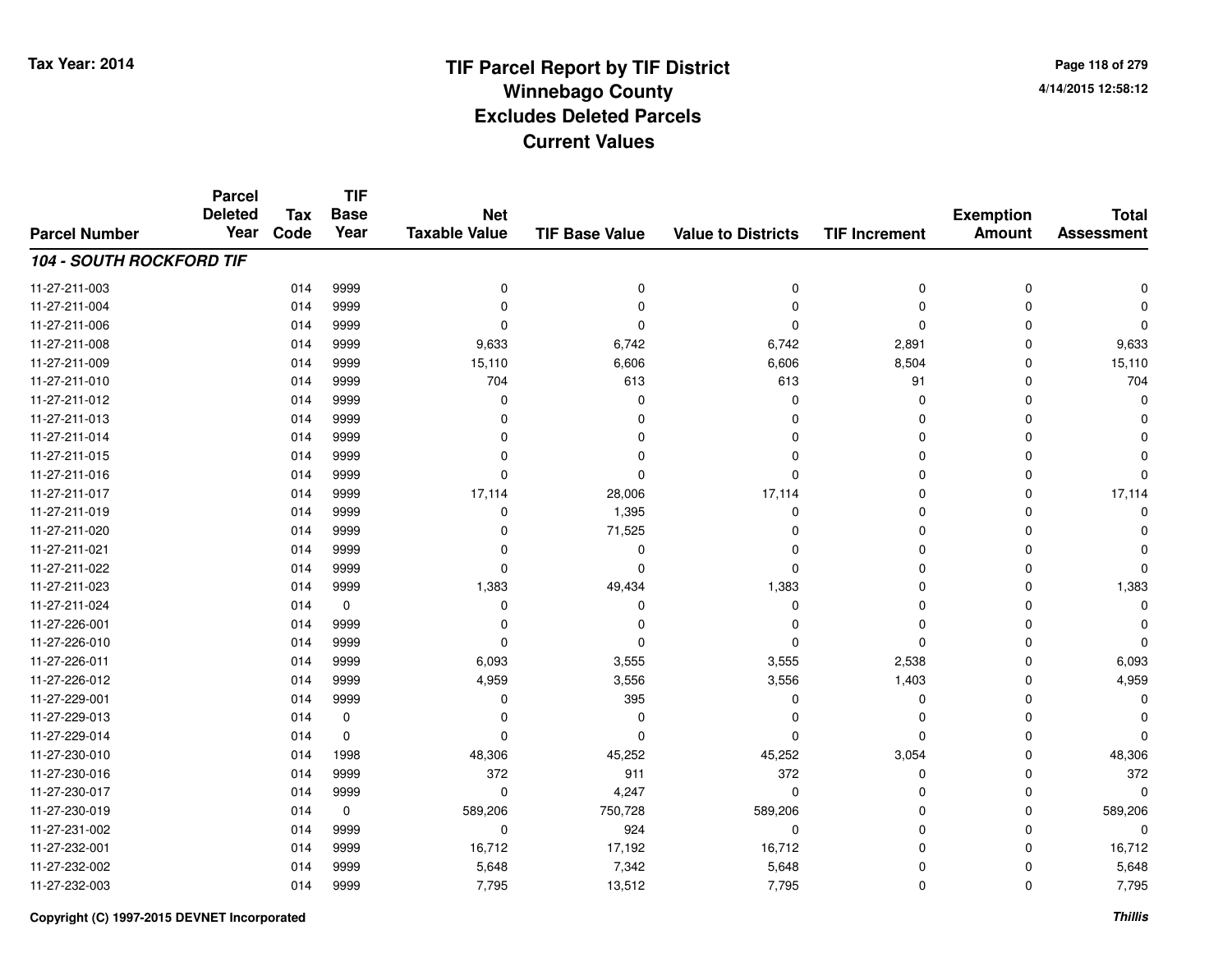# TIF Parcel Report by TIF District
## Winnebago County
## Excludes Deleted Parcels
## Current Values

Tax Year: 2014

4/14/2015 12:58:12

| Parcel Number | Parcel Deleted Year | Tax Code | TIF Base Year | Net Taxable Value | TIF Base Value | Value to Districts | TIF Increment | Exemption Amount | Total Assessment |
|---|---|---|---|---|---|---|---|---|---|
| ***104 - SOUTH ROCKFORD TIF*** | | | | | | | | | |
| 11-27-211-003 | | 014 | 9999 | 0 | 0 | 0 | 0 | 0 | 0 |
| 11-27-211-004 | | 014 | 9999 | 0 | 0 | 0 | 0 | 0 | 0 |
| 11-27-211-006 | | 014 | 9999 | 0 | 0 | 0 | 0 | 0 | 0 |
| 11-27-211-008 | | 014 | 9999 | 9,633 | 6,742 | 6,742 | 2,891 | 0 | 9,633 |
| 11-27-211-009 | | 014 | 9999 | 15,110 | 6,606 | 6,606 | 8,504 | 0 | 15,110 |
| 11-27-211-010 | | 014 | 9999 | 704 | 613 | 613 | 91 | 0 | 704 |
| 11-27-211-012 | | 014 | 9999 | 0 | 0 | 0 | 0 | 0 | 0 |
| 11-27-211-013 | | 014 | 9999 | 0 | 0 | 0 | 0 | 0 | 0 |
| 11-27-211-014 | | 014 | 9999 | 0 | 0 | 0 | 0 | 0 | 0 |
| 11-27-211-015 | | 014 | 9999 | 0 | 0 | 0 | 0 | 0 | 0 |
| 11-27-211-016 | | 014 | 9999 | 0 | 0 | 0 | 0 | 0 | 0 |
| 11-27-211-017 | | 014 | 9999 | 17,114 | 28,006 | 17,114 | 0 | 0 | 17,114 |
| 11-27-211-019 | | 014 | 9999 | 0 | 1,395 | 0 | 0 | 0 | 0 |
| 11-27-211-020 | | 014 | 9999 | 0 | 71,525 | 0 | 0 | 0 | 0 |
| 11-27-211-021 | | 014 | 9999 | 0 | 0 | 0 | 0 | 0 | 0 |
| 11-27-211-022 | | 014 | 9999 | 0 | 0 | 0 | 0 | 0 | 0 |
| 11-27-211-023 | | 014 | 9999 | 1,383 | 49,434 | 1,383 | 0 | 0 | 1,383 |
| 11-27-211-024 | | 014 | 0 | 0 | 0 | 0 | 0 | 0 | 0 |
| 11-27-226-001 | | 014 | 9999 | 0 | 0 | 0 | 0 | 0 | 0 |
| 11-27-226-010 | | 014 | 9999 | 0 | 0 | 0 | 0 | 0 | 0 |
| 11-27-226-011 | | 014 | 9999 | 6,093 | 3,555 | 3,555 | 2,538 | 0 | 6,093 |
| 11-27-226-012 | | 014 | 9999 | 4,959 | 3,556 | 3,556 | 1,403 | 0 | 4,959 |
| 11-27-229-001 | | 014 | 9999 | 0 | 395 | 0 | 0 | 0 | 0 |
| 11-27-229-013 | | 014 | 0 | 0 | 0 | 0 | 0 | 0 | 0 |
| 11-27-229-014 | | 014 | 0 | 0 | 0 | 0 | 0 | 0 | 0 |
| 11-27-230-010 | | 014 | 1998 | 48,306 | 45,252 | 45,252 | 3,054 | 0 | 48,306 |
| 11-27-230-016 | | 014 | 9999 | 372 | 911 | 372 | 0 | 0 | 372 |
| 11-27-230-017 | | 014 | 9999 | 0 | 4,247 | 0 | 0 | 0 | 0 |
| 11-27-230-019 | | 014 | 0 | 589,206 | 750,728 | 589,206 | 0 | 0 | 589,206 |
| 11-27-231-002 | | 014 | 9999 | 0 | 924 | 0 | 0 | 0 | 0 |
| 11-27-232-001 | | 014 | 9999 | 16,712 | 17,192 | 16,712 | 0 | 0 | 16,712 |
| 11-27-232-002 | | 014 | 9999 | 5,648 | 7,342 | 5,648 | 0 | 0 | 5,648 |
| 11-27-232-003 | | 014 | 9999 | 7,795 | 13,512 | 7,795 | 0 | 0 | 7,795 |

Copyright (C) 1997-2015 DEVNET Incorporated

*Thillis*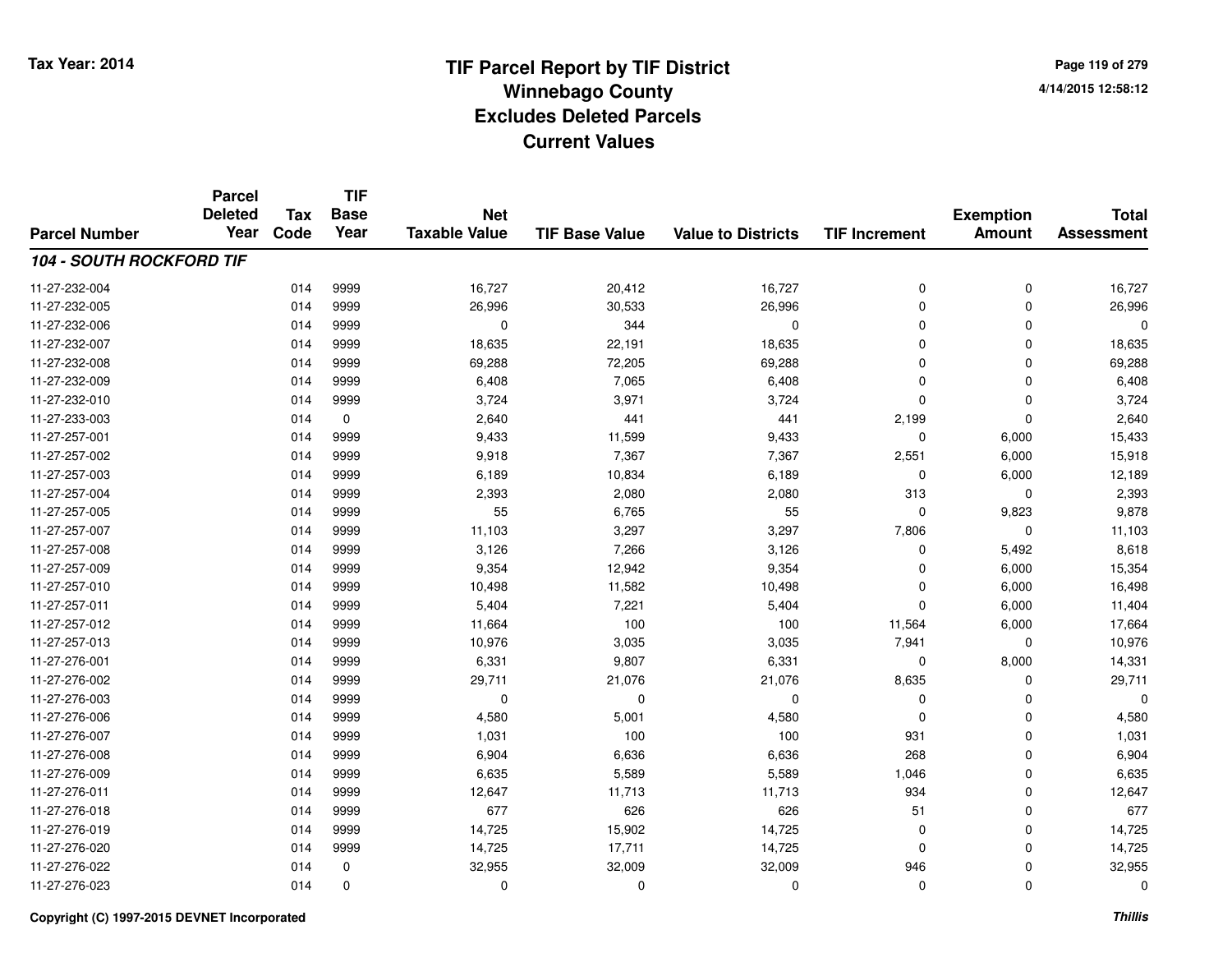# TIF Parcel Report by TIF District
## Winnebago County
## Excludes Deleted Parcels
## Current Values

Tax Year: 2014

4/14/2015 12:58:12

| Parcel Number | Parcel Deleted Year | Tax Code | TIF Base Year | Net Taxable Value | TIF Base Value | Value to Districts | TIF Increment | Exemption Amount | Total Assessment |
|---|---|---|---|---|---|---|---|---|---|
| ***104 - SOUTH ROCKFORD TIF*** | | | | | | | | | |
| 11-27-232-004 | | 014 | 9999 | 16,727 | 20,412 | 16,727 | 0 | 0 | 16,727 |
| 11-27-232-005 | | 014 | 9999 | 26,996 | 30,533 | 26,996 | 0 | 0 | 26,996 |
| 11-27-232-006 | | 014 | 9999 | 0 | 344 | 0 | 0 | 0 | 0 |
| 11-27-232-007 | | 014 | 9999 | 18,635 | 22,191 | 18,635 | 0 | 0 | 18,635 |
| 11-27-232-008 | | 014 | 9999 | 69,288 | 72,205 | 69,288 | 0 | 0 | 69,288 |
| 11-27-232-009 | | 014 | 9999 | 6,408 | 7,065 | 6,408 | 0 | 0 | 6,408 |
| 11-27-232-010 | | 014 | 9999 | 3,724 | 3,971 | 3,724 | 0 | 0 | 3,724 |
| 11-27-233-003 | | 014 | 0 | 2,640 | 441 | 441 | 2,199 | 0 | 2,640 |
| 11-27-257-001 | | 014 | 9999 | 9,433 | 11,599 | 9,433 | 0 | 6,000 | 15,433 |
| 11-27-257-002 | | 014 | 9999 | 9,918 | 7,367 | 7,367 | 2,551 | 6,000 | 15,918 |
| 11-27-257-003 | | 014 | 9999 | 6,189 | 10,834 | 6,189 | 0 | 6,000 | 12,189 |
| 11-27-257-004 | | 014 | 9999 | 2,393 | 2,080 | 2,080 | 313 | 0 | 2,393 |
| 11-27-257-005 | | 014 | 9999 | 55 | 6,765 | 55 | 0 | 9,823 | 9,878 |
| 11-27-257-007 | | 014 | 9999 | 11,103 | 3,297 | 3,297 | 7,806 | 0 | 11,103 |
| 11-27-257-008 | | 014 | 9999 | 3,126 | 7,266 | 3,126 | 0 | 5,492 | 8,618 |
| 11-27-257-009 | | 014 | 9999 | 9,354 | 12,942 | 9,354 | 0 | 6,000 | 15,354 |
| 11-27-257-010 | | 014 | 9999 | 10,498 | 11,582 | 10,498 | 0 | 6,000 | 16,498 |
| 11-27-257-011 | | 014 | 9999 | 5,404 | 7,221 | 5,404 | 0 | 6,000 | 11,404 |
| 11-27-257-012 | | 014 | 9999 | 11,664 | 100 | 100 | 11,564 | 6,000 | 17,664 |
| 11-27-257-013 | | 014 | 9999 | 10,976 | 3,035 | 3,035 | 7,941 | 0 | 10,976 |
| 11-27-276-001 | | 014 | 9999 | 6,331 | 9,807 | 6,331 | 0 | 8,000 | 14,331 |
| 11-27-276-002 | | 014 | 9999 | 29,711 | 21,076 | 21,076 | 8,635 | 0 | 29,711 |
| 11-27-276-003 | | 014 | 9999 | 0 | 0 | 0 | 0 | 0 | 0 |
| 11-27-276-006 | | 014 | 9999 | 4,580 | 5,001 | 4,580 | 0 | 0 | 4,580 |
| 11-27-276-007 | | 014 | 9999 | 1,031 | 100 | 100 | 931 | 0 | 1,031 |
| 11-27-276-008 | | 014 | 9999 | 6,904 | 6,636 | 6,636 | 268 | 0 | 6,904 |
| 11-27-276-009 | | 014 | 9999 | 6,635 | 5,589 | 5,589 | 1,046 | 0 | 6,635 |
| 11-27-276-011 | | 014 | 9999 | 12,647 | 11,713 | 11,713 | 934 | 0 | 12,647 |
| 11-27-276-018 | | 014 | 9999 | 677 | 626 | 626 | 51 | 0 | 677 |
| 11-27-276-019 | | 014 | 9999 | 14,725 | 15,902 | 14,725 | 0 | 0 | 14,725 |
| 11-27-276-020 | | 014 | 9999 | 14,725 | 17,711 | 14,725 | 0 | 0 | 14,725 |
| 11-27-276-022 | | 014 | 0 | 32,955 | 32,009 | 32,009 | 946 | 0 | 32,955 |
| 11-27-276-023 | | 014 | 0 | 0 | 0 | 0 | 0 | 0 | 0 |

Copyright (C) 1997-2015 DEVNET Incorporated

*Thillis*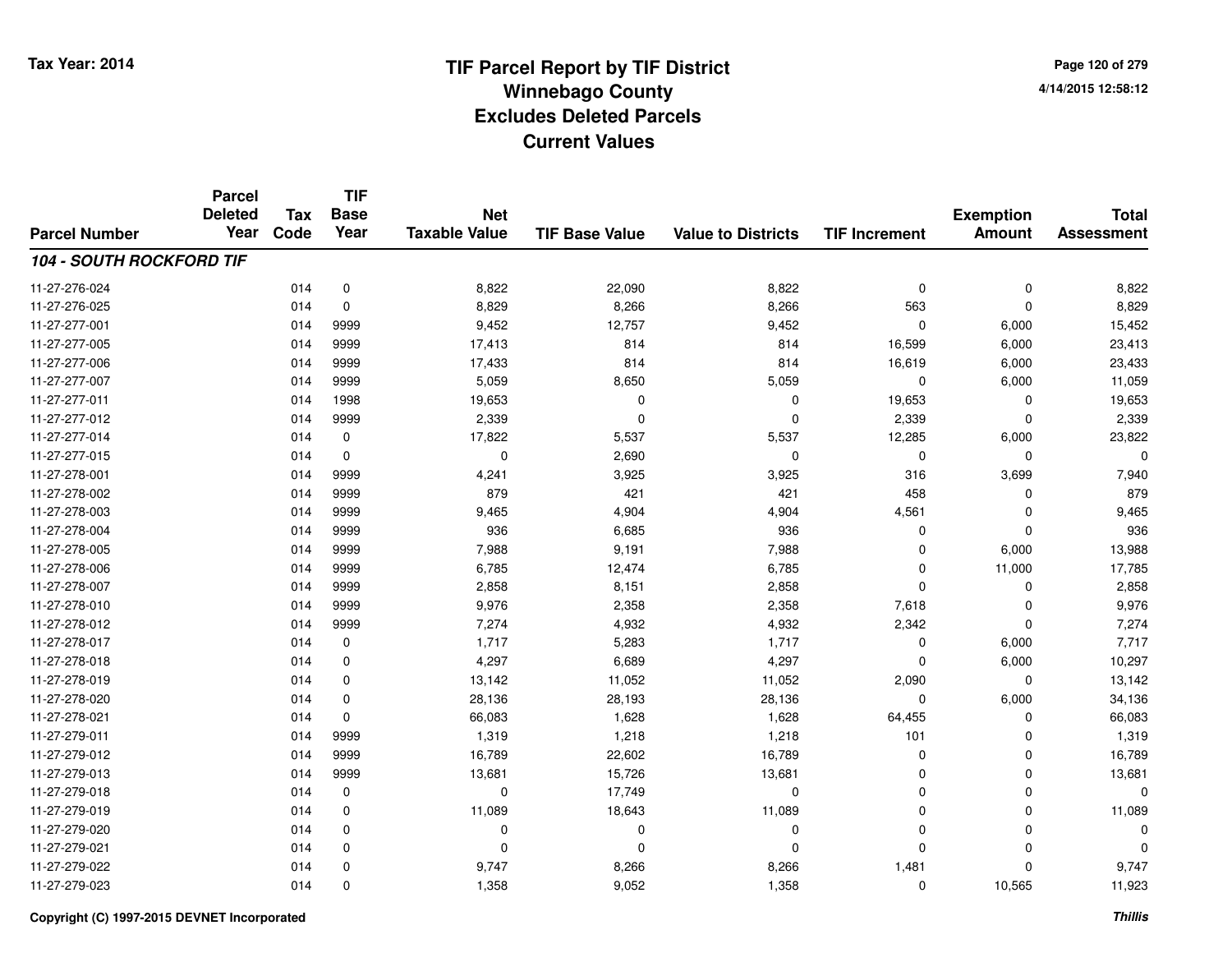# TIF Parcel Report by TIF District
# Winnebago County
# Excludes Deleted Parcels
# Current Values

Tax Year: 2014

4/14/2015 12:58:12

| Parcel Number | Parcel Deleted Year | Tax Code | TIF Base Year | Net Taxable Value | TIF Base Value | Value to Districts | TIF Increment | Exemption Amount | Total Assessment |
|---|---|---|---|---|---|---|---|---|---|
| ***104 - SOUTH ROCKFORD TIF*** | | | | | | | | | |
| 11-27-276-024 | | 014 | 0 | 8,822 | 22,090 | 8,822 | 0 | 0 | 8,822 |
| 11-27-276-025 | | 014 | 0 | 8,829 | 8,266 | 8,266 | 563 | 0 | 8,829 |
| 11-27-277-001 | | 014 | 9999 | 9,452 | 12,757 | 9,452 | 0 | 6,000 | 15,452 |
| 11-27-277-005 | | 014 | 9999 | 17,413 | 814 | 814 | 16,599 | 6,000 | 23,413 |
| 11-27-277-006 | | 014 | 9999 | 17,433 | 814 | 814 | 16,619 | 6,000 | 23,433 |
| 11-27-277-007 | | 014 | 9999 | 5,059 | 8,650 | 5,059 | 0 | 6,000 | 11,059 |
| 11-27-277-011 | | 014 | 1998 | 19,653 | 0 | 0 | 19,653 | 0 | 19,653 |
| 11-27-277-012 | | 014 | 9999 | 2,339 | 0 | 0 | 2,339 | 0 | 2,339 |
| 11-27-277-014 | | 014 | 0 | 17,822 | 5,537 | 5,537 | 12,285 | 6,000 | 23,822 |
| 11-27-277-015 | | 014 | 0 | 0 | 2,690 | 0 | 0 | 0 | 0 |
| 11-27-278-001 | | 014 | 9999 | 4,241 | 3,925 | 3,925 | 316 | 3,699 | 7,940 |
| 11-27-278-002 | | 014 | 9999 | 879 | 421 | 421 | 458 | 0 | 879 |
| 11-27-278-003 | | 014 | 9999 | 9,465 | 4,904 | 4,904 | 4,561 | 0 | 9,465 |
| 11-27-278-004 | | 014 | 9999 | 936 | 6,685 | 936 | 0 | 0 | 936 |
| 11-27-278-005 | | 014 | 9999 | 7,988 | 9,191 | 7,988 | 0 | 6,000 | 13,988 |
| 11-27-278-006 | | 014 | 9999 | 6,785 | 12,474 | 6,785 | 0 | 11,000 | 17,785 |
| 11-27-278-007 | | 014 | 9999 | 2,858 | 8,151 | 2,858 | 0 | 0 | 2,858 |
| 11-27-278-010 | | 014 | 9999 | 9,976 | 2,358 | 2,358 | 7,618 | 0 | 9,976 |
| 11-27-278-012 | | 014 | 9999 | 7,274 | 4,932 | 4,932 | 2,342 | 0 | 7,274 |
| 11-27-278-017 | | 014 | 0 | 1,717 | 5,283 | 1,717 | 0 | 6,000 | 7,717 |
| 11-27-278-018 | | 014 | 0 | 4,297 | 6,689 | 4,297 | 0 | 6,000 | 10,297 |
| 11-27-278-019 | | 014 | 0 | 13,142 | 11,052 | 11,052 | 2,090 | 0 | 13,142 |
| 11-27-278-020 | | 014 | 0 | 28,136 | 28,193 | 28,136 | 0 | 6,000 | 34,136 |
| 11-27-278-021 | | 014 | 0 | 66,083 | 1,628 | 1,628 | 64,455 | 0 | 66,083 |
| 11-27-279-011 | | 014 | 9999 | 1,319 | 1,218 | 1,218 | 101 | 0 | 1,319 |
| 11-27-279-012 | | 014 | 9999 | 16,789 | 22,602 | 16,789 | 0 | 0 | 16,789 |
| 11-27-279-013 | | 014 | 9999 | 13,681 | 15,726 | 13,681 | 0 | 0 | 13,681 |
| 11-27-279-018 | | 014 | 0 | 0 | 17,749 | 0 | 0 | 0 | 0 |
| 11-27-279-019 | | 014 | 0 | 11,089 | 18,643 | 11,089 | 0 | 0 | 11,089 |
| 11-27-279-020 | | 014 | 0 | 0 | 0 | 0 | 0 | 0 | 0 |
| 11-27-279-021 | | 014 | 0 | 0 | 0 | 0 | 0 | 0 | 0 |
| 11-27-279-022 | | 014 | 0 | 9,747 | 8,266 | 8,266 | 1,481 | 0 | 9,747 |
| 11-27-279-023 | | 014 | 0 | 1,358 | 9,052 | 1,358 | 0 | 10,565 | 11,923 |

Copyright (C) 1997-2015 DEVNET Incorporated

*Thillis*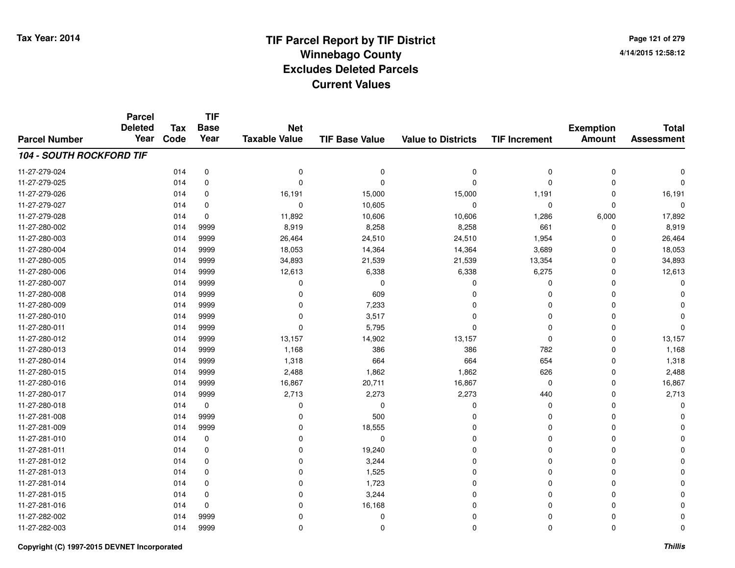# TIF Parcel Report by TIF District
## Winnebago County
## Excludes Deleted Parcels
## Current Values

Tax Year: 2014

4/14/2015 12:58:12

| Parcel Number | Parcel Deleted Year | Tax Code | TIF Base Year | Net Taxable Value | TIF Base Value | Value to Districts | TIF Increment | Exemption Amount | Total Assessment |
|---|---|---|---|---|---|---|---|---|---|
| ***104 - SOUTH ROCKFORD TIF*** | | | | | | | | | |
| 11-27-279-024 | | 014 | 0 | 0 | 0 | 0 | 0 | 0 | 0 |
| 11-27-279-025 | | 014 | 0 | 0 | 0 | 0 | 0 | 0 | 0 |
| 11-27-279-026 | | 014 | 0 | 16,191 | 15,000 | 15,000 | 1,191 | 0 | 16,191 |
| 11-27-279-027 | | 014 | 0 | 0 | 10,605 | 0 | 0 | 0 | 0 |
| 11-27-279-028 | | 014 | 0 | 11,892 | 10,606 | 10,606 | 1,286 | 6,000 | 17,892 |
| 11-27-280-002 | | 014 | 9999 | 8,919 | 8,258 | 8,258 | 661 | 0 | 8,919 |
| 11-27-280-003 | | 014 | 9999 | 26,464 | 24,510 | 24,510 | 1,954 | 0 | 26,464 |
| 11-27-280-004 | | 014 | 9999 | 18,053 | 14,364 | 14,364 | 3,689 | 0 | 18,053 |
| 11-27-280-005 | | 014 | 9999 | 34,893 | 21,539 | 21,539 | 13,354 | 0 | 34,893 |
| 11-27-280-006 | | 014 | 9999 | 12,613 | 6,338 | 6,338 | 6,275 | 0 | 12,613 |
| 11-27-280-007 | | 014 | 9999 | 0 | 0 | 0 | 0 | 0 | 0 |
| 11-27-280-008 | | 014 | 9999 | 0 | 609 | 0 | 0 | 0 | 0 |
| 11-27-280-009 | | 014 | 9999 | 0 | 7,233 | 0 | 0 | 0 | 0 |
| 11-27-280-010 | | 014 | 9999 | 0 | 3,517 | 0 | 0 | 0 | 0 |
| 11-27-280-011 | | 014 | 9999 | 0 | 5,795 | 0 | 0 | 0 | 0 |
| 11-27-280-012 | | 014 | 9999 | 13,157 | 14,902 | 13,157 | 0 | 0 | 13,157 |
| 11-27-280-013 | | 014 | 9999 | 1,168 | 386 | 386 | 782 | 0 | 1,168 |
| 11-27-280-014 | | 014 | 9999 | 1,318 | 664 | 664 | 654 | 0 | 1,318 |
| 11-27-280-015 | | 014 | 9999 | 2,488 | 1,862 | 1,862 | 626 | 0 | 2,488 |
| 11-27-280-016 | | 014 | 9999 | 16,867 | 20,711 | 16,867 | 0 | 0 | 16,867 |
| 11-27-280-017 | | 014 | 9999 | 2,713 | 2,273 | 2,273 | 440 | 0 | 2,713 |
| 11-27-280-018 | | 014 | 0 | 0 | 0 | 0 | 0 | 0 | 0 |
| 11-27-281-008 | | 014 | 9999 | 0 | 500 | 0 | 0 | 0 | 0 |
| 11-27-281-009 | | 014 | 9999 | 0 | 18,555 | 0 | 0 | 0 | 0 |
| 11-27-281-010 | | 014 | 0 | 0 | 0 | 0 | 0 | 0 | 0 |
| 11-27-281-011 | | 014 | 0 | 0 | 19,240 | 0 | 0 | 0 | 0 |
| 11-27-281-012 | | 014 | 0 | 0 | 3,244 | 0 | 0 | 0 | 0 |
| 11-27-281-013 | | 014 | 0 | 0 | 1,525 | 0 | 0 | 0 | 0 |
| 11-27-281-014 | | 014 | 0 | 0 | 1,723 | 0 | 0 | 0 | 0 |
| 11-27-281-015 | | 014 | 0 | 0 | 3,244 | 0 | 0 | 0 | 0 |
| 11-27-281-016 | | 014 | 0 | 0 | 16,168 | 0 | 0 | 0 | 0 |
| 11-27-282-002 | | 014 | 9999 | 0 | 0 | 0 | 0 | 0 | 0 |
| 11-27-282-003 | | 014 | 9999 | 0 | 0 | 0 | 0 | 0 | 0 |

Copyright (C) 1997-2015 DEVNET Incorporated

*Thillis*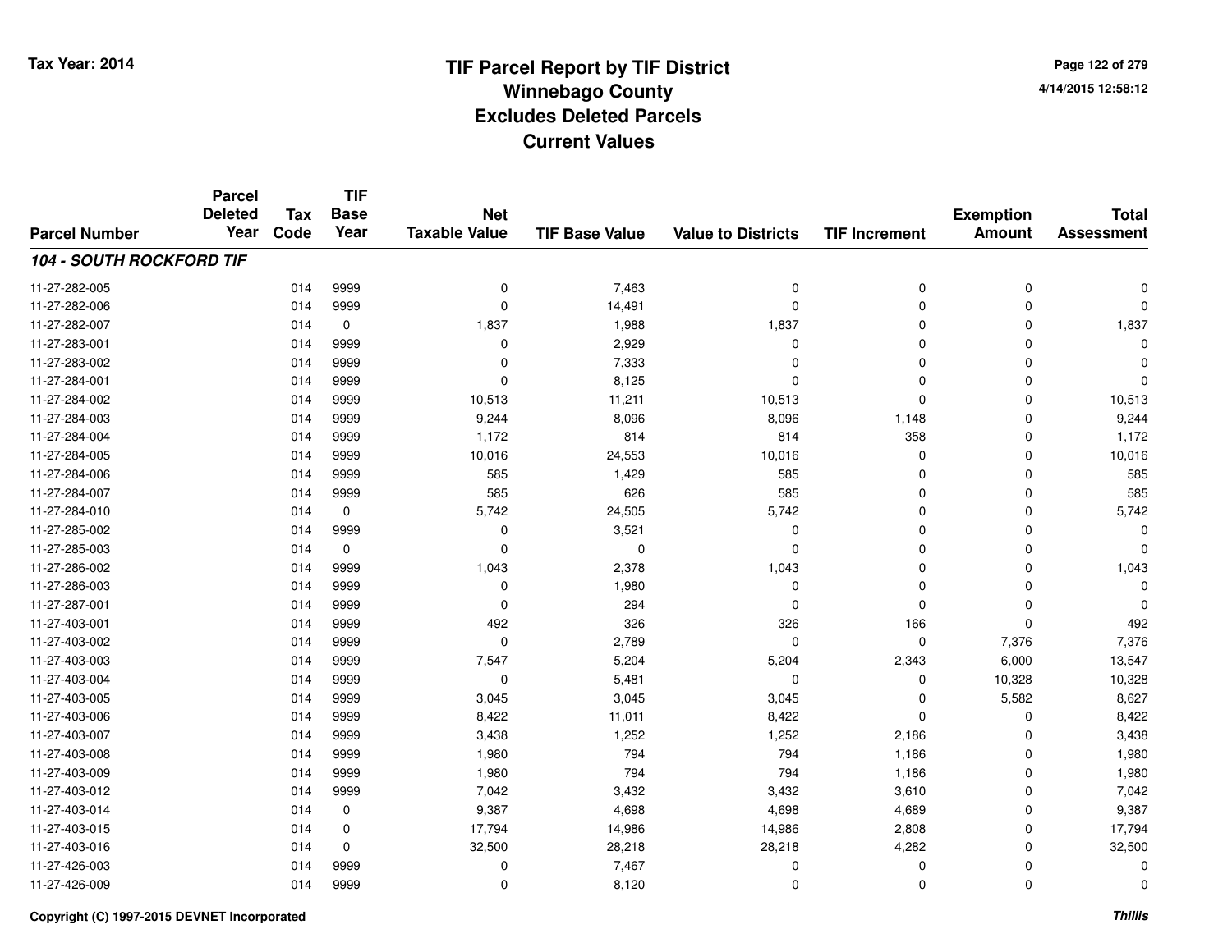# TIF Parcel Report by TIF District
# Winnebago County
# Excludes Deleted Parcels
# Current Values

Tax Year: 2014

| Parcel Number | Parcel Deleted Year | Tax Code | TIF Base Year | Net Taxable Value | TIF Base Value | Value to Districts | TIF Increment | Exemption Amount | Total Assessment |
|---|---|---|---|---|---|---|---|---|---|
| ***104 - SOUTH ROCKFORD TIF*** | | | | | | | | | |
| 11-27-282-005 | | 014 | 9999 | 0 | 7,463 | 0 | 0 | 0 | 0 |
| 11-27-282-006 | | 014 | 9999 | 0 | 14,491 | 0 | 0 | 0 | 0 |
| 11-27-282-007 | | 014 | 0 | 1,837 | 1,988 | 1,837 | 0 | 0 | 1,837 |
| 11-27-283-001 | | 014 | 9999 | 0 | 2,929 | 0 | 0 | 0 | 0 |
| 11-27-283-002 | | 014 | 9999 | 0 | 7,333 | 0 | 0 | 0 | 0 |
| 11-27-284-001 | | 014 | 9999 | 0 | 8,125 | 0 | 0 | 0 | 0 |
| 11-27-284-002 | | 014 | 9999 | 10,513 | 11,211 | 10,513 | 0 | 0 | 10,513 |
| 11-27-284-003 | | 014 | 9999 | 9,244 | 8,096 | 8,096 | 1,148 | 0 | 9,244 |
| 11-27-284-004 | | 014 | 9999 | 1,172 | 814 | 814 | 358 | 0 | 1,172 |
| 11-27-284-005 | | 014 | 9999 | 10,016 | 24,553 | 10,016 | 0 | 0 | 10,016 |
| 11-27-284-006 | | 014 | 9999 | 585 | 1,429 | 585 | 0 | 0 | 585 |
| 11-27-284-007 | | 014 | 9999 | 585 | 626 | 585 | 0 | 0 | 585 |
| 11-27-284-010 | | 014 | 0 | 5,742 | 24,505 | 5,742 | 0 | 0 | 5,742 |
| 11-27-285-002 | | 014 | 9999 | 0 | 3,521 | 0 | 0 | 0 | 0 |
| 11-27-285-003 | | 014 | 0 | 0 | 0 | 0 | 0 | 0 | 0 |
| 11-27-286-002 | | 014 | 9999 | 1,043 | 2,378 | 1,043 | 0 | 0 | 1,043 |
| 11-27-286-003 | | 014 | 9999 | 0 | 1,980 | 0 | 0 | 0 | 0 |
| 11-27-287-001 | | 014 | 9999 | 0 | 294 | 0 | 0 | 0 | 0 |
| 11-27-403-001 | | 014 | 9999 | 492 | 326 | 326 | 166 | 0 | 492 |
| 11-27-403-002 | | 014 | 9999 | 0 | 2,789 | 0 | 0 | 7,376 | 7,376 |
| 11-27-403-003 | | 014 | 9999 | 7,547 | 5,204 | 5,204 | 2,343 | 6,000 | 13,547 |
| 11-27-403-004 | | 014 | 9999 | 0 | 5,481 | 0 | 0 | 10,328 | 10,328 |
| 11-27-403-005 | | 014 | 9999 | 3,045 | 3,045 | 3,045 | 0 | 5,582 | 8,627 |
| 11-27-403-006 | | 014 | 9999 | 8,422 | 11,011 | 8,422 | 0 | 0 | 8,422 |
| 11-27-403-007 | | 014 | 9999 | 3,438 | 1,252 | 1,252 | 2,186 | 0 | 3,438 |
| 11-27-403-008 | | 014 | 9999 | 1,980 | 794 | 794 | 1,186 | 0 | 1,980 |
| 11-27-403-009 | | 014 | 9999 | 1,980 | 794 | 794 | 1,186 | 0 | 1,980 |
| 11-27-403-012 | | 014 | 9999 | 7,042 | 3,432 | 3,432 | 3,610 | 0 | 7,042 |
| 11-27-403-014 | | 014 | 0 | 9,387 | 4,698 | 4,698 | 4,689 | 0 | 9,387 |
| 11-27-403-015 | | 014 | 0 | 17,794 | 14,986 | 14,986 | 2,808 | 0 | 17,794 |
| 11-27-403-016 | | 014 | 0 | 32,500 | 28,218 | 28,218 | 4,282 | 0 | 32,500 |
| 11-27-426-003 | | 014 | 9999 | 0 | 7,467 | 0 | 0 | 0 | 0 |
| 11-27-426-009 | | 014 | 9999 | 0 | 8,120 | 0 | 0 | 0 | 0 |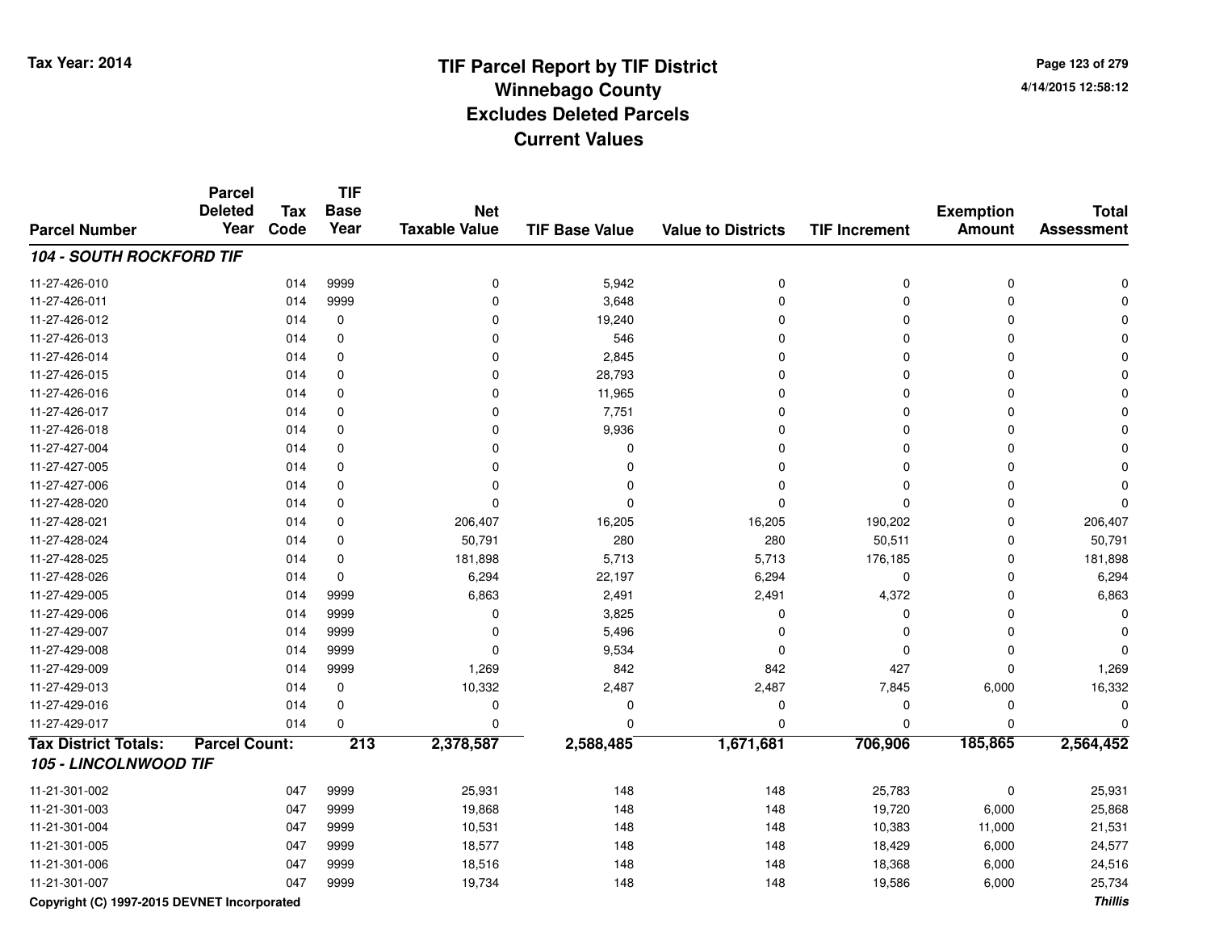# TIF Parcel Report by TIF District
## Winnebago County
## Excludes Deleted Parcels
## Current Values

Tax Year: 2014

4/14/2015 12:58:12

| Parcel Number | Parcel Deleted Year | Tax Code | TIF Base Year | Net Taxable Value | TIF Base Value | Value to Districts | TIF Increment | Exemption Amount | Total Assessment |
|---|---|---|---|---|---|---|---|---|---|
| ***104 - SOUTH ROCKFORD TIF*** | | | | | | | | | |
| 11-27-426-010 | | 014 | 9999 | 0 | 5,942 | 0 | 0 | 0 | 0 |
| 11-27-426-011 | | 014 | 9999 | 0 | 3,648 | 0 | 0 | 0 | 0 |
| 11-27-426-012 | | 014 | 0 | 0 | 19,240 | 0 | 0 | 0 | 0 |
| 11-27-426-013 | | 014 | 0 | 0 | 546 | 0 | 0 | 0 | 0 |
| 11-27-426-014 | | 014 | 0 | 0 | 2,845 | 0 | 0 | 0 | 0 |
| 11-27-426-015 | | 014 | 0 | 0 | 28,793 | 0 | 0 | 0 | 0 |
| 11-27-426-016 | | 014 | 0 | 0 | 11,965 | 0 | 0 | 0 | 0 |
| 11-27-426-017 | | 014 | 0 | 0 | 7,751 | 0 | 0 | 0 | 0 |
| 11-27-426-018 | | 014 | 0 | 0 | 9,936 | 0 | 0 | 0 | 0 |
| 11-27-427-004 | | 014 | 0 | 0 | 0 | 0 | 0 | 0 | 0 |
| 11-27-427-005 | | 014 | 0 | 0 | 0 | 0 | 0 | 0 | 0 |
| 11-27-427-006 | | 014 | 0 | 0 | 0 | 0 | 0 | 0 | 0 |
| 11-27-428-020 | | 014 | 0 | 0 | 0 | 0 | 0 | 0 | 0 |
| 11-27-428-021 | | 014 | 0 | 206,407 | 16,205 | 16,205 | 190,202 | 0 | 206,407 |
| 11-27-428-024 | | 014 | 0 | 50,791 | 280 | 280 | 50,511 | 0 | 50,791 |
| 11-27-428-025 | | 014 | 0 | 181,898 | 5,713 | 5,713 | 176,185 | 0 | 181,898 |
| 11-27-428-026 | | 014 | 0 | 6,294 | 22,197 | 6,294 | 0 | 0 | 6,294 |
| 11-27-429-005 | | 014 | 9999 | 6,863 | 2,491 | 2,491 | 4,372 | 0 | 6,863 |
| 11-27-429-006 | | 014 | 9999 | 0 | 3,825 | 0 | 0 | 0 | 0 |
| 11-27-429-007 | | 014 | 9999 | 0 | 5,496 | 0 | 0 | 0 | 0 |
| 11-27-429-008 | | 014 | 9999 | 0 | 9,534 | 0 | 0 | 0 | 0 |
| 11-27-429-009 | | 014 | 9999 | 1,269 | 842 | 842 | 427 | 0 | 1,269 |
| 11-27-429-013 | | 014 | 0 | 10,332 | 2,487 | 2,487 | 7,845 | 6,000 | 16,332 |
| 11-27-429-016 | | 014 | 0 | 0 | 0 | 0 | 0 | 0 | 0 |
| 11-27-429-017 | | 014 | 0 | 0 | 0 | 0 | 0 | 0 | 0 |
| **Tax District Totals:** | **Parcel Count:** | | **213** | **2,378,587** | **2,588,485** | **1,671,681** | **706,906** | **185,865** | **2,564,452** |
| ***105 - LINCOLNWOOD TIF*** | | | | | | | | | |
| 11-21-301-002 | | 047 | 9999 | 25,931 | 148 | 148 | 25,783 | 0 | 25,931 |
| 11-21-301-003 | | 047 | 9999 | 19,868 | 148 | 148 | 19,720 | 6,000 | 25,868 |
| 11-21-301-004 | | 047 | 9999 | 10,531 | 148 | 148 | 10,383 | 11,000 | 21,531 |
| 11-21-301-005 | | 047 | 9999 | 18,577 | 148 | 148 | 18,429 | 6,000 | 24,577 |
| 11-21-301-006 | | 047 | 9999 | 18,516 | 148 | 148 | 18,368 | 6,000 | 24,516 |
| 11-21-301-007 | | 047 | 9999 | 19,734 | 148 | 148 | 19,586 | 6,000 | 25,734 |

Copyright (C) 1997-2015 DEVNET Incorporated

*Thillis*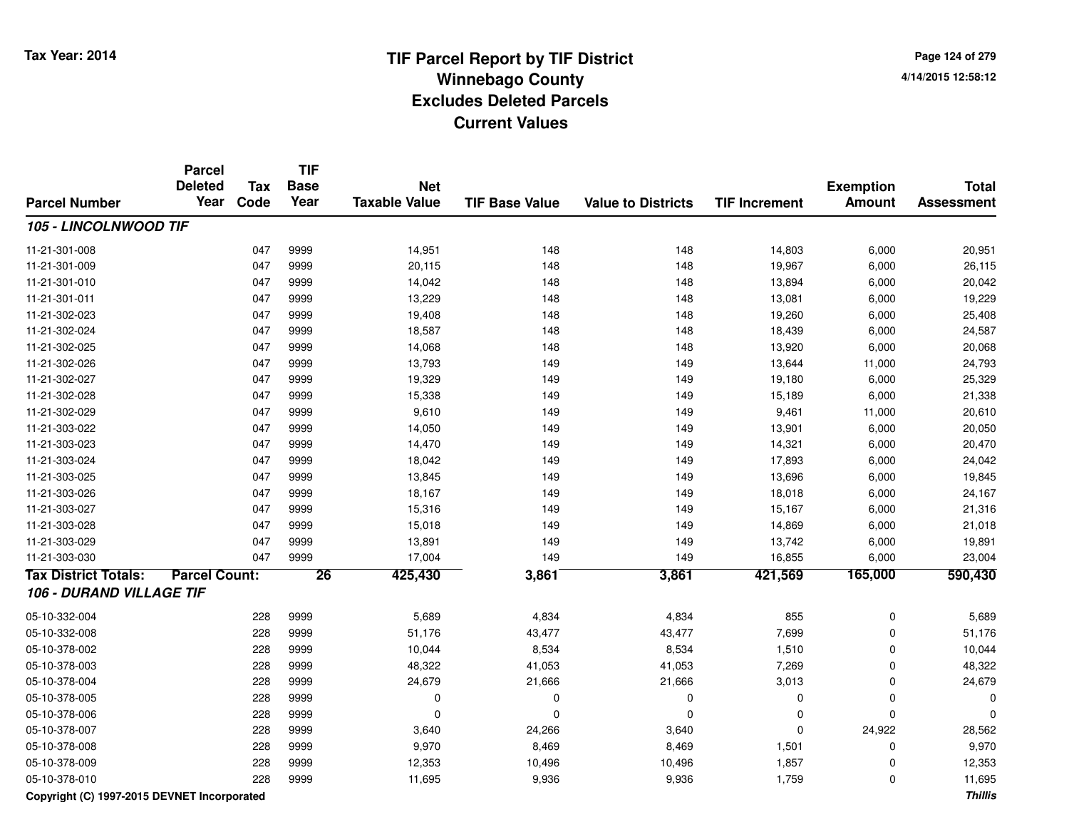# TIF Parcel Report by TIF District
## Winnebago County
## Excludes Deleted Parcels
## Current Values

Tax Year: 2014

4/14/2015 12:58:12

| Parcel Number | Parcel Deleted Year | Tax Code | TIF Base Year | Net Taxable Value | TIF Base Value | Value to Districts | TIF Increment | Exemption Amount | Total Assessment |
|---|---|---|---|---|---|---|---|---|---|
| ***105 - LINCOLNWOOD TIF*** | | | | | | | | | |
| 11-21-301-008 | | 047 | 9999 | 14,951 | 148 | 148 | 14,803 | 6,000 | 20,951 |
| 11-21-301-009 | | 047 | 9999 | 20,115 | 148 | 148 | 19,967 | 6,000 | 26,115 |
| 11-21-301-010 | | 047 | 9999 | 14,042 | 148 | 148 | 13,894 | 6,000 | 20,042 |
| 11-21-301-011 | | 047 | 9999 | 13,229 | 148 | 148 | 13,081 | 6,000 | 19,229 |
| 11-21-302-023 | | 047 | 9999 | 19,408 | 148 | 148 | 19,260 | 6,000 | 25,408 |
| 11-21-302-024 | | 047 | 9999 | 18,587 | 148 | 148 | 18,439 | 6,000 | 24,587 |
| 11-21-302-025 | | 047 | 9999 | 14,068 | 148 | 148 | 13,920 | 6,000 | 20,068 |
| 11-21-302-026 | | 047 | 9999 | 13,793 | 149 | 149 | 13,644 | 11,000 | 24,793 |
| 11-21-302-027 | | 047 | 9999 | 19,329 | 149 | 149 | 19,180 | 6,000 | 25,329 |
| 11-21-302-028 | | 047 | 9999 | 15,338 | 149 | 149 | 15,189 | 6,000 | 21,338 |
| 11-21-302-029 | | 047 | 9999 | 9,610 | 149 | 149 | 9,461 | 11,000 | 20,610 |
| 11-21-303-022 | | 047 | 9999 | 14,050 | 149 | 149 | 13,901 | 6,000 | 20,050 |
| 11-21-303-023 | | 047 | 9999 | 14,470 | 149 | 149 | 14,321 | 6,000 | 20,470 |
| 11-21-303-024 | | 047 | 9999 | 18,042 | 149 | 149 | 17,893 | 6,000 | 24,042 |
| 11-21-303-025 | | 047 | 9999 | 13,845 | 149 | 149 | 13,696 | 6,000 | 19,845 |
| 11-21-303-026 | | 047 | 9999 | 18,167 | 149 | 149 | 18,018 | 6,000 | 24,167 |
| 11-21-303-027 | | 047 | 9999 | 15,316 | 149 | 149 | 15,167 | 6,000 | 21,316 |
| 11-21-303-028 | | 047 | 9999 | 15,018 | 149 | 149 | 14,869 | 6,000 | 21,018 |
| 11-21-303-029 | | 047 | 9999 | 13,891 | 149 | 149 | 13,742 | 6,000 | 19,891 |
| 11-21-303-030 | | 047 | 9999 | 17,004 | 149 | 149 | 16,855 | 6,000 | 23,004 |
| **Tax District Totals:** | **Parcel Count:** | | **26** | **425,430** | **3,861** | **3,861** | **421,569** | **165,000** | **590,430** |
| ***106 - DURAND VILLAGE TIF*** | | | | | | | | | |
| 05-10-332-004 | | 228 | 9999 | 5,689 | 4,834 | 4,834 | 855 | 0 | 5,689 |
| 05-10-332-008 | | 228 | 9999 | 51,176 | 43,477 | 43,477 | 7,699 | 0 | 51,176 |
| 05-10-378-002 | | 228 | 9999 | 10,044 | 8,534 | 8,534 | 1,510 | 0 | 10,044 |
| 05-10-378-003 | | 228 | 9999 | 48,322 | 41,053 | 41,053 | 7,269 | 0 | 48,322 |
| 05-10-378-004 | | 228 | 9999 | 24,679 | 21,666 | 21,666 | 3,013 | 0 | 24,679 |
| 05-10-378-005 | | 228 | 9999 | 0 | 0 | 0 | 0 | 0 | 0 |
| 05-10-378-006 | | 228 | 9999 | 0 | 0 | 0 | 0 | 0 | 0 |
| 05-10-378-007 | | 228 | 9999 | 3,640 | 24,266 | 3,640 | 0 | 24,922 | 28,562 |
| 05-10-378-008 | | 228 | 9999 | 9,970 | 8,469 | 8,469 | 1,501 | 0 | 9,970 |
| 05-10-378-009 | | 228 | 9999 | 12,353 | 10,496 | 10,496 | 1,857 | 0 | 12,353 |
| 05-10-378-010 | | 228 | 9999 | 11,695 | 9,936 | 9,936 | 1,759 | 0 | 11,695 |

Copyright (C) 1997-2015 DEVNET Incorporated

*Thillis*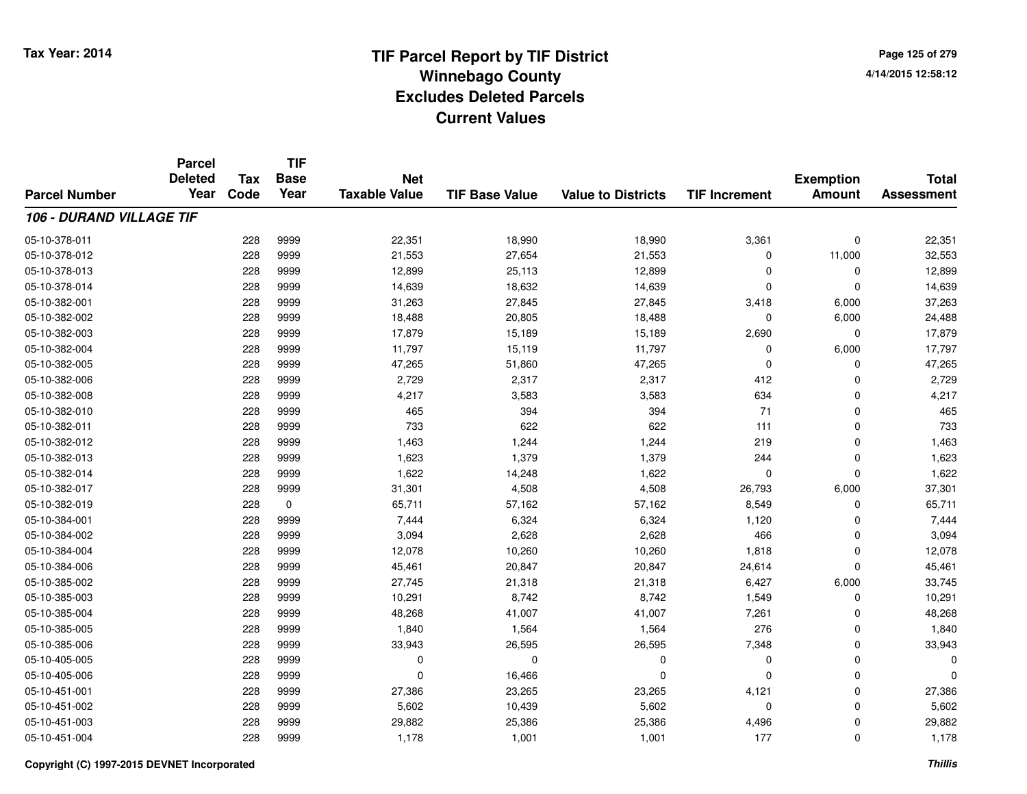# TIF Parcel Report by TIF District
## Winnebago County
## Excludes Deleted Parcels
## Current Values

Tax Year: 2014

4/14/2015 12:58:12

| Parcel Number | Parcel Deleted Year | Tax Code | TIF Base Year | Net Taxable Value | TIF Base Value | Value to Districts | TIF Increment | Exemption Amount | Total Assessment |
|---|---|---|---|---|---|---|---|---|---|
| ***106 - DURAND VILLAGE TIF*** | | | | | | | | | |
| 05-10-378-011 | | 228 | 9999 | 22,351 | 18,990 | 18,990 | 3,361 | 0 | 22,351 |
| 05-10-378-012 | | 228 | 9999 | 21,553 | 27,654 | 21,553 | 0 | 11,000 | 32,553 |
| 05-10-378-013 | | 228 | 9999 | 12,899 | 25,113 | 12,899 | 0 | 0 | 12,899 |
| 05-10-378-014 | | 228 | 9999 | 14,639 | 18,632 | 14,639 | 0 | 0 | 14,639 |
| 05-10-382-001 | | 228 | 9999 | 31,263 | 27,845 | 27,845 | 3,418 | 6,000 | 37,263 |
| 05-10-382-002 | | 228 | 9999 | 18,488 | 20,805 | 18,488 | 0 | 6,000 | 24,488 |
| 05-10-382-003 | | 228 | 9999 | 17,879 | 15,189 | 15,189 | 2,690 | 0 | 17,879 |
| 05-10-382-004 | | 228 | 9999 | 11,797 | 15,119 | 11,797 | 0 | 6,000 | 17,797 |
| 05-10-382-005 | | 228 | 9999 | 47,265 | 51,860 | 47,265 | 0 | 0 | 47,265 |
| 05-10-382-006 | | 228 | 9999 | 2,729 | 2,317 | 2,317 | 412 | 0 | 2,729 |
| 05-10-382-008 | | 228 | 9999 | 4,217 | 3,583 | 3,583 | 634 | 0 | 4,217 |
| 05-10-382-010 | | 228 | 9999 | 465 | 394 | 394 | 71 | 0 | 465 |
| 05-10-382-011 | | 228 | 9999 | 733 | 622 | 622 | 111 | 0 | 733 |
| 05-10-382-012 | | 228 | 9999 | 1,463 | 1,244 | 1,244 | 219 | 0 | 1,463 |
| 05-10-382-013 | | 228 | 9999 | 1,623 | 1,379 | 1,379 | 244 | 0 | 1,623 |
| 05-10-382-014 | | 228 | 9999 | 1,622 | 14,248 | 1,622 | 0 | 0 | 1,622 |
| 05-10-382-017 | | 228 | 9999 | 31,301 | 4,508 | 4,508 | 26,793 | 6,000 | 37,301 |
| 05-10-382-019 | | 228 | 0 | 65,711 | 57,162 | 57,162 | 8,549 | 0 | 65,711 |
| 05-10-384-001 | | 228 | 9999 | 7,444 | 6,324 | 6,324 | 1,120 | 0 | 7,444 |
| 05-10-384-002 | | 228 | 9999 | 3,094 | 2,628 | 2,628 | 466 | 0 | 3,094 |
| 05-10-384-004 | | 228 | 9999 | 12,078 | 10,260 | 10,260 | 1,818 | 0 | 12,078 |
| 05-10-384-006 | | 228 | 9999 | 45,461 | 20,847 | 20,847 | 24,614 | 0 | 45,461 |
| 05-10-385-002 | | 228 | 9999 | 27,745 | 21,318 | 21,318 | 6,427 | 6,000 | 33,745 |
| 05-10-385-003 | | 228 | 9999 | 10,291 | 8,742 | 8,742 | 1,549 | 0 | 10,291 |
| 05-10-385-004 | | 228 | 9999 | 48,268 | 41,007 | 41,007 | 7,261 | 0 | 48,268 |
| 05-10-385-005 | | 228 | 9999 | 1,840 | 1,564 | 1,564 | 276 | 0 | 1,840 |
| 05-10-385-006 | | 228 | 9999 | 33,943 | 26,595 | 26,595 | 7,348 | 0 | 33,943 |
| 05-10-405-005 | | 228 | 9999 | 0 | 0 | 0 | 0 | 0 | 0 |
| 05-10-405-006 | | 228 | 9999 | 0 | 16,466 | 0 | 0 | 0 | 0 |
| 05-10-451-001 | | 228 | 9999 | 27,386 | 23,265 | 23,265 | 4,121 | 0 | 27,386 |
| 05-10-451-002 | | 228 | 9999 | 5,602 | 10,439 | 5,602 | 0 | 0 | 5,602 |
| 05-10-451-003 | | 228 | 9999 | 29,882 | 25,386 | 25,386 | 4,496 | 0 | 29,882 |
| 05-10-451-004 | | 228 | 9999 | 1,178 | 1,001 | 1,001 | 177 | 0 | 1,178 |

Copyright (C) 1997-2015 DEVNET Incorporated

*Thillis*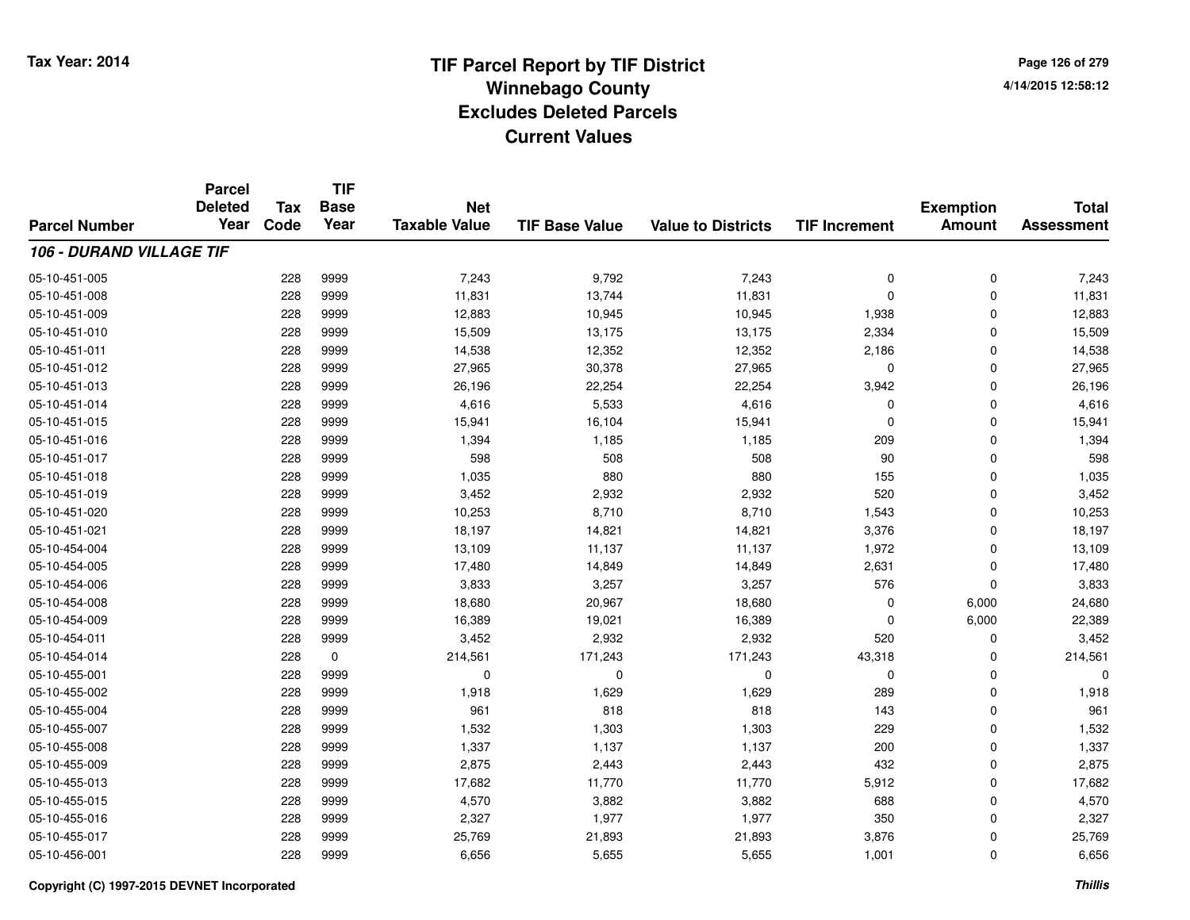# TIF Parcel Report by TIF District
## Winnebago County
## Excludes Deleted Parcels
## Current Values

Tax Year: 2014

4/14/2015 12:58:12

| Parcel Number | Parcel Deleted Year | Tax Code | TIF Base Year | Net Taxable Value | TIF Base Value | Value to Districts | TIF Increment | Exemption Amount | Total Assessment |
|---|---|---|---|---|---|---|---|---|---|
| ***106 - DURAND VILLAGE TIF*** | | | | | | | | | |
| 05-10-451-005 | | 228 | 9999 | 7,243 | 9,792 | 7,243 | 0 | 0 | 7,243 |
| 05-10-451-008 | | 228 | 9999 | 11,831 | 13,744 | 11,831 | 0 | 0 | 11,831 |
| 05-10-451-009 | | 228 | 9999 | 12,883 | 10,945 | 10,945 | 1,938 | 0 | 12,883 |
| 05-10-451-010 | | 228 | 9999 | 15,509 | 13,175 | 13,175 | 2,334 | 0 | 15,509 |
| 05-10-451-011 | | 228 | 9999 | 14,538 | 12,352 | 12,352 | 2,186 | 0 | 14,538 |
| 05-10-451-012 | | 228 | 9999 | 27,965 | 30,378 | 27,965 | 0 | 0 | 27,965 |
| 05-10-451-013 | | 228 | 9999 | 26,196 | 22,254 | 22,254 | 3,942 | 0 | 26,196 |
| 05-10-451-014 | | 228 | 9999 | 4,616 | 5,533 | 4,616 | 0 | 0 | 4,616 |
| 05-10-451-015 | | 228 | 9999 | 15,941 | 16,104 | 15,941 | 0 | 0 | 15,941 |
| 05-10-451-016 | | 228 | 9999 | 1,394 | 1,185 | 1,185 | 209 | 0 | 1,394 |
| 05-10-451-017 | | 228 | 9999 | 598 | 508 | 508 | 90 | 0 | 598 |
| 05-10-451-018 | | 228 | 9999 | 1,035 | 880 | 880 | 155 | 0 | 1,035 |
| 05-10-451-019 | | 228 | 9999 | 3,452 | 2,932 | 2,932 | 520 | 0 | 3,452 |
| 05-10-451-020 | | 228 | 9999 | 10,253 | 8,710 | 8,710 | 1,543 | 0 | 10,253 |
| 05-10-451-021 | | 228 | 9999 | 18,197 | 14,821 | 14,821 | 3,376 | 0 | 18,197 |
| 05-10-454-004 | | 228 | 9999 | 13,109 | 11,137 | 11,137 | 1,972 | 0 | 13,109 |
| 05-10-454-005 | | 228 | 9999 | 17,480 | 14,849 | 14,849 | 2,631 | 0 | 17,480 |
| 05-10-454-006 | | 228 | 9999 | 3,833 | 3,257 | 3,257 | 576 | 0 | 3,833 |
| 05-10-454-008 | | 228 | 9999 | 18,680 | 20,967 | 18,680 | 0 | 6,000 | 24,680 |
| 05-10-454-009 | | 228 | 9999 | 16,389 | 19,021 | 16,389 | 0 | 6,000 | 22,389 |
| 05-10-454-011 | | 228 | 9999 | 3,452 | 2,932 | 2,932 | 520 | 0 | 3,452 |
| 05-10-454-014 | | 228 | 0 | 214,561 | 171,243 | 171,243 | 43,318 | 0 | 214,561 |
| 05-10-455-001 | | 228 | 9999 | 0 | 0 | 0 | 0 | 0 | 0 |
| 05-10-455-002 | | 228 | 9999 | 1,918 | 1,629 | 1,629 | 289 | 0 | 1,918 |
| 05-10-455-004 | | 228 | 9999 | 961 | 818 | 818 | 143 | 0 | 961 |
| 05-10-455-007 | | 228 | 9999 | 1,532 | 1,303 | 1,303 | 229 | 0 | 1,532 |
| 05-10-455-008 | | 228 | 9999 | 1,337 | 1,137 | 1,137 | 200 | 0 | 1,337 |
| 05-10-455-009 | | 228 | 9999 | 2,875 | 2,443 | 2,443 | 432 | 0 | 2,875 |
| 05-10-455-013 | | 228 | 9999 | 17,682 | 11,770 | 11,770 | 5,912 | 0 | 17,682 |
| 05-10-455-015 | | 228 | 9999 | 4,570 | 3,882 | 3,882 | 688 | 0 | 4,570 |
| 05-10-455-016 | | 228 | 9999 | 2,327 | 1,977 | 1,977 | 350 | 0 | 2,327 |
| 05-10-455-017 | | 228 | 9999 | 25,769 | 21,893 | 21,893 | 3,876 | 0 | 25,769 |
| 05-10-456-001 | | 228 | 9999 | 6,656 | 5,655 | 5,655 | 1,001 | 0 | 6,656 |

Copyright (C) 1997-2015 DEVNET Incorporated

*Thillis*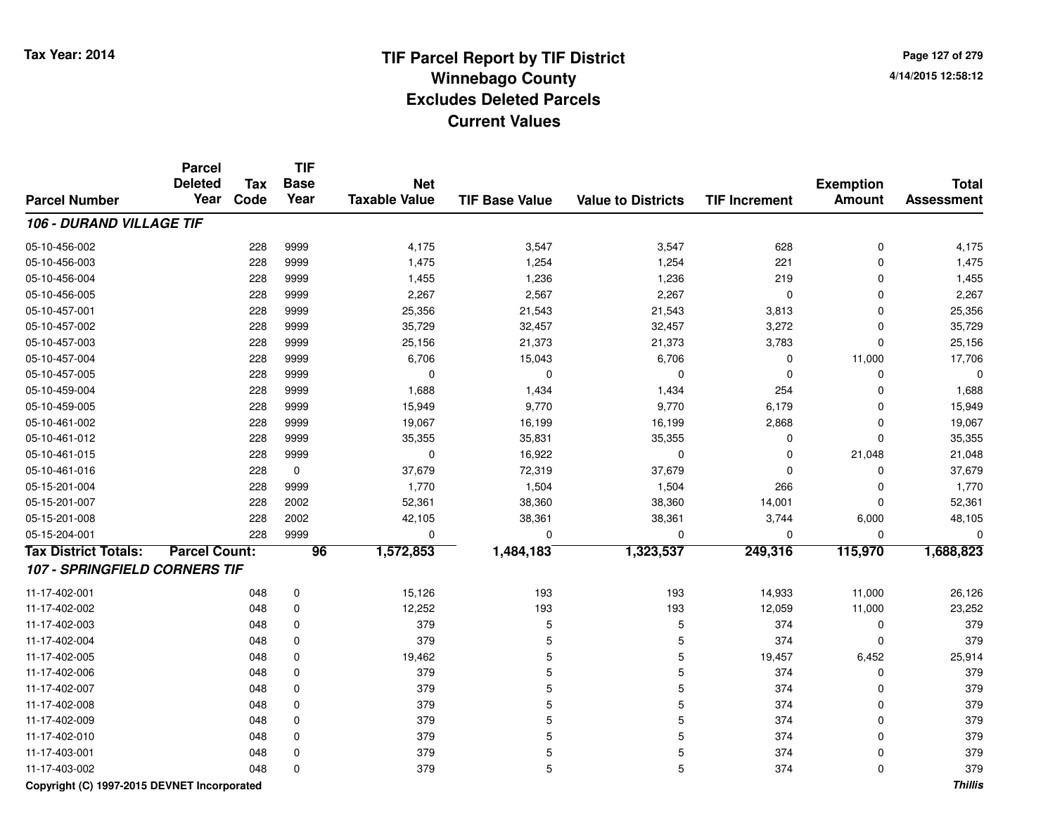# TIF Parcel Report by TIF District
## Winnebago County
## Excludes Deleted Parcels
## Current Values

Tax Year: 2014

4/14/2015 12:58:12

| Parcel Number | Parcel Deleted Year | Tax Code | TIF Base Year | Net Taxable Value | TIF Base Value | Value to Districts | TIF Increment | Exemption Amount | Total Assessment |
|---|---|---|---|---|---|---|---|---|---|
| ***106 - DURAND VILLAGE TIF*** | | | | | | | | | |
| 05-10-456-002 | | 228 | 9999 | 4,175 | 3,547 | 3,547 | 628 | 0 | 4,175 |
| 05-10-456-003 | | 228 | 9999 | 1,475 | 1,254 | 1,254 | 221 | 0 | 1,475 |
| 05-10-456-004 | | 228 | 9999 | 1,455 | 1,236 | 1,236 | 219 | 0 | 1,455 |
| 05-10-456-005 | | 228 | 9999 | 2,267 | 2,567 | 2,267 | 0 | 0 | 2,267 |
| 05-10-457-001 | | 228 | 9999 | 25,356 | 21,543 | 21,543 | 3,813 | 0 | 25,356 |
| 05-10-457-002 | | 228 | 9999 | 35,729 | 32,457 | 32,457 | 3,272 | 0 | 35,729 |
| 05-10-457-003 | | 228 | 9999 | 25,156 | 21,373 | 21,373 | 3,783 | 0 | 25,156 |
| 05-10-457-004 | | 228 | 9999 | 6,706 | 15,043 | 6,706 | 0 | 11,000 | 17,706 |
| 05-10-457-005 | | 228 | 9999 | 0 | 0 | 0 | 0 | 0 | 0 |
| 05-10-459-004 | | 228 | 9999 | 1,688 | 1,434 | 1,434 | 254 | 0 | 1,688 |
| 05-10-459-005 | | 228 | 9999 | 15,949 | 9,770 | 9,770 | 6,179 | 0 | 15,949 |
| 05-10-461-002 | | 228 | 9999 | 19,067 | 16,199 | 16,199 | 2,868 | 0 | 19,067 |
| 05-10-461-012 | | 228 | 9999 | 35,355 | 35,831 | 35,355 | 0 | 0 | 35,355 |
| 05-10-461-015 | | 228 | 9999 | 0 | 16,922 | 0 | 0 | 21,048 | 21,048 |
| 05-10-461-016 | | 228 | 0 | 37,679 | 72,319 | 37,679 | 0 | 0 | 37,679 |
| 05-15-201-004 | | 228 | 9999 | 1,770 | 1,504 | 1,504 | 266 | 0 | 1,770 |
| 05-15-201-007 | | 228 | 2002 | 52,361 | 38,360 | 38,360 | 14,001 | 0 | 52,361 |
| 05-15-201-008 | | 228 | 2002 | 42,105 | 38,361 | 38,361 | 3,744 | 6,000 | 48,105 |
| 05-15-204-001 | | 228 | 9999 | 0 | 0 | 0 | 0 | 0 | 0 |
| **Tax District Totals:** | **Parcel Count:** | | **96** | **1,572,853** | **1,484,183** | **1,323,537** | **249,316** | **115,970** | **1,688,823** |
| ***107 - SPRINGFIELD CORNERS TIF*** | | | | | | | | | |
| 11-17-402-001 | | 048 | 0 | 15,126 | 193 | 193 | 14,933 | 11,000 | 26,126 |
| 11-17-402-002 | | 048 | 0 | 12,252 | 193 | 193 | 12,059 | 11,000 | 23,252 |
| 11-17-402-003 | | 048 | 0 | 379 | 5 | 5 | 374 | 0 | 379 |
| 11-17-402-004 | | 048 | 0 | 379 | 5 | 5 | 374 | 0 | 379 |
| 11-17-402-005 | | 048 | 0 | 19,462 | 5 | 5 | 19,457 | 6,452 | 25,914 |
| 11-17-402-006 | | 048 | 0 | 379 | 5 | 5 | 374 | 0 | 379 |
| 11-17-402-007 | | 048 | 0 | 379 | 5 | 5 | 374 | 0 | 379 |
| 11-17-402-008 | | 048 | 0 | 379 | 5 | 5 | 374 | 0 | 379 |
| 11-17-402-009 | | 048 | 0 | 379 | 5 | 5 | 374 | 0 | 379 |
| 11-17-402-010 | | 048 | 0 | 379 | 5 | 5 | 374 | 0 | 379 |
| 11-17-403-001 | | 048 | 0 | 379 | 5 | 5 | 374 | 0 | 379 |
| 11-17-403-002 | | 048 | 0 | 379 | 5 | 5 | 374 | 0 | 379 |

Copyright (C) 1997-2015 DEVNET Incorporated

*Thillis*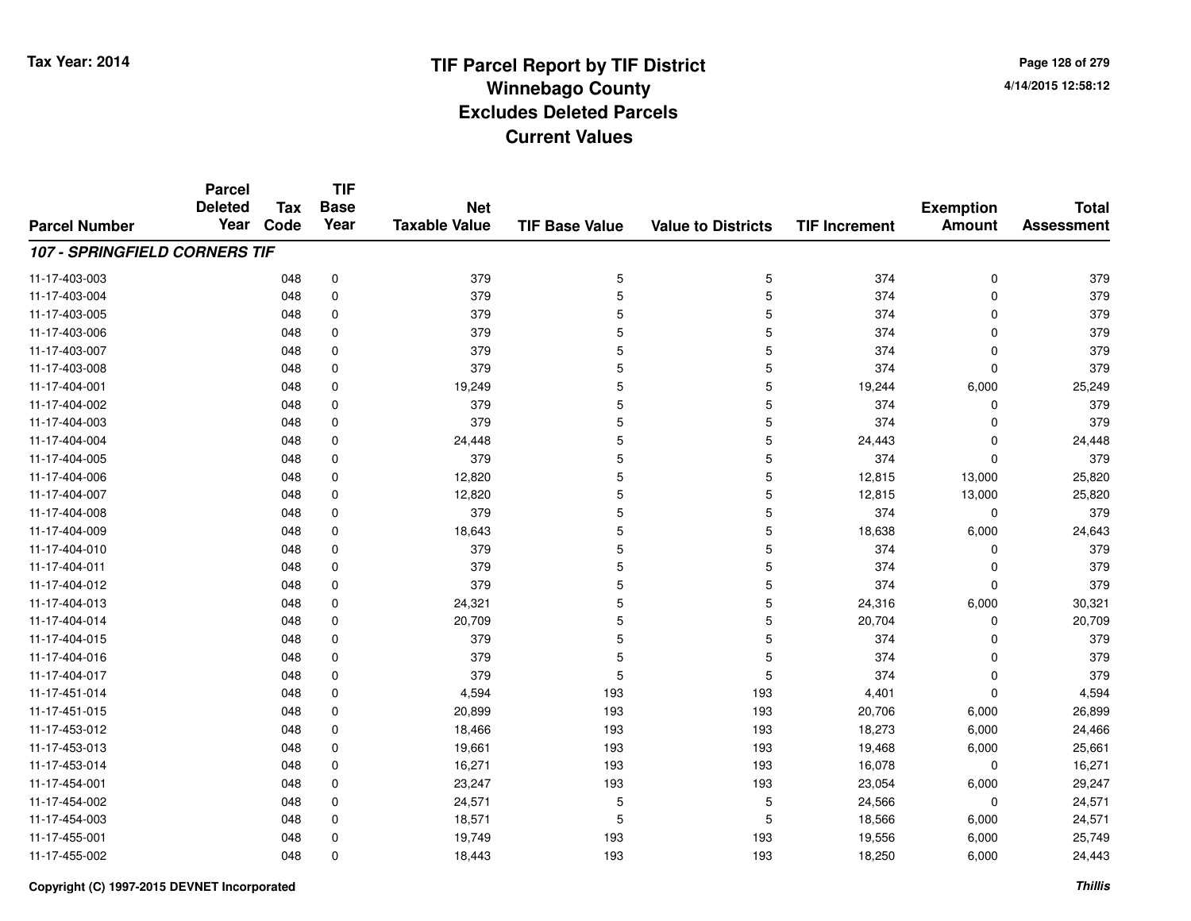# TIF Parcel Report by TIF District
## Winnebago County
## Excludes Deleted Parcels
## Current Values

Tax Year: 2014

| Parcel Number | Parcel Deleted Year | Tax Code | TIF Base Year | Net Taxable Value | TIF Base Value | Value to Districts | TIF Increment | Exemption Amount | Total Assessment |
|---|---|---|---|---|---|---|---|---|---|
| ***107 - SPRINGFIELD CORNERS TIF*** | | | | | | | | | |
| 11-17-403-003 | | 048 | 0 | 379 | 5 | 5 | 374 | 0 | 379 |
| 11-17-403-004 | | 048 | 0 | 379 | 5 | 5 | 374 | 0 | 379 |
| 11-17-403-005 | | 048 | 0 | 379 | 5 | 5 | 374 | 0 | 379 |
| 11-17-403-006 | | 048 | 0 | 379 | 5 | 5 | 374 | 0 | 379 |
| 11-17-403-007 | | 048 | 0 | 379 | 5 | 5 | 374 | 0 | 379 |
| 11-17-403-008 | | 048 | 0 | 379 | 5 | 5 | 374 | 0 | 379 |
| 11-17-404-001 | | 048 | 0 | 19,249 | 5 | 5 | 19,244 | 6,000 | 25,249 |
| 11-17-404-002 | | 048 | 0 | 379 | 5 | 5 | 374 | 0 | 379 |
| 11-17-404-003 | | 048 | 0 | 379 | 5 | 5 | 374 | 0 | 379 |
| 11-17-404-004 | | 048 | 0 | 24,448 | 5 | 5 | 24,443 | 0 | 24,448 |
| 11-17-404-005 | | 048 | 0 | 379 | 5 | 5 | 374 | 0 | 379 |
| 11-17-404-006 | | 048 | 0 | 12,820 | 5 | 5 | 12,815 | 13,000 | 25,820 |
| 11-17-404-007 | | 048 | 0 | 12,820 | 5 | 5 | 12,815 | 13,000 | 25,820 |
| 11-17-404-008 | | 048 | 0 | 379 | 5 | 5 | 374 | 0 | 379 |
| 11-17-404-009 | | 048 | 0 | 18,643 | 5 | 5 | 18,638 | 6,000 | 24,643 |
| 11-17-404-010 | | 048 | 0 | 379 | 5 | 5 | 374 | 0 | 379 |
| 11-17-404-011 | | 048 | 0 | 379 | 5 | 5 | 374 | 0 | 379 |
| 11-17-404-012 | | 048 | 0 | 379 | 5 | 5 | 374 | 0 | 379 |
| 11-17-404-013 | | 048 | 0 | 24,321 | 5 | 5 | 24,316 | 6,000 | 30,321 |
| 11-17-404-014 | | 048 | 0 | 20,709 | 5 | 5 | 20,704 | 0 | 20,709 |
| 11-17-404-015 | | 048 | 0 | 379 | 5 | 5 | 374 | 0 | 379 |
| 11-17-404-016 | | 048 | 0 | 379 | 5 | 5 | 374 | 0 | 379 |
| 11-17-404-017 | | 048 | 0 | 379 | 5 | 5 | 374 | 0 | 379 |
| 11-17-451-014 | | 048 | 0 | 4,594 | 193 | 193 | 4,401 | 0 | 4,594 |
| 11-17-451-015 | | 048 | 0 | 20,899 | 193 | 193 | 20,706 | 6,000 | 26,899 |
| 11-17-453-012 | | 048 | 0 | 18,466 | 193 | 193 | 18,273 | 6,000 | 24,466 |
| 11-17-453-013 | | 048 | 0 | 19,661 | 193 | 193 | 19,468 | 6,000 | 25,661 |
| 11-17-453-014 | | 048 | 0 | 16,271 | 193 | 193 | 16,078 | 0 | 16,271 |
| 11-17-454-001 | | 048 | 0 | 23,247 | 193 | 193 | 23,054 | 6,000 | 29,247 |
| 11-17-454-002 | | 048 | 0 | 24,571 | 5 | 5 | 24,566 | 0 | 24,571 |
| 11-17-454-003 | | 048 | 0 | 18,571 | 5 | 5 | 18,566 | 6,000 | 24,571 |
| 11-17-455-001 | | 048 | 0 | 19,749 | 193 | 193 | 19,556 | 6,000 | 25,749 |
| 11-17-455-002 | | 048 | 0 | 18,443 | 193 | 193 | 18,250 | 6,000 | 24,443 |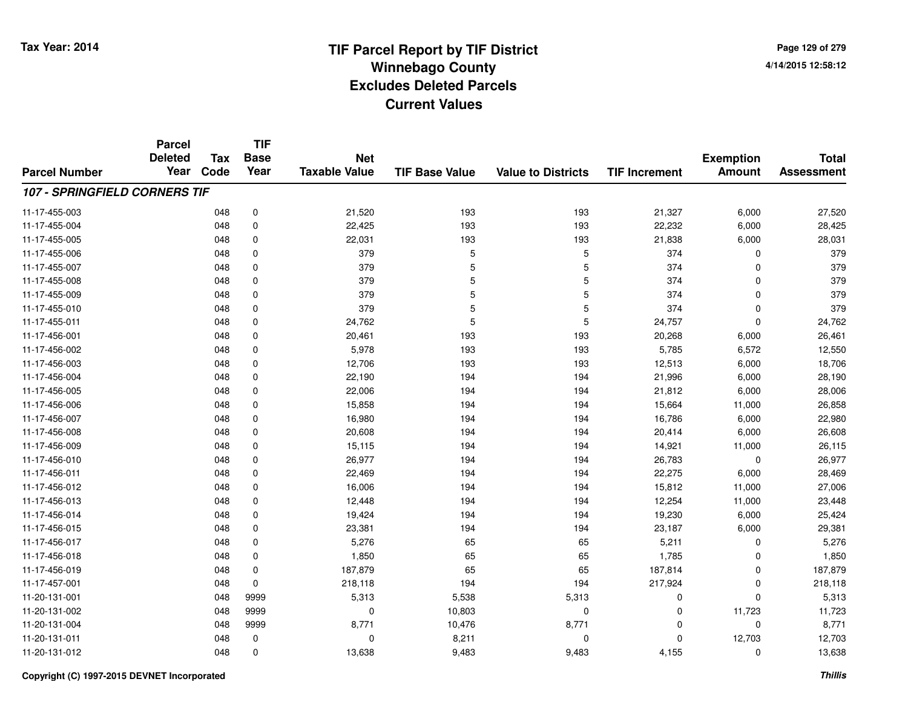# TIF Parcel Report by TIF District
## Winnebago County
## Excludes Deleted Parcels
## Current Values

Tax Year: 2014

4/14/2015 12:58:12

| Parcel Number | Parcel Deleted Year | Tax Code | TIF Base Year | Net Taxable Value | TIF Base Value | Value to Districts | TIF Increment | Exemption Amount | Total Assessment |
|---|---|---|---|---|---|---|---|---|---|
| ***107 - SPRINGFIELD CORNERS TIF*** | | | | | | | | | |
| 11-17-455-003 | | 048 | 0 | 21,520 | 193 | 193 | 21,327 | 6,000 | 27,520 |
| 11-17-455-004 | | 048 | 0 | 22,425 | 193 | 193 | 22,232 | 6,000 | 28,425 |
| 11-17-455-005 | | 048 | 0 | 22,031 | 193 | 193 | 21,838 | 6,000 | 28,031 |
| 11-17-455-006 | | 048 | 0 | 379 | 5 | 5 | 374 | 0 | 379 |
| 11-17-455-007 | | 048 | 0 | 379 | 5 | 5 | 374 | 0 | 379 |
| 11-17-455-008 | | 048 | 0 | 379 | 5 | 5 | 374 | 0 | 379 |
| 11-17-455-009 | | 048 | 0 | 379 | 5 | 5 | 374 | 0 | 379 |
| 11-17-455-010 | | 048 | 0 | 379 | 5 | 5 | 374 | 0 | 379 |
| 11-17-455-011 | | 048 | 0 | 24,762 | 5 | 5 | 24,757 | 0 | 24,762 |
| 11-17-456-001 | | 048 | 0 | 20,461 | 193 | 193 | 20,268 | 6,000 | 26,461 |
| 11-17-456-002 | | 048 | 0 | 5,978 | 193 | 193 | 5,785 | 6,572 | 12,550 |
| 11-17-456-003 | | 048 | 0 | 12,706 | 193 | 193 | 12,513 | 6,000 | 18,706 |
| 11-17-456-004 | | 048 | 0 | 22,190 | 194 | 194 | 21,996 | 6,000 | 28,190 |
| 11-17-456-005 | | 048 | 0 | 22,006 | 194 | 194 | 21,812 | 6,000 | 28,006 |
| 11-17-456-006 | | 048 | 0 | 15,858 | 194 | 194 | 15,664 | 11,000 | 26,858 |
| 11-17-456-007 | | 048 | 0 | 16,980 | 194 | 194 | 16,786 | 6,000 | 22,980 |
| 11-17-456-008 | | 048 | 0 | 20,608 | 194 | 194 | 20,414 | 6,000 | 26,608 |
| 11-17-456-009 | | 048 | 0 | 15,115 | 194 | 194 | 14,921 | 11,000 | 26,115 |
| 11-17-456-010 | | 048 | 0 | 26,977 | 194 | 194 | 26,783 | 0 | 26,977 |
| 11-17-456-011 | | 048 | 0 | 22,469 | 194 | 194 | 22,275 | 6,000 | 28,469 |
| 11-17-456-012 | | 048 | 0 | 16,006 | 194 | 194 | 15,812 | 11,000 | 27,006 |
| 11-17-456-013 | | 048 | 0 | 12,448 | 194 | 194 | 12,254 | 11,000 | 23,448 |
| 11-17-456-014 | | 048 | 0 | 19,424 | 194 | 194 | 19,230 | 6,000 | 25,424 |
| 11-17-456-015 | | 048 | 0 | 23,381 | 194 | 194 | 23,187 | 6,000 | 29,381 |
| 11-17-456-017 | | 048 | 0 | 5,276 | 65 | 65 | 5,211 | 0 | 5,276 |
| 11-17-456-018 | | 048 | 0 | 1,850 | 65 | 65 | 1,785 | 0 | 1,850 |
| 11-17-456-019 | | 048 | 0 | 187,879 | 65 | 65 | 187,814 | 0 | 187,879 |
| 11-17-457-001 | | 048 | 0 | 218,118 | 194 | 194 | 217,924 | 0 | 218,118 |
| 11-20-131-001 | | 048 | 9999 | 5,313 | 5,538 | 5,313 | 0 | 0 | 5,313 |
| 11-20-131-002 | | 048 | 9999 | 0 | 10,803 | 0 | 0 | 11,723 | 11,723 |
| 11-20-131-004 | | 048 | 9999 | 8,771 | 10,476 | 8,771 | 0 | 0 | 8,771 |
| 11-20-131-011 | | 048 | 0 | 0 | 8,211 | 0 | 0 | 12,703 | 12,703 |
| 11-20-131-012 | | 048 | 0 | 13,638 | 9,483 | 9,483 | 4,155 | 0 | 13,638 |

Copyright (C) 1997-2015 DEVNET Incorporated

*Thillis*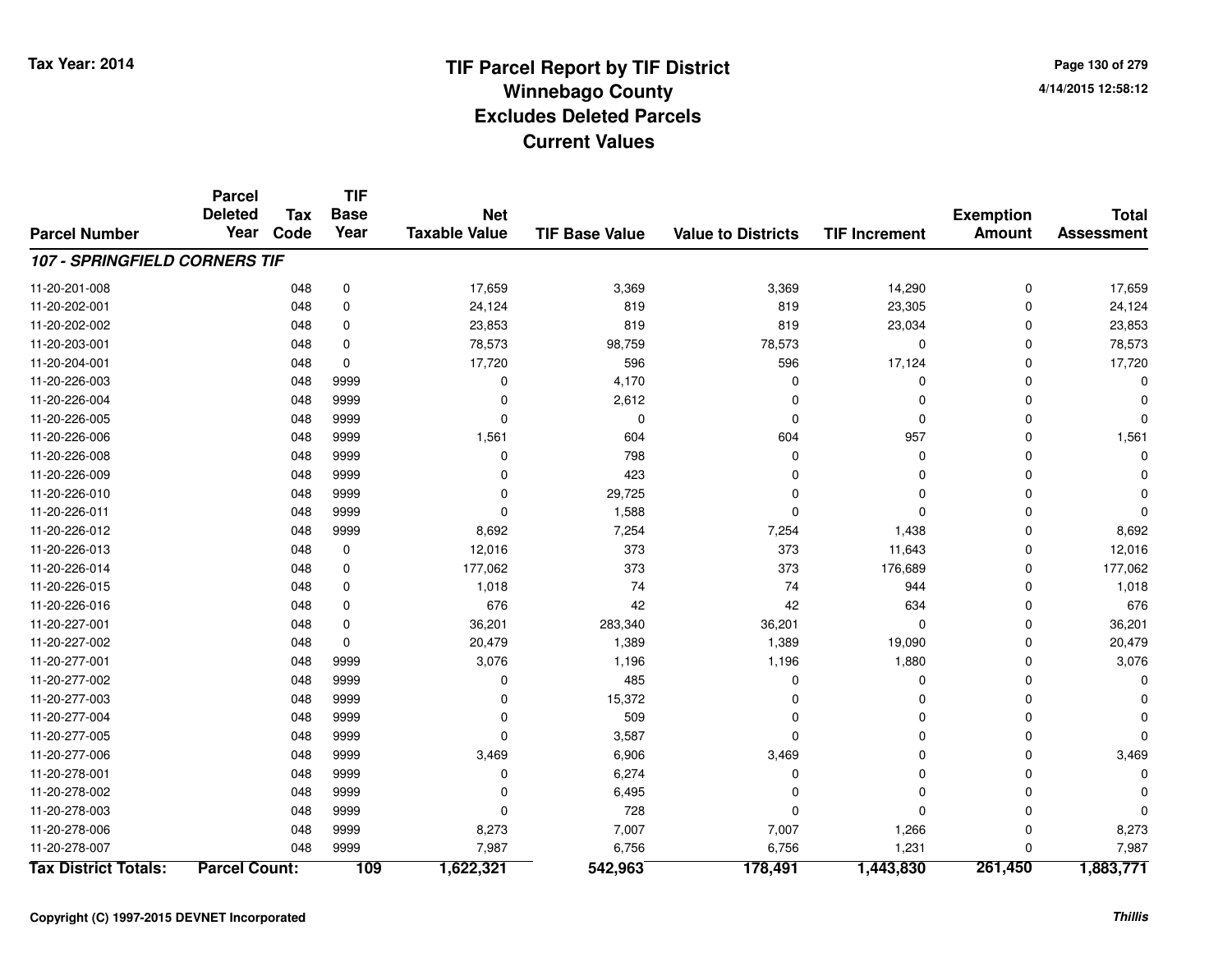Tax Year: 2014

# TIF Parcel Report by TIF District
## Winnebago County
## Excludes Deleted Parcels
## Current Values

4/14/2015 12:58:12

| Parcel Number | Parcel Deleted Year | Tax Code | TIF Base Year | Net Taxable Value | TIF Base Value | Value to Districts | TIF Increment | Exemption Amount | Total Assessment |
|---|---|---|---|---|---|---|---|---|---|
| ***107 - SPRINGFIELD CORNERS TIF*** | | | | | | | | | |
| 11-20-201-008 | | 048 | 0 | 17,659 | 3,369 | 3,369 | 14,290 | 0 | 17,659 |
| 11-20-202-001 | | 048 | 0 | 24,124 | 819 | 819 | 23,305 | 0 | 24,124 |
| 11-20-202-002 | | 048 | 0 | 23,853 | 819 | 819 | 23,034 | 0 | 23,853 |
| 11-20-203-001 | | 048 | 0 | 78,573 | 98,759 | 78,573 | 0 | 0 | 78,573 |
| 11-20-204-001 | | 048 | 0 | 17,720 | 596 | 596 | 17,124 | 0 | 17,720 |
| 11-20-226-003 | | 048 | 9999 | 0 | 4,170 | 0 | 0 | 0 | 0 |
| 11-20-226-004 | | 048 | 9999 | 0 | 2,612 | 0 | 0 | 0 | 0 |
| 11-20-226-005 | | 048 | 9999 | 0 | 0 | 0 | 0 | 0 | 0 |
| 11-20-226-006 | | 048 | 9999 | 1,561 | 604 | 604 | 957 | 0 | 1,561 |
| 11-20-226-008 | | 048 | 9999 | 0 | 798 | 0 | 0 | 0 | 0 |
| 11-20-226-009 | | 048 | 9999 | 0 | 423 | 0 | 0 | 0 | 0 |
| 11-20-226-010 | | 048 | 9999 | 0 | 29,725 | 0 | 0 | 0 | 0 |
| 11-20-226-011 | | 048 | 9999 | 0 | 1,588 | 0 | 0 | 0 | 0 |
| 11-20-226-012 | | 048 | 9999 | 8,692 | 7,254 | 7,254 | 1,438 | 0 | 8,692 |
| 11-20-226-013 | | 048 | 0 | 12,016 | 373 | 373 | 11,643 | 0 | 12,016 |
| 11-20-226-014 | | 048 | 0 | 177,062 | 373 | 373 | 176,689 | 0 | 177,062 |
| 11-20-226-015 | | 048 | 0 | 1,018 | 74 | 74 | 944 | 0 | 1,018 |
| 11-20-226-016 | | 048 | 0 | 676 | 42 | 42 | 634 | 0 | 676 |
| 11-20-227-001 | | 048 | 0 | 36,201 | 283,340 | 36,201 | 0 | 0 | 36,201 |
| 11-20-227-002 | | 048 | 0 | 20,479 | 1,389 | 1,389 | 19,090 | 0 | 20,479 |
| 11-20-277-001 | | 048 | 9999 | 3,076 | 1,196 | 1,196 | 1,880 | 0 | 3,076 |
| 11-20-277-002 | | 048 | 9999 | 0 | 485 | 0 | 0 | 0 | 0 |
| 11-20-277-003 | | 048 | 9999 | 0 | 15,372 | 0 | 0 | 0 | 0 |
| 11-20-277-004 | | 048 | 9999 | 0 | 509 | 0 | 0 | 0 | 0 |
| 11-20-277-005 | | 048 | 9999 | 0 | 3,587 | 0 | 0 | 0 | 0 |
| 11-20-277-006 | | 048 | 9999 | 3,469 | 6,906 | 3,469 | 0 | 0 | 3,469 |
| 11-20-278-001 | | 048 | 9999 | 0 | 6,274 | 0 | 0 | 0 | 0 |
| 11-20-278-002 | | 048 | 9999 | 0 | 6,495 | 0 | 0 | 0 | 0 |
| 11-20-278-003 | | 048 | 9999 | 0 | 728 | 0 | 0 | 0 | 0 |
| 11-20-278-006 | | 048 | 9999 | 8,273 | 7,007 | 7,007 | 1,266 | 0 | 8,273 |
| 11-20-278-007 | | 048 | 9999 | 7,987 | 6,756 | 6,756 | 1,231 | 0 | 7,987 |
| **Tax District Totals:** | **Parcel Count:** | | **109** | **1,622,321** | **542,963** | **178,491** | **1,443,830** | **261,450** | **1,883,771** |

Copyright (C) 1997-2015 DEVNET Incorporated

*Thillis*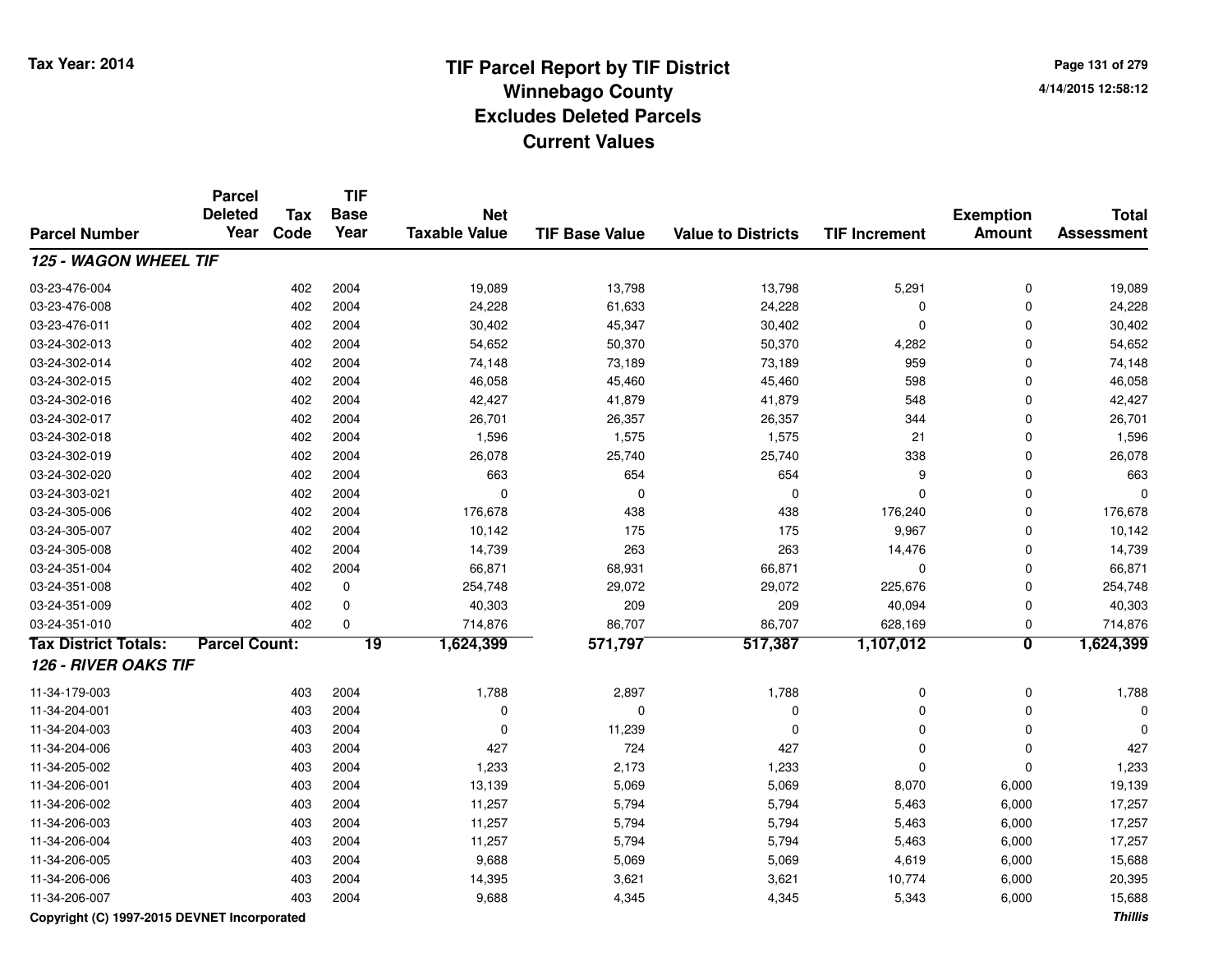Tax Year: 2014

# TIF Parcel Report by TIF District
## Winnebago County
## Excludes Deleted Parcels
## Current Values

4/14/2015 12:58:12

| Parcel Number | Parcel Deleted Year | Tax Code | TIF Base Year | Net Taxable Value | TIF Base Value | Value to Districts | TIF Increment | Exemption Amount | Total Assessment |
|---|---|---|---|---|---|---|---|---|---|
| ***125 - WAGON WHEEL TIF*** | | | | | | | | | |
| 03-23-476-004 | | 402 | 2004 | 19,089 | 13,798 | 13,798 | 5,291 | 0 | 19,089 |
| 03-23-476-008 | | 402 | 2004 | 24,228 | 61,633 | 24,228 | 0 | 0 | 24,228 |
| 03-23-476-011 | | 402 | 2004 | 30,402 | 45,347 | 30,402 | 0 | 0 | 30,402 |
| 03-24-302-013 | | 402 | 2004 | 54,652 | 50,370 | 50,370 | 4,282 | 0 | 54,652 |
| 03-24-302-014 | | 402 | 2004 | 74,148 | 73,189 | 73,189 | 959 | 0 | 74,148 |
| 03-24-302-015 | | 402 | 2004 | 46,058 | 45,460 | 45,460 | 598 | 0 | 46,058 |
| 03-24-302-016 | | 402 | 2004 | 42,427 | 41,879 | 41,879 | 548 | 0 | 42,427 |
| 03-24-302-017 | | 402 | 2004 | 26,701 | 26,357 | 26,357 | 344 | 0 | 26,701 |
| 03-24-302-018 | | 402 | 2004 | 1,596 | 1,575 | 1,575 | 21 | 0 | 1,596 |
| 03-24-302-019 | | 402 | 2004 | 26,078 | 25,740 | 25,740 | 338 | 0 | 26,078 |
| 03-24-302-020 | | 402 | 2004 | 663 | 654 | 654 | 9 | 0 | 663 |
| 03-24-303-021 | | 402 | 2004 | 0 | 0 | 0 | 0 | 0 | 0 |
| 03-24-305-006 | | 402 | 2004 | 176,678 | 438 | 438 | 176,240 | 0 | 176,678 |
| 03-24-305-007 | | 402 | 2004 | 10,142 | 175 | 175 | 9,967 | 0 | 10,142 |
| 03-24-305-008 | | 402 | 2004 | 14,739 | 263 | 263 | 14,476 | 0 | 14,739 |
| 03-24-351-004 | | 402 | 2004 | 66,871 | 68,931 | 66,871 | 0 | 0 | 66,871 |
| 03-24-351-008 | | 402 | 0 | 254,748 | 29,072 | 29,072 | 225,676 | 0 | 254,748 |
| 03-24-351-009 | | 402 | 0 | 40,303 | 209 | 209 | 40,094 | 0 | 40,303 |
| 03-24-351-010 | | 402 | 0 | 714,876 | 86,707 | 86,707 | 628,169 | 0 | 714,876 |
| **Tax District Totals:** | **Parcel Count:** | | **19** | **1,624,399** | **571,797** | **517,387** | **1,107,012** | **0** | **1,624,399** |
| ***126 - RIVER OAKS TIF*** | | | | | | | | | |
| 11-34-179-003 | | 403 | 2004 | 1,788 | 2,897 | 1,788 | 0 | 0 | 1,788 |
| 11-34-204-001 | | 403 | 2004 | 0 | 0 | 0 | 0 | 0 | 0 |
| 11-34-204-003 | | 403 | 2004 | 0 | 11,239 | 0 | 0 | 0 | 0 |
| 11-34-204-006 | | 403 | 2004 | 427 | 724 | 427 | 0 | 0 | 427 |
| 11-34-205-002 | | 403 | 2004 | 1,233 | 2,173 | 1,233 | 0 | 0 | 1,233 |
| 11-34-206-001 | | 403 | 2004 | 13,139 | 5,069 | 5,069 | 8,070 | 6,000 | 19,139 |
| 11-34-206-002 | | 403 | 2004 | 11,257 | 5,794 | 5,794 | 5,463 | 6,000 | 17,257 |
| 11-34-206-003 | | 403 | 2004 | 11,257 | 5,794 | 5,794 | 5,463 | 6,000 | 17,257 |
| 11-34-206-004 | | 403 | 2004 | 11,257 | 5,794 | 5,794 | 5,463 | 6,000 | 17,257 |
| 11-34-206-005 | | 403 | 2004 | 9,688 | 5,069 | 5,069 | 4,619 | 6,000 | 15,688 |
| 11-34-206-006 | | 403 | 2004 | 14,395 | 3,621 | 3,621 | 10,774 | 6,000 | 20,395 |
| 11-34-206-007 | | 403 | 2004 | 9,688 | 4,345 | 4,345 | 5,343 | 6,000 | 15,688 |

Copyright (C) 1997-2015 DEVNET Incorporated

*Thillis*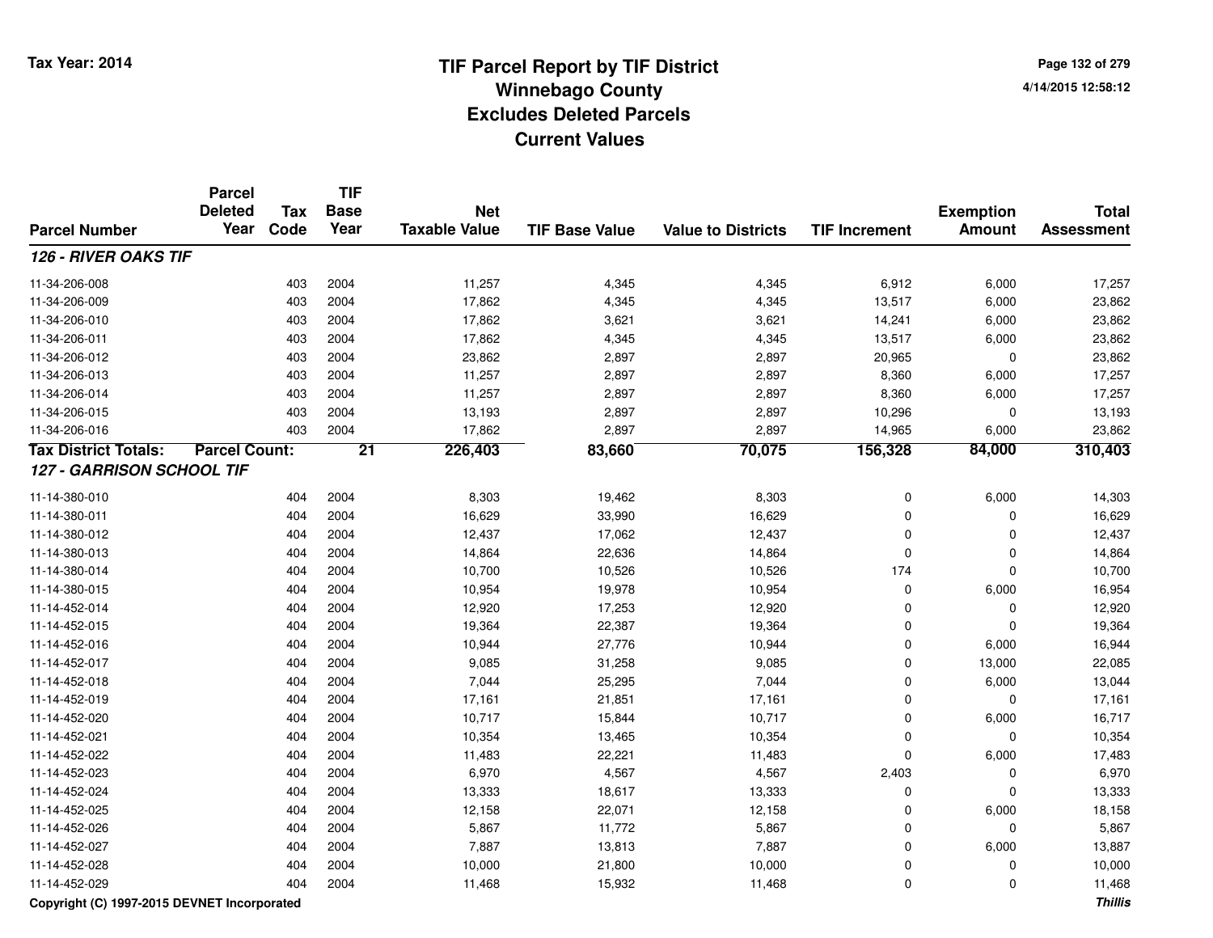Tax Year: 2014

# TIF Parcel Report by TIF District
## Winnebago County
## Excludes Deleted Parcels
## Current Values

4/14/2015 12:58:12

| Parcel Number | Parcel Deleted Year | Tax Code | TIF Base Year | Net Taxable Value | TIF Base Value | Value to Districts | TIF Increment | Exemption Amount | Total Assessment |
|---|---|---|---|---|---|---|---|---|---|
| ***126 - RIVER OAKS TIF*** | | | | | | | | | |
| 11-34-206-008 | | 403 | 2004 | 11,257 | 4,345 | 4,345 | 6,912 | 6,000 | 17,257 |
| 11-34-206-009 | | 403 | 2004 | 17,862 | 4,345 | 4,345 | 13,517 | 6,000 | 23,862 |
| 11-34-206-010 | | 403 | 2004 | 17,862 | 3,621 | 3,621 | 14,241 | 6,000 | 23,862 |
| 11-34-206-011 | | 403 | 2004 | 17,862 | 4,345 | 4,345 | 13,517 | 6,000 | 23,862 |
| 11-34-206-012 | | 403 | 2004 | 23,862 | 2,897 | 2,897 | 20,965 | 0 | 23,862 |
| 11-34-206-013 | | 403 | 2004 | 11,257 | 2,897 | 2,897 | 8,360 | 6,000 | 17,257 |
| 11-34-206-014 | | 403 | 2004 | 11,257 | 2,897 | 2,897 | 8,360 | 6,000 | 17,257 |
| 11-34-206-015 | | 403 | 2004 | 13,193 | 2,897 | 2,897 | 10,296 | 0 | 13,193 |
| 11-34-206-016 | | 403 | 2004 | 17,862 | 2,897 | 2,897 | 14,965 | 6,000 | 23,862 |
| **Tax District Totals:** | **Parcel Count:** | | **21** | **226,403** | **83,660** | **70,075** | **156,328** | **84,000** | **310,403** |
| ***127 - GARRISON SCHOOL TIF*** | | | | | | | | | |
| 11-14-380-010 | | 404 | 2004 | 8,303 | 19,462 | 8,303 | 0 | 6,000 | 14,303 |
| 11-14-380-011 | | 404 | 2004 | 16,629 | 33,990 | 16,629 | 0 | 0 | 16,629 |
| 11-14-380-012 | | 404 | 2004 | 12,437 | 17,062 | 12,437 | 0 | 0 | 12,437 |
| 11-14-380-013 | | 404 | 2004 | 14,864 | 22,636 | 14,864 | 0 | 0 | 14,864 |
| 11-14-380-014 | | 404 | 2004 | 10,700 | 10,526 | 10,526 | 174 | 0 | 10,700 |
| 11-14-380-015 | | 404 | 2004 | 10,954 | 19,978 | 10,954 | 0 | 6,000 | 16,954 |
| 11-14-452-014 | | 404 | 2004 | 12,920 | 17,253 | 12,920 | 0 | 0 | 12,920 |
| 11-14-452-015 | | 404 | 2004 | 19,364 | 22,387 | 19,364 | 0 | 0 | 19,364 |
| 11-14-452-016 | | 404 | 2004 | 10,944 | 27,776 | 10,944 | 0 | 6,000 | 16,944 |
| 11-14-452-017 | | 404 | 2004 | 9,085 | 31,258 | 9,085 | 0 | 13,000 | 22,085 |
| 11-14-452-018 | | 404 | 2004 | 7,044 | 25,295 | 7,044 | 0 | 6,000 | 13,044 |
| 11-14-452-019 | | 404 | 2004 | 17,161 | 21,851 | 17,161 | 0 | 0 | 17,161 |
| 11-14-452-020 | | 404 | 2004 | 10,717 | 15,844 | 10,717 | 0 | 6,000 | 16,717 |
| 11-14-452-021 | | 404 | 2004 | 10,354 | 13,465 | 10,354 | 0 | 0 | 10,354 |
| 11-14-452-022 | | 404 | 2004 | 11,483 | 22,221 | 11,483 | 0 | 6,000 | 17,483 |
| 11-14-452-023 | | 404 | 2004 | 6,970 | 4,567 | 4,567 | 2,403 | 0 | 6,970 |
| 11-14-452-024 | | 404 | 2004 | 13,333 | 18,617 | 13,333 | 0 | 0 | 13,333 |
| 11-14-452-025 | | 404 | 2004 | 12,158 | 22,071 | 12,158 | 0 | 6,000 | 18,158 |
| 11-14-452-026 | | 404 | 2004 | 5,867 | 11,772 | 5,867 | 0 | 0 | 5,867 |
| 11-14-452-027 | | 404 | 2004 | 7,887 | 13,813 | 7,887 | 0 | 6,000 | 13,887 |
| 11-14-452-028 | | 404 | 2004 | 10,000 | 21,800 | 10,000 | 0 | 0 | 10,000 |
| 11-14-452-029 | | 404 | 2004 | 11,468 | 15,932 | 11,468 | 0 | 0 | 11,468 |

Copyright (C) 1997-2015 DEVNET Incorporated

*Thillis*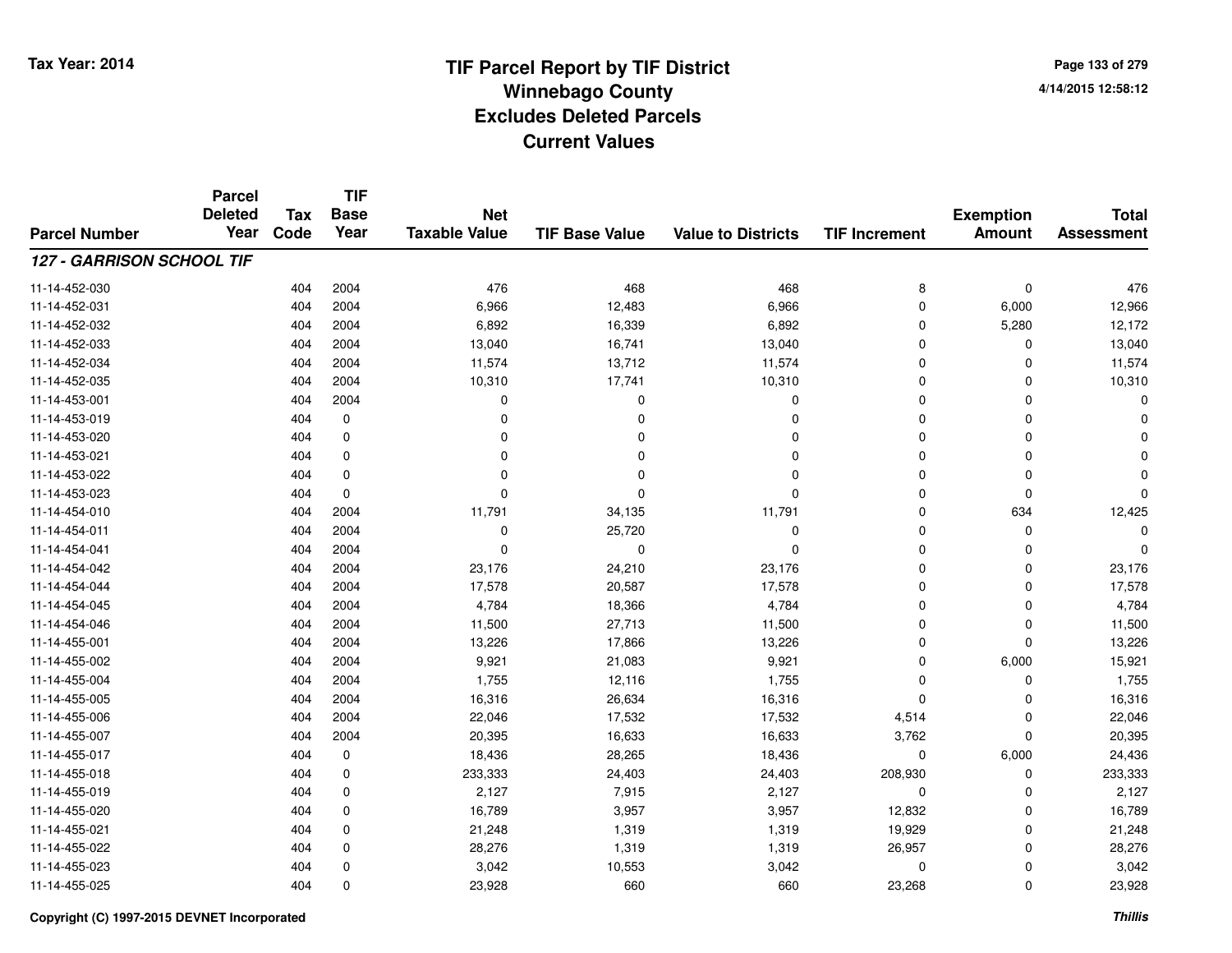# TIF Parcel Report by TIF District
## Winnebago County
## Excludes Deleted Parcels
## Current Values

Tax Year: 2014

4/14/2015 12:58:12

| Parcel Number | Parcel Deleted Year | Tax Code | TIF Base Year | Net Taxable Value | TIF Base Value | Value to Districts | TIF Increment | Exemption Amount | Total Assessment |
|---|---|---|---|---|---|---|---|---|---|
| ***127 - GARRISON SCHOOL TIF*** | | | | | | | | | |
| 11-14-452-030 | | 404 | 2004 | 476 | 468 | 468 | 8 | 0 | 476 |
| 11-14-452-031 | | 404 | 2004 | 6,966 | 12,483 | 6,966 | 0 | 6,000 | 12,966 |
| 11-14-452-032 | | 404 | 2004 | 6,892 | 16,339 | 6,892 | 0 | 5,280 | 12,172 |
| 11-14-452-033 | | 404 | 2004 | 13,040 | 16,741 | 13,040 | 0 | 0 | 13,040 |
| 11-14-452-034 | | 404 | 2004 | 11,574 | 13,712 | 11,574 | 0 | 0 | 11,574 |
| 11-14-452-035 | | 404 | 2004 | 10,310 | 17,741 | 10,310 | 0 | 0 | 10,310 |
| 11-14-453-001 | | 404 | 2004 | 0 | 0 | 0 | 0 | 0 | 0 |
| 11-14-453-019 | | 404 | 0 | 0 | 0 | 0 | 0 | 0 | 0 |
| 11-14-453-020 | | 404 | 0 | 0 | 0 | 0 | 0 | 0 | 0 |
| 11-14-453-021 | | 404 | 0 | 0 | 0 | 0 | 0 | 0 | 0 |
| 11-14-453-022 | | 404 | 0 | 0 | 0 | 0 | 0 | 0 | 0 |
| 11-14-453-023 | | 404 | 0 | 0 | 0 | 0 | 0 | 0 | 0 |
| 11-14-454-010 | | 404 | 2004 | 11,791 | 34,135 | 11,791 | 0 | 634 | 12,425 |
| 11-14-454-011 | | 404 | 2004 | 0 | 25,720 | 0 | 0 | 0 | 0 |
| 11-14-454-041 | | 404 | 2004 | 0 | 0 | 0 | 0 | 0 | 0 |
| 11-14-454-042 | | 404 | 2004 | 23,176 | 24,210 | 23,176 | 0 | 0 | 23,176 |
| 11-14-454-044 | | 404 | 2004 | 17,578 | 20,587 | 17,578 | 0 | 0 | 17,578 |
| 11-14-454-045 | | 404 | 2004 | 4,784 | 18,366 | 4,784 | 0 | 0 | 4,784 |
| 11-14-454-046 | | 404 | 2004 | 11,500 | 27,713 | 11,500 | 0 | 0 | 11,500 |
| 11-14-455-001 | | 404 | 2004 | 13,226 | 17,866 | 13,226 | 0 | 0 | 13,226 |
| 11-14-455-002 | | 404 | 2004 | 9,921 | 21,083 | 9,921 | 0 | 6,000 | 15,921 |
| 11-14-455-004 | | 404 | 2004 | 1,755 | 12,116 | 1,755 | 0 | 0 | 1,755 |
| 11-14-455-005 | | 404 | 2004 | 16,316 | 26,634 | 16,316 | 0 | 0 | 16,316 |
| 11-14-455-006 | | 404 | 2004 | 22,046 | 17,532 | 17,532 | 4,514 | 0 | 22,046 |
| 11-14-455-007 | | 404 | 2004 | 20,395 | 16,633 | 16,633 | 3,762 | 0 | 20,395 |
| 11-14-455-017 | | 404 | 0 | 18,436 | 28,265 | 18,436 | 0 | 6,000 | 24,436 |
| 11-14-455-018 | | 404 | 0 | 233,333 | 24,403 | 24,403 | 208,930 | 0 | 233,333 |
| 11-14-455-019 | | 404 | 0 | 2,127 | 7,915 | 2,127 | 0 | 0 | 2,127 |
| 11-14-455-020 | | 404 | 0 | 16,789 | 3,957 | 3,957 | 12,832 | 0 | 16,789 |
| 11-14-455-021 | | 404 | 0 | 21,248 | 1,319 | 1,319 | 19,929 | 0 | 21,248 |
| 11-14-455-022 | | 404 | 0 | 28,276 | 1,319 | 1,319 | 26,957 | 0 | 28,276 |
| 11-14-455-023 | | 404 | 0 | 3,042 | 10,553 | 3,042 | 0 | 0 | 3,042 |
| 11-14-455-025 | | 404 | 0 | 23,928 | 660 | 660 | 23,268 | 0 | 23,928 |

Copyright (C) 1997-2015 DEVNET Incorporated

*Thillis*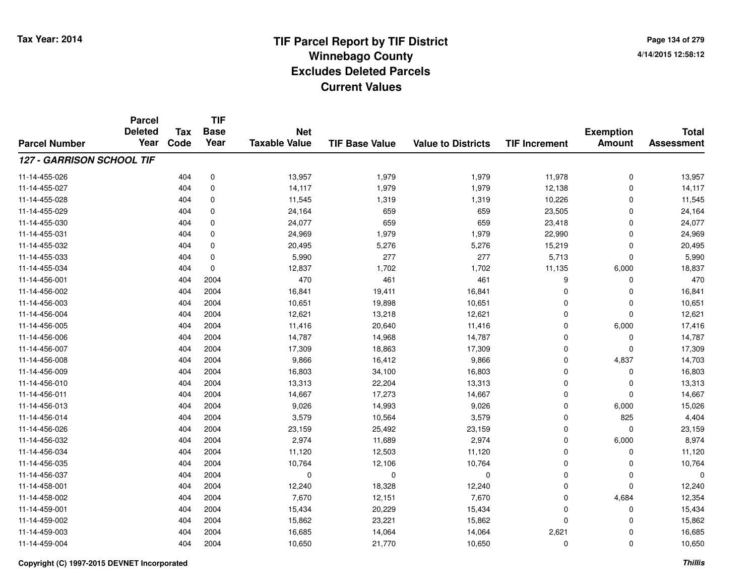# TIF Parcel Report by TIF District
## Winnebago County
## Excludes Deleted Parcels
## Current Values

Tax Year: 2014

4/14/2015 12:58:12

| Parcel Number | Parcel Deleted Year | Tax Code | TIF Base Year | Net Taxable Value | TIF Base Value | Value to Districts | TIF Increment | Exemption Amount | Total Assessment |
|---|---|---|---|---|---|---|---|---|---|
| ***127 - GARRISON SCHOOL TIF*** | | | | | | | | | |
| 11-14-455-026 | | 404 | 0 | 13,957 | 1,979 | 1,979 | 11,978 | 0 | 13,957 |
| 11-14-455-027 | | 404 | 0 | 14,117 | 1,979 | 1,979 | 12,138 | 0 | 14,117 |
| 11-14-455-028 | | 404 | 0 | 11,545 | 1,319 | 1,319 | 10,226 | 0 | 11,545 |
| 11-14-455-029 | | 404 | 0 | 24,164 | 659 | 659 | 23,505 | 0 | 24,164 |
| 11-14-455-030 | | 404 | 0 | 24,077 | 659 | 659 | 23,418 | 0 | 24,077 |
| 11-14-455-031 | | 404 | 0 | 24,969 | 1,979 | 1,979 | 22,990 | 0 | 24,969 |
| 11-14-455-032 | | 404 | 0 | 20,495 | 5,276 | 5,276 | 15,219 | 0 | 20,495 |
| 11-14-455-033 | | 404 | 0 | 5,990 | 277 | 277 | 5,713 | 0 | 5,990 |
| 11-14-455-034 | | 404 | 0 | 12,837 | 1,702 | 1,702 | 11,135 | 6,000 | 18,837 |
| 11-14-456-001 | | 404 | 2004 | 470 | 461 | 461 | 9 | 0 | 470 |
| 11-14-456-002 | | 404 | 2004 | 16,841 | 19,411 | 16,841 | 0 | 0 | 16,841 |
| 11-14-456-003 | | 404 | 2004 | 10,651 | 19,898 | 10,651 | 0 | 0 | 10,651 |
| 11-14-456-004 | | 404 | 2004 | 12,621 | 13,218 | 12,621 | 0 | 0 | 12,621 |
| 11-14-456-005 | | 404 | 2004 | 11,416 | 20,640 | 11,416 | 0 | 6,000 | 17,416 |
| 11-14-456-006 | | 404 | 2004 | 14,787 | 14,968 | 14,787 | 0 | 0 | 14,787 |
| 11-14-456-007 | | 404 | 2004 | 17,309 | 18,863 | 17,309 | 0 | 0 | 17,309 |
| 11-14-456-008 | | 404 | 2004 | 9,866 | 16,412 | 9,866 | 0 | 4,837 | 14,703 |
| 11-14-456-009 | | 404 | 2004 | 16,803 | 34,100 | 16,803 | 0 | 0 | 16,803 |
| 11-14-456-010 | | 404 | 2004 | 13,313 | 22,204 | 13,313 | 0 | 0 | 13,313 |
| 11-14-456-011 | | 404 | 2004 | 14,667 | 17,273 | 14,667 | 0 | 0 | 14,667 |
| 11-14-456-013 | | 404 | 2004 | 9,026 | 14,993 | 9,026 | 0 | 6,000 | 15,026 |
| 11-14-456-014 | | 404 | 2004 | 3,579 | 10,564 | 3,579 | 0 | 825 | 4,404 |
| 11-14-456-026 | | 404 | 2004 | 23,159 | 25,492 | 23,159 | 0 | 0 | 23,159 |
| 11-14-456-032 | | 404 | 2004 | 2,974 | 11,689 | 2,974 | 0 | 6,000 | 8,974 |
| 11-14-456-034 | | 404 | 2004 | 11,120 | 12,503 | 11,120 | 0 | 0 | 11,120 |
| 11-14-456-035 | | 404 | 2004 | 10,764 | 12,106 | 10,764 | 0 | 0 | 10,764 |
| 11-14-456-037 | | 404 | 2004 | 0 | 0 | 0 | 0 | 0 | 0 |
| 11-14-458-001 | | 404 | 2004 | 12,240 | 18,328 | 12,240 | 0 | 0 | 12,240 |
| 11-14-458-002 | | 404 | 2004 | 7,670 | 12,151 | 7,670 | 0 | 4,684 | 12,354 |
| 11-14-459-001 | | 404 | 2004 | 15,434 | 20,229 | 15,434 | 0 | 0 | 15,434 |
| 11-14-459-002 | | 404 | 2004 | 15,862 | 23,221 | 15,862 | 0 | 0 | 15,862 |
| 11-14-459-003 | | 404 | 2004 | 16,685 | 14,064 | 14,064 | 2,621 | 0 | 16,685 |
| 11-14-459-004 | | 404 | 2004 | 10,650 | 21,770 | 10,650 | 0 | 0 | 10,650 |

Copyright (C) 1997-2015 DEVNET Incorporated

*Thillis*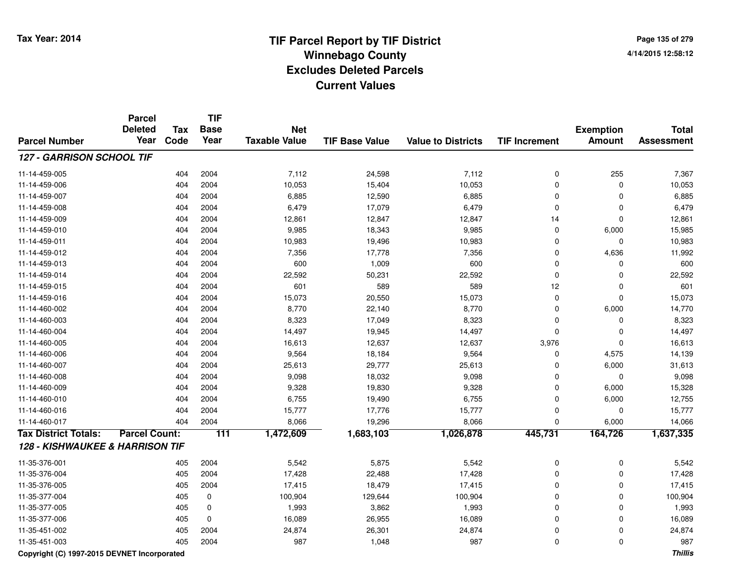# TIF Parcel Report by TIF District
## Winnebago County
## Excludes Deleted Parcels
## Current Values

Tax Year: 2014

4/14/2015 12:58:12

| Parcel Number | Parcel Deleted Year | Tax Code | TIF Base Year | Net Taxable Value | TIF Base Value | Value to Districts | TIF Increment | Exemption Amount | Total Assessment |
|---|---|---|---|---|---|---|---|---|---|
| ***127 - GARRISON SCHOOL TIF*** | | | | | | | | | |
| 11-14-459-005 | | 404 | 2004 | 7,112 | 24,598 | 7,112 | 0 | 255 | 7,367 |
| 11-14-459-006 | | 404 | 2004 | 10,053 | 15,404 | 10,053 | 0 | 0 | 10,053 |
| 11-14-459-007 | | 404 | 2004 | 6,885 | 12,590 | 6,885 | 0 | 0 | 6,885 |
| 11-14-459-008 | | 404 | 2004 | 6,479 | 17,079 | 6,479 | 0 | 0 | 6,479 |
| 11-14-459-009 | | 404 | 2004 | 12,861 | 12,847 | 12,847 | 14 | 0 | 12,861 |
| 11-14-459-010 | | 404 | 2004 | 9,985 | 18,343 | 9,985 | 0 | 6,000 | 15,985 |
| 11-14-459-011 | | 404 | 2004 | 10,983 | 19,496 | 10,983 | 0 | 0 | 10,983 |
| 11-14-459-012 | | 404 | 2004 | 7,356 | 17,778 | 7,356 | 0 | 4,636 | 11,992 |
| 11-14-459-013 | | 404 | 2004 | 600 | 1,009 | 600 | 0 | 0 | 600 |
| 11-14-459-014 | | 404 | 2004 | 22,592 | 50,231 | 22,592 | 0 | 0 | 22,592 |
| 11-14-459-015 | | 404 | 2004 | 601 | 589 | 589 | 12 | 0 | 601 |
| 11-14-459-016 | | 404 | 2004 | 15,073 | 20,550 | 15,073 | 0 | 0 | 15,073 |
| 11-14-460-002 | | 404 | 2004 | 8,770 | 22,140 | 8,770 | 0 | 6,000 | 14,770 |
| 11-14-460-003 | | 404 | 2004 | 8,323 | 17,049 | 8,323 | 0 | 0 | 8,323 |
| 11-14-460-004 | | 404 | 2004 | 14,497 | 19,945 | 14,497 | 0 | 0 | 14,497 |
| 11-14-460-005 | | 404 | 2004 | 16,613 | 12,637 | 12,637 | 3,976 | 0 | 16,613 |
| 11-14-460-006 | | 404 | 2004 | 9,564 | 18,184 | 9,564 | 0 | 4,575 | 14,139 |
| 11-14-460-007 | | 404 | 2004 | 25,613 | 29,777 | 25,613 | 0 | 6,000 | 31,613 |
| 11-14-460-008 | | 404 | 2004 | 9,098 | 18,032 | 9,098 | 0 | 0 | 9,098 |
| 11-14-460-009 | | 404 | 2004 | 9,328 | 19,830 | 9,328 | 0 | 6,000 | 15,328 |
| 11-14-460-010 | | 404 | 2004 | 6,755 | 19,490 | 6,755 | 0 | 6,000 | 12,755 |
| 11-14-460-016 | | 404 | 2004 | 15,777 | 17,776 | 15,777 | 0 | 0 | 15,777 |
| 11-14-460-017 | | 404 | 2004 | 8,066 | 19,296 | 8,066 | 0 | 6,000 | 14,066 |
| **Tax District Totals:** | **Parcel Count:** | | **111** | **1,472,609** | **1,683,103** | **1,026,878** | **445,731** | **164,726** | **1,637,335** |
| ***128 - KISHWAUKEE & HARRISON TIF*** | | | | | | | | | |
| 11-35-376-001 | | 405 | 2004 | 5,542 | 5,875 | 5,542 | 0 | 0 | 5,542 |
| 11-35-376-004 | | 405 | 2004 | 17,428 | 22,488 | 17,428 | 0 | 0 | 17,428 |
| 11-35-376-005 | | 405 | 2004 | 17,415 | 18,479 | 17,415 | 0 | 0 | 17,415 |
| 11-35-377-004 | | 405 | 0 | 100,904 | 129,644 | 100,904 | 0 | 0 | 100,904 |
| 11-35-377-005 | | 405 | 0 | 1,993 | 3,862 | 1,993 | 0 | 0 | 1,993 |
| 11-35-377-006 | | 405 | 0 | 16,089 | 26,955 | 16,089 | 0 | 0 | 16,089 |
| 11-35-451-002 | | 405 | 2004 | 24,874 | 26,301 | 24,874 | 0 | 0 | 24,874 |
| 11-35-451-003 | | 405 | 2004 | 987 | 1,048 | 987 | 0 | 0 | 987 |

Copyright (C) 1997-2015 DEVNET Incorporated

*Thillis*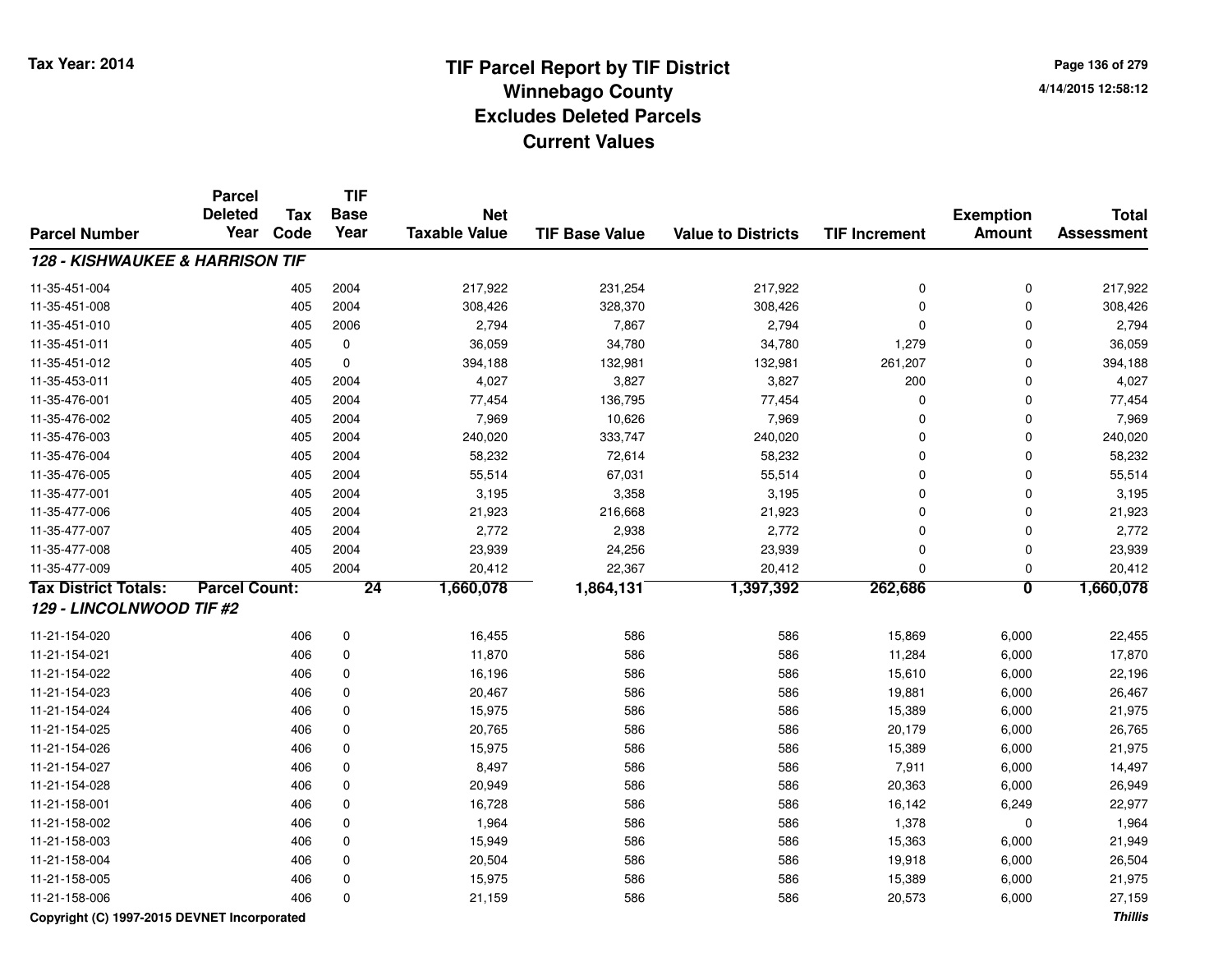# TIF Parcel Report by TIF District
## Winnebago County
## Excludes Deleted Parcels
## Current Values

Tax Year: 2014

4/14/2015 12:58:12

| Parcel Number | Parcel Deleted Year | Tax Code | TIF Base Year | Net Taxable Value | TIF Base Value | Value to Districts | TIF Increment | Exemption Amount | Total Assessment |
|---|---|---|---|---|---|---|---|---|---|
| ***128 - KISHWAUKEE & HARRISON TIF*** | | | | | | | | | |
| 11-35-451-004 | | 405 | 2004 | 217,922 | 231,254 | 217,922 | 0 | 0 | 217,922 |
| 11-35-451-008 | | 405 | 2004 | 308,426 | 328,370 | 308,426 | 0 | 0 | 308,426 |
| 11-35-451-010 | | 405 | 2006 | 2,794 | 7,867 | 2,794 | 0 | 0 | 2,794 |
| 11-35-451-011 | | 405 | 0 | 36,059 | 34,780 | 34,780 | 1,279 | 0 | 36,059 |
| 11-35-451-012 | | 405 | 0 | 394,188 | 132,981 | 132,981 | 261,207 | 0 | 394,188 |
| 11-35-453-011 | | 405 | 2004 | 4,027 | 3,827 | 3,827 | 200 | 0 | 4,027 |
| 11-35-476-001 | | 405 | 2004 | 77,454 | 136,795 | 77,454 | 0 | 0 | 77,454 |
| 11-35-476-002 | | 405 | 2004 | 7,969 | 10,626 | 7,969 | 0 | 0 | 7,969 |
| 11-35-476-003 | | 405 | 2004 | 240,020 | 333,747 | 240,020 | 0 | 0 | 240,020 |
| 11-35-476-004 | | 405 | 2004 | 58,232 | 72,614 | 58,232 | 0 | 0 | 58,232 |
| 11-35-476-005 | | 405 | 2004 | 55,514 | 67,031 | 55,514 | 0 | 0 | 55,514 |
| 11-35-477-001 | | 405 | 2004 | 3,195 | 3,358 | 3,195 | 0 | 0 | 3,195 |
| 11-35-477-006 | | 405 | 2004 | 21,923 | 216,668 | 21,923 | 0 | 0 | 21,923 |
| 11-35-477-007 | | 405 | 2004 | 2,772 | 2,938 | 2,772 | 0 | 0 | 2,772 |
| 11-35-477-008 | | 405 | 2004 | 23,939 | 24,256 | 23,939 | 0 | 0 | 23,939 |
| 11-35-477-009 | | 405 | 2004 | 20,412 | 22,367 | 20,412 | 0 | 0 | 20,412 |
| **Tax District Totals:** | **Parcel Count:** | | **24** | **1,660,078** | **1,864,131** | **1,397,392** | **262,686** | **0** | **1,660,078** |
| ***129 - LINCOLNWOOD TIF #2*** | | | | | | | | | |
| 11-21-154-020 | | 406 | 0 | 16,455 | 586 | 586 | 15,869 | 6,000 | 22,455 |
| 11-21-154-021 | | 406 | 0 | 11,870 | 586 | 586 | 11,284 | 6,000 | 17,870 |
| 11-21-154-022 | | 406 | 0 | 16,196 | 586 | 586 | 15,610 | 6,000 | 22,196 |
| 11-21-154-023 | | 406 | 0 | 20,467 | 586 | 586 | 19,881 | 6,000 | 26,467 |
| 11-21-154-024 | | 406 | 0 | 15,975 | 586 | 586 | 15,389 | 6,000 | 21,975 |
| 11-21-154-025 | | 406 | 0 | 20,765 | 586 | 586 | 20,179 | 6,000 | 26,765 |
| 11-21-154-026 | | 406 | 0 | 15,975 | 586 | 586 | 15,389 | 6,000 | 21,975 |
| 11-21-154-027 | | 406 | 0 | 8,497 | 586 | 586 | 7,911 | 6,000 | 14,497 |
| 11-21-154-028 | | 406 | 0 | 20,949 | 586 | 586 | 20,363 | 6,000 | 26,949 |
| 11-21-158-001 | | 406 | 0 | 16,728 | 586 | 586 | 16,142 | 6,249 | 22,977 |
| 11-21-158-002 | | 406 | 0 | 1,964 | 586 | 586 | 1,378 | 0 | 1,964 |
| 11-21-158-003 | | 406 | 0 | 15,949 | 586 | 586 | 15,363 | 6,000 | 21,949 |
| 11-21-158-004 | | 406 | 0 | 20,504 | 586 | 586 | 19,918 | 6,000 | 26,504 |
| 11-21-158-005 | | 406 | 0 | 15,975 | 586 | 586 | 15,389 | 6,000 | 21,975 |
| 11-21-158-006 | | 406 | 0 | 21,159 | 586 | 586 | 20,573 | 6,000 | 27,159 |

Copyright (C) 1997-2015 DEVNET Incorporated

*Thillis*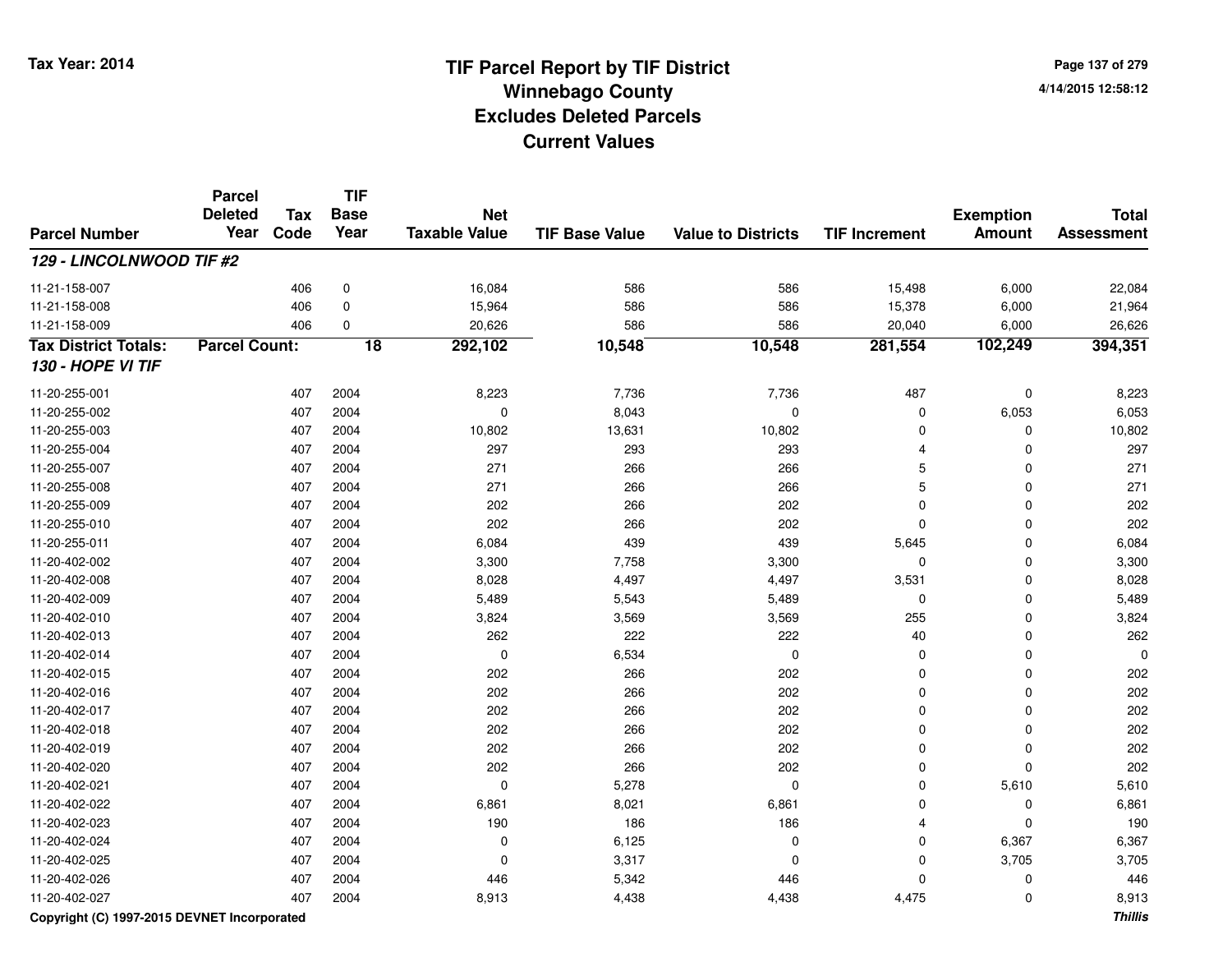# TIF Parcel Report by TIF District
## Winnebago County
## Excludes Deleted Parcels
## Current Values

Tax Year: 2014

4/14/2015 12:58:12

| Parcel Number | Parcel Deleted Year | Tax Code | TIF Base Year | Net Taxable Value | TIF Base Value | Value to Districts | TIF Increment | Exemption Amount | Total Assessment |
|---|---|---|---|---|---|---|---|---|---|
| ***129 - LINCOLNWOOD TIF #2*** | | | | | | | | | |
| 11-21-158-007 | | 406 | 0 | 16,084 | 586 | 586 | 15,498 | 6,000 | 22,084 |
| 11-21-158-008 | | 406 | 0 | 15,964 | 586 | 586 | 15,378 | 6,000 | 21,964 |
| 11-21-158-009 | | 406 | 0 | 20,626 | 586 | 586 | 20,040 | 6,000 | 26,626 |
| **Tax District Totals:** | **Parcel Count:** | | **18** | **292,102** | **10,548** | **10,548** | **281,554** | **102,249** | **394,351** |
| ***130 - HOPE VI TIF*** | | | | | | | | | |
| 11-20-255-001 | | 407 | 2004 | 8,223 | 7,736 | 7,736 | 487 | 0 | 8,223 |
| 11-20-255-002 | | 407 | 2004 | 0 | 8,043 | 0 | 0 | 6,053 | 6,053 |
| 11-20-255-003 | | 407 | 2004 | 10,802 | 13,631 | 10,802 | 0 | 0 | 10,802 |
| 11-20-255-004 | | 407 | 2004 | 297 | 293 | 293 | 4 | 0 | 297 |
| 11-20-255-007 | | 407 | 2004 | 271 | 266 | 266 | 5 | 0 | 271 |
| 11-20-255-008 | | 407 | 2004 | 271 | 266 | 266 | 5 | 0 | 271 |
| 11-20-255-009 | | 407 | 2004 | 202 | 266 | 202 | 0 | 0 | 202 |
| 11-20-255-010 | | 407 | 2004 | 202 | 266 | 202 | 0 | 0 | 202 |
| 11-20-255-011 | | 407 | 2004 | 6,084 | 439 | 439 | 5,645 | 0 | 6,084 |
| 11-20-402-002 | | 407 | 2004 | 3,300 | 7,758 | 3,300 | 0 | 0 | 3,300 |
| 11-20-402-008 | | 407 | 2004 | 8,028 | 4,497 | 4,497 | 3,531 | 0 | 8,028 |
| 11-20-402-009 | | 407 | 2004 | 5,489 | 5,543 | 5,489 | 0 | 0 | 5,489 |
| 11-20-402-010 | | 407 | 2004 | 3,824 | 3,569 | 3,569 | 255 | 0 | 3,824 |
| 11-20-402-013 | | 407 | 2004 | 262 | 222 | 222 | 40 | 0 | 262 |
| 11-20-402-014 | | 407 | 2004 | 0 | 6,534 | 0 | 0 | 0 | 0 |
| 11-20-402-015 | | 407 | 2004 | 202 | 266 | 202 | 0 | 0 | 202 |
| 11-20-402-016 | | 407 | 2004 | 202 | 266 | 202 | 0 | 0 | 202 |
| 11-20-402-017 | | 407 | 2004 | 202 | 266 | 202 | 0 | 0 | 202 |
| 11-20-402-018 | | 407 | 2004 | 202 | 266 | 202 | 0 | 0 | 202 |
| 11-20-402-019 | | 407 | 2004 | 202 | 266 | 202 | 0 | 0 | 202 |
| 11-20-402-020 | | 407 | 2004 | 202 | 266 | 202 | 0 | 0 | 202 |
| 11-20-402-021 | | 407 | 2004 | 0 | 5,278 | 0 | 0 | 5,610 | 5,610 |
| 11-20-402-022 | | 407 | 2004 | 6,861 | 8,021 | 6,861 | 0 | 0 | 6,861 |
| 11-20-402-023 | | 407 | 2004 | 190 | 186 | 186 | 4 | 0 | 190 |
| 11-20-402-024 | | 407 | 2004 | 0 | 6,125 | 0 | 0 | 6,367 | 6,367 |
| 11-20-402-025 | | 407 | 2004 | 0 | 3,317 | 0 | 0 | 3,705 | 3,705 |
| 11-20-402-026 | | 407 | 2004 | 446 | 5,342 | 446 | 0 | 0 | 446 |
| 11-20-402-027 | | 407 | 2004 | 8,913 | 4,438 | 4,438 | 4,475 | 0 | 8,913 |

Copyright (C) 1997-2015 DEVNET Incorporated

*Thillis*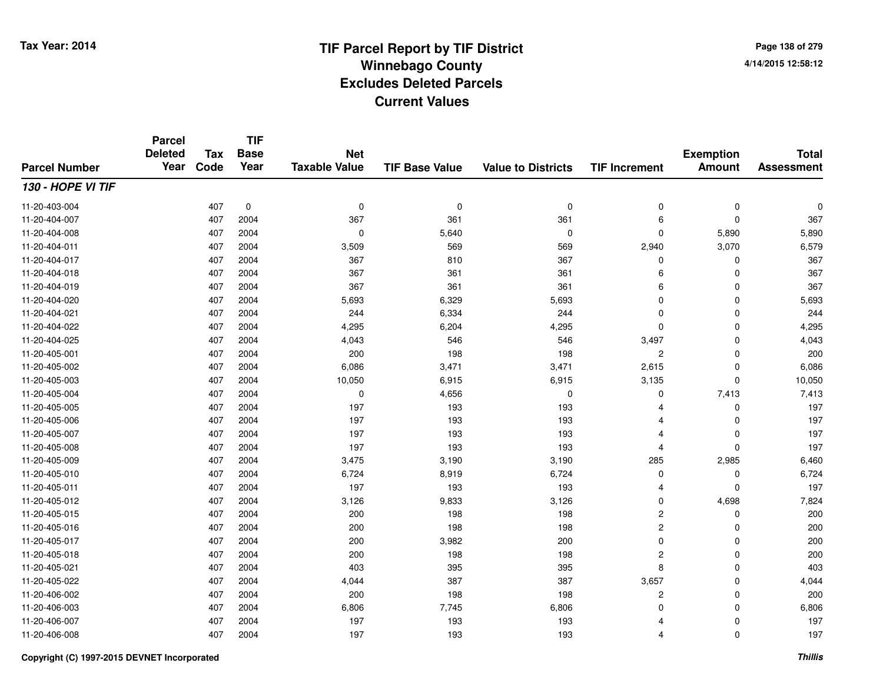# TIF Parcel Report by TIF District
## Winnebago County
## Excludes Deleted Parcels
## Current Values

Tax Year: 2014

4/14/2015 12:58:12

| Parcel Number | Parcel Deleted Year | Tax Code | TIF Base Year | Net Taxable Value | TIF Base Value | Value to Districts | TIF Increment | Exemption Amount | Total Assessment |
|---|---|---|---|---|---|---|---|---|---|
| ***130 - HOPE VI TIF*** | | | | | | | | | |
| 11-20-403-004 | | 407 | 0 | 0 | 0 | 0 | 0 | 0 | 0 |
| 11-20-404-007 | | 407 | 2004 | 367 | 361 | 361 | 6 | 0 | 367 |
| 11-20-404-008 | | 407 | 2004 | 0 | 5,640 | 0 | 0 | 5,890 | 5,890 |
| 11-20-404-011 | | 407 | 2004 | 3,509 | 569 | 569 | 2,940 | 3,070 | 6,579 |
| 11-20-404-017 | | 407 | 2004 | 367 | 810 | 367 | 0 | 0 | 367 |
| 11-20-404-018 | | 407 | 2004 | 367 | 361 | 361 | 6 | 0 | 367 |
| 11-20-404-019 | | 407 | 2004 | 367 | 361 | 361 | 6 | 0 | 367 |
| 11-20-404-020 | | 407 | 2004 | 5,693 | 6,329 | 5,693 | 0 | 0 | 5,693 |
| 11-20-404-021 | | 407 | 2004 | 244 | 6,334 | 244 | 0 | 0 | 244 |
| 11-20-404-022 | | 407 | 2004 | 4,295 | 6,204 | 4,295 | 0 | 0 | 4,295 |
| 11-20-404-025 | | 407 | 2004 | 4,043 | 546 | 546 | 3,497 | 0 | 4,043 |
| 11-20-405-001 | | 407 | 2004 | 200 | 198 | 198 | 2 | 0 | 200 |
| 11-20-405-002 | | 407 | 2004 | 6,086 | 3,471 | 3,471 | 2,615 | 0 | 6,086 |
| 11-20-405-003 | | 407 | 2004 | 10,050 | 6,915 | 6,915 | 3,135 | 0 | 10,050 |
| 11-20-405-004 | | 407 | 2004 | 0 | 4,656 | 0 | 0 | 7,413 | 7,413 |
| 11-20-405-005 | | 407 | 2004 | 197 | 193 | 193 | 4 | 0 | 197 |
| 11-20-405-006 | | 407 | 2004 | 197 | 193 | 193 | 4 | 0 | 197 |
| 11-20-405-007 | | 407 | 2004 | 197 | 193 | 193 | 4 | 0 | 197 |
| 11-20-405-008 | | 407 | 2004 | 197 | 193 | 193 | 4 | 0 | 197 |
| 11-20-405-009 | | 407 | 2004 | 3,475 | 3,190 | 3,190 | 285 | 2,985 | 6,460 |
| 11-20-405-010 | | 407 | 2004 | 6,724 | 8,919 | 6,724 | 0 | 0 | 6,724 |
| 11-20-405-011 | | 407 | 2004 | 197 | 193 | 193 | 4 | 0 | 197 |
| 11-20-405-012 | | 407 | 2004 | 3,126 | 9,833 | 3,126 | 0 | 4,698 | 7,824 |
| 11-20-405-015 | | 407 | 2004 | 200 | 198 | 198 | 2 | 0 | 200 |
| 11-20-405-016 | | 407 | 2004 | 200 | 198 | 198 | 2 | 0 | 200 |
| 11-20-405-017 | | 407 | 2004 | 200 | 3,982 | 200 | 0 | 0 | 200 |
| 11-20-405-018 | | 407 | 2004 | 200 | 198 | 198 | 2 | 0 | 200 |
| 11-20-405-021 | | 407 | 2004 | 403 | 395 | 395 | 8 | 0 | 403 |
| 11-20-405-022 | | 407 | 2004 | 4,044 | 387 | 387 | 3,657 | 0 | 4,044 |
| 11-20-406-002 | | 407 | 2004 | 200 | 198 | 198 | 2 | 0 | 200 |
| 11-20-406-003 | | 407 | 2004 | 6,806 | 7,745 | 6,806 | 0 | 0 | 6,806 |
| 11-20-406-007 | | 407 | 2004 | 197 | 193 | 193 | 4 | 0 | 197 |
| 11-20-406-008 | | 407 | 2004 | 197 | 193 | 193 | 4 | 0 | 197 |

Copyright (C) 1997-2015 DEVNET Incorporated

*Thillis*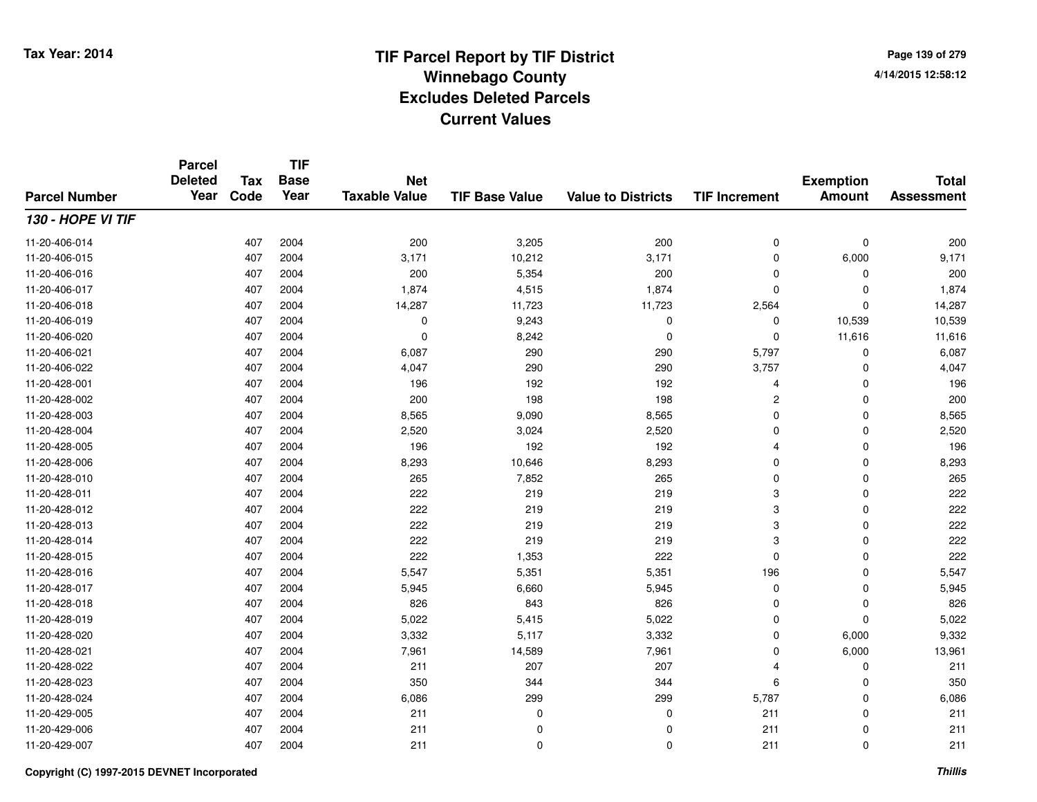# TIF Parcel Report by TIF District
## Winnebago County
## Excludes Deleted Parcels
## Current Values

Tax Year: 2014

4/14/2015 12:58:12

| Parcel Number | Parcel Deleted Year | Tax Code | TIF Base Year | Net Taxable Value | TIF Base Value | Value to Districts | TIF Increment | Exemption Amount | Total Assessment |
|---|---|---|---|---|---|---|---|---|---|
| ***130 - HOPE VI TIF*** | | | | | | | | | |
| 11-20-406-014 | | 407 | 2004 | 200 | 3,205 | 200 | 0 | 0 | 200 |
| 11-20-406-015 | | 407 | 2004 | 3,171 | 10,212 | 3,171 | 0 | 6,000 | 9,171 |
| 11-20-406-016 | | 407 | 2004 | 200 | 5,354 | 200 | 0 | 0 | 200 |
| 11-20-406-017 | | 407 | 2004 | 1,874 | 4,515 | 1,874 | 0 | 0 | 1,874 |
| 11-20-406-018 | | 407 | 2004 | 14,287 | 11,723 | 11,723 | 2,564 | 0 | 14,287 |
| 11-20-406-019 | | 407 | 2004 | 0 | 9,243 | 0 | 0 | 10,539 | 10,539 |
| 11-20-406-020 | | 407 | 2004 | 0 | 8,242 | 0 | 0 | 11,616 | 11,616 |
| 11-20-406-021 | | 407 | 2004 | 6,087 | 290 | 290 | 5,797 | 0 | 6,087 |
| 11-20-406-022 | | 407 | 2004 | 4,047 | 290 | 290 | 3,757 | 0 | 4,047 |
| 11-20-428-001 | | 407 | 2004 | 196 | 192 | 192 | 4 | 0 | 196 |
| 11-20-428-002 | | 407 | 2004 | 200 | 198 | 198 | 2 | 0 | 200 |
| 11-20-428-003 | | 407 | 2004 | 8,565 | 9,090 | 8,565 | 0 | 0 | 8,565 |
| 11-20-428-004 | | 407 | 2004 | 2,520 | 3,024 | 2,520 | 0 | 0 | 2,520 |
| 11-20-428-005 | | 407 | 2004 | 196 | 192 | 192 | 4 | 0 | 196 |
| 11-20-428-006 | | 407 | 2004 | 8,293 | 10,646 | 8,293 | 0 | 0 | 8,293 |
| 11-20-428-010 | | 407 | 2004 | 265 | 7,852 | 265 | 0 | 0 | 265 |
| 11-20-428-011 | | 407 | 2004 | 222 | 219 | 219 | 3 | 0 | 222 |
| 11-20-428-012 | | 407 | 2004 | 222 | 219 | 219 | 3 | 0 | 222 |
| 11-20-428-013 | | 407 | 2004 | 222 | 219 | 219 | 3 | 0 | 222 |
| 11-20-428-014 | | 407 | 2004 | 222 | 219 | 219 | 3 | 0 | 222 |
| 11-20-428-015 | | 407 | 2004 | 222 | 1,353 | 222 | 0 | 0 | 222 |
| 11-20-428-016 | | 407 | 2004 | 5,547 | 5,351 | 5,351 | 196 | 0 | 5,547 |
| 11-20-428-017 | | 407 | 2004 | 5,945 | 6,660 | 5,945 | 0 | 0 | 5,945 |
| 11-20-428-018 | | 407 | 2004 | 826 | 843 | 826 | 0 | 0 | 826 |
| 11-20-428-019 | | 407 | 2004 | 5,022 | 5,415 | 5,022 | 0 | 0 | 5,022 |
| 11-20-428-020 | | 407 | 2004 | 3,332 | 5,117 | 3,332 | 0 | 6,000 | 9,332 |
| 11-20-428-021 | | 407 | 2004 | 7,961 | 14,589 | 7,961 | 0 | 6,000 | 13,961 |
| 11-20-428-022 | | 407 | 2004 | 211 | 207 | 207 | 4 | 0 | 211 |
| 11-20-428-023 | | 407 | 2004 | 350 | 344 | 344 | 6 | 0 | 350 |
| 11-20-428-024 | | 407 | 2004 | 6,086 | 299 | 299 | 5,787 | 0 | 6,086 |
| 11-20-429-005 | | 407 | 2004 | 211 | 0 | 0 | 211 | 0 | 211 |
| 11-20-429-006 | | 407 | 2004 | 211 | 0 | 0 | 211 | 0 | 211 |
| 11-20-429-007 | | 407 | 2004 | 211 | 0 | 0 | 211 | 0 | 211 |

Copyright (C) 1997-2015 DEVNET Incorporated

*Thillis*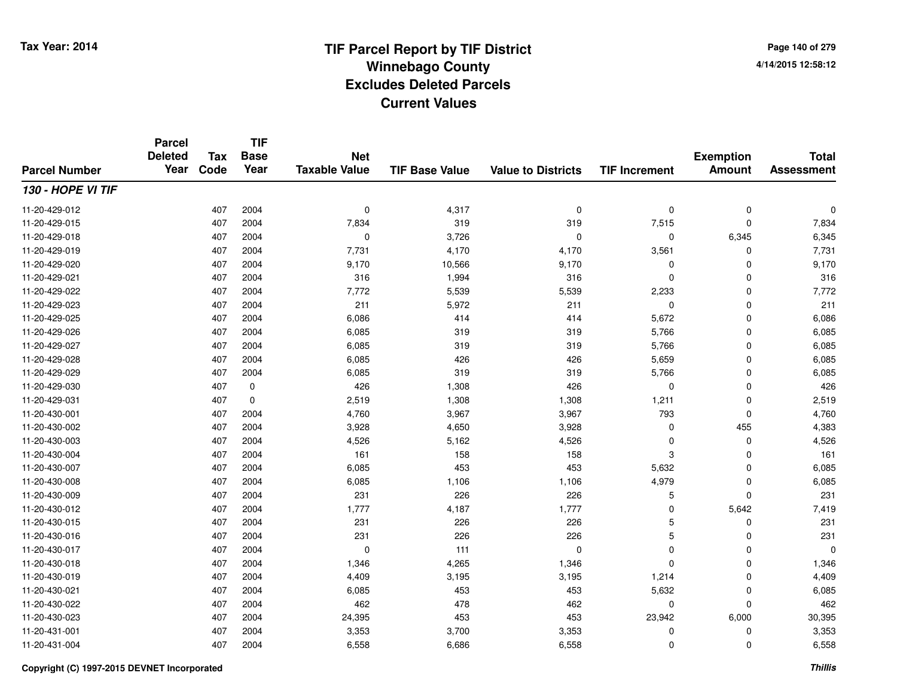# TIF Parcel Report by TIF District
## Winnebago County
## Excludes Deleted Parcels
## Current Values

Tax Year: 2014

4/14/2015 12:58:12

| Parcel Number | Parcel Deleted Year | Tax Code | TIF Base Year | Net Taxable Value | TIF Base Value | Value to Districts | TIF Increment | Exemption Amount | Total Assessment |
|---|---|---|---|---|---|---|---|---|---|
| ***130 - HOPE VI TIF*** | | | | | | | | | |
| 11-20-429-012 | | 407 | 2004 | 0 | 4,317 | 0 | 0 | 0 | 0 |
| 11-20-429-015 | | 407 | 2004 | 7,834 | 319 | 319 | 7,515 | 0 | 7,834 |
| 11-20-429-018 | | 407 | 2004 | 0 | 3,726 | 0 | 0 | 6,345 | 6,345 |
| 11-20-429-019 | | 407 | 2004 | 7,731 | 4,170 | 4,170 | 3,561 | 0 | 7,731 |
| 11-20-429-020 | | 407 | 2004 | 9,170 | 10,566 | 9,170 | 0 | 0 | 9,170 |
| 11-20-429-021 | | 407 | 2004 | 316 | 1,994 | 316 | 0 | 0 | 316 |
| 11-20-429-022 | | 407 | 2004 | 7,772 | 5,539 | 5,539 | 2,233 | 0 | 7,772 |
| 11-20-429-023 | | 407 | 2004 | 211 | 5,972 | 211 | 0 | 0 | 211 |
| 11-20-429-025 | | 407 | 2004 | 6,086 | 414 | 414 | 5,672 | 0 | 6,086 |
| 11-20-429-026 | | 407 | 2004 | 6,085 | 319 | 319 | 5,766 | 0 | 6,085 |
| 11-20-429-027 | | 407 | 2004 | 6,085 | 319 | 319 | 5,766 | 0 | 6,085 |
| 11-20-429-028 | | 407 | 2004 | 6,085 | 426 | 426 | 5,659 | 0 | 6,085 |
| 11-20-429-029 | | 407 | 2004 | 6,085 | 319 | 319 | 5,766 | 0 | 6,085 |
| 11-20-429-030 | | 407 | 0 | 426 | 1,308 | 426 | 0 | 0 | 426 |
| 11-20-429-031 | | 407 | 0 | 2,519 | 1,308 | 1,308 | 1,211 | 0 | 2,519 |
| 11-20-430-001 | | 407 | 2004 | 4,760 | 3,967 | 3,967 | 793 | 0 | 4,760 |
| 11-20-430-002 | | 407 | 2004 | 3,928 | 4,650 | 3,928 | 0 | 455 | 4,383 |
| 11-20-430-003 | | 407 | 2004 | 4,526 | 5,162 | 4,526 | 0 | 0 | 4,526 |
| 11-20-430-004 | | 407 | 2004 | 161 | 158 | 158 | 3 | 0 | 161 |
| 11-20-430-007 | | 407 | 2004 | 6,085 | 453 | 453 | 5,632 | 0 | 6,085 |
| 11-20-430-008 | | 407 | 2004 | 6,085 | 1,106 | 1,106 | 4,979 | 0 | 6,085 |
| 11-20-430-009 | | 407 | 2004 | 231 | 226 | 226 | 5 | 0 | 231 |
| 11-20-430-012 | | 407 | 2004 | 1,777 | 4,187 | 1,777 | 0 | 5,642 | 7,419 |
| 11-20-430-015 | | 407 | 2004 | 231 | 226 | 226 | 5 | 0 | 231 |
| 11-20-430-016 | | 407 | 2004 | 231 | 226 | 226 | 5 | 0 | 231 |
| 11-20-430-017 | | 407 | 2004 | 0 | 111 | 0 | 0 | 0 | 0 |
| 11-20-430-018 | | 407 | 2004 | 1,346 | 4,265 | 1,346 | 0 | 0 | 1,346 |
| 11-20-430-019 | | 407 | 2004 | 4,409 | 3,195 | 3,195 | 1,214 | 0 | 4,409 |
| 11-20-430-021 | | 407 | 2004 | 6,085 | 453 | 453 | 5,632 | 0 | 6,085 |
| 11-20-430-022 | | 407 | 2004 | 462 | 478 | 462 | 0 | 0 | 462 |
| 11-20-430-023 | | 407 | 2004 | 24,395 | 453 | 453 | 23,942 | 6,000 | 30,395 |
| 11-20-431-001 | | 407 | 2004 | 3,353 | 3,700 | 3,353 | 0 | 0 | 3,353 |
| 11-20-431-004 | | 407 | 2004 | 6,558 | 6,686 | 6,558 | 0 | 0 | 6,558 |

Copyright (C) 1997-2015 DEVNET Incorporated

*Thillis*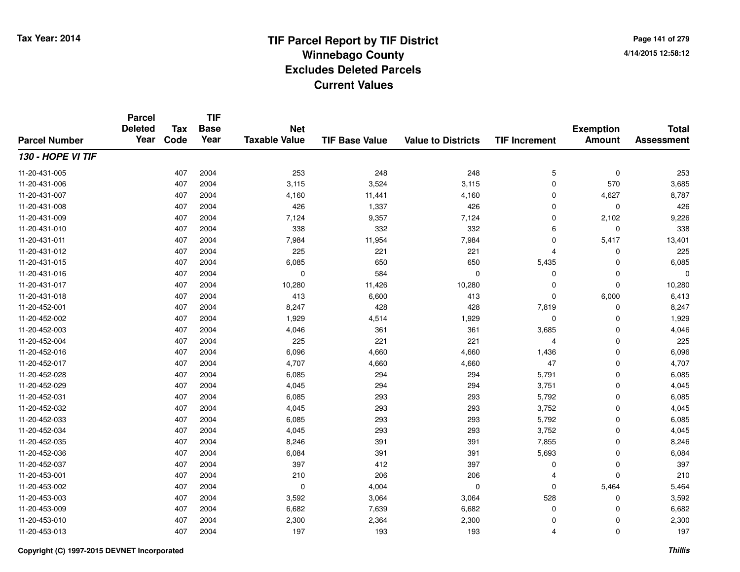# TIF Parcel Report by TIF District
## Winnebago County
## Excludes Deleted Parcels
## Current Values

Tax Year: 2014

4/14/2015 12:58:12

| Parcel Number | Parcel Deleted Year | Tax Code | TIF Base Year | Net Taxable Value | TIF Base Value | Value to Districts | TIF Increment | Exemption Amount | Total Assessment |
|---|---|---|---|---|---|---|---|---|---|
| ***130 - HOPE VI TIF*** | | | | | | | | | |
| 11-20-431-005 | | 407 | 2004 | 253 | 248 | 248 | 5 | 0 | 253 |
| 11-20-431-006 | | 407 | 2004 | 3,115 | 3,524 | 3,115 | 0 | 570 | 3,685 |
| 11-20-431-007 | | 407 | 2004 | 4,160 | 11,441 | 4,160 | 0 | 4,627 | 8,787 |
| 11-20-431-008 | | 407 | 2004 | 426 | 1,337 | 426 | 0 | 0 | 426 |
| 11-20-431-009 | | 407 | 2004 | 7,124 | 9,357 | 7,124 | 0 | 2,102 | 9,226 |
| 11-20-431-010 | | 407 | 2004 | 338 | 332 | 332 | 6 | 0 | 338 |
| 11-20-431-011 | | 407 | 2004 | 7,984 | 11,954 | 7,984 | 0 | 5,417 | 13,401 |
| 11-20-431-012 | | 407 | 2004 | 225 | 221 | 221 | 4 | 0 | 225 |
| 11-20-431-015 | | 407 | 2004 | 6,085 | 650 | 650 | 5,435 | 0 | 6,085 |
| 11-20-431-016 | | 407 | 2004 | 0 | 584 | 0 | 0 | 0 | 0 |
| 11-20-431-017 | | 407 | 2004 | 10,280 | 11,426 | 10,280 | 0 | 0 | 10,280 |
| 11-20-431-018 | | 407 | 2004 | 413 | 6,600 | 413 | 0 | 6,000 | 6,413 |
| 11-20-452-001 | | 407 | 2004 | 8,247 | 428 | 428 | 7,819 | 0 | 8,247 |
| 11-20-452-002 | | 407 | 2004 | 1,929 | 4,514 | 1,929 | 0 | 0 | 1,929 |
| 11-20-452-003 | | 407 | 2004 | 4,046 | 361 | 361 | 3,685 | 0 | 4,046 |
| 11-20-452-004 | | 407 | 2004 | 225 | 221 | 221 | 4 | 0 | 225 |
| 11-20-452-016 | | 407 | 2004 | 6,096 | 4,660 | 4,660 | 1,436 | 0 | 6,096 |
| 11-20-452-017 | | 407 | 2004 | 4,707 | 4,660 | 4,660 | 47 | 0 | 4,707 |
| 11-20-452-028 | | 407 | 2004 | 6,085 | 294 | 294 | 5,791 | 0 | 6,085 |
| 11-20-452-029 | | 407 | 2004 | 4,045 | 294 | 294 | 3,751 | 0 | 4,045 |
| 11-20-452-031 | | 407 | 2004 | 6,085 | 293 | 293 | 5,792 | 0 | 6,085 |
| 11-20-452-032 | | 407 | 2004 | 4,045 | 293 | 293 | 3,752 | 0 | 4,045 |
| 11-20-452-033 | | 407 | 2004 | 6,085 | 293 | 293 | 5,792 | 0 | 6,085 |
| 11-20-452-034 | | 407 | 2004 | 4,045 | 293 | 293 | 3,752 | 0 | 4,045 |
| 11-20-452-035 | | 407 | 2004 | 8,246 | 391 | 391 | 7,855 | 0 | 8,246 |
| 11-20-452-036 | | 407 | 2004 | 6,084 | 391 | 391 | 5,693 | 0 | 6,084 |
| 11-20-452-037 | | 407 | 2004 | 397 | 412 | 397 | 0 | 0 | 397 |
| 11-20-453-001 | | 407 | 2004 | 210 | 206 | 206 | 4 | 0 | 210 |
| 11-20-453-002 | | 407 | 2004 | 0 | 4,004 | 0 | 0 | 5,464 | 5,464 |
| 11-20-453-003 | | 407 | 2004 | 3,592 | 3,064 | 3,064 | 528 | 0 | 3,592 |
| 11-20-453-009 | | 407 | 2004 | 6,682 | 7,639 | 6,682 | 0 | 0 | 6,682 |
| 11-20-453-010 | | 407 | 2004 | 2,300 | 2,364 | 2,300 | 0 | 0 | 2,300 |
| 11-20-453-013 | | 407 | 2004 | 197 | 193 | 193 | 4 | 0 | 197 |

Copyright (C) 1997-2015 DEVNET Incorporated

Thillis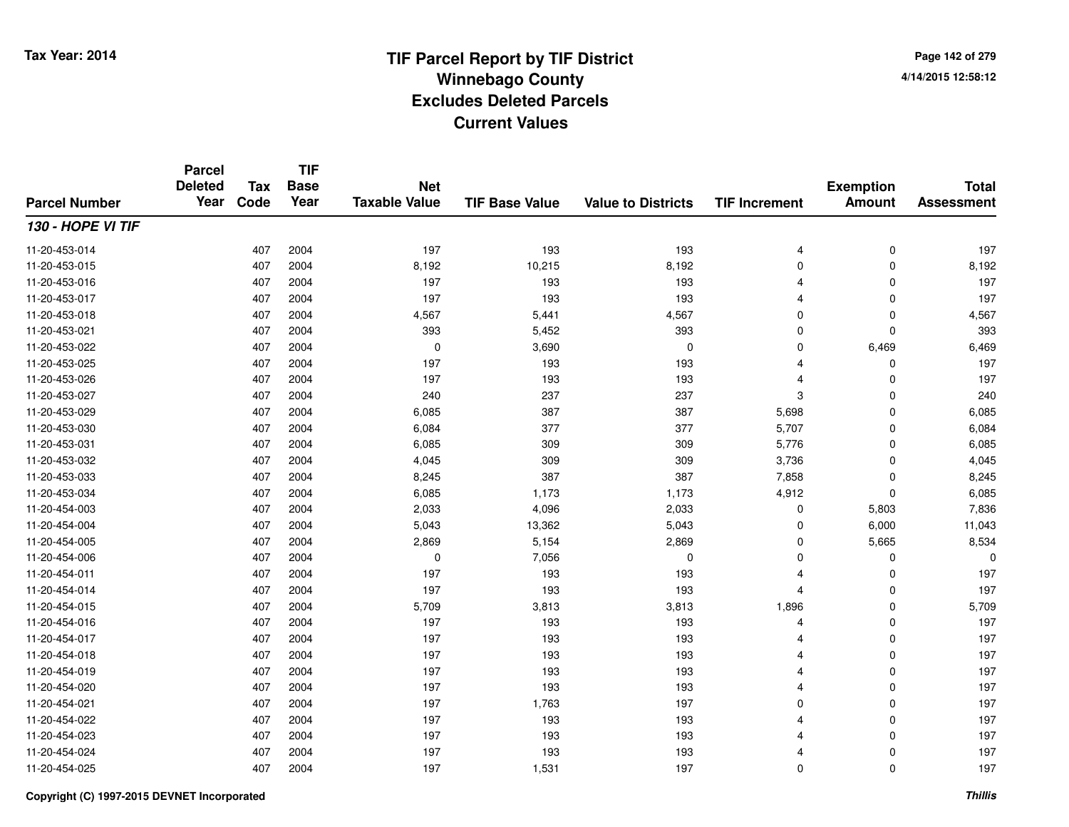# TIF Parcel Report by TIF District
## Winnebago County
## Excludes Deleted Parcels
## Current Values

Tax Year: 2014

4/14/2015 12:58:12

| Parcel Number | Parcel Deleted Year | Tax Code | TIF Base Year | Net Taxable Value | TIF Base Value | Value to Districts | TIF Increment | Exemption Amount | Total Assessment |
|---|---|---|---|---|---|---|---|---|---|
| ***130 - HOPE VI TIF*** | | | | | | | | | |
| 11-20-453-014 | | 407 | 2004 | 197 | 193 | 193 | 4 | 0 | 197 |
| 11-20-453-015 | | 407 | 2004 | 8,192 | 10,215 | 8,192 | 0 | 0 | 8,192 |
| 11-20-453-016 | | 407 | 2004 | 197 | 193 | 193 | 4 | 0 | 197 |
| 11-20-453-017 | | 407 | 2004 | 197 | 193 | 193 | 4 | 0 | 197 |
| 11-20-453-018 | | 407 | 2004 | 4,567 | 5,441 | 4,567 | 0 | 0 | 4,567 |
| 11-20-453-021 | | 407 | 2004 | 393 | 5,452 | 393 | 0 | 0 | 393 |
| 11-20-453-022 | | 407 | 2004 | 0 | 3,690 | 0 | 0 | 6,469 | 6,469 |
| 11-20-453-025 | | 407 | 2004 | 197 | 193 | 193 | 4 | 0 | 197 |
| 11-20-453-026 | | 407 | 2004 | 197 | 193 | 193 | 4 | 0 | 197 |
| 11-20-453-027 | | 407 | 2004 | 240 | 237 | 237 | 3 | 0 | 240 |
| 11-20-453-029 | | 407 | 2004 | 6,085 | 387 | 387 | 5,698 | 0 | 6,085 |
| 11-20-453-030 | | 407 | 2004 | 6,084 | 377 | 377 | 5,707 | 0 | 6,084 |
| 11-20-453-031 | | 407 | 2004 | 6,085 | 309 | 309 | 5,776 | 0 | 6,085 |
| 11-20-453-032 | | 407 | 2004 | 4,045 | 309 | 309 | 3,736 | 0 | 4,045 |
| 11-20-453-033 | | 407 | 2004 | 8,245 | 387 | 387 | 7,858 | 0 | 8,245 |
| 11-20-453-034 | | 407 | 2004 | 6,085 | 1,173 | 1,173 | 4,912 | 0 | 6,085 |
| 11-20-454-003 | | 407 | 2004 | 2,033 | 4,096 | 2,033 | 0 | 5,803 | 7,836 |
| 11-20-454-004 | | 407 | 2004 | 5,043 | 13,362 | 5,043 | 0 | 6,000 | 11,043 |
| 11-20-454-005 | | 407 | 2004 | 2,869 | 5,154 | 2,869 | 0 | 5,665 | 8,534 |
| 11-20-454-006 | | 407 | 2004 | 0 | 7,056 | 0 | 0 | 0 | 0 |
| 11-20-454-011 | | 407 | 2004 | 197 | 193 | 193 | 4 | 0 | 197 |
| 11-20-454-014 | | 407 | 2004 | 197 | 193 | 193 | 4 | 0 | 197 |
| 11-20-454-015 | | 407 | 2004 | 5,709 | 3,813 | 3,813 | 1,896 | 0 | 5,709 |
| 11-20-454-016 | | 407 | 2004 | 197 | 193 | 193 | 4 | 0 | 197 |
| 11-20-454-017 | | 407 | 2004 | 197 | 193 | 193 | 4 | 0 | 197 |
| 11-20-454-018 | | 407 | 2004 | 197 | 193 | 193 | 4 | 0 | 197 |
| 11-20-454-019 | | 407 | 2004 | 197 | 193 | 193 | 4 | 0 | 197 |
| 11-20-454-020 | | 407 | 2004 | 197 | 193 | 193 | 4 | 0 | 197 |
| 11-20-454-021 | | 407 | 2004 | 197 | 1,763 | 197 | 0 | 0 | 197 |
| 11-20-454-022 | | 407 | 2004 | 197 | 193 | 193 | 4 | 0 | 197 |
| 11-20-454-023 | | 407 | 2004 | 197 | 193 | 193 | 4 | 0 | 197 |
| 11-20-454-024 | | 407 | 2004 | 197 | 193 | 193 | 4 | 0 | 197 |
| 11-20-454-025 | | 407 | 2004 | 197 | 1,531 | 197 | 0 | 0 | 197 |

Copyright (C) 1997-2015 DEVNET Incorporated

*Thillis*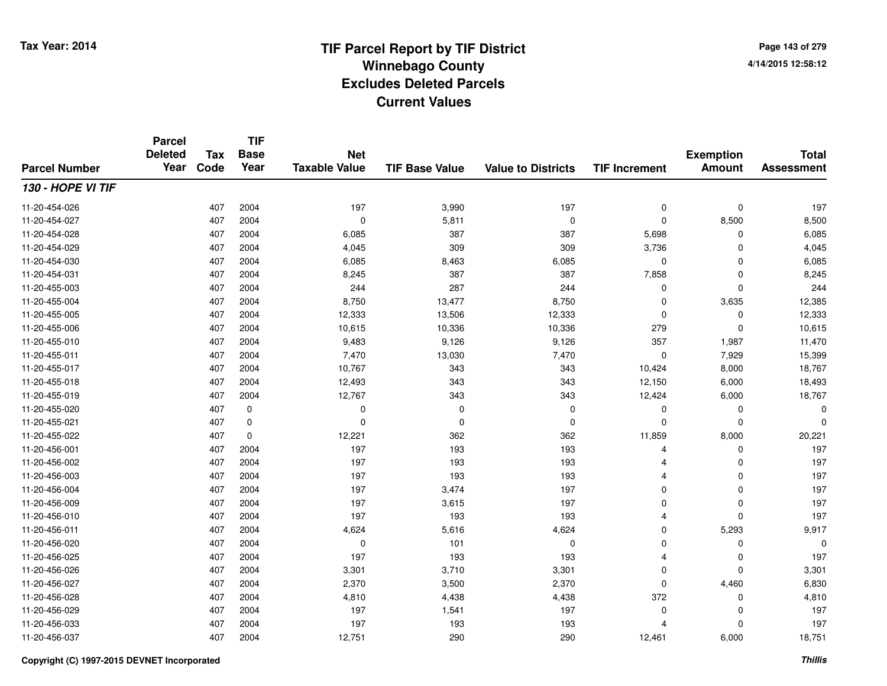# TIF Parcel Report by TIF District
## Winnebago County
## Excludes Deleted Parcels
## Current Values

Tax Year: 2014

4/14/2015 12:58:12

| Parcel Number | Parcel Deleted Year | Tax Code | TIF Base Year | Net Taxable Value | TIF Base Value | Value to Districts | TIF Increment | Exemption Amount | Total Assessment |
|---|---|---|---|---|---|---|---|---|---|
| ***130 - HOPE VI TIF*** | | | | | | | | | |
| 11-20-454-026 | | 407 | 2004 | 197 | 3,990 | 197 | 0 | 0 | 197 |
| 11-20-454-027 | | 407 | 2004 | 0 | 5,811 | 0 | 0 | 8,500 | 8,500 |
| 11-20-454-028 | | 407 | 2004 | 6,085 | 387 | 387 | 5,698 | 0 | 6,085 |
| 11-20-454-029 | | 407 | 2004 | 4,045 | 309 | 309 | 3,736 | 0 | 4,045 |
| 11-20-454-030 | | 407 | 2004 | 6,085 | 8,463 | 6,085 | 0 | 0 | 6,085 |
| 11-20-454-031 | | 407 | 2004 | 8,245 | 387 | 387 | 7,858 | 0 | 8,245 |
| 11-20-455-003 | | 407 | 2004 | 244 | 287 | 244 | 0 | 0 | 244 |
| 11-20-455-004 | | 407 | 2004 | 8,750 | 13,477 | 8,750 | 0 | 3,635 | 12,385 |
| 11-20-455-005 | | 407 | 2004 | 12,333 | 13,506 | 12,333 | 0 | 0 | 12,333 |
| 11-20-455-006 | | 407 | 2004 | 10,615 | 10,336 | 10,336 | 279 | 0 | 10,615 |
| 11-20-455-010 | | 407 | 2004 | 9,483 | 9,126 | 9,126 | 357 | 1,987 | 11,470 |
| 11-20-455-011 | | 407 | 2004 | 7,470 | 13,030 | 7,470 | 0 | 7,929 | 15,399 |
| 11-20-455-017 | | 407 | 2004 | 10,767 | 343 | 343 | 10,424 | 8,000 | 18,767 |
| 11-20-455-018 | | 407 | 2004 | 12,493 | 343 | 343 | 12,150 | 6,000 | 18,493 |
| 11-20-455-019 | | 407 | 2004 | 12,767 | 343 | 343 | 12,424 | 6,000 | 18,767 |
| 11-20-455-020 | | 407 | 0 | 0 | 0 | 0 | 0 | 0 | 0 |
| 11-20-455-021 | | 407 | 0 | 0 | 0 | 0 | 0 | 0 | 0 |
| 11-20-455-022 | | 407 | 0 | 12,221 | 362 | 362 | 11,859 | 8,000 | 20,221 |
| 11-20-456-001 | | 407 | 2004 | 197 | 193 | 193 | 4 | 0 | 197 |
| 11-20-456-002 | | 407 | 2004 | 197 | 193 | 193 | 4 | 0 | 197 |
| 11-20-456-003 | | 407 | 2004 | 197 | 193 | 193 | 4 | 0 | 197 |
| 11-20-456-004 | | 407 | 2004 | 197 | 3,474 | 197 | 0 | 0 | 197 |
| 11-20-456-009 | | 407 | 2004 | 197 | 3,615 | 197 | 0 | 0 | 197 |
| 11-20-456-010 | | 407 | 2004 | 197 | 193 | 193 | 4 | 0 | 197 |
| 11-20-456-011 | | 407 | 2004 | 4,624 | 5,616 | 4,624 | 0 | 5,293 | 9,917 |
| 11-20-456-020 | | 407 | 2004 | 0 | 101 | 0 | 0 | 0 | 0 |
| 11-20-456-025 | | 407 | 2004 | 197 | 193 | 193 | 4 | 0 | 197 |
| 11-20-456-026 | | 407 | 2004 | 3,301 | 3,710 | 3,301 | 0 | 0 | 3,301 |
| 11-20-456-027 | | 407 | 2004 | 2,370 | 3,500 | 2,370 | 0 | 4,460 | 6,830 |
| 11-20-456-028 | | 407 | 2004 | 4,810 | 4,438 | 4,438 | 372 | 0 | 4,810 |
| 11-20-456-029 | | 407 | 2004 | 197 | 1,541 | 197 | 0 | 0 | 197 |
| 11-20-456-033 | | 407 | 2004 | 197 | 193 | 193 | 4 | 0 | 197 |
| 11-20-456-037 | | 407 | 2004 | 12,751 | 290 | 290 | 12,461 | 6,000 | 18,751 |

Copyright (C) 1997-2015 DEVNET Incorporated

*Thillis*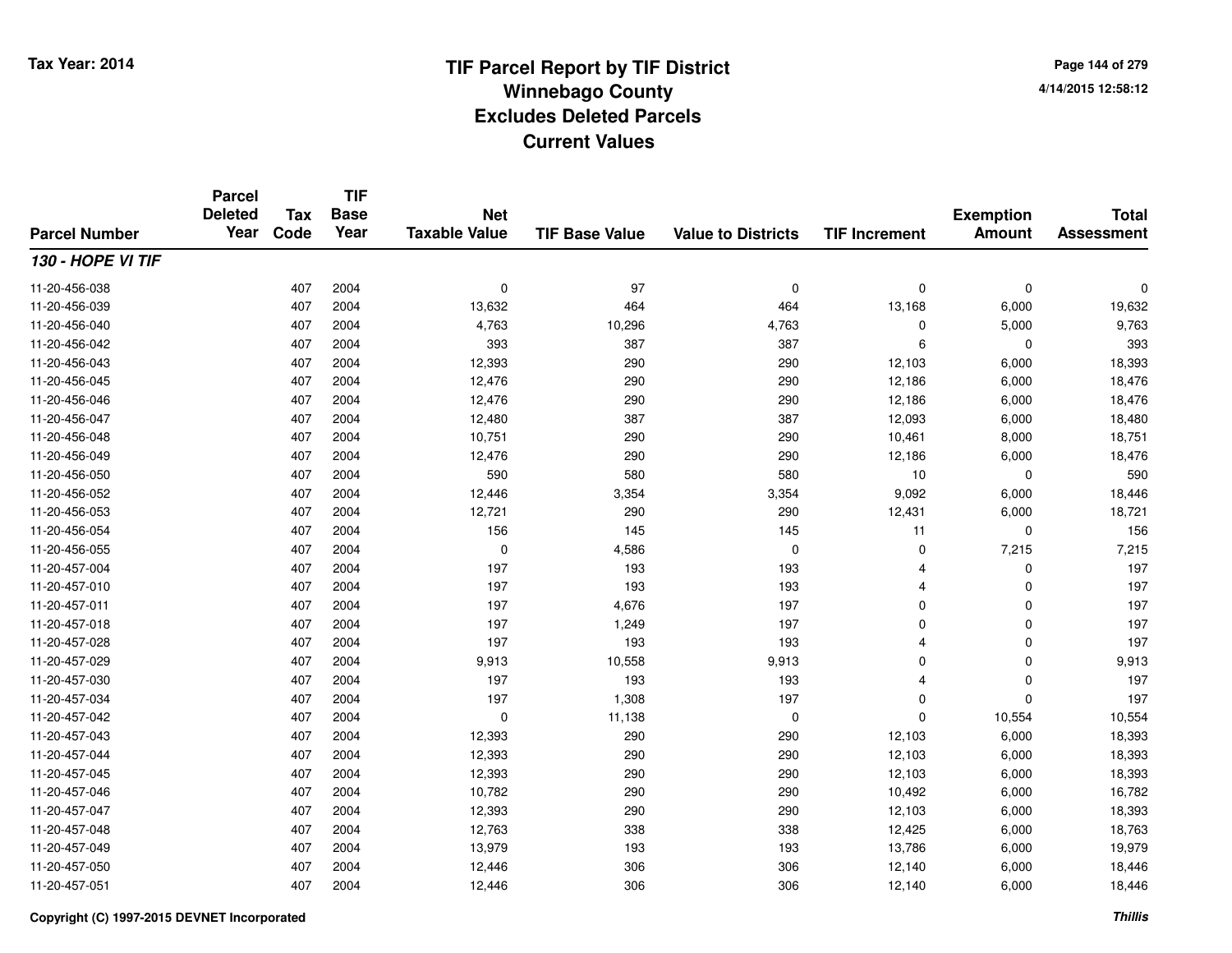# TIF Parcel Report by TIF District
## Winnebago County
## Excludes Deleted Parcels
## Current Values

Tax Year: 2014

4/14/2015 12:58:12

| Parcel Number | Parcel Deleted Year | Tax Code | TIF Base Year | Net Taxable Value | TIF Base Value | Value to Districts | TIF Increment | Exemption Amount | Total Assessment |
|---|---|---|---|---|---|---|---|---|---|
| ***130 - HOPE VI TIF*** | | | | | | | | | |
| 11-20-456-038 | | 407 | 2004 | 0 | 97 | 0 | 0 | 0 | 0 |
| 11-20-456-039 | | 407 | 2004 | 13,632 | 464 | 464 | 13,168 | 6,000 | 19,632 |
| 11-20-456-040 | | 407 | 2004 | 4,763 | 10,296 | 4,763 | 0 | 5,000 | 9,763 |
| 11-20-456-042 | | 407 | 2004 | 393 | 387 | 387 | 6 | 0 | 393 |
| 11-20-456-043 | | 407 | 2004 | 12,393 | 290 | 290 | 12,103 | 6,000 | 18,393 |
| 11-20-456-045 | | 407 | 2004 | 12,476 | 290 | 290 | 12,186 | 6,000 | 18,476 |
| 11-20-456-046 | | 407 | 2004 | 12,476 | 290 | 290 | 12,186 | 6,000 | 18,476 |
| 11-20-456-047 | | 407 | 2004 | 12,480 | 387 | 387 | 12,093 | 6,000 | 18,480 |
| 11-20-456-048 | | 407 | 2004 | 10,751 | 290 | 290 | 10,461 | 8,000 | 18,751 |
| 11-20-456-049 | | 407 | 2004 | 12,476 | 290 | 290 | 12,186 | 6,000 | 18,476 |
| 11-20-456-050 | | 407 | 2004 | 590 | 580 | 580 | 10 | 0 | 590 |
| 11-20-456-052 | | 407 | 2004 | 12,446 | 3,354 | 3,354 | 9,092 | 6,000 | 18,446 |
| 11-20-456-053 | | 407 | 2004 | 12,721 | 290 | 290 | 12,431 | 6,000 | 18,721 |
| 11-20-456-054 | | 407 | 2004 | 156 | 145 | 145 | 11 | 0 | 156 |
| 11-20-456-055 | | 407 | 2004 | 0 | 4,586 | 0 | 0 | 7,215 | 7,215 |
| 11-20-457-004 | | 407 | 2004 | 197 | 193 | 193 | 4 | 0 | 197 |
| 11-20-457-010 | | 407 | 2004 | 197 | 193 | 193 | 4 | 0 | 197 |
| 11-20-457-011 | | 407 | 2004 | 197 | 4,676 | 197 | 0 | 0 | 197 |
| 11-20-457-018 | | 407 | 2004 | 197 | 1,249 | 197 | 0 | 0 | 197 |
| 11-20-457-028 | | 407 | 2004 | 197 | 193 | 193 | 4 | 0 | 197 |
| 11-20-457-029 | | 407 | 2004 | 9,913 | 10,558 | 9,913 | 0 | 0 | 9,913 |
| 11-20-457-030 | | 407 | 2004 | 197 | 193 | 193 | 4 | 0 | 197 |
| 11-20-457-034 | | 407 | 2004 | 197 | 1,308 | 197 | 0 | 0 | 197 |
| 11-20-457-042 | | 407 | 2004 | 0 | 11,138 | 0 | 0 | 10,554 | 10,554 |
| 11-20-457-043 | | 407 | 2004 | 12,393 | 290 | 290 | 12,103 | 6,000 | 18,393 |
| 11-20-457-044 | | 407 | 2004 | 12,393 | 290 | 290 | 12,103 | 6,000 | 18,393 |
| 11-20-457-045 | | 407 | 2004 | 12,393 | 290 | 290 | 12,103 | 6,000 | 18,393 |
| 11-20-457-046 | | 407 | 2004 | 10,782 | 290 | 290 | 10,492 | 6,000 | 16,782 |
| 11-20-457-047 | | 407 | 2004 | 12,393 | 290 | 290 | 12,103 | 6,000 | 18,393 |
| 11-20-457-048 | | 407 | 2004 | 12,763 | 338 | 338 | 12,425 | 6,000 | 18,763 |
| 11-20-457-049 | | 407 | 2004 | 13,979 | 193 | 193 | 13,786 | 6,000 | 19,979 |
| 11-20-457-050 | | 407 | 2004 | 12,446 | 306 | 306 | 12,140 | 6,000 | 18,446 |
| 11-20-457-051 | | 407 | 2004 | 12,446 | 306 | 306 | 12,140 | 6,000 | 18,446 |

Copyright (C) 1997-2015 DEVNET Incorporated

*Thillis*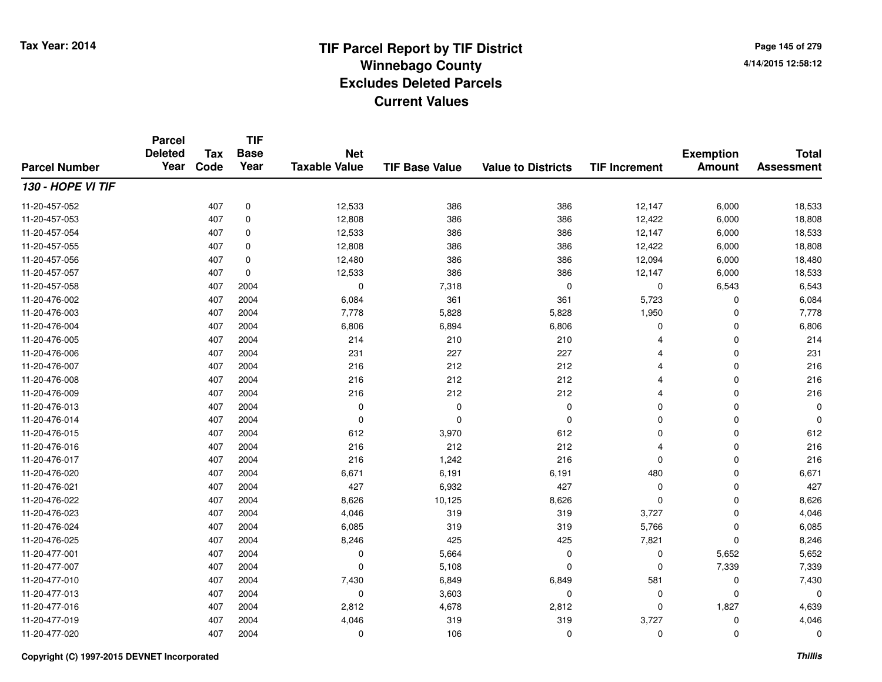# TIF Parcel Report by TIF District
## Winnebago County
## Excludes Deleted Parcels
## Current Values

Tax Year: 2014

4/14/2015 12:58:12

| Parcel Number | Parcel Deleted Year | Tax Code | TIF Base Year | Net Taxable Value | TIF Base Value | Value to Districts | TIF Increment | Exemption Amount | Total Assessment |
|---|---|---|---|---|---|---|---|---|---|
| ***130 - HOPE VI TIF*** | | | | | | | | | |
| 11-20-457-052 | | 407 | 0 | 12,533 | 386 | 386 | 12,147 | 6,000 | 18,533 |
| 11-20-457-053 | | 407 | 0 | 12,808 | 386 | 386 | 12,422 | 6,000 | 18,808 |
| 11-20-457-054 | | 407 | 0 | 12,533 | 386 | 386 | 12,147 | 6,000 | 18,533 |
| 11-20-457-055 | | 407 | 0 | 12,808 | 386 | 386 | 12,422 | 6,000 | 18,808 |
| 11-20-457-056 | | 407 | 0 | 12,480 | 386 | 386 | 12,094 | 6,000 | 18,480 |
| 11-20-457-057 | | 407 | 0 | 12,533 | 386 | 386 | 12,147 | 6,000 | 18,533 |
| 11-20-457-058 | | 407 | 2004 | 0 | 7,318 | 0 | 0 | 6,543 | 6,543 |
| 11-20-476-002 | | 407 | 2004 | 6,084 | 361 | 361 | 5,723 | 0 | 6,084 |
| 11-20-476-003 | | 407 | 2004 | 7,778 | 5,828 | 5,828 | 1,950 | 0 | 7,778 |
| 11-20-476-004 | | 407 | 2004 | 6,806 | 6,894 | 6,806 | 0 | 0 | 6,806 |
| 11-20-476-005 | | 407 | 2004 | 214 | 210 | 210 | 4 | 0 | 214 |
| 11-20-476-006 | | 407 | 2004 | 231 | 227 | 227 | 4 | 0 | 231 |
| 11-20-476-007 | | 407 | 2004 | 216 | 212 | 212 | 4 | 0 | 216 |
| 11-20-476-008 | | 407 | 2004 | 216 | 212 | 212 | 4 | 0 | 216 |
| 11-20-476-009 | | 407 | 2004 | 216 | 212 | 212 | 4 | 0 | 216 |
| 11-20-476-013 | | 407 | 2004 | 0 | 0 | 0 | 0 | 0 | 0 |
| 11-20-476-014 | | 407 | 2004 | 0 | 0 | 0 | 0 | 0 | 0 |
| 11-20-476-015 | | 407 | 2004 | 612 | 3,970 | 612 | 0 | 0 | 612 |
| 11-20-476-016 | | 407 | 2004 | 216 | 212 | 212 | 4 | 0 | 216 |
| 11-20-476-017 | | 407 | 2004 | 216 | 1,242 | 216 | 0 | 0 | 216 |
| 11-20-476-020 | | 407 | 2004 | 6,671 | 6,191 | 6,191 | 480 | 0 | 6,671 |
| 11-20-476-021 | | 407 | 2004 | 427 | 6,932 | 427 | 0 | 0 | 427 |
| 11-20-476-022 | | 407 | 2004 | 8,626 | 10,125 | 8,626 | 0 | 0 | 8,626 |
| 11-20-476-023 | | 407 | 2004 | 4,046 | 319 | 319 | 3,727 | 0 | 4,046 |
| 11-20-476-024 | | 407 | 2004 | 6,085 | 319 | 319 | 5,766 | 0 | 6,085 |
| 11-20-476-025 | | 407 | 2004 | 8,246 | 425 | 425 | 7,821 | 0 | 8,246 |
| 11-20-477-001 | | 407 | 2004 | 0 | 5,664 | 0 | 0 | 5,652 | 5,652 |
| 11-20-477-007 | | 407 | 2004 | 0 | 5,108 | 0 | 0 | 7,339 | 7,339 |
| 11-20-477-010 | | 407 | 2004 | 7,430 | 6,849 | 6,849 | 581 | 0 | 7,430 |
| 11-20-477-013 | | 407 | 2004 | 0 | 3,603 | 0 | 0 | 0 | 0 |
| 11-20-477-016 | | 407 | 2004 | 2,812 | 4,678 | 2,812 | 0 | 1,827 | 4,639 |
| 11-20-477-019 | | 407 | 2004 | 4,046 | 319 | 319 | 3,727 | 0 | 4,046 |
| 11-20-477-020 | | 407 | 2004 | 0 | 106 | 0 | 0 | 0 | 0 |

Copyright (C) 1997-2015 DEVNET Incorporated

*Thillis*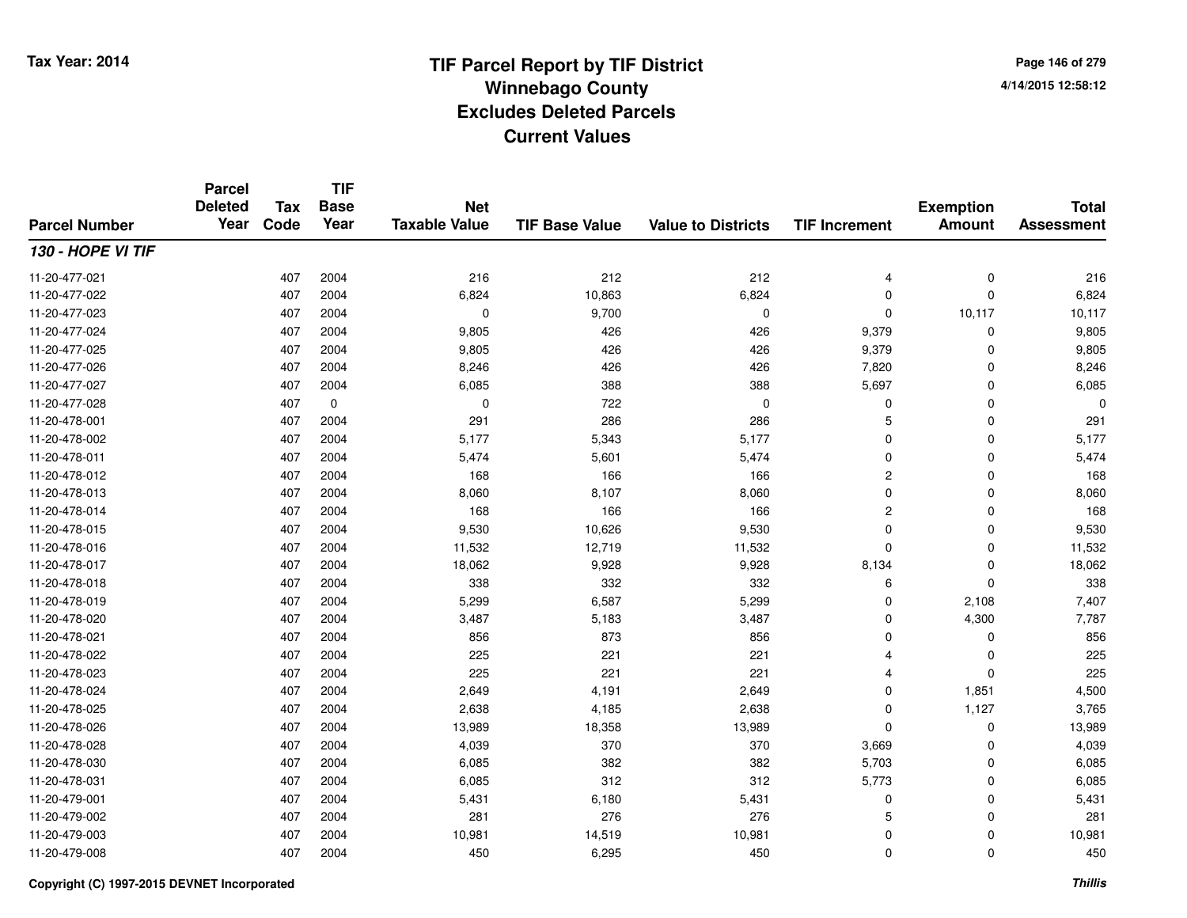# TIF Parcel Report by TIF District
## Winnebago County
## Excludes Deleted Parcels
## Current Values

Tax Year: 2014

4/14/2015 12:58:12

| Parcel Number | Parcel Deleted Year | Tax Code | TIF Base Year | Net Taxable Value | TIF Base Value | Value to Districts | TIF Increment | Exemption Amount | Total Assessment |
|---|---|---|---|---|---|---|---|---|---|
| ***130 - HOPE VI TIF*** | | | | | | | | | |
| 11-20-477-021 | | 407 | 2004 | 216 | 212 | 212 | 4 | 0 | 216 |
| 11-20-477-022 | | 407 | 2004 | 6,824 | 10,863 | 6,824 | 0 | 0 | 6,824 |
| 11-20-477-023 | | 407 | 2004 | 0 | 9,700 | 0 | 0 | 10,117 | 10,117 |
| 11-20-477-024 | | 407 | 2004 | 9,805 | 426 | 426 | 9,379 | 0 | 9,805 |
| 11-20-477-025 | | 407 | 2004 | 9,805 | 426 | 426 | 9,379 | 0 | 9,805 |
| 11-20-477-026 | | 407 | 2004 | 8,246 | 426 | 426 | 7,820 | 0 | 8,246 |
| 11-20-477-027 | | 407 | 2004 | 6,085 | 388 | 388 | 5,697 | 0 | 6,085 |
| 11-20-477-028 | | 407 | 0 | 0 | 722 | 0 | 0 | 0 | 0 |
| 11-20-478-001 | | 407 | 2004 | 291 | 286 | 286 | 5 | 0 | 291 |
| 11-20-478-002 | | 407 | 2004 | 5,177 | 5,343 | 5,177 | 0 | 0 | 5,177 |
| 11-20-478-011 | | 407 | 2004 | 5,474 | 5,601 | 5,474 | 0 | 0 | 5,474 |
| 11-20-478-012 | | 407 | 2004 | 168 | 166 | 166 | 2 | 0 | 168 |
| 11-20-478-013 | | 407 | 2004 | 8,060 | 8,107 | 8,060 | 0 | 0 | 8,060 |
| 11-20-478-014 | | 407 | 2004 | 168 | 166 | 166 | 2 | 0 | 168 |
| 11-20-478-015 | | 407 | 2004 | 9,530 | 10,626 | 9,530 | 0 | 0 | 9,530 |
| 11-20-478-016 | | 407 | 2004 | 11,532 | 12,719 | 11,532 | 0 | 0 | 11,532 |
| 11-20-478-017 | | 407 | 2004 | 18,062 | 9,928 | 9,928 | 8,134 | 0 | 18,062 |
| 11-20-478-018 | | 407 | 2004 | 338 | 332 | 332 | 6 | 0 | 338 |
| 11-20-478-019 | | 407 | 2004 | 5,299 | 6,587 | 5,299 | 0 | 2,108 | 7,407 |
| 11-20-478-020 | | 407 | 2004 | 3,487 | 5,183 | 3,487 | 0 | 4,300 | 7,787 |
| 11-20-478-021 | | 407 | 2004 | 856 | 873 | 856 | 0 | 0 | 856 |
| 11-20-478-022 | | 407 | 2004 | 225 | 221 | 221 | 4 | 0 | 225 |
| 11-20-478-023 | | 407 | 2004 | 225 | 221 | 221 | 4 | 0 | 225 |
| 11-20-478-024 | | 407 | 2004 | 2,649 | 4,191 | 2,649 | 0 | 1,851 | 4,500 |
| 11-20-478-025 | | 407 | 2004 | 2,638 | 4,185 | 2,638 | 0 | 1,127 | 3,765 |
| 11-20-478-026 | | 407 | 2004 | 13,989 | 18,358 | 13,989 | 0 | 0 | 13,989 |
| 11-20-478-028 | | 407 | 2004 | 4,039 | 370 | 370 | 3,669 | 0 | 4,039 |
| 11-20-478-030 | | 407 | 2004 | 6,085 | 382 | 382 | 5,703 | 0 | 6,085 |
| 11-20-478-031 | | 407 | 2004 | 6,085 | 312 | 312 | 5,773 | 0 | 6,085 |
| 11-20-479-001 | | 407 | 2004 | 5,431 | 6,180 | 5,431 | 0 | 0 | 5,431 |
| 11-20-479-002 | | 407 | 2004 | 281 | 276 | 276 | 5 | 0 | 281 |
| 11-20-479-003 | | 407 | 2004 | 10,981 | 14,519 | 10,981 | 0 | 0 | 10,981 |
| 11-20-479-008 | | 407 | 2004 | 450 | 6,295 | 450 | 0 | 0 | 450 |

Copyright (C) 1997-2015 DEVNET Incorporated

*Thillis*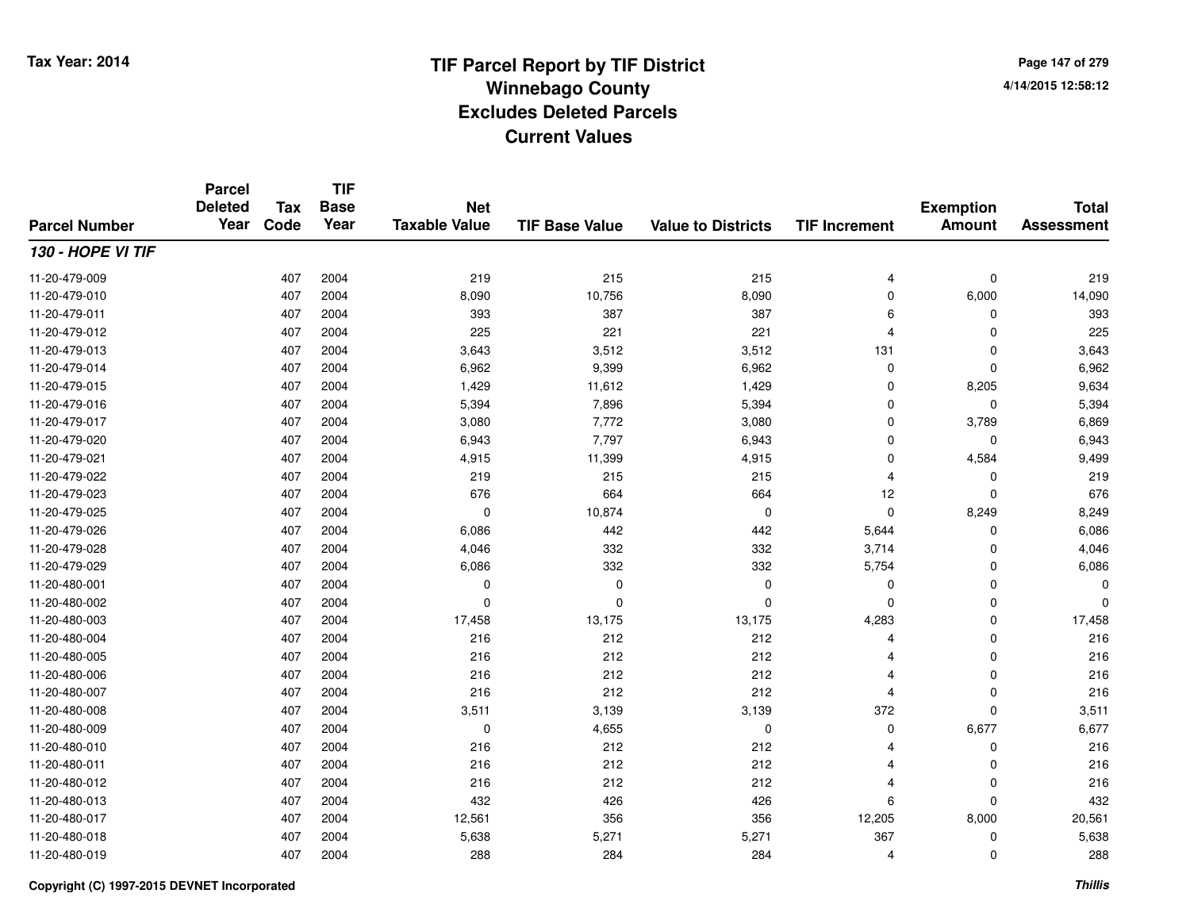# TIF Parcel Report by TIF District
## Winnebago County
## Excludes Deleted Parcels
## Current Values

Tax Year: 2014

4/14/2015 12:58:12

| Parcel Number | Parcel Deleted Year | Tax Code | TIF Base Year | Net Taxable Value | TIF Base Value | Value to Districts | TIF Increment | Exemption Amount | Total Assessment |
|---|---|---|---|---|---|---|---|---|---|
| ***130 - HOPE VI TIF*** | | | | | | | | | |
| 11-20-479-009 | | 407 | 2004 | 219 | 215 | 215 | 4 | 0 | 219 |
| 11-20-479-010 | | 407 | 2004 | 8,090 | 10,756 | 8,090 | 0 | 6,000 | 14,090 |
| 11-20-479-011 | | 407 | 2004 | 393 | 387 | 387 | 6 | 0 | 393 |
| 11-20-479-012 | | 407 | 2004 | 225 | 221 | 221 | 4 | 0 | 225 |
| 11-20-479-013 | | 407 | 2004 | 3,643 | 3,512 | 3,512 | 131 | 0 | 3,643 |
| 11-20-479-014 | | 407 | 2004 | 6,962 | 9,399 | 6,962 | 0 | 0 | 6,962 |
| 11-20-479-015 | | 407 | 2004 | 1,429 | 11,612 | 1,429 | 0 | 8,205 | 9,634 |
| 11-20-479-016 | | 407 | 2004 | 5,394 | 7,896 | 5,394 | 0 | 0 | 5,394 |
| 11-20-479-017 | | 407 | 2004 | 3,080 | 7,772 | 3,080 | 0 | 3,789 | 6,869 |
| 11-20-479-020 | | 407 | 2004 | 6,943 | 7,797 | 6,943 | 0 | 0 | 6,943 |
| 11-20-479-021 | | 407 | 2004 | 4,915 | 11,399 | 4,915 | 0 | 4,584 | 9,499 |
| 11-20-479-022 | | 407 | 2004 | 219 | 215 | 215 | 4 | 0 | 219 |
| 11-20-479-023 | | 407 | 2004 | 676 | 664 | 664 | 12 | 0 | 676 |
| 11-20-479-025 | | 407 | 2004 | 0 | 10,874 | 0 | 0 | 8,249 | 8,249 |
| 11-20-479-026 | | 407 | 2004 | 6,086 | 442 | 442 | 5,644 | 0 | 6,086 |
| 11-20-479-028 | | 407 | 2004 | 4,046 | 332 | 332 | 3,714 | 0 | 4,046 |
| 11-20-479-029 | | 407 | 2004 | 6,086 | 332 | 332 | 5,754 | 0 | 6,086 |
| 11-20-480-001 | | 407 | 2004 | 0 | 0 | 0 | 0 | 0 | 0 |
| 11-20-480-002 | | 407 | 2004 | 0 | 0 | 0 | 0 | 0 | 0 |
| 11-20-480-003 | | 407 | 2004 | 17,458 | 13,175 | 13,175 | 4,283 | 0 | 17,458 |
| 11-20-480-004 | | 407 | 2004 | 216 | 212 | 212 | 4 | 0 | 216 |
| 11-20-480-005 | | 407 | 2004 | 216 | 212 | 212 | 4 | 0 | 216 |
| 11-20-480-006 | | 407 | 2004 | 216 | 212 | 212 | 4 | 0 | 216 |
| 11-20-480-007 | | 407 | 2004 | 216 | 212 | 212 | 4 | 0 | 216 |
| 11-20-480-008 | | 407 | 2004 | 3,511 | 3,139 | 3,139 | 372 | 0 | 3,511 |
| 11-20-480-009 | | 407 | 2004 | 0 | 4,655 | 0 | 0 | 6,677 | 6,677 |
| 11-20-480-010 | | 407 | 2004 | 216 | 212 | 212 | 4 | 0 | 216 |
| 11-20-480-011 | | 407 | 2004 | 216 | 212 | 212 | 4 | 0 | 216 |
| 11-20-480-012 | | 407 | 2004 | 216 | 212 | 212 | 4 | 0 | 216 |
| 11-20-480-013 | | 407 | 2004 | 432 | 426 | 426 | 6 | 0 | 432 |
| 11-20-480-017 | | 407 | 2004 | 12,561 | 356 | 356 | 12,205 | 8,000 | 20,561 |
| 11-20-480-018 | | 407 | 2004 | 5,638 | 5,271 | 5,271 | 367 | 0 | 5,638 |
| 11-20-480-019 | | 407 | 2004 | 288 | 284 | 284 | 4 | 0 | 288 |

Copyright (C) 1997-2015 DEVNET Incorporated

*Thillis*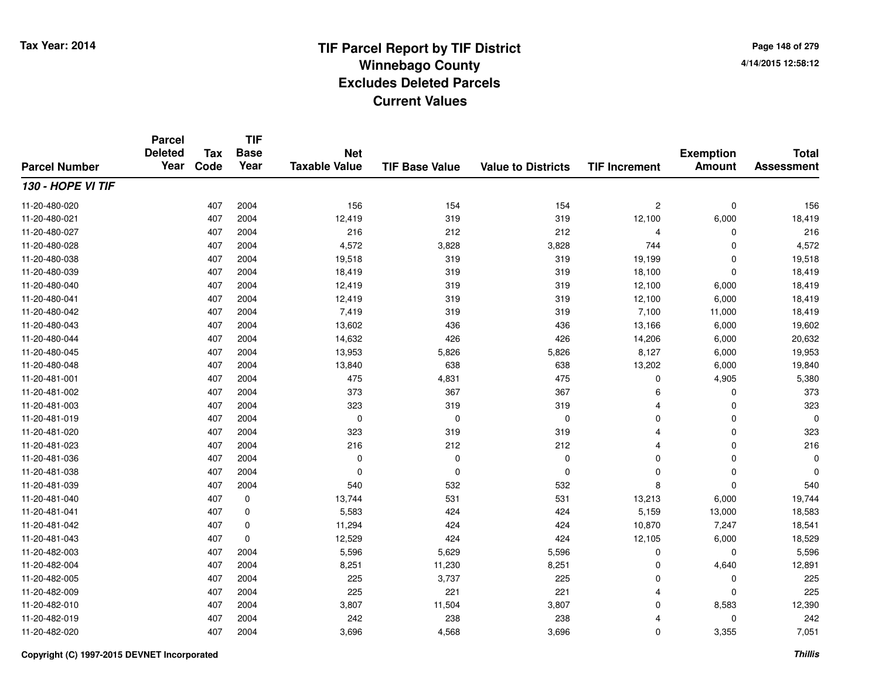# TIF Parcel Report by TIF District
## Winnebago County
## Excludes Deleted Parcels
## Current Values

Tax Year: 2014

4/14/2015 12:58:12

| Parcel Number | Parcel Deleted Year | Tax Code | TIF Base Year | Net Taxable Value | TIF Base Value | Value to Districts | TIF Increment | Exemption Amount | Total Assessment |
|---|---|---|---|---|---|---|---|---|---|
| ***130 - HOPE VI TIF*** | | | | | | | | | |
| 11-20-480-020 | | 407 | 2004 | 156 | 154 | 154 | 2 | 0 | 156 |
| 11-20-480-021 | | 407 | 2004 | 12,419 | 319 | 319 | 12,100 | 6,000 | 18,419 |
| 11-20-480-027 | | 407 | 2004 | 216 | 212 | 212 | 4 | 0 | 216 |
| 11-20-480-028 | | 407 | 2004 | 4,572 | 3,828 | 3,828 | 744 | 0 | 4,572 |
| 11-20-480-038 | | 407 | 2004 | 19,518 | 319 | 319 | 19,199 | 0 | 19,518 |
| 11-20-480-039 | | 407 | 2004 | 18,419 | 319 | 319 | 18,100 | 0 | 18,419 |
| 11-20-480-040 | | 407 | 2004 | 12,419 | 319 | 319 | 12,100 | 6,000 | 18,419 |
| 11-20-480-041 | | 407 | 2004 | 12,419 | 319 | 319 | 12,100 | 6,000 | 18,419 |
| 11-20-480-042 | | 407 | 2004 | 7,419 | 319 | 319 | 7,100 | 11,000 | 18,419 |
| 11-20-480-043 | | 407 | 2004 | 13,602 | 436 | 436 | 13,166 | 6,000 | 19,602 |
| 11-20-480-044 | | 407 | 2004 | 14,632 | 426 | 426 | 14,206 | 6,000 | 20,632 |
| 11-20-480-045 | | 407 | 2004 | 13,953 | 5,826 | 5,826 | 8,127 | 6,000 | 19,953 |
| 11-20-480-048 | | 407 | 2004 | 13,840 | 638 | 638 | 13,202 | 6,000 | 19,840 |
| 11-20-481-001 | | 407 | 2004 | 475 | 4,831 | 475 | 0 | 4,905 | 5,380 |
| 11-20-481-002 | | 407 | 2004 | 373 | 367 | 367 | 6 | 0 | 373 |
| 11-20-481-003 | | 407 | 2004 | 323 | 319 | 319 | 4 | 0 | 323 |
| 11-20-481-019 | | 407 | 2004 | 0 | 0 | 0 | 0 | 0 | 0 |
| 11-20-481-020 | | 407 | 2004 | 323 | 319 | 319 | 4 | 0 | 323 |
| 11-20-481-023 | | 407 | 2004 | 216 | 212 | 212 | 4 | 0 | 216 |
| 11-20-481-036 | | 407 | 2004 | 0 | 0 | 0 | 0 | 0 | 0 |
| 11-20-481-038 | | 407 | 2004 | 0 | 0 | 0 | 0 | 0 | 0 |
| 11-20-481-039 | | 407 | 2004 | 540 | 532 | 532 | 8 | 0 | 540 |
| 11-20-481-040 | | 407 | 0 | 13,744 | 531 | 531 | 13,213 | 6,000 | 19,744 |
| 11-20-481-041 | | 407 | 0 | 5,583 | 424 | 424 | 5,159 | 13,000 | 18,583 |
| 11-20-481-042 | | 407 | 0 | 11,294 | 424 | 424 | 10,870 | 7,247 | 18,541 |
| 11-20-481-043 | | 407 | 0 | 12,529 | 424 | 424 | 12,105 | 6,000 | 18,529 |
| 11-20-482-003 | | 407 | 2004 | 5,596 | 5,629 | 5,596 | 0 | 0 | 5,596 |
| 11-20-482-004 | | 407 | 2004 | 8,251 | 11,230 | 8,251 | 0 | 4,640 | 12,891 |
| 11-20-482-005 | | 407 | 2004 | 225 | 3,737 | 225 | 0 | 0 | 225 |
| 11-20-482-009 | | 407 | 2004 | 225 | 221 | 221 | 4 | 0 | 225 |
| 11-20-482-010 | | 407 | 2004 | 3,807 | 11,504 | 3,807 | 0 | 8,583 | 12,390 |
| 11-20-482-019 | | 407 | 2004 | 242 | 238 | 238 | 4 | 0 | 242 |
| 11-20-482-020 | | 407 | 2004 | 3,696 | 4,568 | 3,696 | 0 | 3,355 | 7,051 |

Copyright (C) 1997-2015 DEVNET Incorporated

*Thillis*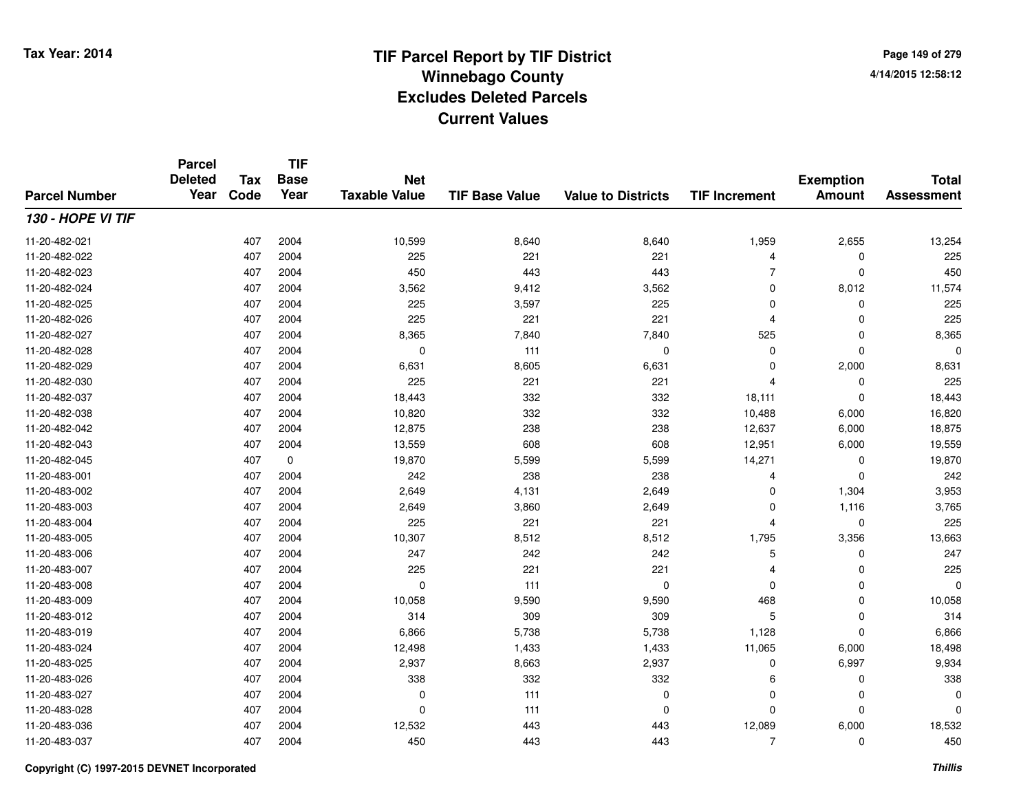# TIF Parcel Report by TIF District
## Winnebago County
## Excludes Deleted Parcels
## Current Values

Tax Year: 2014

4/14/2015 12:58:12

| Parcel Number | Parcel Deleted Year | Tax Code | TIF Base Year | Net Taxable Value | TIF Base Value | Value to Districts | TIF Increment | Exemption Amount | Total Assessment |
|---|---|---|---|---|---|---|---|---|---|
| ***130 - HOPE VI TIF*** | | | | | | | | | |
| 11-20-482-021 | | 407 | 2004 | 10,599 | 8,640 | 8,640 | 1,959 | 2,655 | 13,254 |
| 11-20-482-022 | | 407 | 2004 | 225 | 221 | 221 | 4 | 0 | 225 |
| 11-20-482-023 | | 407 | 2004 | 450 | 443 | 443 | 7 | 0 | 450 |
| 11-20-482-024 | | 407 | 2004 | 3,562 | 9,412 | 3,562 | 0 | 8,012 | 11,574 |
| 11-20-482-025 | | 407 | 2004 | 225 | 3,597 | 225 | 0 | 0 | 225 |
| 11-20-482-026 | | 407 | 2004 | 225 | 221 | 221 | 4 | 0 | 225 |
| 11-20-482-027 | | 407 | 2004 | 8,365 | 7,840 | 7,840 | 525 | 0 | 8,365 |
| 11-20-482-028 | | 407 | 2004 | 0 | 111 | 0 | 0 | 0 | 0 |
| 11-20-482-029 | | 407 | 2004 | 6,631 | 8,605 | 6,631 | 0 | 2,000 | 8,631 |
| 11-20-482-030 | | 407 | 2004 | 225 | 221 | 221 | 4 | 0 | 225 |
| 11-20-482-037 | | 407 | 2004 | 18,443 | 332 | 332 | 18,111 | 0 | 18,443 |
| 11-20-482-038 | | 407 | 2004 | 10,820 | 332 | 332 | 10,488 | 6,000 | 16,820 |
| 11-20-482-042 | | 407 | 2004 | 12,875 | 238 | 238 | 12,637 | 6,000 | 18,875 |
| 11-20-482-043 | | 407 | 2004 | 13,559 | 608 | 608 | 12,951 | 6,000 | 19,559 |
| 11-20-482-045 | | 407 | 0 | 19,870 | 5,599 | 5,599 | 14,271 | 0 | 19,870 |
| 11-20-483-001 | | 407 | 2004 | 242 | 238 | 238 | 4 | 0 | 242 |
| 11-20-483-002 | | 407 | 2004 | 2,649 | 4,131 | 2,649 | 0 | 1,304 | 3,953 |
| 11-20-483-003 | | 407 | 2004 | 2,649 | 3,860 | 2,649 | 0 | 1,116 | 3,765 |
| 11-20-483-004 | | 407 | 2004 | 225 | 221 | 221 | 4 | 0 | 225 |
| 11-20-483-005 | | 407 | 2004 | 10,307 | 8,512 | 8,512 | 1,795 | 3,356 | 13,663 |
| 11-20-483-006 | | 407 | 2004 | 247 | 242 | 242 | 5 | 0 | 247 |
| 11-20-483-007 | | 407 | 2004 | 225 | 221 | 221 | 4 | 0 | 225 |
| 11-20-483-008 | | 407 | 2004 | 0 | 111 | 0 | 0 | 0 | 0 |
| 11-20-483-009 | | 407 | 2004 | 10,058 | 9,590 | 9,590 | 468 | 0 | 10,058 |
| 11-20-483-012 | | 407 | 2004 | 314 | 309 | 309 | 5 | 0 | 314 |
| 11-20-483-019 | | 407 | 2004 | 6,866 | 5,738 | 5,738 | 1,128 | 0 | 6,866 |
| 11-20-483-024 | | 407 | 2004 | 12,498 | 1,433 | 1,433 | 11,065 | 6,000 | 18,498 |
| 11-20-483-025 | | 407 | 2004 | 2,937 | 8,663 | 2,937 | 0 | 6,997 | 9,934 |
| 11-20-483-026 | | 407 | 2004 | 338 | 332 | 332 | 6 | 0 | 338 |
| 11-20-483-027 | | 407 | 2004 | 0 | 111 | 0 | 0 | 0 | 0 |
| 11-20-483-028 | | 407 | 2004 | 0 | 111 | 0 | 0 | 0 | 0 |
| 11-20-483-036 | | 407 | 2004 | 12,532 | 443 | 443 | 12,089 | 6,000 | 18,532 |
| 11-20-483-037 | | 407 | 2004 | 450 | 443 | 443 | 7 | 0 | 450 |

Copyright (C) 1997-2015 DEVNET Incorporated

*Thillis*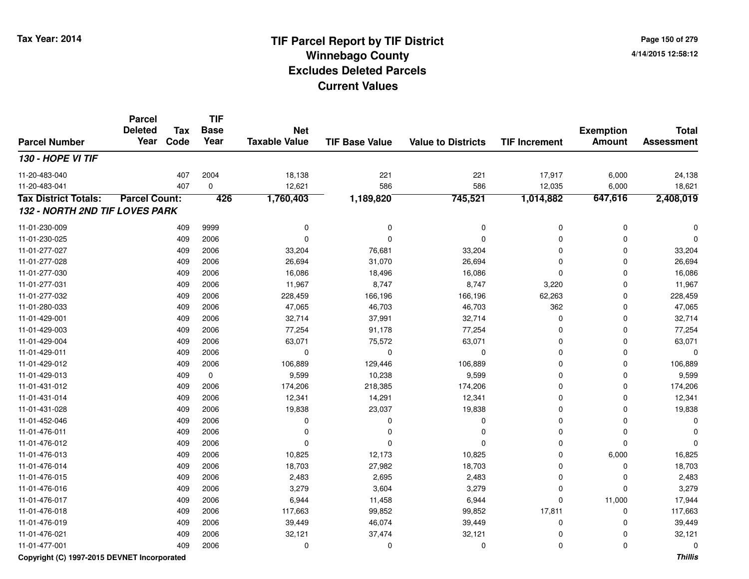# TIF Parcel Report by TIF District
## Winnebago County
## Excludes Deleted Parcels
## Current Values

Tax Year: 2014

4/14/2015 12:58:12

| Parcel Number | Parcel Deleted Year | Tax Code | TIF Base Year | Net Taxable Value | TIF Base Value | Value to Districts | TIF Increment | Exemption Amount | Total Assessment |
|---|---|---|---|---|---|---|---|---|---|
| ***130 - HOPE VI TIF*** | | | | | | | | | |
| 11-20-483-040 | | 407 | 2004 | 18,138 | 221 | 221 | 17,917 | 6,000 | 24,138 |
| 11-20-483-041 | | 407 | 0 | 12,621 | 586 | 586 | 12,035 | 6,000 | 18,621 |
| **Tax District Totals:** | **Parcel Count:** | | **426** | **1,760,403** | **1,189,820** | **745,521** | **1,014,882** | **647,616** | **2,408,019** |
| ***132 - NORTH 2ND TIF LOVES PARK*** | | | | | | | | | |
| 11-01-230-009 | | 409 | 9999 | 0 | 0 | 0 | 0 | 0 | 0 |
| 11-01-230-025 | | 409 | 2006 | 0 | 0 | 0 | 0 | 0 | 0 |
| 11-01-277-027 | | 409 | 2006 | 33,204 | 76,681 | 33,204 | 0 | 0 | 33,204 |
| 11-01-277-028 | | 409 | 2006 | 26,694 | 31,070 | 26,694 | 0 | 0 | 26,694 |
| 11-01-277-030 | | 409 | 2006 | 16,086 | 18,496 | 16,086 | 0 | 0 | 16,086 |
| 11-01-277-031 | | 409 | 2006 | 11,967 | 8,747 | 8,747 | 3,220 | 0 | 11,967 |
| 11-01-277-032 | | 409 | 2006 | 228,459 | 166,196 | 166,196 | 62,263 | 0 | 228,459 |
| 11-01-280-033 | | 409 | 2006 | 47,065 | 46,703 | 46,703 | 362 | 0 | 47,065 |
| 11-01-429-001 | | 409 | 2006 | 32,714 | 37,991 | 32,714 | 0 | 0 | 32,714 |
| 11-01-429-003 | | 409 | 2006 | 77,254 | 91,178 | 77,254 | 0 | 0 | 77,254 |
| 11-01-429-004 | | 409 | 2006 | 63,071 | 75,572 | 63,071 | 0 | 0 | 63,071 |
| 11-01-429-011 | | 409 | 2006 | 0 | 0 | 0 | 0 | 0 | 0 |
| 11-01-429-012 | | 409 | 2006 | 106,889 | 129,446 | 106,889 | 0 | 0 | 106,889 |
| 11-01-429-013 | | 409 | 0 | 9,599 | 10,238 | 9,599 | 0 | 0 | 9,599 |
| 11-01-431-012 | | 409 | 2006 | 174,206 | 218,385 | 174,206 | 0 | 0 | 174,206 |
| 11-01-431-014 | | 409 | 2006 | 12,341 | 14,291 | 12,341 | 0 | 0 | 12,341 |
| 11-01-431-028 | | 409 | 2006 | 19,838 | 23,037 | 19,838 | 0 | 0 | 19,838 |
| 11-01-452-046 | | 409 | 2006 | 0 | 0 | 0 | 0 | 0 | 0 |
| 11-01-476-011 | | 409 | 2006 | 0 | 0 | 0 | 0 | 0 | 0 |
| 11-01-476-012 | | 409 | 2006 | 0 | 0 | 0 | 0 | 0 | 0 |
| 11-01-476-013 | | 409 | 2006 | 10,825 | 12,173 | 10,825 | 0 | 6,000 | 16,825 |
| 11-01-476-014 | | 409 | 2006 | 18,703 | 27,982 | 18,703 | 0 | 0 | 18,703 |
| 11-01-476-015 | | 409 | 2006 | 2,483 | 2,695 | 2,483 | 0 | 0 | 2,483 |
| 11-01-476-016 | | 409 | 2006 | 3,279 | 3,604 | 3,279 | 0 | 0 | 3,279 |
| 11-01-476-017 | | 409 | 2006 | 6,944 | 11,458 | 6,944 | 0 | 11,000 | 17,944 |
| 11-01-476-018 | | 409 | 2006 | 117,663 | 99,852 | 99,852 | 17,811 | 0 | 117,663 |
| 11-01-476-019 | | 409 | 2006 | 39,449 | 46,074 | 39,449 | 0 | 0 | 39,449 |
| 11-01-476-021 | | 409 | 2006 | 32,121 | 37,474 | 32,121 | 0 | 0 | 32,121 |
| 11-01-477-001 | | 409 | 2006 | 0 | 0 | 0 | 0 | 0 | 0 |

Copyright (C) 1997-2015 DEVNET Incorporated

*Thillis*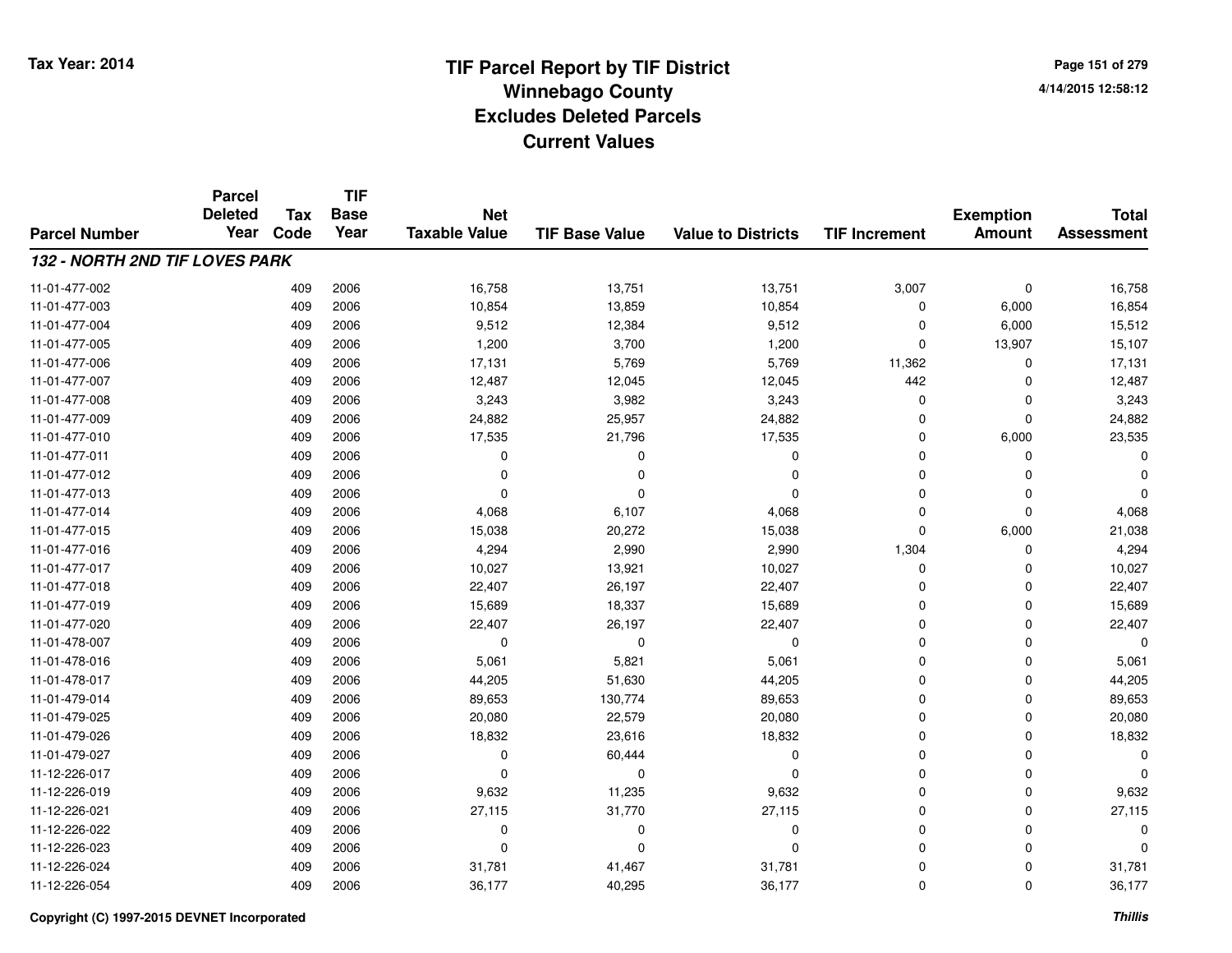# TIF Parcel Report by TIF District
## Winnebago County
## Excludes Deleted Parcels
## Current Values

Tax Year: 2014

4/14/2015 12:58:12

| Parcel Number | Parcel Deleted Year | Tax Code | TIF Base Year | Net Taxable Value | TIF Base Value | Value to Districts | TIF Increment | Exemption Amount | Total Assessment |
|---|---|---|---|---|---|---|---|---|---|
| ***132 - NORTH 2ND TIF LOVES PARK*** | | | | | | | | | |
| 11-01-477-002 | | 409 | 2006 | 16,758 | 13,751 | 13,751 | 3,007 | 0 | 16,758 |
| 11-01-477-003 | | 409 | 2006 | 10,854 | 13,859 | 10,854 | 0 | 6,000 | 16,854 |
| 11-01-477-004 | | 409 | 2006 | 9,512 | 12,384 | 9,512 | 0 | 6,000 | 15,512 |
| 11-01-477-005 | | 409 | 2006 | 1,200 | 3,700 | 1,200 | 0 | 13,907 | 15,107 |
| 11-01-477-006 | | 409 | 2006 | 17,131 | 5,769 | 5,769 | 11,362 | 0 | 17,131 |
| 11-01-477-007 | | 409 | 2006 | 12,487 | 12,045 | 12,045 | 442 | 0 | 12,487 |
| 11-01-477-008 | | 409 | 2006 | 3,243 | 3,982 | 3,243 | 0 | 0 | 3,243 |
| 11-01-477-009 | | 409 | 2006 | 24,882 | 25,957 | 24,882 | 0 | 0 | 24,882 |
| 11-01-477-010 | | 409 | 2006 | 17,535 | 21,796 | 17,535 | 0 | 6,000 | 23,535 |
| 11-01-477-011 | | 409 | 2006 | 0 | 0 | 0 | 0 | 0 | 0 |
| 11-01-477-012 | | 409 | 2006 | 0 | 0 | 0 | 0 | 0 | 0 |
| 11-01-477-013 | | 409 | 2006 | 0 | 0 | 0 | 0 | 0 | 0 |
| 11-01-477-014 | | 409 | 2006 | 4,068 | 6,107 | 4,068 | 0 | 0 | 4,068 |
| 11-01-477-015 | | 409 | 2006 | 15,038 | 20,272 | 15,038 | 0 | 6,000 | 21,038 |
| 11-01-477-016 | | 409 | 2006 | 4,294 | 2,990 | 2,990 | 1,304 | 0 | 4,294 |
| 11-01-477-017 | | 409 | 2006 | 10,027 | 13,921 | 10,027 | 0 | 0 | 10,027 |
| 11-01-477-018 | | 409 | 2006 | 22,407 | 26,197 | 22,407 | 0 | 0 | 22,407 |
| 11-01-477-019 | | 409 | 2006 | 15,689 | 18,337 | 15,689 | 0 | 0 | 15,689 |
| 11-01-477-020 | | 409 | 2006 | 22,407 | 26,197 | 22,407 | 0 | 0 | 22,407 |
| 11-01-478-007 | | 409 | 2006 | 0 | 0 | 0 | 0 | 0 | 0 |
| 11-01-478-016 | | 409 | 2006 | 5,061 | 5,821 | 5,061 | 0 | 0 | 5,061 |
| 11-01-478-017 | | 409 | 2006 | 44,205 | 51,630 | 44,205 | 0 | 0 | 44,205 |
| 11-01-479-014 | | 409 | 2006 | 89,653 | 130,774 | 89,653 | 0 | 0 | 89,653 |
| 11-01-479-025 | | 409 | 2006 | 20,080 | 22,579 | 20,080 | 0 | 0 | 20,080 |
| 11-01-479-026 | | 409 | 2006 | 18,832 | 23,616 | 18,832 | 0 | 0 | 18,832 |
| 11-01-479-027 | | 409 | 2006 | 0 | 60,444 | 0 | 0 | 0 | 0 |
| 11-12-226-017 | | 409 | 2006 | 0 | 0 | 0 | 0 | 0 | 0 |
| 11-12-226-019 | | 409 | 2006 | 9,632 | 11,235 | 9,632 | 0 | 0 | 9,632 |
| 11-12-226-021 | | 409 | 2006 | 27,115 | 31,770 | 27,115 | 0 | 0 | 27,115 |
| 11-12-226-022 | | 409 | 2006 | 0 | 0 | 0 | 0 | 0 | 0 |
| 11-12-226-023 | | 409 | 2006 | 0 | 0 | 0 | 0 | 0 | 0 |
| 11-12-226-024 | | 409 | 2006 | 31,781 | 41,467 | 31,781 | 0 | 0 | 31,781 |
| 11-12-226-054 | | 409 | 2006 | 36,177 | 40,295 | 36,177 | 0 | 0 | 36,177 |

Copyright (C) 1997-2015 DEVNET Incorporated

*Thillis*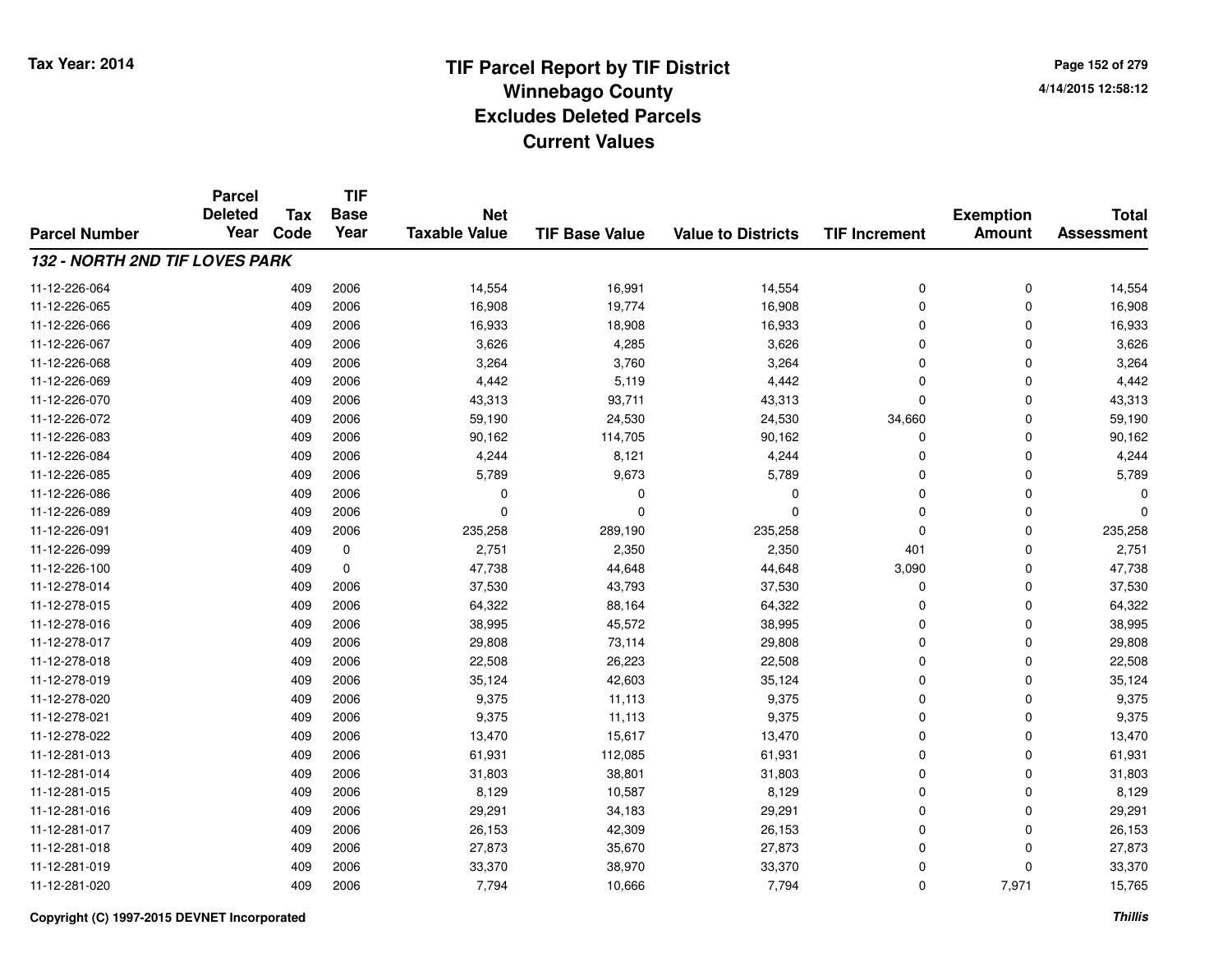# TIF Parcel Report by TIF District
## Winnebago County
## Excludes Deleted Parcels
## Current Values

Tax Year: 2014

4/14/2015 12:58:12

| Parcel Number | Parcel Deleted Year | Tax Code | TIF Base Year | Net Taxable Value | TIF Base Value | Value to Districts | TIF Increment | Exemption Amount | Total Assessment |
|---|---|---|---|---|---|---|---|---|---|
| ***132 - NORTH 2ND TIF LOVES PARK*** | | | | | | | | | |
| 11-12-226-064 | | 409 | 2006 | 14,554 | 16,991 | 14,554 | 0 | 0 | 14,554 |
| 11-12-226-065 | | 409 | 2006 | 16,908 | 19,774 | 16,908 | 0 | 0 | 16,908 |
| 11-12-226-066 | | 409 | 2006 | 16,933 | 18,908 | 16,933 | 0 | 0 | 16,933 |
| 11-12-226-067 | | 409 | 2006 | 3,626 | 4,285 | 3,626 | 0 | 0 | 3,626 |
| 11-12-226-068 | | 409 | 2006 | 3,264 | 3,760 | 3,264 | 0 | 0 | 3,264 |
| 11-12-226-069 | | 409 | 2006 | 4,442 | 5,119 | 4,442 | 0 | 0 | 4,442 |
| 11-12-226-070 | | 409 | 2006 | 43,313 | 93,711 | 43,313 | 0 | 0 | 43,313 |
| 11-12-226-072 | | 409 | 2006 | 59,190 | 24,530 | 24,530 | 34,660 | 0 | 59,190 |
| 11-12-226-083 | | 409 | 2006 | 90,162 | 114,705 | 90,162 | 0 | 0 | 90,162 |
| 11-12-226-084 | | 409 | 2006 | 4,244 | 8,121 | 4,244 | 0 | 0 | 4,244 |
| 11-12-226-085 | | 409 | 2006 | 5,789 | 9,673 | 5,789 | 0 | 0 | 5,789 |
| 11-12-226-086 | | 409 | 2006 | 0 | 0 | 0 | 0 | 0 | 0 |
| 11-12-226-089 | | 409 | 2006 | 0 | 0 | 0 | 0 | 0 | 0 |
| 11-12-226-091 | | 409 | 2006 | 235,258 | 289,190 | 235,258 | 0 | 0 | 235,258 |
| 11-12-226-099 | | 409 | 0 | 2,751 | 2,350 | 2,350 | 401 | 0 | 2,751 |
| 11-12-226-100 | | 409 | 0 | 47,738 | 44,648 | 44,648 | 3,090 | 0 | 47,738 |
| 11-12-278-014 | | 409 | 2006 | 37,530 | 43,793 | 37,530 | 0 | 0 | 37,530 |
| 11-12-278-015 | | 409 | 2006 | 64,322 | 88,164 | 64,322 | 0 | 0 | 64,322 |
| 11-12-278-016 | | 409 | 2006 | 38,995 | 45,572 | 38,995 | 0 | 0 | 38,995 |
| 11-12-278-017 | | 409 | 2006 | 29,808 | 73,114 | 29,808 | 0 | 0 | 29,808 |
| 11-12-278-018 | | 409 | 2006 | 22,508 | 26,223 | 22,508 | 0 | 0 | 22,508 |
| 11-12-278-019 | | 409 | 2006 | 35,124 | 42,603 | 35,124 | 0 | 0 | 35,124 |
| 11-12-278-020 | | 409 | 2006 | 9,375 | 11,113 | 9,375 | 0 | 0 | 9,375 |
| 11-12-278-021 | | 409 | 2006 | 9,375 | 11,113 | 9,375 | 0 | 0 | 9,375 |
| 11-12-278-022 | | 409 | 2006 | 13,470 | 15,617 | 13,470 | 0 | 0 | 13,470 |
| 11-12-281-013 | | 409 | 2006 | 61,931 | 112,085 | 61,931 | 0 | 0 | 61,931 |
| 11-12-281-014 | | 409 | 2006 | 31,803 | 38,801 | 31,803 | 0 | 0 | 31,803 |
| 11-12-281-015 | | 409 | 2006 | 8,129 | 10,587 | 8,129 | 0 | 0 | 8,129 |
| 11-12-281-016 | | 409 | 2006 | 29,291 | 34,183 | 29,291 | 0 | 0 | 29,291 |
| 11-12-281-017 | | 409 | 2006 | 26,153 | 42,309 | 26,153 | 0 | 0 | 26,153 |
| 11-12-281-018 | | 409 | 2006 | 27,873 | 35,670 | 27,873 | 0 | 0 | 27,873 |
| 11-12-281-019 | | 409 | 2006 | 33,370 | 38,970 | 33,370 | 0 | 0 | 33,370 |
| 11-12-281-020 | | 409 | 2006 | 7,794 | 10,666 | 7,794 | 0 | 7,971 | 15,765 |

Copyright (C) 1997-2015 DEVNET Incorporated

*Thillis*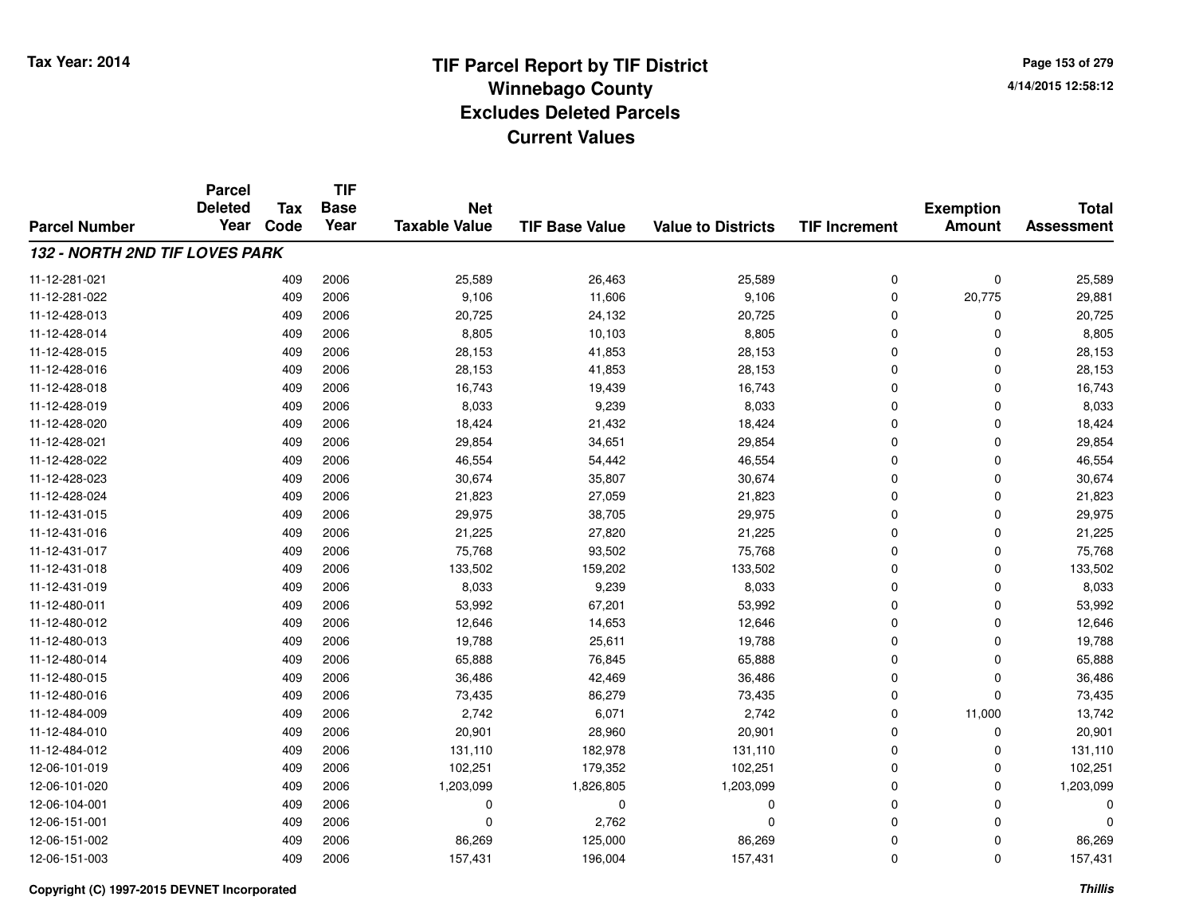# TIF Parcel Report by TIF District
## Winnebago County
## Excludes Deleted Parcels
## Current Values

Tax Year: 2014

4/14/2015 12:58:12

| Parcel Number | Parcel Deleted Year | Tax Code | TIF Base Year | Net Taxable Value | TIF Base Value | Value to Districts | TIF Increment | Exemption Amount | Total Assessment |
|---|---|---|---|---|---|---|---|---|---|
| ***132 - NORTH 2ND TIF LOVES PARK*** | | | | | | | | | |
| 11-12-281-021 | | 409 | 2006 | 25,589 | 26,463 | 25,589 | 0 | 0 | 25,589 |
| 11-12-281-022 | | 409 | 2006 | 9,106 | 11,606 | 9,106 | 0 | 20,775 | 29,881 |
| 11-12-428-013 | | 409 | 2006 | 20,725 | 24,132 | 20,725 | 0 | 0 | 20,725 |
| 11-12-428-014 | | 409 | 2006 | 8,805 | 10,103 | 8,805 | 0 | 0 | 8,805 |
| 11-12-428-015 | | 409 | 2006 | 28,153 | 41,853 | 28,153 | 0 | 0 | 28,153 |
| 11-12-428-016 | | 409 | 2006 | 28,153 | 41,853 | 28,153 | 0 | 0 | 28,153 |
| 11-12-428-018 | | 409 | 2006 | 16,743 | 19,439 | 16,743 | 0 | 0 | 16,743 |
| 11-12-428-019 | | 409 | 2006 | 8,033 | 9,239 | 8,033 | 0 | 0 | 8,033 |
| 11-12-428-020 | | 409 | 2006 | 18,424 | 21,432 | 18,424 | 0 | 0 | 18,424 |
| 11-12-428-021 | | 409 | 2006 | 29,854 | 34,651 | 29,854 | 0 | 0 | 29,854 |
| 11-12-428-022 | | 409 | 2006 | 46,554 | 54,442 | 46,554 | 0 | 0 | 46,554 |
| 11-12-428-023 | | 409 | 2006 | 30,674 | 35,807 | 30,674 | 0 | 0 | 30,674 |
| 11-12-428-024 | | 409 | 2006 | 21,823 | 27,059 | 21,823 | 0 | 0 | 21,823 |
| 11-12-431-015 | | 409 | 2006 | 29,975 | 38,705 | 29,975 | 0 | 0 | 29,975 |
| 11-12-431-016 | | 409 | 2006 | 21,225 | 27,820 | 21,225 | 0 | 0 | 21,225 |
| 11-12-431-017 | | 409 | 2006 | 75,768 | 93,502 | 75,768 | 0 | 0 | 75,768 |
| 11-12-431-018 | | 409 | 2006 | 133,502 | 159,202 | 133,502 | 0 | 0 | 133,502 |
| 11-12-431-019 | | 409 | 2006 | 8,033 | 9,239 | 8,033 | 0 | 0 | 8,033 |
| 11-12-480-011 | | 409 | 2006 | 53,992 | 67,201 | 53,992 | 0 | 0 | 53,992 |
| 11-12-480-012 | | 409 | 2006 | 12,646 | 14,653 | 12,646 | 0 | 0 | 12,646 |
| 11-12-480-013 | | 409 | 2006 | 19,788 | 25,611 | 19,788 | 0 | 0 | 19,788 |
| 11-12-480-014 | | 409 | 2006 | 65,888 | 76,845 | 65,888 | 0 | 0 | 65,888 |
| 11-12-480-015 | | 409 | 2006 | 36,486 | 42,469 | 36,486 | 0 | 0 | 36,486 |
| 11-12-480-016 | | 409 | 2006 | 73,435 | 86,279 | 73,435 | 0 | 0 | 73,435 |
| 11-12-484-009 | | 409 | 2006 | 2,742 | 6,071 | 2,742 | 0 | 11,000 | 13,742 |
| 11-12-484-010 | | 409 | 2006 | 20,901 | 28,960 | 20,901 | 0 | 0 | 20,901 |
| 11-12-484-012 | | 409 | 2006 | 131,110 | 182,978 | 131,110 | 0 | 0 | 131,110 |
| 12-06-101-019 | | 409 | 2006 | 102,251 | 179,352 | 102,251 | 0 | 0 | 102,251 |
| 12-06-101-020 | | 409 | 2006 | 1,203,099 | 1,826,805 | 1,203,099 | 0 | 0 | 1,203,099 |
| 12-06-104-001 | | 409 | 2006 | 0 | 0 | 0 | 0 | 0 | 0 |
| 12-06-151-001 | | 409 | 2006 | 0 | 2,762 | 0 | 0 | 0 | 0 |
| 12-06-151-002 | | 409 | 2006 | 86,269 | 125,000 | 86,269 | 0 | 0 | 86,269 |
| 12-06-151-003 | | 409 | 2006 | 157,431 | 196,004 | 157,431 | 0 | 0 | 157,431 |

Copyright (C) 1997-2015 DEVNET Incorporated

*Thillis*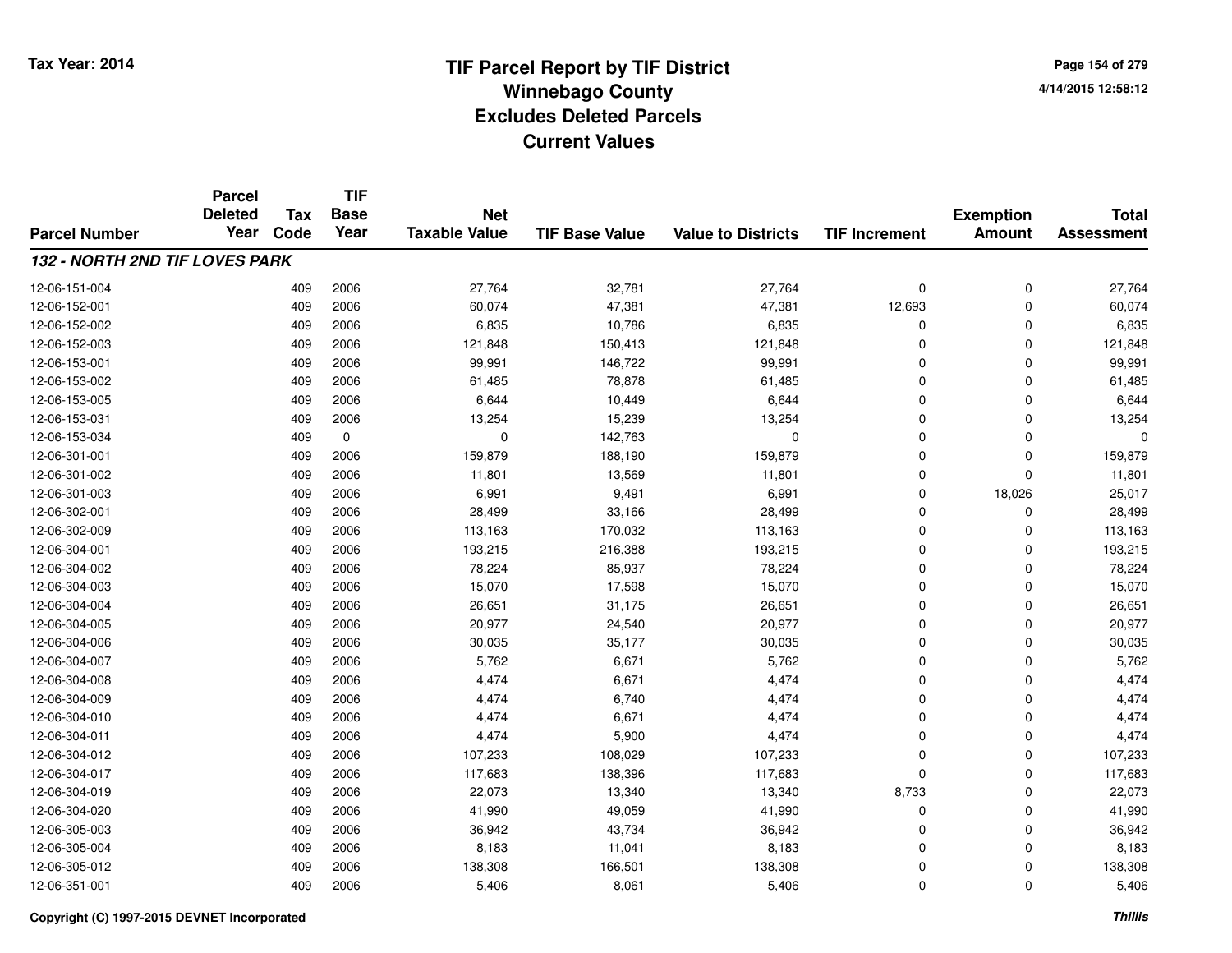# TIF Parcel Report by TIF District
## Winnebago County
## Excludes Deleted Parcels
## Current Values

Tax Year: 2014

4/14/2015 12:58:12

| Parcel Number | Parcel Deleted Year | Tax Code | TIF Base Year | Net Taxable Value | TIF Base Value | Value to Districts | TIF Increment | Exemption Amount | Total Assessment |
|---|---|---|---|---|---|---|---|---|---|
| ***132 - NORTH 2ND TIF LOVES PARK*** | | | | | | | | | |
| 12-06-151-004 | | 409 | 2006 | 27,764 | 32,781 | 27,764 | 0 | 0 | 27,764 |
| 12-06-152-001 | | 409 | 2006 | 60,074 | 47,381 | 47,381 | 12,693 | 0 | 60,074 |
| 12-06-152-002 | | 409 | 2006 | 6,835 | 10,786 | 6,835 | 0 | 0 | 6,835 |
| 12-06-152-003 | | 409 | 2006 | 121,848 | 150,413 | 121,848 | 0 | 0 | 121,848 |
| 12-06-153-001 | | 409 | 2006 | 99,991 | 146,722 | 99,991 | 0 | 0 | 99,991 |
| 12-06-153-002 | | 409 | 2006 | 61,485 | 78,878 | 61,485 | 0 | 0 | 61,485 |
| 12-06-153-005 | | 409 | 2006 | 6,644 | 10,449 | 6,644 | 0 | 0 | 6,644 |
| 12-06-153-031 | | 409 | 2006 | 13,254 | 15,239 | 13,254 | 0 | 0 | 13,254 |
| 12-06-153-034 | | 409 | 0 | 0 | 142,763 | 0 | 0 | 0 | 0 |
| 12-06-301-001 | | 409 | 2006 | 159,879 | 188,190 | 159,879 | 0 | 0 | 159,879 |
| 12-06-301-002 | | 409 | 2006 | 11,801 | 13,569 | 11,801 | 0 | 0 | 11,801 |
| 12-06-301-003 | | 409 | 2006 | 6,991 | 9,491 | 6,991 | 0 | 18,026 | 25,017 |
| 12-06-302-001 | | 409 | 2006 | 28,499 | 33,166 | 28,499 | 0 | 0 | 28,499 |
| 12-06-302-009 | | 409 | 2006 | 113,163 | 170,032 | 113,163 | 0 | 0 | 113,163 |
| 12-06-304-001 | | 409 | 2006 | 193,215 | 216,388 | 193,215 | 0 | 0 | 193,215 |
| 12-06-304-002 | | 409 | 2006 | 78,224 | 85,937 | 78,224 | 0 | 0 | 78,224 |
| 12-06-304-003 | | 409 | 2006 | 15,070 | 17,598 | 15,070 | 0 | 0 | 15,070 |
| 12-06-304-004 | | 409 | 2006 | 26,651 | 31,175 | 26,651 | 0 | 0 | 26,651 |
| 12-06-304-005 | | 409 | 2006 | 20,977 | 24,540 | 20,977 | 0 | 0 | 20,977 |
| 12-06-304-006 | | 409 | 2006 | 30,035 | 35,177 | 30,035 | 0 | 0 | 30,035 |
| 12-06-304-007 | | 409 | 2006 | 5,762 | 6,671 | 5,762 | 0 | 0 | 5,762 |
| 12-06-304-008 | | 409 | 2006 | 4,474 | 6,671 | 4,474 | 0 | 0 | 4,474 |
| 12-06-304-009 | | 409 | 2006 | 4,474 | 6,740 | 4,474 | 0 | 0 | 4,474 |
| 12-06-304-010 | | 409 | 2006 | 4,474 | 6,671 | 4,474 | 0 | 0 | 4,474 |
| 12-06-304-011 | | 409 | 2006 | 4,474 | 5,900 | 4,474 | 0 | 0 | 4,474 |
| 12-06-304-012 | | 409 | 2006 | 107,233 | 108,029 | 107,233 | 0 | 0 | 107,233 |
| 12-06-304-017 | | 409 | 2006 | 117,683 | 138,396 | 117,683 | 0 | 0 | 117,683 |
| 12-06-304-019 | | 409 | 2006 | 22,073 | 13,340 | 13,340 | 8,733 | 0 | 22,073 |
| 12-06-304-020 | | 409 | 2006 | 41,990 | 49,059 | 41,990 | 0 | 0 | 41,990 |
| 12-06-305-003 | | 409 | 2006 | 36,942 | 43,734 | 36,942 | 0 | 0 | 36,942 |
| 12-06-305-004 | | 409 | 2006 | 8,183 | 11,041 | 8,183 | 0 | 0 | 8,183 |
| 12-06-305-012 | | 409 | 2006 | 138,308 | 166,501 | 138,308 | 0 | 0 | 138,308 |
| 12-06-351-001 | | 409 | 2006 | 5,406 | 8,061 | 5,406 | 0 | 0 | 5,406 |

Copyright (C) 1997-2015 DEVNET Incorporated

*Thillis*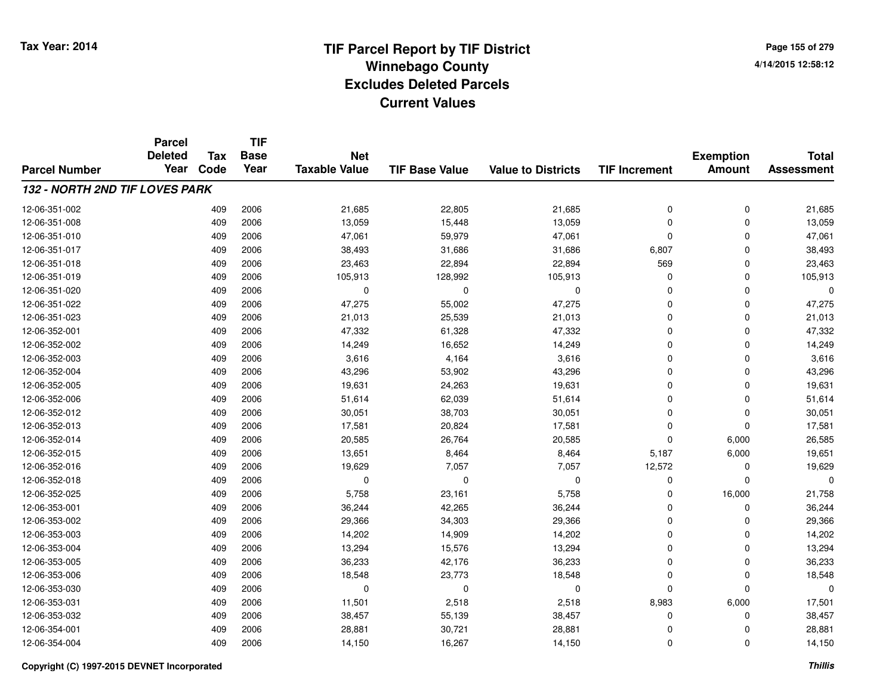# TIF Parcel Report by TIF District
# Winnebago County
# Excludes Deleted Parcels
# Current Values

Tax Year: 2014

4/14/2015 12:58:12

| Parcel Number | Parcel Deleted Year | Tax Code | TIF Base Year | Net Taxable Value | TIF Base Value | Value to Districts | TIF Increment | Exemption Amount | Total Assessment |
|---|---|---|---|---|---|---|---|---|---|
| ***132 - NORTH 2ND TIF LOVES PARK*** | | | | | | | | | |
| 12-06-351-002 | | 409 | 2006 | 21,685 | 22,805 | 21,685 | 0 | 0 | 21,685 |
| 12-06-351-008 | | 409 | 2006 | 13,059 | 15,448 | 13,059 | 0 | 0 | 13,059 |
| 12-06-351-010 | | 409 | 2006 | 47,061 | 59,979 | 47,061 | 0 | 0 | 47,061 |
| 12-06-351-017 | | 409 | 2006 | 38,493 | 31,686 | 31,686 | 6,807 | 0 | 38,493 |
| 12-06-351-018 | | 409 | 2006 | 23,463 | 22,894 | 22,894 | 569 | 0 | 23,463 |
| 12-06-351-019 | | 409 | 2006 | 105,913 | 128,992 | 105,913 | 0 | 0 | 105,913 |
| 12-06-351-020 | | 409 | 2006 | 0 | 0 | 0 | 0 | 0 | 0 |
| 12-06-351-022 | | 409 | 2006 | 47,275 | 55,002 | 47,275 | 0 | 0 | 47,275 |
| 12-06-351-023 | | 409 | 2006 | 21,013 | 25,539 | 21,013 | 0 | 0 | 21,013 |
| 12-06-352-001 | | 409 | 2006 | 47,332 | 61,328 | 47,332 | 0 | 0 | 47,332 |
| 12-06-352-002 | | 409 | 2006 | 14,249 | 16,652 | 14,249 | 0 | 0 | 14,249 |
| 12-06-352-003 | | 409 | 2006 | 3,616 | 4,164 | 3,616 | 0 | 0 | 3,616 |
| 12-06-352-004 | | 409 | 2006 | 43,296 | 53,902 | 43,296 | 0 | 0 | 43,296 |
| 12-06-352-005 | | 409 | 2006 | 19,631 | 24,263 | 19,631 | 0 | 0 | 19,631 |
| 12-06-352-006 | | 409 | 2006 | 51,614 | 62,039 | 51,614 | 0 | 0 | 51,614 |
| 12-06-352-012 | | 409 | 2006 | 30,051 | 38,703 | 30,051 | 0 | 0 | 30,051 |
| 12-06-352-013 | | 409 | 2006 | 17,581 | 20,824 | 17,581 | 0 | 0 | 17,581 |
| 12-06-352-014 | | 409 | 2006 | 20,585 | 26,764 | 20,585 | 0 | 6,000 | 26,585 |
| 12-06-352-015 | | 409 | 2006 | 13,651 | 8,464 | 8,464 | 5,187 | 6,000 | 19,651 |
| 12-06-352-016 | | 409 | 2006 | 19,629 | 7,057 | 7,057 | 12,572 | 0 | 19,629 |
| 12-06-352-018 | | 409 | 2006 | 0 | 0 | 0 | 0 | 0 | 0 |
| 12-06-352-025 | | 409 | 2006 | 5,758 | 23,161 | 5,758 | 0 | 16,000 | 21,758 |
| 12-06-353-001 | | 409 | 2006 | 36,244 | 42,265 | 36,244 | 0 | 0 | 36,244 |
| 12-06-353-002 | | 409 | 2006 | 29,366 | 34,303 | 29,366 | 0 | 0 | 29,366 |
| 12-06-353-003 | | 409 | 2006 | 14,202 | 14,909 | 14,202 | 0 | 0 | 14,202 |
| 12-06-353-004 | | 409 | 2006 | 13,294 | 15,576 | 13,294 | 0 | 0 | 13,294 |
| 12-06-353-005 | | 409 | 2006 | 36,233 | 42,176 | 36,233 | 0 | 0 | 36,233 |
| 12-06-353-006 | | 409 | 2006 | 18,548 | 23,773 | 18,548 | 0 | 0 | 18,548 |
| 12-06-353-030 | | 409 | 2006 | 0 | 0 | 0 | 0 | 0 | 0 |
| 12-06-353-031 | | 409 | 2006 | 11,501 | 2,518 | 2,518 | 8,983 | 6,000 | 17,501 |
| 12-06-353-032 | | 409 | 2006 | 38,457 | 55,139 | 38,457 | 0 | 0 | 38,457 |
| 12-06-354-001 | | 409 | 2006 | 28,881 | 30,721 | 28,881 | 0 | 0 | 28,881 |
| 12-06-354-004 | | 409 | 2006 | 14,150 | 16,267 | 14,150 | 0 | 0 | 14,150 |

Copyright (C) 1997-2015 DEVNET Incorporated

*Thillis*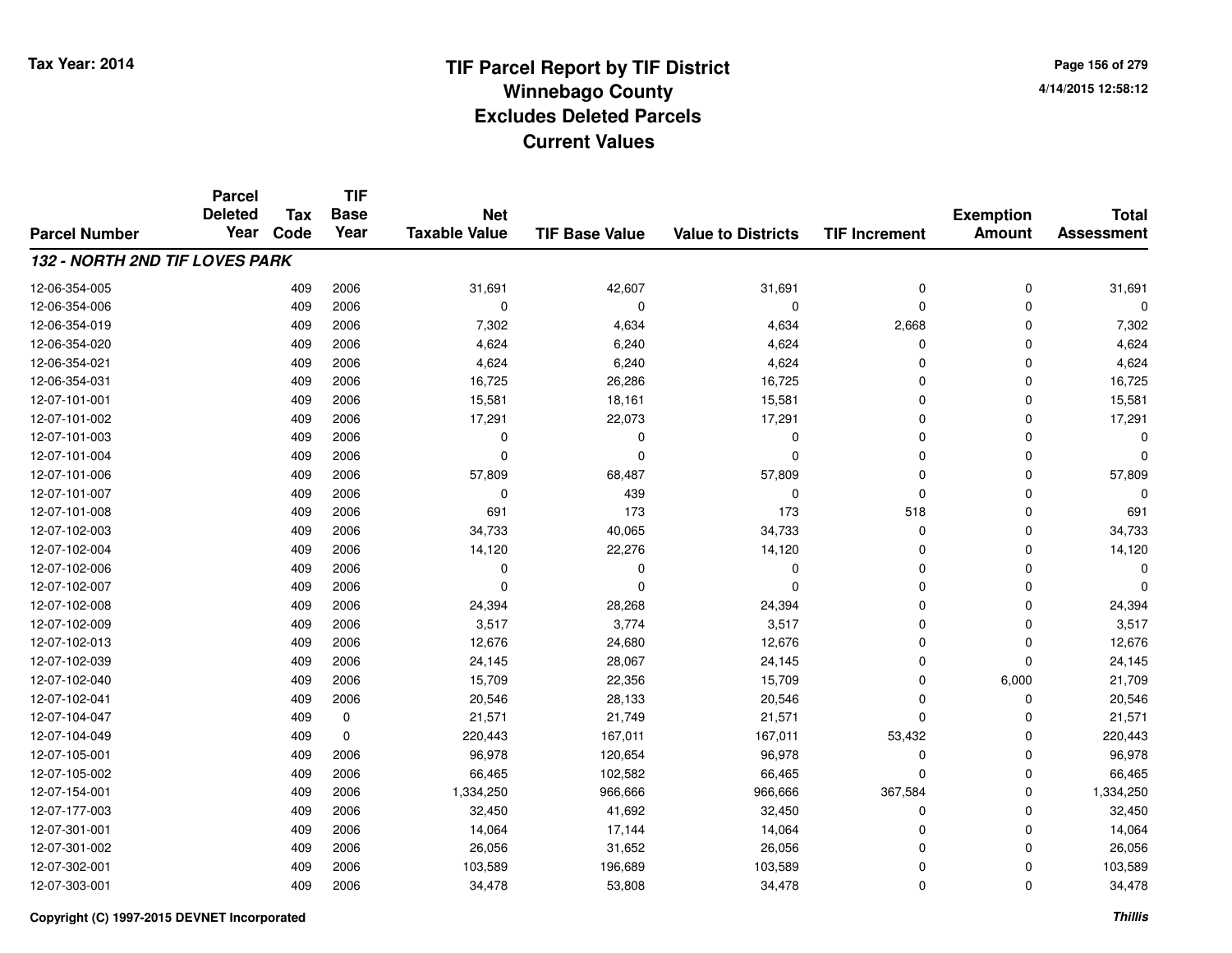# TIF Parcel Report by TIF District
## Winnebago County
## Excludes Deleted Parcels
## Current Values

Tax Year: 2014

4/14/2015 12:58:12

| Parcel Number | Parcel Deleted Year | Tax Code | TIF Base Year | Net Taxable Value | TIF Base Value | Value to Districts | TIF Increment | Exemption Amount | Total Assessment |
|---|---|---|---|---|---|---|---|---|---|
| ***132 - NORTH 2ND TIF LOVES PARK*** | | | | | | | | | |
| 12-06-354-005 | | 409 | 2006 | 31,691 | 42,607 | 31,691 | 0 | 0 | 31,691 |
| 12-06-354-006 | | 409 | 2006 | 0 | 0 | 0 | 0 | 0 | 0 |
| 12-06-354-019 | | 409 | 2006 | 7,302 | 4,634 | 4,634 | 2,668 | 0 | 7,302 |
| 12-06-354-020 | | 409 | 2006 | 4,624 | 6,240 | 4,624 | 0 | 0 | 4,624 |
| 12-06-354-021 | | 409 | 2006 | 4,624 | 6,240 | 4,624 | 0 | 0 | 4,624 |
| 12-06-354-031 | | 409 | 2006 | 16,725 | 26,286 | 16,725 | 0 | 0 | 16,725 |
| 12-07-101-001 | | 409 | 2006 | 15,581 | 18,161 | 15,581 | 0 | 0 | 15,581 |
| 12-07-101-002 | | 409 | 2006 | 17,291 | 22,073 | 17,291 | 0 | 0 | 17,291 |
| 12-07-101-003 | | 409 | 2006 | 0 | 0 | 0 | 0 | 0 | 0 |
| 12-07-101-004 | | 409 | 2006 | 0 | 0 | 0 | 0 | 0 | 0 |
| 12-07-101-006 | | 409 | 2006 | 57,809 | 68,487 | 57,809 | 0 | 0 | 57,809 |
| 12-07-101-007 | | 409 | 2006 | 0 | 439 | 0 | 0 | 0 | 0 |
| 12-07-101-008 | | 409 | 2006 | 691 | 173 | 173 | 518 | 0 | 691 |
| 12-07-102-003 | | 409 | 2006 | 34,733 | 40,065 | 34,733 | 0 | 0 | 34,733 |
| 12-07-102-004 | | 409 | 2006 | 14,120 | 22,276 | 14,120 | 0 | 0 | 14,120 |
| 12-07-102-006 | | 409 | 2006 | 0 | 0 | 0 | 0 | 0 | 0 |
| 12-07-102-007 | | 409 | 2006 | 0 | 0 | 0 | 0 | 0 | 0 |
| 12-07-102-008 | | 409 | 2006 | 24,394 | 28,268 | 24,394 | 0 | 0 | 24,394 |
| 12-07-102-009 | | 409 | 2006 | 3,517 | 3,774 | 3,517 | 0 | 0 | 3,517 |
| 12-07-102-013 | | 409 | 2006 | 12,676 | 24,680 | 12,676 | 0 | 0 | 12,676 |
| 12-07-102-039 | | 409 | 2006 | 24,145 | 28,067 | 24,145 | 0 | 0 | 24,145 |
| 12-07-102-040 | | 409 | 2006 | 15,709 | 22,356 | 15,709 | 0 | 6,000 | 21,709 |
| 12-07-102-041 | | 409 | 2006 | 20,546 | 28,133 | 20,546 | 0 | 0 | 20,546 |
| 12-07-104-047 | | 409 | 0 | 21,571 | 21,749 | 21,571 | 0 | 0 | 21,571 |
| 12-07-104-049 | | 409 | 0 | 220,443 | 167,011 | 167,011 | 53,432 | 0 | 220,443 |
| 12-07-105-001 | | 409 | 2006 | 96,978 | 120,654 | 96,978 | 0 | 0 | 96,978 |
| 12-07-105-002 | | 409 | 2006 | 66,465 | 102,582 | 66,465 | 0 | 0 | 66,465 |
| 12-07-154-001 | | 409 | 2006 | 1,334,250 | 966,666 | 966,666 | 367,584 | 0 | 1,334,250 |
| 12-07-177-003 | | 409 | 2006 | 32,450 | 41,692 | 32,450 | 0 | 0 | 32,450 |
| 12-07-301-001 | | 409 | 2006 | 14,064 | 17,144 | 14,064 | 0 | 0 | 14,064 |
| 12-07-301-002 | | 409 | 2006 | 26,056 | 31,652 | 26,056 | 0 | 0 | 26,056 |
| 12-07-302-001 | | 409 | 2006 | 103,589 | 196,689 | 103,589 | 0 | 0 | 103,589 |
| 12-07-303-001 | | 409 | 2006 | 34,478 | 53,808 | 34,478 | 0 | 0 | 34,478 |

Copyright (C) 1997-2015 DEVNET Incorporated

*Thillis*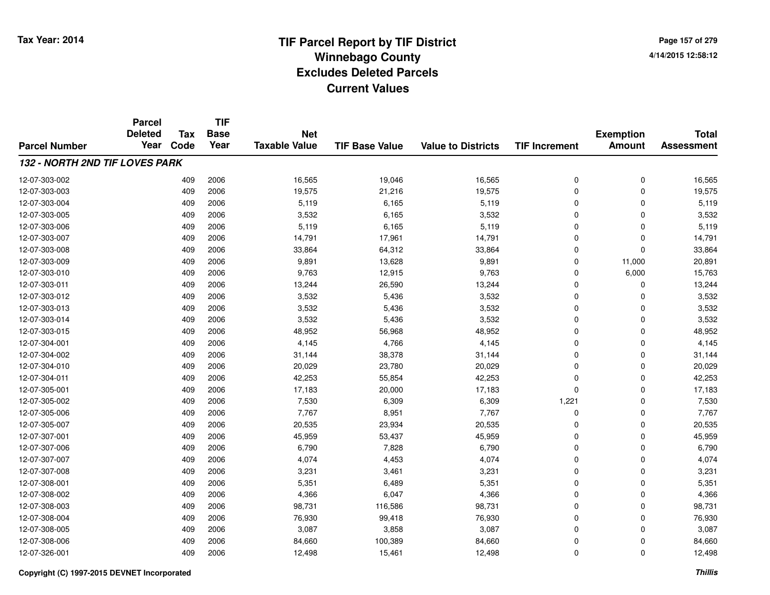# TIF Parcel Report by TIF District
## Winnebago County
## Excludes Deleted Parcels
## Current Values

Tax Year: 2014

4/14/2015 12:58:12

| Parcel Number | Parcel Deleted Year | Tax Code | TIF Base Year | Net Taxable Value | TIF Base Value | Value to Districts | TIF Increment | Exemption Amount | Total Assessment |
|---|---|---|---|---|---|---|---|---|---|
| ***132 - NORTH 2ND TIF LOVES PARK*** | | | | | | | | | |
| 12-07-303-002 | | 409 | 2006 | 16,565 | 19,046 | 16,565 | 0 | 0 | 16,565 |
| 12-07-303-003 | | 409 | 2006 | 19,575 | 21,216 | 19,575 | 0 | 0 | 19,575 |
| 12-07-303-004 | | 409 | 2006 | 5,119 | 6,165 | 5,119 | 0 | 0 | 5,119 |
| 12-07-303-005 | | 409 | 2006 | 3,532 | 6,165 | 3,532 | 0 | 0 | 3,532 |
| 12-07-303-006 | | 409 | 2006 | 5,119 | 6,165 | 5,119 | 0 | 0 | 5,119 |
| 12-07-303-007 | | 409 | 2006 | 14,791 | 17,961 | 14,791 | 0 | 0 | 14,791 |
| 12-07-303-008 | | 409 | 2006 | 33,864 | 64,312 | 33,864 | 0 | 0 | 33,864 |
| 12-07-303-009 | | 409 | 2006 | 9,891 | 13,628 | 9,891 | 0 | 11,000 | 20,891 |
| 12-07-303-010 | | 409 | 2006 | 9,763 | 12,915 | 9,763 | 0 | 6,000 | 15,763 |
| 12-07-303-011 | | 409 | 2006 | 13,244 | 26,590 | 13,244 | 0 | 0 | 13,244 |
| 12-07-303-012 | | 409 | 2006 | 3,532 | 5,436 | 3,532 | 0 | 0 | 3,532 |
| 12-07-303-013 | | 409 | 2006 | 3,532 | 5,436 | 3,532 | 0 | 0 | 3,532 |
| 12-07-303-014 | | 409 | 2006 | 3,532 | 5,436 | 3,532 | 0 | 0 | 3,532 |
| 12-07-303-015 | | 409 | 2006 | 48,952 | 56,968 | 48,952 | 0 | 0 | 48,952 |
| 12-07-304-001 | | 409 | 2006 | 4,145 | 4,766 | 4,145 | 0 | 0 | 4,145 |
| 12-07-304-002 | | 409 | 2006 | 31,144 | 38,378 | 31,144 | 0 | 0 | 31,144 |
| 12-07-304-010 | | 409 | 2006 | 20,029 | 23,780 | 20,029 | 0 | 0 | 20,029 |
| 12-07-304-011 | | 409 | 2006 | 42,253 | 55,854 | 42,253 | 0 | 0 | 42,253 |
| 12-07-305-001 | | 409 | 2006 | 17,183 | 20,000 | 17,183 | 0 | 0 | 17,183 |
| 12-07-305-002 | | 409 | 2006 | 7,530 | 6,309 | 6,309 | 1,221 | 0 | 7,530 |
| 12-07-305-006 | | 409 | 2006 | 7,767 | 8,951 | 7,767 | 0 | 0 | 7,767 |
| 12-07-305-007 | | 409 | 2006 | 20,535 | 23,934 | 20,535 | 0 | 0 | 20,535 |
| 12-07-307-001 | | 409 | 2006 | 45,959 | 53,437 | 45,959 | 0 | 0 | 45,959 |
| 12-07-307-006 | | 409 | 2006 | 6,790 | 7,828 | 6,790 | 0 | 0 | 6,790 |
| 12-07-307-007 | | 409 | 2006 | 4,074 | 4,453 | 4,074 | 0 | 0 | 4,074 |
| 12-07-307-008 | | 409 | 2006 | 3,231 | 3,461 | 3,231 | 0 | 0 | 3,231 |
| 12-07-308-001 | | 409 | 2006 | 5,351 | 6,489 | 5,351 | 0 | 0 | 5,351 |
| 12-07-308-002 | | 409 | 2006 | 4,366 | 6,047 | 4,366 | 0 | 0 | 4,366 |
| 12-07-308-003 | | 409 | 2006 | 98,731 | 116,586 | 98,731 | 0 | 0 | 98,731 |
| 12-07-308-004 | | 409 | 2006 | 76,930 | 99,418 | 76,930 | 0 | 0 | 76,930 |
| 12-07-308-005 | | 409 | 2006 | 3,087 | 3,858 | 3,087 | 0 | 0 | 3,087 |
| 12-07-308-006 | | 409 | 2006 | 84,660 | 100,389 | 84,660 | 0 | 0 | 84,660 |
| 12-07-326-001 | | 409 | 2006 | 12,498 | 15,461 | 12,498 | 0 | 0 | 12,498 |

Copyright (C) 1997-2015 DEVNET Incorporated

*Thillis*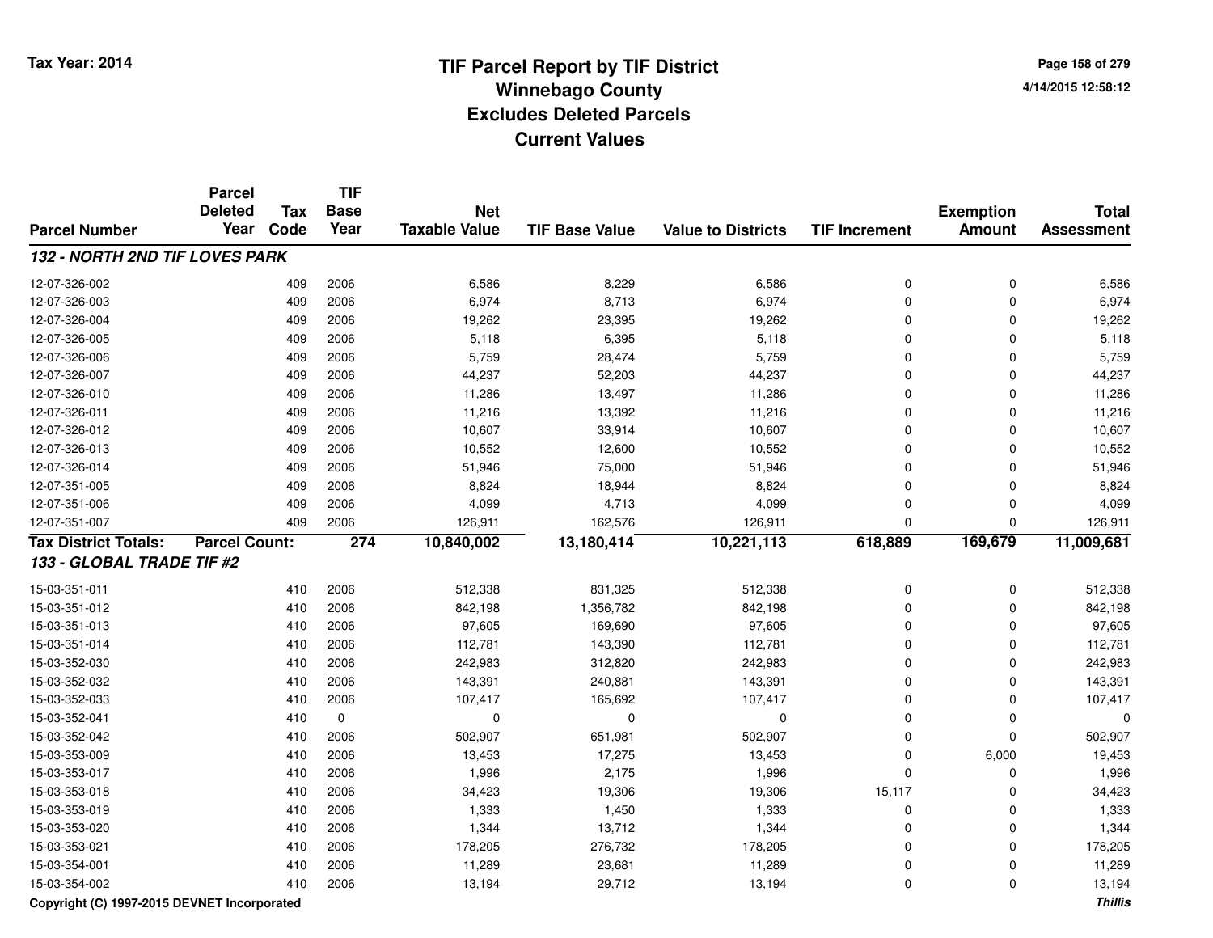# TIF Parcel Report by TIF District
## Winnebago County
## Excludes Deleted Parcels
## Current Values

Tax Year: 2014

4/14/2015 12:58:12

| Parcel Number | Parcel Deleted Year | Tax Code | TIF Base Year | Net Taxable Value | TIF Base Value | Value to Districts | TIF Increment | Exemption Amount | Total Assessment |
|---|---|---|---|---|---|---|---|---|---|
| ***132 - NORTH 2ND TIF LOVES PARK*** | | | | | | | | | |
| 12-07-326-002 | | 409 | 2006 | 6,586 | 8,229 | 6,586 | 0 | 0 | 6,586 |
| 12-07-326-003 | | 409 | 2006 | 6,974 | 8,713 | 6,974 | 0 | 0 | 6,974 |
| 12-07-326-004 | | 409 | 2006 | 19,262 | 23,395 | 19,262 | 0 | 0 | 19,262 |
| 12-07-326-005 | | 409 | 2006 | 5,118 | 6,395 | 5,118 | 0 | 0 | 5,118 |
| 12-07-326-006 | | 409 | 2006 | 5,759 | 28,474 | 5,759 | 0 | 0 | 5,759 |
| 12-07-326-007 | | 409 | 2006 | 44,237 | 52,203 | 44,237 | 0 | 0 | 44,237 |
| 12-07-326-010 | | 409 | 2006 | 11,286 | 13,497 | 11,286 | 0 | 0 | 11,286 |
| 12-07-326-011 | | 409 | 2006 | 11,216 | 13,392 | 11,216 | 0 | 0 | 11,216 |
| 12-07-326-012 | | 409 | 2006 | 10,607 | 33,914 | 10,607 | 0 | 0 | 10,607 |
| 12-07-326-013 | | 409 | 2006 | 10,552 | 12,600 | 10,552 | 0 | 0 | 10,552 |
| 12-07-326-014 | | 409 | 2006 | 51,946 | 75,000 | 51,946 | 0 | 0 | 51,946 |
| 12-07-351-005 | | 409 | 2006 | 8,824 | 18,944 | 8,824 | 0 | 0 | 8,824 |
| 12-07-351-006 | | 409 | 2006 | 4,099 | 4,713 | 4,099 | 0 | 0 | 4,099 |
| 12-07-351-007 | | 409 | 2006 | 126,911 | 162,576 | 126,911 | 0 | 0 | 126,911 |
| **Tax District Totals:** | **Parcel Count:** | | **274** | **10,840,002** | **13,180,414** | **10,221,113** | **618,889** | **169,679** | **11,009,681** |
| ***133 - GLOBAL TRADE TIF #2*** | | | | | | | | | |
| 15-03-351-011 | | 410 | 2006 | 512,338 | 831,325 | 512,338 | 0 | 0 | 512,338 |
| 15-03-351-012 | | 410 | 2006 | 842,198 | 1,356,782 | 842,198 | 0 | 0 | 842,198 |
| 15-03-351-013 | | 410 | 2006 | 97,605 | 169,690 | 97,605 | 0 | 0 | 97,605 |
| 15-03-351-014 | | 410 | 2006 | 112,781 | 143,390 | 112,781 | 0 | 0 | 112,781 |
| 15-03-352-030 | | 410 | 2006 | 242,983 | 312,820 | 242,983 | 0 | 0 | 242,983 |
| 15-03-352-032 | | 410 | 2006 | 143,391 | 240,881 | 143,391 | 0 | 0 | 143,391 |
| 15-03-352-033 | | 410 | 2006 | 107,417 | 165,692 | 107,417 | 0 | 0 | 107,417 |
| 15-03-352-041 | | 410 | 0 | 0 | 0 | 0 | 0 | 0 | 0 |
| 15-03-352-042 | | 410 | 2006 | 502,907 | 651,981 | 502,907 | 0 | 0 | 502,907 |
| 15-03-353-009 | | 410 | 2006 | 13,453 | 17,275 | 13,453 | 0 | 6,000 | 19,453 |
| 15-03-353-017 | | 410 | 2006 | 1,996 | 2,175 | 1,996 | 0 | 0 | 1,996 |
| 15-03-353-018 | | 410 | 2006 | 34,423 | 19,306 | 19,306 | 15,117 | 0 | 34,423 |
| 15-03-353-019 | | 410 | 2006 | 1,333 | 1,450 | 1,333 | 0 | 0 | 1,333 |
| 15-03-353-020 | | 410 | 2006 | 1,344 | 13,712 | 1,344 | 0 | 0 | 1,344 |
| 15-03-353-021 | | 410 | 2006 | 178,205 | 276,732 | 178,205 | 0 | 0 | 178,205 |
| 15-03-354-001 | | 410 | 2006 | 11,289 | 23,681 | 11,289 | 0 | 0 | 11,289 |
| 15-03-354-002 | | 410 | 2006 | 13,194 | 29,712 | 13,194 | 0 | 0 | 13,194 |

Copyright (C) 1997-2015 DEVNET Incorporated

*Thillis*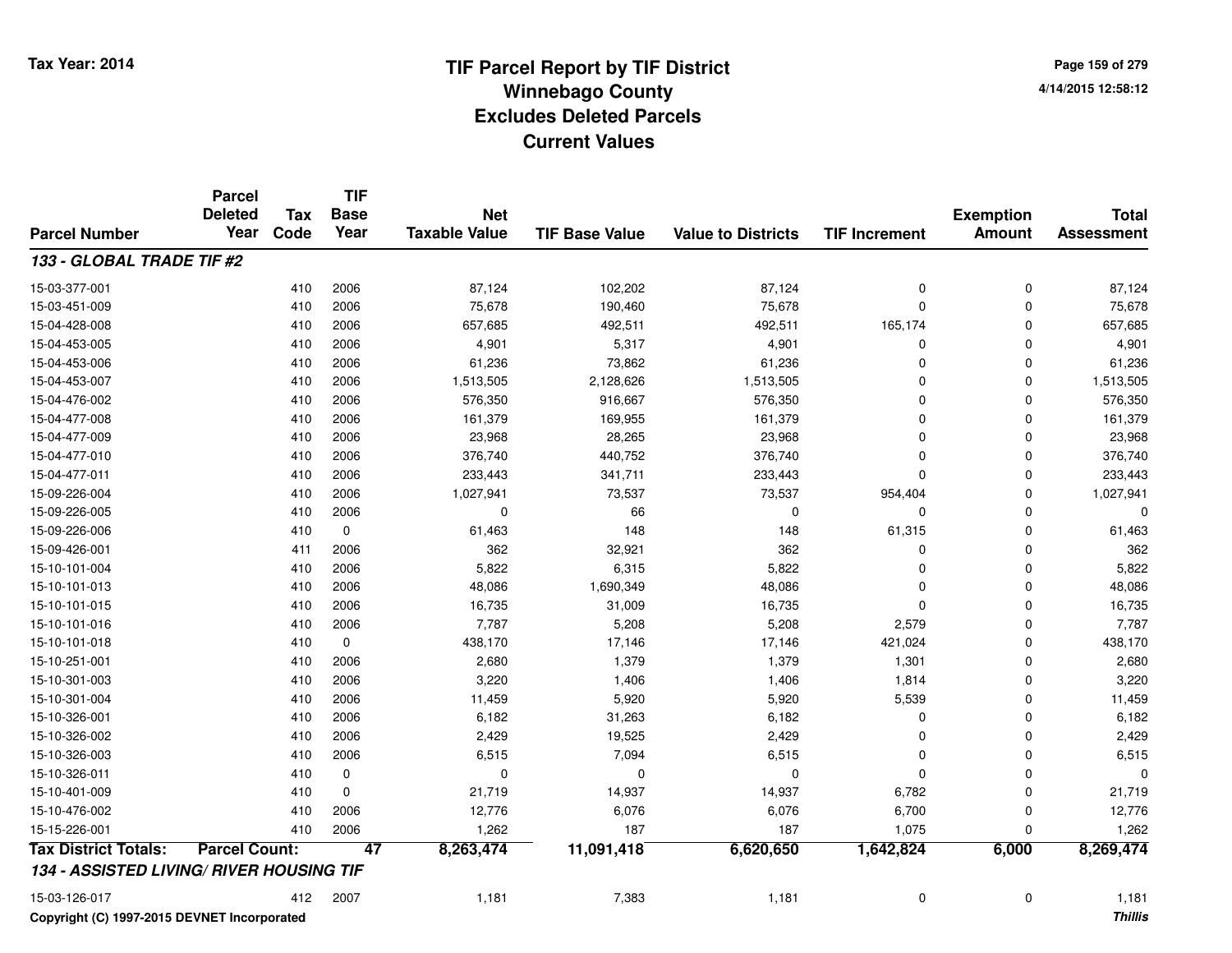# TIF Parcel Report by TIF District
## Winnebago County
## Excludes Deleted Parcels
## Current Values

Tax Year: 2014

4/14/2015 12:58:12

| Parcel Number | Parcel Deleted Year | Tax Code | TIF Base Year | Net Taxable Value | TIF Base Value | Value to Districts | TIF Increment | Exemption Amount | Total Assessment |
|---|---|---|---|---|---|---|---|---|---|
| ***133 - GLOBAL TRADE TIF #2*** | | | | | | | | | |
| 15-03-377-001 | | 410 | 2006 | 87,124 | 102,202 | 87,124 | 0 | 0 | 87,124 |
| 15-03-451-009 | | 410 | 2006 | 75,678 | 190,460 | 75,678 | 0 | 0 | 75,678 |
| 15-04-428-008 | | 410 | 2006 | 657,685 | 492,511 | 492,511 | 165,174 | 0 | 657,685 |
| 15-04-453-005 | | 410 | 2006 | 4,901 | 5,317 | 4,901 | 0 | 0 | 4,901 |
| 15-04-453-006 | | 410 | 2006 | 61,236 | 73,862 | 61,236 | 0 | 0 | 61,236 |
| 15-04-453-007 | | 410 | 2006 | 1,513,505 | 2,128,626 | 1,513,505 | 0 | 0 | 1,513,505 |
| 15-04-476-002 | | 410 | 2006 | 576,350 | 916,667 | 576,350 | 0 | 0 | 576,350 |
| 15-04-477-008 | | 410 | 2006 | 161,379 | 169,955 | 161,379 | 0 | 0 | 161,379 |
| 15-04-477-009 | | 410 | 2006 | 23,968 | 28,265 | 23,968 | 0 | 0 | 23,968 |
| 15-04-477-010 | | 410 | 2006 | 376,740 | 440,752 | 376,740 | 0 | 0 | 376,740 |
| 15-04-477-011 | | 410 | 2006 | 233,443 | 341,711 | 233,443 | 0 | 0 | 233,443 |
| 15-09-226-004 | | 410 | 2006 | 1,027,941 | 73,537 | 73,537 | 954,404 | 0 | 1,027,941 |
| 15-09-226-005 | | 410 | 2006 | 0 | 66 | 0 | 0 | 0 | 0 |
| 15-09-226-006 | | 410 | 0 | 61,463 | 148 | 148 | 61,315 | 0 | 61,463 |
| 15-09-426-001 | | 411 | 2006 | 362 | 32,921 | 362 | 0 | 0 | 362 |
| 15-10-101-004 | | 410 | 2006 | 5,822 | 6,315 | 5,822 | 0 | 0 | 5,822 |
| 15-10-101-013 | | 410 | 2006 | 48,086 | 1,690,349 | 48,086 | 0 | 0 | 48,086 |
| 15-10-101-015 | | 410 | 2006 | 16,735 | 31,009 | 16,735 | 0 | 0 | 16,735 |
| 15-10-101-016 | | 410 | 2006 | 7,787 | 5,208 | 5,208 | 2,579 | 0 | 7,787 |
| 15-10-101-018 | | 410 | 0 | 438,170 | 17,146 | 17,146 | 421,024 | 0 | 438,170 |
| 15-10-251-001 | | 410 | 2006 | 2,680 | 1,379 | 1,379 | 1,301 | 0 | 2,680 |
| 15-10-301-003 | | 410 | 2006 | 3,220 | 1,406 | 1,406 | 1,814 | 0 | 3,220 |
| 15-10-301-004 | | 410 | 2006 | 11,459 | 5,920 | 5,920 | 5,539 | 0 | 11,459 |
| 15-10-326-001 | | 410 | 2006 | 6,182 | 31,263 | 6,182 | 0 | 0 | 6,182 |
| 15-10-326-002 | | 410 | 2006 | 2,429 | 19,525 | 2,429 | 0 | 0 | 2,429 |
| 15-10-326-003 | | 410 | 2006 | 6,515 | 7,094 | 6,515 | 0 | 0 | 6,515 |
| 15-10-326-011 | | 410 | 0 | 0 | 0 | 0 | 0 | 0 | 0 |
| 15-10-401-009 | | 410 | 0 | 21,719 | 14,937 | 14,937 | 6,782 | 0 | 21,719 |
| 15-10-476-002 | | 410 | 2006 | 12,776 | 6,076 | 6,076 | 6,700 | 0 | 12,776 |
| 15-15-226-001 | | 410 | 2006 | 1,262 | 187 | 187 | 1,075 | 0 | 1,262 |
| **Tax District Totals:** | **Parcel Count:** | | **47** | **8,263,474** | **11,091,418** | **6,620,650** | **1,642,824** | **6,000** | **8,269,474** |
| ***134 - ASSISTED LIVING/ RIVER HOUSING TIF*** | | | | | | | | | |
| 15-03-126-017 | | 412 | 2007 | 1,181 | 7,383 | 1,181 | 0 | 0 | 1,181 |

Copyright (C) 1997-2015 DEVNET Incorporated

*Thillis*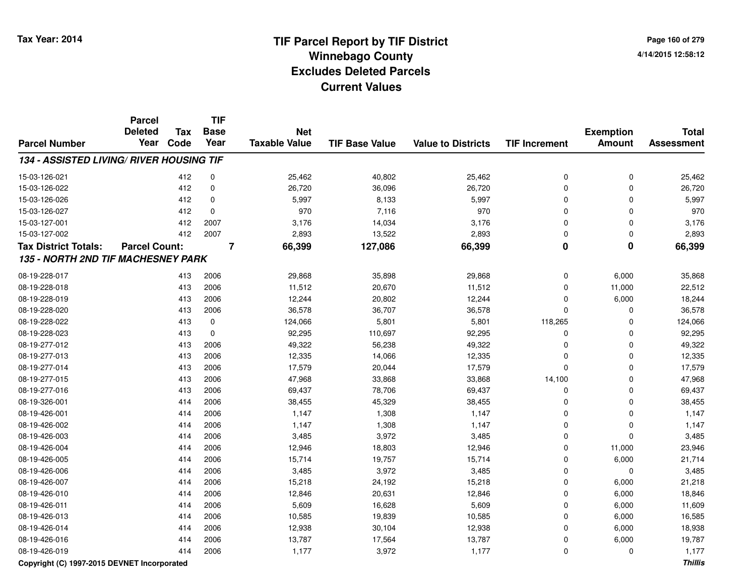# TIF Parcel Report by TIF District
## Winnebago County
## Excludes Deleted Parcels
## Current Values

Tax Year: 2014

4/14/2015 12:58:12

| Parcel Number | Parcel Deleted Year | Tax Code | TIF Base Year | Net Taxable Value | TIF Base Value | Value to Districts | TIF Increment | Exemption Amount | Total Assessment |
|---|---|---|---|---|---|---|---|---|---|
| ***134 - ASSISTED LIVING/ RIVER HOUSING TIF*** | | | | | | | | | |
| 15-03-126-021 | | 412 | 0 | 25,462 | 40,802 | 25,462 | 0 | 0 | 25,462 |
| 15-03-126-022 | | 412 | 0 | 26,720 | 36,096 | 26,720 | 0 | 0 | 26,720 |
| 15-03-126-026 | | 412 | 0 | 5,997 | 8,133 | 5,997 | 0 | 0 | 5,997 |
| 15-03-126-027 | | 412 | 0 | 970 | 7,116 | 970 | 0 | 0 | 970 |
| 15-03-127-001 | | 412 | 2007 | 3,176 | 14,034 | 3,176 | 0 | 0 | 3,176 |
| 15-03-127-002 | | 412 | 2007 | 2,893 | 13,522 | 2,893 | 0 | 0 | 2,893 |
| **Tax District Totals:** | **Parcel Count:** | | **7** | **66,399** | **127,086** | **66,399** | **0** | **0** | **66,399** |
| ***135 - NORTH 2ND TIF MACHESNEY PARK*** | | | | | | | | | |
| 08-19-228-017 | | 413 | 2006 | 29,868 | 35,898 | 29,868 | 0 | 6,000 | 35,868 |
| 08-19-228-018 | | 413 | 2006 | 11,512 | 20,670 | 11,512 | 0 | 11,000 | 22,512 |
| 08-19-228-019 | | 413 | 2006 | 12,244 | 20,802 | 12,244 | 0 | 6,000 | 18,244 |
| 08-19-228-020 | | 413 | 2006 | 36,578 | 36,707 | 36,578 | 0 | 0 | 36,578 |
| 08-19-228-022 | | 413 | 0 | 124,066 | 5,801 | 5,801 | 118,265 | 0 | 124,066 |
| 08-19-228-023 | | 413 | 0 | 92,295 | 110,697 | 92,295 | 0 | 0 | 92,295 |
| 08-19-277-012 | | 413 | 2006 | 49,322 | 56,238 | 49,322 | 0 | 0 | 49,322 |
| 08-19-277-013 | | 413 | 2006 | 12,335 | 14,066 | 12,335 | 0 | 0 | 12,335 |
| 08-19-277-014 | | 413 | 2006 | 17,579 | 20,044 | 17,579 | 0 | 0 | 17,579 |
| 08-19-277-015 | | 413 | 2006 | 47,968 | 33,868 | 33,868 | 14,100 | 0 | 47,968 |
| 08-19-277-016 | | 413 | 2006 | 69,437 | 78,706 | 69,437 | 0 | 0 | 69,437 |
| 08-19-326-001 | | 414 | 2006 | 38,455 | 45,329 | 38,455 | 0 | 0 | 38,455 |
| 08-19-426-001 | | 414 | 2006 | 1,147 | 1,308 | 1,147 | 0 | 0 | 1,147 |
| 08-19-426-002 | | 414 | 2006 | 1,147 | 1,308 | 1,147 | 0 | 0 | 1,147 |
| 08-19-426-003 | | 414 | 2006 | 3,485 | 3,972 | 3,485 | 0 | 0 | 3,485 |
| 08-19-426-004 | | 414 | 2006 | 12,946 | 18,803 | 12,946 | 0 | 11,000 | 23,946 |
| 08-19-426-005 | | 414 | 2006 | 15,714 | 19,757 | 15,714 | 0 | 6,000 | 21,714 |
| 08-19-426-006 | | 414 | 2006 | 3,485 | 3,972 | 3,485 | 0 | 0 | 3,485 |
| 08-19-426-007 | | 414 | 2006 | 15,218 | 24,192 | 15,218 | 0 | 6,000 | 21,218 |
| 08-19-426-010 | | 414 | 2006 | 12,846 | 20,631 | 12,846 | 0 | 6,000 | 18,846 |
| 08-19-426-011 | | 414 | 2006 | 5,609 | 16,628 | 5,609 | 0 | 6,000 | 11,609 |
| 08-19-426-013 | | 414 | 2006 | 10,585 | 19,839 | 10,585 | 0 | 6,000 | 16,585 |
| 08-19-426-014 | | 414 | 2006 | 12,938 | 30,104 | 12,938 | 0 | 6,000 | 18,938 |
| 08-19-426-016 | | 414 | 2006 | 13,787 | 17,564 | 13,787 | 0 | 6,000 | 19,787 |
| 08-19-426-019 | | 414 | 2006 | 1,177 | 3,972 | 1,177 | 0 | 0 | 1,177 |

Copyright (C) 1997-2015 DEVNET Incorporated

*Thillis*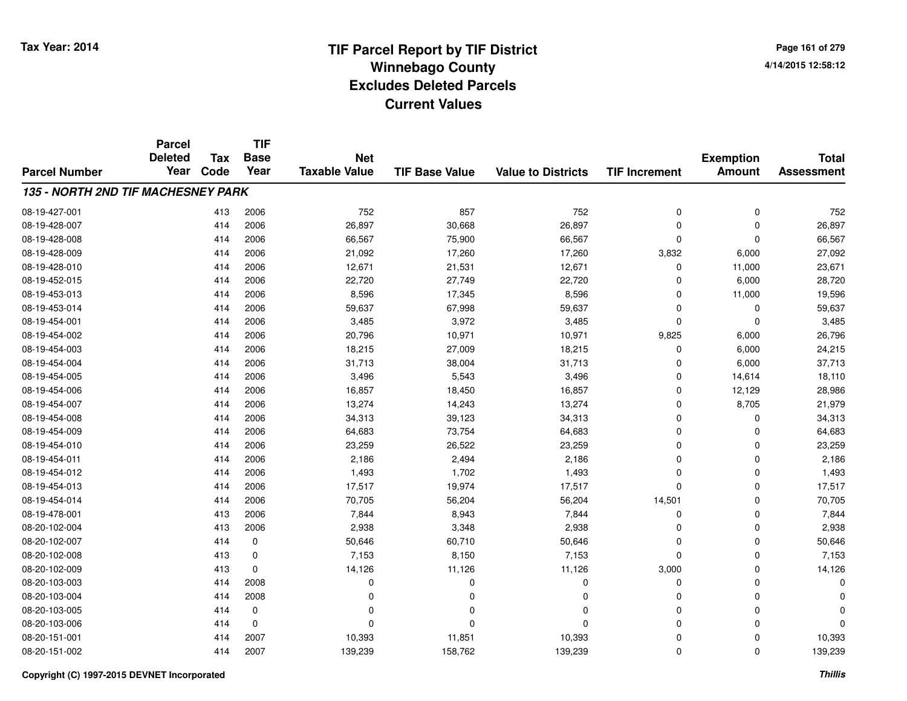# TIF Parcel Report by TIF District
# Winnebago County
# Excludes Deleted Parcels
# Current Values

Tax Year: 2014

4/14/2015 12:58:12

| Parcel Number | Parcel Deleted Year | Tax Code | TIF Base Year | Net Taxable Value | TIF Base Value | Value to Districts | TIF Increment | Exemption Amount | Total Assessment |
|---|---|---|---|---|---|---|---|---|---|
| ***135 - NORTH 2ND TIF MACHESNEY PARK*** | | | | | | | | | |
| 08-19-427-001 | | 413 | 2006 | 752 | 857 | 752 | 0 | 0 | 752 |
| 08-19-428-007 | | 414 | 2006 | 26,897 | 30,668 | 26,897 | 0 | 0 | 26,897 |
| 08-19-428-008 | | 414 | 2006 | 66,567 | 75,900 | 66,567 | 0 | 0 | 66,567 |
| 08-19-428-009 | | 414 | 2006 | 21,092 | 17,260 | 17,260 | 3,832 | 6,000 | 27,092 |
| 08-19-428-010 | | 414 | 2006 | 12,671 | 21,531 | 12,671 | 0 | 11,000 | 23,671 |
| 08-19-452-015 | | 414 | 2006 | 22,720 | 27,749 | 22,720 | 0 | 6,000 | 28,720 |
| 08-19-453-013 | | 414 | 2006 | 8,596 | 17,345 | 8,596 | 0 | 11,000 | 19,596 |
| 08-19-453-014 | | 414 | 2006 | 59,637 | 67,998 | 59,637 | 0 | 0 | 59,637 |
| 08-19-454-001 | | 414 | 2006 | 3,485 | 3,972 | 3,485 | 0 | 0 | 3,485 |
| 08-19-454-002 | | 414 | 2006 | 20,796 | 10,971 | 10,971 | 9,825 | 6,000 | 26,796 |
| 08-19-454-003 | | 414 | 2006 | 18,215 | 27,009 | 18,215 | 0 | 6,000 | 24,215 |
| 08-19-454-004 | | 414 | 2006 | 31,713 | 38,004 | 31,713 | 0 | 6,000 | 37,713 |
| 08-19-454-005 | | 414 | 2006 | 3,496 | 5,543 | 3,496 | 0 | 14,614 | 18,110 |
| 08-19-454-006 | | 414 | 2006 | 16,857 | 18,450 | 16,857 | 0 | 12,129 | 28,986 |
| 08-19-454-007 | | 414 | 2006 | 13,274 | 14,243 | 13,274 | 0 | 8,705 | 21,979 |
| 08-19-454-008 | | 414 | 2006 | 34,313 | 39,123 | 34,313 | 0 | 0 | 34,313 |
| 08-19-454-009 | | 414 | 2006 | 64,683 | 73,754 | 64,683 | 0 | 0 | 64,683 |
| 08-19-454-010 | | 414 | 2006 | 23,259 | 26,522 | 23,259 | 0 | 0 | 23,259 |
| 08-19-454-011 | | 414 | 2006 | 2,186 | 2,494 | 2,186 | 0 | 0 | 2,186 |
| 08-19-454-012 | | 414 | 2006 | 1,493 | 1,702 | 1,493 | 0 | 0 | 1,493 |
| 08-19-454-013 | | 414 | 2006 | 17,517 | 19,974 | 17,517 | 0 | 0 | 17,517 |
| 08-19-454-014 | | 414 | 2006 | 70,705 | 56,204 | 56,204 | 14,501 | 0 | 70,705 |
| 08-19-478-001 | | 413 | 2006 | 7,844 | 8,943 | 7,844 | 0 | 0 | 7,844 |
| 08-20-102-004 | | 413 | 2006 | 2,938 | 3,348 | 2,938 | 0 | 0 | 2,938 |
| 08-20-102-007 | | 414 | 0 | 50,646 | 60,710 | 50,646 | 0 | 0 | 50,646 |
| 08-20-102-008 | | 413 | 0 | 7,153 | 8,150 | 7,153 | 0 | 0 | 7,153 |
| 08-20-102-009 | | 413 | 0 | 14,126 | 11,126 | 11,126 | 3,000 | 0 | 14,126 |
| 08-20-103-003 | | 414 | 2008 | 0 | 0 | 0 | 0 | 0 | 0 |
| 08-20-103-004 | | 414 | 2008 | 0 | 0 | 0 | 0 | 0 | 0 |
| 08-20-103-005 | | 414 | 0 | 0 | 0 | 0 | 0 | 0 | 0 |
| 08-20-103-006 | | 414 | 0 | 0 | 0 | 0 | 0 | 0 | 0 |
| 08-20-151-001 | | 414 | 2007 | 10,393 | 11,851 | 10,393 | 0 | 0 | 10,393 |
| 08-20-151-002 | | 414 | 2007 | 139,239 | 158,762 | 139,239 | 0 | 0 | 139,239 |

Copyright (C) 1997-2015 DEVNET Incorporated

*Thillis*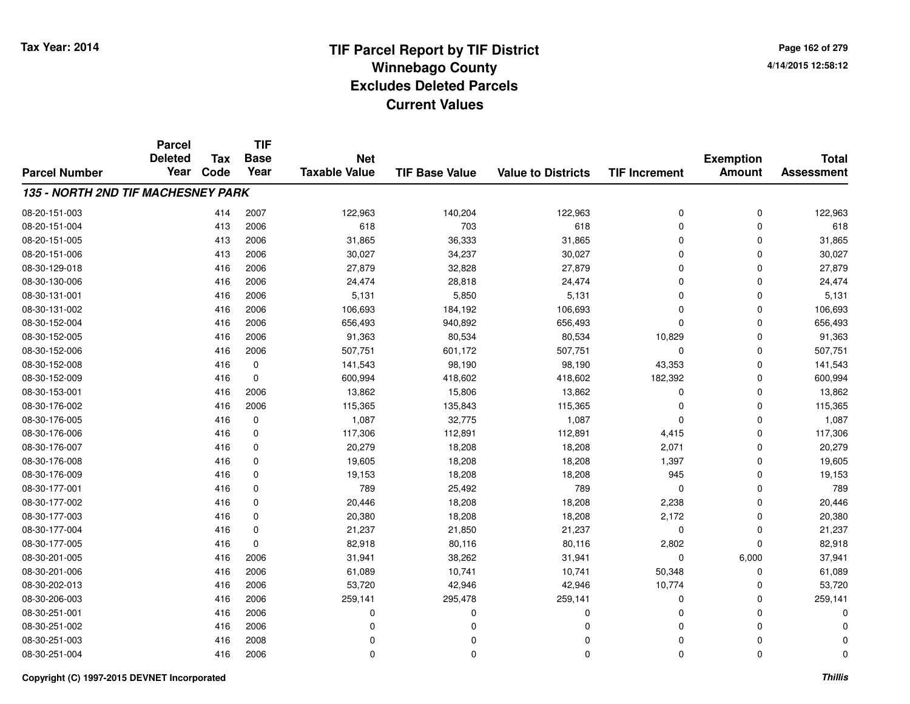# TIF Parcel Report by TIF District
## Winnebago County
## Excludes Deleted Parcels
## Current Values

Tax Year: 2014

4/14/2015 12:58:12

| Parcel Number | Parcel Deleted Year | Tax Code | TIF Base Year | Net Taxable Value | TIF Base Value | Value to Districts | TIF Increment | Exemption Amount | Total Assessment |
|---|---|---|---|---|---|---|---|---|---|
| ***135 - NORTH 2ND TIF MACHESNEY PARK*** | | | | | | | | | |
| 08-20-151-003 | | 414 | 2007 | 122,963 | 140,204 | 122,963 | 0 | 0 | 122,963 |
| 08-20-151-004 | | 413 | 2006 | 618 | 703 | 618 | 0 | 0 | 618 |
| 08-20-151-005 | | 413 | 2006 | 31,865 | 36,333 | 31,865 | 0 | 0 | 31,865 |
| 08-20-151-006 | | 413 | 2006 | 30,027 | 34,237 | 30,027 | 0 | 0 | 30,027 |
| 08-30-129-018 | | 416 | 2006 | 27,879 | 32,828 | 27,879 | 0 | 0 | 27,879 |
| 08-30-130-006 | | 416 | 2006 | 24,474 | 28,818 | 24,474 | 0 | 0 | 24,474 |
| 08-30-131-001 | | 416 | 2006 | 5,131 | 5,850 | 5,131 | 0 | 0 | 5,131 |
| 08-30-131-002 | | 416 | 2006 | 106,693 | 184,192 | 106,693 | 0 | 0 | 106,693 |
| 08-30-152-004 | | 416 | 2006 | 656,493 | 940,892 | 656,493 | 0 | 0 | 656,493 |
| 08-30-152-005 | | 416 | 2006 | 91,363 | 80,534 | 80,534 | 10,829 | 0 | 91,363 |
| 08-30-152-006 | | 416 | 2006 | 507,751 | 601,172 | 507,751 | 0 | 0 | 507,751 |
| 08-30-152-008 | | 416 | 0 | 141,543 | 98,190 | 98,190 | 43,353 | 0 | 141,543 |
| 08-30-152-009 | | 416 | 0 | 600,994 | 418,602 | 418,602 | 182,392 | 0 | 600,994 |
| 08-30-153-001 | | 416 | 2006 | 13,862 | 15,806 | 13,862 | 0 | 0 | 13,862 |
| 08-30-176-002 | | 416 | 2006 | 115,365 | 135,843 | 115,365 | 0 | 0 | 115,365 |
| 08-30-176-005 | | 416 | 0 | 1,087 | 32,775 | 1,087 | 0 | 0 | 1,087 |
| 08-30-176-006 | | 416 | 0 | 117,306 | 112,891 | 112,891 | 4,415 | 0 | 117,306 |
| 08-30-176-007 | | 416 | 0 | 20,279 | 18,208 | 18,208 | 2,071 | 0 | 20,279 |
| 08-30-176-008 | | 416 | 0 | 19,605 | 18,208 | 18,208 | 1,397 | 0 | 19,605 |
| 08-30-176-009 | | 416 | 0 | 19,153 | 18,208 | 18,208 | 945 | 0 | 19,153 |
| 08-30-177-001 | | 416 | 0 | 789 | 25,492 | 789 | 0 | 0 | 789 |
| 08-30-177-002 | | 416 | 0 | 20,446 | 18,208 | 18,208 | 2,238 | 0 | 20,446 |
| 08-30-177-003 | | 416 | 0 | 20,380 | 18,208 | 18,208 | 2,172 | 0 | 20,380 |
| 08-30-177-004 | | 416 | 0 | 21,237 | 21,850 | 21,237 | 0 | 0 | 21,237 |
| 08-30-177-005 | | 416 | 0 | 82,918 | 80,116 | 80,116 | 2,802 | 0 | 82,918 |
| 08-30-201-005 | | 416 | 2006 | 31,941 | 38,262 | 31,941 | 0 | 6,000 | 37,941 |
| 08-30-201-006 | | 416 | 2006 | 61,089 | 10,741 | 10,741 | 50,348 | 0 | 61,089 |
| 08-30-202-013 | | 416 | 2006 | 53,720 | 42,946 | 42,946 | 10,774 | 0 | 53,720 |
| 08-30-206-003 | | 416 | 2006 | 259,141 | 295,478 | 259,141 | 0 | 0 | 259,141 |
| 08-30-251-001 | | 416 | 2006 | 0 | 0 | 0 | 0 | 0 | 0 |
| 08-30-251-002 | | 416 | 2006 | 0 | 0 | 0 | 0 | 0 | 0 |
| 08-30-251-003 | | 416 | 2008 | 0 | 0 | 0 | 0 | 0 | 0 |
| 08-30-251-004 | | 416 | 2006 | 0 | 0 | 0 | 0 | 0 | 0 |

Copyright (C) 1997-2015 DEVNET Incorporated

*Thillis*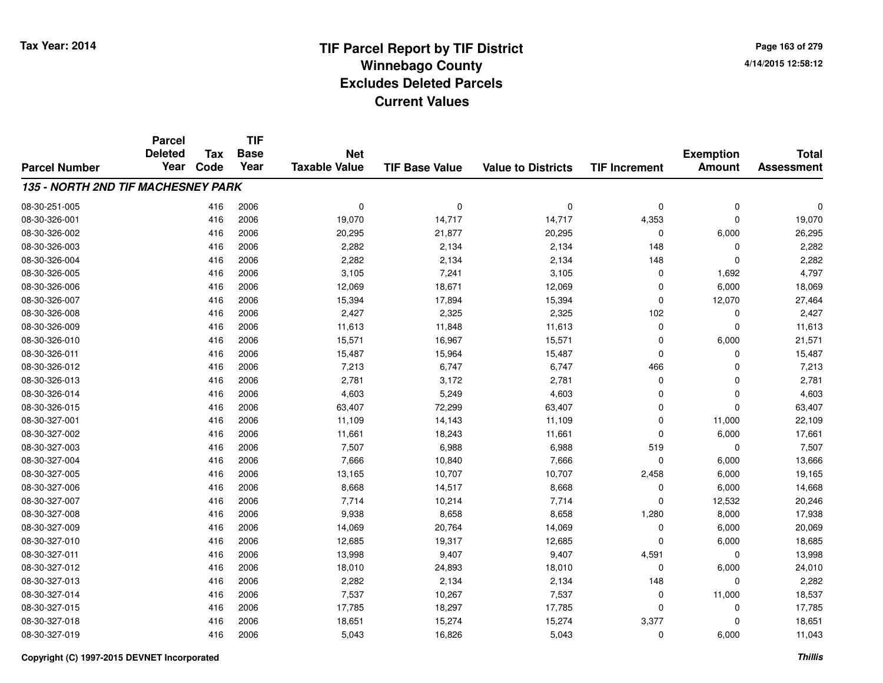# TIF Parcel Report by TIF District
## Winnebago County
## Excludes Deleted Parcels
## Current Values

Tax Year: 2014

### 135 - NORTH 2ND TIF MACHESNEY PARK

| Parcel Number | Parcel Deleted Year | Tax Code | TIF Base Year | Net Taxable Value | TIF Base Value | Value to Districts | TIF Increment | Exemption Amount | Total Assessment |
|---|---|---|---|---|---|---|---|---|---|
| 08-30-251-005 | | 416 | 2006 | 0 | 0 | 0 | 0 | 0 | 0 |
| 08-30-326-001 | | 416 | 2006 | 19,070 | 14,717 | 14,717 | 4,353 | 0 | 19,070 |
| 08-30-326-002 | | 416 | 2006 | 20,295 | 21,877 | 20,295 | 0 | 6,000 | 26,295 |
| 08-30-326-003 | | 416 | 2006 | 2,282 | 2,134 | 2,134 | 148 | 0 | 2,282 |
| 08-30-326-004 | | 416 | 2006 | 2,282 | 2,134 | 2,134 | 148 | 0 | 2,282 |
| 08-30-326-005 | | 416 | 2006 | 3,105 | 7,241 | 3,105 | 0 | 1,692 | 4,797 |
| 08-30-326-006 | | 416 | 2006 | 12,069 | 18,671 | 12,069 | 0 | 6,000 | 18,069 |
| 08-30-326-007 | | 416 | 2006 | 15,394 | 17,894 | 15,394 | 0 | 12,070 | 27,464 |
| 08-30-326-008 | | 416 | 2006 | 2,427 | 2,325 | 2,325 | 102 | 0 | 2,427 |
| 08-30-326-009 | | 416 | 2006 | 11,613 | 11,848 | 11,613 | 0 | 0 | 11,613 |
| 08-30-326-010 | | 416 | 2006 | 15,571 | 16,967 | 15,571 | 0 | 6,000 | 21,571 |
| 08-30-326-011 | | 416 | 2006 | 15,487 | 15,964 | 15,487 | 0 | 0 | 15,487 |
| 08-30-326-012 | | 416 | 2006 | 7,213 | 6,747 | 6,747 | 466 | 0 | 7,213 |
| 08-30-326-013 | | 416 | 2006 | 2,781 | 3,172 | 2,781 | 0 | 0 | 2,781 |
| 08-30-326-014 | | 416 | 2006 | 4,603 | 5,249 | 4,603 | 0 | 0 | 4,603 |
| 08-30-326-015 | | 416 | 2006 | 63,407 | 72,299 | 63,407 | 0 | 0 | 63,407 |
| 08-30-327-001 | | 416 | 2006 | 11,109 | 14,143 | 11,109 | 0 | 11,000 | 22,109 |
| 08-30-327-002 | | 416 | 2006 | 11,661 | 18,243 | 11,661 | 0 | 6,000 | 17,661 |
| 08-30-327-003 | | 416 | 2006 | 7,507 | 6,988 | 6,988 | 519 | 0 | 7,507 |
| 08-30-327-004 | | 416 | 2006 | 7,666 | 10,840 | 7,666 | 0 | 6,000 | 13,666 |
| 08-30-327-005 | | 416 | 2006 | 13,165 | 10,707 | 10,707 | 2,458 | 6,000 | 19,165 |
| 08-30-327-006 | | 416 | 2006 | 8,668 | 14,517 | 8,668 | 0 | 6,000 | 14,668 |
| 08-30-327-007 | | 416 | 2006 | 7,714 | 10,214 | 7,714 | 0 | 12,532 | 20,246 |
| 08-30-327-008 | | 416 | 2006 | 9,938 | 8,658 | 8,658 | 1,280 | 8,000 | 17,938 |
| 08-30-327-009 | | 416 | 2006 | 14,069 | 20,764 | 14,069 | 0 | 6,000 | 20,069 |
| 08-30-327-010 | | 416 | 2006 | 12,685 | 19,317 | 12,685 | 0 | 6,000 | 18,685 |
| 08-30-327-011 | | 416 | 2006 | 13,998 | 9,407 | 9,407 | 4,591 | 0 | 13,998 |
| 08-30-327-012 | | 416 | 2006 | 18,010 | 24,893 | 18,010 | 0 | 6,000 | 24,010 |
| 08-30-327-013 | | 416 | 2006 | 2,282 | 2,134 | 2,134 | 148 | 0 | 2,282 |
| 08-30-327-014 | | 416 | 2006 | 7,537 | 10,267 | 7,537 | 0 | 11,000 | 18,537 |
| 08-30-327-015 | | 416 | 2006 | 17,785 | 18,297 | 17,785 | 0 | 0 | 17,785 |
| 08-30-327-018 | | 416 | 2006 | 18,651 | 15,274 | 15,274 | 3,377 | 0 | 18,651 |
| 08-30-327-019 | | 416 | 2006 | 5,043 | 16,826 | 5,043 | 0 | 6,000 | 11,043 |

Copyright (C) 1997-2015 DEVNET Incorporated

*Thillis*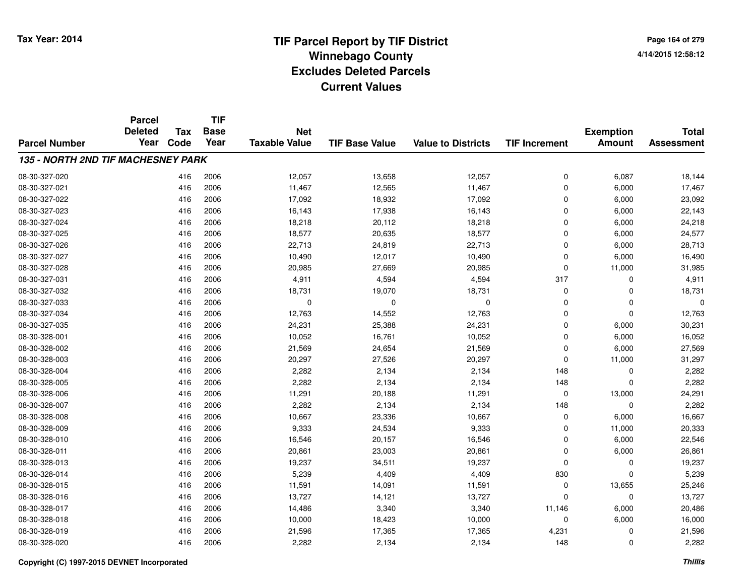# TIF Parcel Report by TIF District
## Winnebago County
## Excludes Deleted Parcels
## Current Values

Tax Year: 2014

| Parcel Number | Parcel Deleted Year | Tax Code | TIF Base Year | Net Taxable Value | TIF Base Value | Value to Districts | TIF Increment | Exemption Amount | Total Assessment |
|---|---|---|---|---|---|---|---|---|---|
| ***135 - NORTH 2ND TIF MACHESNEY PARK*** | | | | | | | | | |
| 08-30-327-020 | | 416 | 2006 | 12,057 | 13,658 | 12,057 | 0 | 6,087 | 18,144 |
| 08-30-327-021 | | 416 | 2006 | 11,467 | 12,565 | 11,467 | 0 | 6,000 | 17,467 |
| 08-30-327-022 | | 416 | 2006 | 17,092 | 18,932 | 17,092 | 0 | 6,000 | 23,092 |
| 08-30-327-023 | | 416 | 2006 | 16,143 | 17,938 | 16,143 | 0 | 6,000 | 22,143 |
| 08-30-327-024 | | 416 | 2006 | 18,218 | 20,112 | 18,218 | 0 | 6,000 | 24,218 |
| 08-30-327-025 | | 416 | 2006 | 18,577 | 20,635 | 18,577 | 0 | 6,000 | 24,577 |
| 08-30-327-026 | | 416 | 2006 | 22,713 | 24,819 | 22,713 | 0 | 6,000 | 28,713 |
| 08-30-327-027 | | 416 | 2006 | 10,490 | 12,017 | 10,490 | 0 | 6,000 | 16,490 |
| 08-30-327-028 | | 416 | 2006 | 20,985 | 27,669 | 20,985 | 0 | 11,000 | 31,985 |
| 08-30-327-031 | | 416 | 2006 | 4,911 | 4,594 | 4,594 | 317 | 0 | 4,911 |
| 08-30-327-032 | | 416 | 2006 | 18,731 | 19,070 | 18,731 | 0 | 0 | 18,731 |
| 08-30-327-033 | | 416 | 2006 | 0 | 0 | 0 | 0 | 0 | 0 |
| 08-30-327-034 | | 416 | 2006 | 12,763 | 14,552 | 12,763 | 0 | 0 | 12,763 |
| 08-30-327-035 | | 416 | 2006 | 24,231 | 25,388 | 24,231 | 0 | 6,000 | 30,231 |
| 08-30-328-001 | | 416 | 2006 | 10,052 | 16,761 | 10,052 | 0 | 6,000 | 16,052 |
| 08-30-328-002 | | 416 | 2006 | 21,569 | 24,654 | 21,569 | 0 | 6,000 | 27,569 |
| 08-30-328-003 | | 416 | 2006 | 20,297 | 27,526 | 20,297 | 0 | 11,000 | 31,297 |
| 08-30-328-004 | | 416 | 2006 | 2,282 | 2,134 | 2,134 | 148 | 0 | 2,282 |
| 08-30-328-005 | | 416 | 2006 | 2,282 | 2,134 | 2,134 | 148 | 0 | 2,282 |
| 08-30-328-006 | | 416 | 2006 | 11,291 | 20,188 | 11,291 | 0 | 13,000 | 24,291 |
| 08-30-328-007 | | 416 | 2006 | 2,282 | 2,134 | 2,134 | 148 | 0 | 2,282 |
| 08-30-328-008 | | 416 | 2006 | 10,667 | 23,336 | 10,667 | 0 | 6,000 | 16,667 |
| 08-30-328-009 | | 416 | 2006 | 9,333 | 24,534 | 9,333 | 0 | 11,000 | 20,333 |
| 08-30-328-010 | | 416 | 2006 | 16,546 | 20,157 | 16,546 | 0 | 6,000 | 22,546 |
| 08-30-328-011 | | 416 | 2006 | 20,861 | 23,003 | 20,861 | 0 | 6,000 | 26,861 |
| 08-30-328-013 | | 416 | 2006 | 19,237 | 34,511 | 19,237 | 0 | 0 | 19,237 |
| 08-30-328-014 | | 416 | 2006 | 5,239 | 4,409 | 4,409 | 830 | 0 | 5,239 |
| 08-30-328-015 | | 416 | 2006 | 11,591 | 14,091 | 11,591 | 0 | 13,655 | 25,246 |
| 08-30-328-016 | | 416 | 2006 | 13,727 | 14,121 | 13,727 | 0 | 0 | 13,727 |
| 08-30-328-017 | | 416 | 2006 | 14,486 | 3,340 | 3,340 | 11,146 | 6,000 | 20,486 |
| 08-30-328-018 | | 416 | 2006 | 10,000 | 18,423 | 10,000 | 0 | 6,000 | 16,000 |
| 08-30-328-019 | | 416 | 2006 | 21,596 | 17,365 | 17,365 | 4,231 | 0 | 21,596 |
| 08-30-328-020 | | 416 | 2006 | 2,282 | 2,134 | 2,134 | 148 | 0 | 2,282 |

Copyright (C) 1997-2015 DEVNET Incorporated

*Thillis*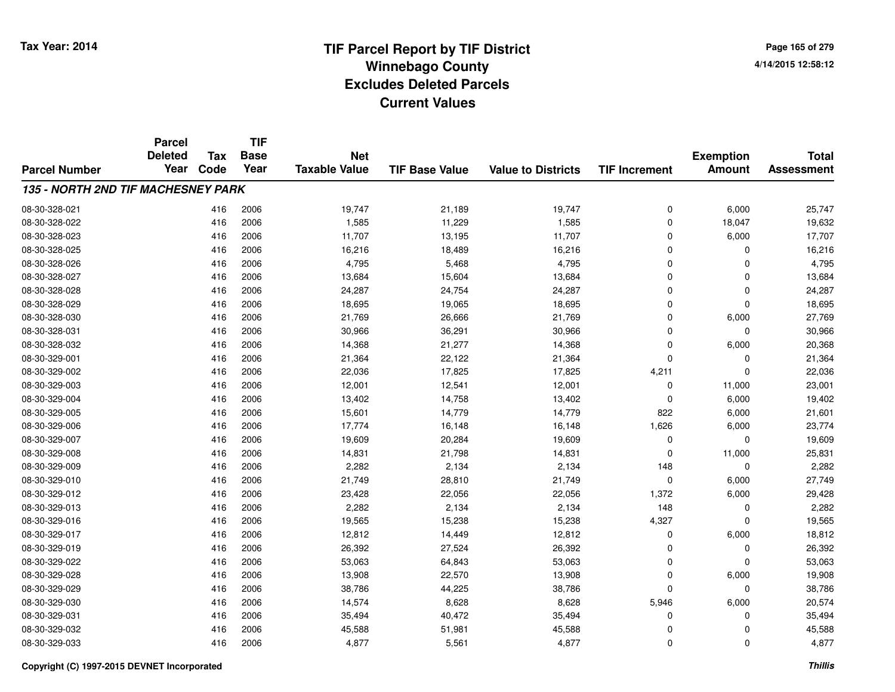# TIF Parcel Report by TIF District
# Winnebago County
# Excludes Deleted Parcels
# Current Values

Tax Year: 2014

4/14/2015 12:58:12

| Parcel Number | Parcel Deleted Year | Tax Code | TIF Base Year | Net Taxable Value | TIF Base Value | Value to Districts | TIF Increment | Exemption Amount | Total Assessment |
|---|---|---|---|---|---|---|---|---|---|
| ***135 - NORTH 2ND TIF MACHESNEY PARK*** | | | | | | | | | |
| 08-30-328-021 | | 416 | 2006 | 19,747 | 21,189 | 19,747 | 0 | 6,000 | 25,747 |
| 08-30-328-022 | | 416 | 2006 | 1,585 | 11,229 | 1,585 | 0 | 18,047 | 19,632 |
| 08-30-328-023 | | 416 | 2006 | 11,707 | 13,195 | 11,707 | 0 | 6,000 | 17,707 |
| 08-30-328-025 | | 416 | 2006 | 16,216 | 18,489 | 16,216 | 0 | 0 | 16,216 |
| 08-30-328-026 | | 416 | 2006 | 4,795 | 5,468 | 4,795 | 0 | 0 | 4,795 |
| 08-30-328-027 | | 416 | 2006 | 13,684 | 15,604 | 13,684 | 0 | 0 | 13,684 |
| 08-30-328-028 | | 416 | 2006 | 24,287 | 24,754 | 24,287 | 0 | 0 | 24,287 |
| 08-30-328-029 | | 416 | 2006 | 18,695 | 19,065 | 18,695 | 0 | 0 | 18,695 |
| 08-30-328-030 | | 416 | 2006 | 21,769 | 26,666 | 21,769 | 0 | 6,000 | 27,769 |
| 08-30-328-031 | | 416 | 2006 | 30,966 | 36,291 | 30,966 | 0 | 0 | 30,966 |
| 08-30-328-032 | | 416 | 2006 | 14,368 | 21,277 | 14,368 | 0 | 6,000 | 20,368 |
| 08-30-329-001 | | 416 | 2006 | 21,364 | 22,122 | 21,364 | 0 | 0 | 21,364 |
| 08-30-329-002 | | 416 | 2006 | 22,036 | 17,825 | 17,825 | 4,211 | 0 | 22,036 |
| 08-30-329-003 | | 416 | 2006 | 12,001 | 12,541 | 12,001 | 0 | 11,000 | 23,001 |
| 08-30-329-004 | | 416 | 2006 | 13,402 | 14,758 | 13,402 | 0 | 6,000 | 19,402 |
| 08-30-329-005 | | 416 | 2006 | 15,601 | 14,779 | 14,779 | 822 | 6,000 | 21,601 |
| 08-30-329-006 | | 416 | 2006 | 17,774 | 16,148 | 16,148 | 1,626 | 6,000 | 23,774 |
| 08-30-329-007 | | 416 | 2006 | 19,609 | 20,284 | 19,609 | 0 | 0 | 19,609 |
| 08-30-329-008 | | 416 | 2006 | 14,831 | 21,798 | 14,831 | 0 | 11,000 | 25,831 |
| 08-30-329-009 | | 416 | 2006 | 2,282 | 2,134 | 2,134 | 148 | 0 | 2,282 |
| 08-30-329-010 | | 416 | 2006 | 21,749 | 28,810 | 21,749 | 0 | 6,000 | 27,749 |
| 08-30-329-012 | | 416 | 2006 | 23,428 | 22,056 | 22,056 | 1,372 | 6,000 | 29,428 |
| 08-30-329-013 | | 416 | 2006 | 2,282 | 2,134 | 2,134 | 148 | 0 | 2,282 |
| 08-30-329-016 | | 416 | 2006 | 19,565 | 15,238 | 15,238 | 4,327 | 0 | 19,565 |
| 08-30-329-017 | | 416 | 2006 | 12,812 | 14,449 | 12,812 | 0 | 6,000 | 18,812 |
| 08-30-329-019 | | 416 | 2006 | 26,392 | 27,524 | 26,392 | 0 | 0 | 26,392 |
| 08-30-329-022 | | 416 | 2006 | 53,063 | 64,843 | 53,063 | 0 | 0 | 53,063 |
| 08-30-329-028 | | 416 | 2006 | 13,908 | 22,570 | 13,908 | 0 | 6,000 | 19,908 |
| 08-30-329-029 | | 416 | 2006 | 38,786 | 44,225 | 38,786 | 0 | 0 | 38,786 |
| 08-30-329-030 | | 416 | 2006 | 14,574 | 8,628 | 8,628 | 5,946 | 6,000 | 20,574 |
| 08-30-329-031 | | 416 | 2006 | 35,494 | 40,472 | 35,494 | 0 | 0 | 35,494 |
| 08-30-329-032 | | 416 | 2006 | 45,588 | 51,981 | 45,588 | 0 | 0 | 45,588 |
| 08-30-329-033 | | 416 | 2006 | 4,877 | 5,561 | 4,877 | 0 | 0 | 4,877 |

Copyright (C) 1997-2015 DEVNET Incorporated

*Thillis*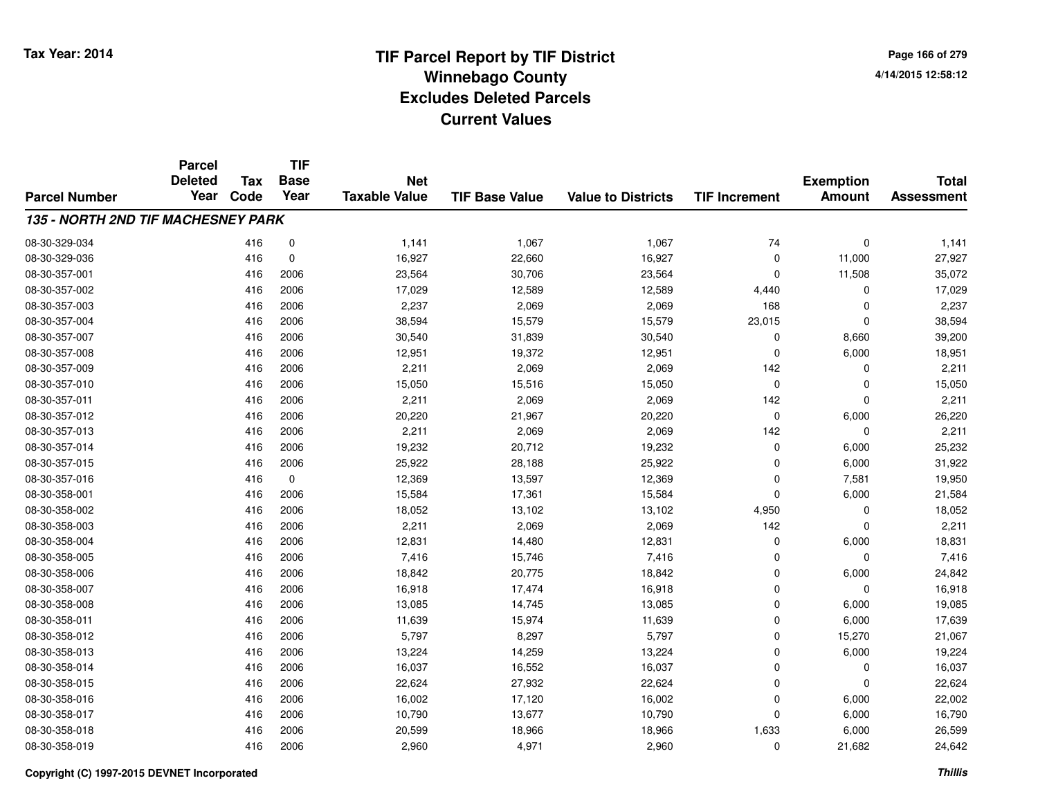# TIF Parcel Report by TIF District
## Winnebago County
## Excludes Deleted Parcels
## Current Values

Tax Year: 2014

4/14/2015 12:58:12

| Parcel Number | Parcel Deleted Year | Tax Code | TIF Base Year | Net Taxable Value | TIF Base Value | Value to Districts | TIF Increment | Exemption Amount | Total Assessment |
|---|---|---|---|---|---|---|---|---|---|
| ***135 - NORTH 2ND TIF MACHESNEY PARK*** | | | | | | | | | |
| 08-30-329-034 | | 416 | 0 | 1,141 | 1,067 | 1,067 | 74 | 0 | 1,141 |
| 08-30-329-036 | | 416 | 0 | 16,927 | 22,660 | 16,927 | 0 | 11,000 | 27,927 |
| 08-30-357-001 | | 416 | 2006 | 23,564 | 30,706 | 23,564 | 0 | 11,508 | 35,072 |
| 08-30-357-002 | | 416 | 2006 | 17,029 | 12,589 | 12,589 | 4,440 | 0 | 17,029 |
| 08-30-357-003 | | 416 | 2006 | 2,237 | 2,069 | 2,069 | 168 | 0 | 2,237 |
| 08-30-357-004 | | 416 | 2006 | 38,594 | 15,579 | 15,579 | 23,015 | 0 | 38,594 |
| 08-30-357-007 | | 416 | 2006 | 30,540 | 31,839 | 30,540 | 0 | 8,660 | 39,200 |
| 08-30-357-008 | | 416 | 2006 | 12,951 | 19,372 | 12,951 | 0 | 6,000 | 18,951 |
| 08-30-357-009 | | 416 | 2006 | 2,211 | 2,069 | 2,069 | 142 | 0 | 2,211 |
| 08-30-357-010 | | 416 | 2006 | 15,050 | 15,516 | 15,050 | 0 | 0 | 15,050 |
| 08-30-357-011 | | 416 | 2006 | 2,211 | 2,069 | 2,069 | 142 | 0 | 2,211 |
| 08-30-357-012 | | 416 | 2006 | 20,220 | 21,967 | 20,220 | 0 | 6,000 | 26,220 |
| 08-30-357-013 | | 416 | 2006 | 2,211 | 2,069 | 2,069 | 142 | 0 | 2,211 |
| 08-30-357-014 | | 416 | 2006 | 19,232 | 20,712 | 19,232 | 0 | 6,000 | 25,232 |
| 08-30-357-015 | | 416 | 2006 | 25,922 | 28,188 | 25,922 | 0 | 6,000 | 31,922 |
| 08-30-357-016 | | 416 | 0 | 12,369 | 13,597 | 12,369 | 0 | 7,581 | 19,950 |
| 08-30-358-001 | | 416 | 2006 | 15,584 | 17,361 | 15,584 | 0 | 6,000 | 21,584 |
| 08-30-358-002 | | 416 | 2006 | 18,052 | 13,102 | 13,102 | 4,950 | 0 | 18,052 |
| 08-30-358-003 | | 416 | 2006 | 2,211 | 2,069 | 2,069 | 142 | 0 | 2,211 |
| 08-30-358-004 | | 416 | 2006 | 12,831 | 14,480 | 12,831 | 0 | 6,000 | 18,831 |
| 08-30-358-005 | | 416 | 2006 | 7,416 | 15,746 | 7,416 | 0 | 0 | 7,416 |
| 08-30-358-006 | | 416 | 2006 | 18,842 | 20,775 | 18,842 | 0 | 6,000 | 24,842 |
| 08-30-358-007 | | 416 | 2006 | 16,918 | 17,474 | 16,918 | 0 | 0 | 16,918 |
| 08-30-358-008 | | 416 | 2006 | 13,085 | 14,745 | 13,085 | 0 | 6,000 | 19,085 |
| 08-30-358-011 | | 416 | 2006 | 11,639 | 15,974 | 11,639 | 0 | 6,000 | 17,639 |
| 08-30-358-012 | | 416 | 2006 | 5,797 | 8,297 | 5,797 | 0 | 15,270 | 21,067 |
| 08-30-358-013 | | 416 | 2006 | 13,224 | 14,259 | 13,224 | 0 | 6,000 | 19,224 |
| 08-30-358-014 | | 416 | 2006 | 16,037 | 16,552 | 16,037 | 0 | 0 | 16,037 |
| 08-30-358-015 | | 416 | 2006 | 22,624 | 27,932 | 22,624 | 0 | 0 | 22,624 |
| 08-30-358-016 | | 416 | 2006 | 16,002 | 17,120 | 16,002 | 0 | 6,000 | 22,002 |
| 08-30-358-017 | | 416 | 2006 | 10,790 | 13,677 | 10,790 | 0 | 6,000 | 16,790 |
| 08-30-358-018 | | 416 | 2006 | 20,599 | 18,966 | 18,966 | 1,633 | 6,000 | 26,599 |
| 08-30-358-019 | | 416 | 2006 | 2,960 | 4,971 | 2,960 | 0 | 21,682 | 24,642 |

Copyright (C) 1997-2015 DEVNET Incorporated

*Thillis*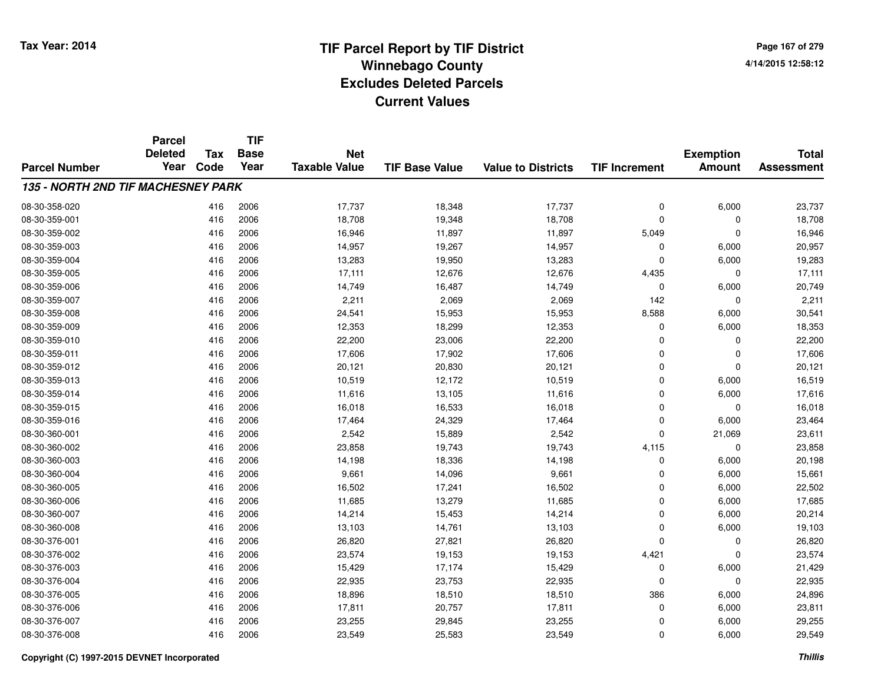# TIF Parcel Report by TIF District
## Winnebago County
## Excludes Deleted Parcels
## Current Values

Tax Year: 2014

4/14/2015 12:58:12

| Parcel Number | Parcel Deleted Year | Tax Code | TIF Base Year | Net Taxable Value | TIF Base Value | Value to Districts | TIF Increment | Exemption Amount | Total Assessment |
|---|---|---|---|---|---|---|---|---|---|
| ***135 - NORTH 2ND TIF MACHESNEY PARK*** | | | | | | | | | |
| 08-30-358-020 | | 416 | 2006 | 17,737 | 18,348 | 17,737 | 0 | 6,000 | 23,737 |
| 08-30-359-001 | | 416 | 2006 | 18,708 | 19,348 | 18,708 | 0 | 0 | 18,708 |
| 08-30-359-002 | | 416 | 2006 | 16,946 | 11,897 | 11,897 | 5,049 | 0 | 16,946 |
| 08-30-359-003 | | 416 | 2006 | 14,957 | 19,267 | 14,957 | 0 | 6,000 | 20,957 |
| 08-30-359-004 | | 416 | 2006 | 13,283 | 19,950 | 13,283 | 0 | 6,000 | 19,283 |
| 08-30-359-005 | | 416 | 2006 | 17,111 | 12,676 | 12,676 | 4,435 | 0 | 17,111 |
| 08-30-359-006 | | 416 | 2006 | 14,749 | 16,487 | 14,749 | 0 | 6,000 | 20,749 |
| 08-30-359-007 | | 416 | 2006 | 2,211 | 2,069 | 2,069 | 142 | 0 | 2,211 |
| 08-30-359-008 | | 416 | 2006 | 24,541 | 15,953 | 15,953 | 8,588 | 6,000 | 30,541 |
| 08-30-359-009 | | 416 | 2006 | 12,353 | 18,299 | 12,353 | 0 | 6,000 | 18,353 |
| 08-30-359-010 | | 416 | 2006 | 22,200 | 23,006 | 22,200 | 0 | 0 | 22,200 |
| 08-30-359-011 | | 416 | 2006 | 17,606 | 17,902 | 17,606 | 0 | 0 | 17,606 |
| 08-30-359-012 | | 416 | 2006 | 20,121 | 20,830 | 20,121 | 0 | 0 | 20,121 |
| 08-30-359-013 | | 416 | 2006 | 10,519 | 12,172 | 10,519 | 0 | 6,000 | 16,519 |
| 08-30-359-014 | | 416 | 2006 | 11,616 | 13,105 | 11,616 | 0 | 6,000 | 17,616 |
| 08-30-359-015 | | 416 | 2006 | 16,018 | 16,533 | 16,018 | 0 | 0 | 16,018 |
| 08-30-359-016 | | 416 | 2006 | 17,464 | 24,329 | 17,464 | 0 | 6,000 | 23,464 |
| 08-30-360-001 | | 416 | 2006 | 2,542 | 15,889 | 2,542 | 0 | 21,069 | 23,611 |
| 08-30-360-002 | | 416 | 2006 | 23,858 | 19,743 | 19,743 | 4,115 | 0 | 23,858 |
| 08-30-360-003 | | 416 | 2006 | 14,198 | 18,336 | 14,198 | 0 | 6,000 | 20,198 |
| 08-30-360-004 | | 416 | 2006 | 9,661 | 14,096 | 9,661 | 0 | 6,000 | 15,661 |
| 08-30-360-005 | | 416 | 2006 | 16,502 | 17,241 | 16,502 | 0 | 6,000 | 22,502 |
| 08-30-360-006 | | 416 | 2006 | 11,685 | 13,279 | 11,685 | 0 | 6,000 | 17,685 |
| 08-30-360-007 | | 416 | 2006 | 14,214 | 15,453 | 14,214 | 0 | 6,000 | 20,214 |
| 08-30-360-008 | | 416 | 2006 | 13,103 | 14,761 | 13,103 | 0 | 6,000 | 19,103 |
| 08-30-376-001 | | 416 | 2006 | 26,820 | 27,821 | 26,820 | 0 | 0 | 26,820 |
| 08-30-376-002 | | 416 | 2006 | 23,574 | 19,153 | 19,153 | 4,421 | 0 | 23,574 |
| 08-30-376-003 | | 416 | 2006 | 15,429 | 17,174 | 15,429 | 0 | 6,000 | 21,429 |
| 08-30-376-004 | | 416 | 2006 | 22,935 | 23,753 | 22,935 | 0 | 0 | 22,935 |
| 08-30-376-005 | | 416 | 2006 | 18,896 | 18,510 | 18,510 | 386 | 6,000 | 24,896 |
| 08-30-376-006 | | 416 | 2006 | 17,811 | 20,757 | 17,811 | 0 | 6,000 | 23,811 |
| 08-30-376-007 | | 416 | 2006 | 23,255 | 29,845 | 23,255 | 0 | 6,000 | 29,255 |
| 08-30-376-008 | | 416 | 2006 | 23,549 | 25,583 | 23,549 | 0 | 6,000 | 29,549 |

Copyright (C) 1997-2015 DEVNET Incorporated

*Thillis*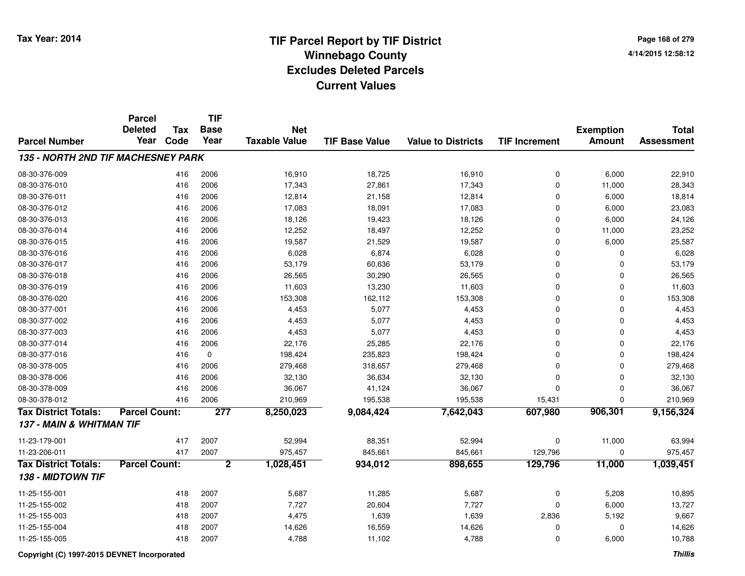Tax Year: 2014

# TIF Parcel Report by TIF District
## Winnebago County
## Excludes Deleted Parcels
## Current Values

4/14/2015 12:58:12

| Parcel Number | Parcel Deleted Year | Tax Code | TIF Base Year | Net Taxable Value | TIF Base Value | Value to Districts | TIF Increment | Exemption Amount | Total Assessment |
|---|---|---|---|---|---|---|---|---|---|
| ***135 - NORTH 2ND TIF MACHESNEY PARK*** | | | | | | | | | |
| 08-30-376-009 | | 416 | 2006 | 16,910 | 18,725 | 16,910 | 0 | 6,000 | 22,910 |
| 08-30-376-010 | | 416 | 2006 | 17,343 | 27,861 | 17,343 | 0 | 11,000 | 28,343 |
| 08-30-376-011 | | 416 | 2006 | 12,814 | 21,158 | 12,814 | 0 | 6,000 | 18,814 |
| 08-30-376-012 | | 416 | 2006 | 17,083 | 18,091 | 17,083 | 0 | 6,000 | 23,083 |
| 08-30-376-013 | | 416 | 2006 | 18,126 | 19,423 | 18,126 | 0 | 6,000 | 24,126 |
| 08-30-376-014 | | 416 | 2006 | 12,252 | 18,497 | 12,252 | 0 | 11,000 | 23,252 |
| 08-30-376-015 | | 416 | 2006 | 19,587 | 21,529 | 19,587 | 0 | 6,000 | 25,587 |
| 08-30-376-016 | | 416 | 2006 | 6,028 | 6,874 | 6,028 | 0 | 0 | 6,028 |
| 08-30-376-017 | | 416 | 2006 | 53,179 | 60,636 | 53,179 | 0 | 0 | 53,179 |
| 08-30-376-018 | | 416 | 2006 | 26,565 | 30,290 | 26,565 | 0 | 0 | 26,565 |
| 08-30-376-019 | | 416 | 2006 | 11,603 | 13,230 | 11,603 | 0 | 0 | 11,603 |
| 08-30-376-020 | | 416 | 2006 | 153,308 | 162,112 | 153,308 | 0 | 0 | 153,308 |
| 08-30-377-001 | | 416 | 2006 | 4,453 | 5,077 | 4,453 | 0 | 0 | 4,453 |
| 08-30-377-002 | | 416 | 2006 | 4,453 | 5,077 | 4,453 | 0 | 0 | 4,453 |
| 08-30-377-003 | | 416 | 2006 | 4,453 | 5,077 | 4,453 | 0 | 0 | 4,453 |
| 08-30-377-014 | | 416 | 2006 | 22,176 | 25,285 | 22,176 | 0 | 0 | 22,176 |
| 08-30-377-016 | | 416 | 0 | 198,424 | 235,823 | 198,424 | 0 | 0 | 198,424 |
| 08-30-378-005 | | 416 | 2006 | 279,468 | 318,657 | 279,468 | 0 | 0 | 279,468 |
| 08-30-378-006 | | 416 | 2006 | 32,130 | 36,634 | 32,130 | 0 | 0 | 32,130 |
| 08-30-378-009 | | 416 | 2006 | 36,067 | 41,124 | 36,067 | 0 | 0 | 36,067 |
| 08-30-378-012 | | 416 | 2006 | 210,969 | 195,538 | 195,538 | 15,431 | 0 | 210,969 |
| **Tax District Totals:** | **Parcel Count:** | | **277** | **8,250,023** | **9,084,424** | **7,642,043** | **607,980** | **906,301** | **9,156,324** |
| ***137 - MAIN & WHITMAN TIF*** | | | | | | | | | |
| 11-23-179-001 | | 417 | 2007 | 52,994 | 88,351 | 52,994 | 0 | 11,000 | 63,994 |
| 11-23-206-011 | | 417 | 2007 | 975,457 | 845,661 | 845,661 | 129,796 | 0 | 975,457 |
| **Tax District Totals:** | **Parcel Count:** | | **2** | **1,028,451** | **934,012** | **898,655** | **129,796** | **11,000** | **1,039,451** |
| ***138 - MIDTOWN TIF*** | | | | | | | | | |
| 11-25-155-001 | | 418 | 2007 | 5,687 | 11,285 | 5,687 | 0 | 5,208 | 10,895 |
| 11-25-155-002 | | 418 | 2007 | 7,727 | 20,604 | 7,727 | 0 | 6,000 | 13,727 |
| 11-25-155-003 | | 418 | 2007 | 4,475 | 1,639 | 1,639 | 2,836 | 5,192 | 9,667 |
| 11-25-155-004 | | 418 | 2007 | 14,626 | 16,559 | 14,626 | 0 | 0 | 14,626 |
| 11-25-155-005 | | 418 | 2007 | 4,788 | 11,102 | 4,788 | 0 | 6,000 | 10,788 |

Copyright (C) 1997-2015 DEVNET Incorporated

*Thillis*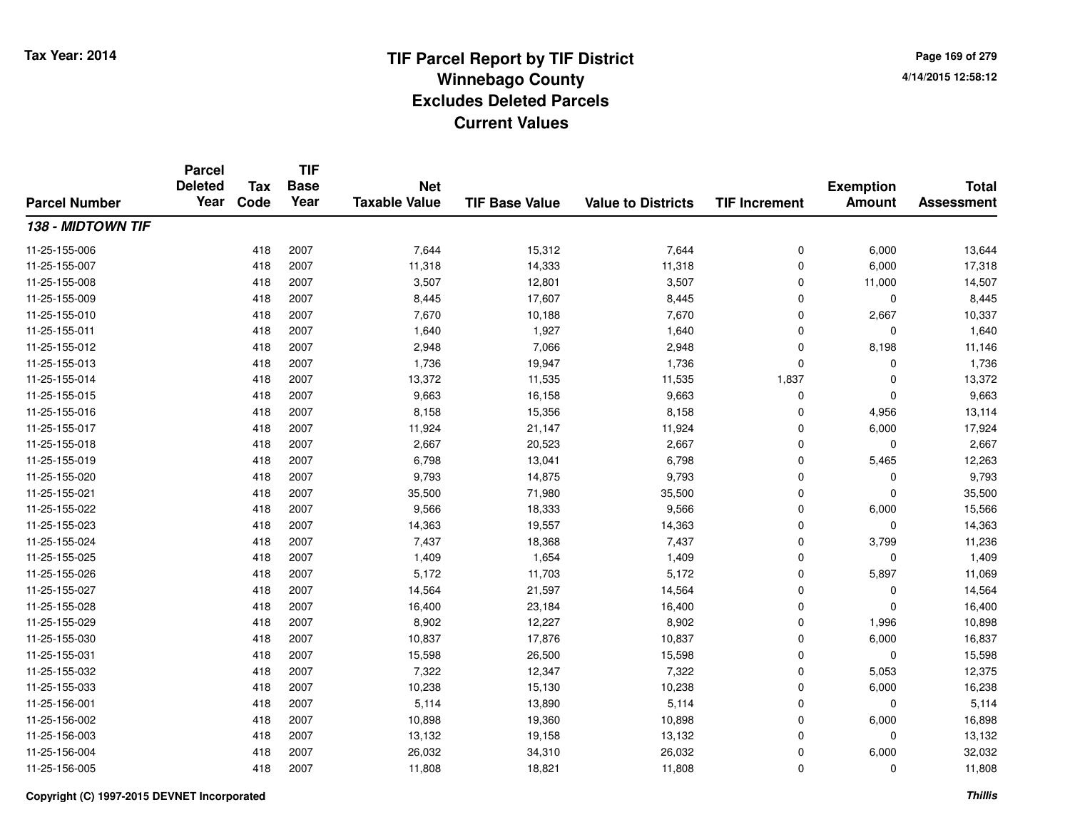# TIF Parcel Report by TIF District
## Winnebago County
## Excludes Deleted Parcels
## Current Values

Tax Year: 2014

4/14/2015 12:58:12

| Parcel Number | Parcel Deleted Year | Tax Code | TIF Base Year | Net Taxable Value | TIF Base Value | Value to Districts | TIF Increment | Exemption Amount | Total Assessment |
|---|---|---|---|---|---|---|---|---|---|
| ***138 - MIDTOWN TIF*** | | | | | | | | | |
| 11-25-155-006 | | 418 | 2007 | 7,644 | 15,312 | 7,644 | 0 | 6,000 | 13,644 |
| 11-25-155-007 | | 418 | 2007 | 11,318 | 14,333 | 11,318 | 0 | 6,000 | 17,318 |
| 11-25-155-008 | | 418 | 2007 | 3,507 | 12,801 | 3,507 | 0 | 11,000 | 14,507 |
| 11-25-155-009 | | 418 | 2007 | 8,445 | 17,607 | 8,445 | 0 | 0 | 8,445 |
| 11-25-155-010 | | 418 | 2007 | 7,670 | 10,188 | 7,670 | 0 | 2,667 | 10,337 |
| 11-25-155-011 | | 418 | 2007 | 1,640 | 1,927 | 1,640 | 0 | 0 | 1,640 |
| 11-25-155-012 | | 418 | 2007 | 2,948 | 7,066 | 2,948 | 0 | 8,198 | 11,146 |
| 11-25-155-013 | | 418 | 2007 | 1,736 | 19,947 | 1,736 | 0 | 0 | 1,736 |
| 11-25-155-014 | | 418 | 2007 | 13,372 | 11,535 | 11,535 | 1,837 | 0 | 13,372 |
| 11-25-155-015 | | 418 | 2007 | 9,663 | 16,158 | 9,663 | 0 | 0 | 9,663 |
| 11-25-155-016 | | 418 | 2007 | 8,158 | 15,356 | 8,158 | 0 | 4,956 | 13,114 |
| 11-25-155-017 | | 418 | 2007 | 11,924 | 21,147 | 11,924 | 0 | 6,000 | 17,924 |
| 11-25-155-018 | | 418 | 2007 | 2,667 | 20,523 | 2,667 | 0 | 0 | 2,667 |
| 11-25-155-019 | | 418 | 2007 | 6,798 | 13,041 | 6,798 | 0 | 5,465 | 12,263 |
| 11-25-155-020 | | 418 | 2007 | 9,793 | 14,875 | 9,793 | 0 | 0 | 9,793 |
| 11-25-155-021 | | 418 | 2007 | 35,500 | 71,980 | 35,500 | 0 | 0 | 35,500 |
| 11-25-155-022 | | 418 | 2007 | 9,566 | 18,333 | 9,566 | 0 | 6,000 | 15,566 |
| 11-25-155-023 | | 418 | 2007 | 14,363 | 19,557 | 14,363 | 0 | 0 | 14,363 |
| 11-25-155-024 | | 418 | 2007 | 7,437 | 18,368 | 7,437 | 0 | 3,799 | 11,236 |
| 11-25-155-025 | | 418 | 2007 | 1,409 | 1,654 | 1,409 | 0 | 0 | 1,409 |
| 11-25-155-026 | | 418 | 2007 | 5,172 | 11,703 | 5,172 | 0 | 5,897 | 11,069 |
| 11-25-155-027 | | 418 | 2007 | 14,564 | 21,597 | 14,564 | 0 | 0 | 14,564 |
| 11-25-155-028 | | 418 | 2007 | 16,400 | 23,184 | 16,400 | 0 | 0 | 16,400 |
| 11-25-155-029 | | 418 | 2007 | 8,902 | 12,227 | 8,902 | 0 | 1,996 | 10,898 |
| 11-25-155-030 | | 418 | 2007 | 10,837 | 17,876 | 10,837 | 0 | 6,000 | 16,837 |
| 11-25-155-031 | | 418 | 2007 | 15,598 | 26,500 | 15,598 | 0 | 0 | 15,598 |
| 11-25-155-032 | | 418 | 2007 | 7,322 | 12,347 | 7,322 | 0 | 5,053 | 12,375 |
| 11-25-155-033 | | 418 | 2007 | 10,238 | 15,130 | 10,238 | 0 | 6,000 | 16,238 |
| 11-25-156-001 | | 418 | 2007 | 5,114 | 13,890 | 5,114 | 0 | 0 | 5,114 |
| 11-25-156-002 | | 418 | 2007 | 10,898 | 19,360 | 10,898 | 0 | 6,000 | 16,898 |
| 11-25-156-003 | | 418 | 2007 | 13,132 | 19,158 | 13,132 | 0 | 0 | 13,132 |
| 11-25-156-004 | | 418 | 2007 | 26,032 | 34,310 | 26,032 | 0 | 6,000 | 32,032 |
| 11-25-156-005 | | 418 | 2007 | 11,808 | 18,821 | 11,808 | 0 | 0 | 11,808 |

Copyright (C) 1997-2015 DEVNET Incorporated

*Thillis*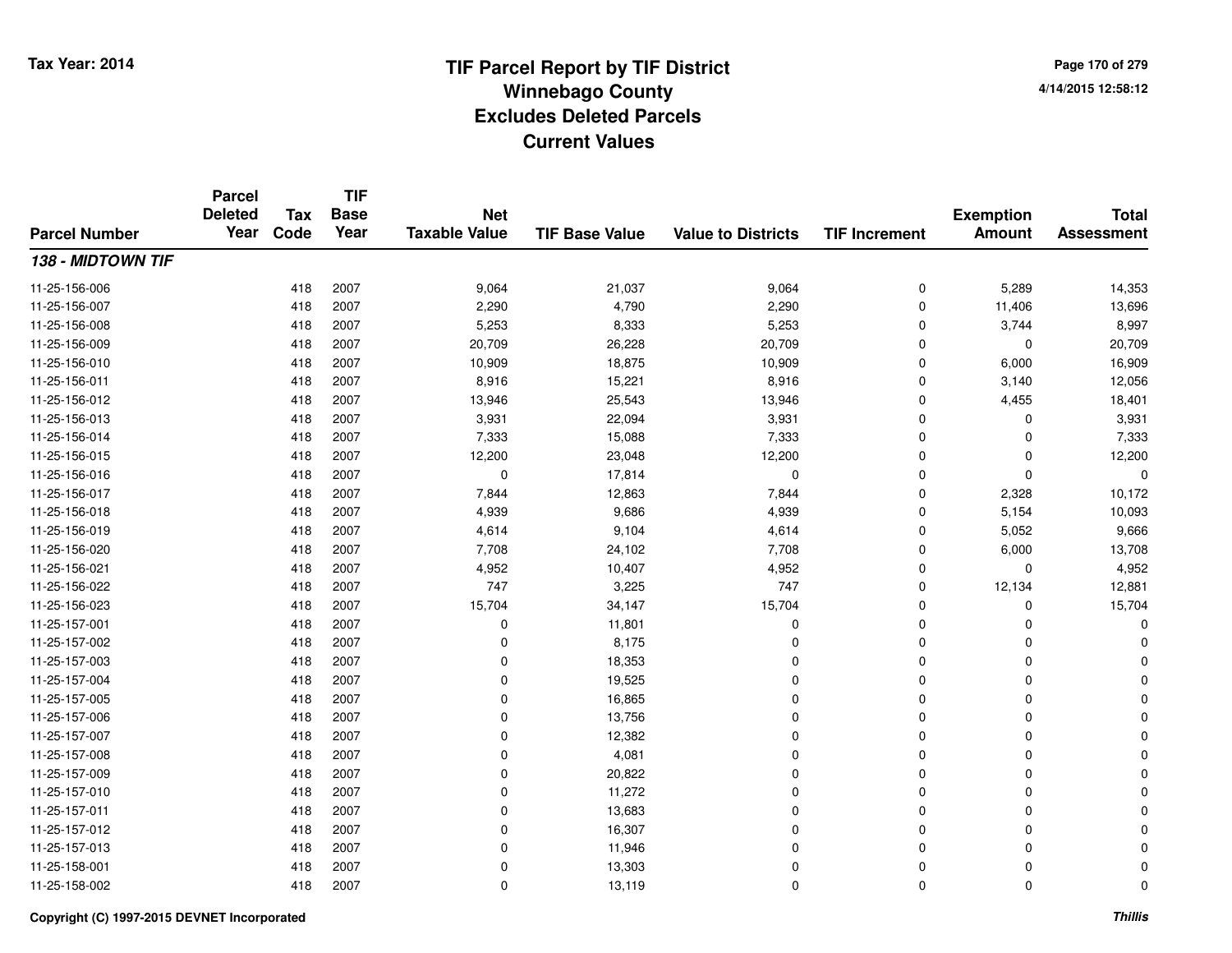# TIF Parcel Report by TIF District
## Winnebago County
## Excludes Deleted Parcels
## Current Values

Tax Year: 2014

4/14/2015 12:58:12

| Parcel Number | Parcel Deleted Year | Tax Code | TIF Base Year | Net Taxable Value | TIF Base Value | Value to Districts | TIF Increment | Exemption Amount | Total Assessment |
|---|---|---|---|---|---|---|---|---|---|
| ***138 - MIDTOWN TIF*** | | | | | | | | | |
| 11-25-156-006 | | 418 | 2007 | 9,064 | 21,037 | 9,064 | 0 | 5,289 | 14,353 |
| 11-25-156-007 | | 418 | 2007 | 2,290 | 4,790 | 2,290 | 0 | 11,406 | 13,696 |
| 11-25-156-008 | | 418 | 2007 | 5,253 | 8,333 | 5,253 | 0 | 3,744 | 8,997 |
| 11-25-156-009 | | 418 | 2007 | 20,709 | 26,228 | 20,709 | 0 | 0 | 20,709 |
| 11-25-156-010 | | 418 | 2007 | 10,909 | 18,875 | 10,909 | 0 | 6,000 | 16,909 |
| 11-25-156-011 | | 418 | 2007 | 8,916 | 15,221 | 8,916 | 0 | 3,140 | 12,056 |
| 11-25-156-012 | | 418 | 2007 | 13,946 | 25,543 | 13,946 | 0 | 4,455 | 18,401 |
| 11-25-156-013 | | 418 | 2007 | 3,931 | 22,094 | 3,931 | 0 | 0 | 3,931 |
| 11-25-156-014 | | 418 | 2007 | 7,333 | 15,088 | 7,333 | 0 | 0 | 7,333 |
| 11-25-156-015 | | 418 | 2007 | 12,200 | 23,048 | 12,200 | 0 | 0 | 12,200 |
| 11-25-156-016 | | 418 | 2007 | 0 | 17,814 | 0 | 0 | 0 | 0 |
| 11-25-156-017 | | 418 | 2007 | 7,844 | 12,863 | 7,844 | 0 | 2,328 | 10,172 |
| 11-25-156-018 | | 418 | 2007 | 4,939 | 9,686 | 4,939 | 0 | 5,154 | 10,093 |
| 11-25-156-019 | | 418 | 2007 | 4,614 | 9,104 | 4,614 | 0 | 5,052 | 9,666 |
| 11-25-156-020 | | 418 | 2007 | 7,708 | 24,102 | 7,708 | 0 | 6,000 | 13,708 |
| 11-25-156-021 | | 418 | 2007 | 4,952 | 10,407 | 4,952 | 0 | 0 | 4,952 |
| 11-25-156-022 | | 418 | 2007 | 747 | 3,225 | 747 | 0 | 12,134 | 12,881 |
| 11-25-156-023 | | 418 | 2007 | 15,704 | 34,147 | 15,704 | 0 | 0 | 15,704 |
| 11-25-157-001 | | 418 | 2007 | 0 | 11,801 | 0 | 0 | 0 | 0 |
| 11-25-157-002 | | 418 | 2007 | 0 | 8,175 | 0 | 0 | 0 | 0 |
| 11-25-157-003 | | 418 | 2007 | 0 | 18,353 | 0 | 0 | 0 | 0 |
| 11-25-157-004 | | 418 | 2007 | 0 | 19,525 | 0 | 0 | 0 | 0 |
| 11-25-157-005 | | 418 | 2007 | 0 | 16,865 | 0 | 0 | 0 | 0 |
| 11-25-157-006 | | 418 | 2007 | 0 | 13,756 | 0 | 0 | 0 | 0 |
| 11-25-157-007 | | 418 | 2007 | 0 | 12,382 | 0 | 0 | 0 | 0 |
| 11-25-157-008 | | 418 | 2007 | 0 | 4,081 | 0 | 0 | 0 | 0 |
| 11-25-157-009 | | 418 | 2007 | 0 | 20,822 | 0 | 0 | 0 | 0 |
| 11-25-157-010 | | 418 | 2007 | 0 | 11,272 | 0 | 0 | 0 | 0 |
| 11-25-157-011 | | 418 | 2007 | 0 | 13,683 | 0 | 0 | 0 | 0 |
| 11-25-157-012 | | 418 | 2007 | 0 | 16,307 | 0 | 0 | 0 | 0 |
| 11-25-157-013 | | 418 | 2007 | 0 | 11,946 | 0 | 0 | 0 | 0 |
| 11-25-158-001 | | 418 | 2007 | 0 | 13,303 | 0 | 0 | 0 | 0 |
| 11-25-158-002 | | 418 | 2007 | 0 | 13,119 | 0 | 0 | 0 | 0 |

Copyright (C) 1997-2015 DEVNET Incorporated

*Thillis*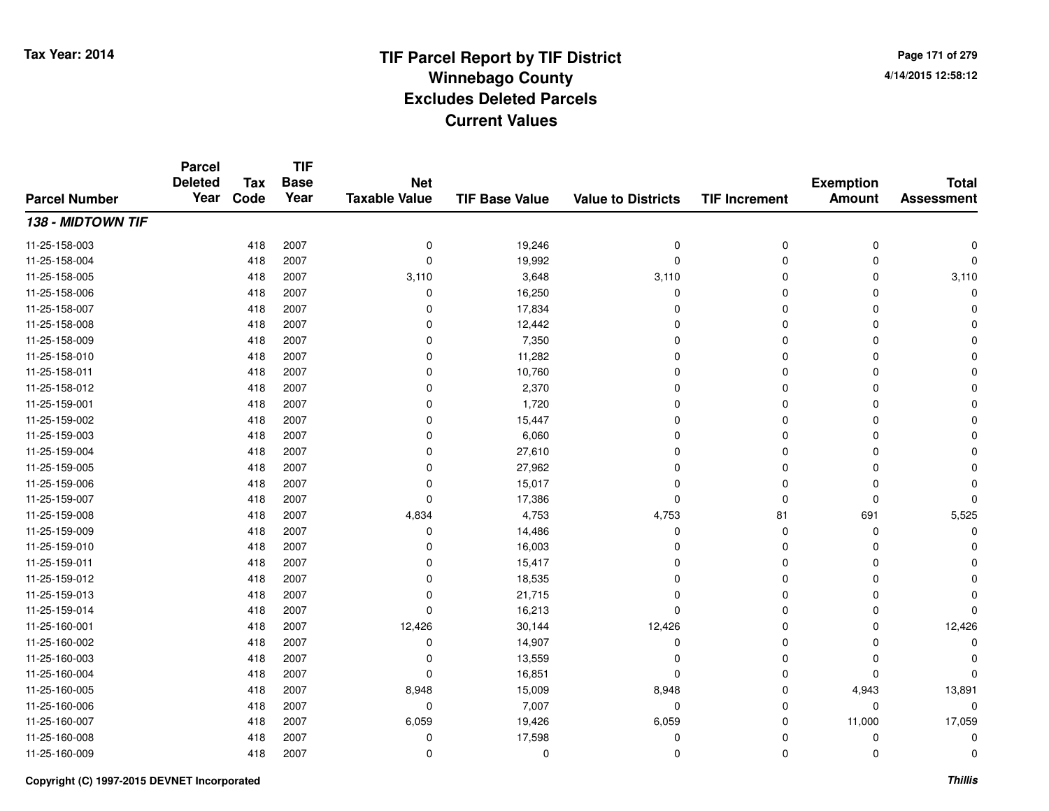# TIF Parcel Report by TIF District
## Winnebago County
## Excludes Deleted Parcels
## Current Values

Tax Year: 2014

4/14/2015 12:58:12

| Parcel Number | Parcel Deleted Year | Tax Code | TIF Base Year | Net Taxable Value | TIF Base Value | Value to Districts | TIF Increment | Exemption Amount | Total Assessment |
|---|---|---|---|---|---|---|---|---|---|
| ***138 - MIDTOWN TIF*** | | | | | | | | | |
| 11-25-158-003 | | 418 | 2007 | 0 | 19,246 | 0 | 0 | 0 | 0 |
| 11-25-158-004 | | 418 | 2007 | 0 | 19,992 | 0 | 0 | 0 | 0 |
| 11-25-158-005 | | 418 | 2007 | 3,110 | 3,648 | 3,110 | 0 | 0 | 3,110 |
| 11-25-158-006 | | 418 | 2007 | 0 | 16,250 | 0 | 0 | 0 | 0 |
| 11-25-158-007 | | 418 | 2007 | 0 | 17,834 | 0 | 0 | 0 | 0 |
| 11-25-158-008 | | 418 | 2007 | 0 | 12,442 | 0 | 0 | 0 | 0 |
| 11-25-158-009 | | 418 | 2007 | 0 | 7,350 | 0 | 0 | 0 | 0 |
| 11-25-158-010 | | 418 | 2007 | 0 | 11,282 | 0 | 0 | 0 | 0 |
| 11-25-158-011 | | 418 | 2007 | 0 | 10,760 | 0 | 0 | 0 | 0 |
| 11-25-158-012 | | 418 | 2007 | 0 | 2,370 | 0 | 0 | 0 | 0 |
| 11-25-159-001 | | 418 | 2007 | 0 | 1,720 | 0 | 0 | 0 | 0 |
| 11-25-159-002 | | 418 | 2007 | 0 | 15,447 | 0 | 0 | 0 | 0 |
| 11-25-159-003 | | 418 | 2007 | 0 | 6,060 | 0 | 0 | 0 | 0 |
| 11-25-159-004 | | 418 | 2007 | 0 | 27,610 | 0 | 0 | 0 | 0 |
| 11-25-159-005 | | 418 | 2007 | 0 | 27,962 | 0 | 0 | 0 | 0 |
| 11-25-159-006 | | 418 | 2007 | 0 | 15,017 | 0 | 0 | 0 | 0 |
| 11-25-159-007 | | 418 | 2007 | 0 | 17,386 | 0 | 0 | 0 | 0 |
| 11-25-159-008 | | 418 | 2007 | 4,834 | 4,753 | 4,753 | 81 | 691 | 5,525 |
| 11-25-159-009 | | 418 | 2007 | 0 | 14,486 | 0 | 0 | 0 | 0 |
| 11-25-159-010 | | 418 | 2007 | 0 | 16,003 | 0 | 0 | 0 | 0 |
| 11-25-159-011 | | 418 | 2007 | 0 | 15,417 | 0 | 0 | 0 | 0 |
| 11-25-159-012 | | 418 | 2007 | 0 | 18,535 | 0 | 0 | 0 | 0 |
| 11-25-159-013 | | 418 | 2007 | 0 | 21,715 | 0 | 0 | 0 | 0 |
| 11-25-159-014 | | 418 | 2007 | 0 | 16,213 | 0 | 0 | 0 | 0 |
| 11-25-160-001 | | 418 | 2007 | 12,426 | 30,144 | 12,426 | 0 | 0 | 12,426 |
| 11-25-160-002 | | 418 | 2007 | 0 | 14,907 | 0 | 0 | 0 | 0 |
| 11-25-160-003 | | 418 | 2007 | 0 | 13,559 | 0 | 0 | 0 | 0 |
| 11-25-160-004 | | 418 | 2007 | 0 | 16,851 | 0 | 0 | 0 | 0 |
| 11-25-160-005 | | 418 | 2007 | 8,948 | 15,009 | 8,948 | 0 | 4,943 | 13,891 |
| 11-25-160-006 | | 418 | 2007 | 0 | 7,007 | 0 | 0 | 0 | 0 |
| 11-25-160-007 | | 418 | 2007 | 6,059 | 19,426 | 6,059 | 0 | 11,000 | 17,059 |
| 11-25-160-008 | | 418 | 2007 | 0 | 17,598 | 0 | 0 | 0 | 0 |
| 11-25-160-009 | | 418 | 2007 | 0 | 0 | 0 | 0 | 0 | 0 |

Copyright (C) 1997-2015 DEVNET Incorporated

*Thillis*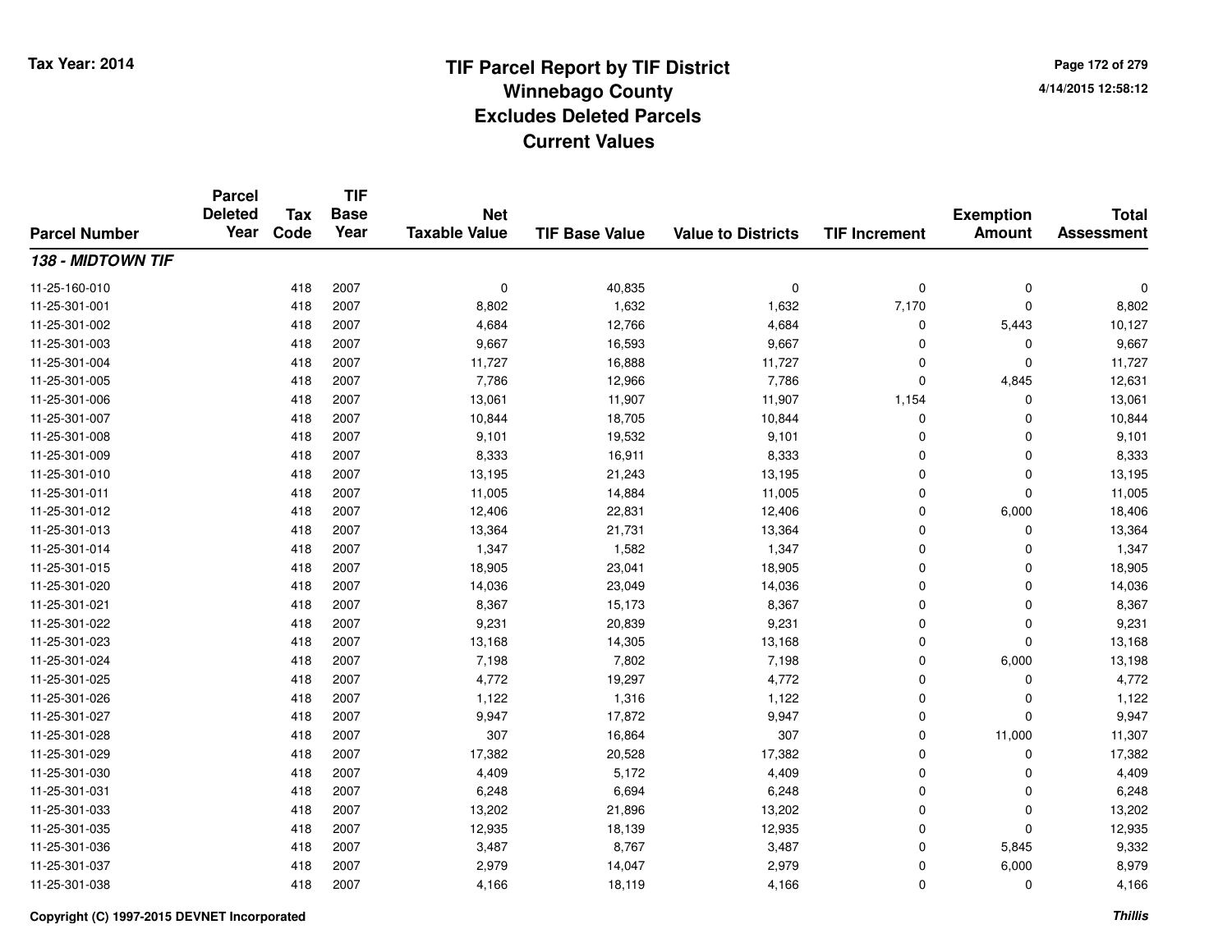# TIF Parcel Report by TIF District
## Winnebago County
## Excludes Deleted Parcels
## Current Values

Tax Year: 2014

4/14/2015 12:58:12

| Parcel Number | Parcel Deleted Year | Tax Code | TIF Base Year | Net Taxable Value | TIF Base Value | Value to Districts | TIF Increment | Exemption Amount | Total Assessment |
|---|---|---|---|---|---|---|---|---|---|
| ***138 - MIDTOWN TIF*** | | | | | | | | | |
| 11-25-160-010 | | 418 | 2007 | 0 | 40,835 | 0 | 0 | 0 | 0 |
| 11-25-301-001 | | 418 | 2007 | 8,802 | 1,632 | 1,632 | 7,170 | 0 | 8,802 |
| 11-25-301-002 | | 418 | 2007 | 4,684 | 12,766 | 4,684 | 0 | 5,443 | 10,127 |
| 11-25-301-003 | | 418 | 2007 | 9,667 | 16,593 | 9,667 | 0 | 0 | 9,667 |
| 11-25-301-004 | | 418 | 2007 | 11,727 | 16,888 | 11,727 | 0 | 0 | 11,727 |
| 11-25-301-005 | | 418 | 2007 | 7,786 | 12,966 | 7,786 | 0 | 4,845 | 12,631 |
| 11-25-301-006 | | 418 | 2007 | 13,061 | 11,907 | 11,907 | 1,154 | 0 | 13,061 |
| 11-25-301-007 | | 418 | 2007 | 10,844 | 18,705 | 10,844 | 0 | 0 | 10,844 |
| 11-25-301-008 | | 418 | 2007 | 9,101 | 19,532 | 9,101 | 0 | 0 | 9,101 |
| 11-25-301-009 | | 418 | 2007 | 8,333 | 16,911 | 8,333 | 0 | 0 | 8,333 |
| 11-25-301-010 | | 418 | 2007 | 13,195 | 21,243 | 13,195 | 0 | 0 | 13,195 |
| 11-25-301-011 | | 418 | 2007 | 11,005 | 14,884 | 11,005 | 0 | 0 | 11,005 |
| 11-25-301-012 | | 418 | 2007 | 12,406 | 22,831 | 12,406 | 0 | 6,000 | 18,406 |
| 11-25-301-013 | | 418 | 2007 | 13,364 | 21,731 | 13,364 | 0 | 0 | 13,364 |
| 11-25-301-014 | | 418 | 2007 | 1,347 | 1,582 | 1,347 | 0 | 0 | 1,347 |
| 11-25-301-015 | | 418 | 2007 | 18,905 | 23,041 | 18,905 | 0 | 0 | 18,905 |
| 11-25-301-020 | | 418 | 2007 | 14,036 | 23,049 | 14,036 | 0 | 0 | 14,036 |
| 11-25-301-021 | | 418 | 2007 | 8,367 | 15,173 | 8,367 | 0 | 0 | 8,367 |
| 11-25-301-022 | | 418 | 2007 | 9,231 | 20,839 | 9,231 | 0 | 0 | 9,231 |
| 11-25-301-023 | | 418 | 2007 | 13,168 | 14,305 | 13,168 | 0 | 0 | 13,168 |
| 11-25-301-024 | | 418 | 2007 | 7,198 | 7,802 | 7,198 | 0 | 6,000 | 13,198 |
| 11-25-301-025 | | 418 | 2007 | 4,772 | 19,297 | 4,772 | 0 | 0 | 4,772 |
| 11-25-301-026 | | 418 | 2007 | 1,122 | 1,316 | 1,122 | 0 | 0 | 1,122 |
| 11-25-301-027 | | 418 | 2007 | 9,947 | 17,872 | 9,947 | 0 | 0 | 9,947 |
| 11-25-301-028 | | 418 | 2007 | 307 | 16,864 | 307 | 0 | 11,000 | 11,307 |
| 11-25-301-029 | | 418 | 2007 | 17,382 | 20,528 | 17,382 | 0 | 0 | 17,382 |
| 11-25-301-030 | | 418 | 2007 | 4,409 | 5,172 | 4,409 | 0 | 0 | 4,409 |
| 11-25-301-031 | | 418 | 2007 | 6,248 | 6,694 | 6,248 | 0 | 0 | 6,248 |
| 11-25-301-033 | | 418 | 2007 | 13,202 | 21,896 | 13,202 | 0 | 0 | 13,202 |
| 11-25-301-035 | | 418 | 2007 | 12,935 | 18,139 | 12,935 | 0 | 0 | 12,935 |
| 11-25-301-036 | | 418 | 2007 | 3,487 | 8,767 | 3,487 | 0 | 5,845 | 9,332 |
| 11-25-301-037 | | 418 | 2007 | 2,979 | 14,047 | 2,979 | 0 | 6,000 | 8,979 |
| 11-25-301-038 | | 418 | 2007 | 4,166 | 18,119 | 4,166 | 0 | 0 | 4,166 |

Copyright (C) 1997-2015 DEVNET Incorporated

*Thillis*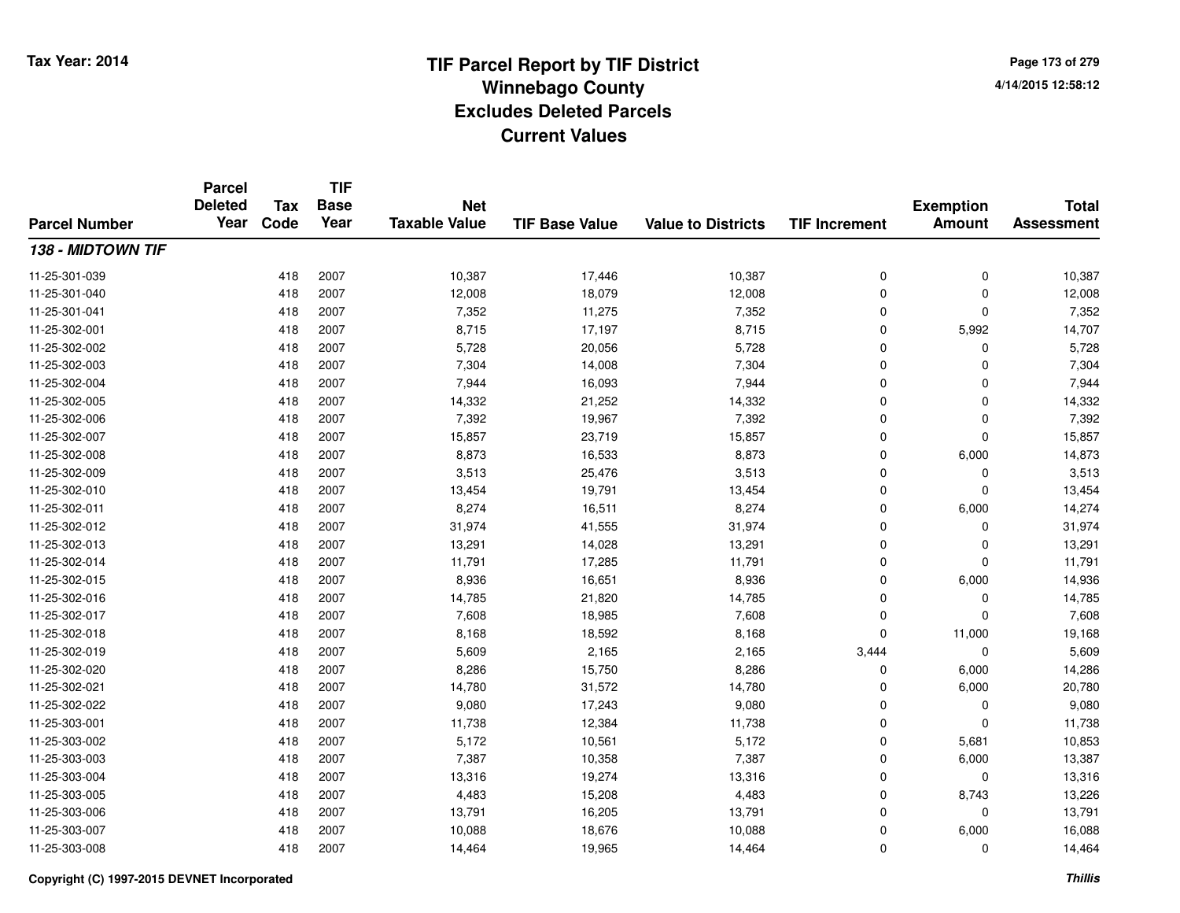# TIF Parcel Report by TIF District
## Winnebago County
## Excludes Deleted Parcels
## Current Values

Tax Year: 2014

4/14/2015 12:58:12

| Parcel Number | Parcel Deleted Year | Tax Code | TIF Base Year | Net Taxable Value | TIF Base Value | Value to Districts | TIF Increment | Exemption Amount | Total Assessment |
|---|---|---|---|---|---|---|---|---|---|
| ***138 - MIDTOWN TIF*** | | | | | | | | | |
| 11-25-301-039 | | 418 | 2007 | 10,387 | 17,446 | 10,387 | 0 | 0 | 10,387 |
| 11-25-301-040 | | 418 | 2007 | 12,008 | 18,079 | 12,008 | 0 | 0 | 12,008 |
| 11-25-301-041 | | 418 | 2007 | 7,352 | 11,275 | 7,352 | 0 | 0 | 7,352 |
| 11-25-302-001 | | 418 | 2007 | 8,715 | 17,197 | 8,715 | 0 | 5,992 | 14,707 |
| 11-25-302-002 | | 418 | 2007 | 5,728 | 20,056 | 5,728 | 0 | 0 | 5,728 |
| 11-25-302-003 | | 418 | 2007 | 7,304 | 14,008 | 7,304 | 0 | 0 | 7,304 |
| 11-25-302-004 | | 418 | 2007 | 7,944 | 16,093 | 7,944 | 0 | 0 | 7,944 |
| 11-25-302-005 | | 418 | 2007 | 14,332 | 21,252 | 14,332 | 0 | 0 | 14,332 |
| 11-25-302-006 | | 418 | 2007 | 7,392 | 19,967 | 7,392 | 0 | 0 | 7,392 |
| 11-25-302-007 | | 418 | 2007 | 15,857 | 23,719 | 15,857 | 0 | 0 | 15,857 |
| 11-25-302-008 | | 418 | 2007 | 8,873 | 16,533 | 8,873 | 0 | 6,000 | 14,873 |
| 11-25-302-009 | | 418 | 2007 | 3,513 | 25,476 | 3,513 | 0 | 0 | 3,513 |
| 11-25-302-010 | | 418 | 2007 | 13,454 | 19,791 | 13,454 | 0 | 0 | 13,454 |
| 11-25-302-011 | | 418 | 2007 | 8,274 | 16,511 | 8,274 | 0 | 6,000 | 14,274 |
| 11-25-302-012 | | 418 | 2007 | 31,974 | 41,555 | 31,974 | 0 | 0 | 31,974 |
| 11-25-302-013 | | 418 | 2007 | 13,291 | 14,028 | 13,291 | 0 | 0 | 13,291 |
| 11-25-302-014 | | 418 | 2007 | 11,791 | 17,285 | 11,791 | 0 | 0 | 11,791 |
| 11-25-302-015 | | 418 | 2007 | 8,936 | 16,651 | 8,936 | 0 | 6,000 | 14,936 |
| 11-25-302-016 | | 418 | 2007 | 14,785 | 21,820 | 14,785 | 0 | 0 | 14,785 |
| 11-25-302-017 | | 418 | 2007 | 7,608 | 18,985 | 7,608 | 0 | 0 | 7,608 |
| 11-25-302-018 | | 418 | 2007 | 8,168 | 18,592 | 8,168 | 0 | 11,000 | 19,168 |
| 11-25-302-019 | | 418 | 2007 | 5,609 | 2,165 | 2,165 | 3,444 | 0 | 5,609 |
| 11-25-302-020 | | 418 | 2007 | 8,286 | 15,750 | 8,286 | 0 | 6,000 | 14,286 |
| 11-25-302-021 | | 418 | 2007 | 14,780 | 31,572 | 14,780 | 0 | 6,000 | 20,780 |
| 11-25-302-022 | | 418 | 2007 | 9,080 | 17,243 | 9,080 | 0 | 0 | 9,080 |
| 11-25-303-001 | | 418 | 2007 | 11,738 | 12,384 | 11,738 | 0 | 0 | 11,738 |
| 11-25-303-002 | | 418 | 2007 | 5,172 | 10,561 | 5,172 | 0 | 5,681 | 10,853 |
| 11-25-303-003 | | 418 | 2007 | 7,387 | 10,358 | 7,387 | 0 | 6,000 | 13,387 |
| 11-25-303-004 | | 418 | 2007 | 13,316 | 19,274 | 13,316 | 0 | 0 | 13,316 |
| 11-25-303-005 | | 418 | 2007 | 4,483 | 15,208 | 4,483 | 0 | 8,743 | 13,226 |
| 11-25-303-006 | | 418 | 2007 | 13,791 | 16,205 | 13,791 | 0 | 0 | 13,791 |
| 11-25-303-007 | | 418 | 2007 | 10,088 | 18,676 | 10,088 | 0 | 6,000 | 16,088 |
| 11-25-303-008 | | 418 | 2007 | 14,464 | 19,965 | 14,464 | 0 | 0 | 14,464 |

Copyright (C) 1997-2015 DEVNET Incorporated

*Thillis*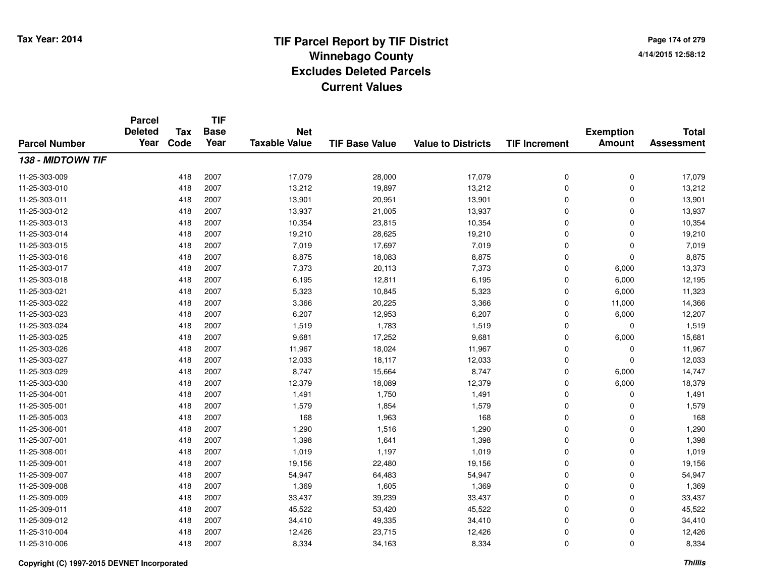# TIF Parcel Report by TIF District
## Winnebago County
## Excludes Deleted Parcels
## Current Values

Tax Year: 2014

4/14/2015 12:58:12

| Parcel Number | Parcel Deleted Year | Tax Code | TIF Base Year | Net Taxable Value | TIF Base Value | Value to Districts | TIF Increment | Exemption Amount | Total Assessment |
|---|---|---|---|---|---|---|---|---|---|
| ***138 - MIDTOWN TIF*** | | | | | | | | | |
| 11-25-303-009 | | 418 | 2007 | 17,079 | 28,000 | 17,079 | 0 | 0 | 17,079 |
| 11-25-303-010 | | 418 | 2007 | 13,212 | 19,897 | 13,212 | 0 | 0 | 13,212 |
| 11-25-303-011 | | 418 | 2007 | 13,901 | 20,951 | 13,901 | 0 | 0 | 13,901 |
| 11-25-303-012 | | 418 | 2007 | 13,937 | 21,005 | 13,937 | 0 | 0 | 13,937 |
| 11-25-303-013 | | 418 | 2007 | 10,354 | 23,815 | 10,354 | 0 | 0 | 10,354 |
| 11-25-303-014 | | 418 | 2007 | 19,210 | 28,625 | 19,210 | 0 | 0 | 19,210 |
| 11-25-303-015 | | 418 | 2007 | 7,019 | 17,697 | 7,019 | 0 | 0 | 7,019 |
| 11-25-303-016 | | 418 | 2007 | 8,875 | 18,083 | 8,875 | 0 | 0 | 8,875 |
| 11-25-303-017 | | 418 | 2007 | 7,373 | 20,113 | 7,373 | 0 | 6,000 | 13,373 |
| 11-25-303-018 | | 418 | 2007 | 6,195 | 12,811 | 6,195 | 0 | 6,000 | 12,195 |
| 11-25-303-021 | | 418 | 2007 | 5,323 | 10,845 | 5,323 | 0 | 6,000 | 11,323 |
| 11-25-303-022 | | 418 | 2007 | 3,366 | 20,225 | 3,366 | 0 | 11,000 | 14,366 |
| 11-25-303-023 | | 418 | 2007 | 6,207 | 12,953 | 6,207 | 0 | 6,000 | 12,207 |
| 11-25-303-024 | | 418 | 2007 | 1,519 | 1,783 | 1,519 | 0 | 0 | 1,519 |
| 11-25-303-025 | | 418 | 2007 | 9,681 | 17,252 | 9,681 | 0 | 6,000 | 15,681 |
| 11-25-303-026 | | 418 | 2007 | 11,967 | 18,024 | 11,967 | 0 | 0 | 11,967 |
| 11-25-303-027 | | 418 | 2007 | 12,033 | 18,117 | 12,033 | 0 | 0 | 12,033 |
| 11-25-303-029 | | 418 | 2007 | 8,747 | 15,664 | 8,747 | 0 | 6,000 | 14,747 |
| 11-25-303-030 | | 418 | 2007 | 12,379 | 18,089 | 12,379 | 0 | 6,000 | 18,379 |
| 11-25-304-001 | | 418 | 2007 | 1,491 | 1,750 | 1,491 | 0 | 0 | 1,491 |
| 11-25-305-001 | | 418 | 2007 | 1,579 | 1,854 | 1,579 | 0 | 0 | 1,579 |
| 11-25-305-003 | | 418 | 2007 | 168 | 1,963 | 168 | 0 | 0 | 168 |
| 11-25-306-001 | | 418 | 2007 | 1,290 | 1,516 | 1,290 | 0 | 0 | 1,290 |
| 11-25-307-001 | | 418 | 2007 | 1,398 | 1,641 | 1,398 | 0 | 0 | 1,398 |
| 11-25-308-001 | | 418 | 2007 | 1,019 | 1,197 | 1,019 | 0 | 0 | 1,019 |
| 11-25-309-001 | | 418 | 2007 | 19,156 | 22,480 | 19,156 | 0 | 0 | 19,156 |
| 11-25-309-007 | | 418 | 2007 | 54,947 | 64,483 | 54,947 | 0 | 0 | 54,947 |
| 11-25-309-008 | | 418 | 2007 | 1,369 | 1,605 | 1,369 | 0 | 0 | 1,369 |
| 11-25-309-009 | | 418 | 2007 | 33,437 | 39,239 | 33,437 | 0 | 0 | 33,437 |
| 11-25-309-011 | | 418 | 2007 | 45,522 | 53,420 | 45,522 | 0 | 0 | 45,522 |
| 11-25-309-012 | | 418 | 2007 | 34,410 | 49,335 | 34,410 | 0 | 0 | 34,410 |
| 11-25-310-004 | | 418 | 2007 | 12,426 | 23,715 | 12,426 | 0 | 0 | 12,426 |
| 11-25-310-006 | | 418 | 2007 | 8,334 | 34,163 | 8,334 | 0 | 0 | 8,334 |

Copyright (C) 1997-2015 DEVNET Incorporated

*Thillis*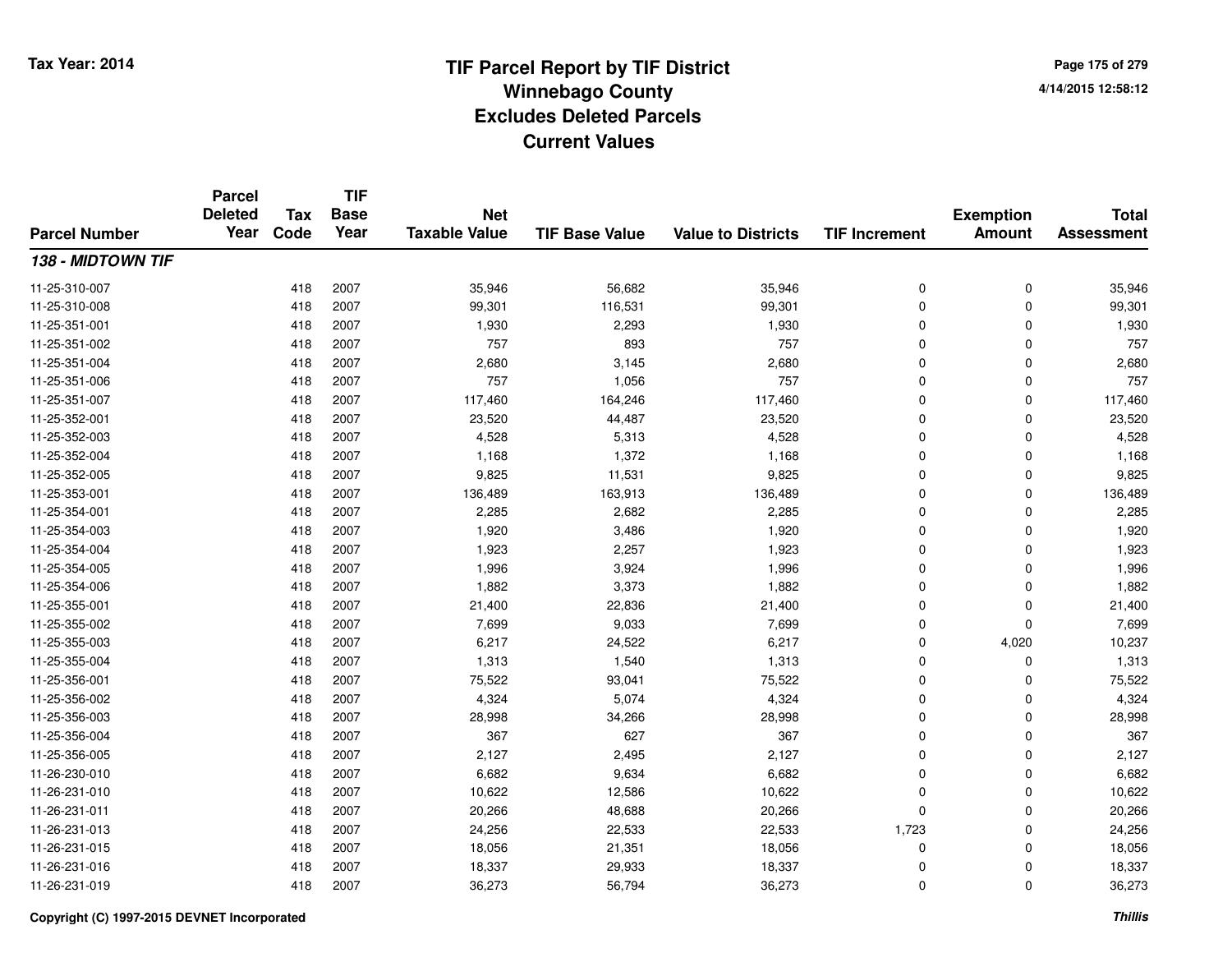# TIF Parcel Report by TIF District
## Winnebago County
## Excludes Deleted Parcels
## Current Values

Tax Year: 2014

4/14/2015 12:58:12

| Parcel Number | Parcel Deleted Year | Tax Code | TIF Base Year | Net Taxable Value | TIF Base Value | Value to Districts | TIF Increment | Exemption Amount | Total Assessment |
|---|---|---|---|---|---|---|---|---|---|
| ***138 - MIDTOWN TIF*** | | | | | | | | | |
| 11-25-310-007 | | 418 | 2007 | 35,946 | 56,682 | 35,946 | 0 | 0 | 35,946 |
| 11-25-310-008 | | 418 | 2007 | 99,301 | 116,531 | 99,301 | 0 | 0 | 99,301 |
| 11-25-351-001 | | 418 | 2007 | 1,930 | 2,293 | 1,930 | 0 | 0 | 1,930 |
| 11-25-351-002 | | 418 | 2007 | 757 | 893 | 757 | 0 | 0 | 757 |
| 11-25-351-004 | | 418 | 2007 | 2,680 | 3,145 | 2,680 | 0 | 0 | 2,680 |
| 11-25-351-006 | | 418 | 2007 | 757 | 1,056 | 757 | 0 | 0 | 757 |
| 11-25-351-007 | | 418 | 2007 | 117,460 | 164,246 | 117,460 | 0 | 0 | 117,460 |
| 11-25-352-001 | | 418 | 2007 | 23,520 | 44,487 | 23,520 | 0 | 0 | 23,520 |
| 11-25-352-003 | | 418 | 2007 | 4,528 | 5,313 | 4,528 | 0 | 0 | 4,528 |
| 11-25-352-004 | | 418 | 2007 | 1,168 | 1,372 | 1,168 | 0 | 0 | 1,168 |
| 11-25-352-005 | | 418 | 2007 | 9,825 | 11,531 | 9,825 | 0 | 0 | 9,825 |
| 11-25-353-001 | | 418 | 2007 | 136,489 | 163,913 | 136,489 | 0 | 0 | 136,489 |
| 11-25-354-001 | | 418 | 2007 | 2,285 | 2,682 | 2,285 | 0 | 0 | 2,285 |
| 11-25-354-003 | | 418 | 2007 | 1,920 | 3,486 | 1,920 | 0 | 0 | 1,920 |
| 11-25-354-004 | | 418 | 2007 | 1,923 | 2,257 | 1,923 | 0 | 0 | 1,923 |
| 11-25-354-005 | | 418 | 2007 | 1,996 | 3,924 | 1,996 | 0 | 0 | 1,996 |
| 11-25-354-006 | | 418 | 2007 | 1,882 | 3,373 | 1,882 | 0 | 0 | 1,882 |
| 11-25-355-001 | | 418 | 2007 | 21,400 | 22,836 | 21,400 | 0 | 0 | 21,400 |
| 11-25-355-002 | | 418 | 2007 | 7,699 | 9,033 | 7,699 | 0 | 0 | 7,699 |
| 11-25-355-003 | | 418 | 2007 | 6,217 | 24,522 | 6,217 | 0 | 4,020 | 10,237 |
| 11-25-355-004 | | 418 | 2007 | 1,313 | 1,540 | 1,313 | 0 | 0 | 1,313 |
| 11-25-356-001 | | 418 | 2007 | 75,522 | 93,041 | 75,522 | 0 | 0 | 75,522 |
| 11-25-356-002 | | 418 | 2007 | 4,324 | 5,074 | 4,324 | 0 | 0 | 4,324 |
| 11-25-356-003 | | 418 | 2007 | 28,998 | 34,266 | 28,998 | 0 | 0 | 28,998 |
| 11-25-356-004 | | 418 | 2007 | 367 | 627 | 367 | 0 | 0 | 367 |
| 11-25-356-005 | | 418 | 2007 | 2,127 | 2,495 | 2,127 | 0 | 0 | 2,127 |
| 11-26-230-010 | | 418 | 2007 | 6,682 | 9,634 | 6,682 | 0 | 0 | 6,682 |
| 11-26-231-010 | | 418 | 2007 | 10,622 | 12,586 | 10,622 | 0 | 0 | 10,622 |
| 11-26-231-011 | | 418 | 2007 | 20,266 | 48,688 | 20,266 | 0 | 0 | 20,266 |
| 11-26-231-013 | | 418 | 2007 | 24,256 | 22,533 | 22,533 | 1,723 | 0 | 24,256 |
| 11-26-231-015 | | 418 | 2007 | 18,056 | 21,351 | 18,056 | 0 | 0 | 18,056 |
| 11-26-231-016 | | 418 | 2007 | 18,337 | 29,933 | 18,337 | 0 | 0 | 18,337 |
| 11-26-231-019 | | 418 | 2007 | 36,273 | 56,794 | 36,273 | 0 | 0 | 36,273 |

Copyright (C) 1997-2015 DEVNET Incorporated

*Thillis*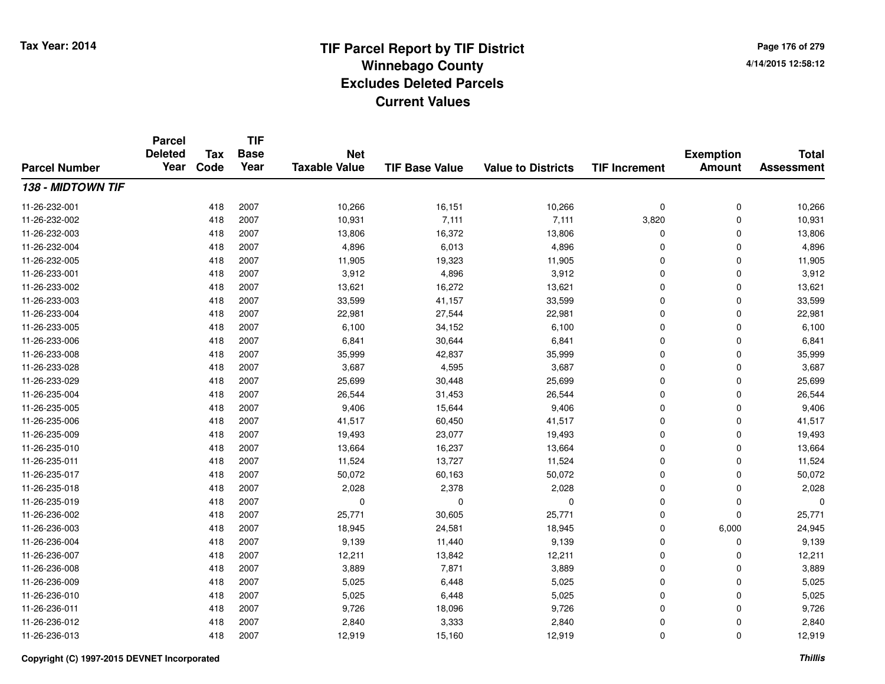# TIF Parcel Report by TIF District
# Winnebago County
# Excludes Deleted Parcels
# Current Values

Tax Year: 2014

4/14/2015 12:58:12

| Parcel Number | Parcel Deleted Year | Tax Code | TIF Base Year | Net Taxable Value | TIF Base Value | Value to Districts | TIF Increment | Exemption Amount | Total Assessment |
|---|---|---|---|---|---|---|---|---|---|
| ***138 - MIDTOWN TIF*** | | | | | | | | | |
| 11-26-232-001 | | 418 | 2007 | 10,266 | 16,151 | 10,266 | 0 | 0 | 10,266 |
| 11-26-232-002 | | 418 | 2007 | 10,931 | 7,111 | 7,111 | 3,820 | 0 | 10,931 |
| 11-26-232-003 | | 418 | 2007 | 13,806 | 16,372 | 13,806 | 0 | 0 | 13,806 |
| 11-26-232-004 | | 418 | 2007 | 4,896 | 6,013 | 4,896 | 0 | 0 | 4,896 |
| 11-26-232-005 | | 418 | 2007 | 11,905 | 19,323 | 11,905 | 0 | 0 | 11,905 |
| 11-26-233-001 | | 418 | 2007 | 3,912 | 4,896 | 3,912 | 0 | 0 | 3,912 |
| 11-26-233-002 | | 418 | 2007 | 13,621 | 16,272 | 13,621 | 0 | 0 | 13,621 |
| 11-26-233-003 | | 418 | 2007 | 33,599 | 41,157 | 33,599 | 0 | 0 | 33,599 |
| 11-26-233-004 | | 418 | 2007 | 22,981 | 27,544 | 22,981 | 0 | 0 | 22,981 |
| 11-26-233-005 | | 418 | 2007 | 6,100 | 34,152 | 6,100 | 0 | 0 | 6,100 |
| 11-26-233-006 | | 418 | 2007 | 6,841 | 30,644 | 6,841 | 0 | 0 | 6,841 |
| 11-26-233-008 | | 418 | 2007 | 35,999 | 42,837 | 35,999 | 0 | 0 | 35,999 |
| 11-26-233-028 | | 418 | 2007 | 3,687 | 4,595 | 3,687 | 0 | 0 | 3,687 |
| 11-26-233-029 | | 418 | 2007 | 25,699 | 30,448 | 25,699 | 0 | 0 | 25,699 |
| 11-26-235-004 | | 418 | 2007 | 26,544 | 31,453 | 26,544 | 0 | 0 | 26,544 |
| 11-26-235-005 | | 418 | 2007 | 9,406 | 15,644 | 9,406 | 0 | 0 | 9,406 |
| 11-26-235-006 | | 418 | 2007 | 41,517 | 60,450 | 41,517 | 0 | 0 | 41,517 |
| 11-26-235-009 | | 418 | 2007 | 19,493 | 23,077 | 19,493 | 0 | 0 | 19,493 |
| 11-26-235-010 | | 418 | 2007 | 13,664 | 16,237 | 13,664 | 0 | 0 | 13,664 |
| 11-26-235-011 | | 418 | 2007 | 11,524 | 13,727 | 11,524 | 0 | 0 | 11,524 |
| 11-26-235-017 | | 418 | 2007 | 50,072 | 60,163 | 50,072 | 0 | 0 | 50,072 |
| 11-26-235-018 | | 418 | 2007 | 2,028 | 2,378 | 2,028 | 0 | 0 | 2,028 |
| 11-26-235-019 | | 418 | 2007 | 0 | 0 | 0 | 0 | 0 | 0 |
| 11-26-236-002 | | 418 | 2007 | 25,771 | 30,605 | 25,771 | 0 | 0 | 25,771 |
| 11-26-236-003 | | 418 | 2007 | 18,945 | 24,581 | 18,945 | 0 | 6,000 | 24,945 |
| 11-26-236-004 | | 418 | 2007 | 9,139 | 11,440 | 9,139 | 0 | 0 | 9,139 |
| 11-26-236-007 | | 418 | 2007 | 12,211 | 13,842 | 12,211 | 0 | 0 | 12,211 |
| 11-26-236-008 | | 418 | 2007 | 3,889 | 7,871 | 3,889 | 0 | 0 | 3,889 |
| 11-26-236-009 | | 418 | 2007 | 5,025 | 6,448 | 5,025 | 0 | 0 | 5,025 |
| 11-26-236-010 | | 418 | 2007 | 5,025 | 6,448 | 5,025 | 0 | 0 | 5,025 |
| 11-26-236-011 | | 418 | 2007 | 9,726 | 18,096 | 9,726 | 0 | 0 | 9,726 |
| 11-26-236-012 | | 418 | 2007 | 2,840 | 3,333 | 2,840 | 0 | 0 | 2,840 |
| 11-26-236-013 | | 418 | 2007 | 12,919 | 15,160 | 12,919 | 0 | 0 | 12,919 |

Copyright (C) 1997-2015 DEVNET Incorporated

*Thillis*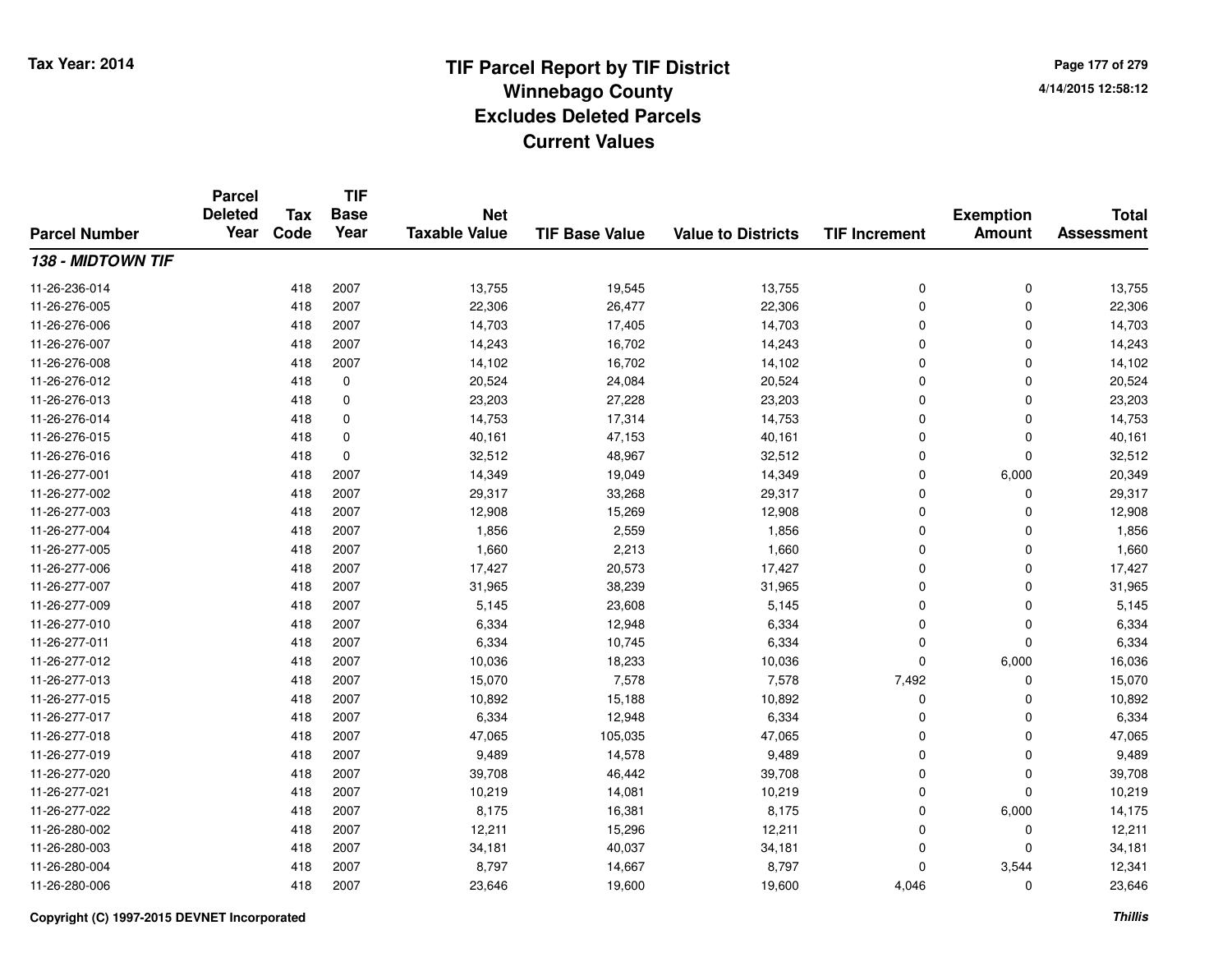# TIF Parcel Report by TIF District
## Winnebago County
## Excludes Deleted Parcels
## Current Values

Tax Year: 2014

4/14/2015 12:58:12

| Parcel Number | Parcel Deleted Year | Tax Code | TIF Base Year | Net Taxable Value | TIF Base Value | Value to Districts | TIF Increment | Exemption Amount | Total Assessment |
|---|---|---|---|---|---|---|---|---|---|
| ***138 - MIDTOWN TIF*** | | | | | | | | | |
| 11-26-236-014 | | 418 | 2007 | 13,755 | 19,545 | 13,755 | 0 | 0 | 13,755 |
| 11-26-276-005 | | 418 | 2007 | 22,306 | 26,477 | 22,306 | 0 | 0 | 22,306 |
| 11-26-276-006 | | 418 | 2007 | 14,703 | 17,405 | 14,703 | 0 | 0 | 14,703 |
| 11-26-276-007 | | 418 | 2007 | 14,243 | 16,702 | 14,243 | 0 | 0 | 14,243 |
| 11-26-276-008 | | 418 | 2007 | 14,102 | 16,702 | 14,102 | 0 | 0 | 14,102 |
| 11-26-276-012 | | 418 | 0 | 20,524 | 24,084 | 20,524 | 0 | 0 | 20,524 |
| 11-26-276-013 | | 418 | 0 | 23,203 | 27,228 | 23,203 | 0 | 0 | 23,203 |
| 11-26-276-014 | | 418 | 0 | 14,753 | 17,314 | 14,753 | 0 | 0 | 14,753 |
| 11-26-276-015 | | 418 | 0 | 40,161 | 47,153 | 40,161 | 0 | 0 | 40,161 |
| 11-26-276-016 | | 418 | 0 | 32,512 | 48,967 | 32,512 | 0 | 0 | 32,512 |
| 11-26-277-001 | | 418 | 2007 | 14,349 | 19,049 | 14,349 | 0 | 6,000 | 20,349 |
| 11-26-277-002 | | 418 | 2007 | 29,317 | 33,268 | 29,317 | 0 | 0 | 29,317 |
| 11-26-277-003 | | 418 | 2007 | 12,908 | 15,269 | 12,908 | 0 | 0 | 12,908 |
| 11-26-277-004 | | 418 | 2007 | 1,856 | 2,559 | 1,856 | 0 | 0 | 1,856 |
| 11-26-277-005 | | 418 | 2007 | 1,660 | 2,213 | 1,660 | 0 | 0 | 1,660 |
| 11-26-277-006 | | 418 | 2007 | 17,427 | 20,573 | 17,427 | 0 | 0 | 17,427 |
| 11-26-277-007 | | 418 | 2007 | 31,965 | 38,239 | 31,965 | 0 | 0 | 31,965 |
| 11-26-277-009 | | 418 | 2007 | 5,145 | 23,608 | 5,145 | 0 | 0 | 5,145 |
| 11-26-277-010 | | 418 | 2007 | 6,334 | 12,948 | 6,334 | 0 | 0 | 6,334 |
| 11-26-277-011 | | 418 | 2007 | 6,334 | 10,745 | 6,334 | 0 | 0 | 6,334 |
| 11-26-277-012 | | 418 | 2007 | 10,036 | 18,233 | 10,036 | 0 | 6,000 | 16,036 |
| 11-26-277-013 | | 418 | 2007 | 15,070 | 7,578 | 7,578 | 7,492 | 0 | 15,070 |
| 11-26-277-015 | | 418 | 2007 | 10,892 | 15,188 | 10,892 | 0 | 0 | 10,892 |
| 11-26-277-017 | | 418 | 2007 | 6,334 | 12,948 | 6,334 | 0 | 0 | 6,334 |
| 11-26-277-018 | | 418 | 2007 | 47,065 | 105,035 | 47,065 | 0 | 0 | 47,065 |
| 11-26-277-019 | | 418 | 2007 | 9,489 | 14,578 | 9,489 | 0 | 0 | 9,489 |
| 11-26-277-020 | | 418 | 2007 | 39,708 | 46,442 | 39,708 | 0 | 0 | 39,708 |
| 11-26-277-021 | | 418 | 2007 | 10,219 | 14,081 | 10,219 | 0 | 0 | 10,219 |
| 11-26-277-022 | | 418 | 2007 | 8,175 | 16,381 | 8,175 | 0 | 6,000 | 14,175 |
| 11-26-280-002 | | 418 | 2007 | 12,211 | 15,296 | 12,211 | 0 | 0 | 12,211 |
| 11-26-280-003 | | 418 | 2007 | 34,181 | 40,037 | 34,181 | 0 | 0 | 34,181 |
| 11-26-280-004 | | 418 | 2007 | 8,797 | 14,667 | 8,797 | 0 | 3,544 | 12,341 |
| 11-26-280-006 | | 418 | 2007 | 23,646 | 19,600 | 19,600 | 4,046 | 0 | 23,646 |

Copyright (C) 1997-2015 DEVNET Incorporated

*Thillis*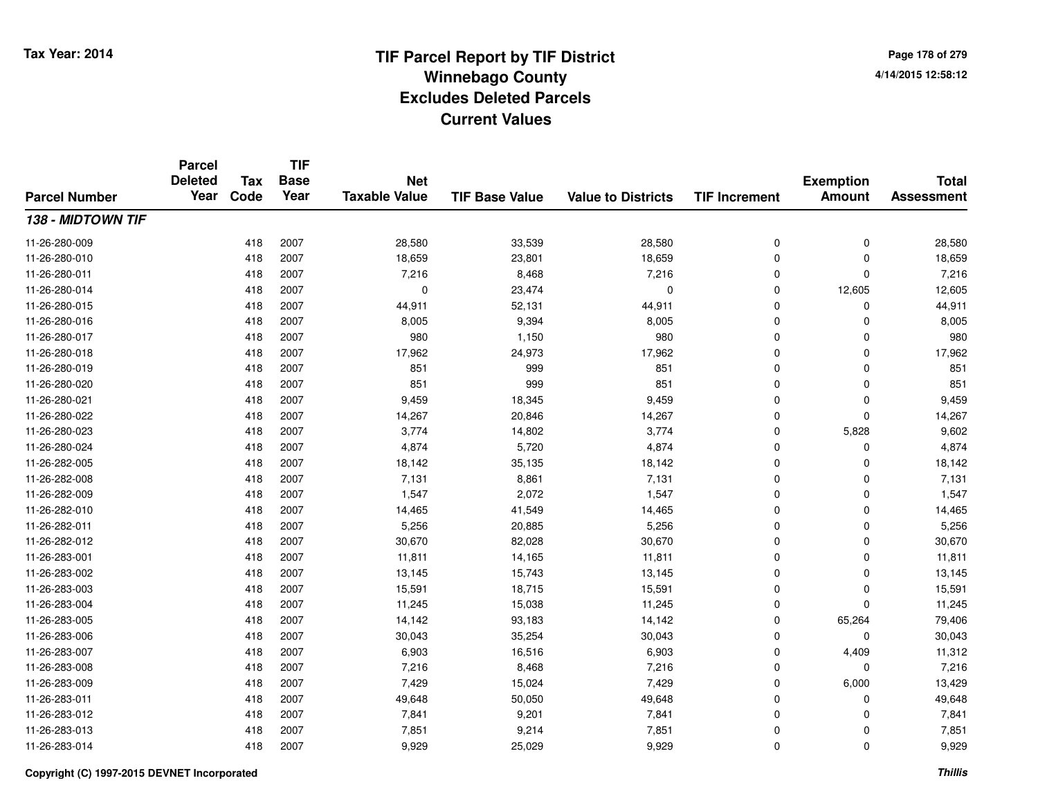# TIF Parcel Report by TIF District
## Winnebago County
## Excludes Deleted Parcels
## Current Values

Tax Year: 2014

4/14/2015 12:58:12

| Parcel Number | Parcel Deleted Year | Tax Code | TIF Base Year | Net Taxable Value | TIF Base Value | Value to Districts | TIF Increment | Exemption Amount | Total Assessment |
|---|---|---|---|---|---|---|---|---|---|
| ***138 - MIDTOWN TIF*** | | | | | | | | | |
| 11-26-280-009 | | 418 | 2007 | 28,580 | 33,539 | 28,580 | 0 | 0 | 28,580 |
| 11-26-280-010 | | 418 | 2007 | 18,659 | 23,801 | 18,659 | 0 | 0 | 18,659 |
| 11-26-280-011 | | 418 | 2007 | 7,216 | 8,468 | 7,216 | 0 | 0 | 7,216 |
| 11-26-280-014 | | 418 | 2007 | 0 | 23,474 | 0 | 0 | 12,605 | 12,605 |
| 11-26-280-015 | | 418 | 2007 | 44,911 | 52,131 | 44,911 | 0 | 0 | 44,911 |
| 11-26-280-016 | | 418 | 2007 | 8,005 | 9,394 | 8,005 | 0 | 0 | 8,005 |
| 11-26-280-017 | | 418 | 2007 | 980 | 1,150 | 980 | 0 | 0 | 980 |
| 11-26-280-018 | | 418 | 2007 | 17,962 | 24,973 | 17,962 | 0 | 0 | 17,962 |
| 11-26-280-019 | | 418 | 2007 | 851 | 999 | 851 | 0 | 0 | 851 |
| 11-26-280-020 | | 418 | 2007 | 851 | 999 | 851 | 0 | 0 | 851 |
| 11-26-280-021 | | 418 | 2007 | 9,459 | 18,345 | 9,459 | 0 | 0 | 9,459 |
| 11-26-280-022 | | 418 | 2007 | 14,267 | 20,846 | 14,267 | 0 | 0 | 14,267 |
| 11-26-280-023 | | 418 | 2007 | 3,774 | 14,802 | 3,774 | 0 | 5,828 | 9,602 |
| 11-26-280-024 | | 418 | 2007 | 4,874 | 5,720 | 4,874 | 0 | 0 | 4,874 |
| 11-26-282-005 | | 418 | 2007 | 18,142 | 35,135 | 18,142 | 0 | 0 | 18,142 |
| 11-26-282-008 | | 418 | 2007 | 7,131 | 8,861 | 7,131 | 0 | 0 | 7,131 |
| 11-26-282-009 | | 418 | 2007 | 1,547 | 2,072 | 1,547 | 0 | 0 | 1,547 |
| 11-26-282-010 | | 418 | 2007 | 14,465 | 41,549 | 14,465 | 0 | 0 | 14,465 |
| 11-26-282-011 | | 418 | 2007 | 5,256 | 20,885 | 5,256 | 0 | 0 | 5,256 |
| 11-26-282-012 | | 418 | 2007 | 30,670 | 82,028 | 30,670 | 0 | 0 | 30,670 |
| 11-26-283-001 | | 418 | 2007 | 11,811 | 14,165 | 11,811 | 0 | 0 | 11,811 |
| 11-26-283-002 | | 418 | 2007 | 13,145 | 15,743 | 13,145 | 0 | 0 | 13,145 |
| 11-26-283-003 | | 418 | 2007 | 15,591 | 18,715 | 15,591 | 0 | 0 | 15,591 |
| 11-26-283-004 | | 418 | 2007 | 11,245 | 15,038 | 11,245 | 0 | 0 | 11,245 |
| 11-26-283-005 | | 418 | 2007 | 14,142 | 93,183 | 14,142 | 0 | 65,264 | 79,406 |
| 11-26-283-006 | | 418 | 2007 | 30,043 | 35,254 | 30,043 | 0 | 0 | 30,043 |
| 11-26-283-007 | | 418 | 2007 | 6,903 | 16,516 | 6,903 | 0 | 4,409 | 11,312 |
| 11-26-283-008 | | 418 | 2007 | 7,216 | 8,468 | 7,216 | 0 | 0 | 7,216 |
| 11-26-283-009 | | 418 | 2007 | 7,429 | 15,024 | 7,429 | 0 | 6,000 | 13,429 |
| 11-26-283-011 | | 418 | 2007 | 49,648 | 50,050 | 49,648 | 0 | 0 | 49,648 |
| 11-26-283-012 | | 418 | 2007 | 7,841 | 9,201 | 7,841 | 0 | 0 | 7,841 |
| 11-26-283-013 | | 418 | 2007 | 7,851 | 9,214 | 7,851 | 0 | 0 | 7,851 |
| 11-26-283-014 | | 418 | 2007 | 9,929 | 25,029 | 9,929 | 0 | 0 | 9,929 |

Copyright (C) 1997-2015 DEVNET Incorporated

*Thillis*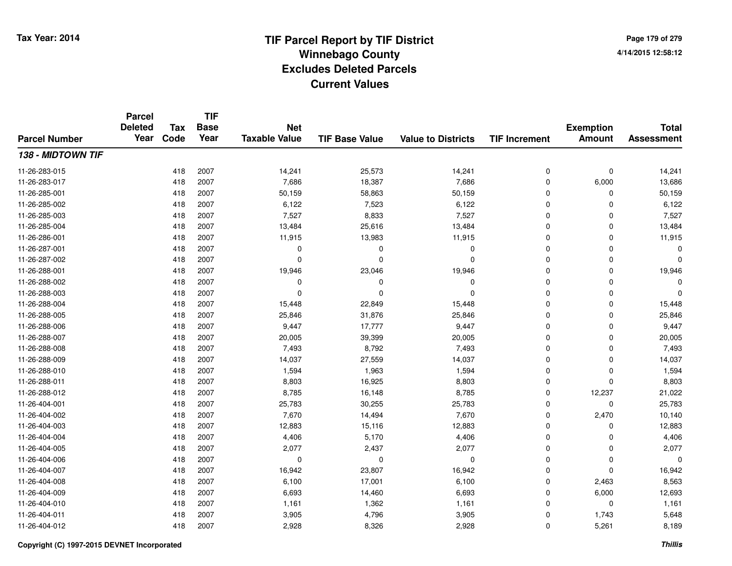Tax Year: 2014

# TIF Parcel Report by TIF District
## Winnebago County
## Excludes Deleted Parcels
## Current Values

4/14/2015 12:58:12

| Parcel Number | Parcel Deleted Year | Tax Code | TIF Base Year | Net Taxable Value | TIF Base Value | Value to Districts | TIF Increment | Exemption Amount | Total Assessment |
|---|---|---|---|---|---|---|---|---|---|
| ***138 - MIDTOWN TIF*** | | | | | | | | | |
| 11-26-283-015 | | 418 | 2007 | 14,241 | 25,573 | 14,241 | 0 | 0 | 14,241 |
| 11-26-283-017 | | 418 | 2007 | 7,686 | 18,387 | 7,686 | 0 | 6,000 | 13,686 |
| 11-26-285-001 | | 418 | 2007 | 50,159 | 58,863 | 50,159 | 0 | 0 | 50,159 |
| 11-26-285-002 | | 418 | 2007 | 6,122 | 7,523 | 6,122 | 0 | 0 | 6,122 |
| 11-26-285-003 | | 418 | 2007 | 7,527 | 8,833 | 7,527 | 0 | 0 | 7,527 |
| 11-26-285-004 | | 418 | 2007 | 13,484 | 25,616 | 13,484 | 0 | 0 | 13,484 |
| 11-26-286-001 | | 418 | 2007 | 11,915 | 13,983 | 11,915 | 0 | 0 | 11,915 |
| 11-26-287-001 | | 418 | 2007 | 0 | 0 | 0 | 0 | 0 | 0 |
| 11-26-287-002 | | 418 | 2007 | 0 | 0 | 0 | 0 | 0 | 0 |
| 11-26-288-001 | | 418 | 2007 | 19,946 | 23,046 | 19,946 | 0 | 0 | 19,946 |
| 11-26-288-002 | | 418 | 2007 | 0 | 0 | 0 | 0 | 0 | 0 |
| 11-26-288-003 | | 418 | 2007 | 0 | 0 | 0 | 0 | 0 | 0 |
| 11-26-288-004 | | 418 | 2007 | 15,448 | 22,849 | 15,448 | 0 | 0 | 15,448 |
| 11-26-288-005 | | 418 | 2007 | 25,846 | 31,876 | 25,846 | 0 | 0 | 25,846 |
| 11-26-288-006 | | 418 | 2007 | 9,447 | 17,777 | 9,447 | 0 | 0 | 9,447 |
| 11-26-288-007 | | 418 | 2007 | 20,005 | 39,399 | 20,005 | 0 | 0 | 20,005 |
| 11-26-288-008 | | 418 | 2007 | 7,493 | 8,792 | 7,493 | 0 | 0 | 7,493 |
| 11-26-288-009 | | 418 | 2007 | 14,037 | 27,559 | 14,037 | 0 | 0 | 14,037 |
| 11-26-288-010 | | 418 | 2007 | 1,594 | 1,963 | 1,594 | 0 | 0 | 1,594 |
| 11-26-288-011 | | 418 | 2007 | 8,803 | 16,925 | 8,803 | 0 | 0 | 8,803 |
| 11-26-288-012 | | 418 | 2007 | 8,785 | 16,148 | 8,785 | 0 | 12,237 | 21,022 |
| 11-26-404-001 | | 418 | 2007 | 25,783 | 30,255 | 25,783 | 0 | 0 | 25,783 |
| 11-26-404-002 | | 418 | 2007 | 7,670 | 14,494 | 7,670 | 0 | 2,470 | 10,140 |
| 11-26-404-003 | | 418 | 2007 | 12,883 | 15,116 | 12,883 | 0 | 0 | 12,883 |
| 11-26-404-004 | | 418 | 2007 | 4,406 | 5,170 | 4,406 | 0 | 0 | 4,406 |
| 11-26-404-005 | | 418 | 2007 | 2,077 | 2,437 | 2,077 | 0 | 0 | 2,077 |
| 11-26-404-006 | | 418 | 2007 | 0 | 0 | 0 | 0 | 0 | 0 |
| 11-26-404-007 | | 418 | 2007 | 16,942 | 23,807 | 16,942 | 0 | 0 | 16,942 |
| 11-26-404-008 | | 418 | 2007 | 6,100 | 17,001 | 6,100 | 0 | 2,463 | 8,563 |
| 11-26-404-009 | | 418 | 2007 | 6,693 | 14,460 | 6,693 | 0 | 6,000 | 12,693 |
| 11-26-404-010 | | 418 | 2007 | 1,161 | 1,362 | 1,161 | 0 | 0 | 1,161 |
| 11-26-404-011 | | 418 | 2007 | 3,905 | 4,796 | 3,905 | 0 | 1,743 | 5,648 |
| 11-26-404-012 | | 418 | 2007 | 2,928 | 8,326 | 2,928 | 0 | 5,261 | 8,189 |

Copyright (C) 1997-2015 DEVNET Incorporated

*Thillis*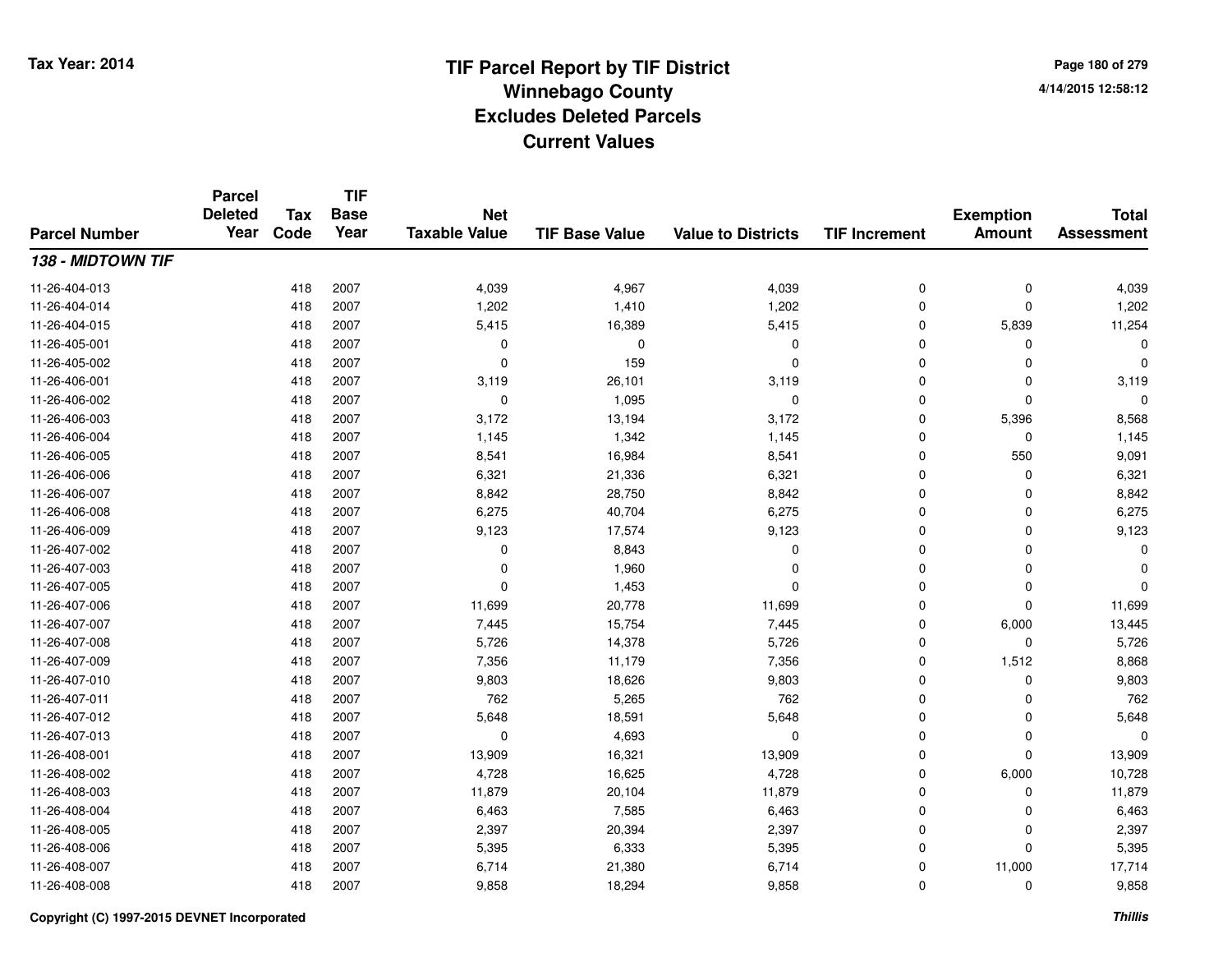# TIF Parcel Report by TIF District
## Winnebago County
## Excludes Deleted Parcels
## Current Values

Tax Year: 2014

4/14/2015 12:58:12

| Parcel Number | Parcel Deleted Year | Tax Code | TIF Base Year | Net Taxable Value | TIF Base Value | Value to Districts | TIF Increment | Exemption Amount | Total Assessment |
|---|---|---|---|---|---|---|---|---|---|
| ***138 - MIDTOWN TIF*** | | | | | | | | | |
| 11-26-404-013 | | 418 | 2007 | 4,039 | 4,967 | 4,039 | 0 | 0 | 4,039 |
| 11-26-404-014 | | 418 | 2007 | 1,202 | 1,410 | 1,202 | 0 | 0 | 1,202 |
| 11-26-404-015 | | 418 | 2007 | 5,415 | 16,389 | 5,415 | 0 | 5,839 | 11,254 |
| 11-26-405-001 | | 418 | 2007 | 0 | 0 | 0 | 0 | 0 | 0 |
| 11-26-405-002 | | 418 | 2007 | 0 | 159 | 0 | 0 | 0 | 0 |
| 11-26-406-001 | | 418 | 2007 | 3,119 | 26,101 | 3,119 | 0 | 0 | 3,119 |
| 11-26-406-002 | | 418 | 2007 | 0 | 1,095 | 0 | 0 | 0 | 0 |
| 11-26-406-003 | | 418 | 2007 | 3,172 | 13,194 | 3,172 | 0 | 5,396 | 8,568 |
| 11-26-406-004 | | 418 | 2007 | 1,145 | 1,342 | 1,145 | 0 | 0 | 1,145 |
| 11-26-406-005 | | 418 | 2007 | 8,541 | 16,984 | 8,541 | 0 | 550 | 9,091 |
| 11-26-406-006 | | 418 | 2007 | 6,321 | 21,336 | 6,321 | 0 | 0 | 6,321 |
| 11-26-406-007 | | 418 | 2007 | 8,842 | 28,750 | 8,842 | 0 | 0 | 8,842 |
| 11-26-406-008 | | 418 | 2007 | 6,275 | 40,704 | 6,275 | 0 | 0 | 6,275 |
| 11-26-406-009 | | 418 | 2007 | 9,123 | 17,574 | 9,123 | 0 | 0 | 9,123 |
| 11-26-407-002 | | 418 | 2007 | 0 | 8,843 | 0 | 0 | 0 | 0 |
| 11-26-407-003 | | 418 | 2007 | 0 | 1,960 | 0 | 0 | 0 | 0 |
| 11-26-407-005 | | 418 | 2007 | 0 | 1,453 | 0 | 0 | 0 | 0 |
| 11-26-407-006 | | 418 | 2007 | 11,699 | 20,778 | 11,699 | 0 | 0 | 11,699 |
| 11-26-407-007 | | 418 | 2007 | 7,445 | 15,754 | 7,445 | 0 | 6,000 | 13,445 |
| 11-26-407-008 | | 418 | 2007 | 5,726 | 14,378 | 5,726 | 0 | 0 | 5,726 |
| 11-26-407-009 | | 418 | 2007 | 7,356 | 11,179 | 7,356 | 0 | 1,512 | 8,868 |
| 11-26-407-010 | | 418 | 2007 | 9,803 | 18,626 | 9,803 | 0 | 0 | 9,803 |
| 11-26-407-011 | | 418 | 2007 | 762 | 5,265 | 762 | 0 | 0 | 762 |
| 11-26-407-012 | | 418 | 2007 | 5,648 | 18,591 | 5,648 | 0 | 0 | 5,648 |
| 11-26-407-013 | | 418 | 2007 | 0 | 4,693 | 0 | 0 | 0 | 0 |
| 11-26-408-001 | | 418 | 2007 | 13,909 | 16,321 | 13,909 | 0 | 0 | 13,909 |
| 11-26-408-002 | | 418 | 2007 | 4,728 | 16,625 | 4,728 | 0 | 6,000 | 10,728 |
| 11-26-408-003 | | 418 | 2007 | 11,879 | 20,104 | 11,879 | 0 | 0 | 11,879 |
| 11-26-408-004 | | 418 | 2007 | 6,463 | 7,585 | 6,463 | 0 | 0 | 6,463 |
| 11-26-408-005 | | 418 | 2007 | 2,397 | 20,394 | 2,397 | 0 | 0 | 2,397 |
| 11-26-408-006 | | 418 | 2007 | 5,395 | 6,333 | 5,395 | 0 | 0 | 5,395 |
| 11-26-408-007 | | 418 | 2007 | 6,714 | 21,380 | 6,714 | 0 | 11,000 | 17,714 |
| 11-26-408-008 | | 418 | 2007 | 9,858 | 18,294 | 9,858 | 0 | 0 | 9,858 |

Copyright (C) 1997-2015 DEVNET Incorporated

*Thillis*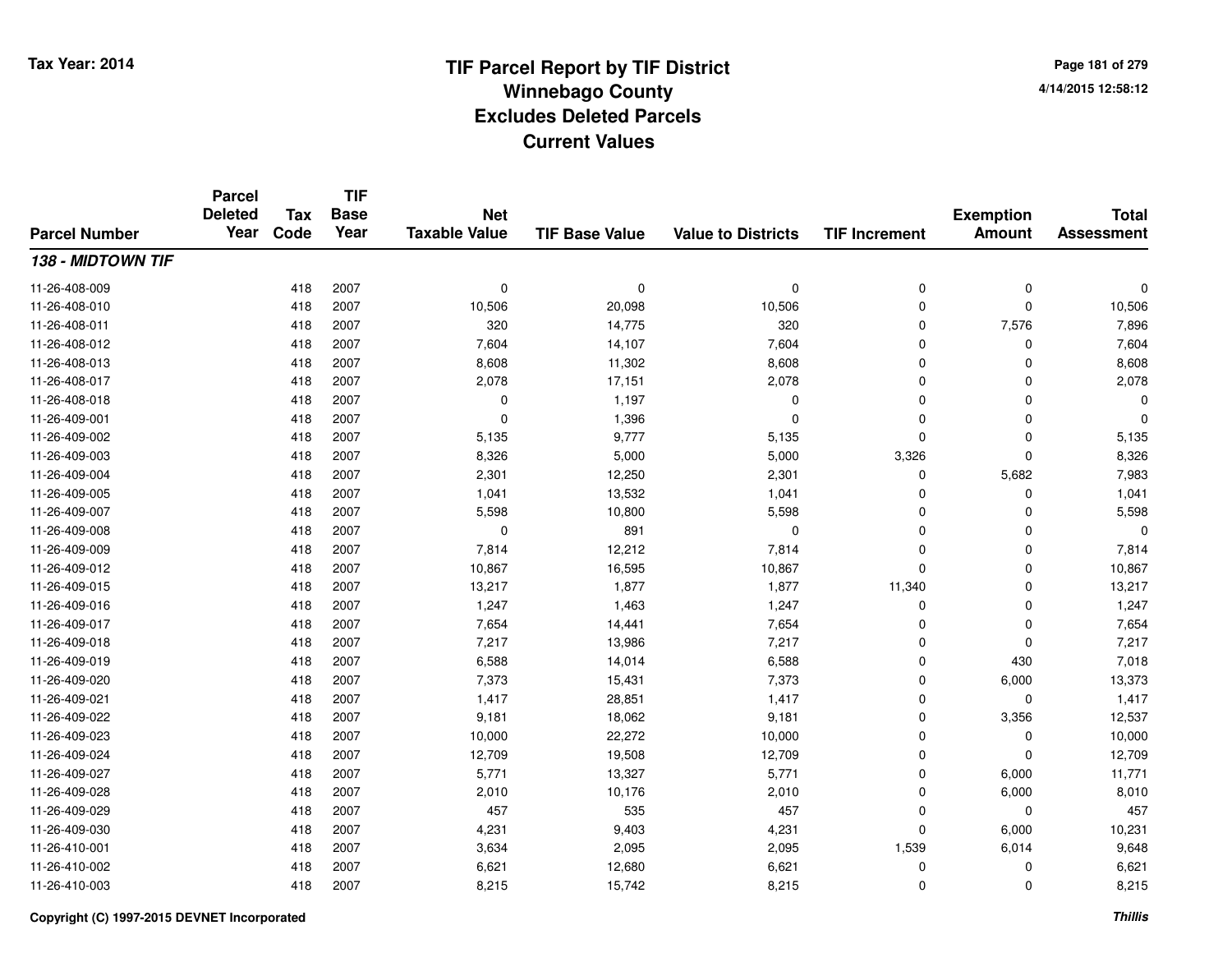# TIF Parcel Report by TIF District
## Winnebago County
## Excludes Deleted Parcels
## Current Values

Tax Year: 2014

4/14/2015 12:58:12

| Parcel Number | Parcel Deleted Year | Tax Code | TIF Base Year | Net Taxable Value | TIF Base Value | Value to Districts | TIF Increment | Exemption Amount | Total Assessment |
|---|---|---|---|---|---|---|---|---|---|
| ***138 - MIDTOWN TIF*** | | | | | | | | | |
| 11-26-408-009 | | 418 | 2007 | 0 | 0 | 0 | 0 | 0 | 0 |
| 11-26-408-010 | | 418 | 2007 | 10,506 | 20,098 | 10,506 | 0 | 0 | 10,506 |
| 11-26-408-011 | | 418 | 2007 | 320 | 14,775 | 320 | 0 | 7,576 | 7,896 |
| 11-26-408-012 | | 418 | 2007 | 7,604 | 14,107 | 7,604 | 0 | 0 | 7,604 |
| 11-26-408-013 | | 418 | 2007 | 8,608 | 11,302 | 8,608 | 0 | 0 | 8,608 |
| 11-26-408-017 | | 418 | 2007 | 2,078 | 17,151 | 2,078 | 0 | 0 | 2,078 |
| 11-26-408-018 | | 418 | 2007 | 0 | 1,197 | 0 | 0 | 0 | 0 |
| 11-26-409-001 | | 418 | 2007 | 0 | 1,396 | 0 | 0 | 0 | 0 |
| 11-26-409-002 | | 418 | 2007 | 5,135 | 9,777 | 5,135 | 0 | 0 | 5,135 |
| 11-26-409-003 | | 418 | 2007 | 8,326 | 5,000 | 5,000 | 3,326 | 0 | 8,326 |
| 11-26-409-004 | | 418 | 2007 | 2,301 | 12,250 | 2,301 | 0 | 5,682 | 7,983 |
| 11-26-409-005 | | 418 | 2007 | 1,041 | 13,532 | 1,041 | 0 | 0 | 1,041 |
| 11-26-409-007 | | 418 | 2007 | 5,598 | 10,800 | 5,598 | 0 | 0 | 5,598 |
| 11-26-409-008 | | 418 | 2007 | 0 | 891 | 0 | 0 | 0 | 0 |
| 11-26-409-009 | | 418 | 2007 | 7,814 | 12,212 | 7,814 | 0 | 0 | 7,814 |
| 11-26-409-012 | | 418 | 2007 | 10,867 | 16,595 | 10,867 | 0 | 0 | 10,867 |
| 11-26-409-015 | | 418 | 2007 | 13,217 | 1,877 | 1,877 | 11,340 | 0 | 13,217 |
| 11-26-409-016 | | 418 | 2007 | 1,247 | 1,463 | 1,247 | 0 | 0 | 1,247 |
| 11-26-409-017 | | 418 | 2007 | 7,654 | 14,441 | 7,654 | 0 | 0 | 7,654 |
| 11-26-409-018 | | 418 | 2007 | 7,217 | 13,986 | 7,217 | 0 | 0 | 7,217 |
| 11-26-409-019 | | 418 | 2007 | 6,588 | 14,014 | 6,588 | 0 | 430 | 7,018 |
| 11-26-409-020 | | 418 | 2007 | 7,373 | 15,431 | 7,373 | 0 | 6,000 | 13,373 |
| 11-26-409-021 | | 418 | 2007 | 1,417 | 28,851 | 1,417 | 0 | 0 | 1,417 |
| 11-26-409-022 | | 418 | 2007 | 9,181 | 18,062 | 9,181 | 0 | 3,356 | 12,537 |
| 11-26-409-023 | | 418 | 2007 | 10,000 | 22,272 | 10,000 | 0 | 0 | 10,000 |
| 11-26-409-024 | | 418 | 2007 | 12,709 | 19,508 | 12,709 | 0 | 0 | 12,709 |
| 11-26-409-027 | | 418 | 2007 | 5,771 | 13,327 | 5,771 | 0 | 6,000 | 11,771 |
| 11-26-409-028 | | 418 | 2007 | 2,010 | 10,176 | 2,010 | 0 | 6,000 | 8,010 |
| 11-26-409-029 | | 418 | 2007 | 457 | 535 | 457 | 0 | 0 | 457 |
| 11-26-409-030 | | 418 | 2007 | 4,231 | 9,403 | 4,231 | 0 | 6,000 | 10,231 |
| 11-26-410-001 | | 418 | 2007 | 3,634 | 2,095 | 2,095 | 1,539 | 6,014 | 9,648 |
| 11-26-410-002 | | 418 | 2007 | 6,621 | 12,680 | 6,621 | 0 | 0 | 6,621 |
| 11-26-410-003 | | 418 | 2007 | 8,215 | 15,742 | 8,215 | 0 | 0 | 8,215 |

Copyright (C) 1997-2015 DEVNET Incorporated

*Thillis*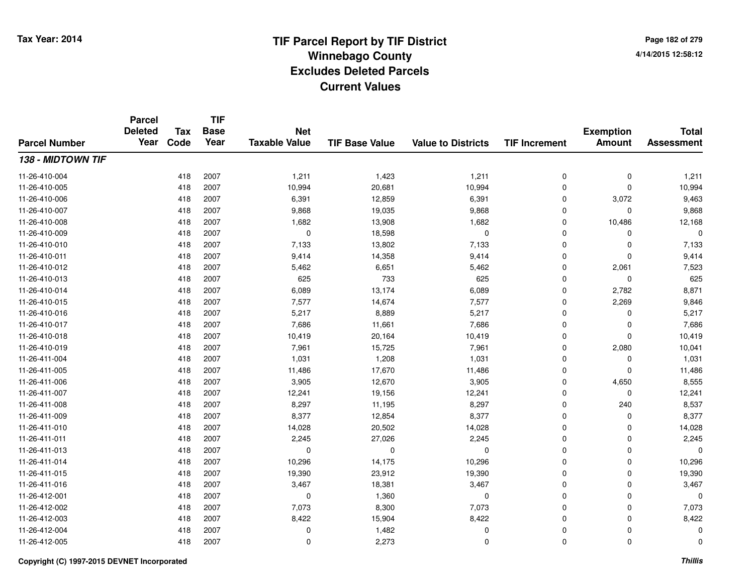# TIF Parcel Report by TIF District
## Winnebago County
## Excludes Deleted Parcels
## Current Values

Tax Year: 2014

4/14/2015 12:58:12

| Parcel Number | Parcel Deleted Year | Tax Code | TIF Base Year | Net Taxable Value | TIF Base Value | Value to Districts | TIF Increment | Exemption Amount | Total Assessment |
|---|---|---|---|---|---|---|---|---|---|
| ***138 - MIDTOWN TIF*** | | | | | | | | | |
| 11-26-410-004 | | 418 | 2007 | 1,211 | 1,423 | 1,211 | 0 | 0 | 1,211 |
| 11-26-410-005 | | 418 | 2007 | 10,994 | 20,681 | 10,994 | 0 | 0 | 10,994 |
| 11-26-410-006 | | 418 | 2007 | 6,391 | 12,859 | 6,391 | 0 | 3,072 | 9,463 |
| 11-26-410-007 | | 418 | 2007 | 9,868 | 19,035 | 9,868 | 0 | 0 | 9,868 |
| 11-26-410-008 | | 418 | 2007 | 1,682 | 13,908 | 1,682 | 0 | 10,486 | 12,168 |
| 11-26-410-009 | | 418 | 2007 | 0 | 18,598 | 0 | 0 | 0 | 0 |
| 11-26-410-010 | | 418 | 2007 | 7,133 | 13,802 | 7,133 | 0 | 0 | 7,133 |
| 11-26-410-011 | | 418 | 2007 | 9,414 | 14,358 | 9,414 | 0 | 0 | 9,414 |
| 11-26-410-012 | | 418 | 2007 | 5,462 | 6,651 | 5,462 | 0 | 2,061 | 7,523 |
| 11-26-410-013 | | 418 | 2007 | 625 | 733 | 625 | 0 | 0 | 625 |
| 11-26-410-014 | | 418 | 2007 | 6,089 | 13,174 | 6,089 | 0 | 2,782 | 8,871 |
| 11-26-410-015 | | 418 | 2007 | 7,577 | 14,674 | 7,577 | 0 | 2,269 | 9,846 |
| 11-26-410-016 | | 418 | 2007 | 5,217 | 8,889 | 5,217 | 0 | 0 | 5,217 |
| 11-26-410-017 | | 418 | 2007 | 7,686 | 11,661 | 7,686 | 0 | 0 | 7,686 |
| 11-26-410-018 | | 418 | 2007 | 10,419 | 20,164 | 10,419 | 0 | 0 | 10,419 |
| 11-26-410-019 | | 418 | 2007 | 7,961 | 15,725 | 7,961 | 0 | 2,080 | 10,041 |
| 11-26-411-004 | | 418 | 2007 | 1,031 | 1,208 | 1,031 | 0 | 0 | 1,031 |
| 11-26-411-005 | | 418 | 2007 | 11,486 | 17,670 | 11,486 | 0 | 0 | 11,486 |
| 11-26-411-006 | | 418 | 2007 | 3,905 | 12,670 | 3,905 | 0 | 4,650 | 8,555 |
| 11-26-411-007 | | 418 | 2007 | 12,241 | 19,156 | 12,241 | 0 | 0 | 12,241 |
| 11-26-411-008 | | 418 | 2007 | 8,297 | 11,195 | 8,297 | 0 | 240 | 8,537 |
| 11-26-411-009 | | 418 | 2007 | 8,377 | 12,854 | 8,377 | 0 | 0 | 8,377 |
| 11-26-411-010 | | 418 | 2007 | 14,028 | 20,502 | 14,028 | 0 | 0 | 14,028 |
| 11-26-411-011 | | 418 | 2007 | 2,245 | 27,026 | 2,245 | 0 | 0 | 2,245 |
| 11-26-411-013 | | 418 | 2007 | 0 | 0 | 0 | 0 | 0 | 0 |
| 11-26-411-014 | | 418 | 2007 | 10,296 | 14,175 | 10,296 | 0 | 0 | 10,296 |
| 11-26-411-015 | | 418 | 2007 | 19,390 | 23,912 | 19,390 | 0 | 0 | 19,390 |
| 11-26-411-016 | | 418 | 2007 | 3,467 | 18,381 | 3,467 | 0 | 0 | 3,467 |
| 11-26-412-001 | | 418 | 2007 | 0 | 1,360 | 0 | 0 | 0 | 0 |
| 11-26-412-002 | | 418 | 2007 | 7,073 | 8,300 | 7,073 | 0 | 0 | 7,073 |
| 11-26-412-003 | | 418 | 2007 | 8,422 | 15,904 | 8,422 | 0 | 0 | 8,422 |
| 11-26-412-004 | | 418 | 2007 | 0 | 1,482 | 0 | 0 | 0 | 0 |
| 11-26-412-005 | | 418 | 2007 | 0 | 2,273 | 0 | 0 | 0 | 0 |

Copyright (C) 1997-2015 DEVNET Incorporated

*Thillis*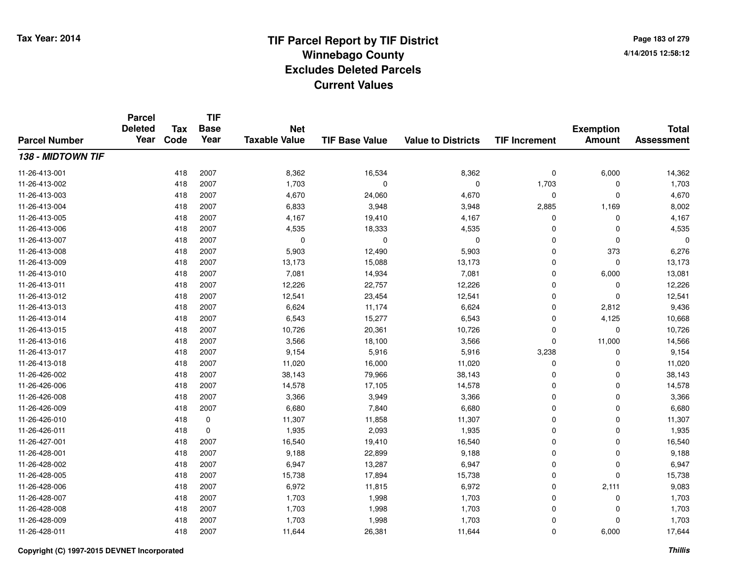# TIF Parcel Report by TIF District
## Winnebago County
## Excludes Deleted Parcels
## Current Values

Tax Year: 2014

4/14/2015 12:58:12

| Parcel Number | Parcel Deleted Year | Tax Code | TIF Base Year | Net Taxable Value | TIF Base Value | Value to Districts | TIF Increment | Exemption Amount | Total Assessment |
|---|---|---|---|---|---|---|---|---|---|
| ***138 - MIDTOWN TIF*** | | | | | | | | | |
| 11-26-413-001 | | 418 | 2007 | 8,362 | 16,534 | 8,362 | 0 | 6,000 | 14,362 |
| 11-26-413-002 | | 418 | 2007 | 1,703 | 0 | 0 | 1,703 | 0 | 1,703 |
| 11-26-413-003 | | 418 | 2007 | 4,670 | 24,060 | 4,670 | 0 | 0 | 4,670 |
| 11-26-413-004 | | 418 | 2007 | 6,833 | 3,948 | 3,948 | 2,885 | 1,169 | 8,002 |
| 11-26-413-005 | | 418 | 2007 | 4,167 | 19,410 | 4,167 | 0 | 0 | 4,167 |
| 11-26-413-006 | | 418 | 2007 | 4,535 | 18,333 | 4,535 | 0 | 0 | 4,535 |
| 11-26-413-007 | | 418 | 2007 | 0 | 0 | 0 | 0 | 0 | 0 |
| 11-26-413-008 | | 418 | 2007 | 5,903 | 12,490 | 5,903 | 0 | 373 | 6,276 |
| 11-26-413-009 | | 418 | 2007 | 13,173 | 15,088 | 13,173 | 0 | 0 | 13,173 |
| 11-26-413-010 | | 418 | 2007 | 7,081 | 14,934 | 7,081 | 0 | 6,000 | 13,081 |
| 11-26-413-011 | | 418 | 2007 | 12,226 | 22,757 | 12,226 | 0 | 0 | 12,226 |
| 11-26-413-012 | | 418 | 2007 | 12,541 | 23,454 | 12,541 | 0 | 0 | 12,541 |
| 11-26-413-013 | | 418 | 2007 | 6,624 | 11,174 | 6,624 | 0 | 2,812 | 9,436 |
| 11-26-413-014 | | 418 | 2007 | 6,543 | 15,277 | 6,543 | 0 | 4,125 | 10,668 |
| 11-26-413-015 | | 418 | 2007 | 10,726 | 20,361 | 10,726 | 0 | 0 | 10,726 |
| 11-26-413-016 | | 418 | 2007 | 3,566 | 18,100 | 3,566 | 0 | 11,000 | 14,566 |
| 11-26-413-017 | | 418 | 2007 | 9,154 | 5,916 | 5,916 | 3,238 | 0 | 9,154 |
| 11-26-413-018 | | 418 | 2007 | 11,020 | 16,000 | 11,020 | 0 | 0 | 11,020 |
| 11-26-426-002 | | 418 | 2007 | 38,143 | 79,966 | 38,143 | 0 | 0 | 38,143 |
| 11-26-426-006 | | 418 | 2007 | 14,578 | 17,105 | 14,578 | 0 | 0 | 14,578 |
| 11-26-426-008 | | 418 | 2007 | 3,366 | 3,949 | 3,366 | 0 | 0 | 3,366 |
| 11-26-426-009 | | 418 | 2007 | 6,680 | 7,840 | 6,680 | 0 | 0 | 6,680 |
| 11-26-426-010 | | 418 | 0 | 11,307 | 11,858 | 11,307 | 0 | 0 | 11,307 |
| 11-26-426-011 | | 418 | 0 | 1,935 | 2,093 | 1,935 | 0 | 0 | 1,935 |
| 11-26-427-001 | | 418 | 2007 | 16,540 | 19,410 | 16,540 | 0 | 0 | 16,540 |
| 11-26-428-001 | | 418 | 2007 | 9,188 | 22,899 | 9,188 | 0 | 0 | 9,188 |
| 11-26-428-002 | | 418 | 2007 | 6,947 | 13,287 | 6,947 | 0 | 0 | 6,947 |
| 11-26-428-005 | | 418 | 2007 | 15,738 | 17,894 | 15,738 | 0 | 0 | 15,738 |
| 11-26-428-006 | | 418 | 2007 | 6,972 | 11,815 | 6,972 | 0 | 2,111 | 9,083 |
| 11-26-428-007 | | 418 | 2007 | 1,703 | 1,998 | 1,703 | 0 | 0 | 1,703 |
| 11-26-428-008 | | 418 | 2007 | 1,703 | 1,998 | 1,703 | 0 | 0 | 1,703 |
| 11-26-428-009 | | 418 | 2007 | 1,703 | 1,998 | 1,703 | 0 | 0 | 1,703 |
| 11-26-428-011 | | 418 | 2007 | 11,644 | 26,381 | 11,644 | 0 | 6,000 | 17,644 |

Copyright (C) 1997-2015 DEVNET Incorporated

Thillis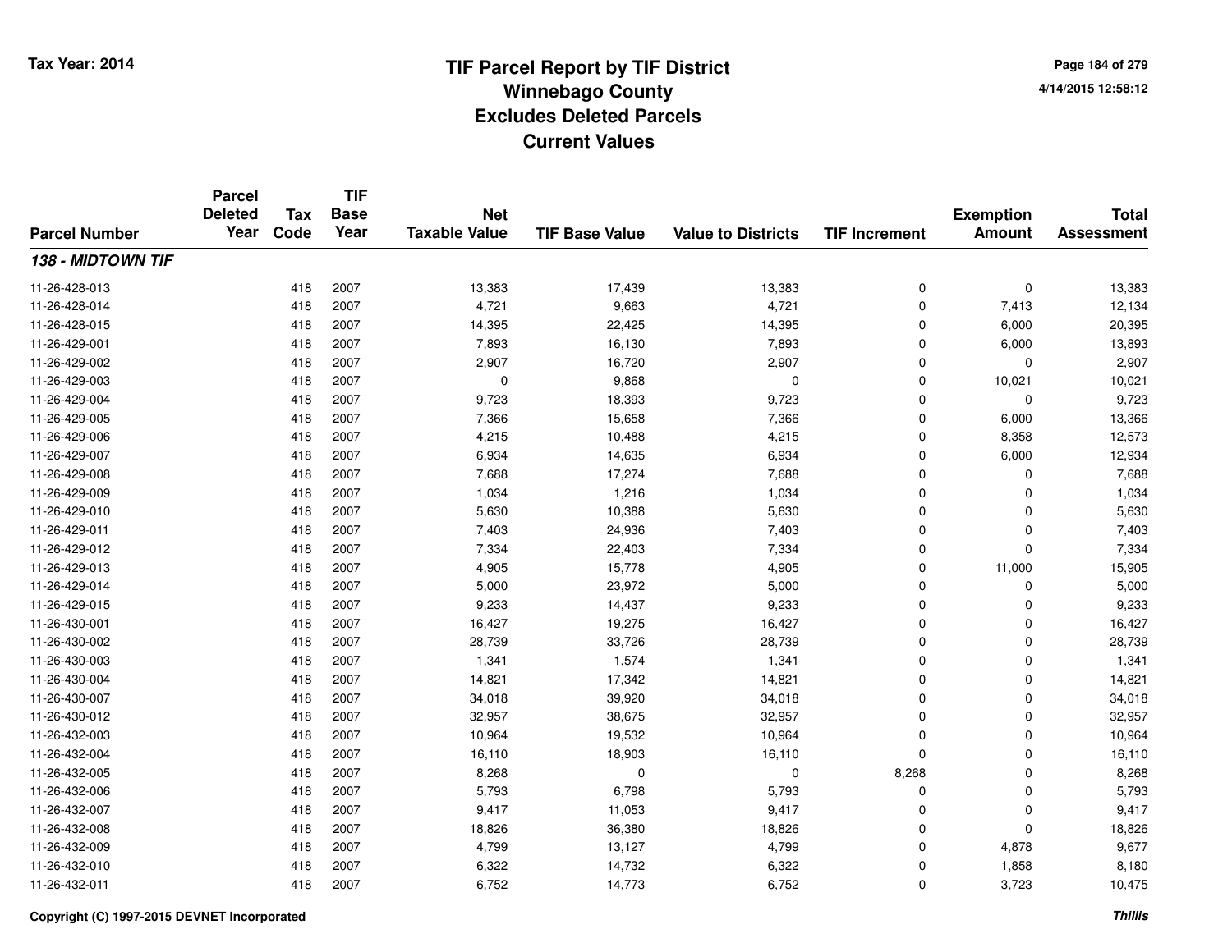# TIF Parcel Report by TIF District
## Winnebago County
## Excludes Deleted Parcels
## Current Values

Tax Year: 2014

4/14/2015 12:58:12

| Parcel Number | Parcel Deleted Year | Tax Code | TIF Base Year | Net Taxable Value | TIF Base Value | Value to Districts | TIF Increment | Exemption Amount | Total Assessment |
|---|---|---|---|---|---|---|---|---|---|
| ***138 - MIDTOWN TIF*** | | | | | | | | | |
| 11-26-428-013 | | 418 | 2007 | 13,383 | 17,439 | 13,383 | 0 | 0 | 13,383 |
| 11-26-428-014 | | 418 | 2007 | 4,721 | 9,663 | 4,721 | 0 | 7,413 | 12,134 |
| 11-26-428-015 | | 418 | 2007 | 14,395 | 22,425 | 14,395 | 0 | 6,000 | 20,395 |
| 11-26-429-001 | | 418 | 2007 | 7,893 | 16,130 | 7,893 | 0 | 6,000 | 13,893 |
| 11-26-429-002 | | 418 | 2007 | 2,907 | 16,720 | 2,907 | 0 | 0 | 2,907 |
| 11-26-429-003 | | 418 | 2007 | 0 | 9,868 | 0 | 0 | 10,021 | 10,021 |
| 11-26-429-004 | | 418 | 2007 | 9,723 | 18,393 | 9,723 | 0 | 0 | 9,723 |
| 11-26-429-005 | | 418 | 2007 | 7,366 | 15,658 | 7,366 | 0 | 6,000 | 13,366 |
| 11-26-429-006 | | 418 | 2007 | 4,215 | 10,488 | 4,215 | 0 | 8,358 | 12,573 |
| 11-26-429-007 | | 418 | 2007 | 6,934 | 14,635 | 6,934 | 0 | 6,000 | 12,934 |
| 11-26-429-008 | | 418 | 2007 | 7,688 | 17,274 | 7,688 | 0 | 0 | 7,688 |
| 11-26-429-009 | | 418 | 2007 | 1,034 | 1,216 | 1,034 | 0 | 0 | 1,034 |
| 11-26-429-010 | | 418 | 2007 | 5,630 | 10,388 | 5,630 | 0 | 0 | 5,630 |
| 11-26-429-011 | | 418 | 2007 | 7,403 | 24,936 | 7,403 | 0 | 0 | 7,403 |
| 11-26-429-012 | | 418 | 2007 | 7,334 | 22,403 | 7,334 | 0 | 0 | 7,334 |
| 11-26-429-013 | | 418 | 2007 | 4,905 | 15,778 | 4,905 | 0 | 11,000 | 15,905 |
| 11-26-429-014 | | 418 | 2007 | 5,000 | 23,972 | 5,000 | 0 | 0 | 5,000 |
| 11-26-429-015 | | 418 | 2007 | 9,233 | 14,437 | 9,233 | 0 | 0 | 9,233 |
| 11-26-430-001 | | 418 | 2007 | 16,427 | 19,275 | 16,427 | 0 | 0 | 16,427 |
| 11-26-430-002 | | 418 | 2007 | 28,739 | 33,726 | 28,739 | 0 | 0 | 28,739 |
| 11-26-430-003 | | 418 | 2007 | 1,341 | 1,574 | 1,341 | 0 | 0 | 1,341 |
| 11-26-430-004 | | 418 | 2007 | 14,821 | 17,342 | 14,821 | 0 | 0 | 14,821 |
| 11-26-430-007 | | 418 | 2007 | 34,018 | 39,920 | 34,018 | 0 | 0 | 34,018 |
| 11-26-430-012 | | 418 | 2007 | 32,957 | 38,675 | 32,957 | 0 | 0 | 32,957 |
| 11-26-432-003 | | 418 | 2007 | 10,964 | 19,532 | 10,964 | 0 | 0 | 10,964 |
| 11-26-432-004 | | 418 | 2007 | 16,110 | 18,903 | 16,110 | 0 | 0 | 16,110 |
| 11-26-432-005 | | 418 | 2007 | 8,268 | 0 | 0 | 8,268 | 0 | 8,268 |
| 11-26-432-006 | | 418 | 2007 | 5,793 | 6,798 | 5,793 | 0 | 0 | 5,793 |
| 11-26-432-007 | | 418 | 2007 | 9,417 | 11,053 | 9,417 | 0 | 0 | 9,417 |
| 11-26-432-008 | | 418 | 2007 | 18,826 | 36,380 | 18,826 | 0 | 0 | 18,826 |
| 11-26-432-009 | | 418 | 2007 | 4,799 | 13,127 | 4,799 | 0 | 4,878 | 9,677 |
| 11-26-432-010 | | 418 | 2007 | 6,322 | 14,732 | 6,322 | 0 | 1,858 | 8,180 |
| 11-26-432-011 | | 418 | 2007 | 6,752 | 14,773 | 6,752 | 0 | 3,723 | 10,475 |

Copyright (C) 1997-2015 DEVNET Incorporated

*Thillis*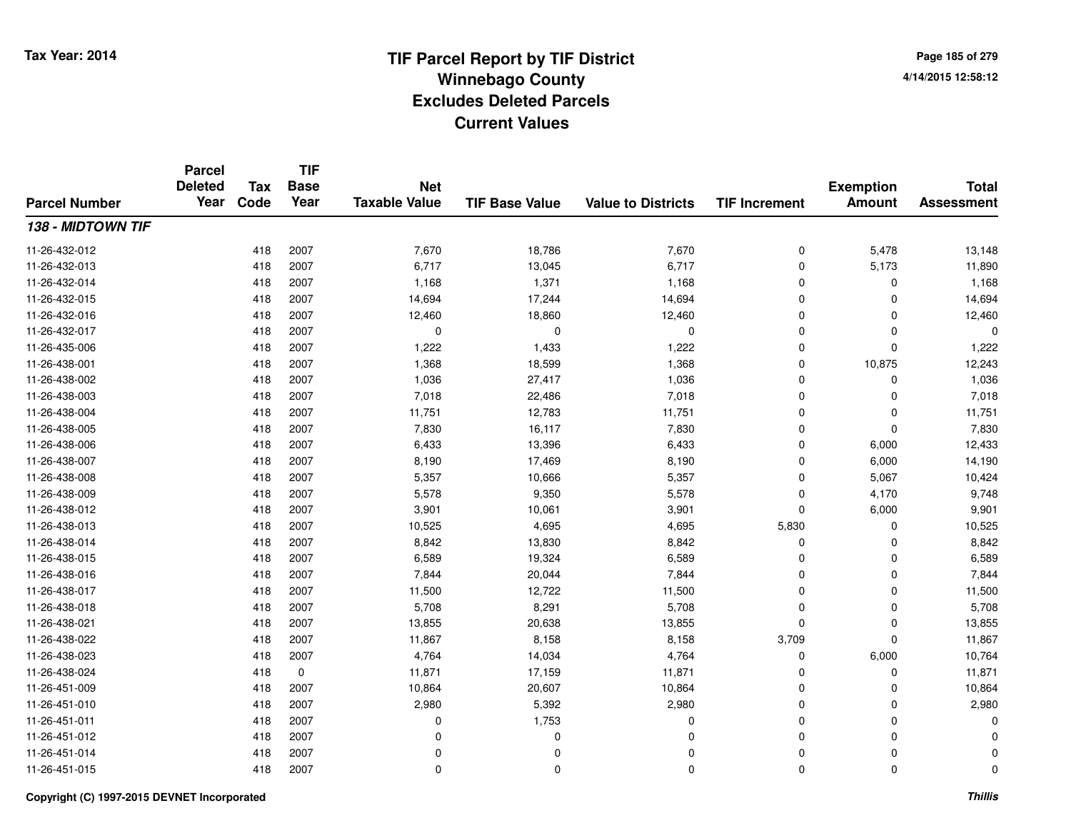# TIF Parcel Report by TIF District
## Winnebago County
## Excludes Deleted Parcels
## Current Values

Tax Year: 2014

4/14/2015 12:58:12

| Parcel Number | Parcel Deleted Year | Tax Code | TIF Base Year | Net Taxable Value | TIF Base Value | Value to Districts | TIF Increment | Exemption Amount | Total Assessment |
|---|---|---|---|---|---|---|---|---|---|
| ***138 - MIDTOWN TIF*** | | | | | | | | | |
| 11-26-432-012 | | 418 | 2007 | 7,670 | 18,786 | 7,670 | 0 | 5,478 | 13,148 |
| 11-26-432-013 | | 418 | 2007 | 6,717 | 13,045 | 6,717 | 0 | 5,173 | 11,890 |
| 11-26-432-014 | | 418 | 2007 | 1,168 | 1,371 | 1,168 | 0 | 0 | 1,168 |
| 11-26-432-015 | | 418 | 2007 | 14,694 | 17,244 | 14,694 | 0 | 0 | 14,694 |
| 11-26-432-016 | | 418 | 2007 | 12,460 | 18,860 | 12,460 | 0 | 0 | 12,460 |
| 11-26-432-017 | | 418 | 2007 | 0 | 0 | 0 | 0 | 0 | 0 |
| 11-26-435-006 | | 418 | 2007 | 1,222 | 1,433 | 1,222 | 0 | 0 | 1,222 |
| 11-26-438-001 | | 418 | 2007 | 1,368 | 18,599 | 1,368 | 0 | 10,875 | 12,243 |
| 11-26-438-002 | | 418 | 2007 | 1,036 | 27,417 | 1,036 | 0 | 0 | 1,036 |
| 11-26-438-003 | | 418 | 2007 | 7,018 | 22,486 | 7,018 | 0 | 0 | 7,018 |
| 11-26-438-004 | | 418 | 2007 | 11,751 | 12,783 | 11,751 | 0 | 0 | 11,751 |
| 11-26-438-005 | | 418 | 2007 | 7,830 | 16,117 | 7,830 | 0 | 0 | 7,830 |
| 11-26-438-006 | | 418 | 2007 | 6,433 | 13,396 | 6,433 | 0 | 6,000 | 12,433 |
| 11-26-438-007 | | 418 | 2007 | 8,190 | 17,469 | 8,190 | 0 | 6,000 | 14,190 |
| 11-26-438-008 | | 418 | 2007 | 5,357 | 10,666 | 5,357 | 0 | 5,067 | 10,424 |
| 11-26-438-009 | | 418 | 2007 | 5,578 | 9,350 | 5,578 | 0 | 4,170 | 9,748 |
| 11-26-438-012 | | 418 | 2007 | 3,901 | 10,061 | 3,901 | 0 | 6,000 | 9,901 |
| 11-26-438-013 | | 418 | 2007 | 10,525 | 4,695 | 4,695 | 5,830 | 0 | 10,525 |
| 11-26-438-014 | | 418 | 2007 | 8,842 | 13,830 | 8,842 | 0 | 0 | 8,842 |
| 11-26-438-015 | | 418 | 2007 | 6,589 | 19,324 | 6,589 | 0 | 0 | 6,589 |
| 11-26-438-016 | | 418 | 2007 | 7,844 | 20,044 | 7,844 | 0 | 0 | 7,844 |
| 11-26-438-017 | | 418 | 2007 | 11,500 | 12,722 | 11,500 | 0 | 0 | 11,500 |
| 11-26-438-018 | | 418 | 2007 | 5,708 | 8,291 | 5,708 | 0 | 0 | 5,708 |
| 11-26-438-021 | | 418 | 2007 | 13,855 | 20,638 | 13,855 | 0 | 0 | 13,855 |
| 11-26-438-022 | | 418 | 2007 | 11,867 | 8,158 | 8,158 | 3,709 | 0 | 11,867 |
| 11-26-438-023 | | 418 | 2007 | 4,764 | 14,034 | 4,764 | 0 | 6,000 | 10,764 |
| 11-26-438-024 | | 418 | 0 | 11,871 | 17,159 | 11,871 | 0 | 0 | 11,871 |
| 11-26-451-009 | | 418 | 2007 | 10,864 | 20,607 | 10,864 | 0 | 0 | 10,864 |
| 11-26-451-010 | | 418 | 2007 | 2,980 | 5,392 | 2,980 | 0 | 0 | 2,980 |
| 11-26-451-011 | | 418 | 2007 | 0 | 1,753 | 0 | 0 | 0 | 0 |
| 11-26-451-012 | | 418 | 2007 | 0 | 0 | 0 | 0 | 0 | 0 |
| 11-26-451-014 | | 418 | 2007 | 0 | 0 | 0 | 0 | 0 | 0 |
| 11-26-451-015 | | 418 | 2007 | 0 | 0 | 0 | 0 | 0 | 0 |

Copyright (C) 1997-2015 DEVNET Incorporated

*Thillis*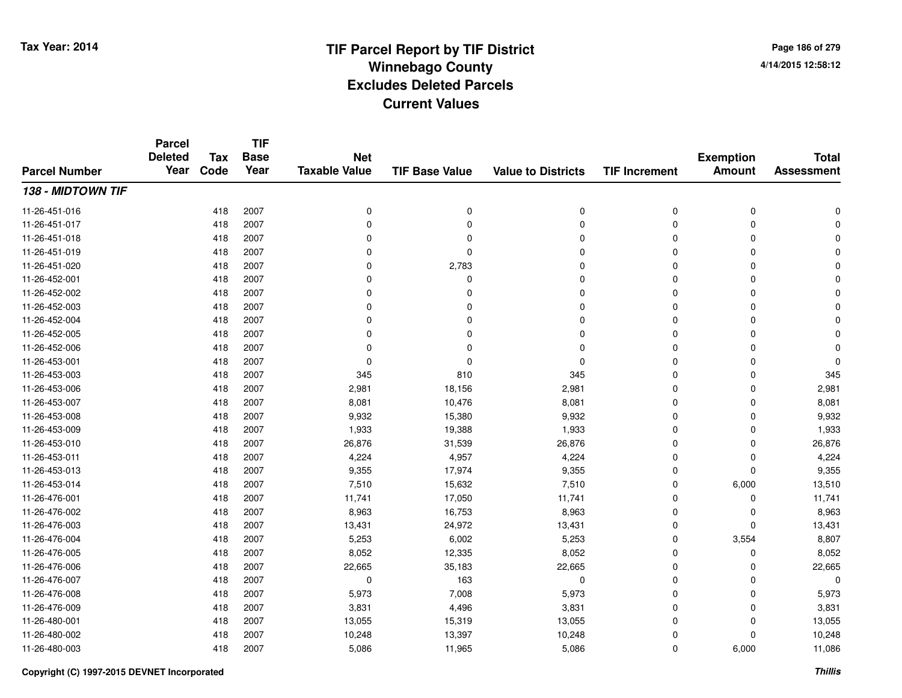# TIF Parcel Report by TIF District
## Winnebago County
## Excludes Deleted Parcels
## Current Values

Tax Year: 2014

4/14/2015 12:58:12

| Parcel Number | Parcel Deleted Year | Tax Code | TIF Base Year | Net Taxable Value | TIF Base Value | Value to Districts | TIF Increment | Exemption Amount | Total Assessment |
|---|---|---|---|---|---|---|---|---|---|
| ***138 - MIDTOWN TIF*** | | | | | | | | | |
| 11-26-451-016 | | 418 | 2007 | 0 | 0 | 0 | 0 | 0 | 0 |
| 11-26-451-017 | | 418 | 2007 | 0 | 0 | 0 | 0 | 0 | 0 |
| 11-26-451-018 | | 418 | 2007 | 0 | 0 | 0 | 0 | 0 | 0 |
| 11-26-451-019 | | 418 | 2007 | 0 | 0 | 0 | 0 | 0 | 0 |
| 11-26-451-020 | | 418 | 2007 | 0 | 2,783 | 0 | 0 | 0 | 0 |
| 11-26-452-001 | | 418 | 2007 | 0 | 0 | 0 | 0 | 0 | 0 |
| 11-26-452-002 | | 418 | 2007 | 0 | 0 | 0 | 0 | 0 | 0 |
| 11-26-452-003 | | 418 | 2007 | 0 | 0 | 0 | 0 | 0 | 0 |
| 11-26-452-004 | | 418 | 2007 | 0 | 0 | 0 | 0 | 0 | 0 |
| 11-26-452-005 | | 418 | 2007 | 0 | 0 | 0 | 0 | 0 | 0 |
| 11-26-452-006 | | 418 | 2007 | 0 | 0 | 0 | 0 | 0 | 0 |
| 11-26-453-001 | | 418 | 2007 | 0 | 0 | 0 | 0 | 0 | 0 |
| 11-26-453-003 | | 418 | 2007 | 345 | 810 | 345 | 0 | 0 | 345 |
| 11-26-453-006 | | 418 | 2007 | 2,981 | 18,156 | 2,981 | 0 | 0 | 2,981 |
| 11-26-453-007 | | 418 | 2007 | 8,081 | 10,476 | 8,081 | 0 | 0 | 8,081 |
| 11-26-453-008 | | 418 | 2007 | 9,932 | 15,380 | 9,932 | 0 | 0 | 9,932 |
| 11-26-453-009 | | 418 | 2007 | 1,933 | 19,388 | 1,933 | 0 | 0 | 1,933 |
| 11-26-453-010 | | 418 | 2007 | 26,876 | 31,539 | 26,876 | 0 | 0 | 26,876 |
| 11-26-453-011 | | 418 | 2007 | 4,224 | 4,957 | 4,224 | 0 | 0 | 4,224 |
| 11-26-453-013 | | 418 | 2007 | 9,355 | 17,974 | 9,355 | 0 | 0 | 9,355 |
| 11-26-453-014 | | 418 | 2007 | 7,510 | 15,632 | 7,510 | 0 | 6,000 | 13,510 |
| 11-26-476-001 | | 418 | 2007 | 11,741 | 17,050 | 11,741 | 0 | 0 | 11,741 |
| 11-26-476-002 | | 418 | 2007 | 8,963 | 16,753 | 8,963 | 0 | 0 | 8,963 |
| 11-26-476-003 | | 418 | 2007 | 13,431 | 24,972 | 13,431 | 0 | 0 | 13,431 |
| 11-26-476-004 | | 418 | 2007 | 5,253 | 6,002 | 5,253 | 0 | 3,554 | 8,807 |
| 11-26-476-005 | | 418 | 2007 | 8,052 | 12,335 | 8,052 | 0 | 0 | 8,052 |
| 11-26-476-006 | | 418 | 2007 | 22,665 | 35,183 | 22,665 | 0 | 0 | 22,665 |
| 11-26-476-007 | | 418 | 2007 | 0 | 163 | 0 | 0 | 0 | 0 |
| 11-26-476-008 | | 418 | 2007 | 5,973 | 7,008 | 5,973 | 0 | 0 | 5,973 |
| 11-26-476-009 | | 418 | 2007 | 3,831 | 4,496 | 3,831 | 0 | 0 | 3,831 |
| 11-26-480-001 | | 418 | 2007 | 13,055 | 15,319 | 13,055 | 0 | 0 | 13,055 |
| 11-26-480-002 | | 418 | 2007 | 10,248 | 13,397 | 10,248 | 0 | 0 | 10,248 |
| 11-26-480-003 | | 418 | 2007 | 5,086 | 11,965 | 5,086 | 0 | 6,000 | 11,086 |

Copyright (C) 1997-2015 DEVNET Incorporated

*Thillis*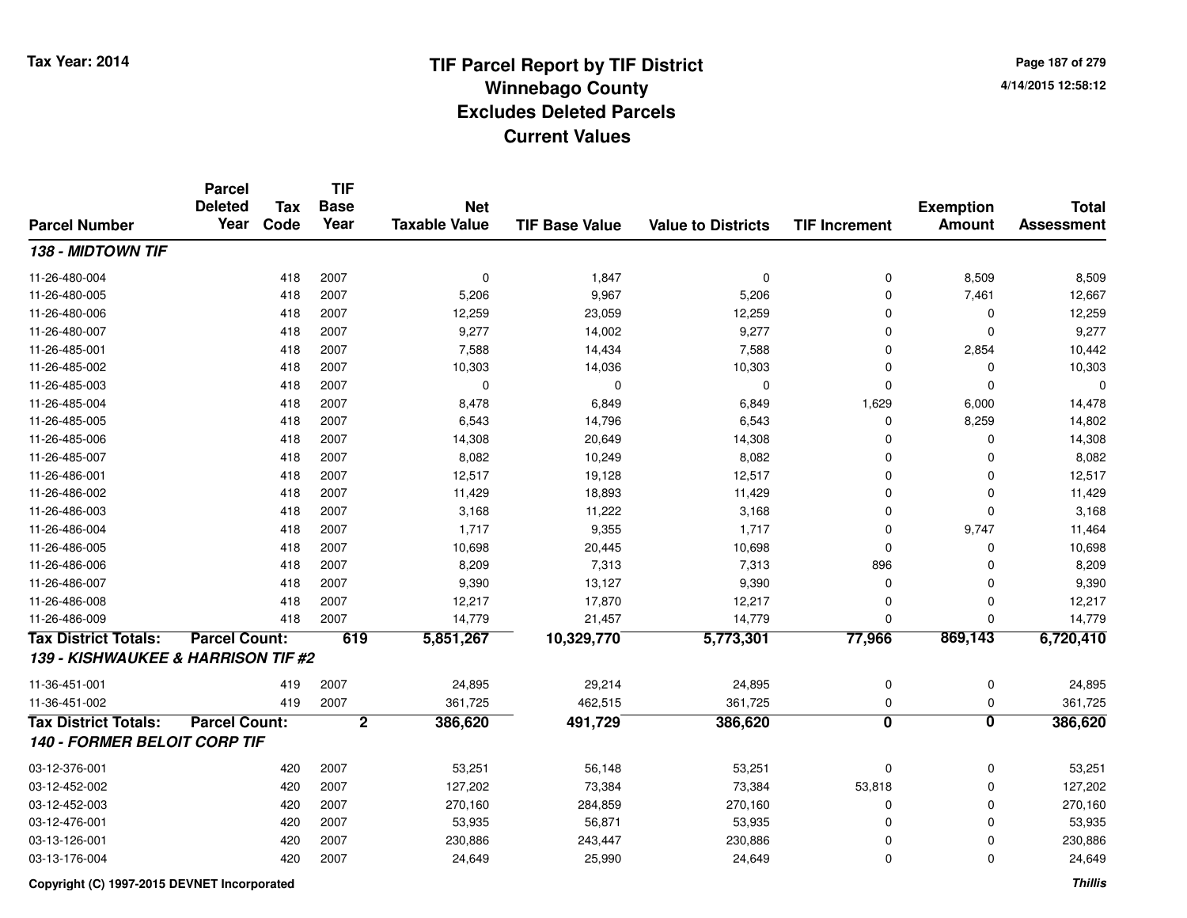# TIF Parcel Report by TIF District
## Winnebago County
## Excludes Deleted Parcels
## Current Values

Tax Year: 2014

4/14/2015 12:58:12

| Parcel Number | Parcel Deleted Year | Tax Code | TIF Base Year | Net Taxable Value | TIF Base Value | Value to Districts | TIF Increment | Exemption Amount | Total Assessment |
|---|---|---|---|---|---|---|---|---|---|
| ***138 - MIDTOWN TIF*** | | | | | | | | | |
| 11-26-480-004 | | 418 | 2007 | 0 | 1,847 | 0 | 0 | 8,509 | 8,509 |
| 11-26-480-005 | | 418 | 2007 | 5,206 | 9,967 | 5,206 | 0 | 7,461 | 12,667 |
| 11-26-480-006 | | 418 | 2007 | 12,259 | 23,059 | 12,259 | 0 | 0 | 12,259 |
| 11-26-480-007 | | 418 | 2007 | 9,277 | 14,002 | 9,277 | 0 | 0 | 9,277 |
| 11-26-485-001 | | 418 | 2007 | 7,588 | 14,434 | 7,588 | 0 | 2,854 | 10,442 |
| 11-26-485-002 | | 418 | 2007 | 10,303 | 14,036 | 10,303 | 0 | 0 | 10,303 |
| 11-26-485-003 | | 418 | 2007 | 0 | 0 | 0 | 0 | 0 | 0 |
| 11-26-485-004 | | 418 | 2007 | 8,478 | 6,849 | 6,849 | 1,629 | 6,000 | 14,478 |
| 11-26-485-005 | | 418 | 2007 | 6,543 | 14,796 | 6,543 | 0 | 8,259 | 14,802 |
| 11-26-485-006 | | 418 | 2007 | 14,308 | 20,649 | 14,308 | 0 | 0 | 14,308 |
| 11-26-485-007 | | 418 | 2007 | 8,082 | 10,249 | 8,082 | 0 | 0 | 8,082 |
| 11-26-486-001 | | 418 | 2007 | 12,517 | 19,128 | 12,517 | 0 | 0 | 12,517 |
| 11-26-486-002 | | 418 | 2007 | 11,429 | 18,893 | 11,429 | 0 | 0 | 11,429 |
| 11-26-486-003 | | 418 | 2007 | 3,168 | 11,222 | 3,168 | 0 | 0 | 3,168 |
| 11-26-486-004 | | 418 | 2007 | 1,717 | 9,355 | 1,717 | 0 | 9,747 | 11,464 |
| 11-26-486-005 | | 418 | 2007 | 10,698 | 20,445 | 10,698 | 0 | 0 | 10,698 |
| 11-26-486-006 | | 418 | 2007 | 8,209 | 7,313 | 7,313 | 896 | 0 | 8,209 |
| 11-26-486-007 | | 418 | 2007 | 9,390 | 13,127 | 9,390 | 0 | 0 | 9,390 |
| 11-26-486-008 | | 418 | 2007 | 12,217 | 17,870 | 12,217 | 0 | 0 | 12,217 |
| 11-26-486-009 | | 418 | 2007 | 14,779 | 21,457 | 14,779 | 0 | 0 | 14,779 |
| **Tax District Totals:** | **Parcel Count:** | | **619** | **5,851,267** | **10,329,770** | **5,773,301** | **77,966** | **869,143** | **6,720,410** |
| ***139 - KISHWAUKEE & HARRISON TIF #2*** | | | | | | | | | |
| 11-36-451-001 | | 419 | 2007 | 24,895 | 29,214 | 24,895 | 0 | 0 | 24,895 |
| 11-36-451-002 | | 419 | 2007 | 361,725 | 462,515 | 361,725 | 0 | 0 | 361,725 |
| **Tax District Totals:** | **Parcel Count:** | | **2** | **386,620** | **491,729** | **386,620** | **0** | **0** | **386,620** |
| ***140 - FORMER BELOIT CORP TIF*** | | | | | | | | | |
| 03-12-376-001 | | 420 | 2007 | 53,251 | 56,148 | 53,251 | 0 | 0 | 53,251 |
| 03-12-452-002 | | 420 | 2007 | 127,202 | 73,384 | 73,384 | 53,818 | 0 | 127,202 |
| 03-12-452-003 | | 420 | 2007 | 270,160 | 284,859 | 270,160 | 0 | 0 | 270,160 |
| 03-12-476-001 | | 420 | 2007 | 53,935 | 56,871 | 53,935 | 0 | 0 | 53,935 |
| 03-13-126-001 | | 420 | 2007 | 230,886 | 243,447 | 230,886 | 0 | 0 | 230,886 |
| 03-13-176-004 | | 420 | 2007 | 24,649 | 25,990 | 24,649 | 0 | 0 | 24,649 |

Copyright (C) 1997-2015 DEVNET Incorporated

*Thillis*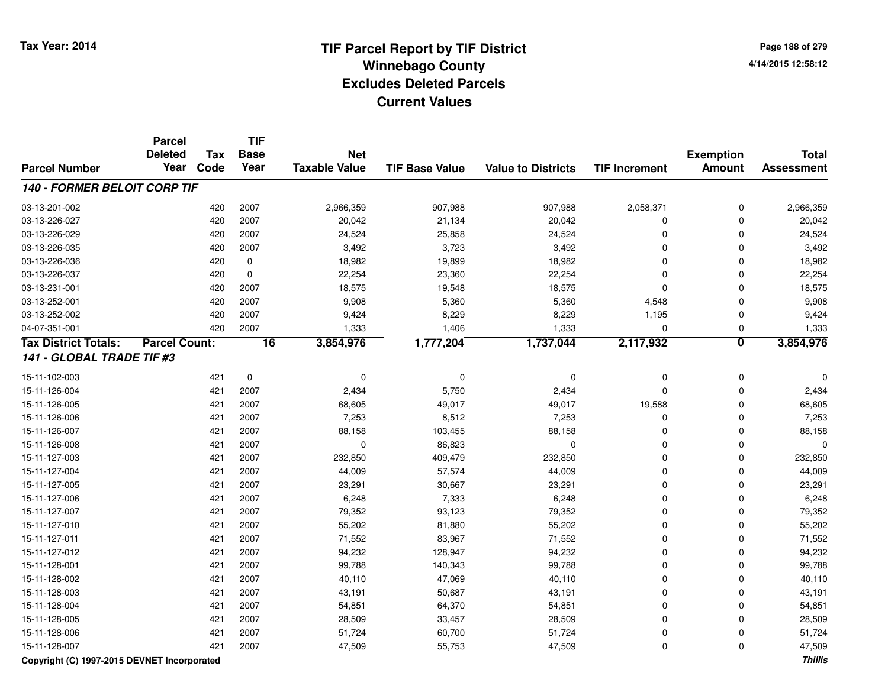# TIF Parcel Report by TIF District
## Winnebago County
## Excludes Deleted Parcels
## Current Values

Tax Year: 2014

4/14/2015 12:58:12

| Parcel Number | Parcel Deleted Year | Tax Code | TIF Base Year | Net Taxable Value | TIF Base Value | Value to Districts | TIF Increment | Exemption Amount | Total Assessment |
|---|---|---|---|---|---|---|---|---|---|
| ***140 - FORMER BELOIT CORP TIF*** | | | | | | | | | |
| 03-13-201-002 | | 420 | 2007 | 2,966,359 | 907,988 | 907,988 | 2,058,371 | 0 | 2,966,359 |
| 03-13-226-027 | | 420 | 2007 | 20,042 | 21,134 | 20,042 | 0 | 0 | 20,042 |
| 03-13-226-029 | | 420 | 2007 | 24,524 | 25,858 | 24,524 | 0 | 0 | 24,524 |
| 03-13-226-035 | | 420 | 2007 | 3,492 | 3,723 | 3,492 | 0 | 0 | 3,492 |
| 03-13-226-036 | | 420 | 0 | 18,982 | 19,899 | 18,982 | 0 | 0 | 18,982 |
| 03-13-226-037 | | 420 | 0 | 22,254 | 23,360 | 22,254 | 0 | 0 | 22,254 |
| 03-13-231-001 | | 420 | 2007 | 18,575 | 19,548 | 18,575 | 0 | 0 | 18,575 |
| 03-13-252-001 | | 420 | 2007 | 9,908 | 5,360 | 5,360 | 4,548 | 0 | 9,908 |
| 03-13-252-002 | | 420 | 2007 | 9,424 | 8,229 | 8,229 | 1,195 | 0 | 9,424 |
| 04-07-351-001 | | 420 | 2007 | 1,333 | 1,406 | 1,333 | 0 | 0 | 1,333 |
| **Tax District Totals:** | **Parcel Count:** | | **16** | **3,854,976** | **1,777,204** | **1,737,044** | **2,117,932** | **0** | **3,854,976** |
| ***141 - GLOBAL TRADE TIF #3*** | | | | | | | | | |
| 15-11-102-003 | | 421 | 0 | 0 | 0 | 0 | 0 | 0 | 0 |
| 15-11-126-004 | | 421 | 2007 | 2,434 | 5,750 | 2,434 | 0 | 0 | 2,434 |
| 15-11-126-005 | | 421 | 2007 | 68,605 | 49,017 | 49,017 | 19,588 | 0 | 68,605 |
| 15-11-126-006 | | 421 | 2007 | 7,253 | 8,512 | 7,253 | 0 | 0 | 7,253 |
| 15-11-126-007 | | 421 | 2007 | 88,158 | 103,455 | 88,158 | 0 | 0 | 88,158 |
| 15-11-126-008 | | 421 | 2007 | 0 | 86,823 | 0 | 0 | 0 | 0 |
| 15-11-127-003 | | 421 | 2007 | 232,850 | 409,479 | 232,850 | 0 | 0 | 232,850 |
| 15-11-127-004 | | 421 | 2007 | 44,009 | 57,574 | 44,009 | 0 | 0 | 44,009 |
| 15-11-127-005 | | 421 | 2007 | 23,291 | 30,667 | 23,291 | 0 | 0 | 23,291 |
| 15-11-127-006 | | 421 | 2007 | 6,248 | 7,333 | 6,248 | 0 | 0 | 6,248 |
| 15-11-127-007 | | 421 | 2007 | 79,352 | 93,123 | 79,352 | 0 | 0 | 79,352 |
| 15-11-127-010 | | 421 | 2007 | 55,202 | 81,880 | 55,202 | 0 | 0 | 55,202 |
| 15-11-127-011 | | 421 | 2007 | 71,552 | 83,967 | 71,552 | 0 | 0 | 71,552 |
| 15-11-127-012 | | 421 | 2007 | 94,232 | 128,947 | 94,232 | 0 | 0 | 94,232 |
| 15-11-128-001 | | 421 | 2007 | 99,788 | 140,343 | 99,788 | 0 | 0 | 99,788 |
| 15-11-128-002 | | 421 | 2007 | 40,110 | 47,069 | 40,110 | 0 | 0 | 40,110 |
| 15-11-128-003 | | 421 | 2007 | 43,191 | 50,687 | 43,191 | 0 | 0 | 43,191 |
| 15-11-128-004 | | 421 | 2007 | 54,851 | 64,370 | 54,851 | 0 | 0 | 54,851 |
| 15-11-128-005 | | 421 | 2007 | 28,509 | 33,457 | 28,509 | 0 | 0 | 28,509 |
| 15-11-128-006 | | 421 | 2007 | 51,724 | 60,700 | 51,724 | 0 | 0 | 51,724 |
| 15-11-128-007 | | 421 | 2007 | 47,509 | 55,753 | 47,509 | 0 | 0 | 47,509 |

Copyright (C) 1997-2015 DEVNET Incorporated

*Thillis*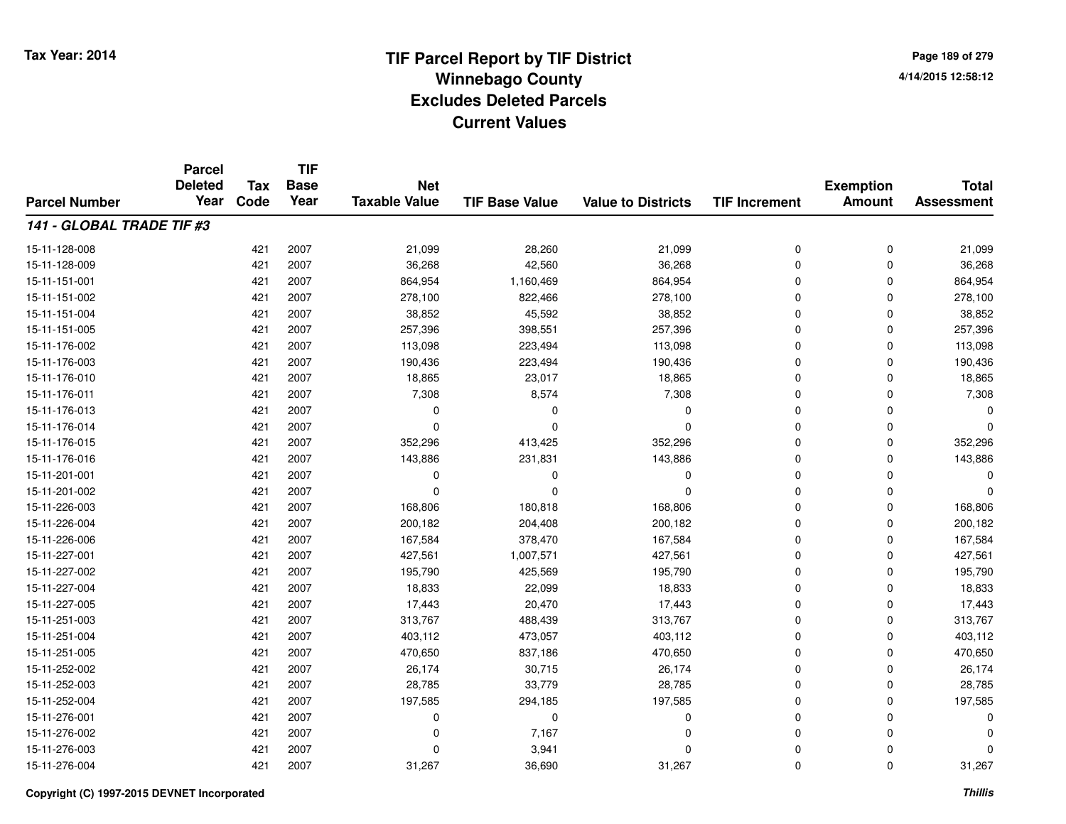# TIF Parcel Report by TIF District
# Winnebago County
# Excludes Deleted Parcels
# Current Values

Tax Year: 2014

| Parcel Number | Parcel Deleted Year | Tax Code | TIF Base Year | Net Taxable Value | TIF Base Value | Value to Districts | TIF Increment | Exemption Amount | Total Assessment |
|---|---|---|---|---|---|---|---|---|---|
| ***141 - GLOBAL TRADE TIF #3*** | | | | | | | | | |
| 15-11-128-008 | | 421 | 2007 | 21,099 | 28,260 | 21,099 | 0 | 0 | 21,099 |
| 15-11-128-009 | | 421 | 2007 | 36,268 | 42,560 | 36,268 | 0 | 0 | 36,268 |
| 15-11-151-001 | | 421 | 2007 | 864,954 | 1,160,469 | 864,954 | 0 | 0 | 864,954 |
| 15-11-151-002 | | 421 | 2007 | 278,100 | 822,466 | 278,100 | 0 | 0 | 278,100 |
| 15-11-151-004 | | 421 | 2007 | 38,852 | 45,592 | 38,852 | 0 | 0 | 38,852 |
| 15-11-151-005 | | 421 | 2007 | 257,396 | 398,551 | 257,396 | 0 | 0 | 257,396 |
| 15-11-176-002 | | 421 | 2007 | 113,098 | 223,494 | 113,098 | 0 | 0 | 113,098 |
| 15-11-176-003 | | 421 | 2007 | 190,436 | 223,494 | 190,436 | 0 | 0 | 190,436 |
| 15-11-176-010 | | 421 | 2007 | 18,865 | 23,017 | 18,865 | 0 | 0 | 18,865 |
| 15-11-176-011 | | 421 | 2007 | 7,308 | 8,574 | 7,308 | 0 | 0 | 7,308 |
| 15-11-176-013 | | 421 | 2007 | 0 | 0 | 0 | 0 | 0 | 0 |
| 15-11-176-014 | | 421 | 2007 | 0 | 0 | 0 | 0 | 0 | 0 |
| 15-11-176-015 | | 421 | 2007 | 352,296 | 413,425 | 352,296 | 0 | 0 | 352,296 |
| 15-11-176-016 | | 421 | 2007 | 143,886 | 231,831 | 143,886 | 0 | 0 | 143,886 |
| 15-11-201-001 | | 421 | 2007 | 0 | 0 | 0 | 0 | 0 | 0 |
| 15-11-201-002 | | 421 | 2007 | 0 | 0 | 0 | 0 | 0 | 0 |
| 15-11-226-003 | | 421 | 2007 | 168,806 | 180,818 | 168,806 | 0 | 0 | 168,806 |
| 15-11-226-004 | | 421 | 2007 | 200,182 | 204,408 | 200,182 | 0 | 0 | 200,182 |
| 15-11-226-006 | | 421 | 2007 | 167,584 | 378,470 | 167,584 | 0 | 0 | 167,584 |
| 15-11-227-001 | | 421 | 2007 | 427,561 | 1,007,571 | 427,561 | 0 | 0 | 427,561 |
| 15-11-227-002 | | 421 | 2007 | 195,790 | 425,569 | 195,790 | 0 | 0 | 195,790 |
| 15-11-227-004 | | 421 | 2007 | 18,833 | 22,099 | 18,833 | 0 | 0 | 18,833 |
| 15-11-227-005 | | 421 | 2007 | 17,443 | 20,470 | 17,443 | 0 | 0 | 17,443 |
| 15-11-251-003 | | 421 | 2007 | 313,767 | 488,439 | 313,767 | 0 | 0 | 313,767 |
| 15-11-251-004 | | 421 | 2007 | 403,112 | 473,057 | 403,112 | 0 | 0 | 403,112 |
| 15-11-251-005 | | 421 | 2007 | 470,650 | 837,186 | 470,650 | 0 | 0 | 470,650 |
| 15-11-252-002 | | 421 | 2007 | 26,174 | 30,715 | 26,174 | 0 | 0 | 26,174 |
| 15-11-252-003 | | 421 | 2007 | 28,785 | 33,779 | 28,785 | 0 | 0 | 28,785 |
| 15-11-252-004 | | 421 | 2007 | 197,585 | 294,185 | 197,585 | 0 | 0 | 197,585 |
| 15-11-276-001 | | 421 | 2007 | 0 | 0 | 0 | 0 | 0 | 0 |
| 15-11-276-002 | | 421 | 2007 | 0 | 7,167 | 0 | 0 | 0 | 0 |
| 15-11-276-003 | | 421 | 2007 | 0 | 3,941 | 0 | 0 | 0 | 0 |
| 15-11-276-004 | | 421 | 2007 | 31,267 | 36,690 | 31,267 | 0 | 0 | 31,267 |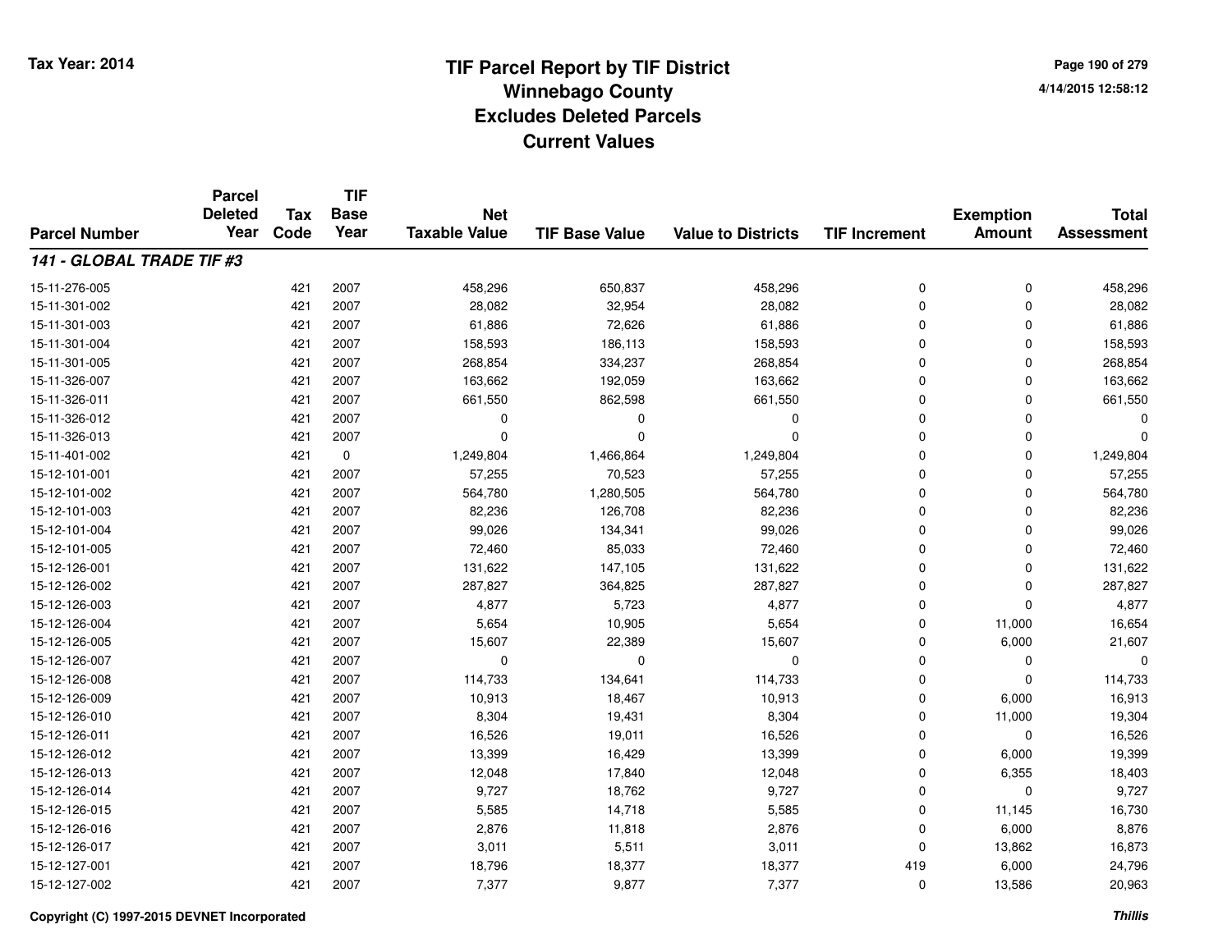Tax Year: 2014

# TIF Parcel Report by TIF District
## Winnebago County
## Excludes Deleted Parcels
## Current Values

4/14/2015 12:58:12

| Parcel Number | Parcel Deleted Year | Tax Code | TIF Base Year | Net Taxable Value | TIF Base Value | Value to Districts | TIF Increment | Exemption Amount | Total Assessment |
|---|---|---|---|---|---|---|---|---|---|
| ***141 - GLOBAL TRADE TIF #3*** | | | | | | | | | |
| 15-11-276-005 | | 421 | 2007 | 458,296 | 650,837 | 458,296 | 0 | 0 | 458,296 |
| 15-11-301-002 | | 421 | 2007 | 28,082 | 32,954 | 28,082 | 0 | 0 | 28,082 |
| 15-11-301-003 | | 421 | 2007 | 61,886 | 72,626 | 61,886 | 0 | 0 | 61,886 |
| 15-11-301-004 | | 421 | 2007 | 158,593 | 186,113 | 158,593 | 0 | 0 | 158,593 |
| 15-11-301-005 | | 421 | 2007 | 268,854 | 334,237 | 268,854 | 0 | 0 | 268,854 |
| 15-11-326-007 | | 421 | 2007 | 163,662 | 192,059 | 163,662 | 0 | 0 | 163,662 |
| 15-11-326-011 | | 421 | 2007 | 661,550 | 862,598 | 661,550 | 0 | 0 | 661,550 |
| 15-11-326-012 | | 421 | 2007 | 0 | 0 | 0 | 0 | 0 | 0 |
| 15-11-326-013 | | 421 | 2007 | 0 | 0 | 0 | 0 | 0 | 0 |
| 15-11-401-002 | | 421 | 0 | 1,249,804 | 1,466,864 | 1,249,804 | 0 | 0 | 1,249,804 |
| 15-12-101-001 | | 421 | 2007 | 57,255 | 70,523 | 57,255 | 0 | 0 | 57,255 |
| 15-12-101-002 | | 421 | 2007 | 564,780 | 1,280,505 | 564,780 | 0 | 0 | 564,780 |
| 15-12-101-003 | | 421 | 2007 | 82,236 | 126,708 | 82,236 | 0 | 0 | 82,236 |
| 15-12-101-004 | | 421 | 2007 | 99,026 | 134,341 | 99,026 | 0 | 0 | 99,026 |
| 15-12-101-005 | | 421 | 2007 | 72,460 | 85,033 | 72,460 | 0 | 0 | 72,460 |
| 15-12-126-001 | | 421 | 2007 | 131,622 | 147,105 | 131,622 | 0 | 0 | 131,622 |
| 15-12-126-002 | | 421 | 2007 | 287,827 | 364,825 | 287,827 | 0 | 0 | 287,827 |
| 15-12-126-003 | | 421 | 2007 | 4,877 | 5,723 | 4,877 | 0 | 0 | 4,877 |
| 15-12-126-004 | | 421 | 2007 | 5,654 | 10,905 | 5,654 | 0 | 11,000 | 16,654 |
| 15-12-126-005 | | 421 | 2007 | 15,607 | 22,389 | 15,607 | 0 | 6,000 | 21,607 |
| 15-12-126-007 | | 421 | 2007 | 0 | 0 | 0 | 0 | 0 | 0 |
| 15-12-126-008 | | 421 | 2007 | 114,733 | 134,641 | 114,733 | 0 | 0 | 114,733 |
| 15-12-126-009 | | 421 | 2007 | 10,913 | 18,467 | 10,913 | 0 | 6,000 | 16,913 |
| 15-12-126-010 | | 421 | 2007 | 8,304 | 19,431 | 8,304 | 0 | 11,000 | 19,304 |
| 15-12-126-011 | | 421 | 2007 | 16,526 | 19,011 | 16,526 | 0 | 0 | 16,526 |
| 15-12-126-012 | | 421 | 2007 | 13,399 | 16,429 | 13,399 | 0 | 6,000 | 19,399 |
| 15-12-126-013 | | 421 | 2007 | 12,048 | 17,840 | 12,048 | 0 | 6,355 | 18,403 |
| 15-12-126-014 | | 421 | 2007 | 9,727 | 18,762 | 9,727 | 0 | 0 | 9,727 |
| 15-12-126-015 | | 421 | 2007 | 5,585 | 14,718 | 5,585 | 0 | 11,145 | 16,730 |
| 15-12-126-016 | | 421 | 2007 | 2,876 | 11,818 | 2,876 | 0 | 6,000 | 8,876 |
| 15-12-126-017 | | 421 | 2007 | 3,011 | 5,511 | 3,011 | 0 | 13,862 | 16,873 |
| 15-12-127-001 | | 421 | 2007 | 18,796 | 18,377 | 18,377 | 419 | 6,000 | 24,796 |
| 15-12-127-002 | | 421 | 2007 | 7,377 | 9,877 | 7,377 | 0 | 13,586 | 20,963 |

Copyright (C) 1997-2015 DEVNET Incorporated

*Thillis*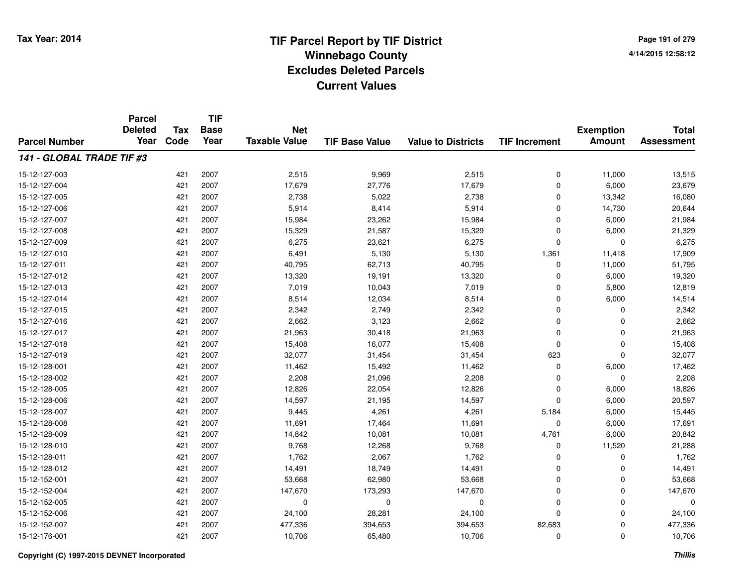# TIF Parcel Report by TIF District
## Winnebago County
## Excludes Deleted Parcels
## Current Values

Tax Year: 2014

4/14/2015 12:58:12

| Parcel Number | Parcel Deleted Year | Tax Code | TIF Base Year | Net Taxable Value | TIF Base Value | Value to Districts | TIF Increment | Exemption Amount | Total Assessment |
|---|---|---|---|---|---|---|---|---|---|
| ***141 - GLOBAL TRADE TIF #3*** | | | | | | | | | |
| 15-12-127-003 | | 421 | 2007 | 2,515 | 9,969 | 2,515 | 0 | 11,000 | 13,515 |
| 15-12-127-004 | | 421 | 2007 | 17,679 | 27,776 | 17,679 | 0 | 6,000 | 23,679 |
| 15-12-127-005 | | 421 | 2007 | 2,738 | 5,022 | 2,738 | 0 | 13,342 | 16,080 |
| 15-12-127-006 | | 421 | 2007 | 5,914 | 8,414 | 5,914 | 0 | 14,730 | 20,644 |
| 15-12-127-007 | | 421 | 2007 | 15,984 | 23,262 | 15,984 | 0 | 6,000 | 21,984 |
| 15-12-127-008 | | 421 | 2007 | 15,329 | 21,587 | 15,329 | 0 | 6,000 | 21,329 |
| 15-12-127-009 | | 421 | 2007 | 6,275 | 23,621 | 6,275 | 0 | 0 | 6,275 |
| 15-12-127-010 | | 421 | 2007 | 6,491 | 5,130 | 5,130 | 1,361 | 11,418 | 17,909 |
| 15-12-127-011 | | 421 | 2007 | 40,795 | 62,713 | 40,795 | 0 | 11,000 | 51,795 |
| 15-12-127-012 | | 421 | 2007 | 13,320 | 19,191 | 13,320 | 0 | 6,000 | 19,320 |
| 15-12-127-013 | | 421 | 2007 | 7,019 | 10,043 | 7,019 | 0 | 5,800 | 12,819 |
| 15-12-127-014 | | 421 | 2007 | 8,514 | 12,034 | 8,514 | 0 | 6,000 | 14,514 |
| 15-12-127-015 | | 421 | 2007 | 2,342 | 2,749 | 2,342 | 0 | 0 | 2,342 |
| 15-12-127-016 | | 421 | 2007 | 2,662 | 3,123 | 2,662 | 0 | 0 | 2,662 |
| 15-12-127-017 | | 421 | 2007 | 21,963 | 30,418 | 21,963 | 0 | 0 | 21,963 |
| 15-12-127-018 | | 421 | 2007 | 15,408 | 16,077 | 15,408 | 0 | 0 | 15,408 |
| 15-12-127-019 | | 421 | 2007 | 32,077 | 31,454 | 31,454 | 623 | 0 | 32,077 |
| 15-12-128-001 | | 421 | 2007 | 11,462 | 15,492 | 11,462 | 0 | 6,000 | 17,462 |
| 15-12-128-002 | | 421 | 2007 | 2,208 | 21,096 | 2,208 | 0 | 0 | 2,208 |
| 15-12-128-005 | | 421 | 2007 | 12,826 | 22,054 | 12,826 | 0 | 6,000 | 18,826 |
| 15-12-128-006 | | 421 | 2007 | 14,597 | 21,195 | 14,597 | 0 | 6,000 | 20,597 |
| 15-12-128-007 | | 421 | 2007 | 9,445 | 4,261 | 4,261 | 5,184 | 6,000 | 15,445 |
| 15-12-128-008 | | 421 | 2007 | 11,691 | 17,464 | 11,691 | 0 | 6,000 | 17,691 |
| 15-12-128-009 | | 421 | 2007 | 14,842 | 10,081 | 10,081 | 4,761 | 6,000 | 20,842 |
| 15-12-128-010 | | 421 | 2007 | 9,768 | 12,268 | 9,768 | 0 | 11,520 | 21,288 |
| 15-12-128-011 | | 421 | 2007 | 1,762 | 2,067 | 1,762 | 0 | 0 | 1,762 |
| 15-12-128-012 | | 421 | 2007 | 14,491 | 18,749 | 14,491 | 0 | 0 | 14,491 |
| 15-12-152-001 | | 421 | 2007 | 53,668 | 62,980 | 53,668 | 0 | 0 | 53,668 |
| 15-12-152-004 | | 421 | 2007 | 147,670 | 173,293 | 147,670 | 0 | 0 | 147,670 |
| 15-12-152-005 | | 421 | 2007 | 0 | 0 | 0 | 0 | 0 | 0 |
| 15-12-152-006 | | 421 | 2007 | 24,100 | 28,281 | 24,100 | 0 | 0 | 24,100 |
| 15-12-152-007 | | 421 | 2007 | 477,336 | 394,653 | 394,653 | 82,683 | 0 | 477,336 |
| 15-12-176-001 | | 421 | 2007 | 10,706 | 65,480 | 10,706 | 0 | 0 | 10,706 |

Copyright (C) 1997-2015 DEVNET Incorporated

*Thillis*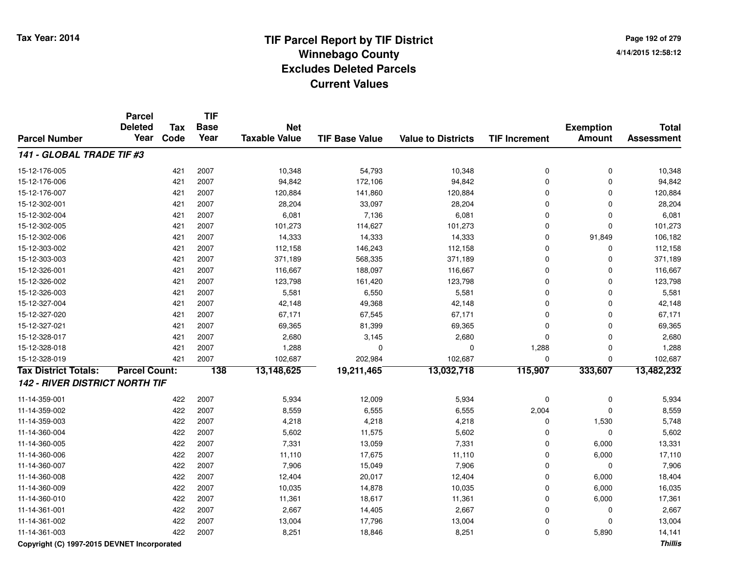# TIF Parcel Report by TIF District
## Winnebago County
## Excludes Deleted Parcels
## Current Values

Tax Year: 2014

| Parcel Number | Parcel Deleted Year | Tax Code | TIF Base Year | Net Taxable Value | TIF Base Value | Value to Districts | TIF Increment | Exemption Amount | Total Assessment |
|---|---|---|---|---|---|---|---|---|---|
| ***141 - GLOBAL TRADE TIF #3*** | | | | | | | | | |
| 15-12-176-005 | | 421 | 2007 | 10,348 | 54,793 | 10,348 | 0 | 0 | 10,348 |
| 15-12-176-006 | | 421 | 2007 | 94,842 | 172,106 | 94,842 | 0 | 0 | 94,842 |
| 15-12-176-007 | | 421 | 2007 | 120,884 | 141,860 | 120,884 | 0 | 0 | 120,884 |
| 15-12-302-001 | | 421 | 2007 | 28,204 | 33,097 | 28,204 | 0 | 0 | 28,204 |
| 15-12-302-004 | | 421 | 2007 | 6,081 | 7,136 | 6,081 | 0 | 0 | 6,081 |
| 15-12-302-005 | | 421 | 2007 | 101,273 | 114,627 | 101,273 | 0 | 0 | 101,273 |
| 15-12-302-006 | | 421 | 2007 | 14,333 | 14,333 | 14,333 | 0 | 91,849 | 106,182 |
| 15-12-303-002 | | 421 | 2007 | 112,158 | 146,243 | 112,158 | 0 | 0 | 112,158 |
| 15-12-303-003 | | 421 | 2007 | 371,189 | 568,335 | 371,189 | 0 | 0 | 371,189 |
| 15-12-326-001 | | 421 | 2007 | 116,667 | 188,097 | 116,667 | 0 | 0 | 116,667 |
| 15-12-326-002 | | 421 | 2007 | 123,798 | 161,420 | 123,798 | 0 | 0 | 123,798 |
| 15-12-326-003 | | 421 | 2007 | 5,581 | 6,550 | 5,581 | 0 | 0 | 5,581 |
| 15-12-327-004 | | 421 | 2007 | 42,148 | 49,368 | 42,148 | 0 | 0 | 42,148 |
| 15-12-327-020 | | 421 | 2007 | 67,171 | 67,545 | 67,171 | 0 | 0 | 67,171 |
| 15-12-327-021 | | 421 | 2007 | 69,365 | 81,399 | 69,365 | 0 | 0 | 69,365 |
| 15-12-328-017 | | 421 | 2007 | 2,680 | 3,145 | 2,680 | 0 | 0 | 2,680 |
| 15-12-328-018 | | 421 | 2007 | 1,288 | 0 | 0 | 1,288 | 0 | 1,288 |
| 15-12-328-019 | | 421 | 2007 | 102,687 | 202,984 | 102,687 | 0 | 0 | 102,687 |
| **Tax District Totals:** | **Parcel Count:** | | **138** | **13,148,625** | **19,211,465** | **13,032,718** | **115,907** | **333,607** | **13,482,232** |
| ***142 - RIVER DISTRICT NORTH TIF*** | | | | | | | | | |
| 11-14-359-001 | | 422 | 2007 | 5,934 | 12,009 | 5,934 | 0 | 0 | 5,934 |
| 11-14-359-002 | | 422 | 2007 | 8,559 | 6,555 | 6,555 | 2,004 | 0 | 8,559 |
| 11-14-359-003 | | 422 | 2007 | 4,218 | 4,218 | 4,218 | 0 | 1,530 | 5,748 |
| 11-14-360-004 | | 422 | 2007 | 5,602 | 11,575 | 5,602 | 0 | 0 | 5,602 |
| 11-14-360-005 | | 422 | 2007 | 7,331 | 13,059 | 7,331 | 0 | 6,000 | 13,331 |
| 11-14-360-006 | | 422 | 2007 | 11,110 | 17,675 | 11,110 | 0 | 6,000 | 17,110 |
| 11-14-360-007 | | 422 | 2007 | 7,906 | 15,049 | 7,906 | 0 | 0 | 7,906 |
| 11-14-360-008 | | 422 | 2007 | 12,404 | 20,017 | 12,404 | 0 | 6,000 | 18,404 |
| 11-14-360-009 | | 422 | 2007 | 10,035 | 14,878 | 10,035 | 0 | 6,000 | 16,035 |
| 11-14-360-010 | | 422 | 2007 | 11,361 | 18,617 | 11,361 | 0 | 6,000 | 17,361 |
| 11-14-361-001 | | 422 | 2007 | 2,667 | 14,405 | 2,667 | 0 | 0 | 2,667 |
| 11-14-361-002 | | 422 | 2007 | 13,004 | 17,796 | 13,004 | 0 | 0 | 13,004 |
| 11-14-361-003 | | 422 | 2007 | 8,251 | 18,846 | 8,251 | 0 | 5,890 | 14,141 |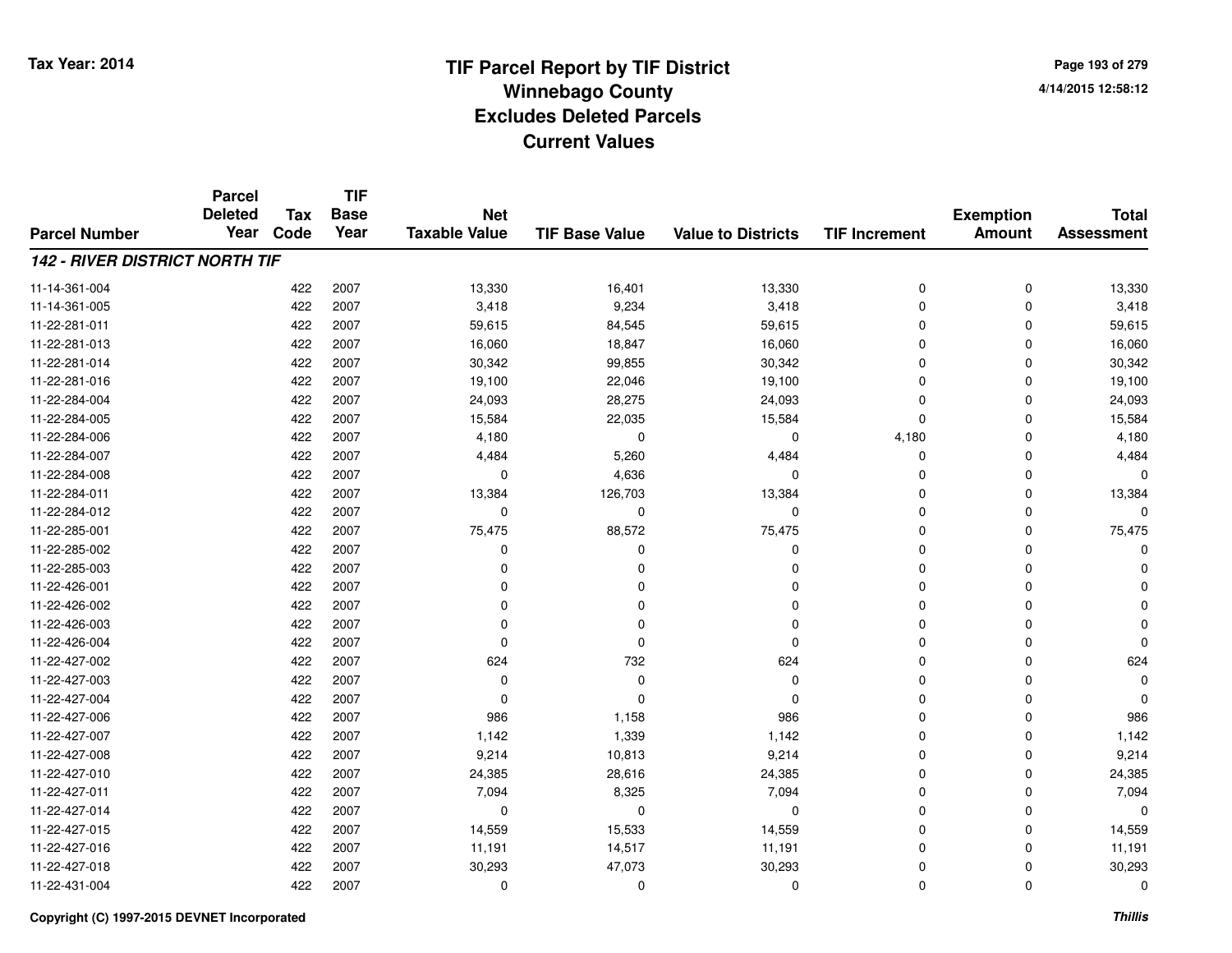# TIF Parcel Report by TIF District
# Winnebago County
# Excludes Deleted Parcels
# Current Values

Tax Year: 2014

4/14/2015 12:58:12

| Parcel Number | Parcel Deleted Year | Tax Code | TIF Base Year | Net Taxable Value | TIF Base Value | Value to Districts | TIF Increment | Exemption Amount | Total Assessment |
|---|---|---|---|---|---|---|---|---|---|
| ***142 - RIVER DISTRICT NORTH TIF*** | | | | | | | | | |
| 11-14-361-004 | | 422 | 2007 | 13,330 | 16,401 | 13,330 | 0 | 0 | 13,330 |
| 11-14-361-005 | | 422 | 2007 | 3,418 | 9,234 | 3,418 | 0 | 0 | 3,418 |
| 11-22-281-011 | | 422 | 2007 | 59,615 | 84,545 | 59,615 | 0 | 0 | 59,615 |
| 11-22-281-013 | | 422 | 2007 | 16,060 | 18,847 | 16,060 | 0 | 0 | 16,060 |
| 11-22-281-014 | | 422 | 2007 | 30,342 | 99,855 | 30,342 | 0 | 0 | 30,342 |
| 11-22-281-016 | | 422 | 2007 | 19,100 | 22,046 | 19,100 | 0 | 0 | 19,100 |
| 11-22-284-004 | | 422 | 2007 | 24,093 | 28,275 | 24,093 | 0 | 0 | 24,093 |
| 11-22-284-005 | | 422 | 2007 | 15,584 | 22,035 | 15,584 | 0 | 0 | 15,584 |
| 11-22-284-006 | | 422 | 2007 | 4,180 | 0 | 0 | 4,180 | 0 | 4,180 |
| 11-22-284-007 | | 422 | 2007 | 4,484 | 5,260 | 4,484 | 0 | 0 | 4,484 |
| 11-22-284-008 | | 422 | 2007 | 0 | 4,636 | 0 | 0 | 0 | 0 |
| 11-22-284-011 | | 422 | 2007 | 13,384 | 126,703 | 13,384 | 0 | 0 | 13,384 |
| 11-22-284-012 | | 422 | 2007 | 0 | 0 | 0 | 0 | 0 | 0 |
| 11-22-285-001 | | 422 | 2007 | 75,475 | 88,572 | 75,475 | 0 | 0 | 75,475 |
| 11-22-285-002 | | 422 | 2007 | 0 | 0 | 0 | 0 | 0 | 0 |
| 11-22-285-003 | | 422 | 2007 | 0 | 0 | 0 | 0 | 0 | 0 |
| 11-22-426-001 | | 422 | 2007 | 0 | 0 | 0 | 0 | 0 | 0 |
| 11-22-426-002 | | 422 | 2007 | 0 | 0 | 0 | 0 | 0 | 0 |
| 11-22-426-003 | | 422 | 2007 | 0 | 0 | 0 | 0 | 0 | 0 |
| 11-22-426-004 | | 422 | 2007 | 0 | 0 | 0 | 0 | 0 | 0 |
| 11-22-427-002 | | 422 | 2007 | 624 | 732 | 624 | 0 | 0 | 624 |
| 11-22-427-003 | | 422 | 2007 | 0 | 0 | 0 | 0 | 0 | 0 |
| 11-22-427-004 | | 422 | 2007 | 0 | 0 | 0 | 0 | 0 | 0 |
| 11-22-427-006 | | 422 | 2007 | 986 | 1,158 | 986 | 0 | 0 | 986 |
| 11-22-427-007 | | 422 | 2007 | 1,142 | 1,339 | 1,142 | 0 | 0 | 1,142 |
| 11-22-427-008 | | 422 | 2007 | 9,214 | 10,813 | 9,214 | 0 | 0 | 9,214 |
| 11-22-427-010 | | 422 | 2007 | 24,385 | 28,616 | 24,385 | 0 | 0 | 24,385 |
| 11-22-427-011 | | 422 | 2007 | 7,094 | 8,325 | 7,094 | 0 | 0 | 7,094 |
| 11-22-427-014 | | 422 | 2007 | 0 | 0 | 0 | 0 | 0 | 0 |
| 11-22-427-015 | | 422 | 2007 | 14,559 | 15,533 | 14,559 | 0 | 0 | 14,559 |
| 11-22-427-016 | | 422 | 2007 | 11,191 | 14,517 | 11,191 | 0 | 0 | 11,191 |
| 11-22-427-018 | | 422 | 2007 | 30,293 | 47,073 | 30,293 | 0 | 0 | 30,293 |
| 11-22-431-004 | | 422 | 2007 | 0 | 0 | 0 | 0 | 0 | 0 |

Copyright (C) 1997-2015 DEVNET Incorporated

*Thillis*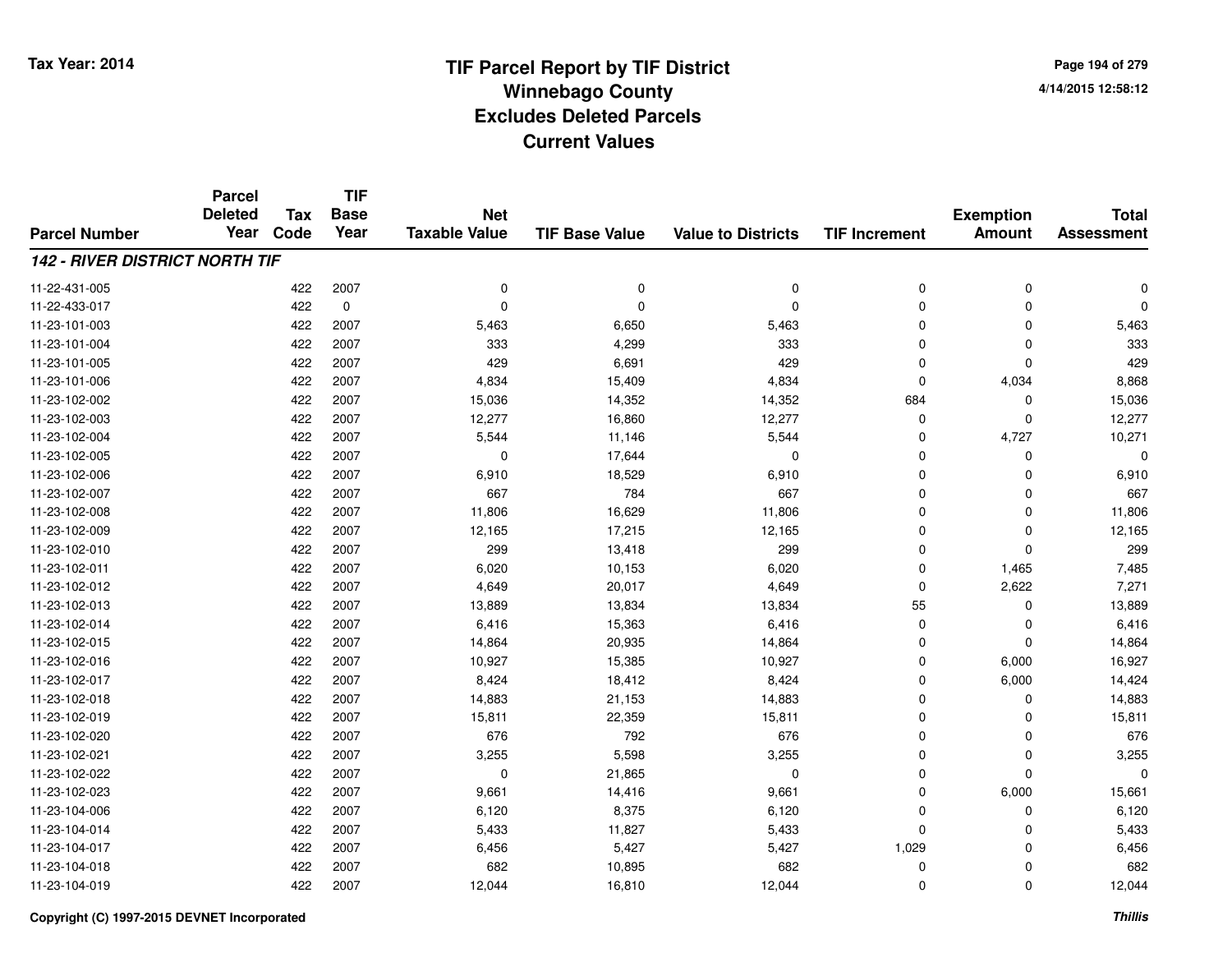# TIF Parcel Report by TIF District
## Winnebago County
## Excludes Deleted Parcels
## Current Values

Tax Year: 2014

4/14/2015 12:58:12

| Parcel Number | Parcel Deleted Year | Tax Code | TIF Base Year | Net Taxable Value | TIF Base Value | Value to Districts | TIF Increment | Exemption Amount | Total Assessment |
|---|---|---|---|---|---|---|---|---|---|
| ***142 - RIVER DISTRICT NORTH TIF*** | | | | | | | | | |
| 11-22-431-005 | | 422 | 2007 | 0 | 0 | 0 | 0 | 0 | 0 |
| 11-22-433-017 | | 422 | 0 | 0 | 0 | 0 | 0 | 0 | 0 |
| 11-23-101-003 | | 422 | 2007 | 5,463 | 6,650 | 5,463 | 0 | 0 | 5,463 |
| 11-23-101-004 | | 422 | 2007 | 333 | 4,299 | 333 | 0 | 0 | 333 |
| 11-23-101-005 | | 422 | 2007 | 429 | 6,691 | 429 | 0 | 0 | 429 |
| 11-23-101-006 | | 422 | 2007 | 4,834 | 15,409 | 4,834 | 0 | 4,034 | 8,868 |
| 11-23-102-002 | | 422 | 2007 | 15,036 | 14,352 | 14,352 | 684 | 0 | 15,036 |
| 11-23-102-003 | | 422 | 2007 | 12,277 | 16,860 | 12,277 | 0 | 0 | 12,277 |
| 11-23-102-004 | | 422 | 2007 | 5,544 | 11,146 | 5,544 | 0 | 4,727 | 10,271 |
| 11-23-102-005 | | 422 | 2007 | 0 | 17,644 | 0 | 0 | 0 | 0 |
| 11-23-102-006 | | 422 | 2007 | 6,910 | 18,529 | 6,910 | 0 | 0 | 6,910 |
| 11-23-102-007 | | 422 | 2007 | 667 | 784 | 667 | 0 | 0 | 667 |
| 11-23-102-008 | | 422 | 2007 | 11,806 | 16,629 | 11,806 | 0 | 0 | 11,806 |
| 11-23-102-009 | | 422 | 2007 | 12,165 | 17,215 | 12,165 | 0 | 0 | 12,165 |
| 11-23-102-010 | | 422 | 2007 | 299 | 13,418 | 299 | 0 | 0 | 299 |
| 11-23-102-011 | | 422 | 2007 | 6,020 | 10,153 | 6,020 | 0 | 1,465 | 7,485 |
| 11-23-102-012 | | 422 | 2007 | 4,649 | 20,017 | 4,649 | 0 | 2,622 | 7,271 |
| 11-23-102-013 | | 422 | 2007 | 13,889 | 13,834 | 13,834 | 55 | 0 | 13,889 |
| 11-23-102-014 | | 422 | 2007 | 6,416 | 15,363 | 6,416 | 0 | 0 | 6,416 |
| 11-23-102-015 | | 422 | 2007 | 14,864 | 20,935 | 14,864 | 0 | 0 | 14,864 |
| 11-23-102-016 | | 422 | 2007 | 10,927 | 15,385 | 10,927 | 0 | 6,000 | 16,927 |
| 11-23-102-017 | | 422 | 2007 | 8,424 | 18,412 | 8,424 | 0 | 6,000 | 14,424 |
| 11-23-102-018 | | 422 | 2007 | 14,883 | 21,153 | 14,883 | 0 | 0 | 14,883 |
| 11-23-102-019 | | 422 | 2007 | 15,811 | 22,359 | 15,811 | 0 | 0 | 15,811 |
| 11-23-102-020 | | 422 | 2007 | 676 | 792 | 676 | 0 | 0 | 676 |
| 11-23-102-021 | | 422 | 2007 | 3,255 | 5,598 | 3,255 | 0 | 0 | 3,255 |
| 11-23-102-022 | | 422 | 2007 | 0 | 21,865 | 0 | 0 | 0 | 0 |
| 11-23-102-023 | | 422 | 2007 | 9,661 | 14,416 | 9,661 | 0 | 6,000 | 15,661 |
| 11-23-104-006 | | 422 | 2007 | 6,120 | 8,375 | 6,120 | 0 | 0 | 6,120 |
| 11-23-104-014 | | 422 | 2007 | 5,433 | 11,827 | 5,433 | 0 | 0 | 5,433 |
| 11-23-104-017 | | 422 | 2007 | 6,456 | 5,427 | 5,427 | 1,029 | 0 | 6,456 |
| 11-23-104-018 | | 422 | 2007 | 682 | 10,895 | 682 | 0 | 0 | 682 |
| 11-23-104-019 | | 422 | 2007 | 12,044 | 16,810 | 12,044 | 0 | 0 | 12,044 |

Copyright (C) 1997-2015 DEVNET Incorporated

*Thillis*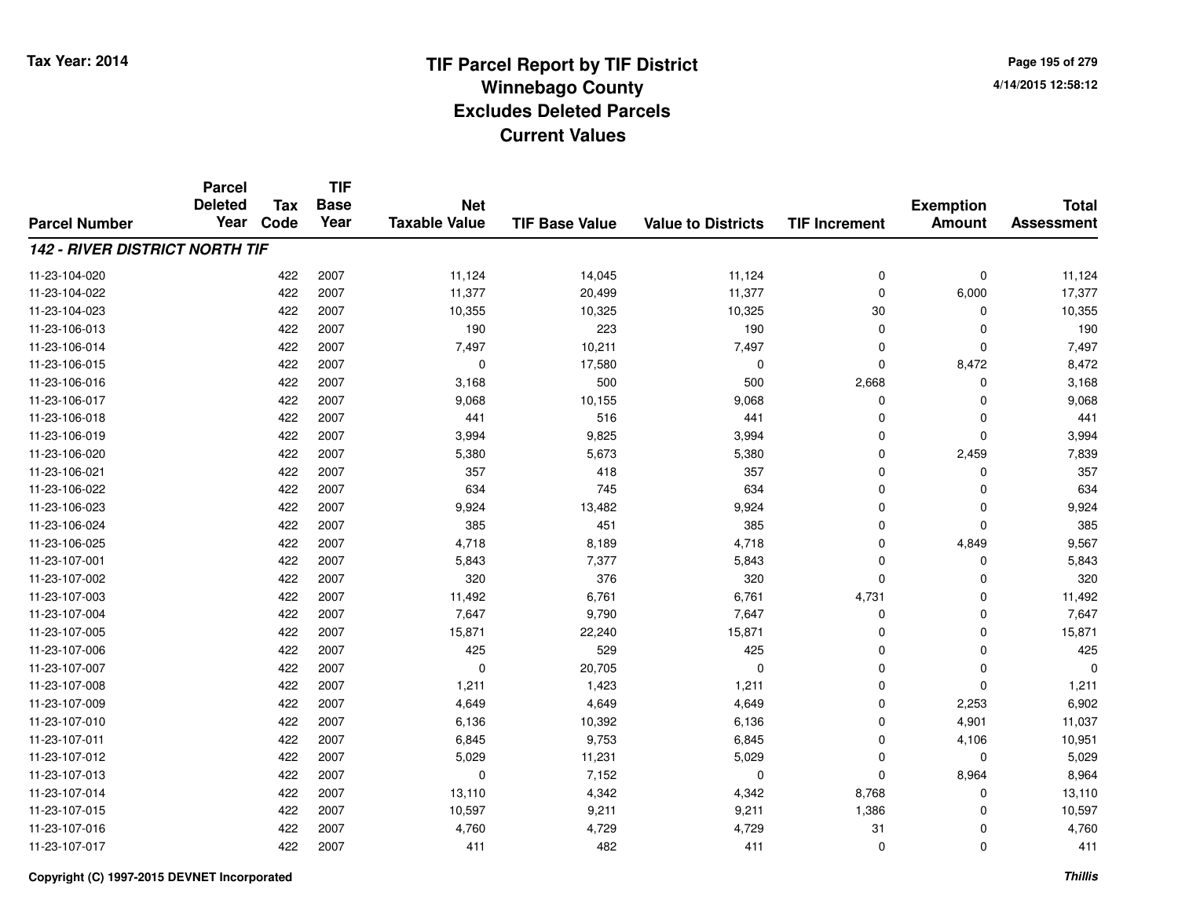# TIF Parcel Report by TIF District
## Winnebago County
## Excludes Deleted Parcels
## Current Values

Tax Year: 2014

4/14/2015 12:58:12

| Parcel Number | Parcel Deleted Year | Tax Code | TIF Base Year | Net Taxable Value | TIF Base Value | Value to Districts | TIF Increment | Exemption Amount | Total Assessment |
|---|---|---|---|---|---|---|---|---|---|
| ***142 - RIVER DISTRICT NORTH TIF*** | | | | | | | | | |
| 11-23-104-020 | | 422 | 2007 | 11,124 | 14,045 | 11,124 | 0 | 0 | 11,124 |
| 11-23-104-022 | | 422 | 2007 | 11,377 | 20,499 | 11,377 | 0 | 6,000 | 17,377 |
| 11-23-104-023 | | 422 | 2007 | 10,355 | 10,325 | 10,325 | 30 | 0 | 10,355 |
| 11-23-106-013 | | 422 | 2007 | 190 | 223 | 190 | 0 | 0 | 190 |
| 11-23-106-014 | | 422 | 2007 | 7,497 | 10,211 | 7,497 | 0 | 0 | 7,497 |
| 11-23-106-015 | | 422 | 2007 | 0 | 17,580 | 0 | 0 | 8,472 | 8,472 |
| 11-23-106-016 | | 422 | 2007 | 3,168 | 500 | 500 | 2,668 | 0 | 3,168 |
| 11-23-106-017 | | 422 | 2007 | 9,068 | 10,155 | 9,068 | 0 | 0 | 9,068 |
| 11-23-106-018 | | 422 | 2007 | 441 | 516 | 441 | 0 | 0 | 441 |
| 11-23-106-019 | | 422 | 2007 | 3,994 | 9,825 | 3,994 | 0 | 0 | 3,994 |
| 11-23-106-020 | | 422 | 2007 | 5,380 | 5,673 | 5,380 | 0 | 2,459 | 7,839 |
| 11-23-106-021 | | 422 | 2007 | 357 | 418 | 357 | 0 | 0 | 357 |
| 11-23-106-022 | | 422 | 2007 | 634 | 745 | 634 | 0 | 0 | 634 |
| 11-23-106-023 | | 422 | 2007 | 9,924 | 13,482 | 9,924 | 0 | 0 | 9,924 |
| 11-23-106-024 | | 422 | 2007 | 385 | 451 | 385 | 0 | 0 | 385 |
| 11-23-106-025 | | 422 | 2007 | 4,718 | 8,189 | 4,718 | 0 | 4,849 | 9,567 |
| 11-23-107-001 | | 422 | 2007 | 5,843 | 7,377 | 5,843 | 0 | 0 | 5,843 |
| 11-23-107-002 | | 422 | 2007 | 320 | 376 | 320 | 0 | 0 | 320 |
| 11-23-107-003 | | 422 | 2007 | 11,492 | 6,761 | 6,761 | 4,731 | 0 | 11,492 |
| 11-23-107-004 | | 422 | 2007 | 7,647 | 9,790 | 7,647 | 0 | 0 | 7,647 |
| 11-23-107-005 | | 422 | 2007 | 15,871 | 22,240 | 15,871 | 0 | 0 | 15,871 |
| 11-23-107-006 | | 422 | 2007 | 425 | 529 | 425 | 0 | 0 | 425 |
| 11-23-107-007 | | 422 | 2007 | 0 | 20,705 | 0 | 0 | 0 | 0 |
| 11-23-107-008 | | 422 | 2007 | 1,211 | 1,423 | 1,211 | 0 | 0 | 1,211 |
| 11-23-107-009 | | 422 | 2007 | 4,649 | 4,649 | 4,649 | 0 | 2,253 | 6,902 |
| 11-23-107-010 | | 422 | 2007 | 6,136 | 10,392 | 6,136 | 0 | 4,901 | 11,037 |
| 11-23-107-011 | | 422 | 2007 | 6,845 | 9,753 | 6,845 | 0 | 4,106 | 10,951 |
| 11-23-107-012 | | 422 | 2007 | 5,029 | 11,231 | 5,029 | 0 | 0 | 5,029 |
| 11-23-107-013 | | 422 | 2007 | 0 | 7,152 | 0 | 0 | 8,964 | 8,964 |
| 11-23-107-014 | | 422 | 2007 | 13,110 | 4,342 | 4,342 | 8,768 | 0 | 13,110 |
| 11-23-107-015 | | 422 | 2007 | 10,597 | 9,211 | 9,211 | 1,386 | 0 | 10,597 |
| 11-23-107-016 | | 422 | 2007 | 4,760 | 4,729 | 4,729 | 31 | 0 | 4,760 |
| 11-23-107-017 | | 422 | 2007 | 411 | 482 | 411 | 0 | 0 | 411 |

Copyright (C) 1997-2015 DEVNET Incorporated

*Thillis*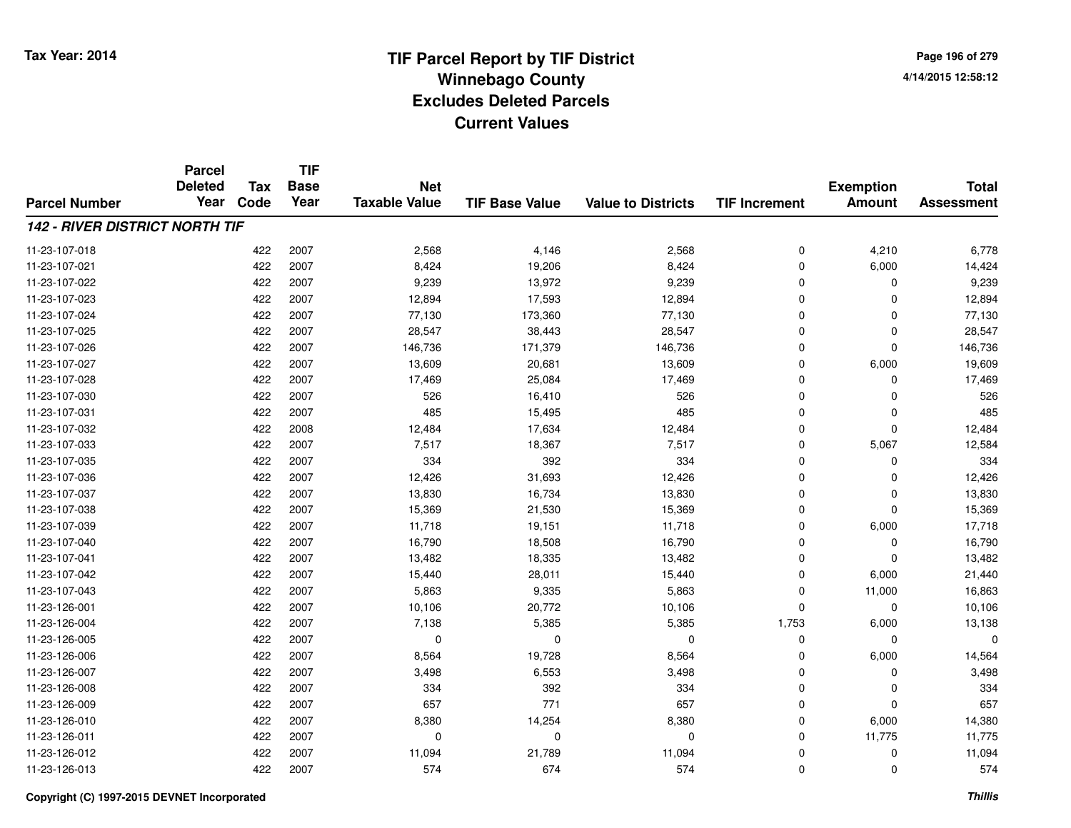# TIF Parcel Report by TIF District
## Winnebago County
## Excludes Deleted Parcels
## Current Values

Tax Year: 2014

4/14/2015 12:58:12

| Parcel Number | Parcel Deleted Year | Tax Code | TIF Base Year | Net Taxable Value | TIF Base Value | Value to Districts | TIF Increment | Exemption Amount | Total Assessment |
|---|---|---|---|---|---|---|---|---|---|
| ***142 - RIVER DISTRICT NORTH TIF*** | | | | | | | | | |
| 11-23-107-018 | | 422 | 2007 | 2,568 | 4,146 | 2,568 | 0 | 4,210 | 6,778 |
| 11-23-107-021 | | 422 | 2007 | 8,424 | 19,206 | 8,424 | 0 | 6,000 | 14,424 |
| 11-23-107-022 | | 422 | 2007 | 9,239 | 13,972 | 9,239 | 0 | 0 | 9,239 |
| 11-23-107-023 | | 422 | 2007 | 12,894 | 17,593 | 12,894 | 0 | 0 | 12,894 |
| 11-23-107-024 | | 422 | 2007 | 77,130 | 173,360 | 77,130 | 0 | 0 | 77,130 |
| 11-23-107-025 | | 422 | 2007 | 28,547 | 38,443 | 28,547 | 0 | 0 | 28,547 |
| 11-23-107-026 | | 422 | 2007 | 146,736 | 171,379 | 146,736 | 0 | 0 | 146,736 |
| 11-23-107-027 | | 422 | 2007 | 13,609 | 20,681 | 13,609 | 0 | 6,000 | 19,609 |
| 11-23-107-028 | | 422 | 2007 | 17,469 | 25,084 | 17,469 | 0 | 0 | 17,469 |
| 11-23-107-030 | | 422 | 2007 | 526 | 16,410 | 526 | 0 | 0 | 526 |
| 11-23-107-031 | | 422 | 2007 | 485 | 15,495 | 485 | 0 | 0 | 485 |
| 11-23-107-032 | | 422 | 2008 | 12,484 | 17,634 | 12,484 | 0 | 0 | 12,484 |
| 11-23-107-033 | | 422 | 2007 | 7,517 | 18,367 | 7,517 | 0 | 5,067 | 12,584 |
| 11-23-107-035 | | 422 | 2007 | 334 | 392 | 334 | 0 | 0 | 334 |
| 11-23-107-036 | | 422 | 2007 | 12,426 | 31,693 | 12,426 | 0 | 0 | 12,426 |
| 11-23-107-037 | | 422 | 2007 | 13,830 | 16,734 | 13,830 | 0 | 0 | 13,830 |
| 11-23-107-038 | | 422 | 2007 | 15,369 | 21,530 | 15,369 | 0 | 0 | 15,369 |
| 11-23-107-039 | | 422 | 2007 | 11,718 | 19,151 | 11,718 | 0 | 6,000 | 17,718 |
| 11-23-107-040 | | 422 | 2007 | 16,790 | 18,508 | 16,790 | 0 | 0 | 16,790 |
| 11-23-107-041 | | 422 | 2007 | 13,482 | 18,335 | 13,482 | 0 | 0 | 13,482 |
| 11-23-107-042 | | 422 | 2007 | 15,440 | 28,011 | 15,440 | 0 | 6,000 | 21,440 |
| 11-23-107-043 | | 422 | 2007 | 5,863 | 9,335 | 5,863 | 0 | 11,000 | 16,863 |
| 11-23-126-001 | | 422 | 2007 | 10,106 | 20,772 | 10,106 | 0 | 0 | 10,106 |
| 11-23-126-004 | | 422 | 2007 | 7,138 | 5,385 | 5,385 | 1,753 | 6,000 | 13,138 |
| 11-23-126-005 | | 422 | 2007 | 0 | 0 | 0 | 0 | 0 | 0 |
| 11-23-126-006 | | 422 | 2007 | 8,564 | 19,728 | 8,564 | 0 | 6,000 | 14,564 |
| 11-23-126-007 | | 422 | 2007 | 3,498 | 6,553 | 3,498 | 0 | 0 | 3,498 |
| 11-23-126-008 | | 422 | 2007 | 334 | 392 | 334 | 0 | 0 | 334 |
| 11-23-126-009 | | 422 | 2007 | 657 | 771 | 657 | 0 | 0 | 657 |
| 11-23-126-010 | | 422 | 2007 | 8,380 | 14,254 | 8,380 | 0 | 6,000 | 14,380 |
| 11-23-126-011 | | 422 | 2007 | 0 | 0 | 0 | 0 | 11,775 | 11,775 |
| 11-23-126-012 | | 422 | 2007 | 11,094 | 21,789 | 11,094 | 0 | 0 | 11,094 |
| 11-23-126-013 | | 422 | 2007 | 574 | 674 | 574 | 0 | 0 | 574 |

Copyright (C) 1997-2015 DEVNET Incorporated

*Thillis*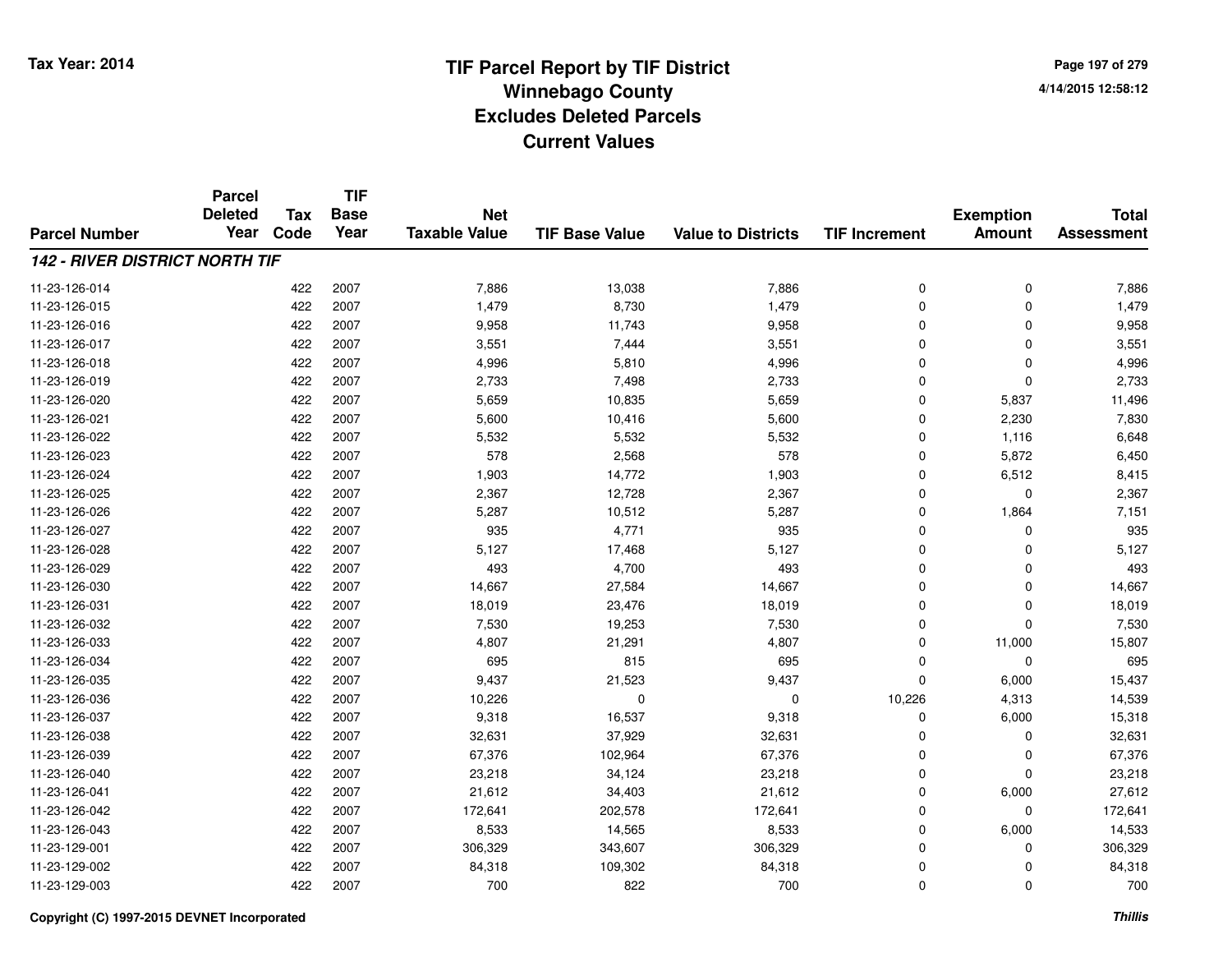# TIF Parcel Report by TIF District
## Winnebago County
## Excludes Deleted Parcels
## Current Values

Tax Year: 2014

4/14/2015 12:58:12

| Parcel Number | Parcel Deleted Year | Tax Code | TIF Base Year | Net Taxable Value | TIF Base Value | Value to Districts | TIF Increment | Exemption Amount | Total Assessment |
|---|---|---|---|---|---|---|---|---|---|
| ***142 - RIVER DISTRICT NORTH TIF*** | | | | | | | | | |
| 11-23-126-014 | | 422 | 2007 | 7,886 | 13,038 | 7,886 | 0 | 0 | 7,886 |
| 11-23-126-015 | | 422 | 2007 | 1,479 | 8,730 | 1,479 | 0 | 0 | 1,479 |
| 11-23-126-016 | | 422 | 2007 | 9,958 | 11,743 | 9,958 | 0 | 0 | 9,958 |
| 11-23-126-017 | | 422 | 2007 | 3,551 | 7,444 | 3,551 | 0 | 0 | 3,551 |
| 11-23-126-018 | | 422 | 2007 | 4,996 | 5,810 | 4,996 | 0 | 0 | 4,996 |
| 11-23-126-019 | | 422 | 2007 | 2,733 | 7,498 | 2,733 | 0 | 0 | 2,733 |
| 11-23-126-020 | | 422 | 2007 | 5,659 | 10,835 | 5,659 | 0 | 5,837 | 11,496 |
| 11-23-126-021 | | 422 | 2007 | 5,600 | 10,416 | 5,600 | 0 | 2,230 | 7,830 |
| 11-23-126-022 | | 422 | 2007 | 5,532 | 5,532 | 5,532 | 0 | 1,116 | 6,648 |
| 11-23-126-023 | | 422 | 2007 | 578 | 2,568 | 578 | 0 | 5,872 | 6,450 |
| 11-23-126-024 | | 422 | 2007 | 1,903 | 14,772 | 1,903 | 0 | 6,512 | 8,415 |
| 11-23-126-025 | | 422 | 2007 | 2,367 | 12,728 | 2,367 | 0 | 0 | 2,367 |
| 11-23-126-026 | | 422 | 2007 | 5,287 | 10,512 | 5,287 | 0 | 1,864 | 7,151 |
| 11-23-126-027 | | 422 | 2007 | 935 | 4,771 | 935 | 0 | 0 | 935 |
| 11-23-126-028 | | 422 | 2007 | 5,127 | 17,468 | 5,127 | 0 | 0 | 5,127 |
| 11-23-126-029 | | 422 | 2007 | 493 | 4,700 | 493 | 0 | 0 | 493 |
| 11-23-126-030 | | 422 | 2007 | 14,667 | 27,584 | 14,667 | 0 | 0 | 14,667 |
| 11-23-126-031 | | 422 | 2007 | 18,019 | 23,476 | 18,019 | 0 | 0 | 18,019 |
| 11-23-126-032 | | 422 | 2007 | 7,530 | 19,253 | 7,530 | 0 | 0 | 7,530 |
| 11-23-126-033 | | 422 | 2007 | 4,807 | 21,291 | 4,807 | 0 | 11,000 | 15,807 |
| 11-23-126-034 | | 422 | 2007 | 695 | 815 | 695 | 0 | 0 | 695 |
| 11-23-126-035 | | 422 | 2007 | 9,437 | 21,523 | 9,437 | 0 | 6,000 | 15,437 |
| 11-23-126-036 | | 422 | 2007 | 10,226 | 0 | 0 | 10,226 | 4,313 | 14,539 |
| 11-23-126-037 | | 422 | 2007 | 9,318 | 16,537 | 9,318 | 0 | 6,000 | 15,318 |
| 11-23-126-038 | | 422 | 2007 | 32,631 | 37,929 | 32,631 | 0 | 0 | 32,631 |
| 11-23-126-039 | | 422 | 2007 | 67,376 | 102,964 | 67,376 | 0 | 0 | 67,376 |
| 11-23-126-040 | | 422 | 2007 | 23,218 | 34,124 | 23,218 | 0 | 0 | 23,218 |
| 11-23-126-041 | | 422 | 2007 | 21,612 | 34,403 | 21,612 | 0 | 6,000 | 27,612 |
| 11-23-126-042 | | 422 | 2007 | 172,641 | 202,578 | 172,641 | 0 | 0 | 172,641 |
| 11-23-126-043 | | 422 | 2007 | 8,533 | 14,565 | 8,533 | 0 | 6,000 | 14,533 |
| 11-23-129-001 | | 422 | 2007 | 306,329 | 343,607 | 306,329 | 0 | 0 | 306,329 |
| 11-23-129-002 | | 422 | 2007 | 84,318 | 109,302 | 84,318 | 0 | 0 | 84,318 |
| 11-23-129-003 | | 422 | 2007 | 700 | 822 | 700 | 0 | 0 | 700 |

Copyright (C) 1997-2015 DEVNET Incorporated

*Thillis*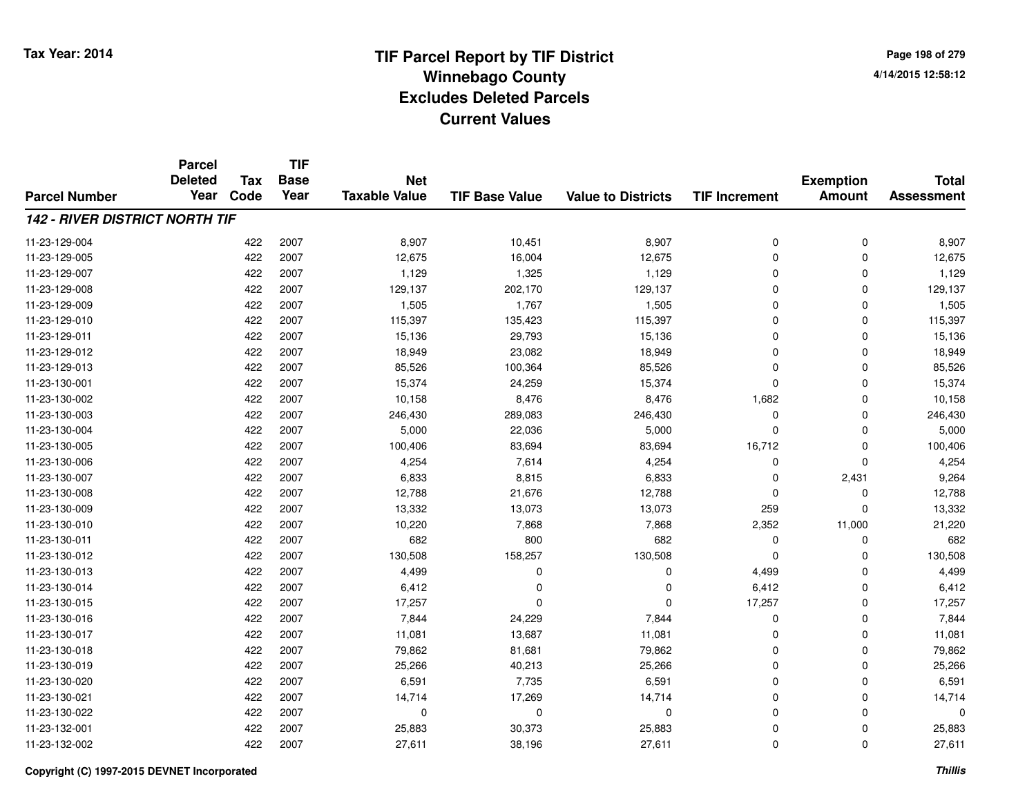# TIF Parcel Report by TIF District
# Winnebago County
# Excludes Deleted Parcels
# Current Values

Tax Year: 2014

4/14/2015 12:58:12

| Parcel Number | Parcel Deleted Year | Tax Code | TIF Base Year | Net Taxable Value | TIF Base Value | Value to Districts | TIF Increment | Exemption Amount | Total Assessment |
|---|---|---|---|---|---|---|---|---|---|
| ***142 - RIVER DISTRICT NORTH TIF*** | | | | | | | | | |
| 11-23-129-004 | | 422 | 2007 | 8,907 | 10,451 | 8,907 | 0 | 0 | 8,907 |
| 11-23-129-005 | | 422 | 2007 | 12,675 | 16,004 | 12,675 | 0 | 0 | 12,675 |
| 11-23-129-007 | | 422 | 2007 | 1,129 | 1,325 | 1,129 | 0 | 0 | 1,129 |
| 11-23-129-008 | | 422 | 2007 | 129,137 | 202,170 | 129,137 | 0 | 0 | 129,137 |
| 11-23-129-009 | | 422 | 2007 | 1,505 | 1,767 | 1,505 | 0 | 0 | 1,505 |
| 11-23-129-010 | | 422 | 2007 | 115,397 | 135,423 | 115,397 | 0 | 0 | 115,397 |
| 11-23-129-011 | | 422 | 2007 | 15,136 | 29,793 | 15,136 | 0 | 0 | 15,136 |
| 11-23-129-012 | | 422 | 2007 | 18,949 | 23,082 | 18,949 | 0 | 0 | 18,949 |
| 11-23-129-013 | | 422 | 2007 | 85,526 | 100,364 | 85,526 | 0 | 0 | 85,526 |
| 11-23-130-001 | | 422 | 2007 | 15,374 | 24,259 | 15,374 | 0 | 0 | 15,374 |
| 11-23-130-002 | | 422 | 2007 | 10,158 | 8,476 | 8,476 | 1,682 | 0 | 10,158 |
| 11-23-130-003 | | 422 | 2007 | 246,430 | 289,083 | 246,430 | 0 | 0 | 246,430 |
| 11-23-130-004 | | 422 | 2007 | 5,000 | 22,036 | 5,000 | 0 | 0 | 5,000 |
| 11-23-130-005 | | 422 | 2007 | 100,406 | 83,694 | 83,694 | 16,712 | 0 | 100,406 |
| 11-23-130-006 | | 422 | 2007 | 4,254 | 7,614 | 4,254 | 0 | 0 | 4,254 |
| 11-23-130-007 | | 422 | 2007 | 6,833 | 8,815 | 6,833 | 0 | 2,431 | 9,264 |
| 11-23-130-008 | | 422 | 2007 | 12,788 | 21,676 | 12,788 | 0 | 0 | 12,788 |
| 11-23-130-009 | | 422 | 2007 | 13,332 | 13,073 | 13,073 | 259 | 0 | 13,332 |
| 11-23-130-010 | | 422 | 2007 | 10,220 | 7,868 | 7,868 | 2,352 | 11,000 | 21,220 |
| 11-23-130-011 | | 422 | 2007 | 682 | 800 | 682 | 0 | 0 | 682 |
| 11-23-130-012 | | 422 | 2007 | 130,508 | 158,257 | 130,508 | 0 | 0 | 130,508 |
| 11-23-130-013 | | 422 | 2007 | 4,499 | 0 | 0 | 4,499 | 0 | 4,499 |
| 11-23-130-014 | | 422 | 2007 | 6,412 | 0 | 0 | 6,412 | 0 | 6,412 |
| 11-23-130-015 | | 422 | 2007 | 17,257 | 0 | 0 | 17,257 | 0 | 17,257 |
| 11-23-130-016 | | 422 | 2007 | 7,844 | 24,229 | 7,844 | 0 | 0 | 7,844 |
| 11-23-130-017 | | 422 | 2007 | 11,081 | 13,687 | 11,081 | 0 | 0 | 11,081 |
| 11-23-130-018 | | 422 | 2007 | 79,862 | 81,681 | 79,862 | 0 | 0 | 79,862 |
| 11-23-130-019 | | 422 | 2007 | 25,266 | 40,213 | 25,266 | 0 | 0 | 25,266 |
| 11-23-130-020 | | 422 | 2007 | 6,591 | 7,735 | 6,591 | 0 | 0 | 6,591 |
| 11-23-130-021 | | 422 | 2007 | 14,714 | 17,269 | 14,714 | 0 | 0 | 14,714 |
| 11-23-130-022 | | 422 | 2007 | 0 | 0 | 0 | 0 | 0 | 0 |
| 11-23-132-001 | | 422 | 2007 | 25,883 | 30,373 | 25,883 | 0 | 0 | 25,883 |
| 11-23-132-002 | | 422 | 2007 | 27,611 | 38,196 | 27,611 | 0 | 0 | 27,611 |

Copyright (C) 1997-2015 DEVNET Incorporated

*Thillis*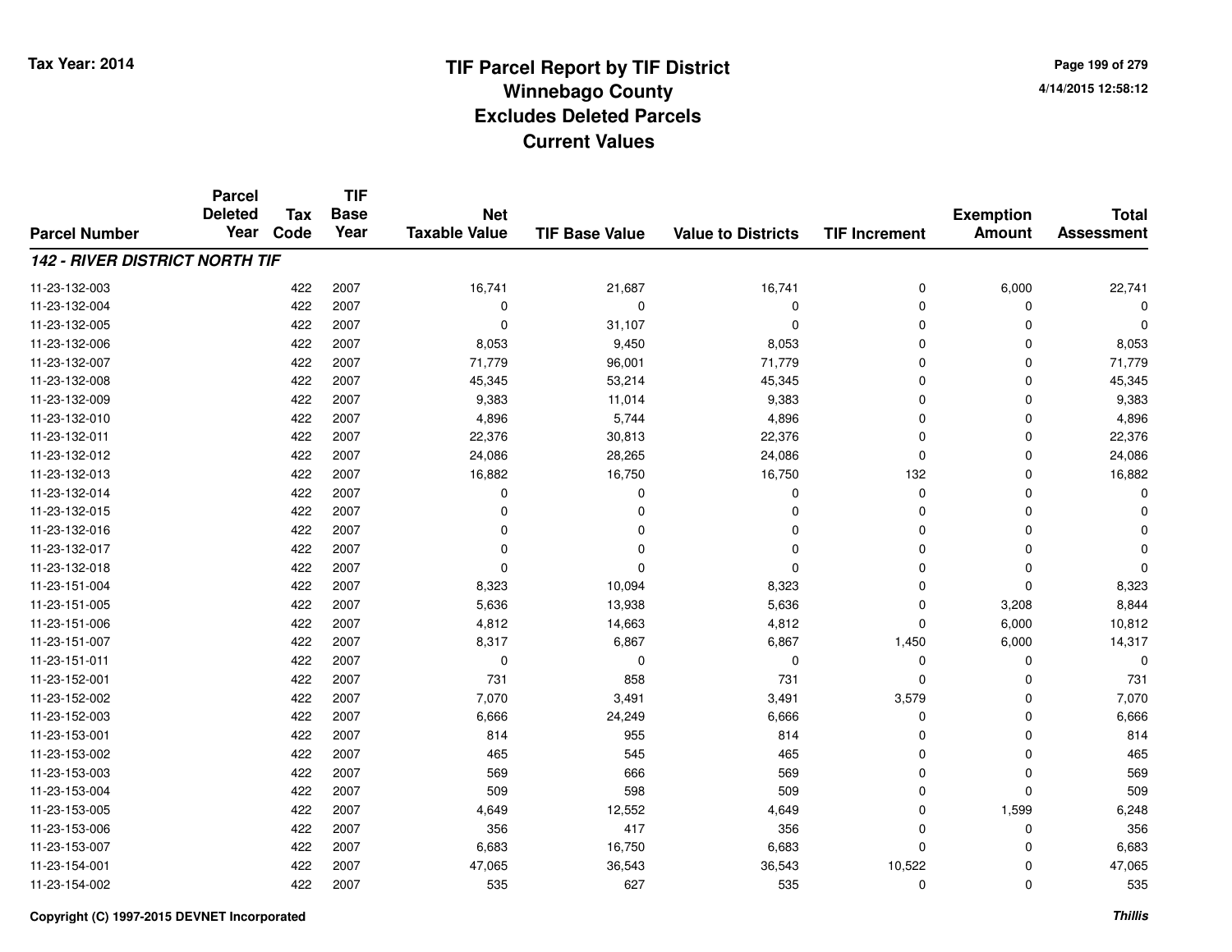# TIF Parcel Report by TIF District
## Winnebago County
## Excludes Deleted Parcels
## Current Values

Tax Year: 2014

4/14/2015 12:58:12

| Parcel Number | Parcel Deleted Year | Tax Code | TIF Base Year | Net Taxable Value | TIF Base Value | Value to Districts | TIF Increment | Exemption Amount | Total Assessment |
|---|---|---|---|---|---|---|---|---|---|
| ***142 - RIVER DISTRICT NORTH TIF*** | | | | | | | | | |
| 11-23-132-003 | | 422 | 2007 | 16,741 | 21,687 | 16,741 | 0 | 6,000 | 22,741 |
| 11-23-132-004 | | 422 | 2007 | 0 | 0 | 0 | 0 | 0 | 0 |
| 11-23-132-005 | | 422 | 2007 | 0 | 31,107 | 0 | 0 | 0 | 0 |
| 11-23-132-006 | | 422 | 2007 | 8,053 | 9,450 | 8,053 | 0 | 0 | 8,053 |
| 11-23-132-007 | | 422 | 2007 | 71,779 | 96,001 | 71,779 | 0 | 0 | 71,779 |
| 11-23-132-008 | | 422 | 2007 | 45,345 | 53,214 | 45,345 | 0 | 0 | 45,345 |
| 11-23-132-009 | | 422 | 2007 | 9,383 | 11,014 | 9,383 | 0 | 0 | 9,383 |
| 11-23-132-010 | | 422 | 2007 | 4,896 | 5,744 | 4,896 | 0 | 0 | 4,896 |
| 11-23-132-011 | | 422 | 2007 | 22,376 | 30,813 | 22,376 | 0 | 0 | 22,376 |
| 11-23-132-012 | | 422 | 2007 | 24,086 | 28,265 | 24,086 | 0 | 0 | 24,086 |
| 11-23-132-013 | | 422 | 2007 | 16,882 | 16,750 | 16,750 | 132 | 0 | 16,882 |
| 11-23-132-014 | | 422 | 2007 | 0 | 0 | 0 | 0 | 0 | 0 |
| 11-23-132-015 | | 422 | 2007 | 0 | 0 | 0 | 0 | 0 | 0 |
| 11-23-132-016 | | 422 | 2007 | 0 | 0 | 0 | 0 | 0 | 0 |
| 11-23-132-017 | | 422 | 2007 | 0 | 0 | 0 | 0 | 0 | 0 |
| 11-23-132-018 | | 422 | 2007 | 0 | 0 | 0 | 0 | 0 | 0 |
| 11-23-151-004 | | 422 | 2007 | 8,323 | 10,094 | 8,323 | 0 | 0 | 8,323 |
| 11-23-151-005 | | 422 | 2007 | 5,636 | 13,938 | 5,636 | 0 | 3,208 | 8,844 |
| 11-23-151-006 | | 422 | 2007 | 4,812 | 14,663 | 4,812 | 0 | 6,000 | 10,812 |
| 11-23-151-007 | | 422 | 2007 | 8,317 | 6,867 | 6,867 | 1,450 | 6,000 | 14,317 |
| 11-23-151-011 | | 422 | 2007 | 0 | 0 | 0 | 0 | 0 | 0 |
| 11-23-152-001 | | 422 | 2007 | 731 | 858 | 731 | 0 | 0 | 731 |
| 11-23-152-002 | | 422 | 2007 | 7,070 | 3,491 | 3,491 | 3,579 | 0 | 7,070 |
| 11-23-152-003 | | 422 | 2007 | 6,666 | 24,249 | 6,666 | 0 | 0 | 6,666 |
| 11-23-153-001 | | 422 | 2007 | 814 | 955 | 814 | 0 | 0 | 814 |
| 11-23-153-002 | | 422 | 2007 | 465 | 545 | 465 | 0 | 0 | 465 |
| 11-23-153-003 | | 422 | 2007 | 569 | 666 | 569 | 0 | 0 | 569 |
| 11-23-153-004 | | 422 | 2007 | 509 | 598 | 509 | 0 | 0 | 509 |
| 11-23-153-005 | | 422 | 2007 | 4,649 | 12,552 | 4,649 | 0 | 1,599 | 6,248 |
| 11-23-153-006 | | 422 | 2007 | 356 | 417 | 356 | 0 | 0 | 356 |
| 11-23-153-007 | | 422 | 2007 | 6,683 | 16,750 | 6,683 | 0 | 0 | 6,683 |
| 11-23-154-001 | | 422 | 2007 | 47,065 | 36,543 | 36,543 | 10,522 | 0 | 47,065 |
| 11-23-154-002 | | 422 | 2007 | 535 | 627 | 535 | 0 | 0 | 535 |

Copyright (C) 1997-2015 DEVNET Incorporated

*Thillis*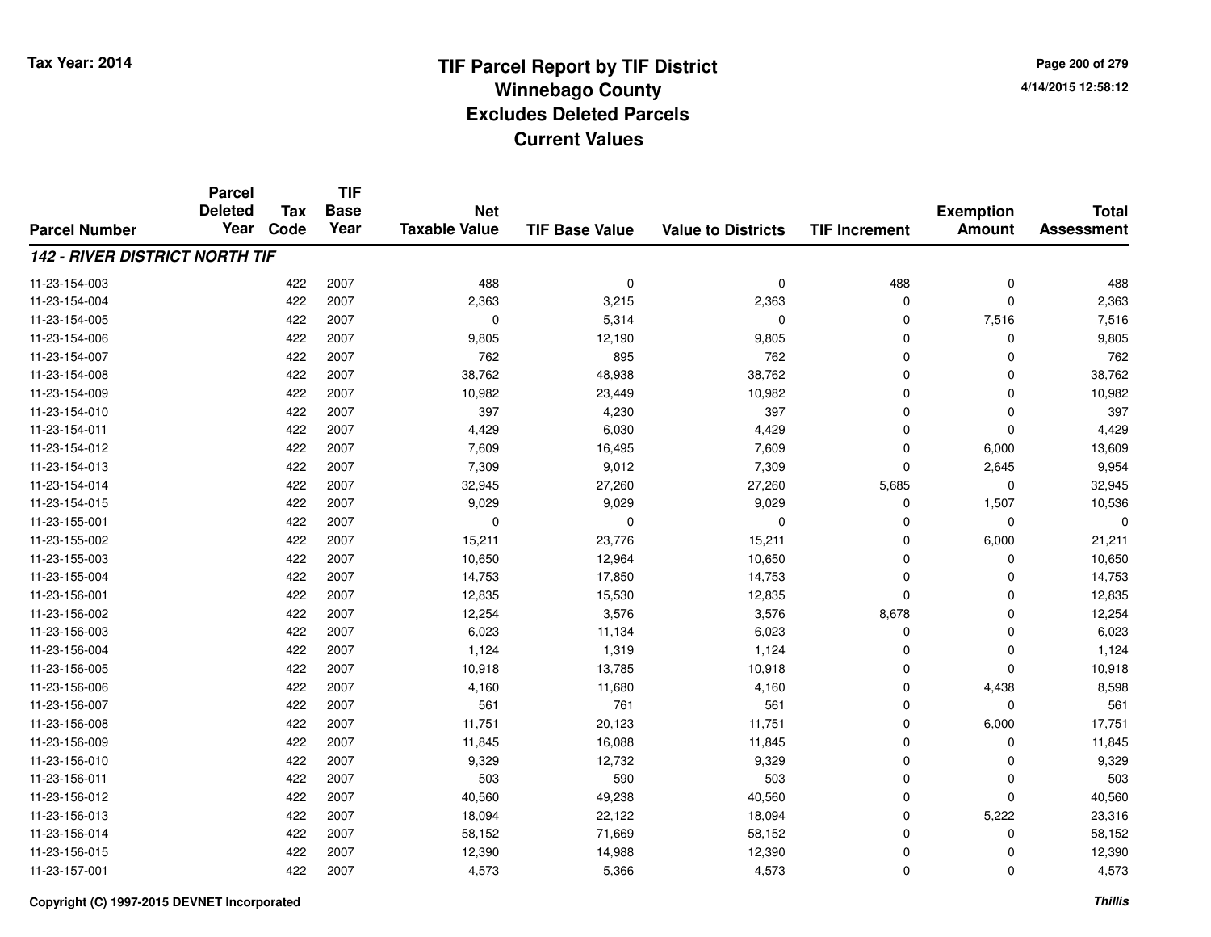# TIF Parcel Report by TIF District
# Winnebago County
# Excludes Deleted Parcels
# Current Values

Tax Year: 2014

4/14/2015 12:58:12

| Parcel Number | Parcel Deleted Year | Tax Code | TIF Base Year | Net Taxable Value | TIF Base Value | Value to Districts | TIF Increment | Exemption Amount | Total Assessment |
|---|---|---|---|---|---|---|---|---|---|
| ***142 - RIVER DISTRICT NORTH TIF*** | | | | | | | | | |
| 11-23-154-003 | | 422 | 2007 | 488 | 0 | 0 | 488 | 0 | 488 |
| 11-23-154-004 | | 422 | 2007 | 2,363 | 3,215 | 2,363 | 0 | 0 | 2,363 |
| 11-23-154-005 | | 422 | 2007 | 0 | 5,314 | 0 | 0 | 7,516 | 7,516 |
| 11-23-154-006 | | 422 | 2007 | 9,805 | 12,190 | 9,805 | 0 | 0 | 9,805 |
| 11-23-154-007 | | 422 | 2007 | 762 | 895 | 762 | 0 | 0 | 762 |
| 11-23-154-008 | | 422 | 2007 | 38,762 | 48,938 | 38,762 | 0 | 0 | 38,762 |
| 11-23-154-009 | | 422 | 2007 | 10,982 | 23,449 | 10,982 | 0 | 0 | 10,982 |
| 11-23-154-010 | | 422 | 2007 | 397 | 4,230 | 397 | 0 | 0 | 397 |
| 11-23-154-011 | | 422 | 2007 | 4,429 | 6,030 | 4,429 | 0 | 0 | 4,429 |
| 11-23-154-012 | | 422 | 2007 | 7,609 | 16,495 | 7,609 | 0 | 6,000 | 13,609 |
| 11-23-154-013 | | 422 | 2007 | 7,309 | 9,012 | 7,309 | 0 | 2,645 | 9,954 |
| 11-23-154-014 | | 422 | 2007 | 32,945 | 27,260 | 27,260 | 5,685 | 0 | 32,945 |
| 11-23-154-015 | | 422 | 2007 | 9,029 | 9,029 | 9,029 | 0 | 1,507 | 10,536 |
| 11-23-155-001 | | 422 | 2007 | 0 | 0 | 0 | 0 | 0 | 0 |
| 11-23-155-002 | | 422 | 2007 | 15,211 | 23,776 | 15,211 | 0 | 6,000 | 21,211 |
| 11-23-155-003 | | 422 | 2007 | 10,650 | 12,964 | 10,650 | 0 | 0 | 10,650 |
| 11-23-155-004 | | 422 | 2007 | 14,753 | 17,850 | 14,753 | 0 | 0 | 14,753 |
| 11-23-156-001 | | 422 | 2007 | 12,835 | 15,530 | 12,835 | 0 | 0 | 12,835 |
| 11-23-156-002 | | 422 | 2007 | 12,254 | 3,576 | 3,576 | 8,678 | 0 | 12,254 |
| 11-23-156-003 | | 422 | 2007 | 6,023 | 11,134 | 6,023 | 0 | 0 | 6,023 |
| 11-23-156-004 | | 422 | 2007 | 1,124 | 1,319 | 1,124 | 0 | 0 | 1,124 |
| 11-23-156-005 | | 422 | 2007 | 10,918 | 13,785 | 10,918 | 0 | 0 | 10,918 |
| 11-23-156-006 | | 422 | 2007 | 4,160 | 11,680 | 4,160 | 0 | 4,438 | 8,598 |
| 11-23-156-007 | | 422 | 2007 | 561 | 761 | 561 | 0 | 0 | 561 |
| 11-23-156-008 | | 422 | 2007 | 11,751 | 20,123 | 11,751 | 0 | 6,000 | 17,751 |
| 11-23-156-009 | | 422 | 2007 | 11,845 | 16,088 | 11,845 | 0 | 0 | 11,845 |
| 11-23-156-010 | | 422 | 2007 | 9,329 | 12,732 | 9,329 | 0 | 0 | 9,329 |
| 11-23-156-011 | | 422 | 2007 | 503 | 590 | 503 | 0 | 0 | 503 |
| 11-23-156-012 | | 422 | 2007 | 40,560 | 49,238 | 40,560 | 0 | 0 | 40,560 |
| 11-23-156-013 | | 422 | 2007 | 18,094 | 22,122 | 18,094 | 0 | 5,222 | 23,316 |
| 11-23-156-014 | | 422 | 2007 | 58,152 | 71,669 | 58,152 | 0 | 0 | 58,152 |
| 11-23-156-015 | | 422 | 2007 | 12,390 | 14,988 | 12,390 | 0 | 0 | 12,390 |
| 11-23-157-001 | | 422 | 2007 | 4,573 | 5,366 | 4,573 | 0 | 0 | 4,573 |

Copyright (C) 1997-2015 DEVNET Incorporated

*Thillis*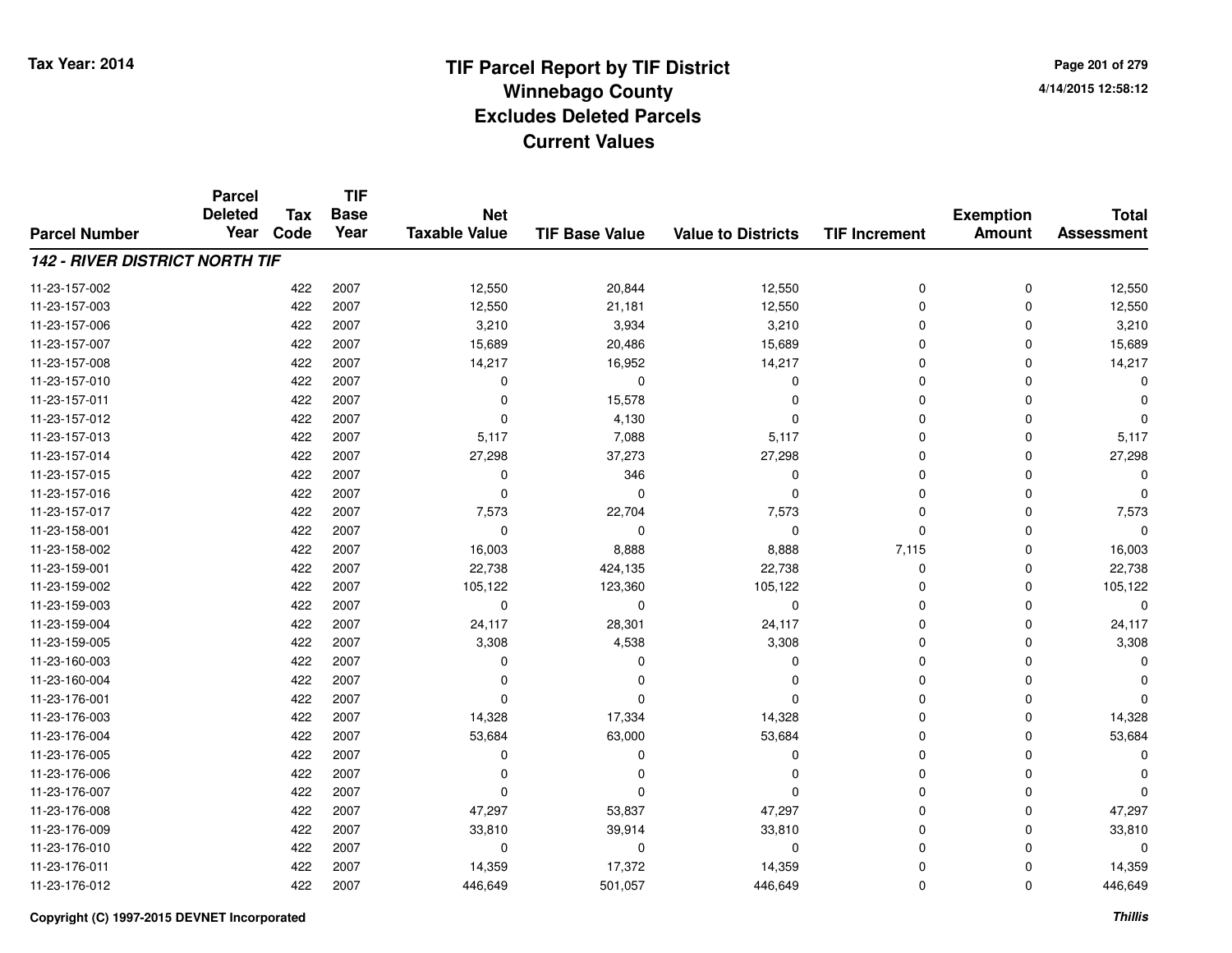# TIF Parcel Report by TIF District
## Winnebago County
## Excludes Deleted Parcels
## Current Values

Tax Year: 2014

4/14/2015 12:58:12

| Parcel Number | Parcel Deleted Year | Tax Code | TIF Base Year | Net Taxable Value | TIF Base Value | Value to Districts | TIF Increment | Exemption Amount | Total Assessment |
|---|---|---|---|---|---|---|---|---|---|
| ***142 - RIVER DISTRICT NORTH TIF*** | | | | | | | | | |
| 11-23-157-002 | | 422 | 2007 | 12,550 | 20,844 | 12,550 | 0 | 0 | 12,550 |
| 11-23-157-003 | | 422 | 2007 | 12,550 | 21,181 | 12,550 | 0 | 0 | 12,550 |
| 11-23-157-006 | | 422 | 2007 | 3,210 | 3,934 | 3,210 | 0 | 0 | 3,210 |
| 11-23-157-007 | | 422 | 2007 | 15,689 | 20,486 | 15,689 | 0 | 0 | 15,689 |
| 11-23-157-008 | | 422 | 2007 | 14,217 | 16,952 | 14,217 | 0 | 0 | 14,217 |
| 11-23-157-010 | | 422 | 2007 | 0 | 0 | 0 | 0 | 0 | 0 |
| 11-23-157-011 | | 422 | 2007 | 0 | 15,578 | 0 | 0 | 0 | 0 |
| 11-23-157-012 | | 422 | 2007 | 0 | 4,130 | 0 | 0 | 0 | 0 |
| 11-23-157-013 | | 422 | 2007 | 5,117 | 7,088 | 5,117 | 0 | 0 | 5,117 |
| 11-23-157-014 | | 422 | 2007 | 27,298 | 37,273 | 27,298 | 0 | 0 | 27,298 |
| 11-23-157-015 | | 422 | 2007 | 0 | 346 | 0 | 0 | 0 | 0 |
| 11-23-157-016 | | 422 | 2007 | 0 | 0 | 0 | 0 | 0 | 0 |
| 11-23-157-017 | | 422 | 2007 | 7,573 | 22,704 | 7,573 | 0 | 0 | 7,573 |
| 11-23-158-001 | | 422 | 2007 | 0 | 0 | 0 | 0 | 0 | 0 |
| 11-23-158-002 | | 422 | 2007 | 16,003 | 8,888 | 8,888 | 7,115 | 0 | 16,003 |
| 11-23-159-001 | | 422 | 2007 | 22,738 | 424,135 | 22,738 | 0 | 0 | 22,738 |
| 11-23-159-002 | | 422 | 2007 | 105,122 | 123,360 | 105,122 | 0 | 0 | 105,122 |
| 11-23-159-003 | | 422 | 2007 | 0 | 0 | 0 | 0 | 0 | 0 |
| 11-23-159-004 | | 422 | 2007 | 24,117 | 28,301 | 24,117 | 0 | 0 | 24,117 |
| 11-23-159-005 | | 422 | 2007 | 3,308 | 4,538 | 3,308 | 0 | 0 | 3,308 |
| 11-23-160-003 | | 422 | 2007 | 0 | 0 | 0 | 0 | 0 | 0 |
| 11-23-160-004 | | 422 | 2007 | 0 | 0 | 0 | 0 | 0 | 0 |
| 11-23-176-001 | | 422 | 2007 | 0 | 0 | 0 | 0 | 0 | 0 |
| 11-23-176-003 | | 422 | 2007 | 14,328 | 17,334 | 14,328 | 0 | 0 | 14,328 |
| 11-23-176-004 | | 422 | 2007 | 53,684 | 63,000 | 53,684 | 0 | 0 | 53,684 |
| 11-23-176-005 | | 422 | 2007 | 0 | 0 | 0 | 0 | 0 | 0 |
| 11-23-176-006 | | 422 | 2007 | 0 | 0 | 0 | 0 | 0 | 0 |
| 11-23-176-007 | | 422 | 2007 | 0 | 0 | 0 | 0 | 0 | 0 |
| 11-23-176-008 | | 422 | 2007 | 47,297 | 53,837 | 47,297 | 0 | 0 | 47,297 |
| 11-23-176-009 | | 422 | 2007 | 33,810 | 39,914 | 33,810 | 0 | 0 | 33,810 |
| 11-23-176-010 | | 422 | 2007 | 0 | 0 | 0 | 0 | 0 | 0 |
| 11-23-176-011 | | 422 | 2007 | 14,359 | 17,372 | 14,359 | 0 | 0 | 14,359 |
| 11-23-176-012 | | 422 | 2007 | 446,649 | 501,057 | 446,649 | 0 | 0 | 446,649 |

Copyright (C) 1997-2015 DEVNET Incorporated

*Thillis*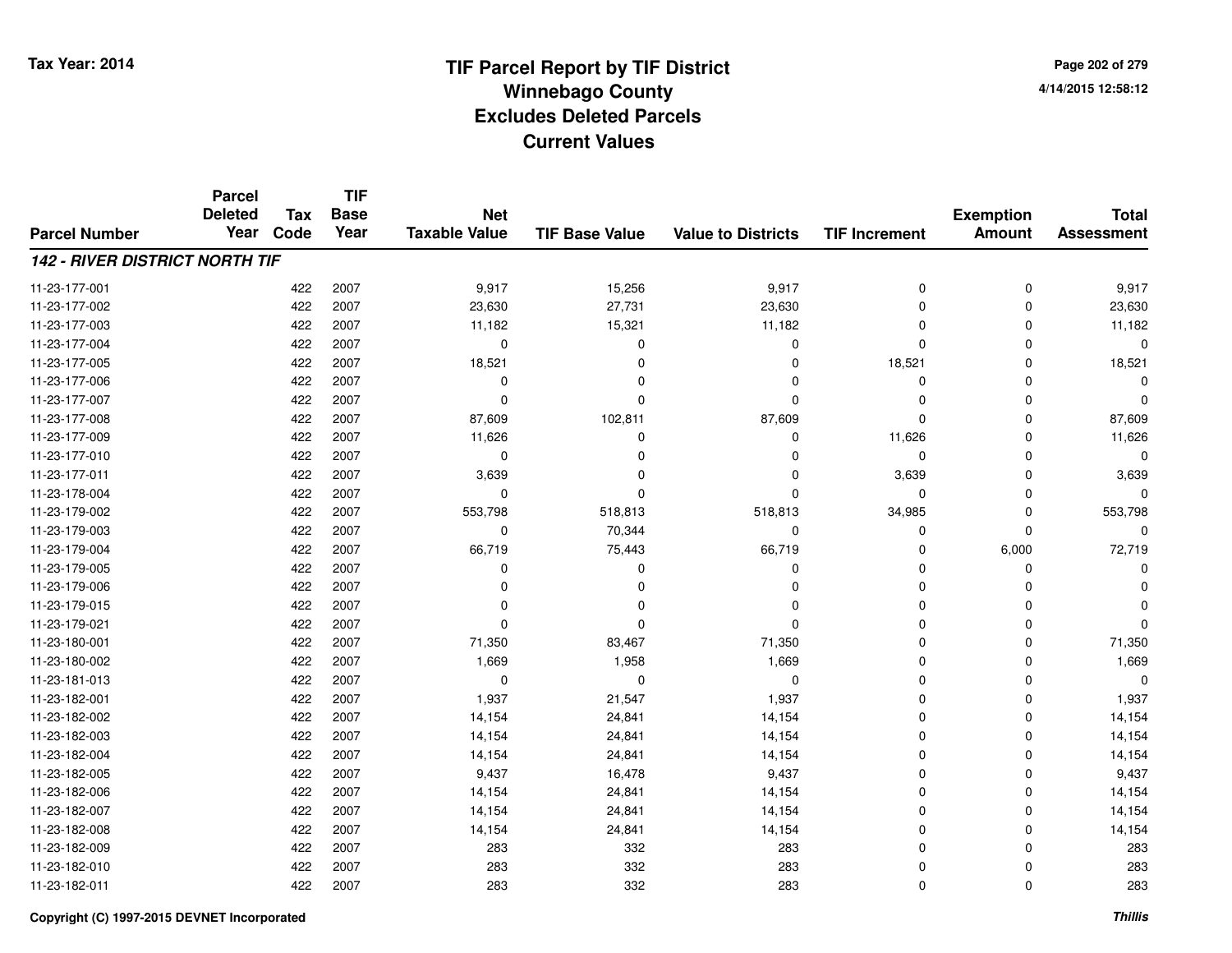# TIF Parcel Report by TIF District
## Winnebago County
## Excludes Deleted Parcels
## Current Values

Tax Year: 2014

4/14/2015 12:58:12

| Parcel Number | Parcel Deleted Year | Tax Code | TIF Base Year | Net Taxable Value | TIF Base Value | Value to Districts | TIF Increment | Exemption Amount | Total Assessment |
|---|---|---|---|---|---|---|---|---|---|
| ***142 - RIVER DISTRICT NORTH TIF*** | | | | | | | | | |
| 11-23-177-001 | | 422 | 2007 | 9,917 | 15,256 | 9,917 | 0 | 0 | 9,917 |
| 11-23-177-002 | | 422 | 2007 | 23,630 | 27,731 | 23,630 | 0 | 0 | 23,630 |
| 11-23-177-003 | | 422 | 2007 | 11,182 | 15,321 | 11,182 | 0 | 0 | 11,182 |
| 11-23-177-004 | | 422 | 2007 | 0 | 0 | 0 | 0 | 0 | 0 |
| 11-23-177-005 | | 422 | 2007 | 18,521 | 0 | 0 | 18,521 | 0 | 18,521 |
| 11-23-177-006 | | 422 | 2007 | 0 | 0 | 0 | 0 | 0 | 0 |
| 11-23-177-007 | | 422 | 2007 | 0 | 0 | 0 | 0 | 0 | 0 |
| 11-23-177-008 | | 422 | 2007 | 87,609 | 102,811 | 87,609 | 0 | 0 | 87,609 |
| 11-23-177-009 | | 422 | 2007 | 11,626 | 0 | 0 | 11,626 | 0 | 11,626 |
| 11-23-177-010 | | 422 | 2007 | 0 | 0 | 0 | 0 | 0 | 0 |
| 11-23-177-011 | | 422 | 2007 | 3,639 | 0 | 0 | 3,639 | 0 | 3,639 |
| 11-23-178-004 | | 422 | 2007 | 0 | 0 | 0 | 0 | 0 | 0 |
| 11-23-179-002 | | 422 | 2007 | 553,798 | 518,813 | 518,813 | 34,985 | 0 | 553,798 |
| 11-23-179-003 | | 422 | 2007 | 0 | 70,344 | 0 | 0 | 0 | 0 |
| 11-23-179-004 | | 422 | 2007 | 66,719 | 75,443 | 66,719 | 0 | 6,000 | 72,719 |
| 11-23-179-005 | | 422 | 2007 | 0 | 0 | 0 | 0 | 0 | 0 |
| 11-23-179-006 | | 422 | 2007 | 0 | 0 | 0 | 0 | 0 | 0 |
| 11-23-179-015 | | 422 | 2007 | 0 | 0 | 0 | 0 | 0 | 0 |
| 11-23-179-021 | | 422 | 2007 | 0 | 0 | 0 | 0 | 0 | 0 |
| 11-23-180-001 | | 422 | 2007 | 71,350 | 83,467 | 71,350 | 0 | 0 | 71,350 |
| 11-23-180-002 | | 422 | 2007 | 1,669 | 1,958 | 1,669 | 0 | 0 | 1,669 |
| 11-23-181-013 | | 422 | 2007 | 0 | 0 | 0 | 0 | 0 | 0 |
| 11-23-182-001 | | 422 | 2007 | 1,937 | 21,547 | 1,937 | 0 | 0 | 1,937 |
| 11-23-182-002 | | 422 | 2007 | 14,154 | 24,841 | 14,154 | 0 | 0 | 14,154 |
| 11-23-182-003 | | 422 | 2007 | 14,154 | 24,841 | 14,154 | 0 | 0 | 14,154 |
| 11-23-182-004 | | 422 | 2007 | 14,154 | 24,841 | 14,154 | 0 | 0 | 14,154 |
| 11-23-182-005 | | 422 | 2007 | 9,437 | 16,478 | 9,437 | 0 | 0 | 9,437 |
| 11-23-182-006 | | 422 | 2007 | 14,154 | 24,841 | 14,154 | 0 | 0 | 14,154 |
| 11-23-182-007 | | 422 | 2007 | 14,154 | 24,841 | 14,154 | 0 | 0 | 14,154 |
| 11-23-182-008 | | 422 | 2007 | 14,154 | 24,841 | 14,154 | 0 | 0 | 14,154 |
| 11-23-182-009 | | 422 | 2007 | 283 | 332 | 283 | 0 | 0 | 283 |
| 11-23-182-010 | | 422 | 2007 | 283 | 332 | 283 | 0 | 0 | 283 |
| 11-23-182-011 | | 422 | 2007 | 283 | 332 | 283 | 0 | 0 | 283 |

Copyright (C) 1997-2015 DEVNET Incorporated

*Thillis*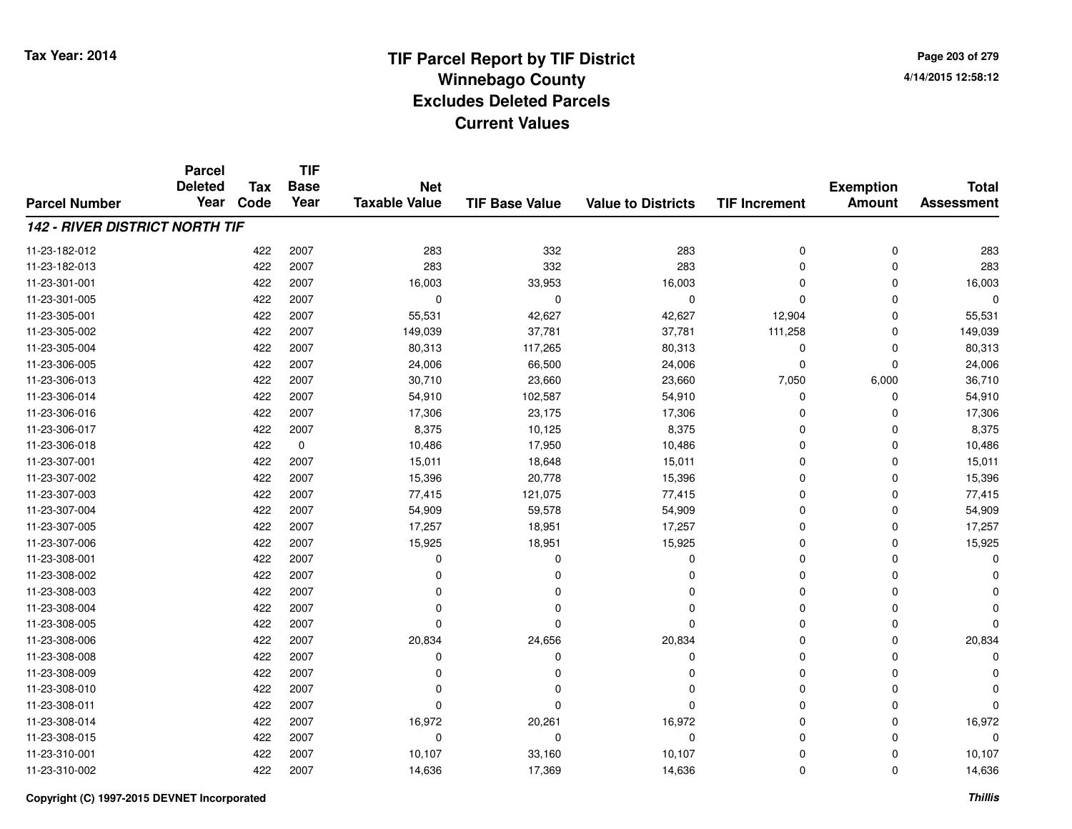# TIF Parcel Report by TIF District
## Winnebago County
## Excludes Deleted Parcels
## Current Values

Tax Year: 2014

4/14/2015 12:58:12

| Parcel Number | Parcel Deleted Year | Tax Code | TIF Base Year | Net Taxable Value | TIF Base Value | Value to Districts | TIF Increment | Exemption Amount | Total Assessment |
|---|---|---|---|---|---|---|---|---|---|
| ***142 - RIVER DISTRICT NORTH TIF*** | | | | | | | | | |
| 11-23-182-012 | | 422 | 2007 | 283 | 332 | 283 | 0 | 0 | 283 |
| 11-23-182-013 | | 422 | 2007 | 283 | 332 | 283 | 0 | 0 | 283 |
| 11-23-301-001 | | 422 | 2007 | 16,003 | 33,953 | 16,003 | 0 | 0 | 16,003 |
| 11-23-301-005 | | 422 | 2007 | 0 | 0 | 0 | 0 | 0 | 0 |
| 11-23-305-001 | | 422 | 2007 | 55,531 | 42,627 | 42,627 | 12,904 | 0 | 55,531 |
| 11-23-305-002 | | 422 | 2007 | 149,039 | 37,781 | 37,781 | 111,258 | 0 | 149,039 |
| 11-23-305-004 | | 422 | 2007 | 80,313 | 117,265 | 80,313 | 0 | 0 | 80,313 |
| 11-23-306-005 | | 422 | 2007 | 24,006 | 66,500 | 24,006 | 0 | 0 | 24,006 |
| 11-23-306-013 | | 422 | 2007 | 30,710 | 23,660 | 23,660 | 7,050 | 6,000 | 36,710 |
| 11-23-306-014 | | 422 | 2007 | 54,910 | 102,587 | 54,910 | 0 | 0 | 54,910 |
| 11-23-306-016 | | 422 | 2007 | 17,306 | 23,175 | 17,306 | 0 | 0 | 17,306 |
| 11-23-306-017 | | 422 | 2007 | 8,375 | 10,125 | 8,375 | 0 | 0 | 8,375 |
| 11-23-306-018 | | 422 | 0 | 10,486 | 17,950 | 10,486 | 0 | 0 | 10,486 |
| 11-23-307-001 | | 422 | 2007 | 15,011 | 18,648 | 15,011 | 0 | 0 | 15,011 |
| 11-23-307-002 | | 422 | 2007 | 15,396 | 20,778 | 15,396 | 0 | 0 | 15,396 |
| 11-23-307-003 | | 422 | 2007 | 77,415 | 121,075 | 77,415 | 0 | 0 | 77,415 |
| 11-23-307-004 | | 422 | 2007 | 54,909 | 59,578 | 54,909 | 0 | 0 | 54,909 |
| 11-23-307-005 | | 422 | 2007 | 17,257 | 18,951 | 17,257 | 0 | 0 | 17,257 |
| 11-23-307-006 | | 422 | 2007 | 15,925 | 18,951 | 15,925 | 0 | 0 | 15,925 |
| 11-23-308-001 | | 422 | 2007 | 0 | 0 | 0 | 0 | 0 | 0 |
| 11-23-308-002 | | 422 | 2007 | 0 | 0 | 0 | 0 | 0 | 0 |
| 11-23-308-003 | | 422 | 2007 | 0 | 0 | 0 | 0 | 0 | 0 |
| 11-23-308-004 | | 422 | 2007 | 0 | 0 | 0 | 0 | 0 | 0 |
| 11-23-308-005 | | 422 | 2007 | 0 | 0 | 0 | 0 | 0 | 0 |
| 11-23-308-006 | | 422 | 2007 | 20,834 | 24,656 | 20,834 | 0 | 0 | 20,834 |
| 11-23-308-008 | | 422 | 2007 | 0 | 0 | 0 | 0 | 0 | 0 |
| 11-23-308-009 | | 422 | 2007 | 0 | 0 | 0 | 0 | 0 | 0 |
| 11-23-308-010 | | 422 | 2007 | 0 | 0 | 0 | 0 | 0 | 0 |
| 11-23-308-011 | | 422 | 2007 | 0 | 0 | 0 | 0 | 0 | 0 |
| 11-23-308-014 | | 422 | 2007 | 16,972 | 20,261 | 16,972 | 0 | 0 | 16,972 |
| 11-23-308-015 | | 422 | 2007 | 0 | 0 | 0 | 0 | 0 | 0 |
| 11-23-310-001 | | 422 | 2007 | 10,107 | 33,160 | 10,107 | 0 | 0 | 10,107 |
| 11-23-310-002 | | 422 | 2007 | 14,636 | 17,369 | 14,636 | 0 | 0 | 14,636 |

Copyright (C) 1997-2015 DEVNET Incorporated

*Thillis*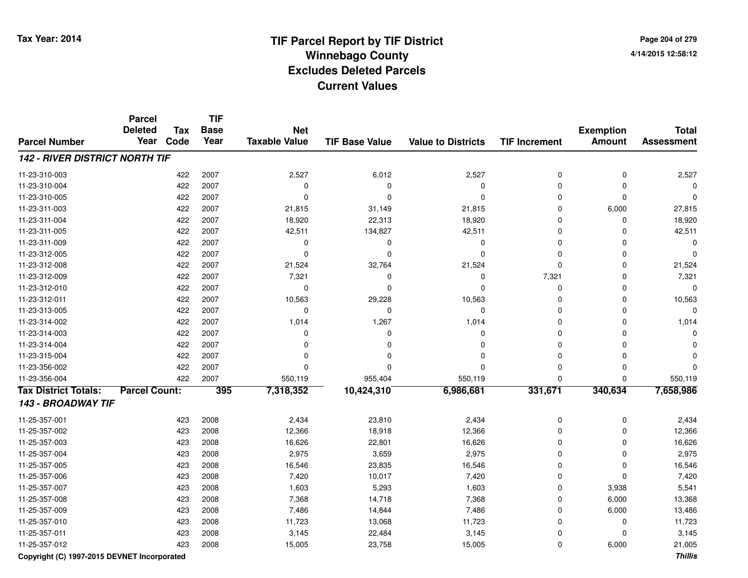# TIF Parcel Report by TIF District
## Winnebago County
## Excludes Deleted Parcels
## Current Values

Tax Year: 2014

4/14/2015 12:58:12

| Parcel Number | Parcel Deleted Year | Tax Code | TIF Base Year | Net Taxable Value | TIF Base Value | Value to Districts | TIF Increment | Exemption Amount | Total Assessment |
|---|---|---|---|---|---|---|---|---|---|
| ***142 - RIVER DISTRICT NORTH TIF*** | | | | | | | | | |
| 11-23-310-003 | | 422 | 2007 | 2,527 | 6,012 | 2,527 | 0 | 0 | 2,527 |
| 11-23-310-004 | | 422 | 2007 | 0 | 0 | 0 | 0 | 0 | 0 |
| 11-23-310-005 | | 422 | 2007 | 0 | 0 | 0 | 0 | 0 | 0 |
| 11-23-311-003 | | 422 | 2007 | 21,815 | 31,149 | 21,815 | 0 | 6,000 | 27,815 |
| 11-23-311-004 | | 422 | 2007 | 18,920 | 22,313 | 18,920 | 0 | 0 | 18,920 |
| 11-23-311-005 | | 422 | 2007 | 42,511 | 134,827 | 42,511 | 0 | 0 | 42,511 |
| 11-23-311-009 | | 422 | 2007 | 0 | 0 | 0 | 0 | 0 | 0 |
| 11-23-312-005 | | 422 | 2007 | 0 | 0 | 0 | 0 | 0 | 0 |
| 11-23-312-008 | | 422 | 2007 | 21,524 | 32,764 | 21,524 | 0 | 0 | 21,524 |
| 11-23-312-009 | | 422 | 2007 | 7,321 | 0 | 0 | 7,321 | 0 | 7,321 |
| 11-23-312-010 | | 422 | 2007 | 0 | 0 | 0 | 0 | 0 | 0 |
| 11-23-312-011 | | 422 | 2007 | 10,563 | 29,228 | 10,563 | 0 | 0 | 10,563 |
| 11-23-313-005 | | 422 | 2007 | 0 | 0 | 0 | 0 | 0 | 0 |
| 11-23-314-002 | | 422 | 2007 | 1,014 | 1,267 | 1,014 | 0 | 0 | 1,014 |
| 11-23-314-003 | | 422 | 2007 | 0 | 0 | 0 | 0 | 0 | 0 |
| 11-23-314-004 | | 422 | 2007 | 0 | 0 | 0 | 0 | 0 | 0 |
| 11-23-315-004 | | 422 | 2007 | 0 | 0 | 0 | 0 | 0 | 0 |
| 11-23-356-002 | | 422 | 2007 | 0 | 0 | 0 | 0 | 0 | 0 |
| 11-23-356-004 | | 422 | 2007 | 550,119 | 955,404 | 550,119 | 0 | 0 | 550,119 |
| **Tax District Totals:** | **Parcel Count:** | | **395** | **7,318,352** | **10,424,310** | **6,986,681** | **331,671** | **340,634** | **7,658,986** |
| ***143 - BROADWAY TIF*** | | | | | | | | | |
| 11-25-357-001 | | 423 | 2008 | 2,434 | 23,810 | 2,434 | 0 | 0 | 2,434 |
| 11-25-357-002 | | 423 | 2008 | 12,366 | 18,918 | 12,366 | 0 | 0 | 12,366 |
| 11-25-357-003 | | 423 | 2008 | 16,626 | 22,801 | 16,626 | 0 | 0 | 16,626 |
| 11-25-357-004 | | 423 | 2008 | 2,975 | 3,659 | 2,975 | 0 | 0 | 2,975 |
| 11-25-357-005 | | 423 | 2008 | 16,546 | 23,835 | 16,546 | 0 | 0 | 16,546 |
| 11-25-357-006 | | 423 | 2008 | 7,420 | 10,017 | 7,420 | 0 | 0 | 7,420 |
| 11-25-357-007 | | 423 | 2008 | 1,603 | 5,293 | 1,603 | 0 | 3,938 | 5,541 |
| 11-25-357-008 | | 423 | 2008 | 7,368 | 14,718 | 7,368 | 0 | 6,000 | 13,368 |
| 11-25-357-009 | | 423 | 2008 | 7,486 | 14,844 | 7,486 | 0 | 6,000 | 13,486 |
| 11-25-357-010 | | 423 | 2008 | 11,723 | 13,068 | 11,723 | 0 | 0 | 11,723 |
| 11-25-357-011 | | 423 | 2008 | 3,145 | 22,484 | 3,145 | 0 | 0 | 3,145 |
| 11-25-357-012 | | 423 | 2008 | 15,005 | 23,758 | 15,005 | 0 | 6,000 | 21,005 |

Copyright (C) 1997-2015 DEVNET Incorporated

*Thillis*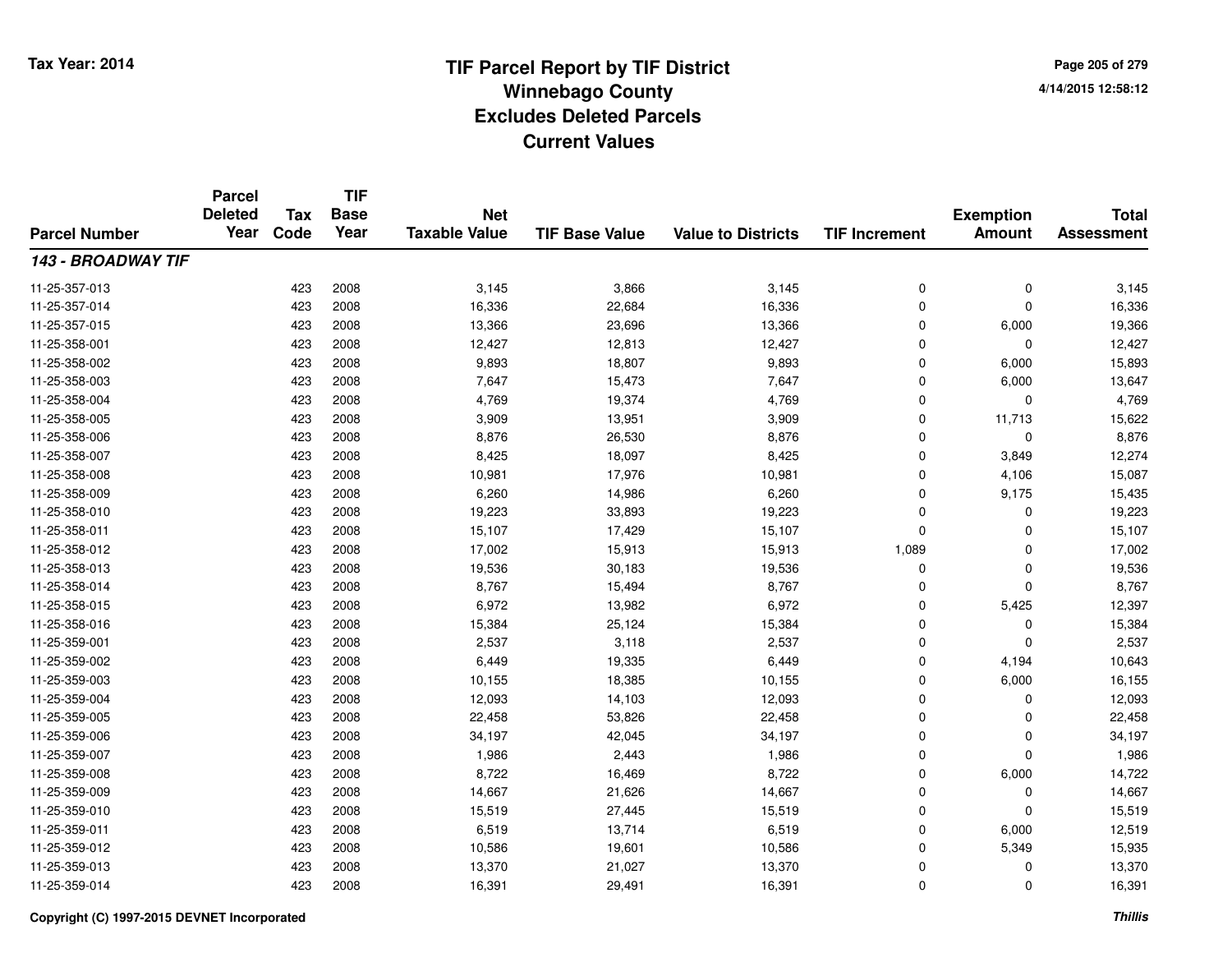# TIF Parcel Report by TIF District
## Winnebago County
## Excludes Deleted Parcels
## Current Values

Tax Year: 2014

4/14/2015 12:58:12

| Parcel Number | Parcel Deleted Year | Tax Code | TIF Base Year | Net Taxable Value | TIF Base Value | Value to Districts | TIF Increment | Exemption Amount | Total Assessment |
|---|---|---|---|---|---|---|---|---|---|
| ***143 - BROADWAY TIF*** | | | | | | | | | |
| 11-25-357-013 | | 423 | 2008 | 3,145 | 3,866 | 3,145 | 0 | 0 | 3,145 |
| 11-25-357-014 | | 423 | 2008 | 16,336 | 22,684 | 16,336 | 0 | 0 | 16,336 |
| 11-25-357-015 | | 423 | 2008 | 13,366 | 23,696 | 13,366 | 0 | 6,000 | 19,366 |
| 11-25-358-001 | | 423 | 2008 | 12,427 | 12,813 | 12,427 | 0 | 0 | 12,427 |
| 11-25-358-002 | | 423 | 2008 | 9,893 | 18,807 | 9,893 | 0 | 6,000 | 15,893 |
| 11-25-358-003 | | 423 | 2008 | 7,647 | 15,473 | 7,647 | 0 | 6,000 | 13,647 |
| 11-25-358-004 | | 423 | 2008 | 4,769 | 19,374 | 4,769 | 0 | 0 | 4,769 |
| 11-25-358-005 | | 423 | 2008 | 3,909 | 13,951 | 3,909 | 0 | 11,713 | 15,622 |
| 11-25-358-006 | | 423 | 2008 | 8,876 | 26,530 | 8,876 | 0 | 0 | 8,876 |
| 11-25-358-007 | | 423 | 2008 | 8,425 | 18,097 | 8,425 | 0 | 3,849 | 12,274 |
| 11-25-358-008 | | 423 | 2008 | 10,981 | 17,976 | 10,981 | 0 | 4,106 | 15,087 |
| 11-25-358-009 | | 423 | 2008 | 6,260 | 14,986 | 6,260 | 0 | 9,175 | 15,435 |
| 11-25-358-010 | | 423 | 2008 | 19,223 | 33,893 | 19,223 | 0 | 0 | 19,223 |
| 11-25-358-011 | | 423 | 2008 | 15,107 | 17,429 | 15,107 | 0 | 0 | 15,107 |
| 11-25-358-012 | | 423 | 2008 | 17,002 | 15,913 | 15,913 | 1,089 | 0 | 17,002 |
| 11-25-358-013 | | 423 | 2008 | 19,536 | 30,183 | 19,536 | 0 | 0 | 19,536 |
| 11-25-358-014 | | 423 | 2008 | 8,767 | 15,494 | 8,767 | 0 | 0 | 8,767 |
| 11-25-358-015 | | 423 | 2008 | 6,972 | 13,982 | 6,972 | 0 | 5,425 | 12,397 |
| 11-25-358-016 | | 423 | 2008 | 15,384 | 25,124 | 15,384 | 0 | 0 | 15,384 |
| 11-25-359-001 | | 423 | 2008 | 2,537 | 3,118 | 2,537 | 0 | 0 | 2,537 |
| 11-25-359-002 | | 423 | 2008 | 6,449 | 19,335 | 6,449 | 0 | 4,194 | 10,643 |
| 11-25-359-003 | | 423 | 2008 | 10,155 | 18,385 | 10,155 | 0 | 6,000 | 16,155 |
| 11-25-359-004 | | 423 | 2008 | 12,093 | 14,103 | 12,093 | 0 | 0 | 12,093 |
| 11-25-359-005 | | 423 | 2008 | 22,458 | 53,826 | 22,458 | 0 | 0 | 22,458 |
| 11-25-359-006 | | 423 | 2008 | 34,197 | 42,045 | 34,197 | 0 | 0 | 34,197 |
| 11-25-359-007 | | 423 | 2008 | 1,986 | 2,443 | 1,986 | 0 | 0 | 1,986 |
| 11-25-359-008 | | 423 | 2008 | 8,722 | 16,469 | 8,722 | 0 | 6,000 | 14,722 |
| 11-25-359-009 | | 423 | 2008 | 14,667 | 21,626 | 14,667 | 0 | 0 | 14,667 |
| 11-25-359-010 | | 423 | 2008 | 15,519 | 27,445 | 15,519 | 0 | 0 | 15,519 |
| 11-25-359-011 | | 423 | 2008 | 6,519 | 13,714 | 6,519 | 0 | 6,000 | 12,519 |
| 11-25-359-012 | | 423 | 2008 | 10,586 | 19,601 | 10,586 | 0 | 5,349 | 15,935 |
| 11-25-359-013 | | 423 | 2008 | 13,370 | 21,027 | 13,370 | 0 | 0 | 13,370 |
| 11-25-359-014 | | 423 | 2008 | 16,391 | 29,491 | 16,391 | 0 | 0 | 16,391 |

Copyright (C) 1997-2015 DEVNET Incorporated

*Thillis*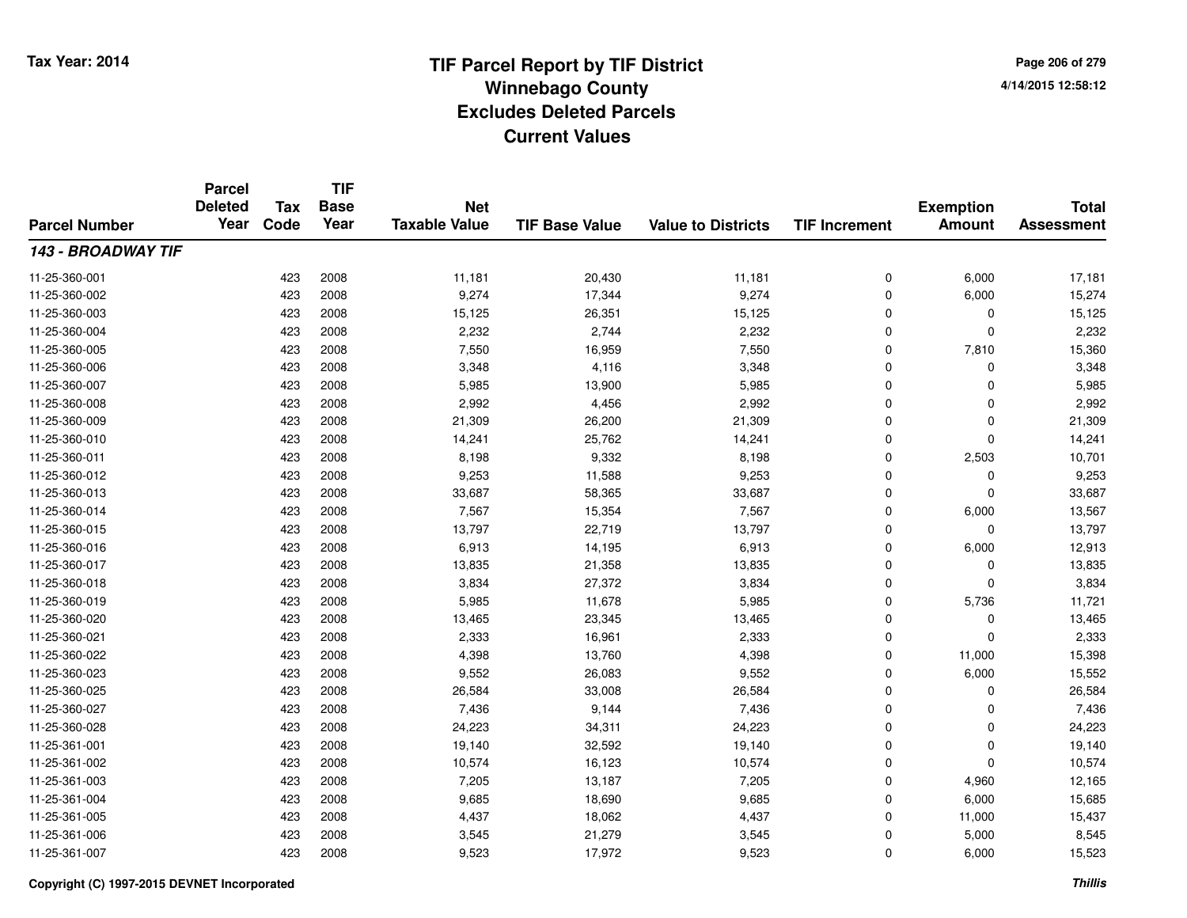# TIF Parcel Report by TIF District
# Winnebago County
# Excludes Deleted Parcels
# Current Values

Tax Year: 2014

4/14/2015 12:58:12

| Parcel Number | Parcel Deleted Year | Tax Code | TIF Base Year | Net Taxable Value | TIF Base Value | Value to Districts | TIF Increment | Exemption Amount | Total Assessment |
|---|---|---|---|---|---|---|---|---|---|
| ***143 - BROADWAY TIF*** | | | | | | | | | |
| 11-25-360-001 | | 423 | 2008 | 11,181 | 20,430 | 11,181 | 0 | 6,000 | 17,181 |
| 11-25-360-002 | | 423 | 2008 | 9,274 | 17,344 | 9,274 | 0 | 6,000 | 15,274 |
| 11-25-360-003 | | 423 | 2008 | 15,125 | 26,351 | 15,125 | 0 | 0 | 15,125 |
| 11-25-360-004 | | 423 | 2008 | 2,232 | 2,744 | 2,232 | 0 | 0 | 2,232 |
| 11-25-360-005 | | 423 | 2008 | 7,550 | 16,959 | 7,550 | 0 | 7,810 | 15,360 |
| 11-25-360-006 | | 423 | 2008 | 3,348 | 4,116 | 3,348 | 0 | 0 | 3,348 |
| 11-25-360-007 | | 423 | 2008 | 5,985 | 13,900 | 5,985 | 0 | 0 | 5,985 |
| 11-25-360-008 | | 423 | 2008 | 2,992 | 4,456 | 2,992 | 0 | 0 | 2,992 |
| 11-25-360-009 | | 423 | 2008 | 21,309 | 26,200 | 21,309 | 0 | 0 | 21,309 |
| 11-25-360-010 | | 423 | 2008 | 14,241 | 25,762 | 14,241 | 0 | 0 | 14,241 |
| 11-25-360-011 | | 423 | 2008 | 8,198 | 9,332 | 8,198 | 0 | 2,503 | 10,701 |
| 11-25-360-012 | | 423 | 2008 | 9,253 | 11,588 | 9,253 | 0 | 0 | 9,253 |
| 11-25-360-013 | | 423 | 2008 | 33,687 | 58,365 | 33,687 | 0 | 0 | 33,687 |
| 11-25-360-014 | | 423 | 2008 | 7,567 | 15,354 | 7,567 | 0 | 6,000 | 13,567 |
| 11-25-360-015 | | 423 | 2008 | 13,797 | 22,719 | 13,797 | 0 | 0 | 13,797 |
| 11-25-360-016 | | 423 | 2008 | 6,913 | 14,195 | 6,913 | 0 | 6,000 | 12,913 |
| 11-25-360-017 | | 423 | 2008 | 13,835 | 21,358 | 13,835 | 0 | 0 | 13,835 |
| 11-25-360-018 | | 423 | 2008 | 3,834 | 27,372 | 3,834 | 0 | 0 | 3,834 |
| 11-25-360-019 | | 423 | 2008 | 5,985 | 11,678 | 5,985 | 0 | 5,736 | 11,721 |
| 11-25-360-020 | | 423 | 2008 | 13,465 | 23,345 | 13,465 | 0 | 0 | 13,465 |
| 11-25-360-021 | | 423 | 2008 | 2,333 | 16,961 | 2,333 | 0 | 0 | 2,333 |
| 11-25-360-022 | | 423 | 2008 | 4,398 | 13,760 | 4,398 | 0 | 11,000 | 15,398 |
| 11-25-360-023 | | 423 | 2008 | 9,552 | 26,083 | 9,552 | 0 | 6,000 | 15,552 |
| 11-25-360-025 | | 423 | 2008 | 26,584 | 33,008 | 26,584 | 0 | 0 | 26,584 |
| 11-25-360-027 | | 423 | 2008 | 7,436 | 9,144 | 7,436 | 0 | 0 | 7,436 |
| 11-25-360-028 | | 423 | 2008 | 24,223 | 34,311 | 24,223 | 0 | 0 | 24,223 |
| 11-25-361-001 | | 423 | 2008 | 19,140 | 32,592 | 19,140 | 0 | 0 | 19,140 |
| 11-25-361-002 | | 423 | 2008 | 10,574 | 16,123 | 10,574 | 0 | 0 | 10,574 |
| 11-25-361-003 | | 423 | 2008 | 7,205 | 13,187 | 7,205 | 0 | 4,960 | 12,165 |
| 11-25-361-004 | | 423 | 2008 | 9,685 | 18,690 | 9,685 | 0 | 6,000 | 15,685 |
| 11-25-361-005 | | 423 | 2008 | 4,437 | 18,062 | 4,437 | 0 | 11,000 | 15,437 |
| 11-25-361-006 | | 423 | 2008 | 3,545 | 21,279 | 3,545 | 0 | 5,000 | 8,545 |
| 11-25-361-007 | | 423 | 2008 | 9,523 | 17,972 | 9,523 | 0 | 6,000 | 15,523 |

Copyright (C) 1997-2015 DEVNET Incorporated

*Thillis*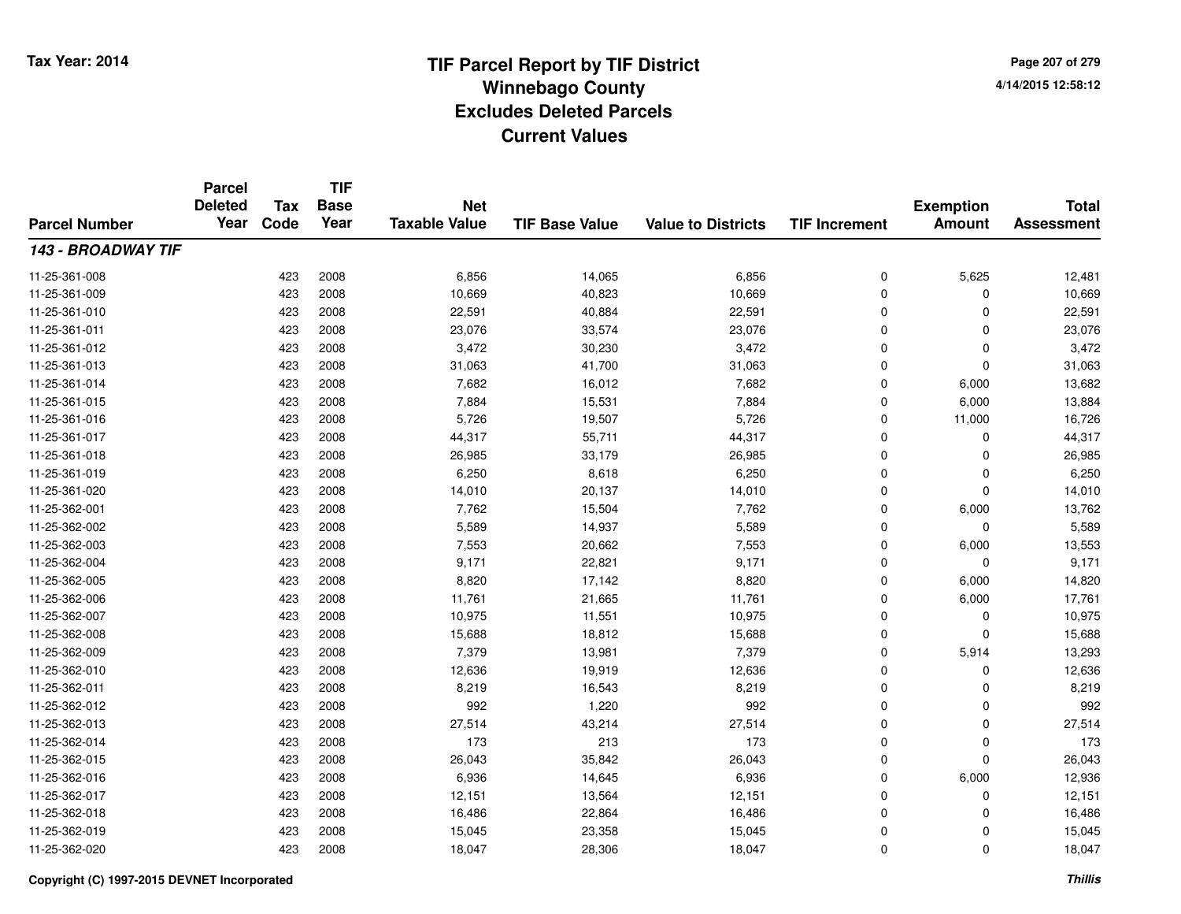**Tax Year: 2014**

# TIF Parcel Report by TIF District
## Winnebago County
## Excludes Deleted Parcels
## Current Values

4/14/2015 12:58:12

| Parcel Number | Parcel Deleted Year | Tax Code | TIF Base Year | Net Taxable Value | TIF Base Value | Value to Districts | TIF Increment | Exemption Amount | Total Assessment |
|---|---|---|---|---|---|---|---|---|---|
| ***143 - BROADWAY TIF*** | | | | | | | | | |
| 11-25-361-008 | | 423 | 2008 | 6,856 | 14,065 | 6,856 | 0 | 5,625 | 12,481 |
| 11-25-361-009 | | 423 | 2008 | 10,669 | 40,823 | 10,669 | 0 | 0 | 10,669 |
| 11-25-361-010 | | 423 | 2008 | 22,591 | 40,884 | 22,591 | 0 | 0 | 22,591 |
| 11-25-361-011 | | 423 | 2008 | 23,076 | 33,574 | 23,076 | 0 | 0 | 23,076 |
| 11-25-361-012 | | 423 | 2008 | 3,472 | 30,230 | 3,472 | 0 | 0 | 3,472 |
| 11-25-361-013 | | 423 | 2008 | 31,063 | 41,700 | 31,063 | 0 | 0 | 31,063 |
| 11-25-361-014 | | 423 | 2008 | 7,682 | 16,012 | 7,682 | 0 | 6,000 | 13,682 |
| 11-25-361-015 | | 423 | 2008 | 7,884 | 15,531 | 7,884 | 0 | 6,000 | 13,884 |
| 11-25-361-016 | | 423 | 2008 | 5,726 | 19,507 | 5,726 | 0 | 11,000 | 16,726 |
| 11-25-361-017 | | 423 | 2008 | 44,317 | 55,711 | 44,317 | 0 | 0 | 44,317 |
| 11-25-361-018 | | 423 | 2008 | 26,985 | 33,179 | 26,985 | 0 | 0 | 26,985 |
| 11-25-361-019 | | 423 | 2008 | 6,250 | 8,618 | 6,250 | 0 | 0 | 6,250 |
| 11-25-361-020 | | 423 | 2008 | 14,010 | 20,137 | 14,010 | 0 | 0 | 14,010 |
| 11-25-362-001 | | 423 | 2008 | 7,762 | 15,504 | 7,762 | 0 | 6,000 | 13,762 |
| 11-25-362-002 | | 423 | 2008 | 5,589 | 14,937 | 5,589 | 0 | 0 | 5,589 |
| 11-25-362-003 | | 423 | 2008 | 7,553 | 20,662 | 7,553 | 0 | 6,000 | 13,553 |
| 11-25-362-004 | | 423 | 2008 | 9,171 | 22,821 | 9,171 | 0 | 0 | 9,171 |
| 11-25-362-005 | | 423 | 2008 | 8,820 | 17,142 | 8,820 | 0 | 6,000 | 14,820 |
| 11-25-362-006 | | 423 | 2008 | 11,761 | 21,665 | 11,761 | 0 | 6,000 | 17,761 |
| 11-25-362-007 | | 423 | 2008 | 10,975 | 11,551 | 10,975 | 0 | 0 | 10,975 |
| 11-25-362-008 | | 423 | 2008 | 15,688 | 18,812 | 15,688 | 0 | 0 | 15,688 |
| 11-25-362-009 | | 423 | 2008 | 7,379 | 13,981 | 7,379 | 0 | 5,914 | 13,293 |
| 11-25-362-010 | | 423 | 2008 | 12,636 | 19,919 | 12,636 | 0 | 0 | 12,636 |
| 11-25-362-011 | | 423 | 2008 | 8,219 | 16,543 | 8,219 | 0 | 0 | 8,219 |
| 11-25-362-012 | | 423 | 2008 | 992 | 1,220 | 992 | 0 | 0 | 992 |
| 11-25-362-013 | | 423 | 2008 | 27,514 | 43,214 | 27,514 | 0 | 0 | 27,514 |
| 11-25-362-014 | | 423 | 2008 | 173 | 213 | 173 | 0 | 0 | 173 |
| 11-25-362-015 | | 423 | 2008 | 26,043 | 35,842 | 26,043 | 0 | 0 | 26,043 |
| 11-25-362-016 | | 423 | 2008 | 6,936 | 14,645 | 6,936 | 0 | 6,000 | 12,936 |
| 11-25-362-017 | | 423 | 2008 | 12,151 | 13,564 | 12,151 | 0 | 0 | 12,151 |
| 11-25-362-018 | | 423 | 2008 | 16,486 | 22,864 | 16,486 | 0 | 0 | 16,486 |
| 11-25-362-019 | | 423 | 2008 | 15,045 | 23,358 | 15,045 | 0 | 0 | 15,045 |
| 11-25-362-020 | | 423 | 2008 | 18,047 | 28,306 | 18,047 | 0 | 0 | 18,047 |

Copyright (C) 1997-2015 DEVNET Incorporated

*Thillis*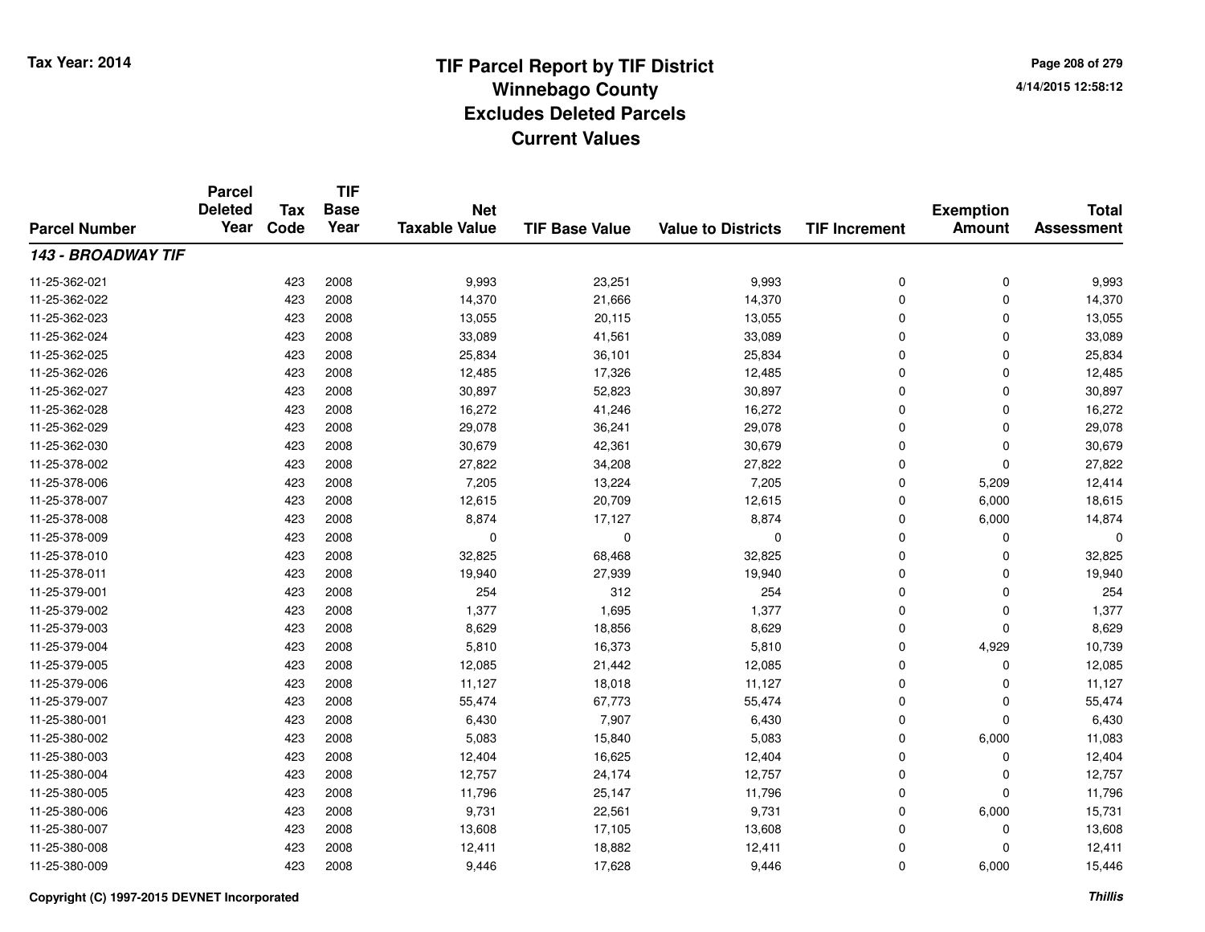# TIF Parcel Report by TIF District
## Winnebago County
## Excludes Deleted Parcels
## Current Values

Tax Year: 2014

| Parcel Number | Parcel Deleted Year | Tax Code | TIF Base Year | Net Taxable Value | TIF Base Value | Value to Districts | TIF Increment | Exemption Amount | Total Assessment |
|---|---|---|---|---|---|---|---|---|---|
| ***143 - BROADWAY TIF*** | | | | | | | | | |
| 11-25-362-021 | | 423 | 2008 | 9,993 | 23,251 | 9,993 | 0 | 0 | 9,993 |
| 11-25-362-022 | | 423 | 2008 | 14,370 | 21,666 | 14,370 | 0 | 0 | 14,370 |
| 11-25-362-023 | | 423 | 2008 | 13,055 | 20,115 | 13,055 | 0 | 0 | 13,055 |
| 11-25-362-024 | | 423 | 2008 | 33,089 | 41,561 | 33,089 | 0 | 0 | 33,089 |
| 11-25-362-025 | | 423 | 2008 | 25,834 | 36,101 | 25,834 | 0 | 0 | 25,834 |
| 11-25-362-026 | | 423 | 2008 | 12,485 | 17,326 | 12,485 | 0 | 0 | 12,485 |
| 11-25-362-027 | | 423 | 2008 | 30,897 | 52,823 | 30,897 | 0 | 0 | 30,897 |
| 11-25-362-028 | | 423 | 2008 | 16,272 | 41,246 | 16,272 | 0 | 0 | 16,272 |
| 11-25-362-029 | | 423 | 2008 | 29,078 | 36,241 | 29,078 | 0 | 0 | 29,078 |
| 11-25-362-030 | | 423 | 2008 | 30,679 | 42,361 | 30,679 | 0 | 0 | 30,679 |
| 11-25-378-002 | | 423 | 2008 | 27,822 | 34,208 | 27,822 | 0 | 0 | 27,822 |
| 11-25-378-006 | | 423 | 2008 | 7,205 | 13,224 | 7,205 | 0 | 5,209 | 12,414 |
| 11-25-378-007 | | 423 | 2008 | 12,615 | 20,709 | 12,615 | 0 | 6,000 | 18,615 |
| 11-25-378-008 | | 423 | 2008 | 8,874 | 17,127 | 8,874 | 0 | 6,000 | 14,874 |
| 11-25-378-009 | | 423 | 2008 | 0 | 0 | 0 | 0 | 0 | 0 |
| 11-25-378-010 | | 423 | 2008 | 32,825 | 68,468 | 32,825 | 0 | 0 | 32,825 |
| 11-25-378-011 | | 423 | 2008 | 19,940 | 27,939 | 19,940 | 0 | 0 | 19,940 |
| 11-25-379-001 | | 423 | 2008 | 254 | 312 | 254 | 0 | 0 | 254 |
| 11-25-379-002 | | 423 | 2008 | 1,377 | 1,695 | 1,377 | 0 | 0 | 1,377 |
| 11-25-379-003 | | 423 | 2008 | 8,629 | 18,856 | 8,629 | 0 | 0 | 8,629 |
| 11-25-379-004 | | 423 | 2008 | 5,810 | 16,373 | 5,810 | 0 | 4,929 | 10,739 |
| 11-25-379-005 | | 423 | 2008 | 12,085 | 21,442 | 12,085 | 0 | 0 | 12,085 |
| 11-25-379-006 | | 423 | 2008 | 11,127 | 18,018 | 11,127 | 0 | 0 | 11,127 |
| 11-25-379-007 | | 423 | 2008 | 55,474 | 67,773 | 55,474 | 0 | 0 | 55,474 |
| 11-25-380-001 | | 423 | 2008 | 6,430 | 7,907 | 6,430 | 0 | 0 | 6,430 |
| 11-25-380-002 | | 423 | 2008 | 5,083 | 15,840 | 5,083 | 0 | 6,000 | 11,083 |
| 11-25-380-003 | | 423 | 2008 | 12,404 | 16,625 | 12,404 | 0 | 0 | 12,404 |
| 11-25-380-004 | | 423 | 2008 | 12,757 | 24,174 | 12,757 | 0 | 0 | 12,757 |
| 11-25-380-005 | | 423 | 2008 | 11,796 | 25,147 | 11,796 | 0 | 0 | 11,796 |
| 11-25-380-006 | | 423 | 2008 | 9,731 | 22,561 | 9,731 | 0 | 6,000 | 15,731 |
| 11-25-380-007 | | 423 | 2008 | 13,608 | 17,105 | 13,608 | 0 | 0 | 13,608 |
| 11-25-380-008 | | 423 | 2008 | 12,411 | 18,882 | 12,411 | 0 | 0 | 12,411 |
| 11-25-380-009 | | 423 | 2008 | 9,446 | 17,628 | 9,446 | 0 | 6,000 | 15,446 |

Copyright (C) 1997-2015 DEVNET Incorporated — *Thillis*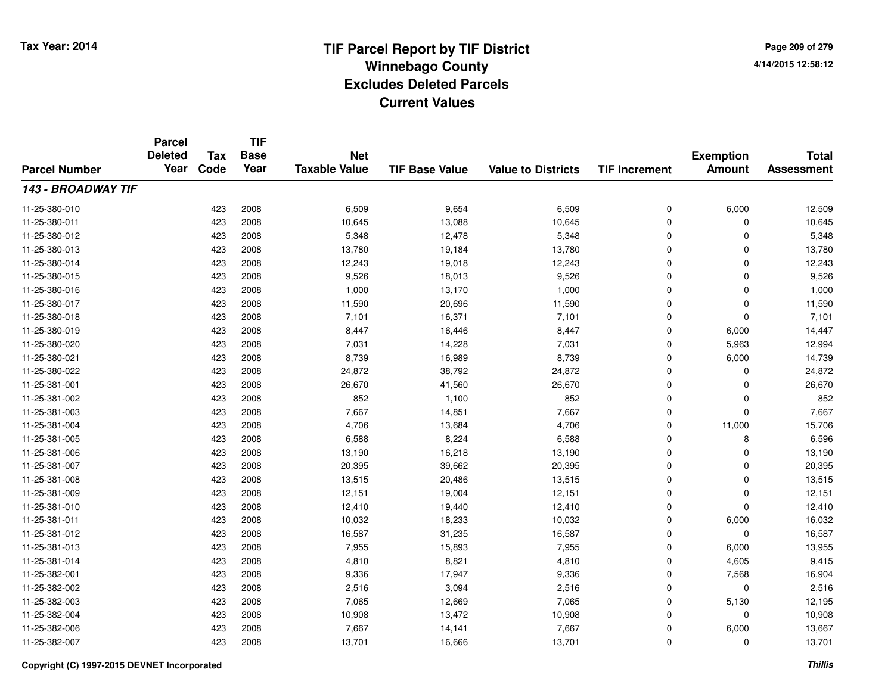# TIF Parcel Report by TIF District
## Winnebago County
## Excludes Deleted Parcels
## Current Values

Tax Year: 2014

| Parcel Number | Parcel Deleted Year | Tax Code | TIF Base Year | Net Taxable Value | TIF Base Value | Value to Districts | TIF Increment | Exemption Amount | Total Assessment |
|---|---|---|---|---|---|---|---|---|---|
| ***143 - BROADWAY TIF*** | | | | | | | | | |
| 11-25-380-010 | | 423 | 2008 | 6,509 | 9,654 | 6,509 | 0 | 6,000 | 12,509 |
| 11-25-380-011 | | 423 | 2008 | 10,645 | 13,088 | 10,645 | 0 | 0 | 10,645 |
| 11-25-380-012 | | 423 | 2008 | 5,348 | 12,478 | 5,348 | 0 | 0 | 5,348 |
| 11-25-380-013 | | 423 | 2008 | 13,780 | 19,184 | 13,780 | 0 | 0 | 13,780 |
| 11-25-380-014 | | 423 | 2008 | 12,243 | 19,018 | 12,243 | 0 | 0 | 12,243 |
| 11-25-380-015 | | 423 | 2008 | 9,526 | 18,013 | 9,526 | 0 | 0 | 9,526 |
| 11-25-380-016 | | 423 | 2008 | 1,000 | 13,170 | 1,000 | 0 | 0 | 1,000 |
| 11-25-380-017 | | 423 | 2008 | 11,590 | 20,696 | 11,590 | 0 | 0 | 11,590 |
| 11-25-380-018 | | 423 | 2008 | 7,101 | 16,371 | 7,101 | 0 | 0 | 7,101 |
| 11-25-380-019 | | 423 | 2008 | 8,447 | 16,446 | 8,447 | 0 | 6,000 | 14,447 |
| 11-25-380-020 | | 423 | 2008 | 7,031 | 14,228 | 7,031 | 0 | 5,963 | 12,994 |
| 11-25-380-021 | | 423 | 2008 | 8,739 | 16,989 | 8,739 | 0 | 6,000 | 14,739 |
| 11-25-380-022 | | 423 | 2008 | 24,872 | 38,792 | 24,872 | 0 | 0 | 24,872 |
| 11-25-381-001 | | 423 | 2008 | 26,670 | 41,560 | 26,670 | 0 | 0 | 26,670 |
| 11-25-381-002 | | 423 | 2008 | 852 | 1,100 | 852 | 0 | 0 | 852 |
| 11-25-381-003 | | 423 | 2008 | 7,667 | 14,851 | 7,667 | 0 | 0 | 7,667 |
| 11-25-381-004 | | 423 | 2008 | 4,706 | 13,684 | 4,706 | 0 | 11,000 | 15,706 |
| 11-25-381-005 | | 423 | 2008 | 6,588 | 8,224 | 6,588 | 0 | 8 | 6,596 |
| 11-25-381-006 | | 423 | 2008 | 13,190 | 16,218 | 13,190 | 0 | 0 | 13,190 |
| 11-25-381-007 | | 423 | 2008 | 20,395 | 39,662 | 20,395 | 0 | 0 | 20,395 |
| 11-25-381-008 | | 423 | 2008 | 13,515 | 20,486 | 13,515 | 0 | 0 | 13,515 |
| 11-25-381-009 | | 423 | 2008 | 12,151 | 19,004 | 12,151 | 0 | 0 | 12,151 |
| 11-25-381-010 | | 423 | 2008 | 12,410 | 19,440 | 12,410 | 0 | 0 | 12,410 |
| 11-25-381-011 | | 423 | 2008 | 10,032 | 18,233 | 10,032 | 0 | 6,000 | 16,032 |
| 11-25-381-012 | | 423 | 2008 | 16,587 | 31,235 | 16,587 | 0 | 0 | 16,587 |
| 11-25-381-013 | | 423 | 2008 | 7,955 | 15,893 | 7,955 | 0 | 6,000 | 13,955 |
| 11-25-381-014 | | 423 | 2008 | 4,810 | 8,821 | 4,810 | 0 | 4,605 | 9,415 |
| 11-25-382-001 | | 423 | 2008 | 9,336 | 17,947 | 9,336 | 0 | 7,568 | 16,904 |
| 11-25-382-002 | | 423 | 2008 | 2,516 | 3,094 | 2,516 | 0 | 0 | 2,516 |
| 11-25-382-003 | | 423 | 2008 | 7,065 | 12,669 | 7,065 | 0 | 5,130 | 12,195 |
| 11-25-382-004 | | 423 | 2008 | 10,908 | 13,472 | 10,908 | 0 | 0 | 10,908 |
| 11-25-382-006 | | 423 | 2008 | 7,667 | 14,141 | 7,667 | 0 | 6,000 | 13,667 |
| 11-25-382-007 | | 423 | 2008 | 13,701 | 16,666 | 13,701 | 0 | 0 | 13,701 |

Copyright (C) 1997-2015 DEVNET Incorporated

*Thillis*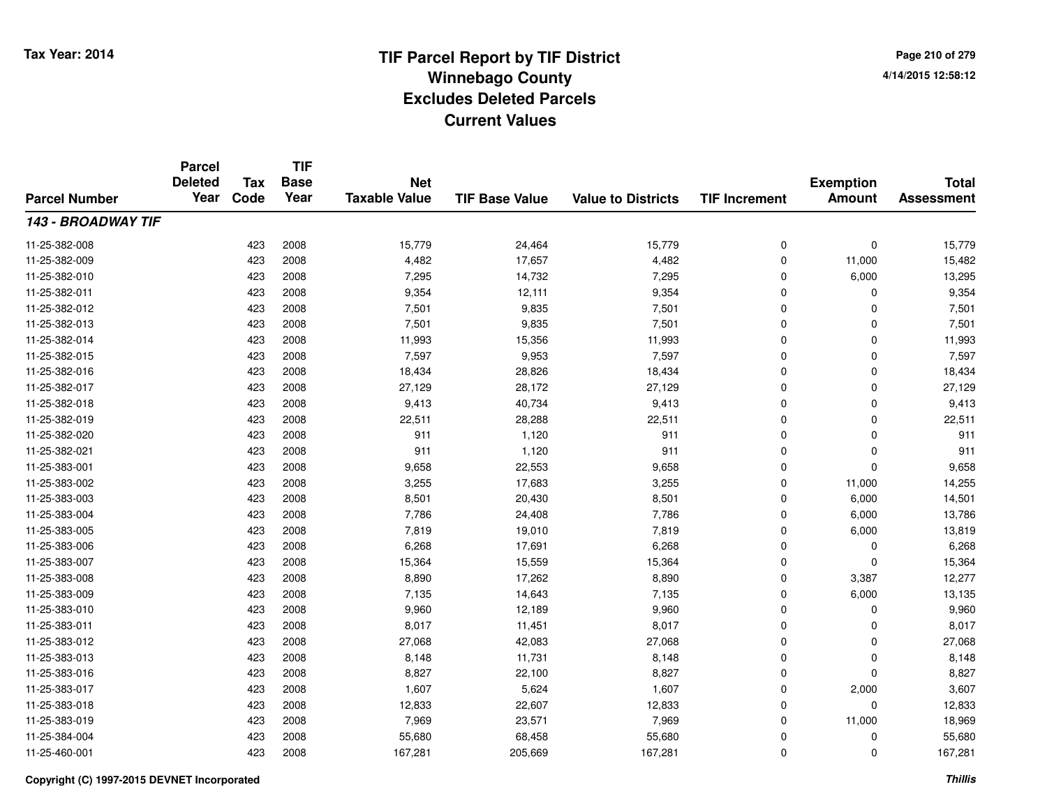# TIF Parcel Report by TIF District
## Winnebago County
## Excludes Deleted Parcels
## Current Values

Tax Year: 2014

4/14/2015 12:58:12

| Parcel Number | Parcel Deleted Year | Tax Code | TIF Base Year | Net Taxable Value | TIF Base Value | Value to Districts | TIF Increment | Exemption Amount | Total Assessment |
|---|---|---|---|---|---|---|---|---|---|
| ***143 - BROADWAY TIF*** | | | | | | | | | |
| 11-25-382-008 | | 423 | 2008 | 15,779 | 24,464 | 15,779 | 0 | 0 | 15,779 |
| 11-25-382-009 | | 423 | 2008 | 4,482 | 17,657 | 4,482 | 0 | 11,000 | 15,482 |
| 11-25-382-010 | | 423 | 2008 | 7,295 | 14,732 | 7,295 | 0 | 6,000 | 13,295 |
| 11-25-382-011 | | 423 | 2008 | 9,354 | 12,111 | 9,354 | 0 | 0 | 9,354 |
| 11-25-382-012 | | 423 | 2008 | 7,501 | 9,835 | 7,501 | 0 | 0 | 7,501 |
| 11-25-382-013 | | 423 | 2008 | 7,501 | 9,835 | 7,501 | 0 | 0 | 7,501 |
| 11-25-382-014 | | 423 | 2008 | 11,993 | 15,356 | 11,993 | 0 | 0 | 11,993 |
| 11-25-382-015 | | 423 | 2008 | 7,597 | 9,953 | 7,597 | 0 | 0 | 7,597 |
| 11-25-382-016 | | 423 | 2008 | 18,434 | 28,826 | 18,434 | 0 | 0 | 18,434 |
| 11-25-382-017 | | 423 | 2008 | 27,129 | 28,172 | 27,129 | 0 | 0 | 27,129 |
| 11-25-382-018 | | 423 | 2008 | 9,413 | 40,734 | 9,413 | 0 | 0 | 9,413 |
| 11-25-382-019 | | 423 | 2008 | 22,511 | 28,288 | 22,511 | 0 | 0 | 22,511 |
| 11-25-382-020 | | 423 | 2008 | 911 | 1,120 | 911 | 0 | 0 | 911 |
| 11-25-382-021 | | 423 | 2008 | 911 | 1,120 | 911 | 0 | 0 | 911 |
| 11-25-383-001 | | 423 | 2008 | 9,658 | 22,553 | 9,658 | 0 | 0 | 9,658 |
| 11-25-383-002 | | 423 | 2008 | 3,255 | 17,683 | 3,255 | 0 | 11,000 | 14,255 |
| 11-25-383-003 | | 423 | 2008 | 8,501 | 20,430 | 8,501 | 0 | 6,000 | 14,501 |
| 11-25-383-004 | | 423 | 2008 | 7,786 | 24,408 | 7,786 | 0 | 6,000 | 13,786 |
| 11-25-383-005 | | 423 | 2008 | 7,819 | 19,010 | 7,819 | 0 | 6,000 | 13,819 |
| 11-25-383-006 | | 423 | 2008 | 6,268 | 17,691 | 6,268 | 0 | 0 | 6,268 |
| 11-25-383-007 | | 423 | 2008 | 15,364 | 15,559 | 15,364 | 0 | 0 | 15,364 |
| 11-25-383-008 | | 423 | 2008 | 8,890 | 17,262 | 8,890 | 0 | 3,387 | 12,277 |
| 11-25-383-009 | | 423 | 2008 | 7,135 | 14,643 | 7,135 | 0 | 6,000 | 13,135 |
| 11-25-383-010 | | 423 | 2008 | 9,960 | 12,189 | 9,960 | 0 | 0 | 9,960 |
| 11-25-383-011 | | 423 | 2008 | 8,017 | 11,451 | 8,017 | 0 | 0 | 8,017 |
| 11-25-383-012 | | 423 | 2008 | 27,068 | 42,083 | 27,068 | 0 | 0 | 27,068 |
| 11-25-383-013 | | 423 | 2008 | 8,148 | 11,731 | 8,148 | 0 | 0 | 8,148 |
| 11-25-383-016 | | 423 | 2008 | 8,827 | 22,100 | 8,827 | 0 | 0 | 8,827 |
| 11-25-383-017 | | 423 | 2008 | 1,607 | 5,624 | 1,607 | 0 | 2,000 | 3,607 |
| 11-25-383-018 | | 423 | 2008 | 12,833 | 22,607 | 12,833 | 0 | 0 | 12,833 |
| 11-25-383-019 | | 423 | 2008 | 7,969 | 23,571 | 7,969 | 0 | 11,000 | 18,969 |
| 11-25-384-004 | | 423 | 2008 | 55,680 | 68,458 | 55,680 | 0 | 0 | 55,680 |
| 11-25-460-001 | | 423 | 2008 | 167,281 | 205,669 | 167,281 | 0 | 0 | 167,281 |

Copyright (C) 1997-2015 DEVNET Incorporated

*Thillis*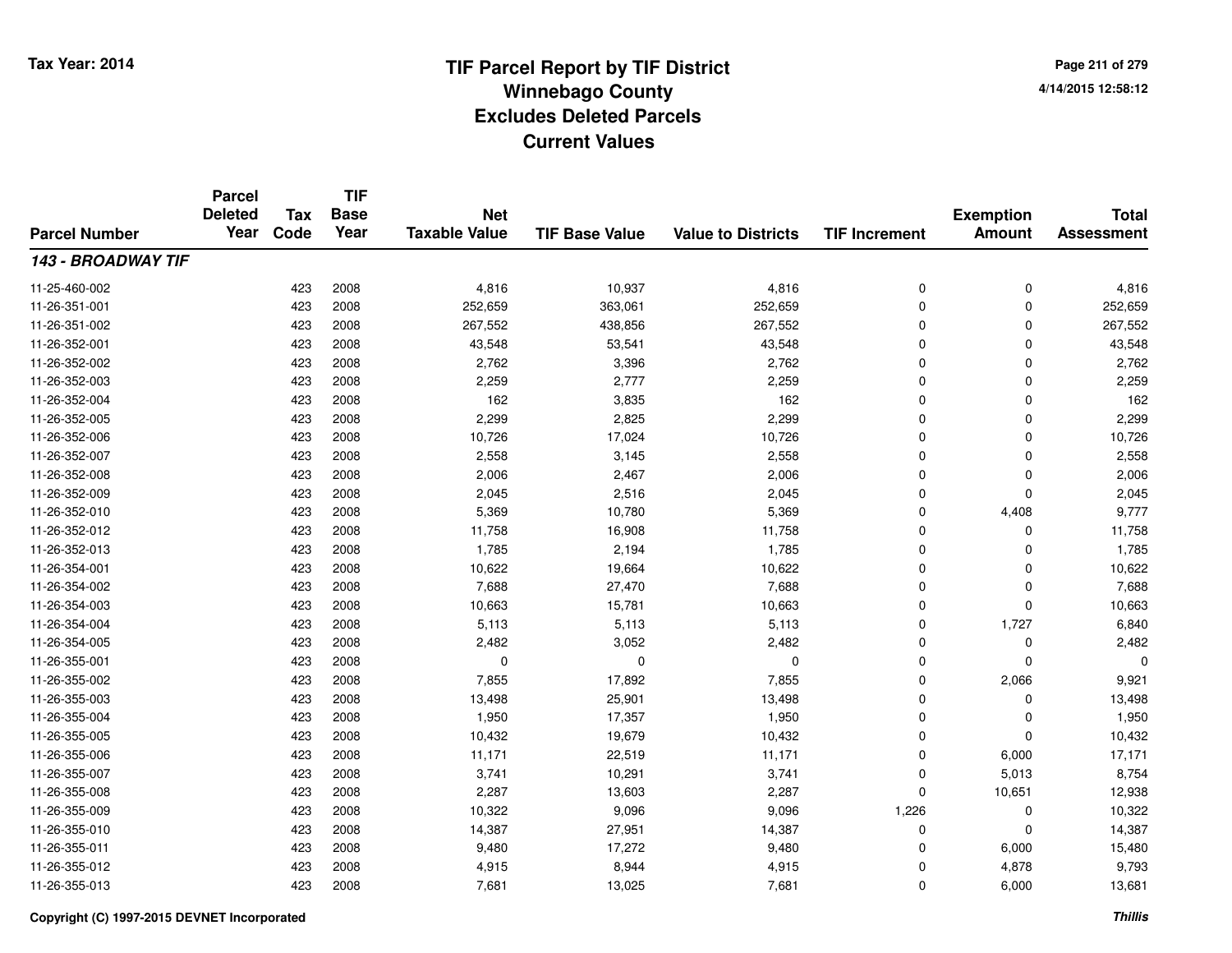# TIF Parcel Report by TIF District
## Winnebago County
## Excludes Deleted Parcels
## Current Values

Tax Year: 2014

4/14/2015 12:58:12

| Parcel Number | Parcel Deleted Year | Tax Code | TIF Base Year | Net Taxable Value | TIF Base Value | Value to Districts | TIF Increment | Exemption Amount | Total Assessment |
|---|---|---|---|---|---|---|---|---|---|
| ***143 - BROADWAY TIF*** | | | | | | | | | |
| 11-25-460-002 | | 423 | 2008 | 4,816 | 10,937 | 4,816 | 0 | 0 | 4,816 |
| 11-26-351-001 | | 423 | 2008 | 252,659 | 363,061 | 252,659 | 0 | 0 | 252,659 |
| 11-26-351-002 | | 423 | 2008 | 267,552 | 438,856 | 267,552 | 0 | 0 | 267,552 |
| 11-26-352-001 | | 423 | 2008 | 43,548 | 53,541 | 43,548 | 0 | 0 | 43,548 |
| 11-26-352-002 | | 423 | 2008 | 2,762 | 3,396 | 2,762 | 0 | 0 | 2,762 |
| 11-26-352-003 | | 423 | 2008 | 2,259 | 2,777 | 2,259 | 0 | 0 | 2,259 |
| 11-26-352-004 | | 423 | 2008 | 162 | 3,835 | 162 | 0 | 0 | 162 |
| 11-26-352-005 | | 423 | 2008 | 2,299 | 2,825 | 2,299 | 0 | 0 | 2,299 |
| 11-26-352-006 | | 423 | 2008 | 10,726 | 17,024 | 10,726 | 0 | 0 | 10,726 |
| 11-26-352-007 | | 423 | 2008 | 2,558 | 3,145 | 2,558 | 0 | 0 | 2,558 |
| 11-26-352-008 | | 423 | 2008 | 2,006 | 2,467 | 2,006 | 0 | 0 | 2,006 |
| 11-26-352-009 | | 423 | 2008 | 2,045 | 2,516 | 2,045 | 0 | 0 | 2,045 |
| 11-26-352-010 | | 423 | 2008 | 5,369 | 10,780 | 5,369 | 0 | 4,408 | 9,777 |
| 11-26-352-012 | | 423 | 2008 | 11,758 | 16,908 | 11,758 | 0 | 0 | 11,758 |
| 11-26-352-013 | | 423 | 2008 | 1,785 | 2,194 | 1,785 | 0 | 0 | 1,785 |
| 11-26-354-001 | | 423 | 2008 | 10,622 | 19,664 | 10,622 | 0 | 0 | 10,622 |
| 11-26-354-002 | | 423 | 2008 | 7,688 | 27,470 | 7,688 | 0 | 0 | 7,688 |
| 11-26-354-003 | | 423 | 2008 | 10,663 | 15,781 | 10,663 | 0 | 0 | 10,663 |
| 11-26-354-004 | | 423 | 2008 | 5,113 | 5,113 | 5,113 | 0 | 1,727 | 6,840 |
| 11-26-354-005 | | 423 | 2008 | 2,482 | 3,052 | 2,482 | 0 | 0 | 2,482 |
| 11-26-355-001 | | 423 | 2008 | 0 | 0 | 0 | 0 | 0 | 0 |
| 11-26-355-002 | | 423 | 2008 | 7,855 | 17,892 | 7,855 | 0 | 2,066 | 9,921 |
| 11-26-355-003 | | 423 | 2008 | 13,498 | 25,901 | 13,498 | 0 | 0 | 13,498 |
| 11-26-355-004 | | 423 | 2008 | 1,950 | 17,357 | 1,950 | 0 | 0 | 1,950 |
| 11-26-355-005 | | 423 | 2008 | 10,432 | 19,679 | 10,432 | 0 | 0 | 10,432 |
| 11-26-355-006 | | 423 | 2008 | 11,171 | 22,519 | 11,171 | 0 | 6,000 | 17,171 |
| 11-26-355-007 | | 423 | 2008 | 3,741 | 10,291 | 3,741 | 0 | 5,013 | 8,754 |
| 11-26-355-008 | | 423 | 2008 | 2,287 | 13,603 | 2,287 | 0 | 10,651 | 12,938 |
| 11-26-355-009 | | 423 | 2008 | 10,322 | 9,096 | 9,096 | 1,226 | 0 | 10,322 |
| 11-26-355-010 | | 423 | 2008 | 14,387 | 27,951 | 14,387 | 0 | 0 | 14,387 |
| 11-26-355-011 | | 423 | 2008 | 9,480 | 17,272 | 9,480 | 0 | 6,000 | 15,480 |
| 11-26-355-012 | | 423 | 2008 | 4,915 | 8,944 | 4,915 | 0 | 4,878 | 9,793 |
| 11-26-355-013 | | 423 | 2008 | 7,681 | 13,025 | 7,681 | 0 | 6,000 | 13,681 |

Copyright (C) 1997-2015 DEVNET Incorporated

*Thillis*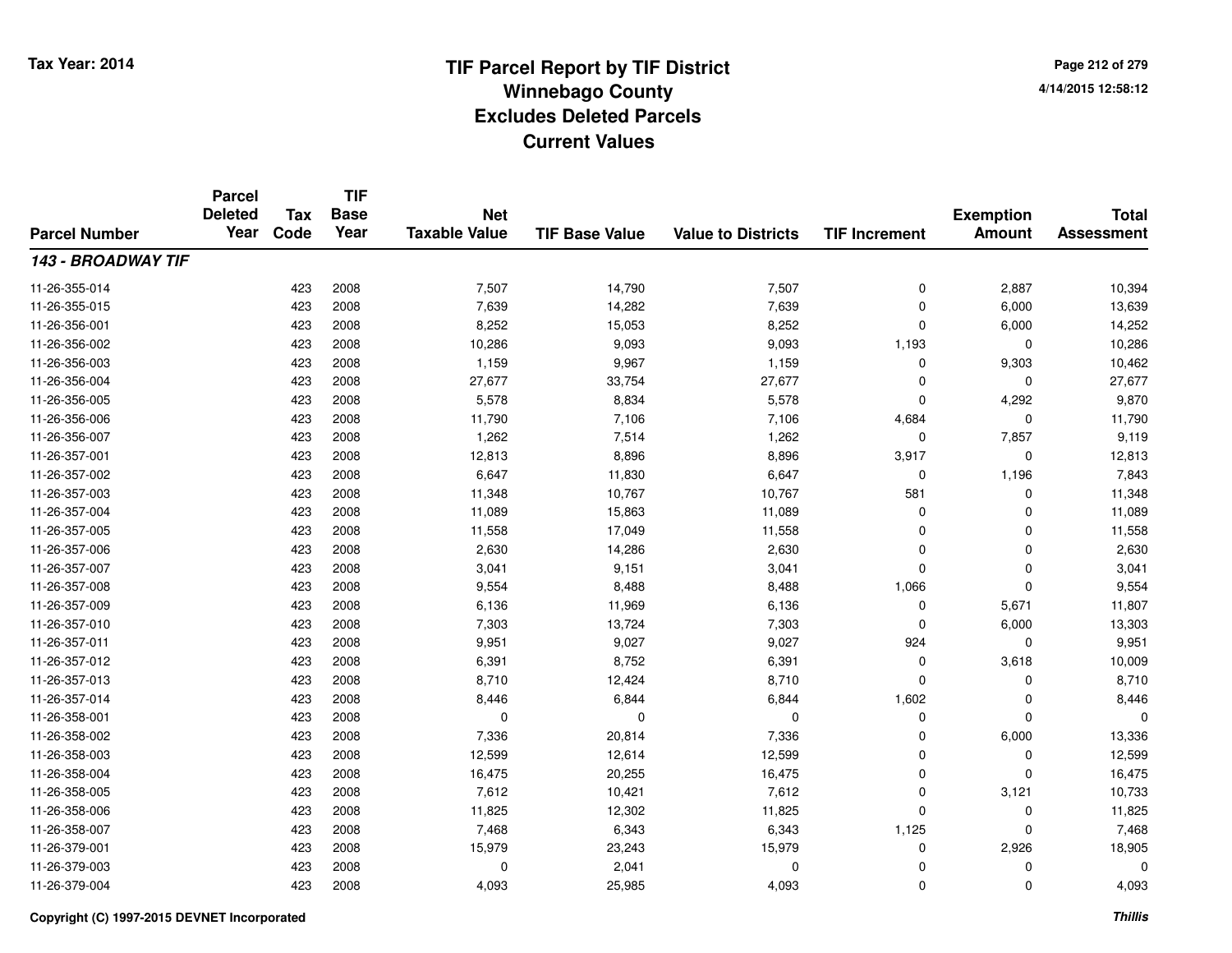# TIF Parcel Report by TIF District
## Winnebago County
## Excludes Deleted Parcels
## Current Values

Tax Year: 2014

4/14/2015 12:58:12

| Parcel Number | Parcel Deleted Year | Tax Code | TIF Base Year | Net Taxable Value | TIF Base Value | Value to Districts | TIF Increment | Exemption Amount | Total Assessment |
|---|---|---|---|---|---|---|---|---|---|
| ***143 - BROADWAY TIF*** | | | | | | | | | |
| 11-26-355-014 | | 423 | 2008 | 7,507 | 14,790 | 7,507 | 0 | 2,887 | 10,394 |
| 11-26-355-015 | | 423 | 2008 | 7,639 | 14,282 | 7,639 | 0 | 6,000 | 13,639 |
| 11-26-356-001 | | 423 | 2008 | 8,252 | 15,053 | 8,252 | 0 | 6,000 | 14,252 |
| 11-26-356-002 | | 423 | 2008 | 10,286 | 9,093 | 9,093 | 1,193 | 0 | 10,286 |
| 11-26-356-003 | | 423 | 2008 | 1,159 | 9,967 | 1,159 | 0 | 9,303 | 10,462 |
| 11-26-356-004 | | 423 | 2008 | 27,677 | 33,754 | 27,677 | 0 | 0 | 27,677 |
| 11-26-356-005 | | 423 | 2008 | 5,578 | 8,834 | 5,578 | 0 | 4,292 | 9,870 |
| 11-26-356-006 | | 423 | 2008 | 11,790 | 7,106 | 7,106 | 4,684 | 0 | 11,790 |
| 11-26-356-007 | | 423 | 2008 | 1,262 | 7,514 | 1,262 | 0 | 7,857 | 9,119 |
| 11-26-357-001 | | 423 | 2008 | 12,813 | 8,896 | 8,896 | 3,917 | 0 | 12,813 |
| 11-26-357-002 | | 423 | 2008 | 6,647 | 11,830 | 6,647 | 0 | 1,196 | 7,843 |
| 11-26-357-003 | | 423 | 2008 | 11,348 | 10,767 | 10,767 | 581 | 0 | 11,348 |
| 11-26-357-004 | | 423 | 2008 | 11,089 | 15,863 | 11,089 | 0 | 0 | 11,089 |
| 11-26-357-005 | | 423 | 2008 | 11,558 | 17,049 | 11,558 | 0 | 0 | 11,558 |
| 11-26-357-006 | | 423 | 2008 | 2,630 | 14,286 | 2,630 | 0 | 0 | 2,630 |
| 11-26-357-007 | | 423 | 2008 | 3,041 | 9,151 | 3,041 | 0 | 0 | 3,041 |
| 11-26-357-008 | | 423 | 2008 | 9,554 | 8,488 | 8,488 | 1,066 | 0 | 9,554 |
| 11-26-357-009 | | 423 | 2008 | 6,136 | 11,969 | 6,136 | 0 | 5,671 | 11,807 |
| 11-26-357-010 | | 423 | 2008 | 7,303 | 13,724 | 7,303 | 0 | 6,000 | 13,303 |
| 11-26-357-011 | | 423 | 2008 | 9,951 | 9,027 | 9,027 | 924 | 0 | 9,951 |
| 11-26-357-012 | | 423 | 2008 | 6,391 | 8,752 | 6,391 | 0 | 3,618 | 10,009 |
| 11-26-357-013 | | 423 | 2008 | 8,710 | 12,424 | 8,710 | 0 | 0 | 8,710 |
| 11-26-357-014 | | 423 | 2008 | 8,446 | 6,844 | 6,844 | 1,602 | 0 | 8,446 |
| 11-26-358-001 | | 423 | 2008 | 0 | 0 | 0 | 0 | 0 | 0 |
| 11-26-358-002 | | 423 | 2008 | 7,336 | 20,814 | 7,336 | 0 | 6,000 | 13,336 |
| 11-26-358-003 | | 423 | 2008 | 12,599 | 12,614 | 12,599 | 0 | 0 | 12,599 |
| 11-26-358-004 | | 423 | 2008 | 16,475 | 20,255 | 16,475 | 0 | 0 | 16,475 |
| 11-26-358-005 | | 423 | 2008 | 7,612 | 10,421 | 7,612 | 0 | 3,121 | 10,733 |
| 11-26-358-006 | | 423 | 2008 | 11,825 | 12,302 | 11,825 | 0 | 0 | 11,825 |
| 11-26-358-007 | | 423 | 2008 | 7,468 | 6,343 | 6,343 | 1,125 | 0 | 7,468 |
| 11-26-379-001 | | 423 | 2008 | 15,979 | 23,243 | 15,979 | 0 | 2,926 | 18,905 |
| 11-26-379-003 | | 423 | 2008 | 0 | 2,041 | 0 | 0 | 0 | 0 |
| 11-26-379-004 | | 423 | 2008 | 4,093 | 25,985 | 4,093 | 0 | 0 | 4,093 |

Copyright (C) 1997-2015 DEVNET Incorporated

*Thillis*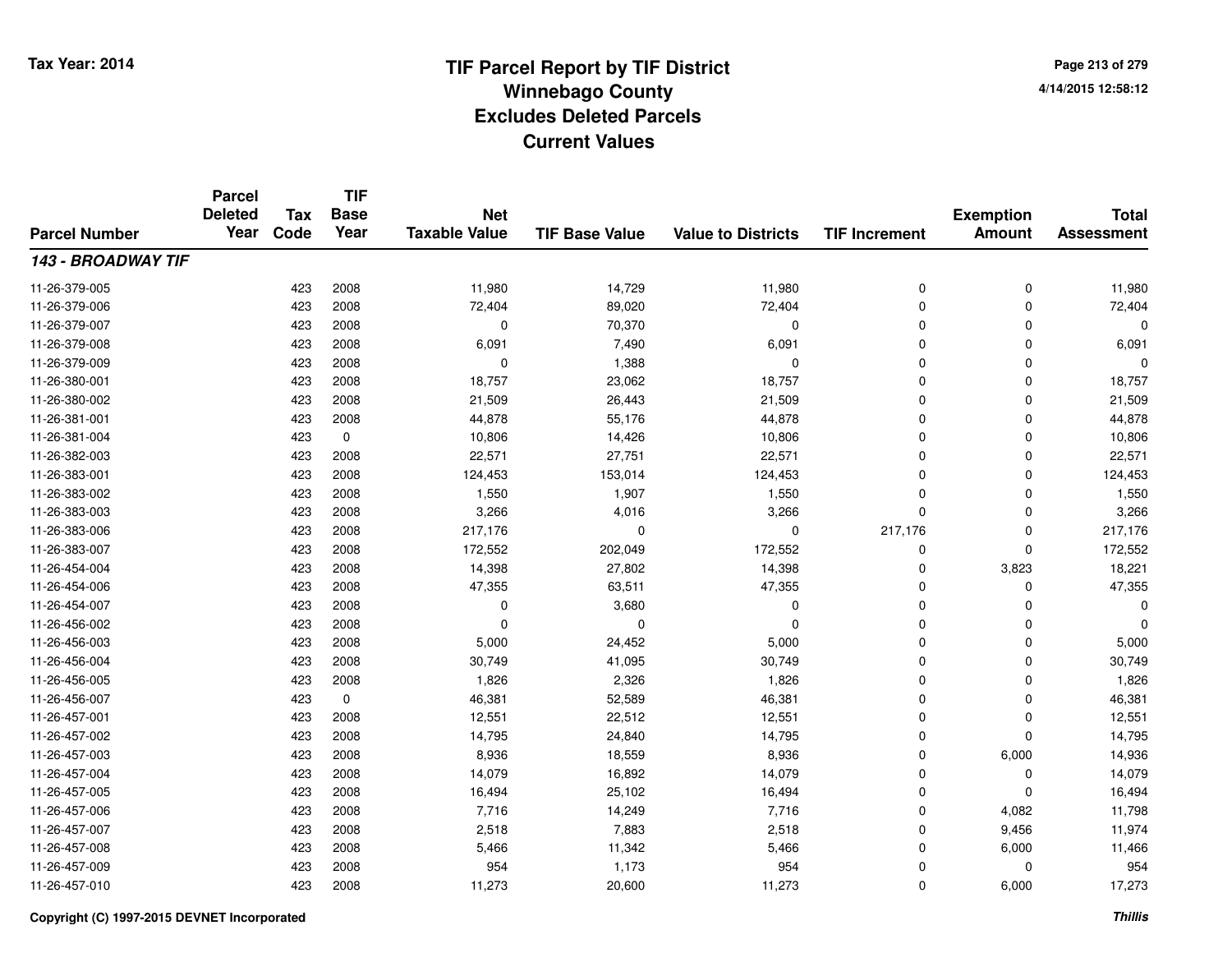# TIF Parcel Report by TIF District
## Winnebago County
## Excludes Deleted Parcels
## Current Values

Tax Year: 2014

4/14/2015 12:58:12

| Parcel Number | Parcel Deleted Year | Tax Code | TIF Base Year | Net Taxable Value | TIF Base Value | Value to Districts | TIF Increment | Exemption Amount | Total Assessment |
|---|---|---|---|---|---|---|---|---|---|
| ***143 - BROADWAY TIF*** | | | | | | | | | |
| 11-26-379-005 | | 423 | 2008 | 11,980 | 14,729 | 11,980 | 0 | 0 | 11,980 |
| 11-26-379-006 | | 423 | 2008 | 72,404 | 89,020 | 72,404 | 0 | 0 | 72,404 |
| 11-26-379-007 | | 423 | 2008 | 0 | 70,370 | 0 | 0 | 0 | 0 |
| 11-26-379-008 | | 423 | 2008 | 6,091 | 7,490 | 6,091 | 0 | 0 | 6,091 |
| 11-26-379-009 | | 423 | 2008 | 0 | 1,388 | 0 | 0 | 0 | 0 |
| 11-26-380-001 | | 423 | 2008 | 18,757 | 23,062 | 18,757 | 0 | 0 | 18,757 |
| 11-26-380-002 | | 423 | 2008 | 21,509 | 26,443 | 21,509 | 0 | 0 | 21,509 |
| 11-26-381-001 | | 423 | 2008 | 44,878 | 55,176 | 44,878 | 0 | 0 | 44,878 |
| 11-26-381-004 | | 423 | 0 | 10,806 | 14,426 | 10,806 | 0 | 0 | 10,806 |
| 11-26-382-003 | | 423 | 2008 | 22,571 | 27,751 | 22,571 | 0 | 0 | 22,571 |
| 11-26-383-001 | | 423 | 2008 | 124,453 | 153,014 | 124,453 | 0 | 0 | 124,453 |
| 11-26-383-002 | | 423 | 2008 | 1,550 | 1,907 | 1,550 | 0 | 0 | 1,550 |
| 11-26-383-003 | | 423 | 2008 | 3,266 | 4,016 | 3,266 | 0 | 0 | 3,266 |
| 11-26-383-006 | | 423 | 2008 | 217,176 | 0 | 0 | 217,176 | 0 | 217,176 |
| 11-26-383-007 | | 423 | 2008 | 172,552 | 202,049 | 172,552 | 0 | 0 | 172,552 |
| 11-26-454-004 | | 423 | 2008 | 14,398 | 27,802 | 14,398 | 0 | 3,823 | 18,221 |
| 11-26-454-006 | | 423 | 2008 | 47,355 | 63,511 | 47,355 | 0 | 0 | 47,355 |
| 11-26-454-007 | | 423 | 2008 | 0 | 3,680 | 0 | 0 | 0 | 0 |
| 11-26-456-002 | | 423 | 2008 | 0 | 0 | 0 | 0 | 0 | 0 |
| 11-26-456-003 | | 423 | 2008 | 5,000 | 24,452 | 5,000 | 0 | 0 | 5,000 |
| 11-26-456-004 | | 423 | 2008 | 30,749 | 41,095 | 30,749 | 0 | 0 | 30,749 |
| 11-26-456-005 | | 423 | 2008 | 1,826 | 2,326 | 1,826 | 0 | 0 | 1,826 |
| 11-26-456-007 | | 423 | 0 | 46,381 | 52,589 | 46,381 | 0 | 0 | 46,381 |
| 11-26-457-001 | | 423 | 2008 | 12,551 | 22,512 | 12,551 | 0 | 0 | 12,551 |
| 11-26-457-002 | | 423 | 2008 | 14,795 | 24,840 | 14,795 | 0 | 0 | 14,795 |
| 11-26-457-003 | | 423 | 2008 | 8,936 | 18,559 | 8,936 | 0 | 6,000 | 14,936 |
| 11-26-457-004 | | 423 | 2008 | 14,079 | 16,892 | 14,079 | 0 | 0 | 14,079 |
| 11-26-457-005 | | 423 | 2008 | 16,494 | 25,102 | 16,494 | 0 | 0 | 16,494 |
| 11-26-457-006 | | 423 | 2008 | 7,716 | 14,249 | 7,716 | 0 | 4,082 | 11,798 |
| 11-26-457-007 | | 423 | 2008 | 2,518 | 7,883 | 2,518 | 0 | 9,456 | 11,974 |
| 11-26-457-008 | | 423 | 2008 | 5,466 | 11,342 | 5,466 | 0 | 6,000 | 11,466 |
| 11-26-457-009 | | 423 | 2008 | 954 | 1,173 | 954 | 0 | 0 | 954 |
| 11-26-457-010 | | 423 | 2008 | 11,273 | 20,600 | 11,273 | 0 | 6,000 | 17,273 |

Copyright (C) 1997-2015 DEVNET Incorporated

*Thillis*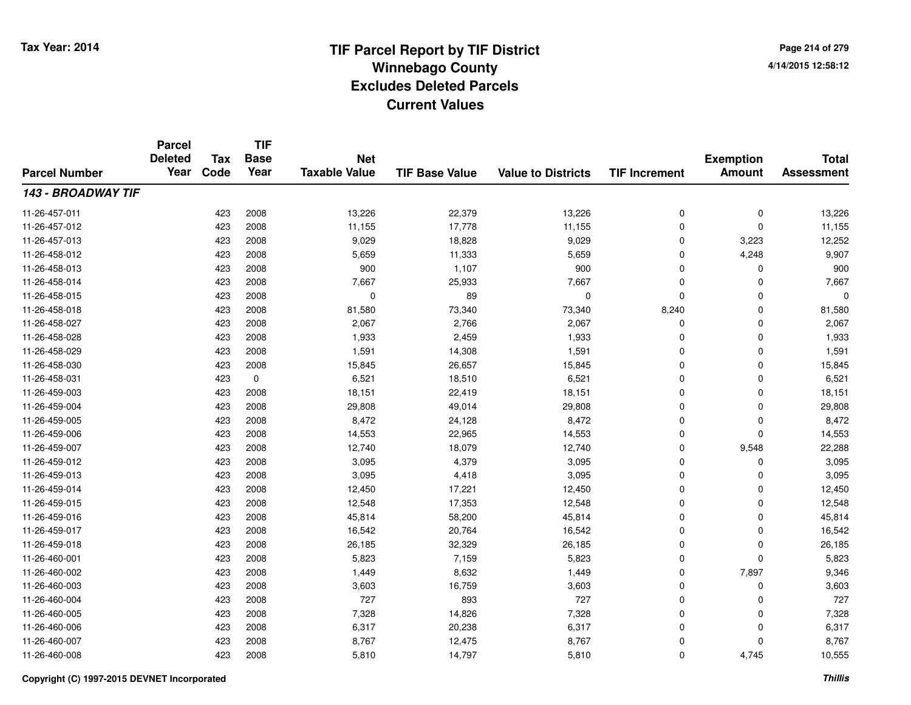# TIF Parcel Report by TIF District
# Winnebago County
# Excludes Deleted Parcels
# Current Values

Tax Year: 2014

| Parcel Number | Parcel Deleted Year | Tax Code | TIF Base Year | Net Taxable Value | TIF Base Value | Value to Districts | TIF Increment | Exemption Amount | Total Assessment |
|---|---|---|---|---|---|---|---|---|---|
| ***143 - BROADWAY TIF*** | | | | | | | | | |
| 11-26-457-011 | | 423 | 2008 | 13,226 | 22,379 | 13,226 | 0 | 0 | 13,226 |
| 11-26-457-012 | | 423 | 2008 | 11,155 | 17,778 | 11,155 | 0 | 0 | 11,155 |
| 11-26-457-013 | | 423 | 2008 | 9,029 | 18,828 | 9,029 | 0 | 3,223 | 12,252 |
| 11-26-458-012 | | 423 | 2008 | 5,659 | 11,333 | 5,659 | 0 | 4,248 | 9,907 |
| 11-26-458-013 | | 423 | 2008 | 900 | 1,107 | 900 | 0 | 0 | 900 |
| 11-26-458-014 | | 423 | 2008 | 7,667 | 25,933 | 7,667 | 0 | 0 | 7,667 |
| 11-26-458-015 | | 423 | 2008 | 0 | 89 | 0 | 0 | 0 | 0 |
| 11-26-458-018 | | 423 | 2008 | 81,580 | 73,340 | 73,340 | 8,240 | 0 | 81,580 |
| 11-26-458-027 | | 423 | 2008 | 2,067 | 2,766 | 2,067 | 0 | 0 | 2,067 |
| 11-26-458-028 | | 423 | 2008 | 1,933 | 2,459 | 1,933 | 0 | 0 | 1,933 |
| 11-26-458-029 | | 423 | 2008 | 1,591 | 14,308 | 1,591 | 0 | 0 | 1,591 |
| 11-26-458-030 | | 423 | 2008 | 15,845 | 26,657 | 15,845 | 0 | 0 | 15,845 |
| 11-26-458-031 | | 423 | 0 | 6,521 | 18,510 | 6,521 | 0 | 0 | 6,521 |
| 11-26-459-003 | | 423 | 2008 | 18,151 | 22,419 | 18,151 | 0 | 0 | 18,151 |
| 11-26-459-004 | | 423 | 2008 | 29,808 | 49,014 | 29,808 | 0 | 0 | 29,808 |
| 11-26-459-005 | | 423 | 2008 | 8,472 | 24,128 | 8,472 | 0 | 0 | 8,472 |
| 11-26-459-006 | | 423 | 2008 | 14,553 | 22,965 | 14,553 | 0 | 0 | 14,553 |
| 11-26-459-007 | | 423 | 2008 | 12,740 | 18,079 | 12,740 | 0 | 9,548 | 22,288 |
| 11-26-459-012 | | 423 | 2008 | 3,095 | 4,379 | 3,095 | 0 | 0 | 3,095 |
| 11-26-459-013 | | 423 | 2008 | 3,095 | 4,418 | 3,095 | 0 | 0 | 3,095 |
| 11-26-459-014 | | 423 | 2008 | 12,450 | 17,221 | 12,450 | 0 | 0 | 12,450 |
| 11-26-459-015 | | 423 | 2008 | 12,548 | 17,353 | 12,548 | 0 | 0 | 12,548 |
| 11-26-459-016 | | 423 | 2008 | 45,814 | 58,200 | 45,814 | 0 | 0 | 45,814 |
| 11-26-459-017 | | 423 | 2008 | 16,542 | 20,764 | 16,542 | 0 | 0 | 16,542 |
| 11-26-459-018 | | 423 | 2008 | 26,185 | 32,329 | 26,185 | 0 | 0 | 26,185 |
| 11-26-460-001 | | 423 | 2008 | 5,823 | 7,159 | 5,823 | 0 | 0 | 5,823 |
| 11-26-460-002 | | 423 | 2008 | 1,449 | 8,632 | 1,449 | 0 | 7,897 | 9,346 |
| 11-26-460-003 | | 423 | 2008 | 3,603 | 16,759 | 3,603 | 0 | 0 | 3,603 |
| 11-26-460-004 | | 423 | 2008 | 727 | 893 | 727 | 0 | 0 | 727 |
| 11-26-460-005 | | 423 | 2008 | 7,328 | 14,826 | 7,328 | 0 | 0 | 7,328 |
| 11-26-460-006 | | 423 | 2008 | 6,317 | 20,238 | 6,317 | 0 | 0 | 6,317 |
| 11-26-460-007 | | 423 | 2008 | 8,767 | 12,475 | 8,767 | 0 | 0 | 8,767 |
| 11-26-460-008 | | 423 | 2008 | 5,810 | 14,797 | 5,810 | 0 | 4,745 | 10,555 |

Copyright (C) 1997-2015 DEVNET Incorporated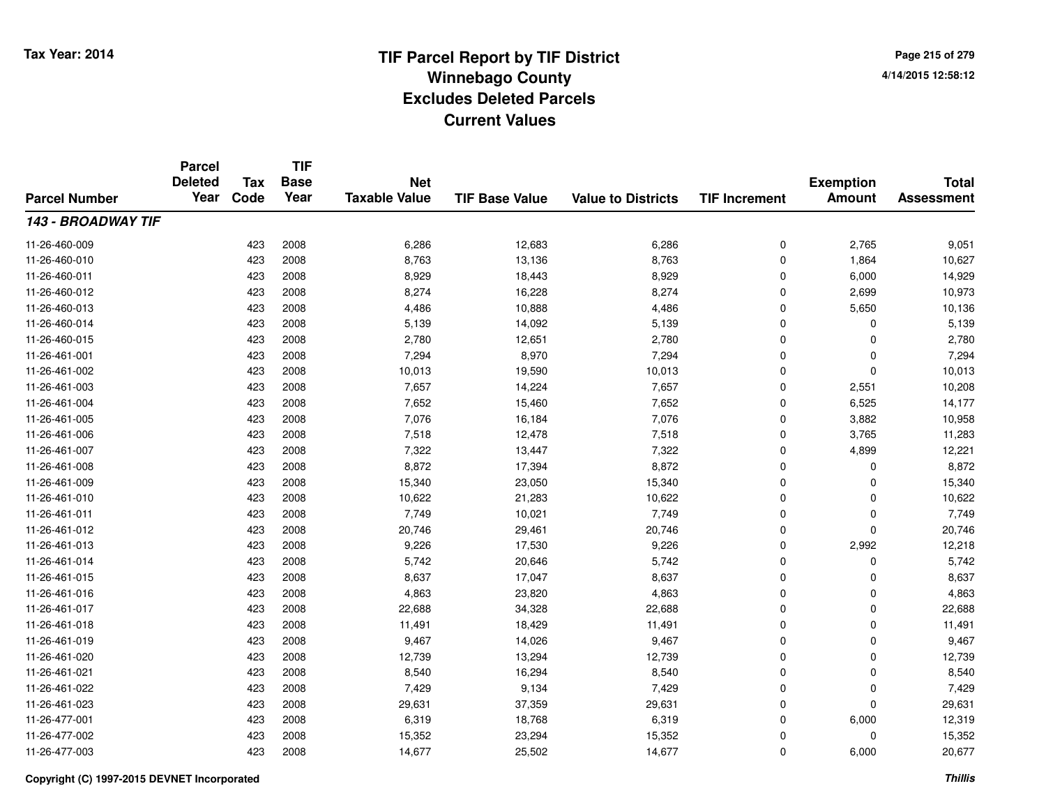# TIF Parcel Report by TIF District
## Winnebago County
## Excludes Deleted Parcels
## Current Values

Tax Year: 2014

| Parcel Number | Parcel Deleted Year | Tax Code | TIF Base Year | Net Taxable Value | TIF Base Value | Value to Districts | TIF Increment | Exemption Amount | Total Assessment |
|---|---|---|---|---|---|---|---|---|---|
| ***143 - BROADWAY TIF*** | | | | | | | | | |
| 11-26-460-009 | | 423 | 2008 | 6,286 | 12,683 | 6,286 | 0 | 2,765 | 9,051 |
| 11-26-460-010 | | 423 | 2008 | 8,763 | 13,136 | 8,763 | 0 | 1,864 | 10,627 |
| 11-26-460-011 | | 423 | 2008 | 8,929 | 18,443 | 8,929 | 0 | 6,000 | 14,929 |
| 11-26-460-012 | | 423 | 2008 | 8,274 | 16,228 | 8,274 | 0 | 2,699 | 10,973 |
| 11-26-460-013 | | 423 | 2008 | 4,486 | 10,888 | 4,486 | 0 | 5,650 | 10,136 |
| 11-26-460-014 | | 423 | 2008 | 5,139 | 14,092 | 5,139 | 0 | 0 | 5,139 |
| 11-26-460-015 | | 423 | 2008 | 2,780 | 12,651 | 2,780 | 0 | 0 | 2,780 |
| 11-26-461-001 | | 423 | 2008 | 7,294 | 8,970 | 7,294 | 0 | 0 | 7,294 |
| 11-26-461-002 | | 423 | 2008 | 10,013 | 19,590 | 10,013 | 0 | 0 | 10,013 |
| 11-26-461-003 | | 423 | 2008 | 7,657 | 14,224 | 7,657 | 0 | 2,551 | 10,208 |
| 11-26-461-004 | | 423 | 2008 | 7,652 | 15,460 | 7,652 | 0 | 6,525 | 14,177 |
| 11-26-461-005 | | 423 | 2008 | 7,076 | 16,184 | 7,076 | 0 | 3,882 | 10,958 |
| 11-26-461-006 | | 423 | 2008 | 7,518 | 12,478 | 7,518 | 0 | 3,765 | 11,283 |
| 11-26-461-007 | | 423 | 2008 | 7,322 | 13,447 | 7,322 | 0 | 4,899 | 12,221 |
| 11-26-461-008 | | 423 | 2008 | 8,872 | 17,394 | 8,872 | 0 | 0 | 8,872 |
| 11-26-461-009 | | 423 | 2008 | 15,340 | 23,050 | 15,340 | 0 | 0 | 15,340 |
| 11-26-461-010 | | 423 | 2008 | 10,622 | 21,283 | 10,622 | 0 | 0 | 10,622 |
| 11-26-461-011 | | 423 | 2008 | 7,749 | 10,021 | 7,749 | 0 | 0 | 7,749 |
| 11-26-461-012 | | 423 | 2008 | 20,746 | 29,461 | 20,746 | 0 | 0 | 20,746 |
| 11-26-461-013 | | 423 | 2008 | 9,226 | 17,530 | 9,226 | 0 | 2,992 | 12,218 |
| 11-26-461-014 | | 423 | 2008 | 5,742 | 20,646 | 5,742 | 0 | 0 | 5,742 |
| 11-26-461-015 | | 423 | 2008 | 8,637 | 17,047 | 8,637 | 0 | 0 | 8,637 |
| 11-26-461-016 | | 423 | 2008 | 4,863 | 23,820 | 4,863 | 0 | 0 | 4,863 |
| 11-26-461-017 | | 423 | 2008 | 22,688 | 34,328 | 22,688 | 0 | 0 | 22,688 |
| 11-26-461-018 | | 423 | 2008 | 11,491 | 18,429 | 11,491 | 0 | 0 | 11,491 |
| 11-26-461-019 | | 423 | 2008 | 9,467 | 14,026 | 9,467 | 0 | 0 | 9,467 |
| 11-26-461-020 | | 423 | 2008 | 12,739 | 13,294 | 12,739 | 0 | 0 | 12,739 |
| 11-26-461-021 | | 423 | 2008 | 8,540 | 16,294 | 8,540 | 0 | 0 | 8,540 |
| 11-26-461-022 | | 423 | 2008 | 7,429 | 9,134 | 7,429 | 0 | 0 | 7,429 |
| 11-26-461-023 | | 423 | 2008 | 29,631 | 37,359 | 29,631 | 0 | 0 | 29,631 |
| 11-26-477-001 | | 423 | 2008 | 6,319 | 18,768 | 6,319 | 0 | 6,000 | 12,319 |
| 11-26-477-002 | | 423 | 2008 | 15,352 | 23,294 | 15,352 | 0 | 0 | 15,352 |
| 11-26-477-003 | | 423 | 2008 | 14,677 | 25,502 | 14,677 | 0 | 6,000 | 20,677 |

Copyright (C) 1997-2015 DEVNET Incorporated

*Thillis*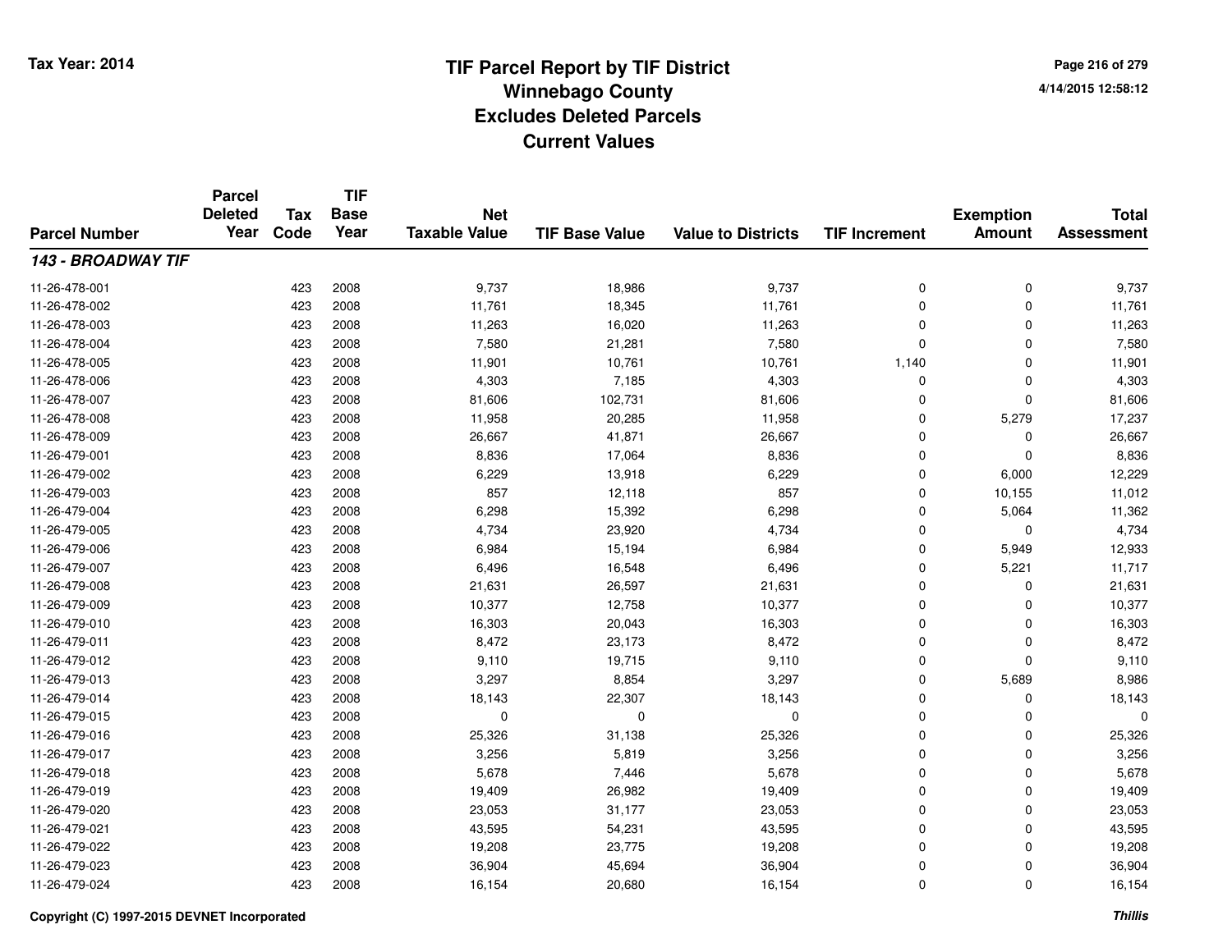# TIF Parcel Report by TIF District
## Winnebago County
## Excludes Deleted Parcels
## Current Values

Tax Year: 2014

4/14/2015 12:58:12

| Parcel Number | Parcel Deleted Year | Tax Code | TIF Base Year | Net Taxable Value | TIF Base Value | Value to Districts | TIF Increment | Exemption Amount | Total Assessment |
|---|---|---|---|---|---|---|---|---|---|
| ***143 - BROADWAY TIF*** | | | | | | | | | |
| 11-26-478-001 | | 423 | 2008 | 9,737 | 18,986 | 9,737 | 0 | 0 | 9,737 |
| 11-26-478-002 | | 423 | 2008 | 11,761 | 18,345 | 11,761 | 0 | 0 | 11,761 |
| 11-26-478-003 | | 423 | 2008 | 11,263 | 16,020 | 11,263 | 0 | 0 | 11,263 |
| 11-26-478-004 | | 423 | 2008 | 7,580 | 21,281 | 7,580 | 0 | 0 | 7,580 |
| 11-26-478-005 | | 423 | 2008 | 11,901 | 10,761 | 10,761 | 1,140 | 0 | 11,901 |
| 11-26-478-006 | | 423 | 2008 | 4,303 | 7,185 | 4,303 | 0 | 0 | 4,303 |
| 11-26-478-007 | | 423 | 2008 | 81,606 | 102,731 | 81,606 | 0 | 0 | 81,606 |
| 11-26-478-008 | | 423 | 2008 | 11,958 | 20,285 | 11,958 | 0 | 5,279 | 17,237 |
| 11-26-478-009 | | 423 | 2008 | 26,667 | 41,871 | 26,667 | 0 | 0 | 26,667 |
| 11-26-479-001 | | 423 | 2008 | 8,836 | 17,064 | 8,836 | 0 | 0 | 8,836 |
| 11-26-479-002 | | 423 | 2008 | 6,229 | 13,918 | 6,229 | 0 | 6,000 | 12,229 |
| 11-26-479-003 | | 423 | 2008 | 857 | 12,118 | 857 | 0 | 10,155 | 11,012 |
| 11-26-479-004 | | 423 | 2008 | 6,298 | 15,392 | 6,298 | 0 | 5,064 | 11,362 |
| 11-26-479-005 | | 423 | 2008 | 4,734 | 23,920 | 4,734 | 0 | 0 | 4,734 |
| 11-26-479-006 | | 423 | 2008 | 6,984 | 15,194 | 6,984 | 0 | 5,949 | 12,933 |
| 11-26-479-007 | | 423 | 2008 | 6,496 | 16,548 | 6,496 | 0 | 5,221 | 11,717 |
| 11-26-479-008 | | 423 | 2008 | 21,631 | 26,597 | 21,631 | 0 | 0 | 21,631 |
| 11-26-479-009 | | 423 | 2008 | 10,377 | 12,758 | 10,377 | 0 | 0 | 10,377 |
| 11-26-479-010 | | 423 | 2008 | 16,303 | 20,043 | 16,303 | 0 | 0 | 16,303 |
| 11-26-479-011 | | 423 | 2008 | 8,472 | 23,173 | 8,472 | 0 | 0 | 8,472 |
| 11-26-479-012 | | 423 | 2008 | 9,110 | 19,715 | 9,110 | 0 | 0 | 9,110 |
| 11-26-479-013 | | 423 | 2008 | 3,297 | 8,854 | 3,297 | 0 | 5,689 | 8,986 |
| 11-26-479-014 | | 423 | 2008 | 18,143 | 22,307 | 18,143 | 0 | 0 | 18,143 |
| 11-26-479-015 | | 423 | 2008 | 0 | 0 | 0 | 0 | 0 | 0 |
| 11-26-479-016 | | 423 | 2008 | 25,326 | 31,138 | 25,326 | 0 | 0 | 25,326 |
| 11-26-479-017 | | 423 | 2008 | 3,256 | 5,819 | 3,256 | 0 | 0 | 3,256 |
| 11-26-479-018 | | 423 | 2008 | 5,678 | 7,446 | 5,678 | 0 | 0 | 5,678 |
| 11-26-479-019 | | 423 | 2008 | 19,409 | 26,982 | 19,409 | 0 | 0 | 19,409 |
| 11-26-479-020 | | 423 | 2008 | 23,053 | 31,177 | 23,053 | 0 | 0 | 23,053 |
| 11-26-479-021 | | 423 | 2008 | 43,595 | 54,231 | 43,595 | 0 | 0 | 43,595 |
| 11-26-479-022 | | 423 | 2008 | 19,208 | 23,775 | 19,208 | 0 | 0 | 19,208 |
| 11-26-479-023 | | 423 | 2008 | 36,904 | 45,694 | 36,904 | 0 | 0 | 36,904 |
| 11-26-479-024 | | 423 | 2008 | 16,154 | 20,680 | 16,154 | 0 | 0 | 16,154 |

Copyright (C) 1997-2015 DEVNET Incorporated

*Thillis*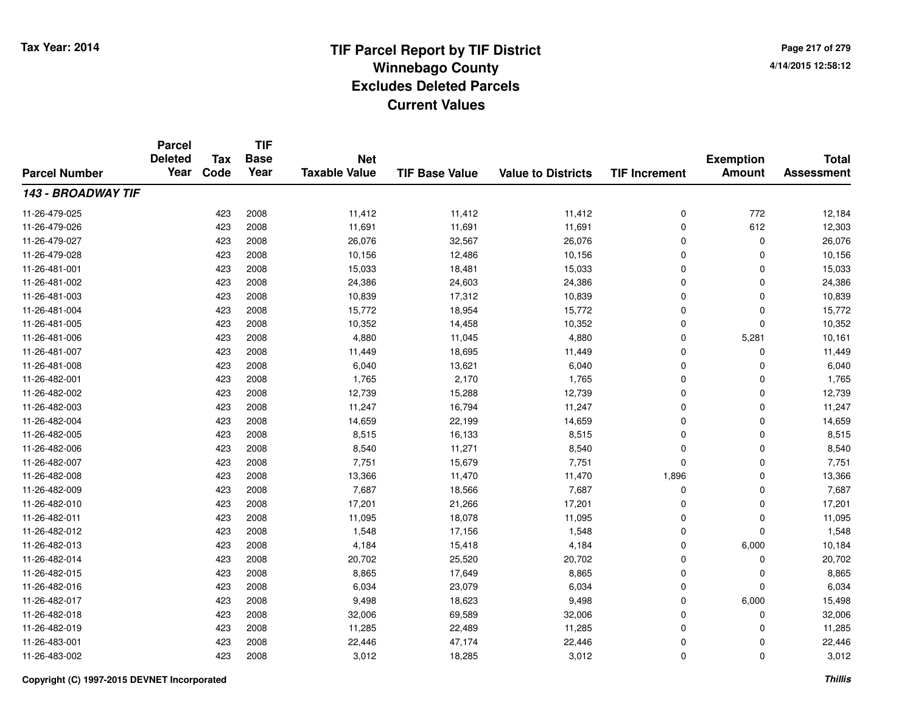# TIF Parcel Report by TIF District
## Winnebago County
## Excludes Deleted Parcels
## Current Values

Tax Year: 2014

4/14/2015 12:58:12

| Parcel Number | Parcel Deleted Year | Tax Code | TIF Base Year | Net Taxable Value | TIF Base Value | Value to Districts | TIF Increment | Exemption Amount | Total Assessment |
|---|---|---|---|---|---|---|---|---|---|
| ***143 - BROADWAY TIF*** | | | | | | | | | |
| 11-26-479-025 | | 423 | 2008 | 11,412 | 11,412 | 11,412 | 0 | 772 | 12,184 |
| 11-26-479-026 | | 423 | 2008 | 11,691 | 11,691 | 11,691 | 0 | 612 | 12,303 |
| 11-26-479-027 | | 423 | 2008 | 26,076 | 32,567 | 26,076 | 0 | 0 | 26,076 |
| 11-26-479-028 | | 423 | 2008 | 10,156 | 12,486 | 10,156 | 0 | 0 | 10,156 |
| 11-26-481-001 | | 423 | 2008 | 15,033 | 18,481 | 15,033 | 0 | 0 | 15,033 |
| 11-26-481-002 | | 423 | 2008 | 24,386 | 24,603 | 24,386 | 0 | 0 | 24,386 |
| 11-26-481-003 | | 423 | 2008 | 10,839 | 17,312 | 10,839 | 0 | 0 | 10,839 |
| 11-26-481-004 | | 423 | 2008 | 15,772 | 18,954 | 15,772 | 0 | 0 | 15,772 |
| 11-26-481-005 | | 423 | 2008 | 10,352 | 14,458 | 10,352 | 0 | 0 | 10,352 |
| 11-26-481-006 | | 423 | 2008 | 4,880 | 11,045 | 4,880 | 0 | 5,281 | 10,161 |
| 11-26-481-007 | | 423 | 2008 | 11,449 | 18,695 | 11,449 | 0 | 0 | 11,449 |
| 11-26-481-008 | | 423 | 2008 | 6,040 | 13,621 | 6,040 | 0 | 0 | 6,040 |
| 11-26-482-001 | | 423 | 2008 | 1,765 | 2,170 | 1,765 | 0 | 0 | 1,765 |
| 11-26-482-002 | | 423 | 2008 | 12,739 | 15,288 | 12,739 | 0 | 0 | 12,739 |
| 11-26-482-003 | | 423 | 2008 | 11,247 | 16,794 | 11,247 | 0 | 0 | 11,247 |
| 11-26-482-004 | | 423 | 2008 | 14,659 | 22,199 | 14,659 | 0 | 0 | 14,659 |
| 11-26-482-005 | | 423 | 2008 | 8,515 | 16,133 | 8,515 | 0 | 0 | 8,515 |
| 11-26-482-006 | | 423 | 2008 | 8,540 | 11,271 | 8,540 | 0 | 0 | 8,540 |
| 11-26-482-007 | | 423 | 2008 | 7,751 | 15,679 | 7,751 | 0 | 0 | 7,751 |
| 11-26-482-008 | | 423 | 2008 | 13,366 | 11,470 | 11,470 | 1,896 | 0 | 13,366 |
| 11-26-482-009 | | 423 | 2008 | 7,687 | 18,566 | 7,687 | 0 | 0 | 7,687 |
| 11-26-482-010 | | 423 | 2008 | 17,201 | 21,266 | 17,201 | 0 | 0 | 17,201 |
| 11-26-482-011 | | 423 | 2008 | 11,095 | 18,078 | 11,095 | 0 | 0 | 11,095 |
| 11-26-482-012 | | 423 | 2008 | 1,548 | 17,156 | 1,548 | 0 | 0 | 1,548 |
| 11-26-482-013 | | 423 | 2008 | 4,184 | 15,418 | 4,184 | 0 | 6,000 | 10,184 |
| 11-26-482-014 | | 423 | 2008 | 20,702 | 25,520 | 20,702 | 0 | 0 | 20,702 |
| 11-26-482-015 | | 423 | 2008 | 8,865 | 17,649 | 8,865 | 0 | 0 | 8,865 |
| 11-26-482-016 | | 423 | 2008 | 6,034 | 23,079 | 6,034 | 0 | 0 | 6,034 |
| 11-26-482-017 | | 423 | 2008 | 9,498 | 18,623 | 9,498 | 0 | 6,000 | 15,498 |
| 11-26-482-018 | | 423 | 2008 | 32,006 | 69,589 | 32,006 | 0 | 0 | 32,006 |
| 11-26-482-019 | | 423 | 2008 | 11,285 | 22,489 | 11,285 | 0 | 0 | 11,285 |
| 11-26-483-001 | | 423 | 2008 | 22,446 | 47,174 | 22,446 | 0 | 0 | 22,446 |
| 11-26-483-002 | | 423 | 2008 | 3,012 | 18,285 | 3,012 | 0 | 0 | 3,012 |

Copyright (C) 1997-2015 DEVNET Incorporated

*Thillis*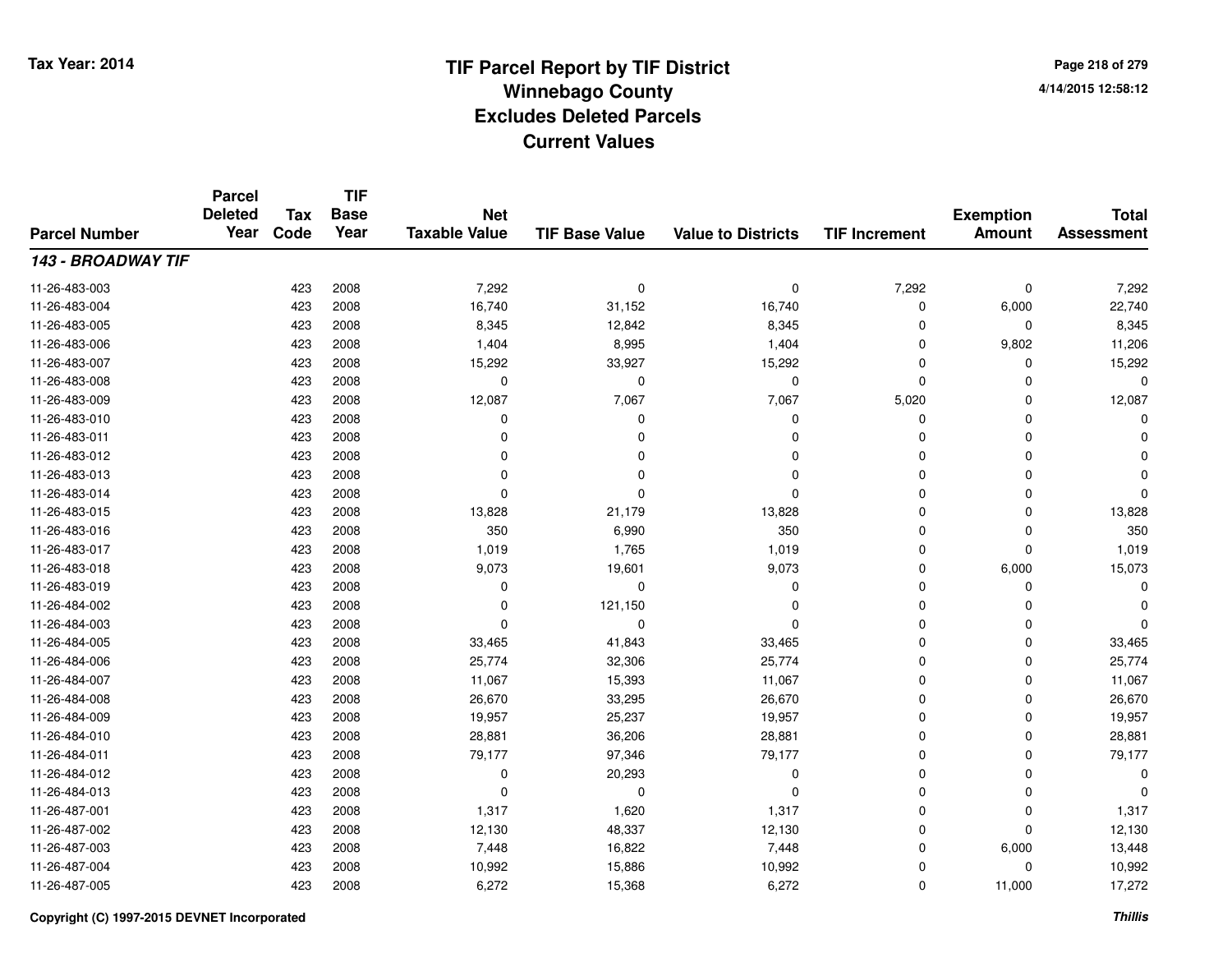# TIF Parcel Report by TIF District
## Winnebago County
## Excludes Deleted Parcels
## Current Values

Tax Year: 2014

4/14/2015 12:58:12

| Parcel Number | Parcel Deleted Year | Tax Code | TIF Base Year | Net Taxable Value | TIF Base Value | Value to Districts | TIF Increment | Exemption Amount | Total Assessment |
|---|---|---|---|---|---|---|---|---|---|
| ***143 - BROADWAY TIF*** | | | | | | | | | |
| 11-26-483-003 | | 423 | 2008 | 7,292 | 0 | 0 | 7,292 | 0 | 7,292 |
| 11-26-483-004 | | 423 | 2008 | 16,740 | 31,152 | 16,740 | 0 | 6,000 | 22,740 |
| 11-26-483-005 | | 423 | 2008 | 8,345 | 12,842 | 8,345 | 0 | 0 | 8,345 |
| 11-26-483-006 | | 423 | 2008 | 1,404 | 8,995 | 1,404 | 0 | 9,802 | 11,206 |
| 11-26-483-007 | | 423 | 2008 | 15,292 | 33,927 | 15,292 | 0 | 0 | 15,292 |
| 11-26-483-008 | | 423 | 2008 | 0 | 0 | 0 | 0 | 0 | 0 |
| 11-26-483-009 | | 423 | 2008 | 12,087 | 7,067 | 7,067 | 5,020 | 0 | 12,087 |
| 11-26-483-010 | | 423 | 2008 | 0 | 0 | 0 | 0 | 0 | 0 |
| 11-26-483-011 | | 423 | 2008 | 0 | 0 | 0 | 0 | 0 | 0 |
| 11-26-483-012 | | 423 | 2008 | 0 | 0 | 0 | 0 | 0 | 0 |
| 11-26-483-013 | | 423 | 2008 | 0 | 0 | 0 | 0 | 0 | 0 |
| 11-26-483-014 | | 423 | 2008 | 0 | 0 | 0 | 0 | 0 | 0 |
| 11-26-483-015 | | 423 | 2008 | 13,828 | 21,179 | 13,828 | 0 | 0 | 13,828 |
| 11-26-483-016 | | 423 | 2008 | 350 | 6,990 | 350 | 0 | 0 | 350 |
| 11-26-483-017 | | 423 | 2008 | 1,019 | 1,765 | 1,019 | 0 | 0 | 1,019 |
| 11-26-483-018 | | 423 | 2008 | 9,073 | 19,601 | 9,073 | 0 | 6,000 | 15,073 |
| 11-26-483-019 | | 423 | 2008 | 0 | 0 | 0 | 0 | 0 | 0 |
| 11-26-484-002 | | 423 | 2008 | 0 | 121,150 | 0 | 0 | 0 | 0 |
| 11-26-484-003 | | 423 | 2008 | 0 | 0 | 0 | 0 | 0 | 0 |
| 11-26-484-005 | | 423 | 2008 | 33,465 | 41,843 | 33,465 | 0 | 0 | 33,465 |
| 11-26-484-006 | | 423 | 2008 | 25,774 | 32,306 | 25,774 | 0 | 0 | 25,774 |
| 11-26-484-007 | | 423 | 2008 | 11,067 | 15,393 | 11,067 | 0 | 0 | 11,067 |
| 11-26-484-008 | | 423 | 2008 | 26,670 | 33,295 | 26,670 | 0 | 0 | 26,670 |
| 11-26-484-009 | | 423 | 2008 | 19,957 | 25,237 | 19,957 | 0 | 0 | 19,957 |
| 11-26-484-010 | | 423 | 2008 | 28,881 | 36,206 | 28,881 | 0 | 0 | 28,881 |
| 11-26-484-011 | | 423 | 2008 | 79,177 | 97,346 | 79,177 | 0 | 0 | 79,177 |
| 11-26-484-012 | | 423 | 2008 | 0 | 20,293 | 0 | 0 | 0 | 0 |
| 11-26-484-013 | | 423 | 2008 | 0 | 0 | 0 | 0 | 0 | 0 |
| 11-26-487-001 | | 423 | 2008 | 1,317 | 1,620 | 1,317 | 0 | 0 | 1,317 |
| 11-26-487-002 | | 423 | 2008 | 12,130 | 48,337 | 12,130 | 0 | 0 | 12,130 |
| 11-26-487-003 | | 423 | 2008 | 7,448 | 16,822 | 7,448 | 0 | 6,000 | 13,448 |
| 11-26-487-004 | | 423 | 2008 | 10,992 | 15,886 | 10,992 | 0 | 0 | 10,992 |
| 11-26-487-005 | | 423 | 2008 | 6,272 | 15,368 | 6,272 | 0 | 11,000 | 17,272 |

Copyright (C) 1997-2015 DEVNET Incorporated

*Thillis*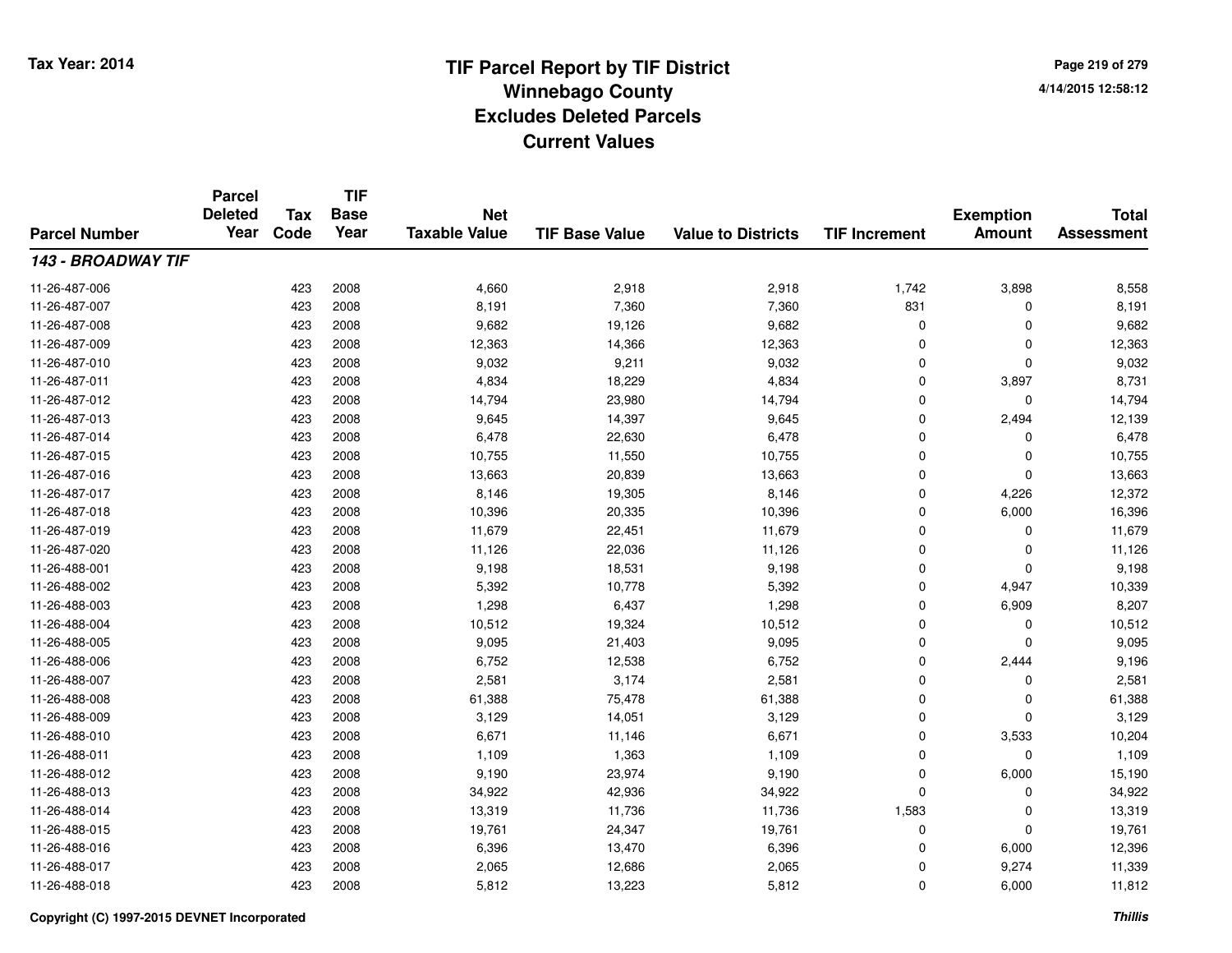# TIF Parcel Report by TIF District
## Winnebago County
## Excludes Deleted Parcels
## Current Values

Tax Year: 2014

4/14/2015 12:58:12

| Parcel Number | Parcel Deleted Year | Tax Code | TIF Base Year | Net Taxable Value | TIF Base Value | Value to Districts | TIF Increment | Exemption Amount | Total Assessment |
|---|---|---|---|---|---|---|---|---|---|
| ***143 - BROADWAY TIF*** | | | | | | | | | |
| 11-26-487-006 | | 423 | 2008 | 4,660 | 2,918 | 2,918 | 1,742 | 3,898 | 8,558 |
| 11-26-487-007 | | 423 | 2008 | 8,191 | 7,360 | 7,360 | 831 | 0 | 8,191 |
| 11-26-487-008 | | 423 | 2008 | 9,682 | 19,126 | 9,682 | 0 | 0 | 9,682 |
| 11-26-487-009 | | 423 | 2008 | 12,363 | 14,366 | 12,363 | 0 | 0 | 12,363 |
| 11-26-487-010 | | 423 | 2008 | 9,032 | 9,211 | 9,032 | 0 | 0 | 9,032 |
| 11-26-487-011 | | 423 | 2008 | 4,834 | 18,229 | 4,834 | 0 | 3,897 | 8,731 |
| 11-26-487-012 | | 423 | 2008 | 14,794 | 23,980 | 14,794 | 0 | 0 | 14,794 |
| 11-26-487-013 | | 423 | 2008 | 9,645 | 14,397 | 9,645 | 0 | 2,494 | 12,139 |
| 11-26-487-014 | | 423 | 2008 | 6,478 | 22,630 | 6,478 | 0 | 0 | 6,478 |
| 11-26-487-015 | | 423 | 2008 | 10,755 | 11,550 | 10,755 | 0 | 0 | 10,755 |
| 11-26-487-016 | | 423 | 2008 | 13,663 | 20,839 | 13,663 | 0 | 0 | 13,663 |
| 11-26-487-017 | | 423 | 2008 | 8,146 | 19,305 | 8,146 | 0 | 4,226 | 12,372 |
| 11-26-487-018 | | 423 | 2008 | 10,396 | 20,335 | 10,396 | 0 | 6,000 | 16,396 |
| 11-26-487-019 | | 423 | 2008 | 11,679 | 22,451 | 11,679 | 0 | 0 | 11,679 |
| 11-26-487-020 | | 423 | 2008 | 11,126 | 22,036 | 11,126 | 0 | 0 | 11,126 |
| 11-26-488-001 | | 423 | 2008 | 9,198 | 18,531 | 9,198 | 0 | 0 | 9,198 |
| 11-26-488-002 | | 423 | 2008 | 5,392 | 10,778 | 5,392 | 0 | 4,947 | 10,339 |
| 11-26-488-003 | | 423 | 2008 | 1,298 | 6,437 | 1,298 | 0 | 6,909 | 8,207 |
| 11-26-488-004 | | 423 | 2008 | 10,512 | 19,324 | 10,512 | 0 | 0 | 10,512 |
| 11-26-488-005 | | 423 | 2008 | 9,095 | 21,403 | 9,095 | 0 | 0 | 9,095 |
| 11-26-488-006 | | 423 | 2008 | 6,752 | 12,538 | 6,752 | 0 | 2,444 | 9,196 |
| 11-26-488-007 | | 423 | 2008 | 2,581 | 3,174 | 2,581 | 0 | 0 | 2,581 |
| 11-26-488-008 | | 423 | 2008 | 61,388 | 75,478 | 61,388 | 0 | 0 | 61,388 |
| 11-26-488-009 | | 423 | 2008 | 3,129 | 14,051 | 3,129 | 0 | 0 | 3,129 |
| 11-26-488-010 | | 423 | 2008 | 6,671 | 11,146 | 6,671 | 0 | 3,533 | 10,204 |
| 11-26-488-011 | | 423 | 2008 | 1,109 | 1,363 | 1,109 | 0 | 0 | 1,109 |
| 11-26-488-012 | | 423 | 2008 | 9,190 | 23,974 | 9,190 | 0 | 6,000 | 15,190 |
| 11-26-488-013 | | 423 | 2008 | 34,922 | 42,936 | 34,922 | 0 | 0 | 34,922 |
| 11-26-488-014 | | 423 | 2008 | 13,319 | 11,736 | 11,736 | 1,583 | 0 | 13,319 |
| 11-26-488-015 | | 423 | 2008 | 19,761 | 24,347 | 19,761 | 0 | 0 | 19,761 |
| 11-26-488-016 | | 423 | 2008 | 6,396 | 13,470 | 6,396 | 0 | 6,000 | 12,396 |
| 11-26-488-017 | | 423 | 2008 | 2,065 | 12,686 | 2,065 | 0 | 9,274 | 11,339 |
| 11-26-488-018 | | 423 | 2008 | 5,812 | 13,223 | 5,812 | 0 | 6,000 | 11,812 |

Copyright (C) 1997-2015 DEVNET Incorporated

*Thillis*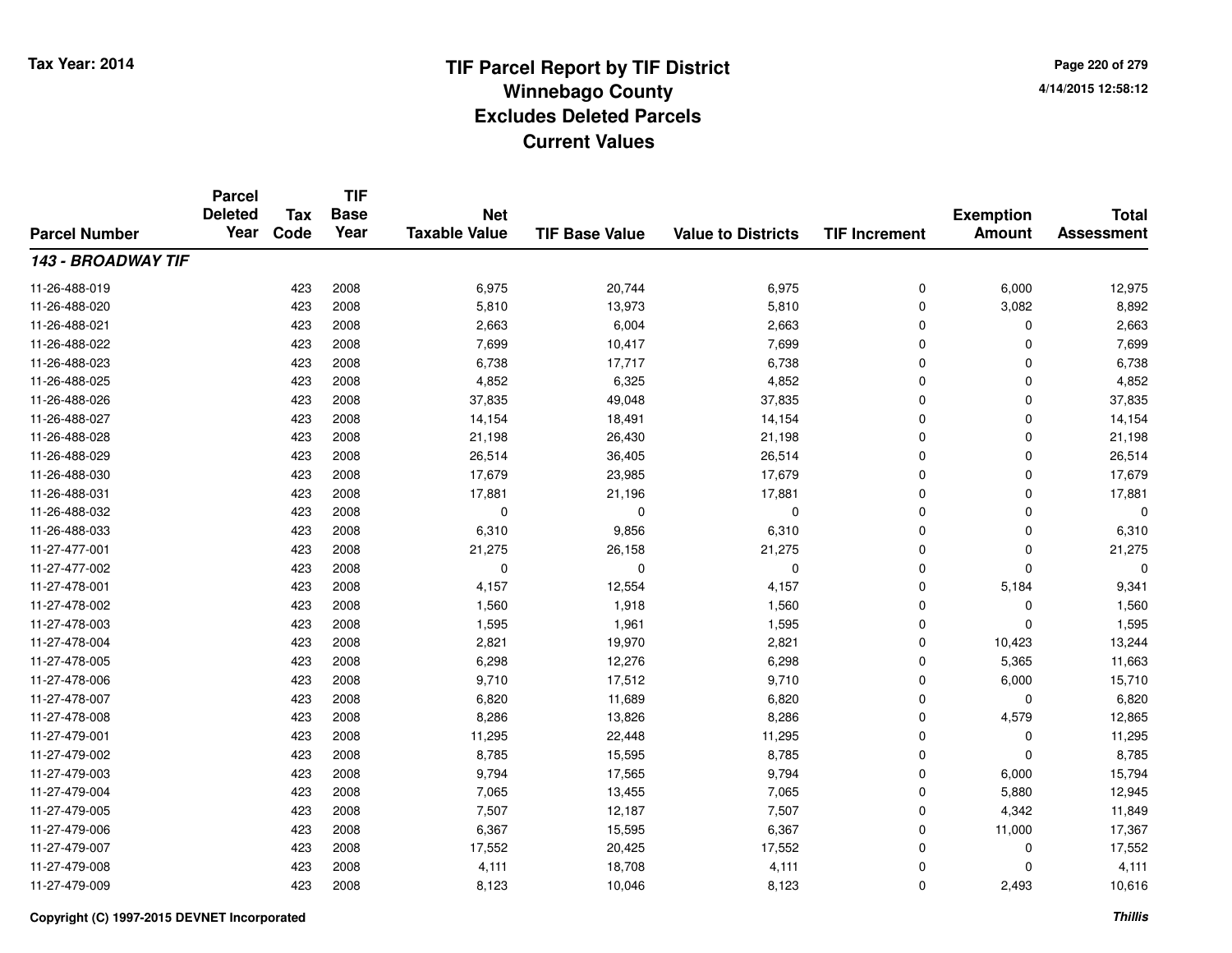# TIF Parcel Report by TIF District
## Winnebago County
## Excludes Deleted Parcels
## Current Values

Tax Year: 2014

4/14/2015 12:58:12

| Parcel Number | Parcel Deleted Year | Tax Code | TIF Base Year | Net Taxable Value | TIF Base Value | Value to Districts | TIF Increment | Exemption Amount | Total Assessment |
|---|---|---|---|---|---|---|---|---|---|
| ***143 - BROADWAY TIF*** | | | | | | | | | |
| 11-26-488-019 | | 423 | 2008 | 6,975 | 20,744 | 6,975 | 0 | 6,000 | 12,975 |
| 11-26-488-020 | | 423 | 2008 | 5,810 | 13,973 | 5,810 | 0 | 3,082 | 8,892 |
| 11-26-488-021 | | 423 | 2008 | 2,663 | 6,004 | 2,663 | 0 | 0 | 2,663 |
| 11-26-488-022 | | 423 | 2008 | 7,699 | 10,417 | 7,699 | 0 | 0 | 7,699 |
| 11-26-488-023 | | 423 | 2008 | 6,738 | 17,717 | 6,738 | 0 | 0 | 6,738 |
| 11-26-488-025 | | 423 | 2008 | 4,852 | 6,325 | 4,852 | 0 | 0 | 4,852 |
| 11-26-488-026 | | 423 | 2008 | 37,835 | 49,048 | 37,835 | 0 | 0 | 37,835 |
| 11-26-488-027 | | 423 | 2008 | 14,154 | 18,491 | 14,154 | 0 | 0 | 14,154 |
| 11-26-488-028 | | 423 | 2008 | 21,198 | 26,430 | 21,198 | 0 | 0 | 21,198 |
| 11-26-488-029 | | 423 | 2008 | 26,514 | 36,405 | 26,514 | 0 | 0 | 26,514 |
| 11-26-488-030 | | 423 | 2008 | 17,679 | 23,985 | 17,679 | 0 | 0 | 17,679 |
| 11-26-488-031 | | 423 | 2008 | 17,881 | 21,196 | 17,881 | 0 | 0 | 17,881 |
| 11-26-488-032 | | 423 | 2008 | 0 | 0 | 0 | 0 | 0 | 0 |
| 11-26-488-033 | | 423 | 2008 | 6,310 | 9,856 | 6,310 | 0 | 0 | 6,310 |
| 11-27-477-001 | | 423 | 2008 | 21,275 | 26,158 | 21,275 | 0 | 0 | 21,275 |
| 11-27-477-002 | | 423 | 2008 | 0 | 0 | 0 | 0 | 0 | 0 |
| 11-27-478-001 | | 423 | 2008 | 4,157 | 12,554 | 4,157 | 0 | 5,184 | 9,341 |
| 11-27-478-002 | | 423 | 2008 | 1,560 | 1,918 | 1,560 | 0 | 0 | 1,560 |
| 11-27-478-003 | | 423 | 2008 | 1,595 | 1,961 | 1,595 | 0 | 0 | 1,595 |
| 11-27-478-004 | | 423 | 2008 | 2,821 | 19,970 | 2,821 | 0 | 10,423 | 13,244 |
| 11-27-478-005 | | 423 | 2008 | 6,298 | 12,276 | 6,298 | 0 | 5,365 | 11,663 |
| 11-27-478-006 | | 423 | 2008 | 9,710 | 17,512 | 9,710 | 0 | 6,000 | 15,710 |
| 11-27-478-007 | | 423 | 2008 | 6,820 | 11,689 | 6,820 | 0 | 0 | 6,820 |
| 11-27-478-008 | | 423 | 2008 | 8,286 | 13,826 | 8,286 | 0 | 4,579 | 12,865 |
| 11-27-479-001 | | 423 | 2008 | 11,295 | 22,448 | 11,295 | 0 | 0 | 11,295 |
| 11-27-479-002 | | 423 | 2008 | 8,785 | 15,595 | 8,785 | 0 | 0 | 8,785 |
| 11-27-479-003 | | 423 | 2008 | 9,794 | 17,565 | 9,794 | 0 | 6,000 | 15,794 |
| 11-27-479-004 | | 423 | 2008 | 7,065 | 13,455 | 7,065 | 0 | 5,880 | 12,945 |
| 11-27-479-005 | | 423 | 2008 | 7,507 | 12,187 | 7,507 | 0 | 4,342 | 11,849 |
| 11-27-479-006 | | 423 | 2008 | 6,367 | 15,595 | 6,367 | 0 | 11,000 | 17,367 |
| 11-27-479-007 | | 423 | 2008 | 17,552 | 20,425 | 17,552 | 0 | 0 | 17,552 |
| 11-27-479-008 | | 423 | 2008 | 4,111 | 18,708 | 4,111 | 0 | 0 | 4,111 |
| 11-27-479-009 | | 423 | 2008 | 8,123 | 10,046 | 8,123 | 0 | 2,493 | 10,616 |

Copyright (C) 1997-2015 DEVNET Incorporated

*Thillis*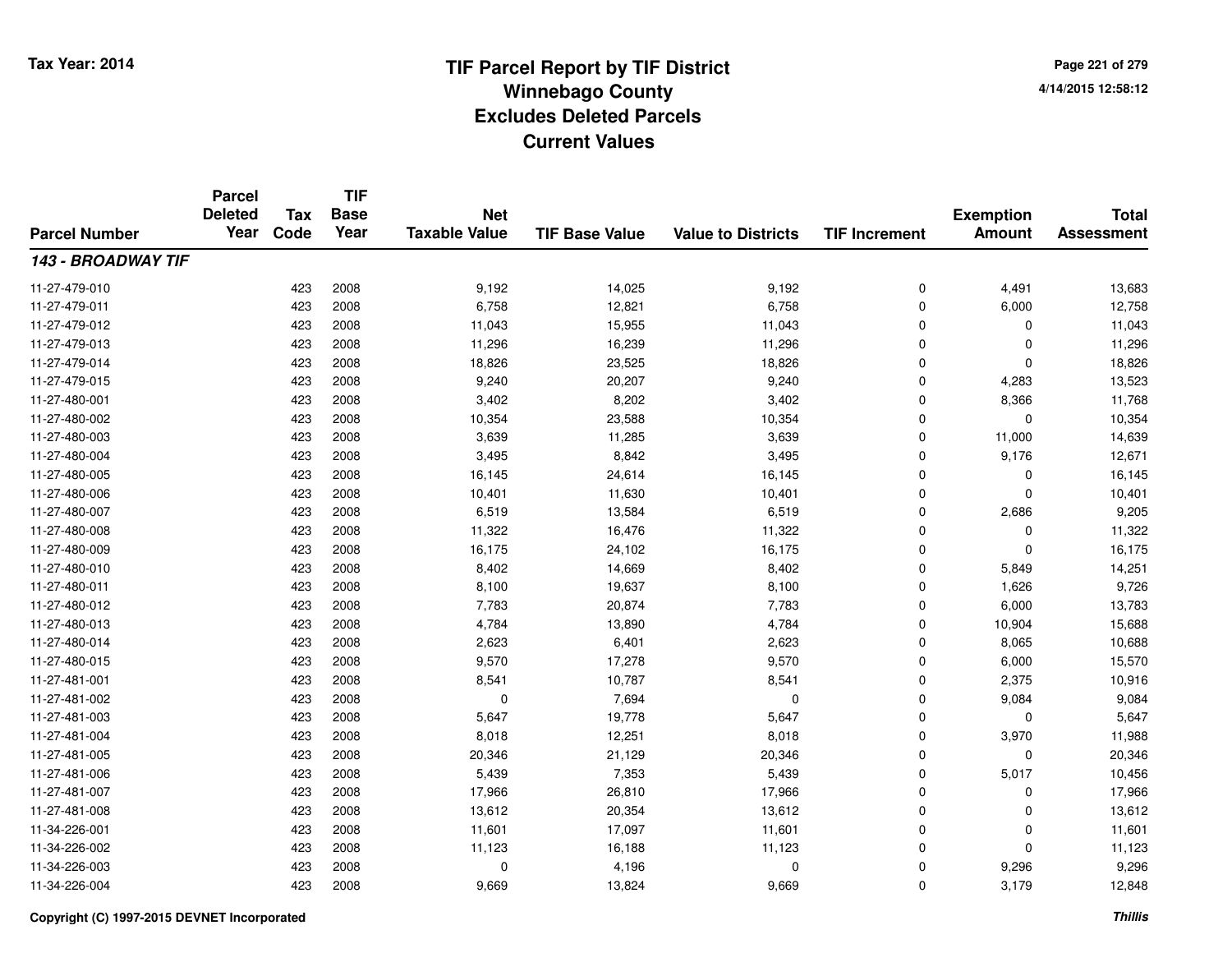# TIF Parcel Report by TIF District
# Winnebago County
# Excludes Deleted Parcels
# Current Values

Tax Year: 2014

| Parcel Number | Parcel Deleted Year | Tax Code | TIF Base Year | Net Taxable Value | TIF Base Value | Value to Districts | TIF Increment | Exemption Amount | Total Assessment |
|---|---|---|---|---|---|---|---|---|---|
| ***143 - BROADWAY TIF*** | | | | | | | | | |
| 11-27-479-010 | | 423 | 2008 | 9,192 | 14,025 | 9,192 | 0 | 4,491 | 13,683 |
| 11-27-479-011 | | 423 | 2008 | 6,758 | 12,821 | 6,758 | 0 | 6,000 | 12,758 |
| 11-27-479-012 | | 423 | 2008 | 11,043 | 15,955 | 11,043 | 0 | 0 | 11,043 |
| 11-27-479-013 | | 423 | 2008 | 11,296 | 16,239 | 11,296 | 0 | 0 | 11,296 |
| 11-27-479-014 | | 423 | 2008 | 18,826 | 23,525 | 18,826 | 0 | 0 | 18,826 |
| 11-27-479-015 | | 423 | 2008 | 9,240 | 20,207 | 9,240 | 0 | 4,283 | 13,523 |
| 11-27-480-001 | | 423 | 2008 | 3,402 | 8,202 | 3,402 | 0 | 8,366 | 11,768 |
| 11-27-480-002 | | 423 | 2008 | 10,354 | 23,588 | 10,354 | 0 | 0 | 10,354 |
| 11-27-480-003 | | 423 | 2008 | 3,639 | 11,285 | 3,639 | 0 | 11,000 | 14,639 |
| 11-27-480-004 | | 423 | 2008 | 3,495 | 8,842 | 3,495 | 0 | 9,176 | 12,671 |
| 11-27-480-005 | | 423 | 2008 | 16,145 | 24,614 | 16,145 | 0 | 0 | 16,145 |
| 11-27-480-006 | | 423 | 2008 | 10,401 | 11,630 | 10,401 | 0 | 0 | 10,401 |
| 11-27-480-007 | | 423 | 2008 | 6,519 | 13,584 | 6,519 | 0 | 2,686 | 9,205 |
| 11-27-480-008 | | 423 | 2008 | 11,322 | 16,476 | 11,322 | 0 | 0 | 11,322 |
| 11-27-480-009 | | 423 | 2008 | 16,175 | 24,102 | 16,175 | 0 | 0 | 16,175 |
| 11-27-480-010 | | 423 | 2008 | 8,402 | 14,669 | 8,402 | 0 | 5,849 | 14,251 |
| 11-27-480-011 | | 423 | 2008 | 8,100 | 19,637 | 8,100 | 0 | 1,626 | 9,726 |
| 11-27-480-012 | | 423 | 2008 | 7,783 | 20,874 | 7,783 | 0 | 6,000 | 13,783 |
| 11-27-480-013 | | 423 | 2008 | 4,784 | 13,890 | 4,784 | 0 | 10,904 | 15,688 |
| 11-27-480-014 | | 423 | 2008 | 2,623 | 6,401 | 2,623 | 0 | 8,065 | 10,688 |
| 11-27-480-015 | | 423 | 2008 | 9,570 | 17,278 | 9,570 | 0 | 6,000 | 15,570 |
| 11-27-481-001 | | 423 | 2008 | 8,541 | 10,787 | 8,541 | 0 | 2,375 | 10,916 |
| 11-27-481-002 | | 423 | 2008 | 0 | 7,694 | 0 | 0 | 9,084 | 9,084 |
| 11-27-481-003 | | 423 | 2008 | 5,647 | 19,778 | 5,647 | 0 | 0 | 5,647 |
| 11-27-481-004 | | 423 | 2008 | 8,018 | 12,251 | 8,018 | 0 | 3,970 | 11,988 |
| 11-27-481-005 | | 423 | 2008 | 20,346 | 21,129 | 20,346 | 0 | 0 | 20,346 |
| 11-27-481-006 | | 423 | 2008 | 5,439 | 7,353 | 5,439 | 0 | 5,017 | 10,456 |
| 11-27-481-007 | | 423 | 2008 | 17,966 | 26,810 | 17,966 | 0 | 0 | 17,966 |
| 11-27-481-008 | | 423 | 2008 | 13,612 | 20,354 | 13,612 | 0 | 0 | 13,612 |
| 11-34-226-001 | | 423 | 2008 | 11,601 | 17,097 | 11,601 | 0 | 0 | 11,601 |
| 11-34-226-002 | | 423 | 2008 | 11,123 | 16,188 | 11,123 | 0 | 0 | 11,123 |
| 11-34-226-003 | | 423 | 2008 | 0 | 4,196 | 0 | 0 | 9,296 | 9,296 |
| 11-34-226-004 | | 423 | 2008 | 9,669 | 13,824 | 9,669 | 0 | 3,179 | 12,848 |

Copyright (C) 1997-2015 DEVNET Incorporated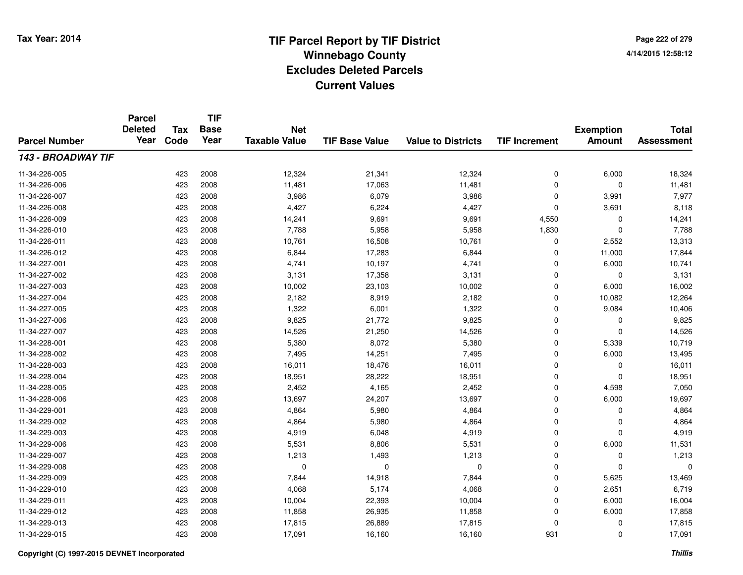**Tax Year: 2014**

# TIF Parcel Report by TIF District
## Winnebago County
## Excludes Deleted Parcels
## Current Values

4/14/2015 12:58:12

| Parcel Number | Parcel Deleted Year | Tax Code | TIF Base Year | Net Taxable Value | TIF Base Value | Value to Districts | TIF Increment | Exemption Amount | Total Assessment |
|---|---|---|---|---|---|---|---|---|---|
| ***143 - BROADWAY TIF*** | | | | | | | | | |
| 11-34-226-005 | | 423 | 2008 | 12,324 | 21,341 | 12,324 | 0 | 6,000 | 18,324 |
| 11-34-226-006 | | 423 | 2008 | 11,481 | 17,063 | 11,481 | 0 | 0 | 11,481 |
| 11-34-226-007 | | 423 | 2008 | 3,986 | 6,079 | 3,986 | 0 | 3,991 | 7,977 |
| 11-34-226-008 | | 423 | 2008 | 4,427 | 6,224 | 4,427 | 0 | 3,691 | 8,118 |
| 11-34-226-009 | | 423 | 2008 | 14,241 | 9,691 | 9,691 | 4,550 | 0 | 14,241 |
| 11-34-226-010 | | 423 | 2008 | 7,788 | 5,958 | 5,958 | 1,830 | 0 | 7,788 |
| 11-34-226-011 | | 423 | 2008 | 10,761 | 16,508 | 10,761 | 0 | 2,552 | 13,313 |
| 11-34-226-012 | | 423 | 2008 | 6,844 | 17,283 | 6,844 | 0 | 11,000 | 17,844 |
| 11-34-227-001 | | 423 | 2008 | 4,741 | 10,197 | 4,741 | 0 | 6,000 | 10,741 |
| 11-34-227-002 | | 423 | 2008 | 3,131 | 17,358 | 3,131 | 0 | 0 | 3,131 |
| 11-34-227-003 | | 423 | 2008 | 10,002 | 23,103 | 10,002 | 0 | 6,000 | 16,002 |
| 11-34-227-004 | | 423 | 2008 | 2,182 | 8,919 | 2,182 | 0 | 10,082 | 12,264 |
| 11-34-227-005 | | 423 | 2008 | 1,322 | 6,001 | 1,322 | 0 | 9,084 | 10,406 |
| 11-34-227-006 | | 423 | 2008 | 9,825 | 21,772 | 9,825 | 0 | 0 | 9,825 |
| 11-34-227-007 | | 423 | 2008 | 14,526 | 21,250 | 14,526 | 0 | 0 | 14,526 |
| 11-34-228-001 | | 423 | 2008 | 5,380 | 8,072 | 5,380 | 0 | 5,339 | 10,719 |
| 11-34-228-002 | | 423 | 2008 | 7,495 | 14,251 | 7,495 | 0 | 6,000 | 13,495 |
| 11-34-228-003 | | 423 | 2008 | 16,011 | 18,476 | 16,011 | 0 | 0 | 16,011 |
| 11-34-228-004 | | 423 | 2008 | 18,951 | 28,222 | 18,951 | 0 | 0 | 18,951 |
| 11-34-228-005 | | 423 | 2008 | 2,452 | 4,165 | 2,452 | 0 | 4,598 | 7,050 |
| 11-34-228-006 | | 423 | 2008 | 13,697 | 24,207 | 13,697 | 0 | 6,000 | 19,697 |
| 11-34-229-001 | | 423 | 2008 | 4,864 | 5,980 | 4,864 | 0 | 0 | 4,864 |
| 11-34-229-002 | | 423 | 2008 | 4,864 | 5,980 | 4,864 | 0 | 0 | 4,864 |
| 11-34-229-003 | | 423 | 2008 | 4,919 | 6,048 | 4,919 | 0 | 0 | 4,919 |
| 11-34-229-006 | | 423 | 2008 | 5,531 | 8,806 | 5,531 | 0 | 6,000 | 11,531 |
| 11-34-229-007 | | 423 | 2008 | 1,213 | 1,493 | 1,213 | 0 | 0 | 1,213 |
| 11-34-229-008 | | 423 | 2008 | 0 | 0 | 0 | 0 | 0 | 0 |
| 11-34-229-009 | | 423 | 2008 | 7,844 | 14,918 | 7,844 | 0 | 5,625 | 13,469 |
| 11-34-229-010 | | 423 | 2008 | 4,068 | 5,174 | 4,068 | 0 | 2,651 | 6,719 |
| 11-34-229-011 | | 423 | 2008 | 10,004 | 22,393 | 10,004 | 0 | 6,000 | 16,004 |
| 11-34-229-012 | | 423 | 2008 | 11,858 | 26,935 | 11,858 | 0 | 6,000 | 17,858 |
| 11-34-229-013 | | 423 | 2008 | 17,815 | 26,889 | 17,815 | 0 | 0 | 17,815 |
| 11-34-229-015 | | 423 | 2008 | 17,091 | 16,160 | 16,160 | 931 | 0 | 17,091 |

**Copyright (C) 1997-2015 DEVNET Incorporated** *Thillis*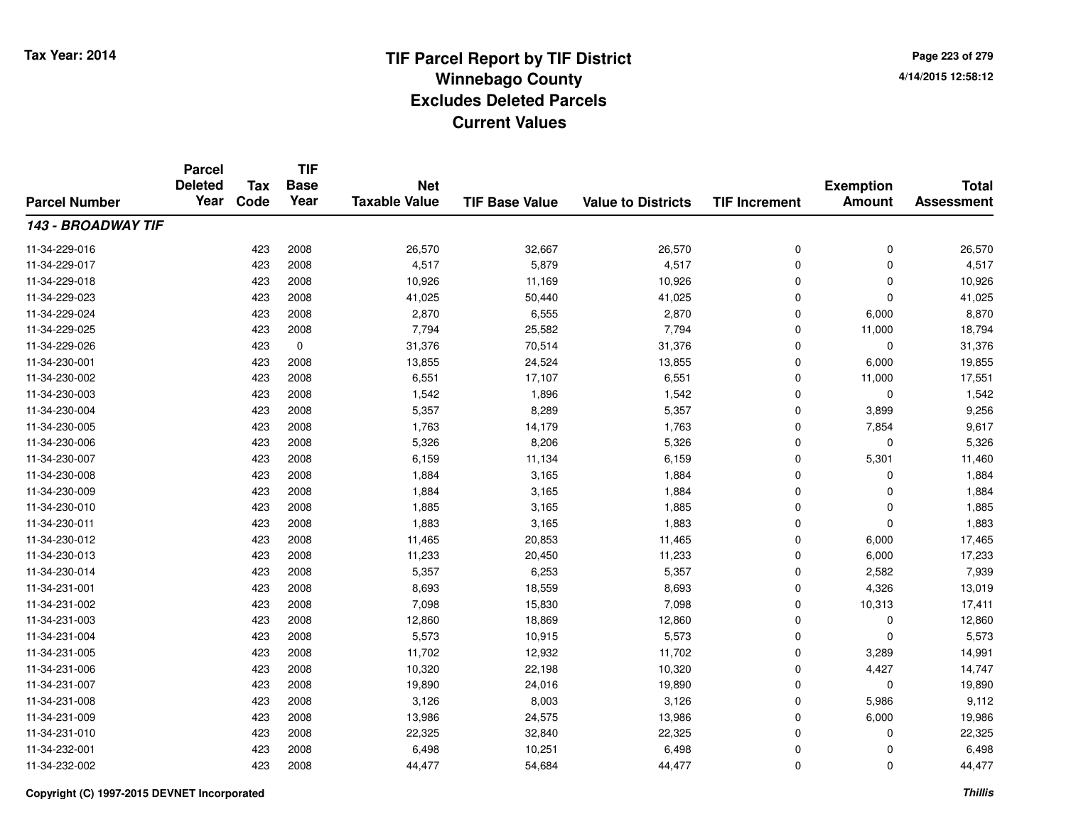# TIF Parcel Report by TIF District
## Winnebago County
## Excludes Deleted Parcels
## Current Values

Tax Year: 2014

4/14/2015 12:58:12

| Parcel Number | Parcel Deleted Year | Tax Code | TIF Base Year | Net Taxable Value | TIF Base Value | Value to Districts | TIF Increment | Exemption Amount | Total Assessment |
|---|---|---|---|---|---|---|---|---|---|
| ***143 - BROADWAY TIF*** | | | | | | | | | |
| 11-34-229-016 | | 423 | 2008 | 26,570 | 32,667 | 26,570 | 0 | 0 | 26,570 |
| 11-34-229-017 | | 423 | 2008 | 4,517 | 5,879 | 4,517 | 0 | 0 | 4,517 |
| 11-34-229-018 | | 423 | 2008 | 10,926 | 11,169 | 10,926 | 0 | 0 | 10,926 |
| 11-34-229-023 | | 423 | 2008 | 41,025 | 50,440 | 41,025 | 0 | 0 | 41,025 |
| 11-34-229-024 | | 423 | 2008 | 2,870 | 6,555 | 2,870 | 0 | 6,000 | 8,870 |
| 11-34-229-025 | | 423 | 2008 | 7,794 | 25,582 | 7,794 | 0 | 11,000 | 18,794 |
| 11-34-229-026 | | 423 | 0 | 31,376 | 70,514 | 31,376 | 0 | 0 | 31,376 |
| 11-34-230-001 | | 423 | 2008 | 13,855 | 24,524 | 13,855 | 0 | 6,000 | 19,855 |
| 11-34-230-002 | | 423 | 2008 | 6,551 | 17,107 | 6,551 | 0 | 11,000 | 17,551 |
| 11-34-230-003 | | 423 | 2008 | 1,542 | 1,896 | 1,542 | 0 | 0 | 1,542 |
| 11-34-230-004 | | 423 | 2008 | 5,357 | 8,289 | 5,357 | 0 | 3,899 | 9,256 |
| 11-34-230-005 | | 423 | 2008 | 1,763 | 14,179 | 1,763 | 0 | 7,854 | 9,617 |
| 11-34-230-006 | | 423 | 2008 | 5,326 | 8,206 | 5,326 | 0 | 0 | 5,326 |
| 11-34-230-007 | | 423 | 2008 | 6,159 | 11,134 | 6,159 | 0 | 5,301 | 11,460 |
| 11-34-230-008 | | 423 | 2008 | 1,884 | 3,165 | 1,884 | 0 | 0 | 1,884 |
| 11-34-230-009 | | 423 | 2008 | 1,884 | 3,165 | 1,884 | 0 | 0 | 1,884 |
| 11-34-230-010 | | 423 | 2008 | 1,885 | 3,165 | 1,885 | 0 | 0 | 1,885 |
| 11-34-230-011 | | 423 | 2008 | 1,883 | 3,165 | 1,883 | 0 | 0 | 1,883 |
| 11-34-230-012 | | 423 | 2008 | 11,465 | 20,853 | 11,465 | 0 | 6,000 | 17,465 |
| 11-34-230-013 | | 423 | 2008 | 11,233 | 20,450 | 11,233 | 0 | 6,000 | 17,233 |
| 11-34-230-014 | | 423 | 2008 | 5,357 | 6,253 | 5,357 | 0 | 2,582 | 7,939 |
| 11-34-231-001 | | 423 | 2008 | 8,693 | 18,559 | 8,693 | 0 | 4,326 | 13,019 |
| 11-34-231-002 | | 423 | 2008 | 7,098 | 15,830 | 7,098 | 0 | 10,313 | 17,411 |
| 11-34-231-003 | | 423 | 2008 | 12,860 | 18,869 | 12,860 | 0 | 0 | 12,860 |
| 11-34-231-004 | | 423 | 2008 | 5,573 | 10,915 | 5,573 | 0 | 0 | 5,573 |
| 11-34-231-005 | | 423 | 2008 | 11,702 | 12,932 | 11,702 | 0 | 3,289 | 14,991 |
| 11-34-231-006 | | 423 | 2008 | 10,320 | 22,198 | 10,320 | 0 | 4,427 | 14,747 |
| 11-34-231-007 | | 423 | 2008 | 19,890 | 24,016 | 19,890 | 0 | 0 | 19,890 |
| 11-34-231-008 | | 423 | 2008 | 3,126 | 8,003 | 3,126 | 0 | 5,986 | 9,112 |
| 11-34-231-009 | | 423 | 2008 | 13,986 | 24,575 | 13,986 | 0 | 6,000 | 19,986 |
| 11-34-231-010 | | 423 | 2008 | 22,325 | 32,840 | 22,325 | 0 | 0 | 22,325 |
| 11-34-232-001 | | 423 | 2008 | 6,498 | 10,251 | 6,498 | 0 | 0 | 6,498 |
| 11-34-232-002 | | 423 | 2008 | 44,477 | 54,684 | 44,477 | 0 | 0 | 44,477 |

Copyright (C) 1997-2015 DEVNET Incorporated

Thillis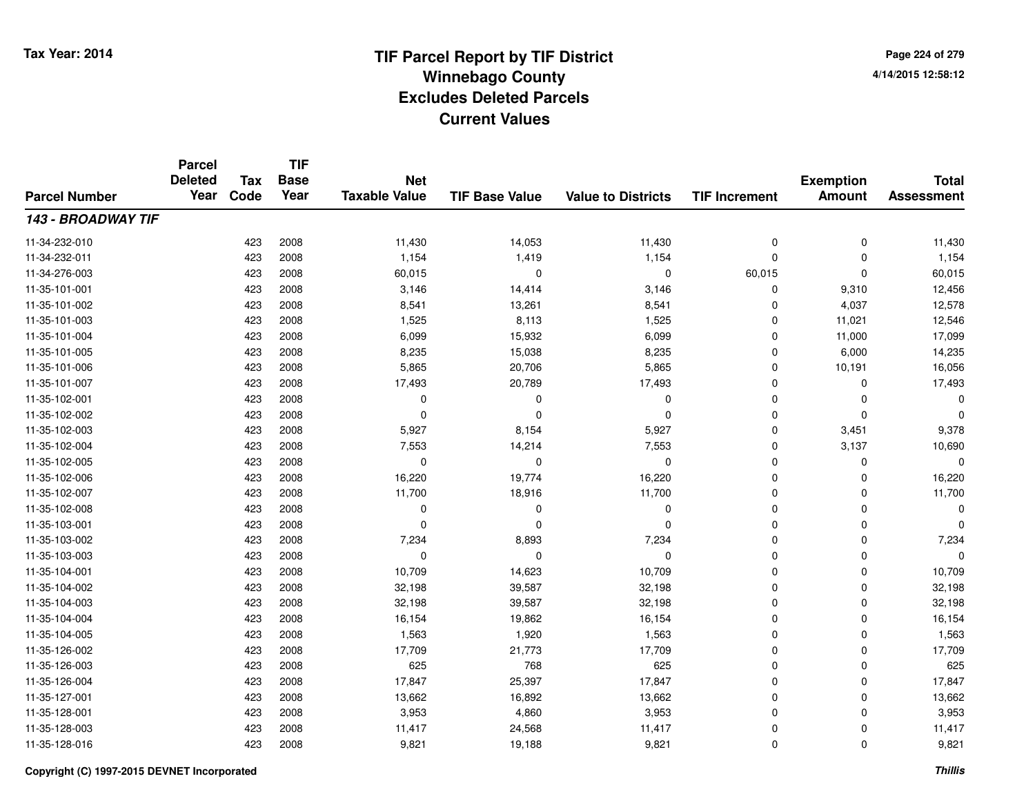# TIF Parcel Report by TIF District
## Winnebago County
## Excludes Deleted Parcels
## Current Values

Tax Year: 2014

4/14/2015 12:58:12

| Parcel Number | Parcel Deleted Year | Tax Code | TIF Base Year | Net Taxable Value | TIF Base Value | Value to Districts | TIF Increment | Exemption Amount | Total Assessment |
|---|---|---|---|---|---|---|---|---|---|
| ***143 - BROADWAY TIF*** | | | | | | | | | |
| 11-34-232-010 | | 423 | 2008 | 11,430 | 14,053 | 11,430 | 0 | 0 | 11,430 |
| 11-34-232-011 | | 423 | 2008 | 1,154 | 1,419 | 1,154 | 0 | 0 | 1,154 |
| 11-34-276-003 | | 423 | 2008 | 60,015 | 0 | 0 | 60,015 | 0 | 60,015 |
| 11-35-101-001 | | 423 | 2008 | 3,146 | 14,414 | 3,146 | 0 | 9,310 | 12,456 |
| 11-35-101-002 | | 423 | 2008 | 8,541 | 13,261 | 8,541 | 0 | 4,037 | 12,578 |
| 11-35-101-003 | | 423 | 2008 | 1,525 | 8,113 | 1,525 | 0 | 11,021 | 12,546 |
| 11-35-101-004 | | 423 | 2008 | 6,099 | 15,932 | 6,099 | 0 | 11,000 | 17,099 |
| 11-35-101-005 | | 423 | 2008 | 8,235 | 15,038 | 8,235 | 0 | 6,000 | 14,235 |
| 11-35-101-006 | | 423 | 2008 | 5,865 | 20,706 | 5,865 | 0 | 10,191 | 16,056 |
| 11-35-101-007 | | 423 | 2008 | 17,493 | 20,789 | 17,493 | 0 | 0 | 17,493 |
| 11-35-102-001 | | 423 | 2008 | 0 | 0 | 0 | 0 | 0 | 0 |
| 11-35-102-002 | | 423 | 2008 | 0 | 0 | 0 | 0 | 0 | 0 |
| 11-35-102-003 | | 423 | 2008 | 5,927 | 8,154 | 5,927 | 0 | 3,451 | 9,378 |
| 11-35-102-004 | | 423 | 2008 | 7,553 | 14,214 | 7,553 | 0 | 3,137 | 10,690 |
| 11-35-102-005 | | 423 | 2008 | 0 | 0 | 0 | 0 | 0 | 0 |
| 11-35-102-006 | | 423 | 2008 | 16,220 | 19,774 | 16,220 | 0 | 0 | 16,220 |
| 11-35-102-007 | | 423 | 2008 | 11,700 | 18,916 | 11,700 | 0 | 0 | 11,700 |
| 11-35-102-008 | | 423 | 2008 | 0 | 0 | 0 | 0 | 0 | 0 |
| 11-35-103-001 | | 423 | 2008 | 0 | 0 | 0 | 0 | 0 | 0 |
| 11-35-103-002 | | 423 | 2008 | 7,234 | 8,893 | 7,234 | 0 | 0 | 7,234 |
| 11-35-103-003 | | 423 | 2008 | 0 | 0 | 0 | 0 | 0 | 0 |
| 11-35-104-001 | | 423 | 2008 | 10,709 | 14,623 | 10,709 | 0 | 0 | 10,709 |
| 11-35-104-002 | | 423 | 2008 | 32,198 | 39,587 | 32,198 | 0 | 0 | 32,198 |
| 11-35-104-003 | | 423 | 2008 | 32,198 | 39,587 | 32,198 | 0 | 0 | 32,198 |
| 11-35-104-004 | | 423 | 2008 | 16,154 | 19,862 | 16,154 | 0 | 0 | 16,154 |
| 11-35-104-005 | | 423 | 2008 | 1,563 | 1,920 | 1,563 | 0 | 0 | 1,563 |
| 11-35-126-002 | | 423 | 2008 | 17,709 | 21,773 | 17,709 | 0 | 0 | 17,709 |
| 11-35-126-003 | | 423 | 2008 | 625 | 768 | 625 | 0 | 0 | 625 |
| 11-35-126-004 | | 423 | 2008 | 17,847 | 25,397 | 17,847 | 0 | 0 | 17,847 |
| 11-35-127-001 | | 423 | 2008 | 13,662 | 16,892 | 13,662 | 0 | 0 | 13,662 |
| 11-35-128-001 | | 423 | 2008 | 3,953 | 4,860 | 3,953 | 0 | 0 | 3,953 |
| 11-35-128-003 | | 423 | 2008 | 11,417 | 24,568 | 11,417 | 0 | 0 | 11,417 |
| 11-35-128-016 | | 423 | 2008 | 9,821 | 19,188 | 9,821 | 0 | 0 | 9,821 |

Copyright (C) 1997-2015 DEVNET Incorporated

*Thillis*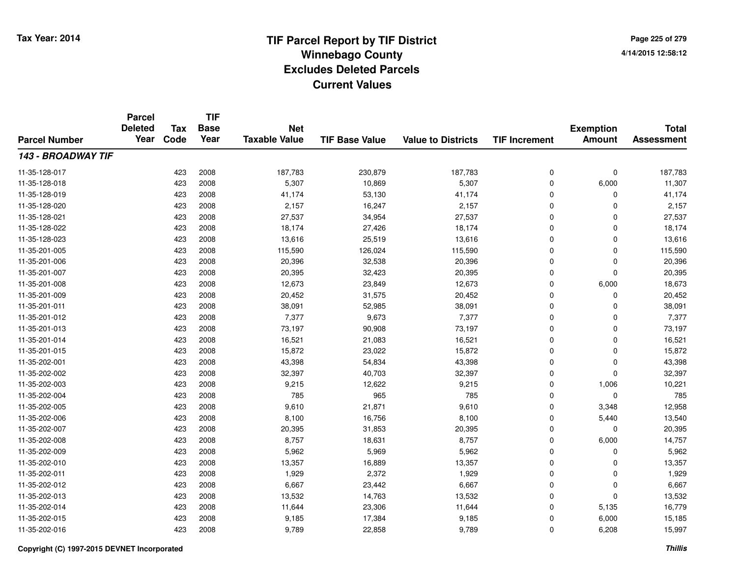# TIF Parcel Report by TIF District
## Winnebago County
## Excludes Deleted Parcels
## Current Values

Tax Year: 2014

4/14/2015 12:58:12

| Parcel Number | Parcel Deleted Year | Tax Code | TIF Base Year | Net Taxable Value | TIF Base Value | Value to Districts | TIF Increment | Exemption Amount | Total Assessment |
|---|---|---|---|---|---|---|---|---|---|
| ***143 - BROADWAY TIF*** | | | | | | | | | |
| 11-35-128-017 | | 423 | 2008 | 187,783 | 230,879 | 187,783 | 0 | 0 | 187,783 |
| 11-35-128-018 | | 423 | 2008 | 5,307 | 10,869 | 5,307 | 0 | 6,000 | 11,307 |
| 11-35-128-019 | | 423 | 2008 | 41,174 | 53,130 | 41,174 | 0 | 0 | 41,174 |
| 11-35-128-020 | | 423 | 2008 | 2,157 | 16,247 | 2,157 | 0 | 0 | 2,157 |
| 11-35-128-021 | | 423 | 2008 | 27,537 | 34,954 | 27,537 | 0 | 0 | 27,537 |
| 11-35-128-022 | | 423 | 2008 | 18,174 | 27,426 | 18,174 | 0 | 0 | 18,174 |
| 11-35-128-023 | | 423 | 2008 | 13,616 | 25,519 | 13,616 | 0 | 0 | 13,616 |
| 11-35-201-005 | | 423 | 2008 | 115,590 | 126,024 | 115,590 | 0 | 0 | 115,590 |
| 11-35-201-006 | | 423 | 2008 | 20,396 | 32,538 | 20,396 | 0 | 0 | 20,396 |
| 11-35-201-007 | | 423 | 2008 | 20,395 | 32,423 | 20,395 | 0 | 0 | 20,395 |
| 11-35-201-008 | | 423 | 2008 | 12,673 | 23,849 | 12,673 | 0 | 6,000 | 18,673 |
| 11-35-201-009 | | 423 | 2008 | 20,452 | 31,575 | 20,452 | 0 | 0 | 20,452 |
| 11-35-201-011 | | 423 | 2008 | 38,091 | 52,985 | 38,091 | 0 | 0 | 38,091 |
| 11-35-201-012 | | 423 | 2008 | 7,377 | 9,673 | 7,377 | 0 | 0 | 7,377 |
| 11-35-201-013 | | 423 | 2008 | 73,197 | 90,908 | 73,197 | 0 | 0 | 73,197 |
| 11-35-201-014 | | 423 | 2008 | 16,521 | 21,083 | 16,521 | 0 | 0 | 16,521 |
| 11-35-201-015 | | 423 | 2008 | 15,872 | 23,022 | 15,872 | 0 | 0 | 15,872 |
| 11-35-202-001 | | 423 | 2008 | 43,398 | 54,834 | 43,398 | 0 | 0 | 43,398 |
| 11-35-202-002 | | 423 | 2008 | 32,397 | 40,703 | 32,397 | 0 | 0 | 32,397 |
| 11-35-202-003 | | 423 | 2008 | 9,215 | 12,622 | 9,215 | 0 | 1,006 | 10,221 |
| 11-35-202-004 | | 423 | 2008 | 785 | 965 | 785 | 0 | 0 | 785 |
| 11-35-202-005 | | 423 | 2008 | 9,610 | 21,871 | 9,610 | 0 | 3,348 | 12,958 |
| 11-35-202-006 | | 423 | 2008 | 8,100 | 16,756 | 8,100 | 0 | 5,440 | 13,540 |
| 11-35-202-007 | | 423 | 2008 | 20,395 | 31,853 | 20,395 | 0 | 0 | 20,395 |
| 11-35-202-008 | | 423 | 2008 | 8,757 | 18,631 | 8,757 | 0 | 6,000 | 14,757 |
| 11-35-202-009 | | 423 | 2008 | 5,962 | 5,969 | 5,962 | 0 | 0 | 5,962 |
| 11-35-202-010 | | 423 | 2008 | 13,357 | 16,889 | 13,357 | 0 | 0 | 13,357 |
| 11-35-202-011 | | 423 | 2008 | 1,929 | 2,372 | 1,929 | 0 | 0 | 1,929 |
| 11-35-202-012 | | 423 | 2008 | 6,667 | 23,442 | 6,667 | 0 | 0 | 6,667 |
| 11-35-202-013 | | 423 | 2008 | 13,532 | 14,763 | 13,532 | 0 | 0 | 13,532 |
| 11-35-202-014 | | 423 | 2008 | 11,644 | 23,306 | 11,644 | 0 | 5,135 | 16,779 |
| 11-35-202-015 | | 423 | 2008 | 9,185 | 17,384 | 9,185 | 0 | 6,000 | 15,185 |
| 11-35-202-016 | | 423 | 2008 | 9,789 | 22,858 | 9,789 | 0 | 6,208 | 15,997 |

Copyright (C) 1997-2015 DEVNET Incorporated

*Thillis*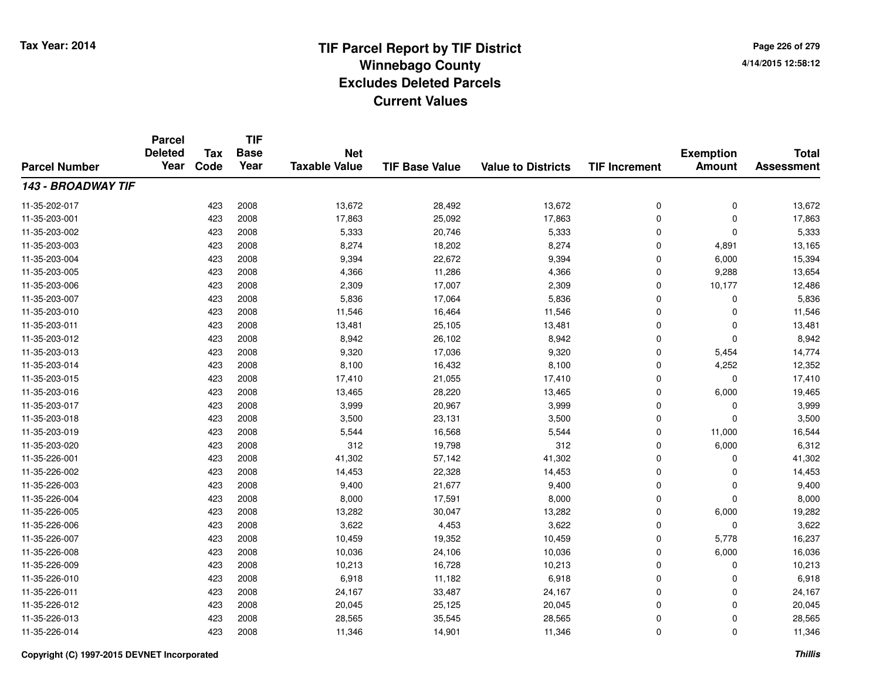# TIF Parcel Report by TIF District
## Winnebago County
## Excludes Deleted Parcels
## Current Values

Tax Year: 2014

4/14/2015 12:58:12

| Parcel Number | Parcel Deleted Year | Tax Code | TIF Base Year | Net Taxable Value | TIF Base Value | Value to Districts | TIF Increment | Exemption Amount | Total Assessment |
|---|---|---|---|---|---|---|---|---|---|
| ***143 - BROADWAY TIF*** | | | | | | | | | |
| 11-35-202-017 | | 423 | 2008 | 13,672 | 28,492 | 13,672 | 0 | 0 | 13,672 |
| 11-35-203-001 | | 423 | 2008 | 17,863 | 25,092 | 17,863 | 0 | 0 | 17,863 |
| 11-35-203-002 | | 423 | 2008 | 5,333 | 20,746 | 5,333 | 0 | 0 | 5,333 |
| 11-35-203-003 | | 423 | 2008 | 8,274 | 18,202 | 8,274 | 0 | 4,891 | 13,165 |
| 11-35-203-004 | | 423 | 2008 | 9,394 | 22,672 | 9,394 | 0 | 6,000 | 15,394 |
| 11-35-203-005 | | 423 | 2008 | 4,366 | 11,286 | 4,366 | 0 | 9,288 | 13,654 |
| 11-35-203-006 | | 423 | 2008 | 2,309 | 17,007 | 2,309 | 0 | 10,177 | 12,486 |
| 11-35-203-007 | | 423 | 2008 | 5,836 | 17,064 | 5,836 | 0 | 0 | 5,836 |
| 11-35-203-010 | | 423 | 2008 | 11,546 | 16,464 | 11,546 | 0 | 0 | 11,546 |
| 11-35-203-011 | | 423 | 2008 | 13,481 | 25,105 | 13,481 | 0 | 0 | 13,481 |
| 11-35-203-012 | | 423 | 2008 | 8,942 | 26,102 | 8,942 | 0 | 0 | 8,942 |
| 11-35-203-013 | | 423 | 2008 | 9,320 | 17,036 | 9,320 | 0 | 5,454 | 14,774 |
| 11-35-203-014 | | 423 | 2008 | 8,100 | 16,432 | 8,100 | 0 | 4,252 | 12,352 |
| 11-35-203-015 | | 423 | 2008 | 17,410 | 21,055 | 17,410 | 0 | 0 | 17,410 |
| 11-35-203-016 | | 423 | 2008 | 13,465 | 28,220 | 13,465 | 0 | 6,000 | 19,465 |
| 11-35-203-017 | | 423 | 2008 | 3,999 | 20,967 | 3,999 | 0 | 0 | 3,999 |
| 11-35-203-018 | | 423 | 2008 | 3,500 | 23,131 | 3,500 | 0 | 0 | 3,500 |
| 11-35-203-019 | | 423 | 2008 | 5,544 | 16,568 | 5,544 | 0 | 11,000 | 16,544 |
| 11-35-203-020 | | 423 | 2008 | 312 | 19,798 | 312 | 0 | 6,000 | 6,312 |
| 11-35-226-001 | | 423 | 2008 | 41,302 | 57,142 | 41,302 | 0 | 0 | 41,302 |
| 11-35-226-002 | | 423 | 2008 | 14,453 | 22,328 | 14,453 | 0 | 0 | 14,453 |
| 11-35-226-003 | | 423 | 2008 | 9,400 | 21,677 | 9,400 | 0 | 0 | 9,400 |
| 11-35-226-004 | | 423 | 2008 | 8,000 | 17,591 | 8,000 | 0 | 0 | 8,000 |
| 11-35-226-005 | | 423 | 2008 | 13,282 | 30,047 | 13,282 | 0 | 6,000 | 19,282 |
| 11-35-226-006 | | 423 | 2008 | 3,622 | 4,453 | 3,622 | 0 | 0 | 3,622 |
| 11-35-226-007 | | 423 | 2008 | 10,459 | 19,352 | 10,459 | 0 | 5,778 | 16,237 |
| 11-35-226-008 | | 423 | 2008 | 10,036 | 24,106 | 10,036 | 0 | 6,000 | 16,036 |
| 11-35-226-009 | | 423 | 2008 | 10,213 | 16,728 | 10,213 | 0 | 0 | 10,213 |
| 11-35-226-010 | | 423 | 2008 | 6,918 | 11,182 | 6,918 | 0 | 0 | 6,918 |
| 11-35-226-011 | | 423 | 2008 | 24,167 | 33,487 | 24,167 | 0 | 0 | 24,167 |
| 11-35-226-012 | | 423 | 2008 | 20,045 | 25,125 | 20,045 | 0 | 0 | 20,045 |
| 11-35-226-013 | | 423 | 2008 | 28,565 | 35,545 | 28,565 | 0 | 0 | 28,565 |
| 11-35-226-014 | | 423 | 2008 | 11,346 | 14,901 | 11,346 | 0 | 0 | 11,346 |

Copyright (C) 1997-2015 DEVNET Incorporated

*Thillis*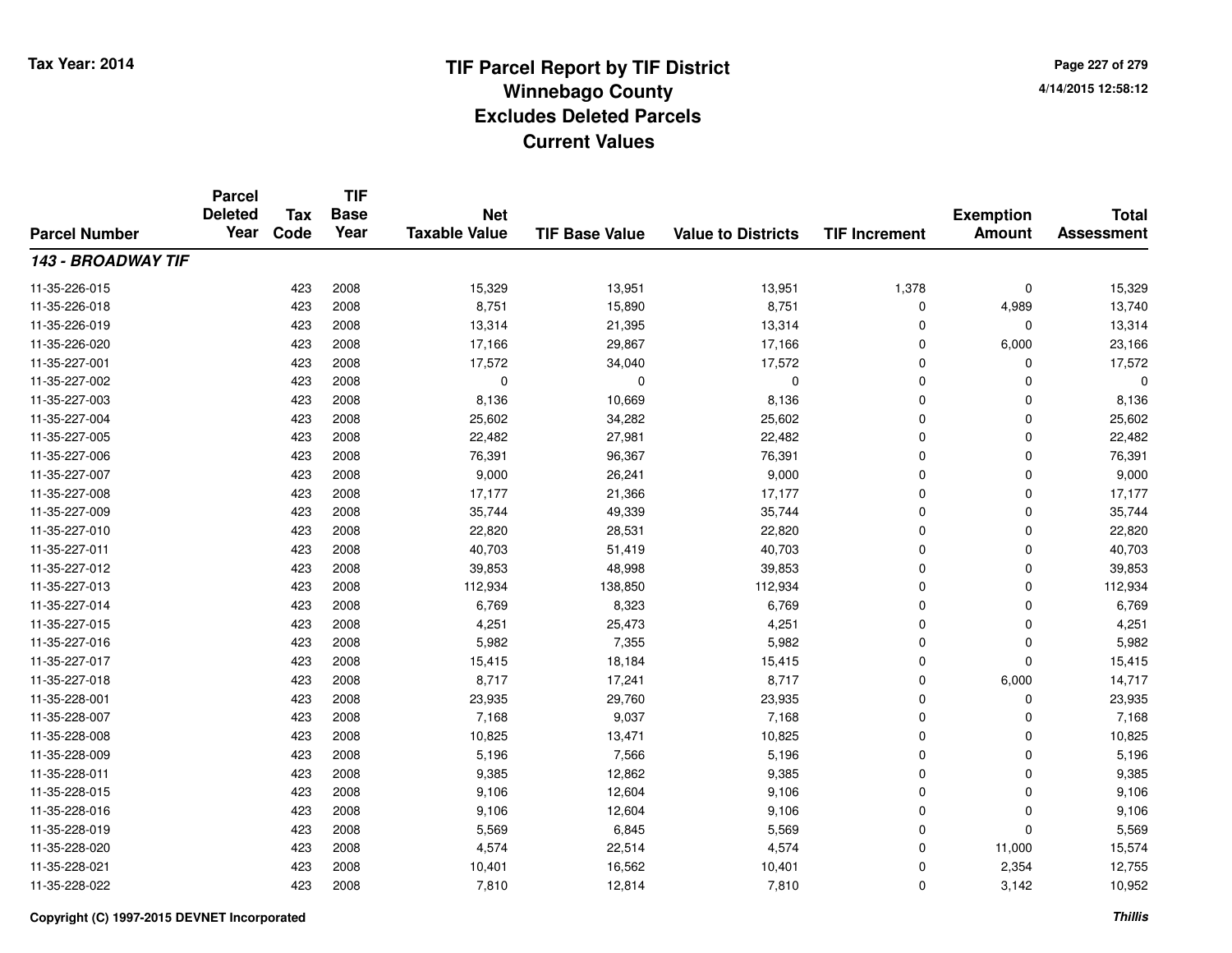# TIF Parcel Report by TIF District
## Winnebago County
## Excludes Deleted Parcels
## Current Values

Tax Year: 2014

4/14/2015 12:58:12

| Parcel Number | Parcel Deleted Year | Tax Code | TIF Base Year | Net Taxable Value | TIF Base Value | Value to Districts | TIF Increment | Exemption Amount | Total Assessment |
|---|---|---|---|---|---|---|---|---|---|
| ***143 - BROADWAY TIF*** | | | | | | | | | |
| 11-35-226-015 | | 423 | 2008 | 15,329 | 13,951 | 13,951 | 1,378 | 0 | 15,329 |
| 11-35-226-018 | | 423 | 2008 | 8,751 | 15,890 | 8,751 | 0 | 4,989 | 13,740 |
| 11-35-226-019 | | 423 | 2008 | 13,314 | 21,395 | 13,314 | 0 | 0 | 13,314 |
| 11-35-226-020 | | 423 | 2008 | 17,166 | 29,867 | 17,166 | 0 | 6,000 | 23,166 |
| 11-35-227-001 | | 423 | 2008 | 17,572 | 34,040 | 17,572 | 0 | 0 | 17,572 |
| 11-35-227-002 | | 423 | 2008 | 0 | 0 | 0 | 0 | 0 | 0 |
| 11-35-227-003 | | 423 | 2008 | 8,136 | 10,669 | 8,136 | 0 | 0 | 8,136 |
| 11-35-227-004 | | 423 | 2008 | 25,602 | 34,282 | 25,602 | 0 | 0 | 25,602 |
| 11-35-227-005 | | 423 | 2008 | 22,482 | 27,981 | 22,482 | 0 | 0 | 22,482 |
| 11-35-227-006 | | 423 | 2008 | 76,391 | 96,367 | 76,391 | 0 | 0 | 76,391 |
| 11-35-227-007 | | 423 | 2008 | 9,000 | 26,241 | 9,000 | 0 | 0 | 9,000 |
| 11-35-227-008 | | 423 | 2008 | 17,177 | 21,366 | 17,177 | 0 | 0 | 17,177 |
| 11-35-227-009 | | 423 | 2008 | 35,744 | 49,339 | 35,744 | 0 | 0 | 35,744 |
| 11-35-227-010 | | 423 | 2008 | 22,820 | 28,531 | 22,820 | 0 | 0 | 22,820 |
| 11-35-227-011 | | 423 | 2008 | 40,703 | 51,419 | 40,703 | 0 | 0 | 40,703 |
| 11-35-227-012 | | 423 | 2008 | 39,853 | 48,998 | 39,853 | 0 | 0 | 39,853 |
| 11-35-227-013 | | 423 | 2008 | 112,934 | 138,850 | 112,934 | 0 | 0 | 112,934 |
| 11-35-227-014 | | 423 | 2008 | 6,769 | 8,323 | 6,769 | 0 | 0 | 6,769 |
| 11-35-227-015 | | 423 | 2008 | 4,251 | 25,473 | 4,251 | 0 | 0 | 4,251 |
| 11-35-227-016 | | 423 | 2008 | 5,982 | 7,355 | 5,982 | 0 | 0 | 5,982 |
| 11-35-227-017 | | 423 | 2008 | 15,415 | 18,184 | 15,415 | 0 | 0 | 15,415 |
| 11-35-227-018 | | 423 | 2008 | 8,717 | 17,241 | 8,717 | 0 | 6,000 | 14,717 |
| 11-35-228-001 | | 423 | 2008 | 23,935 | 29,760 | 23,935 | 0 | 0 | 23,935 |
| 11-35-228-007 | | 423 | 2008 | 7,168 | 9,037 | 7,168 | 0 | 0 | 7,168 |
| 11-35-228-008 | | 423 | 2008 | 10,825 | 13,471 | 10,825 | 0 | 0 | 10,825 |
| 11-35-228-009 | | 423 | 2008 | 5,196 | 7,566 | 5,196 | 0 | 0 | 5,196 |
| 11-35-228-011 | | 423 | 2008 | 9,385 | 12,862 | 9,385 | 0 | 0 | 9,385 |
| 11-35-228-015 | | 423 | 2008 | 9,106 | 12,604 | 9,106 | 0 | 0 | 9,106 |
| 11-35-228-016 | | 423 | 2008 | 9,106 | 12,604 | 9,106 | 0 | 0 | 9,106 |
| 11-35-228-019 | | 423 | 2008 | 5,569 | 6,845 | 5,569 | 0 | 0 | 5,569 |
| 11-35-228-020 | | 423 | 2008 | 4,574 | 22,514 | 4,574 | 0 | 11,000 | 15,574 |
| 11-35-228-021 | | 423 | 2008 | 10,401 | 16,562 | 10,401 | 0 | 2,354 | 12,755 |
| 11-35-228-022 | | 423 | 2008 | 7,810 | 12,814 | 7,810 | 0 | 3,142 | 10,952 |

Copyright (C) 1997-2015 DEVNET Incorporated

*Thillis*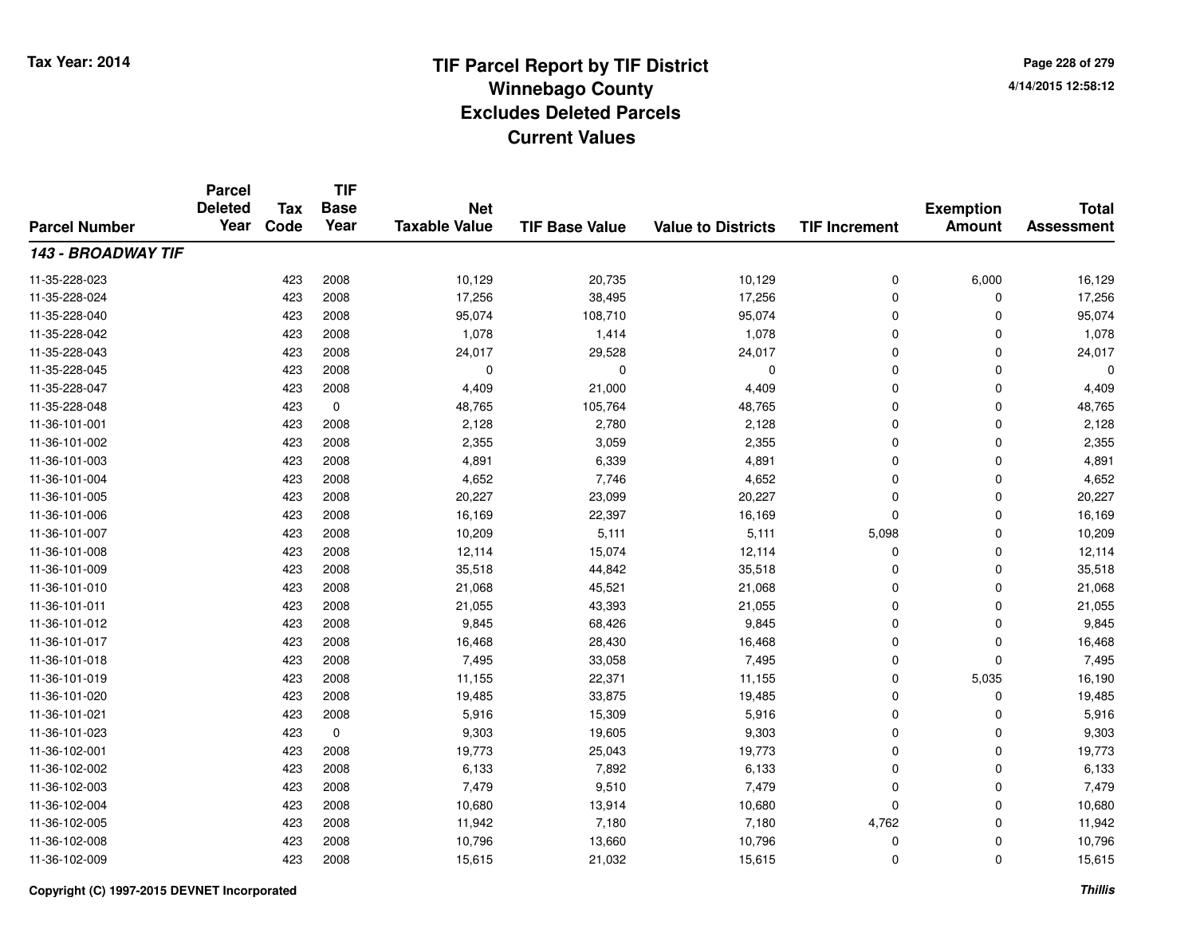# TIF Parcel Report by TIF District
## Winnebago County
## Excludes Deleted Parcels
## Current Values

Tax Year: 2014

4/14/2015 12:58:12

| Parcel Number | Parcel Deleted Year | Tax Code | TIF Base Year | Net Taxable Value | TIF Base Value | Value to Districts | TIF Increment | Exemption Amount | Total Assessment |
|---|---|---|---|---|---|---|---|---|---|
| ***143 - BROADWAY TIF*** | | | | | | | | | |
| 11-35-228-023 | | 423 | 2008 | 10,129 | 20,735 | 10,129 | 0 | 6,000 | 16,129 |
| 11-35-228-024 | | 423 | 2008 | 17,256 | 38,495 | 17,256 | 0 | 0 | 17,256 |
| 11-35-228-040 | | 423 | 2008 | 95,074 | 108,710 | 95,074 | 0 | 0 | 95,074 |
| 11-35-228-042 | | 423 | 2008 | 1,078 | 1,414 | 1,078 | 0 | 0 | 1,078 |
| 11-35-228-043 | | 423 | 2008 | 24,017 | 29,528 | 24,017 | 0 | 0 | 24,017 |
| 11-35-228-045 | | 423 | 2008 | 0 | 0 | 0 | 0 | 0 | 0 |
| 11-35-228-047 | | 423 | 2008 | 4,409 | 21,000 | 4,409 | 0 | 0 | 4,409 |
| 11-35-228-048 | | 423 | 0 | 48,765 | 105,764 | 48,765 | 0 | 0 | 48,765 |
| 11-36-101-001 | | 423 | 2008 | 2,128 | 2,780 | 2,128 | 0 | 0 | 2,128 |
| 11-36-101-002 | | 423 | 2008 | 2,355 | 3,059 | 2,355 | 0 | 0 | 2,355 |
| 11-36-101-003 | | 423 | 2008 | 4,891 | 6,339 | 4,891 | 0 | 0 | 4,891 |
| 11-36-101-004 | | 423 | 2008 | 4,652 | 7,746 | 4,652 | 0 | 0 | 4,652 |
| 11-36-101-005 | | 423 | 2008 | 20,227 | 23,099 | 20,227 | 0 | 0 | 20,227 |
| 11-36-101-006 | | 423 | 2008 | 16,169 | 22,397 | 16,169 | 0 | 0 | 16,169 |
| 11-36-101-007 | | 423 | 2008 | 10,209 | 5,111 | 5,111 | 5,098 | 0 | 10,209 |
| 11-36-101-008 | | 423 | 2008 | 12,114 | 15,074 | 12,114 | 0 | 0 | 12,114 |
| 11-36-101-009 | | 423 | 2008 | 35,518 | 44,842 | 35,518 | 0 | 0 | 35,518 |
| 11-36-101-010 | | 423 | 2008 | 21,068 | 45,521 | 21,068 | 0 | 0 | 21,068 |
| 11-36-101-011 | | 423 | 2008 | 21,055 | 43,393 | 21,055 | 0 | 0 | 21,055 |
| 11-36-101-012 | | 423 | 2008 | 9,845 | 68,426 | 9,845 | 0 | 0 | 9,845 |
| 11-36-101-017 | | 423 | 2008 | 16,468 | 28,430 | 16,468 | 0 | 0 | 16,468 |
| 11-36-101-018 | | 423 | 2008 | 7,495 | 33,058 | 7,495 | 0 | 0 | 7,495 |
| 11-36-101-019 | | 423 | 2008 | 11,155 | 22,371 | 11,155 | 0 | 5,035 | 16,190 |
| 11-36-101-020 | | 423 | 2008 | 19,485 | 33,875 | 19,485 | 0 | 0 | 19,485 |
| 11-36-101-021 | | 423 | 2008 | 5,916 | 15,309 | 5,916 | 0 | 0 | 5,916 |
| 11-36-101-023 | | 423 | 0 | 9,303 | 19,605 | 9,303 | 0 | 0 | 9,303 |
| 11-36-102-001 | | 423 | 2008 | 19,773 | 25,043 | 19,773 | 0 | 0 | 19,773 |
| 11-36-102-002 | | 423 | 2008 | 6,133 | 7,892 | 6,133 | 0 | 0 | 6,133 |
| 11-36-102-003 | | 423 | 2008 | 7,479 | 9,510 | 7,479 | 0 | 0 | 7,479 |
| 11-36-102-004 | | 423 | 2008 | 10,680 | 13,914 | 10,680 | 0 | 0 | 10,680 |
| 11-36-102-005 | | 423 | 2008 | 11,942 | 7,180 | 7,180 | 4,762 | 0 | 11,942 |
| 11-36-102-008 | | 423 | 2008 | 10,796 | 13,660 | 10,796 | 0 | 0 | 10,796 |
| 11-36-102-009 | | 423 | 2008 | 15,615 | 21,032 | 15,615 | 0 | 0 | 15,615 |

Copyright (C) 1997-2015 DEVNET Incorporated

*Thillis*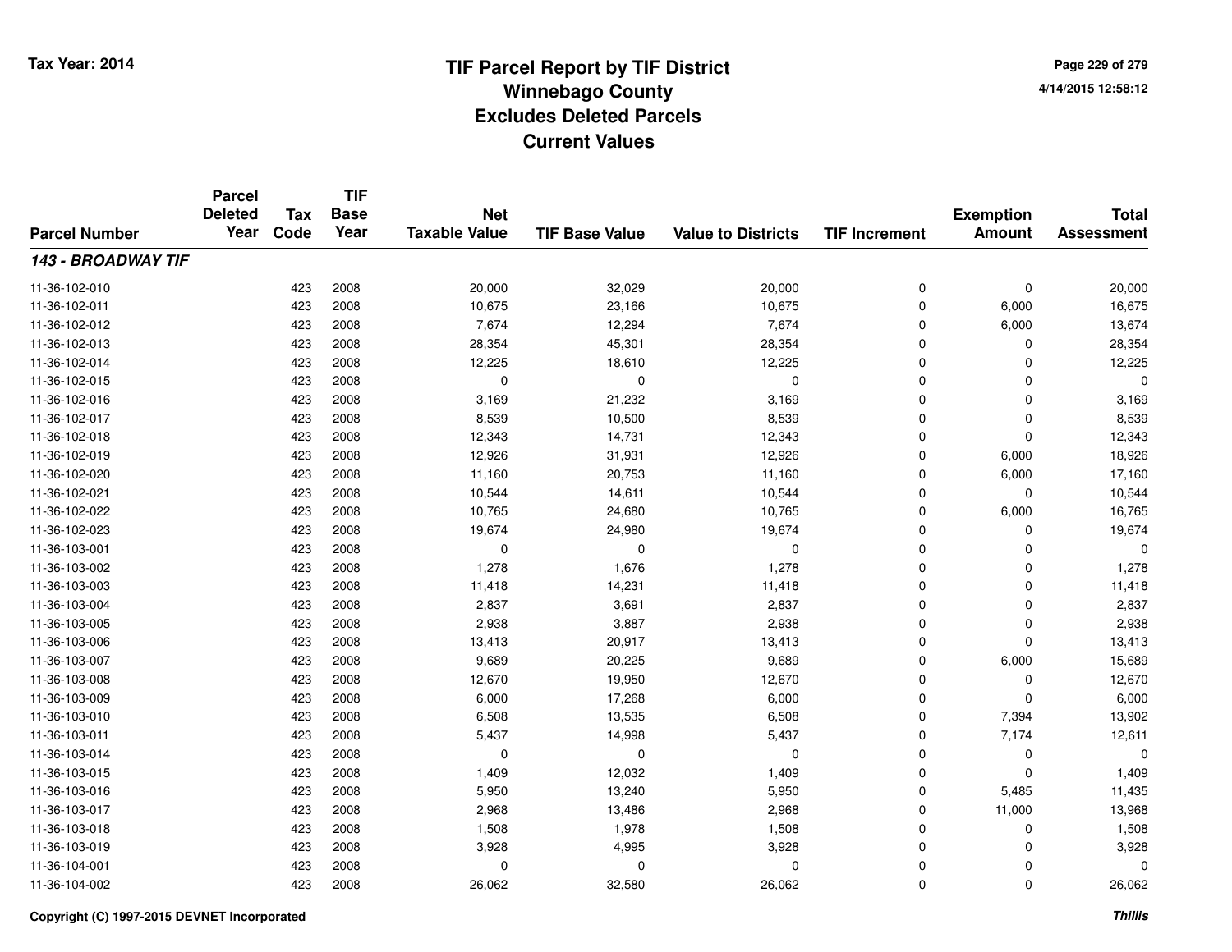# TIF Parcel Report by TIF District
## Winnebago County
## Excludes Deleted Parcels
## Current Values

Tax Year: 2014

4/14/2015 12:58:12

| Parcel Number | Parcel Deleted Year | Tax Code | TIF Base Year | Net Taxable Value | TIF Base Value | Value to Districts | TIF Increment | Exemption Amount | Total Assessment |
|---|---|---|---|---|---|---|---|---|---|
| ***143 - BROADWAY TIF*** | | | | | | | | | |
| 11-36-102-010 | | 423 | 2008 | 20,000 | 32,029 | 20,000 | 0 | 0 | 20,000 |
| 11-36-102-011 | | 423 | 2008 | 10,675 | 23,166 | 10,675 | 0 | 6,000 | 16,675 |
| 11-36-102-012 | | 423 | 2008 | 7,674 | 12,294 | 7,674 | 0 | 6,000 | 13,674 |
| 11-36-102-013 | | 423 | 2008 | 28,354 | 45,301 | 28,354 | 0 | 0 | 28,354 |
| 11-36-102-014 | | 423 | 2008 | 12,225 | 18,610 | 12,225 | 0 | 0 | 12,225 |
| 11-36-102-015 | | 423 | 2008 | 0 | 0 | 0 | 0 | 0 | 0 |
| 11-36-102-016 | | 423 | 2008 | 3,169 | 21,232 | 3,169 | 0 | 0 | 3,169 |
| 11-36-102-017 | | 423 | 2008 | 8,539 | 10,500 | 8,539 | 0 | 0 | 8,539 |
| 11-36-102-018 | | 423 | 2008 | 12,343 | 14,731 | 12,343 | 0 | 0 | 12,343 |
| 11-36-102-019 | | 423 | 2008 | 12,926 | 31,931 | 12,926 | 0 | 6,000 | 18,926 |
| 11-36-102-020 | | 423 | 2008 | 11,160 | 20,753 | 11,160 | 0 | 6,000 | 17,160 |
| 11-36-102-021 | | 423 | 2008 | 10,544 | 14,611 | 10,544 | 0 | 0 | 10,544 |
| 11-36-102-022 | | 423 | 2008 | 10,765 | 24,680 | 10,765 | 0 | 6,000 | 16,765 |
| 11-36-102-023 | | 423 | 2008 | 19,674 | 24,980 | 19,674 | 0 | 0 | 19,674 |
| 11-36-103-001 | | 423 | 2008 | 0 | 0 | 0 | 0 | 0 | 0 |
| 11-36-103-002 | | 423 | 2008 | 1,278 | 1,676 | 1,278 | 0 | 0 | 1,278 |
| 11-36-103-003 | | 423 | 2008 | 11,418 | 14,231 | 11,418 | 0 | 0 | 11,418 |
| 11-36-103-004 | | 423 | 2008 | 2,837 | 3,691 | 2,837 | 0 | 0 | 2,837 |
| 11-36-103-005 | | 423 | 2008 | 2,938 | 3,887 | 2,938 | 0 | 0 | 2,938 |
| 11-36-103-006 | | 423 | 2008 | 13,413 | 20,917 | 13,413 | 0 | 0 | 13,413 |
| 11-36-103-007 | | 423 | 2008 | 9,689 | 20,225 | 9,689 | 0 | 6,000 | 15,689 |
| 11-36-103-008 | | 423 | 2008 | 12,670 | 19,950 | 12,670 | 0 | 0 | 12,670 |
| 11-36-103-009 | | 423 | 2008 | 6,000 | 17,268 | 6,000 | 0 | 0 | 6,000 |
| 11-36-103-010 | | 423 | 2008 | 6,508 | 13,535 | 6,508 | 0 | 7,394 | 13,902 |
| 11-36-103-011 | | 423 | 2008 | 5,437 | 14,998 | 5,437 | 0 | 7,174 | 12,611 |
| 11-36-103-014 | | 423 | 2008 | 0 | 0 | 0 | 0 | 0 | 0 |
| 11-36-103-015 | | 423 | 2008 | 1,409 | 12,032 | 1,409 | 0 | 0 | 1,409 |
| 11-36-103-016 | | 423 | 2008 | 5,950 | 13,240 | 5,950 | 0 | 5,485 | 11,435 |
| 11-36-103-017 | | 423 | 2008 | 2,968 | 13,486 | 2,968 | 0 | 11,000 | 13,968 |
| 11-36-103-018 | | 423 | 2008 | 1,508 | 1,978 | 1,508 | 0 | 0 | 1,508 |
| 11-36-103-019 | | 423 | 2008 | 3,928 | 4,995 | 3,928 | 0 | 0 | 3,928 |
| 11-36-104-001 | | 423 | 2008 | 0 | 0 | 0 | 0 | 0 | 0 |
| 11-36-104-002 | | 423 | 2008 | 26,062 | 32,580 | 26,062 | 0 | 0 | 26,062 |

Copyright (C) 1997-2015 DEVNET Incorporated

Thillis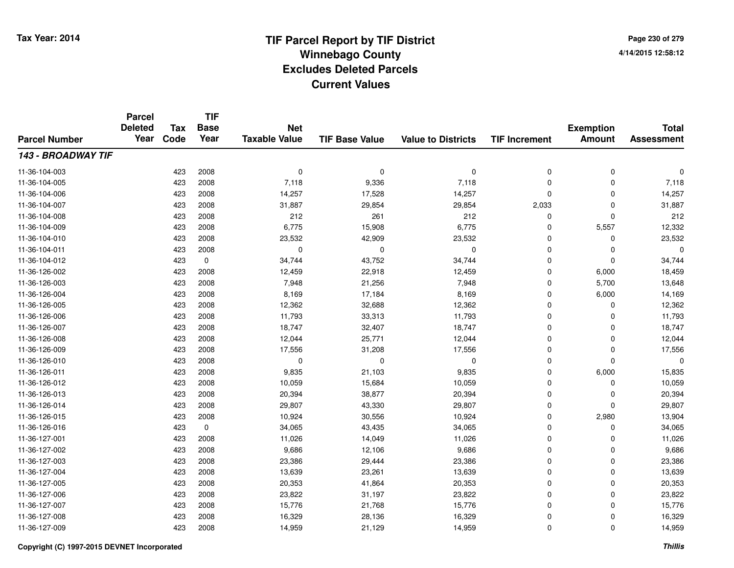# TIF Parcel Report by TIF District
# Winnebago County
# Excludes Deleted Parcels
# Current Values

Tax Year: 2014

4/14/2015 12:58:12

| Parcel Number | Parcel Deleted Year | Tax Code | TIF Base Year | Net Taxable Value | TIF Base Value | Value to Districts | TIF Increment | Exemption Amount | Total Assessment |
|---|---|---|---|---|---|---|---|---|---|
| ***143 - BROADWAY TIF*** | | | | | | | | | |
| 11-36-104-003 | | 423 | 2008 | 0 | 0 | 0 | 0 | 0 | 0 |
| 11-36-104-005 | | 423 | 2008 | 7,118 | 9,336 | 7,118 | 0 | 0 | 7,118 |
| 11-36-104-006 | | 423 | 2008 | 14,257 | 17,528 | 14,257 | 0 | 0 | 14,257 |
| 11-36-104-007 | | 423 | 2008 | 31,887 | 29,854 | 29,854 | 2,033 | 0 | 31,887 |
| 11-36-104-008 | | 423 | 2008 | 212 | 261 | 212 | 0 | 0 | 212 |
| 11-36-104-009 | | 423 | 2008 | 6,775 | 15,908 | 6,775 | 0 | 5,557 | 12,332 |
| 11-36-104-010 | | 423 | 2008 | 23,532 | 42,909 | 23,532 | 0 | 0 | 23,532 |
| 11-36-104-011 | | 423 | 2008 | 0 | 0 | 0 | 0 | 0 | 0 |
| 11-36-104-012 | | 423 | 0 | 34,744 | 43,752 | 34,744 | 0 | 0 | 34,744 |
| 11-36-126-002 | | 423 | 2008 | 12,459 | 22,918 | 12,459 | 0 | 6,000 | 18,459 |
| 11-36-126-003 | | 423 | 2008 | 7,948 | 21,256 | 7,948 | 0 | 5,700 | 13,648 |
| 11-36-126-004 | | 423 | 2008 | 8,169 | 17,184 | 8,169 | 0 | 6,000 | 14,169 |
| 11-36-126-005 | | 423 | 2008 | 12,362 | 32,688 | 12,362 | 0 | 0 | 12,362 |
| 11-36-126-006 | | 423 | 2008 | 11,793 | 33,313 | 11,793 | 0 | 0 | 11,793 |
| 11-36-126-007 | | 423 | 2008 | 18,747 | 32,407 | 18,747 | 0 | 0 | 18,747 |
| 11-36-126-008 | | 423 | 2008 | 12,044 | 25,771 | 12,044 | 0 | 0 | 12,044 |
| 11-36-126-009 | | 423 | 2008 | 17,556 | 31,208 | 17,556 | 0 | 0 | 17,556 |
| 11-36-126-010 | | 423 | 2008 | 0 | 0 | 0 | 0 | 0 | 0 |
| 11-36-126-011 | | 423 | 2008 | 9,835 | 21,103 | 9,835 | 0 | 6,000 | 15,835 |
| 11-36-126-012 | | 423 | 2008 | 10,059 | 15,684 | 10,059 | 0 | 0 | 10,059 |
| 11-36-126-013 | | 423 | 2008 | 20,394 | 38,877 | 20,394 | 0 | 0 | 20,394 |
| 11-36-126-014 | | 423 | 2008 | 29,807 | 43,330 | 29,807 | 0 | 0 | 29,807 |
| 11-36-126-015 | | 423 | 2008 | 10,924 | 30,556 | 10,924 | 0 | 2,980 | 13,904 |
| 11-36-126-016 | | 423 | 0 | 34,065 | 43,435 | 34,065 | 0 | 0 | 34,065 |
| 11-36-127-001 | | 423 | 2008 | 11,026 | 14,049 | 11,026 | 0 | 0 | 11,026 |
| 11-36-127-002 | | 423 | 2008 | 9,686 | 12,106 | 9,686 | 0 | 0 | 9,686 |
| 11-36-127-003 | | 423 | 2008 | 23,386 | 29,444 | 23,386 | 0 | 0 | 23,386 |
| 11-36-127-004 | | 423 | 2008 | 13,639 | 23,261 | 13,639 | 0 | 0 | 13,639 |
| 11-36-127-005 | | 423 | 2008 | 20,353 | 41,864 | 20,353 | 0 | 0 | 20,353 |
| 11-36-127-006 | | 423 | 2008 | 23,822 | 31,197 | 23,822 | 0 | 0 | 23,822 |
| 11-36-127-007 | | 423 | 2008 | 15,776 | 21,768 | 15,776 | 0 | 0 | 15,776 |
| 11-36-127-008 | | 423 | 2008 | 16,329 | 28,136 | 16,329 | 0 | 0 | 16,329 |
| 11-36-127-009 | | 423 | 2008 | 14,959 | 21,129 | 14,959 | 0 | 0 | 14,959 |

Copyright (C) 1997-2015 DEVNET Incorporated

*Thillis*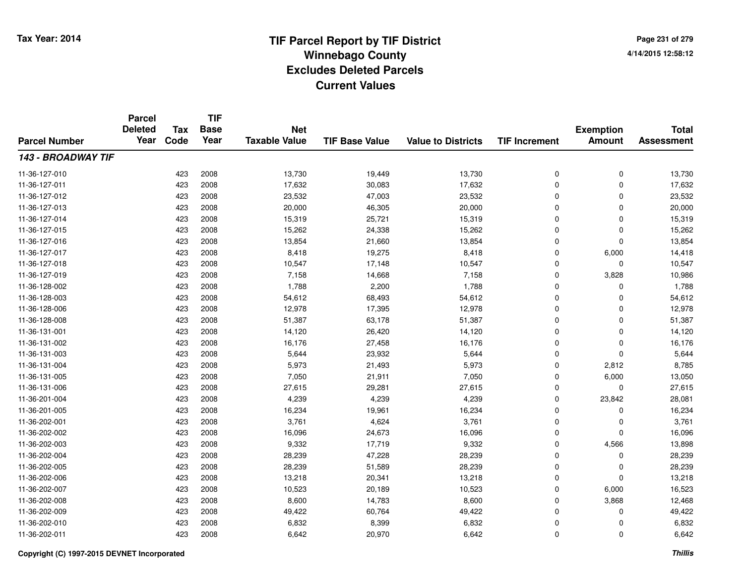# TIF Parcel Report by TIF District
# Winnebago County
# Excludes Deleted Parcels
# Current Values

Tax Year: 2014

4/14/2015 12:58:12

| Parcel Number | Parcel Deleted Year | Tax Code | TIF Base Year | Net Taxable Value | TIF Base Value | Value to Districts | TIF Increment | Exemption Amount | Total Assessment |
|---|---|---|---|---|---|---|---|---|---|
| ***143 - BROADWAY TIF*** | | | | | | | | | |
| 11-36-127-010 | | 423 | 2008 | 13,730 | 19,449 | 13,730 | 0 | 0 | 13,730 |
| 11-36-127-011 | | 423 | 2008 | 17,632 | 30,083 | 17,632 | 0 | 0 | 17,632 |
| 11-36-127-012 | | 423 | 2008 | 23,532 | 47,003 | 23,532 | 0 | 0 | 23,532 |
| 11-36-127-013 | | 423 | 2008 | 20,000 | 46,305 | 20,000 | 0 | 0 | 20,000 |
| 11-36-127-014 | | 423 | 2008 | 15,319 | 25,721 | 15,319 | 0 | 0 | 15,319 |
| 11-36-127-015 | | 423 | 2008 | 15,262 | 24,338 | 15,262 | 0 | 0 | 15,262 |
| 11-36-127-016 | | 423 | 2008 | 13,854 | 21,660 | 13,854 | 0 | 0 | 13,854 |
| 11-36-127-017 | | 423 | 2008 | 8,418 | 19,275 | 8,418 | 0 | 6,000 | 14,418 |
| 11-36-127-018 | | 423 | 2008 | 10,547 | 17,148 | 10,547 | 0 | 0 | 10,547 |
| 11-36-127-019 | | 423 | 2008 | 7,158 | 14,668 | 7,158 | 0 | 3,828 | 10,986 |
| 11-36-128-002 | | 423 | 2008 | 1,788 | 2,200 | 1,788 | 0 | 0 | 1,788 |
| 11-36-128-003 | | 423 | 2008 | 54,612 | 68,493 | 54,612 | 0 | 0 | 54,612 |
| 11-36-128-006 | | 423 | 2008 | 12,978 | 17,395 | 12,978 | 0 | 0 | 12,978 |
| 11-36-128-008 | | 423 | 2008 | 51,387 | 63,178 | 51,387 | 0 | 0 | 51,387 |
| 11-36-131-001 | | 423 | 2008 | 14,120 | 26,420 | 14,120 | 0 | 0 | 14,120 |
| 11-36-131-002 | | 423 | 2008 | 16,176 | 27,458 | 16,176 | 0 | 0 | 16,176 |
| 11-36-131-003 | | 423 | 2008 | 5,644 | 23,932 | 5,644 | 0 | 0 | 5,644 |
| 11-36-131-004 | | 423 | 2008 | 5,973 | 21,493 | 5,973 | 0 | 2,812 | 8,785 |
| 11-36-131-005 | | 423 | 2008 | 7,050 | 21,911 | 7,050 | 0 | 6,000 | 13,050 |
| 11-36-131-006 | | 423 | 2008 | 27,615 | 29,281 | 27,615 | 0 | 0 | 27,615 |
| 11-36-201-004 | | 423 | 2008 | 4,239 | 4,239 | 4,239 | 0 | 23,842 | 28,081 |
| 11-36-201-005 | | 423 | 2008 | 16,234 | 19,961 | 16,234 | 0 | 0 | 16,234 |
| 11-36-202-001 | | 423 | 2008 | 3,761 | 4,624 | 3,761 | 0 | 0 | 3,761 |
| 11-36-202-002 | | 423 | 2008 | 16,096 | 24,673 | 16,096 | 0 | 0 | 16,096 |
| 11-36-202-003 | | 423 | 2008 | 9,332 | 17,719 | 9,332 | 0 | 4,566 | 13,898 |
| 11-36-202-004 | | 423 | 2008 | 28,239 | 47,228 | 28,239 | 0 | 0 | 28,239 |
| 11-36-202-005 | | 423 | 2008 | 28,239 | 51,589 | 28,239 | 0 | 0 | 28,239 |
| 11-36-202-006 | | 423 | 2008 | 13,218 | 20,341 | 13,218 | 0 | 0 | 13,218 |
| 11-36-202-007 | | 423 | 2008 | 10,523 | 20,189 | 10,523 | 0 | 6,000 | 16,523 |
| 11-36-202-008 | | 423 | 2008 | 8,600 | 14,783 | 8,600 | 0 | 3,868 | 12,468 |
| 11-36-202-009 | | 423 | 2008 | 49,422 | 60,764 | 49,422 | 0 | 0 | 49,422 |
| 11-36-202-010 | | 423 | 2008 | 6,832 | 8,399 | 6,832 | 0 | 0 | 6,832 |
| 11-36-202-011 | | 423 | 2008 | 6,642 | 20,970 | 6,642 | 0 | 0 | 6,642 |

Copyright (C) 1997-2015 DEVNET Incorporated

*Thillis*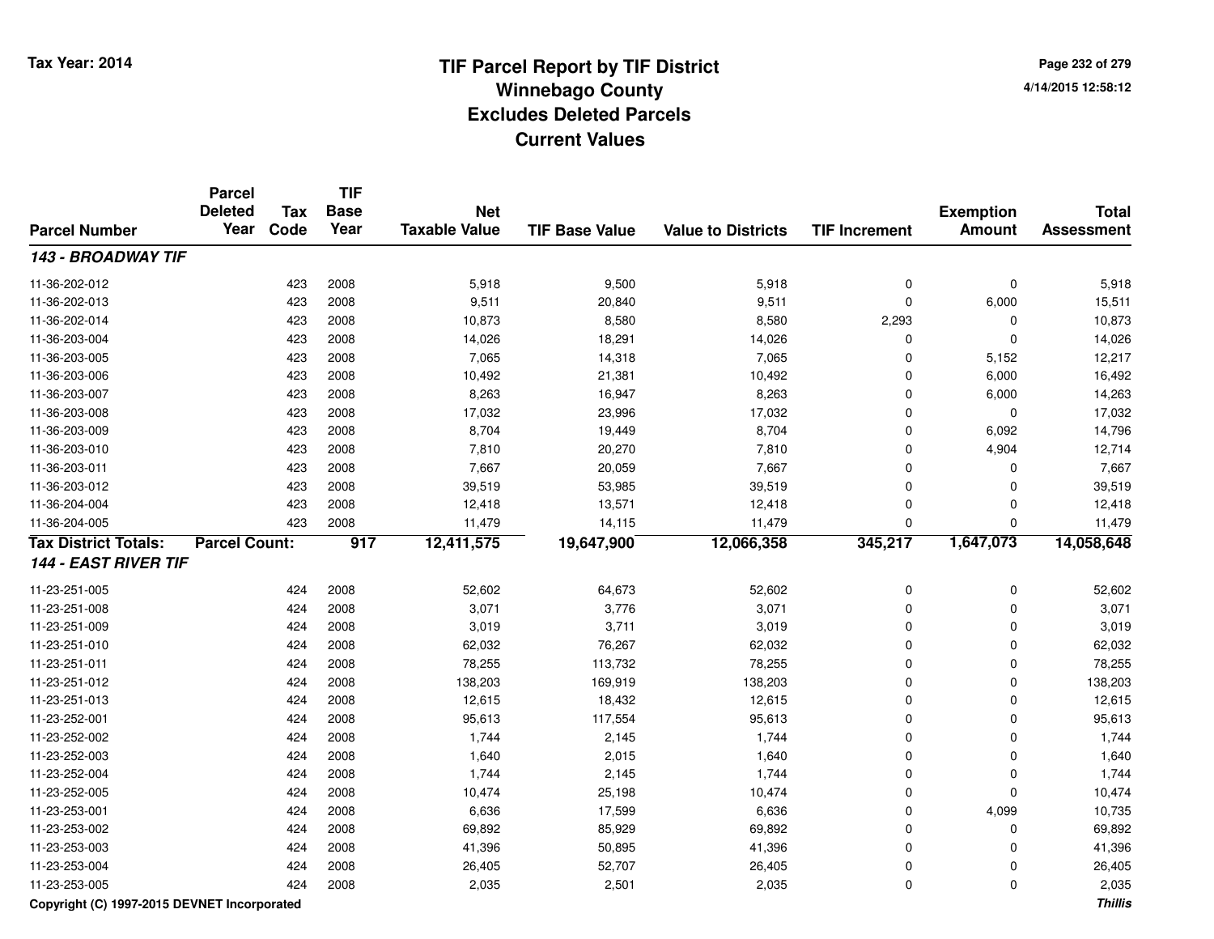# TIF Parcel Report by TIF District
## Winnebago County
## Excludes Deleted Parcels
## Current Values

Tax Year: 2014

4/14/2015 12:58:12

| Parcel Number | Parcel Deleted Year | Tax Code | TIF Base Year | Net Taxable Value | TIF Base Value | Value to Districts | TIF Increment | Exemption Amount | Total Assessment |
|---|---|---|---|---|---|---|---|---|---|
| ***143 - BROADWAY TIF*** | | | | | | | | | |
| 11-36-202-012 | | 423 | 2008 | 5,918 | 9,500 | 5,918 | 0 | 0 | 5,918 |
| 11-36-202-013 | | 423 | 2008 | 9,511 | 20,840 | 9,511 | 0 | 6,000 | 15,511 |
| 11-36-202-014 | | 423 | 2008 | 10,873 | 8,580 | 8,580 | 2,293 | 0 | 10,873 |
| 11-36-203-004 | | 423 | 2008 | 14,026 | 18,291 | 14,026 | 0 | 0 | 14,026 |
| 11-36-203-005 | | 423 | 2008 | 7,065 | 14,318 | 7,065 | 0 | 5,152 | 12,217 |
| 11-36-203-006 | | 423 | 2008 | 10,492 | 21,381 | 10,492 | 0 | 6,000 | 16,492 |
| 11-36-203-007 | | 423 | 2008 | 8,263 | 16,947 | 8,263 | 0 | 6,000 | 14,263 |
| 11-36-203-008 | | 423 | 2008 | 17,032 | 23,996 | 17,032 | 0 | 0 | 17,032 |
| 11-36-203-009 | | 423 | 2008 | 8,704 | 19,449 | 8,704 | 0 | 6,092 | 14,796 |
| 11-36-203-010 | | 423 | 2008 | 7,810 | 20,270 | 7,810 | 0 | 4,904 | 12,714 |
| 11-36-203-011 | | 423 | 2008 | 7,667 | 20,059 | 7,667 | 0 | 0 | 7,667 |
| 11-36-203-012 | | 423 | 2008 | 39,519 | 53,985 | 39,519 | 0 | 0 | 39,519 |
| 11-36-204-004 | | 423 | 2008 | 12,418 | 13,571 | 12,418 | 0 | 0 | 12,418 |
| 11-36-204-005 | | 423 | 2008 | 11,479 | 14,115 | 11,479 | 0 | 0 | 11,479 |
| **Tax District Totals:** | **Parcel Count:** | | **917** | **12,411,575** | **19,647,900** | **12,066,358** | **345,217** | **1,647,073** | **14,058,648** |
| ***144 - EAST RIVER TIF*** | | | | | | | | | |
| 11-23-251-005 | | 424 | 2008 | 52,602 | 64,673 | 52,602 | 0 | 0 | 52,602 |
| 11-23-251-008 | | 424 | 2008 | 3,071 | 3,776 | 3,071 | 0 | 0 | 3,071 |
| 11-23-251-009 | | 424 | 2008 | 3,019 | 3,711 | 3,019 | 0 | 0 | 3,019 |
| 11-23-251-010 | | 424 | 2008 | 62,032 | 76,267 | 62,032 | 0 | 0 | 62,032 |
| 11-23-251-011 | | 424 | 2008 | 78,255 | 113,732 | 78,255 | 0 | 0 | 78,255 |
| 11-23-251-012 | | 424 | 2008 | 138,203 | 169,919 | 138,203 | 0 | 0 | 138,203 |
| 11-23-251-013 | | 424 | 2008 | 12,615 | 18,432 | 12,615 | 0 | 0 | 12,615 |
| 11-23-252-001 | | 424 | 2008 | 95,613 | 117,554 | 95,613 | 0 | 0 | 95,613 |
| 11-23-252-002 | | 424 | 2008 | 1,744 | 2,145 | 1,744 | 0 | 0 | 1,744 |
| 11-23-252-003 | | 424 | 2008 | 1,640 | 2,015 | 1,640 | 0 | 0 | 1,640 |
| 11-23-252-004 | | 424 | 2008 | 1,744 | 2,145 | 1,744 | 0 | 0 | 1,744 |
| 11-23-252-005 | | 424 | 2008 | 10,474 | 25,198 | 10,474 | 0 | 0 | 10,474 |
| 11-23-253-001 | | 424 | 2008 | 6,636 | 17,599 | 6,636 | 0 | 4,099 | 10,735 |
| 11-23-253-002 | | 424 | 2008 | 69,892 | 85,929 | 69,892 | 0 | 0 | 69,892 |
| 11-23-253-003 | | 424 | 2008 | 41,396 | 50,895 | 41,396 | 0 | 0 | 41,396 |
| 11-23-253-004 | | 424 | 2008 | 26,405 | 52,707 | 26,405 | 0 | 0 | 26,405 |
| 11-23-253-005 | | 424 | 2008 | 2,035 | 2,501 | 2,035 | 0 | 0 | 2,035 |

Copyright (C) 1997-2015 DEVNET Incorporated

*Thillis*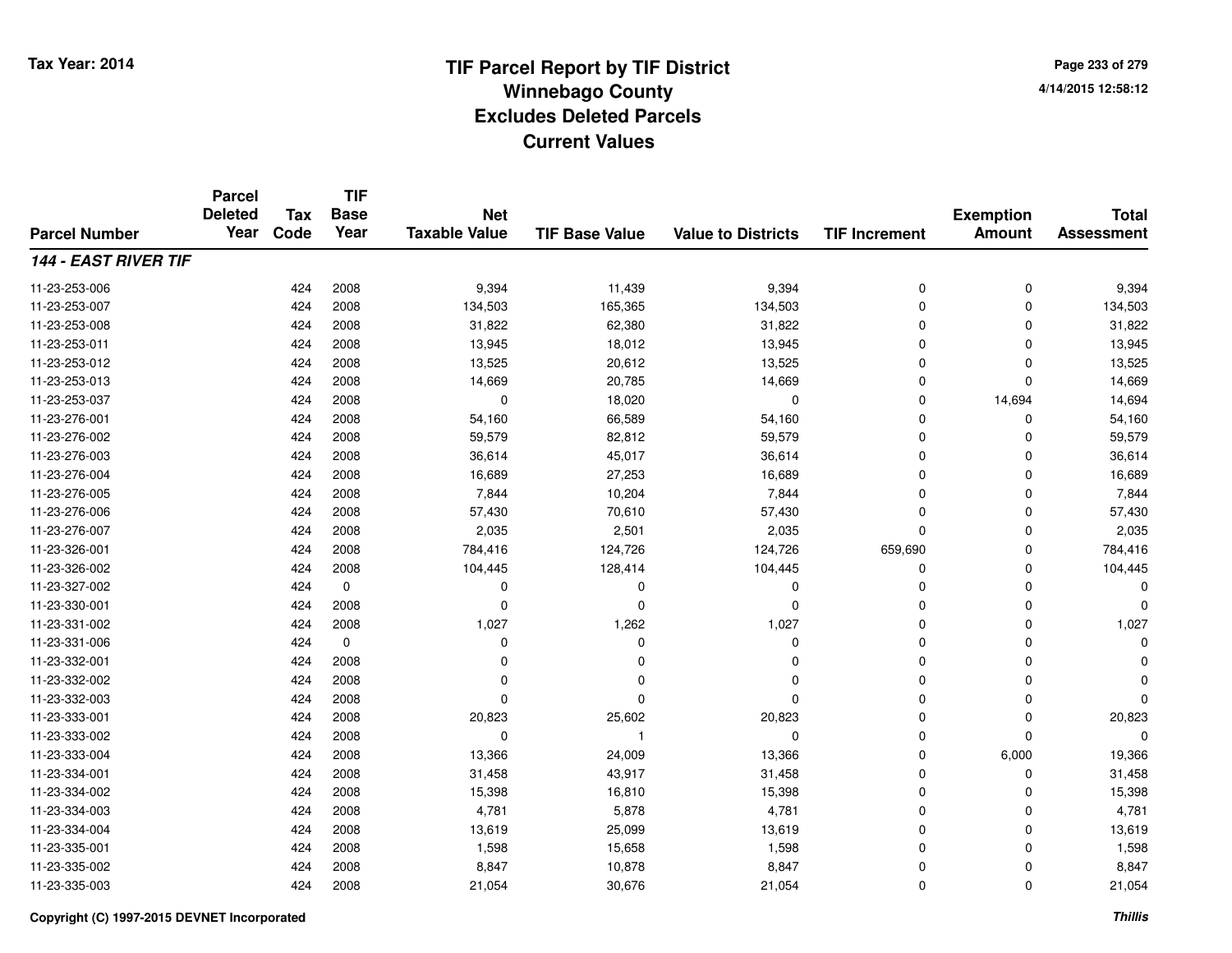Tax Year: 2014

# TIF Parcel Report by TIF District
## Winnebago County
## Excludes Deleted Parcels
## Current Values

4/14/2015 12:58:12

| Parcel Number | Parcel Deleted Year | Tax Code | TIF Base Year | Net Taxable Value | TIF Base Value | Value to Districts | TIF Increment | Exemption Amount | Total Assessment |
|---|---|---|---|---|---|---|---|---|---|
| ***144 - EAST RIVER TIF*** | | | | | | | | | |
| 11-23-253-006 | | 424 | 2008 | 9,394 | 11,439 | 9,394 | 0 | 0 | 9,394 |
| 11-23-253-007 | | 424 | 2008 | 134,503 | 165,365 | 134,503 | 0 | 0 | 134,503 |
| 11-23-253-008 | | 424 | 2008 | 31,822 | 62,380 | 31,822 | 0 | 0 | 31,822 |
| 11-23-253-011 | | 424 | 2008 | 13,945 | 18,012 | 13,945 | 0 | 0 | 13,945 |
| 11-23-253-012 | | 424 | 2008 | 13,525 | 20,612 | 13,525 | 0 | 0 | 13,525 |
| 11-23-253-013 | | 424 | 2008 | 14,669 | 20,785 | 14,669 | 0 | 0 | 14,669 |
| 11-23-253-037 | | 424 | 2008 | 0 | 18,020 | 0 | 0 | 14,694 | 14,694 |
| 11-23-276-001 | | 424 | 2008 | 54,160 | 66,589 | 54,160 | 0 | 0 | 54,160 |
| 11-23-276-002 | | 424 | 2008 | 59,579 | 82,812 | 59,579 | 0 | 0 | 59,579 |
| 11-23-276-003 | | 424 | 2008 | 36,614 | 45,017 | 36,614 | 0 | 0 | 36,614 |
| 11-23-276-004 | | 424 | 2008 | 16,689 | 27,253 | 16,689 | 0 | 0 | 16,689 |
| 11-23-276-005 | | 424 | 2008 | 7,844 | 10,204 | 7,844 | 0 | 0 | 7,844 |
| 11-23-276-006 | | 424 | 2008 | 57,430 | 70,610 | 57,430 | 0 | 0 | 57,430 |
| 11-23-276-007 | | 424 | 2008 | 2,035 | 2,501 | 2,035 | 0 | 0 | 2,035 |
| 11-23-326-001 | | 424 | 2008 | 784,416 | 124,726 | 124,726 | 659,690 | 0 | 784,416 |
| 11-23-326-002 | | 424 | 2008 | 104,445 | 128,414 | 104,445 | 0 | 0 | 104,445 |
| 11-23-327-002 | | 424 | 0 | 0 | 0 | 0 | 0 | 0 | 0 |
| 11-23-330-001 | | 424 | 2008 | 0 | 0 | 0 | 0 | 0 | 0 |
| 11-23-331-002 | | 424 | 2008 | 1,027 | 1,262 | 1,027 | 0 | 0 | 1,027 |
| 11-23-331-006 | | 424 | 0 | 0 | 0 | 0 | 0 | 0 | 0 |
| 11-23-332-001 | | 424 | 2008 | 0 | 0 | 0 | 0 | 0 | 0 |
| 11-23-332-002 | | 424 | 2008 | 0 | 0 | 0 | 0 | 0 | 0 |
| 11-23-332-003 | | 424 | 2008 | 0 | 0 | 0 | 0 | 0 | 0 |
| 11-23-333-001 | | 424 | 2008 | 20,823 | 25,602 | 20,823 | 0 | 0 | 20,823 |
| 11-23-333-002 | | 424 | 2008 | 0 | 1 | 0 | 0 | 0 | 0 |
| 11-23-333-004 | | 424 | 2008 | 13,366 | 24,009 | 13,366 | 0 | 6,000 | 19,366 |
| 11-23-334-001 | | 424 | 2008 | 31,458 | 43,917 | 31,458 | 0 | 0 | 31,458 |
| 11-23-334-002 | | 424 | 2008 | 15,398 | 16,810 | 15,398 | 0 | 0 | 15,398 |
| 11-23-334-003 | | 424 | 2008 | 4,781 | 5,878 | 4,781 | 0 | 0 | 4,781 |
| 11-23-334-004 | | 424 | 2008 | 13,619 | 25,099 | 13,619 | 0 | 0 | 13,619 |
| 11-23-335-001 | | 424 | 2008 | 1,598 | 15,658 | 1,598 | 0 | 0 | 1,598 |
| 11-23-335-002 | | 424 | 2008 | 8,847 | 10,878 | 8,847 | 0 | 0 | 8,847 |
| 11-23-335-003 | | 424 | 2008 | 21,054 | 30,676 | 21,054 | 0 | 0 | 21,054 |

Copyright (C) 1997-2015 DEVNET Incorporated

*Thillis*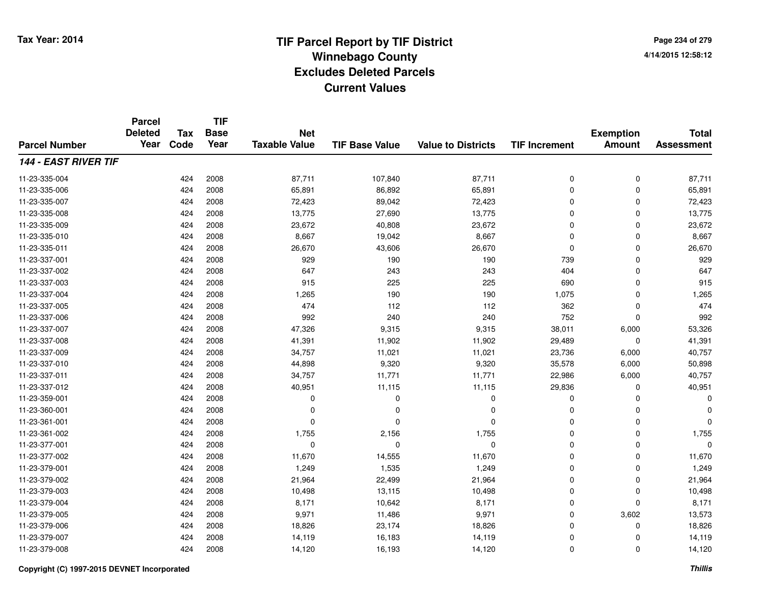# TIF Parcel Report by TIF District
# Winnebago County
# Excludes Deleted Parcels
# Current Values

Tax Year: 2014

| Parcel Number | Parcel Deleted Year | Tax Code | TIF Base Year | Net Taxable Value | TIF Base Value | Value to Districts | TIF Increment | Exemption Amount | Total Assessment |
|---|---|---|---|---|---|---|---|---|---|
| ***144 - EAST RIVER TIF*** | | | | | | | | | |
| 11-23-335-004 | | 424 | 2008 | 87,711 | 107,840 | 87,711 | 0 | 0 | 87,711 |
| 11-23-335-006 | | 424 | 2008 | 65,891 | 86,892 | 65,891 | 0 | 0 | 65,891 |
| 11-23-335-007 | | 424 | 2008 | 72,423 | 89,042 | 72,423 | 0 | 0 | 72,423 |
| 11-23-335-008 | | 424 | 2008 | 13,775 | 27,690 | 13,775 | 0 | 0 | 13,775 |
| 11-23-335-009 | | 424 | 2008 | 23,672 | 40,808 | 23,672 | 0 | 0 | 23,672 |
| 11-23-335-010 | | 424 | 2008 | 8,667 | 19,042 | 8,667 | 0 | 0 | 8,667 |
| 11-23-335-011 | | 424 | 2008 | 26,670 | 43,606 | 26,670 | 0 | 0 | 26,670 |
| 11-23-337-001 | | 424 | 2008 | 929 | 190 | 190 | 739 | 0 | 929 |
| 11-23-337-002 | | 424 | 2008 | 647 | 243 | 243 | 404 | 0 | 647 |
| 11-23-337-003 | | 424 | 2008 | 915 | 225 | 225 | 690 | 0 | 915 |
| 11-23-337-004 | | 424 | 2008 | 1,265 | 190 | 190 | 1,075 | 0 | 1,265 |
| 11-23-337-005 | | 424 | 2008 | 474 | 112 | 112 | 362 | 0 | 474 |
| 11-23-337-006 | | 424 | 2008 | 992 | 240 | 240 | 752 | 0 | 992 |
| 11-23-337-007 | | 424 | 2008 | 47,326 | 9,315 | 9,315 | 38,011 | 6,000 | 53,326 |
| 11-23-337-008 | | 424 | 2008 | 41,391 | 11,902 | 11,902 | 29,489 | 0 | 41,391 |
| 11-23-337-009 | | 424 | 2008 | 34,757 | 11,021 | 11,021 | 23,736 | 6,000 | 40,757 |
| 11-23-337-010 | | 424 | 2008 | 44,898 | 9,320 | 9,320 | 35,578 | 6,000 | 50,898 |
| 11-23-337-011 | | 424 | 2008 | 34,757 | 11,771 | 11,771 | 22,986 | 6,000 | 40,757 |
| 11-23-337-012 | | 424 | 2008 | 40,951 | 11,115 | 11,115 | 29,836 | 0 | 40,951 |
| 11-23-359-001 | | 424 | 2008 | 0 | 0 | 0 | 0 | 0 | 0 |
| 11-23-360-001 | | 424 | 2008 | 0 | 0 | 0 | 0 | 0 | 0 |
| 11-23-361-001 | | 424 | 2008 | 0 | 0 | 0 | 0 | 0 | 0 |
| 11-23-361-002 | | 424 | 2008 | 1,755 | 2,156 | 1,755 | 0 | 0 | 1,755 |
| 11-23-377-001 | | 424 | 2008 | 0 | 0 | 0 | 0 | 0 | 0 |
| 11-23-377-002 | | 424 | 2008 | 11,670 | 14,555 | 11,670 | 0 | 0 | 11,670 |
| 11-23-379-001 | | 424 | 2008 | 1,249 | 1,535 | 1,249 | 0 | 0 | 1,249 |
| 11-23-379-002 | | 424 | 2008 | 21,964 | 22,499 | 21,964 | 0 | 0 | 21,964 |
| 11-23-379-003 | | 424 | 2008 | 10,498 | 13,115 | 10,498 | 0 | 0 | 10,498 |
| 11-23-379-004 | | 424 | 2008 | 8,171 | 10,642 | 8,171 | 0 | 0 | 8,171 |
| 11-23-379-005 | | 424 | 2008 | 9,971 | 11,486 | 9,971 | 0 | 3,602 | 13,573 |
| 11-23-379-006 | | 424 | 2008 | 18,826 | 23,174 | 18,826 | 0 | 0 | 18,826 |
| 11-23-379-007 | | 424 | 2008 | 14,119 | 16,183 | 14,119 | 0 | 0 | 14,119 |
| 11-23-379-008 | | 424 | 2008 | 14,120 | 16,193 | 14,120 | 0 | 0 | 14,120 |

Copyright (C) 1997-2015 DEVNET Incorporated

*Thillis*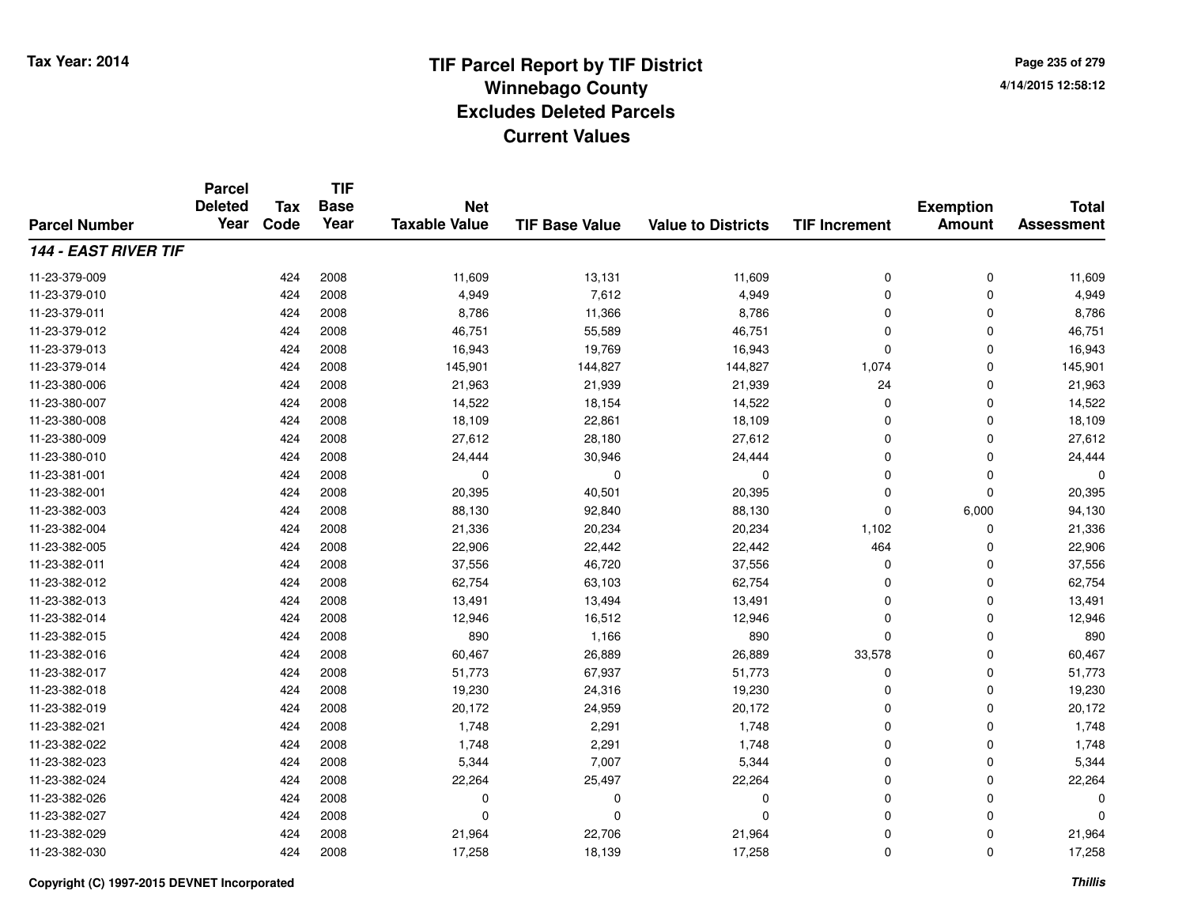# TIF Parcel Report by TIF District
## Winnebago County
## Excludes Deleted Parcels
## Current Values

Tax Year: 2014

4/14/2015 12:58:12

| Parcel Number | Parcel Deleted Year | Tax Code | TIF Base Year | Net Taxable Value | TIF Base Value | Value to Districts | TIF Increment | Exemption Amount | Total Assessment |
|---|---|---|---|---|---|---|---|---|---|
| ***144 - EAST RIVER TIF*** | | | | | | | | | |
| 11-23-379-009 | | 424 | 2008 | 11,609 | 13,131 | 11,609 | 0 | 0 | 11,609 |
| 11-23-379-010 | | 424 | 2008 | 4,949 | 7,612 | 4,949 | 0 | 0 | 4,949 |
| 11-23-379-011 | | 424 | 2008 | 8,786 | 11,366 | 8,786 | 0 | 0 | 8,786 |
| 11-23-379-012 | | 424 | 2008 | 46,751 | 55,589 | 46,751 | 0 | 0 | 46,751 |
| 11-23-379-013 | | 424 | 2008 | 16,943 | 19,769 | 16,943 | 0 | 0 | 16,943 |
| 11-23-379-014 | | 424 | 2008 | 145,901 | 144,827 | 144,827 | 1,074 | 0 | 145,901 |
| 11-23-380-006 | | 424 | 2008 | 21,963 | 21,939 | 21,939 | 24 | 0 | 21,963 |
| 11-23-380-007 | | 424 | 2008 | 14,522 | 18,154 | 14,522 | 0 | 0 | 14,522 |
| 11-23-380-008 | | 424 | 2008 | 18,109 | 22,861 | 18,109 | 0 | 0 | 18,109 |
| 11-23-380-009 | | 424 | 2008 | 27,612 | 28,180 | 27,612 | 0 | 0 | 27,612 |
| 11-23-380-010 | | 424 | 2008 | 24,444 | 30,946 | 24,444 | 0 | 0 | 24,444 |
| 11-23-381-001 | | 424 | 2008 | 0 | 0 | 0 | 0 | 0 | 0 |
| 11-23-382-001 | | 424 | 2008 | 20,395 | 40,501 | 20,395 | 0 | 0 | 20,395 |
| 11-23-382-003 | | 424 | 2008 | 88,130 | 92,840 | 88,130 | 0 | 6,000 | 94,130 |
| 11-23-382-004 | | 424 | 2008 | 21,336 | 20,234 | 20,234 | 1,102 | 0 | 21,336 |
| 11-23-382-005 | | 424 | 2008 | 22,906 | 22,442 | 22,442 | 464 | 0 | 22,906 |
| 11-23-382-011 | | 424 | 2008 | 37,556 | 46,720 | 37,556 | 0 | 0 | 37,556 |
| 11-23-382-012 | | 424 | 2008 | 62,754 | 63,103 | 62,754 | 0 | 0 | 62,754 |
| 11-23-382-013 | | 424 | 2008 | 13,491 | 13,494 | 13,491 | 0 | 0 | 13,491 |
| 11-23-382-014 | | 424 | 2008 | 12,946 | 16,512 | 12,946 | 0 | 0 | 12,946 |
| 11-23-382-015 | | 424 | 2008 | 890 | 1,166 | 890 | 0 | 0 | 890 |
| 11-23-382-016 | | 424 | 2008 | 60,467 | 26,889 | 26,889 | 33,578 | 0 | 60,467 |
| 11-23-382-017 | | 424 | 2008 | 51,773 | 67,937 | 51,773 | 0 | 0 | 51,773 |
| 11-23-382-018 | | 424 | 2008 | 19,230 | 24,316 | 19,230 | 0 | 0 | 19,230 |
| 11-23-382-019 | | 424 | 2008 | 20,172 | 24,959 | 20,172 | 0 | 0 | 20,172 |
| 11-23-382-021 | | 424 | 2008 | 1,748 | 2,291 | 1,748 | 0 | 0 | 1,748 |
| 11-23-382-022 | | 424 | 2008 | 1,748 | 2,291 | 1,748 | 0 | 0 | 1,748 |
| 11-23-382-023 | | 424 | 2008 | 5,344 | 7,007 | 5,344 | 0 | 0 | 5,344 |
| 11-23-382-024 | | 424 | 2008 | 22,264 | 25,497 | 22,264 | 0 | 0 | 22,264 |
| 11-23-382-026 | | 424 | 2008 | 0 | 0 | 0 | 0 | 0 | 0 |
| 11-23-382-027 | | 424 | 2008 | 0 | 0 | 0 | 0 | 0 | 0 |
| 11-23-382-029 | | 424 | 2008 | 21,964 | 22,706 | 21,964 | 0 | 0 | 21,964 |
| 11-23-382-030 | | 424 | 2008 | 17,258 | 18,139 | 17,258 | 0 | 0 | 17,258 |

Copyright (C) 1997-2015 DEVNET Incorporated

*Thillis*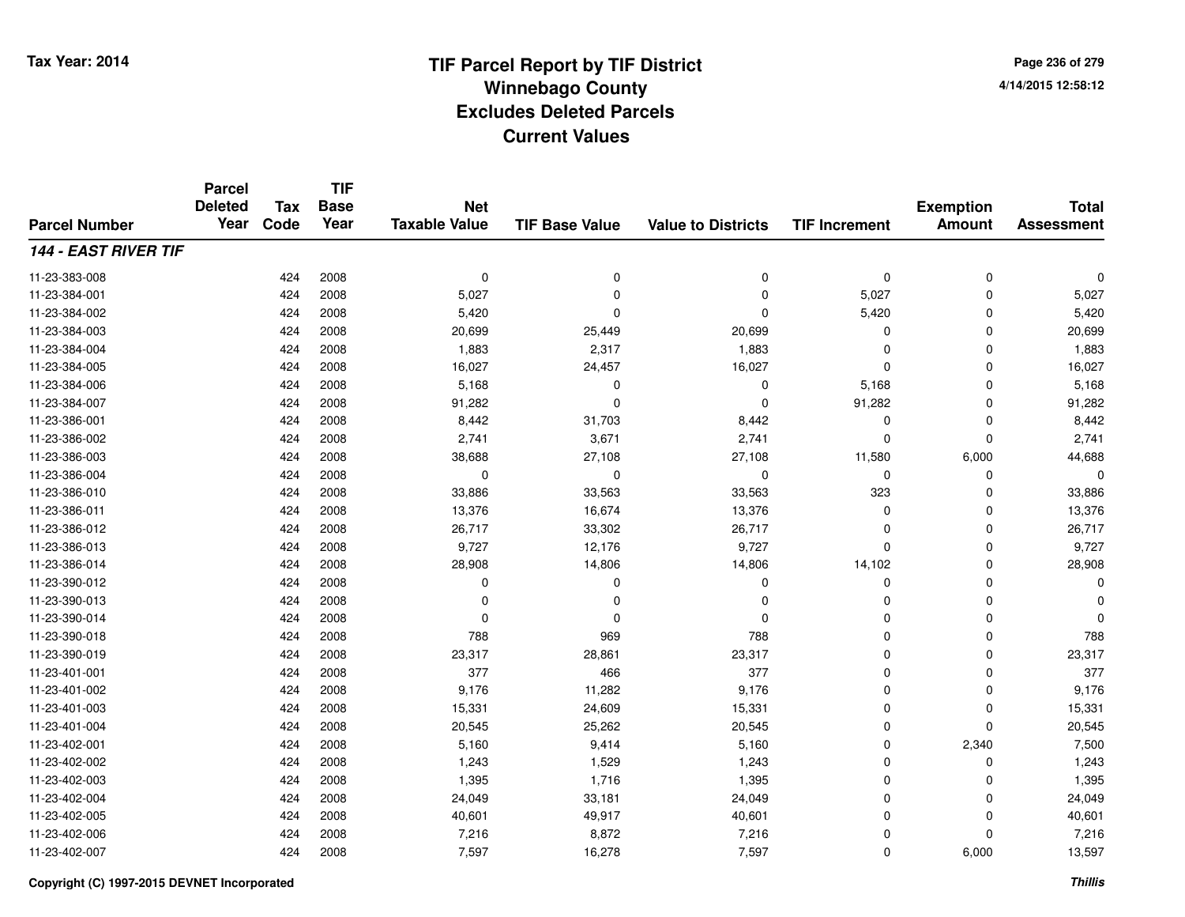# TIF Parcel Report by TIF District
## Winnebago County
## Excludes Deleted Parcels
## Current Values

Tax Year: 2014

4/14/2015 12:58:12

| Parcel Number | Parcel Deleted Year | Tax Code | TIF Base Year | Net Taxable Value | TIF Base Value | Value to Districts | TIF Increment | Exemption Amount | Total Assessment |
|---|---|---|---|---|---|---|---|---|---|
| ***144 - EAST RIVER TIF*** | | | | | | | | | |
| 11-23-383-008 | | 424 | 2008 | 0 | 0 | 0 | 0 | 0 | 0 |
| 11-23-384-001 | | 424 | 2008 | 5,027 | 0 | 0 | 5,027 | 0 | 5,027 |
| 11-23-384-002 | | 424 | 2008 | 5,420 | 0 | 0 | 5,420 | 0 | 5,420 |
| 11-23-384-003 | | 424 | 2008 | 20,699 | 25,449 | 20,699 | 0 | 0 | 20,699 |
| 11-23-384-004 | | 424 | 2008 | 1,883 | 2,317 | 1,883 | 0 | 0 | 1,883 |
| 11-23-384-005 | | 424 | 2008 | 16,027 | 24,457 | 16,027 | 0 | 0 | 16,027 |
| 11-23-384-006 | | 424 | 2008 | 5,168 | 0 | 0 | 5,168 | 0 | 5,168 |
| 11-23-384-007 | | 424 | 2008 | 91,282 | 0 | 0 | 91,282 | 0 | 91,282 |
| 11-23-386-001 | | 424 | 2008 | 8,442 | 31,703 | 8,442 | 0 | 0 | 8,442 |
| 11-23-386-002 | | 424 | 2008 | 2,741 | 3,671 | 2,741 | 0 | 0 | 2,741 |
| 11-23-386-003 | | 424 | 2008 | 38,688 | 27,108 | 27,108 | 11,580 | 6,000 | 44,688 |
| 11-23-386-004 | | 424 | 2008 | 0 | 0 | 0 | 0 | 0 | 0 |
| 11-23-386-010 | | 424 | 2008 | 33,886 | 33,563 | 33,563 | 323 | 0 | 33,886 |
| 11-23-386-011 | | 424 | 2008 | 13,376 | 16,674 | 13,376 | 0 | 0 | 13,376 |
| 11-23-386-012 | | 424 | 2008 | 26,717 | 33,302 | 26,717 | 0 | 0 | 26,717 |
| 11-23-386-013 | | 424 | 2008 | 9,727 | 12,176 | 9,727 | 0 | 0 | 9,727 |
| 11-23-386-014 | | 424 | 2008 | 28,908 | 14,806 | 14,806 | 14,102 | 0 | 28,908 |
| 11-23-390-012 | | 424 | 2008 | 0 | 0 | 0 | 0 | 0 | 0 |
| 11-23-390-013 | | 424 | 2008 | 0 | 0 | 0 | 0 | 0 | 0 |
| 11-23-390-014 | | 424 | 2008 | 0 | 0 | 0 | 0 | 0 | 0 |
| 11-23-390-018 | | 424 | 2008 | 788 | 969 | 788 | 0 | 0 | 788 |
| 11-23-390-019 | | 424 | 2008 | 23,317 | 28,861 | 23,317 | 0 | 0 | 23,317 |
| 11-23-401-001 | | 424 | 2008 | 377 | 466 | 377 | 0 | 0 | 377 |
| 11-23-401-002 | | 424 | 2008 | 9,176 | 11,282 | 9,176 | 0 | 0 | 9,176 |
| 11-23-401-003 | | 424 | 2008 | 15,331 | 24,609 | 15,331 | 0 | 0 | 15,331 |
| 11-23-401-004 | | 424 | 2008 | 20,545 | 25,262 | 20,545 | 0 | 0 | 20,545 |
| 11-23-402-001 | | 424 | 2008 | 5,160 | 9,414 | 5,160 | 0 | 2,340 | 7,500 |
| 11-23-402-002 | | 424 | 2008 | 1,243 | 1,529 | 1,243 | 0 | 0 | 1,243 |
| 11-23-402-003 | | 424 | 2008 | 1,395 | 1,716 | 1,395 | 0 | 0 | 1,395 |
| 11-23-402-004 | | 424 | 2008 | 24,049 | 33,181 | 24,049 | 0 | 0 | 24,049 |
| 11-23-402-005 | | 424 | 2008 | 40,601 | 49,917 | 40,601 | 0 | 0 | 40,601 |
| 11-23-402-006 | | 424 | 2008 | 7,216 | 8,872 | 7,216 | 0 | 0 | 7,216 |
| 11-23-402-007 | | 424 | 2008 | 7,597 | 16,278 | 7,597 | 0 | 6,000 | 13,597 |

Copyright (C) 1997-2015 DEVNET Incorporated

*Thillis*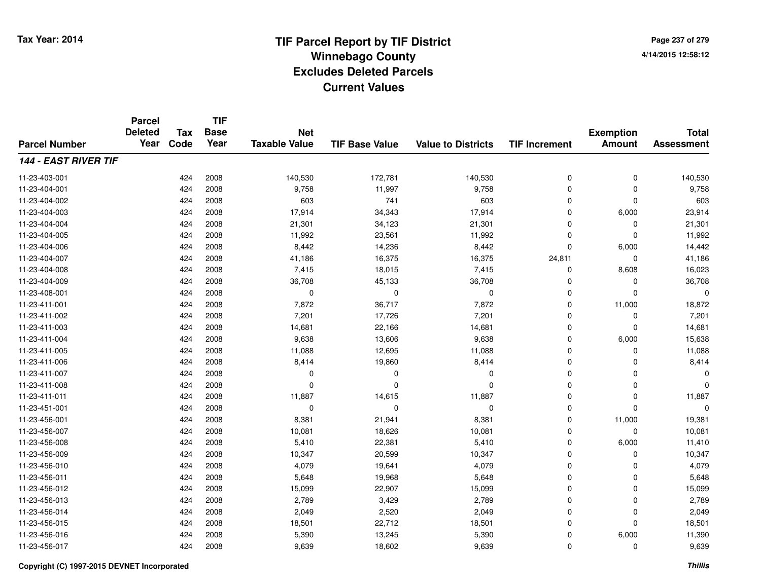# TIF Parcel Report by TIF District
## Winnebago County
## Excludes Deleted Parcels
## Current Values

Tax Year: 2014

4/14/2015 12:58:12

| Parcel Number | Parcel Deleted Year | Tax Code | TIF Base Year | Net Taxable Value | TIF Base Value | Value to Districts | TIF Increment | Exemption Amount | Total Assessment |
|---|---|---|---|---|---|---|---|---|---|
| ***144 - EAST RIVER TIF*** | | | | | | | | | |
| 11-23-403-001 | | 424 | 2008 | 140,530 | 172,781 | 140,530 | 0 | 0 | 140,530 |
| 11-23-404-001 | | 424 | 2008 | 9,758 | 11,997 | 9,758 | 0 | 0 | 9,758 |
| 11-23-404-002 | | 424 | 2008 | 603 | 741 | 603 | 0 | 0 | 603 |
| 11-23-404-003 | | 424 | 2008 | 17,914 | 34,343 | 17,914 | 0 | 6,000 | 23,914 |
| 11-23-404-004 | | 424 | 2008 | 21,301 | 34,123 | 21,301 | 0 | 0 | 21,301 |
| 11-23-404-005 | | 424 | 2008 | 11,992 | 23,561 | 11,992 | 0 | 0 | 11,992 |
| 11-23-404-006 | | 424 | 2008 | 8,442 | 14,236 | 8,442 | 0 | 6,000 | 14,442 |
| 11-23-404-007 | | 424 | 2008 | 41,186 | 16,375 | 16,375 | 24,811 | 0 | 41,186 |
| 11-23-404-008 | | 424 | 2008 | 7,415 | 18,015 | 7,415 | 0 | 8,608 | 16,023 |
| 11-23-404-009 | | 424 | 2008 | 36,708 | 45,133 | 36,708 | 0 | 0 | 36,708 |
| 11-23-408-001 | | 424 | 2008 | 0 | 0 | 0 | 0 | 0 | 0 |
| 11-23-411-001 | | 424 | 2008 | 7,872 | 36,717 | 7,872 | 0 | 11,000 | 18,872 |
| 11-23-411-002 | | 424 | 2008 | 7,201 | 17,726 | 7,201 | 0 | 0 | 7,201 |
| 11-23-411-003 | | 424 | 2008 | 14,681 | 22,166 | 14,681 | 0 | 0 | 14,681 |
| 11-23-411-004 | | 424 | 2008 | 9,638 | 13,606 | 9,638 | 0 | 6,000 | 15,638 |
| 11-23-411-005 | | 424 | 2008 | 11,088 | 12,695 | 11,088 | 0 | 0 | 11,088 |
| 11-23-411-006 | | 424 | 2008 | 8,414 | 19,860 | 8,414 | 0 | 0 | 8,414 |
| 11-23-411-007 | | 424 | 2008 | 0 | 0 | 0 | 0 | 0 | 0 |
| 11-23-411-008 | | 424 | 2008 | 0 | 0 | 0 | 0 | 0 | 0 |
| 11-23-411-011 | | 424 | 2008 | 11,887 | 14,615 | 11,887 | 0 | 0 | 11,887 |
| 11-23-451-001 | | 424 | 2008 | 0 | 0 | 0 | 0 | 0 | 0 |
| 11-23-456-001 | | 424 | 2008 | 8,381 | 21,941 | 8,381 | 0 | 11,000 | 19,381 |
| 11-23-456-007 | | 424 | 2008 | 10,081 | 18,626 | 10,081 | 0 | 0 | 10,081 |
| 11-23-456-008 | | 424 | 2008 | 5,410 | 22,381 | 5,410 | 0 | 6,000 | 11,410 |
| 11-23-456-009 | | 424 | 2008 | 10,347 | 20,599 | 10,347 | 0 | 0 | 10,347 |
| 11-23-456-010 | | 424 | 2008 | 4,079 | 19,641 | 4,079 | 0 | 0 | 4,079 |
| 11-23-456-011 | | 424 | 2008 | 5,648 | 19,968 | 5,648 | 0 | 0 | 5,648 |
| 11-23-456-012 | | 424 | 2008 | 15,099 | 22,907 | 15,099 | 0 | 0 | 15,099 |
| 11-23-456-013 | | 424 | 2008 | 2,789 | 3,429 | 2,789 | 0 | 0 | 2,789 |
| 11-23-456-014 | | 424 | 2008 | 2,049 | 2,520 | 2,049 | 0 | 0 | 2,049 |
| 11-23-456-015 | | 424 | 2008 | 18,501 | 22,712 | 18,501 | 0 | 0 | 18,501 |
| 11-23-456-016 | | 424 | 2008 | 5,390 | 13,245 | 5,390 | 0 | 6,000 | 11,390 |
| 11-23-456-017 | | 424 | 2008 | 9,639 | 18,602 | 9,639 | 0 | 0 | 9,639 |

Copyright (C) 1997-2015 DEVNET Incorporated

*Thillis*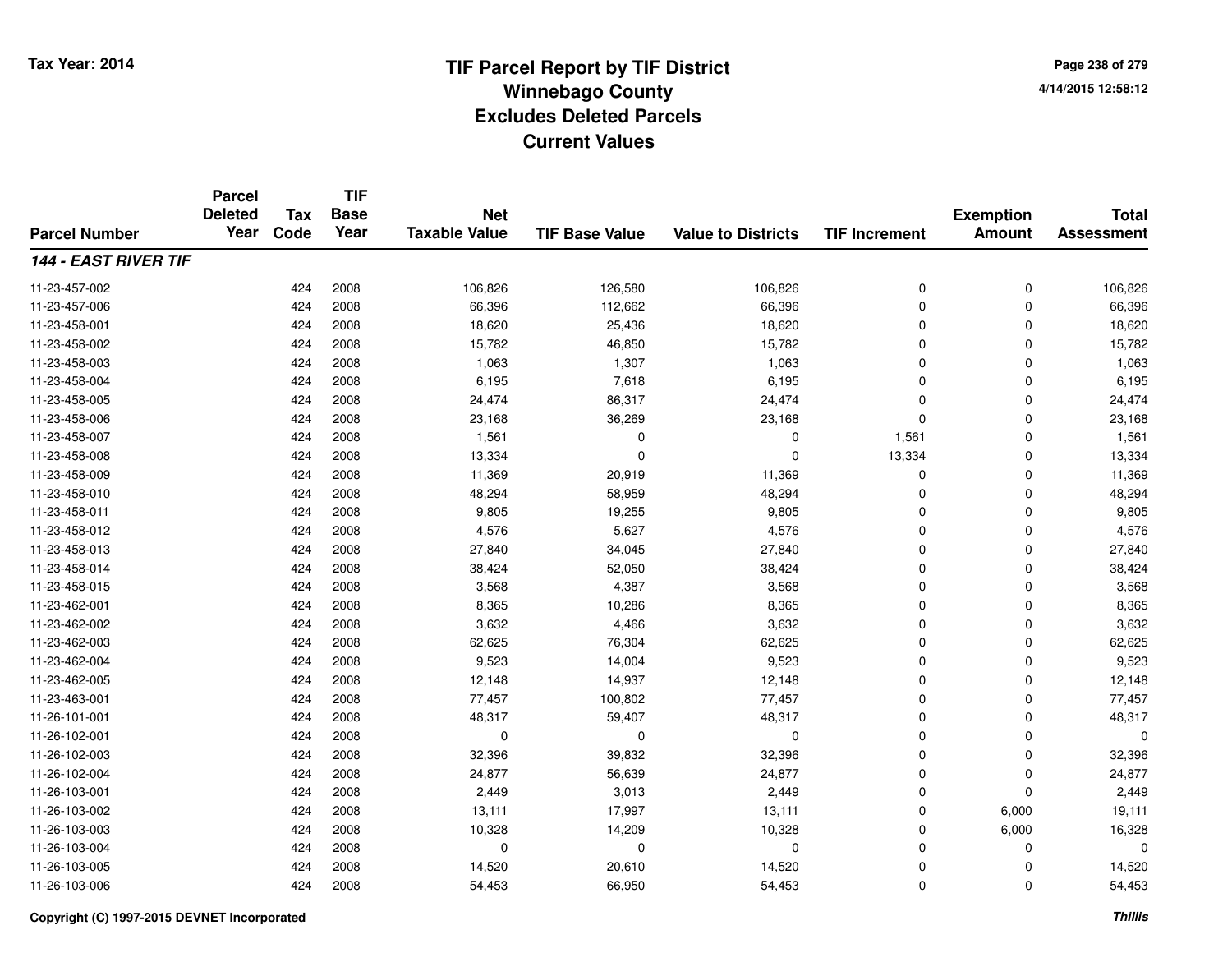# TIF Parcel Report by TIF District
## Winnebago County
## Excludes Deleted Parcels
## Current Values

Tax Year: 2014

| Parcel Number | Parcel Deleted Year | Tax Code | TIF Base Year | Net Taxable Value | TIF Base Value | Value to Districts | TIF Increment | Exemption Amount | Total Assessment |
|---|---|---|---|---|---|---|---|---|---|
| ***144 - EAST RIVER TIF*** | | | | | | | | | |
| 11-23-457-002 | | 424 | 2008 | 106,826 | 126,580 | 106,826 | 0 | 0 | 106,826 |
| 11-23-457-006 | | 424 | 2008 | 66,396 | 112,662 | 66,396 | 0 | 0 | 66,396 |
| 11-23-458-001 | | 424 | 2008 | 18,620 | 25,436 | 18,620 | 0 | 0 | 18,620 |
| 11-23-458-002 | | 424 | 2008 | 15,782 | 46,850 | 15,782 | 0 | 0 | 15,782 |
| 11-23-458-003 | | 424 | 2008 | 1,063 | 1,307 | 1,063 | 0 | 0 | 1,063 |
| 11-23-458-004 | | 424 | 2008 | 6,195 | 7,618 | 6,195 | 0 | 0 | 6,195 |
| 11-23-458-005 | | 424 | 2008 | 24,474 | 86,317 | 24,474 | 0 | 0 | 24,474 |
| 11-23-458-006 | | 424 | 2008 | 23,168 | 36,269 | 23,168 | 0 | 0 | 23,168 |
| 11-23-458-007 | | 424 | 2008 | 1,561 | 0 | 0 | 1,561 | 0 | 1,561 |
| 11-23-458-008 | | 424 | 2008 | 13,334 | 0 | 0 | 13,334 | 0 | 13,334 |
| 11-23-458-009 | | 424 | 2008 | 11,369 | 20,919 | 11,369 | 0 | 0 | 11,369 |
| 11-23-458-010 | | 424 | 2008 | 48,294 | 58,959 | 48,294 | 0 | 0 | 48,294 |
| 11-23-458-011 | | 424 | 2008 | 9,805 | 19,255 | 9,805 | 0 | 0 | 9,805 |
| 11-23-458-012 | | 424 | 2008 | 4,576 | 5,627 | 4,576 | 0 | 0 | 4,576 |
| 11-23-458-013 | | 424 | 2008 | 27,840 | 34,045 | 27,840 | 0 | 0 | 27,840 |
| 11-23-458-014 | | 424 | 2008 | 38,424 | 52,050 | 38,424 | 0 | 0 | 38,424 |
| 11-23-458-015 | | 424 | 2008 | 3,568 | 4,387 | 3,568 | 0 | 0 | 3,568 |
| 11-23-462-001 | | 424 | 2008 | 8,365 | 10,286 | 8,365 | 0 | 0 | 8,365 |
| 11-23-462-002 | | 424 | 2008 | 3,632 | 4,466 | 3,632 | 0 | 0 | 3,632 |
| 11-23-462-003 | | 424 | 2008 | 62,625 | 76,304 | 62,625 | 0 | 0 | 62,625 |
| 11-23-462-004 | | 424 | 2008 | 9,523 | 14,004 | 9,523 | 0 | 0 | 9,523 |
| 11-23-462-005 | | 424 | 2008 | 12,148 | 14,937 | 12,148 | 0 | 0 | 12,148 |
| 11-23-463-001 | | 424 | 2008 | 77,457 | 100,802 | 77,457 | 0 | 0 | 77,457 |
| 11-26-101-001 | | 424 | 2008 | 48,317 | 59,407 | 48,317 | 0 | 0 | 48,317 |
| 11-26-102-001 | | 424 | 2008 | 0 | 0 | 0 | 0 | 0 | 0 |
| 11-26-102-003 | | 424 | 2008 | 32,396 | 39,832 | 32,396 | 0 | 0 | 32,396 |
| 11-26-102-004 | | 424 | 2008 | 24,877 | 56,639 | 24,877 | 0 | 0 | 24,877 |
| 11-26-103-001 | | 424 | 2008 | 2,449 | 3,013 | 2,449 | 0 | 0 | 2,449 |
| 11-26-103-002 | | 424 | 2008 | 13,111 | 17,997 | 13,111 | 0 | 6,000 | 19,111 |
| 11-26-103-003 | | 424 | 2008 | 10,328 | 14,209 | 10,328 | 0 | 6,000 | 16,328 |
| 11-26-103-004 | | 424 | 2008 | 0 | 0 | 0 | 0 | 0 | 0 |
| 11-26-103-005 | | 424 | 2008 | 14,520 | 20,610 | 14,520 | 0 | 0 | 14,520 |
| 11-26-103-006 | | 424 | 2008 | 54,453 | 66,950 | 54,453 | 0 | 0 | 54,453 |

Copyright (C) 1997-2015 DEVNET Incorporated

*Thillis*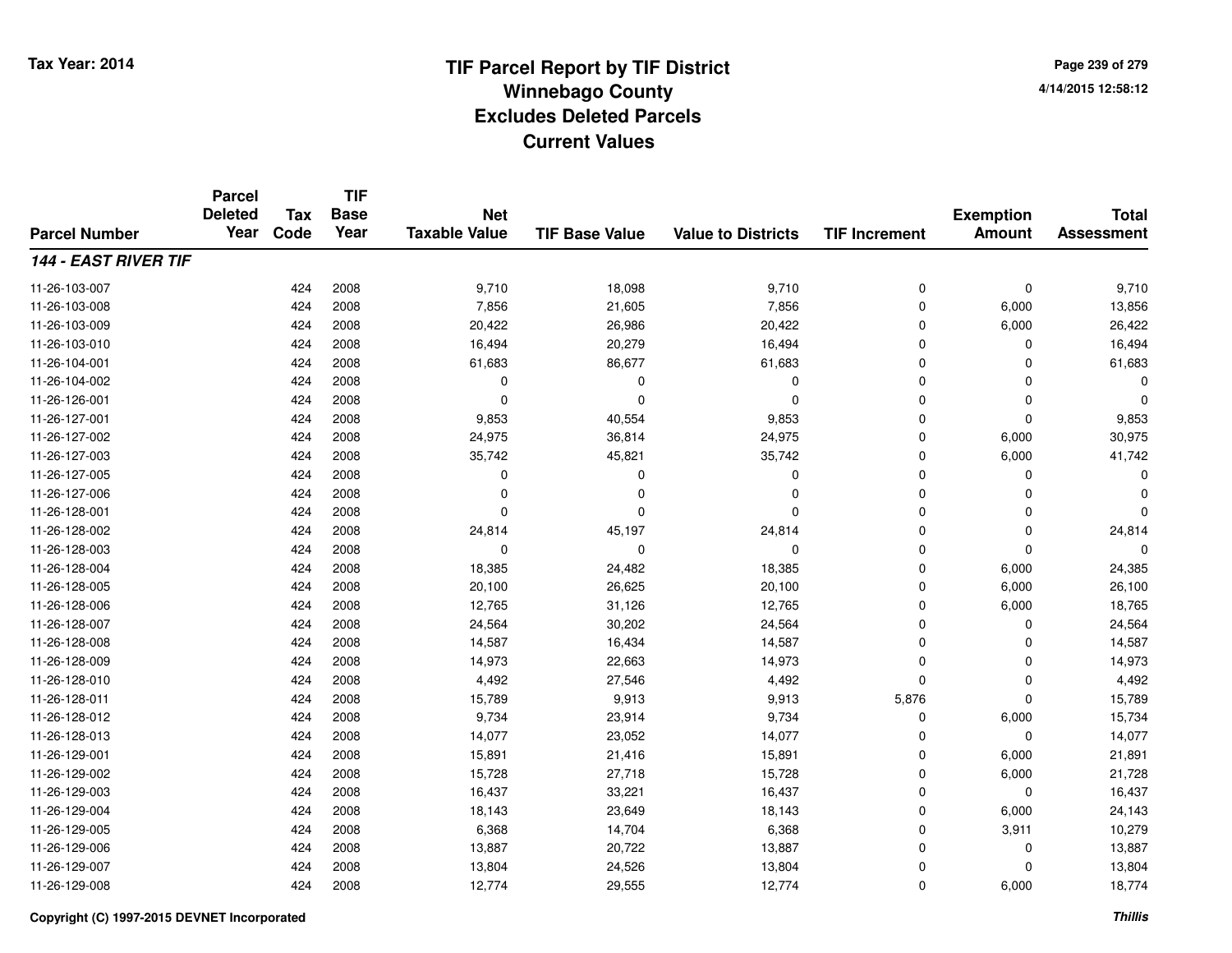# TIF Parcel Report by TIF District
## Winnebago County
## Excludes Deleted Parcels
## Current Values

Tax Year: 2014

4/14/2015 12:58:12

| Parcel Number | Parcel Deleted Year | Tax Code | TIF Base Year | Net Taxable Value | TIF Base Value | Value to Districts | TIF Increment | Exemption Amount | Total Assessment |
|---|---|---|---|---|---|---|---|---|---|
| ***144 - EAST RIVER TIF*** | | | | | | | | | |
| 11-26-103-007 | | 424 | 2008 | 9,710 | 18,098 | 9,710 | 0 | 0 | 9,710 |
| 11-26-103-008 | | 424 | 2008 | 7,856 | 21,605 | 7,856 | 0 | 6,000 | 13,856 |
| 11-26-103-009 | | 424 | 2008 | 20,422 | 26,986 | 20,422 | 0 | 6,000 | 26,422 |
| 11-26-103-010 | | 424 | 2008 | 16,494 | 20,279 | 16,494 | 0 | 0 | 16,494 |
| 11-26-104-001 | | 424 | 2008 | 61,683 | 86,677 | 61,683 | 0 | 0 | 61,683 |
| 11-26-104-002 | | 424 | 2008 | 0 | 0 | 0 | 0 | 0 | 0 |
| 11-26-126-001 | | 424 | 2008 | 0 | 0 | 0 | 0 | 0 | 0 |
| 11-26-127-001 | | 424 | 2008 | 9,853 | 40,554 | 9,853 | 0 | 0 | 9,853 |
| 11-26-127-002 | | 424 | 2008 | 24,975 | 36,814 | 24,975 | 0 | 6,000 | 30,975 |
| 11-26-127-003 | | 424 | 2008 | 35,742 | 45,821 | 35,742 | 0 | 6,000 | 41,742 |
| 11-26-127-005 | | 424 | 2008 | 0 | 0 | 0 | 0 | 0 | 0 |
| 11-26-127-006 | | 424 | 2008 | 0 | 0 | 0 | 0 | 0 | 0 |
| 11-26-128-001 | | 424 | 2008 | 0 | 0 | 0 | 0 | 0 | 0 |
| 11-26-128-002 | | 424 | 2008 | 24,814 | 45,197 | 24,814 | 0 | 0 | 24,814 |
| 11-26-128-003 | | 424 | 2008 | 0 | 0 | 0 | 0 | 0 | 0 |
| 11-26-128-004 | | 424 | 2008 | 18,385 | 24,482 | 18,385 | 0 | 6,000 | 24,385 |
| 11-26-128-005 | | 424 | 2008 | 20,100 | 26,625 | 20,100 | 0 | 6,000 | 26,100 |
| 11-26-128-006 | | 424 | 2008 | 12,765 | 31,126 | 12,765 | 0 | 6,000 | 18,765 |
| 11-26-128-007 | | 424 | 2008 | 24,564 | 30,202 | 24,564 | 0 | 0 | 24,564 |
| 11-26-128-008 | | 424 | 2008 | 14,587 | 16,434 | 14,587 | 0 | 0 | 14,587 |
| 11-26-128-009 | | 424 | 2008 | 14,973 | 22,663 | 14,973 | 0 | 0 | 14,973 |
| 11-26-128-010 | | 424 | 2008 | 4,492 | 27,546 | 4,492 | 0 | 0 | 4,492 |
| 11-26-128-011 | | 424 | 2008 | 15,789 | 9,913 | 9,913 | 5,876 | 0 | 15,789 |
| 11-26-128-012 | | 424 | 2008 | 9,734 | 23,914 | 9,734 | 0 | 6,000 | 15,734 |
| 11-26-128-013 | | 424 | 2008 | 14,077 | 23,052 | 14,077 | 0 | 0 | 14,077 |
| 11-26-129-001 | | 424 | 2008 | 15,891 | 21,416 | 15,891 | 0 | 6,000 | 21,891 |
| 11-26-129-002 | | 424 | 2008 | 15,728 | 27,718 | 15,728 | 0 | 6,000 | 21,728 |
| 11-26-129-003 | | 424 | 2008 | 16,437 | 33,221 | 16,437 | 0 | 0 | 16,437 |
| 11-26-129-004 | | 424 | 2008 | 18,143 | 23,649 | 18,143 | 0 | 6,000 | 24,143 |
| 11-26-129-005 | | 424 | 2008 | 6,368 | 14,704 | 6,368 | 0 | 3,911 | 10,279 |
| 11-26-129-006 | | 424 | 2008 | 13,887 | 20,722 | 13,887 | 0 | 0 | 13,887 |
| 11-26-129-007 | | 424 | 2008 | 13,804 | 24,526 | 13,804 | 0 | 0 | 13,804 |
| 11-26-129-008 | | 424 | 2008 | 12,774 | 29,555 | 12,774 | 0 | 6,000 | 18,774 |

Copyright (C) 1997-2015 DEVNET Incorporated

*Thillis*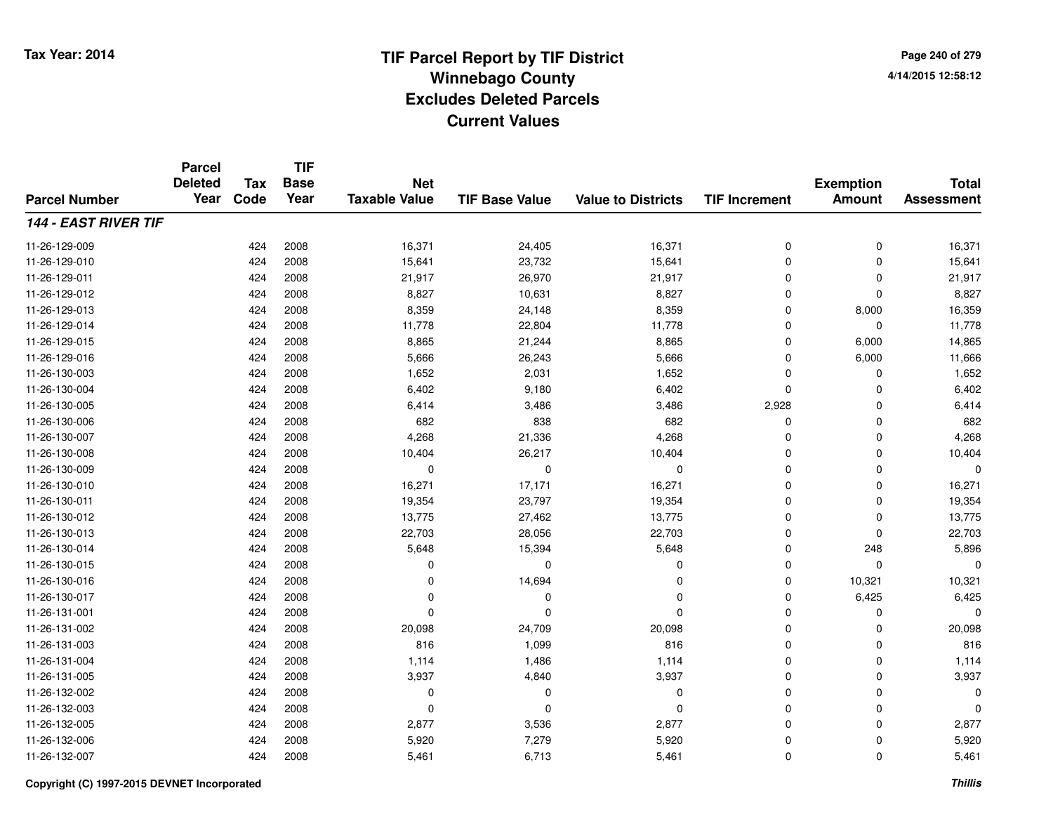# TIF Parcel Report by TIF District
## Winnebago County
## Excludes Deleted Parcels
## Current Values

Tax Year: 2014

4/14/2015 12:58:12

| Parcel Number | Parcel Deleted Year | Tax Code | TIF Base Year | Net Taxable Value | TIF Base Value | Value to Districts | TIF Increment | Exemption Amount | Total Assessment |
|---|---|---|---|---|---|---|---|---|---|
| ***144 - EAST RIVER TIF*** | | | | | | | | | |
| 11-26-129-009 | | 424 | 2008 | 16,371 | 24,405 | 16,371 | 0 | 0 | 16,371 |
| 11-26-129-010 | | 424 | 2008 | 15,641 | 23,732 | 15,641 | 0 | 0 | 15,641 |
| 11-26-129-011 | | 424 | 2008 | 21,917 | 26,970 | 21,917 | 0 | 0 | 21,917 |
| 11-26-129-012 | | 424 | 2008 | 8,827 | 10,631 | 8,827 | 0 | 0 | 8,827 |
| 11-26-129-013 | | 424 | 2008 | 8,359 | 24,148 | 8,359 | 0 | 8,000 | 16,359 |
| 11-26-129-014 | | 424 | 2008 | 11,778 | 22,804 | 11,778 | 0 | 0 | 11,778 |
| 11-26-129-015 | | 424 | 2008 | 8,865 | 21,244 | 8,865 | 0 | 6,000 | 14,865 |
| 11-26-129-016 | | 424 | 2008 | 5,666 | 26,243 | 5,666 | 0 | 6,000 | 11,666 |
| 11-26-130-003 | | 424 | 2008 | 1,652 | 2,031 | 1,652 | 0 | 0 | 1,652 |
| 11-26-130-004 | | 424 | 2008 | 6,402 | 9,180 | 6,402 | 0 | 0 | 6,402 |
| 11-26-130-005 | | 424 | 2008 | 6,414 | 3,486 | 3,486 | 2,928 | 0 | 6,414 |
| 11-26-130-006 | | 424 | 2008 | 682 | 838 | 682 | 0 | 0 | 682 |
| 11-26-130-007 | | 424 | 2008 | 4,268 | 21,336 | 4,268 | 0 | 0 | 4,268 |
| 11-26-130-008 | | 424 | 2008 | 10,404 | 26,217 | 10,404 | 0 | 0 | 10,404 |
| 11-26-130-009 | | 424 | 2008 | 0 | 0 | 0 | 0 | 0 | 0 |
| 11-26-130-010 | | 424 | 2008 | 16,271 | 17,171 | 16,271 | 0 | 0 | 16,271 |
| 11-26-130-011 | | 424 | 2008 | 19,354 | 23,797 | 19,354 | 0 | 0 | 19,354 |
| 11-26-130-012 | | 424 | 2008 | 13,775 | 27,462 | 13,775 | 0 | 0 | 13,775 |
| 11-26-130-013 | | 424 | 2008 | 22,703 | 28,056 | 22,703 | 0 | 0 | 22,703 |
| 11-26-130-014 | | 424 | 2008 | 5,648 | 15,394 | 5,648 | 0 | 248 | 5,896 |
| 11-26-130-015 | | 424 | 2008 | 0 | 0 | 0 | 0 | 0 | 0 |
| 11-26-130-016 | | 424 | 2008 | 0 | 14,694 | 0 | 0 | 10,321 | 10,321 |
| 11-26-130-017 | | 424 | 2008 | 0 | 0 | 0 | 0 | 6,425 | 6,425 |
| 11-26-131-001 | | 424 | 2008 | 0 | 0 | 0 | 0 | 0 | 0 |
| 11-26-131-002 | | 424 | 2008 | 20,098 | 24,709 | 20,098 | 0 | 0 | 20,098 |
| 11-26-131-003 | | 424 | 2008 | 816 | 1,099 | 816 | 0 | 0 | 816 |
| 11-26-131-004 | | 424 | 2008 | 1,114 | 1,486 | 1,114 | 0 | 0 | 1,114 |
| 11-26-131-005 | | 424 | 2008 | 3,937 | 4,840 | 3,937 | 0 | 0 | 3,937 |
| 11-26-132-002 | | 424 | 2008 | 0 | 0 | 0 | 0 | 0 | 0 |
| 11-26-132-003 | | 424 | 2008 | 0 | 0 | 0 | 0 | 0 | 0 |
| 11-26-132-005 | | 424 | 2008 | 2,877 | 3,536 | 2,877 | 0 | 0 | 2,877 |
| 11-26-132-006 | | 424 | 2008 | 5,920 | 7,279 | 5,920 | 0 | 0 | 5,920 |
| 11-26-132-007 | | 424 | 2008 | 5,461 | 6,713 | 5,461 | 0 | 0 | 5,461 |

Copyright (C) 1997-2015 DEVNET Incorporated

*Thillis*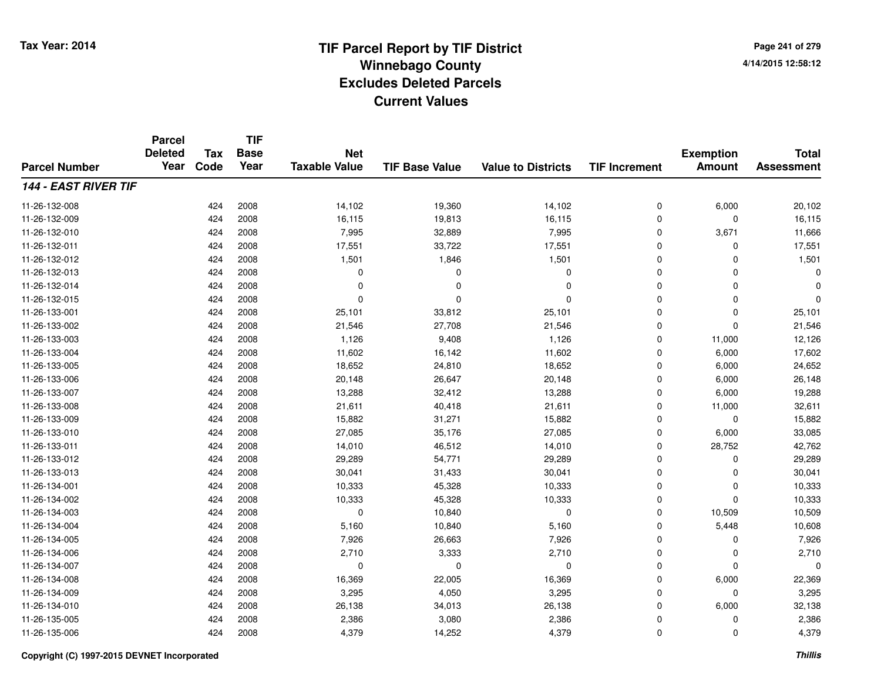Tax Year: 2014

# TIF Parcel Report by TIF District
## Winnebago County
## Excludes Deleted Parcels
## Current Values

4/14/2015 12:58:12

| Parcel Number | Parcel Deleted Year | Tax Code | TIF Base Year | Net Taxable Value | TIF Base Value | Value to Districts | TIF Increment | Exemption Amount | Total Assessment |
|---|---|---|---|---|---|---|---|---|---|
| ***144 - EAST RIVER TIF*** | | | | | | | | | |
| 11-26-132-008 | | 424 | 2008 | 14,102 | 19,360 | 14,102 | 0 | 6,000 | 20,102 |
| 11-26-132-009 | | 424 | 2008 | 16,115 | 19,813 | 16,115 | 0 | 0 | 16,115 |
| 11-26-132-010 | | 424 | 2008 | 7,995 | 32,889 | 7,995 | 0 | 3,671 | 11,666 |
| 11-26-132-011 | | 424 | 2008 | 17,551 | 33,722 | 17,551 | 0 | 0 | 17,551 |
| 11-26-132-012 | | 424 | 2008 | 1,501 | 1,846 | 1,501 | 0 | 0 | 1,501 |
| 11-26-132-013 | | 424 | 2008 | 0 | 0 | 0 | 0 | 0 | 0 |
| 11-26-132-014 | | 424 | 2008 | 0 | 0 | 0 | 0 | 0 | 0 |
| 11-26-132-015 | | 424 | 2008 | 0 | 0 | 0 | 0 | 0 | 0 |
| 11-26-133-001 | | 424 | 2008 | 25,101 | 33,812 | 25,101 | 0 | 0 | 25,101 |
| 11-26-133-002 | | 424 | 2008 | 21,546 | 27,708 | 21,546 | 0 | 0 | 21,546 |
| 11-26-133-003 | | 424 | 2008 | 1,126 | 9,408 | 1,126 | 0 | 11,000 | 12,126 |
| 11-26-133-004 | | 424 | 2008 | 11,602 | 16,142 | 11,602 | 0 | 6,000 | 17,602 |
| 11-26-133-005 | | 424 | 2008 | 18,652 | 24,810 | 18,652 | 0 | 6,000 | 24,652 |
| 11-26-133-006 | | 424 | 2008 | 20,148 | 26,647 | 20,148 | 0 | 6,000 | 26,148 |
| 11-26-133-007 | | 424 | 2008 | 13,288 | 32,412 | 13,288 | 0 | 6,000 | 19,288 |
| 11-26-133-008 | | 424 | 2008 | 21,611 | 40,418 | 21,611 | 0 | 11,000 | 32,611 |
| 11-26-133-009 | | 424 | 2008 | 15,882 | 31,271 | 15,882 | 0 | 0 | 15,882 |
| 11-26-133-010 | | 424 | 2008 | 27,085 | 35,176 | 27,085 | 0 | 6,000 | 33,085 |
| 11-26-133-011 | | 424 | 2008 | 14,010 | 46,512 | 14,010 | 0 | 28,752 | 42,762 |
| 11-26-133-012 | | 424 | 2008 | 29,289 | 54,771 | 29,289 | 0 | 0 | 29,289 |
| 11-26-133-013 | | 424 | 2008 | 30,041 | 31,433 | 30,041 | 0 | 0 | 30,041 |
| 11-26-134-001 | | 424 | 2008 | 10,333 | 45,328 | 10,333 | 0 | 0 | 10,333 |
| 11-26-134-002 | | 424 | 2008 | 10,333 | 45,328 | 10,333 | 0 | 0 | 10,333 |
| 11-26-134-003 | | 424 | 2008 | 0 | 10,840 | 0 | 0 | 10,509 | 10,509 |
| 11-26-134-004 | | 424 | 2008 | 5,160 | 10,840 | 5,160 | 0 | 5,448 | 10,608 |
| 11-26-134-005 | | 424 | 2008 | 7,926 | 26,663 | 7,926 | 0 | 0 | 7,926 |
| 11-26-134-006 | | 424 | 2008 | 2,710 | 3,333 | 2,710 | 0 | 0 | 2,710 |
| 11-26-134-007 | | 424 | 2008 | 0 | 0 | 0 | 0 | 0 | 0 |
| 11-26-134-008 | | 424 | 2008 | 16,369 | 22,005 | 16,369 | 0 | 6,000 | 22,369 |
| 11-26-134-009 | | 424 | 2008 | 3,295 | 4,050 | 3,295 | 0 | 0 | 3,295 |
| 11-26-134-010 | | 424 | 2008 | 26,138 | 34,013 | 26,138 | 0 | 6,000 | 32,138 |
| 11-26-135-005 | | 424 | 2008 | 2,386 | 3,080 | 2,386 | 0 | 0 | 2,386 |
| 11-26-135-006 | | 424 | 2008 | 4,379 | 14,252 | 4,379 | 0 | 0 | 4,379 |

Copyright (C) 1997-2015 DEVNET Incorporated

*Thillis*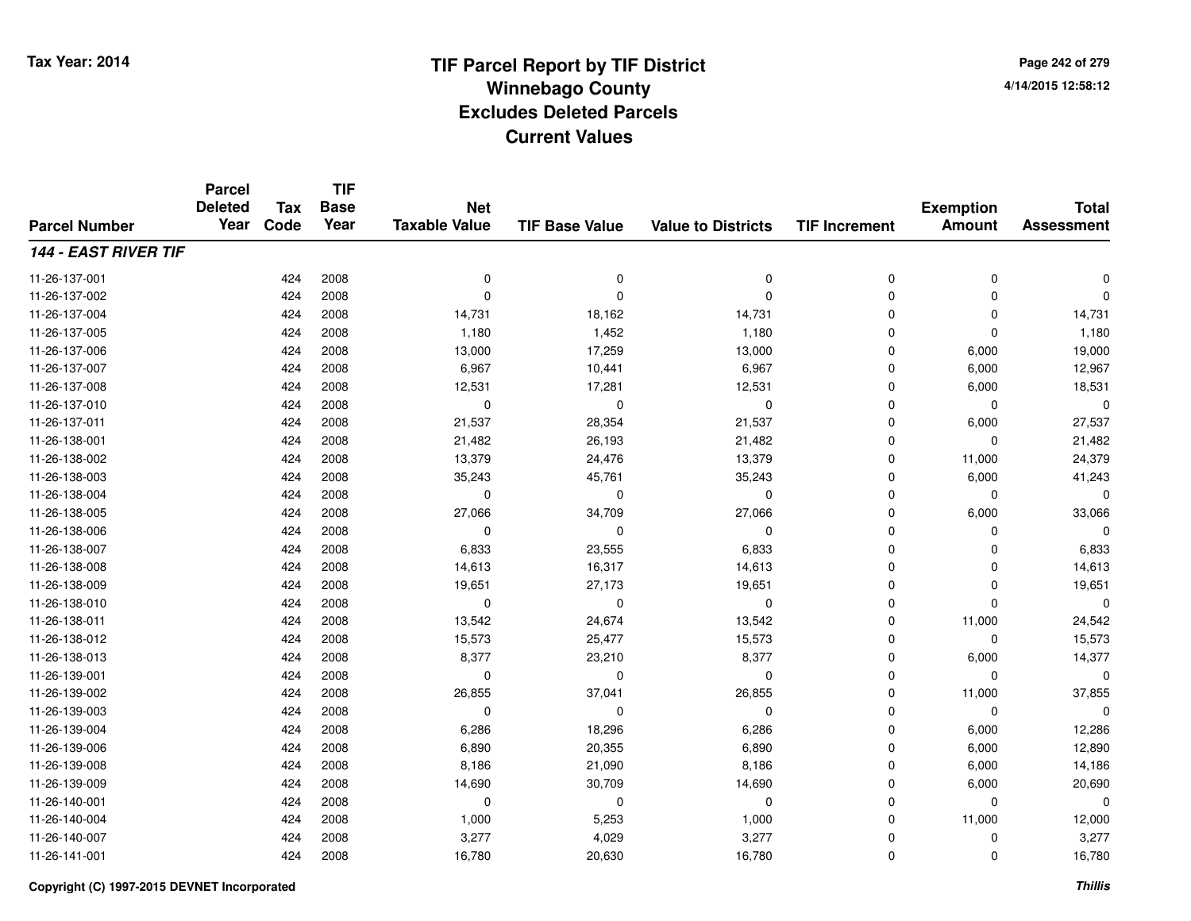# TIF Parcel Report by TIF District
## Winnebago County
## Excludes Deleted Parcels
## Current Values

Tax Year: 2014

4/14/2015 12:58:12

| Parcel Number | Parcel Deleted Year | Tax Code | TIF Base Year | Net Taxable Value | TIF Base Value | Value to Districts | TIF Increment | Exemption Amount | Total Assessment |
|---|---|---|---|---|---|---|---|---|---|
| ***144 - EAST RIVER TIF*** | | | | | | | | | |
| 11-26-137-001 | | 424 | 2008 | 0 | 0 | 0 | 0 | 0 | 0 |
| 11-26-137-002 | | 424 | 2008 | 0 | 0 | 0 | 0 | 0 | 0 |
| 11-26-137-004 | | 424 | 2008 | 14,731 | 18,162 | 14,731 | 0 | 0 | 14,731 |
| 11-26-137-005 | | 424 | 2008 | 1,180 | 1,452 | 1,180 | 0 | 0 | 1,180 |
| 11-26-137-006 | | 424 | 2008 | 13,000 | 17,259 | 13,000 | 0 | 6,000 | 19,000 |
| 11-26-137-007 | | 424 | 2008 | 6,967 | 10,441 | 6,967 | 0 | 6,000 | 12,967 |
| 11-26-137-008 | | 424 | 2008 | 12,531 | 17,281 | 12,531 | 0 | 6,000 | 18,531 |
| 11-26-137-010 | | 424 | 2008 | 0 | 0 | 0 | 0 | 0 | 0 |
| 11-26-137-011 | | 424 | 2008 | 21,537 | 28,354 | 21,537 | 0 | 6,000 | 27,537 |
| 11-26-138-001 | | 424 | 2008 | 21,482 | 26,193 | 21,482 | 0 | 0 | 21,482 |
| 11-26-138-002 | | 424 | 2008 | 13,379 | 24,476 | 13,379 | 0 | 11,000 | 24,379 |
| 11-26-138-003 | | 424 | 2008 | 35,243 | 45,761 | 35,243 | 0 | 6,000 | 41,243 |
| 11-26-138-004 | | 424 | 2008 | 0 | 0 | 0 | 0 | 0 | 0 |
| 11-26-138-005 | | 424 | 2008 | 27,066 | 34,709 | 27,066 | 0 | 6,000 | 33,066 |
| 11-26-138-006 | | 424 | 2008 | 0 | 0 | 0 | 0 | 0 | 0 |
| 11-26-138-007 | | 424 | 2008 | 6,833 | 23,555 | 6,833 | 0 | 0 | 6,833 |
| 11-26-138-008 | | 424 | 2008 | 14,613 | 16,317 | 14,613 | 0 | 0 | 14,613 |
| 11-26-138-009 | | 424 | 2008 | 19,651 | 27,173 | 19,651 | 0 | 0 | 19,651 |
| 11-26-138-010 | | 424 | 2008 | 0 | 0 | 0 | 0 | 0 | 0 |
| 11-26-138-011 | | 424 | 2008 | 13,542 | 24,674 | 13,542 | 0 | 11,000 | 24,542 |
| 11-26-138-012 | | 424 | 2008 | 15,573 | 25,477 | 15,573 | 0 | 0 | 15,573 |
| 11-26-138-013 | | 424 | 2008 | 8,377 | 23,210 | 8,377 | 0 | 6,000 | 14,377 |
| 11-26-139-001 | | 424 | 2008 | 0 | 0 | 0 | 0 | 0 | 0 |
| 11-26-139-002 | | 424 | 2008 | 26,855 | 37,041 | 26,855 | 0 | 11,000 | 37,855 |
| 11-26-139-003 | | 424 | 2008 | 0 | 0 | 0 | 0 | 0 | 0 |
| 11-26-139-004 | | 424 | 2008 | 6,286 | 18,296 | 6,286 | 0 | 6,000 | 12,286 |
| 11-26-139-006 | | 424 | 2008 | 6,890 | 20,355 | 6,890 | 0 | 6,000 | 12,890 |
| 11-26-139-008 | | 424 | 2008 | 8,186 | 21,090 | 8,186 | 0 | 6,000 | 14,186 |
| 11-26-139-009 | | 424 | 2008 | 14,690 | 30,709 | 14,690 | 0 | 6,000 | 20,690 |
| 11-26-140-001 | | 424 | 2008 | 0 | 0 | 0 | 0 | 0 | 0 |
| 11-26-140-004 | | 424 | 2008 | 1,000 | 5,253 | 1,000 | 0 | 11,000 | 12,000 |
| 11-26-140-007 | | 424 | 2008 | 3,277 | 4,029 | 3,277 | 0 | 0 | 3,277 |
| 11-26-141-001 | | 424 | 2008 | 16,780 | 20,630 | 16,780 | 0 | 0 | 16,780 |

Copyright (C) 1997-2015 DEVNET Incorporated

*Thillis*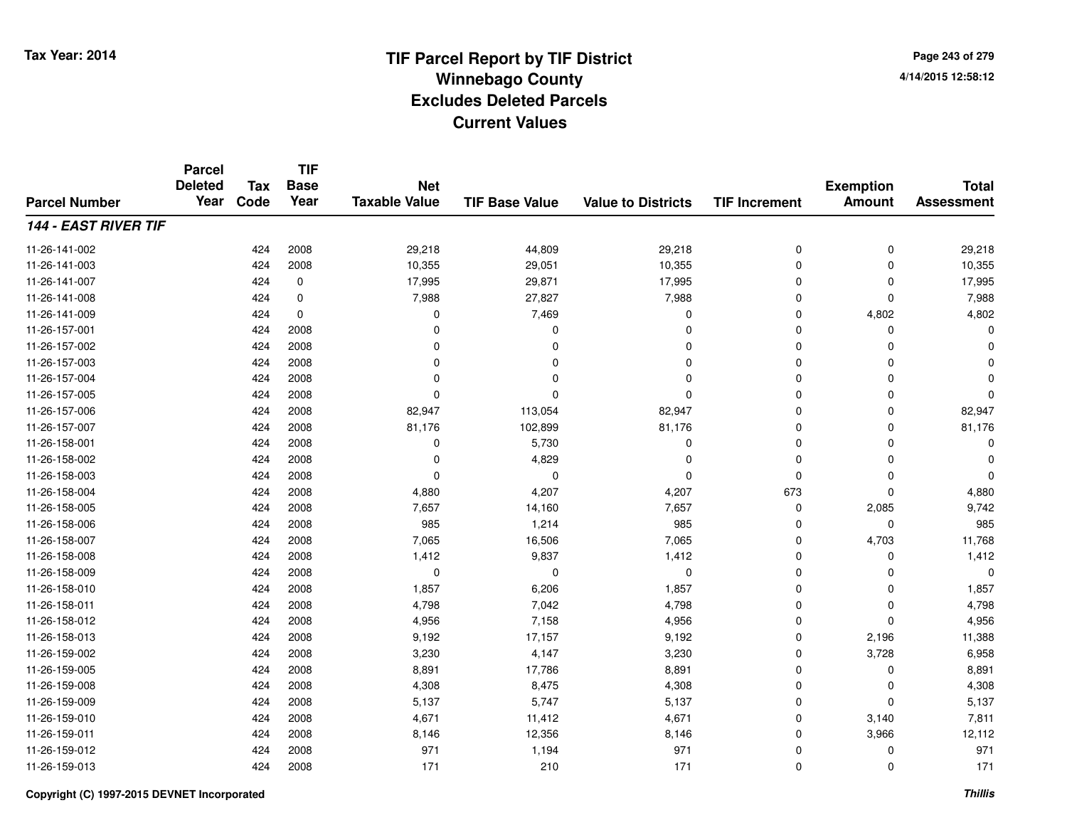# TIF Parcel Report by TIF District
## Winnebago County
## Excludes Deleted Parcels
## Current Values

Tax Year: 2014

4/14/2015 12:58:12

| Parcel Number | Parcel Deleted Year | Tax Code | TIF Base Year | Net Taxable Value | TIF Base Value | Value to Districts | TIF Increment | Exemption Amount | Total Assessment |
|---|---|---|---|---|---|---|---|---|---|
| ***144 - EAST RIVER TIF*** | | | | | | | | | |
| 11-26-141-002 | | 424 | 2008 | 29,218 | 44,809 | 29,218 | 0 | 0 | 29,218 |
| 11-26-141-003 | | 424 | 2008 | 10,355 | 29,051 | 10,355 | 0 | 0 | 10,355 |
| 11-26-141-007 | | 424 | 0 | 17,995 | 29,871 | 17,995 | 0 | 0 | 17,995 |
| 11-26-141-008 | | 424 | 0 | 7,988 | 27,827 | 7,988 | 0 | 0 | 7,988 |
| 11-26-141-009 | | 424 | 0 | 0 | 7,469 | 0 | 0 | 4,802 | 4,802 |
| 11-26-157-001 | | 424 | 2008 | 0 | 0 | 0 | 0 | 0 | 0 |
| 11-26-157-002 | | 424 | 2008 | 0 | 0 | 0 | 0 | 0 | 0 |
| 11-26-157-003 | | 424 | 2008 | 0 | 0 | 0 | 0 | 0 | 0 |
| 11-26-157-004 | | 424 | 2008 | 0 | 0 | 0 | 0 | 0 | 0 |
| 11-26-157-005 | | 424 | 2008 | 0 | 0 | 0 | 0 | 0 | 0 |
| 11-26-157-006 | | 424 | 2008 | 82,947 | 113,054 | 82,947 | 0 | 0 | 82,947 |
| 11-26-157-007 | | 424 | 2008 | 81,176 | 102,899 | 81,176 | 0 | 0 | 81,176 |
| 11-26-158-001 | | 424 | 2008 | 0 | 5,730 | 0 | 0 | 0 | 0 |
| 11-26-158-002 | | 424 | 2008 | 0 | 4,829 | 0 | 0 | 0 | 0 |
| 11-26-158-003 | | 424 | 2008 | 0 | 0 | 0 | 0 | 0 | 0 |
| 11-26-158-004 | | 424 | 2008 | 4,880 | 4,207 | 4,207 | 673 | 0 | 4,880 |
| 11-26-158-005 | | 424 | 2008 | 7,657 | 14,160 | 7,657 | 0 | 2,085 | 9,742 |
| 11-26-158-006 | | 424 | 2008 | 985 | 1,214 | 985 | 0 | 0 | 985 |
| 11-26-158-007 | | 424 | 2008 | 7,065 | 16,506 | 7,065 | 0 | 4,703 | 11,768 |
| 11-26-158-008 | | 424 | 2008 | 1,412 | 9,837 | 1,412 | 0 | 0 | 1,412 |
| 11-26-158-009 | | 424 | 2008 | 0 | 0 | 0 | 0 | 0 | 0 |
| 11-26-158-010 | | 424 | 2008 | 1,857 | 6,206 | 1,857 | 0 | 0 | 1,857 |
| 11-26-158-011 | | 424 | 2008 | 4,798 | 7,042 | 4,798 | 0 | 0 | 4,798 |
| 11-26-158-012 | | 424 | 2008 | 4,956 | 7,158 | 4,956 | 0 | 0 | 4,956 |
| 11-26-158-013 | | 424 | 2008 | 9,192 | 17,157 | 9,192 | 0 | 2,196 | 11,388 |
| 11-26-159-002 | | 424 | 2008 | 3,230 | 4,147 | 3,230 | 0 | 3,728 | 6,958 |
| 11-26-159-005 | | 424 | 2008 | 8,891 | 17,786 | 8,891 | 0 | 0 | 8,891 |
| 11-26-159-008 | | 424 | 2008 | 4,308 | 8,475 | 4,308 | 0 | 0 | 4,308 |
| 11-26-159-009 | | 424 | 2008 | 5,137 | 5,747 | 5,137 | 0 | 0 | 5,137 |
| 11-26-159-010 | | 424 | 2008 | 4,671 | 11,412 | 4,671 | 0 | 3,140 | 7,811 |
| 11-26-159-011 | | 424 | 2008 | 8,146 | 12,356 | 8,146 | 0 | 3,966 | 12,112 |
| 11-26-159-012 | | 424 | 2008 | 971 | 1,194 | 971 | 0 | 0 | 971 |
| 11-26-159-013 | | 424 | 2008 | 171 | 210 | 171 | 0 | 0 | 171 |

Copyright (C) 1997-2015 DEVNET Incorporated

*Thillis*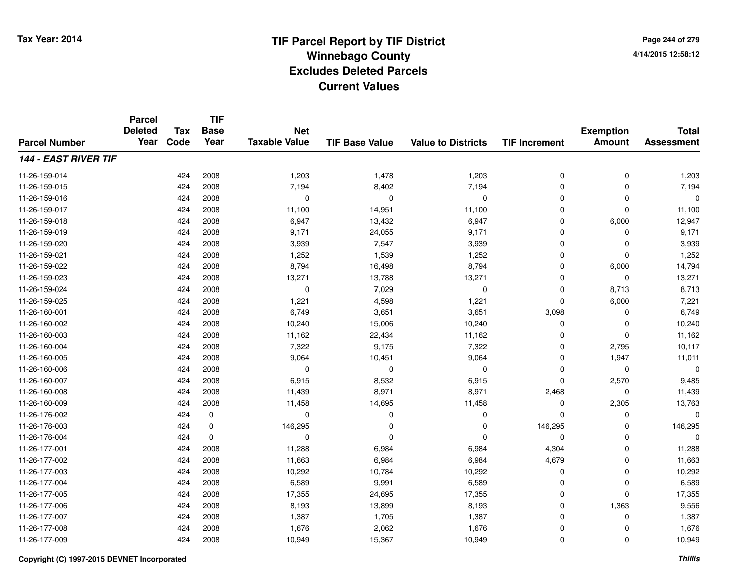# TIF Parcel Report by TIF District
## Winnebago County
## Excludes Deleted Parcels
## Current Values

Tax Year: 2014

4/14/2015 12:58:12

| Parcel Number | Parcel Deleted Year | Tax Code | TIF Base Year | Net Taxable Value | TIF Base Value | Value to Districts | TIF Increment | Exemption Amount | Total Assessment |
|---|---|---|---|---|---|---|---|---|---|
| ***144 - EAST RIVER TIF*** | | | | | | | | | |
| 11-26-159-014 | | 424 | 2008 | 1,203 | 1,478 | 1,203 | 0 | 0 | 1,203 |
| 11-26-159-015 | | 424 | 2008 | 7,194 | 8,402 | 7,194 | 0 | 0 | 7,194 |
| 11-26-159-016 | | 424 | 2008 | 0 | 0 | 0 | 0 | 0 | 0 |
| 11-26-159-017 | | 424 | 2008 | 11,100 | 14,951 | 11,100 | 0 | 0 | 11,100 |
| 11-26-159-018 | | 424 | 2008 | 6,947 | 13,432 | 6,947 | 0 | 6,000 | 12,947 |
| 11-26-159-019 | | 424 | 2008 | 9,171 | 24,055 | 9,171 | 0 | 0 | 9,171 |
| 11-26-159-020 | | 424 | 2008 | 3,939 | 7,547 | 3,939 | 0 | 0 | 3,939 |
| 11-26-159-021 | | 424 | 2008 | 1,252 | 1,539 | 1,252 | 0 | 0 | 1,252 |
| 11-26-159-022 | | 424 | 2008 | 8,794 | 16,498 | 8,794 | 0 | 6,000 | 14,794 |
| 11-26-159-023 | | 424 | 2008 | 13,271 | 13,788 | 13,271 | 0 | 0 | 13,271 |
| 11-26-159-024 | | 424 | 2008 | 0 | 7,029 | 0 | 0 | 8,713 | 8,713 |
| 11-26-159-025 | | 424 | 2008 | 1,221 | 4,598 | 1,221 | 0 | 6,000 | 7,221 |
| 11-26-160-001 | | 424 | 2008 | 6,749 | 3,651 | 3,651 | 3,098 | 0 | 6,749 |
| 11-26-160-002 | | 424 | 2008 | 10,240 | 15,006 | 10,240 | 0 | 0 | 10,240 |
| 11-26-160-003 | | 424 | 2008 | 11,162 | 22,434 | 11,162 | 0 | 0 | 11,162 |
| 11-26-160-004 | | 424 | 2008 | 7,322 | 9,175 | 7,322 | 0 | 2,795 | 10,117 |
| 11-26-160-005 | | 424 | 2008 | 9,064 | 10,451 | 9,064 | 0 | 1,947 | 11,011 |
| 11-26-160-006 | | 424 | 2008 | 0 | 0 | 0 | 0 | 0 | 0 |
| 11-26-160-007 | | 424 | 2008 | 6,915 | 8,532 | 6,915 | 0 | 2,570 | 9,485 |
| 11-26-160-008 | | 424 | 2008 | 11,439 | 8,971 | 8,971 | 2,468 | 0 | 11,439 |
| 11-26-160-009 | | 424 | 2008 | 11,458 | 14,695 | 11,458 | 0 | 2,305 | 13,763 |
| 11-26-176-002 | | 424 | 0 | 0 | 0 | 0 | 0 | 0 | 0 |
| 11-26-176-003 | | 424 | 0 | 146,295 | 0 | 0 | 146,295 | 0 | 146,295 |
| 11-26-176-004 | | 424 | 0 | 0 | 0 | 0 | 0 | 0 | 0 |
| 11-26-177-001 | | 424 | 2008 | 11,288 | 6,984 | 6,984 | 4,304 | 0 | 11,288 |
| 11-26-177-002 | | 424 | 2008 | 11,663 | 6,984 | 6,984 | 4,679 | 0 | 11,663 |
| 11-26-177-003 | | 424 | 2008 | 10,292 | 10,784 | 10,292 | 0 | 0 | 10,292 |
| 11-26-177-004 | | 424 | 2008 | 6,589 | 9,991 | 6,589 | 0 | 0 | 6,589 |
| 11-26-177-005 | | 424 | 2008 | 17,355 | 24,695 | 17,355 | 0 | 0 | 17,355 |
| 11-26-177-006 | | 424 | 2008 | 8,193 | 13,899 | 8,193 | 0 | 1,363 | 9,556 |
| 11-26-177-007 | | 424 | 2008 | 1,387 | 1,705 | 1,387 | 0 | 0 | 1,387 |
| 11-26-177-008 | | 424 | 2008 | 1,676 | 2,062 | 1,676 | 0 | 0 | 1,676 |
| 11-26-177-009 | | 424 | 2008 | 10,949 | 15,367 | 10,949 | 0 | 0 | 10,949 |

Copyright (C) 1997-2015 DEVNET Incorporated

*Thillis*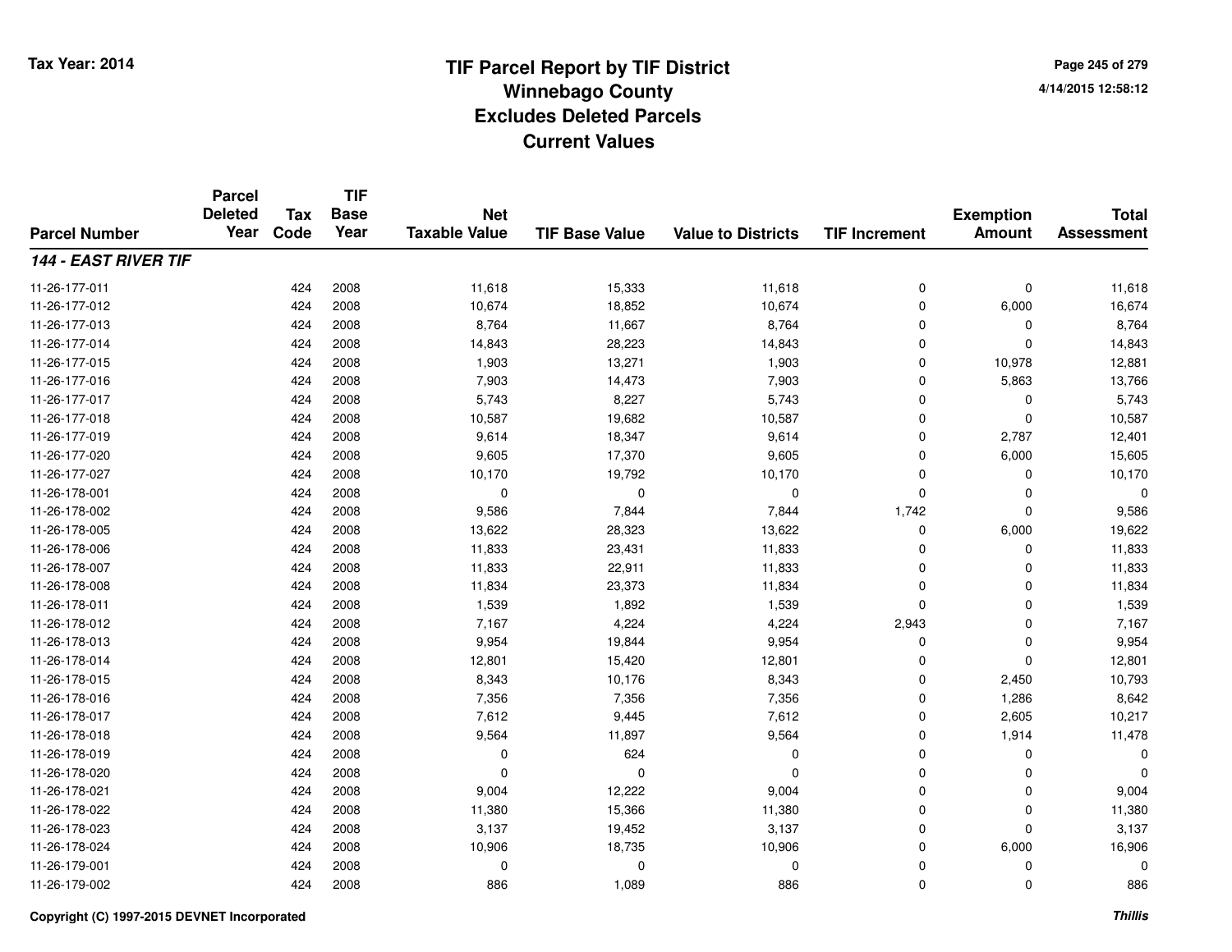# TIF Parcel Report by TIF District
## Winnebago County
## Excludes Deleted Parcels
## Current Values

Tax Year: 2014

4/14/2015 12:58:12

| Parcel Number | Parcel Deleted Year | Tax Code | TIF Base Year | Net Taxable Value | TIF Base Value | Value to Districts | TIF Increment | Exemption Amount | Total Assessment |
|---|---|---|---|---|---|---|---|---|---|
| ***144 - EAST RIVER TIF*** | | | | | | | | | |
| 11-26-177-011 | | 424 | 2008 | 11,618 | 15,333 | 11,618 | 0 | 0 | 11,618 |
| 11-26-177-012 | | 424 | 2008 | 10,674 | 18,852 | 10,674 | 0 | 6,000 | 16,674 |
| 11-26-177-013 | | 424 | 2008 | 8,764 | 11,667 | 8,764 | 0 | 0 | 8,764 |
| 11-26-177-014 | | 424 | 2008 | 14,843 | 28,223 | 14,843 | 0 | 0 | 14,843 |
| 11-26-177-015 | | 424 | 2008 | 1,903 | 13,271 | 1,903 | 0 | 10,978 | 12,881 |
| 11-26-177-016 | | 424 | 2008 | 7,903 | 14,473 | 7,903 | 0 | 5,863 | 13,766 |
| 11-26-177-017 | | 424 | 2008 | 5,743 | 8,227 | 5,743 | 0 | 0 | 5,743 |
| 11-26-177-018 | | 424 | 2008 | 10,587 | 19,682 | 10,587 | 0 | 0 | 10,587 |
| 11-26-177-019 | | 424 | 2008 | 9,614 | 18,347 | 9,614 | 0 | 2,787 | 12,401 |
| 11-26-177-020 | | 424 | 2008 | 9,605 | 17,370 | 9,605 | 0 | 6,000 | 15,605 |
| 11-26-177-027 | | 424 | 2008 | 10,170 | 19,792 | 10,170 | 0 | 0 | 10,170 |
| 11-26-178-001 | | 424 | 2008 | 0 | 0 | 0 | 0 | 0 | 0 |
| 11-26-178-002 | | 424 | 2008 | 9,586 | 7,844 | 7,844 | 1,742 | 0 | 9,586 |
| 11-26-178-005 | | 424 | 2008 | 13,622 | 28,323 | 13,622 | 0 | 6,000 | 19,622 |
| 11-26-178-006 | | 424 | 2008 | 11,833 | 23,431 | 11,833 | 0 | 0 | 11,833 |
| 11-26-178-007 | | 424 | 2008 | 11,833 | 22,911 | 11,833 | 0 | 0 | 11,833 |
| 11-26-178-008 | | 424 | 2008 | 11,834 | 23,373 | 11,834 | 0 | 0 | 11,834 |
| 11-26-178-011 | | 424 | 2008 | 1,539 | 1,892 | 1,539 | 0 | 0 | 1,539 |
| 11-26-178-012 | | 424 | 2008 | 7,167 | 4,224 | 4,224 | 2,943 | 0 | 7,167 |
| 11-26-178-013 | | 424 | 2008 | 9,954 | 19,844 | 9,954 | 0 | 0 | 9,954 |
| 11-26-178-014 | | 424 | 2008 | 12,801 | 15,420 | 12,801 | 0 | 0 | 12,801 |
| 11-26-178-015 | | 424 | 2008 | 8,343 | 10,176 | 8,343 | 0 | 2,450 | 10,793 |
| 11-26-178-016 | | 424 | 2008 | 7,356 | 7,356 | 7,356 | 0 | 1,286 | 8,642 |
| 11-26-178-017 | | 424 | 2008 | 7,612 | 9,445 | 7,612 | 0 | 2,605 | 10,217 |
| 11-26-178-018 | | 424 | 2008 | 9,564 | 11,897 | 9,564 | 0 | 1,914 | 11,478 |
| 11-26-178-019 | | 424 | 2008 | 0 | 624 | 0 | 0 | 0 | 0 |
| 11-26-178-020 | | 424 | 2008 | 0 | 0 | 0 | 0 | 0 | 0 |
| 11-26-178-021 | | 424 | 2008 | 9,004 | 12,222 | 9,004 | 0 | 0 | 9,004 |
| 11-26-178-022 | | 424 | 2008 | 11,380 | 15,366 | 11,380 | 0 | 0 | 11,380 |
| 11-26-178-023 | | 424 | 2008 | 3,137 | 19,452 | 3,137 | 0 | 0 | 3,137 |
| 11-26-178-024 | | 424 | 2008 | 10,906 | 18,735 | 10,906 | 0 | 6,000 | 16,906 |
| 11-26-179-001 | | 424 | 2008 | 0 | 0 | 0 | 0 | 0 | 0 |
| 11-26-179-002 | | 424 | 2008 | 886 | 1,089 | 886 | 0 | 0 | 886 |

Copyright (C) 1997-2015 DEVNET Incorporated

*Thillis*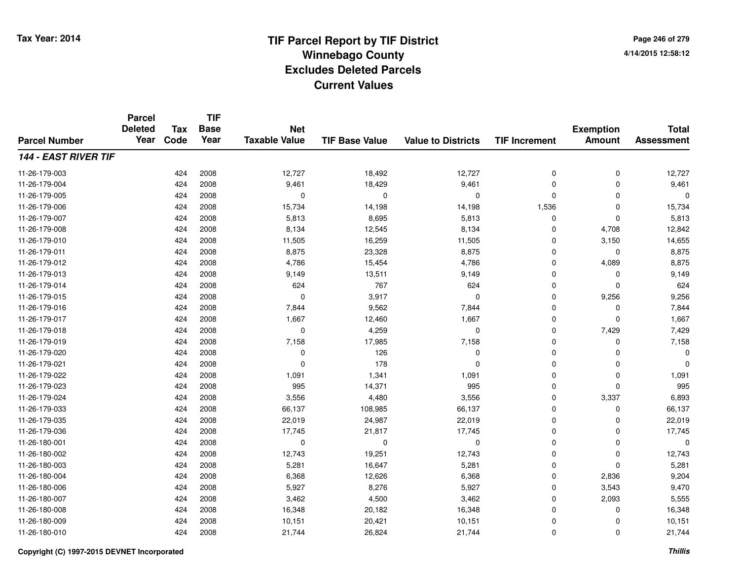Tax Year: 2014

# TIF Parcel Report by TIF District
## Winnebago County
## Excludes Deleted Parcels
## Current Values

4/14/2015 12:58:12

| Parcel Number | Parcel Deleted Year | Tax Code | TIF Base Year | Net Taxable Value | TIF Base Value | Value to Districts | TIF Increment | Exemption Amount | Total Assessment |
|---|---|---|---|---|---|---|---|---|---|
| ***144 - EAST RIVER TIF*** | | | | | | | | | |
| 11-26-179-003 | | 424 | 2008 | 12,727 | 18,492 | 12,727 | 0 | 0 | 12,727 |
| 11-26-179-004 | | 424 | 2008 | 9,461 | 18,429 | 9,461 | 0 | 0 | 9,461 |
| 11-26-179-005 | | 424 | 2008 | 0 | 0 | 0 | 0 | 0 | 0 |
| 11-26-179-006 | | 424 | 2008 | 15,734 | 14,198 | 14,198 | 1,536 | 0 | 15,734 |
| 11-26-179-007 | | 424 | 2008 | 5,813 | 8,695 | 5,813 | 0 | 0 | 5,813 |
| 11-26-179-008 | | 424 | 2008 | 8,134 | 12,545 | 8,134 | 0 | 4,708 | 12,842 |
| 11-26-179-010 | | 424 | 2008 | 11,505 | 16,259 | 11,505 | 0 | 3,150 | 14,655 |
| 11-26-179-011 | | 424 | 2008 | 8,875 | 23,328 | 8,875 | 0 | 0 | 8,875 |
| 11-26-179-012 | | 424 | 2008 | 4,786 | 15,454 | 4,786 | 0 | 4,089 | 8,875 |
| 11-26-179-013 | | 424 | 2008 | 9,149 | 13,511 | 9,149 | 0 | 0 | 9,149 |
| 11-26-179-014 | | 424 | 2008 | 624 | 767 | 624 | 0 | 0 | 624 |
| 11-26-179-015 | | 424 | 2008 | 0 | 3,917 | 0 | 0 | 9,256 | 9,256 |
| 11-26-179-016 | | 424 | 2008 | 7,844 | 9,562 | 7,844 | 0 | 0 | 7,844 |
| 11-26-179-017 | | 424 | 2008 | 1,667 | 12,460 | 1,667 | 0 | 0 | 1,667 |
| 11-26-179-018 | | 424 | 2008 | 0 | 4,259 | 0 | 0 | 7,429 | 7,429 |
| 11-26-179-019 | | 424 | 2008 | 7,158 | 17,985 | 7,158 | 0 | 0 | 7,158 |
| 11-26-179-020 | | 424 | 2008 | 0 | 126 | 0 | 0 | 0 | 0 |
| 11-26-179-021 | | 424 | 2008 | 0 | 178 | 0 | 0 | 0 | 0 |
| 11-26-179-022 | | 424 | 2008 | 1,091 | 1,341 | 1,091 | 0 | 0 | 1,091 |
| 11-26-179-023 | | 424 | 2008 | 995 | 14,371 | 995 | 0 | 0 | 995 |
| 11-26-179-024 | | 424 | 2008 | 3,556 | 4,480 | 3,556 | 0 | 3,337 | 6,893 |
| 11-26-179-033 | | 424 | 2008 | 66,137 | 108,985 | 66,137 | 0 | 0 | 66,137 |
| 11-26-179-035 | | 424 | 2008 | 22,019 | 24,987 | 22,019 | 0 | 0 | 22,019 |
| 11-26-179-036 | | 424 | 2008 | 17,745 | 21,817 | 17,745 | 0 | 0 | 17,745 |
| 11-26-180-001 | | 424 | 2008 | 0 | 0 | 0 | 0 | 0 | 0 |
| 11-26-180-002 | | 424 | 2008 | 12,743 | 19,251 | 12,743 | 0 | 0 | 12,743 |
| 11-26-180-003 | | 424 | 2008 | 5,281 | 16,647 | 5,281 | 0 | 0 | 5,281 |
| 11-26-180-004 | | 424 | 2008 | 6,368 | 12,626 | 6,368 | 0 | 2,836 | 9,204 |
| 11-26-180-006 | | 424 | 2008 | 5,927 | 8,276 | 5,927 | 0 | 3,543 | 9,470 |
| 11-26-180-007 | | 424 | 2008 | 3,462 | 4,500 | 3,462 | 0 | 2,093 | 5,555 |
| 11-26-180-008 | | 424 | 2008 | 16,348 | 20,182 | 16,348 | 0 | 0 | 16,348 |
| 11-26-180-009 | | 424 | 2008 | 10,151 | 20,421 | 10,151 | 0 | 0 | 10,151 |
| 11-26-180-010 | | 424 | 2008 | 21,744 | 26,824 | 21,744 | 0 | 0 | 21,744 |

Copyright (C) 1997-2015 DEVNET Incorporated

*Thillis*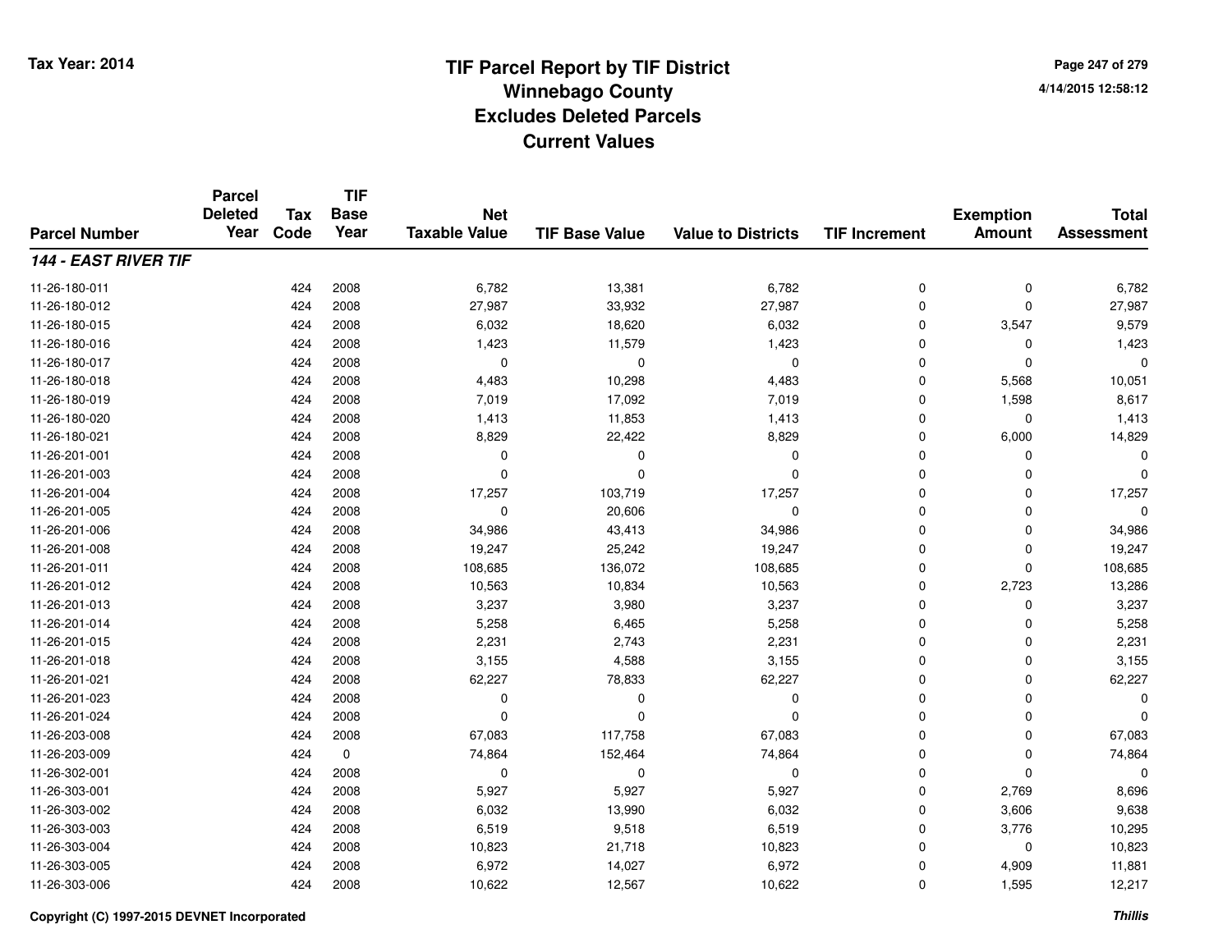# TIF Parcel Report by TIF District
## Winnebago County
## Excludes Deleted Parcels
## Current Values

Tax Year: 2014

4/14/2015 12:58:12

| Parcel Number | Parcel Deleted Year | Tax Code | TIF Base Year | Net Taxable Value | TIF Base Value | Value to Districts | TIF Increment | Exemption Amount | Total Assessment |
|---|---|---|---|---|---|---|---|---|---|
| ***144 - EAST RIVER TIF*** | | | | | | | | | |
| 11-26-180-011 | | 424 | 2008 | 6,782 | 13,381 | 6,782 | 0 | 0 | 6,782 |
| 11-26-180-012 | | 424 | 2008 | 27,987 | 33,932 | 27,987 | 0 | 0 | 27,987 |
| 11-26-180-015 | | 424 | 2008 | 6,032 | 18,620 | 6,032 | 0 | 3,547 | 9,579 |
| 11-26-180-016 | | 424 | 2008 | 1,423 | 11,579 | 1,423 | 0 | 0 | 1,423 |
| 11-26-180-017 | | 424 | 2008 | 0 | 0 | 0 | 0 | 0 | 0 |
| 11-26-180-018 | | 424 | 2008 | 4,483 | 10,298 | 4,483 | 0 | 5,568 | 10,051 |
| 11-26-180-019 | | 424 | 2008 | 7,019 | 17,092 | 7,019 | 0 | 1,598 | 8,617 |
| 11-26-180-020 | | 424 | 2008 | 1,413 | 11,853 | 1,413 | 0 | 0 | 1,413 |
| 11-26-180-021 | | 424 | 2008 | 8,829 | 22,422 | 8,829 | 0 | 6,000 | 14,829 |
| 11-26-201-001 | | 424 | 2008 | 0 | 0 | 0 | 0 | 0 | 0 |
| 11-26-201-003 | | 424 | 2008 | 0 | 0 | 0 | 0 | 0 | 0 |
| 11-26-201-004 | | 424 | 2008 | 17,257 | 103,719 | 17,257 | 0 | 0 | 17,257 |
| 11-26-201-005 | | 424 | 2008 | 0 | 20,606 | 0 | 0 | 0 | 0 |
| 11-26-201-006 | | 424 | 2008 | 34,986 | 43,413 | 34,986 | 0 | 0 | 34,986 |
| 11-26-201-008 | | 424 | 2008 | 19,247 | 25,242 | 19,247 | 0 | 0 | 19,247 |
| 11-26-201-011 | | 424 | 2008 | 108,685 | 136,072 | 108,685 | 0 | 0 | 108,685 |
| 11-26-201-012 | | 424 | 2008 | 10,563 | 10,834 | 10,563 | 0 | 2,723 | 13,286 |
| 11-26-201-013 | | 424 | 2008 | 3,237 | 3,980 | 3,237 | 0 | 0 | 3,237 |
| 11-26-201-014 | | 424 | 2008 | 5,258 | 6,465 | 5,258 | 0 | 0 | 5,258 |
| 11-26-201-015 | | 424 | 2008 | 2,231 | 2,743 | 2,231 | 0 | 0 | 2,231 |
| 11-26-201-018 | | 424 | 2008 | 3,155 | 4,588 | 3,155 | 0 | 0 | 3,155 |
| 11-26-201-021 | | 424 | 2008 | 62,227 | 78,833 | 62,227 | 0 | 0 | 62,227 |
| 11-26-201-023 | | 424 | 2008 | 0 | 0 | 0 | 0 | 0 | 0 |
| 11-26-201-024 | | 424 | 2008 | 0 | 0 | 0 | 0 | 0 | 0 |
| 11-26-203-008 | | 424 | 2008 | 67,083 | 117,758 | 67,083 | 0 | 0 | 67,083 |
| 11-26-203-009 | | 424 | 0 | 74,864 | 152,464 | 74,864 | 0 | 0 | 74,864 |
| 11-26-302-001 | | 424 | 2008 | 0 | 0 | 0 | 0 | 0 | 0 |
| 11-26-303-001 | | 424 | 2008 | 5,927 | 5,927 | 5,927 | 0 | 2,769 | 8,696 |
| 11-26-303-002 | | 424 | 2008 | 6,032 | 13,990 | 6,032 | 0 | 3,606 | 9,638 |
| 11-26-303-003 | | 424 | 2008 | 6,519 | 9,518 | 6,519 | 0 | 3,776 | 10,295 |
| 11-26-303-004 | | 424 | 2008 | 10,823 | 21,718 | 10,823 | 0 | 0 | 10,823 |
| 11-26-303-005 | | 424 | 2008 | 6,972 | 14,027 | 6,972 | 0 | 4,909 | 11,881 |
| 11-26-303-006 | | 424 | 2008 | 10,622 | 12,567 | 10,622 | 0 | 1,595 | 12,217 |

Copyright (C) 1997-2015 DEVNET Incorporated

*Thillis*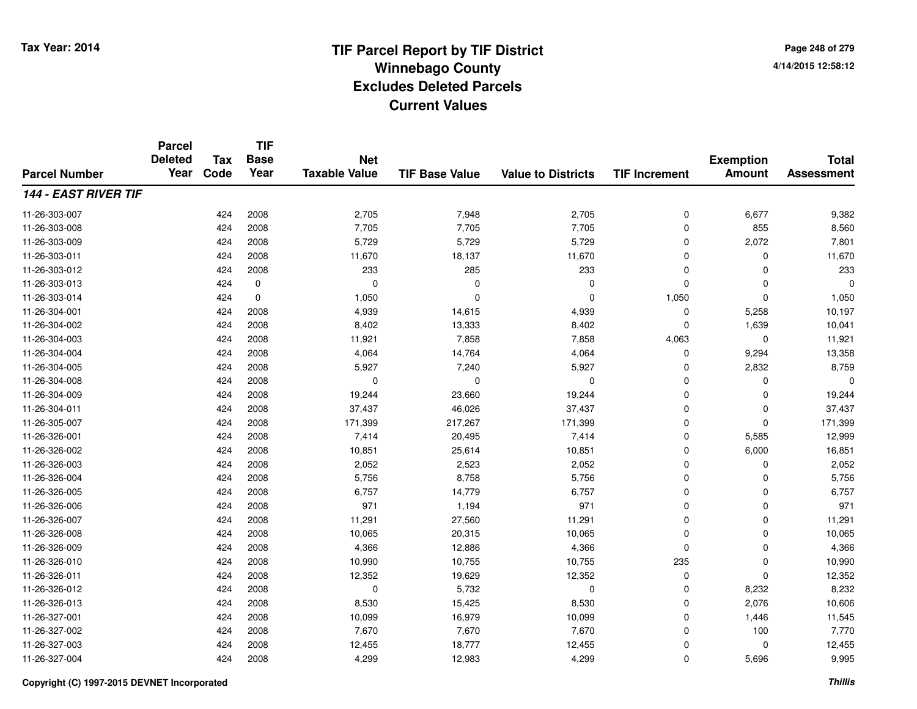# TIF Parcel Report by TIF District
## Winnebago County
## Excludes Deleted Parcels
## Current Values

Tax Year: 2014

4/14/2015 12:58:12

| Parcel Number | Parcel Deleted Year | Tax Code | TIF Base Year | Net Taxable Value | TIF Base Value | Value to Districts | TIF Increment | Exemption Amount | Total Assessment |
|---|---|---|---|---|---|---|---|---|---|
| ***144 - EAST RIVER TIF*** | | | | | | | | | |
| 11-26-303-007 | | 424 | 2008 | 2,705 | 7,948 | 2,705 | 0 | 6,677 | 9,382 |
| 11-26-303-008 | | 424 | 2008 | 7,705 | 7,705 | 7,705 | 0 | 855 | 8,560 |
| 11-26-303-009 | | 424 | 2008 | 5,729 | 5,729 | 5,729 | 0 | 2,072 | 7,801 |
| 11-26-303-011 | | 424 | 2008 | 11,670 | 18,137 | 11,670 | 0 | 0 | 11,670 |
| 11-26-303-012 | | 424 | 2008 | 233 | 285 | 233 | 0 | 0 | 233 |
| 11-26-303-013 | | 424 | 0 | 0 | 0 | 0 | 0 | 0 | 0 |
| 11-26-303-014 | | 424 | 0 | 1,050 | 0 | 0 | 1,050 | 0 | 1,050 |
| 11-26-304-001 | | 424 | 2008 | 4,939 | 14,615 | 4,939 | 0 | 5,258 | 10,197 |
| 11-26-304-002 | | 424 | 2008 | 8,402 | 13,333 | 8,402 | 0 | 1,639 | 10,041 |
| 11-26-304-003 | | 424 | 2008 | 11,921 | 7,858 | 7,858 | 4,063 | 0 | 11,921 |
| 11-26-304-004 | | 424 | 2008 | 4,064 | 14,764 | 4,064 | 0 | 9,294 | 13,358 |
| 11-26-304-005 | | 424 | 2008 | 5,927 | 7,240 | 5,927 | 0 | 2,832 | 8,759 |
| 11-26-304-008 | | 424 | 2008 | 0 | 0 | 0 | 0 | 0 | 0 |
| 11-26-304-009 | | 424 | 2008 | 19,244 | 23,660 | 19,244 | 0 | 0 | 19,244 |
| 11-26-304-011 | | 424 | 2008 | 37,437 | 46,026 | 37,437 | 0 | 0 | 37,437 |
| 11-26-305-007 | | 424 | 2008 | 171,399 | 217,267 | 171,399 | 0 | 0 | 171,399 |
| 11-26-326-001 | | 424 | 2008 | 7,414 | 20,495 | 7,414 | 0 | 5,585 | 12,999 |
| 11-26-326-002 | | 424 | 2008 | 10,851 | 25,614 | 10,851 | 0 | 6,000 | 16,851 |
| 11-26-326-003 | | 424 | 2008 | 2,052 | 2,523 | 2,052 | 0 | 0 | 2,052 |
| 11-26-326-004 | | 424 | 2008 | 5,756 | 8,758 | 5,756 | 0 | 0 | 5,756 |
| 11-26-326-005 | | 424 | 2008 | 6,757 | 14,779 | 6,757 | 0 | 0 | 6,757 |
| 11-26-326-006 | | 424 | 2008 | 971 | 1,194 | 971 | 0 | 0 | 971 |
| 11-26-326-007 | | 424 | 2008 | 11,291 | 27,560 | 11,291 | 0 | 0 | 11,291 |
| 11-26-326-008 | | 424 | 2008 | 10,065 | 20,315 | 10,065 | 0 | 0 | 10,065 |
| 11-26-326-009 | | 424 | 2008 | 4,366 | 12,886 | 4,366 | 0 | 0 | 4,366 |
| 11-26-326-010 | | 424 | 2008 | 10,990 | 10,755 | 10,755 | 235 | 0 | 10,990 |
| 11-26-326-011 | | 424 | 2008 | 12,352 | 19,629 | 12,352 | 0 | 0 | 12,352 |
| 11-26-326-012 | | 424 | 2008 | 0 | 5,732 | 0 | 0 | 8,232 | 8,232 |
| 11-26-326-013 | | 424 | 2008 | 8,530 | 15,425 | 8,530 | 0 | 2,076 | 10,606 |
| 11-26-327-001 | | 424 | 2008 | 10,099 | 16,979 | 10,099 | 0 | 1,446 | 11,545 |
| 11-26-327-002 | | 424 | 2008 | 7,670 | 7,670 | 7,670 | 0 | 100 | 7,770 |
| 11-26-327-003 | | 424 | 2008 | 12,455 | 18,777 | 12,455 | 0 | 0 | 12,455 |
| 11-26-327-004 | | 424 | 2008 | 4,299 | 12,983 | 4,299 | 0 | 5,696 | 9,995 |

Copyright (C) 1997-2015 DEVNET Incorporated

*Thillis*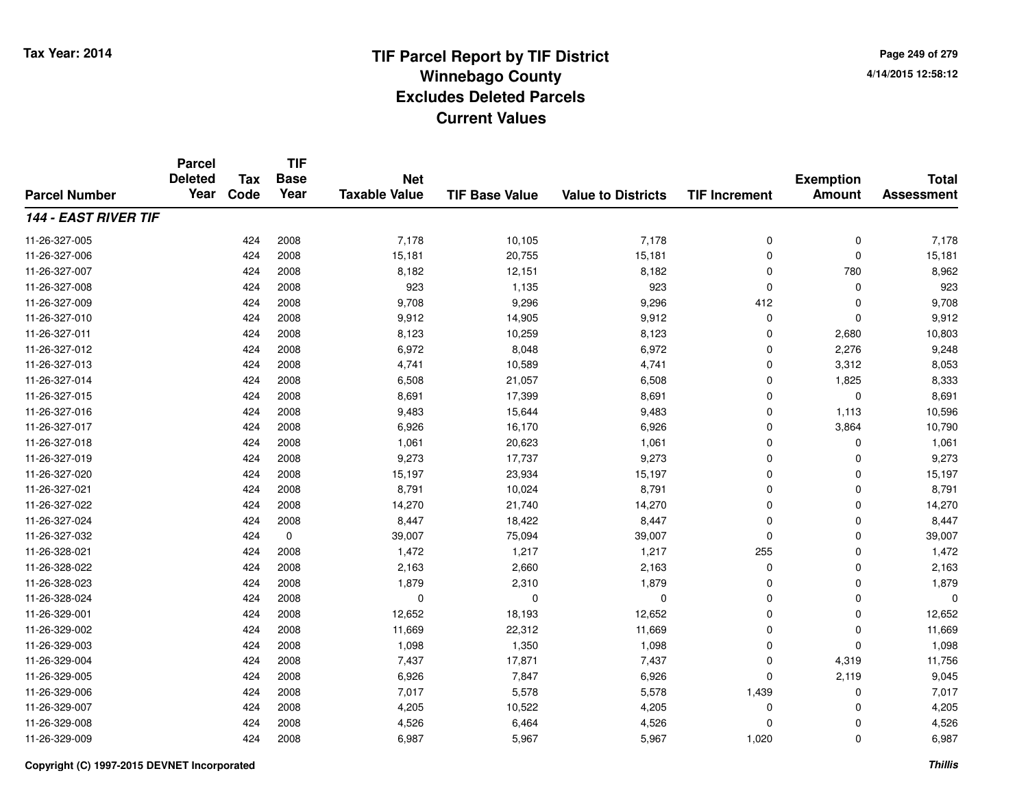# TIF Parcel Report by TIF District
## Winnebago County
## Excludes Deleted Parcels
## Current Values

Tax Year: 2014

4/14/2015 12:58:12

| Parcel Number | Parcel Deleted Year | Tax Code | TIF Base Year | Net Taxable Value | TIF Base Value | Value to Districts | TIF Increment | Exemption Amount | Total Assessment |
|---|---|---|---|---|---|---|---|---|---|
| ***144 - EAST RIVER TIF*** | | | | | | | | | |
| 11-26-327-005 | | 424 | 2008 | 7,178 | 10,105 | 7,178 | 0 | 0 | 7,178 |
| 11-26-327-006 | | 424 | 2008 | 15,181 | 20,755 | 15,181 | 0 | 0 | 15,181 |
| 11-26-327-007 | | 424 | 2008 | 8,182 | 12,151 | 8,182 | 0 | 780 | 8,962 |
| 11-26-327-008 | | 424 | 2008 | 923 | 1,135 | 923 | 0 | 0 | 923 |
| 11-26-327-009 | | 424 | 2008 | 9,708 | 9,296 | 9,296 | 412 | 0 | 9,708 |
| 11-26-327-010 | | 424 | 2008 | 9,912 | 14,905 | 9,912 | 0 | 0 | 9,912 |
| 11-26-327-011 | | 424 | 2008 | 8,123 | 10,259 | 8,123 | 0 | 2,680 | 10,803 |
| 11-26-327-012 | | 424 | 2008 | 6,972 | 8,048 | 6,972 | 0 | 2,276 | 9,248 |
| 11-26-327-013 | | 424 | 2008 | 4,741 | 10,589 | 4,741 | 0 | 3,312 | 8,053 |
| 11-26-327-014 | | 424 | 2008 | 6,508 | 21,057 | 6,508 | 0 | 1,825 | 8,333 |
| 11-26-327-015 | | 424 | 2008 | 8,691 | 17,399 | 8,691 | 0 | 0 | 8,691 |
| 11-26-327-016 | | 424 | 2008 | 9,483 | 15,644 | 9,483 | 0 | 1,113 | 10,596 |
| 11-26-327-017 | | 424 | 2008 | 6,926 | 16,170 | 6,926 | 0 | 3,864 | 10,790 |
| 11-26-327-018 | | 424 | 2008 | 1,061 | 20,623 | 1,061 | 0 | 0 | 1,061 |
| 11-26-327-019 | | 424 | 2008 | 9,273 | 17,737 | 9,273 | 0 | 0 | 9,273 |
| 11-26-327-020 | | 424 | 2008 | 15,197 | 23,934 | 15,197 | 0 | 0 | 15,197 |
| 11-26-327-021 | | 424 | 2008 | 8,791 | 10,024 | 8,791 | 0 | 0 | 8,791 |
| 11-26-327-022 | | 424 | 2008 | 14,270 | 21,740 | 14,270 | 0 | 0 | 14,270 |
| 11-26-327-024 | | 424 | 2008 | 8,447 | 18,422 | 8,447 | 0 | 0 | 8,447 |
| 11-26-327-032 | | 424 | 0 | 39,007 | 75,094 | 39,007 | 0 | 0 | 39,007 |
| 11-26-328-021 | | 424 | 2008 | 1,472 | 1,217 | 1,217 | 255 | 0 | 1,472 |
| 11-26-328-022 | | 424 | 2008 | 2,163 | 2,660 | 2,163 | 0 | 0 | 2,163 |
| 11-26-328-023 | | 424 | 2008 | 1,879 | 2,310 | 1,879 | 0 | 0 | 1,879 |
| 11-26-328-024 | | 424 | 2008 | 0 | 0 | 0 | 0 | 0 | 0 |
| 11-26-329-001 | | 424 | 2008 | 12,652 | 18,193 | 12,652 | 0 | 0 | 12,652 |
| 11-26-329-002 | | 424 | 2008 | 11,669 | 22,312 | 11,669 | 0 | 0 | 11,669 |
| 11-26-329-003 | | 424 | 2008 | 1,098 | 1,350 | 1,098 | 0 | 0 | 1,098 |
| 11-26-329-004 | | 424 | 2008 | 7,437 | 17,871 | 7,437 | 0 | 4,319 | 11,756 |
| 11-26-329-005 | | 424 | 2008 | 6,926 | 7,847 | 6,926 | 0 | 2,119 | 9,045 |
| 11-26-329-006 | | 424 | 2008 | 7,017 | 5,578 | 5,578 | 1,439 | 0 | 7,017 |
| 11-26-329-007 | | 424 | 2008 | 4,205 | 10,522 | 4,205 | 0 | 0 | 4,205 |
| 11-26-329-008 | | 424 | 2008 | 4,526 | 6,464 | 4,526 | 0 | 0 | 4,526 |
| 11-26-329-009 | | 424 | 2008 | 6,987 | 5,967 | 5,967 | 1,020 | 0 | 6,987 |

Copyright (C) 1997-2015 DEVNET Incorporated

*Thillis*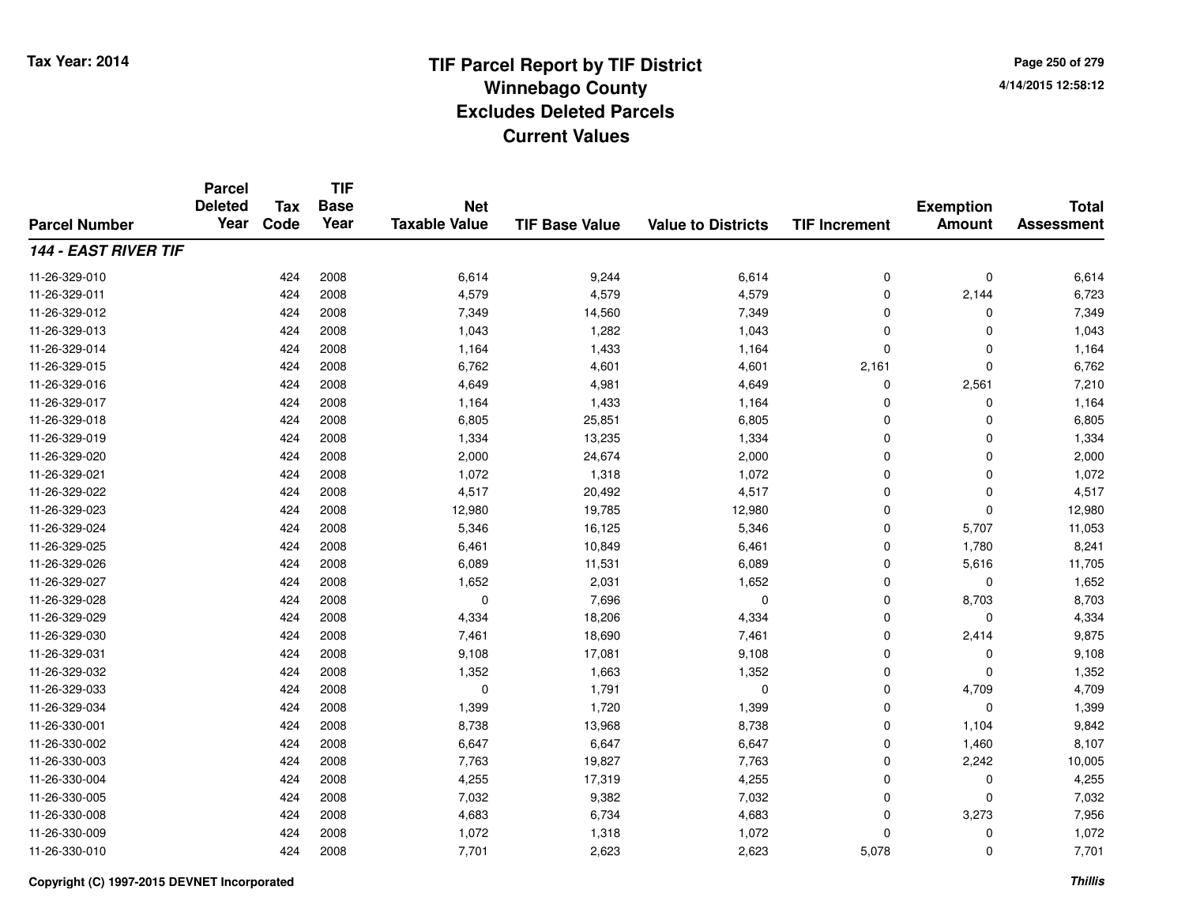# TIF Parcel Report by TIF District
## Winnebago County
## Excludes Deleted Parcels
## Current Values

Tax Year: 2014

4/14/2015 12:58:12

| Parcel Number | Parcel Deleted Year | Tax Code | TIF Base Year | Net Taxable Value | TIF Base Value | Value to Districts | TIF Increment | Exemption Amount | Total Assessment |
|---|---|---|---|---|---|---|---|---|---|
| ***144 - EAST RIVER TIF*** | | | | | | | | | |
| 11-26-329-010 | | 424 | 2008 | 6,614 | 9,244 | 6,614 | 0 | 0 | 6,614 |
| 11-26-329-011 | | 424 | 2008 | 4,579 | 4,579 | 4,579 | 0 | 2,144 | 6,723 |
| 11-26-329-012 | | 424 | 2008 | 7,349 | 14,560 | 7,349 | 0 | 0 | 7,349 |
| 11-26-329-013 | | 424 | 2008 | 1,043 | 1,282 | 1,043 | 0 | 0 | 1,043 |
| 11-26-329-014 | | 424 | 2008 | 1,164 | 1,433 | 1,164 | 0 | 0 | 1,164 |
| 11-26-329-015 | | 424 | 2008 | 6,762 | 4,601 | 4,601 | 2,161 | 0 | 6,762 |
| 11-26-329-016 | | 424 | 2008 | 4,649 | 4,981 | 4,649 | 0 | 2,561 | 7,210 |
| 11-26-329-017 | | 424 | 2008 | 1,164 | 1,433 | 1,164 | 0 | 0 | 1,164 |
| 11-26-329-018 | | 424 | 2008 | 6,805 | 25,851 | 6,805 | 0 | 0 | 6,805 |
| 11-26-329-019 | | 424 | 2008 | 1,334 | 13,235 | 1,334 | 0 | 0 | 1,334 |
| 11-26-329-020 | | 424 | 2008 | 2,000 | 24,674 | 2,000 | 0 | 0 | 2,000 |
| 11-26-329-021 | | 424 | 2008 | 1,072 | 1,318 | 1,072 | 0 | 0 | 1,072 |
| 11-26-329-022 | | 424 | 2008 | 4,517 | 20,492 | 4,517 | 0 | 0 | 4,517 |
| 11-26-329-023 | | 424 | 2008 | 12,980 | 19,785 | 12,980 | 0 | 0 | 12,980 |
| 11-26-329-024 | | 424 | 2008 | 5,346 | 16,125 | 5,346 | 0 | 5,707 | 11,053 |
| 11-26-329-025 | | 424 | 2008 | 6,461 | 10,849 | 6,461 | 0 | 1,780 | 8,241 |
| 11-26-329-026 | | 424 | 2008 | 6,089 | 11,531 | 6,089 | 0 | 5,616 | 11,705 |
| 11-26-329-027 | | 424 | 2008 | 1,652 | 2,031 | 1,652 | 0 | 0 | 1,652 |
| 11-26-329-028 | | 424 | 2008 | 0 | 7,696 | 0 | 0 | 8,703 | 8,703 |
| 11-26-329-029 | | 424 | 2008 | 4,334 | 18,206 | 4,334 | 0 | 0 | 4,334 |
| 11-26-329-030 | | 424 | 2008 | 7,461 | 18,690 | 7,461 | 0 | 2,414 | 9,875 |
| 11-26-329-031 | | 424 | 2008 | 9,108 | 17,081 | 9,108 | 0 | 0 | 9,108 |
| 11-26-329-032 | | 424 | 2008 | 1,352 | 1,663 | 1,352 | 0 | 0 | 1,352 |
| 11-26-329-033 | | 424 | 2008 | 0 | 1,791 | 0 | 0 | 4,709 | 4,709 |
| 11-26-329-034 | | 424 | 2008 | 1,399 | 1,720 | 1,399 | 0 | 0 | 1,399 |
| 11-26-330-001 | | 424 | 2008 | 8,738 | 13,968 | 8,738 | 0 | 1,104 | 9,842 |
| 11-26-330-002 | | 424 | 2008 | 6,647 | 6,647 | 6,647 | 0 | 1,460 | 8,107 |
| 11-26-330-003 | | 424 | 2008 | 7,763 | 19,827 | 7,763 | 0 | 2,242 | 10,005 |
| 11-26-330-004 | | 424 | 2008 | 4,255 | 17,319 | 4,255 | 0 | 0 | 4,255 |
| 11-26-330-005 | | 424 | 2008 | 7,032 | 9,382 | 7,032 | 0 | 0 | 7,032 |
| 11-26-330-008 | | 424 | 2008 | 4,683 | 6,734 | 4,683 | 0 | 3,273 | 7,956 |
| 11-26-330-009 | | 424 | 2008 | 1,072 | 1,318 | 1,072 | 0 | 0 | 1,072 |
| 11-26-330-010 | | 424 | 2008 | 7,701 | 2,623 | 2,623 | 5,078 | 0 | 7,701 |

Copyright (C) 1997-2015 DEVNET Incorporated

*Thillis*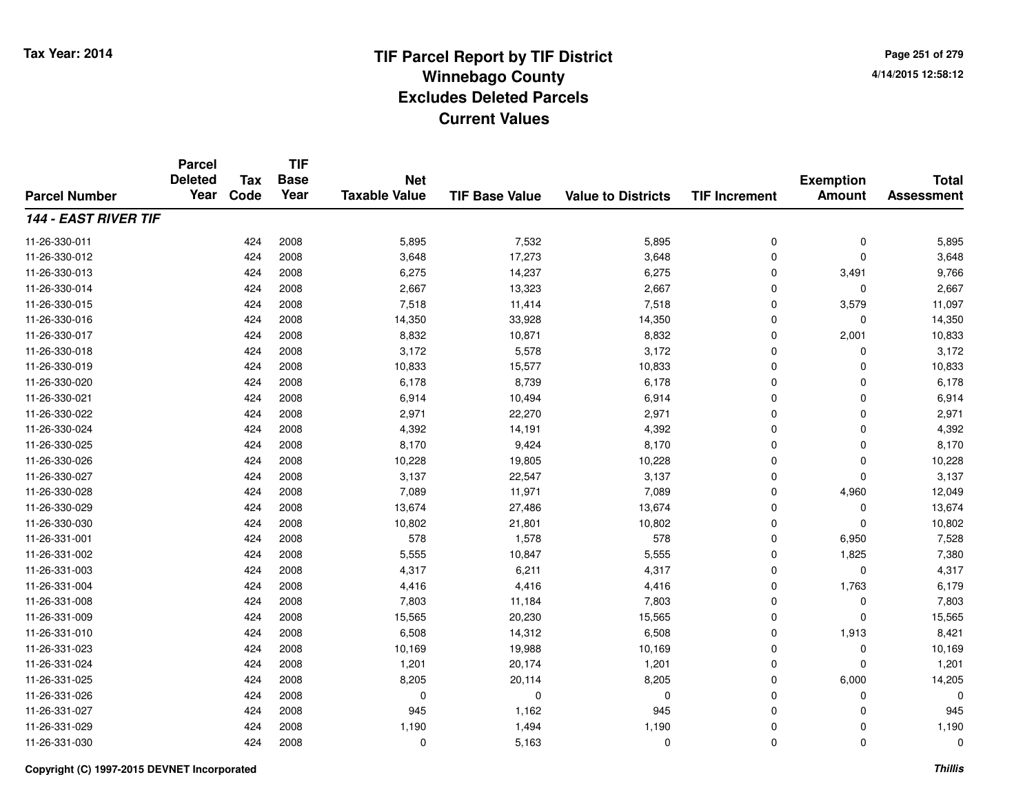# TIF Parcel Report by TIF District
## Winnebago County
## Excludes Deleted Parcels
## Current Values

Tax Year: 2014

4/14/2015 12:58:12

| Parcel Number | Parcel Deleted Year | Tax Code | TIF Base Year | Net Taxable Value | TIF Base Value | Value to Districts | TIF Increment | Exemption Amount | Total Assessment |
|---|---|---|---|---|---|---|---|---|---|
| ***144 - EAST RIVER TIF*** | | | | | | | | | |
| 11-26-330-011 | | 424 | 2008 | 5,895 | 7,532 | 5,895 | 0 | 0 | 5,895 |
| 11-26-330-012 | | 424 | 2008 | 3,648 | 17,273 | 3,648 | 0 | 0 | 3,648 |
| 11-26-330-013 | | 424 | 2008 | 6,275 | 14,237 | 6,275 | 0 | 3,491 | 9,766 |
| 11-26-330-014 | | 424 | 2008 | 2,667 | 13,323 | 2,667 | 0 | 0 | 2,667 |
| 11-26-330-015 | | 424 | 2008 | 7,518 | 11,414 | 7,518 | 0 | 3,579 | 11,097 |
| 11-26-330-016 | | 424 | 2008 | 14,350 | 33,928 | 14,350 | 0 | 0 | 14,350 |
| 11-26-330-017 | | 424 | 2008 | 8,832 | 10,871 | 8,832 | 0 | 2,001 | 10,833 |
| 11-26-330-018 | | 424 | 2008 | 3,172 | 5,578 | 3,172 | 0 | 0 | 3,172 |
| 11-26-330-019 | | 424 | 2008 | 10,833 | 15,577 | 10,833 | 0 | 0 | 10,833 |
| 11-26-330-020 | | 424 | 2008 | 6,178 | 8,739 | 6,178 | 0 | 0 | 6,178 |
| 11-26-330-021 | | 424 | 2008 | 6,914 | 10,494 | 6,914 | 0 | 0 | 6,914 |
| 11-26-330-022 | | 424 | 2008 | 2,971 | 22,270 | 2,971 | 0 | 0 | 2,971 |
| 11-26-330-024 | | 424 | 2008 | 4,392 | 14,191 | 4,392 | 0 | 0 | 4,392 |
| 11-26-330-025 | | 424 | 2008 | 8,170 | 9,424 | 8,170 | 0 | 0 | 8,170 |
| 11-26-330-026 | | 424 | 2008 | 10,228 | 19,805 | 10,228 | 0 | 0 | 10,228 |
| 11-26-330-027 | | 424 | 2008 | 3,137 | 22,547 | 3,137 | 0 | 0 | 3,137 |
| 11-26-330-028 | | 424 | 2008 | 7,089 | 11,971 | 7,089 | 0 | 4,960 | 12,049 |
| 11-26-330-029 | | 424 | 2008 | 13,674 | 27,486 | 13,674 | 0 | 0 | 13,674 |
| 11-26-330-030 | | 424 | 2008 | 10,802 | 21,801 | 10,802 | 0 | 0 | 10,802 |
| 11-26-331-001 | | 424 | 2008 | 578 | 1,578 | 578 | 0 | 6,950 | 7,528 |
| 11-26-331-002 | | 424 | 2008 | 5,555 | 10,847 | 5,555 | 0 | 1,825 | 7,380 |
| 11-26-331-003 | | 424 | 2008 | 4,317 | 6,211 | 4,317 | 0 | 0 | 4,317 |
| 11-26-331-004 | | 424 | 2008 | 4,416 | 4,416 | 4,416 | 0 | 1,763 | 6,179 |
| 11-26-331-008 | | 424 | 2008 | 7,803 | 11,184 | 7,803 | 0 | 0 | 7,803 |
| 11-26-331-009 | | 424 | 2008 | 15,565 | 20,230 | 15,565 | 0 | 0 | 15,565 |
| 11-26-331-010 | | 424 | 2008 | 6,508 | 14,312 | 6,508 | 0 | 1,913 | 8,421 |
| 11-26-331-023 | | 424 | 2008 | 10,169 | 19,988 | 10,169 | 0 | 0 | 10,169 |
| 11-26-331-024 | | 424 | 2008 | 1,201 | 20,174 | 1,201 | 0 | 0 | 1,201 |
| 11-26-331-025 | | 424 | 2008 | 8,205 | 20,114 | 8,205 | 0 | 6,000 | 14,205 |
| 11-26-331-026 | | 424 | 2008 | 0 | 0 | 0 | 0 | 0 | 0 |
| 11-26-331-027 | | 424 | 2008 | 945 | 1,162 | 945 | 0 | 0 | 945 |
| 11-26-331-029 | | 424 | 2008 | 1,190 | 1,494 | 1,190 | 0 | 0 | 1,190 |
| 11-26-331-030 | | 424 | 2008 | 0 | 5,163 | 0 | 0 | 0 | 0 |

Copyright (C) 1997-2015 DEVNET Incorporated

*Thillis*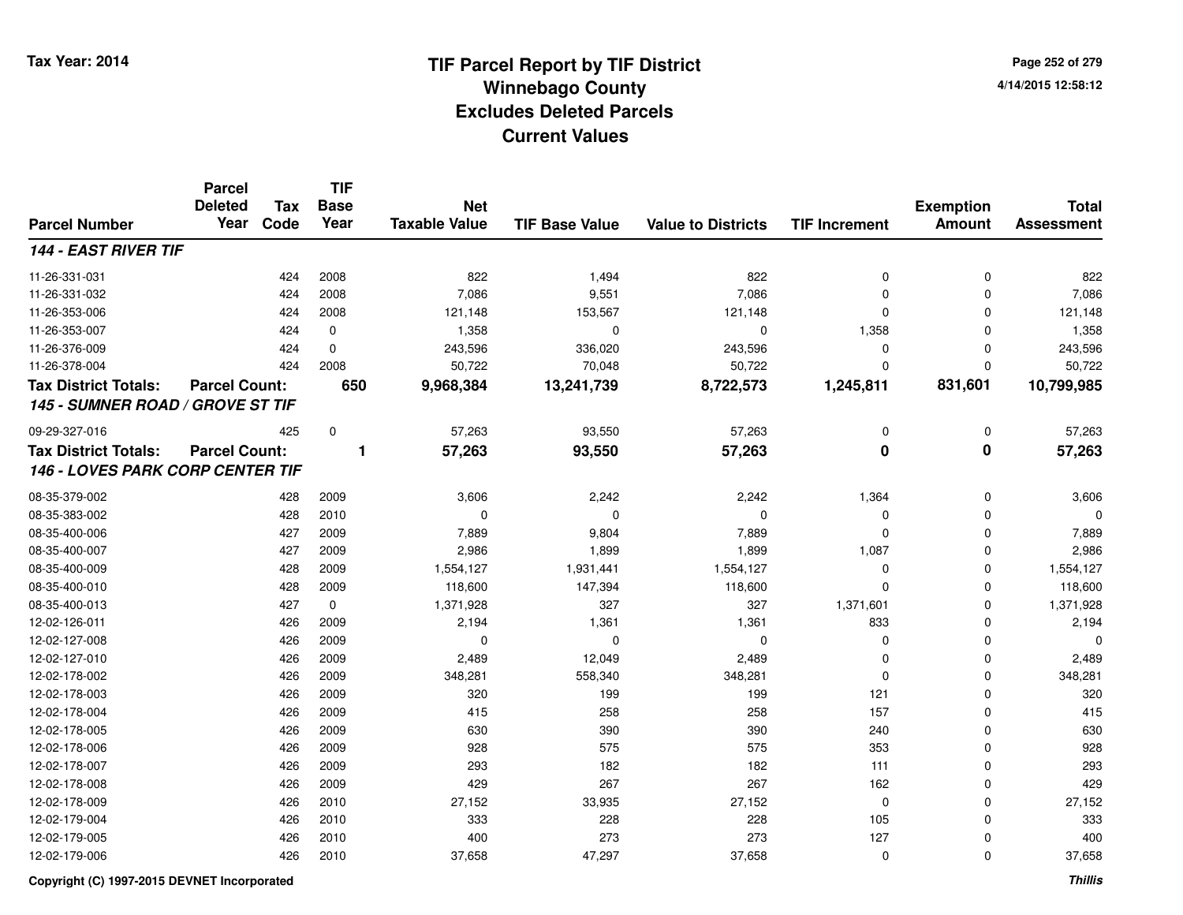# TIF Parcel Report by TIF District
## Winnebago County
## Excludes Deleted Parcels
## Current Values

Tax Year: 2014

4/14/2015 12:58:12

| Parcel Number | Parcel Deleted Year | Tax Code | TIF Base Year | Net Taxable Value | TIF Base Value | Value to Districts | TIF Increment | Exemption Amount | Total Assessment |
|---|---|---|---|---|---|---|---|---|---|
| ***144 - EAST RIVER TIF*** | | | | | | | | | |
| 11-26-331-031 | | 424 | 2008 | 822 | 1,494 | 822 | 0 | 0 | 822 |
| 11-26-331-032 | | 424 | 2008 | 7,086 | 9,551 | 7,086 | 0 | 0 | 7,086 |
| 11-26-353-006 | | 424 | 2008 | 121,148 | 153,567 | 121,148 | 0 | 0 | 121,148 |
| 11-26-353-007 | | 424 | 0 | 1,358 | 0 | 0 | 1,358 | 0 | 1,358 |
| 11-26-376-009 | | 424 | 0 | 243,596 | 336,020 | 243,596 | 0 | 0 | 243,596 |
| 11-26-378-004 | | 424 | 2008 | 50,722 | 70,048 | 50,722 | 0 | 0 | 50,722 |
| **Tax District Totals:** | **Parcel Count:** | | **650** | **9,968,384** | **13,241,739** | **8,722,573** | **1,245,811** | **831,601** | **10,799,985** |
| ***145 - SUMNER ROAD / GROVE ST TIF*** | | | | | | | | | |
| 09-29-327-016 | | 425 | 0 | 57,263 | 93,550 | 57,263 | 0 | 0 | 57,263 |
| **Tax District Totals:** | **Parcel Count:** | | **1** | **57,263** | **93,550** | **57,263** | **0** | **0** | **57,263** |
| ***146 - LOVES PARK CORP CENTER TIF*** | | | | | | | | | |
| 08-35-379-002 | | 428 | 2009 | 3,606 | 2,242 | 2,242 | 1,364 | 0 | 3,606 |
| 08-35-383-002 | | 428 | 2010 | 0 | 0 | 0 | 0 | 0 | 0 |
| 08-35-400-006 | | 427 | 2009 | 7,889 | 9,804 | 7,889 | 0 | 0 | 7,889 |
| 08-35-400-007 | | 427 | 2009 | 2,986 | 1,899 | 1,899 | 1,087 | 0 | 2,986 |
| 08-35-400-009 | | 428 | 2009 | 1,554,127 | 1,931,441 | 1,554,127 | 0 | 0 | 1,554,127 |
| 08-35-400-010 | | 428 | 2009 | 118,600 | 147,394 | 118,600 | 0 | 0 | 118,600 |
| 08-35-400-013 | | 427 | 0 | 1,371,928 | 327 | 327 | 1,371,601 | 0 | 1,371,928 |
| 12-02-126-011 | | 426 | 2009 | 2,194 | 1,361 | 1,361 | 833 | 0 | 2,194 |
| 12-02-127-008 | | 426 | 2009 | 0 | 0 | 0 | 0 | 0 | 0 |
| 12-02-127-010 | | 426 | 2009 | 2,489 | 12,049 | 2,489 | 0 | 0 | 2,489 |
| 12-02-178-002 | | 426 | 2009 | 348,281 | 558,340 | 348,281 | 0 | 0 | 348,281 |
| 12-02-178-003 | | 426 | 2009 | 320 | 199 | 199 | 121 | 0 | 320 |
| 12-02-178-004 | | 426 | 2009 | 415 | 258 | 258 | 157 | 0 | 415 |
| 12-02-178-005 | | 426 | 2009 | 630 | 390 | 390 | 240 | 0 | 630 |
| 12-02-178-006 | | 426 | 2009 | 928 | 575 | 575 | 353 | 0 | 928 |
| 12-02-178-007 | | 426 | 2009 | 293 | 182 | 182 | 111 | 0 | 293 |
| 12-02-178-008 | | 426 | 2009 | 429 | 267 | 267 | 162 | 0 | 429 |
| 12-02-178-009 | | 426 | 2010 | 27,152 | 33,935 | 27,152 | 0 | 0 | 27,152 |
| 12-02-179-004 | | 426 | 2010 | 333 | 228 | 228 | 105 | 0 | 333 |
| 12-02-179-005 | | 426 | 2010 | 400 | 273 | 273 | 127 | 0 | 400 |
| 12-02-179-006 | | 426 | 2010 | 37,658 | 47,297 | 37,658 | 0 | 0 | 37,658 |

Copyright (C) 1997-2015 DEVNET Incorporated

*Thillis*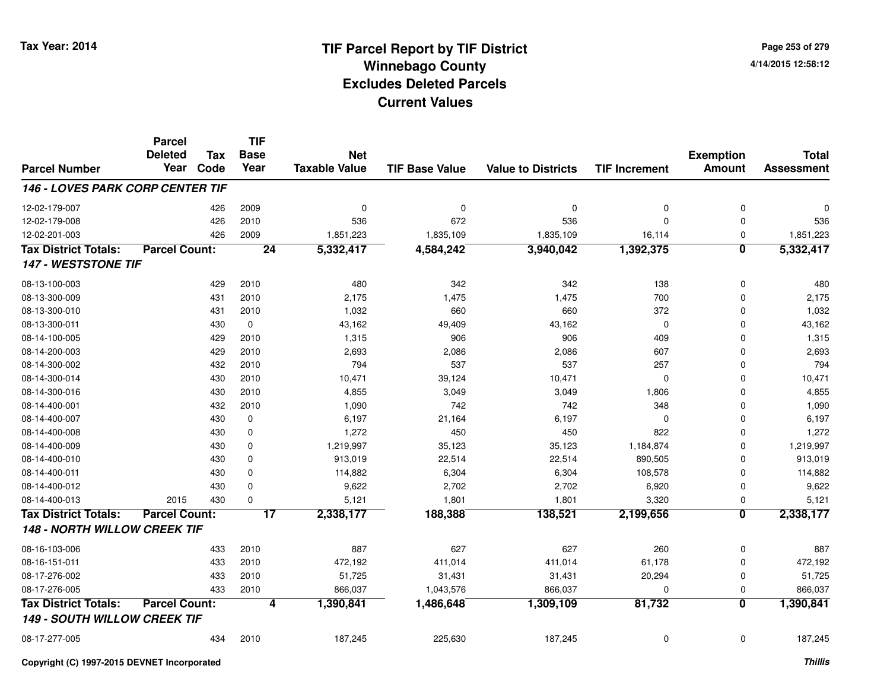# TIF Parcel Report by TIF District
# Winnebago County
# Excludes Deleted Parcels
# Current Values

Tax Year: 2014

4/14/2015 12:58:12

| Parcel Number | Parcel Deleted Year | Tax Code | TIF Base Year | Net Taxable Value | TIF Base Value | Value to Districts | TIF Increment | Exemption Amount | Total Assessment |
|---|---|---|---|---|---|---|---|---|---|
| ***146 - LOVES PARK CORP CENTER TIF*** | | | | | | | | | |
| 12-02-179-007 | | 426 | 2009 | 0 | 0 | 0 | 0 | 0 | 0 |
| 12-02-179-008 | | 426 | 2010 | 536 | 672 | 536 | 0 | 0 | 536 |
| 12-02-201-003 | | 426 | 2009 | 1,851,223 | 1,835,109 | 1,835,109 | 16,114 | 0 | 1,851,223 |
| **Tax District Totals:** | **Parcel Count:** | | **24** | **5,332,417** | **4,584,242** | **3,940,042** | **1,392,375** | **0** | **5,332,417** |
| ***147 - WESTSTONE TIF*** | | | | | | | | | |
| 08-13-100-003 | | 429 | 2010 | 480 | 342 | 342 | 138 | 0 | 480 |
| 08-13-300-009 | | 431 | 2010 | 2,175 | 1,475 | 1,475 | 700 | 0 | 2,175 |
| 08-13-300-010 | | 431 | 2010 | 1,032 | 660 | 660 | 372 | 0 | 1,032 |
| 08-13-300-011 | | 430 | 0 | 43,162 | 49,409 | 43,162 | 0 | 0 | 43,162 |
| 08-14-100-005 | | 429 | 2010 | 1,315 | 906 | 906 | 409 | 0 | 1,315 |
| 08-14-200-003 | | 429 | 2010 | 2,693 | 2,086 | 2,086 | 607 | 0 | 2,693 |
| 08-14-300-002 | | 432 | 2010 | 794 | 537 | 537 | 257 | 0 | 794 |
| 08-14-300-014 | | 430 | 2010 | 10,471 | 39,124 | 10,471 | 0 | 0 | 10,471 |
| 08-14-300-016 | | 430 | 2010 | 4,855 | 3,049 | 3,049 | 1,806 | 0 | 4,855 |
| 08-14-400-001 | | 432 | 2010 | 1,090 | 742 | 742 | 348 | 0 | 1,090 |
| 08-14-400-007 | | 430 | 0 | 6,197 | 21,164 | 6,197 | 0 | 0 | 6,197 |
| 08-14-400-008 | | 430 | 0 | 1,272 | 450 | 450 | 822 | 0 | 1,272 |
| 08-14-400-009 | | 430 | 0 | 1,219,997 | 35,123 | 35,123 | 1,184,874 | 0 | 1,219,997 |
| 08-14-400-010 | | 430 | 0 | 913,019 | 22,514 | 22,514 | 890,505 | 0 | 913,019 |
| 08-14-400-011 | | 430 | 0 | 114,882 | 6,304 | 6,304 | 108,578 | 0 | 114,882 |
| 08-14-400-012 | | 430 | 0 | 9,622 | 2,702 | 2,702 | 6,920 | 0 | 9,622 |
| 08-14-400-013 | 2015 | 430 | 0 | 5,121 | 1,801 | 1,801 | 3,320 | 0 | 5,121 |
| **Tax District Totals:** | **Parcel Count:** | | **17** | **2,338,177** | **188,388** | **138,521** | **2,199,656** | **0** | **2,338,177** |
| ***148 - NORTH WILLOW CREEK TIF*** | | | | | | | | | |
| 08-16-103-006 | | 433 | 2010 | 887 | 627 | 627 | 260 | 0 | 887 |
| 08-16-151-011 | | 433 | 2010 | 472,192 | 411,014 | 411,014 | 61,178 | 0 | 472,192 |
| 08-17-276-002 | | 433 | 2010 | 51,725 | 31,431 | 31,431 | 20,294 | 0 | 51,725 |
| 08-17-276-005 | | 433 | 2010 | 866,037 | 1,043,576 | 866,037 | 0 | 0 | 866,037 |
| **Tax District Totals:** | **Parcel Count:** | | **4** | **1,390,841** | **1,486,648** | **1,309,109** | **81,732** | **0** | **1,390,841** |
| ***149 - SOUTH WILLOW CREEK TIF*** | | | | | | | | | |
| 08-17-277-005 | | 434 | 2010 | 187,245 | 225,630 | 187,245 | 0 | 0 | 187,245 |

Copyright (C) 1997-2015 DEVNET Incorporated

*Thillis*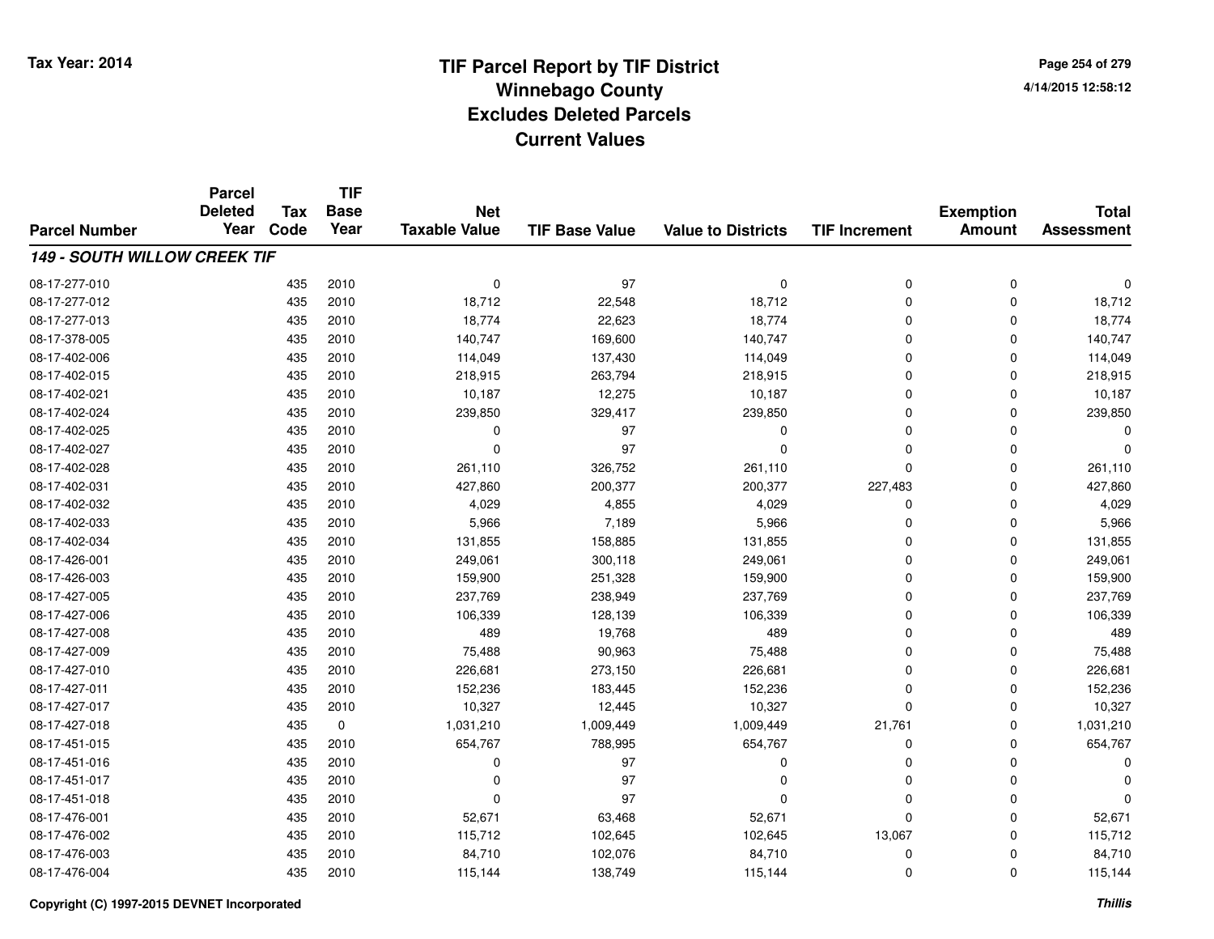# TIF Parcel Report by TIF District
## Winnebago County
## Excludes Deleted Parcels
## Current Values

Tax Year: 2014

4/14/2015 12:58:12

| Parcel Number | Parcel Deleted Year | Tax Code | TIF Base Year | Net Taxable Value | TIF Base Value | Value to Districts | TIF Increment | Exemption Amount | Total Assessment |
|---|---|---|---|---|---|---|---|---|---|
| ***149 - SOUTH WILLOW CREEK TIF*** | | | | | | | | | |
| 08-17-277-010 | | 435 | 2010 | 0 | 97 | 0 | 0 | 0 | 0 |
| 08-17-277-012 | | 435 | 2010 | 18,712 | 22,548 | 18,712 | 0 | 0 | 18,712 |
| 08-17-277-013 | | 435 | 2010 | 18,774 | 22,623 | 18,774 | 0 | 0 | 18,774 |
| 08-17-378-005 | | 435 | 2010 | 140,747 | 169,600 | 140,747 | 0 | 0 | 140,747 |
| 08-17-402-006 | | 435 | 2010 | 114,049 | 137,430 | 114,049 | 0 | 0 | 114,049 |
| 08-17-402-015 | | 435 | 2010 | 218,915 | 263,794 | 218,915 | 0 | 0 | 218,915 |
| 08-17-402-021 | | 435 | 2010 | 10,187 | 12,275 | 10,187 | 0 | 0 | 10,187 |
| 08-17-402-024 | | 435 | 2010 | 239,850 | 329,417 | 239,850 | 0 | 0 | 239,850 |
| 08-17-402-025 | | 435 | 2010 | 0 | 97 | 0 | 0 | 0 | 0 |
| 08-17-402-027 | | 435 | 2010 | 0 | 97 | 0 | 0 | 0 | 0 |
| 08-17-402-028 | | 435 | 2010 | 261,110 | 326,752 | 261,110 | 0 | 0 | 261,110 |
| 08-17-402-031 | | 435 | 2010 | 427,860 | 200,377 | 200,377 | 227,483 | 0 | 427,860 |
| 08-17-402-032 | | 435 | 2010 | 4,029 | 4,855 | 4,029 | 0 | 0 | 4,029 |
| 08-17-402-033 | | 435 | 2010 | 5,966 | 7,189 | 5,966 | 0 | 0 | 5,966 |
| 08-17-402-034 | | 435 | 2010 | 131,855 | 158,885 | 131,855 | 0 | 0 | 131,855 |
| 08-17-426-001 | | 435 | 2010 | 249,061 | 300,118 | 249,061 | 0 | 0 | 249,061 |
| 08-17-426-003 | | 435 | 2010 | 159,900 | 251,328 | 159,900 | 0 | 0 | 159,900 |
| 08-17-427-005 | | 435 | 2010 | 237,769 | 238,949 | 237,769 | 0 | 0 | 237,769 |
| 08-17-427-006 | | 435 | 2010 | 106,339 | 128,139 | 106,339 | 0 | 0 | 106,339 |
| 08-17-427-008 | | 435 | 2010 | 489 | 19,768 | 489 | 0 | 0 | 489 |
| 08-17-427-009 | | 435 | 2010 | 75,488 | 90,963 | 75,488 | 0 | 0 | 75,488 |
| 08-17-427-010 | | 435 | 2010 | 226,681 | 273,150 | 226,681 | 0 | 0 | 226,681 |
| 08-17-427-011 | | 435 | 2010 | 152,236 | 183,445 | 152,236 | 0 | 0 | 152,236 |
| 08-17-427-017 | | 435 | 2010 | 10,327 | 12,445 | 10,327 | 0 | 0 | 10,327 |
| 08-17-427-018 | | 435 | 0 | 1,031,210 | 1,009,449 | 1,009,449 | 21,761 | 0 | 1,031,210 |
| 08-17-451-015 | | 435 | 2010 | 654,767 | 788,995 | 654,767 | 0 | 0 | 654,767 |
| 08-17-451-016 | | 435 | 2010 | 0 | 97 | 0 | 0 | 0 | 0 |
| 08-17-451-017 | | 435 | 2010 | 0 | 97 | 0 | 0 | 0 | 0 |
| 08-17-451-018 | | 435 | 2010 | 0 | 97 | 0 | 0 | 0 | 0 |
| 08-17-476-001 | | 435 | 2010 | 52,671 | 63,468 | 52,671 | 0 | 0 | 52,671 |
| 08-17-476-002 | | 435 | 2010 | 115,712 | 102,645 | 102,645 | 13,067 | 0 | 115,712 |
| 08-17-476-003 | | 435 | 2010 | 84,710 | 102,076 | 84,710 | 0 | 0 | 84,710 |
| 08-17-476-004 | | 435 | 2010 | 115,144 | 138,749 | 115,144 | 0 | 0 | 115,144 |

Copyright (C) 1997-2015 DEVNET Incorporated

*Thillis*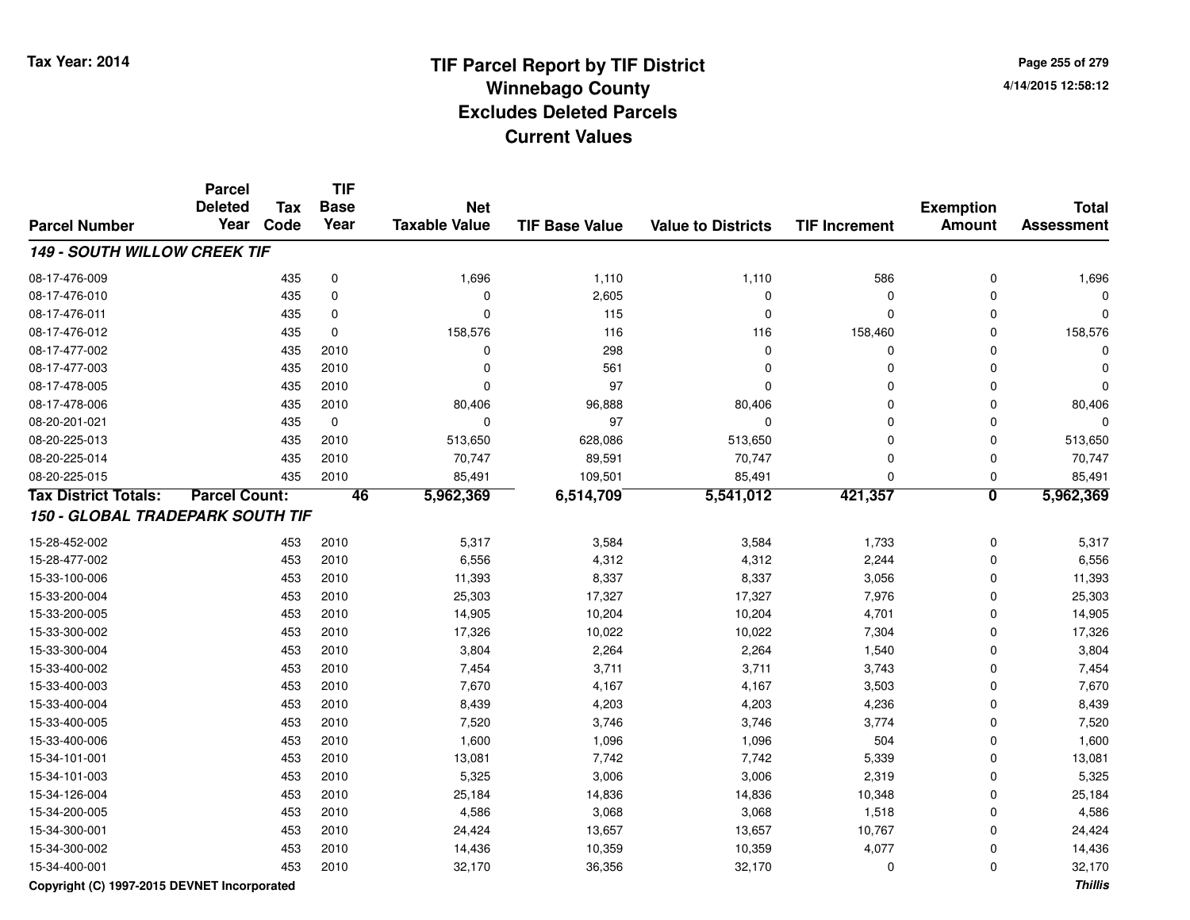# TIF Parcel Report by TIF District
## Winnebago County
## Excludes Deleted Parcels
## Current Values

Tax Year: 2014

4/14/2015 12:58:12

| Parcel Number | Parcel Deleted Year | Tax Code | TIF Base Year | Net Taxable Value | TIF Base Value | Value to Districts | TIF Increment | Exemption Amount | Total Assessment |
|---|---|---|---|---|---|---|---|---|---|
| ***149 - SOUTH WILLOW CREEK TIF*** | | | | | | | | | |
| 08-17-476-009 | | 435 | 0 | 1,696 | 1,110 | 1,110 | 586 | 0 | 1,696 |
| 08-17-476-010 | | 435 | 0 | 0 | 2,605 | 0 | 0 | 0 | 0 |
| 08-17-476-011 | | 435 | 0 | 0 | 115 | 0 | 0 | 0 | 0 |
| 08-17-476-012 | | 435 | 0 | 158,576 | 116 | 116 | 158,460 | 0 | 158,576 |
| 08-17-477-002 | | 435 | 2010 | 0 | 298 | 0 | 0 | 0 | 0 |
| 08-17-477-003 | | 435 | 2010 | 0 | 561 | 0 | 0 | 0 | 0 |
| 08-17-478-005 | | 435 | 2010 | 0 | 97 | 0 | 0 | 0 | 0 |
| 08-17-478-006 | | 435 | 2010 | 80,406 | 96,888 | 80,406 | 0 | 0 | 80,406 |
| 08-20-201-021 | | 435 | 0 | 0 | 97 | 0 | 0 | 0 | 0 |
| 08-20-225-013 | | 435 | 2010 | 513,650 | 628,086 | 513,650 | 0 | 0 | 513,650 |
| 08-20-225-014 | | 435 | 2010 | 70,747 | 89,591 | 70,747 | 0 | 0 | 70,747 |
| 08-20-225-015 | | 435 | 2010 | 85,491 | 109,501 | 85,491 | 0 | 0 | 85,491 |
| **Tax District Totals:** | **Parcel Count:** | | **46** | **5,962,369** | **6,514,709** | **5,541,012** | **421,357** | **0** | **5,962,369** |
| ***150 - GLOBAL TRADEPARK SOUTH TIF*** | | | | | | | | | |
| 15-28-452-002 | | 453 | 2010 | 5,317 | 3,584 | 3,584 | 1,733 | 0 | 5,317 |
| 15-28-477-002 | | 453 | 2010 | 6,556 | 4,312 | 4,312 | 2,244 | 0 | 6,556 |
| 15-33-100-006 | | 453 | 2010 | 11,393 | 8,337 | 8,337 | 3,056 | 0 | 11,393 |
| 15-33-200-004 | | 453 | 2010 | 25,303 | 17,327 | 17,327 | 7,976 | 0 | 25,303 |
| 15-33-200-005 | | 453 | 2010 | 14,905 | 10,204 | 10,204 | 4,701 | 0 | 14,905 |
| 15-33-300-002 | | 453 | 2010 | 17,326 | 10,022 | 10,022 | 7,304 | 0 | 17,326 |
| 15-33-300-004 | | 453 | 2010 | 3,804 | 2,264 | 2,264 | 1,540 | 0 | 3,804 |
| 15-33-400-002 | | 453 | 2010 | 7,454 | 3,711 | 3,711 | 3,743 | 0 | 7,454 |
| 15-33-400-003 | | 453 | 2010 | 7,670 | 4,167 | 4,167 | 3,503 | 0 | 7,670 |
| 15-33-400-004 | | 453 | 2010 | 8,439 | 4,203 | 4,203 | 4,236 | 0 | 8,439 |
| 15-33-400-005 | | 453 | 2010 | 7,520 | 3,746 | 3,746 | 3,774 | 0 | 7,520 |
| 15-33-400-006 | | 453 | 2010 | 1,600 | 1,096 | 1,096 | 504 | 0 | 1,600 |
| 15-34-101-001 | | 453 | 2010 | 13,081 | 7,742 | 7,742 | 5,339 | 0 | 13,081 |
| 15-34-101-003 | | 453 | 2010 | 5,325 | 3,006 | 3,006 | 2,319 | 0 | 5,325 |
| 15-34-126-004 | | 453 | 2010 | 25,184 | 14,836 | 14,836 | 10,348 | 0 | 25,184 |
| 15-34-200-005 | | 453 | 2010 | 4,586 | 3,068 | 3,068 | 1,518 | 0 | 4,586 |
| 15-34-300-001 | | 453 | 2010 | 24,424 | 13,657 | 13,657 | 10,767 | 0 | 24,424 |
| 15-34-300-002 | | 453 | 2010 | 14,436 | 10,359 | 10,359 | 4,077 | 0 | 14,436 |
| 15-34-400-001 | | 453 | 2010 | 32,170 | 36,356 | 32,170 | 0 | 0 | 32,170 |

Copyright (C) 1997-2015 DEVNET Incorporated

*Thillis*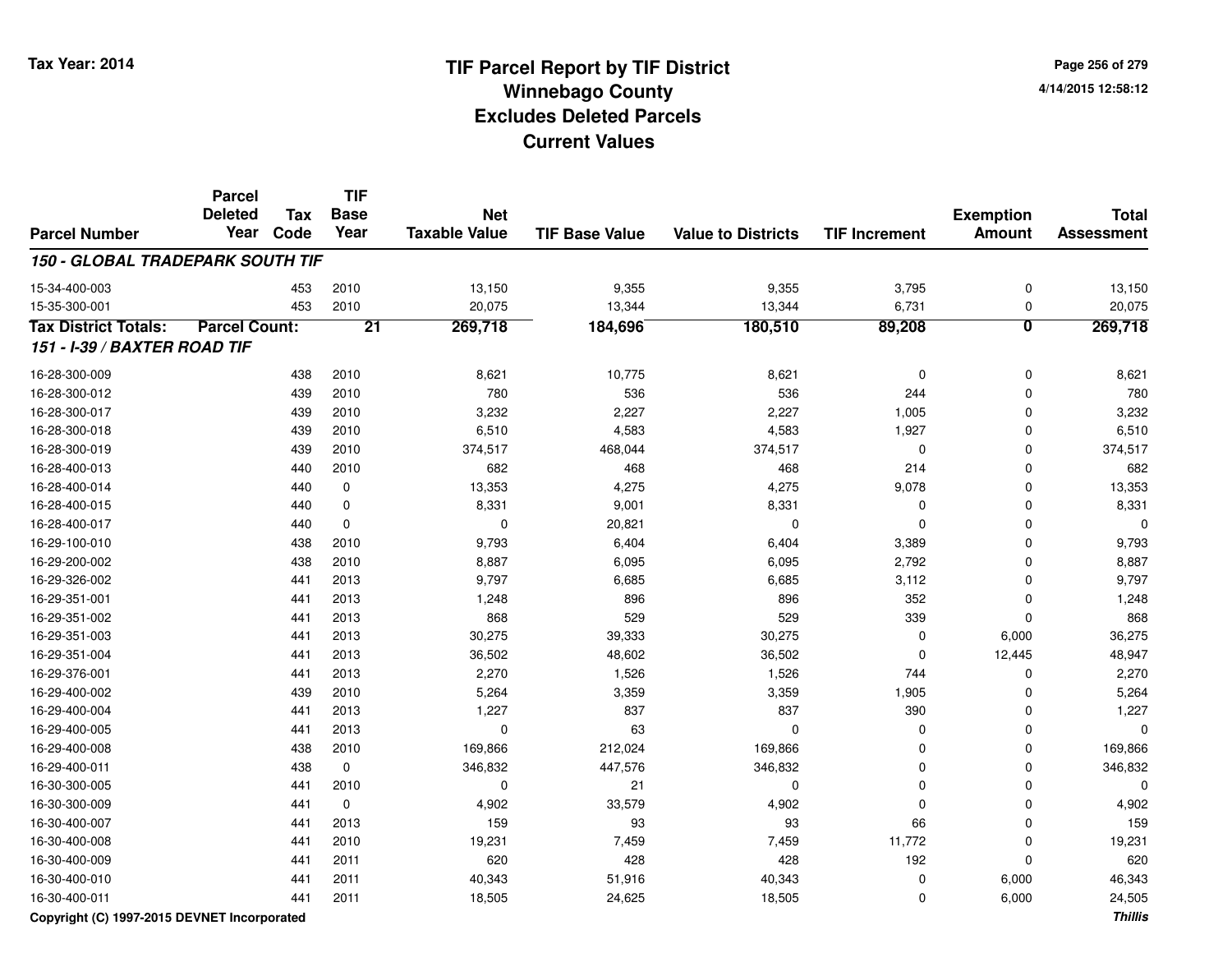# TIF Parcel Report by TIF District
## Winnebago County
## Excludes Deleted Parcels
## Current Values

Tax Year: 2014

4/14/2015 12:58:12

| Parcel Number | Parcel Deleted Year | Tax Code | TIF Base Year | Net Taxable Value | TIF Base Value | Value to Districts | TIF Increment | Exemption Amount | Total Assessment |
|---|---|---|---|---|---|---|---|---|---|
| ***150 - GLOBAL TRADEPARK SOUTH TIF*** | | | | | | | | | |
| 15-34-400-003 | | 453 | 2010 | 13,150 | 9,355 | 9,355 | 3,795 | 0 | 13,150 |
| 15-35-300-001 | | 453 | 2010 | 20,075 | 13,344 | 13,344 | 6,731 | 0 | 20,075 |
| **Tax District Totals:** | **Parcel Count:** | | **21** | **269,718** | **184,696** | **180,510** | **89,208** | **0** | **269,718** |
| ***151 - I-39 / BAXTER ROAD TIF*** | | | | | | | | | |
| 16-28-300-009 | | 438 | 2010 | 8,621 | 10,775 | 8,621 | 0 | 0 | 8,621 |
| 16-28-300-012 | | 439 | 2010 | 780 | 536 | 536 | 244 | 0 | 780 |
| 16-28-300-017 | | 439 | 2010 | 3,232 | 2,227 | 2,227 | 1,005 | 0 | 3,232 |
| 16-28-300-018 | | 439 | 2010 | 6,510 | 4,583 | 4,583 | 1,927 | 0 | 6,510 |
| 16-28-300-019 | | 439 | 2010 | 374,517 | 468,044 | 374,517 | 0 | 0 | 374,517 |
| 16-28-400-013 | | 440 | 2010 | 682 | 468 | 468 | 214 | 0 | 682 |
| 16-28-400-014 | | 440 | 0 | 13,353 | 4,275 | 4,275 | 9,078 | 0 | 13,353 |
| 16-28-400-015 | | 440 | 0 | 8,331 | 9,001 | 8,331 | 0 | 0 | 8,331 |
| 16-28-400-017 | | 440 | 0 | 0 | 20,821 | 0 | 0 | 0 | 0 |
| 16-29-100-010 | | 438 | 2010 | 9,793 | 6,404 | 6,404 | 3,389 | 0 | 9,793 |
| 16-29-200-002 | | 438 | 2010 | 8,887 | 6,095 | 6,095 | 2,792 | 0 | 8,887 |
| 16-29-326-002 | | 441 | 2013 | 9,797 | 6,685 | 6,685 | 3,112 | 0 | 9,797 |
| 16-29-351-001 | | 441 | 2013 | 1,248 | 896 | 896 | 352 | 0 | 1,248 |
| 16-29-351-002 | | 441 | 2013 | 868 | 529 | 529 | 339 | 0 | 868 |
| 16-29-351-003 | | 441 | 2013 | 30,275 | 39,333 | 30,275 | 0 | 6,000 | 36,275 |
| 16-29-351-004 | | 441 | 2013 | 36,502 | 48,602 | 36,502 | 0 | 12,445 | 48,947 |
| 16-29-376-001 | | 441 | 2013 | 2,270 | 1,526 | 1,526 | 744 | 0 | 2,270 |
| 16-29-400-002 | | 439 | 2010 | 5,264 | 3,359 | 3,359 | 1,905 | 0 | 5,264 |
| 16-29-400-004 | | 441 | 2013 | 1,227 | 837 | 837 | 390 | 0 | 1,227 |
| 16-29-400-005 | | 441 | 2013 | 0 | 63 | 0 | 0 | 0 | 0 |
| 16-29-400-008 | | 438 | 2010 | 169,866 | 212,024 | 169,866 | 0 | 0 | 169,866 |
| 16-29-400-011 | | 438 | 0 | 346,832 | 447,576 | 346,832 | 0 | 0 | 346,832 |
| 16-30-300-005 | | 441 | 2010 | 0 | 21 | 0 | 0 | 0 | 0 |
| 16-30-300-009 | | 441 | 0 | 4,902 | 33,579 | 4,902 | 0 | 0 | 4,902 |
| 16-30-400-007 | | 441 | 2013 | 159 | 93 | 93 | 66 | 0 | 159 |
| 16-30-400-008 | | 441 | 2010 | 19,231 | 7,459 | 7,459 | 11,772 | 0 | 19,231 |
| 16-30-400-009 | | 441 | 2011 | 620 | 428 | 428 | 192 | 0 | 620 |
| 16-30-400-010 | | 441 | 2011 | 40,343 | 51,916 | 40,343 | 0 | 6,000 | 46,343 |
| 16-30-400-011 | | 441 | 2011 | 18,505 | 24,625 | 18,505 | 0 | 6,000 | 24,505 |

Copyright (C) 1997-2015 DEVNET Incorporated

*Thillis*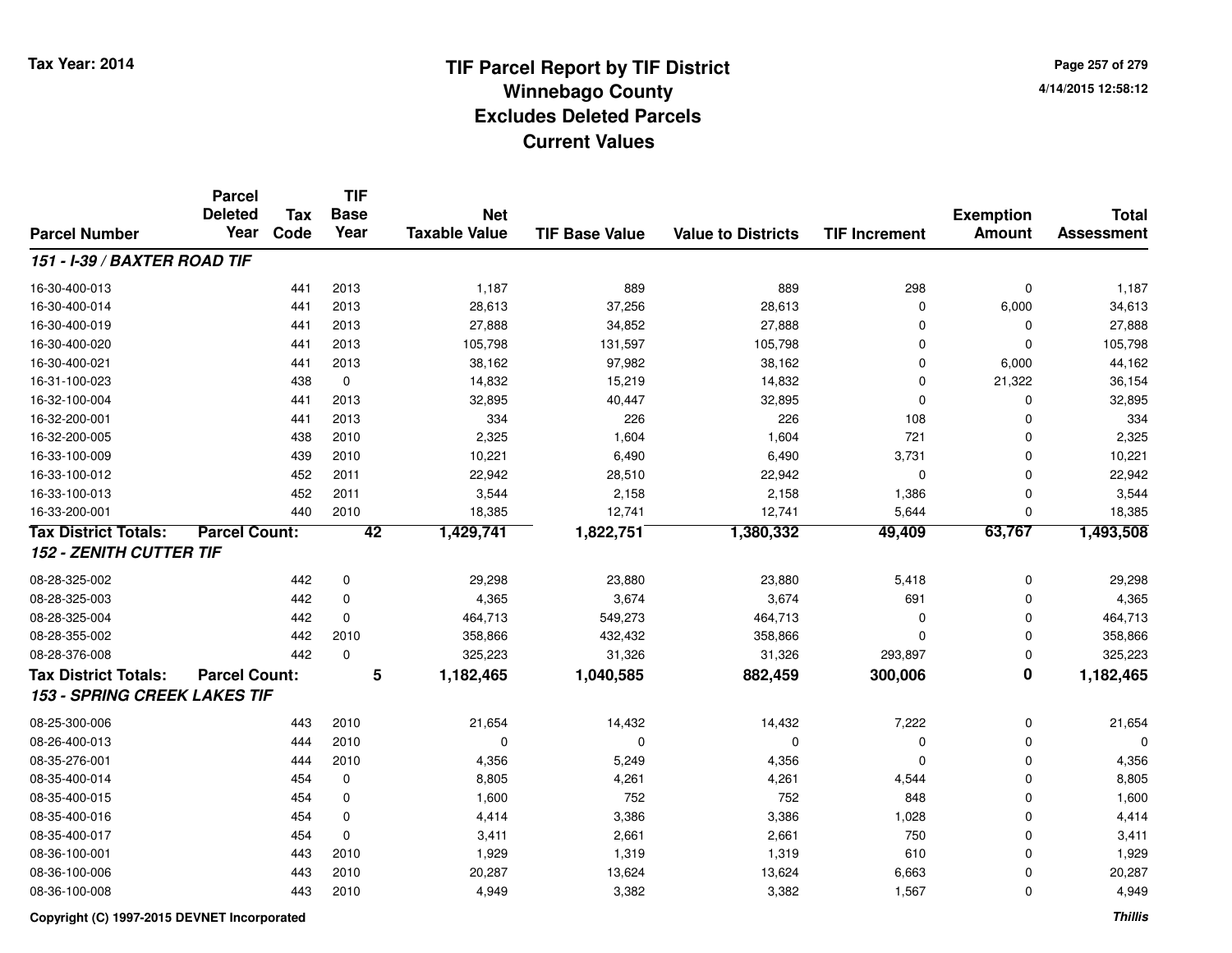**Tax Year: 2014**

# TIF Parcel Report by TIF District
## Winnebago County
## Excludes Deleted Parcels
## Current Values

4/14/2015 12:58:12

| Parcel Number | Parcel Deleted Year | Tax Code | TIF Base Year | Net Taxable Value | TIF Base Value | Value to Districts | TIF Increment | Exemption Amount | Total Assessment |
|---|---|---|---|---|---|---|---|---|---|
| ***151 - I-39 / BAXTER ROAD TIF*** | | | | | | | | | |
| 16-30-400-013 | | 441 | 2013 | 1,187 | 889 | 889 | 298 | 0 | 1,187 |
| 16-30-400-014 | | 441 | 2013 | 28,613 | 37,256 | 28,613 | 0 | 6,000 | 34,613 |
| 16-30-400-019 | | 441 | 2013 | 27,888 | 34,852 | 27,888 | 0 | 0 | 27,888 |
| 16-30-400-020 | | 441 | 2013 | 105,798 | 131,597 | 105,798 | 0 | 0 | 105,798 |
| 16-30-400-021 | | 441 | 2013 | 38,162 | 97,982 | 38,162 | 0 | 6,000 | 44,162 |
| 16-31-100-023 | | 438 | 0 | 14,832 | 15,219 | 14,832 | 0 | 21,322 | 36,154 |
| 16-32-100-004 | | 441 | 2013 | 32,895 | 40,447 | 32,895 | 0 | 0 | 32,895 |
| 16-32-200-001 | | 441 | 2013 | 334 | 226 | 226 | 108 | 0 | 334 |
| 16-32-200-005 | | 438 | 2010 | 2,325 | 1,604 | 1,604 | 721 | 0 | 2,325 |
| 16-33-100-009 | | 439 | 2010 | 10,221 | 6,490 | 6,490 | 3,731 | 0 | 10,221 |
| 16-33-100-012 | | 452 | 2011 | 22,942 | 28,510 | 22,942 | 0 | 0 | 22,942 |
| 16-33-100-013 | | 452 | 2011 | 3,544 | 2,158 | 2,158 | 1,386 | 0 | 3,544 |
| 16-33-200-001 | | 440 | 2010 | 18,385 | 12,741 | 12,741 | 5,644 | 0 | 18,385 |
| **Tax District Totals:** | **Parcel Count:** | | **42** | **1,429,741** | **1,822,751** | **1,380,332** | **49,409** | **63,767** | **1,493,508** |
| ***152 - ZENITH CUTTER TIF*** | | | | | | | | | |
| 08-28-325-002 | | 442 | 0 | 29,298 | 23,880 | 23,880 | 5,418 | 0 | 29,298 |
| 08-28-325-003 | | 442 | 0 | 4,365 | 3,674 | 3,674 | 691 | 0 | 4,365 |
| 08-28-325-004 | | 442 | 0 | 464,713 | 549,273 | 464,713 | 0 | 0 | 464,713 |
| 08-28-355-002 | | 442 | 2010 | 358,866 | 432,432 | 358,866 | 0 | 0 | 358,866 |
| 08-28-376-008 | | 442 | 0 | 325,223 | 31,326 | 31,326 | 293,897 | 0 | 325,223 |
| **Tax District Totals:** | **Parcel Count:** | | **5** | **1,182,465** | **1,040,585** | **882,459** | **300,006** | **0** | **1,182,465** |
| ***153 - SPRING CREEK LAKES TIF*** | | | | | | | | | |
| 08-25-300-006 | | 443 | 2010 | 21,654 | 14,432 | 14,432 | 7,222 | 0 | 21,654 |
| 08-26-400-013 | | 444 | 2010 | 0 | 0 | 0 | 0 | 0 | 0 |
| 08-35-276-001 | | 444 | 2010 | 4,356 | 5,249 | 4,356 | 0 | 0 | 4,356 |
| 08-35-400-014 | | 454 | 0 | 8,805 | 4,261 | 4,261 | 4,544 | 0 | 8,805 |
| 08-35-400-015 | | 454 | 0 | 1,600 | 752 | 752 | 848 | 0 | 1,600 |
| 08-35-400-016 | | 454 | 0 | 4,414 | 3,386 | 3,386 | 1,028 | 0 | 4,414 |
| 08-35-400-017 | | 454 | 0 | 3,411 | 2,661 | 2,661 | 750 | 0 | 3,411 |
| 08-36-100-001 | | 443 | 2010 | 1,929 | 1,319 | 1,319 | 610 | 0 | 1,929 |
| 08-36-100-006 | | 443 | 2010 | 20,287 | 13,624 | 13,624 | 6,663 | 0 | 20,287 |
| 08-36-100-008 | | 443 | 2010 | 4,949 | 3,382 | 3,382 | 1,567 | 0 | 4,949 |

**Copyright (C) 1997-2015 DEVNET Incorporated** ***Thillis***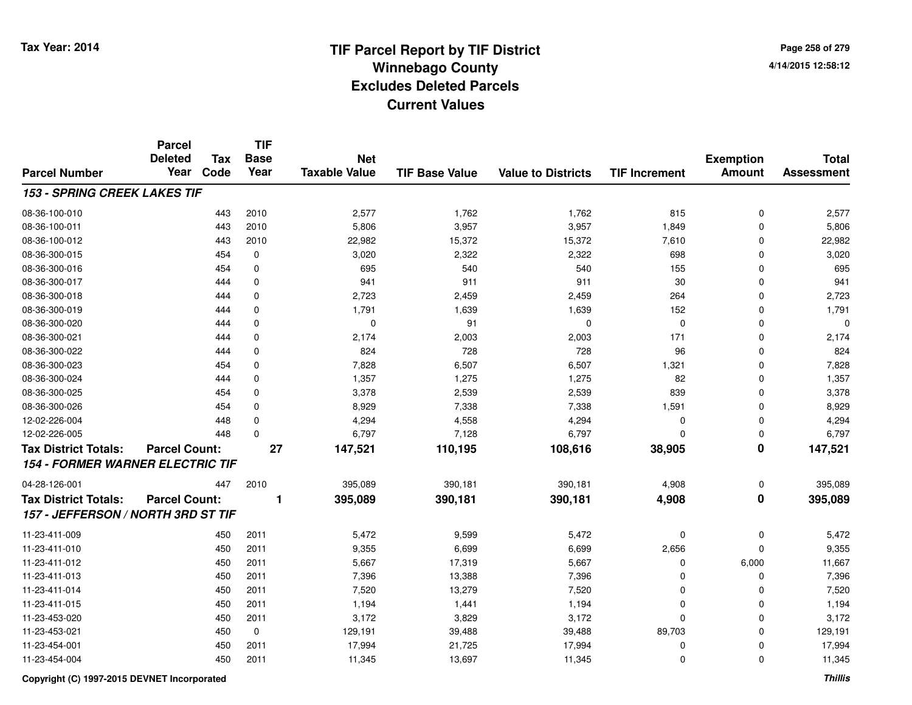# TIF Parcel Report by TIF District
## Winnebago County
## Excludes Deleted Parcels
## Current Values

Tax Year: 2014

4/14/2015 12:58:12

| Parcel Number | Parcel Deleted Year | Tax Code | TIF Base Year | Net Taxable Value | TIF Base Value | Value to Districts | TIF Increment | Exemption Amount | Total Assessment |
|---|---|---|---|---|---|---|---|---|---|
| ***153 - SPRING CREEK LAKES TIF*** | | | | | | | | | |
| 08-36-100-010 | | 443 | 2010 | 2,577 | 1,762 | 1,762 | 815 | 0 | 2,577 |
| 08-36-100-011 | | 443 | 2010 | 5,806 | 3,957 | 3,957 | 1,849 | 0 | 5,806 |
| 08-36-100-012 | | 443 | 2010 | 22,982 | 15,372 | 15,372 | 7,610 | 0 | 22,982 |
| 08-36-300-015 | | 454 | 0 | 3,020 | 2,322 | 2,322 | 698 | 0 | 3,020 |
| 08-36-300-016 | | 454 | 0 | 695 | 540 | 540 | 155 | 0 | 695 |
| 08-36-300-017 | | 444 | 0 | 941 | 911 | 911 | 30 | 0 | 941 |
| 08-36-300-018 | | 444 | 0 | 2,723 | 2,459 | 2,459 | 264 | 0 | 2,723 |
| 08-36-300-019 | | 444 | 0 | 1,791 | 1,639 | 1,639 | 152 | 0 | 1,791 |
| 08-36-300-020 | | 444 | 0 | 0 | 91 | 0 | 0 | 0 | 0 |
| 08-36-300-021 | | 444 | 0 | 2,174 | 2,003 | 2,003 | 171 | 0 | 2,174 |
| 08-36-300-022 | | 444 | 0 | 824 | 728 | 728 | 96 | 0 | 824 |
| 08-36-300-023 | | 454 | 0 | 7,828 | 6,507 | 6,507 | 1,321 | 0 | 7,828 |
| 08-36-300-024 | | 444 | 0 | 1,357 | 1,275 | 1,275 | 82 | 0 | 1,357 |
| 08-36-300-025 | | 454 | 0 | 3,378 | 2,539 | 2,539 | 839 | 0 | 3,378 |
| 08-36-300-026 | | 454 | 0 | 8,929 | 7,338 | 7,338 | 1,591 | 0 | 8,929 |
| 12-02-226-004 | | 448 | 0 | 4,294 | 4,558 | 4,294 | 0 | 0 | 4,294 |
| 12-02-226-005 | | 448 | 0 | 6,797 | 7,128 | 6,797 | 0 | 0 | 6,797 |
| **Tax District Totals:** | **Parcel Count:** | | **27** | **147,521** | **110,195** | **108,616** | **38,905** | **0** | **147,521** |
| ***154 - FORMER WARNER ELECTRIC TIF*** | | | | | | | | | |
| 04-28-126-001 | | 447 | 2010 | 395,089 | 390,181 | 390,181 | 4,908 | 0 | 395,089 |
| **Tax District Totals:** | **Parcel Count:** | | **1** | **395,089** | **390,181** | **390,181** | **4,908** | **0** | **395,089** |
| ***157 - JEFFERSON / NORTH 3RD ST TIF*** | | | | | | | | | |
| 11-23-411-009 | | 450 | 2011 | 5,472 | 9,599 | 5,472 | 0 | 0 | 5,472 |
| 11-23-411-010 | | 450 | 2011 | 9,355 | 6,699 | 6,699 | 2,656 | 0 | 9,355 |
| 11-23-411-012 | | 450 | 2011 | 5,667 | 17,319 | 5,667 | 0 | 6,000 | 11,667 |
| 11-23-411-013 | | 450 | 2011 | 7,396 | 13,388 | 7,396 | 0 | 0 | 7,396 |
| 11-23-411-014 | | 450 | 2011 | 7,520 | 13,279 | 7,520 | 0 | 0 | 7,520 |
| 11-23-411-015 | | 450 | 2011 | 1,194 | 1,441 | 1,194 | 0 | 0 | 1,194 |
| 11-23-453-020 | | 450 | 2011 | 3,172 | 3,829 | 3,172 | 0 | 0 | 3,172 |
| 11-23-453-021 | | 450 | 0 | 129,191 | 39,488 | 39,488 | 89,703 | 0 | 129,191 |
| 11-23-454-001 | | 450 | 2011 | 17,994 | 21,725 | 17,994 | 0 | 0 | 17,994 |
| 11-23-454-004 | | 450 | 2011 | 11,345 | 13,697 | 11,345 | 0 | 0 | 11,345 |

Copyright (C) 1997-2015 DEVNET Incorporated

*Thillis*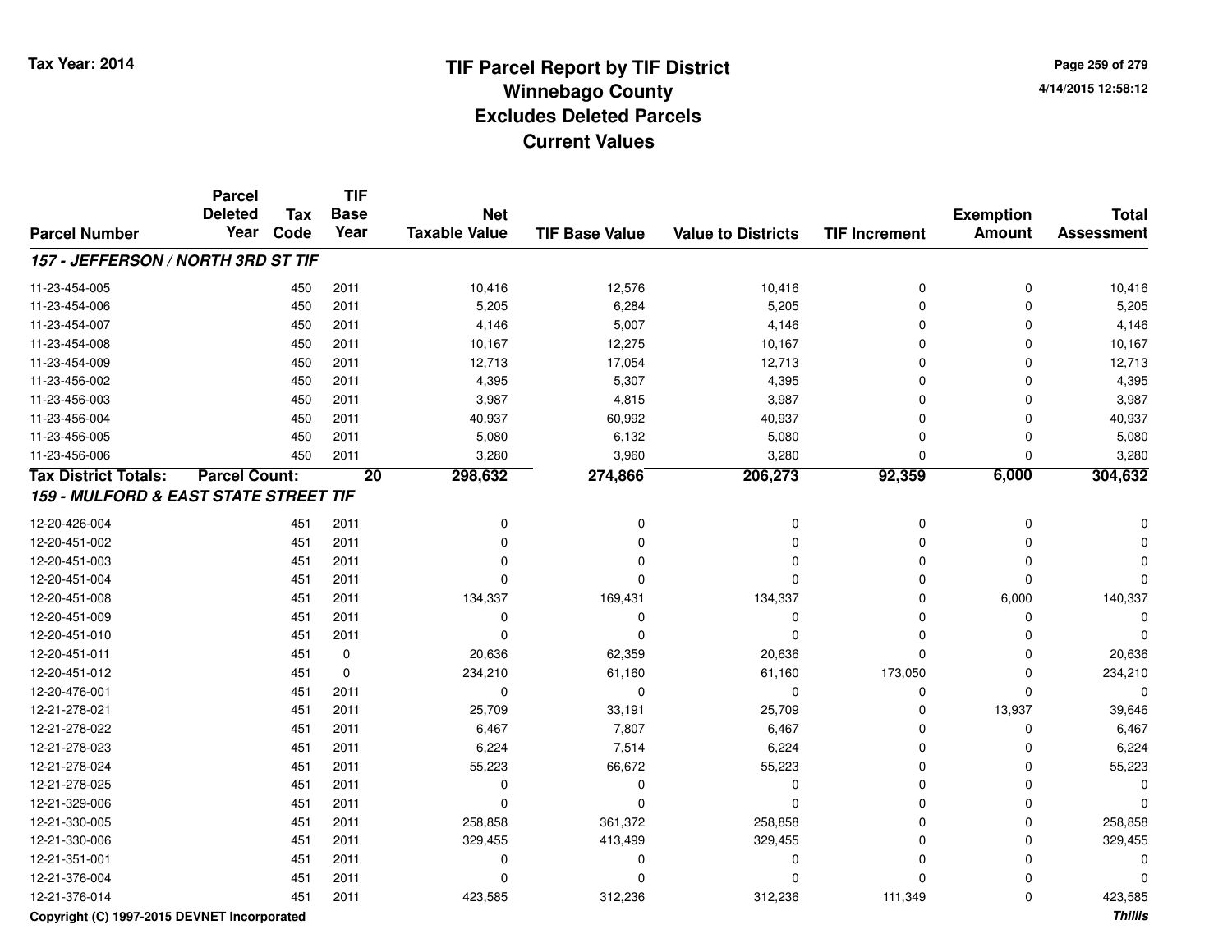Tax Year: 2014

# TIF Parcel Report by TIF District
## Winnebago County
## Excludes Deleted Parcels
## Current Values

4/14/2015 12:58:12

| Parcel Number | Parcel Deleted Year | Tax Code | TIF Base Year | Net Taxable Value | TIF Base Value | Value to Districts | TIF Increment | Exemption Amount | Total Assessment |
|---|---|---|---|---|---|---|---|---|---|
| ***157 - JEFFERSON / NORTH 3RD ST TIF*** | | | | | | | | | |
| 11-23-454-005 | | 450 | 2011 | 10,416 | 12,576 | 10,416 | 0 | 0 | 10,416 |
| 11-23-454-006 | | 450 | 2011 | 5,205 | 6,284 | 5,205 | 0 | 0 | 5,205 |
| 11-23-454-007 | | 450 | 2011 | 4,146 | 5,007 | 4,146 | 0 | 0 | 4,146 |
| 11-23-454-008 | | 450 | 2011 | 10,167 | 12,275 | 10,167 | 0 | 0 | 10,167 |
| 11-23-454-009 | | 450 | 2011 | 12,713 | 17,054 | 12,713 | 0 | 0 | 12,713 |
| 11-23-456-002 | | 450 | 2011 | 4,395 | 5,307 | 4,395 | 0 | 0 | 4,395 |
| 11-23-456-003 | | 450 | 2011 | 3,987 | 4,815 | 3,987 | 0 | 0 | 3,987 |
| 11-23-456-004 | | 450 | 2011 | 40,937 | 60,992 | 40,937 | 0 | 0 | 40,937 |
| 11-23-456-005 | | 450 | 2011 | 5,080 | 6,132 | 5,080 | 0 | 0 | 5,080 |
| 11-23-456-006 | | 450 | 2011 | 3,280 | 3,960 | 3,280 | 0 | 0 | 3,280 |
| **Tax District Totals:** | **Parcel Count:** | | **20** | **298,632** | **274,866** | **206,273** | **92,359** | **6,000** | **304,632** |
| ***159 - MULFORD & EAST STATE STREET TIF*** | | | | | | | | | |
| 12-20-426-004 | | 451 | 2011 | 0 | 0 | 0 | 0 | 0 | 0 |
| 12-20-451-002 | | 451 | 2011 | 0 | 0 | 0 | 0 | 0 | 0 |
| 12-20-451-003 | | 451 | 2011 | 0 | 0 | 0 | 0 | 0 | 0 |
| 12-20-451-004 | | 451 | 2011 | 0 | 0 | 0 | 0 | 0 | 0 |
| 12-20-451-008 | | 451 | 2011 | 134,337 | 169,431 | 134,337 | 0 | 6,000 | 140,337 |
| 12-20-451-009 | | 451 | 2011 | 0 | 0 | 0 | 0 | 0 | 0 |
| 12-20-451-010 | | 451 | 2011 | 0 | 0 | 0 | 0 | 0 | 0 |
| 12-20-451-011 | | 451 | 0 | 20,636 | 62,359 | 20,636 | 0 | 0 | 20,636 |
| 12-20-451-012 | | 451 | 0 | 234,210 | 61,160 | 61,160 | 173,050 | 0 | 234,210 |
| 12-20-476-001 | | 451 | 2011 | 0 | 0 | 0 | 0 | 0 | 0 |
| 12-21-278-021 | | 451 | 2011 | 25,709 | 33,191 | 25,709 | 0 | 13,937 | 39,646 |
| 12-21-278-022 | | 451 | 2011 | 6,467 | 7,807 | 6,467 | 0 | 0 | 6,467 |
| 12-21-278-023 | | 451 | 2011 | 6,224 | 7,514 | 6,224 | 0 | 0 | 6,224 |
| 12-21-278-024 | | 451 | 2011 | 55,223 | 66,672 | 55,223 | 0 | 0 | 55,223 |
| 12-21-278-025 | | 451 | 2011 | 0 | 0 | 0 | 0 | 0 | 0 |
| 12-21-329-006 | | 451 | 2011 | 0 | 0 | 0 | 0 | 0 | 0 |
| 12-21-330-005 | | 451 | 2011 | 258,858 | 361,372 | 258,858 | 0 | 0 | 258,858 |
| 12-21-330-006 | | 451 | 2011 | 329,455 | 413,499 | 329,455 | 0 | 0 | 329,455 |
| 12-21-351-001 | | 451 | 2011 | 0 | 0 | 0 | 0 | 0 | 0 |
| 12-21-376-004 | | 451 | 2011 | 0 | 0 | 0 | 0 | 0 | 0 |
| 12-21-376-014 | | 451 | 2011 | 423,585 | 312,236 | 312,236 | 111,349 | 0 | 423,585 |

Copyright (C) 1997-2015 DEVNET Incorporated

*Thillis*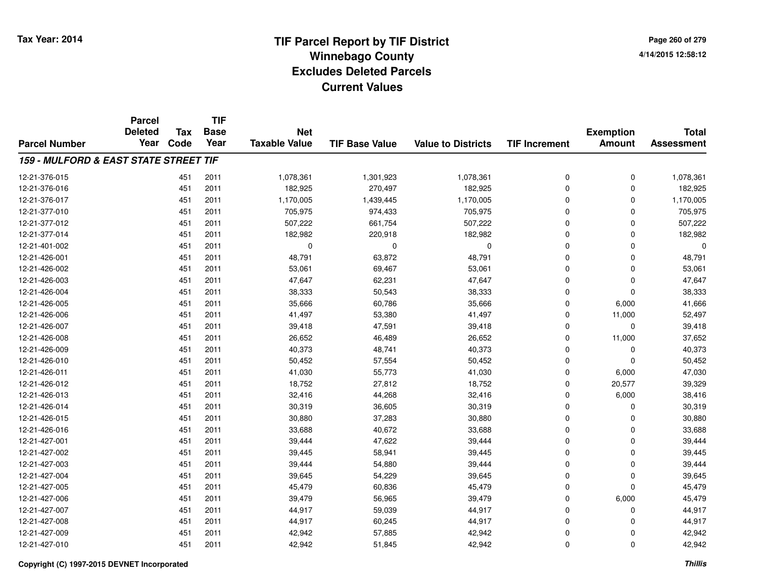# TIF Parcel Report by TIF District
## Winnebago County
## Excludes Deleted Parcels
## Current Values

Tax Year: 2014

4/14/2015 12:58:12

| Parcel Number | Parcel Deleted Year | Tax Code | TIF Base Year | Net Taxable Value | TIF Base Value | Value to Districts | TIF Increment | Exemption Amount | Total Assessment |
|---|---|---|---|---|---|---|---|---|---|
| ***159 - MULFORD & EAST STATE STREET TIF*** | | | | | | | | | |
| 12-21-376-015 | | 451 | 2011 | 1,078,361 | 1,301,923 | 1,078,361 | 0 | 0 | 1,078,361 |
| 12-21-376-016 | | 451 | 2011 | 182,925 | 270,497 | 182,925 | 0 | 0 | 182,925 |
| 12-21-376-017 | | 451 | 2011 | 1,170,005 | 1,439,445 | 1,170,005 | 0 | 0 | 1,170,005 |
| 12-21-377-010 | | 451 | 2011 | 705,975 | 974,433 | 705,975 | 0 | 0 | 705,975 |
| 12-21-377-012 | | 451 | 2011 | 507,222 | 661,754 | 507,222 | 0 | 0 | 507,222 |
| 12-21-377-014 | | 451 | 2011 | 182,982 | 220,918 | 182,982 | 0 | 0 | 182,982 |
| 12-21-401-002 | | 451 | 2011 | 0 | 0 | 0 | 0 | 0 | 0 |
| 12-21-426-001 | | 451 | 2011 | 48,791 | 63,872 | 48,791 | 0 | 0 | 48,791 |
| 12-21-426-002 | | 451 | 2011 | 53,061 | 69,467 | 53,061 | 0 | 0 | 53,061 |
| 12-21-426-003 | | 451 | 2011 | 47,647 | 62,231 | 47,647 | 0 | 0 | 47,647 |
| 12-21-426-004 | | 451 | 2011 | 38,333 | 50,543 | 38,333 | 0 | 0 | 38,333 |
| 12-21-426-005 | | 451 | 2011 | 35,666 | 60,786 | 35,666 | 0 | 6,000 | 41,666 |
| 12-21-426-006 | | 451 | 2011 | 41,497 | 53,380 | 41,497 | 0 | 11,000 | 52,497 |
| 12-21-426-007 | | 451 | 2011 | 39,418 | 47,591 | 39,418 | 0 | 0 | 39,418 |
| 12-21-426-008 | | 451 | 2011 | 26,652 | 46,489 | 26,652 | 0 | 11,000 | 37,652 |
| 12-21-426-009 | | 451 | 2011 | 40,373 | 48,741 | 40,373 | 0 | 0 | 40,373 |
| 12-21-426-010 | | 451 | 2011 | 50,452 | 57,554 | 50,452 | 0 | 0 | 50,452 |
| 12-21-426-011 | | 451 | 2011 | 41,030 | 55,773 | 41,030 | 0 | 6,000 | 47,030 |
| 12-21-426-012 | | 451 | 2011 | 18,752 | 27,812 | 18,752 | 0 | 20,577 | 39,329 |
| 12-21-426-013 | | 451 | 2011 | 32,416 | 44,268 | 32,416 | 0 | 6,000 | 38,416 |
| 12-21-426-014 | | 451 | 2011 | 30,319 | 36,605 | 30,319 | 0 | 0 | 30,319 |
| 12-21-426-015 | | 451 | 2011 | 30,880 | 37,283 | 30,880 | 0 | 0 | 30,880 |
| 12-21-426-016 | | 451 | 2011 | 33,688 | 40,672 | 33,688 | 0 | 0 | 33,688 |
| 12-21-427-001 | | 451 | 2011 | 39,444 | 47,622 | 39,444 | 0 | 0 | 39,444 |
| 12-21-427-002 | | 451 | 2011 | 39,445 | 58,941 | 39,445 | 0 | 0 | 39,445 |
| 12-21-427-003 | | 451 | 2011 | 39,444 | 54,880 | 39,444 | 0 | 0 | 39,444 |
| 12-21-427-004 | | 451 | 2011 | 39,645 | 54,229 | 39,645 | 0 | 0 | 39,645 |
| 12-21-427-005 | | 451 | 2011 | 45,479 | 60,836 | 45,479 | 0 | 0 | 45,479 |
| 12-21-427-006 | | 451 | 2011 | 39,479 | 56,965 | 39,479 | 0 | 6,000 | 45,479 |
| 12-21-427-007 | | 451 | 2011 | 44,917 | 59,039 | 44,917 | 0 | 0 | 44,917 |
| 12-21-427-008 | | 451 | 2011 | 44,917 | 60,245 | 44,917 | 0 | 0 | 44,917 |
| 12-21-427-009 | | 451 | 2011 | 42,942 | 57,885 | 42,942 | 0 | 0 | 42,942 |
| 12-21-427-010 | | 451 | 2011 | 42,942 | 51,845 | 42,942 | 0 | 0 | 42,942 |

Copyright (C) 1997-2015 DEVNET Incorporated

*Thillis*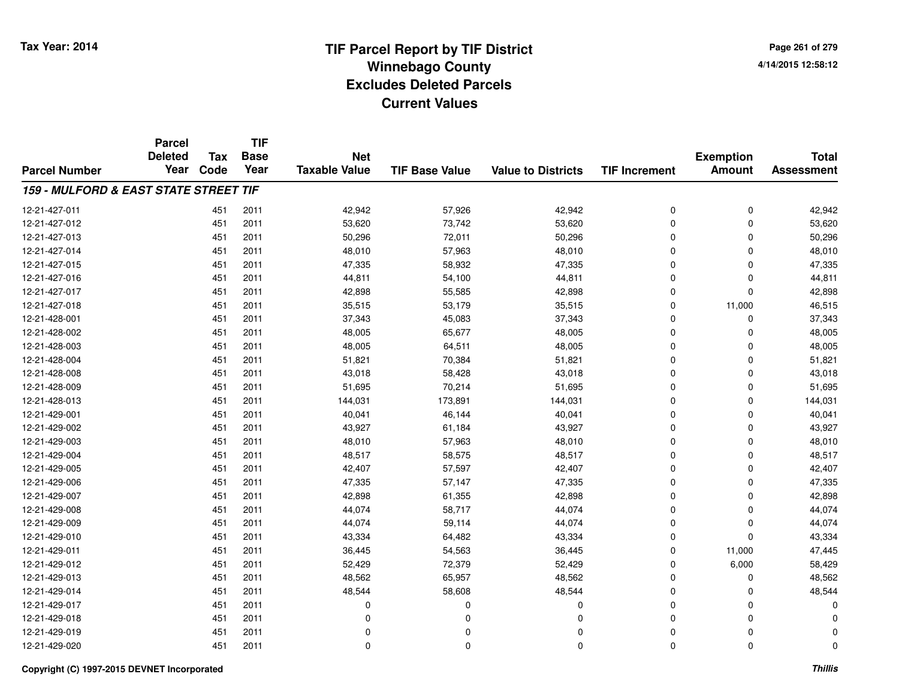# TIF Parcel Report by TIF District
## Winnebago County
## Excludes Deleted Parcels
## Current Values

Tax Year: 2014

4/14/2015 12:58:12

| Parcel Number | Parcel Deleted Year | Tax Code | TIF Base Year | Net Taxable Value | TIF Base Value | Value to Districts | TIF Increment | Exemption Amount | Total Assessment |
|---|---|---|---|---|---|---|---|---|---|
| ***159 - MULFORD & EAST STATE STREET TIF*** | | | | | | | | | |
| 12-21-427-011 | | 451 | 2011 | 42,942 | 57,926 | 42,942 | 0 | 0 | 42,942 |
| 12-21-427-012 | | 451 | 2011 | 53,620 | 73,742 | 53,620 | 0 | 0 | 53,620 |
| 12-21-427-013 | | 451 | 2011 | 50,296 | 72,011 | 50,296 | 0 | 0 | 50,296 |
| 12-21-427-014 | | 451 | 2011 | 48,010 | 57,963 | 48,010 | 0 | 0 | 48,010 |
| 12-21-427-015 | | 451 | 2011 | 47,335 | 58,932 | 47,335 | 0 | 0 | 47,335 |
| 12-21-427-016 | | 451 | 2011 | 44,811 | 54,100 | 44,811 | 0 | 0 | 44,811 |
| 12-21-427-017 | | 451 | 2011 | 42,898 | 55,585 | 42,898 | 0 | 0 | 42,898 |
| 12-21-427-018 | | 451 | 2011 | 35,515 | 53,179 | 35,515 | 0 | 11,000 | 46,515 |
| 12-21-428-001 | | 451 | 2011 | 37,343 | 45,083 | 37,343 | 0 | 0 | 37,343 |
| 12-21-428-002 | | 451 | 2011 | 48,005 | 65,677 | 48,005 | 0 | 0 | 48,005 |
| 12-21-428-003 | | 451 | 2011 | 48,005 | 64,511 | 48,005 | 0 | 0 | 48,005 |
| 12-21-428-004 | | 451 | 2011 | 51,821 | 70,384 | 51,821 | 0 | 0 | 51,821 |
| 12-21-428-008 | | 451 | 2011 | 43,018 | 58,428 | 43,018 | 0 | 0 | 43,018 |
| 12-21-428-009 | | 451 | 2011 | 51,695 | 70,214 | 51,695 | 0 | 0 | 51,695 |
| 12-21-428-013 | | 451 | 2011 | 144,031 | 173,891 | 144,031 | 0 | 0 | 144,031 |
| 12-21-429-001 | | 451 | 2011 | 40,041 | 46,144 | 40,041 | 0 | 0 | 40,041 |
| 12-21-429-002 | | 451 | 2011 | 43,927 | 61,184 | 43,927 | 0 | 0 | 43,927 |
| 12-21-429-003 | | 451 | 2011 | 48,010 | 57,963 | 48,010 | 0 | 0 | 48,010 |
| 12-21-429-004 | | 451 | 2011 | 48,517 | 58,575 | 48,517 | 0 | 0 | 48,517 |
| 12-21-429-005 | | 451 | 2011 | 42,407 | 57,597 | 42,407 | 0 | 0 | 42,407 |
| 12-21-429-006 | | 451 | 2011 | 47,335 | 57,147 | 47,335 | 0 | 0 | 47,335 |
| 12-21-429-007 | | 451 | 2011 | 42,898 | 61,355 | 42,898 | 0 | 0 | 42,898 |
| 12-21-429-008 | | 451 | 2011 | 44,074 | 58,717 | 44,074 | 0 | 0 | 44,074 |
| 12-21-429-009 | | 451 | 2011 | 44,074 | 59,114 | 44,074 | 0 | 0 | 44,074 |
| 12-21-429-010 | | 451 | 2011 | 43,334 | 64,482 | 43,334 | 0 | 0 | 43,334 |
| 12-21-429-011 | | 451 | 2011 | 36,445 | 54,563 | 36,445 | 0 | 11,000 | 47,445 |
| 12-21-429-012 | | 451 | 2011 | 52,429 | 72,379 | 52,429 | 0 | 6,000 | 58,429 |
| 12-21-429-013 | | 451 | 2011 | 48,562 | 65,957 | 48,562 | 0 | 0 | 48,562 |
| 12-21-429-014 | | 451 | 2011 | 48,544 | 58,608 | 48,544 | 0 | 0 | 48,544 |
| 12-21-429-017 | | 451 | 2011 | 0 | 0 | 0 | 0 | 0 | 0 |
| 12-21-429-018 | | 451 | 2011 | 0 | 0 | 0 | 0 | 0 | 0 |
| 12-21-429-019 | | 451 | 2011 | 0 | 0 | 0 | 0 | 0 | 0 |
| 12-21-429-020 | | 451 | 2011 | 0 | 0 | 0 | 0 | 0 | 0 |

Copyright (C) 1997-2015 DEVNET Incorporated

*Thillis*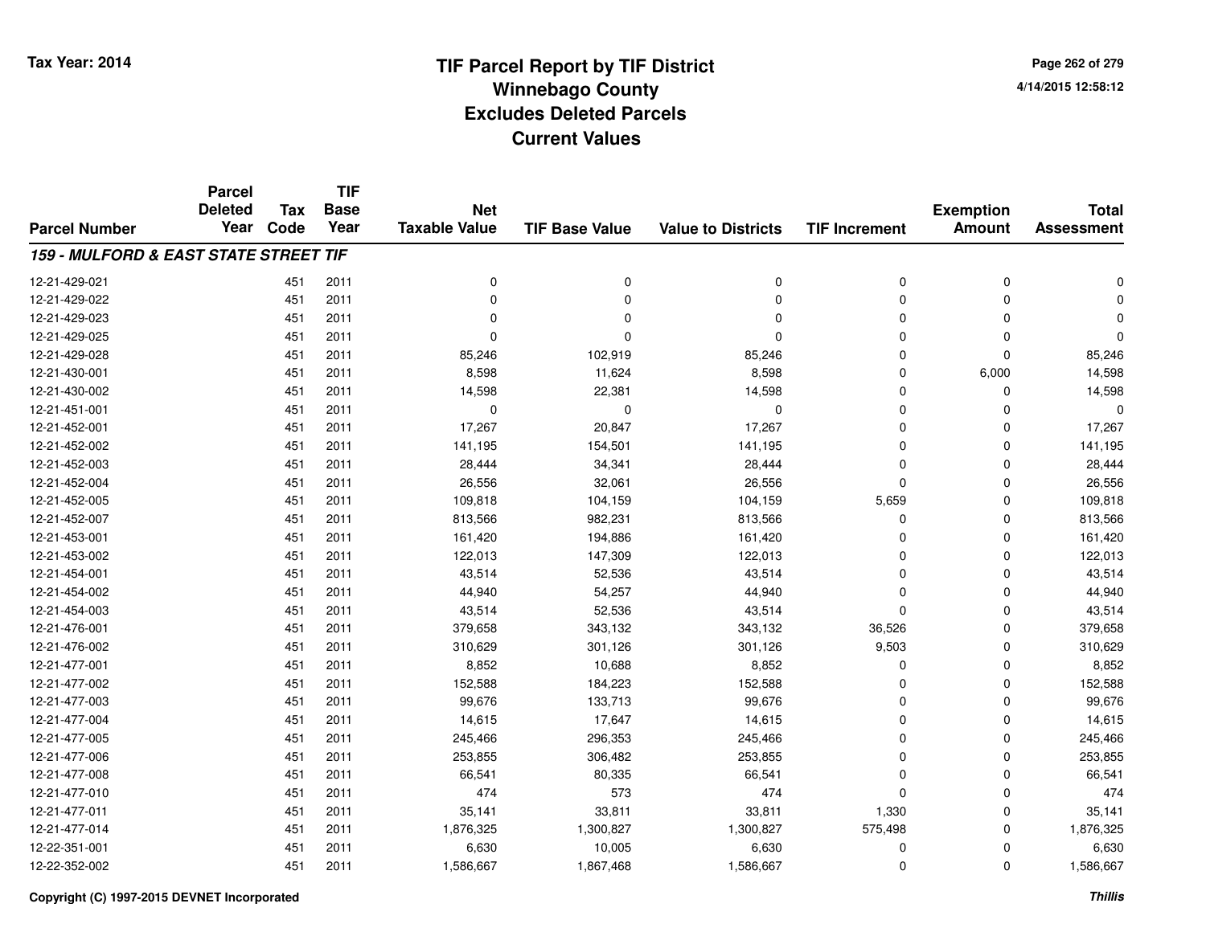# TIF Parcel Report by TIF District
## Winnebago County
## Excludes Deleted Parcels
## Current Values

Tax Year: 2014

4/14/2015 12:58:12

| Parcel Number | Parcel Deleted Year | Tax Code | TIF Base Year | Net Taxable Value | TIF Base Value | Value to Districts | TIF Increment | Exemption Amount | Total Assessment |
|---|---|---|---|---|---|---|---|---|---|
| ***159 - MULFORD & EAST STATE STREET TIF*** | | | | | | | | | |
| 12-21-429-021 | | 451 | 2011 | 0 | 0 | 0 | 0 | 0 | 0 |
| 12-21-429-022 | | 451 | 2011 | 0 | 0 | 0 | 0 | 0 | 0 |
| 12-21-429-023 | | 451 | 2011 | 0 | 0 | 0 | 0 | 0 | 0 |
| 12-21-429-025 | | 451 | 2011 | 0 | 0 | 0 | 0 | 0 | 0 |
| 12-21-429-028 | | 451 | 2011 | 85,246 | 102,919 | 85,246 | 0 | 0 | 85,246 |
| 12-21-430-001 | | 451 | 2011 | 8,598 | 11,624 | 8,598 | 0 | 6,000 | 14,598 |
| 12-21-430-002 | | 451 | 2011 | 14,598 | 22,381 | 14,598 | 0 | 0 | 14,598 |
| 12-21-451-001 | | 451 | 2011 | 0 | 0 | 0 | 0 | 0 | 0 |
| 12-21-452-001 | | 451 | 2011 | 17,267 | 20,847 | 17,267 | 0 | 0 | 17,267 |
| 12-21-452-002 | | 451 | 2011 | 141,195 | 154,501 | 141,195 | 0 | 0 | 141,195 |
| 12-21-452-003 | | 451 | 2011 | 28,444 | 34,341 | 28,444 | 0 | 0 | 28,444 |
| 12-21-452-004 | | 451 | 2011 | 26,556 | 32,061 | 26,556 | 0 | 0 | 26,556 |
| 12-21-452-005 | | 451 | 2011 | 109,818 | 104,159 | 104,159 | 5,659 | 0 | 109,818 |
| 12-21-452-007 | | 451 | 2011 | 813,566 | 982,231 | 813,566 | 0 | 0 | 813,566 |
| 12-21-453-001 | | 451 | 2011 | 161,420 | 194,886 | 161,420 | 0 | 0 | 161,420 |
| 12-21-453-002 | | 451 | 2011 | 122,013 | 147,309 | 122,013 | 0 | 0 | 122,013 |
| 12-21-454-001 | | 451 | 2011 | 43,514 | 52,536 | 43,514 | 0 | 0 | 43,514 |
| 12-21-454-002 | | 451 | 2011 | 44,940 | 54,257 | 44,940 | 0 | 0 | 44,940 |
| 12-21-454-003 | | 451 | 2011 | 43,514 | 52,536 | 43,514 | 0 | 0 | 43,514 |
| 12-21-476-001 | | 451 | 2011 | 379,658 | 343,132 | 343,132 | 36,526 | 0 | 379,658 |
| 12-21-476-002 | | 451 | 2011 | 310,629 | 301,126 | 301,126 | 9,503 | 0 | 310,629 |
| 12-21-477-001 | | 451 | 2011 | 8,852 | 10,688 | 8,852 | 0 | 0 | 8,852 |
| 12-21-477-002 | | 451 | 2011 | 152,588 | 184,223 | 152,588 | 0 | 0 | 152,588 |
| 12-21-477-003 | | 451 | 2011 | 99,676 | 133,713 | 99,676 | 0 | 0 | 99,676 |
| 12-21-477-004 | | 451 | 2011 | 14,615 | 17,647 | 14,615 | 0 | 0 | 14,615 |
| 12-21-477-005 | | 451 | 2011 | 245,466 | 296,353 | 245,466 | 0 | 0 | 245,466 |
| 12-21-477-006 | | 451 | 2011 | 253,855 | 306,482 | 253,855 | 0 | 0 | 253,855 |
| 12-21-477-008 | | 451 | 2011 | 66,541 | 80,335 | 66,541 | 0 | 0 | 66,541 |
| 12-21-477-010 | | 451 | 2011 | 474 | 573 | 474 | 0 | 0 | 474 |
| 12-21-477-011 | | 451 | 2011 | 35,141 | 33,811 | 33,811 | 1,330 | 0 | 35,141 |
| 12-21-477-014 | | 451 | 2011 | 1,876,325 | 1,300,827 | 1,300,827 | 575,498 | 0 | 1,876,325 |
| 12-22-351-001 | | 451 | 2011 | 6,630 | 10,005 | 6,630 | 0 | 0 | 6,630 |
| 12-22-352-002 | | 451 | 2011 | 1,586,667 | 1,867,468 | 1,586,667 | 0 | 0 | 1,586,667 |

Copyright (C) 1997-2015 DEVNET Incorporated

*Thillis*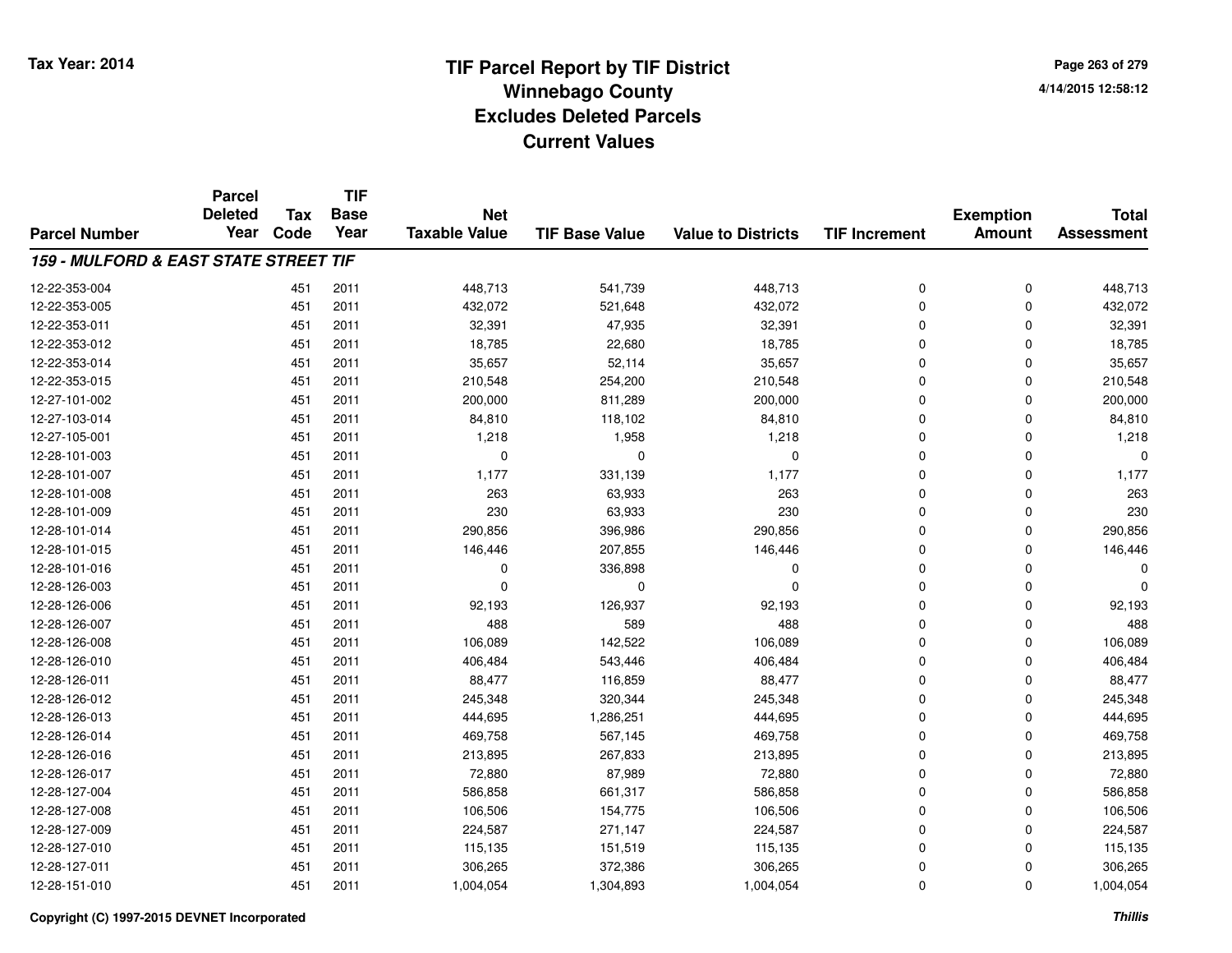# TIF Parcel Report by TIF District
## Winnebago County
## Excludes Deleted Parcels
## Current Values

Tax Year: 2014

| Parcel Number | Parcel Deleted Year | Tax Code | TIF Base Year | Net Taxable Value | TIF Base Value | Value to Districts | TIF Increment | Exemption Amount | Total Assessment |
|---|---|---|---|---|---|---|---|---|---|
| ***159 - MULFORD & EAST STATE STREET TIF*** | | | | | | | | | |
| 12-22-353-004 | | 451 | 2011 | 448,713 | 541,739 | 448,713 | 0 | 0 | 448,713 |
| 12-22-353-005 | | 451 | 2011 | 432,072 | 521,648 | 432,072 | 0 | 0 | 432,072 |
| 12-22-353-011 | | 451 | 2011 | 32,391 | 47,935 | 32,391 | 0 | 0 | 32,391 |
| 12-22-353-012 | | 451 | 2011 | 18,785 | 22,680 | 18,785 | 0 | 0 | 18,785 |
| 12-22-353-014 | | 451 | 2011 | 35,657 | 52,114 | 35,657 | 0 | 0 | 35,657 |
| 12-22-353-015 | | 451 | 2011 | 210,548 | 254,200 | 210,548 | 0 | 0 | 210,548 |
| 12-27-101-002 | | 451 | 2011 | 200,000 | 811,289 | 200,000 | 0 | 0 | 200,000 |
| 12-27-103-014 | | 451 | 2011 | 84,810 | 118,102 | 84,810 | 0 | 0 | 84,810 |
| 12-27-105-001 | | 451 | 2011 | 1,218 | 1,958 | 1,218 | 0 | 0 | 1,218 |
| 12-28-101-003 | | 451 | 2011 | 0 | 0 | 0 | 0 | 0 | 0 |
| 12-28-101-007 | | 451 | 2011 | 1,177 | 331,139 | 1,177 | 0 | 0 | 1,177 |
| 12-28-101-008 | | 451 | 2011 | 263 | 63,933 | 263 | 0 | 0 | 263 |
| 12-28-101-009 | | 451 | 2011 | 230 | 63,933 | 230 | 0 | 0 | 230 |
| 12-28-101-014 | | 451 | 2011 | 290,856 | 396,986 | 290,856 | 0 | 0 | 290,856 |
| 12-28-101-015 | | 451 | 2011 | 146,446 | 207,855 | 146,446 | 0 | 0 | 146,446 |
| 12-28-101-016 | | 451 | 2011 | 0 | 336,898 | 0 | 0 | 0 | 0 |
| 12-28-126-003 | | 451 | 2011 | 0 | 0 | 0 | 0 | 0 | 0 |
| 12-28-126-006 | | 451 | 2011 | 92,193 | 126,937 | 92,193 | 0 | 0 | 92,193 |
| 12-28-126-007 | | 451 | 2011 | 488 | 589 | 488 | 0 | 0 | 488 |
| 12-28-126-008 | | 451 | 2011 | 106,089 | 142,522 | 106,089 | 0 | 0 | 106,089 |
| 12-28-126-010 | | 451 | 2011 | 406,484 | 543,446 | 406,484 | 0 | 0 | 406,484 |
| 12-28-126-011 | | 451 | 2011 | 88,477 | 116,859 | 88,477 | 0 | 0 | 88,477 |
| 12-28-126-012 | | 451 | 2011 | 245,348 | 320,344 | 245,348 | 0 | 0 | 245,348 |
| 12-28-126-013 | | 451 | 2011 | 444,695 | 1,286,251 | 444,695 | 0 | 0 | 444,695 |
| 12-28-126-014 | | 451 | 2011 | 469,758 | 567,145 | 469,758 | 0 | 0 | 469,758 |
| 12-28-126-016 | | 451 | 2011 | 213,895 | 267,833 | 213,895 | 0 | 0 | 213,895 |
| 12-28-126-017 | | 451 | 2011 | 72,880 | 87,989 | 72,880 | 0 | 0 | 72,880 |
| 12-28-127-004 | | 451 | 2011 | 586,858 | 661,317 | 586,858 | 0 | 0 | 586,858 |
| 12-28-127-008 | | 451 | 2011 | 106,506 | 154,775 | 106,506 | 0 | 0 | 106,506 |
| 12-28-127-009 | | 451 | 2011 | 224,587 | 271,147 | 224,587 | 0 | 0 | 224,587 |
| 12-28-127-010 | | 451 | 2011 | 115,135 | 151,519 | 115,135 | 0 | 0 | 115,135 |
| 12-28-127-011 | | 451 | 2011 | 306,265 | 372,386 | 306,265 | 0 | 0 | 306,265 |
| 12-28-151-010 | | 451 | 2011 | 1,004,054 | 1,304,893 | 1,004,054 | 0 | 0 | 1,004,054 |

Copyright (C) 1997-2015 DEVNET Incorporated

*Thillis*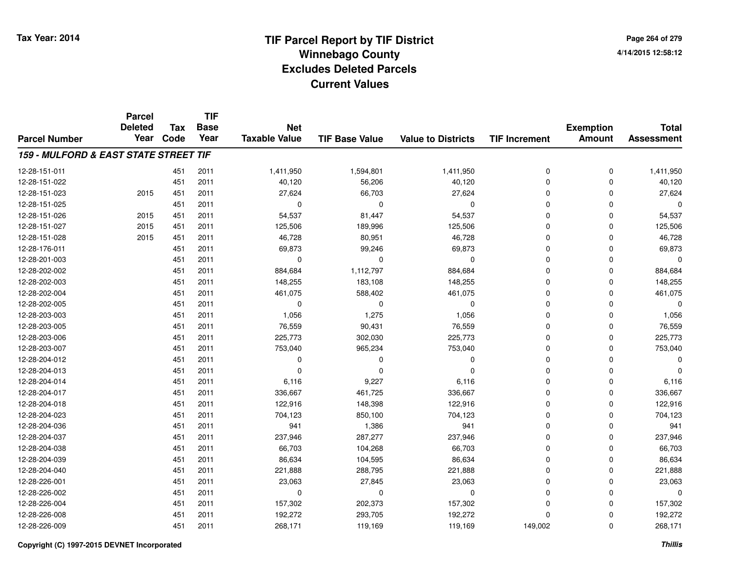# TIF Parcel Report by TIF District
## Winnebago County
## Excludes Deleted Parcels
## Current Values

Tax Year: 2014

4/14/2015 12:58:12

| Parcel Number | Parcel Deleted Year | Tax Code | TIF Base Year | Net Taxable Value | TIF Base Value | Value to Districts | TIF Increment | Exemption Amount | Total Assessment |
|---|---|---|---|---|---|---|---|---|---|
| ***159 - MULFORD & EAST STATE STREET TIF*** | | | | | | | | | |
| 12-28-151-011 | | 451 | 2011 | 1,411,950 | 1,594,801 | 1,411,950 | 0 | 0 | 1,411,950 |
| 12-28-151-022 | | 451 | 2011 | 40,120 | 56,206 | 40,120 | 0 | 0 | 40,120 |
| 12-28-151-023 | 2015 | 451 | 2011 | 27,624 | 66,703 | 27,624 | 0 | 0 | 27,624 |
| 12-28-151-025 | | 451 | 2011 | 0 | 0 | 0 | 0 | 0 | 0 |
| 12-28-151-026 | 2015 | 451 | 2011 | 54,537 | 81,447 | 54,537 | 0 | 0 | 54,537 |
| 12-28-151-027 | 2015 | 451 | 2011 | 125,506 | 189,996 | 125,506 | 0 | 0 | 125,506 |
| 12-28-151-028 | 2015 | 451 | 2011 | 46,728 | 80,951 | 46,728 | 0 | 0 | 46,728 |
| 12-28-176-011 | | 451 | 2011 | 69,873 | 99,246 | 69,873 | 0 | 0 | 69,873 |
| 12-28-201-003 | | 451 | 2011 | 0 | 0 | 0 | 0 | 0 | 0 |
| 12-28-202-002 | | 451 | 2011 | 884,684 | 1,112,797 | 884,684 | 0 | 0 | 884,684 |
| 12-28-202-003 | | 451 | 2011 | 148,255 | 183,108 | 148,255 | 0 | 0 | 148,255 |
| 12-28-202-004 | | 451 | 2011 | 461,075 | 588,402 | 461,075 | 0 | 0 | 461,075 |
| 12-28-202-005 | | 451 | 2011 | 0 | 0 | 0 | 0 | 0 | 0 |
| 12-28-203-003 | | 451 | 2011 | 1,056 | 1,275 | 1,056 | 0 | 0 | 1,056 |
| 12-28-203-005 | | 451 | 2011 | 76,559 | 90,431 | 76,559 | 0 | 0 | 76,559 |
| 12-28-203-006 | | 451 | 2011 | 225,773 | 302,030 | 225,773 | 0 | 0 | 225,773 |
| 12-28-203-007 | | 451 | 2011 | 753,040 | 965,234 | 753,040 | 0 | 0 | 753,040 |
| 12-28-204-012 | | 451 | 2011 | 0 | 0 | 0 | 0 | 0 | 0 |
| 12-28-204-013 | | 451 | 2011 | 0 | 0 | 0 | 0 | 0 | 0 |
| 12-28-204-014 | | 451 | 2011 | 6,116 | 9,227 | 6,116 | 0 | 0 | 6,116 |
| 12-28-204-017 | | 451 | 2011 | 336,667 | 461,725 | 336,667 | 0 | 0 | 336,667 |
| 12-28-204-018 | | 451 | 2011 | 122,916 | 148,398 | 122,916 | 0 | 0 | 122,916 |
| 12-28-204-023 | | 451 | 2011 | 704,123 | 850,100 | 704,123 | 0 | 0 | 704,123 |
| 12-28-204-036 | | 451 | 2011 | 941 | 1,386 | 941 | 0 | 0 | 941 |
| 12-28-204-037 | | 451 | 2011 | 237,946 | 287,277 | 237,946 | 0 | 0 | 237,946 |
| 12-28-204-038 | | 451 | 2011 | 66,703 | 104,268 | 66,703 | 0 | 0 | 66,703 |
| 12-28-204-039 | | 451 | 2011 | 86,634 | 104,595 | 86,634 | 0 | 0 | 86,634 |
| 12-28-204-040 | | 451 | 2011 | 221,888 | 288,795 | 221,888 | 0 | 0 | 221,888 |
| 12-28-226-001 | | 451 | 2011 | 23,063 | 27,845 | 23,063 | 0 | 0 | 23,063 |
| 12-28-226-002 | | 451 | 2011 | 0 | 0 | 0 | 0 | 0 | 0 |
| 12-28-226-004 | | 451 | 2011 | 157,302 | 202,373 | 157,302 | 0 | 0 | 157,302 |
| 12-28-226-008 | | 451 | 2011 | 192,272 | 293,705 | 192,272 | 0 | 0 | 192,272 |
| 12-28-226-009 | | 451 | 2011 | 268,171 | 119,169 | 119,169 | 149,002 | 0 | 268,171 |

Copyright (C) 1997-2015 DEVNET Incorporated

*Thillis*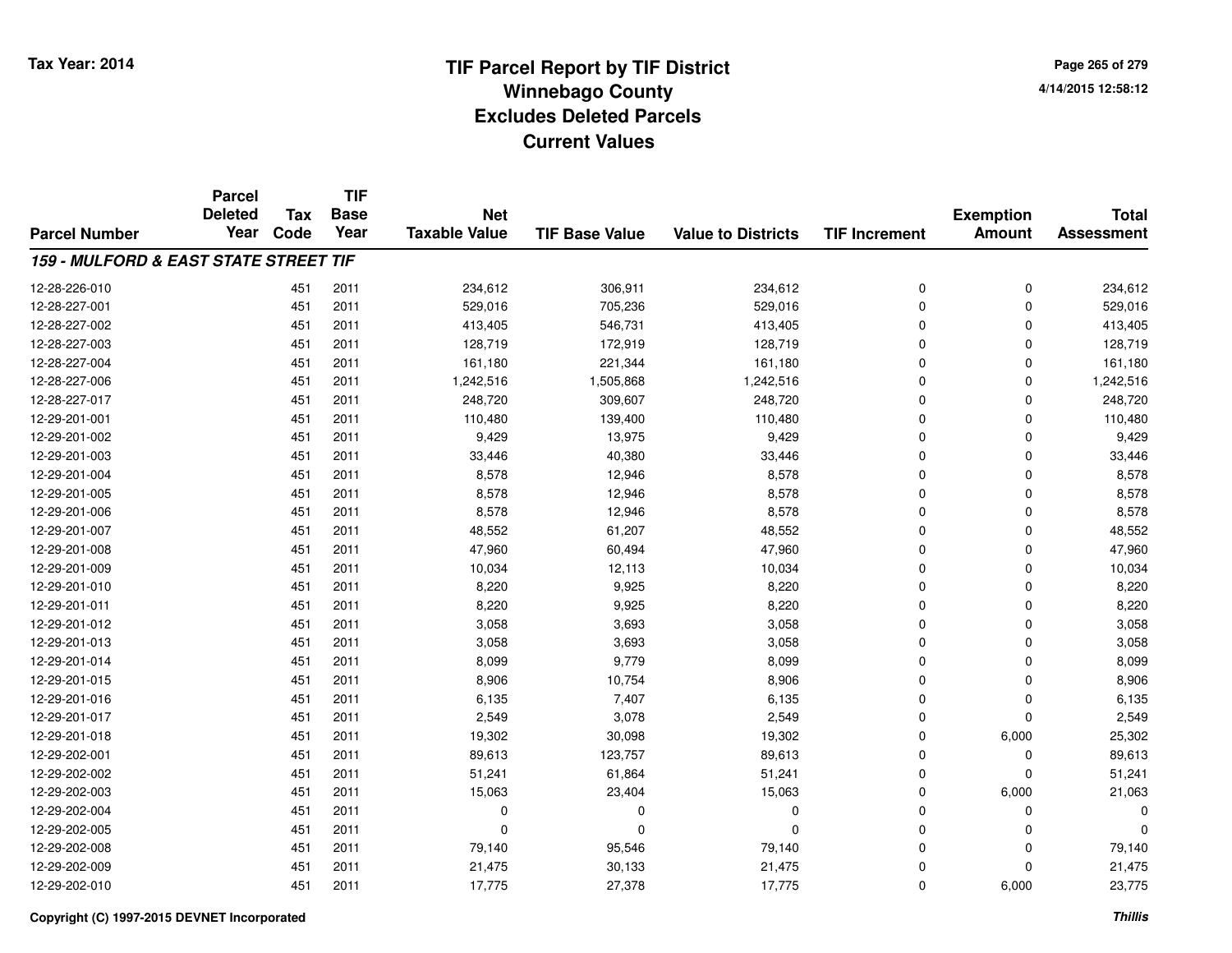# TIF Parcel Report by TIF District
## Winnebago County
## Excludes Deleted Parcels
## Current Values

Tax Year: 2014

4/14/2015 12:58:12

| Parcel Number | Parcel Deleted Year | Tax Code | TIF Base Year | Net Taxable Value | TIF Base Value | Value to Districts | TIF Increment | Exemption Amount | Total Assessment |
|---|---|---|---|---|---|---|---|---|---|
| ***159 - MULFORD & EAST STATE STREET TIF*** | | | | | | | | | |
| 12-28-226-010 | | 451 | 2011 | 234,612 | 306,911 | 234,612 | 0 | 0 | 234,612 |
| 12-28-227-001 | | 451 | 2011 | 529,016 | 705,236 | 529,016 | 0 | 0 | 529,016 |
| 12-28-227-002 | | 451 | 2011 | 413,405 | 546,731 | 413,405 | 0 | 0 | 413,405 |
| 12-28-227-003 | | 451 | 2011 | 128,719 | 172,919 | 128,719 | 0 | 0 | 128,719 |
| 12-28-227-004 | | 451 | 2011 | 161,180 | 221,344 | 161,180 | 0 | 0 | 161,180 |
| 12-28-227-006 | | 451 | 2011 | 1,242,516 | 1,505,868 | 1,242,516 | 0 | 0 | 1,242,516 |
| 12-28-227-017 | | 451 | 2011 | 248,720 | 309,607 | 248,720 | 0 | 0 | 248,720 |
| 12-29-201-001 | | 451 | 2011 | 110,480 | 139,400 | 110,480 | 0 | 0 | 110,480 |
| 12-29-201-002 | | 451 | 2011 | 9,429 | 13,975 | 9,429 | 0 | 0 | 9,429 |
| 12-29-201-003 | | 451 | 2011 | 33,446 | 40,380 | 33,446 | 0 | 0 | 33,446 |
| 12-29-201-004 | | 451 | 2011 | 8,578 | 12,946 | 8,578 | 0 | 0 | 8,578 |
| 12-29-201-005 | | 451 | 2011 | 8,578 | 12,946 | 8,578 | 0 | 0 | 8,578 |
| 12-29-201-006 | | 451 | 2011 | 8,578 | 12,946 | 8,578 | 0 | 0 | 8,578 |
| 12-29-201-007 | | 451 | 2011 | 48,552 | 61,207 | 48,552 | 0 | 0 | 48,552 |
| 12-29-201-008 | | 451 | 2011 | 47,960 | 60,494 | 47,960 | 0 | 0 | 47,960 |
| 12-29-201-009 | | 451 | 2011 | 10,034 | 12,113 | 10,034 | 0 | 0 | 10,034 |
| 12-29-201-010 | | 451 | 2011 | 8,220 | 9,925 | 8,220 | 0 | 0 | 8,220 |
| 12-29-201-011 | | 451 | 2011 | 8,220 | 9,925 | 8,220 | 0 | 0 | 8,220 |
| 12-29-201-012 | | 451 | 2011 | 3,058 | 3,693 | 3,058 | 0 | 0 | 3,058 |
| 12-29-201-013 | | 451 | 2011 | 3,058 | 3,693 | 3,058 | 0 | 0 | 3,058 |
| 12-29-201-014 | | 451 | 2011 | 8,099 | 9,779 | 8,099 | 0 | 0 | 8,099 |
| 12-29-201-015 | | 451 | 2011 | 8,906 | 10,754 | 8,906 | 0 | 0 | 8,906 |
| 12-29-201-016 | | 451 | 2011 | 6,135 | 7,407 | 6,135 | 0 | 0 | 6,135 |
| 12-29-201-017 | | 451 | 2011 | 2,549 | 3,078 | 2,549 | 0 | 0 | 2,549 |
| 12-29-201-018 | | 451 | 2011 | 19,302 | 30,098 | 19,302 | 0 | 6,000 | 25,302 |
| 12-29-202-001 | | 451 | 2011 | 89,613 | 123,757 | 89,613 | 0 | 0 | 89,613 |
| 12-29-202-002 | | 451 | 2011 | 51,241 | 61,864 | 51,241 | 0 | 0 | 51,241 |
| 12-29-202-003 | | 451 | 2011 | 15,063 | 23,404 | 15,063 | 0 | 6,000 | 21,063 |
| 12-29-202-004 | | 451 | 2011 | 0 | 0 | 0 | 0 | 0 | 0 |
| 12-29-202-005 | | 451 | 2011 | 0 | 0 | 0 | 0 | 0 | 0 |
| 12-29-202-008 | | 451 | 2011 | 79,140 | 95,546 | 79,140 | 0 | 0 | 79,140 |
| 12-29-202-009 | | 451 | 2011 | 21,475 | 30,133 | 21,475 | 0 | 0 | 21,475 |
| 12-29-202-010 | | 451 | 2011 | 17,775 | 27,378 | 17,775 | 0 | 6,000 | 23,775 |

Copyright (C) 1997-2015 DEVNET Incorporated

*Thillis*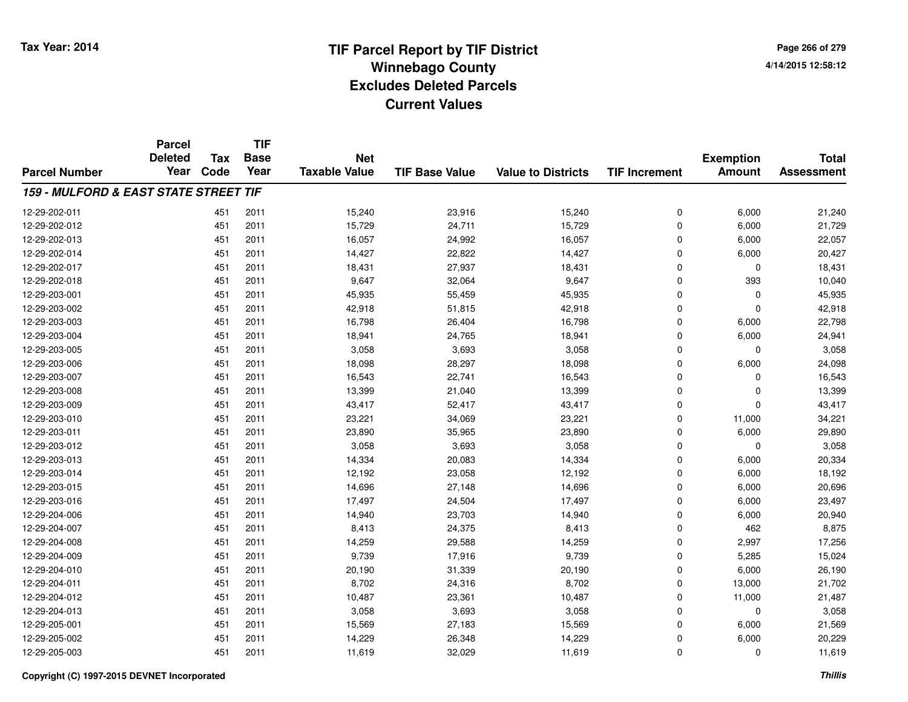# TIF Parcel Report by TIF District
## Winnebago County
## Excludes Deleted Parcels
## Current Values

Tax Year: 2014

4/14/2015 12:58:12

| Parcel Number | Parcel Deleted Year | Tax Code | TIF Base Year | Net Taxable Value | TIF Base Value | Value to Districts | TIF Increment | Exemption Amount | Total Assessment |
|---|---|---|---|---|---|---|---|---|---|
| ***159 - MULFORD & EAST STATE STREET TIF*** | | | | | | | | | |
| 12-29-202-011 | | 451 | 2011 | 15,240 | 23,916 | 15,240 | 0 | 6,000 | 21,240 |
| 12-29-202-012 | | 451 | 2011 | 15,729 | 24,711 | 15,729 | 0 | 6,000 | 21,729 |
| 12-29-202-013 | | 451 | 2011 | 16,057 | 24,992 | 16,057 | 0 | 6,000 | 22,057 |
| 12-29-202-014 | | 451 | 2011 | 14,427 | 22,822 | 14,427 | 0 | 6,000 | 20,427 |
| 12-29-202-017 | | 451 | 2011 | 18,431 | 27,937 | 18,431 | 0 | 0 | 18,431 |
| 12-29-202-018 | | 451 | 2011 | 9,647 | 32,064 | 9,647 | 0 | 393 | 10,040 |
| 12-29-203-001 | | 451 | 2011 | 45,935 | 55,459 | 45,935 | 0 | 0 | 45,935 |
| 12-29-203-002 | | 451 | 2011 | 42,918 | 51,815 | 42,918 | 0 | 0 | 42,918 |
| 12-29-203-003 | | 451 | 2011 | 16,798 | 26,404 | 16,798 | 0 | 6,000 | 22,798 |
| 12-29-203-004 | | 451 | 2011 | 18,941 | 24,765 | 18,941 | 0 | 6,000 | 24,941 |
| 12-29-203-005 | | 451 | 2011 | 3,058 | 3,693 | 3,058 | 0 | 0 | 3,058 |
| 12-29-203-006 | | 451 | 2011 | 18,098 | 28,297 | 18,098 | 0 | 6,000 | 24,098 |
| 12-29-203-007 | | 451 | 2011 | 16,543 | 22,741 | 16,543 | 0 | 0 | 16,543 |
| 12-29-203-008 | | 451 | 2011 | 13,399 | 21,040 | 13,399 | 0 | 0 | 13,399 |
| 12-29-203-009 | | 451 | 2011 | 43,417 | 52,417 | 43,417 | 0 | 0 | 43,417 |
| 12-29-203-010 | | 451 | 2011 | 23,221 | 34,069 | 23,221 | 0 | 11,000 | 34,221 |
| 12-29-203-011 | | 451 | 2011 | 23,890 | 35,965 | 23,890 | 0 | 6,000 | 29,890 |
| 12-29-203-012 | | 451 | 2011 | 3,058 | 3,693 | 3,058 | 0 | 0 | 3,058 |
| 12-29-203-013 | | 451 | 2011 | 14,334 | 20,083 | 14,334 | 0 | 6,000 | 20,334 |
| 12-29-203-014 | | 451 | 2011 | 12,192 | 23,058 | 12,192 | 0 | 6,000 | 18,192 |
| 12-29-203-015 | | 451 | 2011 | 14,696 | 27,148 | 14,696 | 0 | 6,000 | 20,696 |
| 12-29-203-016 | | 451 | 2011 | 17,497 | 24,504 | 17,497 | 0 | 6,000 | 23,497 |
| 12-29-204-006 | | 451 | 2011 | 14,940 | 23,703 | 14,940 | 0 | 6,000 | 20,940 |
| 12-29-204-007 | | 451 | 2011 | 8,413 | 24,375 | 8,413 | 0 | 462 | 8,875 |
| 12-29-204-008 | | 451 | 2011 | 14,259 | 29,588 | 14,259 | 0 | 2,997 | 17,256 |
| 12-29-204-009 | | 451 | 2011 | 9,739 | 17,916 | 9,739 | 0 | 5,285 | 15,024 |
| 12-29-204-010 | | 451 | 2011 | 20,190 | 31,339 | 20,190 | 0 | 6,000 | 26,190 |
| 12-29-204-011 | | 451 | 2011 | 8,702 | 24,316 | 8,702 | 0 | 13,000 | 21,702 |
| 12-29-204-012 | | 451 | 2011 | 10,487 | 23,361 | 10,487 | 0 | 11,000 | 21,487 |
| 12-29-204-013 | | 451 | 2011 | 3,058 | 3,693 | 3,058 | 0 | 0 | 3,058 |
| 12-29-205-001 | | 451 | 2011 | 15,569 | 27,183 | 15,569 | 0 | 6,000 | 21,569 |
| 12-29-205-002 | | 451 | 2011 | 14,229 | 26,348 | 14,229 | 0 | 6,000 | 20,229 |
| 12-29-205-003 | | 451 | 2011 | 11,619 | 32,029 | 11,619 | 0 | 0 | 11,619 |

Copyright (C) 1997-2015 DEVNET Incorporated

*Thillis*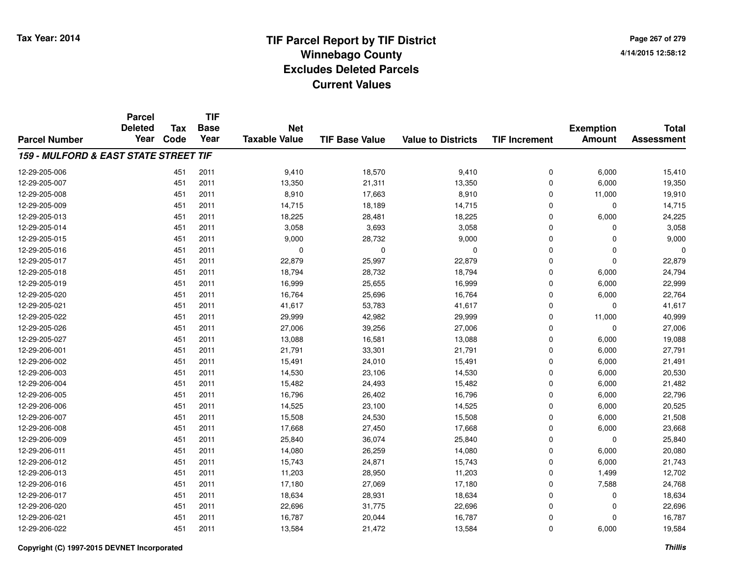# TIF Parcel Report by TIF District
## Winnebago County
## Excludes Deleted Parcels
## Current Values

Tax Year: 2014

4/14/2015 12:58:12

| Parcel Number | Parcel Deleted Year | Tax Code | TIF Base Year | Net Taxable Value | TIF Base Value | Value to Districts | TIF Increment | Exemption Amount | Total Assessment |
|---|---|---|---|---|---|---|---|---|---|
| ***159 - MULFORD & EAST STATE STREET TIF*** | | | | | | | | | |
| 12-29-205-006 | | 451 | 2011 | 9,410 | 18,570 | 9,410 | 0 | 6,000 | 15,410 |
| 12-29-205-007 | | 451 | 2011 | 13,350 | 21,311 | 13,350 | 0 | 6,000 | 19,350 |
| 12-29-205-008 | | 451 | 2011 | 8,910 | 17,663 | 8,910 | 0 | 11,000 | 19,910 |
| 12-29-205-009 | | 451 | 2011 | 14,715 | 18,189 | 14,715 | 0 | 0 | 14,715 |
| 12-29-205-013 | | 451 | 2011 | 18,225 | 28,481 | 18,225 | 0 | 6,000 | 24,225 |
| 12-29-205-014 | | 451 | 2011 | 3,058 | 3,693 | 3,058 | 0 | 0 | 3,058 |
| 12-29-205-015 | | 451 | 2011 | 9,000 | 28,732 | 9,000 | 0 | 0 | 9,000 |
| 12-29-205-016 | | 451 | 2011 | 0 | 0 | 0 | 0 | 0 | 0 |
| 12-29-205-017 | | 451 | 2011 | 22,879 | 25,997 | 22,879 | 0 | 0 | 22,879 |
| 12-29-205-018 | | 451 | 2011 | 18,794 | 28,732 | 18,794 | 0 | 6,000 | 24,794 |
| 12-29-205-019 | | 451 | 2011 | 16,999 | 25,655 | 16,999 | 0 | 6,000 | 22,999 |
| 12-29-205-020 | | 451 | 2011 | 16,764 | 25,696 | 16,764 | 0 | 6,000 | 22,764 |
| 12-29-205-021 | | 451 | 2011 | 41,617 | 53,783 | 41,617 | 0 | 0 | 41,617 |
| 12-29-205-022 | | 451 | 2011 | 29,999 | 42,982 | 29,999 | 0 | 11,000 | 40,999 |
| 12-29-205-026 | | 451 | 2011 | 27,006 | 39,256 | 27,006 | 0 | 0 | 27,006 |
| 12-29-205-027 | | 451 | 2011 | 13,088 | 16,581 | 13,088 | 0 | 6,000 | 19,088 |
| 12-29-206-001 | | 451 | 2011 | 21,791 | 33,301 | 21,791 | 0 | 6,000 | 27,791 |
| 12-29-206-002 | | 451 | 2011 | 15,491 | 24,010 | 15,491 | 0 | 6,000 | 21,491 |
| 12-29-206-003 | | 451 | 2011 | 14,530 | 23,106 | 14,530 | 0 | 6,000 | 20,530 |
| 12-29-206-004 | | 451 | 2011 | 15,482 | 24,493 | 15,482 | 0 | 6,000 | 21,482 |
| 12-29-206-005 | | 451 | 2011 | 16,796 | 26,402 | 16,796 | 0 | 6,000 | 22,796 |
| 12-29-206-006 | | 451 | 2011 | 14,525 | 23,100 | 14,525 | 0 | 6,000 | 20,525 |
| 12-29-206-007 | | 451 | 2011 | 15,508 | 24,530 | 15,508 | 0 | 6,000 | 21,508 |
| 12-29-206-008 | | 451 | 2011 | 17,668 | 27,450 | 17,668 | 0 | 6,000 | 23,668 |
| 12-29-206-009 | | 451 | 2011 | 25,840 | 36,074 | 25,840 | 0 | 0 | 25,840 |
| 12-29-206-011 | | 451 | 2011 | 14,080 | 26,259 | 14,080 | 0 | 6,000 | 20,080 |
| 12-29-206-012 | | 451 | 2011 | 15,743 | 24,871 | 15,743 | 0 | 6,000 | 21,743 |
| 12-29-206-013 | | 451 | 2011 | 11,203 | 28,950 | 11,203 | 0 | 1,499 | 12,702 |
| 12-29-206-016 | | 451 | 2011 | 17,180 | 27,069 | 17,180 | 0 | 7,588 | 24,768 |
| 12-29-206-017 | | 451 | 2011 | 18,634 | 28,931 | 18,634 | 0 | 0 | 18,634 |
| 12-29-206-020 | | 451 | 2011 | 22,696 | 31,775 | 22,696 | 0 | 0 | 22,696 |
| 12-29-206-021 | | 451 | 2011 | 16,787 | 20,044 | 16,787 | 0 | 0 | 16,787 |
| 12-29-206-022 | | 451 | 2011 | 13,584 | 21,472 | 13,584 | 0 | 6,000 | 19,584 |

Copyright (C) 1997-2015 DEVNET Incorporated

*Thillis*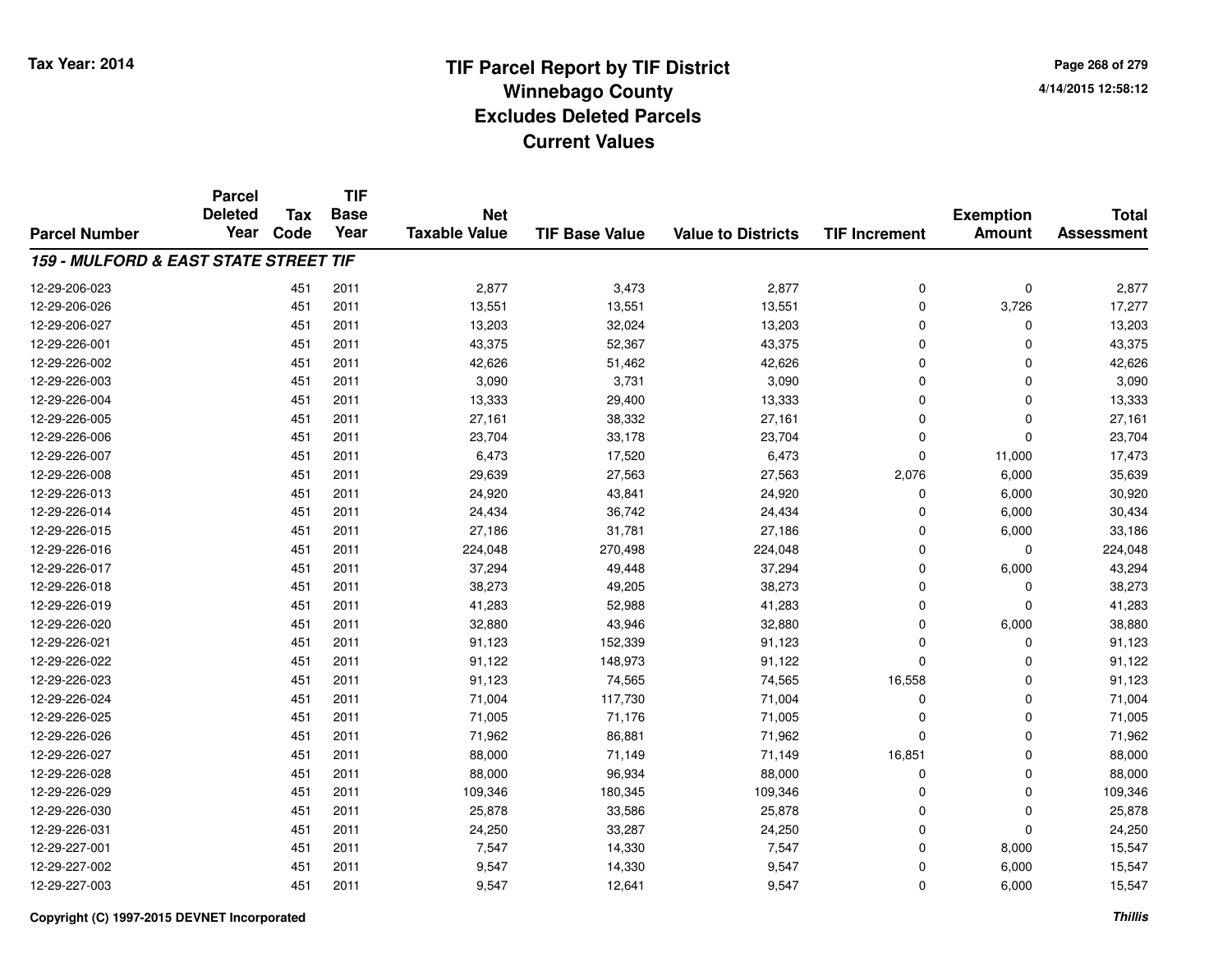# TIF Parcel Report by TIF District
## Winnebago County
## Excludes Deleted Parcels
## Current Values

Tax Year: 2014

4/14/2015 12:58:12

| Parcel Number | Parcel Deleted Year | Tax Code | TIF Base Year | Net Taxable Value | TIF Base Value | Value to Districts | TIF Increment | Exemption Amount | Total Assessment |
|---|---|---|---|---|---|---|---|---|---|
| ***159 - MULFORD & EAST STATE STREET TIF*** | | | | | | | | | |
| 12-29-206-023 | | 451 | 2011 | 2,877 | 3,473 | 2,877 | 0 | 0 | 2,877 |
| 12-29-206-026 | | 451 | 2011 | 13,551 | 13,551 | 13,551 | 0 | 3,726 | 17,277 |
| 12-29-206-027 | | 451 | 2011 | 13,203 | 32,024 | 13,203 | 0 | 0 | 13,203 |
| 12-29-226-001 | | 451 | 2011 | 43,375 | 52,367 | 43,375 | 0 | 0 | 43,375 |
| 12-29-226-002 | | 451 | 2011 | 42,626 | 51,462 | 42,626 | 0 | 0 | 42,626 |
| 12-29-226-003 | | 451 | 2011 | 3,090 | 3,731 | 3,090 | 0 | 0 | 3,090 |
| 12-29-226-004 | | 451 | 2011 | 13,333 | 29,400 | 13,333 | 0 | 0 | 13,333 |
| 12-29-226-005 | | 451 | 2011 | 27,161 | 38,332 | 27,161 | 0 | 0 | 27,161 |
| 12-29-226-006 | | 451 | 2011 | 23,704 | 33,178 | 23,704 | 0 | 0 | 23,704 |
| 12-29-226-007 | | 451 | 2011 | 6,473 | 17,520 | 6,473 | 0 | 11,000 | 17,473 |
| 12-29-226-008 | | 451 | 2011 | 29,639 | 27,563 | 27,563 | 2,076 | 6,000 | 35,639 |
| 12-29-226-013 | | 451 | 2011 | 24,920 | 43,841 | 24,920 | 0 | 6,000 | 30,920 |
| 12-29-226-014 | | 451 | 2011 | 24,434 | 36,742 | 24,434 | 0 | 6,000 | 30,434 |
| 12-29-226-015 | | 451 | 2011 | 27,186 | 31,781 | 27,186 | 0 | 6,000 | 33,186 |
| 12-29-226-016 | | 451 | 2011 | 224,048 | 270,498 | 224,048 | 0 | 0 | 224,048 |
| 12-29-226-017 | | 451 | 2011 | 37,294 | 49,448 | 37,294 | 0 | 6,000 | 43,294 |
| 12-29-226-018 | | 451 | 2011 | 38,273 | 49,205 | 38,273 | 0 | 0 | 38,273 |
| 12-29-226-019 | | 451 | 2011 | 41,283 | 52,988 | 41,283 | 0 | 0 | 41,283 |
| 12-29-226-020 | | 451 | 2011 | 32,880 | 43,946 | 32,880 | 0 | 6,000 | 38,880 |
| 12-29-226-021 | | 451 | 2011 | 91,123 | 152,339 | 91,123 | 0 | 0 | 91,123 |
| 12-29-226-022 | | 451 | 2011 | 91,122 | 148,973 | 91,122 | 0 | 0 | 91,122 |
| 12-29-226-023 | | 451 | 2011 | 91,123 | 74,565 | 74,565 | 16,558 | 0 | 91,123 |
| 12-29-226-024 | | 451 | 2011 | 71,004 | 117,730 | 71,004 | 0 | 0 | 71,004 |
| 12-29-226-025 | | 451 | 2011 | 71,005 | 71,176 | 71,005 | 0 | 0 | 71,005 |
| 12-29-226-026 | | 451 | 2011 | 71,962 | 86,881 | 71,962 | 0 | 0 | 71,962 |
| 12-29-226-027 | | 451 | 2011 | 88,000 | 71,149 | 71,149 | 16,851 | 0 | 88,000 |
| 12-29-226-028 | | 451 | 2011 | 88,000 | 96,934 | 88,000 | 0 | 0 | 88,000 |
| 12-29-226-029 | | 451 | 2011 | 109,346 | 180,345 | 109,346 | 0 | 0 | 109,346 |
| 12-29-226-030 | | 451 | 2011 | 25,878 | 33,586 | 25,878 | 0 | 0 | 25,878 |
| 12-29-226-031 | | 451 | 2011 | 24,250 | 33,287 | 24,250 | 0 | 0 | 24,250 |
| 12-29-227-001 | | 451 | 2011 | 7,547 | 14,330 | 7,547 | 0 | 8,000 | 15,547 |
| 12-29-227-002 | | 451 | 2011 | 9,547 | 14,330 | 9,547 | 0 | 6,000 | 15,547 |
| 12-29-227-003 | | 451 | 2011 | 9,547 | 12,641 | 9,547 | 0 | 6,000 | 15,547 |

Copyright (C) 1997-2015 DEVNET Incorporated

*Thillis*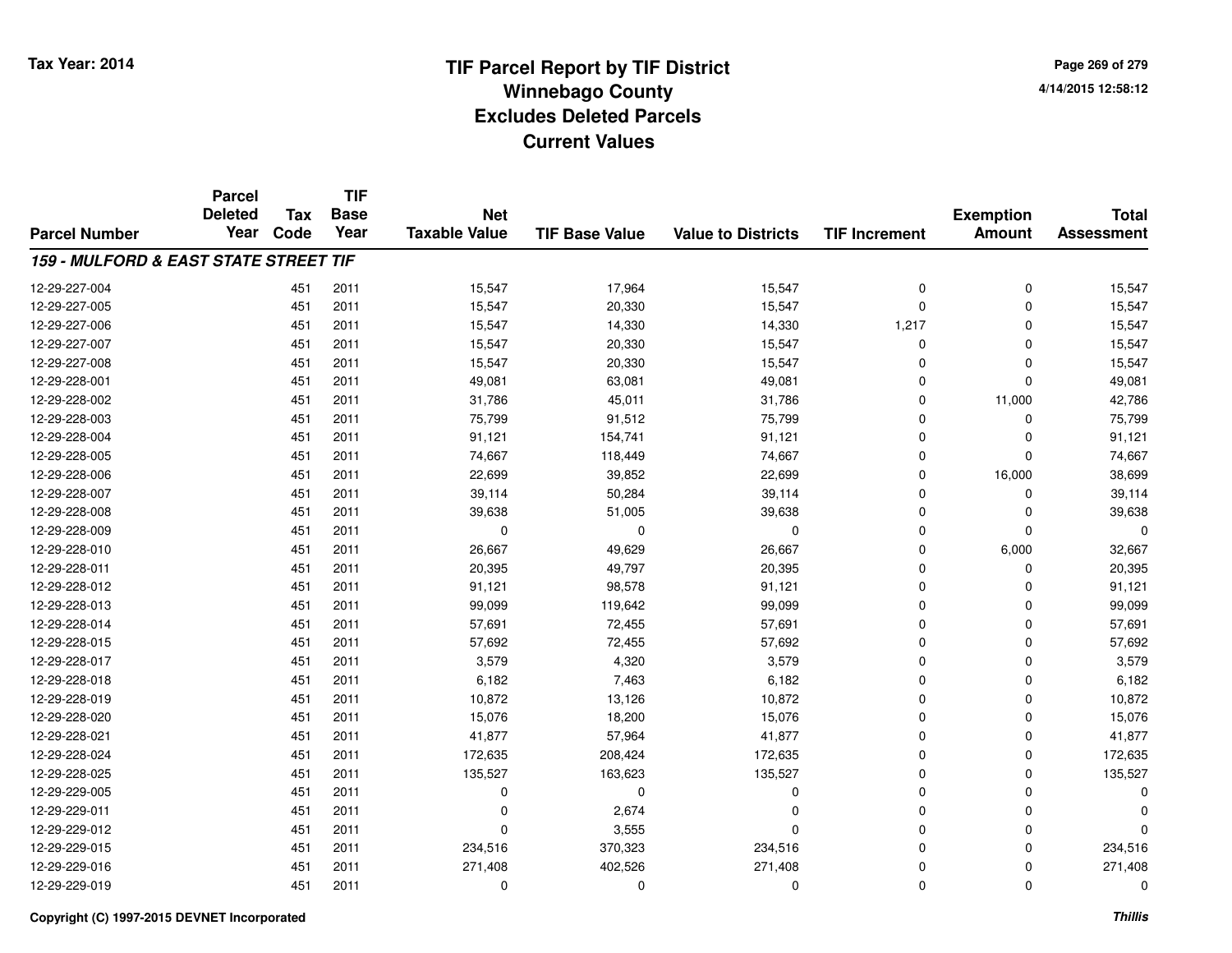# TIF Parcel Report by TIF District
# Winnebago County
# Excludes Deleted Parcels
# Current Values

Tax Year: 2014

4/14/2015 12:58:12

| Parcel Number | Parcel Deleted Year | Tax Code | TIF Base Year | Net Taxable Value | TIF Base Value | Value to Districts | TIF Increment | Exemption Amount | Total Assessment |
|---|---|---|---|---|---|---|---|---|---|
| ***159 - MULFORD & EAST STATE STREET TIF*** | | | | | | | | | |
| 12-29-227-004 | | 451 | 2011 | 15,547 | 17,964 | 15,547 | 0 | 0 | 15,547 |
| 12-29-227-005 | | 451 | 2011 | 15,547 | 20,330 | 15,547 | 0 | 0 | 15,547 |
| 12-29-227-006 | | 451 | 2011 | 15,547 | 14,330 | 14,330 | 1,217 | 0 | 15,547 |
| 12-29-227-007 | | 451 | 2011 | 15,547 | 20,330 | 15,547 | 0 | 0 | 15,547 |
| 12-29-227-008 | | 451 | 2011 | 15,547 | 20,330 | 15,547 | 0 | 0 | 15,547 |
| 12-29-228-001 | | 451 | 2011 | 49,081 | 63,081 | 49,081 | 0 | 0 | 49,081 |
| 12-29-228-002 | | 451 | 2011 | 31,786 | 45,011 | 31,786 | 0 | 11,000 | 42,786 |
| 12-29-228-003 | | 451 | 2011 | 75,799 | 91,512 | 75,799 | 0 | 0 | 75,799 |
| 12-29-228-004 | | 451 | 2011 | 91,121 | 154,741 | 91,121 | 0 | 0 | 91,121 |
| 12-29-228-005 | | 451 | 2011 | 74,667 | 118,449 | 74,667 | 0 | 0 | 74,667 |
| 12-29-228-006 | | 451 | 2011 | 22,699 | 39,852 | 22,699 | 0 | 16,000 | 38,699 |
| 12-29-228-007 | | 451 | 2011 | 39,114 | 50,284 | 39,114 | 0 | 0 | 39,114 |
| 12-29-228-008 | | 451 | 2011 | 39,638 | 51,005 | 39,638 | 0 | 0 | 39,638 |
| 12-29-228-009 | | 451 | 2011 | 0 | 0 | 0 | 0 | 0 | 0 |
| 12-29-228-010 | | 451 | 2011 | 26,667 | 49,629 | 26,667 | 0 | 6,000 | 32,667 |
| 12-29-228-011 | | 451 | 2011 | 20,395 | 49,797 | 20,395 | 0 | 0 | 20,395 |
| 12-29-228-012 | | 451 | 2011 | 91,121 | 98,578 | 91,121 | 0 | 0 | 91,121 |
| 12-29-228-013 | | 451 | 2011 | 99,099 | 119,642 | 99,099 | 0 | 0 | 99,099 |
| 12-29-228-014 | | 451 | 2011 | 57,691 | 72,455 | 57,691 | 0 | 0 | 57,691 |
| 12-29-228-015 | | 451 | 2011 | 57,692 | 72,455 | 57,692 | 0 | 0 | 57,692 |
| 12-29-228-017 | | 451 | 2011 | 3,579 | 4,320 | 3,579 | 0 | 0 | 3,579 |
| 12-29-228-018 | | 451 | 2011 | 6,182 | 7,463 | 6,182 | 0 | 0 | 6,182 |
| 12-29-228-019 | | 451 | 2011 | 10,872 | 13,126 | 10,872 | 0 | 0 | 10,872 |
| 12-29-228-020 | | 451 | 2011 | 15,076 | 18,200 | 15,076 | 0 | 0 | 15,076 |
| 12-29-228-021 | | 451 | 2011 | 41,877 | 57,964 | 41,877 | 0 | 0 | 41,877 |
| 12-29-228-024 | | 451 | 2011 | 172,635 | 208,424 | 172,635 | 0 | 0 | 172,635 |
| 12-29-228-025 | | 451 | 2011 | 135,527 | 163,623 | 135,527 | 0 | 0 | 135,527 |
| 12-29-229-005 | | 451 | 2011 | 0 | 0 | 0 | 0 | 0 | 0 |
| 12-29-229-011 | | 451 | 2011 | 0 | 2,674 | 0 | 0 | 0 | 0 |
| 12-29-229-012 | | 451 | 2011 | 0 | 3,555 | 0 | 0 | 0 | 0 |
| 12-29-229-015 | | 451 | 2011 | 234,516 | 370,323 | 234,516 | 0 | 0 | 234,516 |
| 12-29-229-016 | | 451 | 2011 | 271,408 | 402,526 | 271,408 | 0 | 0 | 271,408 |
| 12-29-229-019 | | 451 | 2011 | 0 | 0 | 0 | 0 | 0 | 0 |

Copyright (C) 1997-2015 DEVNET Incorporated

*Thillis*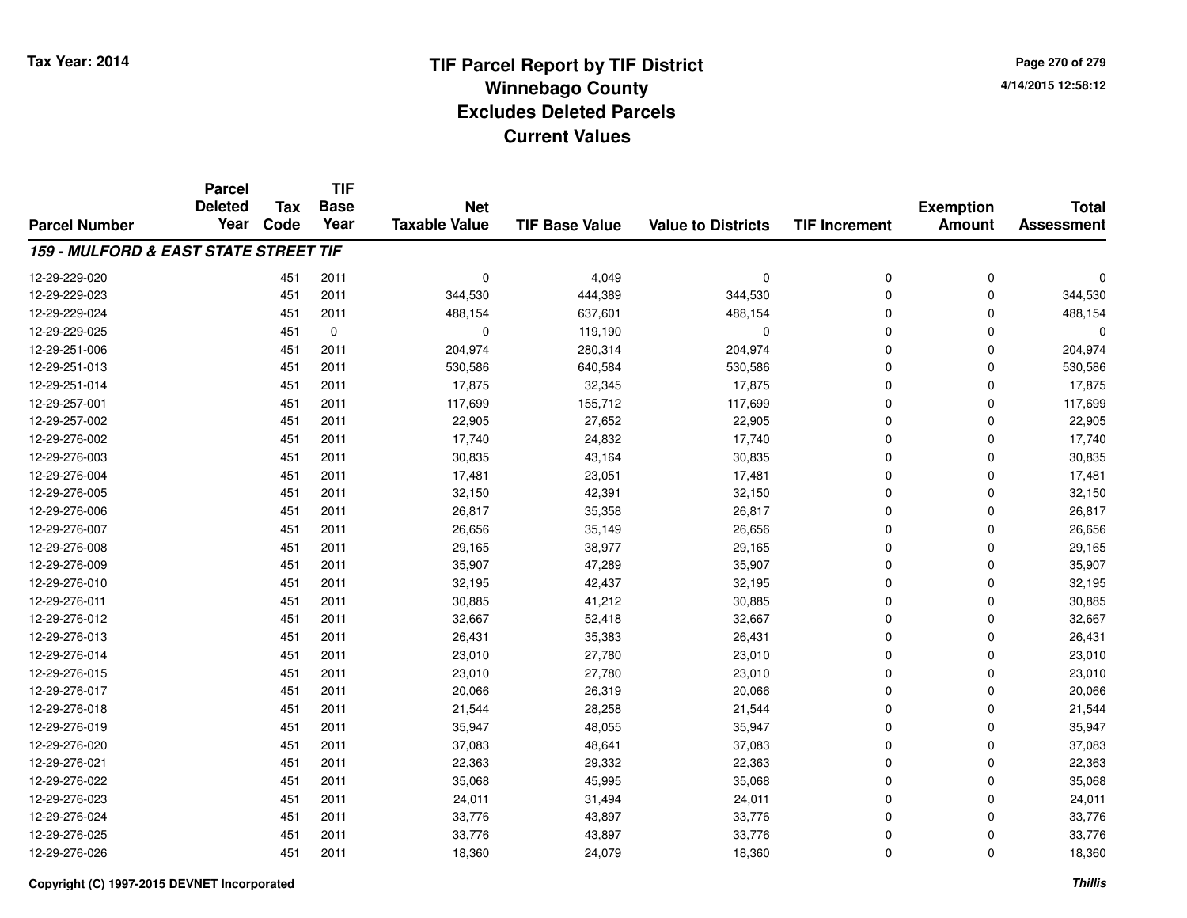# TIF Parcel Report by TIF District
## Winnebago County
## Excludes Deleted Parcels
## Current Values

Tax Year: 2014

4/14/2015 12:58:12

| Parcel Number | Parcel Deleted Year | Tax Code | TIF Base Year | Net Taxable Value | TIF Base Value | Value to Districts | TIF Increment | Exemption Amount | Total Assessment |
|---|---|---|---|---|---|---|---|---|---|
| ***159 - MULFORD & EAST STATE STREET TIF*** | | | | | | | | | |
| 12-29-229-020 | | 451 | 2011 | 0 | 4,049 | 0 | 0 | 0 | 0 |
| 12-29-229-023 | | 451 | 2011 | 344,530 | 444,389 | 344,530 | 0 | 0 | 344,530 |
| 12-29-229-024 | | 451 | 2011 | 488,154 | 637,601 | 488,154 | 0 | 0 | 488,154 |
| 12-29-229-025 | | 451 | 0 | 0 | 119,190 | 0 | 0 | 0 | 0 |
| 12-29-251-006 | | 451 | 2011 | 204,974 | 280,314 | 204,974 | 0 | 0 | 204,974 |
| 12-29-251-013 | | 451 | 2011 | 530,586 | 640,584 | 530,586 | 0 | 0 | 530,586 |
| 12-29-251-014 | | 451 | 2011 | 17,875 | 32,345 | 17,875 | 0 | 0 | 17,875 |
| 12-29-257-001 | | 451 | 2011 | 117,699 | 155,712 | 117,699 | 0 | 0 | 117,699 |
| 12-29-257-002 | | 451 | 2011 | 22,905 | 27,652 | 22,905 | 0 | 0 | 22,905 |
| 12-29-276-002 | | 451 | 2011 | 17,740 | 24,832 | 17,740 | 0 | 0 | 17,740 |
| 12-29-276-003 | | 451 | 2011 | 30,835 | 43,164 | 30,835 | 0 | 0 | 30,835 |
| 12-29-276-004 | | 451 | 2011 | 17,481 | 23,051 | 17,481 | 0 | 0 | 17,481 |
| 12-29-276-005 | | 451 | 2011 | 32,150 | 42,391 | 32,150 | 0 | 0 | 32,150 |
| 12-29-276-006 | | 451 | 2011 | 26,817 | 35,358 | 26,817 | 0 | 0 | 26,817 |
| 12-29-276-007 | | 451 | 2011 | 26,656 | 35,149 | 26,656 | 0 | 0 | 26,656 |
| 12-29-276-008 | | 451 | 2011 | 29,165 | 38,977 | 29,165 | 0 | 0 | 29,165 |
| 12-29-276-009 | | 451 | 2011 | 35,907 | 47,289 | 35,907 | 0 | 0 | 35,907 |
| 12-29-276-010 | | 451 | 2011 | 32,195 | 42,437 | 32,195 | 0 | 0 | 32,195 |
| 12-29-276-011 | | 451 | 2011 | 30,885 | 41,212 | 30,885 | 0 | 0 | 30,885 |
| 12-29-276-012 | | 451 | 2011 | 32,667 | 52,418 | 32,667 | 0 | 0 | 32,667 |
| 12-29-276-013 | | 451 | 2011 | 26,431 | 35,383 | 26,431 | 0 | 0 | 26,431 |
| 12-29-276-014 | | 451 | 2011 | 23,010 | 27,780 | 23,010 | 0 | 0 | 23,010 |
| 12-29-276-015 | | 451 | 2011 | 23,010 | 27,780 | 23,010 | 0 | 0 | 23,010 |
| 12-29-276-017 | | 451 | 2011 | 20,066 | 26,319 | 20,066 | 0 | 0 | 20,066 |
| 12-29-276-018 | | 451 | 2011 | 21,544 | 28,258 | 21,544 | 0 | 0 | 21,544 |
| 12-29-276-019 | | 451 | 2011 | 35,947 | 48,055 | 35,947 | 0 | 0 | 35,947 |
| 12-29-276-020 | | 451 | 2011 | 37,083 | 48,641 | 37,083 | 0 | 0 | 37,083 |
| 12-29-276-021 | | 451 | 2011 | 22,363 | 29,332 | 22,363 | 0 | 0 | 22,363 |
| 12-29-276-022 | | 451 | 2011 | 35,068 | 45,995 | 35,068 | 0 | 0 | 35,068 |
| 12-29-276-023 | | 451 | 2011 | 24,011 | 31,494 | 24,011 | 0 | 0 | 24,011 |
| 12-29-276-024 | | 451 | 2011 | 33,776 | 43,897 | 33,776 | 0 | 0 | 33,776 |
| 12-29-276-025 | | 451 | 2011 | 33,776 | 43,897 | 33,776 | 0 | 0 | 33,776 |
| 12-29-276-026 | | 451 | 2011 | 18,360 | 24,079 | 18,360 | 0 | 0 | 18,360 |

Copyright (C) 1997-2015 DEVNET Incorporated

*Thillis*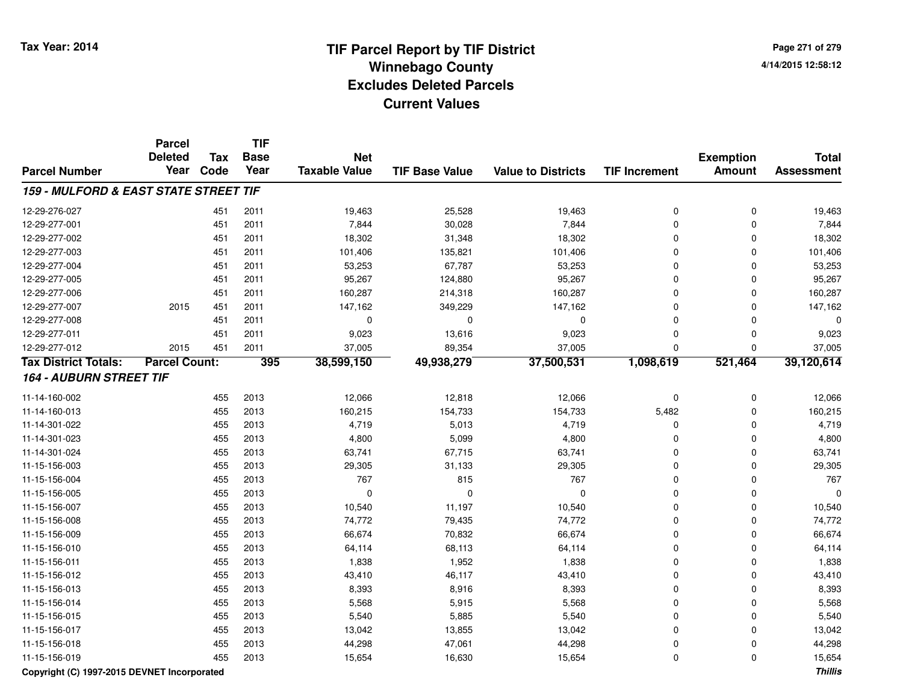# TIF Parcel Report by TIF District
## Winnebago County
## Excludes Deleted Parcels
## Current Values

Tax Year: 2014

4/14/2015 12:58:12

| Parcel Number | Parcel Deleted Year | Tax Code | TIF Base Year | Net Taxable Value | TIF Base Value | Value to Districts | TIF Increment | Exemption Amount | Total Assessment |
|---|---|---|---|---|---|---|---|---|---|
| ***159 - MULFORD & EAST STATE STREET TIF*** | | | | | | | | | |
| 12-29-276-027 | | 451 | 2011 | 19,463 | 25,528 | 19,463 | 0 | 0 | 19,463 |
| 12-29-277-001 | | 451 | 2011 | 7,844 | 30,028 | 7,844 | 0 | 0 | 7,844 |
| 12-29-277-002 | | 451 | 2011 | 18,302 | 31,348 | 18,302 | 0 | 0 | 18,302 |
| 12-29-277-003 | | 451 | 2011 | 101,406 | 135,821 | 101,406 | 0 | 0 | 101,406 |
| 12-29-277-004 | | 451 | 2011 | 53,253 | 67,787 | 53,253 | 0 | 0 | 53,253 |
| 12-29-277-005 | | 451 | 2011 | 95,267 | 124,880 | 95,267 | 0 | 0 | 95,267 |
| 12-29-277-006 | | 451 | 2011 | 160,287 | 214,318 | 160,287 | 0 | 0 | 160,287 |
| 12-29-277-007 | 2015 | 451 | 2011 | 147,162 | 349,229 | 147,162 | 0 | 0 | 147,162 |
| 12-29-277-008 | | 451 | 2011 | 0 | 0 | 0 | 0 | 0 | 0 |
| 12-29-277-011 | | 451 | 2011 | 9,023 | 13,616 | 9,023 | 0 | 0 | 9,023 |
| 12-29-277-012 | 2015 | 451 | 2011 | 37,005 | 89,354 | 37,005 | 0 | 0 | 37,005 |
| **Tax District Totals:** | **Parcel Count:** | | **395** | **38,599,150** | **49,938,279** | **37,500,531** | **1,098,619** | **521,464** | **39,120,614** |
| ***164 - AUBURN STREET TIF*** | | | | | | | | | |
| 11-14-160-002 | | 455 | 2013 | 12,066 | 12,818 | 12,066 | 0 | 0 | 12,066 |
| 11-14-160-013 | | 455 | 2013 | 160,215 | 154,733 | 154,733 | 5,482 | 0 | 160,215 |
| 11-14-301-022 | | 455 | 2013 | 4,719 | 5,013 | 4,719 | 0 | 0 | 4,719 |
| 11-14-301-023 | | 455 | 2013 | 4,800 | 5,099 | 4,800 | 0 | 0 | 4,800 |
| 11-14-301-024 | | 455 | 2013 | 63,741 | 67,715 | 63,741 | 0 | 0 | 63,741 |
| 11-15-156-003 | | 455 | 2013 | 29,305 | 31,133 | 29,305 | 0 | 0 | 29,305 |
| 11-15-156-004 | | 455 | 2013 | 767 | 815 | 767 | 0 | 0 | 767 |
| 11-15-156-005 | | 455 | 2013 | 0 | 0 | 0 | 0 | 0 | 0 |
| 11-15-156-007 | | 455 | 2013 | 10,540 | 11,197 | 10,540 | 0 | 0 | 10,540 |
| 11-15-156-008 | | 455 | 2013 | 74,772 | 79,435 | 74,772 | 0 | 0 | 74,772 |
| 11-15-156-009 | | 455 | 2013 | 66,674 | 70,832 | 66,674 | 0 | 0 | 66,674 |
| 11-15-156-010 | | 455 | 2013 | 64,114 | 68,113 | 64,114 | 0 | 0 | 64,114 |
| 11-15-156-011 | | 455 | 2013 | 1,838 | 1,952 | 1,838 | 0 | 0 | 1,838 |
| 11-15-156-012 | | 455 | 2013 | 43,410 | 46,117 | 43,410 | 0 | 0 | 43,410 |
| 11-15-156-013 | | 455 | 2013 | 8,393 | 8,916 | 8,393 | 0 | 0 | 8,393 |
| 11-15-156-014 | | 455 | 2013 | 5,568 | 5,915 | 5,568 | 0 | 0 | 5,568 |
| 11-15-156-015 | | 455 | 2013 | 5,540 | 5,885 | 5,540 | 0 | 0 | 5,540 |
| 11-15-156-017 | | 455 | 2013 | 13,042 | 13,855 | 13,042 | 0 | 0 | 13,042 |
| 11-15-156-018 | | 455 | 2013 | 44,298 | 47,061 | 44,298 | 0 | 0 | 44,298 |
| 11-15-156-019 | | 455 | 2013 | 15,654 | 16,630 | 15,654 | 0 | 0 | 15,654 |

Copyright (C) 1997-2015 DEVNET Incorporated

*Thillis*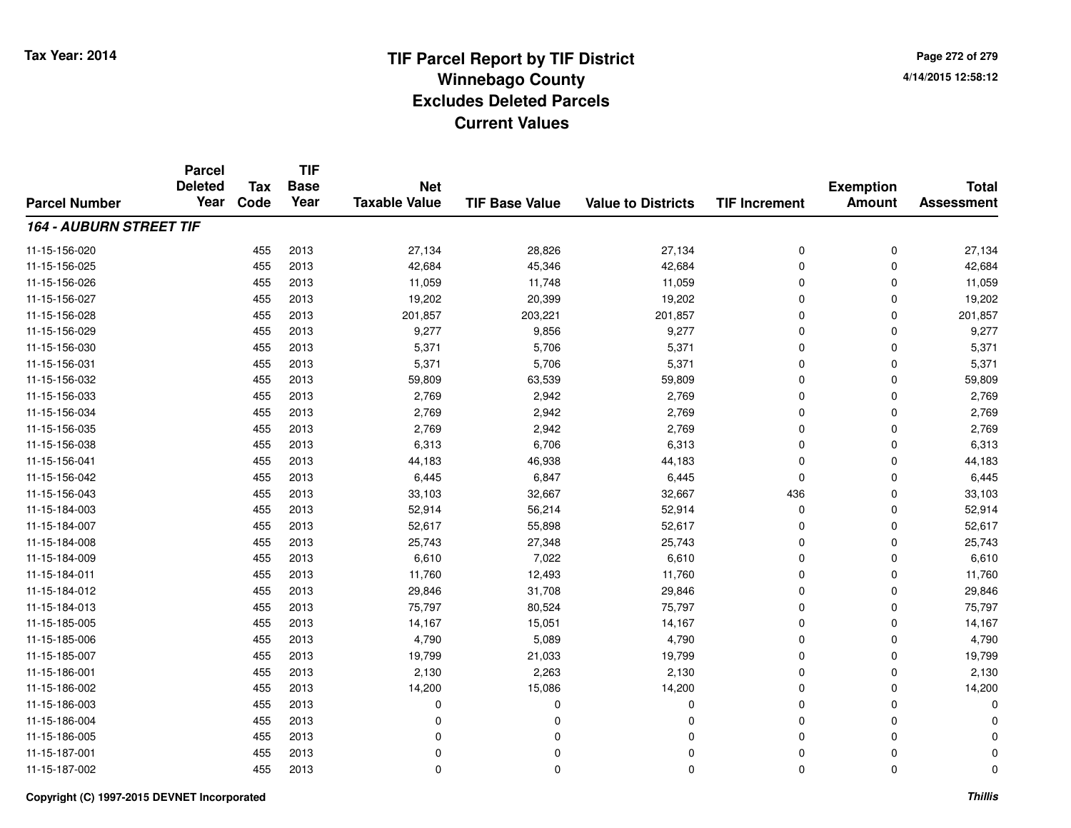# TIF Parcel Report by TIF District
## Winnebago County
## Excludes Deleted Parcels
## Current Values

Tax Year: 2014

4/14/2015 12:58:12

| Parcel Number | Parcel Deleted Year | Tax Code | TIF Base Year | Net Taxable Value | TIF Base Value | Value to Districts | TIF Increment | Exemption Amount | Total Assessment |
|---|---|---|---|---|---|---|---|---|---|
| ***164 - AUBURN STREET TIF*** | | | | | | | | | |
| 11-15-156-020 | | 455 | 2013 | 27,134 | 28,826 | 27,134 | 0 | 0 | 27,134 |
| 11-15-156-025 | | 455 | 2013 | 42,684 | 45,346 | 42,684 | 0 | 0 | 42,684 |
| 11-15-156-026 | | 455 | 2013 | 11,059 | 11,748 | 11,059 | 0 | 0 | 11,059 |
| 11-15-156-027 | | 455 | 2013 | 19,202 | 20,399 | 19,202 | 0 | 0 | 19,202 |
| 11-15-156-028 | | 455 | 2013 | 201,857 | 203,221 | 201,857 | 0 | 0 | 201,857 |
| 11-15-156-029 | | 455 | 2013 | 9,277 | 9,856 | 9,277 | 0 | 0 | 9,277 |
| 11-15-156-030 | | 455 | 2013 | 5,371 | 5,706 | 5,371 | 0 | 0 | 5,371 |
| 11-15-156-031 | | 455 | 2013 | 5,371 | 5,706 | 5,371 | 0 | 0 | 5,371 |
| 11-15-156-032 | | 455 | 2013 | 59,809 | 63,539 | 59,809 | 0 | 0 | 59,809 |
| 11-15-156-033 | | 455 | 2013 | 2,769 | 2,942 | 2,769 | 0 | 0 | 2,769 |
| 11-15-156-034 | | 455 | 2013 | 2,769 | 2,942 | 2,769 | 0 | 0 | 2,769 |
| 11-15-156-035 | | 455 | 2013 | 2,769 | 2,942 | 2,769 | 0 | 0 | 2,769 |
| 11-15-156-038 | | 455 | 2013 | 6,313 | 6,706 | 6,313 | 0 | 0 | 6,313 |
| 11-15-156-041 | | 455 | 2013 | 44,183 | 46,938 | 44,183 | 0 | 0 | 44,183 |
| 11-15-156-042 | | 455 | 2013 | 6,445 | 6,847 | 6,445 | 0 | 0 | 6,445 |
| 11-15-156-043 | | 455 | 2013 | 33,103 | 32,667 | 32,667 | 436 | 0 | 33,103 |
| 11-15-184-003 | | 455 | 2013 | 52,914 | 56,214 | 52,914 | 0 | 0 | 52,914 |
| 11-15-184-007 | | 455 | 2013 | 52,617 | 55,898 | 52,617 | 0 | 0 | 52,617 |
| 11-15-184-008 | | 455 | 2013 | 25,743 | 27,348 | 25,743 | 0 | 0 | 25,743 |
| 11-15-184-009 | | 455 | 2013 | 6,610 | 7,022 | 6,610 | 0 | 0 | 6,610 |
| 11-15-184-011 | | 455 | 2013 | 11,760 | 12,493 | 11,760 | 0 | 0 | 11,760 |
| 11-15-184-012 | | 455 | 2013 | 29,846 | 31,708 | 29,846 | 0 | 0 | 29,846 |
| 11-15-184-013 | | 455 | 2013 | 75,797 | 80,524 | 75,797 | 0 | 0 | 75,797 |
| 11-15-185-005 | | 455 | 2013 | 14,167 | 15,051 | 14,167 | 0 | 0 | 14,167 |
| 11-15-185-006 | | 455 | 2013 | 4,790 | 5,089 | 4,790 | 0 | 0 | 4,790 |
| 11-15-185-007 | | 455 | 2013 | 19,799 | 21,033 | 19,799 | 0 | 0 | 19,799 |
| 11-15-186-001 | | 455 | 2013 | 2,130 | 2,263 | 2,130 | 0 | 0 | 2,130 |
| 11-15-186-002 | | 455 | 2013 | 14,200 | 15,086 | 14,200 | 0 | 0 | 14,200 |
| 11-15-186-003 | | 455 | 2013 | 0 | 0 | 0 | 0 | 0 | 0 |
| 11-15-186-004 | | 455 | 2013 | 0 | 0 | 0 | 0 | 0 | 0 |
| 11-15-186-005 | | 455 | 2013 | 0 | 0 | 0 | 0 | 0 | 0 |
| 11-15-187-001 | | 455 | 2013 | 0 | 0 | 0 | 0 | 0 | 0 |
| 11-15-187-002 | | 455 | 2013 | 0 | 0 | 0 | 0 | 0 | 0 |

Copyright (C) 1997-2015 DEVNET Incorporated

*Thillis*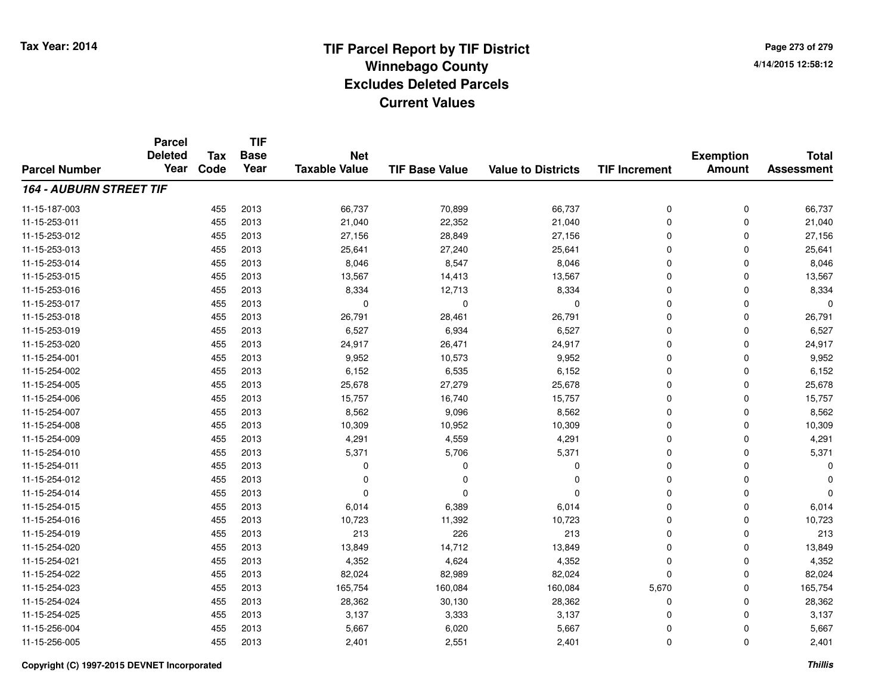# TIF Parcel Report by TIF District
## Winnebago County
## Excludes Deleted Parcels
## Current Values

Tax Year: 2014

4/14/2015 12:58:12

| Parcel Number | Parcel Deleted Year | Tax Code | TIF Base Year | Net Taxable Value | TIF Base Value | Value to Districts | TIF Increment | Exemption Amount | Total Assessment |
|---|---|---|---|---|---|---|---|---|---|
| ***164 - AUBURN STREET TIF*** | | | | | | | | | |
| 11-15-187-003 | | 455 | 2013 | 66,737 | 70,899 | 66,737 | 0 | 0 | 66,737 |
| 11-15-253-011 | | 455 | 2013 | 21,040 | 22,352 | 21,040 | 0 | 0 | 21,040 |
| 11-15-253-012 | | 455 | 2013 | 27,156 | 28,849 | 27,156 | 0 | 0 | 27,156 |
| 11-15-253-013 | | 455 | 2013 | 25,641 | 27,240 | 25,641 | 0 | 0 | 25,641 |
| 11-15-253-014 | | 455 | 2013 | 8,046 | 8,547 | 8,046 | 0 | 0 | 8,046 |
| 11-15-253-015 | | 455 | 2013 | 13,567 | 14,413 | 13,567 | 0 | 0 | 13,567 |
| 11-15-253-016 | | 455 | 2013 | 8,334 | 12,713 | 8,334 | 0 | 0 | 8,334 |
| 11-15-253-017 | | 455 | 2013 | 0 | 0 | 0 | 0 | 0 | 0 |
| 11-15-253-018 | | 455 | 2013 | 26,791 | 28,461 | 26,791 | 0 | 0 | 26,791 |
| 11-15-253-019 | | 455 | 2013 | 6,527 | 6,934 | 6,527 | 0 | 0 | 6,527 |
| 11-15-253-020 | | 455 | 2013 | 24,917 | 26,471 | 24,917 | 0 | 0 | 24,917 |
| 11-15-254-001 | | 455 | 2013 | 9,952 | 10,573 | 9,952 | 0 | 0 | 9,952 |
| 11-15-254-002 | | 455 | 2013 | 6,152 | 6,535 | 6,152 | 0 | 0 | 6,152 |
| 11-15-254-005 | | 455 | 2013 | 25,678 | 27,279 | 25,678 | 0 | 0 | 25,678 |
| 11-15-254-006 | | 455 | 2013 | 15,757 | 16,740 | 15,757 | 0 | 0 | 15,757 |
| 11-15-254-007 | | 455 | 2013 | 8,562 | 9,096 | 8,562 | 0 | 0 | 8,562 |
| 11-15-254-008 | | 455 | 2013 | 10,309 | 10,952 | 10,309 | 0 | 0 | 10,309 |
| 11-15-254-009 | | 455 | 2013 | 4,291 | 4,559 | 4,291 | 0 | 0 | 4,291 |
| 11-15-254-010 | | 455 | 2013 | 5,371 | 5,706 | 5,371 | 0 | 0 | 5,371 |
| 11-15-254-011 | | 455 | 2013 | 0 | 0 | 0 | 0 | 0 | 0 |
| 11-15-254-012 | | 455 | 2013 | 0 | 0 | 0 | 0 | 0 | 0 |
| 11-15-254-014 | | 455 | 2013 | 0 | 0 | 0 | 0 | 0 | 0 |
| 11-15-254-015 | | 455 | 2013 | 6,014 | 6,389 | 6,014 | 0 | 0 | 6,014 |
| 11-15-254-016 | | 455 | 2013 | 10,723 | 11,392 | 10,723 | 0 | 0 | 10,723 |
| 11-15-254-019 | | 455 | 2013 | 213 | 226 | 213 | 0 | 0 | 213 |
| 11-15-254-020 | | 455 | 2013 | 13,849 | 14,712 | 13,849 | 0 | 0 | 13,849 |
| 11-15-254-021 | | 455 | 2013 | 4,352 | 4,624 | 4,352 | 0 | 0 | 4,352 |
| 11-15-254-022 | | 455 | 2013 | 82,024 | 82,989 | 82,024 | 0 | 0 | 82,024 |
| 11-15-254-023 | | 455 | 2013 | 165,754 | 160,084 | 160,084 | 5,670 | 0 | 165,754 |
| 11-15-254-024 | | 455 | 2013 | 28,362 | 30,130 | 28,362 | 0 | 0 | 28,362 |
| 11-15-254-025 | | 455 | 2013 | 3,137 | 3,333 | 3,137 | 0 | 0 | 3,137 |
| 11-15-256-004 | | 455 | 2013 | 5,667 | 6,020 | 5,667 | 0 | 0 | 5,667 |
| 11-15-256-005 | | 455 | 2013 | 2,401 | 2,551 | 2,401 | 0 | 0 | 2,401 |

Copyright (C) 1997-2015 DEVNET Incorporated

*Thillis*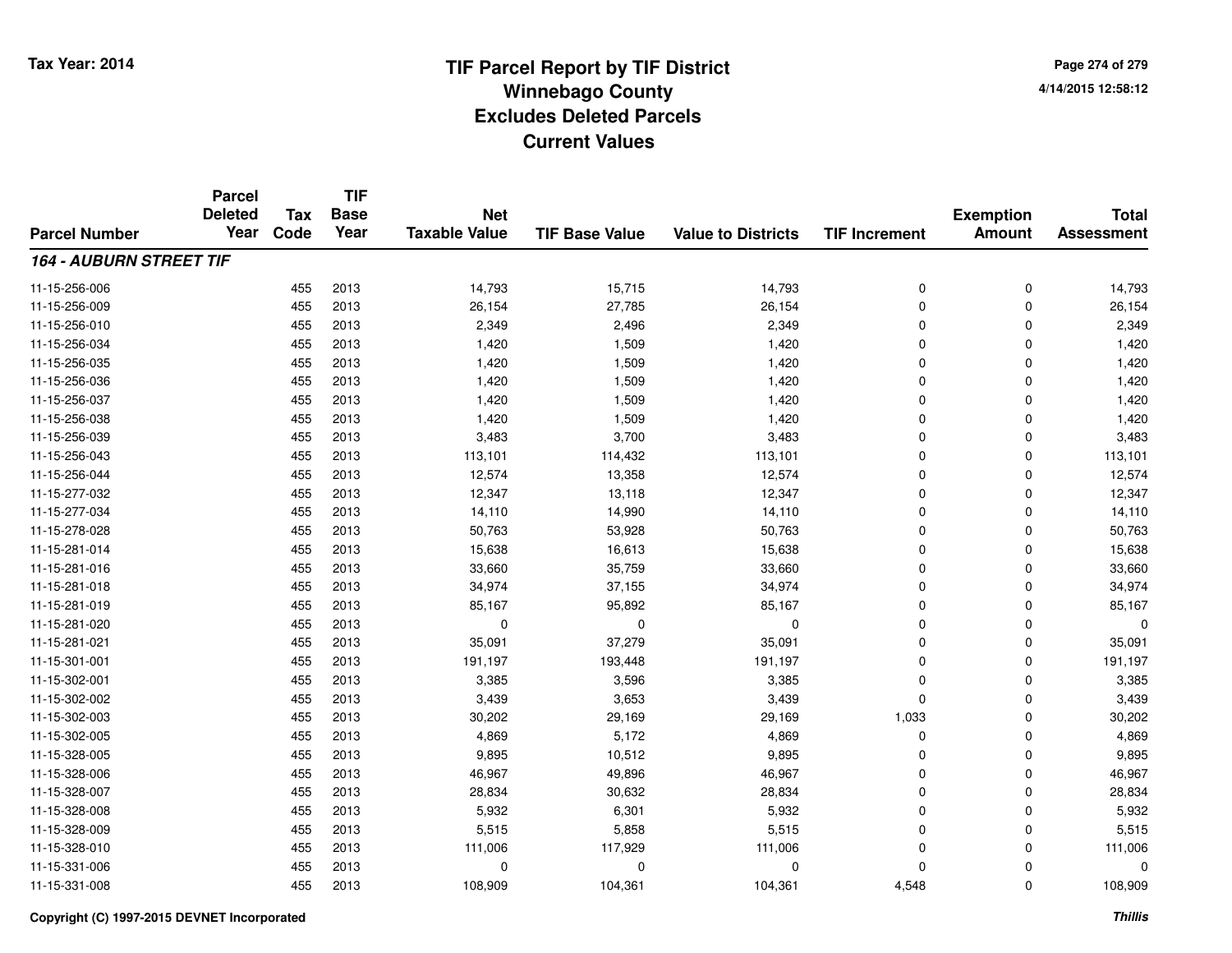# TIF Parcel Report by TIF District
## Winnebago County
## Excludes Deleted Parcels
## Current Values

Tax Year: 2014

4/14/2015 12:58:12

| Parcel Number | Parcel Deleted Year | Tax Code | TIF Base Year | Net Taxable Value | TIF Base Value | Value to Districts | TIF Increment | Exemption Amount | Total Assessment |
|---|---|---|---|---|---|---|---|---|---|
| ***164 - AUBURN STREET TIF*** | | | | | | | | | |
| 11-15-256-006 | | 455 | 2013 | 14,793 | 15,715 | 14,793 | 0 | 0 | 14,793 |
| 11-15-256-009 | | 455 | 2013 | 26,154 | 27,785 | 26,154 | 0 | 0 | 26,154 |
| 11-15-256-010 | | 455 | 2013 | 2,349 | 2,496 | 2,349 | 0 | 0 | 2,349 |
| 11-15-256-034 | | 455 | 2013 | 1,420 | 1,509 | 1,420 | 0 | 0 | 1,420 |
| 11-15-256-035 | | 455 | 2013 | 1,420 | 1,509 | 1,420 | 0 | 0 | 1,420 |
| 11-15-256-036 | | 455 | 2013 | 1,420 | 1,509 | 1,420 | 0 | 0 | 1,420 |
| 11-15-256-037 | | 455 | 2013 | 1,420 | 1,509 | 1,420 | 0 | 0 | 1,420 |
| 11-15-256-038 | | 455 | 2013 | 1,420 | 1,509 | 1,420 | 0 | 0 | 1,420 |
| 11-15-256-039 | | 455 | 2013 | 3,483 | 3,700 | 3,483 | 0 | 0 | 3,483 |
| 11-15-256-043 | | 455 | 2013 | 113,101 | 114,432 | 113,101 | 0 | 0 | 113,101 |
| 11-15-256-044 | | 455 | 2013 | 12,574 | 13,358 | 12,574 | 0 | 0 | 12,574 |
| 11-15-277-032 | | 455 | 2013 | 12,347 | 13,118 | 12,347 | 0 | 0 | 12,347 |
| 11-15-277-034 | | 455 | 2013 | 14,110 | 14,990 | 14,110 | 0 | 0 | 14,110 |
| 11-15-278-028 | | 455 | 2013 | 50,763 | 53,928 | 50,763 | 0 | 0 | 50,763 |
| 11-15-281-014 | | 455 | 2013 | 15,638 | 16,613 | 15,638 | 0 | 0 | 15,638 |
| 11-15-281-016 | | 455 | 2013 | 33,660 | 35,759 | 33,660 | 0 | 0 | 33,660 |
| 11-15-281-018 | | 455 | 2013 | 34,974 | 37,155 | 34,974 | 0 | 0 | 34,974 |
| 11-15-281-019 | | 455 | 2013 | 85,167 | 95,892 | 85,167 | 0 | 0 | 85,167 |
| 11-15-281-020 | | 455 | 2013 | 0 | 0 | 0 | 0 | 0 | 0 |
| 11-15-281-021 | | 455 | 2013 | 35,091 | 37,279 | 35,091 | 0 | 0 | 35,091 |
| 11-15-301-001 | | 455 | 2013 | 191,197 | 193,448 | 191,197 | 0 | 0 | 191,197 |
| 11-15-302-001 | | 455 | 2013 | 3,385 | 3,596 | 3,385 | 0 | 0 | 3,385 |
| 11-15-302-002 | | 455 | 2013 | 3,439 | 3,653 | 3,439 | 0 | 0 | 3,439 |
| 11-15-302-003 | | 455 | 2013 | 30,202 | 29,169 | 29,169 | 1,033 | 0 | 30,202 |
| 11-15-302-005 | | 455 | 2013 | 4,869 | 5,172 | 4,869 | 0 | 0 | 4,869 |
| 11-15-328-005 | | 455 | 2013 | 9,895 | 10,512 | 9,895 | 0 | 0 | 9,895 |
| 11-15-328-006 | | 455 | 2013 | 46,967 | 49,896 | 46,967 | 0 | 0 | 46,967 |
| 11-15-328-007 | | 455 | 2013 | 28,834 | 30,632 | 28,834 | 0 | 0 | 28,834 |
| 11-15-328-008 | | 455 | 2013 | 5,932 | 6,301 | 5,932 | 0 | 0 | 5,932 |
| 11-15-328-009 | | 455 | 2013 | 5,515 | 5,858 | 5,515 | 0 | 0 | 5,515 |
| 11-15-328-010 | | 455 | 2013 | 111,006 | 117,929 | 111,006 | 0 | 0 | 111,006 |
| 11-15-331-006 | | 455 | 2013 | 0 | 0 | 0 | 0 | 0 | 0 |
| 11-15-331-008 | | 455 | 2013 | 108,909 | 104,361 | 104,361 | 4,548 | 0 | 108,909 |

Copyright (C) 1997-2015 DEVNET Incorporated

*Thillis*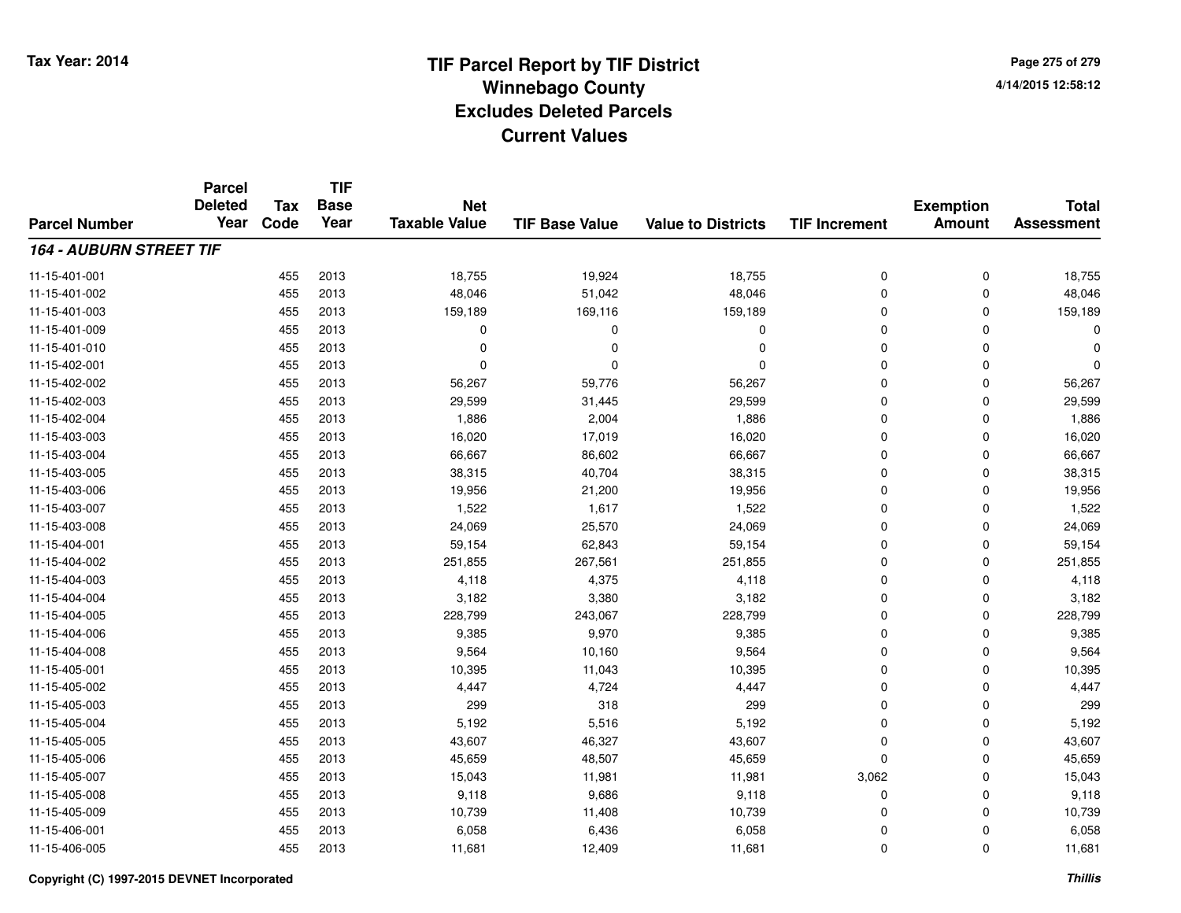# TIF Parcel Report by TIF District
## Winnebago County
## Excludes Deleted Parcels
## Current Values

Tax Year: 2014

4/14/2015 12:58:12

| Parcel Number | Parcel Deleted Year | Tax Code | TIF Base Year | Net Taxable Value | TIF Base Value | Value to Districts | TIF Increment | Exemption Amount | Total Assessment |
|---|---|---|---|---|---|---|---|---|---|
| ***164 - AUBURN STREET TIF*** | | | | | | | | | |
| 11-15-401-001 | | 455 | 2013 | 18,755 | 19,924 | 18,755 | 0 | 0 | 18,755 |
| 11-15-401-002 | | 455 | 2013 | 48,046 | 51,042 | 48,046 | 0 | 0 | 48,046 |
| 11-15-401-003 | | 455 | 2013 | 159,189 | 169,116 | 159,189 | 0 | 0 | 159,189 |
| 11-15-401-009 | | 455 | 2013 | 0 | 0 | 0 | 0 | 0 | 0 |
| 11-15-401-010 | | 455 | 2013 | 0 | 0 | 0 | 0 | 0 | 0 |
| 11-15-402-001 | | 455 | 2013 | 0 | 0 | 0 | 0 | 0 | 0 |
| 11-15-402-002 | | 455 | 2013 | 56,267 | 59,776 | 56,267 | 0 | 0 | 56,267 |
| 11-15-402-003 | | 455 | 2013 | 29,599 | 31,445 | 29,599 | 0 | 0 | 29,599 |
| 11-15-402-004 | | 455 | 2013 | 1,886 | 2,004 | 1,886 | 0 | 0 | 1,886 |
| 11-15-403-003 | | 455 | 2013 | 16,020 | 17,019 | 16,020 | 0 | 0 | 16,020 |
| 11-15-403-004 | | 455 | 2013 | 66,667 | 86,602 | 66,667 | 0 | 0 | 66,667 |
| 11-15-403-005 | | 455 | 2013 | 38,315 | 40,704 | 38,315 | 0 | 0 | 38,315 |
| 11-15-403-006 | | 455 | 2013 | 19,956 | 21,200 | 19,956 | 0 | 0 | 19,956 |
| 11-15-403-007 | | 455 | 2013 | 1,522 | 1,617 | 1,522 | 0 | 0 | 1,522 |
| 11-15-403-008 | | 455 | 2013 | 24,069 | 25,570 | 24,069 | 0 | 0 | 24,069 |
| 11-15-404-001 | | 455 | 2013 | 59,154 | 62,843 | 59,154 | 0 | 0 | 59,154 |
| 11-15-404-002 | | 455 | 2013 | 251,855 | 267,561 | 251,855 | 0 | 0 | 251,855 |
| 11-15-404-003 | | 455 | 2013 | 4,118 | 4,375 | 4,118 | 0 | 0 | 4,118 |
| 11-15-404-004 | | 455 | 2013 | 3,182 | 3,380 | 3,182 | 0 | 0 | 3,182 |
| 11-15-404-005 | | 455 | 2013 | 228,799 | 243,067 | 228,799 | 0 | 0 | 228,799 |
| 11-15-404-006 | | 455 | 2013 | 9,385 | 9,970 | 9,385 | 0 | 0 | 9,385 |
| 11-15-404-008 | | 455 | 2013 | 9,564 | 10,160 | 9,564 | 0 | 0 | 9,564 |
| 11-15-405-001 | | 455 | 2013 | 10,395 | 11,043 | 10,395 | 0 | 0 | 10,395 |
| 11-15-405-002 | | 455 | 2013 | 4,447 | 4,724 | 4,447 | 0 | 0 | 4,447 |
| 11-15-405-003 | | 455 | 2013 | 299 | 318 | 299 | 0 | 0 | 299 |
| 11-15-405-004 | | 455 | 2013 | 5,192 | 5,516 | 5,192 | 0 | 0 | 5,192 |
| 11-15-405-005 | | 455 | 2013 | 43,607 | 46,327 | 43,607 | 0 | 0 | 43,607 |
| 11-15-405-006 | | 455 | 2013 | 45,659 | 48,507 | 45,659 | 0 | 0 | 45,659 |
| 11-15-405-007 | | 455 | 2013 | 15,043 | 11,981 | 11,981 | 3,062 | 0 | 15,043 |
| 11-15-405-008 | | 455 | 2013 | 9,118 | 9,686 | 9,118 | 0 | 0 | 9,118 |
| 11-15-405-009 | | 455 | 2013 | 10,739 | 11,408 | 10,739 | 0 | 0 | 10,739 |
| 11-15-406-001 | | 455 | 2013 | 6,058 | 6,436 | 6,058 | 0 | 0 | 6,058 |
| 11-15-406-005 | | 455 | 2013 | 11,681 | 12,409 | 11,681 | 0 | 0 | 11,681 |

Copyright (C) 1997-2015 DEVNET Incorporated

*Thillis*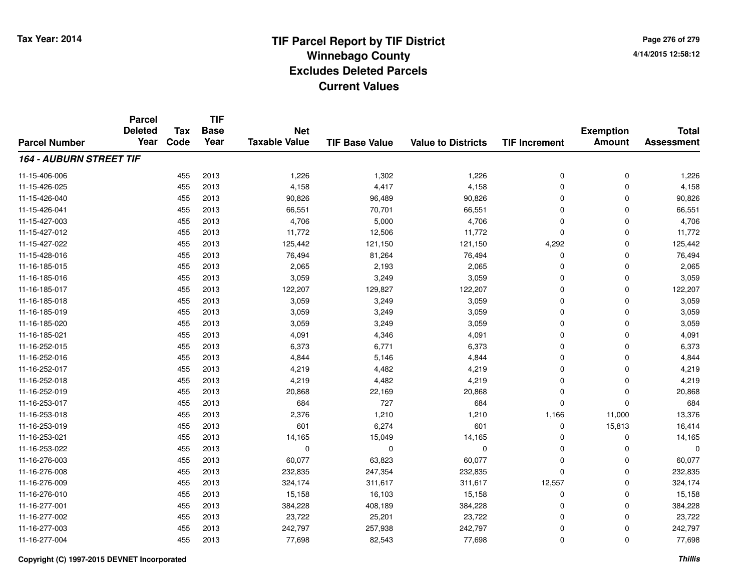# TIF Parcel Report by TIF District
## Winnebago County
## Excludes Deleted Parcels
## Current Values

Tax Year: 2014

4/14/2015 12:58:12

| Parcel Number | Parcel Deleted Year | Tax Code | TIF Base Year | Net Taxable Value | TIF Base Value | Value to Districts | TIF Increment | Exemption Amount | Total Assessment |
|---|---|---|---|---|---|---|---|---|---|
| ***164 - AUBURN STREET TIF*** | | | | | | | | | |
| 11-15-406-006 | | 455 | 2013 | 1,226 | 1,302 | 1,226 | 0 | 0 | 1,226 |
| 11-15-426-025 | | 455 | 2013 | 4,158 | 4,417 | 4,158 | 0 | 0 | 4,158 |
| 11-15-426-040 | | 455 | 2013 | 90,826 | 96,489 | 90,826 | 0 | 0 | 90,826 |
| 11-15-426-041 | | 455 | 2013 | 66,551 | 70,701 | 66,551 | 0 | 0 | 66,551 |
| 11-15-427-003 | | 455 | 2013 | 4,706 | 5,000 | 4,706 | 0 | 0 | 4,706 |
| 11-15-427-012 | | 455 | 2013 | 11,772 | 12,506 | 11,772 | 0 | 0 | 11,772 |
| 11-15-427-022 | | 455 | 2013 | 125,442 | 121,150 | 121,150 | 4,292 | 0 | 125,442 |
| 11-15-428-016 | | 455 | 2013 | 76,494 | 81,264 | 76,494 | 0 | 0 | 76,494 |
| 11-16-185-015 | | 455 | 2013 | 2,065 | 2,193 | 2,065 | 0 | 0 | 2,065 |
| 11-16-185-016 | | 455 | 2013 | 3,059 | 3,249 | 3,059 | 0 | 0 | 3,059 |
| 11-16-185-017 | | 455 | 2013 | 122,207 | 129,827 | 122,207 | 0 | 0 | 122,207 |
| 11-16-185-018 | | 455 | 2013 | 3,059 | 3,249 | 3,059 | 0 | 0 | 3,059 |
| 11-16-185-019 | | 455 | 2013 | 3,059 | 3,249 | 3,059 | 0 | 0 | 3,059 |
| 11-16-185-020 | | 455 | 2013 | 3,059 | 3,249 | 3,059 | 0 | 0 | 3,059 |
| 11-16-185-021 | | 455 | 2013 | 4,091 | 4,346 | 4,091 | 0 | 0 | 4,091 |
| 11-16-252-015 | | 455 | 2013 | 6,373 | 6,771 | 6,373 | 0 | 0 | 6,373 |
| 11-16-252-016 | | 455 | 2013 | 4,844 | 5,146 | 4,844 | 0 | 0 | 4,844 |
| 11-16-252-017 | | 455 | 2013 | 4,219 | 4,482 | 4,219 | 0 | 0 | 4,219 |
| 11-16-252-018 | | 455 | 2013 | 4,219 | 4,482 | 4,219 | 0 | 0 | 4,219 |
| 11-16-252-019 | | 455 | 2013 | 20,868 | 22,169 | 20,868 | 0 | 0 | 20,868 |
| 11-16-253-017 | | 455 | 2013 | 684 | 727 | 684 | 0 | 0 | 684 |
| 11-16-253-018 | | 455 | 2013 | 2,376 | 1,210 | 1,210 | 1,166 | 11,000 | 13,376 |
| 11-16-253-019 | | 455 | 2013 | 601 | 6,274 | 601 | 0 | 15,813 | 16,414 |
| 11-16-253-021 | | 455 | 2013 | 14,165 | 15,049 | 14,165 | 0 | 0 | 14,165 |
| 11-16-253-022 | | 455 | 2013 | 0 | 0 | 0 | 0 | 0 | 0 |
| 11-16-276-003 | | 455 | 2013 | 60,077 | 63,823 | 60,077 | 0 | 0 | 60,077 |
| 11-16-276-008 | | 455 | 2013 | 232,835 | 247,354 | 232,835 | 0 | 0 | 232,835 |
| 11-16-276-009 | | 455 | 2013 | 324,174 | 311,617 | 311,617 | 12,557 | 0 | 324,174 |
| 11-16-276-010 | | 455 | 2013 | 15,158 | 16,103 | 15,158 | 0 | 0 | 15,158 |
| 11-16-277-001 | | 455 | 2013 | 384,228 | 408,189 | 384,228 | 0 | 0 | 384,228 |
| 11-16-277-002 | | 455 | 2013 | 23,722 | 25,201 | 23,722 | 0 | 0 | 23,722 |
| 11-16-277-003 | | 455 | 2013 | 242,797 | 257,938 | 242,797 | 0 | 0 | 242,797 |
| 11-16-277-004 | | 455 | 2013 | 77,698 | 82,543 | 77,698 | 0 | 0 | 77,698 |

Copyright (C) 1997-2015 DEVNET Incorporated

*Thillis*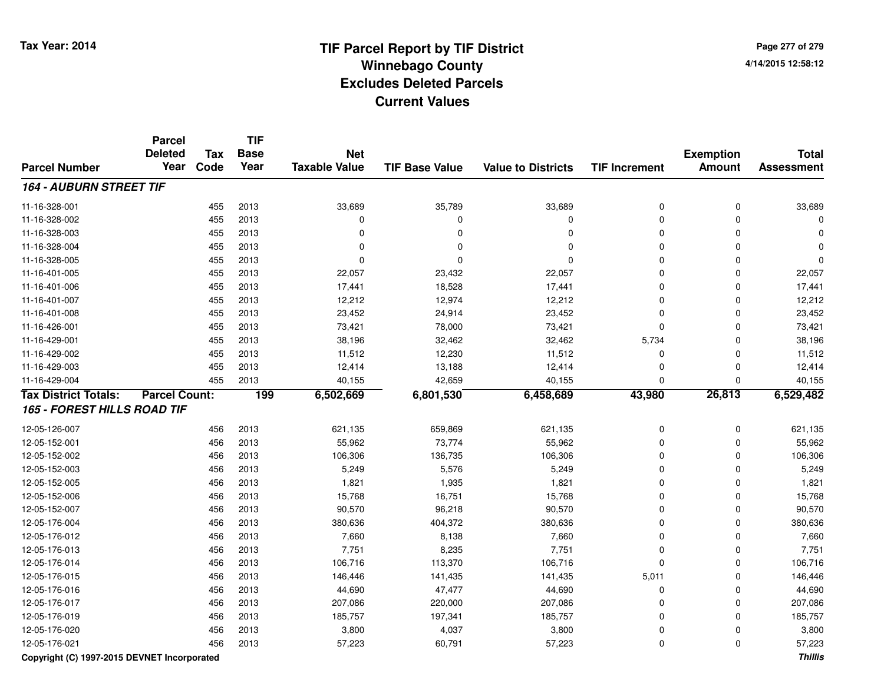**Tax Year: 2014**

# TIF Parcel Report by TIF District
## Winnebago County
## Excludes Deleted Parcels
## Current Values

4/14/2015 12:58:12

| Parcel Number | Parcel Deleted Year | Tax Code | TIF Base Year | Net Taxable Value | TIF Base Value | Value to Districts | TIF Increment | Exemption Amount | Total Assessment |
|---|---|---|---|---|---|---|---|---|---|
| ***164 - AUBURN STREET TIF*** | | | | | | | | | |
| 11-16-328-001 | | 455 | 2013 | 33,689 | 35,789 | 33,689 | 0 | 0 | 33,689 |
| 11-16-328-002 | | 455 | 2013 | 0 | 0 | 0 | 0 | 0 | 0 |
| 11-16-328-003 | | 455 | 2013 | 0 | 0 | 0 | 0 | 0 | 0 |
| 11-16-328-004 | | 455 | 2013 | 0 | 0 | 0 | 0 | 0 | 0 |
| 11-16-328-005 | | 455 | 2013 | 0 | 0 | 0 | 0 | 0 | 0 |
| 11-16-401-005 | | 455 | 2013 | 22,057 | 23,432 | 22,057 | 0 | 0 | 22,057 |
| 11-16-401-006 | | 455 | 2013 | 17,441 | 18,528 | 17,441 | 0 | 0 | 17,441 |
| 11-16-401-007 | | 455 | 2013 | 12,212 | 12,974 | 12,212 | 0 | 0 | 12,212 |
| 11-16-401-008 | | 455 | 2013 | 23,452 | 24,914 | 23,452 | 0 | 0 | 23,452 |
| 11-16-426-001 | | 455 | 2013 | 73,421 | 78,000 | 73,421 | 0 | 0 | 73,421 |
| 11-16-429-001 | | 455 | 2013 | 38,196 | 32,462 | 32,462 | 5,734 | 0 | 38,196 |
| 11-16-429-002 | | 455 | 2013 | 11,512 | 12,230 | 11,512 | 0 | 0 | 11,512 |
| 11-16-429-003 | | 455 | 2013 | 12,414 | 13,188 | 12,414 | 0 | 0 | 12,414 |
| 11-16-429-004 | | 455 | 2013 | 40,155 | 42,659 | 40,155 | 0 | 0 | 40,155 |
| **Tax District Totals:** | **Parcel Count:** | | **199** | **6,502,669** | **6,801,530** | **6,458,689** | **43,980** | **26,813** | **6,529,482** |
| ***165 - FOREST HILLS ROAD TIF*** | | | | | | | | | |
| 12-05-126-007 | | 456 | 2013 | 621,135 | 659,869 | 621,135 | 0 | 0 | 621,135 |
| 12-05-152-001 | | 456 | 2013 | 55,962 | 73,774 | 55,962 | 0 | 0 | 55,962 |
| 12-05-152-002 | | 456 | 2013 | 106,306 | 136,735 | 106,306 | 0 | 0 | 106,306 |
| 12-05-152-003 | | 456 | 2013 | 5,249 | 5,576 | 5,249 | 0 | 0 | 5,249 |
| 12-05-152-005 | | 456 | 2013 | 1,821 | 1,935 | 1,821 | 0 | 0 | 1,821 |
| 12-05-152-006 | | 456 | 2013 | 15,768 | 16,751 | 15,768 | 0 | 0 | 15,768 |
| 12-05-152-007 | | 456 | 2013 | 90,570 | 96,218 | 90,570 | 0 | 0 | 90,570 |
| 12-05-176-004 | | 456 | 2013 | 380,636 | 404,372 | 380,636 | 0 | 0 | 380,636 |
| 12-05-176-012 | | 456 | 2013 | 7,660 | 8,138 | 7,660 | 0 | 0 | 7,660 |
| 12-05-176-013 | | 456 | 2013 | 7,751 | 8,235 | 7,751 | 0 | 0 | 7,751 |
| 12-05-176-014 | | 456 | 2013 | 106,716 | 113,370 | 106,716 | 0 | 0 | 106,716 |
| 12-05-176-015 | | 456 | 2013 | 146,446 | 141,435 | 141,435 | 5,011 | 0 | 146,446 |
| 12-05-176-016 | | 456 | 2013 | 44,690 | 47,477 | 44,690 | 0 | 0 | 44,690 |
| 12-05-176-017 | | 456 | 2013 | 207,086 | 220,000 | 207,086 | 0 | 0 | 207,086 |
| 12-05-176-019 | | 456 | 2013 | 185,757 | 197,341 | 185,757 | 0 | 0 | 185,757 |
| 12-05-176-020 | | 456 | 2013 | 3,800 | 4,037 | 3,800 | 0 | 0 | 3,800 |
| 12-05-176-021 | | 456 | 2013 | 57,223 | 60,791 | 57,223 | 0 | 0 | 57,223 |

**Copyright (C) 1997-2015 DEVNET Incorporated** ***Thillis***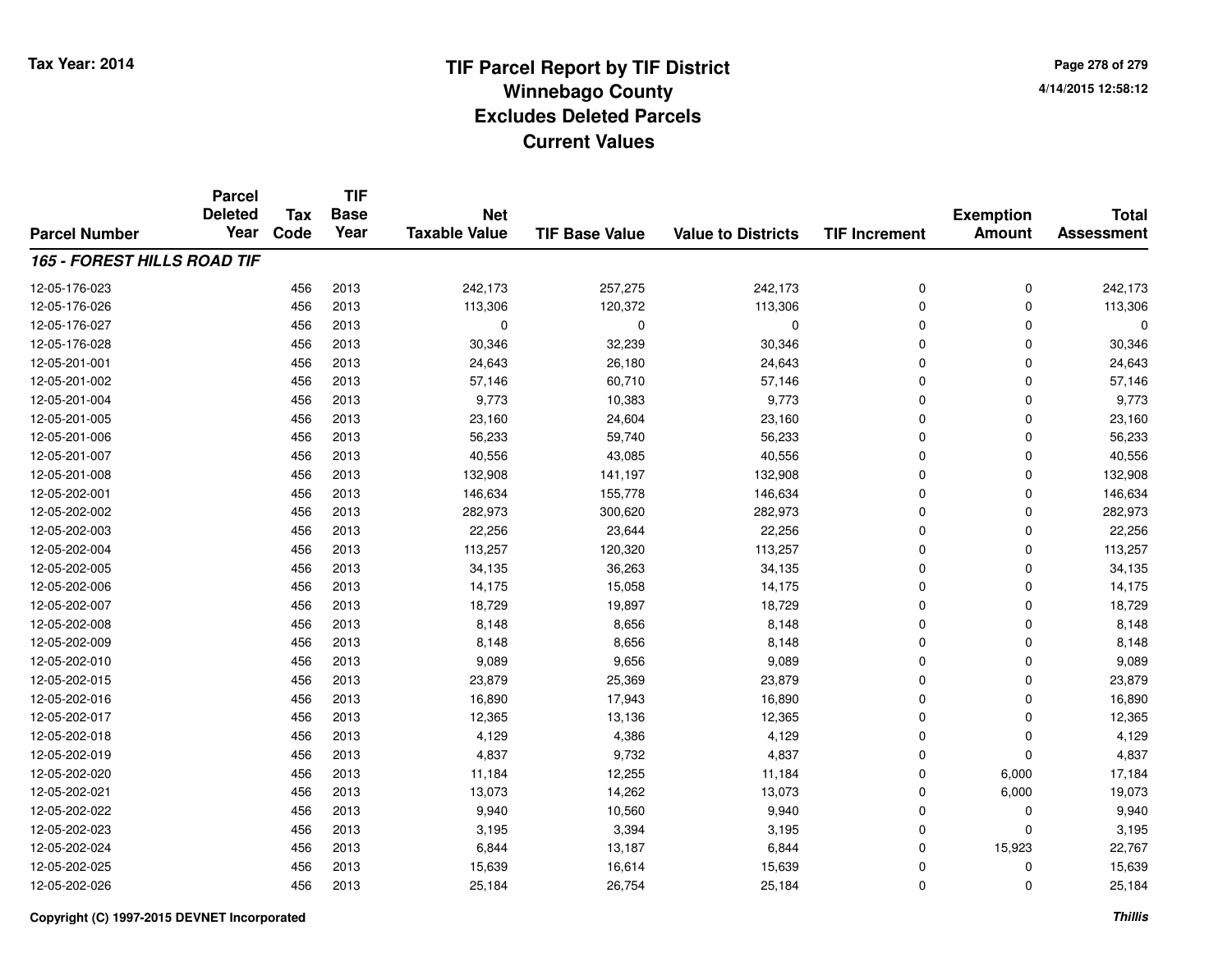# TIF Parcel Report by TIF District
## Winnebago County
## Excludes Deleted Parcels
## Current Values

Tax Year: 2014

4/14/2015 12:58:12

| Parcel Number | Parcel Deleted Year | Tax Code | TIF Base Year | Net Taxable Value | TIF Base Value | Value to Districts | TIF Increment | Exemption Amount | Total Assessment |
|---|---|---|---|---|---|---|---|---|---|
| ***165 - FOREST HILLS ROAD TIF*** | | | | | | | | | |
| 12-05-176-023 | | 456 | 2013 | 242,173 | 257,275 | 242,173 | 0 | 0 | 242,173 |
| 12-05-176-026 | | 456 | 2013 | 113,306 | 120,372 | 113,306 | 0 | 0 | 113,306 |
| 12-05-176-027 | | 456 | 2013 | 0 | 0 | 0 | 0 | 0 | 0 |
| 12-05-176-028 | | 456 | 2013 | 30,346 | 32,239 | 30,346 | 0 | 0 | 30,346 |
| 12-05-201-001 | | 456 | 2013 | 24,643 | 26,180 | 24,643 | 0 | 0 | 24,643 |
| 12-05-201-002 | | 456 | 2013 | 57,146 | 60,710 | 57,146 | 0 | 0 | 57,146 |
| 12-05-201-004 | | 456 | 2013 | 9,773 | 10,383 | 9,773 | 0 | 0 | 9,773 |
| 12-05-201-005 | | 456 | 2013 | 23,160 | 24,604 | 23,160 | 0 | 0 | 23,160 |
| 12-05-201-006 | | 456 | 2013 | 56,233 | 59,740 | 56,233 | 0 | 0 | 56,233 |
| 12-05-201-007 | | 456 | 2013 | 40,556 | 43,085 | 40,556 | 0 | 0 | 40,556 |
| 12-05-201-008 | | 456 | 2013 | 132,908 | 141,197 | 132,908 | 0 | 0 | 132,908 |
| 12-05-202-001 | | 456 | 2013 | 146,634 | 155,778 | 146,634 | 0 | 0 | 146,634 |
| 12-05-202-002 | | 456 | 2013 | 282,973 | 300,620 | 282,973 | 0 | 0 | 282,973 |
| 12-05-202-003 | | 456 | 2013 | 22,256 | 23,644 | 22,256 | 0 | 0 | 22,256 |
| 12-05-202-004 | | 456 | 2013 | 113,257 | 120,320 | 113,257 | 0 | 0 | 113,257 |
| 12-05-202-005 | | 456 | 2013 | 34,135 | 36,263 | 34,135 | 0 | 0 | 34,135 |
| 12-05-202-006 | | 456 | 2013 | 14,175 | 15,058 | 14,175 | 0 | 0 | 14,175 |
| 12-05-202-007 | | 456 | 2013 | 18,729 | 19,897 | 18,729 | 0 | 0 | 18,729 |
| 12-05-202-008 | | 456 | 2013 | 8,148 | 8,656 | 8,148 | 0 | 0 | 8,148 |
| 12-05-202-009 | | 456 | 2013 | 8,148 | 8,656 | 8,148 | 0 | 0 | 8,148 |
| 12-05-202-010 | | 456 | 2013 | 9,089 | 9,656 | 9,089 | 0 | 0 | 9,089 |
| 12-05-202-015 | | 456 | 2013 | 23,879 | 25,369 | 23,879 | 0 | 0 | 23,879 |
| 12-05-202-016 | | 456 | 2013 | 16,890 | 17,943 | 16,890 | 0 | 0 | 16,890 |
| 12-05-202-017 | | 456 | 2013 | 12,365 | 13,136 | 12,365 | 0 | 0 | 12,365 |
| 12-05-202-018 | | 456 | 2013 | 4,129 | 4,386 | 4,129 | 0 | 0 | 4,129 |
| 12-05-202-019 | | 456 | 2013 | 4,837 | 9,732 | 4,837 | 0 | 0 | 4,837 |
| 12-05-202-020 | | 456 | 2013 | 11,184 | 12,255 | 11,184 | 0 | 6,000 | 17,184 |
| 12-05-202-021 | | 456 | 2013 | 13,073 | 14,262 | 13,073 | 0 | 6,000 | 19,073 |
| 12-05-202-022 | | 456 | 2013 | 9,940 | 10,560 | 9,940 | 0 | 0 | 9,940 |
| 12-05-202-023 | | 456 | 2013 | 3,195 | 3,394 | 3,195 | 0 | 0 | 3,195 |
| 12-05-202-024 | | 456 | 2013 | 6,844 | 13,187 | 6,844 | 0 | 15,923 | 22,767 |
| 12-05-202-025 | | 456 | 2013 | 15,639 | 16,614 | 15,639 | 0 | 0 | 15,639 |
| 12-05-202-026 | | 456 | 2013 | 25,184 | 26,754 | 25,184 | 0 | 0 | 25,184 |

Copyright (C) 1997-2015 DEVNET Incorporated

*Thillis*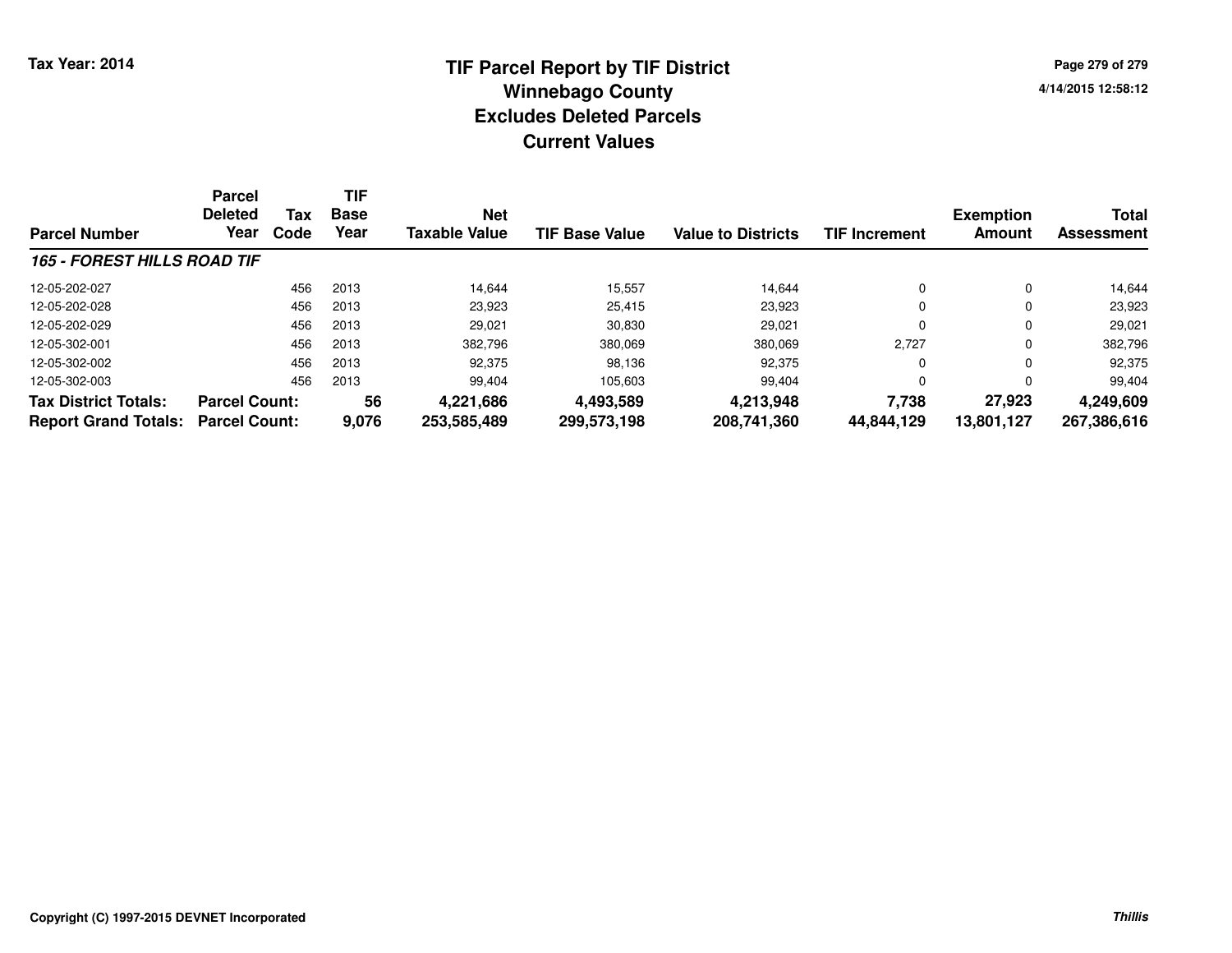Tax Year: 2014

# TIF Parcel Report by TIF District
## Winnebago County
## Excludes Deleted Parcels
## Current Values

4/14/2015 12:58:12

| Parcel Number | Parcel Deleted Year | Tax Code | TIF Base Year | Net Taxable Value | TIF Base Value | Value to Districts | TIF Increment | Exemption Amount | Total Assessment |
|---|---|---|---|---|---|---|---|---|---|
| ***165 - FOREST HILLS ROAD TIF*** | | | | | | | | | |
| 12-05-202-027 | | 456 | 2013 | 14,644 | 15,557 | 14,644 | 0 | 0 | 14,644 |
| 12-05-202-028 | | 456 | 2013 | 23,923 | 25,415 | 23,923 | 0 | 0 | 23,923 |
| 12-05-202-029 | | 456 | 2013 | 29,021 | 30,830 | 29,021 | 0 | 0 | 29,021 |
| 12-05-302-001 | | 456 | 2013 | 382,796 | 380,069 | 380,069 | 2,727 | 0 | 382,796 |
| 12-05-302-002 | | 456 | 2013 | 92,375 | 98,136 | 92,375 | 0 | 0 | 92,375 |
| 12-05-302-003 | | 456 | 2013 | 99,404 | 105,603 | 99,404 | 0 | 0 | 99,404 |
| **Tax District Totals:** | **Parcel Count:** | | **56** | **4,221,686** | **4,493,589** | **4,213,948** | **7,738** | **27,923** | **4,249,609** |
| **Report Grand Totals:** | **Parcel Count:** | | **9,076** | **253,585,489** | **299,573,198** | **208,741,360** | **44,844,129** | **13,801,127** | **267,386,616** |

Copyright (C) 1997-2015 DEVNET Incorporated

*Thillis*